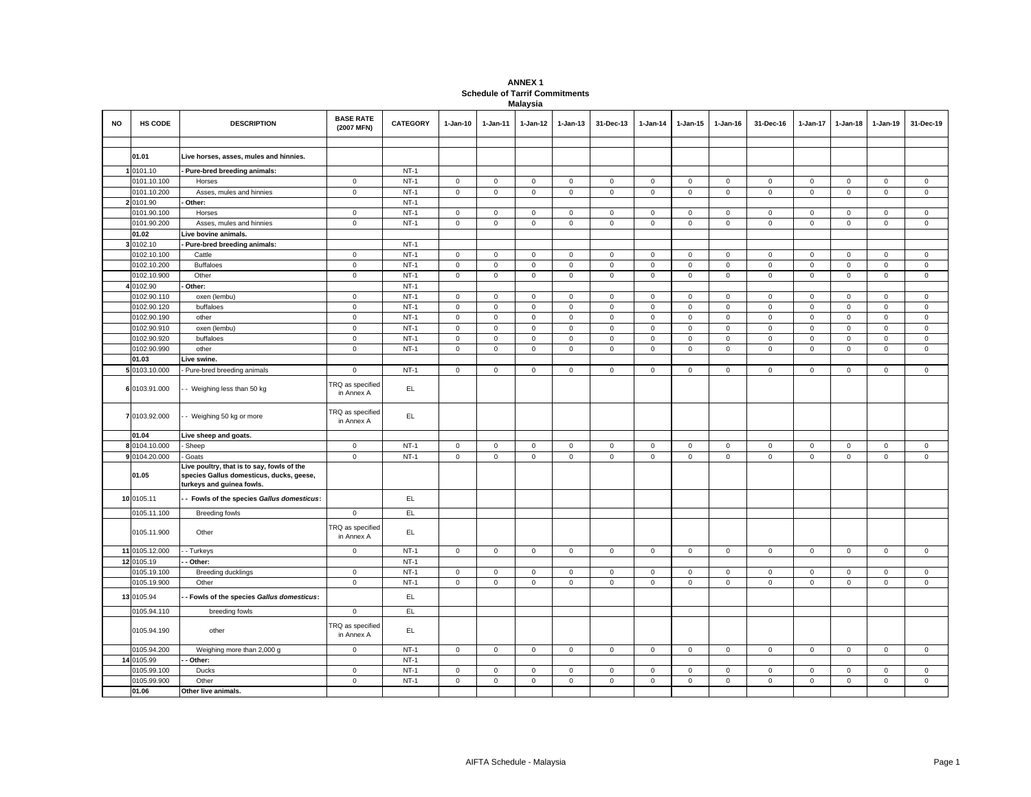**ANNEX 1**
**Schedule of Tarrif Commitments**
**Malaysia**

| NO | HS CODE | DESCRIPTION | BASE RATE (2007 MFN) | CATEGORY | 1-Jan-10 | 1-Jan-11 | 1-Jan-12 | 1-Jan-13 | 31-Dec-13 | 1-Jan-14 | 1-Jan-15 | 1-Jan-16 | 31-Dec-16 | 1-Jan-17 | 1-Jan-18 | 1-Jan-19 | 31-Dec-19 |
|---|---|---|---|---|---|---|---|---|---|---|---|---|---|---|---|---|---|
| | | | | | | | | | | | | | | | | | |
| | **01.01** | **Live horses, asses, mules and hinnies.** | | | | | | | | | | | | | | | |
| 1 | 0101.10 | **- Pure-bred breeding animals:** | | NT-1 | | | | | | | | | | | | | |
| | 0101.10.100 | Horses | 0 | NT-1 | 0 | 0 | 0 | 0 | 0 | 0 | 0 | 0 | 0 | 0 | 0 | 0 | 0 |
| | 0101.10.200 | Asses, mules and hinnies | 0 | NT-1 | 0 | 0 | 0 | 0 | 0 | 0 | 0 | 0 | 0 | 0 | 0 | 0 | 0 |
| 2 | 0101.90 | **- Other:** | | NT-1 | | | | | | | | | | | | | |
| | 0101.90.100 | Horses | 0 | NT-1 | 0 | 0 | 0 | 0 | 0 | 0 | 0 | 0 | 0 | 0 | 0 | 0 | 0 |
| | 0101.90.200 | Asses, mules and hinnies | 0 | NT-1 | 0 | 0 | 0 | 0 | 0 | 0 | 0 | 0 | 0 | 0 | 0 | 0 | 0 |
| | **01.02** | **Live bovine animals.** | | | | | | | | | | | | | | | |
| 3 | 0102.10 | **- Pure-bred breeding animals:** | | NT-1 | | | | | | | | | | | | | |
| | 0102.10.100 | Cattle | 0 | NT-1 | 0 | 0 | 0 | 0 | 0 | 0 | 0 | 0 | 0 | 0 | 0 | 0 | 0 |
| | 0102.10.200 | Buffaloes | 0 | NT-1 | 0 | 0 | 0 | 0 | 0 | 0 | 0 | 0 | 0 | 0 | 0 | 0 | 0 |
| | 0102.10.900 | Other | 0 | NT-1 | 0 | 0 | 0 | 0 | 0 | 0 | 0 | 0 | 0 | 0 | 0 | 0 | 0 |
| 4 | 0102.90 | **- Other:** | | NT-1 | | | | | | | | | | | | | |
| | 0102.90.110 | oxen (lembu) | 0 | NT-1 | 0 | 0 | 0 | 0 | 0 | 0 | 0 | 0 | 0 | 0 | 0 | 0 | 0 |
| | 0102.90.120 | buffaloes | 0 | NT-1 | 0 | 0 | 0 | 0 | 0 | 0 | 0 | 0 | 0 | 0 | 0 | 0 | 0 |
| | 0102.90.190 | other | 0 | NT-1 | 0 | 0 | 0 | 0 | 0 | 0 | 0 | 0 | 0 | 0 | 0 | 0 | 0 |
| | 0102.90.910 | oxen (lembu) | 0 | NT-1 | 0 | 0 | 0 | 0 | 0 | 0 | 0 | 0 | 0 | 0 | 0 | 0 | 0 |
| | 0102.90.920 | buffaloes | 0 | NT-1 | 0 | 0 | 0 | 0 | 0 | 0 | 0 | 0 | 0 | 0 | 0 | 0 | 0 |
| | 0102.90.990 | other | 0 | NT-1 | 0 | 0 | 0 | 0 | 0 | 0 | 0 | 0 | 0 | 0 | 0 | 0 | 0 |
| | **01.03** | **Live swine.** | | | | | | | | | | | | | | | |
| 5 | 0103.10.000 | - Pure-bred breeding animals | 0 | NT-1 | 0 | 0 | 0 | 0 | 0 | 0 | 0 | 0 | 0 | 0 | 0 | 0 | 0 |
| 6 | 0103.91.000 | - - Weighing less than 50 kg | TRQ as specified in Annex A | EL | | | | | | | | | | | | | |
| 7 | 0103.92.000 | - - Weighing 50 kg or more | TRQ as specified in Annex A | EL | | | | | | | | | | | | | |
| | **01.04** | **Live sheep and goats.** | | | | | | | | | | | | | | | |
| 8 | 0104.10.000 | - Sheep | 0 | NT-1 | 0 | 0 | 0 | 0 | 0 | 0 | 0 | 0 | 0 | 0 | 0 | 0 | 0 |
| 9 | 0104.20.000 | - Goats | 0 | NT-1 | 0 | 0 | 0 | 0 | 0 | 0 | 0 | 0 | 0 | 0 | 0 | 0 | 0 |
| | **01.05** | **Live poultry, that is to say, fowls of the species Gallus domesticus, ducks, geese, turkeys and guinea fowls.** | | | | | | | | | | | | | | | |
| 10 | 0105.11 | **- - Fowls of the species *Gallus domesticus*:** | | EL | | | | | | | | | | | | | |
| | 0105.11.100 | Breeding fowls | 0 | EL | | | | | | | | | | | | | |
| | 0105.11.900 | Other | TRQ as specified in Annex A | EL | | | | | | | | | | | | | |
| 11 | 0105.12.000 | - - Turkeys | 0 | NT-1 | 0 | 0 | 0 | 0 | 0 | 0 | 0 | 0 | 0 | 0 | 0 | 0 | 0 |
| 12 | 0105.19 | **- - Other:** | | NT-1 | | | | | | | | | | | | | |
| | 0105.19.100 | Breeding ducklings | 0 | NT-1 | 0 | 0 | 0 | 0 | 0 | 0 | 0 | 0 | 0 | 0 | 0 | 0 | 0 |
| | 0105.19.900 | Other | 0 | NT-1 | 0 | 0 | 0 | 0 | 0 | 0 | 0 | 0 | 0 | 0 | 0 | 0 | 0 |
| 13 | 0105.94 | **- - Fowls of the species *Gallus domesticus*:** | | EL | | | | | | | | | | | | | |
| | 0105.94.110 | breeding fowls | 0 | EL | | | | | | | | | | | | | |
| | 0105.94.190 | other | TRQ as specified in Annex A | EL | | | | | | | | | | | | | |
| | 0105.94.200 | Weighing more than 2,000 g | 0 | NT-1 | 0 | 0 | 0 | 0 | 0 | 0 | 0 | 0 | 0 | 0 | 0 | 0 | 0 |
| 14 | 0105.99 | **- - Other:** | | NT-1 | | | | | | | | | | | | | |
| | 0105.99.100 | Ducks | 0 | NT-1 | 0 | 0 | 0 | 0 | 0 | 0 | 0 | 0 | 0 | 0 | 0 | 0 | 0 |
| | 0105.99.900 | Other | 0 | NT-1 | 0 | 0 | 0 | 0 | 0 | 0 | 0 | 0 | 0 | 0 | 0 | 0 | 0 |
| | **01.06** | **Other live animals.** | | | | | | | | | | | | | | | |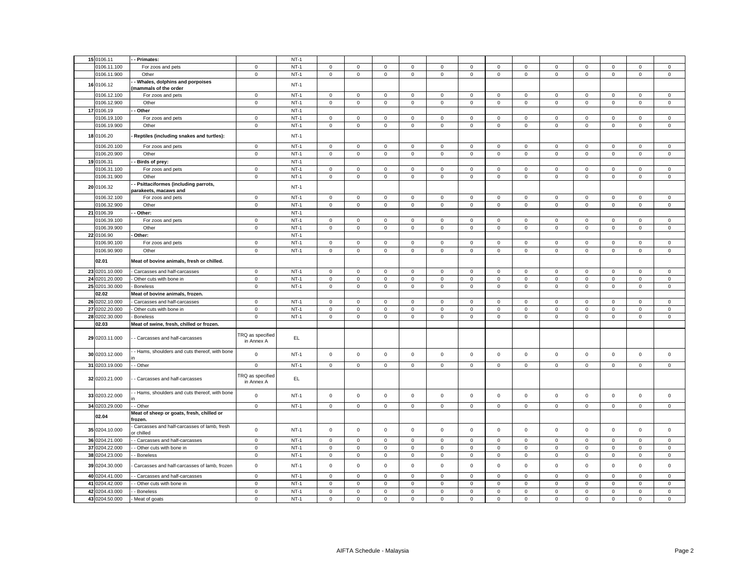| 15 | 0106.11 | - - Primates: | | NT-1 | | | | | | | | | | | | | |
|---|---|---|---|---|---|---|---|---|---|---|---|---|---|---|---|---|---|
| | 0106.11.100 | For zoos and pets | 0 | NT-1 | 0 | 0 | 0 | 0 | 0 | 0 | 0 | 0 | 0 | 0 | 0 | 0 | 0 |
| | 0106.11.900 | Other | 0 | NT-1 | 0 | 0 | 0 | 0 | 0 | 0 | 0 | 0 | 0 | 0 | 0 | 0 | 0 |
| 16 | 0106.12 | - - Whales, dolphins and porpoises (mammals of the order | | NT-1 | | | | | | | | | | | | | |
| | 0106.12.100 | For zoos and pets | 0 | NT-1 | 0 | 0 | 0 | 0 | 0 | 0 | 0 | 0 | 0 | 0 | 0 | 0 | 0 |
| | 0106.12.900 | Other | 0 | NT-1 | 0 | 0 | 0 | 0 | 0 | 0 | 0 | 0 | 0 | 0 | 0 | 0 | 0 |
| 17 | 0106.19 | - - Other | | NT-1 | | | | | | | | | | | | | |
| | 0106.19.100 | For zoos and pets | 0 | NT-1 | 0 | 0 | 0 | 0 | 0 | 0 | 0 | 0 | 0 | 0 | 0 | 0 | 0 |
| | 0106.19.900 | Other | 0 | NT-1 | 0 | 0 | 0 | 0 | 0 | 0 | 0 | 0 | 0 | 0 | 0 | 0 | 0 |
| 18 | 0106.20 | - Reptiles (including snakes and turtles): | | NT-1 | | | | | | | | | | | | | |
| | 0106.20.100 | For zoos and pets | 0 | NT-1 | 0 | 0 | 0 | 0 | 0 | 0 | 0 | 0 | 0 | 0 | 0 | 0 | 0 |
| | 0106.20.900 | Other | 0 | NT-1 | 0 | 0 | 0 | 0 | 0 | 0 | 0 | 0 | 0 | 0 | 0 | 0 | 0 |
| 19 | 0106.31 | - - Birds of prey: | | NT-1 | | | | | | | | | | | | | |
| | 0106.31.100 | For zoos and pets | 0 | NT-1 | 0 | 0 | 0 | 0 | 0 | 0 | 0 | 0 | 0 | 0 | 0 | 0 | 0 |
| | 0106.31.900 | Other | 0 | NT-1 | 0 | 0 | 0 | 0 | 0 | 0 | 0 | 0 | 0 | 0 | 0 | 0 | 0 |
| 20 | 0106.32 | - - Psittaciformes (including parrots, parakeets, macaws and | | NT-1 | | | | | | | | | | | | | |
| | 0106.32.100 | For zoos and pets | 0 | NT-1 | 0 | 0 | 0 | 0 | 0 | 0 | 0 | 0 | 0 | 0 | 0 | 0 | 0 |
| | 0106.32.900 | Other | 0 | NT-1 | 0 | 0 | 0 | 0 | 0 | 0 | 0 | 0 | 0 | 0 | 0 | 0 | 0 |
| 21 | 0106.39 | - - Other: | | NT-1 | | | | | | | | | | | | | |
| | 0106.39.100 | For zoos and pets | 0 | NT-1 | 0 | 0 | 0 | 0 | 0 | 0 | 0 | 0 | 0 | 0 | 0 | 0 | 0 |
| | 0106.39.900 | Other | 0 | NT-1 | 0 | 0 | 0 | 0 | 0 | 0 | 0 | 0 | 0 | 0 | 0 | 0 | 0 |
| 22 | 0106.90 | - Other: | | NT-1 | | | | | | | | | | | | | |
| | 0106.90.100 | For zoos and pets | 0 | NT-1 | 0 | 0 | 0 | 0 | 0 | 0 | 0 | 0 | 0 | 0 | 0 | 0 | 0 |
| | 0106.90.900 | Other | 0 | NT-1 | 0 | 0 | 0 | 0 | 0 | 0 | 0 | 0 | 0 | 0 | 0 | 0 | 0 |
| | 02.01 | Meat of bovine animals, fresh or chilled. | | | | | | | | | | | | | | | |
| 23 | 0201.10.000 | - Carcasses and half-carcasses | 0 | NT-1 | 0 | 0 | 0 | 0 | 0 | 0 | 0 | 0 | 0 | 0 | 0 | 0 | 0 |
| 24 | 0201.20.000 | - Other cuts with bone in | 0 | NT-1 | 0 | 0 | 0 | 0 | 0 | 0 | 0 | 0 | 0 | 0 | 0 | 0 | 0 |
| 25 | 0201.30.000 | - Boneless | 0 | NT-1 | 0 | 0 | 0 | 0 | 0 | 0 | 0 | 0 | 0 | 0 | 0 | 0 | 0 |
| | 02.02 | Meat of bovine animals, frozen. | | | | | | | | | | | | | | | |
| 26 | 0202.10.000 | - Carcasses and half-carcasses | 0 | NT-1 | 0 | 0 | 0 | 0 | 0 | 0 | 0 | 0 | 0 | 0 | 0 | 0 | 0 |
| 27 | 0202.20.000 | - Other cuts with bone in | 0 | NT-1 | 0 | 0 | 0 | 0 | 0 | 0 | 0 | 0 | 0 | 0 | 0 | 0 | 0 |
| 28 | 0202.30.000 | - Boneless | 0 | NT-1 | 0 | 0 | 0 | 0 | 0 | 0 | 0 | 0 | 0 | 0 | 0 | 0 | 0 |
| | 02.03 | Meat of swine, fresh, chilled or frozen. | | | | | | | | | | | | | | | |
| 29 | 0203.11.000 | - - Carcasses and half-carcasses | TRQ as specified in Annex A | EL | | | | | | | | | | | | | |
| 30 | 0203.12.000 | - - Hams, shoulders and cuts thereof, with bone in | 0 | NT-1 | 0 | 0 | 0 | 0 | 0 | 0 | 0 | 0 | 0 | 0 | 0 | 0 | 0 |
| 31 | 0203.19.000 | - - Other | 0 | NT-1 | 0 | 0 | 0 | 0 | 0 | 0 | 0 | 0 | 0 | 0 | 0 | 0 | 0 |
| 32 | 0203.21.000 | - - Carcasses and half-carcasses | TRQ as specified in Annex A | EL | | | | | | | | | | | | | |
| 33 | 0203.22.000 | - - Hams, shoulders and cuts thereof, with bone in | 0 | NT-1 | 0 | 0 | 0 | 0 | 0 | 0 | 0 | 0 | 0 | 0 | 0 | 0 | 0 |
| 34 | 0203.29.000 | - - Other | 0 | NT-1 | 0 | 0 | 0 | 0 | 0 | 0 | 0 | 0 | 0 | 0 | 0 | 0 | 0 |
| | 02.04 | Meat of sheep or goats, fresh, chilled or frozen. | | | | | | | | | | | | | | | |
| 35 | 0204.10.000 | - Carcasses and half-carcasses of lamb, fresh or chilled | 0 | NT-1 | 0 | 0 | 0 | 0 | 0 | 0 | 0 | 0 | 0 | 0 | 0 | 0 | 0 |
| 36 | 0204.21.000 | - - Carcasses and half-carcasses | 0 | NT-1 | 0 | 0 | 0 | 0 | 0 | 0 | 0 | 0 | 0 | 0 | 0 | 0 | 0 |
| 37 | 0204.22.000 | - - Other cuts with bone in | 0 | NT-1 | 0 | 0 | 0 | 0 | 0 | 0 | 0 | 0 | 0 | 0 | 0 | 0 | 0 |
| 38 | 0204.23.000 | - - Boneless | 0 | NT-1 | 0 | 0 | 0 | 0 | 0 | 0 | 0 | 0 | 0 | 0 | 0 | 0 | 0 |
| 39 | 0204.30.000 | - Carcasses and half-carcasses of lamb, frozen | 0 | NT-1 | 0 | 0 | 0 | 0 | 0 | 0 | 0 | 0 | 0 | 0 | 0 | 0 | 0 |
| 40 | 0204.41.000 | - - Carcasses and half-carcasses | 0 | NT-1 | 0 | 0 | 0 | 0 | 0 | 0 | 0 | 0 | 0 | 0 | 0 | 0 | 0 |
| 41 | 0204.42.000 | - - Other cuts with bone in | 0 | NT-1 | 0 | 0 | 0 | 0 | 0 | 0 | 0 | 0 | 0 | 0 | 0 | 0 | 0 |
| 42 | 0204.43.000 | - - Boneless | 0 | NT-1 | 0 | 0 | 0 | 0 | 0 | 0 | 0 | 0 | 0 | 0 | 0 | 0 | 0 |
| 43 | 0204.50.000 | - Meat of goats | 0 | NT-1 | 0 | 0 | 0 | 0 | 0 | 0 | 0 | 0 | 0 | 0 | 0 | 0 | 0 |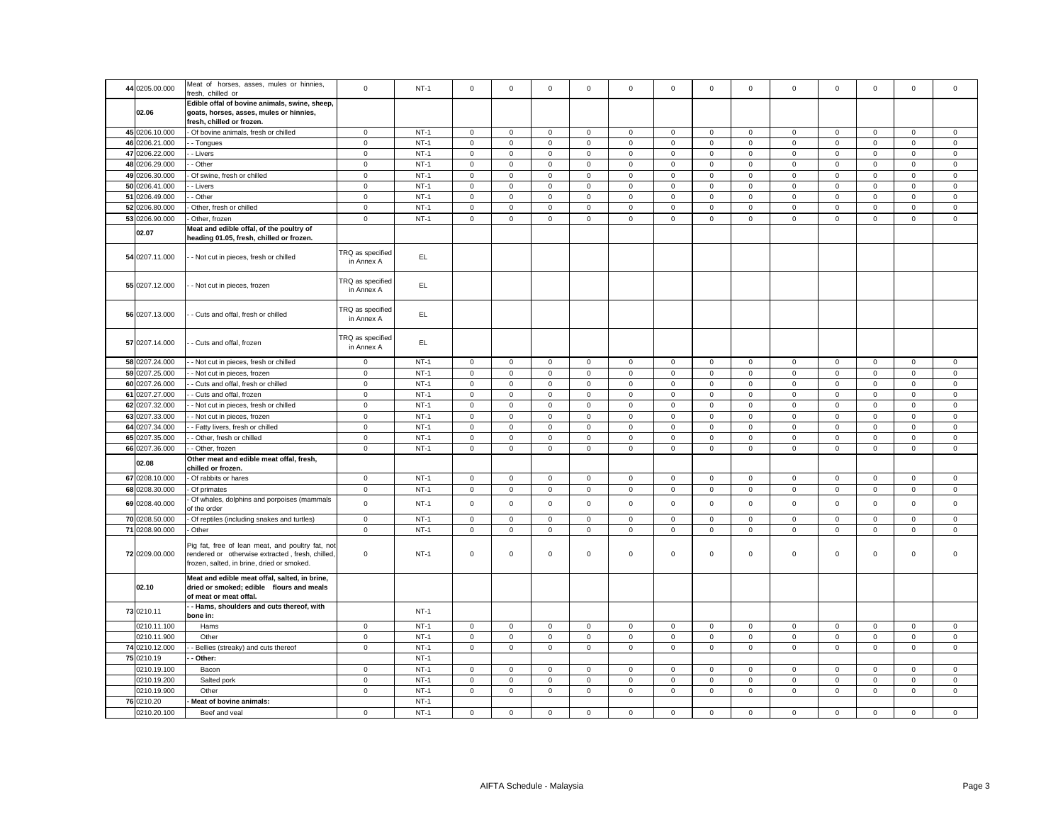| 44 | 0205.00.000 | Meat of horses, asses, mules or hinnies, fresh, chilled or | 0 | NT-1 | 0 | 0 | 0 | 0 | 0 | 0 | 0 | 0 | 0 | 0 | 0 | 0 | 0 |
|---|---|---|---|---|---|---|---|---|---|---|---|---|---|---|---|---|---|
| | **02.06** | **Edible offal of bovine animals, swine, sheep, goats, horses, asses, mules or hinnies, fresh, chilled or frozen.** | | | | | | | | | | | | | | | |
| 45 | 0206.10.000 | - Of bovine animals, fresh or chilled | 0 | NT-1 | 0 | 0 | 0 | 0 | 0 | 0 | 0 | 0 | 0 | 0 | 0 | 0 | 0 |
| 46 | 0206.21.000 | - - Tongues | 0 | NT-1 | 0 | 0 | 0 | 0 | 0 | 0 | 0 | 0 | 0 | 0 | 0 | 0 | 0 |
| 47 | 0206.22.000 | - - Livers | 0 | NT-1 | 0 | 0 | 0 | 0 | 0 | 0 | 0 | 0 | 0 | 0 | 0 | 0 | 0 |
| 48 | 0206.29.000 | - - Other | 0 | NT-1 | 0 | 0 | 0 | 0 | 0 | 0 | 0 | 0 | 0 | 0 | 0 | 0 | 0 |
| 49 | 0206.30.000 | - Of swine, fresh or chilled | 0 | NT-1 | 0 | 0 | 0 | 0 | 0 | 0 | 0 | 0 | 0 | 0 | 0 | 0 | 0 |
| 50 | 0206.41.000 | - - Livers | 0 | NT-1 | 0 | 0 | 0 | 0 | 0 | 0 | 0 | 0 | 0 | 0 | 0 | 0 | 0 |
| 51 | 0206.49.000 | - - Other | 0 | NT-1 | 0 | 0 | 0 | 0 | 0 | 0 | 0 | 0 | 0 | 0 | 0 | 0 | 0 |
| 52 | 0206.80.000 | - Other, fresh or chilled | 0 | NT-1 | 0 | 0 | 0 | 0 | 0 | 0 | 0 | 0 | 0 | 0 | 0 | 0 | 0 |
| 53 | 0206.90.000 | - Other, frozen | 0 | NT-1 | 0 | 0 | 0 | 0 | 0 | 0 | 0 | 0 | 0 | 0 | 0 | 0 | 0 |
| | **02.07** | **Meat and edible offal, of the poultry of heading 01.05, fresh, chilled or frozen.** | | | | | | | | | | | | | | | |
| 54 | 0207.11.000 | - - Not cut in pieces, fresh or chilled | TRQ as specified in Annex A | EL | | | | | | | | | | | | | |
| 55 | 0207.12.000 | - - Not cut in pieces, frozen | TRQ as specified in Annex A | EL | | | | | | | | | | | | | |
| 56 | 0207.13.000 | - - Cuts and offal, fresh or chilled | TRQ as specified in Annex A | EL | | | | | | | | | | | | | |
| 57 | 0207.14.000 | - - Cuts and offal, frozen | TRQ as specified in Annex A | EL | | | | | | | | | | | | | |
| 58 | 0207.24.000 | - - Not cut in pieces, fresh or chilled | 0 | NT-1 | 0 | 0 | 0 | 0 | 0 | 0 | 0 | 0 | 0 | 0 | 0 | 0 | 0 |
| 59 | 0207.25.000 | - - Not cut in pieces, frozen | 0 | NT-1 | 0 | 0 | 0 | 0 | 0 | 0 | 0 | 0 | 0 | 0 | 0 | 0 | 0 |
| 60 | 0207.26.000 | - - Cuts and offal, fresh or chilled | 0 | NT-1 | 0 | 0 | 0 | 0 | 0 | 0 | 0 | 0 | 0 | 0 | 0 | 0 | 0 |
| 61 | 0207.27.000 | - - Cuts and offal, frozen | 0 | NT-1 | 0 | 0 | 0 | 0 | 0 | 0 | 0 | 0 | 0 | 0 | 0 | 0 | 0 |
| 62 | 0207.32.000 | - - Not cut in pieces, fresh or chilled | 0 | NT-1 | 0 | 0 | 0 | 0 | 0 | 0 | 0 | 0 | 0 | 0 | 0 | 0 | 0 |
| 63 | 0207.33.000 | - - Not cut in pieces, frozen | 0 | NT-1 | 0 | 0 | 0 | 0 | 0 | 0 | 0 | 0 | 0 | 0 | 0 | 0 | 0 |
| 64 | 0207.34.000 | - - Fatty livers, fresh or chilled | 0 | NT-1 | 0 | 0 | 0 | 0 | 0 | 0 | 0 | 0 | 0 | 0 | 0 | 0 | 0 |
| 65 | 0207.35.000 | - - Other, fresh or chilled | 0 | NT-1 | 0 | 0 | 0 | 0 | 0 | 0 | 0 | 0 | 0 | 0 | 0 | 0 | 0 |
| 66 | 0207.36.000 | - - Other, frozen | 0 | NT-1 | 0 | 0 | 0 | 0 | 0 | 0 | 0 | 0 | 0 | 0 | 0 | 0 | 0 |
| | **02.08** | **Other meat and edible meat offal, fresh, chilled or frozen.** | | | | | | | | | | | | | | | |
| 67 | 0208.10.000 | - Of rabbits or hares | 0 | NT-1 | 0 | 0 | 0 | 0 | 0 | 0 | 0 | 0 | 0 | 0 | 0 | 0 | 0 |
| 68 | 0208.30.000 | - Of primates | 0 | NT-1 | 0 | 0 | 0 | 0 | 0 | 0 | 0 | 0 | 0 | 0 | 0 | 0 | 0 |
| 69 | 0208.40.000 | - Of whales, dolphins and porpoises (mammals of the order | 0 | NT-1 | 0 | 0 | 0 | 0 | 0 | 0 | 0 | 0 | 0 | 0 | 0 | 0 | 0 |
| 70 | 0208.50.000 | - Of reptiles (including snakes and turtles) | 0 | NT-1 | 0 | 0 | 0 | 0 | 0 | 0 | 0 | 0 | 0 | 0 | 0 | 0 | 0 |
| 71 | 0208.90.000 | - Other | 0 | NT-1 | 0 | 0 | 0 | 0 | 0 | 0 | 0 | 0 | 0 | 0 | 0 | 0 | 0 |
| 72 | 0209.00.000 | Pig fat, free of lean meat, and poultry fat, not rendered or otherwise extracted , fresh, chilled, frozen, salted, in brine, dried or smoked. | 0 | NT-1 | 0 | 0 | 0 | 0 | 0 | 0 | 0 | 0 | 0 | 0 | 0 | 0 | 0 |
| | **02.10** | **Meat and edible meat offal, salted, in brine, dried or smoked; edible flours and meals of meat or meat offal.** | | | | | | | | | | | | | | | |
| 73 | 0210.11 | **- - Hams, shoulders and cuts thereof, with bone in:** | | NT-1 | | | | | | | | | | | | | |
| | 0210.11.100 | Hams | 0 | NT-1 | 0 | 0 | 0 | 0 | 0 | 0 | 0 | 0 | 0 | 0 | 0 | 0 | 0 |
| | 0210.11.900 | Other | 0 | NT-1 | 0 | 0 | 0 | 0 | 0 | 0 | 0 | 0 | 0 | 0 | 0 | 0 | 0 |
| 74 | 0210.12.000 | - - Bellies (streaky) and cuts thereof | 0 | NT-1 | 0 | 0 | 0 | 0 | 0 | 0 | 0 | 0 | 0 | 0 | 0 | 0 | 0 |
| 75 | 0210.19 | **- - Other:** | | NT-1 | | | | | | | | | | | | | |
| | 0210.19.100 | Bacon | 0 | NT-1 | 0 | 0 | 0 | 0 | 0 | 0 | 0 | 0 | 0 | 0 | 0 | 0 | 0 |
| | 0210.19.200 | Salted pork | 0 | NT-1 | 0 | 0 | 0 | 0 | 0 | 0 | 0 | 0 | 0 | 0 | 0 | 0 | 0 |
| | 0210.19.900 | Other | 0 | NT-1 | 0 | 0 | 0 | 0 | 0 | 0 | 0 | 0 | 0 | 0 | 0 | 0 | 0 |
| 76 | 0210.20 | **- Meat of bovine animals:** | | NT-1 | | | | | | | | | | | | | |
| | 0210.20.100 | Beef and veal | 0 | NT-1 | 0 | 0 | 0 | 0 | 0 | 0 | 0 | 0 | 0 | 0 | 0 | 0 | 0 |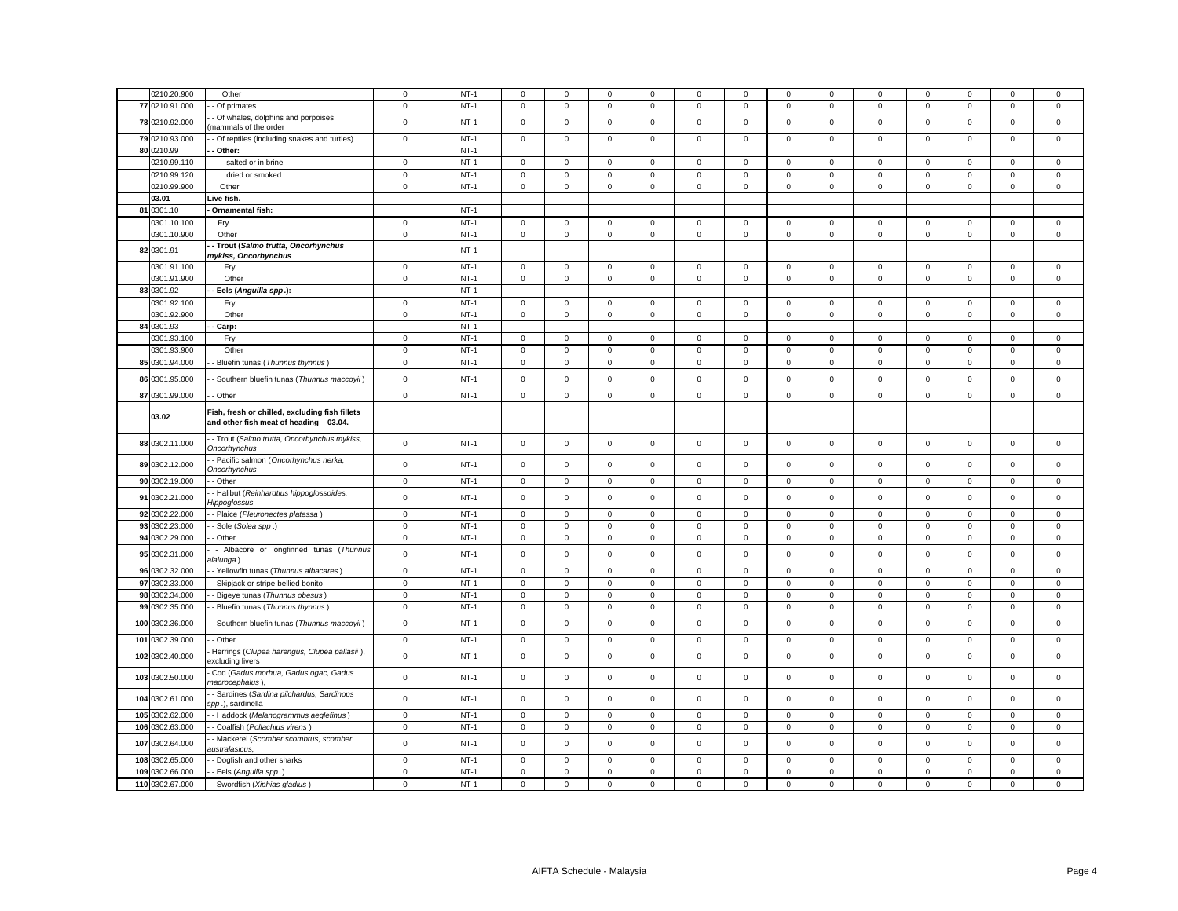| | | | | | | | | | | | | | | | | | | |
|---|---|---|---|---|---|---|---|---|---|---|---|---|---|---|---|---|---|---|
| | 0210.20.900 | Other | 0 | NT-1 | 0 | 0 | 0 | 0 | 0 | 0 | 0 | 0 | 0 | 0 | 0 | 0 | 0 |
| 77 | 0210.91.000 | - - Of primates | 0 | NT-1 | 0 | 0 | 0 | 0 | 0 | 0 | 0 | 0 | 0 | 0 | 0 | 0 | 0 |
| 78 | 0210.92.000 | - - Of whales, dolphins and porpoises (mammals of the order | 0 | NT-1 | 0 | 0 | 0 | 0 | 0 | 0 | 0 | 0 | 0 | 0 | 0 | 0 | 0 |
| 79 | 0210.93.000 | - - Of reptiles (including snakes and turtles) | 0 | NT-1 | 0 | 0 | 0 | 0 | 0 | 0 | 0 | 0 | 0 | 0 | 0 | 0 | 0 |
| 80 | 0210.99 | **- - Other:** | | NT-1 | | | | | | | | | | | | | |
| | 0210.99.110 | salted or in brine | 0 | NT-1 | 0 | 0 | 0 | 0 | 0 | 0 | 0 | 0 | 0 | 0 | 0 | 0 | 0 |
| | 0210.99.120 | dried or smoked | 0 | NT-1 | 0 | 0 | 0 | 0 | 0 | 0 | 0 | 0 | 0 | 0 | 0 | 0 | 0 |
| | 0210.99.900 | Other | 0 | NT-1 | 0 | 0 | 0 | 0 | 0 | 0 | 0 | 0 | 0 | 0 | 0 | 0 | 0 |
| | **03.01** | **Live fish.** | | | | | | | | | | | | | | | |
| 81 | 0301.10 | **- Ornamental fish:** | | NT-1 | | | | | | | | | | | | | |
| | 0301.10.100 | Fry | 0 | NT-1 | 0 | 0 | 0 | 0 | 0 | 0 | 0 | 0 | 0 | 0 | 0 | 0 | 0 |
| | 0301.10.900 | Other | 0 | NT-1 | 0 | 0 | 0 | 0 | 0 | 0 | 0 | 0 | 0 | 0 | 0 | 0 | 0 |
| 82 | 0301.91 | **- - Trout (*Salmo trutta, Oncorhynchus mykiss, Oncorhynchus*** | | NT-1 | | | | | | | | | | | | | |
| | 0301.91.100 | Fry | 0 | NT-1 | 0 | 0 | 0 | 0 | 0 | 0 | 0 | 0 | 0 | 0 | 0 | 0 | 0 |
| | 0301.91.900 | Other | 0 | NT-1 | 0 | 0 | 0 | 0 | 0 | 0 | 0 | 0 | 0 | 0 | 0 | 0 | 0 |
| 83 | 0301.92 | **- - Eels (*Anguilla spp*.):** | | NT-1 | | | | | | | | | | | | | |
| | 0301.92.100 | Fry | 0 | NT-1 | 0 | 0 | 0 | 0 | 0 | 0 | 0 | 0 | 0 | 0 | 0 | 0 | 0 |
| | 0301.92.900 | Other | 0 | NT-1 | 0 | 0 | 0 | 0 | 0 | 0 | 0 | 0 | 0 | 0 | 0 | 0 | 0 |
| 84 | 0301.93 | **- - Carp:** | | NT-1 | | | | | | | | | | | | | |
| | 0301.93.100 | Fry | 0 | NT-1 | 0 | 0 | 0 | 0 | 0 | 0 | 0 | 0 | 0 | 0 | 0 | 0 | 0 |
| | 0301.93.900 | Other | 0 | NT-1 | 0 | 0 | 0 | 0 | 0 | 0 | 0 | 0 | 0 | 0 | 0 | 0 | 0 |
| 85 | 0301.94.000 | - - Bluefin tunas (*Thunnus thynnus*) | 0 | NT-1 | 0 | 0 | 0 | 0 | 0 | 0 | 0 | 0 | 0 | 0 | 0 | 0 | 0 |
| 86 | 0301.95.000 | - - Southern bluefin tunas (*Thunnus maccoyii*) | 0 | NT-1 | 0 | 0 | 0 | 0 | 0 | 0 | 0 | 0 | 0 | 0 | 0 | 0 | 0 |
| 87 | 0301.99.000 | - - Other | 0 | NT-1 | 0 | 0 | 0 | 0 | 0 | 0 | 0 | 0 | 0 | 0 | 0 | 0 | 0 |
| | **03.02** | **Fish, fresh or chilled, excluding fish fillets and other fish meat of heading 03.04.** | | | | | | | | | | | | | | | |
| 88 | 0302.11.000 | - - Trout (*Salmo trutta, Oncorhynchus mykiss, Oncorhynchus* | 0 | NT-1 | 0 | 0 | 0 | 0 | 0 | 0 | 0 | 0 | 0 | 0 | 0 | 0 | 0 |
| 89 | 0302.12.000 | - - Pacific salmon (*Oncorhynchus nerka, Oncorhynchus* | 0 | NT-1 | 0 | 0 | 0 | 0 | 0 | 0 | 0 | 0 | 0 | 0 | 0 | 0 | 0 |
| 90 | 0302.19.000 | - - Other | 0 | NT-1 | 0 | 0 | 0 | 0 | 0 | 0 | 0 | 0 | 0 | 0 | 0 | 0 | 0 |
| 91 | 0302.21.000 | - - Halibut (*Reinhardtius hippoglossoides, Hippoglossus* | 0 | NT-1 | 0 | 0 | 0 | 0 | 0 | 0 | 0 | 0 | 0 | 0 | 0 | 0 | 0 |
| 92 | 0302.22.000 | - - Plaice (*Pleuronectes platessa*) | 0 | NT-1 | 0 | 0 | 0 | 0 | 0 | 0 | 0 | 0 | 0 | 0 | 0 | 0 | 0 |
| 93 | 0302.23.000 | - - Sole (*Solea spp*.) | 0 | NT-1 | 0 | 0 | 0 | 0 | 0 | 0 | 0 | 0 | 0 | 0 | 0 | 0 | 0 |
| 94 | 0302.29.000 | - - Other | 0 | NT-1 | 0 | 0 | 0 | 0 | 0 | 0 | 0 | 0 | 0 | 0 | 0 | 0 | 0 |
| 95 | 0302.31.000 | - - Albacore or longfinned tunas (*Thunnus alalunga*) | 0 | NT-1 | 0 | 0 | 0 | 0 | 0 | 0 | 0 | 0 | 0 | 0 | 0 | 0 | 0 |
| 96 | 0302.32.000 | - - Yellowfin tunas (*Thunnus albacares*) | 0 | NT-1 | 0 | 0 | 0 | 0 | 0 | 0 | 0 | 0 | 0 | 0 | 0 | 0 | 0 |
| 97 | 0302.33.000 | - - Skipjack or stripe-bellied bonito | 0 | NT-1 | 0 | 0 | 0 | 0 | 0 | 0 | 0 | 0 | 0 | 0 | 0 | 0 | 0 |
| 98 | 0302.34.000 | - - Bigeye tunas (*Thunnus obesus*) | 0 | NT-1 | 0 | 0 | 0 | 0 | 0 | 0 | 0 | 0 | 0 | 0 | 0 | 0 | 0 |
| 99 | 0302.35.000 | - - Bluefin tunas (*Thunnus thynnus*) | 0 | NT-1 | 0 | 0 | 0 | 0 | 0 | 0 | 0 | 0 | 0 | 0 | 0 | 0 | 0 |
| 100 | 0302.36.000 | - - Southern bluefin tunas (*Thunnus maccoyii*) | 0 | NT-1 | 0 | 0 | 0 | 0 | 0 | 0 | 0 | 0 | 0 | 0 | 0 | 0 | 0 |
| 101 | 0302.39.000 | - - Other | 0 | NT-1 | 0 | 0 | 0 | 0 | 0 | 0 | 0 | 0 | 0 | 0 | 0 | 0 | 0 |
| 102 | 0302.40.000 | - Herrings (*Clupea harengus, Clupea pallasii*), excluding livers | 0 | NT-1 | 0 | 0 | 0 | 0 | 0 | 0 | 0 | 0 | 0 | 0 | 0 | 0 | 0 |
| 103 | 0302.50.000 | - Cod (*Gadus morhua, Gadus ogac, Gadus macrocephalus*), | 0 | NT-1 | 0 | 0 | 0 | 0 | 0 | 0 | 0 | 0 | 0 | 0 | 0 | 0 | 0 |
| 104 | 0302.61.000 | - - Sardines (*Sardina pilchardus, Sardinops spp*.), sardinella | 0 | NT-1 | 0 | 0 | 0 | 0 | 0 | 0 | 0 | 0 | 0 | 0 | 0 | 0 | 0 |
| 105 | 0302.62.000 | - - Haddock (*Melanogrammus aeglefinus*) | 0 | NT-1 | 0 | 0 | 0 | 0 | 0 | 0 | 0 | 0 | 0 | 0 | 0 | 0 | 0 |
| 106 | 0302.63.000 | - - Coalfish (*Pollachius virens*) | 0 | NT-1 | 0 | 0 | 0 | 0 | 0 | 0 | 0 | 0 | 0 | 0 | 0 | 0 | 0 |
| 107 | 0302.64.000 | - - Mackerel (*Scomber scombrus, scomber australasicus,* | 0 | NT-1 | 0 | 0 | 0 | 0 | 0 | 0 | 0 | 0 | 0 | 0 | 0 | 0 | 0 |
| 108 | 0302.65.000 | - - Dogfish and other sharks | 0 | NT-1 | 0 | 0 | 0 | 0 | 0 | 0 | 0 | 0 | 0 | 0 | 0 | 0 | 0 |
| 109 | 0302.66.000 | - - Eels (*Anguilla spp*.) | 0 | NT-1 | 0 | 0 | 0 | 0 | 0 | 0 | 0 | 0 | 0 | 0 | 0 | 0 | 0 |
| 110 | 0302.67.000 | - - Swordfish (*Xiphias gladius*) | 0 | NT-1 | 0 | 0 | 0 | 0 | 0 | 0 | 0 | 0 | 0 | 0 | 0 | 0 | 0 |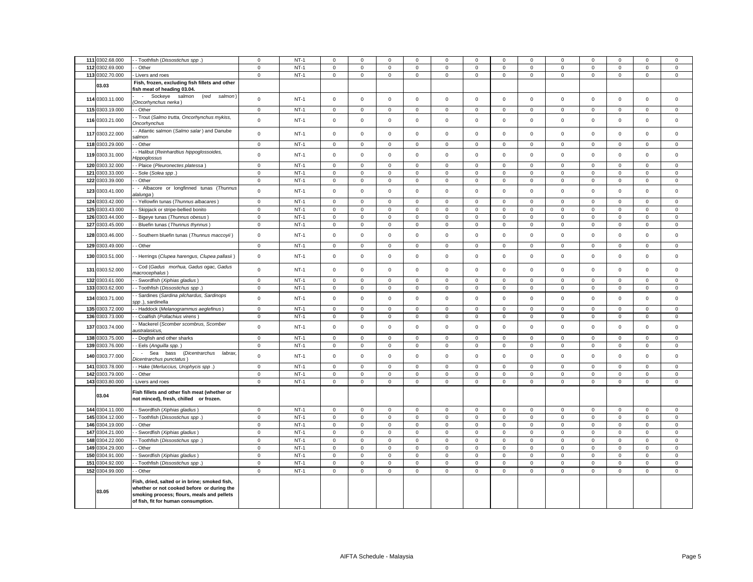| 111 | 0302.68.000 | - - Toothfish (*Dissostichus spp* .) | 0 | NT-1 | 0 | 0 | 0 | 0 | 0 | 0 | 0 | 0 | 0 | 0 | 0 | 0 | 0 |
|---|---|---|---|---|---|---|---|---|---|---|---|---|---|---|---|---|---|
| 112 | 0302.69.000 | - - Other | 0 | NT-1 | 0 | 0 | 0 | 0 | 0 | 0 | 0 | 0 | 0 | 0 | 0 | 0 | 0 |
| 113 | 0302.70.000 | - Livers and roes | 0 | NT-1 | 0 | 0 | 0 | 0 | 0 | 0 | 0 | 0 | 0 | 0 | 0 | 0 | 0 |
| | **03.03** | **Fish, frozen, excluding fish fillets and other fish meat of heading 03.04.** | | | | | | | | | | | | | | | |
| 114 | 0303.11.000 | - - Sockeye salmon (*red salmon*) (*Oncorhynchus nerka* ) | 0 | NT-1 | 0 | 0 | 0 | 0 | 0 | 0 | 0 | 0 | 0 | 0 | 0 | 0 | 0 |
| 115 | 0303.19.000 | - - Other | 0 | NT-1 | 0 | 0 | 0 | 0 | 0 | 0 | 0 | 0 | 0 | 0 | 0 | 0 | 0 |
| 116 | 0303.21.000 | - - Trout (*Salmo trutta, Oncorhynchus mykiss, Oncorhynchus* | 0 | NT-1 | 0 | 0 | 0 | 0 | 0 | 0 | 0 | 0 | 0 | 0 | 0 | 0 | 0 |
| 117 | 0303.22.000 | - - Atlantic salmon (*Salmo salar* ) and Danube salmon | 0 | NT-1 | 0 | 0 | 0 | 0 | 0 | 0 | 0 | 0 | 0 | 0 | 0 | 0 | 0 |
| 118 | 0303.29.000 | - - Other | 0 | NT-1 | 0 | 0 | 0 | 0 | 0 | 0 | 0 | 0 | 0 | 0 | 0 | 0 | 0 |
| 119 | 0303.31.000 | - - Halibut (*Reinhardtius hippoglossoides, Hippoglossus* | 0 | NT-1 | 0 | 0 | 0 | 0 | 0 | 0 | 0 | 0 | 0 | 0 | 0 | 0 | 0 |
| 120 | 0303.32.000 | - - Plaice (*Pleuronectes platessa* ) | 0 | NT-1 | 0 | 0 | 0 | 0 | 0 | 0 | 0 | 0 | 0 | 0 | 0 | 0 | 0 |
| 121 | 0303.33.000 | - - Sole (*Solea spp* .) | 0 | NT-1 | 0 | 0 | 0 | 0 | 0 | 0 | 0 | 0 | 0 | 0 | 0 | 0 | 0 |
| 122 | 0303.39.000 | - - Other | 0 | NT-1 | 0 | 0 | 0 | 0 | 0 | 0 | 0 | 0 | 0 | 0 | 0 | 0 | 0 |
| 123 | 0303.41.000 | - - Albacore or longfinned tunas (*Thunnus alalunga* ) | 0 | NT-1 | 0 | 0 | 0 | 0 | 0 | 0 | 0 | 0 | 0 | 0 | 0 | 0 | 0 |
| 124 | 0303.42.000 | - - Yellowfin tunas (*Thunnus albacares* ) | 0 | NT-1 | 0 | 0 | 0 | 0 | 0 | 0 | 0 | 0 | 0 | 0 | 0 | 0 | 0 |
| 125 | 0303.43.000 | - - Skipjack or stripe-bellied bonito | 0 | NT-1 | 0 | 0 | 0 | 0 | 0 | 0 | 0 | 0 | 0 | 0 | 0 | 0 | 0 |
| 126 | 0303.44.000 | - - Bigeye tunas (*Thunnus obesus* ) | 0 | NT-1 | 0 | 0 | 0 | 0 | 0 | 0 | 0 | 0 | 0 | 0 | 0 | 0 | 0 |
| 127 | 0303.45.000 | - - Bluefin tunas (*Thunnus thynnus* ) | 0 | NT-1 | 0 | 0 | 0 | 0 | 0 | 0 | 0 | 0 | 0 | 0 | 0 | 0 | 0 |
| 128 | 0303.46.000 | - - Southern bluefin tunas (*Thunnus maccoyii* ) | 0 | NT-1 | 0 | 0 | 0 | 0 | 0 | 0 | 0 | 0 | 0 | 0 | 0 | 0 | 0 |
| 129 | 0303.49.000 | - - Other | 0 | NT-1 | 0 | 0 | 0 | 0 | 0 | 0 | 0 | 0 | 0 | 0 | 0 | 0 | 0 |
| 130 | 0303.51.000 | - - Herrings (*Clupea harengus, Clupea pallasii* ) | 0 | NT-1 | 0 | 0 | 0 | 0 | 0 | 0 | 0 | 0 | 0 | 0 | 0 | 0 | 0 |
| 131 | 0303.52.000 | - - Cod (*Gadus morhua, Gadus ogac, Gadus macrocephalus* ) | 0 | NT-1 | 0 | 0 | 0 | 0 | 0 | 0 | 0 | 0 | 0 | 0 | 0 | 0 | 0 |
| 132 | 0303.61.000 | - - Swordfish (*Xiphias gladius* ) | 0 | NT-1 | 0 | 0 | 0 | 0 | 0 | 0 | 0 | 0 | 0 | 0 | 0 | 0 | 0 |
| 133 | 0303.62.000 | - - Toothfish (*Dissostichus spp* .) | 0 | NT-1 | 0 | 0 | 0 | 0 | 0 | 0 | 0 | 0 | 0 | 0 | 0 | 0 | 0 |
| 134 | 0303.71.000 | - - Sardines (*Sardina pilchardus, Sardinops spp* .), sardinella | 0 | NT-1 | 0 | 0 | 0 | 0 | 0 | 0 | 0 | 0 | 0 | 0 | 0 | 0 | 0 |
| 135 | 0303.72.000 | - - Haddock (*Melanogrammus aeglefinus* ) | 0 | NT-1 | 0 | 0 | 0 | 0 | 0 | 0 | 0 | 0 | 0 | 0 | 0 | 0 | 0 |
| 136 | 0303.73.000 | - - Coalfish (*Pollachius virens* ) | 0 | NT-1 | 0 | 0 | 0 | 0 | 0 | 0 | 0 | 0 | 0 | 0 | 0 | 0 | 0 |
| 137 | 0303.74.000 | - - Mackerel (*Scomber scombrus, Scomber australasicus,* | 0 | NT-1 | 0 | 0 | 0 | 0 | 0 | 0 | 0 | 0 | 0 | 0 | 0 | 0 | 0 |
| 138 | 0303.75.000 | - - Dogfish and other sharks | 0 | NT-1 | 0 | 0 | 0 | 0 | 0 | 0 | 0 | 0 | 0 | 0 | 0 | 0 | 0 |
| 139 | 0303.76.000 | - - Eels (*Anguilla spp.* ) | 0 | NT-1 | 0 | 0 | 0 | 0 | 0 | 0 | 0 | 0 | 0 | 0 | 0 | 0 | 0 |
| 140 | 0303.77.000 | - - Sea bass (*Dicentrarchus labrax, Dicentrarchus punctatus* ) | 0 | NT-1 | 0 | 0 | 0 | 0 | 0 | 0 | 0 | 0 | 0 | 0 | 0 | 0 | 0 |
| 141 | 0303.78.000 | - - Hake (*Merluccius, Urophycis spp* .) | 0 | NT-1 | 0 | 0 | 0 | 0 | 0 | 0 | 0 | 0 | 0 | 0 | 0 | 0 | 0 |
| 142 | 0303.79.000 | - - Other | 0 | NT-1 | 0 | 0 | 0 | 0 | 0 | 0 | 0 | 0 | 0 | 0 | 0 | 0 | 0 |
| 143 | 0303.80.000 | - Livers and roes | 0 | NT-1 | 0 | 0 | 0 | 0 | 0 | 0 | 0 | 0 | 0 | 0 | 0 | 0 | 0 |
| | **03.04** | **Fish fillets and other fish meat (whether or not minced), fresh, chilled or frozen.** | | | | | | | | | | | | | | | |
| 144 | 0304.11.000 | - - Swordfish (*Xiphias gladius* ) | 0 | NT-1 | 0 | 0 | 0 | 0 | 0 | 0 | 0 | 0 | 0 | 0 | 0 | 0 | 0 |
| 145 | 0304.12.000 | - - Toothfish (*Dissostichus spp* .) | 0 | NT-1 | 0 | 0 | 0 | 0 | 0 | 0 | 0 | 0 | 0 | 0 | 0 | 0 | 0 |
| 146 | 0304.19.000 | - - Other | 0 | NT-1 | 0 | 0 | 0 | 0 | 0 | 0 | 0 | 0 | 0 | 0 | 0 | 0 | 0 |
| 147 | 0304.21.000 | - - Swordfish (*Xiphias gladius* ) | 0 | NT-1 | 0 | 0 | 0 | 0 | 0 | 0 | 0 | 0 | 0 | 0 | 0 | 0 | 0 |
| 148 | 0304.22.000 | - - Toothfish (*Dissostichus spp* .) | 0 | NT-1 | 0 | 0 | 0 | 0 | 0 | 0 | 0 | 0 | 0 | 0 | 0 | 0 | 0 |
| 149 | 0304.29.000 | - - Other | 0 | NT-1 | 0 | 0 | 0 | 0 | 0 | 0 | 0 | 0 | 0 | 0 | 0 | 0 | 0 |
| 150 | 0304.91.000 | - - Swordfish (*Xiphias gladius* ) | 0 | NT-1 | 0 | 0 | 0 | 0 | 0 | 0 | 0 | 0 | 0 | 0 | 0 | 0 | 0 |
| 151 | 0304.92.000 | - - Toothfish (*Dissostichus spp* .) | 0 | NT-1 | 0 | 0 | 0 | 0 | 0 | 0 | 0 | 0 | 0 | 0 | 0 | 0 | 0 |
| 152 | 0304.99.000 | - - Other | 0 | NT-1 | 0 | 0 | 0 | 0 | 0 | 0 | 0 | 0 | 0 | 0 | 0 | 0 | 0 |
| | **03.05** | **Fish, dried, salted or in brine; smoked fish, whether or not cooked before or during the smoking process; flours, meals and pellets of fish, fit for human consumption.** | | | | | | | | | | | | | | | |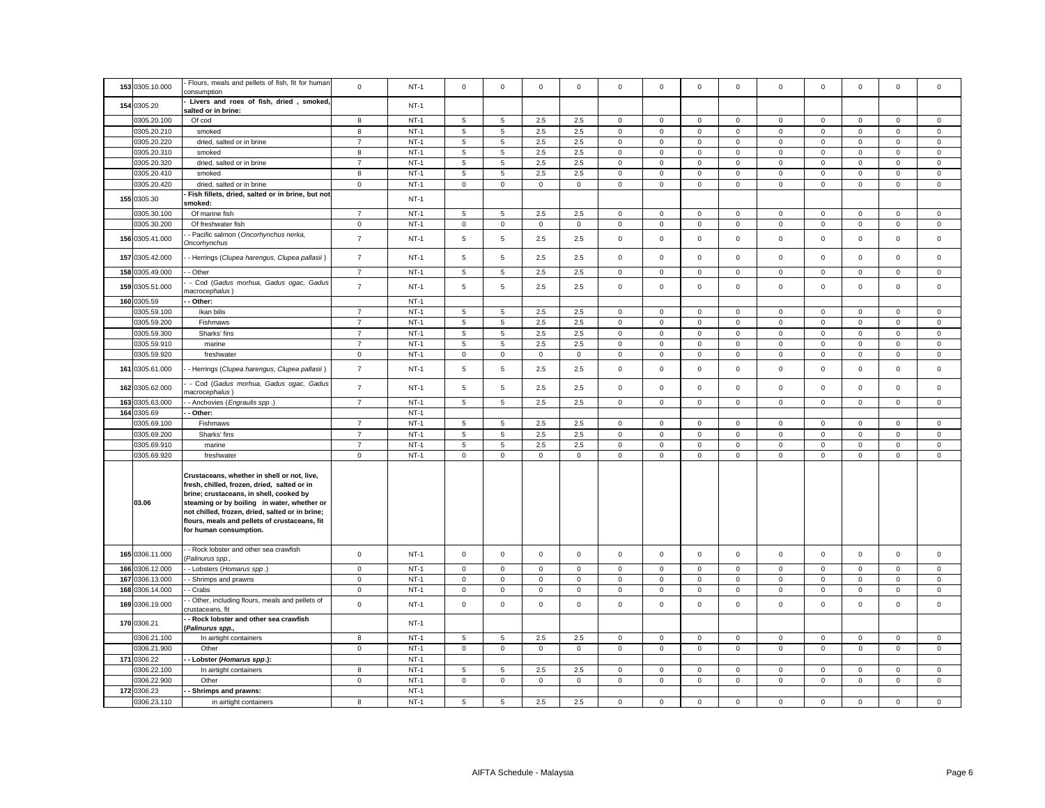| 153 | 0305.10.000 | - Flours, meals and pellets of fish, fit for human consumption | 0 | NT-1 | 0 | 0 | 0 | 0 | 0 | 0 | 0 | 0 | 0 | 0 | 0 | 0 | 0 |
|---|---|---|---|---|---|---|---|---|---|---|---|---|---|---|---|---|---|
| 154 | 0305.20 | **- Livers and roes of fish, dried , smoked, salted or in brine:** | | NT-1 | | | | | | | | | | | | | |
| | 0305.20.100 | Of cod | 8 | NT-1 | 5 | 5 | 2.5 | 2.5 | 0 | 0 | 0 | 0 | 0 | 0 | 0 | 0 | 0 |
| | 0305.20.210 | smoked | 8 | NT-1 | 5 | 5 | 2.5 | 2.5 | 0 | 0 | 0 | 0 | 0 | 0 | 0 | 0 | 0 |
| | 0305.20.220 | dried, salted or in brine | 7 | NT-1 | 5 | 5 | 2.5 | 2.5 | 0 | 0 | 0 | 0 | 0 | 0 | 0 | 0 | 0 |
| | 0305.20.310 | smoked | 8 | NT-1 | 5 | 5 | 2.5 | 2.5 | 0 | 0 | 0 | 0 | 0 | 0 | 0 | 0 | 0 |
| | 0305.20.320 | dried, salted or in brine | 7 | NT-1 | 5 | 5 | 2.5 | 2.5 | 0 | 0 | 0 | 0 | 0 | 0 | 0 | 0 | 0 |
| | 0305.20.410 | smoked | 8 | NT-1 | 5 | 5 | 2.5 | 2.5 | 0 | 0 | 0 | 0 | 0 | 0 | 0 | 0 | 0 |
| | 0305.20.420 | dried, salted or in brine | 0 | NT-1 | 0 | 0 | 0 | 0 | 0 | 0 | 0 | 0 | 0 | 0 | 0 | 0 | 0 |
| 155 | 0305.30 | **- Fish fillets, dried, salted or in brine, but not smoked:** | | NT-1 | | | | | | | | | | | | | |
| | 0305.30.100 | Of marine fish | 7 | NT-1 | 5 | 5 | 2.5 | 2.5 | 0 | 0 | 0 | 0 | 0 | 0 | 0 | 0 | 0 |
| | 0305.30.200 | Of freshwater fish | 0 | NT-1 | 0 | 0 | 0 | 0 | 0 | 0 | 0 | 0 | 0 | 0 | 0 | 0 | 0 |
| 156 | 0305.41.000 | - - Pacific salmon (*Oncorhynchus nerka, Oncorhynchus* | 7 | NT-1 | 5 | 5 | 2.5 | 2.5 | 0 | 0 | 0 | 0 | 0 | 0 | 0 | 0 | 0 |
| 157 | 0305.42.000 | - - Herrings (*Clupea harengus, Clupea pallasii* ) | 7 | NT-1 | 5 | 5 | 2.5 | 2.5 | 0 | 0 | 0 | 0 | 0 | 0 | 0 | 0 | 0 |
| 158 | 0305.49.000 | - - Other | 7 | NT-1 | 5 | 5 | 2.5 | 2.5 | 0 | 0 | 0 | 0 | 0 | 0 | 0 | 0 | 0 |
| 159 | 0305.51.000 | - - Cod (*Gadus morhua, Gadus ogac, Gadus macrocephalus* ) | 7 | NT-1 | 5 | 5 | 2.5 | 2.5 | 0 | 0 | 0 | 0 | 0 | 0 | 0 | 0 | 0 |
| 160 | 0305.59 | **- - Other:** | | NT-1 | | | | | | | | | | | | | |
| | 0305.59.100 | Ikan bilis | 7 | NT-1 | 5 | 5 | 2.5 | 2.5 | 0 | 0 | 0 | 0 | 0 | 0 | 0 | 0 | 0 |
| | 0305.59.200 | Fishmaws | 7 | NT-1 | 5 | 5 | 2.5 | 2.5 | 0 | 0 | 0 | 0 | 0 | 0 | 0 | 0 | 0 |
| | 0305.59.300 | Sharks' fins | 7 | NT-1 | 5 | 5 | 2.5 | 2.5 | 0 | 0 | 0 | 0 | 0 | 0 | 0 | 0 | 0 |
| | 0305.59.910 | marine | 7 | NT-1 | 5 | 5 | 2.5 | 2.5 | 0 | 0 | 0 | 0 | 0 | 0 | 0 | 0 | 0 |
| | 0305.59.920 | freshwater | 0 | NT-1 | 0 | 0 | 0 | 0 | 0 | 0 | 0 | 0 | 0 | 0 | 0 | 0 | 0 |
| 161 | 0305.61.000 | - - Herrings (*Clupea harengus, Clupea pallasii* ) | 7 | NT-1 | 5 | 5 | 2.5 | 2.5 | 0 | 0 | 0 | 0 | 0 | 0 | 0 | 0 | 0 |
| 162 | 0305.62.000 | - - Cod (*Gadus morhua, Gadus ogac, Gadus macrocephalus* ) | 7 | NT-1 | 5 | 5 | 2.5 | 2.5 | 0 | 0 | 0 | 0 | 0 | 0 | 0 | 0 | 0 |
| 163 | 0305.63.000 | - - Anchovies (*Engraulis spp* .) | 7 | NT-1 | 5 | 5 | 2.5 | 2.5 | 0 | 0 | 0 | 0 | 0 | 0 | 0 | 0 | 0 |
| 164 | 0305.69 | **- - Other:** | | NT-1 | | | | | | | | | | | | | |
| | 0305.69.100 | Fishmaws | 7 | NT-1 | 5 | 5 | 2.5 | 2.5 | 0 | 0 | 0 | 0 | 0 | 0 | 0 | 0 | 0 |
| | 0305.69.200 | Sharks' fins | 7 | NT-1 | 5 | 5 | 2.5 | 2.5 | 0 | 0 | 0 | 0 | 0 | 0 | 0 | 0 | 0 |
| | 0305.69.910 | marine | 7 | NT-1 | 5 | 5 | 2.5 | 2.5 | 0 | 0 | 0 | 0 | 0 | 0 | 0 | 0 | 0 |
| | 0305.69.920 | freshwater | 0 | NT-1 | 0 | 0 | 0 | 0 | 0 | 0 | 0 | 0 | 0 | 0 | 0 | 0 | 0 |
| | **03.06** | **Crustaceans, whether in shell or not, live, fresh, chilled, frozen, dried, salted or in brine; crustaceans, in shell, cooked by steaming or by boiling in water, whether or not chilled, frozen, dried, salted or in brine; flours, meals and pellets of crustaceans, fit for human consumption.** | | | | | | | | | | | | | | | |
| 165 | 0306.11.000 | - - Rock lobster and other sea crawfish (*Palinurus spp.,* | 0 | NT-1 | 0 | 0 | 0 | 0 | 0 | 0 | 0 | 0 | 0 | 0 | 0 | 0 | 0 |
| 166 | 0306.12.000 | - - Lobsters (*Homarus spp* .) | 0 | NT-1 | 0 | 0 | 0 | 0 | 0 | 0 | 0 | 0 | 0 | 0 | 0 | 0 | 0 |
| 167 | 0306.13.000 | - - Shrimps and prawns | 0 | NT-1 | 0 | 0 | 0 | 0 | 0 | 0 | 0 | 0 | 0 | 0 | 0 | 0 | 0 |
| 168 | 0306.14.000 | - - Crabs | 0 | NT-1 | 0 | 0 | 0 | 0 | 0 | 0 | 0 | 0 | 0 | 0 | 0 | 0 | 0 |
| 169 | 0306.19.000 | - - Other, including flours, meals and pellets of crustaceans, fit | 0 | NT-1 | 0 | 0 | 0 | 0 | 0 | 0 | 0 | 0 | 0 | 0 | 0 | 0 | 0 |
| 170 | 0306.21 | **- - Rock lobster and other sea crawfish (*Palinurus spp.,*** | | NT-1 | | | | | | | | | | | | | |
| | 0306.21.100 | In airtight containers | 8 | NT-1 | 5 | 5 | 2.5 | 2.5 | 0 | 0 | 0 | 0 | 0 | 0 | 0 | 0 | 0 |
| | 0306.21.900 | Other | 0 | NT-1 | 0 | 0 | 0 | 0 | 0 | 0 | 0 | 0 | 0 | 0 | 0 | 0 | 0 |
| 171 | 0306.22 | **- - Lobster (*Homarus spp*.):** | | NT-1 | | | | | | | | | | | | | |
| | 0306.22.100 | In airtight containers | 8 | NT-1 | 5 | 5 | 2.5 | 2.5 | 0 | 0 | 0 | 0 | 0 | 0 | 0 | 0 | 0 |
| | 0306.22.900 | Other | 0 | NT-1 | 0 | 0 | 0 | 0 | 0 | 0 | 0 | 0 | 0 | 0 | 0 | 0 | 0 |
| 172 | 0306.23 | **- - Shrimps and prawns:** | | NT-1 | | | | | | | | | | | | | |
| | 0306.23.110 | in airtight containers | 8 | NT-1 | 5 | 5 | 2.5 | 2.5 | 0 | 0 | 0 | 0 | 0 | 0 | 0 | 0 | 0 |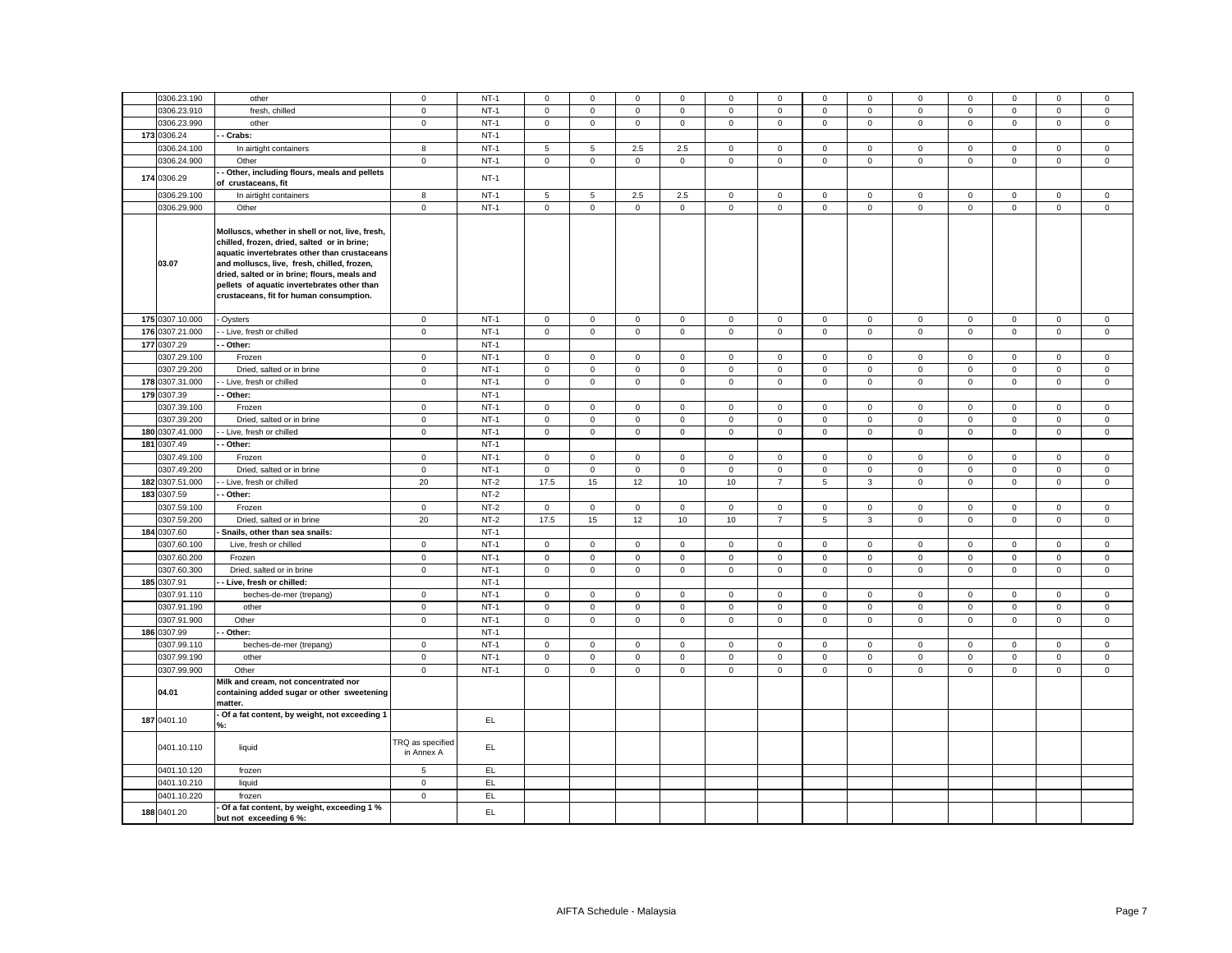| | | | | | | | | | | | | | | | | | | |
|---|---|---|---|---|---|---|---|---|---|---|---|---|---|---|---|---|---|---|
| | 0306.23.190 | other | 0 | NT-1 | 0 | 0 | 0 | 0 | 0 | 0 | 0 | 0 | 0 | 0 | 0 | 0 | 0 |
| | 0306.23.910 | fresh, chilled | 0 | NT-1 | 0 | 0 | 0 | 0 | 0 | 0 | 0 | 0 | 0 | 0 | 0 | 0 | 0 |
| | 0306.23.990 | other | 0 | NT-1 | 0 | 0 | 0 | 0 | 0 | 0 | 0 | 0 | 0 | 0 | 0 | 0 | 0 |
| 173 | 0306.24 | **- - Crabs:** | | NT-1 | | | | | | | | | | | | | |
| | 0306.24.100 | In airtight containers | 8 | NT-1 | 5 | 5 | 2.5 | 2.5 | 0 | 0 | 0 | 0 | 0 | 0 | 0 | 0 | 0 |
| | 0306.24.900 | Other | 0 | NT-1 | 0 | 0 | 0 | 0 | 0 | 0 | 0 | 0 | 0 | 0 | 0 | 0 | 0 |
| 174 | 0306.29 | **- - Other, including flours, meals and pellets of crustaceans, fit** | | NT-1 | | | | | | | | | | | | | |
| | 0306.29.100 | In airtight containers | 8 | NT-1 | 5 | 5 | 2.5 | 2.5 | 0 | 0 | 0 | 0 | 0 | 0 | 0 | 0 | 0 |
| | 0306.29.900 | Other | 0 | NT-1 | 0 | 0 | 0 | 0 | 0 | 0 | 0 | 0 | 0 | 0 | 0 | 0 | 0 |
| | **03.07** | **Molluscs, whether in shell or not, live, fresh, chilled, frozen, dried, salted or in brine; aquatic invertebrates other than crustaceans and molluscs, live, fresh, chilled, frozen, dried, salted or in brine; flours, meals and pellets of aquatic invertebrates other than crustaceans, fit for human consumption.** | | | | | | | | | | | | | | | |
| 175 | 0307.10.000 | - Oysters | 0 | NT-1 | 0 | 0 | 0 | 0 | 0 | 0 | 0 | 0 | 0 | 0 | 0 | 0 | 0 |
| 176 | 0307.21.000 | - - Live, fresh or chilled | 0 | NT-1 | 0 | 0 | 0 | 0 | 0 | 0 | 0 | 0 | 0 | 0 | 0 | 0 | 0 |
| 177 | 0307.29 | **- - Other:** | | NT-1 | | | | | | | | | | | | | |
| | 0307.29.100 | Frozen | 0 | NT-1 | 0 | 0 | 0 | 0 | 0 | 0 | 0 | 0 | 0 | 0 | 0 | 0 | 0 |
| | 0307.29.200 | Dried, salted or in brine | 0 | NT-1 | 0 | 0 | 0 | 0 | 0 | 0 | 0 | 0 | 0 | 0 | 0 | 0 | 0 |
| 178 | 0307.31.000 | - - Live, fresh or chilled | 0 | NT-1 | 0 | 0 | 0 | 0 | 0 | 0 | 0 | 0 | 0 | 0 | 0 | 0 | 0 |
| 179 | 0307.39 | **- - Other:** | | NT-1 | | | | | | | | | | | | | |
| | 0307.39.100 | Frozen | 0 | NT-1 | 0 | 0 | 0 | 0 | 0 | 0 | 0 | 0 | 0 | 0 | 0 | 0 | 0 |
| | 0307.39.200 | Dried, salted or in brine | 0 | NT-1 | 0 | 0 | 0 | 0 | 0 | 0 | 0 | 0 | 0 | 0 | 0 | 0 | 0 |
| 180 | 0307.41.000 | - - Live, fresh or chilled | 0 | NT-1 | 0 | 0 | 0 | 0 | 0 | 0 | 0 | 0 | 0 | 0 | 0 | 0 | 0 |
| 181 | 0307.49 | **- - Other:** | | NT-1 | | | | | | | | | | | | | |
| | 0307.49.100 | Frozen | 0 | NT-1 | 0 | 0 | 0 | 0 | 0 | 0 | 0 | 0 | 0 | 0 | 0 | 0 | 0 |
| | 0307.49.200 | Dried, salted or in brine | 0 | NT-1 | 0 | 0 | 0 | 0 | 0 | 0 | 0 | 0 | 0 | 0 | 0 | 0 | 0 |
| 182 | 0307.51.000 | - - Live, fresh or chilled | 20 | NT-2 | 17.5 | 15 | 12 | 10 | 10 | 7 | 5 | 3 | 0 | 0 | 0 | 0 | 0 |
| 183 | 0307.59 | **- - Other:** | | NT-2 | | | | | | | | | | | | | |
| | 0307.59.100 | Frozen | 0 | NT-2 | 0 | 0 | 0 | 0 | 0 | 0 | 0 | 0 | 0 | 0 | 0 | 0 | 0 |
| | 0307.59.200 | Dried, salted or in brine | 20 | NT-2 | 17.5 | 15 | 12 | 10 | 10 | 7 | 5 | 3 | 0 | 0 | 0 | 0 | 0 |
| 184 | 0307.60 | **- Snails, other than sea snails:** | | NT-1 | | | | | | | | | | | | | |
| | 0307.60.100 | Live, fresh or chilled | 0 | NT-1 | 0 | 0 | 0 | 0 | 0 | 0 | 0 | 0 | 0 | 0 | 0 | 0 | 0 |
| | 0307.60.200 | Frozen | 0 | NT-1 | 0 | 0 | 0 | 0 | 0 | 0 | 0 | 0 | 0 | 0 | 0 | 0 | 0 |
| | 0307.60.300 | Dried, salted or in brine | 0 | NT-1 | 0 | 0 | 0 | 0 | 0 | 0 | 0 | 0 | 0 | 0 | 0 | 0 | 0 |
| 185 | 0307.91 | **- - Live, fresh or chilled:** | | NT-1 | | | | | | | | | | | | | |
| | 0307.91.110 | beches-de-mer (trepang) | 0 | NT-1 | 0 | 0 | 0 | 0 | 0 | 0 | 0 | 0 | 0 | 0 | 0 | 0 | 0 |
| | 0307.91.190 | other | 0 | NT-1 | 0 | 0 | 0 | 0 | 0 | 0 | 0 | 0 | 0 | 0 | 0 | 0 | 0 |
| | 0307.91.900 | Other | 0 | NT-1 | 0 | 0 | 0 | 0 | 0 | 0 | 0 | 0 | 0 | 0 | 0 | 0 | 0 |
| 186 | 0307.99 | **- - Other:** | | NT-1 | | | | | | | | | | | | | |
| | 0307.99.110 | beches-de-mer (trepang) | 0 | NT-1 | 0 | 0 | 0 | 0 | 0 | 0 | 0 | 0 | 0 | 0 | 0 | 0 | 0 |
| | 0307.99.190 | other | 0 | NT-1 | 0 | 0 | 0 | 0 | 0 | 0 | 0 | 0 | 0 | 0 | 0 | 0 | 0 |
| | 0307.99.900 | Other | 0 | NT-1 | 0 | 0 | 0 | 0 | 0 | 0 | 0 | 0 | 0 | 0 | 0 | 0 | 0 |
| | **04.01** | **Milk and cream, not concentrated nor containing added sugar or other sweetening matter.** | | | | | | | | | | | | | | | |
| 187 | 0401.10 | **- Of a fat content, by weight, not exceeding 1 %:** | | EL | | | | | | | | | | | | | |
| | 0401.10.110 | liquid | TRQ as specified in Annex A | EL | | | | | | | | | | | | | |
| | 0401.10.120 | frozen | 5 | EL | | | | | | | | | | | | | |
| | 0401.10.210 | liquid | 0 | EL | | | | | | | | | | | | | |
| | 0401.10.220 | frozen | 0 | EL | | | | | | | | | | | | | |
| 188 | 0401.20 | **- Of a fat content, by weight, exceeding 1 % but not exceeding 6 %:** | | EL | | | | | | | | | | | | | |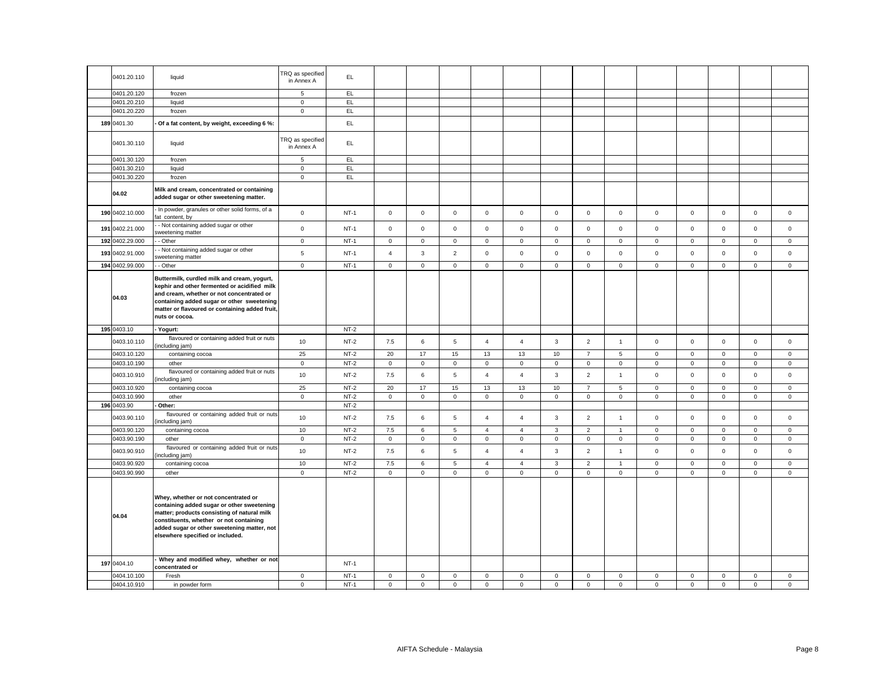| | | | | | | | | | | | | | | | | | | |
|---|---|---|---|---|---|---|---|---|---|---|---|---|---|---|---|---|---|---|
| | 0401.20.110 | liquid | TRQ as specified in Annex A | EL | | | | | | | | | | | | | | |
| | 0401.20.120 | frozen | 5 | EL | | | | | | | | | | | | | | |
| | 0401.20.210 | liquid | 0 | EL | | | | | | | | | | | | | | |
| | 0401.20.220 | frozen | 0 | EL | | | | | | | | | | | | | | |
| 189 | 0401.30 | **- Of a fat content, by weight, exceeding 6 %:** | | EL | | | | | | | | | | | | | | |
| | 0401.30.110 | liquid | TRQ as specified in Annex A | EL | | | | | | | | | | | | | | |
| | 0401.30.120 | frozen | 5 | EL | | | | | | | | | | | | | | |
| | 0401.30.210 | liquid | 0 | EL | | | | | | | | | | | | | | |
| | 0401.30.220 | frozen | 0 | EL | | | | | | | | | | | | | | |
| | **04.02** | **Milk and cream, concentrated or containing added sugar or other sweetening matter.** | | | | | | | | | | | | | | | | |
| 190 | 0402.10.000 | - In powder, granules or other solid forms, of a fat content, by | 0 | NT-1 | 0 | 0 | 0 | 0 | 0 | 0 | 0 | 0 | 0 | 0 | 0 | 0 | 0 |
| 191 | 0402.21.000 | - - Not containing added sugar or other sweetening matter | 0 | NT-1 | 0 | 0 | 0 | 0 | 0 | 0 | 0 | 0 | 0 | 0 | 0 | 0 | 0 |
| 192 | 0402.29.000 | - - Other | 0 | NT-1 | 0 | 0 | 0 | 0 | 0 | 0 | 0 | 0 | 0 | 0 | 0 | 0 | 0 |
| 193 | 0402.91.000 | - - Not containing added sugar or other sweetening matter | 5 | NT-1 | 4 | 3 | 2 | 0 | 0 | 0 | 0 | 0 | 0 | 0 | 0 | 0 | 0 |
| 194 | 0402.99.000 | - - Other | 0 | NT-1 | 0 | 0 | 0 | 0 | 0 | 0 | 0 | 0 | 0 | 0 | 0 | 0 | 0 |
| | **04.03** | **Buttermilk, curdled milk and cream, yogurt, kephir and other fermented or acidified milk and cream, whether or not concentrated or containing added sugar or other sweetening matter or flavoured or containing added fruit, nuts or cocoa.** | | | | | | | | | | | | | | | | |
| 195 | 0403.10 | **- Yogurt:** | | NT-2 | | | | | | | | | | | | | | |
| | 0403.10.110 | flavoured or containing added fruit or nuts (including jam) | 10 | NT-2 | 7.5 | 6 | 5 | 4 | 4 | 3 | 2 | 1 | 0 | 0 | 0 | 0 | 0 |
| | 0403.10.120 | containing cocoa | 25 | NT-2 | 20 | 17 | 15 | 13 | 13 | 10 | 7 | 5 | 0 | 0 | 0 | 0 | 0 |
| | 0403.10.190 | other | 0 | NT-2 | 0 | 0 | 0 | 0 | 0 | 0 | 0 | 0 | 0 | 0 | 0 | 0 | 0 |
| | 0403.10.910 | flavoured or containing added fruit or nuts (including jam) | 10 | NT-2 | 7.5 | 6 | 5 | 4 | 4 | 3 | 2 | 1 | 0 | 0 | 0 | 0 | 0 |
| | 0403.10.920 | containing cocoa | 25 | NT-2 | 20 | 17 | 15 | 13 | 13 | 10 | 7 | 5 | 0 | 0 | 0 | 0 | 0 |
| | 0403.10.990 | other | 0 | NT-2 | 0 | 0 | 0 | 0 | 0 | 0 | 0 | 0 | 0 | 0 | 0 | 0 | 0 |
| 196 | 0403.90 | **- Other:** | | NT-2 | | | | | | | | | | | | | | |
| | 0403.90.110 | flavoured or containing added fruit or nuts (including jam) | 10 | NT-2 | 7.5 | 6 | 5 | 4 | 4 | 3 | 2 | 1 | 0 | 0 | 0 | 0 | 0 |
| | 0403.90.120 | containing cocoa | 10 | NT-2 | 7.5 | 6 | 5 | 4 | 4 | 3 | 2 | 1 | 0 | 0 | 0 | 0 | 0 |
| | 0403.90.190 | other | 0 | NT-2 | 0 | 0 | 0 | 0 | 0 | 0 | 0 | 0 | 0 | 0 | 0 | 0 | 0 |
| | 0403.90.910 | flavoured or containing added fruit or nuts (including jam) | 10 | NT-2 | 7.5 | 6 | 5 | 4 | 4 | 3 | 2 | 1 | 0 | 0 | 0 | 0 | 0 |
| | 0403.90.920 | containing cocoa | 10 | NT-2 | 7.5 | 6 | 5 | 4 | 4 | 3 | 2 | 1 | 0 | 0 | 0 | 0 | 0 |
| | 0403.90.990 | other | 0 | NT-2 | 0 | 0 | 0 | 0 | 0 | 0 | 0 | 0 | 0 | 0 | 0 | 0 | 0 |
| | **04.04** | **Whey, whether or not concentrated or containing added sugar or other sweetening matter; products consisting of natural milk constituents, whether or not containing added sugar or other sweetening matter, not elsewhere specified or included.** | | | | | | | | | | | | | | | | |
| 197 | 0404.10 | **- Whey and modified whey, whether or not concentrated or** | | NT-1 | | | | | | | | | | | | | | |
| | 0404.10.100 | Fresh | 0 | NT-1 | 0 | 0 | 0 | 0 | 0 | 0 | 0 | 0 | 0 | 0 | 0 | 0 | 0 |
| | 0404.10.910 | in powder form | 0 | NT-1 | 0 | 0 | 0 | 0 | 0 | 0 | 0 | 0 | 0 | 0 | 0 | 0 | 0 |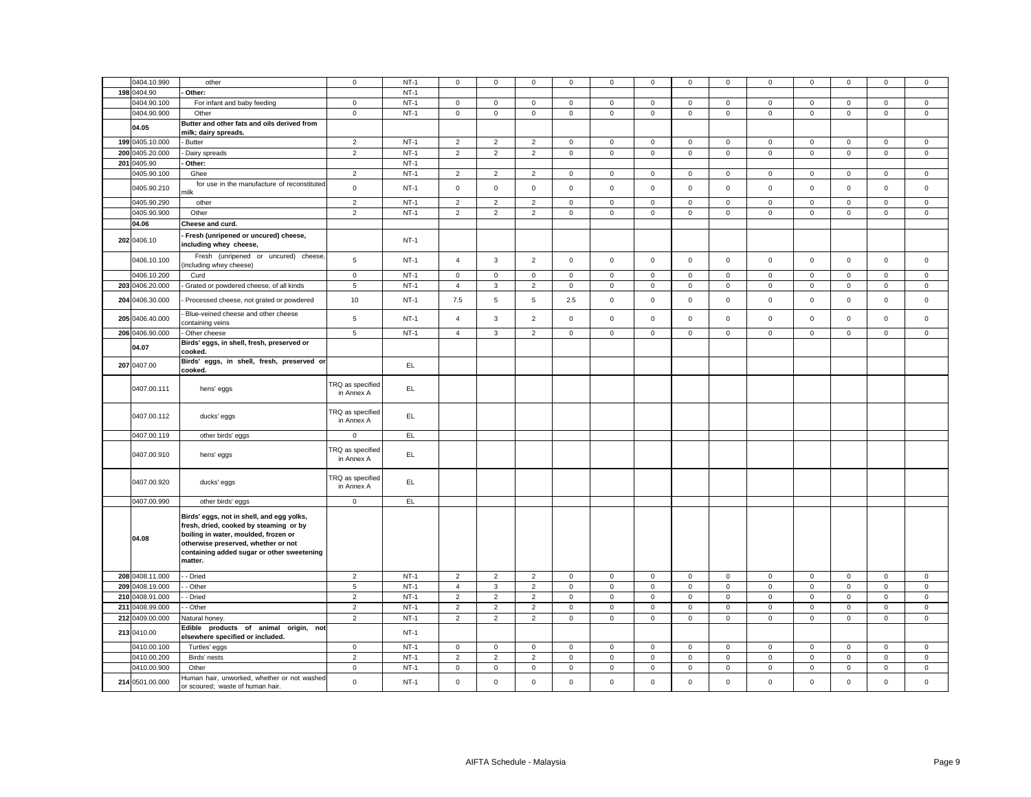|  |  |  |  |  |  |  |  |  |  |  |  |  |  |  |  |  |  |  |
|---|---|---|---|---|---|---|---|---|---|---|---|---|---|---|---|---|---|---|
|  | 0404.10.990 | other | 0 | NT-1 | 0 | 0 | 0 | 0 | 0 | 0 | 0 | 0 | 0 | 0 | 0 | 0 | 0 |
| 198 | 0404.90 | **- Other:** |  | NT-1 |  |  |  |  |  |  |  |  |  |  |  |  |  |
|  | 0404.90.100 | For infant and baby feeding | 0 | NT-1 | 0 | 0 | 0 | 0 | 0 | 0 | 0 | 0 | 0 | 0 | 0 | 0 | 0 |
|  | 0404.90.900 | Other | 0 | NT-1 | 0 | 0 | 0 | 0 | 0 | 0 | 0 | 0 | 0 | 0 | 0 | 0 | 0 |
|  | **04.05** | **Butter and other fats and oils derived from milk; dairy spreads.** |  |  |  |  |  |  |  |  |  |  |  |  |  |  |  |
| 199 | 0405.10.000 | - Butter | 2 | NT-1 | 2 | 2 | 2 | 0 | 0 | 0 | 0 | 0 | 0 | 0 | 0 | 0 | 0 |
| 200 | 0405.20.000 | - Dairy spreads | 2 | NT-1 | 2 | 2 | 2 | 0 | 0 | 0 | 0 | 0 | 0 | 0 | 0 | 0 | 0 |
| 201 | 0405.90 | **- Other:** |  | NT-1 |  |  |  |  |  |  |  |  |  |  |  |  |  |
|  | 0405.90.100 | Ghee | 2 | NT-1 | 2 | 2 | 2 | 0 | 0 | 0 | 0 | 0 | 0 | 0 | 0 | 0 | 0 |
|  | 0405.90.210 | for use in the manufacture of reconstituted milk | 0 | NT-1 | 0 | 0 | 0 | 0 | 0 | 0 | 0 | 0 | 0 | 0 | 0 | 0 | 0 |
|  | 0405.90.290 | other | 2 | NT-1 | 2 | 2 | 2 | 0 | 0 | 0 | 0 | 0 | 0 | 0 | 0 | 0 | 0 |
|  | 0405.90.900 | Other | 2 | NT-1 | 2 | 2 | 2 | 0 | 0 | 0 | 0 | 0 | 0 | 0 | 0 | 0 | 0 |
|  | **04.06** | **Cheese and curd.** |  |  |  |  |  |  |  |  |  |  |  |  |  |  |  |
| 202 | 0406.10 | **- Fresh (unripened or uncured) cheese, including whey cheese,** |  | NT-1 |  |  |  |  |  |  |  |  |  |  |  |  |  |
|  | 0406.10.100 | Fresh (unripened or uncured) cheese, (including whey cheese) | 5 | NT-1 | 4 | 3 | 2 | 0 | 0 | 0 | 0 | 0 | 0 | 0 | 0 | 0 | 0 |
|  | 0406.10.200 | Curd | 0 | NT-1 | 0 | 0 | 0 | 0 | 0 | 0 | 0 | 0 | 0 | 0 | 0 | 0 | 0 |
| 203 | 0406.20.000 | - Grated or powdered cheese, of all kinds | 5 | NT-1 | 4 | 3 | 2 | 0 | 0 | 0 | 0 | 0 | 0 | 0 | 0 | 0 | 0 |
| 204 | 0406.30.000 | - Processed cheese, not grated or powdered | 10 | NT-1 | 7.5 | 5 | 5 | 2.5 | 0 | 0 | 0 | 0 | 0 | 0 | 0 | 0 | 0 |
| 205 | 0406.40.000 | - Blue-veined cheese and other cheese containing veins | 5 | NT-1 | 4 | 3 | 2 | 0 | 0 | 0 | 0 | 0 | 0 | 0 | 0 | 0 | 0 |
| 206 | 0406.90.000 | - Other cheese | 5 | NT-1 | 4 | 3 | 2 | 0 | 0 | 0 | 0 | 0 | 0 | 0 | 0 | 0 | 0 |
|  | **04.07** | **Birds' eggs, in shell, fresh, preserved or cooked.** |  |  |  |  |  |  |  |  |  |  |  |  |  |  |  |
| 207 | 0407.00 | **Birds' eggs, in shell, fresh, preserved or cooked.** |  | EL |  |  |  |  |  |  |  |  |  |  |  |  |  |
|  | 0407.00.111 | hens' eggs | TRQ as specified in Annex A | EL |  |  |  |  |  |  |  |  |  |  |  |  |  |
|  | 0407.00.112 | ducks' eggs | TRQ as specified in Annex A | EL |  |  |  |  |  |  |  |  |  |  |  |  |  |
|  | 0407.00.119 | other birds' eggs | 0 | EL |  |  |  |  |  |  |  |  |  |  |  |  |  |
|  | 0407.00.910 | hens' eggs | TRQ as specified in Annex A | EL |  |  |  |  |  |  |  |  |  |  |  |  |  |
|  | 0407.00.920 | ducks' eggs | TRQ as specified in Annex A | EL |  |  |  |  |  |  |  |  |  |  |  |  |  |
|  | 0407.00.990 | other birds' eggs | 0 | EL |  |  |  |  |  |  |  |  |  |  |  |  |  |
|  | **04.08** | **Birds' eggs, not in shell, and egg yolks, fresh, dried, cooked by steaming or by boiling in water, moulded, frozen or otherwise preserved, whether or not containing added sugar or other sweetening matter.** |  |  |  |  |  |  |  |  |  |  |  |  |  |  |  |
| 208 | 0408.11.000 | - - Dried | 2 | NT-1 | 2 | 2 | 2 | 0 | 0 | 0 | 0 | 0 | 0 | 0 | 0 | 0 | 0 |
| 209 | 0408.19.000 | - - Other | 5 | NT-1 | 4 | 3 | 2 | 0 | 0 | 0 | 0 | 0 | 0 | 0 | 0 | 0 | 0 |
| 210 | 0408.91.000 | - - Dried | 2 | NT-1 | 2 | 2 | 2 | 0 | 0 | 0 | 0 | 0 | 0 | 0 | 0 | 0 | 0 |
| 211 | 0408.99.000 | - - Other | 2 | NT-1 | 2 | 2 | 2 | 0 | 0 | 0 | 0 | 0 | 0 | 0 | 0 | 0 | 0 |
| 212 | 0409.00.000 | Natural honey. | 2 | NT-1 | 2 | 2 | 2 | 0 | 0 | 0 | 0 | 0 | 0 | 0 | 0 | 0 | 0 |
| 213 | 0410.00 | **Edible products of animal origin, not elsewhere specified or included.** |  | NT-1 |  |  |  |  |  |  |  |  |  |  |  |  |  |
|  | 0410.00.100 | Turtles' eggs | 0 | NT-1 | 0 | 0 | 0 | 0 | 0 | 0 | 0 | 0 | 0 | 0 | 0 | 0 | 0 |
|  | 0410.00.200 | Birds' nests | 2 | NT-1 | 2 | 2 | 2 | 0 | 0 | 0 | 0 | 0 | 0 | 0 | 0 | 0 | 0 |
|  | 0410.00.900 | Other | 0 | NT-1 | 0 | 0 | 0 | 0 | 0 | 0 | 0 | 0 | 0 | 0 | 0 | 0 | 0 |
| 214 | 0501.00.000 | Human hair, unworked, whether or not washed or scoured; waste of human hair. | 0 | NT-1 | 0 | 0 | 0 | 0 | 0 | 0 | 0 | 0 | 0 | 0 | 0 | 0 | 0 |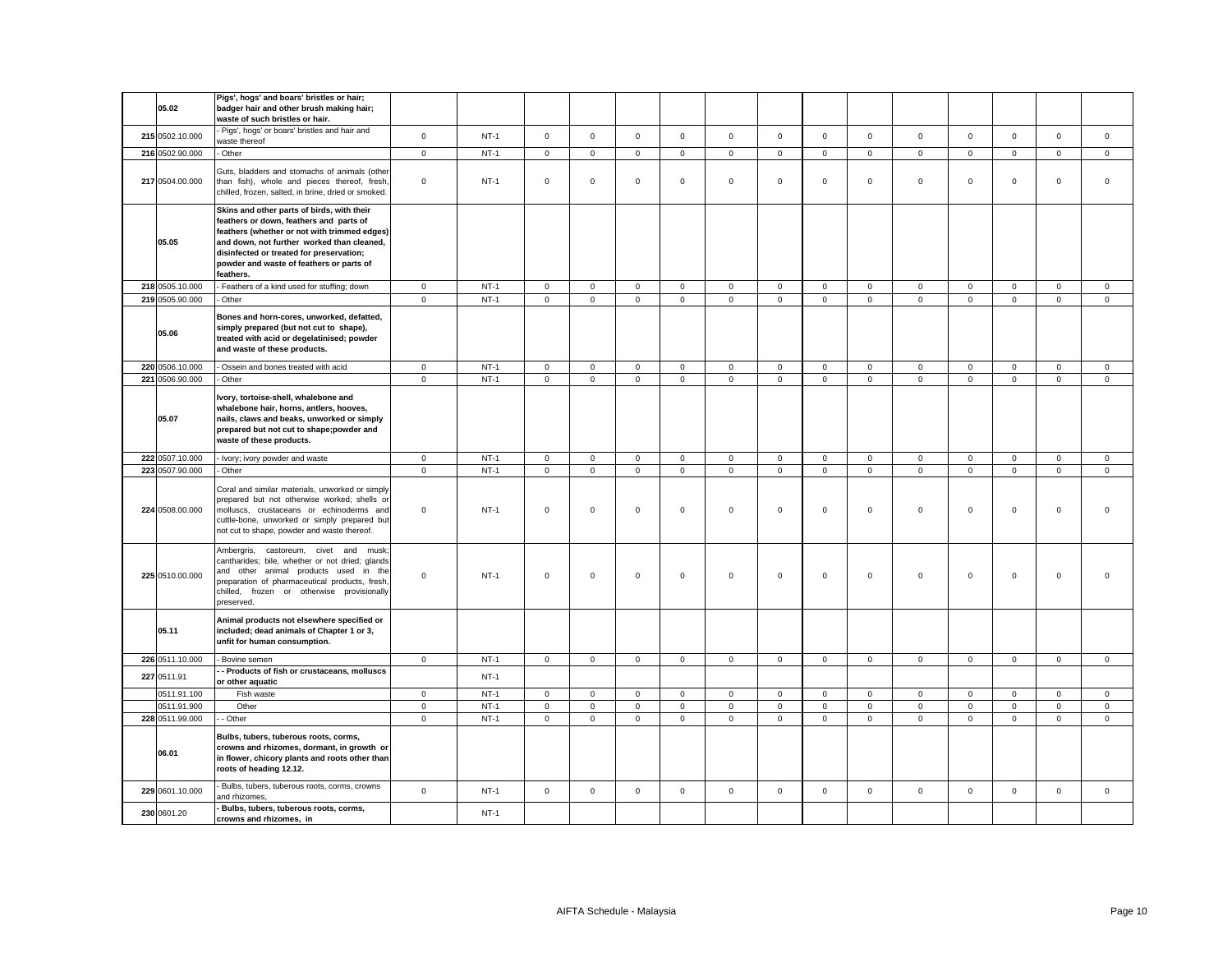| | | | | | | | | | | | | | | | | | | |
|---|---|---|---|---|---|---|---|---|---|---|---|---|---|---|---|---|---|---|
| | 05.02 | **Pigs', hogs' and boars' bristles or hair; badger hair and other brush making hair; waste of such bristles or hair.** | | | | | | | | | | | | | | | | |
| 215 | 0502.10.000 | - Pigs', hogs' or boars' bristles and hair and waste thereof | 0 | NT-1 | 0 | 0 | 0 | 0 | 0 | 0 | 0 | 0 | 0 | 0 | 0 | 0 | 0 |
| 216 | 0502.90.000 | - Other | 0 | NT-1 | 0 | 0 | 0 | 0 | 0 | 0 | 0 | 0 | 0 | 0 | 0 | 0 | 0 |
| 217 | 0504.00.000 | Guts, bladders and stomachs of animals (other than fish), whole and pieces thereof, fresh, chilled, frozen, salted, in brine, dried or smoked. | 0 | NT-1 | 0 | 0 | 0 | 0 | 0 | 0 | 0 | 0 | 0 | 0 | 0 | 0 | 0 |
| | 05.05 | **Skins and other parts of birds, with their feathers or down, feathers and parts of feathers (whether or not with trimmed edges) and down, not further worked than cleaned, disinfected or treated for preservation; powder and waste of feathers or parts of feathers.** | | | | | | | | | | | | | | | | |
| 218 | 0505.10.000 | - Feathers of a kind used for stuffing; down | 0 | NT-1 | 0 | 0 | 0 | 0 | 0 | 0 | 0 | 0 | 0 | 0 | 0 | 0 | 0 |
| 219 | 0505.90.000 | - Other | 0 | NT-1 | 0 | 0 | 0 | 0 | 0 | 0 | 0 | 0 | 0 | 0 | 0 | 0 | 0 |
| | 05.06 | **Bones and horn-cores, unworked, defatted, simply prepared (but not cut to shape), treated with acid or degelatinised; powder and waste of these products.** | | | | | | | | | | | | | | | | |
| 220 | 0506.10.000 | - Ossein and bones treated with acid | 0 | NT-1 | 0 | 0 | 0 | 0 | 0 | 0 | 0 | 0 | 0 | 0 | 0 | 0 | 0 |
| 221 | 0506.90.000 | - Other | 0 | NT-1 | 0 | 0 | 0 | 0 | 0 | 0 | 0 | 0 | 0 | 0 | 0 | 0 | 0 |
| | 05.07 | **Ivory, tortoise-shell, whalebone and whalebone hair, horns, antlers, hooves, nails, claws and beaks, unworked or simply prepared but not cut to shape;powder and waste of these products.** | | | | | | | | | | | | | | | | |
| 222 | 0507.10.000 | - Ivory; ivory powder and waste | 0 | NT-1 | 0 | 0 | 0 | 0 | 0 | 0 | 0 | 0 | 0 | 0 | 0 | 0 | 0 |
| 223 | 0507.90.000 | - Other | 0 | NT-1 | 0 | 0 | 0 | 0 | 0 | 0 | 0 | 0 | 0 | 0 | 0 | 0 | 0 |
| 224 | 0508.00.000 | Coral and similar materials, unworked or simply prepared but not otherwise worked; shells or molluscs, crustaceans or echinoderms and cuttle-bone, unworked or simply prepared but not cut to shape, powder and waste thereof. | 0 | NT-1 | 0 | 0 | 0 | 0 | 0 | 0 | 0 | 0 | 0 | 0 | 0 | 0 | 0 |
| 225 | 0510.00.000 | Ambergris, castoreum, civet and musk; cantharides; bile, whether or not dried; glands and other animal products used in the preparation of pharmaceutical products, fresh, chilled, frozen or otherwise provisionally preserved. | 0 | NT-1 | 0 | 0 | 0 | 0 | 0 | 0 | 0 | 0 | 0 | 0 | 0 | 0 | 0 |
| | 05.11 | **Animal products not elsewhere specified or included; dead animals of Chapter 1 or 3, unfit for human consumption.** | | | | | | | | | | | | | | | | |
| 226 | 0511.10.000 | - Bovine semen | 0 | NT-1 | 0 | 0 | 0 | 0 | 0 | 0 | 0 | 0 | 0 | 0 | 0 | 0 | 0 |
| 227 | 0511.91 | **- - Products of fish or crustaceans, molluscs or other aquatic** | | NT-1 | | | | | | | | | | | | | |
| | 0511.91.100 | Fish waste | 0 | NT-1 | 0 | 0 | 0 | 0 | 0 | 0 | 0 | 0 | 0 | 0 | 0 | 0 | 0 |
| | 0511.91.900 | Other | 0 | NT-1 | 0 | 0 | 0 | 0 | 0 | 0 | 0 | 0 | 0 | 0 | 0 | 0 | 0 |
| 228 | 0511.99.000 | - - Other | 0 | NT-1 | 0 | 0 | 0 | 0 | 0 | 0 | 0 | 0 | 0 | 0 | 0 | 0 | 0 |
| | 06.01 | **Bulbs, tubers, tuberous roots, corms, crowns and rhizomes, dormant, in growth or in flower, chicory plants and roots other than roots of heading 12.12.** | | | | | | | | | | | | | | | | |
| 229 | 0601.10.000 | - Bulbs, tubers, tuberous roots, corms, crowns and rhizomes, | 0 | NT-1 | 0 | 0 | 0 | 0 | 0 | 0 | 0 | 0 | 0 | 0 | 0 | 0 | 0 |
| 230 | 0601.20 | **- Bulbs, tubers, tuberous roots, corms, crowns and rhizomes, in** | | NT-1 | | | | | | | | | | | | | |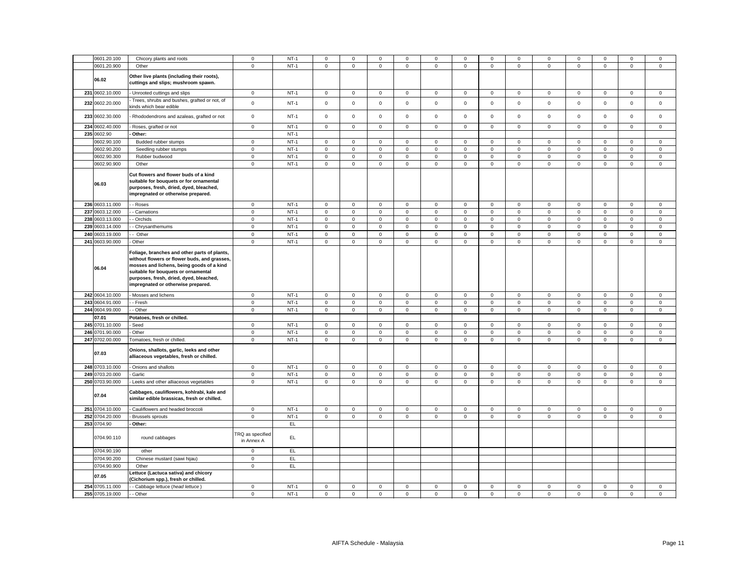| | | | | | | | | | | | | | | | | | |
|---|---|---|---|---|---|---|---|---|---|---|---|---|---|---|---|---|---|
| | 0601.20.100 | Chicory plants and roots | 0 | NT-1 | 0 | 0 | 0 | 0 | 0 | 0 | 0 | 0 | 0 | 0 | 0 | 0 | 0 |
| | 0601.20.900 | Other | 0 | NT-1 | 0 | 0 | 0 | 0 | 0 | 0 | 0 | 0 | 0 | 0 | 0 | 0 | 0 |
| | 06.02 | **Other live plants (including their roots), cuttings and slips; mushroom spawn.** | | | | | | | | | | | | | | | |
| 231 | 0602.10.000 | - Unrooted cuttings and slips | 0 | NT-1 | 0 | 0 | 0 | 0 | 0 | 0 | 0 | 0 | 0 | 0 | 0 | 0 | 0 |
| 232 | 0602.20.000 | - Trees, shrubs and bushes, grafted or not, of kinds which bear edible | 0 | NT-1 | 0 | 0 | 0 | 0 | 0 | 0 | 0 | 0 | 0 | 0 | 0 | 0 | 0 |
| 233 | 0602.30.000 | - Rhododendrons and azaleas, grafted or not | 0 | NT-1 | 0 | 0 | 0 | 0 | 0 | 0 | 0 | 0 | 0 | 0 | 0 | 0 | 0 |
| 234 | 0602.40.000 | - Roses, grafted or not | 0 | NT-1 | 0 | 0 | 0 | 0 | 0 | 0 | 0 | 0 | 0 | 0 | 0 | 0 | 0 |
| 235 | 0602.90 | **- Other:** | | NT-1 | | | | | | | | | | | | | |
| | 0602.90.100 | Budded rubber stumps | 0 | NT-1 | 0 | 0 | 0 | 0 | 0 | 0 | 0 | 0 | 0 | 0 | 0 | 0 | 0 |
| | 0602.90.200 | Seedling rubber stumps | 0 | NT-1 | 0 | 0 | 0 | 0 | 0 | 0 | 0 | 0 | 0 | 0 | 0 | 0 | 0 |
| | 0602.90.300 | Rubber budwood | 0 | NT-1 | 0 | 0 | 0 | 0 | 0 | 0 | 0 | 0 | 0 | 0 | 0 | 0 | 0 |
| | 0602.90.900 | Other | 0 | NT-1 | 0 | 0 | 0 | 0 | 0 | 0 | 0 | 0 | 0 | 0 | 0 | 0 | 0 |
| | 06.03 | **Cut flowers and flower buds of a kind suitable for bouquets or for ornamental purposes, fresh, dried, dyed, bleached, impregnated or otherwise prepared.** | | | | | | | | | | | | | | | |
| 236 | 0603.11.000 | - - Roses | 0 | NT-1 | 0 | 0 | 0 | 0 | 0 | 0 | 0 | 0 | 0 | 0 | 0 | 0 | 0 |
| 237 | 0603.12.000 | - - Carnations | 0 | NT-1 | 0 | 0 | 0 | 0 | 0 | 0 | 0 | 0 | 0 | 0 | 0 | 0 | 0 |
| 238 | 0603.13.000 | - - Orchids | 0 | NT-1 | 0 | 0 | 0 | 0 | 0 | 0 | 0 | 0 | 0 | 0 | 0 | 0 | 0 |
| 239 | 0603.14.000 | - - Chrysanthemums | 0 | NT-1 | 0 | 0 | 0 | 0 | 0 | 0 | 0 | 0 | 0 | 0 | 0 | 0 | 0 |
| 240 | 0603.19.000 | - - Other | 0 | NT-1 | 0 | 0 | 0 | 0 | 0 | 0 | 0 | 0 | 0 | 0 | 0 | 0 | 0 |
| 241 | 0603.90.000 | - Other | 0 | NT-1 | 0 | 0 | 0 | 0 | 0 | 0 | 0 | 0 | 0 | 0 | 0 | 0 | 0 |
| | 06.04 | **Foliage, branches and other parts of plants, without flowers or flower buds, and grasses, mosses and lichens, being goods of a kind suitable for bouquets or ornamental purposes, fresh, dried, dyed, bleached, impregnated or otherwise prepared.** | | | | | | | | | | | | | | | |
| 242 | 0604.10.000 | - Mosses and lichens | 0 | NT-1 | 0 | 0 | 0 | 0 | 0 | 0 | 0 | 0 | 0 | 0 | 0 | 0 | 0 |
| 243 | 0604.91.000 | - - Fresh | 0 | NT-1 | 0 | 0 | 0 | 0 | 0 | 0 | 0 | 0 | 0 | 0 | 0 | 0 | 0 |
| 244 | 0604.99.000 | - - Other | 0 | NT-1 | 0 | 0 | 0 | 0 | 0 | 0 | 0 | 0 | 0 | 0 | 0 | 0 | 0 |
| | 07.01 | **Potatoes, fresh or chilled.** | | | | | | | | | | | | | | | |
| 245 | 0701.10.000 | - Seed | 0 | NT-1 | 0 | 0 | 0 | 0 | 0 | 0 | 0 | 0 | 0 | 0 | 0 | 0 | 0 |
| 246 | 0701.90.000 | - Other | 0 | NT-1 | 0 | 0 | 0 | 0 | 0 | 0 | 0 | 0 | 0 | 0 | 0 | 0 | 0 |
| 247 | 0702.00.000 | Tomatoes, fresh or chilled. | 0 | NT-1 | 0 | 0 | 0 | 0 | 0 | 0 | 0 | 0 | 0 | 0 | 0 | 0 | 0 |
| | 07.03 | **Onions, shallots, garlic, leeks and other alliaceous vegetables, fresh or chilled.** | | | | | | | | | | | | | | | |
| 248 | 0703.10.000 | - Onions and shallots | 0 | NT-1 | 0 | 0 | 0 | 0 | 0 | 0 | 0 | 0 | 0 | 0 | 0 | 0 | 0 |
| 249 | 0703.20.000 | - Garlic | 0 | NT-1 | 0 | 0 | 0 | 0 | 0 | 0 | 0 | 0 | 0 | 0 | 0 | 0 | 0 |
| 250 | 0703.90.000 | - Leeks and other alliaceous vegetables | 0 | NT-1 | 0 | 0 | 0 | 0 | 0 | 0 | 0 | 0 | 0 | 0 | 0 | 0 | 0 |
| | 07.04 | **Cabbages, cauliflowers, kohlrabi, kale and similar edible brassicas, fresh or chilled.** | | | | | | | | | | | | | | | |
| 251 | 0704.10.000 | - Cauliflowers and headed broccoli | 0 | NT-1 | 0 | 0 | 0 | 0 | 0 | 0 | 0 | 0 | 0 | 0 | 0 | 0 | 0 |
| 252 | 0704.20.000 | - Brussels sprouts | 0 | NT-1 | 0 | 0 | 0 | 0 | 0 | 0 | 0 | 0 | 0 | 0 | 0 | 0 | 0 |
| 253 | 0704.90 | **- Other:** | | EL | | | | | | | | | | | | | |
| | 0704.90.110 | round cabbages | TRQ as specified in Annex A | EL | | | | | | | | | | | | | |
| | 0704.90.190 | other | 0 | EL | | | | | | | | | | | | | |
| | 0704.90.200 | Chinese mustard (sawi hijau) | 0 | EL | | | | | | | | | | | | | |
| | 0704.90.900 | Other | 0 | EL | | | | | | | | | | | | | |
| | 07.05 | **Lettuce (Lactuca sativa) and chicory (Cichorium spp.), fresh or chilled.** | | | | | | | | | | | | | | | |
| 254 | 0705.11.000 | - - Cabbage lettuce (*head lettuce*) | 0 | NT-1 | 0 | 0 | 0 | 0 | 0 | 0 | 0 | 0 | 0 | 0 | 0 | 0 | 0 |
| 255 | 0705.19.000 | - - Other | 0 | NT-1 | 0 | 0 | 0 | 0 | 0 | 0 | 0 | 0 | 0 | 0 | 0 | 0 | 0 |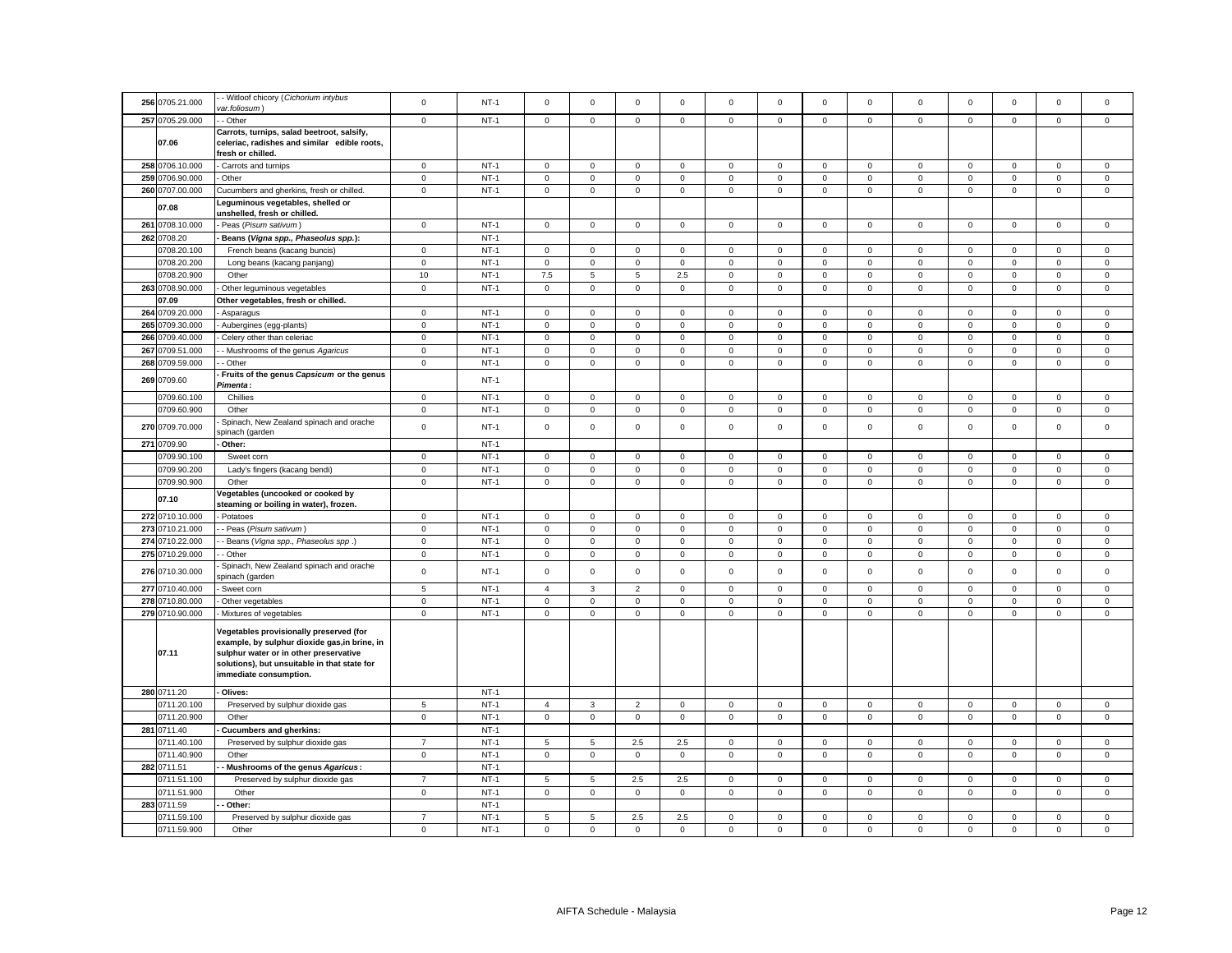| | | | | | | | | | | | | | | | | | |
|---|---|---|---|---|---|---|---|---|---|---|---|---|---|---|---|---|---|
| 256 | 0705.21.000 | - - Witloof chicory (*Cichorium intybus var.foliosum*) | 0 | NT-1 | 0 | 0 | 0 | 0 | 0 | 0 | 0 | 0 | 0 | 0 | 0 | 0 | 0 |
| 257 | 0705.29.000 | - - Other | 0 | NT-1 | 0 | 0 | 0 | 0 | 0 | 0 | 0 | 0 | 0 | 0 | 0 | 0 | 0 |
| | **07.06** | **Carrots, turnips, salad beetroot, salsify, celeriac, radishes and similar edible roots, fresh or chilled.** | | | | | | | | | | | | | | | |
| 258 | 0706.10.000 | - Carrots and turnips | 0 | NT-1 | 0 | 0 | 0 | 0 | 0 | 0 | 0 | 0 | 0 | 0 | 0 | 0 | 0 |
| 259 | 0706.90.000 | - Other | 0 | NT-1 | 0 | 0 | 0 | 0 | 0 | 0 | 0 | 0 | 0 | 0 | 0 | 0 | 0 |
| 260 | 0707.00.000 | Cucumbers and gherkins, fresh or chilled. | 0 | NT-1 | 0 | 0 | 0 | 0 | 0 | 0 | 0 | 0 | 0 | 0 | 0 | 0 | 0 |
| | **07.08** | **Leguminous vegetables, shelled or unshelled, fresh or chilled.** | | | | | | | | | | | | | | | |
| 261 | 0708.10.000 | - Peas (*Pisum sativum*) | 0 | NT-1 | 0 | 0 | 0 | 0 | 0 | 0 | 0 | 0 | 0 | 0 | 0 | 0 | 0 |
| 262 | 0708.20 | **- Beans (*Vigna spp., Phaseolus spp.*):** | | NT-1 | | | | | | | | | | | | | |
| | 0708.20.100 | French beans (kacang buncis) | 0 | NT-1 | 0 | 0 | 0 | 0 | 0 | 0 | 0 | 0 | 0 | 0 | 0 | 0 | 0 |
| | 0708.20.200 | Long beans (kacang panjang) | 0 | NT-1 | 0 | 0 | 0 | 0 | 0 | 0 | 0 | 0 | 0 | 0 | 0 | 0 | 0 |
| | 0708.20.900 | Other | 10 | NT-1 | 7.5 | 5 | 5 | 2.5 | 0 | 0 | 0 | 0 | 0 | 0 | 0 | 0 | 0 |
| 263 | 0708.90.000 | - Other leguminous vegetables | 0 | NT-1 | 0 | 0 | 0 | 0 | 0 | 0 | 0 | 0 | 0 | 0 | 0 | 0 | 0 |
| | **07.09** | **Other vegetables, fresh or chilled.** | | | | | | | | | | | | | | | |
| 264 | 0709.20.000 | - Asparagus | 0 | NT-1 | 0 | 0 | 0 | 0 | 0 | 0 | 0 | 0 | 0 | 0 | 0 | 0 | 0 |
| 265 | 0709.30.000 | - Aubergines (egg-plants) | 0 | NT-1 | 0 | 0 | 0 | 0 | 0 | 0 | 0 | 0 | 0 | 0 | 0 | 0 | 0 |
| 266 | 0709.40.000 | - Celery other than celeriac | 0 | NT-1 | 0 | 0 | 0 | 0 | 0 | 0 | 0 | 0 | 0 | 0 | 0 | 0 | 0 |
| 267 | 0709.51.000 | - - Mushrooms of the genus *Agaricus* | 0 | NT-1 | 0 | 0 | 0 | 0 | 0 | 0 | 0 | 0 | 0 | 0 | 0 | 0 | 0 |
| 268 | 0709.59.000 | - - Other | 0 | NT-1 | 0 | 0 | 0 | 0 | 0 | 0 | 0 | 0 | 0 | 0 | 0 | 0 | 0 |
| 269 | 0709.60 | **- Fruits of the genus *Capsicum* or the genus *Pimenta*:** | | NT-1 | | | | | | | | | | | | | |
| | 0709.60.100 | Chillies | 0 | NT-1 | 0 | 0 | 0 | 0 | 0 | 0 | 0 | 0 | 0 | 0 | 0 | 0 | 0 |
| | 0709.60.900 | Other | 0 | NT-1 | 0 | 0 | 0 | 0 | 0 | 0 | 0 | 0 | 0 | 0 | 0 | 0 | 0 |
| 270 | 0709.70.000 | - Spinach, New Zealand spinach and orache spinach (garden | 0 | NT-1 | 0 | 0 | 0 | 0 | 0 | 0 | 0 | 0 | 0 | 0 | 0 | 0 | 0 |
| 271 | 0709.90 | **- Other:** | | NT-1 | | | | | | | | | | | | | |
| | 0709.90.100 | Sweet corn | 0 | NT-1 | 0 | 0 | 0 | 0 | 0 | 0 | 0 | 0 | 0 | 0 | 0 | 0 | 0 |
| | 0709.90.200 | Lady's fingers (kacang bendi) | 0 | NT-1 | 0 | 0 | 0 | 0 | 0 | 0 | 0 | 0 | 0 | 0 | 0 | 0 | 0 |
| | 0709.90.900 | Other | 0 | NT-1 | 0 | 0 | 0 | 0 | 0 | 0 | 0 | 0 | 0 | 0 | 0 | 0 | 0 |
| | **07.10** | **Vegetables (uncooked or cooked by steaming or boiling in water), frozen.** | | | | | | | | | | | | | | | |
| 272 | 0710.10.000 | - Potatoes | 0 | NT-1 | 0 | 0 | 0 | 0 | 0 | 0 | 0 | 0 | 0 | 0 | 0 | 0 | 0 |
| 273 | 0710.21.000 | - - Peas (*Pisum sativum*) | 0 | NT-1 | 0 | 0 | 0 | 0 | 0 | 0 | 0 | 0 | 0 | 0 | 0 | 0 | 0 |
| 274 | 0710.22.000 | - - Beans (*Vigna spp., Phaseolus spp*.) | 0 | NT-1 | 0 | 0 | 0 | 0 | 0 | 0 | 0 | 0 | 0 | 0 | 0 | 0 | 0 |
| 275 | 0710.29.000 | - - Other | 0 | NT-1 | 0 | 0 | 0 | 0 | 0 | 0 | 0 | 0 | 0 | 0 | 0 | 0 | 0 |
| 276 | 0710.30.000 | - Spinach, New Zealand spinach and orache spinach (garden | 0 | NT-1 | 0 | 0 | 0 | 0 | 0 | 0 | 0 | 0 | 0 | 0 | 0 | 0 | 0 |
| 277 | 0710.40.000 | - Sweet corn | 5 | NT-1 | 4 | 3 | 2 | 0 | 0 | 0 | 0 | 0 | 0 | 0 | 0 | 0 | 0 |
| 278 | 0710.80.000 | - Other vegetables | 0 | NT-1 | 0 | 0 | 0 | 0 | 0 | 0 | 0 | 0 | 0 | 0 | 0 | 0 | 0 |
| 279 | 0710.90.000 | - Mixtures of vegetables | 0 | NT-1 | 0 | 0 | 0 | 0 | 0 | 0 | 0 | 0 | 0 | 0 | 0 | 0 | 0 |
| | **07.11** | **Vegetables provisionally preserved (for example, by sulphur dioxide gas,in brine, in sulphur water or in other preservative solutions), but unsuitable in that state for immediate consumption.** | | | | | | | | | | | | | | | |
| 280 | 0711.20 | **- Olives:** | | NT-1 | | | | | | | | | | | | | |
| | 0711.20.100 | Preserved by sulphur dioxide gas | 5 | NT-1 | 4 | 3 | 2 | 0 | 0 | 0 | 0 | 0 | 0 | 0 | 0 | 0 | 0 |
| | 0711.20.900 | Other | 0 | NT-1 | 0 | 0 | 0 | 0 | 0 | 0 | 0 | 0 | 0 | 0 | 0 | 0 | 0 |
| 281 | 0711.40 | **- Cucumbers and gherkins:** | | NT-1 | | | | | | | | | | | | | |
| | 0711.40.100 | Preserved by sulphur dioxide gas | 7 | NT-1 | 5 | 5 | 2.5 | 2.5 | 0 | 0 | 0 | 0 | 0 | 0 | 0 | 0 | 0 |
| | 0711.40.900 | Other | 0 | NT-1 | 0 | 0 | 0 | 0 | 0 | 0 | 0 | 0 | 0 | 0 | 0 | 0 | 0 |
| 282 | 0711.51 | **- - Mushrooms of the genus *Agaricus*:** | | NT-1 | | | | | | | | | | | | | |
| | 0711.51.100 | Preserved by sulphur dioxide gas | 7 | NT-1 | 5 | 5 | 2.5 | 2.5 | 0 | 0 | 0 | 0 | 0 | 0 | 0 | 0 | 0 |
| | 0711.51.900 | Other | 0 | NT-1 | 0 | 0 | 0 | 0 | 0 | 0 | 0 | 0 | 0 | 0 | 0 | 0 | 0 |
| 283 | 0711.59 | **- - Other:** | | NT-1 | | | | | | | | | | | | | |
| | 0711.59.100 | Preserved by sulphur dioxide gas | 7 | NT-1 | 5 | 5 | 2.5 | 2.5 | 0 | 0 | 0 | 0 | 0 | 0 | 0 | 0 | 0 |
| | 0711.59.900 | Other | 0 | NT-1 | 0 | 0 | 0 | 0 | 0 | 0 | 0 | 0 | 0 | 0 | 0 | 0 | 0 |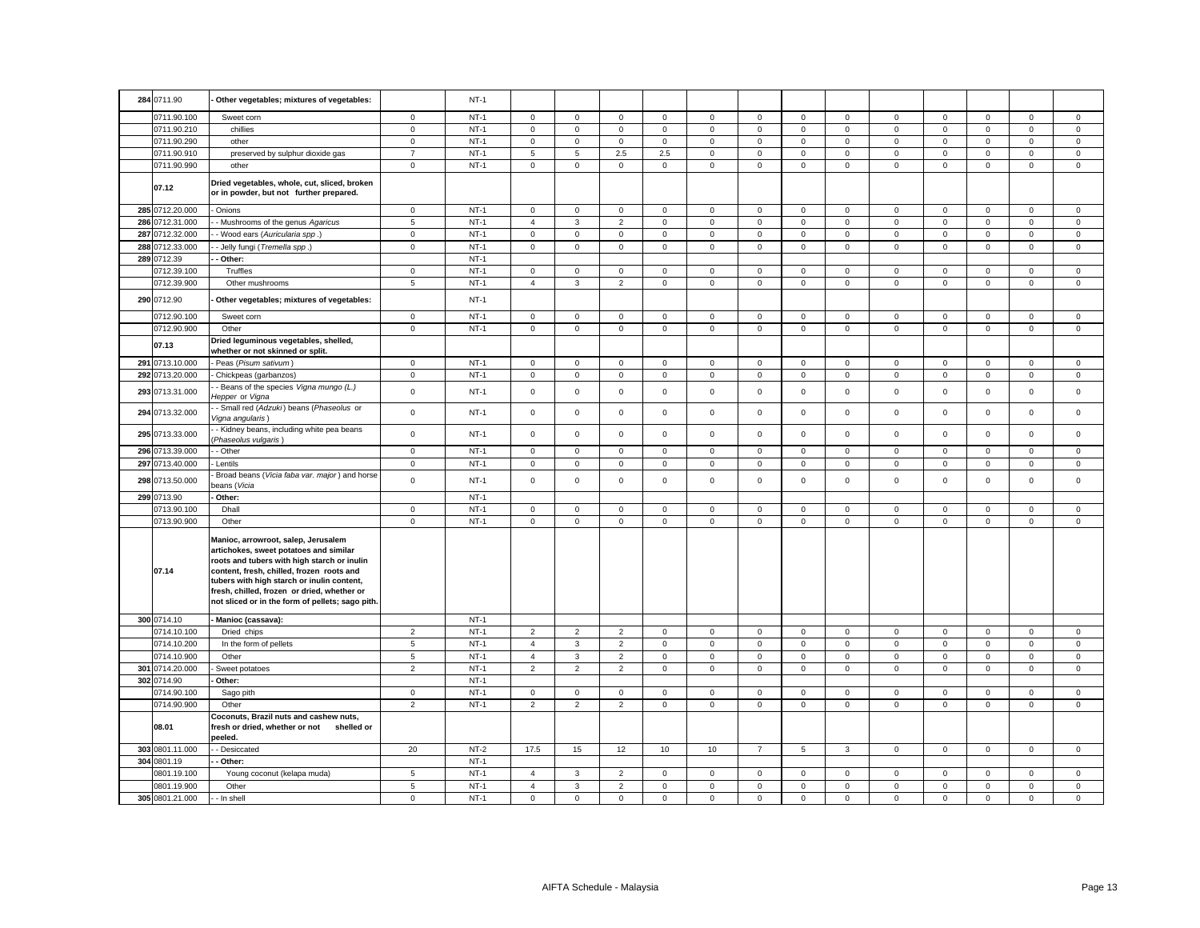| 284 | 0711.90 | - Other vegetables; mixtures of vegetables: | | NT-1 | | | | | | | | | | | | | | |
|---|---|---|---|---|---|---|---|---|---|---|---|---|---|---|---|---|---|---|
| | 0711.90.100 | Sweet corn | 0 | NT-1 | 0 | 0 | 0 | 0 | 0 | 0 | 0 | 0 | 0 | 0 | 0 | 0 | 0 |
| | 0711.90.210 | chillies | 0 | NT-1 | 0 | 0 | 0 | 0 | 0 | 0 | 0 | 0 | 0 | 0 | 0 | 0 | 0 |
| | 0711.90.290 | other | 0 | NT-1 | 0 | 0 | 0 | 0 | 0 | 0 | 0 | 0 | 0 | 0 | 0 | 0 | 0 |
| | 0711.90.910 | preserved by sulphur dioxide gas | 7 | NT-1 | 5 | 5 | 2.5 | 2.5 | 0 | 0 | 0 | 0 | 0 | 0 | 0 | 0 | 0 |
| | 0711.90.990 | other | 0 | NT-1 | 0 | 0 | 0 | 0 | 0 | 0 | 0 | 0 | 0 | 0 | 0 | 0 | 0 |
| | 07.12 | Dried vegetables, whole, cut, sliced, broken or in powder, but not further prepared. | | | | | | | | | | | | | | | |
| 285 | 0712.20.000 | - Onions | 0 | NT-1 | 0 | 0 | 0 | 0 | 0 | 0 | 0 | 0 | 0 | 0 | 0 | 0 | 0 |
| 286 | 0712.31.000 | - - Mushrooms of the genus *Agaricus* | 5 | NT-1 | 4 | 3 | 2 | 0 | 0 | 0 | 0 | 0 | 0 | 0 | 0 | 0 | 0 |
| 287 | 0712.32.000 | - - Wood ears (*Auricularia spp*.) | 0 | NT-1 | 0 | 0 | 0 | 0 | 0 | 0 | 0 | 0 | 0 | 0 | 0 | 0 | 0 |
| 288 | 0712.33.000 | - - Jelly fungi (*Tremella spp*.) | 0 | NT-1 | 0 | 0 | 0 | 0 | 0 | 0 | 0 | 0 | 0 | 0 | 0 | 0 | 0 |
| 289 | 0712.39 | - - Other: | | NT-1 | | | | | | | | | | | | | |
| | 0712.39.100 | Truffles | 0 | NT-1 | 0 | 0 | 0 | 0 | 0 | 0 | 0 | 0 | 0 | 0 | 0 | 0 | 0 |
| | 0712.39.900 | Other mushrooms | 5 | NT-1 | 4 | 3 | 2 | 0 | 0 | 0 | 0 | 0 | 0 | 0 | 0 | 0 | 0 |
| 290 | 0712.90 | - Other vegetables; mixtures of vegetables: | | NT-1 | | | | | | | | | | | | | |
| | 0712.90.100 | Sweet corn | 0 | NT-1 | 0 | 0 | 0 | 0 | 0 | 0 | 0 | 0 | 0 | 0 | 0 | 0 | 0 |
| | 0712.90.900 | Other | 0 | NT-1 | 0 | 0 | 0 | 0 | 0 | 0 | 0 | 0 | 0 | 0 | 0 | 0 | 0 |
| | 07.13 | Dried leguminous vegetables, shelled, whether or not skinned or split. | | | | | | | | | | | | | | | |
| 291 | 0713.10.000 | - Peas (*Pisum sativum*) | 0 | NT-1 | 0 | 0 | 0 | 0 | 0 | 0 | 0 | 0 | 0 | 0 | 0 | 0 | 0 |
| 292 | 0713.20.000 | - Chickpeas (garbanzos) | 0 | NT-1 | 0 | 0 | 0 | 0 | 0 | 0 | 0 | 0 | 0 | 0 | 0 | 0 | 0 |
| 293 | 0713.31.000 | - - Beans of the species *Vigna mungo (L.) Hepper* or *Vigna* | 0 | NT-1 | 0 | 0 | 0 | 0 | 0 | 0 | 0 | 0 | 0 | 0 | 0 | 0 | 0 |
| 294 | 0713.32.000 | - - Small red (*Adzuki*) beans (*Phaseolus* or *Vigna angularis*) | 0 | NT-1 | 0 | 0 | 0 | 0 | 0 | 0 | 0 | 0 | 0 | 0 | 0 | 0 | 0 |
| 295 | 0713.33.000 | - - Kidney beans, including white pea beans (*Phaseolus vulgaris*) | 0 | NT-1 | 0 | 0 | 0 | 0 | 0 | 0 | 0 | 0 | 0 | 0 | 0 | 0 | 0 |
| 296 | 0713.39.000 | - - Other | 0 | NT-1 | 0 | 0 | 0 | 0 | 0 | 0 | 0 | 0 | 0 | 0 | 0 | 0 | 0 |
| 297 | 0713.40.000 | - Lentils | 0 | NT-1 | 0 | 0 | 0 | 0 | 0 | 0 | 0 | 0 | 0 | 0 | 0 | 0 | 0 |
| 298 | 0713.50.000 | - Broad beans (*Vicia faba var. major*) and horse beans (*Vicia* | 0 | NT-1 | 0 | 0 | 0 | 0 | 0 | 0 | 0 | 0 | 0 | 0 | 0 | 0 | 0 |
| 299 | 0713.90 | - Other: | | NT-1 | | | | | | | | | | | | | |
| | 0713.90.100 | Dhall | 0 | NT-1 | 0 | 0 | 0 | 0 | 0 | 0 | 0 | 0 | 0 | 0 | 0 | 0 | 0 |
| | 0713.90.900 | Other | 0 | NT-1 | 0 | 0 | 0 | 0 | 0 | 0 | 0 | 0 | 0 | 0 | 0 | 0 | 0 |
| | 07.14 | Manioc, arrowroot, salep, Jerusalem artichokes, sweet potatoes and similar roots and tubers with high starch or inulin content, fresh, chilled, frozen roots and tubers with high starch or inulin content, fresh, chilled, frozen or dried, whether or not sliced or in the form of pellets; sago pith. | | | | | | | | | | | | | | | |
| 300 | 0714.10 | - Manioc (cassava): | | NT-1 | | | | | | | | | | | | | |
| | 0714.10.100 | Dried chips | 2 | NT-1 | 2 | 2 | 2 | 0 | 0 | 0 | 0 | 0 | 0 | 0 | 0 | 0 | 0 |
| | 0714.10.200 | In the form of pellets | 5 | NT-1 | 4 | 3 | 2 | 0 | 0 | 0 | 0 | 0 | 0 | 0 | 0 | 0 | 0 |
| | 0714.10.900 | Other | 5 | NT-1 | 4 | 3 | 2 | 0 | 0 | 0 | 0 | 0 | 0 | 0 | 0 | 0 | 0 |
| 301 | 0714.20.000 | - Sweet potatoes | 2 | NT-1 | 2 | 2 | 2 | 0 | 0 | 0 | 0 | 0 | 0 | 0 | 0 | 0 | 0 |
| 302 | 0714.90 | - Other: | | NT-1 | | | | | | | | | | | | | |
| | 0714.90.100 | Sago pith | 0 | NT-1 | 0 | 0 | 0 | 0 | 0 | 0 | 0 | 0 | 0 | 0 | 0 | 0 | 0 |
| | 0714.90.900 | Other | 2 | NT-1 | 2 | 2 | 2 | 0 | 0 | 0 | 0 | 0 | 0 | 0 | 0 | 0 | 0 |
| | 08.01 | Coconuts, Brazil nuts and cashew nuts, fresh or dried, whether or not shelled or peeled. | | | | | | | | | | | | | | | |
| 303 | 0801.11.000 | - - Desiccated | 20 | NT-2 | 17.5 | 15 | 12 | 10 | 10 | 7 | 5 | 3 | 0 | 0 | 0 | 0 | 0 |
| 304 | 0801.19 | - - Other: | | NT-1 | | | | | | | | | | | | | |
| | 0801.19.100 | Young coconut (kelapa muda) | 5 | NT-1 | 4 | 3 | 2 | 0 | 0 | 0 | 0 | 0 | 0 | 0 | 0 | 0 | 0 |
| | 0801.19.900 | Other | 5 | NT-1 | 4 | 3 | 2 | 0 | 0 | 0 | 0 | 0 | 0 | 0 | 0 | 0 | 0 |
| 305 | 0801.21.000 | - - In shell | 0 | NT-1 | 0 | 0 | 0 | 0 | 0 | 0 | 0 | 0 | 0 | 0 | 0 | 0 | 0 |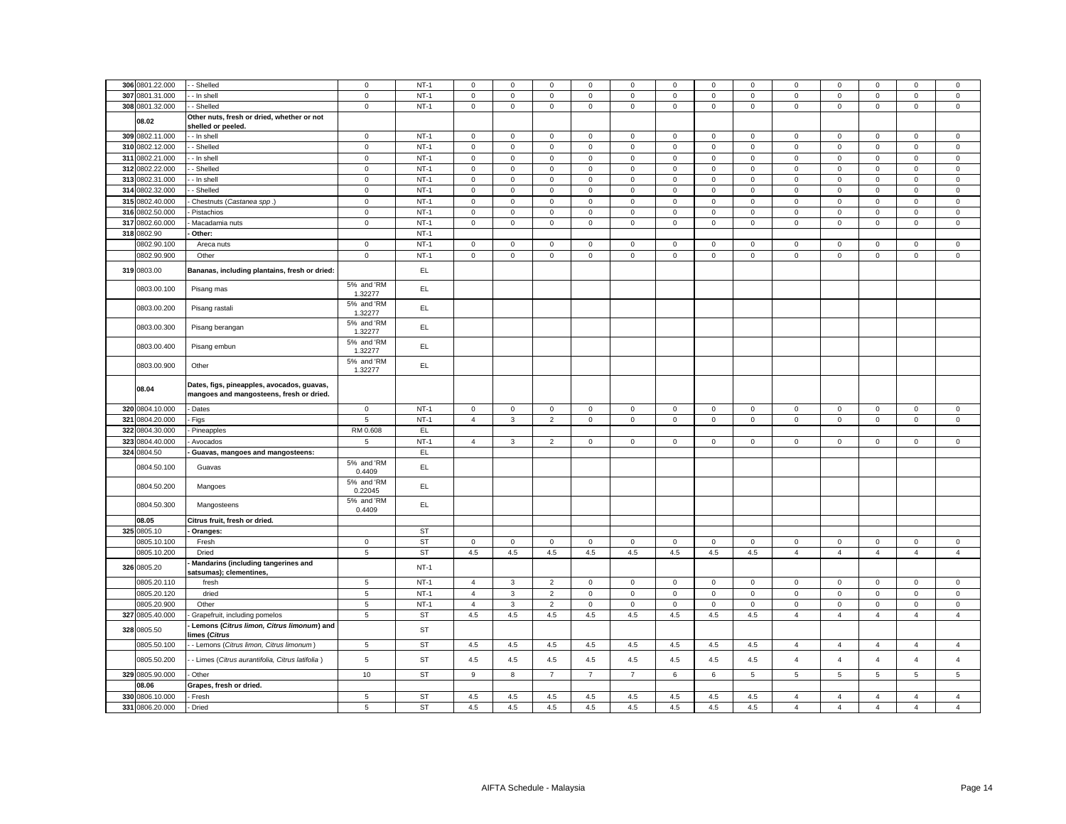| 306 | 0801.22.000 | - - Shelled | 0 | NT-1 | 0 | 0 | 0 | 0 | 0 | 0 | 0 | 0 | 0 | 0 | 0 | 0 | 0 |
|---|---|---|---|---|---|---|---|---|---|---|---|---|---|---|---|---|---|
| 307 | 0801.31.000 | - - In shell | 0 | NT-1 | 0 | 0 | 0 | 0 | 0 | 0 | 0 | 0 | 0 | 0 | 0 | 0 | 0 |
| 308 | 0801.32.000 | - - Shelled | 0 | NT-1 | 0 | 0 | 0 | 0 | 0 | 0 | 0 | 0 | 0 | 0 | 0 | 0 | 0 |
| | 08.02 | **Other nuts, fresh or dried, whether or not shelled or peeled.** | | | | | | | | | | | | | | | |
| 309 | 0802.11.000 | - - In shell | 0 | NT-1 | 0 | 0 | 0 | 0 | 0 | 0 | 0 | 0 | 0 | 0 | 0 | 0 | 0 |
| 310 | 0802.12.000 | - - Shelled | 0 | NT-1 | 0 | 0 | 0 | 0 | 0 | 0 | 0 | 0 | 0 | 0 | 0 | 0 | 0 |
| 311 | 0802.21.000 | - - In shell | 0 | NT-1 | 0 | 0 | 0 | 0 | 0 | 0 | 0 | 0 | 0 | 0 | 0 | 0 | 0 |
| 312 | 0802.22.000 | - - Shelled | 0 | NT-1 | 0 | 0 | 0 | 0 | 0 | 0 | 0 | 0 | 0 | 0 | 0 | 0 | 0 |
| 313 | 0802.31.000 | - - In shell | 0 | NT-1 | 0 | 0 | 0 | 0 | 0 | 0 | 0 | 0 | 0 | 0 | 0 | 0 | 0 |
| 314 | 0802.32.000 | - - Shelled | 0 | NT-1 | 0 | 0 | 0 | 0 | 0 | 0 | 0 | 0 | 0 | 0 | 0 | 0 | 0 |
| 315 | 0802.40.000 | - Chestnuts (*Castanea spp*.) | 0 | NT-1 | 0 | 0 | 0 | 0 | 0 | 0 | 0 | 0 | 0 | 0 | 0 | 0 | 0 |
| 316 | 0802.50.000 | - Pistachios | 0 | NT-1 | 0 | 0 | 0 | 0 | 0 | 0 | 0 | 0 | 0 | 0 | 0 | 0 | 0 |
| 317 | 0802.60.000 | - Macadamia nuts | 0 | NT-1 | 0 | 0 | 0 | 0 | 0 | 0 | 0 | 0 | 0 | 0 | 0 | 0 | 0 |
| 318 | 0802.90 | **- Other:** | | NT-1 | | | | | | | | | | | | | |
| | 0802.90.100 | Areca nuts | 0 | NT-1 | 0 | 0 | 0 | 0 | 0 | 0 | 0 | 0 | 0 | 0 | 0 | 0 | 0 |
| | 0802.90.900 | Other | 0 | NT-1 | 0 | 0 | 0 | 0 | 0 | 0 | 0 | 0 | 0 | 0 | 0 | 0 | 0 |
| 319 | 0803.00 | **Bananas, including plantains, fresh or dried:** | | EL | | | | | | | | | | | | | |
| | 0803.00.100 | Pisang mas | 5% and 'RM 1.32277 | EL | | | | | | | | | | | | | |
| | 0803.00.200 | Pisang rastali | 5% and 'RM 1.32277 | EL | | | | | | | | | | | | | |
| | 0803.00.300 | Pisang berangan | 5% and 'RM 1.32277 | EL | | | | | | | | | | | | | |
| | 0803.00.400 | Pisang embun | 5% and 'RM 1.32277 | EL | | | | | | | | | | | | | |
| | 0803.00.900 | Other | 5% and 'RM 1.32277 | EL | | | | | | | | | | | | | |
| | 08.04 | **Dates, figs, pineapples, avocados, guavas, mangoes and mangosteens, fresh or dried.** | | | | | | | | | | | | | | | |
| 320 | 0804.10.000 | - Dates | 0 | NT-1 | 0 | 0 | 0 | 0 | 0 | 0 | 0 | 0 | 0 | 0 | 0 | 0 | 0 |
| 321 | 0804.20.000 | - Figs | 5 | NT-1 | 4 | 3 | 2 | 0 | 0 | 0 | 0 | 0 | 0 | 0 | 0 | 0 | 0 |
| 322 | 0804.30.000 | - Pineapples | RM 0.608 | EL | | | | | | | | | | | | | |
| 323 | 0804.40.000 | - Avocados | 5 | NT-1 | 4 | 3 | 2 | 0 | 0 | 0 | 0 | 0 | 0 | 0 | 0 | 0 | 0 |
| 324 | 0804.50 | **- Guavas, mangoes and mangosteens:** | | EL | | | | | | | | | | | | | |
| | 0804.50.100 | Guavas | 5% and 'RM 0.4409 | EL | | | | | | | | | | | | | |
| | 0804.50.200 | Mangoes | 5% and 'RM 0.22045 | EL | | | | | | | | | | | | | |
| | 0804.50.300 | Mangosteens | 5% and 'RM 0.4409 | EL | | | | | | | | | | | | | |
| | 08.05 | **Citrus fruit, fresh or dried.** | | | | | | | | | | | | | | | |
| 325 | 0805.10 | **- Oranges:** | | ST | | | | | | | | | | | | | |
| | 0805.10.100 | Fresh | 0 | ST | 0 | 0 | 0 | 0 | 0 | 0 | 0 | 0 | 0 | 0 | 0 | 0 | 0 |
| | 0805.10.200 | Dried | 5 | ST | 4.5 | 4.5 | 4.5 | 4.5 | 4.5 | 4.5 | 4.5 | 4.5 | 4 | 4 | 4 | 4 | 4 |
| 326 | 0805.20 | **- Mandarins (including tangerines and satsumas); clementines,** | | NT-1 | | | | | | | | | | | | | |
| | 0805.20.110 | fresh | 5 | NT-1 | 4 | 3 | 2 | 0 | 0 | 0 | 0 | 0 | 0 | 0 | 0 | 0 | 0 |
| | 0805.20.120 | dried | 5 | NT-1 | 4 | 3 | 2 | 0 | 0 | 0 | 0 | 0 | 0 | 0 | 0 | 0 | 0 |
| | 0805.20.900 | Other | 5 | NT-1 | 4 | 3 | 2 | 0 | 0 | 0 | 0 | 0 | 0 | 0 | 0 | 0 | 0 |
| 327 | 0805.40.000 | - Grapefruit, including pomelos | 5 | ST | 4.5 | 4.5 | 4.5 | 4.5 | 4.5 | 4.5 | 4.5 | 4.5 | 4 | 4 | 4 | 4 | 4 |
| 328 | 0805.50 | **- Lemons (*Citrus limon, Citrus limonum*) and limes (*Citrus*** | | ST | | | | | | | | | | | | | |
| | 0805.50.100 | - - Lemons (*Citrus limon, Citrus limonum*) | 5 | ST | 4.5 | 4.5 | 4.5 | 4.5 | 4.5 | 4.5 | 4.5 | 4.5 | 4 | 4 | 4 | 4 | 4 |
| | 0805.50.200 | - - Limes (*Citrus aurantifolia, Citrus latifolia*) | 5 | ST | 4.5 | 4.5 | 4.5 | 4.5 | 4.5 | 4.5 | 4.5 | 4.5 | 4 | 4 | 4 | 4 | 4 |
| 329 | 0805.90.000 | - Other | 10 | ST | 9 | 8 | 7 | 7 | 7 | 6 | 6 | 5 | 5 | 5 | 5 | 5 | 5 |
| | 08.06 | **Grapes, fresh or dried.** | | | | | | | | | | | | | | | |
| 330 | 0806.10.000 | - Fresh | 5 | ST | 4.5 | 4.5 | 4.5 | 4.5 | 4.5 | 4.5 | 4.5 | 4.5 | 4 | 4 | 4 | 4 | 4 |
| 331 | 0806.20.000 | - Dried | 5 | ST | 4.5 | 4.5 | 4.5 | 4.5 | 4.5 | 4.5 | 4.5 | 4.5 | 4 | 4 | 4 | 4 | 4 |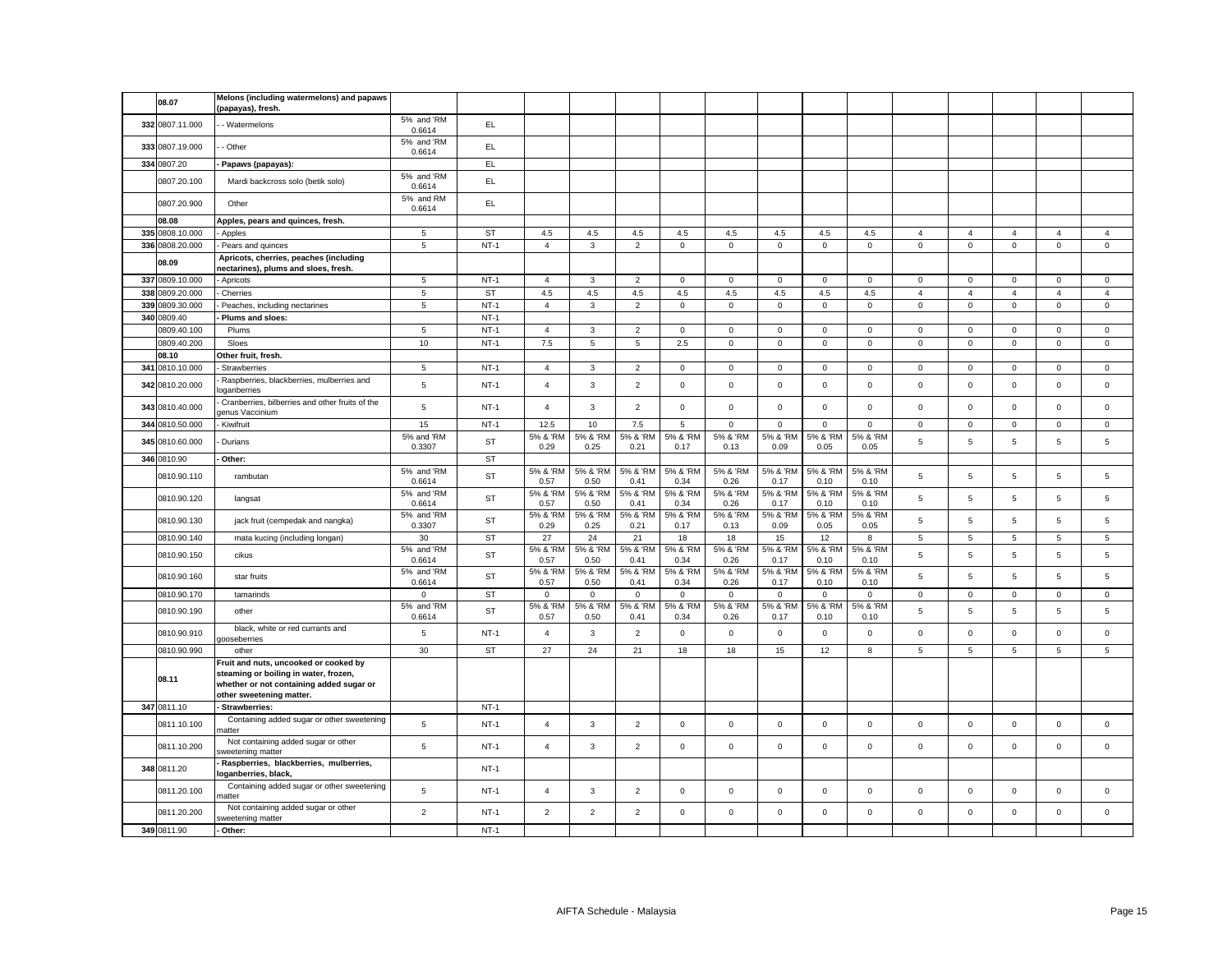| | | | | | | | | | | | | | | | | | | |
|---|---|---|---|---|---|---|---|---|---|---|---|---|---|---|---|---|---|---|
| | 08.07 | Melons (including watermelons) and papaws (papayas), fresh. | | | | | | | | | | | | | | | | |
| 332 | 0807.11.000 | - - Watermelons | 5% and 'RM 0.6614 | EL | | | | | | | | | | | | | | |
| 333 | 0807.19.000 | - - Other | 5% and 'RM 0.6614 | EL | | | | | | | | | | | | | | |
| 334 | 0807.20 | - Papaws (papayas): | | EL | | | | | | | | | | | | | | |
| | 0807.20.100 | Mardi backcross solo (betik solo) | 5% and 'RM 0.6614 | EL | | | | | | | | | | | | | | |
| | 0807.20.900 | Other | 5% and RM 0.6614 | EL | | | | | | | | | | | | | | |
| | 08.08 | Apples, pears and quinces, fresh. | | | | | | | | | | | | | | | | |
| 335 | 0808.10.000 | - Apples | 5 | ST | 4.5 | 4.5 | 4.5 | 4.5 | 4.5 | 4.5 | 4.5 | 4.5 | 4 | 4 | 4 | 4 | 4 |
| 336 | 0808.20.000 | - Pears and quinces | 5 | NT-1 | 4 | 3 | 2 | 0 | 0 | 0 | 0 | 0 | 0 | 0 | 0 | 0 | 0 |
| | 08.09 | Apricots, cherries, peaches (including nectarines), plums and sloes, fresh. | | | | | | | | | | | | | | | | |
| 337 | 0809.10.000 | - Apricots | 5 | NT-1 | 4 | 3 | 2 | 0 | 0 | 0 | 0 | 0 | 0 | 0 | 0 | 0 | 0 |
| 338 | 0809.20.000 | - Cherries | 5 | ST | 4.5 | 4.5 | 4.5 | 4.5 | 4.5 | 4.5 | 4.5 | 4.5 | 4 | 4 | 4 | 4 | 4 |
| 339 | 0809.30.000 | - Peaches, including nectarines | 5 | NT-1 | 4 | 3 | 2 | 0 | 0 | 0 | 0 | 0 | 0 | 0 | 0 | 0 | 0 |
| 340 | 0809.40 | - Plums and sloes: | | NT-1 | | | | | | | | | | | | | | |
| | 0809.40.100 | Plums | 5 | NT-1 | 4 | 3 | 2 | 0 | 0 | 0 | 0 | 0 | 0 | 0 | 0 | 0 | 0 |
| | 0809.40.200 | Sloes | 10 | NT-1 | 7.5 | 5 | 5 | 2.5 | 0 | 0 | 0 | 0 | 0 | 0 | 0 | 0 | 0 |
| | 08.10 | Other fruit, fresh. | | | | | | | | | | | | | | | | |
| 341 | 0810.10.000 | - Strawberries | 5 | NT-1 | 4 | 3 | 2 | 0 | 0 | 0 | 0 | 0 | 0 | 0 | 0 | 0 | 0 |
| 342 | 0810.20.000 | - Raspberries, blackberries, mulberries and loganberries | 5 | NT-1 | 4 | 3 | 2 | 0 | 0 | 0 | 0 | 0 | 0 | 0 | 0 | 0 | 0 |
| 343 | 0810.40.000 | - Cranberries, bilberries and other fruits of the genus Vaccinium | 5 | NT-1 | 4 | 3 | 2 | 0 | 0 | 0 | 0 | 0 | 0 | 0 | 0 | 0 | 0 |
| 344 | 0810.50.000 | - Kiwifruit | 15 | NT-1 | 12.5 | 10 | 7.5 | 5 | 0 | 0 | 0 | 0 | 0 | 0 | 0 | 0 | 0 |
| 345 | 0810.60.000 | - Durians | 5% and 'RM 0.3307 | ST | 5% & 'RM 0.29 | 5% & 'RM 0.25 | 5% & 'RM 0.21 | 5% & 'RM 0.17 | 5% & 'RM 0.13 | 5% & 'RM 0.09 | 5% & 'RM 0.05 | 5% & 'RM 0.05 | 5 | 5 | 5 | 5 | 5 |
| 346 | 0810.90 | - Other: | | ST | | | | | | | | | | | | | | |
| | 0810.90.110 | rambutan | 5% and 'RM 0.6614 | ST | 5% & 'RM 0.57 | 5% & 'RM 0.50 | 5% & 'RM 0.41 | 5% & 'RM 0.34 | 5% & 'RM 0.26 | 5% & 'RM 0.17 | 5% & 'RM 0.10 | 5% & 'RM 0.10 | 5 | 5 | 5 | 5 | 5 |
| | 0810.90.120 | langsat | 5% and 'RM 0.6614 | ST | 5% & 'RM 0.57 | 5% & 'RM 0.50 | 5% & 'RM 0.41 | 5% & 'RM 0.34 | 5% & 'RM 0.26 | 5% & 'RM 0.17 | 5% & 'RM 0.10 | 5% & 'RM 0.10 | 5 | 5 | 5 | 5 | 5 |
| | 0810.90.130 | jack fruit (cempedak and nangka) | 5% and 'RM 0.3307 | ST | 5% & 'RM 0.29 | 5% & 'RM 0.25 | 5% & 'RM 0.21 | 5% & 'RM 0.17 | 5% & 'RM 0.13 | 5% & 'RM 0.09 | 5% & 'RM 0.05 | 5% & 'RM 0.05 | 5 | 5 | 5 | 5 | 5 |
| | 0810.90.140 | mata kucing (including longan) | 30 | ST | 27 | 24 | 21 | 18 | 18 | 15 | 12 | 8 | 5 | 5 | 5 | 5 | 5 |
| | 0810.90.150 | cikus | 5% and 'RM 0.6614 | ST | 5% & 'RM 0.57 | 5% & 'RM 0.50 | 5% & 'RM 0.41 | 5% & 'RM 0.34 | 5% & 'RM 0.26 | 5% & 'RM 0.17 | 5% & 'RM 0.10 | 5% & 'RM 0.10 | 5 | 5 | 5 | 5 | 5 |
| | 0810.90.160 | star fruits | 5% and 'RM 0.6614 | ST | 5% & 'RM 0.57 | 5% & 'RM 0.50 | 5% & 'RM 0.41 | 5% & 'RM 0.34 | 5% & 'RM 0.26 | 5% & 'RM 0.17 | 5% & 'RM 0.10 | 5% & 'RM 0.10 | 5 | 5 | 5 | 5 | 5 |
| | 0810.90.170 | tamarinds | 0 | ST | 0 | 0 | 0 | 0 | 0 | 0 | 0 | 0 | 0 | 0 | 0 | 0 | 0 |
| | 0810.90.190 | other | 5% and 'RM 0.6614 | ST | 5% & 'RM 0.57 | 5% & 'RM 0.50 | 5% & 'RM 0.41 | 5% & 'RM 0.34 | 5% & 'RM 0.26 | 5% & 'RM 0.17 | 5% & 'RM 0.10 | 5% & 'RM 0.10 | 5 | 5 | 5 | 5 | 5 |
| | 0810.90.910 | black, white or red currants and gooseberries | 5 | NT-1 | 4 | 3 | 2 | 0 | 0 | 0 | 0 | 0 | 0 | 0 | 0 | 0 | 0 |
| | 0810.90.990 | other | 30 | ST | 27 | 24 | 21 | 18 | 18 | 15 | 12 | 8 | 5 | 5 | 5 | 5 | 5 |
| | 08.11 | Fruit and nuts, uncooked or cooked by steaming or boiling in water, frozen, whether or not containing added sugar or other sweetening matter. | | | | | | | | | | | | | | | | |
| 347 | 0811.10 | - Strawberries: | | NT-1 | | | | | | | | | | | | | | |
| | 0811.10.100 | Containing added sugar or other sweetening matter | 5 | NT-1 | 4 | 3 | 2 | 0 | 0 | 0 | 0 | 0 | 0 | 0 | 0 | 0 | 0 |
| | 0811.10.200 | Not containing added sugar or other sweetening matter | 5 | NT-1 | 4 | 3 | 2 | 0 | 0 | 0 | 0 | 0 | 0 | 0 | 0 | 0 | 0 |
| 348 | 0811.20 | - Raspberries, blackberries, mulberries, loganberries, black, | | NT-1 | | | | | | | | | | | | | | |
| | 0811.20.100 | Containing added sugar or other sweetening matter | 5 | NT-1 | 4 | 3 | 2 | 0 | 0 | 0 | 0 | 0 | 0 | 0 | 0 | 0 | 0 |
| | 0811.20.200 | Not containing added sugar or other sweetening matter | 2 | NT-1 | 2 | 2 | 2 | 0 | 0 | 0 | 0 | 0 | 0 | 0 | 0 | 0 | 0 |
| 349 | 0811.90 | - Other: | | NT-1 | | | | | | | | | | | | | | |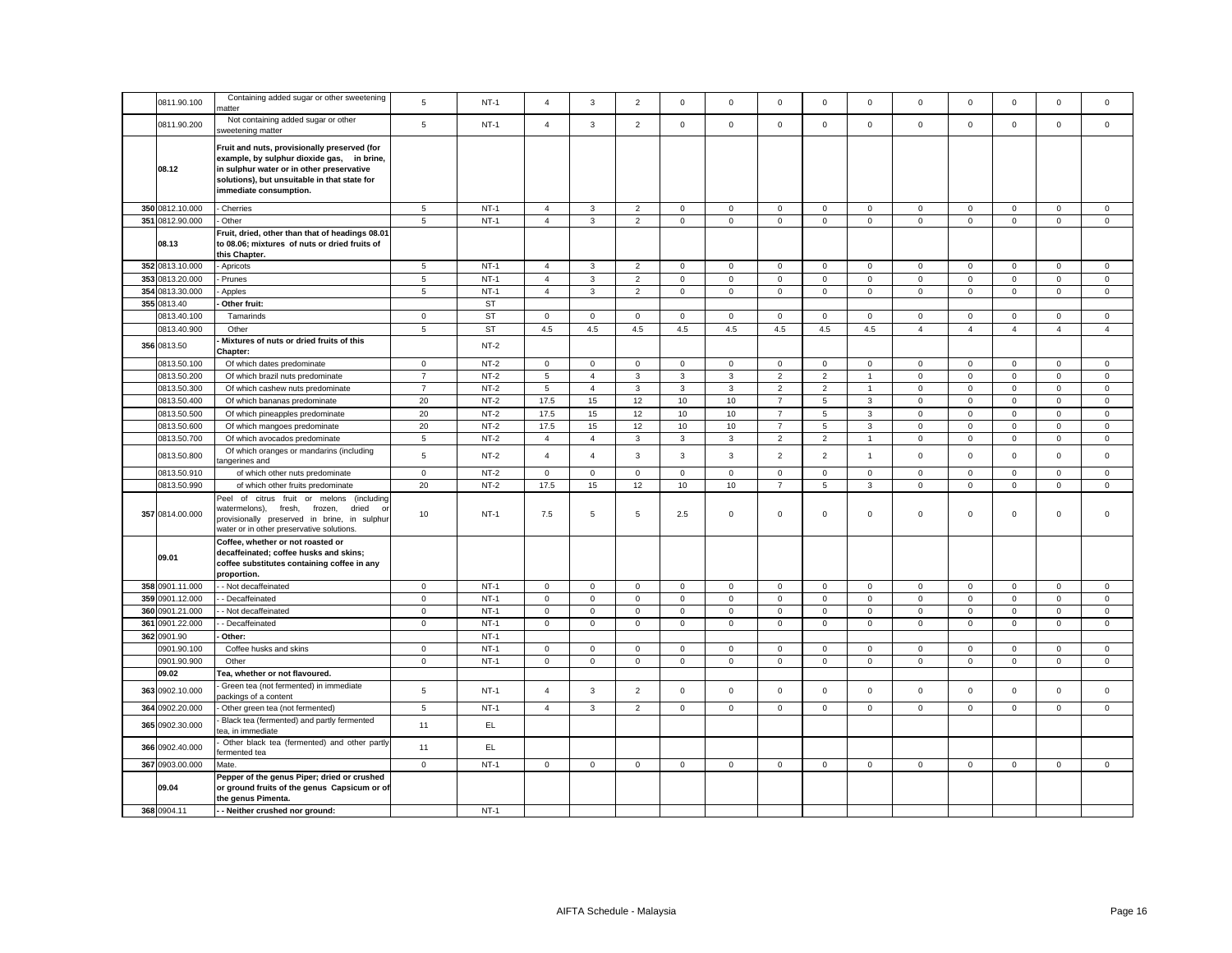| | | | | | | | | | | | | | | | | | |
|---|---|---|---|---|---|---|---|---|---|---|---|---|---|---|---|---|---|
| | 0811.90.100 | Containing added sugar or other sweetening matter | 5 | NT-1 | 4 | 3 | 2 | 0 | 0 | 0 | 0 | 0 | 0 | 0 | 0 | 0 | 0 |
| | 0811.90.200 | Not containing added sugar or other sweetening matter | 5 | NT-1 | 4 | 3 | 2 | 0 | 0 | 0 | 0 | 0 | 0 | 0 | 0 | 0 | 0 |
| | **08.12** | **Fruit and nuts, provisionally preserved (for example, by sulphur dioxide gas, in brine, in sulphur water or in other preservative solutions), but unsuitable in that state for immediate consumption.** | | | | | | | | | | | | | | | |
| 350 | 0812.10.000 | - Cherries | 5 | NT-1 | 4 | 3 | 2 | 0 | 0 | 0 | 0 | 0 | 0 | 0 | 0 | 0 | 0 |
| 351 | 0812.90.000 | - Other | 5 | NT-1 | 4 | 3 | 2 | 0 | 0 | 0 | 0 | 0 | 0 | 0 | 0 | 0 | 0 |
| | **08.13** | **Fruit, dried, other than that of headings 08.01 to 08.06; mixtures of nuts or dried fruits of this Chapter.** | | | | | | | | | | | | | | | |
| 352 | 0813.10.000 | - Apricots | 5 | NT-1 | 4 | 3 | 2 | 0 | 0 | 0 | 0 | 0 | 0 | 0 | 0 | 0 | 0 |
| 353 | 0813.20.000 | - Prunes | 5 | NT-1 | 4 | 3 | 2 | 0 | 0 | 0 | 0 | 0 | 0 | 0 | 0 | 0 | 0 |
| 354 | 0813.30.000 | - Apples | 5 | NT-1 | 4 | 3 | 2 | 0 | 0 | 0 | 0 | 0 | 0 | 0 | 0 | 0 | 0 |
| 355 | 0813.40 | **- Other fruit:** | | ST | | | | | | | | | | | | | |
| | 0813.40.100 | Tamarinds | 0 | ST | 0 | 0 | 0 | 0 | 0 | 0 | 0 | 0 | 0 | 0 | 0 | 0 | 0 |
| | 0813.40.900 | Other | 5 | ST | 4.5 | 4.5 | 4.5 | 4.5 | 4.5 | 4.5 | 4.5 | 4.5 | 4 | 4 | 4 | 4 | 4 |
| 356 | 0813.50 | **- Mixtures of nuts or dried fruits of this Chapter:** | | NT-2 | | | | | | | | | | | | | |
| | 0813.50.100 | Of which dates predominate | 0 | NT-2 | 0 | 0 | 0 | 0 | 0 | 0 | 0 | 0 | 0 | 0 | 0 | 0 | 0 |
| | 0813.50.200 | Of which brazil nuts predominate | 7 | NT-2 | 5 | 4 | 3 | 3 | 3 | 2 | 2 | 1 | 0 | 0 | 0 | 0 | 0 |
| | 0813.50.300 | Of which cashew nuts predominate | 7 | NT-2 | 5 | 4 | 3 | 3 | 3 | 2 | 2 | 1 | 0 | 0 | 0 | 0 | 0 |
| | 0813.50.400 | Of which bananas predominate | 20 | NT-2 | 17.5 | 15 | 12 | 10 | 10 | 7 | 5 | 3 | 0 | 0 | 0 | 0 | 0 |
| | 0813.50.500 | Of which pineapples predominate | 20 | NT-2 | 17.5 | 15 | 12 | 10 | 10 | 7 | 5 | 3 | 0 | 0 | 0 | 0 | 0 |
| | 0813.50.600 | Of which mangoes predominate | 20 | NT-2 | 17.5 | 15 | 12 | 10 | 10 | 7 | 5 | 3 | 0 | 0 | 0 | 0 | 0 |
| | 0813.50.700 | Of which avocados predominate | 5 | NT-2 | 4 | 4 | 3 | 3 | 3 | 2 | 2 | 1 | 0 | 0 | 0 | 0 | 0 |
| | 0813.50.800 | Of which oranges or mandarins (including tangerines and | 5 | NT-2 | 4 | 4 | 3 | 3 | 3 | 2 | 2 | 1 | 0 | 0 | 0 | 0 | 0 |
| | 0813.50.910 | of which other nuts predominate | 0 | NT-2 | 0 | 0 | 0 | 0 | 0 | 0 | 0 | 0 | 0 | 0 | 0 | 0 | 0 |
| | 0813.50.990 | of which other fruits predominate | 20 | NT-2 | 17.5 | 15 | 12 | 10 | 10 | 7 | 5 | 3 | 0 | 0 | 0 | 0 | 0 |
| 357 | 0814.00.000 | Peel of citrus fruit or melons (including watermelons), fresh, frozen, dried or provisionally preserved in brine, in sulphur water or in other preservative solutions. | 10 | NT-1 | 7.5 | 5 | 5 | 2.5 | 0 | 0 | 0 | 0 | 0 | 0 | 0 | 0 | 0 |
| | **09.01** | **Coffee, whether or not roasted or decaffeinated; coffee husks and skins; coffee substitutes containing coffee in any proportion.** | | | | | | | | | | | | | | | |
| 358 | 0901.11.000 | - - Not decaffeinated | 0 | NT-1 | 0 | 0 | 0 | 0 | 0 | 0 | 0 | 0 | 0 | 0 | 0 | 0 | 0 |
| 359 | 0901.12.000 | - - Decaffeinated | 0 | NT-1 | 0 | 0 | 0 | 0 | 0 | 0 | 0 | 0 | 0 | 0 | 0 | 0 | 0 |
| 360 | 0901.21.000 | - - Not decaffeinated | 0 | NT-1 | 0 | 0 | 0 | 0 | 0 | 0 | 0 | 0 | 0 | 0 | 0 | 0 | 0 |
| 361 | 0901.22.000 | - - Decaffeinated | 0 | NT-1 | 0 | 0 | 0 | 0 | 0 | 0 | 0 | 0 | 0 | 0 | 0 | 0 | 0 |
| 362 | 0901.90 | **- Other:** | | NT-1 | | | | | | | | | | | | | |
| | 0901.90.100 | Coffee husks and skins | 0 | NT-1 | 0 | 0 | 0 | 0 | 0 | 0 | 0 | 0 | 0 | 0 | 0 | 0 | 0 |
| | 0901.90.900 | Other | 0 | NT-1 | 0 | 0 | 0 | 0 | 0 | 0 | 0 | 0 | 0 | 0 | 0 | 0 | 0 |
| | **09.02** | **Tea, whether or not flavoured.** | | | | | | | | | | | | | | | |
| 363 | 0902.10.000 | - Green tea (not fermented) in immediate packings of a content | 5 | NT-1 | 4 | 3 | 2 | 0 | 0 | 0 | 0 | 0 | 0 | 0 | 0 | 0 | 0 |
| 364 | 0902.20.000 | - Other green tea (not fermented) | 5 | NT-1 | 4 | 3 | 2 | 0 | 0 | 0 | 0 | 0 | 0 | 0 | 0 | 0 | 0 |
| 365 | 0902.30.000 | - Black tea (fermented) and partly fermented tea, in immediate | 11 | EL | | | | | | | | | | | | | |
| 366 | 0902.40.000 | - Other black tea (fermented) and other partly fermented tea | 11 | EL | | | | | | | | | | | | | |
| 367 | 0903.00.000 | Mate. | 0 | NT-1 | 0 | 0 | 0 | 0 | 0 | 0 | 0 | 0 | 0 | 0 | 0 | 0 | 0 |
| | **09.04** | **Pepper of the genus Piper; dried or crushed or ground fruits of the genus Capsicum or of the genus Pimenta.** | | | | | | | | | | | | | | | |
| 368 | 0904.11 | **- - Neither crushed nor ground:** | | NT-1 | | | | | | | | | | | | | |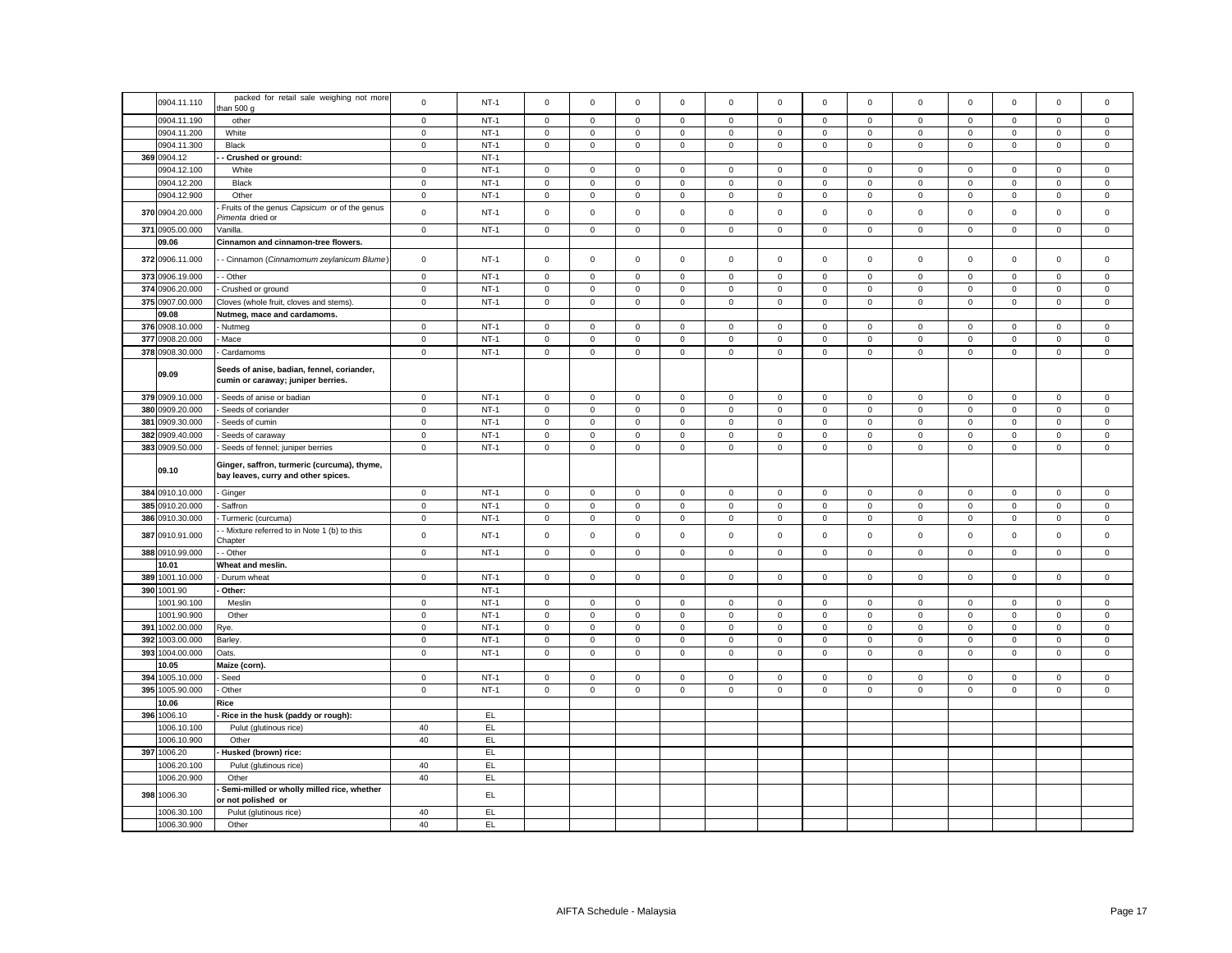| | 0904.11.110 | packed for retail sale weighing not more than 500 g | 0 | NT-1 | 0 | 0 | 0 | 0 | 0 | 0 | 0 | 0 | 0 | 0 | 0 | 0 | 0 |
|---|---|---|---|---|---|---|---|---|---|---|---|---|---|---|---|---|---|
| | 0904.11.190 | other | 0 | NT-1 | 0 | 0 | 0 | 0 | 0 | 0 | 0 | 0 | 0 | 0 | 0 | 0 | 0 |
| | 0904.11.200 | White | 0 | NT-1 | 0 | 0 | 0 | 0 | 0 | 0 | 0 | 0 | 0 | 0 | 0 | 0 | 0 |
| | 0904.11.300 | Black | 0 | NT-1 | 0 | 0 | 0 | 0 | 0 | 0 | 0 | 0 | 0 | 0 | 0 | 0 | 0 |
| 369 | 0904.12 | **- - Crushed or ground:** | | NT-1 | | | | | | | | | | | | | |
| | 0904.12.100 | White | 0 | NT-1 | 0 | 0 | 0 | 0 | 0 | 0 | 0 | 0 | 0 | 0 | 0 | 0 | 0 |
| | 0904.12.200 | Black | 0 | NT-1 | 0 | 0 | 0 | 0 | 0 | 0 | 0 | 0 | 0 | 0 | 0 | 0 | 0 |
| | 0904.12.900 | Other | 0 | NT-1 | 0 | 0 | 0 | 0 | 0 | 0 | 0 | 0 | 0 | 0 | 0 | 0 | 0 |
| 370 | 0904.20.000 | - Fruits of the genus *Capsicum* or of the genus *Pimenta* dried or | 0 | NT-1 | 0 | 0 | 0 | 0 | 0 | 0 | 0 | 0 | 0 | 0 | 0 | 0 | 0 |
| 371 | 0905.00.000 | Vanilla. | 0 | NT-1 | 0 | 0 | 0 | 0 | 0 | 0 | 0 | 0 | 0 | 0 | 0 | 0 | 0 |
| | **09.06** | **Cinnamon and cinnamon-tree flowers.** | | | | | | | | | | | | | | | |
| 372 | 0906.11.000 | - - Cinnamon (*Cinnamomum zeylanicum Blume*) | 0 | NT-1 | 0 | 0 | 0 | 0 | 0 | 0 | 0 | 0 | 0 | 0 | 0 | 0 | 0 |
| 373 | 0906.19.000 | - - Other | 0 | NT-1 | 0 | 0 | 0 | 0 | 0 | 0 | 0 | 0 | 0 | 0 | 0 | 0 | 0 |
| 374 | 0906.20.000 | - Crushed or ground | 0 | NT-1 | 0 | 0 | 0 | 0 | 0 | 0 | 0 | 0 | 0 | 0 | 0 | 0 | 0 |
| 375 | 0907.00.000 | Cloves (whole fruit, cloves and stems). | 0 | NT-1 | 0 | 0 | 0 | 0 | 0 | 0 | 0 | 0 | 0 | 0 | 0 | 0 | 0 |
| | **09.08** | **Nutmeg, mace and cardamoms.** | | | | | | | | | | | | | | | |
| 376 | 0908.10.000 | - Nutmeg | 0 | NT-1 | 0 | 0 | 0 | 0 | 0 | 0 | 0 | 0 | 0 | 0 | 0 | 0 | 0 |
| 377 | 0908.20.000 | - Mace | 0 | NT-1 | 0 | 0 | 0 | 0 | 0 | 0 | 0 | 0 | 0 | 0 | 0 | 0 | 0 |
| 378 | 0908.30.000 | - Cardamoms | 0 | NT-1 | 0 | 0 | 0 | 0 | 0 | 0 | 0 | 0 | 0 | 0 | 0 | 0 | 0 |
| | **09.09** | **Seeds of anise, badian, fennel, coriander, cumin or caraway; juniper berries.** | | | | | | | | | | | | | | | |
| 379 | 0909.10.000 | - Seeds of anise or badian | 0 | NT-1 | 0 | 0 | 0 | 0 | 0 | 0 | 0 | 0 | 0 | 0 | 0 | 0 | 0 |
| 380 | 0909.20.000 | - Seeds of coriander | 0 | NT-1 | 0 | 0 | 0 | 0 | 0 | 0 | 0 | 0 | 0 | 0 | 0 | 0 | 0 |
| 381 | 0909.30.000 | - Seeds of cumin | 0 | NT-1 | 0 | 0 | 0 | 0 | 0 | 0 | 0 | 0 | 0 | 0 | 0 | 0 | 0 |
| 382 | 0909.40.000 | - Seeds of caraway | 0 | NT-1 | 0 | 0 | 0 | 0 | 0 | 0 | 0 | 0 | 0 | 0 | 0 | 0 | 0 |
| 383 | 0909.50.000 | - Seeds of fennel; juniper berries | 0 | NT-1 | 0 | 0 | 0 | 0 | 0 | 0 | 0 | 0 | 0 | 0 | 0 | 0 | 0 |
| | **09.10** | **Ginger, saffron, turmeric (curcuma), thyme, bay leaves, curry and other spices.** | | | | | | | | | | | | | | | |
| 384 | 0910.10.000 | - Ginger | 0 | NT-1 | 0 | 0 | 0 | 0 | 0 | 0 | 0 | 0 | 0 | 0 | 0 | 0 | 0 |
| 385 | 0910.20.000 | - Saffron | 0 | NT-1 | 0 | 0 | 0 | 0 | 0 | 0 | 0 | 0 | 0 | 0 | 0 | 0 | 0 |
| 386 | 0910.30.000 | - Turmeric (curcuma) | 0 | NT-1 | 0 | 0 | 0 | 0 | 0 | 0 | 0 | 0 | 0 | 0 | 0 | 0 | 0 |
| 387 | 0910.91.000 | - - Mixture referred to in Note 1 (b) to this Chapter | 0 | NT-1 | 0 | 0 | 0 | 0 | 0 | 0 | 0 | 0 | 0 | 0 | 0 | 0 | 0 |
| 388 | 0910.99.000 | - - Other | 0 | NT-1 | 0 | 0 | 0 | 0 | 0 | 0 | 0 | 0 | 0 | 0 | 0 | 0 | 0 |
| | **10.01** | **Wheat and meslin.** | | | | | | | | | | | | | | | |
| 389 | 1001.10.000 | - Durum wheat | 0 | NT-1 | 0 | 0 | 0 | 0 | 0 | 0 | 0 | 0 | 0 | 0 | 0 | 0 | 0 |
| 390 | 1001.90 | **- Other:** | | NT-1 | | | | | | | | | | | | | |
| | 1001.90.100 | Meslin | 0 | NT-1 | 0 | 0 | 0 | 0 | 0 | 0 | 0 | 0 | 0 | 0 | 0 | 0 | 0 |
| | 1001.90.900 | Other | 0 | NT-1 | 0 | 0 | 0 | 0 | 0 | 0 | 0 | 0 | 0 | 0 | 0 | 0 | 0 |
| 391 | 1002.00.000 | Rye. | 0 | NT-1 | 0 | 0 | 0 | 0 | 0 | 0 | 0 | 0 | 0 | 0 | 0 | 0 | 0 |
| 392 | 1003.00.000 | Barley. | 0 | NT-1 | 0 | 0 | 0 | 0 | 0 | 0 | 0 | 0 | 0 | 0 | 0 | 0 | 0 |
| 393 | 1004.00.000 | Oats. | 0 | NT-1 | 0 | 0 | 0 | 0 | 0 | 0 | 0 | 0 | 0 | 0 | 0 | 0 | 0 |
| | **10.05** | **Maize (corn).** | | | | | | | | | | | | | | | |
| 394 | 1005.10.000 | - Seed | 0 | NT-1 | 0 | 0 | 0 | 0 | 0 | 0 | 0 | 0 | 0 | 0 | 0 | 0 | 0 |
| 395 | 1005.90.000 | - Other | 0 | NT-1 | 0 | 0 | 0 | 0 | 0 | 0 | 0 | 0 | 0 | 0 | 0 | 0 | 0 |
| | **10.06** | **Rice** | | | | | | | | | | | | | | | |
| 396 | 1006.10 | **- Rice in the husk (paddy or rough):** | | EL | | | | | | | | | | | | | |
| | 1006.10.100 | Pulut (glutinous rice) | 40 | EL | | | | | | | | | | | | | |
| | 1006.10.900 | Other | 40 | EL | | | | | | | | | | | | | |
| 397 | 1006.20 | **- Husked (brown) rice:** | | EL | | | | | | | | | | | | | |
| | 1006.20.100 | Pulut (glutinous rice) | 40 | EL | | | | | | | | | | | | | |
| | 1006.20.900 | Other | 40 | EL | | | | | | | | | | | | | |
| 398 | 1006.30 | **- Semi-milled or wholly milled rice, whether or not polished or** | | EL | | | | | | | | | | | | | |
| | 1006.30.100 | Pulut (glutinous rice) | 40 | EL | | | | | | | | | | | | | |
| | 1006.30.900 | Other | 40 | EL | | | | | | | | | | | | | |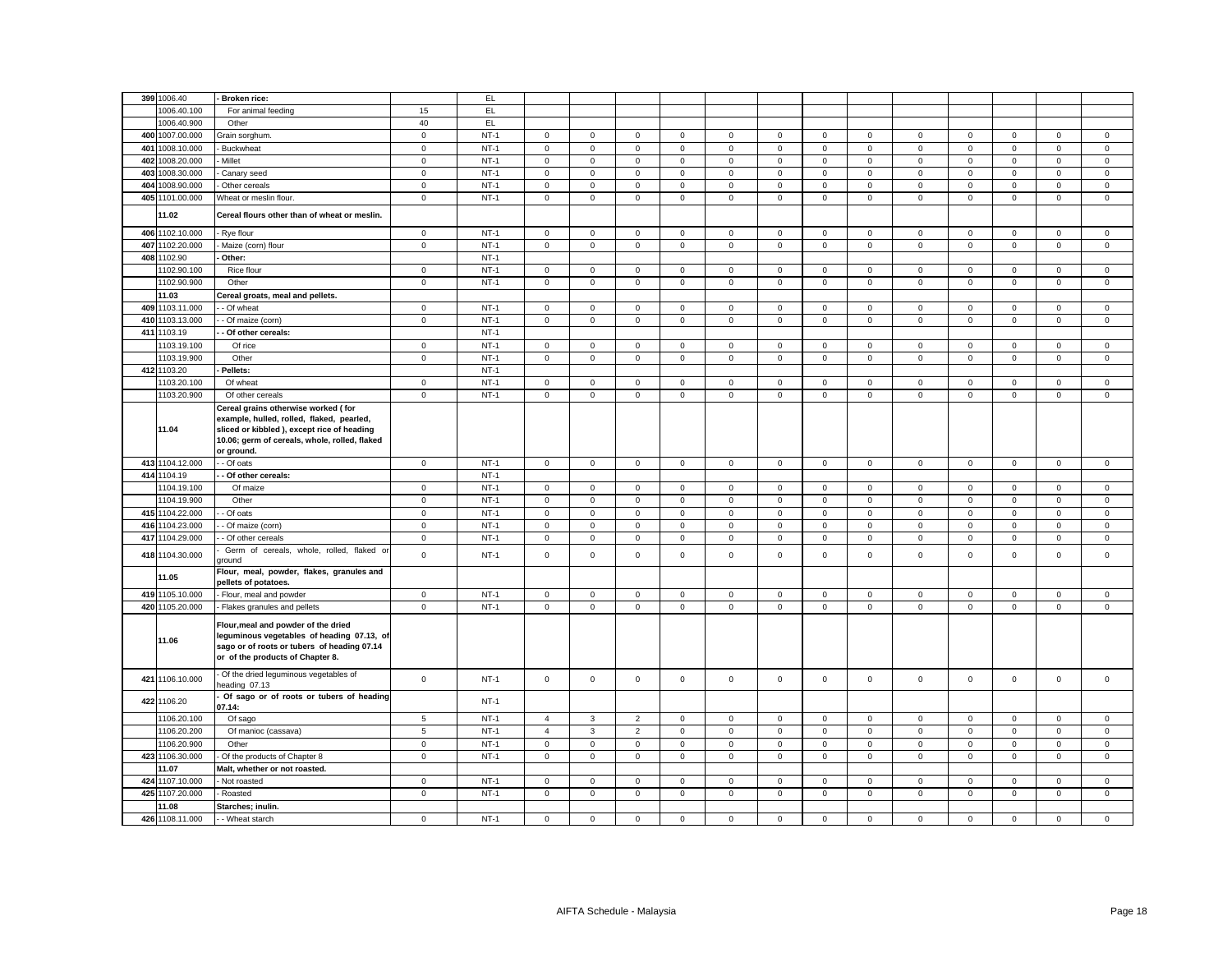| 399 | 1006.40 | - Broken rice: | | EL | | | | | | | | | | | | | | |
|---|---|---|---|---|---|---|---|---|---|---|---|---|---|---|---|---|---|---|
| | 1006.40.100 | For animal feeding | 15 | EL | | | | | | | | | | | | | | |
| | 1006.40.900 | Other | 40 | EL | | | | | | | | | | | | | | |
| 400 | 1007.00.000 | Grain sorghum. | 0 | NT-1 | 0 | 0 | 0 | 0 | 0 | 0 | 0 | 0 | 0 | 0 | 0 | 0 | 0 |
| 401 | 1008.10.000 | - Buckwheat | 0 | NT-1 | 0 | 0 | 0 | 0 | 0 | 0 | 0 | 0 | 0 | 0 | 0 | 0 | 0 |
| 402 | 1008.20.000 | - Millet | 0 | NT-1 | 0 | 0 | 0 | 0 | 0 | 0 | 0 | 0 | 0 | 0 | 0 | 0 | 0 |
| 403 | 1008.30.000 | - Canary seed | 0 | NT-1 | 0 | 0 | 0 | 0 | 0 | 0 | 0 | 0 | 0 | 0 | 0 | 0 | 0 |
| 404 | 1008.90.000 | - Other cereals | 0 | NT-1 | 0 | 0 | 0 | 0 | 0 | 0 | 0 | 0 | 0 | 0 | 0 | 0 | 0 |
| 405 | 1101.00.000 | Wheat or meslin flour. | 0 | NT-1 | 0 | 0 | 0 | 0 | 0 | 0 | 0 | 0 | 0 | 0 | 0 | 0 | 0 |
| | 11.02 | Cereal flours other than of wheat or meslin. | | | | | | | | | | | | | | | |
| 406 | 1102.10.000 | - Rye flour | 0 | NT-1 | 0 | 0 | 0 | 0 | 0 | 0 | 0 | 0 | 0 | 0 | 0 | 0 | 0 |
| 407 | 1102.20.000 | - Maize (corn) flour | 0 | NT-1 | 0 | 0 | 0 | 0 | 0 | 0 | 0 | 0 | 0 | 0 | 0 | 0 | 0 |
| 408 | 1102.90 | - Other: | | NT-1 | | | | | | | | | | | | | |
| | 1102.90.100 | Rice flour | 0 | NT-1 | 0 | 0 | 0 | 0 | 0 | 0 | 0 | 0 | 0 | 0 | 0 | 0 | 0 |
| | 1102.90.900 | Other | 0 | NT-1 | 0 | 0 | 0 | 0 | 0 | 0 | 0 | 0 | 0 | 0 | 0 | 0 | 0 |
| | 11.03 | Cereal groats, meal and pellets. | | | | | | | | | | | | | | | |
| 409 | 1103.11.000 | - - Of wheat | 0 | NT-1 | 0 | 0 | 0 | 0 | 0 | 0 | 0 | 0 | 0 | 0 | 0 | 0 | 0 |
| 410 | 1103.13.000 | - - Of maize (corn) | 0 | NT-1 | 0 | 0 | 0 | 0 | 0 | 0 | 0 | 0 | 0 | 0 | 0 | 0 | 0 |
| 411 | 1103.19 | - - Of other cereals: | | NT-1 | | | | | | | | | | | | | |
| | 1103.19.100 | Of rice | 0 | NT-1 | 0 | 0 | 0 | 0 | 0 | 0 | 0 | 0 | 0 | 0 | 0 | 0 | 0 |
| | 1103.19.900 | Other | 0 | NT-1 | 0 | 0 | 0 | 0 | 0 | 0 | 0 | 0 | 0 | 0 | 0 | 0 | 0 |
| 412 | 1103.20 | - Pellets: | | NT-1 | | | | | | | | | | | | | |
| | 1103.20.100 | Of wheat | 0 | NT-1 | 0 | 0 | 0 | 0 | 0 | 0 | 0 | 0 | 0 | 0 | 0 | 0 | 0 |
| | 1103.20.900 | Of other cereals | 0 | NT-1 | 0 | 0 | 0 | 0 | 0 | 0 | 0 | 0 | 0 | 0 | 0 | 0 | 0 |
| | 11.04 | Cereal grains otherwise worked ( for example, hulled, rolled, flaked, pearled, sliced or kibbled ), except rice of heading 10.06; germ of cereals, whole, rolled, flaked or ground. | | | | | | | | | | | | | | | |
| 413 | 1104.12.000 | - - Of oats | 0 | NT-1 | 0 | 0 | 0 | 0 | 0 | 0 | 0 | 0 | 0 | 0 | 0 | 0 | 0 |
| 414 | 1104.19 | - - Of other cereals: | | NT-1 | | | | | | | | | | | | | |
| | 1104.19.100 | Of maize | 0 | NT-1 | 0 | 0 | 0 | 0 | 0 | 0 | 0 | 0 | 0 | 0 | 0 | 0 | 0 |
| | 1104.19.900 | Other | 0 | NT-1 | 0 | 0 | 0 | 0 | 0 | 0 | 0 | 0 | 0 | 0 | 0 | 0 | 0 |
| 415 | 1104.22.000 | - - Of oats | 0 | NT-1 | 0 | 0 | 0 | 0 | 0 | 0 | 0 | 0 | 0 | 0 | 0 | 0 | 0 |
| 416 | 1104.23.000 | - - Of maize (corn) | 0 | NT-1 | 0 | 0 | 0 | 0 | 0 | 0 | 0 | 0 | 0 | 0 | 0 | 0 | 0 |
| 417 | 1104.29.000 | - - Of other cereals | 0 | NT-1 | 0 | 0 | 0 | 0 | 0 | 0 | 0 | 0 | 0 | 0 | 0 | 0 | 0 |
| 418 | 1104.30.000 | - Germ of cereals, whole, rolled, flaked or ground | 0 | NT-1 | 0 | 0 | 0 | 0 | 0 | 0 | 0 | 0 | 0 | 0 | 0 | 0 | 0 |
| | 11.05 | Flour, meal, powder, flakes, granules and pellets of potatoes. | | | | | | | | | | | | | | | |
| 419 | 1105.10.000 | - Flour, meal and powder | 0 | NT-1 | 0 | 0 | 0 | 0 | 0 | 0 | 0 | 0 | 0 | 0 | 0 | 0 | 0 |
| 420 | 1105.20.000 | - Flakes granules and pellets | 0 | NT-1 | 0 | 0 | 0 | 0 | 0 | 0 | 0 | 0 | 0 | 0 | 0 | 0 | 0 |
| | 11.06 | Flour,meal and powder of the dried leguminous vegetables of heading 07.13, of sago or of roots or tubers of heading 07.14 or of the products of Chapter 8. | | | | | | | | | | | | | | | |
| 421 | 1106.10.000 | - Of the dried leguminous vegetables of heading 07.13 | 0 | NT-1 | 0 | 0 | 0 | 0 | 0 | 0 | 0 | 0 | 0 | 0 | 0 | 0 | 0 |
| 422 | 1106.20 | - Of sago or of roots or tubers of heading 07.14: | | NT-1 | | | | | | | | | | | | | |
| | 1106.20.100 | Of sago | 5 | NT-1 | 4 | 3 | 2 | 0 | 0 | 0 | 0 | 0 | 0 | 0 | 0 | 0 | 0 |
| | 1106.20.200 | Of manioc (cassava) | 5 | NT-1 | 4 | 3 | 2 | 0 | 0 | 0 | 0 | 0 | 0 | 0 | 0 | 0 | 0 |
| | 1106.20.900 | Other | 0 | NT-1 | 0 | 0 | 0 | 0 | 0 | 0 | 0 | 0 | 0 | 0 | 0 | 0 | 0 |
| 423 | 1106.30.000 | - Of the products of Chapter 8 | 0 | NT-1 | 0 | 0 | 0 | 0 | 0 | 0 | 0 | 0 | 0 | 0 | 0 | 0 | 0 |
| | 11.07 | Malt, whether or not roasted. | | | | | | | | | | | | | | | |
| 424 | 1107.10.000 | - Not roasted | 0 | NT-1 | 0 | 0 | 0 | 0 | 0 | 0 | 0 | 0 | 0 | 0 | 0 | 0 | 0 |
| 425 | 1107.20.000 | - Roasted | 0 | NT-1 | 0 | 0 | 0 | 0 | 0 | 0 | 0 | 0 | 0 | 0 | 0 | 0 | 0 |
| | 11.08 | Starches; inulin. | | | | | | | | | | | | | | | |
| 426 | 1108.11.000 | - - Wheat starch | 0 | NT-1 | 0 | 0 | 0 | 0 | 0 | 0 | 0 | 0 | 0 | 0 | 0 | 0 | 0 |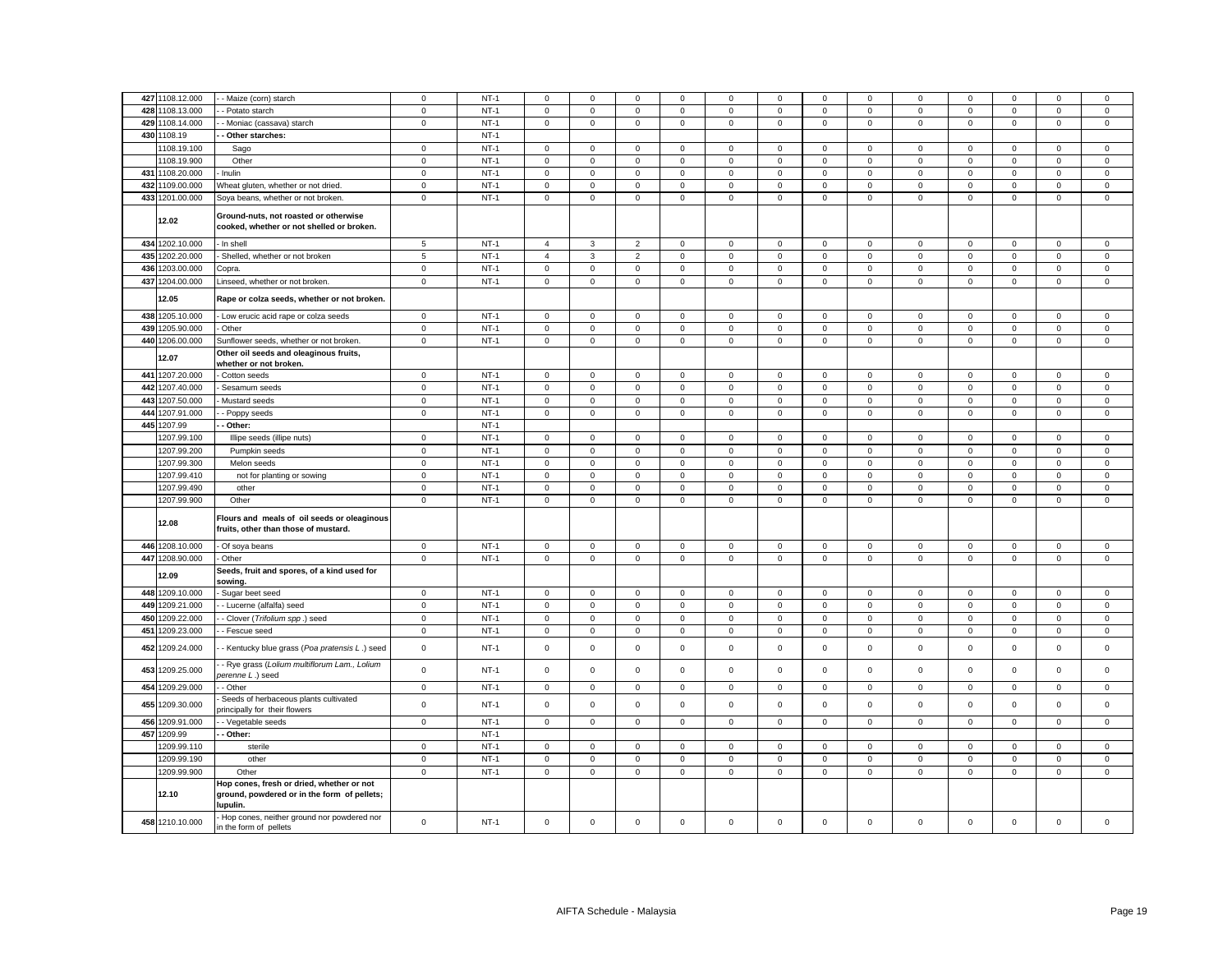| 427 | 1108.12.000 | - - Maize (corn) starch | 0 | NT-1 | 0 | 0 | 0 | 0 | 0 | 0 | 0 | 0 | 0 | 0 | 0 | 0 | 0 |
|---|---|---|---|---|---|---|---|---|---|---|---|---|---|---|---|---|---|
| 428 | 1108.13.000 | - - Potato starch | 0 | NT-1 | 0 | 0 | 0 | 0 | 0 | 0 | 0 | 0 | 0 | 0 | 0 | 0 | 0 |
| 429 | 1108.14.000 | - - Moniac (cassava) starch | 0 | NT-1 | 0 | 0 | 0 | 0 | 0 | 0 | 0 | 0 | 0 | 0 | 0 | 0 | 0 |
| 430 | 1108.19 | **- - Other starches:** | | NT-1 | | | | | | | | | | | | | |
| | 1108.19.100 | Sago | 0 | NT-1 | 0 | 0 | 0 | 0 | 0 | 0 | 0 | 0 | 0 | 0 | 0 | 0 | 0 |
| | 1108.19.900 | Other | 0 | NT-1 | 0 | 0 | 0 | 0 | 0 | 0 | 0 | 0 | 0 | 0 | 0 | 0 | 0 |
| 431 | 1108.20.000 | - Inulin | 0 | NT-1 | 0 | 0 | 0 | 0 | 0 | 0 | 0 | 0 | 0 | 0 | 0 | 0 | 0 |
| 432 | 1109.00.000 | Wheat gluten, whether or not dried. | 0 | NT-1 | 0 | 0 | 0 | 0 | 0 | 0 | 0 | 0 | 0 | 0 | 0 | 0 | 0 |
| 433 | 1201.00.000 | Soya beans, whether or not broken. | 0 | NT-1 | 0 | 0 | 0 | 0 | 0 | 0 | 0 | 0 | 0 | 0 | 0 | 0 | 0 |
| | **12.02** | **Ground-nuts, not roasted or otherwise cooked, whether or not shelled or broken.** | | | | | | | | | | | | | | | |
| 434 | 1202.10.000 | - In shell | 5 | NT-1 | 4 | 3 | 2 | 0 | 0 | 0 | 0 | 0 | 0 | 0 | 0 | 0 | 0 |
| 435 | 1202.20.000 | - Shelled, whether or not broken | 5 | NT-1 | 4 | 3 | 2 | 0 | 0 | 0 | 0 | 0 | 0 | 0 | 0 | 0 | 0 |
| 436 | 1203.00.000 | Copra. | 0 | NT-1 | 0 | 0 | 0 | 0 | 0 | 0 | 0 | 0 | 0 | 0 | 0 | 0 | 0 |
| 437 | 1204.00.000 | Linseed, whether or not broken. | 0 | NT-1 | 0 | 0 | 0 | 0 | 0 | 0 | 0 | 0 | 0 | 0 | 0 | 0 | 0 |
| | **12.05** | **Rape or colza seeds, whether or not broken.** | | | | | | | | | | | | | | | |
| 438 | 1205.10.000 | - Low erucic acid rape or colza seeds | 0 | NT-1 | 0 | 0 | 0 | 0 | 0 | 0 | 0 | 0 | 0 | 0 | 0 | 0 | 0 |
| 439 | 1205.90.000 | - Other | 0 | NT-1 | 0 | 0 | 0 | 0 | 0 | 0 | 0 | 0 | 0 | 0 | 0 | 0 | 0 |
| 440 | 1206.00.000 | Sunflower seeds, whether or not broken. | 0 | NT-1 | 0 | 0 | 0 | 0 | 0 | 0 | 0 | 0 | 0 | 0 | 0 | 0 | 0 |
| | **12.07** | **Other oil seeds and oleaginous fruits, whether or not broken.** | | | | | | | | | | | | | | | |
| 441 | 1207.20.000 | - Cotton seeds | 0 | NT-1 | 0 | 0 | 0 | 0 | 0 | 0 | 0 | 0 | 0 | 0 | 0 | 0 | 0 |
| 442 | 1207.40.000 | - Sesamum seeds | 0 | NT-1 | 0 | 0 | 0 | 0 | 0 | 0 | 0 | 0 | 0 | 0 | 0 | 0 | 0 |
| 443 | 1207.50.000 | - Mustard seeds | 0 | NT-1 | 0 | 0 | 0 | 0 | 0 | 0 | 0 | 0 | 0 | 0 | 0 | 0 | 0 |
| 444 | 1207.91.000 | - - Poppy seeds | 0 | NT-1 | 0 | 0 | 0 | 0 | 0 | 0 | 0 | 0 | 0 | 0 | 0 | 0 | 0 |
| 445 | 1207.99 | **- - Other:** | | NT-1 | | | | | | | | | | | | | |
| | 1207.99.100 | Illipe seeds (illipe nuts) | 0 | NT-1 | 0 | 0 | 0 | 0 | 0 | 0 | 0 | 0 | 0 | 0 | 0 | 0 | 0 |
| | 1207.99.200 | Pumpkin seeds | 0 | NT-1 | 0 | 0 | 0 | 0 | 0 | 0 | 0 | 0 | 0 | 0 | 0 | 0 | 0 |
| | 1207.99.300 | Melon seeds | 0 | NT-1 | 0 | 0 | 0 | 0 | 0 | 0 | 0 | 0 | 0 | 0 | 0 | 0 | 0 |
| | 1207.99.410 | not for planting or sowing | 0 | NT-1 | 0 | 0 | 0 | 0 | 0 | 0 | 0 | 0 | 0 | 0 | 0 | 0 | 0 |
| | 1207.99.490 | other | 0 | NT-1 | 0 | 0 | 0 | 0 | 0 | 0 | 0 | 0 | 0 | 0 | 0 | 0 | 0 |
| | 1207.99.900 | Other | 0 | NT-1 | 0 | 0 | 0 | 0 | 0 | 0 | 0 | 0 | 0 | 0 | 0 | 0 | 0 |
| | **12.08** | **Flours and meals of oil seeds or oleaginous fruits, other than those of mustard.** | | | | | | | | | | | | | | | |
| 446 | 1208.10.000 | - Of soya beans | 0 | NT-1 | 0 | 0 | 0 | 0 | 0 | 0 | 0 | 0 | 0 | 0 | 0 | 0 | 0 |
| 447 | 1208.90.000 | - Other | 0 | NT-1 | 0 | 0 | 0 | 0 | 0 | 0 | 0 | 0 | 0 | 0 | 0 | 0 | 0 |
| | **12.09** | **Seeds, fruit and spores, of a kind used for sowing.** | | | | | | | | | | | | | | | |
| 448 | 1209.10.000 | - Sugar beet seed | 0 | NT-1 | 0 | 0 | 0 | 0 | 0 | 0 | 0 | 0 | 0 | 0 | 0 | 0 | 0 |
| 449 | 1209.21.000 | - - Lucerne (alfalfa) seed | 0 | NT-1 | 0 | 0 | 0 | 0 | 0 | 0 | 0 | 0 | 0 | 0 | 0 | 0 | 0 |
| 450 | 1209.22.000 | - - Clover (*Trifolium spp*.) seed | 0 | NT-1 | 0 | 0 | 0 | 0 | 0 | 0 | 0 | 0 | 0 | 0 | 0 | 0 | 0 |
| 451 | 1209.23.000 | - - Fescue seed | 0 | NT-1 | 0 | 0 | 0 | 0 | 0 | 0 | 0 | 0 | 0 | 0 | 0 | 0 | 0 |
| 452 | 1209.24.000 | - - Kentucky blue grass (*Poa pratensis L*.) seed | 0 | NT-1 | 0 | 0 | 0 | 0 | 0 | 0 | 0 | 0 | 0 | 0 | 0 | 0 | 0 |
| 453 | 1209.25.000 | - - Rye grass (*Lolium multiflorum Lam., Lolium perenne L*.) seed | 0 | NT-1 | 0 | 0 | 0 | 0 | 0 | 0 | 0 | 0 | 0 | 0 | 0 | 0 | 0 |
| 454 | 1209.29.000 | - - Other | 0 | NT-1 | 0 | 0 | 0 | 0 | 0 | 0 | 0 | 0 | 0 | 0 | 0 | 0 | 0 |
| 455 | 1209.30.000 | - Seeds of herbaceous plants cultivated principally for their flowers | 0 | NT-1 | 0 | 0 | 0 | 0 | 0 | 0 | 0 | 0 | 0 | 0 | 0 | 0 | 0 |
| 456 | 1209.91.000 | - - Vegetable seeds | 0 | NT-1 | 0 | 0 | 0 | 0 | 0 | 0 | 0 | 0 | 0 | 0 | 0 | 0 | 0 |
| 457 | 1209.99 | **- - Other:** | | NT-1 | | | | | | | | | | | | | |
| | 1209.99.110 | sterile | 0 | NT-1 | 0 | 0 | 0 | 0 | 0 | 0 | 0 | 0 | 0 | 0 | 0 | 0 | 0 |
| | 1209.99.190 | other | 0 | NT-1 | 0 | 0 | 0 | 0 | 0 | 0 | 0 | 0 | 0 | 0 | 0 | 0 | 0 |
| | 1209.99.900 | Other | 0 | NT-1 | 0 | 0 | 0 | 0 | 0 | 0 | 0 | 0 | 0 | 0 | 0 | 0 | 0 |
| | **12.10** | **Hop cones, fresh or dried, whether or not ground, powdered or in the form of pellets; lupulin.** | | | | | | | | | | | | | | | |
| 458 | 1210.10.000 | - Hop cones, neither ground nor powdered nor in the form of pellets | 0 | NT-1 | 0 | 0 | 0 | 0 | 0 | 0 | 0 | 0 | 0 | 0 | 0 | 0 | 0 |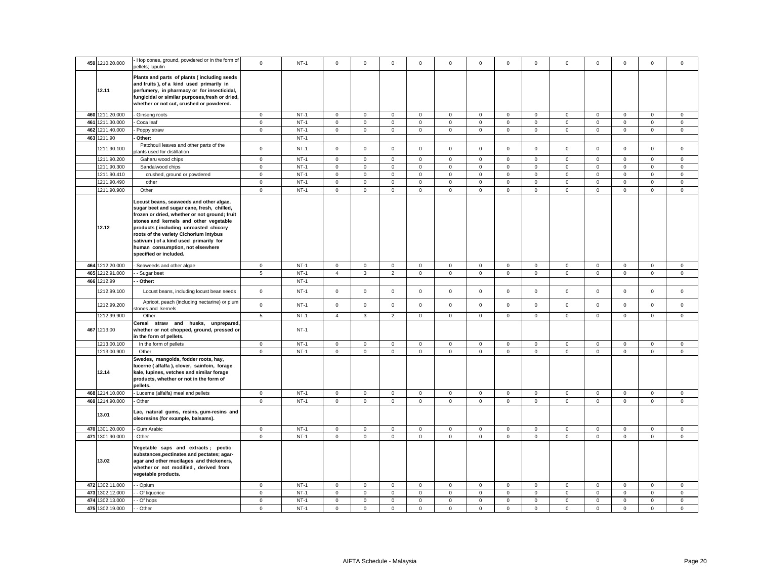| | | | | | | | | | | | | | | | | | | |
|---|---|---|---|---|---|---|---|---|---|---|---|---|---|---|---|---|---|---|
| 459 | 1210.20.000 | - Hop cones, ground, powdered or in the form of pellets; lupulin | 0 | NT-1 | 0 | 0 | 0 | 0 | 0 | 0 | 0 | 0 | 0 | 0 | 0 | 0 | 0 |
| | 12.11 | **Plants and parts of plants ( including seeds and fruits ), of a kind used primarily in perfumery, in pharmacy or for insecticidal, fungicidal or similar purposes,fresh or dried, whether or not cut, crushed or powdered.** | | | | | | | | | | | | | | | |
| 460 | 1211.20.000 | - Ginseng roots | 0 | NT-1 | 0 | 0 | 0 | 0 | 0 | 0 | 0 | 0 | 0 | 0 | 0 | 0 | 0 |
| 461 | 1211.30.000 | - Coca leaf | 0 | NT-1 | 0 | 0 | 0 | 0 | 0 | 0 | 0 | 0 | 0 | 0 | 0 | 0 | 0 |
| 462 | 1211.40.000 | - Poppy straw | 0 | NT-1 | 0 | 0 | 0 | 0 | 0 | 0 | 0 | 0 | 0 | 0 | 0 | 0 | 0 |
| 463 | 1211.90 | **- Other:** | | NT-1 | | | | | | | | | | | | | |
| | 1211.90.100 | Patchouli leaves and other parts of the plants used for distillation | 0 | NT-1 | 0 | 0 | 0 | 0 | 0 | 0 | 0 | 0 | 0 | 0 | 0 | 0 | 0 |
| | 1211.90.200 | Gaharu wood chips | 0 | NT-1 | 0 | 0 | 0 | 0 | 0 | 0 | 0 | 0 | 0 | 0 | 0 | 0 | 0 |
| | 1211.90.300 | Sandalwood chips | 0 | NT-1 | 0 | 0 | 0 | 0 | 0 | 0 | 0 | 0 | 0 | 0 | 0 | 0 | 0 |
| | 1211.90.410 | crushed, ground or powdered | 0 | NT-1 | 0 | 0 | 0 | 0 | 0 | 0 | 0 | 0 | 0 | 0 | 0 | 0 | 0 |
| | 1211.90.490 | other | 0 | NT-1 | 0 | 0 | 0 | 0 | 0 | 0 | 0 | 0 | 0 | 0 | 0 | 0 | 0 |
| | 1211.90.900 | Other | 0 | NT-1 | 0 | 0 | 0 | 0 | 0 | 0 | 0 | 0 | 0 | 0 | 0 | 0 | 0 |
| | 12.12 | **Locust beans, seaweeds and other algae, sugar beet and sugar cane, fresh, chilled, frozen or dried, whether or not ground; fruit stones and kernels and other vegetable products ( including unroasted chicory roots of the variety Cichorium intybus sativum ) of a kind used primarily for human consumption, not elsewhere specified or included.** | | | | | | | | | | | | | | | |
| 464 | 1212.20.000 | - Seaweeds and other algae | 0 | NT-1 | 0 | 0 | 0 | 0 | 0 | 0 | 0 | 0 | 0 | 0 | 0 | 0 | 0 |
| 465 | 1212.91.000 | - - Sugar beet | 5 | NT-1 | 4 | 3 | 2 | 0 | 0 | 0 | 0 | 0 | 0 | 0 | 0 | 0 | 0 |
| 466 | 1212.99 | **- - Other:** | | NT-1 | | | | | | | | | | | | | |
| | 1212.99.100 | Locust beans, including locust bean seeds | 0 | NT-1 | 0 | 0 | 0 | 0 | 0 | 0 | 0 | 0 | 0 | 0 | 0 | 0 | 0 |
| | 1212.99.200 | Apricot, peach (including nectarine) or plum stones and kernels | 0 | NT-1 | 0 | 0 | 0 | 0 | 0 | 0 | 0 | 0 | 0 | 0 | 0 | 0 | 0 |
| | 1212.99.900 | Other | 5 | NT-1 | 4 | 3 | 2 | 0 | 0 | 0 | 0 | 0 | 0 | 0 | 0 | 0 | 0 |
| 467 | 1213.00 | **Cereal straw and husks, unprepared, whether or not chopped, ground, pressed or in the form of pellets.** | | NT-1 | | | | | | | | | | | | | |
| | 1213.00.100 | In the form of pellets | 0 | NT-1 | 0 | 0 | 0 | 0 | 0 | 0 | 0 | 0 | 0 | 0 | 0 | 0 | 0 |
| | 1213.00.900 | Other | 0 | NT-1 | 0 | 0 | 0 | 0 | 0 | 0 | 0 | 0 | 0 | 0 | 0 | 0 | 0 |
| | 12.14 | **Swedes, mangolds, fodder roots, hay, lucerne ( alfalfa ), clover, sainfoin, forage kale, lupines, vetches and similar forage products, whether or not in the form of pellets.** | | | | | | | | | | | | | | | |
| 468 | 1214.10.000 | - Lucerne (alfalfa) meal and pellets | 0 | NT-1 | 0 | 0 | 0 | 0 | 0 | 0 | 0 | 0 | 0 | 0 | 0 | 0 | 0 |
| 469 | 1214.90.000 | - Other | 0 | NT-1 | 0 | 0 | 0 | 0 | 0 | 0 | 0 | 0 | 0 | 0 | 0 | 0 | 0 |
| | 13.01 | **Lac, natural gums, resins, gum-resins and oleoresins (for example, balsams).** | | | | | | | | | | | | | | | |
| 470 | 1301.20.000 | - Gum Arabic | 0 | NT-1 | 0 | 0 | 0 | 0 | 0 | 0 | 0 | 0 | 0 | 0 | 0 | 0 | 0 |
| 471 | 1301.90.000 | - Other | 0 | NT-1 | 0 | 0 | 0 | 0 | 0 | 0 | 0 | 0 | 0 | 0 | 0 | 0 | 0 |
| | 13.02 | **Vegetable saps and extracts ; pectic substances,pectinates and pectates; agar-agar and other mucilages and thickeners, whether or not modified , derived from vegetable products.** | | | | | | | | | | | | | | | |
| 472 | 1302.11.000 | - - Opium | 0 | NT-1 | 0 | 0 | 0 | 0 | 0 | 0 | 0 | 0 | 0 | 0 | 0 | 0 | 0 |
| 473 | 1302.12.000 | - - Of liquorice | 0 | NT-1 | 0 | 0 | 0 | 0 | 0 | 0 | 0 | 0 | 0 | 0 | 0 | 0 | 0 |
| 474 | 1302.13.000 | - - Of hops | 0 | NT-1 | 0 | 0 | 0 | 0 | 0 | 0 | 0 | 0 | 0 | 0 | 0 | 0 | 0 |
| 475 | 1302.19.000 | - - Other | 0 | NT-1 | 0 | 0 | 0 | 0 | 0 | 0 | 0 | 0 | 0 | 0 | 0 | 0 | 0 |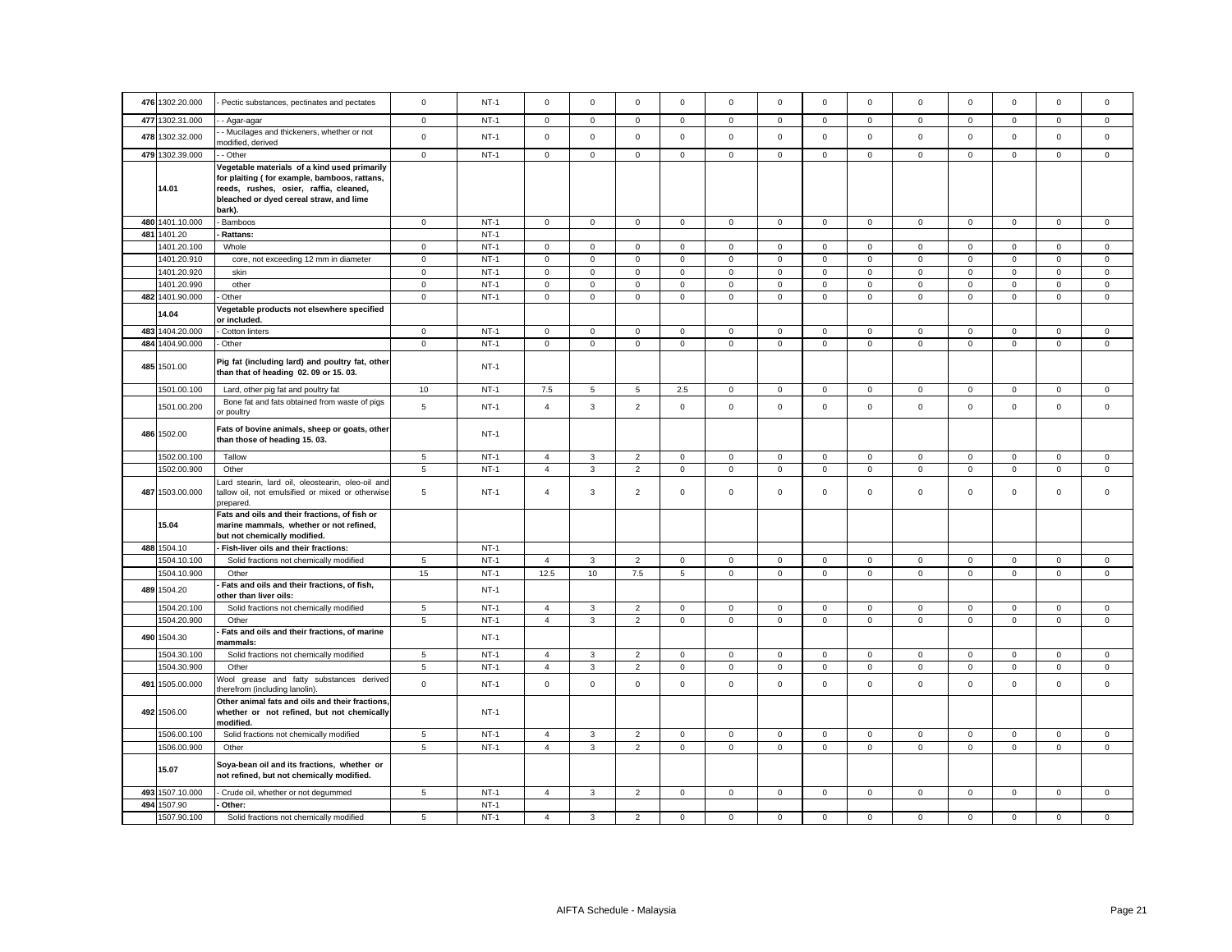| 476 | 1302.20.000 | - Pectic substances, pectinates and pectates | 0 | NT-1 | 0 | 0 | 0 | 0 | 0 | 0 | 0 | 0 | 0 | 0 | 0 | 0 | 0 |
|---|---|---|---|---|---|---|---|---|---|---|---|---|---|---|---|---|---|
| 477 | 1302.31.000 | - - Agar-agar | 0 | NT-1 | 0 | 0 | 0 | 0 | 0 | 0 | 0 | 0 | 0 | 0 | 0 | 0 | 0 |
| 478 | 1302.32.000 | - - Mucilages and thickeners, whether or not modified, derived | 0 | NT-1 | 0 | 0 | 0 | 0 | 0 | 0 | 0 | 0 | 0 | 0 | 0 | 0 | 0 |
| 479 | 1302.39.000 | - - Other | 0 | NT-1 | 0 | 0 | 0 | 0 | 0 | 0 | 0 | 0 | 0 | 0 | 0 | 0 | 0 |
| | **14.01** | **Vegetable materials of a kind used primarily for plaiting ( for example, bamboos, rattans, reeds, rushes, osier, raffia, cleaned, bleached or dyed cereal straw, and lime bark).** | | | | | | | | | | | | | | | |
| 480 | 1401.10.000 | - Bamboos | 0 | NT-1 | 0 | 0 | 0 | 0 | 0 | 0 | 0 | 0 | 0 | 0 | 0 | 0 | 0 |
| 481 | 1401.20 | **- Rattans:** | | NT-1 | | | | | | | | | | | | | |
| | 1401.20.100 | Whole | 0 | NT-1 | 0 | 0 | 0 | 0 | 0 | 0 | 0 | 0 | 0 | 0 | 0 | 0 | 0 |
| | 1401.20.910 | core, not exceeding 12 mm in diameter | 0 | NT-1 | 0 | 0 | 0 | 0 | 0 | 0 | 0 | 0 | 0 | 0 | 0 | 0 | 0 |
| | 1401.20.920 | skin | 0 | NT-1 | 0 | 0 | 0 | 0 | 0 | 0 | 0 | 0 | 0 | 0 | 0 | 0 | 0 |
| | 1401.20.990 | other | 0 | NT-1 | 0 | 0 | 0 | 0 | 0 | 0 | 0 | 0 | 0 | 0 | 0 | 0 | 0 |
| 482 | 1401.90.000 | - Other | 0 | NT-1 | 0 | 0 | 0 | 0 | 0 | 0 | 0 | 0 | 0 | 0 | 0 | 0 | 0 |
| | **14.04** | **Vegetable products not elsewhere specified or included.** | | | | | | | | | | | | | | | |
| 483 | 1404.20.000 | - Cotton linters | 0 | NT-1 | 0 | 0 | 0 | 0 | 0 | 0 | 0 | 0 | 0 | 0 | 0 | 0 | 0 |
| 484 | 1404.90.000 | - Other | 0 | NT-1 | 0 | 0 | 0 | 0 | 0 | 0 | 0 | 0 | 0 | 0 | 0 | 0 | 0 |
| 485 | 1501.00 | **Pig fat (including lard) and poultry fat, other than that of heading 02. 09 or 15. 03.** | | NT-1 | | | | | | | | | | | | | |
| | 1501.00.100 | Lard, other pig fat and poultry fat | 10 | NT-1 | 7.5 | 5 | 5 | 2.5 | 0 | 0 | 0 | 0 | 0 | 0 | 0 | 0 | 0 |
| | 1501.00.200 | Bone fat and fats obtained from waste of pigs or poultry | 5 | NT-1 | 4 | 3 | 2 | 0 | 0 | 0 | 0 | 0 | 0 | 0 | 0 | 0 | 0 |
| 486 | 1502.00 | **Fats of bovine animals, sheep or goats, other than those of heading 15. 03.** | | NT-1 | | | | | | | | | | | | | |
| | 1502.00.100 | Tallow | 5 | NT-1 | 4 | 3 | 2 | 0 | 0 | 0 | 0 | 0 | 0 | 0 | 0 | 0 | 0 |
| | 1502.00.900 | Other | 5 | NT-1 | 4 | 3 | 2 | 0 | 0 | 0 | 0 | 0 | 0 | 0 | 0 | 0 | 0 |
| 487 | 1503.00.000 | Lard stearin, lard oil, oleostearin, oleo-oil and tallow oil, not emulsified or mixed or otherwise prepared. | 5 | NT-1 | 4 | 3 | 2 | 0 | 0 | 0 | 0 | 0 | 0 | 0 | 0 | 0 | 0 |
| | **15.04** | **Fats and oils and their fractions, of fish or marine mammals, whether or not refined, but not chemically modified.** | | | | | | | | | | | | | | | |
| 488 | 1504.10 | **- Fish-liver oils and their fractions:** | | NT-1 | | | | | | | | | | | | | |
| | 1504.10.100 | Solid fractions not chemically modified | 5 | NT-1 | 4 | 3 | 2 | 0 | 0 | 0 | 0 | 0 | 0 | 0 | 0 | 0 | 0 |
| | 1504.10.900 | Other | 15 | NT-1 | 12.5 | 10 | 7.5 | 5 | 0 | 0 | 0 | 0 | 0 | 0 | 0 | 0 | 0 |
| 489 | 1504.20 | **- Fats and oils and their fractions, of fish, other than liver oils:** | | NT-1 | | | | | | | | | | | | | |
| | 1504.20.100 | Solid fractions not chemically modified | 5 | NT-1 | 4 | 3 | 2 | 0 | 0 | 0 | 0 | 0 | 0 | 0 | 0 | 0 | 0 |
| | 1504.20.900 | Other | 5 | NT-1 | 4 | 3 | 2 | 0 | 0 | 0 | 0 | 0 | 0 | 0 | 0 | 0 | 0 |
| 490 | 1504.30 | **- Fats and oils and their fractions, of marine mammals:** | | NT-1 | | | | | | | | | | | | | |
| | 1504.30.100 | Solid fractions not chemically modified | 5 | NT-1 | 4 | 3 | 2 | 0 | 0 | 0 | 0 | 0 | 0 | 0 | 0 | 0 | 0 |
| | 1504.30.900 | Other | 5 | NT-1 | 4 | 3 | 2 | 0 | 0 | 0 | 0 | 0 | 0 | 0 | 0 | 0 | 0 |
| 491 | 1505.00.000 | Wool grease and fatty substances derived therefrom (including lanolin). | 0 | NT-1 | 0 | 0 | 0 | 0 | 0 | 0 | 0 | 0 | 0 | 0 | 0 | 0 | 0 |
| 492 | 1506.00 | **Other animal fats and oils and their fractions, whether or not refined, but not chemically modified.** | | NT-1 | | | | | | | | | | | | | |
| | 1506.00.100 | Solid fractions not chemically modified | 5 | NT-1 | 4 | 3 | 2 | 0 | 0 | 0 | 0 | 0 | 0 | 0 | 0 | 0 | 0 |
| | 1506.00.900 | Other | 5 | NT-1 | 4 | 3 | 2 | 0 | 0 | 0 | 0 | 0 | 0 | 0 | 0 | 0 | 0 |
| | **15.07** | **Soya-bean oil and its fractions, whether or not refined, but not chemically modified.** | | | | | | | | | | | | | | | |
| 493 | 1507.10.000 | - Crude oil, whether or not degummed | 5 | NT-1 | 4 | 3 | 2 | 0 | 0 | 0 | 0 | 0 | 0 | 0 | 0 | 0 | 0 |
| 494 | 1507.90 | **- Other:** | | NT-1 | | | | | | | | | | | | | |
| | 1507.90.100 | Solid fractions not chemically modified | 5 | NT-1 | 4 | 3 | 2 | 0 | 0 | 0 | 0 | 0 | 0 | 0 | 0 | 0 | 0 |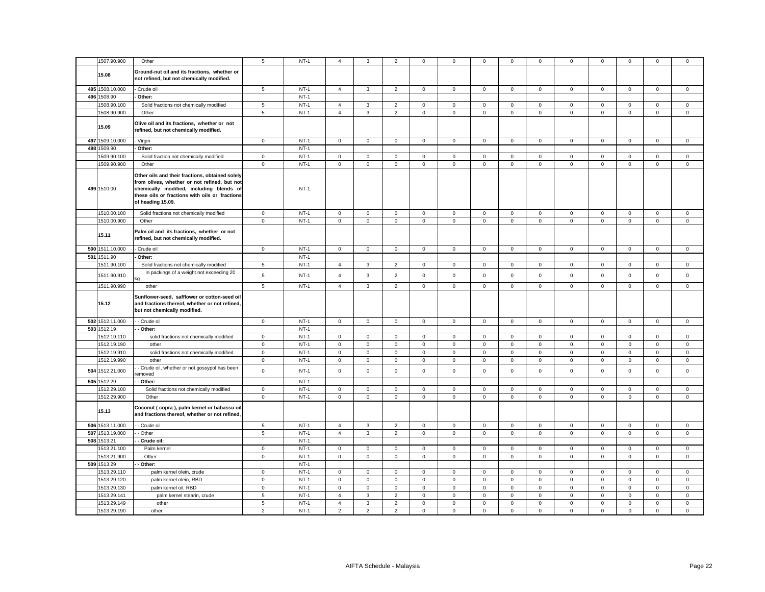| | 1507.90.900 | Other | 5 | NT-1 | 4 | 3 | 2 | 0 | 0 | 0 | 0 | 0 | 0 | 0 | 0 | 0 | 0 |
|---|---|---|---|---|---|---|---|---|---|---|---|---|---|---|---|---|---|
| | 15.08 | **Ground-nut oil and its fractions, whether or not refined, but not chemically modified.** | | | | | | | | | | | | | | | |
| 495 | 1508.10.000 | - Crude oil | 5 | NT-1 | 4 | 3 | 2 | 0 | 0 | 0 | 0 | 0 | 0 | 0 | 0 | 0 | 0 |
| 496 | 1508.90 | **- Other:** | | NT-1 | | | | | | | | | | | | | |
| | 1508.90.100 | Solid fractions not chemically modified | 5 | NT-1 | 4 | 3 | 2 | 0 | 0 | 0 | 0 | 0 | 0 | 0 | 0 | 0 | 0 |
| | 1508.90.900 | Other | 5 | NT-1 | 4 | 3 | 2 | 0 | 0 | 0 | 0 | 0 | 0 | 0 | 0 | 0 | 0 |
| | 15.09 | **Olive oil and its fractions, whether or not refined, but not chemically modified.** | | | | | | | | | | | | | | | |
| 497 | 1509.10.000 | - Virgin | 0 | NT-1 | 0 | 0 | 0 | 0 | 0 | 0 | 0 | 0 | 0 | 0 | 0 | 0 | 0 |
| 498 | 1509.90 | **- Other:** | | NT-1 | | | | | | | | | | | | | |
| | 1509.90.100 | Solid fraction not chemically modified | 0 | NT-1 | 0 | 0 | 0 | 0 | 0 | 0 | 0 | 0 | 0 | 0 | 0 | 0 | 0 |
| | 1509.90.900 | Other | 0 | NT-1 | 0 | 0 | 0 | 0 | 0 | 0 | 0 | 0 | 0 | 0 | 0 | 0 | 0 |
| 499 | 1510.00 | **Other oils and their fractions, obtained solely from olives, whether or not refined, but not chemically modified, including blends of these oils or fractions with oils or fractions of heading 15.09.** | | NT-1 | | | | | | | | | | | | | |
| | 1510.00.100 | Solid fractions not chemically modified | 0 | NT-1 | 0 | 0 | 0 | 0 | 0 | 0 | 0 | 0 | 0 | 0 | 0 | 0 | 0 |
| | 1510.00.900 | Other | 0 | NT-1 | 0 | 0 | 0 | 0 | 0 | 0 | 0 | 0 | 0 | 0 | 0 | 0 | 0 |
| | 15.11 | **Palm oil and its fractions, whether or not refined, but not chemically modified.** | | | | | | | | | | | | | | | |
| 500 | 1511.10.000 | - Crude oil | 0 | NT-1 | 0 | 0 | 0 | 0 | 0 | 0 | 0 | 0 | 0 | 0 | 0 | 0 | 0 |
| 501 | 1511.90 | **- Other:** | | NT-1 | | | | | | | | | | | | | |
| | 1511.90.100 | Solid fractions not chemically modified | 5 | NT-1 | 4 | 3 | 2 | 0 | 0 | 0 | 0 | 0 | 0 | 0 | 0 | 0 | 0 |
| | 1511.90.910 | in packings of a weight not exceeding 20 kg | 5 | NT-1 | 4 | 3 | 2 | 0 | 0 | 0 | 0 | 0 | 0 | 0 | 0 | 0 | 0 |
| | 1511.90.990 | other | 5 | NT-1 | 4 | 3 | 2 | 0 | 0 | 0 | 0 | 0 | 0 | 0 | 0 | 0 | 0 |
| | 15.12 | **Sunflower-seed, safflower or cotton-seed oil and fractions thereof, whether or not refined, but not chemically modified.** | | | | | | | | | | | | | | | |
| 502 | 1512.11.000 | - - Crude oil | 0 | NT-1 | 0 | 0 | 0 | 0 | 0 | 0 | 0 | 0 | 0 | 0 | 0 | 0 | 0 |
| 503 | 1512.19 | **- - Other:** | | NT-1 | | | | | | | | | | | | | |
| | 1512.19.110 | solid fractions not chemically modified | 0 | NT-1 | 0 | 0 | 0 | 0 | 0 | 0 | 0 | 0 | 0 | 0 | 0 | 0 | 0 |
| | 1512.19.190 | other | 0 | NT-1 | 0 | 0 | 0 | 0 | 0 | 0 | 0 | 0 | 0 | 0 | 0 | 0 | 0 |
| | 1512.19.910 | solid frastions not chemically modified | 0 | NT-1 | 0 | 0 | 0 | 0 | 0 | 0 | 0 | 0 | 0 | 0 | 0 | 0 | 0 |
| | 1512.19.990 | other | 0 | NT-1 | 0 | 0 | 0 | 0 | 0 | 0 | 0 | 0 | 0 | 0 | 0 | 0 | 0 |
| 504 | 1512.21.000 | - - Crude oil, whether or not gossypol has been removed | 0 | NT-1 | 0 | 0 | 0 | 0 | 0 | 0 | 0 | 0 | 0 | 0 | 0 | 0 | 0 |
| 505 | 1512.29 | **- - Other:** | | NT-1 | | | | | | | | | | | | | |
| | 1512.29.100 | Solid fractions not chemically modified | 0 | NT-1 | 0 | 0 | 0 | 0 | 0 | 0 | 0 | 0 | 0 | 0 | 0 | 0 | 0 |
| | 1512.29.900 | Other | 0 | NT-1 | 0 | 0 | 0 | 0 | 0 | 0 | 0 | 0 | 0 | 0 | 0 | 0 | 0 |
| | 15.13 | **Coconut ( copra ), palm kernel or babassu oil and fractions thereof, whether or not refined,** | | | | | | | | | | | | | | | |
| 506 | 1513.11.000 | - - Crude oil | 5 | NT-1 | 4 | 3 | 2 | 0 | 0 | 0 | 0 | 0 | 0 | 0 | 0 | 0 | 0 |
| 507 | 1513.19.000 | - - Other | 5 | NT-1 | 4 | 3 | 2 | 0 | 0 | 0 | 0 | 0 | 0 | 0 | 0 | 0 | 0 |
| 508 | 1513.21 | **- - Crude oil:** | | NT-1 | | | | | | | | | | | | | |
| | 1513.21.100 | Palm kernel | 0 | NT-1 | 0 | 0 | 0 | 0 | 0 | 0 | 0 | 0 | 0 | 0 | 0 | 0 | 0 |
| | 1513.21.900 | Other | 0 | NT-1 | 0 | 0 | 0 | 0 | 0 | 0 | 0 | 0 | 0 | 0 | 0 | 0 | 0 |
| 509 | 1513.29 | **- - Other:** | | NT-1 | | | | | | | | | | | | | |
| | 1513.29.110 | palm kernel olein, crude | 0 | NT-1 | 0 | 0 | 0 | 0 | 0 | 0 | 0 | 0 | 0 | 0 | 0 | 0 | 0 |
| | 1513.29.120 | palm kernel olein, RBD | 0 | NT-1 | 0 | 0 | 0 | 0 | 0 | 0 | 0 | 0 | 0 | 0 | 0 | 0 | 0 |
| | 1513.29.130 | palm kernel oil, RBD | 0 | NT-1 | 0 | 0 | 0 | 0 | 0 | 0 | 0 | 0 | 0 | 0 | 0 | 0 | 0 |
| | 1513.29.141 | palm kernel stearin, crude | 5 | NT-1 | 4 | 3 | 2 | 0 | 0 | 0 | 0 | 0 | 0 | 0 | 0 | 0 | 0 |
| | 1513.29.149 | other | 5 | NT-1 | 4 | 3 | 2 | 0 | 0 | 0 | 0 | 0 | 0 | 0 | 0 | 0 | 0 |
| | 1513.29.190 | other | 2 | NT-1 | 2 | 2 | 2 | 0 | 0 | 0 | 0 | 0 | 0 | 0 | 0 | 0 | 0 |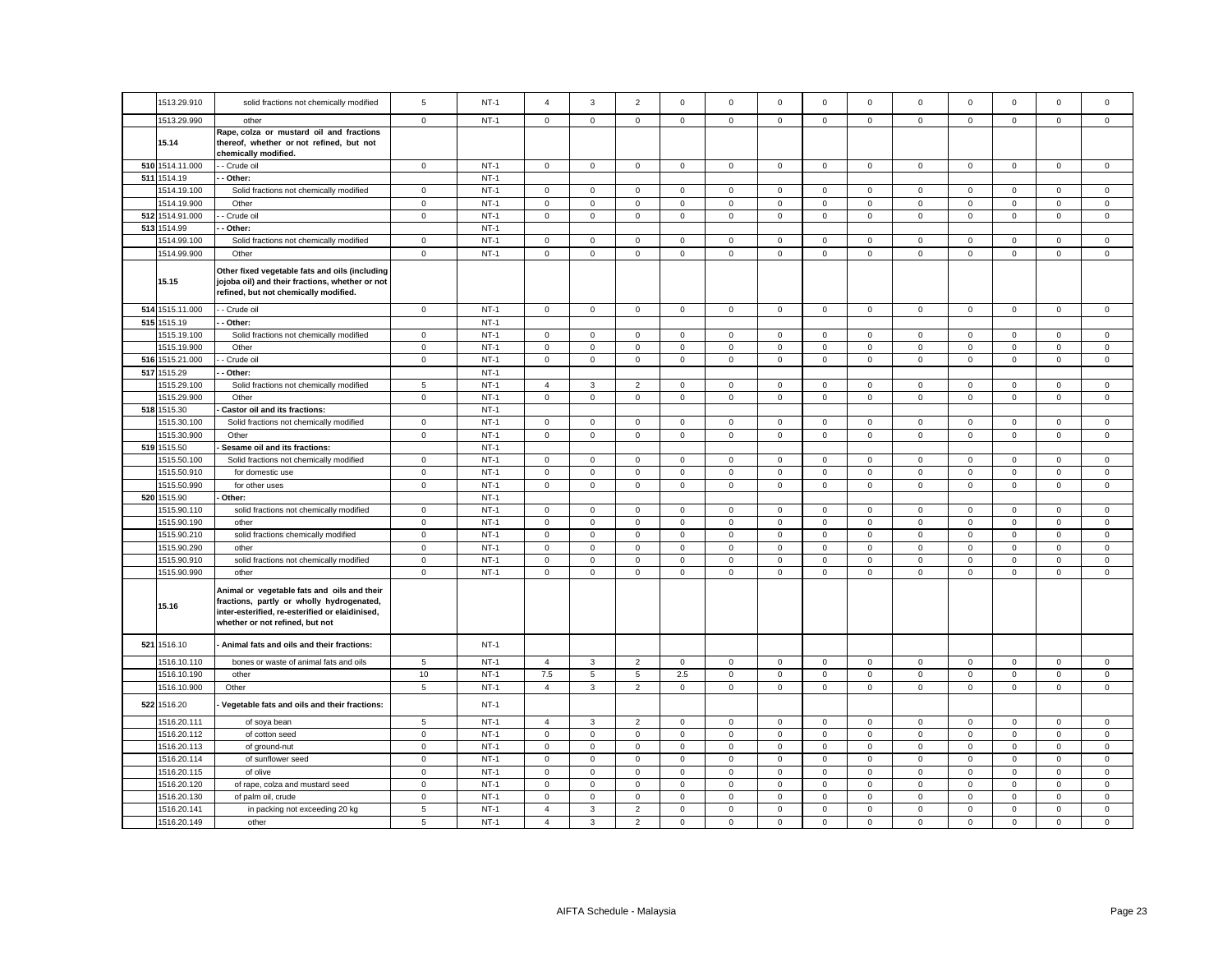| | 1513.29.910 | solid fractions not chemically modified | 5 | NT-1 | 4 | 3 | 2 | 0 | 0 | 0 | 0 | 0 | 0 | 0 | 0 | 0 | 0 |
|---|---|---|---|---|---|---|---|---|---|---|---|---|---|---|---|---|---|
| | 1513.29.990 | other | 0 | NT-1 | 0 | 0 | 0 | 0 | 0 | 0 | 0 | 0 | 0 | 0 | 0 | 0 | 0 |
| | **15.14** | **Rape, colza or mustard oil and fractions thereof, whether or not refined, but not chemically modified.** | | | | | | | | | | | | | | | |
| **510** | 1514.11.000 | - - Crude oil | 0 | NT-1 | 0 | 0 | 0 | 0 | 0 | 0 | 0 | 0 | 0 | 0 | 0 | 0 | 0 |
| **511** | 1514.19 | **- - Other:** | | NT-1 | | | | | | | | | | | | | |
| | 1514.19.100 | Solid fractions not chemically modified | 0 | NT-1 | 0 | 0 | 0 | 0 | 0 | 0 | 0 | 0 | 0 | 0 | 0 | 0 | 0 |
| | 1514.19.900 | Other | 0 | NT-1 | 0 | 0 | 0 | 0 | 0 | 0 | 0 | 0 | 0 | 0 | 0 | 0 | 0 |
| **512** | 1514.91.000 | - - Crude oil | 0 | NT-1 | 0 | 0 | 0 | 0 | 0 | 0 | 0 | 0 | 0 | 0 | 0 | 0 | 0 |
| **513** | 1514.99 | **- - Other:** | | NT-1 | | | | | | | | | | | | | |
| | 1514.99.100 | Solid fractions not chemically modified | 0 | NT-1 | 0 | 0 | 0 | 0 | 0 | 0 | 0 | 0 | 0 | 0 | 0 | 0 | 0 |
| | 1514.99.900 | Other | 0 | NT-1 | 0 | 0 | 0 | 0 | 0 | 0 | 0 | 0 | 0 | 0 | 0 | 0 | 0 |
| | **15.15** | **Other fixed vegetable fats and oils (including jojoba oil) and their fractions, whether or not refined, but not chemically modified.** | | | | | | | | | | | | | | | |
| **514** | 1515.11.000 | - - Crude oil | 0 | NT-1 | 0 | 0 | 0 | 0 | 0 | 0 | 0 | 0 | 0 | 0 | 0 | 0 | 0 |
| **515** | 1515.19 | **- - Other:** | | NT-1 | | | | | | | | | | | | | |
| | 1515.19.100 | Solid fractions not chemically modified | 0 | NT-1 | 0 | 0 | 0 | 0 | 0 | 0 | 0 | 0 | 0 | 0 | 0 | 0 | 0 |
| | 1515.19.900 | Other | 0 | NT-1 | 0 | 0 | 0 | 0 | 0 | 0 | 0 | 0 | 0 | 0 | 0 | 0 | 0 |
| **516** | 1515.21.000 | - - Crude oil | 0 | NT-1 | 0 | 0 | 0 | 0 | 0 | 0 | 0 | 0 | 0 | 0 | 0 | 0 | 0 |
| **517** | 1515.29 | **- - Other:** | | NT-1 | | | | | | | | | | | | | |
| | 1515.29.100 | Solid fractions not chemically modified | 5 | NT-1 | 4 | 3 | 2 | 0 | 0 | 0 | 0 | 0 | 0 | 0 | 0 | 0 | 0 |
| | 1515.29.900 | Other | 0 | NT-1 | 0 | 0 | 0 | 0 | 0 | 0 | 0 | 0 | 0 | 0 | 0 | 0 | 0 |
| **518** | 1515.30 | **- Castor oil and its fractions:** | | NT-1 | | | | | | | | | | | | | |
| | 1515.30.100 | Solid fractions not chemically modified | 0 | NT-1 | 0 | 0 | 0 | 0 | 0 | 0 | 0 | 0 | 0 | 0 | 0 | 0 | 0 |
| | 1515.30.900 | Other | 0 | NT-1 | 0 | 0 | 0 | 0 | 0 | 0 | 0 | 0 | 0 | 0 | 0 | 0 | 0 |
| **519** | 1515.50 | **- Sesame oil and its fractions:** | | NT-1 | | | | | | | | | | | | | |
| | 1515.50.100 | Solid fractions not chemically modified | 0 | NT-1 | 0 | 0 | 0 | 0 | 0 | 0 | 0 | 0 | 0 | 0 | 0 | 0 | 0 |
| | 1515.50.910 | for domestic use | 0 | NT-1 | 0 | 0 | 0 | 0 | 0 | 0 | 0 | 0 | 0 | 0 | 0 | 0 | 0 |
| | 1515.50.990 | for other uses | 0 | NT-1 | 0 | 0 | 0 | 0 | 0 | 0 | 0 | 0 | 0 | 0 | 0 | 0 | 0 |
| **520** | 1515.90 | **- Other:** | | NT-1 | | | | | | | | | | | | | |
| | 1515.90.110 | solid fractions not chemically modified | 0 | NT-1 | 0 | 0 | 0 | 0 | 0 | 0 | 0 | 0 | 0 | 0 | 0 | 0 | 0 |
| | 1515.90.190 | other | 0 | NT-1 | 0 | 0 | 0 | 0 | 0 | 0 | 0 | 0 | 0 | 0 | 0 | 0 | 0 |
| | 1515.90.210 | solid fractions chemically modified | 0 | NT-1 | 0 | 0 | 0 | 0 | 0 | 0 | 0 | 0 | 0 | 0 | 0 | 0 | 0 |
| | 1515.90.290 | other | 0 | NT-1 | 0 | 0 | 0 | 0 | 0 | 0 | 0 | 0 | 0 | 0 | 0 | 0 | 0 |
| | 1515.90.910 | solid fractions not chemically modified | 0 | NT-1 | 0 | 0 | 0 | 0 | 0 | 0 | 0 | 0 | 0 | 0 | 0 | 0 | 0 |
| | 1515.90.990 | other | 0 | NT-1 | 0 | 0 | 0 | 0 | 0 | 0 | 0 | 0 | 0 | 0 | 0 | 0 | 0 |
| | **15.16** | **Animal or vegetable fats and oils and their fractions, partly or wholly hydrogenated, inter-esterified, re-esterified or elaidinised, whether or not refined, but not** | | | | | | | | | | | | | | | |
| **521** | 1516.10 | **- Animal fats and oils and their fractions:** | | NT-1 | | | | | | | | | | | | | |
| | 1516.10.110 | bones or waste of animal fats and oils | 5 | NT-1 | 4 | 3 | 2 | 0 | 0 | 0 | 0 | 0 | 0 | 0 | 0 | 0 | 0 |
| | 1516.10.190 | other | 10 | NT-1 | 7.5 | 5 | 5 | 2.5 | 0 | 0 | 0 | 0 | 0 | 0 | 0 | 0 | 0 |
| | 1516.10.900 | Other | 5 | NT-1 | 4 | 3 | 2 | 0 | 0 | 0 | 0 | 0 | 0 | 0 | 0 | 0 | 0 |
| **522** | 1516.20 | **- Vegetable fats and oils and their fractions:** | | NT-1 | | | | | | | | | | | | | |
| | 1516.20.111 | of soya bean | 5 | NT-1 | 4 | 3 | 2 | 0 | 0 | 0 | 0 | 0 | 0 | 0 | 0 | 0 | 0 |
| | 1516.20.112 | of cotton seed | 0 | NT-1 | 0 | 0 | 0 | 0 | 0 | 0 | 0 | 0 | 0 | 0 | 0 | 0 | 0 |
| | 1516.20.113 | of ground-nut | 0 | NT-1 | 0 | 0 | 0 | 0 | 0 | 0 | 0 | 0 | 0 | 0 | 0 | 0 | 0 |
| | 1516.20.114 | of sunflower seed | 0 | NT-1 | 0 | 0 | 0 | 0 | 0 | 0 | 0 | 0 | 0 | 0 | 0 | 0 | 0 |
| | 1516.20.115 | of olive | 0 | NT-1 | 0 | 0 | 0 | 0 | 0 | 0 | 0 | 0 | 0 | 0 | 0 | 0 | 0 |
| | 1516.20.120 | of rape, colza and mustard seed | 0 | NT-1 | 0 | 0 | 0 | 0 | 0 | 0 | 0 | 0 | 0 | 0 | 0 | 0 | 0 |
| | 1516.20.130 | of palm oil, crude | 0 | NT-1 | 0 | 0 | 0 | 0 | 0 | 0 | 0 | 0 | 0 | 0 | 0 | 0 | 0 |
| | 1516.20.141 | in packing not exceeding 20 kg | 5 | NT-1 | 4 | 3 | 2 | 0 | 0 | 0 | 0 | 0 | 0 | 0 | 0 | 0 | 0 |
| | 1516.20.149 | other | 5 | NT-1 | 4 | 3 | 2 | 0 | 0 | 0 | 0 | 0 | 0 | 0 | 0 | 0 | 0 |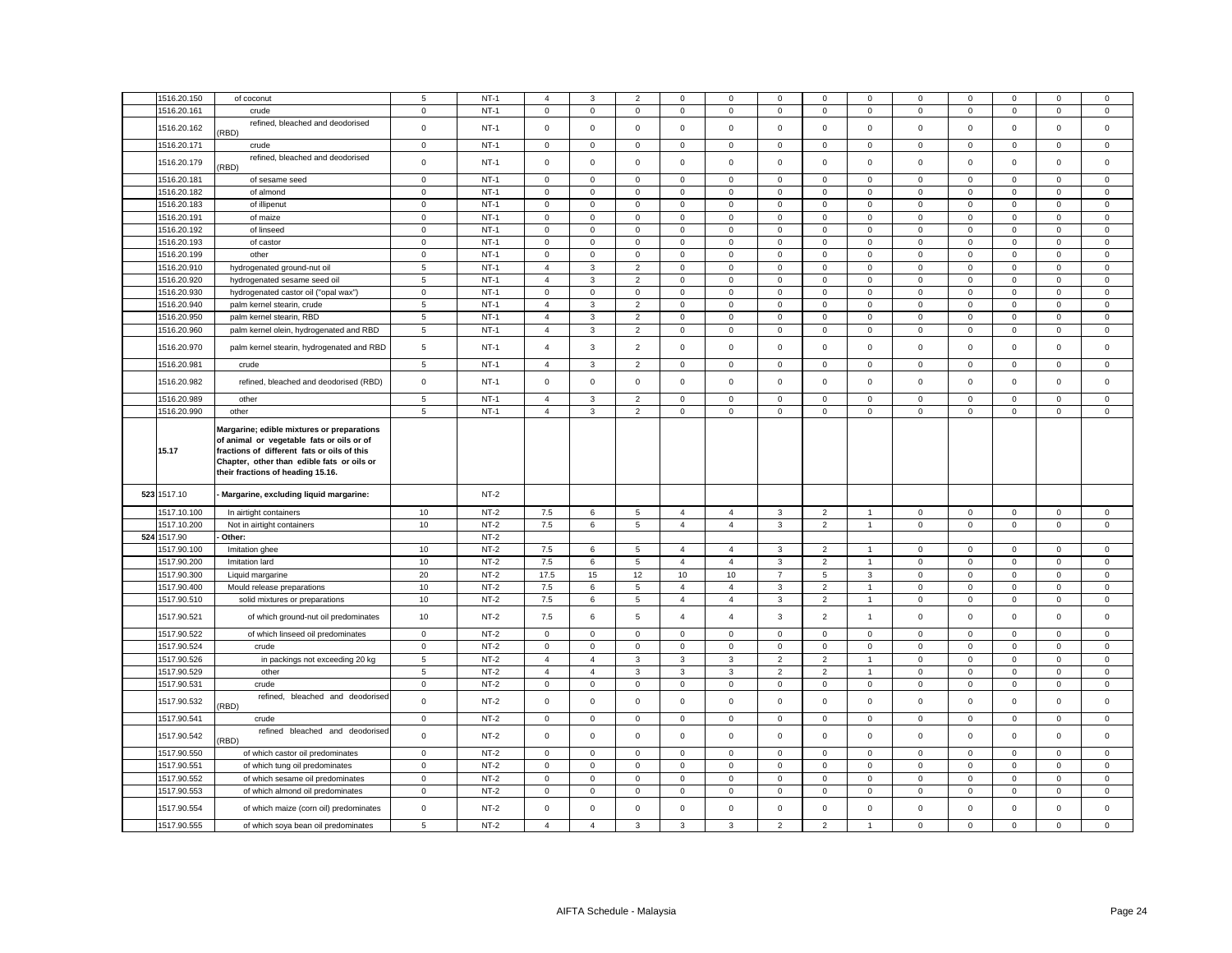| | 1516.20.150 | of coconut | 5 | NT-1 | 4 | 3 | 2 | 0 | 0 | 0 | 0 | 0 | 0 | 0 | 0 | 0 | 0 |
|---|---|---|---|---|---|---|---|---|---|---|---|---|---|---|---|---|---|
| | 1516.20.161 | crude | 0 | NT-1 | 0 | 0 | 0 | 0 | 0 | 0 | 0 | 0 | 0 | 0 | 0 | 0 | 0 |
| | 1516.20.162 | refined, bleached and deodorised (RBD) | 0 | NT-1 | 0 | 0 | 0 | 0 | 0 | 0 | 0 | 0 | 0 | 0 | 0 | 0 | 0 |
| | 1516.20.171 | crude | 0 | NT-1 | 0 | 0 | 0 | 0 | 0 | 0 | 0 | 0 | 0 | 0 | 0 | 0 | 0 |
| | 1516.20.179 | refined, bleached and deodorised (RBD) | 0 | NT-1 | 0 | 0 | 0 | 0 | 0 | 0 | 0 | 0 | 0 | 0 | 0 | 0 | 0 |
| | 1516.20.181 | of sesame seed | 0 | NT-1 | 0 | 0 | 0 | 0 | 0 | 0 | 0 | 0 | 0 | 0 | 0 | 0 | 0 |
| | 1516.20.182 | of almond | 0 | NT-1 | 0 | 0 | 0 | 0 | 0 | 0 | 0 | 0 | 0 | 0 | 0 | 0 | 0 |
| | 1516.20.183 | of illipenut | 0 | NT-1 | 0 | 0 | 0 | 0 | 0 | 0 | 0 | 0 | 0 | 0 | 0 | 0 | 0 |
| | 1516.20.191 | of maize | 0 | NT-1 | 0 | 0 | 0 | 0 | 0 | 0 | 0 | 0 | 0 | 0 | 0 | 0 | 0 |
| | 1516.20.192 | of linseed | 0 | NT-1 | 0 | 0 | 0 | 0 | 0 | 0 | 0 | 0 | 0 | 0 | 0 | 0 | 0 |
| | 1516.20.193 | of castor | 0 | NT-1 | 0 | 0 | 0 | 0 | 0 | 0 | 0 | 0 | 0 | 0 | 0 | 0 | 0 |
| | 1516.20.199 | other | 0 | NT-1 | 0 | 0 | 0 | 0 | 0 | 0 | 0 | 0 | 0 | 0 | 0 | 0 | 0 |
| | 1516.20.910 | hydrogenated ground-nut oil | 5 | NT-1 | 4 | 3 | 2 | 0 | 0 | 0 | 0 | 0 | 0 | 0 | 0 | 0 | 0 |
| | 1516.20.920 | hydrogenated sesame seed oil | 5 | NT-1 | 4 | 3 | 2 | 0 | 0 | 0 | 0 | 0 | 0 | 0 | 0 | 0 | 0 |
| | 1516.20.930 | hydrogenated castor oil ("opal wax") | 0 | NT-1 | 0 | 0 | 0 | 0 | 0 | 0 | 0 | 0 | 0 | 0 | 0 | 0 | 0 |
| | 1516.20.940 | palm kernel stearin, crude | 5 | NT-1 | 4 | 3 | 2 | 0 | 0 | 0 | 0 | 0 | 0 | 0 | 0 | 0 | 0 |
| | 1516.20.950 | palm kernel stearin, RBD | 5 | NT-1 | 4 | 3 | 2 | 0 | 0 | 0 | 0 | 0 | 0 | 0 | 0 | 0 | 0 |
| | 1516.20.960 | palm kernel olein, hydrogenated and RBD | 5 | NT-1 | 4 | 3 | 2 | 0 | 0 | 0 | 0 | 0 | 0 | 0 | 0 | 0 | 0 |
| | 1516.20.970 | palm kernel stearin, hydrogenated and RBD | 5 | NT-1 | 4 | 3 | 2 | 0 | 0 | 0 | 0 | 0 | 0 | 0 | 0 | 0 | 0 |
| | 1516.20.981 | crude | 5 | NT-1 | 4 | 3 | 2 | 0 | 0 | 0 | 0 | 0 | 0 | 0 | 0 | 0 | 0 |
| | 1516.20.982 | refined, bleached and deodorised (RBD) | 0 | NT-1 | 0 | 0 | 0 | 0 | 0 | 0 | 0 | 0 | 0 | 0 | 0 | 0 | 0 |
| | 1516.20.989 | other | 5 | NT-1 | 4 | 3 | 2 | 0 | 0 | 0 | 0 | 0 | 0 | 0 | 0 | 0 | 0 |
| | 1516.20.990 | other | 5 | NT-1 | 4 | 3 | 2 | 0 | 0 | 0 | 0 | 0 | 0 | 0 | 0 | 0 | 0 |
| | **15.17** | **Margarine; edible mixtures or preparations of animal or vegetable fats or oils or of fractions of different fats or oils of this Chapter, other than edible fats or oils or their fractions of heading 15.16.** | | | | | | | | | | | | | | | |
| 523 | 1517.10 | **- Margarine, excluding liquid margarine:** | | NT-2 | | | | | | | | | | | | | |
| | 1517.10.100 | In airtight containers | 10 | NT-2 | 7.5 | 6 | 5 | 4 | 4 | 3 | 2 | 1 | 0 | 0 | 0 | 0 | 0 |
| | 1517.10.200 | Not in airtight containers | 10 | NT-2 | 7.5 | 6 | 5 | 4 | 4 | 3 | 2 | 1 | 0 | 0 | 0 | 0 | 0 |
| 524 | 1517.90 | **- Other:** | | NT-2 | | | | | | | | | | | | | |
| | 1517.90.100 | Imitation ghee | 10 | NT-2 | 7.5 | 6 | 5 | 4 | 4 | 3 | 2 | 1 | 0 | 0 | 0 | 0 | 0 |
| | 1517.90.200 | Imitation lard | 10 | NT-2 | 7.5 | 6 | 5 | 4 | 4 | 3 | 2 | 1 | 0 | 0 | 0 | 0 | 0 |
| | 1517.90.300 | Liquid margarine | 20 | NT-2 | 17.5 | 15 | 12 | 10 | 10 | 7 | 5 | 3 | 0 | 0 | 0 | 0 | 0 |
| | 1517.90.400 | Mould release preparations | 10 | NT-2 | 7.5 | 6 | 5 | 4 | 4 | 3 | 2 | 1 | 0 | 0 | 0 | 0 | 0 |
| | 1517.90.510 | solid mixtures or preparations | 10 | NT-2 | 7.5 | 6 | 5 | 4 | 4 | 3 | 2 | 1 | 0 | 0 | 0 | 0 | 0 |
| | 1517.90.521 | of which ground-nut oil predominates | 10 | NT-2 | 7.5 | 6 | 5 | 4 | 4 | 3 | 2 | 1 | 0 | 0 | 0 | 0 | 0 |
| | 1517.90.522 | of which linseed oil predominates | 0 | NT-2 | 0 | 0 | 0 | 0 | 0 | 0 | 0 | 0 | 0 | 0 | 0 | 0 | 0 |
| | 1517.90.524 | crude | 0 | NT-2 | 0 | 0 | 0 | 0 | 0 | 0 | 0 | 0 | 0 | 0 | 0 | 0 | 0 |
| | 1517.90.526 | in packings not exceeding 20 kg | 5 | NT-2 | 4 | 4 | 3 | 3 | 3 | 2 | 2 | 1 | 0 | 0 | 0 | 0 | 0 |
| | 1517.90.529 | other | 5 | NT-2 | 4 | 4 | 3 | 3 | 3 | 2 | 2 | 1 | 0 | 0 | 0 | 0 | 0 |
| | 1517.90.531 | crude | 0 | NT-2 | 0 | 0 | 0 | 0 | 0 | 0 | 0 | 0 | 0 | 0 | 0 | 0 | 0 |
| | 1517.90.532 | refined, bleached and deodorised (RBD) | 0 | NT-2 | 0 | 0 | 0 | 0 | 0 | 0 | 0 | 0 | 0 | 0 | 0 | 0 | 0 |
| | 1517.90.541 | crude | 0 | NT-2 | 0 | 0 | 0 | 0 | 0 | 0 | 0 | 0 | 0 | 0 | 0 | 0 | 0 |
| | 1517.90.542 | refined bleached and deodorised (RBD) | 0 | NT-2 | 0 | 0 | 0 | 0 | 0 | 0 | 0 | 0 | 0 | 0 | 0 | 0 | 0 |
| | 1517.90.550 | of which castor oil predominates | 0 | NT-2 | 0 | 0 | 0 | 0 | 0 | 0 | 0 | 0 | 0 | 0 | 0 | 0 | 0 |
| | 1517.90.551 | of which tung oil predominates | 0 | NT-2 | 0 | 0 | 0 | 0 | 0 | 0 | 0 | 0 | 0 | 0 | 0 | 0 | 0 |
| | 1517.90.552 | of which sesame oil predominates | 0 | NT-2 | 0 | 0 | 0 | 0 | 0 | 0 | 0 | 0 | 0 | 0 | 0 | 0 | 0 |
| | 1517.90.553 | of which almond oil predominates | 0 | NT-2 | 0 | 0 | 0 | 0 | 0 | 0 | 0 | 0 | 0 | 0 | 0 | 0 | 0 |
| | 1517.90.554 | of which maize (corn oil) predominates | 0 | NT-2 | 0 | 0 | 0 | 0 | 0 | 0 | 0 | 0 | 0 | 0 | 0 | 0 | 0 |
| | 1517.90.555 | of which soya bean oil predominates | 5 | NT-2 | 4 | 4 | 3 | 3 | 3 | 2 | 2 | 1 | 0 | 0 | 0 | 0 | 0 |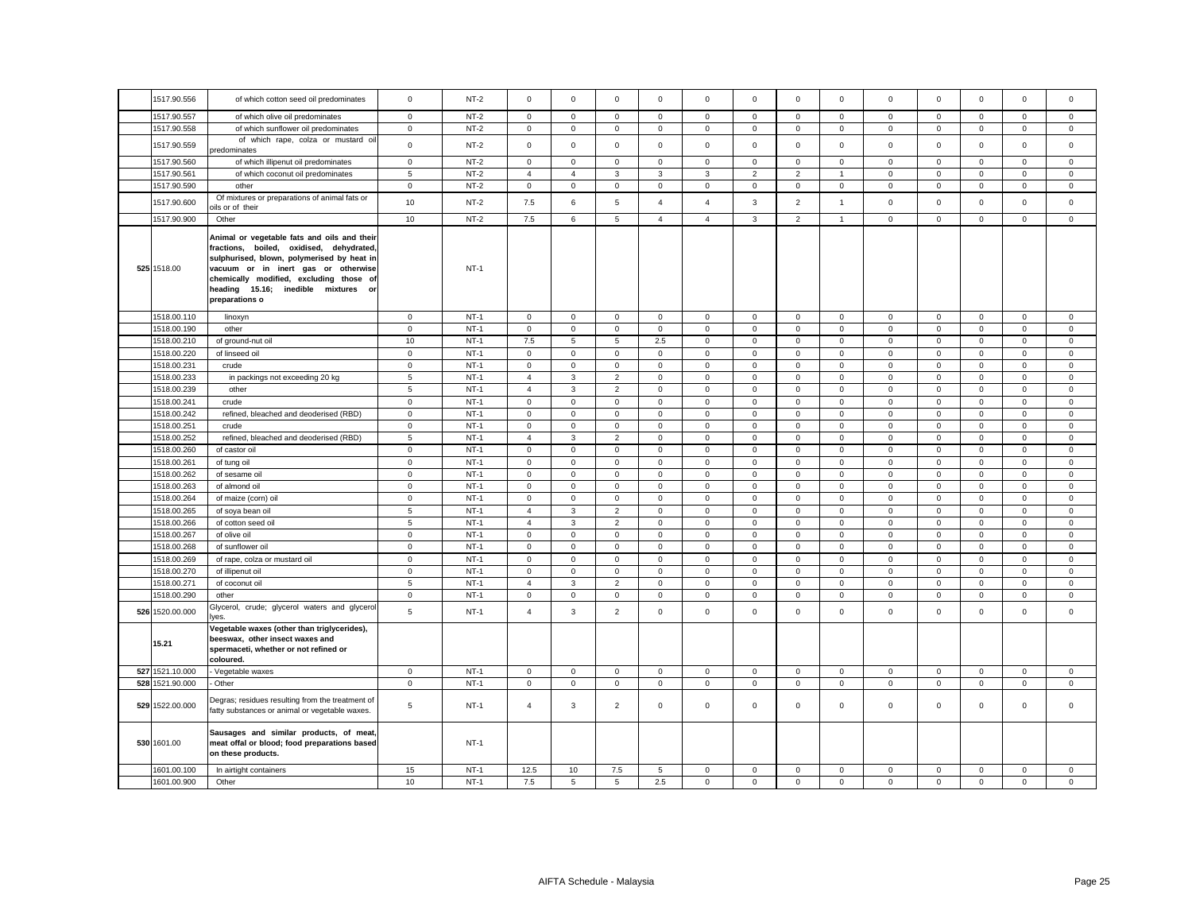| | | | | | | | | | | | | | | | | | | |
|---|---|---|---|---|---|---|---|---|---|---|---|---|---|---|---|---|---|---|
| | 1517.90.556 | of which cotton seed oil predominates | 0 | NT-2 | 0 | 0 | 0 | 0 | 0 | 0 | 0 | 0 | 0 | 0 | 0 | 0 | 0 |
| | 1517.90.557 | of which olive oil predominates | 0 | NT-2 | 0 | 0 | 0 | 0 | 0 | 0 | 0 | 0 | 0 | 0 | 0 | 0 | 0 |
| | 1517.90.558 | of which sunflower oil predominates | 0 | NT-2 | 0 | 0 | 0 | 0 | 0 | 0 | 0 | 0 | 0 | 0 | 0 | 0 | 0 |
| | 1517.90.559 | of which rape, colza or mustard oil predominates | 0 | NT-2 | 0 | 0 | 0 | 0 | 0 | 0 | 0 | 0 | 0 | 0 | 0 | 0 | 0 |
| | 1517.90.560 | of which illipenut oil predominates | 0 | NT-2 | 0 | 0 | 0 | 0 | 0 | 0 | 0 | 0 | 0 | 0 | 0 | 0 | 0 |
| | 1517.90.561 | of which coconut oil predominates | 5 | NT-2 | 4 | 4 | 3 | 3 | 3 | 2 | 2 | 1 | 0 | 0 | 0 | 0 | 0 |
| | 1517.90.590 | other | 0 | NT-2 | 0 | 0 | 0 | 0 | 0 | 0 | 0 | 0 | 0 | 0 | 0 | 0 | 0 |
| | 1517.90.600 | Of mixtures or preparations of animal fats or oils or of their | 10 | NT-2 | 7.5 | 6 | 5 | 4 | 4 | 3 | 2 | 1 | 0 | 0 | 0 | 0 | 0 |
| | 1517.90.900 | Other | 10 | NT-2 | 7.5 | 6 | 5 | 4 | 4 | 3 | 2 | 1 | 0 | 0 | 0 | 0 | 0 |
| 525 | 1518.00 | **Animal or vegetable fats and oils and their fractions, boiled, oxidised, dehydrated, sulphurised, blown, polymerised by heat in vacuum or in inert gas or otherwise chemically modified, excluding those of heading 15.16; inedible mixtures or preparations o** | | NT-1 | | | | | | | | | | | | | |
| | 1518.00.110 | linoxyn | 0 | NT-1 | 0 | 0 | 0 | 0 | 0 | 0 | 0 | 0 | 0 | 0 | 0 | 0 | 0 |
| | 1518.00.190 | other | 0 | NT-1 | 0 | 0 | 0 | 0 | 0 | 0 | 0 | 0 | 0 | 0 | 0 | 0 | 0 |
| | 1518.00.210 | of ground-nut oil | 10 | NT-1 | 7.5 | 5 | 5 | 2.5 | 0 | 0 | 0 | 0 | 0 | 0 | 0 | 0 | 0 |
| | 1518.00.220 | of linseed oil | 0 | NT-1 | 0 | 0 | 0 | 0 | 0 | 0 | 0 | 0 | 0 | 0 | 0 | 0 | 0 |
| | 1518.00.231 | crude | 0 | NT-1 | 0 | 0 | 0 | 0 | 0 | 0 | 0 | 0 | 0 | 0 | 0 | 0 | 0 |
| | 1518.00.233 | in packings not exceeding 20 kg | 5 | NT-1 | 4 | 3 | 2 | 0 | 0 | 0 | 0 | 0 | 0 | 0 | 0 | 0 | 0 |
| | 1518.00.239 | other | 5 | NT-1 | 4 | 3 | 2 | 0 | 0 | 0 | 0 | 0 | 0 | 0 | 0 | 0 | 0 |
| | 1518.00.241 | crude | 0 | NT-1 | 0 | 0 | 0 | 0 | 0 | 0 | 0 | 0 | 0 | 0 | 0 | 0 | 0 |
| | 1518.00.242 | refined, bleached and deoderised (RBD) | 0 | NT-1 | 0 | 0 | 0 | 0 | 0 | 0 | 0 | 0 | 0 | 0 | 0 | 0 | 0 |
| | 1518.00.251 | crude | 0 | NT-1 | 0 | 0 | 0 | 0 | 0 | 0 | 0 | 0 | 0 | 0 | 0 | 0 | 0 |
| | 1518.00.252 | refined, bleached and deoderised (RBD) | 5 | NT-1 | 4 | 3 | 2 | 0 | 0 | 0 | 0 | 0 | 0 | 0 | 0 | 0 | 0 |
| | 1518.00.260 | of castor oil | 0 | NT-1 | 0 | 0 | 0 | 0 | 0 | 0 | 0 | 0 | 0 | 0 | 0 | 0 | 0 |
| | 1518.00.261 | of tung oil | 0 | NT-1 | 0 | 0 | 0 | 0 | 0 | 0 | 0 | 0 | 0 | 0 | 0 | 0 | 0 |
| | 1518.00.262 | of sesame oil | 0 | NT-1 | 0 | 0 | 0 | 0 | 0 | 0 | 0 | 0 | 0 | 0 | 0 | 0 | 0 |
| | 1518.00.263 | of almond oil | 0 | NT-1 | 0 | 0 | 0 | 0 | 0 | 0 | 0 | 0 | 0 | 0 | 0 | 0 | 0 |
| | 1518.00.264 | of maize (corn) oil | 0 | NT-1 | 0 | 0 | 0 | 0 | 0 | 0 | 0 | 0 | 0 | 0 | 0 | 0 | 0 |
| | 1518.00.265 | of soya bean oil | 5 | NT-1 | 4 | 3 | 2 | 0 | 0 | 0 | 0 | 0 | 0 | 0 | 0 | 0 | 0 |
| | 1518.00.266 | of cotton seed oil | 5 | NT-1 | 4 | 3 | 2 | 0 | 0 | 0 | 0 | 0 | 0 | 0 | 0 | 0 | 0 |
| | 1518.00.267 | of olive oil | 0 | NT-1 | 0 | 0 | 0 | 0 | 0 | 0 | 0 | 0 | 0 | 0 | 0 | 0 | 0 |
| | 1518.00.268 | of sunflower oil | 0 | NT-1 | 0 | 0 | 0 | 0 | 0 | 0 | 0 | 0 | 0 | 0 | 0 | 0 | 0 |
| | 1518.00.269 | of rape, colza or mustard oil | 0 | NT-1 | 0 | 0 | 0 | 0 | 0 | 0 | 0 | 0 | 0 | 0 | 0 | 0 | 0 |
| | 1518.00.270 | of illipenut oil | 0 | NT-1 | 0 | 0 | 0 | 0 | 0 | 0 | 0 | 0 | 0 | 0 | 0 | 0 | 0 |
| | 1518.00.271 | of coconut oil | 5 | NT-1 | 4 | 3 | 2 | 0 | 0 | 0 | 0 | 0 | 0 | 0 | 0 | 0 | 0 |
| | 1518.00.290 | other | 0 | NT-1 | 0 | 0 | 0 | 0 | 0 | 0 | 0 | 0 | 0 | 0 | 0 | 0 | 0 |
| 526 | 1520.00.000 | Glycerol, crude; glycerol waters and glycerol lyes. | 5 | NT-1 | 4 | 3 | 2 | 0 | 0 | 0 | 0 | 0 | 0 | 0 | 0 | 0 | 0 |
| | 15.21 | **Vegetable waxes (other than triglycerides), beeswax, other insect waxes and spermaceti, whether or not refined or coloured.** | | | | | | | | | | | | | | | |
| 527 | 1521.10.000 | - Vegetable waxes | 0 | NT-1 | 0 | 0 | 0 | 0 | 0 | 0 | 0 | 0 | 0 | 0 | 0 | 0 | 0 |
| 528 | 1521.90.000 | - Other | 0 | NT-1 | 0 | 0 | 0 | 0 | 0 | 0 | 0 | 0 | 0 | 0 | 0 | 0 | 0 |
| 529 | 1522.00.000 | Degras; residues resulting from the treatment of fatty substances or animal or vegetable waxes. | 5 | NT-1 | 4 | 3 | 2 | 0 | 0 | 0 | 0 | 0 | 0 | 0 | 0 | 0 | 0 |
| 530 | 1601.00 | **Sausages and similar products, of meat, meat offal or blood; food preparations based on these products.** | | NT-1 | | | | | | | | | | | | | |
| | 1601.00.100 | In airtight containers | 15 | NT-1 | 12.5 | 10 | 7.5 | 5 | 0 | 0 | 0 | 0 | 0 | 0 | 0 | 0 | 0 |
| | 1601.00.900 | Other | 10 | NT-1 | 7.5 | 5 | 5 | 2.5 | 0 | 0 | 0 | 0 | 0 | 0 | 0 | 0 | 0 |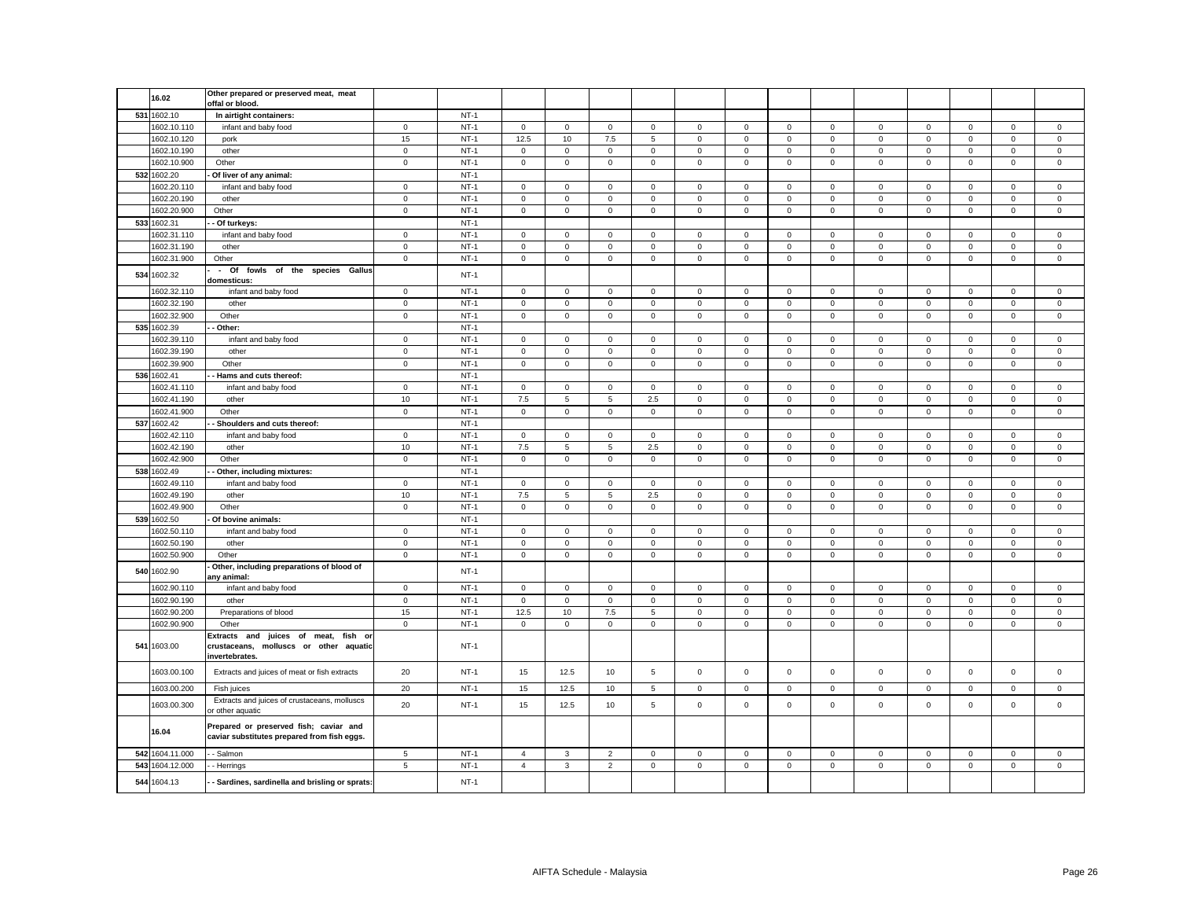| | | | | | | | | | | | | | | | | | |
|---|---|---|---|---|---|---|---|---|---|---|---|---|---|---|---|---|---|
| | 16.02 | Other prepared or preserved meat, meat offal or blood. | | | | | | | | | | | | | | | |
| 531 | 1602.10 | In airtight containers: | | NT-1 | | | | | | | | | | | | | |
| | 1602.10.110 | infant and baby food | 0 | NT-1 | 0 | 0 | 0 | 0 | 0 | 0 | 0 | 0 | 0 | 0 | 0 | 0 | 0 |
| | 1602.10.120 | pork | 15 | NT-1 | 12.5 | 10 | 7.5 | 5 | 0 | 0 | 0 | 0 | 0 | 0 | 0 | 0 | 0 |
| | 1602.10.190 | other | 0 | NT-1 | 0 | 0 | 0 | 0 | 0 | 0 | 0 | 0 | 0 | 0 | 0 | 0 | 0 |
| | 1602.10.900 | Other | 0 | NT-1 | 0 | 0 | 0 | 0 | 0 | 0 | 0 | 0 | 0 | 0 | 0 | 0 | 0 |
| 532 | 1602.20 | - Of liver of any animal: | | NT-1 | | | | | | | | | | | | | |
| | 1602.20.110 | infant and baby food | 0 | NT-1 | 0 | 0 | 0 | 0 | 0 | 0 | 0 | 0 | 0 | 0 | 0 | 0 | 0 |
| | 1602.20.190 | other | 0 | NT-1 | 0 | 0 | 0 | 0 | 0 | 0 | 0 | 0 | 0 | 0 | 0 | 0 | 0 |
| | 1602.20.900 | Other | 0 | NT-1 | 0 | 0 | 0 | 0 | 0 | 0 | 0 | 0 | 0 | 0 | 0 | 0 | 0 |
| 533 | 1602.31 | - - Of turkeys: | | NT-1 | | | | | | | | | | | | | |
| | 1602.31.110 | infant and baby food | 0 | NT-1 | 0 | 0 | 0 | 0 | 0 | 0 | 0 | 0 | 0 | 0 | 0 | 0 | 0 |
| | 1602.31.190 | other | 0 | NT-1 | 0 | 0 | 0 | 0 | 0 | 0 | 0 | 0 | 0 | 0 | 0 | 0 | 0 |
| | 1602.31.900 | Other | 0 | NT-1 | 0 | 0 | 0 | 0 | 0 | 0 | 0 | 0 | 0 | 0 | 0 | 0 | 0 |
| 534 | 1602.32 | - - Of fowls of the species Gallus domesticus: | | NT-1 | | | | | | | | | | | | | |
| | 1602.32.110 | infant and baby food | 0 | NT-1 | 0 | 0 | 0 | 0 | 0 | 0 | 0 | 0 | 0 | 0 | 0 | 0 | 0 |
| | 1602.32.190 | other | 0 | NT-1 | 0 | 0 | 0 | 0 | 0 | 0 | 0 | 0 | 0 | 0 | 0 | 0 | 0 |
| | 1602.32.900 | Other | 0 | NT-1 | 0 | 0 | 0 | 0 | 0 | 0 | 0 | 0 | 0 | 0 | 0 | 0 | 0 |
| 535 | 1602.39 | - - Other: | | NT-1 | | | | | | | | | | | | | |
| | 1602.39.110 | infant and baby food | 0 | NT-1 | 0 | 0 | 0 | 0 | 0 | 0 | 0 | 0 | 0 | 0 | 0 | 0 | 0 |
| | 1602.39.190 | other | 0 | NT-1 | 0 | 0 | 0 | 0 | 0 | 0 | 0 | 0 | 0 | 0 | 0 | 0 | 0 |
| | 1602.39.900 | Other | 0 | NT-1 | 0 | 0 | 0 | 0 | 0 | 0 | 0 | 0 | 0 | 0 | 0 | 0 | 0 |
| 536 | 1602.41 | - - Hams and cuts thereof: | | NT-1 | | | | | | | | | | | | | |
| | 1602.41.110 | infant and baby food | 0 | NT-1 | 0 | 0 | 0 | 0 | 0 | 0 | 0 | 0 | 0 | 0 | 0 | 0 | 0 |
| | 1602.41.190 | other | 10 | NT-1 | 7.5 | 5 | 5 | 2.5 | 0 | 0 | 0 | 0 | 0 | 0 | 0 | 0 | 0 |
| | 1602.41.900 | Other | 0 | NT-1 | 0 | 0 | 0 | 0 | 0 | 0 | 0 | 0 | 0 | 0 | 0 | 0 | 0 |
| 537 | 1602.42 | - - Shoulders and cuts thereof: | | NT-1 | | | | | | | | | | | | | |
| | 1602.42.110 | infant and baby food | 0 | NT-1 | 0 | 0 | 0 | 0 | 0 | 0 | 0 | 0 | 0 | 0 | 0 | 0 | 0 |
| | 1602.42.190 | other | 10 | NT-1 | 7.5 | 5 | 5 | 2.5 | 0 | 0 | 0 | 0 | 0 | 0 | 0 | 0 | 0 |
| | 1602.42.900 | Other | 0 | NT-1 | 0 | 0 | 0 | 0 | 0 | 0 | 0 | 0 | 0 | 0 | 0 | 0 | 0 |
| 538 | 1602.49 | - - Other, including mixtures: | | NT-1 | | | | | | | | | | | | | |
| | 1602.49.110 | infant and baby food | 0 | NT-1 | 0 | 0 | 0 | 0 | 0 | 0 | 0 | 0 | 0 | 0 | 0 | 0 | 0 |
| | 1602.49.190 | other | 10 | NT-1 | 7.5 | 5 | 5 | 2.5 | 0 | 0 | 0 | 0 | 0 | 0 | 0 | 0 | 0 |
| | 1602.49.900 | Other | 0 | NT-1 | 0 | 0 | 0 | 0 | 0 | 0 | 0 | 0 | 0 | 0 | 0 | 0 | 0 |
| 539 | 1602.50 | - Of bovine animals: | | NT-1 | | | | | | | | | | | | | |
| | 1602.50.110 | infant and baby food | 0 | NT-1 | 0 | 0 | 0 | 0 | 0 | 0 | 0 | 0 | 0 | 0 | 0 | 0 | 0 |
| | 1602.50.190 | other | 0 | NT-1 | 0 | 0 | 0 | 0 | 0 | 0 | 0 | 0 | 0 | 0 | 0 | 0 | 0 |
| | 1602.50.900 | Other | 0 | NT-1 | 0 | 0 | 0 | 0 | 0 | 0 | 0 | 0 | 0 | 0 | 0 | 0 | 0 |
| 540 | 1602.90 | - Other, including preparations of blood of any animal: | | NT-1 | | | | | | | | | | | | | |
| | 1602.90.110 | infant and baby food | 0 | NT-1 | 0 | 0 | 0 | 0 | 0 | 0 | 0 | 0 | 0 | 0 | 0 | 0 | 0 |
| | 1602.90.190 | other | 0 | NT-1 | 0 | 0 | 0 | 0 | 0 | 0 | 0 | 0 | 0 | 0 | 0 | 0 | 0 |
| | 1602.90.200 | Preparations of blood | 15 | NT-1 | 12.5 | 10 | 7.5 | 5 | 0 | 0 | 0 | 0 | 0 | 0 | 0 | 0 | 0 |
| | 1602.90.900 | Other | 0 | NT-1 | 0 | 0 | 0 | 0 | 0 | 0 | 0 | 0 | 0 | 0 | 0 | 0 | 0 |
| 541 | 1603.00 | Extracts and juices of meat, fish or crustaceans, molluscs or other aquatic invertebrates. | | NT-1 | | | | | | | | | | | | | |
| | 1603.00.100 | Extracts and juices of meat or fish extracts | 20 | NT-1 | 15 | 12.5 | 10 | 5 | 0 | 0 | 0 | 0 | 0 | 0 | 0 | 0 | 0 |
| | 1603.00.200 | Fish juices | 20 | NT-1 | 15 | 12.5 | 10 | 5 | 0 | 0 | 0 | 0 | 0 | 0 | 0 | 0 | 0 |
| | 1603.00.300 | Extracts and juices of crustaceans, molluscs or other aquatic | 20 | NT-1 | 15 | 12.5 | 10 | 5 | 0 | 0 | 0 | 0 | 0 | 0 | 0 | 0 | 0 |
| | 16.04 | Prepared or preserved fish; caviar and caviar substitutes prepared from fish eggs. | | | | | | | | | | | | | | | |
| 542 | 1604.11.000 | - - Salmon | 5 | NT-1 | 4 | 3 | 2 | 0 | 0 | 0 | 0 | 0 | 0 | 0 | 0 | 0 | 0 |
| 543 | 1604.12.000 | - - Herrings | 5 | NT-1 | 4 | 3 | 2 | 0 | 0 | 0 | 0 | 0 | 0 | 0 | 0 | 0 | 0 |
| 544 | 1604.13 | - - Sardines, sardinella and brisling or sprats: | | NT-1 | | | | | | | | | | | | | |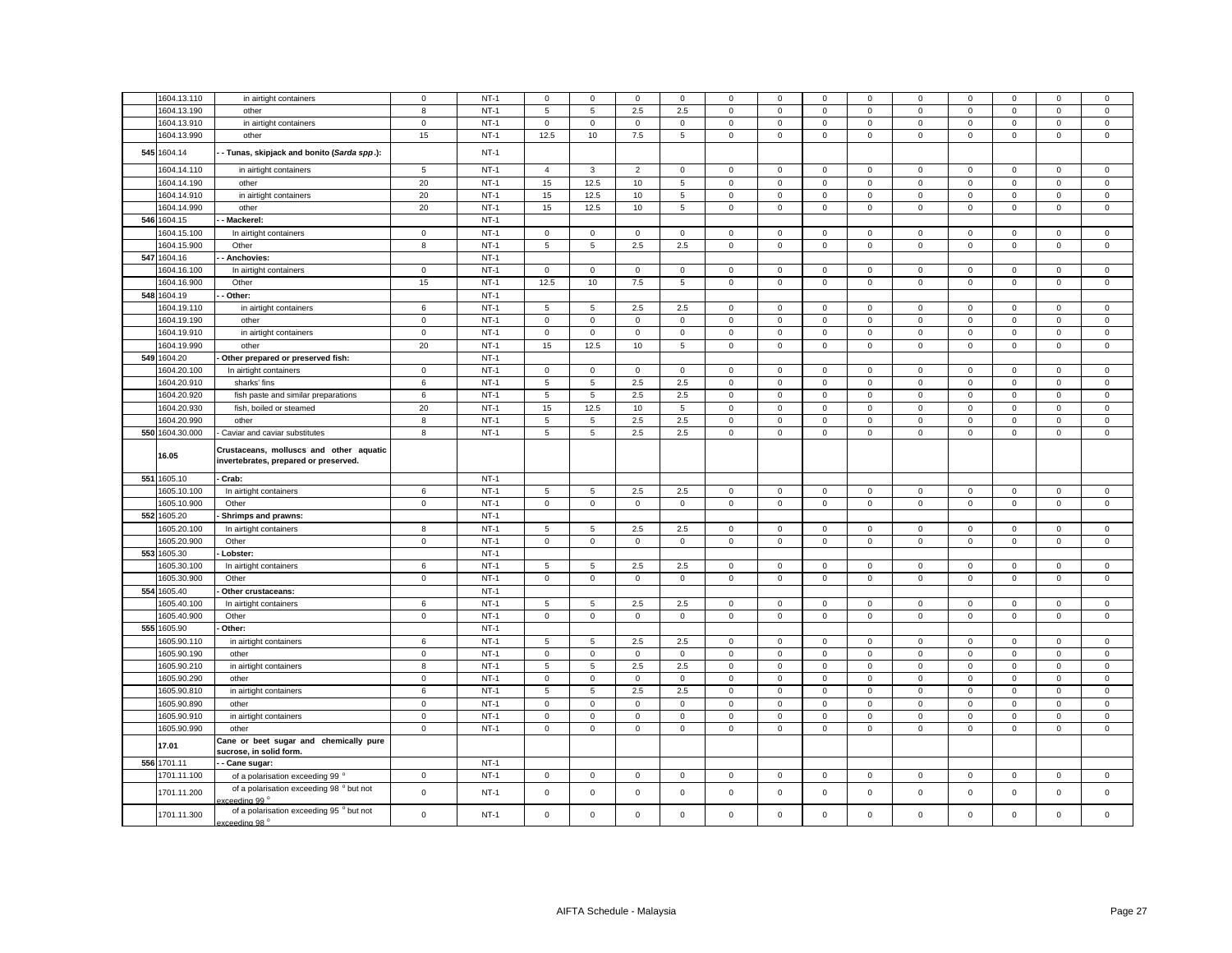| | 1604.13.110 | in airtight containers | 0 | NT-1 | 0 | 0 | 0 | 0 | 0 | 0 | 0 | 0 | 0 | 0 | 0 | 0 | 0 |
|---|---|---|---|---|---|---|---|---|---|---|---|---|---|---|---|---|---|
| | 1604.13.190 | other | 8 | NT-1 | 5 | 5 | 2.5 | 2.5 | 0 | 0 | 0 | 0 | 0 | 0 | 0 | 0 | 0 |
| | 1604.13.910 | in airtight containers | 0 | NT-1 | 0 | 0 | 0 | 0 | 0 | 0 | 0 | 0 | 0 | 0 | 0 | 0 | 0 |
| | 1604.13.990 | other | 15 | NT-1 | 12.5 | 10 | 7.5 | 5 | 0 | 0 | 0 | 0 | 0 | 0 | 0 | 0 | 0 |
| 545 | 1604.14 | **- - Tunas, skipjack and bonito (*Sarda spp*.):** | | NT-1 | | | | | | | | | | | | | |
| | 1604.14.110 | in airtight containers | 5 | NT-1 | 4 | 3 | 2 | 0 | 0 | 0 | 0 | 0 | 0 | 0 | 0 | 0 | 0 |
| | 1604.14.190 | other | 20 | NT-1 | 15 | 12.5 | 10 | 5 | 0 | 0 | 0 | 0 | 0 | 0 | 0 | 0 | 0 |
| | 1604.14.910 | in airtight containers | 20 | NT-1 | 15 | 12.5 | 10 | 5 | 0 | 0 | 0 | 0 | 0 | 0 | 0 | 0 | 0 |
| | 1604.14.990 | other | 20 | NT-1 | 15 | 12.5 | 10 | 5 | 0 | 0 | 0 | 0 | 0 | 0 | 0 | 0 | 0 |
| 546 | 1604.15 | **- - Mackerel:** | | NT-1 | | | | | | | | | | | | | |
| | 1604.15.100 | In airtight containers | 0 | NT-1 | 0 | 0 | 0 | 0 | 0 | 0 | 0 | 0 | 0 | 0 | 0 | 0 | 0 |
| | 1604.15.900 | Other | 8 | NT-1 | 5 | 5 | 2.5 | 2.5 | 0 | 0 | 0 | 0 | 0 | 0 | 0 | 0 | 0 |
| 547 | 1604.16 | **- - Anchovies:** | | NT-1 | | | | | | | | | | | | | |
| | 1604.16.100 | In airtight containers | 0 | NT-1 | 0 | 0 | 0 | 0 | 0 | 0 | 0 | 0 | 0 | 0 | 0 | 0 | 0 |
| | 1604.16.900 | Other | 15 | NT-1 | 12.5 | 10 | 7.5 | 5 | 0 | 0 | 0 | 0 | 0 | 0 | 0 | 0 | 0 |
| 548 | 1604.19 | **- - Other:** | | NT-1 | | | | | | | | | | | | | |
| | 1604.19.110 | in airtight containers | 6 | NT-1 | 5 | 5 | 2.5 | 2.5 | 0 | 0 | 0 | 0 | 0 | 0 | 0 | 0 | 0 |
| | 1604.19.190 | other | 0 | NT-1 | 0 | 0 | 0 | 0 | 0 | 0 | 0 | 0 | 0 | 0 | 0 | 0 | 0 |
| | 1604.19.910 | in airtight containers | 0 | NT-1 | 0 | 0 | 0 | 0 | 0 | 0 | 0 | 0 | 0 | 0 | 0 | 0 | 0 |
| | 1604.19.990 | other | 20 | NT-1 | 15 | 12.5 | 10 | 5 | 0 | 0 | 0 | 0 | 0 | 0 | 0 | 0 | 0 |
| 549 | 1604.20 | **- Other prepared or preserved fish:** | | NT-1 | | | | | | | | | | | | | |
| | 1604.20.100 | In airtight containers | 0 | NT-1 | 0 | 0 | 0 | 0 | 0 | 0 | 0 | 0 | 0 | 0 | 0 | 0 | 0 |
| | 1604.20.910 | sharks' fins | 6 | NT-1 | 5 | 5 | 2.5 | 2.5 | 0 | 0 | 0 | 0 | 0 | 0 | 0 | 0 | 0 |
| | 1604.20.920 | fish paste and similar preparations | 6 | NT-1 | 5 | 5 | 2.5 | 2.5 | 0 | 0 | 0 | 0 | 0 | 0 | 0 | 0 | 0 |
| | 1604.20.930 | fish, boiled or steamed | 20 | NT-1 | 15 | 12.5 | 10 | 5 | 0 | 0 | 0 | 0 | 0 | 0 | 0 | 0 | 0 |
| | 1604.20.990 | other | 8 | NT-1 | 5 | 5 | 2.5 | 2.5 | 0 | 0 | 0 | 0 | 0 | 0 | 0 | 0 | 0 |
| 550 | 1604.30.000 | - Caviar and caviar substitutes | 8 | NT-1 | 5 | 5 | 2.5 | 2.5 | 0 | 0 | 0 | 0 | 0 | 0 | 0 | 0 | 0 |
| | **16.05** | **Crustaceans, molluscs and other aquatic invertebrates, prepared or preserved.** | | | | | | | | | | | | | | | |
| 551 | 1605.10 | **- Crab:** | | NT-1 | | | | | | | | | | | | | |
| | 1605.10.100 | In airtight containers | 6 | NT-1 | 5 | 5 | 2.5 | 2.5 | 0 | 0 | 0 | 0 | 0 | 0 | 0 | 0 | 0 |
| | 1605.10.900 | Other | 0 | NT-1 | 0 | 0 | 0 | 0 | 0 | 0 | 0 | 0 | 0 | 0 | 0 | 0 | 0 |
| 552 | 1605.20 | **- Shrimps and prawns:** | | NT-1 | | | | | | | | | | | | | |
| | 1605.20.100 | In airtight containers | 8 | NT-1 | 5 | 5 | 2.5 | 2.5 | 0 | 0 | 0 | 0 | 0 | 0 | 0 | 0 | 0 |
| | 1605.20.900 | Other | 0 | NT-1 | 0 | 0 | 0 | 0 | 0 | 0 | 0 | 0 | 0 | 0 | 0 | 0 | 0 |
| 553 | 1605.30 | **- Lobster:** | | NT-1 | | | | | | | | | | | | | |
| | 1605.30.100 | In airtight containers | 6 | NT-1 | 5 | 5 | 2.5 | 2.5 | 0 | 0 | 0 | 0 | 0 | 0 | 0 | 0 | 0 |
| | 1605.30.900 | Other | 0 | NT-1 | 0 | 0 | 0 | 0 | 0 | 0 | 0 | 0 | 0 | 0 | 0 | 0 | 0 |
| 554 | 1605.40 | **- Other crustaceans:** | | NT-1 | | | | | | | | | | | | | |
| | 1605.40.100 | In airtight containers | 6 | NT-1 | 5 | 5 | 2.5 | 2.5 | 0 | 0 | 0 | 0 | 0 | 0 | 0 | 0 | 0 |
| | 1605.40.900 | Other | 0 | NT-1 | 0 | 0 | 0 | 0 | 0 | 0 | 0 | 0 | 0 | 0 | 0 | 0 | 0 |
| 555 | 1605.90 | **- Other:** | | NT-1 | | | | | | | | | | | | | |
| | 1605.90.110 | in airtight containers | 6 | NT-1 | 5 | 5 | 2.5 | 2.5 | 0 | 0 | 0 | 0 | 0 | 0 | 0 | 0 | 0 |
| | 1605.90.190 | other | 0 | NT-1 | 0 | 0 | 0 | 0 | 0 | 0 | 0 | 0 | 0 | 0 | 0 | 0 | 0 |
| | 1605.90.210 | in airtight containers | 8 | NT-1 | 5 | 5 | 2.5 | 2.5 | 0 | 0 | 0 | 0 | 0 | 0 | 0 | 0 | 0 |
| | 1605.90.290 | other | 0 | NT-1 | 0 | 0 | 0 | 0 | 0 | 0 | 0 | 0 | 0 | 0 | 0 | 0 | 0 |
| | 1605.90.810 | in airtight containers | 6 | NT-1 | 5 | 5 | 2.5 | 2.5 | 0 | 0 | 0 | 0 | 0 | 0 | 0 | 0 | 0 |
| | 1605.90.890 | other | 0 | NT-1 | 0 | 0 | 0 | 0 | 0 | 0 | 0 | 0 | 0 | 0 | 0 | 0 | 0 |
| | 1605.90.910 | in airtight containers | 0 | NT-1 | 0 | 0 | 0 | 0 | 0 | 0 | 0 | 0 | 0 | 0 | 0 | 0 | 0 |
| | 1605.90.990 | other | 0 | NT-1 | 0 | 0 | 0 | 0 | 0 | 0 | 0 | 0 | 0 | 0 | 0 | 0 | 0 |
| | **17.01** | **Cane or beet sugar and chemically pure sucrose, in solid form.** | | | | | | | | | | | | | | | |
| 556 | 1701.11 | **- - Cane sugar:** | | NT-1 | | | | | | | | | | | | | |
| | 1701.11.100 | of a polarisation exceeding 99 ° | 0 | NT-1 | 0 | 0 | 0 | 0 | 0 | 0 | 0 | 0 | 0 | 0 | 0 | 0 | 0 |
| | 1701.11.200 | of a polarisation exceeding 98 ° but not exceeding 99 ° | 0 | NT-1 | 0 | 0 | 0 | 0 | 0 | 0 | 0 | 0 | 0 | 0 | 0 | 0 | 0 |
| | 1701.11.300 | of a polarisation exceeding 95 ° but not exceeding 98 ° | 0 | NT-1 | 0 | 0 | 0 | 0 | 0 | 0 | 0 | 0 | 0 | 0 | 0 | 0 | 0 |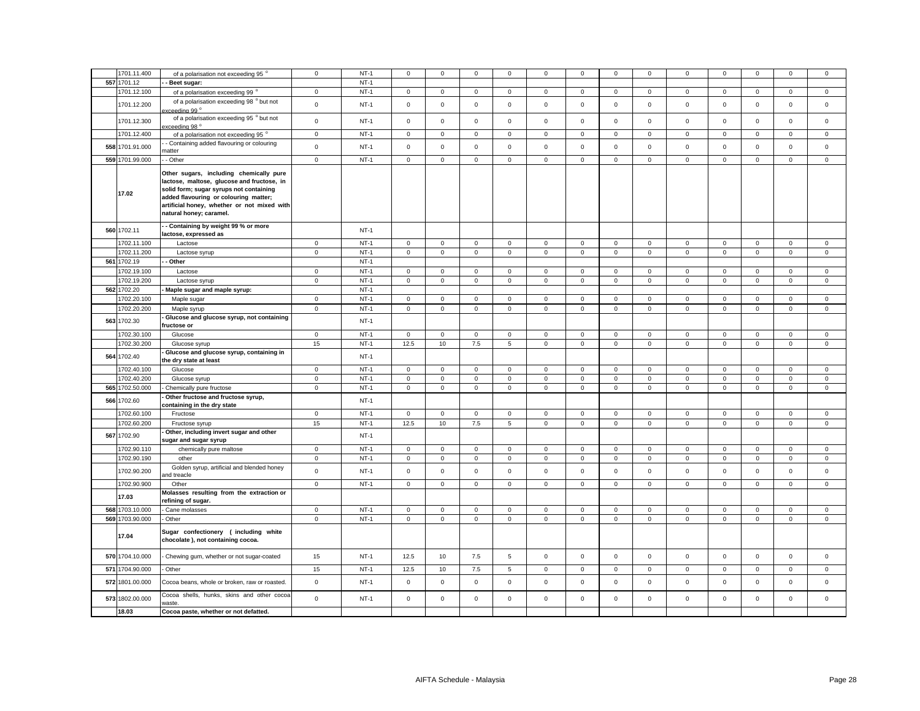| | 1701.11.400 | of a polarisation not exceeding 95 ° | 0 | NT-1 | 0 | 0 | 0 | 0 | 0 | 0 | 0 | 0 | 0 | 0 | 0 | 0 | 0 |
|---|---|---|---|---|---|---|---|---|---|---|---|---|---|---|---|---|---|
| 557 | 1701.12 | - - **Beet sugar:** | | NT-1 | | | | | | | | | | | | | |
| | 1701.12.100 | of a polarisation exceeding 99 ° | 0 | NT-1 | 0 | 0 | 0 | 0 | 0 | 0 | 0 | 0 | 0 | 0 | 0 | 0 | 0 |
| | 1701.12.200 | of a polarisation exceeding 98 ° but not exceeding 99 ° | 0 | NT-1 | 0 | 0 | 0 | 0 | 0 | 0 | 0 | 0 | 0 | 0 | 0 | 0 | 0 |
| | 1701.12.300 | of a polarisation exceeding 95 ° but not exceeding 98 ° | 0 | NT-1 | 0 | 0 | 0 | 0 | 0 | 0 | 0 | 0 | 0 | 0 | 0 | 0 | 0 |
| | 1701.12.400 | of a polarisation not exceeding 95 ° | 0 | NT-1 | 0 | 0 | 0 | 0 | 0 | 0 | 0 | 0 | 0 | 0 | 0 | 0 | 0 |
| 558 | 1701.91.000 | - - Containing added flavouring or colouring matter | 0 | NT-1 | 0 | 0 | 0 | 0 | 0 | 0 | 0 | 0 | 0 | 0 | 0 | 0 | 0 |
| 559 | 1701.99.000 | - - Other | 0 | NT-1 | 0 | 0 | 0 | 0 | 0 | 0 | 0 | 0 | 0 | 0 | 0 | 0 | 0 |
| | **17.02** | **Other sugars, including chemically pure lactose, maltose, glucose and fructose, in solid form; sugar syrups not containing added flavouring or colouring matter; artificial honey, whether or not mixed with natural honey; caramel.** | | | | | | | | | | | | | | | |
| 560 | 1702.11 | **- - Containing by weight 99 % or more lactose, expressed as** | | NT-1 | | | | | | | | | | | | | |
| | 1702.11.100 | Lactose | 0 | NT-1 | 0 | 0 | 0 | 0 | 0 | 0 | 0 | 0 | 0 | 0 | 0 | 0 | 0 |
| | 1702.11.200 | Lactose syrup | 0 | NT-1 | 0 | 0 | 0 | 0 | 0 | 0 | 0 | 0 | 0 | 0 | 0 | 0 | 0 |
| 561 | 1702.19 | **- - Other** | | NT-1 | | | | | | | | | | | | | |
| | 1702.19.100 | Lactose | 0 | NT-1 | 0 | 0 | 0 | 0 | 0 | 0 | 0 | 0 | 0 | 0 | 0 | 0 | 0 |
| | 1702.19.200 | Lactose syrup | 0 | NT-1 | 0 | 0 | 0 | 0 | 0 | 0 | 0 | 0 | 0 | 0 | 0 | 0 | 0 |
| 562 | 1702.20 | **- Maple sugar and maple syrup:** | | NT-1 | | | | | | | | | | | | | |
| | 1702.20.100 | Maple sugar | 0 | NT-1 | 0 | 0 | 0 | 0 | 0 | 0 | 0 | 0 | 0 | 0 | 0 | 0 | 0 |
| | 1702.20.200 | Maple syrup | 0 | NT-1 | 0 | 0 | 0 | 0 | 0 | 0 | 0 | 0 | 0 | 0 | 0 | 0 | 0 |
| 563 | 1702.30 | **- Glucose and glucose syrup, not containing fructose or** | | NT-1 | | | | | | | | | | | | | |
| | 1702.30.100 | Glucose | 0 | NT-1 | 0 | 0 | 0 | 0 | 0 | 0 | 0 | 0 | 0 | 0 | 0 | 0 | 0 |
| | 1702.30.200 | Glucose syrup | 15 | NT-1 | 12.5 | 10 | 7.5 | 5 | 0 | 0 | 0 | 0 | 0 | 0 | 0 | 0 | 0 |
| 564 | 1702.40 | **- Glucose and glucose syrup, containing in the dry state at least** | | NT-1 | | | | | | | | | | | | | |
| | 1702.40.100 | Glucose | 0 | NT-1 | 0 | 0 | 0 | 0 | 0 | 0 | 0 | 0 | 0 | 0 | 0 | 0 | 0 |
| | 1702.40.200 | Glucose syrup | 0 | NT-1 | 0 | 0 | 0 | 0 | 0 | 0 | 0 | 0 | 0 | 0 | 0 | 0 | 0 |
| 565 | 1702.50.000 | - Chemically pure fructose | 0 | NT-1 | 0 | 0 | 0 | 0 | 0 | 0 | 0 | 0 | 0 | 0 | 0 | 0 | 0 |
| 566 | 1702.60 | **- Other fructose and fructose syrup, containing in the dry state** | | NT-1 | | | | | | | | | | | | | |
| | 1702.60.100 | Fructose | 0 | NT-1 | 0 | 0 | 0 | 0 | 0 | 0 | 0 | 0 | 0 | 0 | 0 | 0 | 0 |
| | 1702.60.200 | Fructose syrup | 15 | NT-1 | 12.5 | 10 | 7.5 | 5 | 0 | 0 | 0 | 0 | 0 | 0 | 0 | 0 | 0 |
| 567 | 1702.90 | **- Other, including invert sugar and other sugar and sugar syrup** | | NT-1 | | | | | | | | | | | | | |
| | 1702.90.110 | chemically pure maltose | 0 | NT-1 | 0 | 0 | 0 | 0 | 0 | 0 | 0 | 0 | 0 | 0 | 0 | 0 | 0 |
| | 1702.90.190 | other | 0 | NT-1 | 0 | 0 | 0 | 0 | 0 | 0 | 0 | 0 | 0 | 0 | 0 | 0 | 0 |
| | 1702.90.200 | Golden syrup, artificial and blended honey and treacle | 0 | NT-1 | 0 | 0 | 0 | 0 | 0 | 0 | 0 | 0 | 0 | 0 | 0 | 0 | 0 |
| | 1702.90.900 | Other | 0 | NT-1 | 0 | 0 | 0 | 0 | 0 | 0 | 0 | 0 | 0 | 0 | 0 | 0 | 0 |
| | **17.03** | **Molasses resulting from the extraction or refining of sugar.** | | | | | | | | | | | | | | | |
| 568 | 1703.10.000 | - Cane molasses | 0 | NT-1 | 0 | 0 | 0 | 0 | 0 | 0 | 0 | 0 | 0 | 0 | 0 | 0 | 0 |
| 569 | 1703.90.000 | - Other | 0 | NT-1 | 0 | 0 | 0 | 0 | 0 | 0 | 0 | 0 | 0 | 0 | 0 | 0 | 0 |
| | **17.04** | **Sugar confectionery ( including white chocolate ), not containing cocoa.** | | | | | | | | | | | | | | | |
| 570 | 1704.10.000 | - Chewing gum, whether or not sugar-coated | 15 | NT-1 | 12.5 | 10 | 7.5 | 5 | 0 | 0 | 0 | 0 | 0 | 0 | 0 | 0 | 0 |
| 571 | 1704.90.000 | - Other | 15 | NT-1 | 12.5 | 10 | 7.5 | 5 | 0 | 0 | 0 | 0 | 0 | 0 | 0 | 0 | 0 |
| 572 | 1801.00.000 | Cocoa beans, whole or broken, raw or roasted. | 0 | NT-1 | 0 | 0 | 0 | 0 | 0 | 0 | 0 | 0 | 0 | 0 | 0 | 0 | 0 |
| 573 | 1802.00.000 | Cocoa shells, hunks, skins and other cocoa waste. | 0 | NT-1 | 0 | 0 | 0 | 0 | 0 | 0 | 0 | 0 | 0 | 0 | 0 | 0 | 0 |
| | **18.03** | **Cocoa paste, whether or not defatted.** | | | | | | | | | | | | | | | |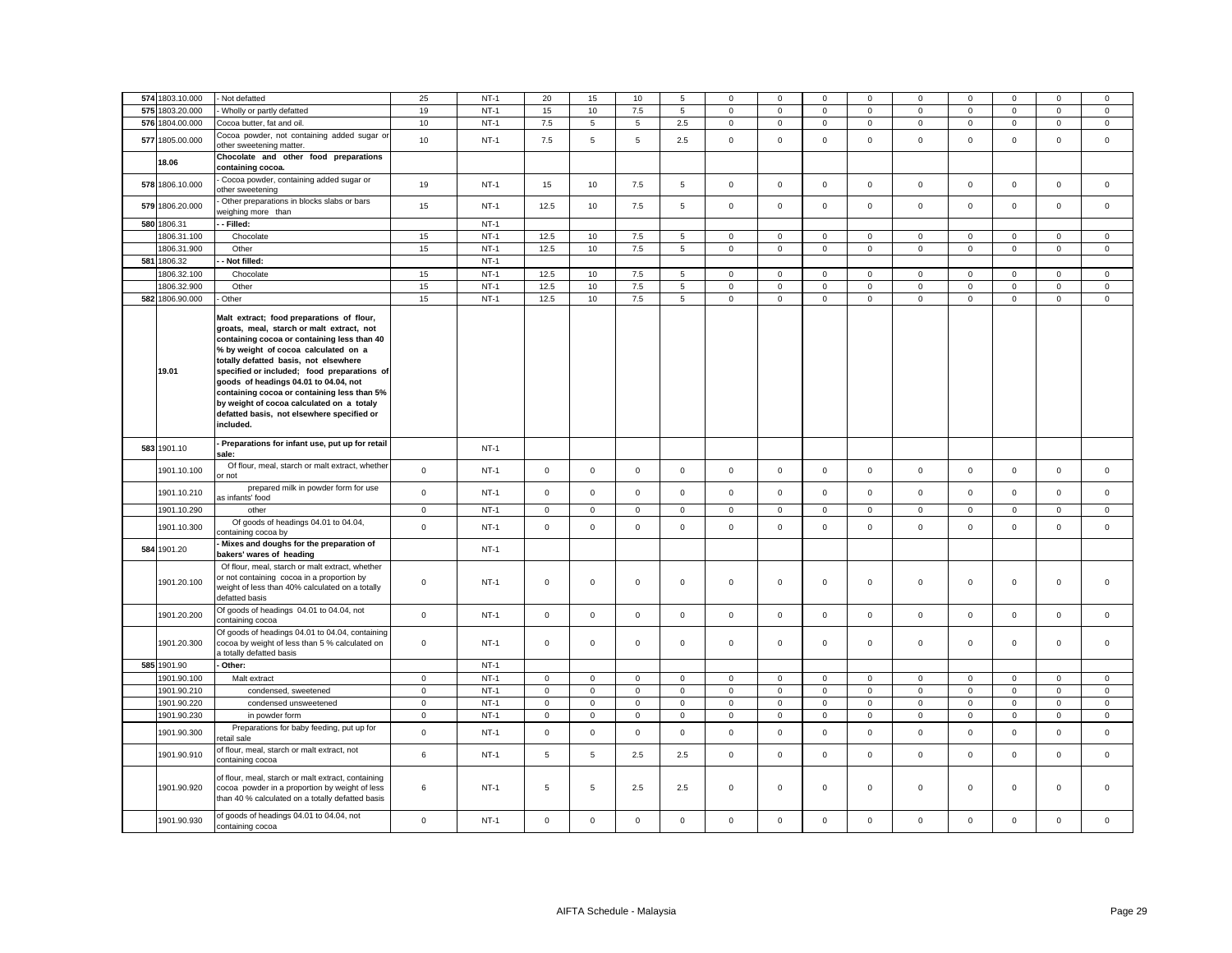| | | | | | | | | | | | | | | | | | |
|---|---|---|---|---|---|---|---|---|---|---|---|---|---|---|---|---|---|
| 574 | 1803.10.000 | - Not defatted | 25 | NT-1 | 20 | 15 | 10 | 5 | 0 | 0 | 0 | 0 | 0 | 0 | 0 | 0 | 0 |
| 575 | 1803.20.000 | - Wholly or partly defatted | 19 | NT-1 | 15 | 10 | 7.5 | 5 | 0 | 0 | 0 | 0 | 0 | 0 | 0 | 0 | 0 |
| 576 | 1804.00.000 | Cocoa butter, fat and oil. | 10 | NT-1 | 7.5 | 5 | 5 | 2.5 | 0 | 0 | 0 | 0 | 0 | 0 | 0 | 0 | 0 |
| 577 | 1805.00.000 | Cocoa powder, not containing added sugar or other sweetening matter. | 10 | NT-1 | 7.5 | 5 | 5 | 2.5 | 0 | 0 | 0 | 0 | 0 | 0 | 0 | 0 | 0 |
| | **18.06** | **Chocolate and other food preparations containing cocoa.** | | | | | | | | | | | | | | | |
| 578 | 1806.10.000 | - Cocoa powder, containing added sugar or other sweetening | 19 | NT-1 | 15 | 10 | 7.5 | 5 | 0 | 0 | 0 | 0 | 0 | 0 | 0 | 0 | 0 |
| 579 | 1806.20.000 | - Other preparations in blocks slabs or bars weighing more than | 15 | NT-1 | 12.5 | 10 | 7.5 | 5 | 0 | 0 | 0 | 0 | 0 | 0 | 0 | 0 | 0 |
| 580 | 1806.31 | **- - Filled:** | | NT-1 | | | | | | | | | | | | | |
| | 1806.31.100 | Chocolate | 15 | NT-1 | 12.5 | 10 | 7.5 | 5 | 0 | 0 | 0 | 0 | 0 | 0 | 0 | 0 | 0 |
| | 1806.31.900 | Other | 15 | NT-1 | 12.5 | 10 | 7.5 | 5 | 0 | 0 | 0 | 0 | 0 | 0 | 0 | 0 | 0 |
| 581 | 1806.32 | **- - Not filled:** | | NT-1 | | | | | | | | | | | | | |
| | 1806.32.100 | Chocolate | 15 | NT-1 | 12.5 | 10 | 7.5 | 5 | 0 | 0 | 0 | 0 | 0 | 0 | 0 | 0 | 0 |
| | 1806.32.900 | Other | 15 | NT-1 | 12.5 | 10 | 7.5 | 5 | 0 | 0 | 0 | 0 | 0 | 0 | 0 | 0 | 0 |
| 582 | 1806.90.000 | - Other | 15 | NT-1 | 12.5 | 10 | 7.5 | 5 | 0 | 0 | 0 | 0 | 0 | 0 | 0 | 0 | 0 |
| | **19.01** | **Malt extract; food preparations of flour, groats, meal, starch or malt extract, not containing cocoa or containing less than 40 % by weight of cocoa calculated on a totally defatted basis, not elsewhere specified or included; food preparations of goods of headings 04.01 to 04.04, not containing cocoa or containing less than 5% by weight of cocoa calculated on a totaly defatted basis, not elsewhere specified or included.** | | | | | | | | | | | | | | | |
| 583 | 1901.10 | **- Preparations for infant use, put up for retail sale:** | | NT-1 | | | | | | | | | | | | | |
| | 1901.10.100 | Of flour, meal, starch or malt extract, whether or not | 0 | NT-1 | 0 | 0 | 0 | 0 | 0 | 0 | 0 | 0 | 0 | 0 | 0 | 0 | 0 |
| | 1901.10.210 | prepared milk in powder form for use as infants' food | 0 | NT-1 | 0 | 0 | 0 | 0 | 0 | 0 | 0 | 0 | 0 | 0 | 0 | 0 | 0 |
| | 1901.10.290 | other | 0 | NT-1 | 0 | 0 | 0 | 0 | 0 | 0 | 0 | 0 | 0 | 0 | 0 | 0 | 0 |
| | 1901.10.300 | Of goods of headings 04.01 to 04.04, containing cocoa by | 0 | NT-1 | 0 | 0 | 0 | 0 | 0 | 0 | 0 | 0 | 0 | 0 | 0 | 0 | 0 |
| 584 | 1901.20 | **- Mixes and doughs for the preparation of bakers' wares of heading** | | NT-1 | | | | | | | | | | | | | |
| | 1901.20.100 | Of flour, meal, starch or malt extract, whether or not containing cocoa in a proportion by weight of less than 40% calculated on a totally defatted basis | 0 | NT-1 | 0 | 0 | 0 | 0 | 0 | 0 | 0 | 0 | 0 | 0 | 0 | 0 | 0 |
| | 1901.20.200 | Of goods of headings 04.01 to 04.04, not containing cocoa | 0 | NT-1 | 0 | 0 | 0 | 0 | 0 | 0 | 0 | 0 | 0 | 0 | 0 | 0 | 0 |
| | 1901.20.300 | Of goods of headings 04.01 to 04.04, containing cocoa by weight of less than 5 % calculated on a totally defatted basis | 0 | NT-1 | 0 | 0 | 0 | 0 | 0 | 0 | 0 | 0 | 0 | 0 | 0 | 0 | 0 |
| 585 | 1901.90 | **- Other:** | | NT-1 | | | | | | | | | | | | | |
| | 1901.90.100 | Malt extract | 0 | NT-1 | 0 | 0 | 0 | 0 | 0 | 0 | 0 | 0 | 0 | 0 | 0 | 0 | 0 |
| | 1901.90.210 | condensed, sweetened | 0 | NT-1 | 0 | 0 | 0 | 0 | 0 | 0 | 0 | 0 | 0 | 0 | 0 | 0 | 0 |
| | 1901.90.220 | condensed unsweetened | 0 | NT-1 | 0 | 0 | 0 | 0 | 0 | 0 | 0 | 0 | 0 | 0 | 0 | 0 | 0 |
| | 1901.90.230 | in powder form | 0 | NT-1 | 0 | 0 | 0 | 0 | 0 | 0 | 0 | 0 | 0 | 0 | 0 | 0 | 0 |
| | 1901.90.300 | Preparations for baby feeding, put up for retail sale | 0 | NT-1 | 0 | 0 | 0 | 0 | 0 | 0 | 0 | 0 | 0 | 0 | 0 | 0 | 0 |
| | 1901.90.910 | of flour, meal, starch or malt extract, not containing cocoa | 6 | NT-1 | 5 | 5 | 2.5 | 2.5 | 0 | 0 | 0 | 0 | 0 | 0 | 0 | 0 | 0 |
| | 1901.90.920 | of flour, meal, starch or malt extract, containing cocoa powder in a proportion by weight of less than 40 % calculated on a totally defatted basis | 6 | NT-1 | 5 | 5 | 2.5 | 2.5 | 0 | 0 | 0 | 0 | 0 | 0 | 0 | 0 | 0 |
| | 1901.90.930 | of goods of headings 04.01 to 04.04, not containing cocoa | 0 | NT-1 | 0 | 0 | 0 | 0 | 0 | 0 | 0 | 0 | 0 | 0 | 0 | 0 | 0 |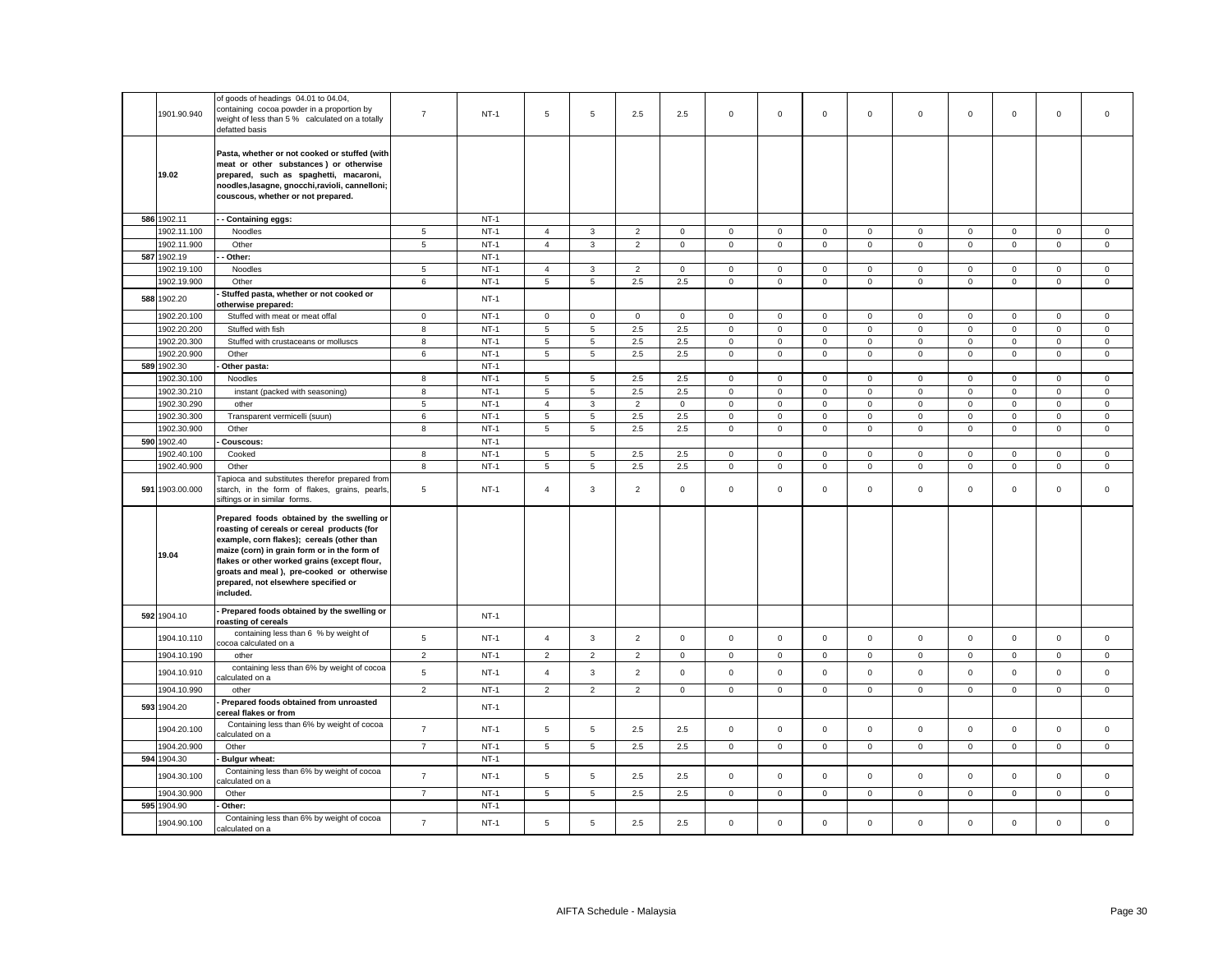| | 1901.90.940 | of goods of headings 04.01 to 04.04, containing cocoa powder in a proportion by weight of less than 5 % calculated on a totally defatted basis | 7 | NT-1 | 5 | 5 | 2.5 | 2.5 | 0 | 0 | 0 | 0 | 0 | 0 | 0 | 0 | 0 |
|---|---|---|---|---|---|---|---|---|---|---|---|---|---|---|---|---|---|
| | **19.02** | **Pasta, whether or not cooked or stuffed (with meat or other substances ) or otherwise prepared, such as spaghetti, macaroni, noodles,lasagne, gnocchi,ravioli, cannelloni; couscous, whether or not prepared.** | | | | | | | | | | | | | | | |
| 586 | 1902.11 | **- - Containing eggs:** | | NT-1 | | | | | | | | | | | | | |
| | 1902.11.100 | Noodles | 5 | NT-1 | 4 | 3 | 2 | 0 | 0 | 0 | 0 | 0 | 0 | 0 | 0 | 0 | 0 |
| | 1902.11.900 | Other | 5 | NT-1 | 4 | 3 | 2 | 0 | 0 | 0 | 0 | 0 | 0 | 0 | 0 | 0 | 0 |
| 587 | 1902.19 | **- - Other:** | | NT-1 | | | | | | | | | | | | | |
| | 1902.19.100 | Noodles | 5 | NT-1 | 4 | 3 | 2 | 0 | 0 | 0 | 0 | 0 | 0 | 0 | 0 | 0 | 0 |
| | 1902.19.900 | Other | 6 | NT-1 | 5 | 5 | 2.5 | 2.5 | 0 | 0 | 0 | 0 | 0 | 0 | 0 | 0 | 0 |
| 588 | 1902.20 | **- Stuffed pasta, whether or not cooked or otherwise prepared:** | | NT-1 | | | | | | | | | | | | | |
| | 1902.20.100 | Stuffed with meat or meat offal | 0 | NT-1 | 0 | 0 | 0 | 0 | 0 | 0 | 0 | 0 | 0 | 0 | 0 | 0 | 0 |
| | 1902.20.200 | Stuffed with fish | 8 | NT-1 | 5 | 5 | 2.5 | 2.5 | 0 | 0 | 0 | 0 | 0 | 0 | 0 | 0 | 0 |
| | 1902.20.300 | Stuffed with crustaceans or molluscs | 8 | NT-1 | 5 | 5 | 2.5 | 2.5 | 0 | 0 | 0 | 0 | 0 | 0 | 0 | 0 | 0 |
| | 1902.20.900 | Other | 6 | NT-1 | 5 | 5 | 2.5 | 2.5 | 0 | 0 | 0 | 0 | 0 | 0 | 0 | 0 | 0 |
| 589 | 1902.30 | **- Other pasta:** | | NT-1 | | | | | | | | | | | | | |
| | 1902.30.100 | Noodles | 8 | NT-1 | 5 | 5 | 2.5 | 2.5 | 0 | 0 | 0 | 0 | 0 | 0 | 0 | 0 | 0 |
| | 1902.30.210 | instant (packed with seasoning) | 8 | NT-1 | 5 | 5 | 2.5 | 2.5 | 0 | 0 | 0 | 0 | 0 | 0 | 0 | 0 | 0 |
| | 1902.30.290 | other | 5 | NT-1 | 4 | 3 | 2 | 0 | 0 | 0 | 0 | 0 | 0 | 0 | 0 | 0 | 0 |
| | 1902.30.300 | Transparent vermicelli (suun) | 6 | NT-1 | 5 | 5 | 2.5 | 2.5 | 0 | 0 | 0 | 0 | 0 | 0 | 0 | 0 | 0 |
| | 1902.30.900 | Other | 8 | NT-1 | 5 | 5 | 2.5 | 2.5 | 0 | 0 | 0 | 0 | 0 | 0 | 0 | 0 | 0 |
| 590 | 1902.40 | **- Couscous:** | | NT-1 | | | | | | | | | | | | | |
| | 1902.40.100 | Cooked | 8 | NT-1 | 5 | 5 | 2.5 | 2.5 | 0 | 0 | 0 | 0 | 0 | 0 | 0 | 0 | 0 |
| | 1902.40.900 | Other | 8 | NT-1 | 5 | 5 | 2.5 | 2.5 | 0 | 0 | 0 | 0 | 0 | 0 | 0 | 0 | 0 |
| 591 | 1903.00.000 | Tapioca and substitutes therefor prepared from starch, in the form of flakes, grains, pearls, siftings or in similar forms. | 5 | NT-1 | 4 | 3 | 2 | 0 | 0 | 0 | 0 | 0 | 0 | 0 | 0 | 0 | 0 |
| | **19.04** | **Prepared foods obtained by the swelling or roasting of cereals or cereal products (for example, corn flakes); cereals (other than maize (corn) in grain form or in the form of flakes or other worked grains (except flour, groats and meal ), pre-cooked or otherwise prepared, not elsewhere specified or included.** | | | | | | | | | | | | | | | |
| 592 | 1904.10 | **- Prepared foods obtained by the swelling or roasting of cereals** | | NT-1 | | | | | | | | | | | | | |
| | 1904.10.110 | containing less than 6 % by weight of cocoa calculated on a | 5 | NT-1 | 4 | 3 | 2 | 0 | 0 | 0 | 0 | 0 | 0 | 0 | 0 | 0 | 0 |
| | 1904.10.190 | other | 2 | NT-1 | 2 | 2 | 2 | 0 | 0 | 0 | 0 | 0 | 0 | 0 | 0 | 0 | 0 |
| | 1904.10.910 | containing less than 6% by weight of cocoa calculated on a | 5 | NT-1 | 4 | 3 | 2 | 0 | 0 | 0 | 0 | 0 | 0 | 0 | 0 | 0 | 0 |
| | 1904.10.990 | other | 2 | NT-1 | 2 | 2 | 2 | 0 | 0 | 0 | 0 | 0 | 0 | 0 | 0 | 0 | 0 |
| 593 | 1904.20 | **- Prepared foods obtained from unroasted cereal flakes or from** | | NT-1 | | | | | | | | | | | | | |
| | 1904.20.100 | Containing less than 6% by weight of cocoa calculated on a | 7 | NT-1 | 5 | 5 | 2.5 | 2.5 | 0 | 0 | 0 | 0 | 0 | 0 | 0 | 0 | 0 |
| | 1904.20.900 | Other | 7 | NT-1 | 5 | 5 | 2.5 | 2.5 | 0 | 0 | 0 | 0 | 0 | 0 | 0 | 0 | 0 |
| 594 | 1904.30 | **- Bulgur wheat:** | | NT-1 | | | | | | | | | | | | | |
| | 1904.30.100 | Containing less than 6% by weight of cocoa calculated on a | 7 | NT-1 | 5 | 5 | 2.5 | 2.5 | 0 | 0 | 0 | 0 | 0 | 0 | 0 | 0 | 0 |
| | 1904.30.900 | Other | 7 | NT-1 | 5 | 5 | 2.5 | 2.5 | 0 | 0 | 0 | 0 | 0 | 0 | 0 | 0 | 0 |
| 595 | 1904.90 | **- Other:** | | NT-1 | | | | | | | | | | | | | |
| | 1904.90.100 | Containing less than 6% by weight of cocoa calculated on a | 7 | NT-1 | 5 | 5 | 2.5 | 2.5 | 0 | 0 | 0 | 0 | 0 | 0 | 0 | 0 | 0 |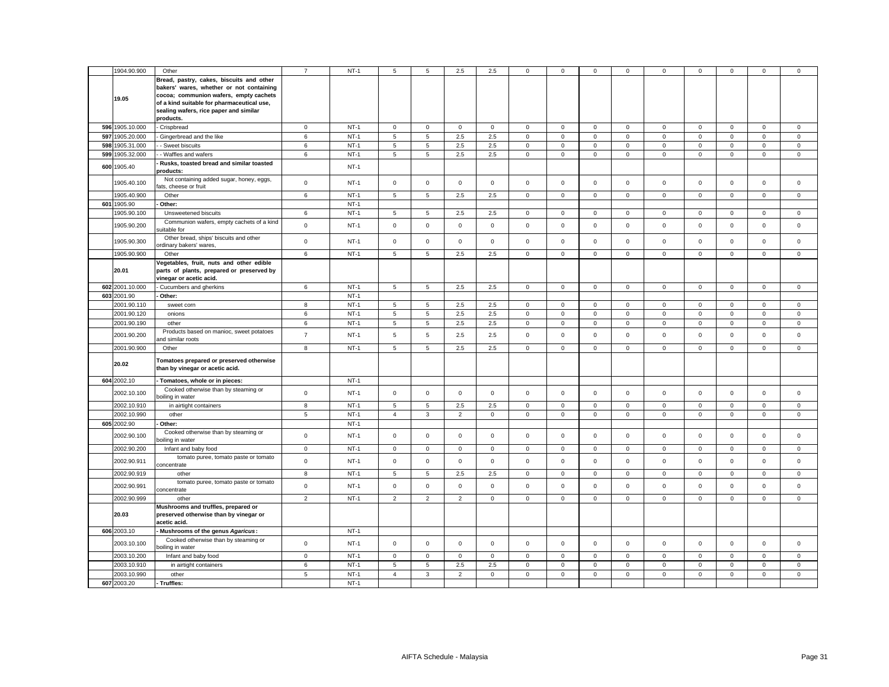| | 1904.90.900 | Other | 7 | NT-1 | 5 | 5 | 2.5 | 2.5 | 0 | 0 | 0 | 0 | 0 | 0 | 0 | 0 | 0 |
|---|---|---|---|---|---|---|---|---|---|---|---|---|---|---|---|---|---|
| | **19.05** | **Bread, pastry, cakes, biscuits and other bakers' wares, whether or not containing cocoa; communion wafers, empty cachets of a kind suitable for pharmaceutical use, sealing wafers, rice paper and similar products.** | | | | | | | | | | | | | | | |
| 596 | 1905.10.000 | - Crispbread | 0 | NT-1 | 0 | 0 | 0 | 0 | 0 | 0 | 0 | 0 | 0 | 0 | 0 | 0 | 0 |
| 597 | 1905.20.000 | - Gingerbread and the like | 6 | NT-1 | 5 | 5 | 2.5 | 2.5 | 0 | 0 | 0 | 0 | 0 | 0 | 0 | 0 | 0 |
| 598 | 1905.31.000 | - - Sweet biscuits | 6 | NT-1 | 5 | 5 | 2.5 | 2.5 | 0 | 0 | 0 | 0 | 0 | 0 | 0 | 0 | 0 |
| 599 | 1905.32.000 | - - Waffles and wafers | 6 | NT-1 | 5 | 5 | 2.5 | 2.5 | 0 | 0 | 0 | 0 | 0 | 0 | 0 | 0 | 0 |
| 600 | 1905.40 | **- Rusks, toasted bread and similar toasted products:** | | NT-1 | | | | | | | | | | | | | |
| | 1905.40.100 | Not containing added sugar, honey, eggs, fats, cheese or fruit | 0 | NT-1 | 0 | 0 | 0 | 0 | 0 | 0 | 0 | 0 | 0 | 0 | 0 | 0 | 0 |
| | 1905.40.900 | Other | 6 | NT-1 | 5 | 5 | 2.5 | 2.5 | 0 | 0 | 0 | 0 | 0 | 0 | 0 | 0 | 0 |
| 601 | 1905.90 | **- Other:** | | NT-1 | | | | | | | | | | | | | |
| | 1905.90.100 | Unsweetened biscuits | 6 | NT-1 | 5 | 5 | 2.5 | 2.5 | 0 | 0 | 0 | 0 | 0 | 0 | 0 | 0 | 0 |
| | 1905.90.200 | Communion wafers, empty cachets of a kind suitable for | 0 | NT-1 | 0 | 0 | 0 | 0 | 0 | 0 | 0 | 0 | 0 | 0 | 0 | 0 | 0 |
| | 1905.90.300 | Other bread, ships' biscuits and other ordinary bakers' wares, | 0 | NT-1 | 0 | 0 | 0 | 0 | 0 | 0 | 0 | 0 | 0 | 0 | 0 | 0 | 0 |
| | 1905.90.900 | Other | 6 | NT-1 | 5 | 5 | 2.5 | 2.5 | 0 | 0 | 0 | 0 | 0 | 0 | 0 | 0 | 0 |
| | **20.01** | **Vegetables, fruit, nuts and other edible parts of plants, prepared or preserved by vinegar or acetic acid.** | | | | | | | | | | | | | | | |
| 602 | 2001.10.000 | - Cucumbers and gherkins | 6 | NT-1 | 5 | 5 | 2.5 | 2.5 | 0 | 0 | 0 | 0 | 0 | 0 | 0 | 0 | 0 |
| 603 | 2001.90 | **- Other:** | | NT-1 | | | | | | | | | | | | | |
| | 2001.90.110 | sweet corn | 8 | NT-1 | 5 | 5 | 2.5 | 2.5 | 0 | 0 | 0 | 0 | 0 | 0 | 0 | 0 | 0 |
| | 2001.90.120 | onions | 6 | NT-1 | 5 | 5 | 2.5 | 2.5 | 0 | 0 | 0 | 0 | 0 | 0 | 0 | 0 | 0 |
| | 2001.90.190 | other | 6 | NT-1 | 5 | 5 | 2.5 | 2.5 | 0 | 0 | 0 | 0 | 0 | 0 | 0 | 0 | 0 |
| | 2001.90.200 | Products based on manioc, sweet potatoes and similar roots | 7 | NT-1 | 5 | 5 | 2.5 | 2.5 | 0 | 0 | 0 | 0 | 0 | 0 | 0 | 0 | 0 |
| | 2001.90.900 | Other | 8 | NT-1 | 5 | 5 | 2.5 | 2.5 | 0 | 0 | 0 | 0 | 0 | 0 | 0 | 0 | 0 |
| | **20.02** | **Tomatoes prepared or preserved otherwise than by vinegar or acetic acid.** | | | | | | | | | | | | | | | |
| 604 | 2002.10 | **- Tomatoes, whole or in pieces:** | | NT-1 | | | | | | | | | | | | | |
| | 2002.10.100 | Cooked otherwise than by steaming or boiling in water | 0 | NT-1 | 0 | 0 | 0 | 0 | 0 | 0 | 0 | 0 | 0 | 0 | 0 | 0 | 0 |
| | 2002.10.910 | in airtight containers | 8 | NT-1 | 5 | 5 | 2.5 | 2.5 | 0 | 0 | 0 | 0 | 0 | 0 | 0 | 0 | 0 |
| | 2002.10.990 | other | 5 | NT-1 | 4 | 3 | 2 | 0 | 0 | 0 | 0 | 0 | 0 | 0 | 0 | 0 | 0 |
| 605 | 2002.90 | **- Other:** | | NT-1 | | | | | | | | | | | | | |
| | 2002.90.100 | Cooked otherwise than by steaming or boiling in water | 0 | NT-1 | 0 | 0 | 0 | 0 | 0 | 0 | 0 | 0 | 0 | 0 | 0 | 0 | 0 |
| | 2002.90.200 | Infant and baby food | 0 | NT-1 | 0 | 0 | 0 | 0 | 0 | 0 | 0 | 0 | 0 | 0 | 0 | 0 | 0 |
| | 2002.90.911 | tomato puree, tomato paste or tomato concentrate | 0 | NT-1 | 0 | 0 | 0 | 0 | 0 | 0 | 0 | 0 | 0 | 0 | 0 | 0 | 0 |
| | 2002.90.919 | other | 8 | NT-1 | 5 | 5 | 2.5 | 2.5 | 0 | 0 | 0 | 0 | 0 | 0 | 0 | 0 | 0 |
| | 2002.90.991 | tomato puree, tomato paste or tomato concentrate | 0 | NT-1 | 0 | 0 | 0 | 0 | 0 | 0 | 0 | 0 | 0 | 0 | 0 | 0 | 0 |
| | 2002.90.999 | other | 2 | NT-1 | 2 | 2 | 2 | 0 | 0 | 0 | 0 | 0 | 0 | 0 | 0 | 0 | 0 |
| | **20.03** | **Mushrooms and truffles, prepared or preserved otherwise than by vinegar or acetic acid.** | | | | | | | | | | | | | | | |
| 606 | 2003.10 | **- Mushrooms of the genus *Agaricus*:** | | NT-1 | | | | | | | | | | | | | |
| | 2003.10.100 | Cooked otherwise than by steaming or boiling in water | 0 | NT-1 | 0 | 0 | 0 | 0 | 0 | 0 | 0 | 0 | 0 | 0 | 0 | 0 | 0 |
| | 2003.10.200 | Infant and baby food | 0 | NT-1 | 0 | 0 | 0 | 0 | 0 | 0 | 0 | 0 | 0 | 0 | 0 | 0 | 0 |
| | 2003.10.910 | in airtight containers | 6 | NT-1 | 5 | 5 | 2.5 | 2.5 | 0 | 0 | 0 | 0 | 0 | 0 | 0 | 0 | 0 |
| | 2003.10.990 | other | 5 | NT-1 | 4 | 3 | 2 | 0 | 0 | 0 | 0 | 0 | 0 | 0 | 0 | 0 | 0 |
| 607 | 2003.20 | **- Truffles:** | | NT-1 | | | | | | | | | | | | | |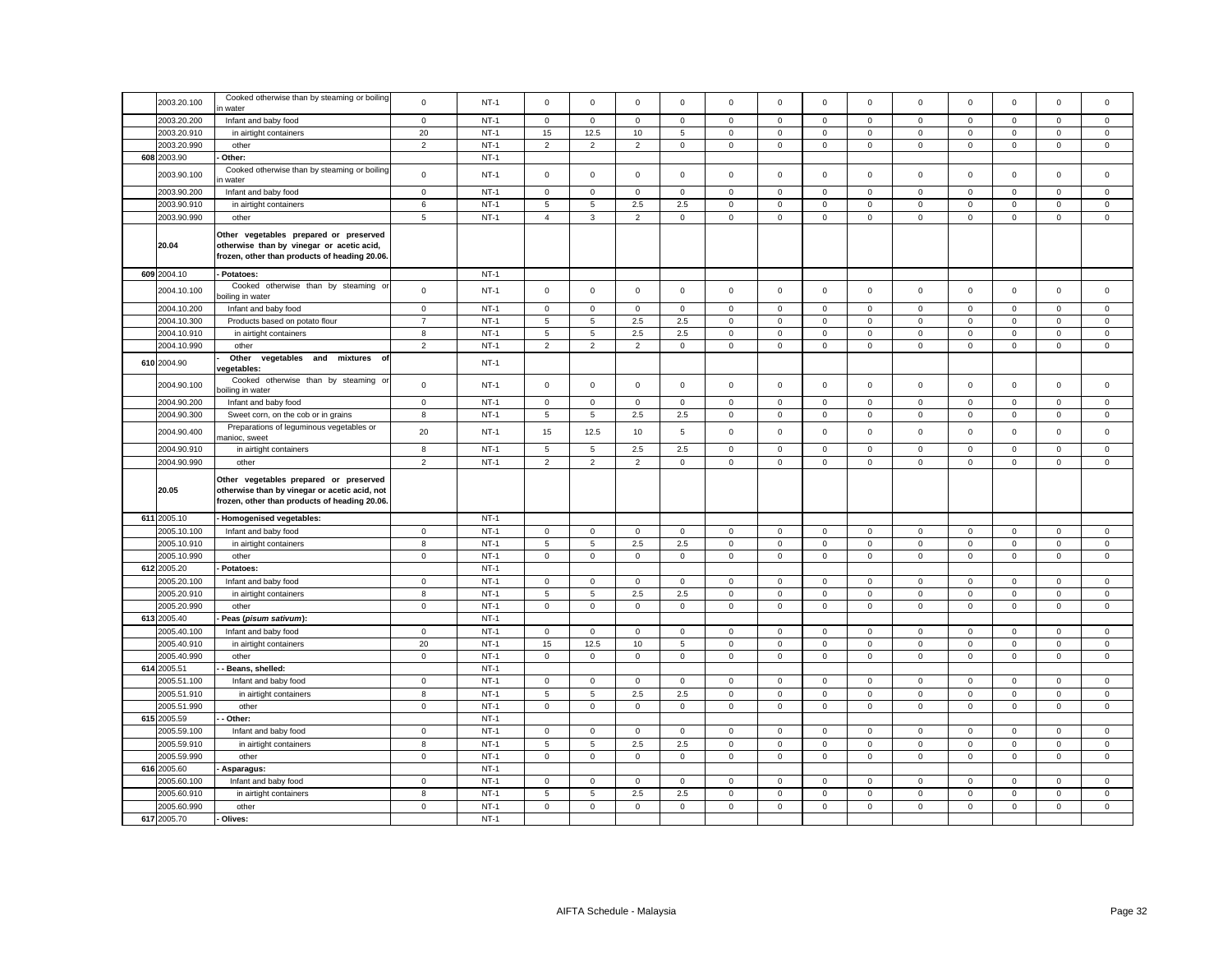| | | | | | | | | | | | | | | | | | |
|---|---|---|---|---|---|---|---|---|---|---|---|---|---|---|---|---|---|
| | 2003.20.100 | Cooked otherwise than by steaming or boiling in water | 0 | NT-1 | 0 | 0 | 0 | 0 | 0 | 0 | 0 | 0 | 0 | 0 | 0 | 0 | 0 |
| | 2003.20.200 | Infant and baby food | 0 | NT-1 | 0 | 0 | 0 | 0 | 0 | 0 | 0 | 0 | 0 | 0 | 0 | 0 | 0 |
| | 2003.20.910 | in airtight containers | 20 | NT-1 | 15 | 12.5 | 10 | 5 | 0 | 0 | 0 | 0 | 0 | 0 | 0 | 0 | 0 |
| | 2003.20.990 | other | 2 | NT-1 | 2 | 2 | 2 | 0 | 0 | 0 | 0 | 0 | 0 | 0 | 0 | 0 | 0 |
| 608 | 2003.90 | - Other: | | NT-1 | | | | | | | | | | | | | |
| | 2003.90.100 | Cooked otherwise than by steaming or boiling in water | 0 | NT-1 | 0 | 0 | 0 | 0 | 0 | 0 | 0 | 0 | 0 | 0 | 0 | 0 | 0 |
| | 2003.90.200 | Infant and baby food | 0 | NT-1 | 0 | 0 | 0 | 0 | 0 | 0 | 0 | 0 | 0 | 0 | 0 | 0 | 0 |
| | 2003.90.910 | in airtight containers | 6 | NT-1 | 5 | 5 | 2.5 | 2.5 | 0 | 0 | 0 | 0 | 0 | 0 | 0 | 0 | 0 |
| | 2003.90.990 | other | 5 | NT-1 | 4 | 3 | 2 | 0 | 0 | 0 | 0 | 0 | 0 | 0 | 0 | 0 | 0 |
| | 20.04 | **Other vegetables prepared or preserved otherwise than by vinegar or acetic acid, frozen, other than products of heading 20.06.** | | | | | | | | | | | | | | | |
| 609 | 2004.10 | - Potatoes: | | NT-1 | | | | | | | | | | | | | |
| | 2004.10.100 | Cooked otherwise than by steaming or boiling in water | 0 | NT-1 | 0 | 0 | 0 | 0 | 0 | 0 | 0 | 0 | 0 | 0 | 0 | 0 | 0 |
| | 2004.10.200 | Infant and baby food | 0 | NT-1 | 0 | 0 | 0 | 0 | 0 | 0 | 0 | 0 | 0 | 0 | 0 | 0 | 0 |
| | 2004.10.300 | Products based on potato flour | 7 | NT-1 | 5 | 5 | 2.5 | 2.5 | 0 | 0 | 0 | 0 | 0 | 0 | 0 | 0 | 0 |
| | 2004.10.910 | in airtight containers | 8 | NT-1 | 5 | 5 | 2.5 | 2.5 | 0 | 0 | 0 | 0 | 0 | 0 | 0 | 0 | 0 |
| | 2004.10.990 | other | 2 | NT-1 | 2 | 2 | 2 | 0 | 0 | 0 | 0 | 0 | 0 | 0 | 0 | 0 | 0 |
| 610 | 2004.90 | - **Other vegetables and mixtures of vegetables:** | | NT-1 | | | | | | | | | | | | | |
| | 2004.90.100 | Cooked otherwise than by steaming or boiling in water | 0 | NT-1 | 0 | 0 | 0 | 0 | 0 | 0 | 0 | 0 | 0 | 0 | 0 | 0 | 0 |
| | 2004.90.200 | Infant and baby food | 0 | NT-1 | 0 | 0 | 0 | 0 | 0 | 0 | 0 | 0 | 0 | 0 | 0 | 0 | 0 |
| | 2004.90.300 | Sweet corn, on the cob or in grains | 8 | NT-1 | 5 | 5 | 2.5 | 2.5 | 0 | 0 | 0 | 0 | 0 | 0 | 0 | 0 | 0 |
| | 2004.90.400 | Preparations of leguminous vegetables or manioc, sweet | 20 | NT-1 | 15 | 12.5 | 10 | 5 | 0 | 0 | 0 | 0 | 0 | 0 | 0 | 0 | 0 |
| | 2004.90.910 | in airtight containers | 8 | NT-1 | 5 | 5 | 2.5 | 2.5 | 0 | 0 | 0 | 0 | 0 | 0 | 0 | 0 | 0 |
| | 2004.90.990 | other | 2 | NT-1 | 2 | 2 | 2 | 0 | 0 | 0 | 0 | 0 | 0 | 0 | 0 | 0 | 0 |
| | 20.05 | **Other vegetables prepared or preserved otherwise than by vinegar or acetic acid, not frozen, other than products of heading 20.06.** | | | | | | | | | | | | | | | |
| 611 | 2005.10 | - **Homogenised vegetables:** | | NT-1 | | | | | | | | | | | | | |
| | 2005.10.100 | Infant and baby food | 0 | NT-1 | 0 | 0 | 0 | 0 | 0 | 0 | 0 | 0 | 0 | 0 | 0 | 0 | 0 |
| | 2005.10.910 | in airtight containers | 8 | NT-1 | 5 | 5 | 2.5 | 2.5 | 0 | 0 | 0 | 0 | 0 | 0 | 0 | 0 | 0 |
| | 2005.10.990 | other | 0 | NT-1 | 0 | 0 | 0 | 0 | 0 | 0 | 0 | 0 | 0 | 0 | 0 | 0 | 0 |
| 612 | 2005.20 | - **Potatoes:** | | NT-1 | | | | | | | | | | | | | |
| | 2005.20.100 | Infant and baby food | 0 | NT-1 | 0 | 0 | 0 | 0 | 0 | 0 | 0 | 0 | 0 | 0 | 0 | 0 | 0 |
| | 2005.20.910 | in airtight containers | 8 | NT-1 | 5 | 5 | 2.5 | 2.5 | 0 | 0 | 0 | 0 | 0 | 0 | 0 | 0 | 0 |
| | 2005.20.990 | other | 0 | NT-1 | 0 | 0 | 0 | 0 | 0 | 0 | 0 | 0 | 0 | 0 | 0 | 0 | 0 |
| 613 | 2005.40 | - **Peas (*pisum sativum*):** | | NT-1 | | | | | | | | | | | | | |
| | 2005.40.100 | Infant and baby food | 0 | NT-1 | 0 | 0 | 0 | 0 | 0 | 0 | 0 | 0 | 0 | 0 | 0 | 0 | 0 |
| | 2005.40.910 | in airtight containers | 20 | NT-1 | 15 | 12.5 | 10 | 5 | 0 | 0 | 0 | 0 | 0 | 0 | 0 | 0 | 0 |
| | 2005.40.990 | other | 0 | NT-1 | 0 | 0 | 0 | 0 | 0 | 0 | 0 | 0 | 0 | 0 | 0 | 0 | 0 |
| 614 | 2005.51 | - - **Beans, shelled:** | | NT-1 | | | | | | | | | | | | | |
| | 2005.51.100 | Infant and baby food | 0 | NT-1 | 0 | 0 | 0 | 0 | 0 | 0 | 0 | 0 | 0 | 0 | 0 | 0 | 0 |
| | 2005.51.910 | in airtight containers | 8 | NT-1 | 5 | 5 | 2.5 | 2.5 | 0 | 0 | 0 | 0 | 0 | 0 | 0 | 0 | 0 |
| | 2005.51.990 | other | 0 | NT-1 | 0 | 0 | 0 | 0 | 0 | 0 | 0 | 0 | 0 | 0 | 0 | 0 | 0 |
| 615 | 2005.59 | - - **Other:** | | NT-1 | | | | | | | | | | | | | |
| | 2005.59.100 | Infant and baby food | 0 | NT-1 | 0 | 0 | 0 | 0 | 0 | 0 | 0 | 0 | 0 | 0 | 0 | 0 | 0 |
| | 2005.59.910 | in airtight containers | 8 | NT-1 | 5 | 5 | 2.5 | 2.5 | 0 | 0 | 0 | 0 | 0 | 0 | 0 | 0 | 0 |
| | 2005.59.990 | other | 0 | NT-1 | 0 | 0 | 0 | 0 | 0 | 0 | 0 | 0 | 0 | 0 | 0 | 0 | 0 |
| 616 | 2005.60 | - **Asparagus:** | | NT-1 | | | | | | | | | | | | | |
| | 2005.60.100 | Infant and baby food | 0 | NT-1 | 0 | 0 | 0 | 0 | 0 | 0 | 0 | 0 | 0 | 0 | 0 | 0 | 0 |
| | 2005.60.910 | in airtight containers | 8 | NT-1 | 5 | 5 | 2.5 | 2.5 | 0 | 0 | 0 | 0 | 0 | 0 | 0 | 0 | 0 |
| | 2005.60.990 | other | 0 | NT-1 | 0 | 0 | 0 | 0 | 0 | 0 | 0 | 0 | 0 | 0 | 0 | 0 | 0 |
| 617 | 2005.70 | - **Olives:** | | NT-1 | | | | | | | | | | | | | |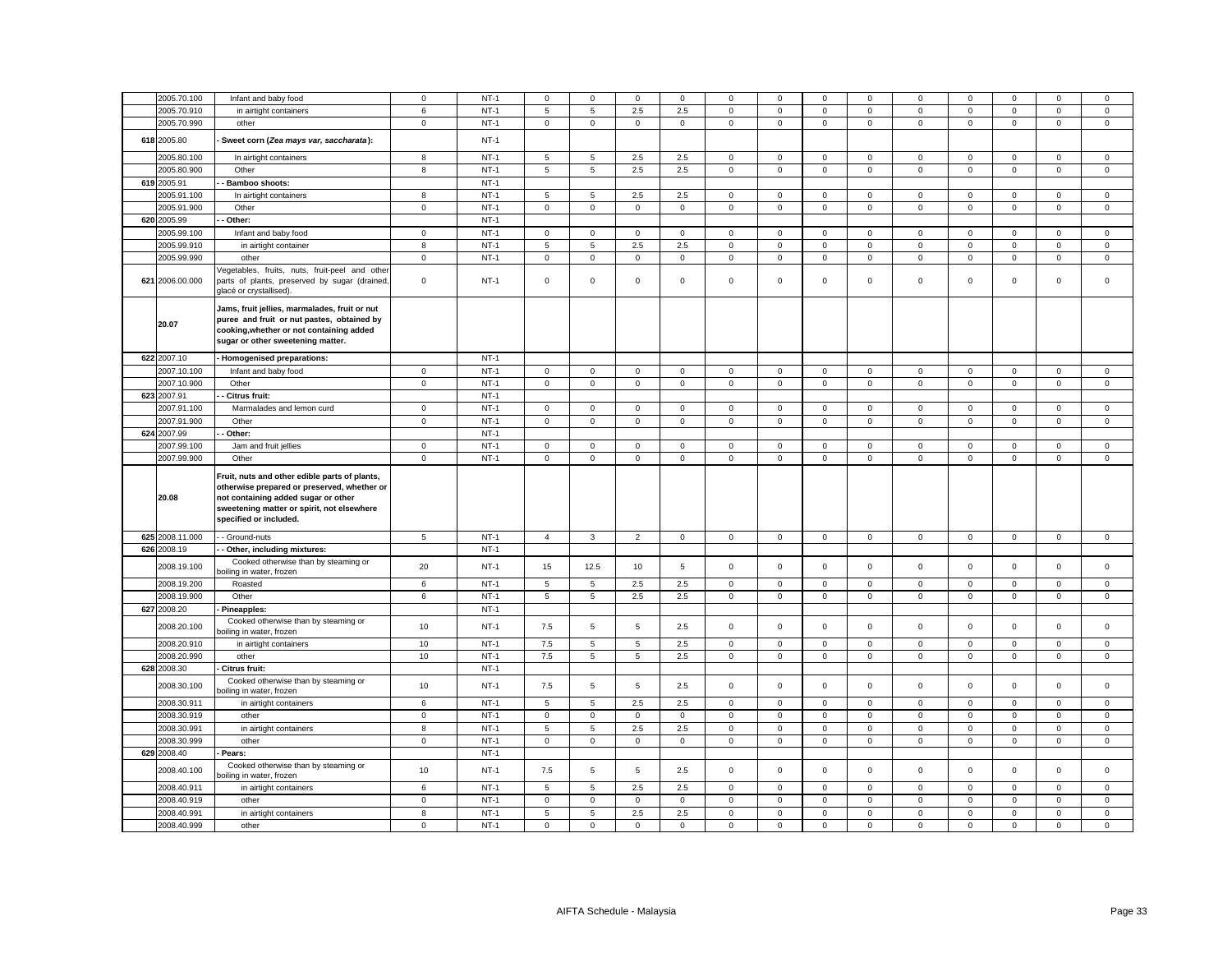| | | | | | | | | | | | | | | | | | |
|---|---|---|---|---|---|---|---|---|---|---|---|---|---|---|---|---|---|
| | 2005.70.100 | Infant and baby food | 0 | NT-1 | 0 | 0 | 0 | 0 | 0 | 0 | 0 | 0 | 0 | 0 | 0 | 0 | 0 |
| | 2005.70.910 | in airtight containers | 6 | NT-1 | 5 | 5 | 2.5 | 2.5 | 0 | 0 | 0 | 0 | 0 | 0 | 0 | 0 | 0 |
| | 2005.70.990 | other | 0 | NT-1 | 0 | 0 | 0 | 0 | 0 | 0 | 0 | 0 | 0 | 0 | 0 | 0 | 0 |
| 618 | 2005.80 | - **Sweet corn (*Zea mays var, saccharata*):** | | NT-1 | | | | | | | | | | | | | |
| | 2005.80.100 | In airtight containers | 8 | NT-1 | 5 | 5 | 2.5 | 2.5 | 0 | 0 | 0 | 0 | 0 | 0 | 0 | 0 | 0 |
| | 2005.80.900 | Other | 8 | NT-1 | 5 | 5 | 2.5 | 2.5 | 0 | 0 | 0 | 0 | 0 | 0 | 0 | 0 | 0 |
| 619 | 2005.91 | - - **Bamboo shoots:** | | NT-1 | | | | | | | | | | | | | |
| | 2005.91.100 | In airtight containers | 8 | NT-1 | 5 | 5 | 2.5 | 2.5 | 0 | 0 | 0 | 0 | 0 | 0 | 0 | 0 | 0 |
| | 2005.91.900 | Other | 0 | NT-1 | 0 | 0 | 0 | 0 | 0 | 0 | 0 | 0 | 0 | 0 | 0 | 0 | 0 |
| 620 | 2005.99 | - - **Other:** | | NT-1 | | | | | | | | | | | | | |
| | 2005.99.100 | Infant and baby food | 0 | NT-1 | 0 | 0 | 0 | 0 | 0 | 0 | 0 | 0 | 0 | 0 | 0 | 0 | 0 |
| | 2005.99.910 | in airtight container | 8 | NT-1 | 5 | 5 | 2.5 | 2.5 | 0 | 0 | 0 | 0 | 0 | 0 | 0 | 0 | 0 |
| | 2005.99.990 | other | 0 | NT-1 | 0 | 0 | 0 | 0 | 0 | 0 | 0 | 0 | 0 | 0 | 0 | 0 | 0 |
| 621 | 2006.00.000 | Vegetables, fruits, nuts, fruit-peel and other parts of plants, preserved by sugar (drained, glacé or crystallised). | 0 | NT-1 | 0 | 0 | 0 | 0 | 0 | 0 | 0 | 0 | 0 | 0 | 0 | 0 | 0 |
| | **20.07** | **Jams, fruit jellies, marmalades, fruit or nut puree and fruit or nut pastes, obtained by cooking,whether or not containing added sugar or other sweetening matter.** | | | | | | | | | | | | | | | |
| 622 | 2007.10 | - **Homogenised preparations:** | | NT-1 | | | | | | | | | | | | | |
| | 2007.10.100 | Infant and baby food | 0 | NT-1 | 0 | 0 | 0 | 0 | 0 | 0 | 0 | 0 | 0 | 0 | 0 | 0 | 0 |
| | 2007.10.900 | Other | 0 | NT-1 | 0 | 0 | 0 | 0 | 0 | 0 | 0 | 0 | 0 | 0 | 0 | 0 | 0 |
| 623 | 2007.91 | - - **Citrus fruit:** | | NT-1 | | | | | | | | | | | | | |
| | 2007.91.100 | Marmalades and lemon curd | 0 | NT-1 | 0 | 0 | 0 | 0 | 0 | 0 | 0 | 0 | 0 | 0 | 0 | 0 | 0 |
| | 2007.91.900 | Other | 0 | NT-1 | 0 | 0 | 0 | 0 | 0 | 0 | 0 | 0 | 0 | 0 | 0 | 0 | 0 |
| 624 | 2007.99 | - - **Other:** | | NT-1 | | | | | | | | | | | | | |
| | 2007.99.100 | Jam and fruit jellies | 0 | NT-1 | 0 | 0 | 0 | 0 | 0 | 0 | 0 | 0 | 0 | 0 | 0 | 0 | 0 |
| | 2007.99.900 | Other | 0 | NT-1 | 0 | 0 | 0 | 0 | 0 | 0 | 0 | 0 | 0 | 0 | 0 | 0 | 0 |
| | **20.08** | **Fruit, nuts and other edible parts of plants, otherwise prepared or preserved, whether or not containing added sugar or other sweetening matter or spirit, not elsewhere specified or included.** | | | | | | | | | | | | | | | |
| 625 | 2008.11.000 | - - Ground-nuts | 5 | NT-1 | 4 | 3 | 2 | 0 | 0 | 0 | 0 | 0 | 0 | 0 | 0 | 0 | 0 |
| 626 | 2008.19 | - - **Other, including mixtures:** | | NT-1 | | | | | | | | | | | | | |
| | 2008.19.100 | Cooked otherwise than by steaming or boiling in water, frozen | 20 | NT-1 | 15 | 12.5 | 10 | 5 | 0 | 0 | 0 | 0 | 0 | 0 | 0 | 0 | 0 |
| | 2008.19.200 | Roasted | 6 | NT-1 | 5 | 5 | 2.5 | 2.5 | 0 | 0 | 0 | 0 | 0 | 0 | 0 | 0 | 0 |
| | 2008.19.900 | Other | 6 | NT-1 | 5 | 5 | 2.5 | 2.5 | 0 | 0 | 0 | 0 | 0 | 0 | 0 | 0 | 0 |
| 627 | 2008.20 | - **Pineapples:** | | NT-1 | | | | | | | | | | | | | |
| | 2008.20.100 | Cooked otherwise than by steaming or boiling in water, frozen | 10 | NT-1 | 7.5 | 5 | 5 | 2.5 | 0 | 0 | 0 | 0 | 0 | 0 | 0 | 0 | 0 |
| | 2008.20.910 | in airtight containers | 10 | NT-1 | 7.5 | 5 | 5 | 2.5 | 0 | 0 | 0 | 0 | 0 | 0 | 0 | 0 | 0 |
| | 2008.20.990 | other | 10 | NT-1 | 7.5 | 5 | 5 | 2.5 | 0 | 0 | 0 | 0 | 0 | 0 | 0 | 0 | 0 |
| 628 | 2008.30 | - **Citrus fruit:** | | NT-1 | | | | | | | | | | | | | |
| | 2008.30.100 | Cooked otherwise than by steaming or boiling in water, frozen | 10 | NT-1 | 7.5 | 5 | 5 | 2.5 | 0 | 0 | 0 | 0 | 0 | 0 | 0 | 0 | 0 |
| | 2008.30.911 | in airtight containers | 6 | NT-1 | 5 | 5 | 2.5 | 2.5 | 0 | 0 | 0 | 0 | 0 | 0 | 0 | 0 | 0 |
| | 2008.30.919 | other | 0 | NT-1 | 0 | 0 | 0 | 0 | 0 | 0 | 0 | 0 | 0 | 0 | 0 | 0 | 0 |
| | 2008.30.991 | in airtight containers | 8 | NT-1 | 5 | 5 | 2.5 | 2.5 | 0 | 0 | 0 | 0 | 0 | 0 | 0 | 0 | 0 |
| | 2008.30.999 | other | 0 | NT-1 | 0 | 0 | 0 | 0 | 0 | 0 | 0 | 0 | 0 | 0 | 0 | 0 | 0 |
| 629 | 2008.40 | - **Pears:** | | NT-1 | | | | | | | | | | | | | |
| | 2008.40.100 | Cooked otherwise than by steaming or boiling in water, frozen | 10 | NT-1 | 7.5 | 5 | 5 | 2.5 | 0 | 0 | 0 | 0 | 0 | 0 | 0 | 0 | 0 |
| | 2008.40.911 | in airtight containers | 6 | NT-1 | 5 | 5 | 2.5 | 2.5 | 0 | 0 | 0 | 0 | 0 | 0 | 0 | 0 | 0 |
| | 2008.40.919 | other | 0 | NT-1 | 0 | 0 | 0 | 0 | 0 | 0 | 0 | 0 | 0 | 0 | 0 | 0 | 0 |
| | 2008.40.991 | in airtight containers | 8 | NT-1 | 5 | 5 | 2.5 | 2.5 | 0 | 0 | 0 | 0 | 0 | 0 | 0 | 0 | 0 |
| | 2008.40.999 | other | 0 | NT-1 | 0 | 0 | 0 | 0 | 0 | 0 | 0 | 0 | 0 | 0 | 0 | 0 | 0 |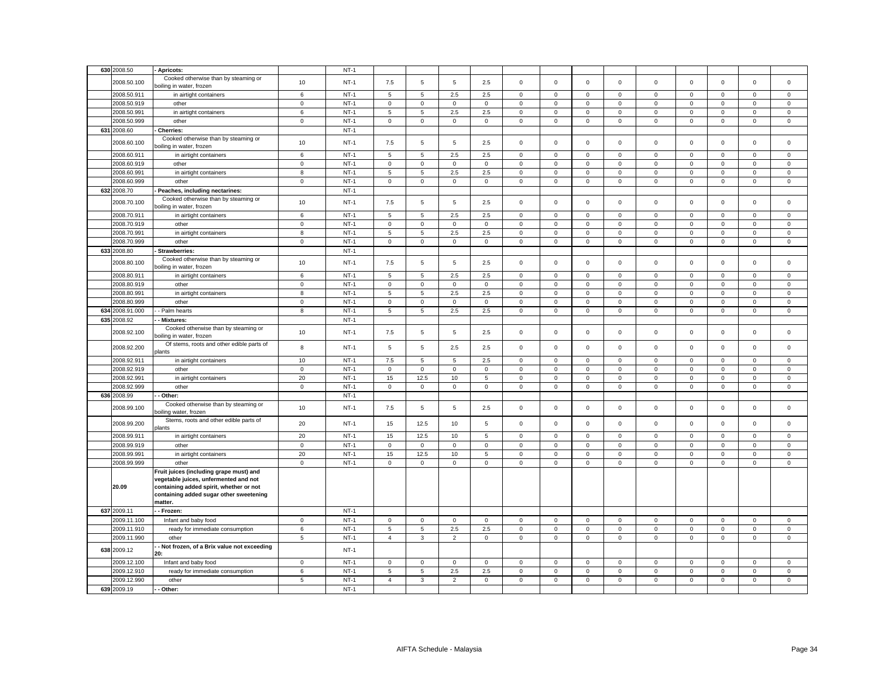| | | | | | | | | | | | | | | | | | |
|---|---|---|---|---|---|---|---|---|---|---|---|---|---|---|---|---|---|
| 630 | 2008.50 | - Apricots: | | NT-1 | | | | | | | | | | | | | |
| | 2008.50.100 | Cooked otherwise than by steaming or boiling in water, frozen | 10 | NT-1 | 7.5 | 5 | 5 | 2.5 | 0 | 0 | 0 | 0 | 0 | 0 | 0 | 0 | 0 |
| | 2008.50.911 | in airtight containers | 6 | NT-1 | 5 | 5 | 2.5 | 2.5 | 0 | 0 | 0 | 0 | 0 | 0 | 0 | 0 | 0 |
| | 2008.50.919 | other | 0 | NT-1 | 0 | 0 | 0 | 0 | 0 | 0 | 0 | 0 | 0 | 0 | 0 | 0 | 0 |
| | 2008.50.991 | in airtight containers | 6 | NT-1 | 5 | 5 | 2.5 | 2.5 | 0 | 0 | 0 | 0 | 0 | 0 | 0 | 0 | 0 |
| | 2008.50.999 | other | 0 | NT-1 | 0 | 0 | 0 | 0 | 0 | 0 | 0 | 0 | 0 | 0 | 0 | 0 | 0 |
| 631 | 2008.60 | - Cherries: | | NT-1 | | | | | | | | | | | | | |
| | 2008.60.100 | Cooked otherwise than by steaming or boiling in water, frozen | 10 | NT-1 | 7.5 | 5 | 5 | 2.5 | 0 | 0 | 0 | 0 | 0 | 0 | 0 | 0 | 0 |
| | 2008.60.911 | in airtight containers | 6 | NT-1 | 5 | 5 | 2.5 | 2.5 | 0 | 0 | 0 | 0 | 0 | 0 | 0 | 0 | 0 |
| | 2008.60.919 | other | 0 | NT-1 | 0 | 0 | 0 | 0 | 0 | 0 | 0 | 0 | 0 | 0 | 0 | 0 | 0 |
| | 2008.60.991 | in airtight containers | 8 | NT-1 | 5 | 5 | 2.5 | 2.5 | 0 | 0 | 0 | 0 | 0 | 0 | 0 | 0 | 0 |
| | 2008.60.999 | other | 0 | NT-1 | 0 | 0 | 0 | 0 | 0 | 0 | 0 | 0 | 0 | 0 | 0 | 0 | 0 |
| 632 | 2008.70 | - Peaches, including nectarines: | | NT-1 | | | | | | | | | | | | | |
| | 2008.70.100 | Cooked otherwise than by steaming or boiling in water, frozen | 10 | NT-1 | 7.5 | 5 | 5 | 2.5 | 0 | 0 | 0 | 0 | 0 | 0 | 0 | 0 | 0 |
| | 2008.70.911 | in airtight containers | 6 | NT-1 | 5 | 5 | 2.5 | 2.5 | 0 | 0 | 0 | 0 | 0 | 0 | 0 | 0 | 0 |
| | 2008.70.919 | other | 0 | NT-1 | 0 | 0 | 0 | 0 | 0 | 0 | 0 | 0 | 0 | 0 | 0 | 0 | 0 |
| | 2008.70.991 | in airtight containers | 8 | NT-1 | 5 | 5 | 2.5 | 2.5 | 0 | 0 | 0 | 0 | 0 | 0 | 0 | 0 | 0 |
| | 2008.70.999 | other | 0 | NT-1 | 0 | 0 | 0 | 0 | 0 | 0 | 0 | 0 | 0 | 0 | 0 | 0 | 0 |
| 633 | 2008.80 | - Strawberries: | | NT-1 | | | | | | | | | | | | | |
| | 2008.80.100 | Cooked otherwise than by steaming or boiling in water, frozen | 10 | NT-1 | 7.5 | 5 | 5 | 2.5 | 0 | 0 | 0 | 0 | 0 | 0 | 0 | 0 | 0 |
| | 2008.80.911 | in airtight containers | 6 | NT-1 | 5 | 5 | 2.5 | 2.5 | 0 | 0 | 0 | 0 | 0 | 0 | 0 | 0 | 0 |
| | 2008.80.919 | other | 0 | NT-1 | 0 | 0 | 0 | 0 | 0 | 0 | 0 | 0 | 0 | 0 | 0 | 0 | 0 |
| | 2008.80.991 | in airtight containers | 8 | NT-1 | 5 | 5 | 2.5 | 2.5 | 0 | 0 | 0 | 0 | 0 | 0 | 0 | 0 | 0 |
| | 2008.80.999 | other | 0 | NT-1 | 0 | 0 | 0 | 0 | 0 | 0 | 0 | 0 | 0 | 0 | 0 | 0 | 0 |
| 634 | 2008.91.000 | - - Palm hearts | 8 | NT-1 | 5 | 5 | 2.5 | 2.5 | 0 | 0 | 0 | 0 | 0 | 0 | 0 | 0 | 0 |
| 635 | 2008.92 | - - Mixtures: | | NT-1 | | | | | | | | | | | | | |
| | 2008.92.100 | Cooked otherwise than by steaming or boiling in water, frozen | 10 | NT-1 | 7.5 | 5 | 5 | 2.5 | 0 | 0 | 0 | 0 | 0 | 0 | 0 | 0 | 0 |
| | 2008.92.200 | Of stems, roots and other edible parts of plants | 8 | NT-1 | 5 | 5 | 2.5 | 2.5 | 0 | 0 | 0 | 0 | 0 | 0 | 0 | 0 | 0 |
| | 2008.92.911 | in airtight containers | 10 | NT-1 | 7.5 | 5 | 5 | 2.5 | 0 | 0 | 0 | 0 | 0 | 0 | 0 | 0 | 0 |
| | 2008.92.919 | other | 0 | NT-1 | 0 | 0 | 0 | 0 | 0 | 0 | 0 | 0 | 0 | 0 | 0 | 0 | 0 |
| | 2008.92.991 | in airtight containers | 20 | NT-1 | 15 | 12.5 | 10 | 5 | 0 | 0 | 0 | 0 | 0 | 0 | 0 | 0 | 0 |
| | 2008.92.999 | other | 0 | NT-1 | 0 | 0 | 0 | 0 | 0 | 0 | 0 | 0 | 0 | 0 | 0 | 0 | 0 |
| 636 | 2008.99 | - - Other: | | NT-1 | | | | | | | | | | | | | |
| | 2008.99.100 | Cooked otherwise than by steaming or boiling water, frozen | 10 | NT-1 | 7.5 | 5 | 5 | 2.5 | 0 | 0 | 0 | 0 | 0 | 0 | 0 | 0 | 0 |
| | 2008.99.200 | Stems, roots and other edible parts of plants | 20 | NT-1 | 15 | 12.5 | 10 | 5 | 0 | 0 | 0 | 0 | 0 | 0 | 0 | 0 | 0 |
| | 2008.99.911 | in airtight containers | 20 | NT-1 | 15 | 12.5 | 10 | 5 | 0 | 0 | 0 | 0 | 0 | 0 | 0 | 0 | 0 |
| | 2008.99.919 | other | 0 | NT-1 | 0 | 0 | 0 | 0 | 0 | 0 | 0 | 0 | 0 | 0 | 0 | 0 | 0 |
| | 2008.99.991 | in airtight containers | 20 | NT-1 | 15 | 12.5 | 10 | 5 | 0 | 0 | 0 | 0 | 0 | 0 | 0 | 0 | 0 |
| | 2008.99.999 | other | 0 | NT-1 | 0 | 0 | 0 | 0 | 0 | 0 | 0 | 0 | 0 | 0 | 0 | 0 | 0 |
| | 20.09 | Fruit juices (including grape must) and vegetable juices, unfermented and not containing added spirit, whether or not containing added sugar other sweetening matter. | | | | | | | | | | | | | | | |
| 637 | 2009.11 | - - Frozen: | | NT-1 | | | | | | | | | | | | | |
| | 2009.11.100 | Infant and baby food | 0 | NT-1 | 0 | 0 | 0 | 0 | 0 | 0 | 0 | 0 | 0 | 0 | 0 | 0 | 0 |
| | 2009.11.910 | ready for immediate consumption | 6 | NT-1 | 5 | 5 | 2.5 | 2.5 | 0 | 0 | 0 | 0 | 0 | 0 | 0 | 0 | 0 |
| | 2009.11.990 | other | 5 | NT-1 | 4 | 3 | 2 | 0 | 0 | 0 | 0 | 0 | 0 | 0 | 0 | 0 | 0 |
| 638 | 2009.12 | - - Not frozen, of a Brix value not exceeding 20: | | NT-1 | | | | | | | | | | | | | |
| | 2009.12.100 | Infant and baby food | 0 | NT-1 | 0 | 0 | 0 | 0 | 0 | 0 | 0 | 0 | 0 | 0 | 0 | 0 | 0 |
| | 2009.12.910 | ready for immediate consumption | 6 | NT-1 | 5 | 5 | 2.5 | 2.5 | 0 | 0 | 0 | 0 | 0 | 0 | 0 | 0 | 0 |
| | 2009.12.990 | other | 5 | NT-1 | 4 | 3 | 2 | 0 | 0 | 0 | 0 | 0 | 0 | 0 | 0 | 0 | 0 |
| 639 | 2009.19 | - - Other: | | NT-1 | | | | | | | | | | | | | |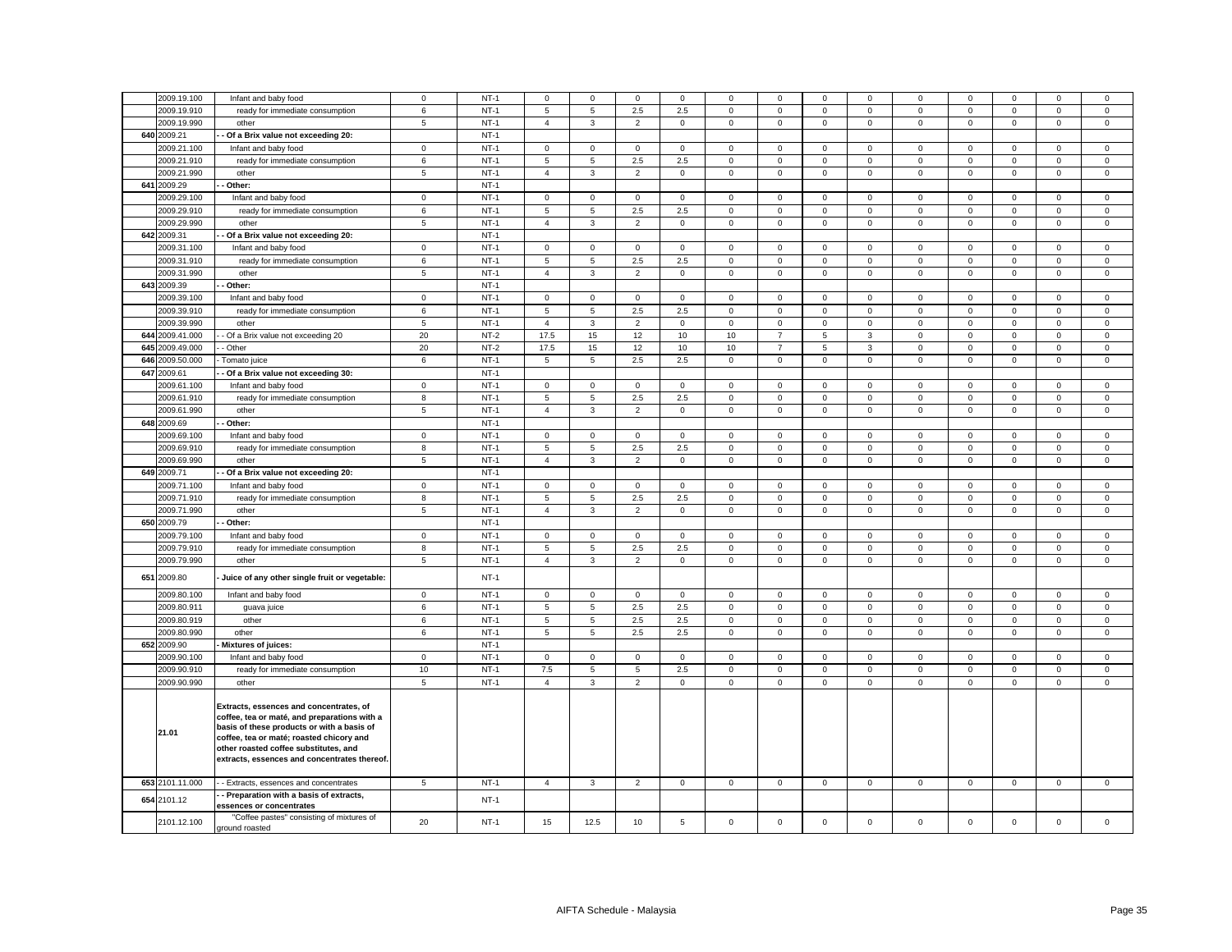| | | | | | | | | | | | | | | | | | |
|---|---|---|---|---|---|---|---|---|---|---|---|---|---|---|---|---|---|
| | 2009.19.100 | Infant and baby food | 0 | NT-1 | 0 | 0 | 0 | 0 | 0 | 0 | 0 | 0 | 0 | 0 | 0 | 0 | 0 |
| | 2009.19.910 | ready for immediate consumption | 6 | NT-1 | 5 | 5 | 2.5 | 2.5 | 0 | 0 | 0 | 0 | 0 | 0 | 0 | 0 | 0 |
| | 2009.19.990 | other | 5 | NT-1 | 4 | 3 | 2 | 0 | 0 | 0 | 0 | 0 | 0 | 0 | 0 | 0 | 0 |
| 640 | 2009.21 | **- - Of a Brix value not exceeding 20:** | | NT-1 | | | | | | | | | | | | | |
| | 2009.21.100 | Infant and baby food | 0 | NT-1 | 0 | 0 | 0 | 0 | 0 | 0 | 0 | 0 | 0 | 0 | 0 | 0 | 0 |
| | 2009.21.910 | ready for immediate consumption | 6 | NT-1 | 5 | 5 | 2.5 | 2.5 | 0 | 0 | 0 | 0 | 0 | 0 | 0 | 0 | 0 |
| | 2009.21.990 | other | 5 | NT-1 | 4 | 3 | 2 | 0 | 0 | 0 | 0 | 0 | 0 | 0 | 0 | 0 | 0 |
| 641 | 2009.29 | **- - Other:** | | NT-1 | | | | | | | | | | | | | |
| | 2009.29.100 | Infant and baby food | 0 | NT-1 | 0 | 0 | 0 | 0 | 0 | 0 | 0 | 0 | 0 | 0 | 0 | 0 | 0 |
| | 2009.29.910 | ready for immediate consumption | 6 | NT-1 | 5 | 5 | 2.5 | 2.5 | 0 | 0 | 0 | 0 | 0 | 0 | 0 | 0 | 0 |
| | 2009.29.990 | other | 5 | NT-1 | 4 | 3 | 2 | 0 | 0 | 0 | 0 | 0 | 0 | 0 | 0 | 0 | 0 |
| 642 | 2009.31 | **- - Of a Brix value not exceeding 20:** | | NT-1 | | | | | | | | | | | | | |
| | 2009.31.100 | Infant and baby food | 0 | NT-1 | 0 | 0 | 0 | 0 | 0 | 0 | 0 | 0 | 0 | 0 | 0 | 0 | 0 |
| | 2009.31.910 | ready for immediate consumption | 6 | NT-1 | 5 | 5 | 2.5 | 2.5 | 0 | 0 | 0 | 0 | 0 | 0 | 0 | 0 | 0 |
| | 2009.31.990 | other | 5 | NT-1 | 4 | 3 | 2 | 0 | 0 | 0 | 0 | 0 | 0 | 0 | 0 | 0 | 0 |
| 643 | 2009.39 | **- - Other:** | | NT-1 | | | | | | | | | | | | | |
| | 2009.39.100 | Infant and baby food | 0 | NT-1 | 0 | 0 | 0 | 0 | 0 | 0 | 0 | 0 | 0 | 0 | 0 | 0 | 0 |
| | 2009.39.910 | ready for immediate consumption | 6 | NT-1 | 5 | 5 | 2.5 | 2.5 | 0 | 0 | 0 | 0 | 0 | 0 | 0 | 0 | 0 |
| | 2009.39.990 | other | 5 | NT-1 | 4 | 3 | 2 | 0 | 0 | 0 | 0 | 0 | 0 | 0 | 0 | 0 | 0 |
| 644 | 2009.41.000 | - - Of a Brix value not exceeding 20 | 20 | NT-2 | 17.5 | 15 | 12 | 10 | 10 | 7 | 5 | 3 | 0 | 0 | 0 | 0 | 0 |
| 645 | 2009.49.000 | - - Other | 20 | NT-2 | 17.5 | 15 | 12 | 10 | 10 | 7 | 5 | 3 | 0 | 0 | 0 | 0 | 0 |
| 646 | 2009.50.000 | - Tomato juice | 6 | NT-1 | 5 | 5 | 2.5 | 2.5 | 0 | 0 | 0 | 0 | 0 | 0 | 0 | 0 | 0 |
| 647 | 2009.61 | **- - Of a Brix value not exceeding 30:** | | NT-1 | | | | | | | | | | | | | |
| | 2009.61.100 | Infant and baby food | 0 | NT-1 | 0 | 0 | 0 | 0 | 0 | 0 | 0 | 0 | 0 | 0 | 0 | 0 | 0 |
| | 2009.61.910 | ready for immediate consumption | 8 | NT-1 | 5 | 5 | 2.5 | 2.5 | 0 | 0 | 0 | 0 | 0 | 0 | 0 | 0 | 0 |
| | 2009.61.990 | other | 5 | NT-1 | 4 | 3 | 2 | 0 | 0 | 0 | 0 | 0 | 0 | 0 | 0 | 0 | 0 |
| 648 | 2009.69 | **- - Other:** | | NT-1 | | | | | | | | | | | | | |
| | 2009.69.100 | Infant and baby food | 0 | NT-1 | 0 | 0 | 0 | 0 | 0 | 0 | 0 | 0 | 0 | 0 | 0 | 0 | 0 |
| | 2009.69.910 | ready for immediate consumption | 8 | NT-1 | 5 | 5 | 2.5 | 2.5 | 0 | 0 | 0 | 0 | 0 | 0 | 0 | 0 | 0 |
| | 2009.69.990 | other | 5 | NT-1 | 4 | 3 | 2 | 0 | 0 | 0 | 0 | 0 | 0 | 0 | 0 | 0 | 0 |
| 649 | 2009.71 | **- - Of a Brix value not exceeding 20:** | | NT-1 | | | | | | | | | | | | | |
| | 2009.71.100 | Infant and baby food | 0 | NT-1 | 0 | 0 | 0 | 0 | 0 | 0 | 0 | 0 | 0 | 0 | 0 | 0 | 0 |
| | 2009.71.910 | ready for immediate consumption | 8 | NT-1 | 5 | 5 | 2.5 | 2.5 | 0 | 0 | 0 | 0 | 0 | 0 | 0 | 0 | 0 |
| | 2009.71.990 | other | 5 | NT-1 | 4 | 3 | 2 | 0 | 0 | 0 | 0 | 0 | 0 | 0 | 0 | 0 | 0 |
| 650 | 2009.79 | **- - Other:** | | NT-1 | | | | | | | | | | | | | |
| | 2009.79.100 | Infant and baby food | 0 | NT-1 | 0 | 0 | 0 | 0 | 0 | 0 | 0 | 0 | 0 | 0 | 0 | 0 | 0 |
| | 2009.79.910 | ready for immediate consumption | 8 | NT-1 | 5 | 5 | 2.5 | 2.5 | 0 | 0 | 0 | 0 | 0 | 0 | 0 | 0 | 0 |
| | 2009.79.990 | other | 5 | NT-1 | 4 | 3 | 2 | 0 | 0 | 0 | 0 | 0 | 0 | 0 | 0 | 0 | 0 |
| 651 | 2009.80 | **- Juice of any other single fruit or vegetable:** | | NT-1 | | | | | | | | | | | | | |
| | 2009.80.100 | Infant and baby food | 0 | NT-1 | 0 | 0 | 0 | 0 | 0 | 0 | 0 | 0 | 0 | 0 | 0 | 0 | 0 |
| | 2009.80.911 | guava juice | 6 | NT-1 | 5 | 5 | 2.5 | 2.5 | 0 | 0 | 0 | 0 | 0 | 0 | 0 | 0 | 0 |
| | 2009.80.919 | other | 6 | NT-1 | 5 | 5 | 2.5 | 2.5 | 0 | 0 | 0 | 0 | 0 | 0 | 0 | 0 | 0 |
| | 2009.80.990 | other | 6 | NT-1 | 5 | 5 | 2.5 | 2.5 | 0 | 0 | 0 | 0 | 0 | 0 | 0 | 0 | 0 |
| 652 | 2009.90 | **- Mixtures of juices:** | | NT-1 | | | | | | | | | | | | | |
| | 2009.90.100 | Infant and baby food | 0 | NT-1 | 0 | 0 | 0 | 0 | 0 | 0 | 0 | 0 | 0 | 0 | 0 | 0 | 0 |
| | 2009.90.910 | ready for immediate consumption | 10 | NT-1 | 7.5 | 5 | 5 | 2.5 | 0 | 0 | 0 | 0 | 0 | 0 | 0 | 0 | 0 |
| | 2009.90.990 | other | 5 | NT-1 | 4 | 3 | 2 | 0 | 0 | 0 | 0 | 0 | 0 | 0 | 0 | 0 | 0 |
| | 21.01 | **Extracts, essences and concentrates, of coffee, tea or maté, and preparations with a basis of these products or with a basis of coffee, tea or maté; roasted chicory and other roasted coffee substitutes, and extracts, essences and concentrates thereof.** | | | | | | | | | | | | | | | |
| 653 | 2101.11.000 | - - Extracts, essences and concentrates | 5 | NT-1 | 4 | 3 | 2 | 0 | 0 | 0 | 0 | 0 | 0 | 0 | 0 | 0 | 0 |
| 654 | 2101.12 | **- - Preparation with a basis of extracts, essences or concentrates** | | NT-1 | | | | | | | | | | | | | |
| | 2101.12.100 | "Coffee pastes" consisting of mixtures of ground roasted | 20 | NT-1 | 15 | 12.5 | 10 | 5 | 0 | 0 | 0 | 0 | 0 | 0 | 0 | 0 | 0 |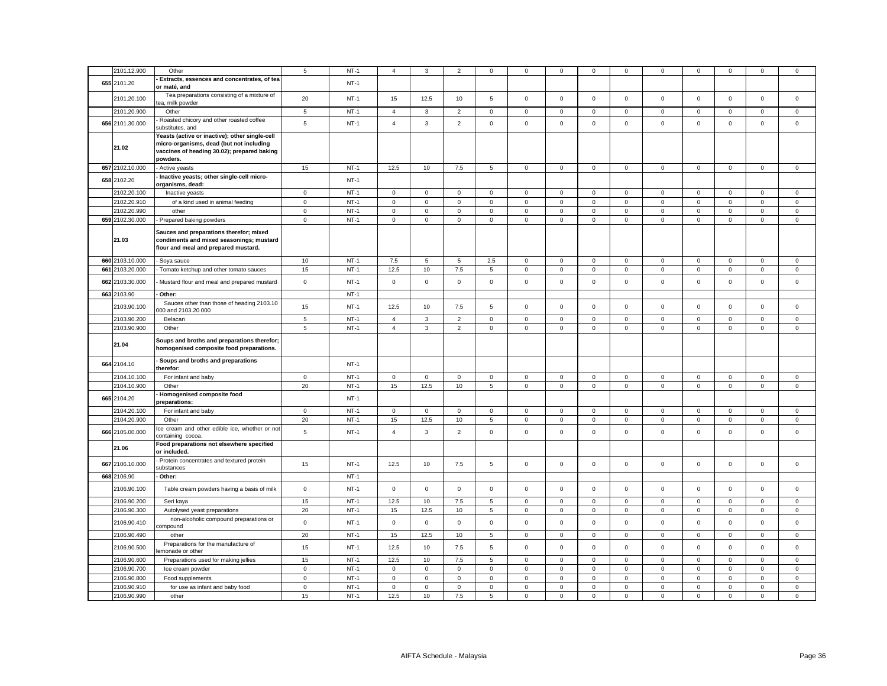| | | | | | | | | | | | | | | | | | |
|---|---|---|---|---|---|---|---|---|---|---|---|---|---|---|---|---|---|
| | 2101.12.900 | Other | 5 | NT-1 | 4 | 3 | 2 | 0 | 0 | 0 | 0 | 0 | 0 | 0 | 0 | 0 | 0 |
| 655 | 2101.20 | **- Extracts, essences and concentrates, of tea or maté, and** | | NT-1 | | | | | | | | | | | | | |
| | 2101.20.100 | Tea preparations consisting of a mixture of tea, milk powder | 20 | NT-1 | 15 | 12.5 | 10 | 5 | 0 | 0 | 0 | 0 | 0 | 0 | 0 | 0 | 0 |
| | 2101.20.900 | Other | 5 | NT-1 | 4 | 3 | 2 | 0 | 0 | 0 | 0 | 0 | 0 | 0 | 0 | 0 | 0 |
| 656 | 2101.30.000 | - Roasted chicory and other roasted coffee substitutes, and | 5 | NT-1 | 4 | 3 | 2 | 0 | 0 | 0 | 0 | 0 | 0 | 0 | 0 | 0 | 0 |
| | **21.02** | **Yeasts (active or inactive); other single-cell micro-organisms, dead (but not including vaccines of heading 30.02); prepared baking powders.** | | | | | | | | | | | | | | | |
| 657 | 2102.10.000 | - Active yeasts | 15 | NT-1 | 12.5 | 10 | 7.5 | 5 | 0 | 0 | 0 | 0 | 0 | 0 | 0 | 0 | 0 |
| 658 | 2102.20 | **- Inactive yeasts; other single-cell micro-organisms, dead:** | | NT-1 | | | | | | | | | | | | | |
| | 2102.20.100 | Inactive yeasts | 0 | NT-1 | 0 | 0 | 0 | 0 | 0 | 0 | 0 | 0 | 0 | 0 | 0 | 0 | 0 |
| | 2102.20.910 | of a kind used in animal feeding | 0 | NT-1 | 0 | 0 | 0 | 0 | 0 | 0 | 0 | 0 | 0 | 0 | 0 | 0 | 0 |
| | 2102.20.990 | other | 0 | NT-1 | 0 | 0 | 0 | 0 | 0 | 0 | 0 | 0 | 0 | 0 | 0 | 0 | 0 |
| 659 | 2102.30.000 | - Prepared baking powders | 0 | NT-1 | 0 | 0 | 0 | 0 | 0 | 0 | 0 | 0 | 0 | 0 | 0 | 0 | 0 |
| | **21.03** | **Sauces and preparations therefor; mixed condiments and mixed seasonings; mustard flour and meal and prepared mustard.** | | | | | | | | | | | | | | | |
| 660 | 2103.10.000 | - Soya sauce | 10 | NT-1 | 7.5 | 5 | 5 | 2.5 | 0 | 0 | 0 | 0 | 0 | 0 | 0 | 0 | 0 |
| 661 | 2103.20.000 | - Tomato ketchup and other tomato sauces | 15 | NT-1 | 12.5 | 10 | 7.5 | 5 | 0 | 0 | 0 | 0 | 0 | 0 | 0 | 0 | 0 |
| 662 | 2103.30.000 | - Mustard flour and meal and prepared mustard | 0 | NT-1 | 0 | 0 | 0 | 0 | 0 | 0 | 0 | 0 | 0 | 0 | 0 | 0 | 0 |
| 663 | 2103.90 | **- Other:** | | NT-1 | | | | | | | | | | | | | |
| | 2103.90.100 | Sauces other than those of heading 2103.10 000 and 2103.20 000 | 15 | NT-1 | 12.5 | 10 | 7.5 | 5 | 0 | 0 | 0 | 0 | 0 | 0 | 0 | 0 | 0 |
| | 2103.90.200 | Belacan | 5 | NT-1 | 4 | 3 | 2 | 0 | 0 | 0 | 0 | 0 | 0 | 0 | 0 | 0 | 0 |
| | 2103.90.900 | Other | 5 | NT-1 | 4 | 3 | 2 | 0 | 0 | 0 | 0 | 0 | 0 | 0 | 0 | 0 | 0 |
| | **21.04** | **Soups and broths and preparations therefor; homogenised composite food preparations.** | | | | | | | | | | | | | | | |
| 664 | 2104.10 | **- Soups and broths and preparations therefor:** | | NT-1 | | | | | | | | | | | | | |
| | 2104.10.100 | For infant and baby | 0 | NT-1 | 0 | 0 | 0 | 0 | 0 | 0 | 0 | 0 | 0 | 0 | 0 | 0 | 0 |
| | 2104.10.900 | Other | 20 | NT-1 | 15 | 12.5 | 10 | 5 | 0 | 0 | 0 | 0 | 0 | 0 | 0 | 0 | 0 |
| 665 | 2104.20 | **- Homogenised composite food preparations:** | | NT-1 | | | | | | | | | | | | | |
| | 2104.20.100 | For infant and baby | 0 | NT-1 | 0 | 0 | 0 | 0 | 0 | 0 | 0 | 0 | 0 | 0 | 0 | 0 | 0 |
| | 2104.20.900 | Other | 20 | NT-1 | 15 | 12.5 | 10 | 5 | 0 | 0 | 0 | 0 | 0 | 0 | 0 | 0 | 0 |
| 666 | 2105.00.000 | Ice cream and other edible ice, whether or not containing cocoa. | 5 | NT-1 | 4 | 3 | 2 | 0 | 0 | 0 | 0 | 0 | 0 | 0 | 0 | 0 | 0 |
| | **21.06** | **Food preparations not elsewhere specified or included.** | | | | | | | | | | | | | | | |
| 667 | 2106.10.000 | - Protein concentrates and textured protein substances | 15 | NT-1 | 12.5 | 10 | 7.5 | 5 | 0 | 0 | 0 | 0 | 0 | 0 | 0 | 0 | 0 |
| 668 | 2106.90 | **- Other:** | | NT-1 | | | | | | | | | | | | | |
| | 2106.90.100 | Table cream powders having a basis of milk | 0 | NT-1 | 0 | 0 | 0 | 0 | 0 | 0 | 0 | 0 | 0 | 0 | 0 | 0 | 0 |
| | 2106.90.200 | Seri kaya | 15 | NT-1 | 12.5 | 10 | 7.5 | 5 | 0 | 0 | 0 | 0 | 0 | 0 | 0 | 0 | 0 |
| | 2106.90.300 | Autolysed yeast preparations | 20 | NT-1 | 15 | 12.5 | 10 | 5 | 0 | 0 | 0 | 0 | 0 | 0 | 0 | 0 | 0 |
| | 2106.90.410 | non-alcoholic compound preparations or compound | 0 | NT-1 | 0 | 0 | 0 | 0 | 0 | 0 | 0 | 0 | 0 | 0 | 0 | 0 | 0 |
| | 2106.90.490 | other | 20 | NT-1 | 15 | 12.5 | 10 | 5 | 0 | 0 | 0 | 0 | 0 | 0 | 0 | 0 | 0 |
| | 2106.90.500 | Preparations for the manufacture of lemonade or other | 15 | NT-1 | 12.5 | 10 | 7.5 | 5 | 0 | 0 | 0 | 0 | 0 | 0 | 0 | 0 | 0 |
| | 2106.90.600 | Preparations used for making jellies | 15 | NT-1 | 12.5 | 10 | 7.5 | 5 | 0 | 0 | 0 | 0 | 0 | 0 | 0 | 0 | 0 |
| | 2106.90.700 | Ice cream powder | 0 | NT-1 | 0 | 0 | 0 | 0 | 0 | 0 | 0 | 0 | 0 | 0 | 0 | 0 | 0 |
| | 2106.90.800 | Food supplements | 0 | NT-1 | 0 | 0 | 0 | 0 | 0 | 0 | 0 | 0 | 0 | 0 | 0 | 0 | 0 |
| | 2106.90.910 | for use as infant and baby food | 0 | NT-1 | 0 | 0 | 0 | 0 | 0 | 0 | 0 | 0 | 0 | 0 | 0 | 0 | 0 |
| | 2106.90.990 | other | 15 | NT-1 | 12.5 | 10 | 7.5 | 5 | 0 | 0 | 0 | 0 | 0 | 0 | 0 | 0 | 0 |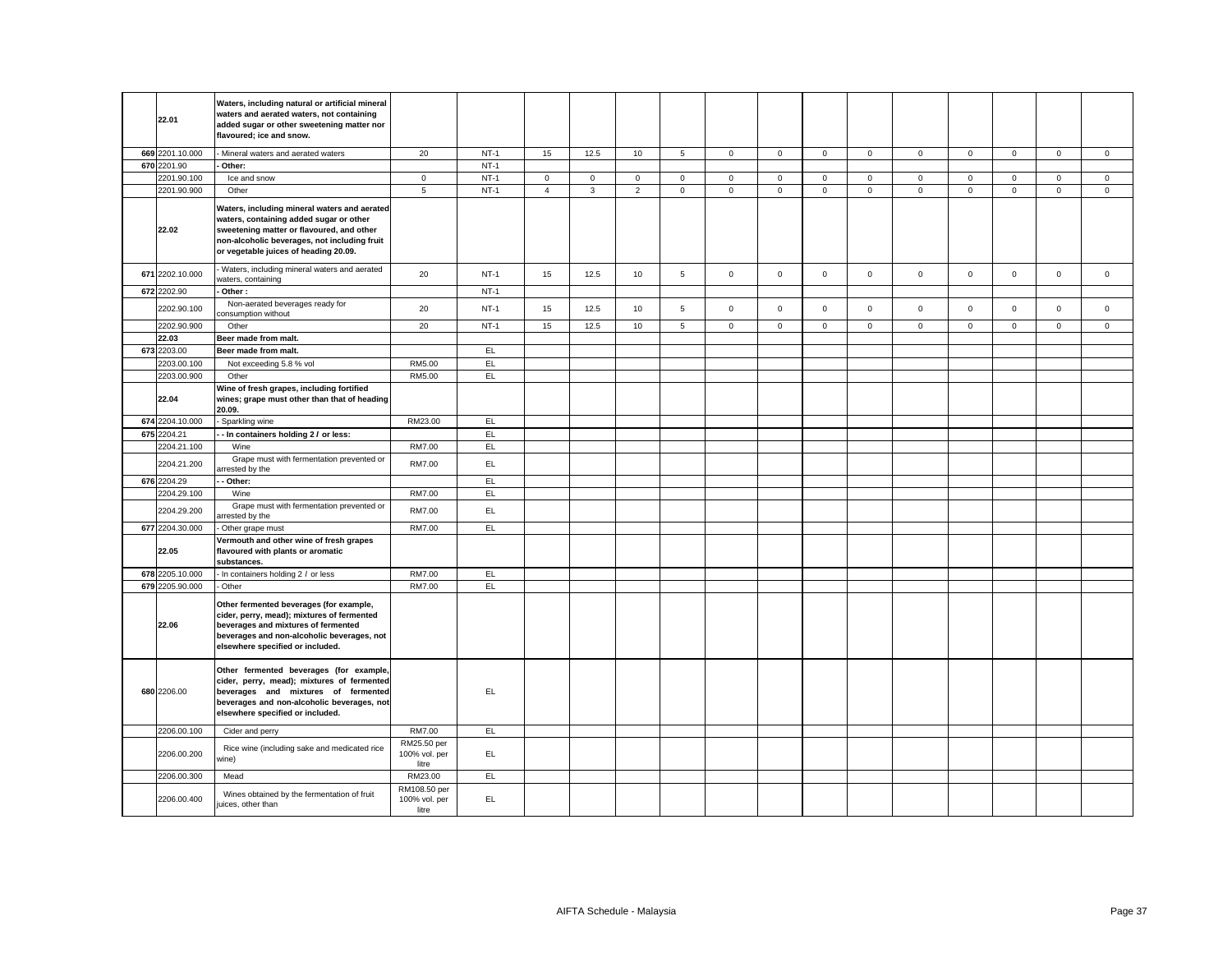| | | | | | | | | | | | | | | | | | | |
|---|---|---|---|---|---|---|---|---|---|---|---|---|---|---|---|---|---|---|
| | **22.01** | **Waters, including natural or artificial mineral waters and aerated waters, not containing added sugar or other sweetening matter nor flavoured; ice and snow.** | | | | | | | | | | | | | | | | |
| 669 | 2201.10.000 | - Mineral waters and aerated waters | 20 | NT-1 | 15 | 12.5 | 10 | 5 | 0 | 0 | 0 | 0 | 0 | 0 | 0 | 0 | 0 |
| 670 | 2201.90 | **- Other:** | | NT-1 | | | | | | | | | | | | | |
| | 2201.90.100 | Ice and snow | 0 | NT-1 | 0 | 0 | 0 | 0 | 0 | 0 | 0 | 0 | 0 | 0 | 0 | 0 | 0 |
| | 2201.90.900 | Other | 5 | NT-1 | 4 | 3 | 2 | 0 | 0 | 0 | 0 | 0 | 0 | 0 | 0 | 0 | 0 |
| | **22.02** | **Waters, including mineral waters and aerated waters, containing added sugar or other sweetening matter or flavoured, and other non-alcoholic beverages, not including fruit or vegetable juices of heading 20.09.** | | | | | | | | | | | | | | | | |
| 671 | 2202.10.000 | - Waters, including mineral waters and aerated waters, containing | 20 | NT-1 | 15 | 12.5 | 10 | 5 | 0 | 0 | 0 | 0 | 0 | 0 | 0 | 0 | 0 |
| 672 | 2202.90 | **- Other :** | | NT-1 | | | | | | | | | | | | | |
| | 2202.90.100 | Non-aerated beverages ready for consumption without | 20 | NT-1 | 15 | 12.5 | 10 | 5 | 0 | 0 | 0 | 0 | 0 | 0 | 0 | 0 | 0 |
| | 2202.90.900 | Other | 20 | NT-1 | 15 | 12.5 | 10 | 5 | 0 | 0 | 0 | 0 | 0 | 0 | 0 | 0 | 0 |
| | **22.03** | **Beer made from malt.** | | | | | | | | | | | | | | | | |
| 673 | 2203.00 | **Beer made from malt.** | | EL | | | | | | | | | | | | | |
| | 2203.00.100 | Not exceeding 5.8 % vol | RM5.00 | EL | | | | | | | | | | | | | |
| | 2203.00.900 | Other | RM5.00 | EL | | | | | | | | | | | | | |
| | **22.04** | **Wine of fresh grapes, including fortified wines; grape must other than that of heading 20.09.** | | | | | | | | | | | | | | | | |
| 674 | 2204.10.000 | - Sparkling wine | RM23.00 | EL | | | | | | | | | | | | | |
| 675 | 2204.21 | **- - In containers holding 2 *l* or less:** | | EL | | | | | | | | | | | | | |
| | 2204.21.100 | Wine | RM7.00 | EL | | | | | | | | | | | | | |
| | 2204.21.200 | Grape must with fermentation prevented or arrested by the | RM7.00 | EL | | | | | | | | | | | | | |
| 676 | 2204.29 | **- - Other:** | | EL | | | | | | | | | | | | | |
| | 2204.29.100 | Wine | RM7.00 | EL | | | | | | | | | | | | | |
| | 2204.29.200 | Grape must with fermentation prevented or arrested by the | RM7.00 | EL | | | | | | | | | | | | | |
| 677 | 2204.30.000 | - Other grape must | RM7.00 | EL | | | | | | | | | | | | | |
| | **22.05** | **Vermouth and other wine of fresh grapes flavoured with plants or aromatic substances.** | | | | | | | | | | | | | | | | |
| 678 | 2205.10.000 | - In containers holding 2 *l* or less | RM7.00 | EL | | | | | | | | | | | | | |
| 679 | 2205.90.000 | - Other | RM7.00 | EL | | | | | | | | | | | | | |
| | **22.06** | **Other fermented beverages (for example, cider, perry, mead); mixtures of fermented beverages and mixtures of fermented beverages and non-alcoholic beverages, not elsewhere specified or included.** | | | | | | | | | | | | | | | | |
| 680 | 2206.00 | **Other fermented beverages (for example, cider, perry, mead); mixtures of fermented beverages and mixtures of fermented beverages and non-alcoholic beverages, not elsewhere specified or included.** | | EL | | | | | | | | | | | | | |
| | 2206.00.100 | Cider and perry | RM7.00 | EL | | | | | | | | | | | | | |
| | 2206.00.200 | Rice wine (including sake and medicated rice wine) | RM25.50 per 100% vol. per litre | EL | | | | | | | | | | | | | |
| | 2206.00.300 | Mead | RM23.00 | EL | | | | | | | | | | | | | |
| | 2206.00.400 | Wines obtained by the fermentation of fruit juices, other than | RM108.50 per 100% vol. per litre | EL | | | | | | | | | | | | | |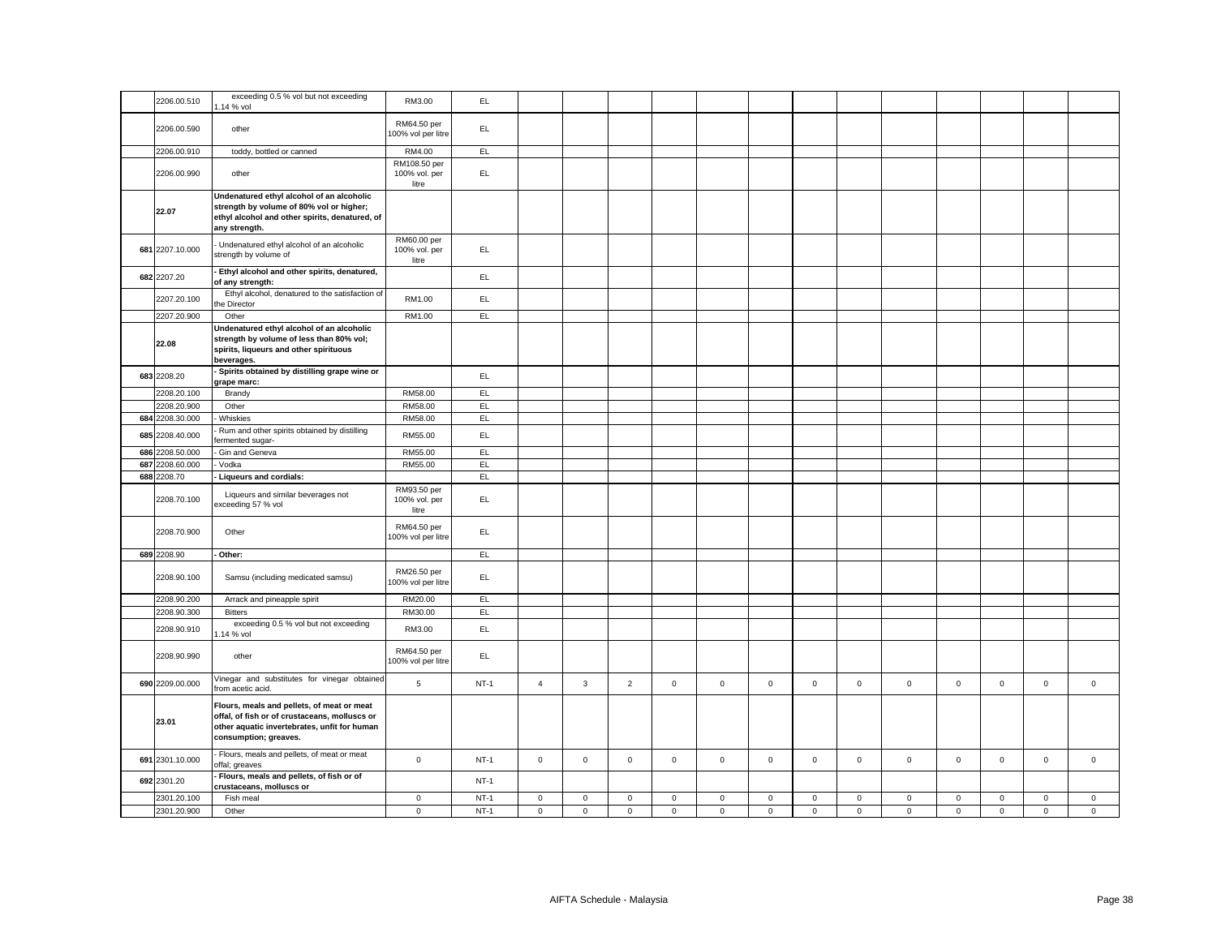| | | | | | | | | | | | | | | | | | | |
|---|---|---|---|---|---|---|---|---|---|---|---|---|---|---|---|---|---|---|
| | 2206.00.510 | exceeding 0.5 % vol but not exceeding 1.14 % vol | RM3.00 | EL | | | | | | | | | | | | | | |
| | 2206.00.590 | other | RM64.50 per 100% vol per litre | EL | | | | | | | | | | | | | | |
| | 2206.00.910 | toddy, bottled or canned | RM4.00 | EL | | | | | | | | | | | | | | |
| | 2206.00.990 | other | RM108.50 per 100% vol. per litre | EL | | | | | | | | | | | | | | |
| | **22.07** | **Undenatured ethyl alcohol of an alcoholic strength by volume of 80% vol or higher; ethyl alcohol and other spirits, denatured, of any strength.** | | | | | | | | | | | | | | | | |
| 681 | 2207.10.000 | - Undenatured ethyl alcohol of an alcoholic strength by volume of | RM60.00 per 100% vol. per litre | EL | | | | | | | | | | | | | | |
| 682 | 2207.20 | **- Ethyl alcohol and other spirits, denatured, of any strength:** | | EL | | | | | | | | | | | | | | |
| | 2207.20.100 | Ethyl alcohol, denatured to the satisfaction of the Director | RM1.00 | EL | | | | | | | | | | | | | | |
| | 2207.20.900 | Other | RM1.00 | EL | | | | | | | | | | | | | | |
| | **22.08** | **Undenatured ethyl alcohol of an alcoholic strength by volume of less than 80% vol; spirits, liqueurs and other spirituous beverages.** | | | | | | | | | | | | | | | | |
| 683 | 2208.20 | **- Spirits obtained by distilling grape wine or grape marc:** | | EL | | | | | | | | | | | | | | |
| | 2208.20.100 | Brandy | RM58.00 | EL | | | | | | | | | | | | | | |
| | 2208.20.900 | Other | RM58.00 | EL | | | | | | | | | | | | | | |
| 684 | 2208.30.000 | - Whiskies | RM58.00 | EL | | | | | | | | | | | | | | |
| 685 | 2208.40.000 | - Rum and other spirits obtained by distilling fermented sugar- | RM55.00 | EL | | | | | | | | | | | | | | |
| 686 | 2208.50.000 | - Gin and Geneva | RM55.00 | EL | | | | | | | | | | | | | | |
| 687 | 2208.60.000 | - Vodka | RM55.00 | EL | | | | | | | | | | | | | | |
| 688 | 2208.70 | **- Liqueurs and cordials:** | | EL | | | | | | | | | | | | | | |
| | 2208.70.100 | Liqueurs and similar beverages not exceeding 57 % vol | RM93.50 per 100% vol. per litre | EL | | | | | | | | | | | | | | |
| | 2208.70.900 | Other | RM64.50 per 100% vol per litre | EL | | | | | | | | | | | | | | |
| 689 | 2208.90 | **- Other:** | | EL | | | | | | | | | | | | | | |
| | 2208.90.100 | Samsu (including medicated samsu) | RM26.50 per 100% vol per litre | EL | | | | | | | | | | | | | | |
| | 2208.90.200 | Arrack and pineapple spirit | RM20.00 | EL | | | | | | | | | | | | | | |
| | 2208.90.300 | Bitters | RM30.00 | EL | | | | | | | | | | | | | | |
| | 2208.90.910 | exceeding 0.5 % vol but not exceeding 1.14 % vol | RM3.00 | EL | | | | | | | | | | | | | | |
| | 2208.90.990 | other | RM64.50 per 100% vol per litre | EL | | | | | | | | | | | | | | |
| 690 | 2209.00.000 | Vinegar and substitutes for vinegar obtained from acetic acid. | 5 | NT-1 | 4 | 3 | 2 | 0 | 0 | 0 | 0 | 0 | 0 | 0 | 0 | 0 | 0 |
| | **23.01** | **Flours, meals and pellets, of meat or meat offal, of fish or of crustaceans, molluscs or other aquatic invertebrates, unfit for human consumption; greaves.** | | | | | | | | | | | | | | | | |
| 691 | 2301.10.000 | - Flours, meals and pellets, of meat or meat offal; greaves | 0 | NT-1 | 0 | 0 | 0 | 0 | 0 | 0 | 0 | 0 | 0 | 0 | 0 | 0 | 0 |
| 692 | 2301.20 | **- Flours, meals and pellets, of fish or of crustaceans, molluscs or** | | NT-1 | | | | | | | | | | | | | | |
| | 2301.20.100 | Fish meal | 0 | NT-1 | 0 | 0 | 0 | 0 | 0 | 0 | 0 | 0 | 0 | 0 | 0 | 0 | 0 |
| | 2301.20.900 | Other | 0 | NT-1 | 0 | 0 | 0 | 0 | 0 | 0 | 0 | 0 | 0 | 0 | 0 | 0 | 0 |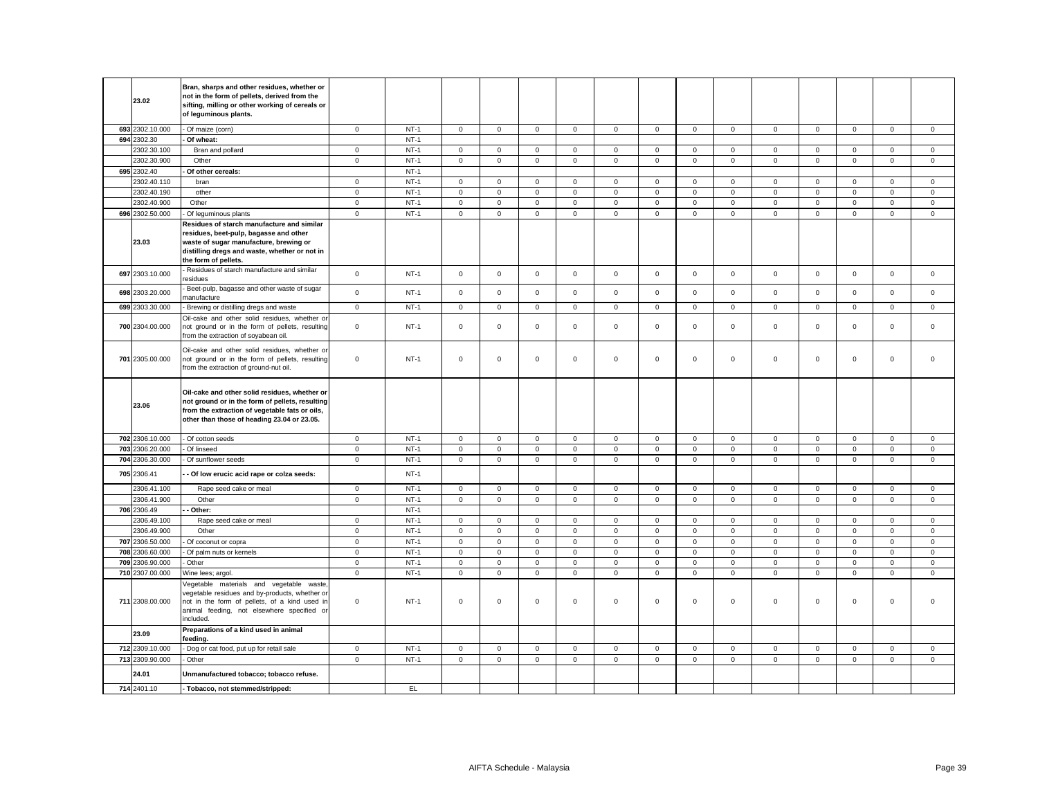| | | | | | | | | | | | | | | | | | |
|---|---|---|---|---|---|---|---|---|---|---|---|---|---|---|---|---|---|
| | **23.02** | **Bran, sharps and other residues, whether or not in the form of pellets, derived from the sifting, milling or other working of cereals or of leguminous plants.** | | | | | | | | | | | | | | | |
| 693 | 2302.10.000 | - Of maize (corn) | 0 | NT-1 | 0 | 0 | 0 | 0 | 0 | 0 | 0 | 0 | 0 | 0 | 0 | 0 | 0 |
| 694 | 2302.30 | **- Of wheat:** | | NT-1 | | | | | | | | | | | | | |
| | 2302.30.100 | Bran and pollard | 0 | NT-1 | 0 | 0 | 0 | 0 | 0 | 0 | 0 | 0 | 0 | 0 | 0 | 0 | 0 |
| | 2302.30.900 | Other | 0 | NT-1 | 0 | 0 | 0 | 0 | 0 | 0 | 0 | 0 | 0 | 0 | 0 | 0 | 0 |
| 695 | 2302.40 | **- Of other cereals:** | | NT-1 | | | | | | | | | | | | | |
| | 2302.40.110 | bran | 0 | NT-1 | 0 | 0 | 0 | 0 | 0 | 0 | 0 | 0 | 0 | 0 | 0 | 0 | 0 |
| | 2302.40.190 | other | 0 | NT-1 | 0 | 0 | 0 | 0 | 0 | 0 | 0 | 0 | 0 | 0 | 0 | 0 | 0 |
| | 2302.40.900 | Other | 0 | NT-1 | 0 | 0 | 0 | 0 | 0 | 0 | 0 | 0 | 0 | 0 | 0 | 0 | 0 |
| 696 | 2302.50.000 | - Of leguminous plants | 0 | NT-1 | 0 | 0 | 0 | 0 | 0 | 0 | 0 | 0 | 0 | 0 | 0 | 0 | 0 |
| | **23.03** | **Residues of starch manufacture and similar residues, beet-pulp, bagasse and other waste of sugar manufacture, brewing or distilling dregs and waste, whether or not in the form of pellets.** | | | | | | | | | | | | | | | |
| 697 | 2303.10.000 | - Residues of starch manufacture and similar residues | 0 | NT-1 | 0 | 0 | 0 | 0 | 0 | 0 | 0 | 0 | 0 | 0 | 0 | 0 | 0 |
| 698 | 2303.20.000 | - Beet-pulp, bagasse and other waste of sugar manufacture | 0 | NT-1 | 0 | 0 | 0 | 0 | 0 | 0 | 0 | 0 | 0 | 0 | 0 | 0 | 0 |
| 699 | 2303.30.000 | - Brewing or distilling dregs and waste | 0 | NT-1 | 0 | 0 | 0 | 0 | 0 | 0 | 0 | 0 | 0 | 0 | 0 | 0 | 0 |
| 700 | 2304.00.000 | Oil-cake and other solid residues, whether or not ground or in the form of pellets, resulting from the extraction of soyabean oil. | 0 | NT-1 | 0 | 0 | 0 | 0 | 0 | 0 | 0 | 0 | 0 | 0 | 0 | 0 | 0 |
| 701 | 2305.00.000 | Oil-cake and other solid residues, whether or not ground or in the form of pellets, resulting from the extraction of ground-nut oil. | 0 | NT-1 | 0 | 0 | 0 | 0 | 0 | 0 | 0 | 0 | 0 | 0 | 0 | 0 | 0 |
| | **23.06** | **Oil-cake and other solid residues, whether or not ground or in the form of pellets, resulting from the extraction of vegetable fats or oils, other than those of heading 23.04 or 23.05.** | | | | | | | | | | | | | | | |
| 702 | 2306.10.000 | - Of cotton seeds | 0 | NT-1 | 0 | 0 | 0 | 0 | 0 | 0 | 0 | 0 | 0 | 0 | 0 | 0 | 0 |
| 703 | 2306.20.000 | - Of linseed | 0 | NT-1 | 0 | 0 | 0 | 0 | 0 | 0 | 0 | 0 | 0 | 0 | 0 | 0 | 0 |
| 704 | 2306.30.000 | - Of sunflower seeds | 0 | NT-1 | 0 | 0 | 0 | 0 | 0 | 0 | 0 | 0 | 0 | 0 | 0 | 0 | 0 |
| 705 | 2306.41 | **- - Of low erucic acid rape or colza seeds:** | | NT-1 | | | | | | | | | | | | | |
| | 2306.41.100 | Rape seed cake or meal | 0 | NT-1 | 0 | 0 | 0 | 0 | 0 | 0 | 0 | 0 | 0 | 0 | 0 | 0 | 0 |
| | 2306.41.900 | Other | 0 | NT-1 | 0 | 0 | 0 | 0 | 0 | 0 | 0 | 0 | 0 | 0 | 0 | 0 | 0 |
| 706 | 2306.49 | **- - Other:** | | NT-1 | | | | | | | | | | | | | |
| | 2306.49.100 | Rape seed cake or meal | 0 | NT-1 | 0 | 0 | 0 | 0 | 0 | 0 | 0 | 0 | 0 | 0 | 0 | 0 | 0 |
| | 2306.49.900 | Other | 0 | NT-1 | 0 | 0 | 0 | 0 | 0 | 0 | 0 | 0 | 0 | 0 | 0 | 0 | 0 |
| 707 | 2306.50.000 | - Of coconut or copra | 0 | NT-1 | 0 | 0 | 0 | 0 | 0 | 0 | 0 | 0 | 0 | 0 | 0 | 0 | 0 |
| 708 | 2306.60.000 | - Of palm nuts or kernels | 0 | NT-1 | 0 | 0 | 0 | 0 | 0 | 0 | 0 | 0 | 0 | 0 | 0 | 0 | 0 |
| 709 | 2306.90.000 | - Other | 0 | NT-1 | 0 | 0 | 0 | 0 | 0 | 0 | 0 | 0 | 0 | 0 | 0 | 0 | 0 |
| 710 | 2307.00.000 | Wine lees; argol. | 0 | NT-1 | 0 | 0 | 0 | 0 | 0 | 0 | 0 | 0 | 0 | 0 | 0 | 0 | 0 |
| 711 | 2308.00.000 | Vegetable materials and vegetable waste, vegetable residues and by-products, whether or not in the form of pellets, of a kind used in animal feeding, not elsewhere specified or included. | 0 | NT-1 | 0 | 0 | 0 | 0 | 0 | 0 | 0 | 0 | 0 | 0 | 0 | 0 | 0 |
| | **23.09** | **Preparations of a kind used in animal feeding.** | | | | | | | | | | | | | | | |
| 712 | 2309.10.000 | - Dog or cat food, put up for retail sale | 0 | NT-1 | 0 | 0 | 0 | 0 | 0 | 0 | 0 | 0 | 0 | 0 | 0 | 0 | 0 |
| 713 | 2309.90.000 | - Other | 0 | NT-1 | 0 | 0 | 0 | 0 | 0 | 0 | 0 | 0 | 0 | 0 | 0 | 0 | 0 |
| | **24.01** | **Unmanufactured tobacco; tobacco refuse.** | | | | | | | | | | | | | | | |
| 714 | 2401.10 | **- Tobacco, not stemmed/stripped:** | | EL | | | | | | | | | | | | | |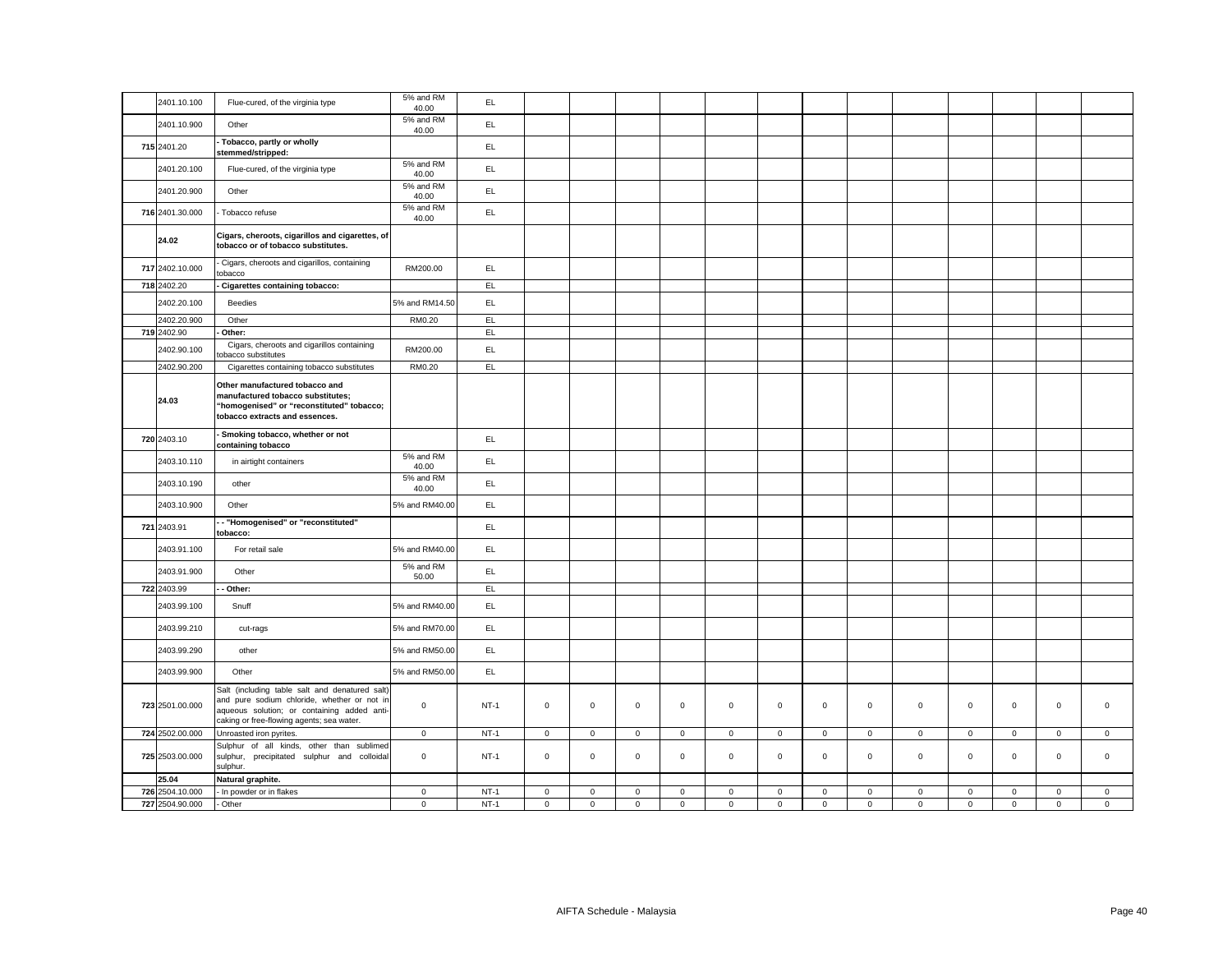| | | | | | | | | | | | | | | | | | | |
|---|---|---|---|---|---|---|---|---|---|---|---|---|---|---|---|---|---|---|
| | 2401.10.100 | Flue-cured, of the virginia type | 5% and RM 40.00 | EL | | | | | | | | | | | | | | |
| | 2401.10.900 | Other | 5% and RM 40.00 | EL | | | | | | | | | | | | | | |
| 715 | 2401.20 | **- Tobacco, partly or wholly stemmed/stripped:** | | EL | | | | | | | | | | | | | | |
| | 2401.20.100 | Flue-cured, of the virginia type | 5% and RM 40.00 | EL | | | | | | | | | | | | | | |
| | 2401.20.900 | Other | 5% and RM 40.00 | EL | | | | | | | | | | | | | | |
| 716 | 2401.30.000 | - Tobacco refuse | 5% and RM 40.00 | EL | | | | | | | | | | | | | | |
| | **24.02** | **Cigars, cheroots, cigarillos and cigarettes, of tobacco or of tobacco substitutes.** | | | | | | | | | | | | | | | | |
| 717 | 2402.10.000 | - Cigars, cheroots and cigarillos, containing tobacco | RM200.00 | EL | | | | | | | | | | | | | | |
| 718 | 2402.20 | **- Cigarettes containing tobacco:** | | EL | | | | | | | | | | | | | | |
| | 2402.20.100 | Beedies | 5% and RM14.50 | EL | | | | | | | | | | | | | | |
| | 2402.20.900 | Other | RM0.20 | EL | | | | | | | | | | | | | | |
| 719 | 2402.90 | **- Other:** | | EL | | | | | | | | | | | | | | |
| | 2402.90.100 | Cigars, cheroots and cigarillos containing tobacco substitutes | RM200.00 | EL | | | | | | | | | | | | | | |
| | 2402.90.200 | Cigarettes containing tobacco substitutes | RM0.20 | EL | | | | | | | | | | | | | | |
| | **24.03** | **Other manufactured tobacco and manufactured tobacco substitutes; "homogenised" or "reconstituted" tobacco; tobacco extracts and essences.** | | | | | | | | | | | | | | | | |
| 720 | 2403.10 | **- Smoking tobacco, whether or not containing tobacco** | | EL | | | | | | | | | | | | | | |
| | 2403.10.110 | in airtight containers | 5% and RM 40.00 | EL | | | | | | | | | | | | | | |
| | 2403.10.190 | other | 5% and RM 40.00 | EL | | | | | | | | | | | | | | |
| | 2403.10.900 | Other | 5% and RM40.00 | EL | | | | | | | | | | | | | | |
| 721 | 2403.91 | **- - "Homogenised" or "reconstituted" tobacco:** | | EL | | | | | | | | | | | | | | |
| | 2403.91.100 | For retail sale | 5% and RM40.00 | EL | | | | | | | | | | | | | | |
| | 2403.91.900 | Other | 5% and RM 50.00 | EL | | | | | | | | | | | | | | |
| 722 | 2403.99 | **- - Other:** | | EL | | | | | | | | | | | | | | |
| | 2403.99.100 | Snuff | 5% and RM40.00 | EL | | | | | | | | | | | | | | |
| | 2403.99.210 | cut-rags | 5% and RM70.00 | EL | | | | | | | | | | | | | | |
| | 2403.99.290 | other | 5% and RM50.00 | EL | | | | | | | | | | | | | | |
| | 2403.99.900 | Other | 5% and RM50.00 | EL | | | | | | | | | | | | | | |
| 723 | 2501.00.000 | Salt (including table salt and denatured salt) and pure sodium chloride, whether or not in aqueous solution; or containing added anti-caking or free-flowing agents; sea water. | 0 | NT-1 | 0 | 0 | 0 | 0 | 0 | 0 | 0 | 0 | 0 | 0 | 0 | 0 | 0 |
| 724 | 2502.00.000 | Unroasted iron pyrites. | 0 | NT-1 | 0 | 0 | 0 | 0 | 0 | 0 | 0 | 0 | 0 | 0 | 0 | 0 | 0 |
| 725 | 2503.00.000 | Sulphur of all kinds, other than sublimed sulphur, precipitated sulphur and colloidal sulphur. | 0 | NT-1 | 0 | 0 | 0 | 0 | 0 | 0 | 0 | 0 | 0 | 0 | 0 | 0 | 0 |
| | **25.04** | **Natural graphite.** | | | | | | | | | | | | | | | | |
| 726 | 2504.10.000 | - In powder or in flakes | 0 | NT-1 | 0 | 0 | 0 | 0 | 0 | 0 | 0 | 0 | 0 | 0 | 0 | 0 | 0 |
| 727 | 2504.90.000 | - Other | 0 | NT-1 | 0 | 0 | 0 | 0 | 0 | 0 | 0 | 0 | 0 | 0 | 0 | 0 | 0 |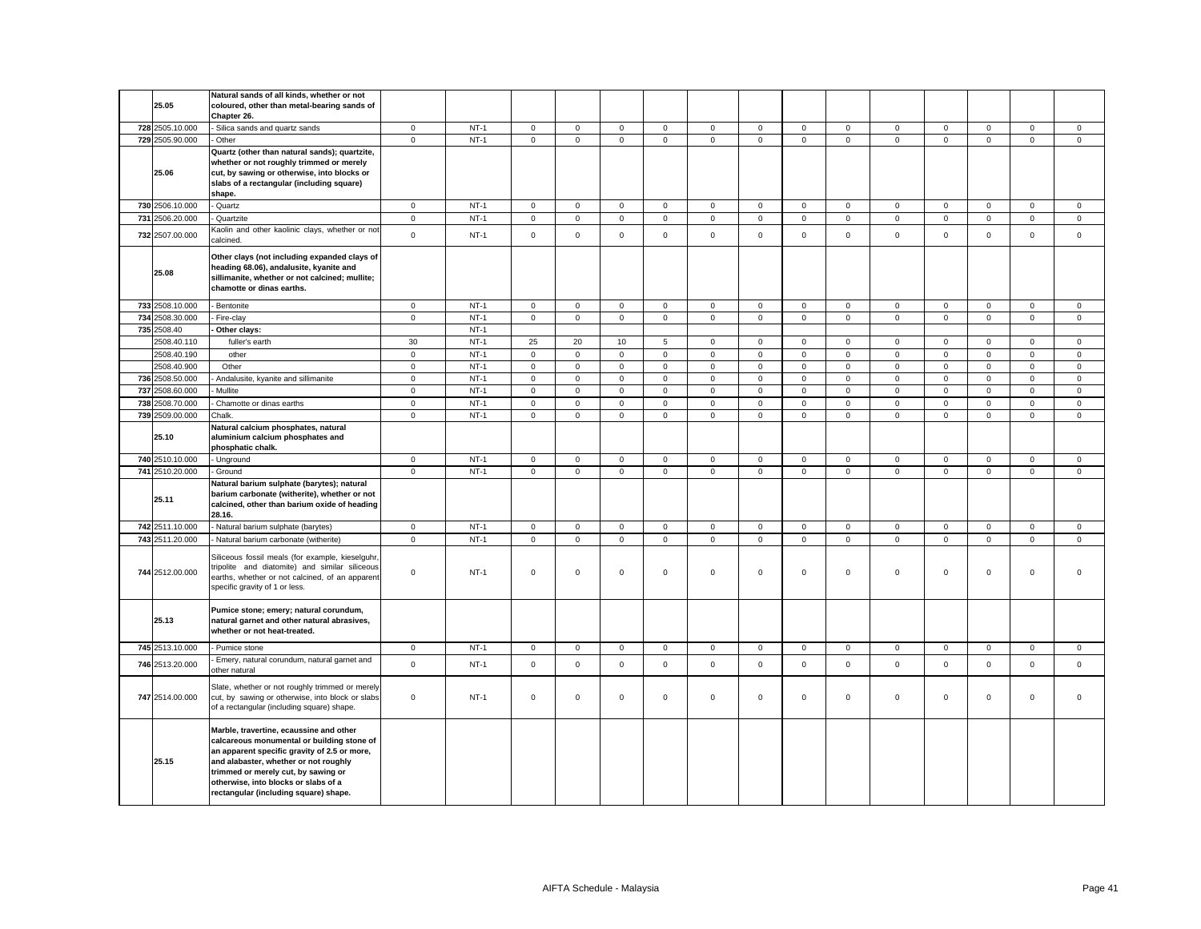| | 25.05 | Natural sands of all kinds, whether or not coloured, other than metal-bearing sands of Chapter 26. | | | | | | | | | | | | | | | | |
|---|---|---|---|---|---|---|---|---|---|---|---|---|---|---|---|---|---|---|
| 728 | 2505.10.000 | - Silica sands and quartz sands | 0 | NT-1 | 0 | 0 | 0 | 0 | 0 | 0 | 0 | 0 | 0 | 0 | 0 | 0 | 0 |
| 729 | 2505.90.000 | - Other | 0 | NT-1 | 0 | 0 | 0 | 0 | 0 | 0 | 0 | 0 | 0 | 0 | 0 | 0 | 0 |
| | 25.06 | Quartz (other than natural sands); quartzite, whether or not roughly trimmed or merely cut, by sawing or otherwise, into blocks or slabs of a rectangular (including square) shape. | | | | | | | | | | | | | | | | |
| 730 | 2506.10.000 | - Quartz | 0 | NT-1 | 0 | 0 | 0 | 0 | 0 | 0 | 0 | 0 | 0 | 0 | 0 | 0 | 0 |
| 731 | 2506.20.000 | - Quartzite | 0 | NT-1 | 0 | 0 | 0 | 0 | 0 | 0 | 0 | 0 | 0 | 0 | 0 | 0 | 0 |
| 732 | 2507.00.000 | Kaolin and other kaolinic clays, whether or not calcined. | 0 | NT-1 | 0 | 0 | 0 | 0 | 0 | 0 | 0 | 0 | 0 | 0 | 0 | 0 | 0 |
| | 25.08 | Other clays (not including expanded clays of heading 68.06), andalusite, kyanite and sillimanite, whether or not calcined; mullite; chamotte or dinas earths. | | | | | | | | | | | | | | | | |
| 733 | 2508.10.000 | - Bentonite | 0 | NT-1 | 0 | 0 | 0 | 0 | 0 | 0 | 0 | 0 | 0 | 0 | 0 | 0 | 0 |
| 734 | 2508.30.000 | - Fire-clay | 0 | NT-1 | 0 | 0 | 0 | 0 | 0 | 0 | 0 | 0 | 0 | 0 | 0 | 0 | 0 |
| 735 | 2508.40 | - Other clays: | | NT-1 | | | | | | | | | | | | | |
| | 2508.40.110 | fuller's earth | 30 | NT-1 | 25 | 20 | 10 | 5 | 0 | 0 | 0 | 0 | 0 | 0 | 0 | 0 | 0 |
| | 2508.40.190 | other | 0 | NT-1 | 0 | 0 | 0 | 0 | 0 | 0 | 0 | 0 | 0 | 0 | 0 | 0 | 0 |
| | 2508.40.900 | Other | 0 | NT-1 | 0 | 0 | 0 | 0 | 0 | 0 | 0 | 0 | 0 | 0 | 0 | 0 | 0 |
| 736 | 2508.50.000 | - Andalusite, kyanite and sillimanite | 0 | NT-1 | 0 | 0 | 0 | 0 | 0 | 0 | 0 | 0 | 0 | 0 | 0 | 0 | 0 |
| 737 | 2508.60.000 | - Mullite | 0 | NT-1 | 0 | 0 | 0 | 0 | 0 | 0 | 0 | 0 | 0 | 0 | 0 | 0 | 0 |
| 738 | 2508.70.000 | - Chamotte or dinas earths | 0 | NT-1 | 0 | 0 | 0 | 0 | 0 | 0 | 0 | 0 | 0 | 0 | 0 | 0 | 0 |
| 739 | 2509.00.000 | Chalk. | 0 | NT-1 | 0 | 0 | 0 | 0 | 0 | 0 | 0 | 0 | 0 | 0 | 0 | 0 | 0 |
| | 25.10 | Natural calcium phosphates, natural aluminium calcium phosphates and phosphatic chalk. | | | | | | | | | | | | | | | | |
| 740 | 2510.10.000 | - Unground | 0 | NT-1 | 0 | 0 | 0 | 0 | 0 | 0 | 0 | 0 | 0 | 0 | 0 | 0 | 0 |
| 741 | 2510.20.000 | - Ground | 0 | NT-1 | 0 | 0 | 0 | 0 | 0 | 0 | 0 | 0 | 0 | 0 | 0 | 0 | 0 |
| | 25.11 | Natural barium sulphate (barytes); natural barium carbonate (witherite), whether or not calcined, other than barium oxide of heading 28.16. | | | | | | | | | | | | | | | | |
| 742 | 2511.10.000 | - Natural barium sulphate (barytes) | 0 | NT-1 | 0 | 0 | 0 | 0 | 0 | 0 | 0 | 0 | 0 | 0 | 0 | 0 | 0 |
| 743 | 2511.20.000 | - Natural barium carbonate (witherite) | 0 | NT-1 | 0 | 0 | 0 | 0 | 0 | 0 | 0 | 0 | 0 | 0 | 0 | 0 | 0 |
| 744 | 2512.00.000 | Siliceous fossil meals (for example, kieselguhr, tripolite and diatomite) and similar siliceous earths, whether or not calcined, of an apparent specific gravity of 1 or less. | 0 | NT-1 | 0 | 0 | 0 | 0 | 0 | 0 | 0 | 0 | 0 | 0 | 0 | 0 | 0 |
| | 25.13 | Pumice stone; emery; natural corundum, natural garnet and other natural abrasives, whether or not heat-treated. | | | | | | | | | | | | | | | | |
| 745 | 2513.10.000 | - Pumice stone | 0 | NT-1 | 0 | 0 | 0 | 0 | 0 | 0 | 0 | 0 | 0 | 0 | 0 | 0 | 0 |
| 746 | 2513.20.000 | - Emery, natural corundum, natural garnet and other natural | 0 | NT-1 | 0 | 0 | 0 | 0 | 0 | 0 | 0 | 0 | 0 | 0 | 0 | 0 | 0 |
| 747 | 2514.00.000 | Slate, whether or not roughly trimmed or merely cut, by sawing or otherwise, into block or slabs of a rectangular (including square) shape. | 0 | NT-1 | 0 | 0 | 0 | 0 | 0 | 0 | 0 | 0 | 0 | 0 | 0 | 0 | 0 |
| | 25.15 | Marble, travertine, ecaussine and other calcareous monumental or building stone of an apparent specific gravity of 2.5 or more, and alabaster, whether or not roughly trimmed or merely cut, by sawing or otherwise, into blocks or slabs of a rectangular (including square) shape. | | | | | | | | | | | | | | | | |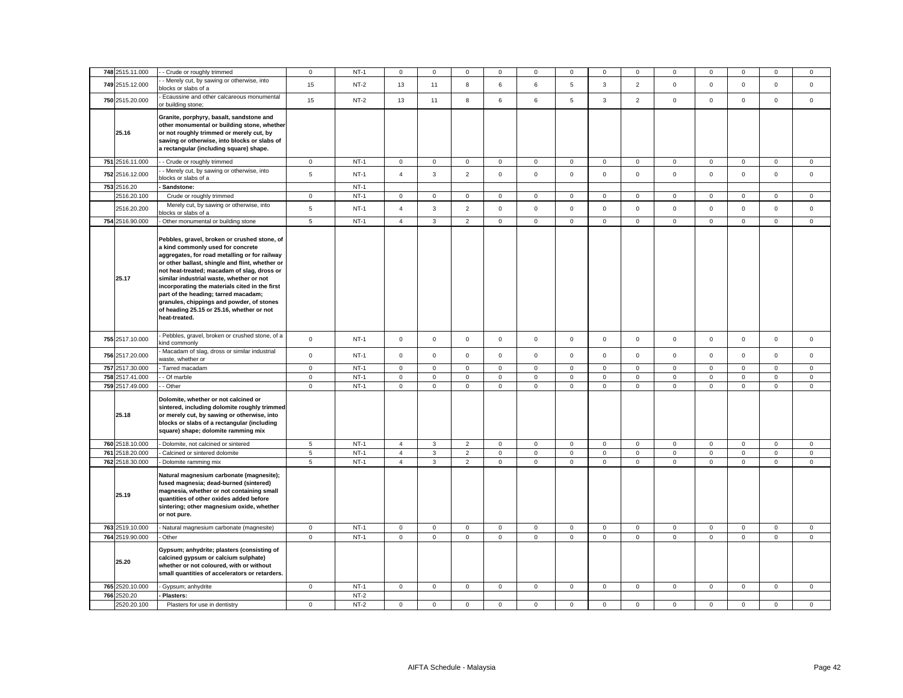| | | | | | | | | | | | | | | | | | |
|---|---|---|---|---|---|---|---|---|---|---|---|---|---|---|---|---|---|
| 748 | 2515.11.000 | - - Crude or roughly trimmed | 0 | NT-1 | 0 | 0 | 0 | 0 | 0 | 0 | 0 | 0 | 0 | 0 | 0 | 0 | 0 |
| 749 | 2515.12.000 | - - Merely cut, by sawing or otherwise, into blocks or slabs of a | 15 | NT-2 | 13 | 11 | 8 | 6 | 6 | 5 | 3 | 2 | 0 | 0 | 0 | 0 | 0 |
| 750 | 2515.20.000 | - Ecaussine and other calcareous monumental or building stone; | 15 | NT-2 | 13 | 11 | 8 | 6 | 6 | 5 | 3 | 2 | 0 | 0 | 0 | 0 | 0 |
| | 25.16 | **Granite, porphyry, basalt, sandstone and other monumental or building stone, whether or not roughly trimmed or merely cut, by sawing or otherwise, into blocks or slabs of a rectangular (including square) shape.** | | | | | | | | | | | | | | | |
| 751 | 2516.11.000 | - - Crude or roughly trimmed | 0 | NT-1 | 0 | 0 | 0 | 0 | 0 | 0 | 0 | 0 | 0 | 0 | 0 | 0 | 0 |
| 752 | 2516.12.000 | - - Merely cut, by sawing or otherwise, into blocks or slabs of a | 5 | NT-1 | 4 | 3 | 2 | 0 | 0 | 0 | 0 | 0 | 0 | 0 | 0 | 0 | 0 |
| 753 | 2516.20 | **- Sandstone:** | | NT-1 | | | | | | | | | | | | | |
| | 2516.20.100 | Crude or roughly trimmed | 0 | NT-1 | 0 | 0 | 0 | 0 | 0 | 0 | 0 | 0 | 0 | 0 | 0 | 0 | 0 |
| | 2516.20.200 | Merely cut, by sawing or otherwise, into blocks or slabs of a | 5 | NT-1 | 4 | 3 | 2 | 0 | 0 | 0 | 0 | 0 | 0 | 0 | 0 | 0 | 0 |
| 754 | 2516.90.000 | - Other monumental or building stone | 5 | NT-1 | 4 | 3 | 2 | 0 | 0 | 0 | 0 | 0 | 0 | 0 | 0 | 0 | 0 |
| | 25.17 | **Pebbles, gravel, broken or crushed stone, of a kind commonly used for concrete aggregates, for road metalling or for railway or other ballast, shingle and flint, whether or not heat-treated; macadam of slag, dross or similar industrial waste, whether or not incorporating the materials cited in the first part of the heading; tarred macadam; granules, chippings and powder, of stones of heading 25.15 or 25.16, whether or not heat-treated.** | | | | | | | | | | | | | | | |
| 755 | 2517.10.000 | - Pebbles, gravel, broken or crushed stone, of a kind commonly | 0 | NT-1 | 0 | 0 | 0 | 0 | 0 | 0 | 0 | 0 | 0 | 0 | 0 | 0 | 0 |
| 756 | 2517.20.000 | - Macadam of slag, dross or similar industrial waste, whether or | 0 | NT-1 | 0 | 0 | 0 | 0 | 0 | 0 | 0 | 0 | 0 | 0 | 0 | 0 | 0 |
| 757 | 2517.30.000 | - Tarred macadam | 0 | NT-1 | 0 | 0 | 0 | 0 | 0 | 0 | 0 | 0 | 0 | 0 | 0 | 0 | 0 |
| 758 | 2517.41.000 | - - Of marble | 0 | NT-1 | 0 | 0 | 0 | 0 | 0 | 0 | 0 | 0 | 0 | 0 | 0 | 0 | 0 |
| 759 | 2517.49.000 | - - Other | 0 | NT-1 | 0 | 0 | 0 | 0 | 0 | 0 | 0 | 0 | 0 | 0 | 0 | 0 | 0 |
| | 25.18 | **Dolomite, whether or not calcined or sintered, including dolomite roughly trimmed or merely cut, by sawing or otherwise, into blocks or slabs of a rectangular (including square) shape; dolomite ramming mix** | | | | | | | | | | | | | | | |
| 760 | 2518.10.000 | - Dolomite, not calcined or sintered | 5 | NT-1 | 4 | 3 | 2 | 0 | 0 | 0 | 0 | 0 | 0 | 0 | 0 | 0 | 0 |
| 761 | 2518.20.000 | - Calcined or sintered dolomite | 5 | NT-1 | 4 | 3 | 2 | 0 | 0 | 0 | 0 | 0 | 0 | 0 | 0 | 0 | 0 |
| 762 | 2518.30.000 | - Dolomite ramming mix | 5 | NT-1 | 4 | 3 | 2 | 0 | 0 | 0 | 0 | 0 | 0 | 0 | 0 | 0 | 0 |
| | 25.19 | **Natural magnesium carbonate (magnesite); fused magnesia; dead-burned (sintered) magnesia, whether or not containing small quantities of other oxides added before sintering; other magnesium oxide, whether or not pure.** | | | | | | | | | | | | | | | |
| 763 | 2519.10.000 | - Natural magnesium carbonate (magnesite) | 0 | NT-1 | 0 | 0 | 0 | 0 | 0 | 0 | 0 | 0 | 0 | 0 | 0 | 0 | 0 |
| 764 | 2519.90.000 | - Other | 0 | NT-1 | 0 | 0 | 0 | 0 | 0 | 0 | 0 | 0 | 0 | 0 | 0 | 0 | 0 |
| | 25.20 | **Gypsum; anhydrite; plasters (consisting of calcined gypsum or calcium sulphate) whether or not coloured, with or without small quantities of accelerators or retarders.** | | | | | | | | | | | | | | | |
| 765 | 2520.10.000 | - Gypsum; anhydrite | 0 | NT-1 | 0 | 0 | 0 | 0 | 0 | 0 | 0 | 0 | 0 | 0 | 0 | 0 | 0 |
| 766 | 2520.20 | **- Plasters:** | | NT-2 | | | | | | | | | | | | | |
| | 2520.20.100 | Plasters for use in dentistry | 0 | NT-2 | 0 | 0 | 0 | 0 | 0 | 0 | 0 | 0 | 0 | 0 | 0 | 0 | 0 |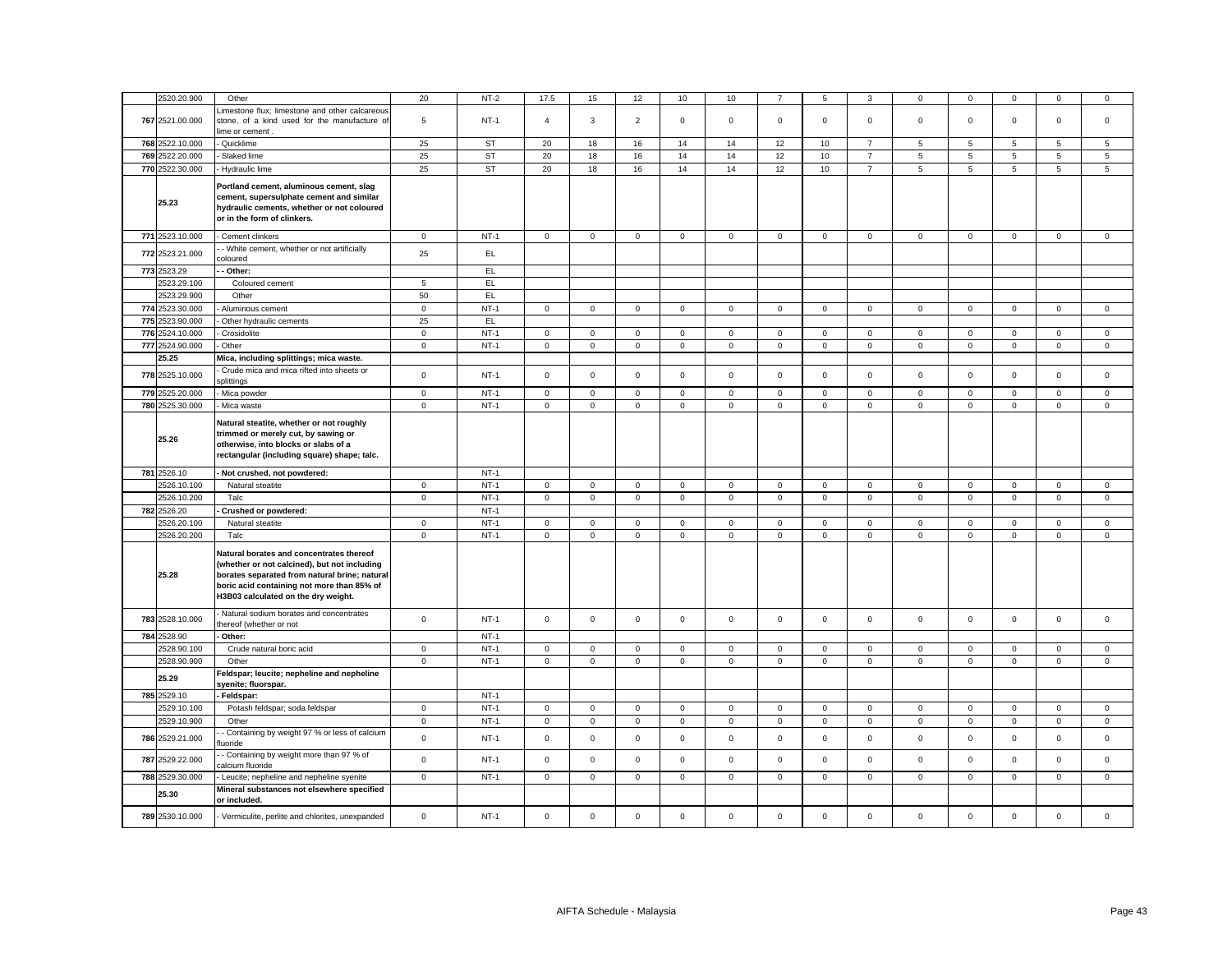| | | | | | | | | | | | | | | | | | | |
|---|---|---|---|---|---|---|---|---|---|---|---|---|---|---|---|---|---|---|
| | 2520.20.900 | Other | 20 | NT-2 | 17.5 | 15 | 12 | 10 | 10 | 7 | 5 | 3 | 0 | 0 | 0 | 0 | 0 |
| 767 | 2521.00.000 | Limestone flux; limestone and other calcareous stone, of a kind used for the manufacture of lime or cement . | 5 | NT-1 | 4 | 3 | 2 | 0 | 0 | 0 | 0 | 0 | 0 | 0 | 0 | 0 | 0 |
| 768 | 2522.10.000 | - Quicklime | 25 | ST | 20 | 18 | 16 | 14 | 14 | 12 | 10 | 7 | 5 | 5 | 5 | 5 | 5 |
| 769 | 2522.20.000 | - Slaked lime | 25 | ST | 20 | 18 | 16 | 14 | 14 | 12 | 10 | 7 | 5 | 5 | 5 | 5 | 5 |
| 770 | 2522.30.000 | - Hydraulic lime | 25 | ST | 20 | 18 | 16 | 14 | 14 | 12 | 10 | 7 | 5 | 5 | 5 | 5 | 5 |
| | 25.23 | **Portland cement, aluminous cement, slag cement, supersulphate cement and similar hydraulic cements, whether or not coloured or in the form of clinkers.** | | | | | | | | | | | | | | | |
| 771 | 2523.10.000 | - Cement clinkers | 0 | NT-1 | 0 | 0 | 0 | 0 | 0 | 0 | 0 | 0 | 0 | 0 | 0 | 0 | 0 |
| 772 | 2523.21.000 | - - White cement, whether or not artificially coloured | 25 | EL | | | | | | | | | | | | | |
| 773 | 2523.29 | **- - Other:** | | EL | | | | | | | | | | | | | |
| | 2523.29.100 | Coloured cement | 5 | EL | | | | | | | | | | | | | |
| | 2523.29.900 | Other | 50 | EL | | | | | | | | | | | | | |
| 774 | 2523.30.000 | - Aluminous cement | 0 | NT-1 | 0 | 0 | 0 | 0 | 0 | 0 | 0 | 0 | 0 | 0 | 0 | 0 | 0 |
| 775 | 2523.90.000 | - Other hydraulic cements | 25 | EL | | | | | | | | | | | | | |
| 776 | 2524.10.000 | - Crosidolite | 0 | NT-1 | 0 | 0 | 0 | 0 | 0 | 0 | 0 | 0 | 0 | 0 | 0 | 0 | 0 |
| 777 | 2524.90.000 | - Other | 0 | NT-1 | 0 | 0 | 0 | 0 | 0 | 0 | 0 | 0 | 0 | 0 | 0 | 0 | 0 |
| | 25.25 | **Mica, including splittings; mica waste.** | | | | | | | | | | | | | | | |
| 778 | 2525.10.000 | - Crude mica and mica rifted into sheets or splittings | 0 | NT-1 | 0 | 0 | 0 | 0 | 0 | 0 | 0 | 0 | 0 | 0 | 0 | 0 | 0 |
| 779 | 2525.20.000 | - Mica powder | 0 | NT-1 | 0 | 0 | 0 | 0 | 0 | 0 | 0 | 0 | 0 | 0 | 0 | 0 | 0 |
| 780 | 2525.30.000 | - Mica waste | 0 | NT-1 | 0 | 0 | 0 | 0 | 0 | 0 | 0 | 0 | 0 | 0 | 0 | 0 | 0 |
| | 25.26 | **Natural steatite, whether or not roughly trimmed or merely cut, by sawing or otherwise, into blocks or slabs of a rectangular (including square) shape; talc.** | | | | | | | | | | | | | | | |
| 781 | 2526.10 | **- Not crushed, not powdered:** | | NT-1 | | | | | | | | | | | | | |
| | 2526.10.100 | Natural steatite | 0 | NT-1 | 0 | 0 | 0 | 0 | 0 | 0 | 0 | 0 | 0 | 0 | 0 | 0 | 0 |
| | 2526.10.200 | Talc | 0 | NT-1 | 0 | 0 | 0 | 0 | 0 | 0 | 0 | 0 | 0 | 0 | 0 | 0 | 0 |
| 782 | 2526.20 | **- Crushed or powdered:** | | NT-1 | | | | | | | | | | | | | |
| | 2526.20.100 | Natural steatite | 0 | NT-1 | 0 | 0 | 0 | 0 | 0 | 0 | 0 | 0 | 0 | 0 | 0 | 0 | 0 |
| | 2526.20.200 | Talc | 0 | NT-1 | 0 | 0 | 0 | 0 | 0 | 0 | 0 | 0 | 0 | 0 | 0 | 0 | 0 |
| | 25.28 | **Natural borates and concentrates thereof (whether or not calcined), but not including borates separated from natural brine; natural boric acid containing not more than 85% of H3B03 calculated on the dry weight.** | | | | | | | | | | | | | | | |
| 783 | 2528.10.000 | - Natural sodium borates and concentrates thereof (whether or not | 0 | NT-1 | 0 | 0 | 0 | 0 | 0 | 0 | 0 | 0 | 0 | 0 | 0 | 0 | 0 |
| 784 | 2528.90 | **- Other:** | | NT-1 | | | | | | | | | | | | | |
| | 2528.90.100 | Crude natural boric acid | 0 | NT-1 | 0 | 0 | 0 | 0 | 0 | 0 | 0 | 0 | 0 | 0 | 0 | 0 | 0 |
| | 2528.90.900 | Other | 0 | NT-1 | 0 | 0 | 0 | 0 | 0 | 0 | 0 | 0 | 0 | 0 | 0 | 0 | 0 |
| | 25.29 | **Feldspar; leucite; nepheline and nepheline syenite; fluorspar.** | | | | | | | | | | | | | | | |
| 785 | 2529.10 | **- Feldspar:** | | NT-1 | | | | | | | | | | | | | |
| | 2529.10.100 | Potash feldspar; soda feldspar | 0 | NT-1 | 0 | 0 | 0 | 0 | 0 | 0 | 0 | 0 | 0 | 0 | 0 | 0 | 0 |
| | 2529.10.900 | Other | 0 | NT-1 | 0 | 0 | 0 | 0 | 0 | 0 | 0 | 0 | 0 | 0 | 0 | 0 | 0 |
| 786 | 2529.21.000 | - - Containing by weight 97 % or less of calcium fluoride | 0 | NT-1 | 0 | 0 | 0 | 0 | 0 | 0 | 0 | 0 | 0 | 0 | 0 | 0 | 0 |
| 787 | 2529.22.000 | - - Containing by weight more than 97 % of calcium fluoride | 0 | NT-1 | 0 | 0 | 0 | 0 | 0 | 0 | 0 | 0 | 0 | 0 | 0 | 0 | 0 |
| 788 | 2529.30.000 | - Leucite; nepheline and nepheline syenite | 0 | NT-1 | 0 | 0 | 0 | 0 | 0 | 0 | 0 | 0 | 0 | 0 | 0 | 0 | 0 |
| | 25.30 | **Mineral substances not elsewhere specified or included.** | | | | | | | | | | | | | | | |
| 789 | 2530.10.000 | - Vermiculite, perlite and chlorites, unexpanded | 0 | NT-1 | 0 | 0 | 0 | 0 | 0 | 0 | 0 | 0 | 0 | 0 | 0 | 0 | 0 |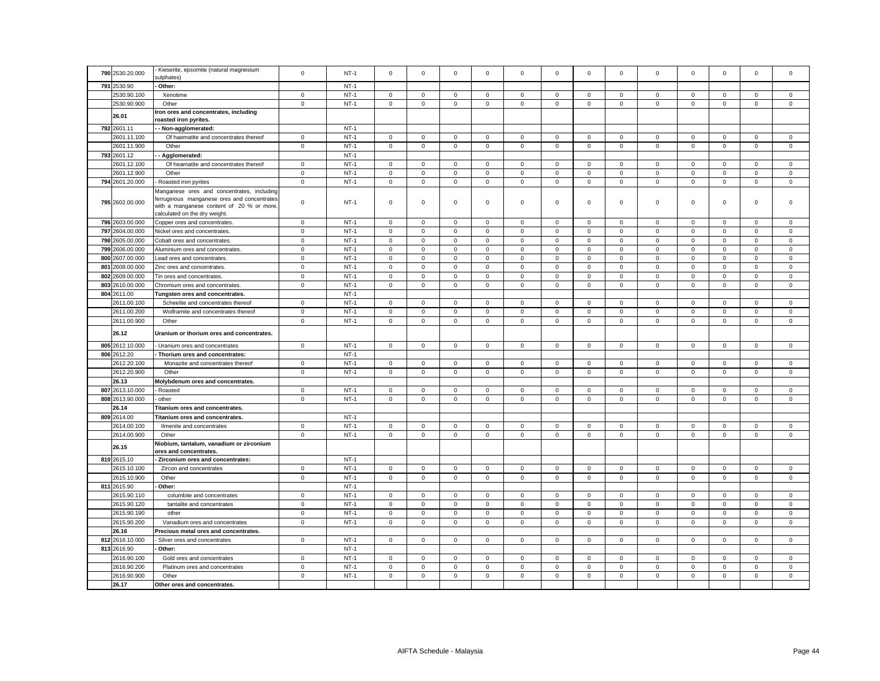| | | | | | | | | | | | | | | | | | |
|---|---|---|---|---|---|---|---|---|---|---|---|---|---|---|---|---|---|
| 790 | 2530.20.000 | - Kieserite, epsomite (natural magnesium sulphates) | 0 | NT-1 | 0 | 0 | 0 | 0 | 0 | 0 | 0 | 0 | 0 | 0 | 0 | 0 | 0 |
| 791 | 2530.90 | - Other: | | NT-1 | | | | | | | | | | | | | |
| | 2530.90.100 | Xenotime | 0 | NT-1 | 0 | 0 | 0 | 0 | 0 | 0 | 0 | 0 | 0 | 0 | 0 | 0 | 0 |
| | 2530.90.900 | Other | 0 | NT-1 | 0 | 0 | 0 | 0 | 0 | 0 | 0 | 0 | 0 | 0 | 0 | 0 | 0 |
| | 26.01 | Iron ores and concentrates, including roasted iron pyrites. | | | | | | | | | | | | | | | |
| 792 | 2601.11 | - - Non-agglomerated: | | NT-1 | | | | | | | | | | | | | |
| | 2601.11.100 | Of haematite and concentrates thereof | 0 | NT-1 | 0 | 0 | 0 | 0 | 0 | 0 | 0 | 0 | 0 | 0 | 0 | 0 | 0 |
| | 2601.11.900 | Other | 0 | NT-1 | 0 | 0 | 0 | 0 | 0 | 0 | 0 | 0 | 0 | 0 | 0 | 0 | 0 |
| 793 | 2601.12 | - - Agglomerated: | | NT-1 | | | | | | | | | | | | | |
| | 2601.12.100 | Of heamatite and concentrates thereof | 0 | NT-1 | 0 | 0 | 0 | 0 | 0 | 0 | 0 | 0 | 0 | 0 | 0 | 0 | 0 |
| | 2601.12.900 | Other | 0 | NT-1 | 0 | 0 | 0 | 0 | 0 | 0 | 0 | 0 | 0 | 0 | 0 | 0 | 0 |
| 794 | 2601.20.000 | - Roasted iron pyrites | 0 | NT-1 | 0 | 0 | 0 | 0 | 0 | 0 | 0 | 0 | 0 | 0 | 0 | 0 | 0 |
| 795 | 2602.00.000 | Manganese ores and concentrates, including ferruginous manganese ores and concentrates with a manganese content of 20 % or more, calculated on the dry weight. | 0 | NT-1 | 0 | 0 | 0 | 0 | 0 | 0 | 0 | 0 | 0 | 0 | 0 | 0 | 0 |
| 796 | 2603.00.000 | Copper ores and concentrates. | 0 | NT-1 | 0 | 0 | 0 | 0 | 0 | 0 | 0 | 0 | 0 | 0 | 0 | 0 | 0 |
| 797 | 2604.00.000 | Nickel ores and concentrates. | 0 | NT-1 | 0 | 0 | 0 | 0 | 0 | 0 | 0 | 0 | 0 | 0 | 0 | 0 | 0 |
| 798 | 2605.00.000 | Cobalt ores and concentrates. | 0 | NT-1 | 0 | 0 | 0 | 0 | 0 | 0 | 0 | 0 | 0 | 0 | 0 | 0 | 0 |
| 799 | 2606.00.000 | Aluminium ores and concentrates. | 0 | NT-1 | 0 | 0 | 0 | 0 | 0 | 0 | 0 | 0 | 0 | 0 | 0 | 0 | 0 |
| 800 | 2607.00.000 | Lead ores and concentrates. | 0 | NT-1 | 0 | 0 | 0 | 0 | 0 | 0 | 0 | 0 | 0 | 0 | 0 | 0 | 0 |
| 801 | 2608.00.000 | Zinc ores and concentrates. | 0 | NT-1 | 0 | 0 | 0 | 0 | 0 | 0 | 0 | 0 | 0 | 0 | 0 | 0 | 0 |
| 802 | 2609.00.000 | Tin ores and concentrates. | 0 | NT-1 | 0 | 0 | 0 | 0 | 0 | 0 | 0 | 0 | 0 | 0 | 0 | 0 | 0 |
| 803 | 2610.00.000 | Chromium ores and concentrates. | 0 | NT-1 | 0 | 0 | 0 | 0 | 0 | 0 | 0 | 0 | 0 | 0 | 0 | 0 | 0 |
| 804 | 2611.00 | Tungsten ores and concentrates. | | NT-1 | | | | | | | | | | | | | |
| | 2611.00.100 | Scheelite and concentrates thereof | 0 | NT-1 | 0 | 0 | 0 | 0 | 0 | 0 | 0 | 0 | 0 | 0 | 0 | 0 | 0 |
| | 2611.00.200 | Wolframite and concentrates thereof | 0 | NT-1 | 0 | 0 | 0 | 0 | 0 | 0 | 0 | 0 | 0 | 0 | 0 | 0 | 0 |
| | 2611.00.900 | Other | 0 | NT-1 | 0 | 0 | 0 | 0 | 0 | 0 | 0 | 0 | 0 | 0 | 0 | 0 | 0 |
| | 26.12 | Uranium or thorium ores and concentrates. | | | | | | | | | | | | | | | |
| 805 | 2612.10.000 | - Uranium ores and concentrates | 0 | NT-1 | 0 | 0 | 0 | 0 | 0 | 0 | 0 | 0 | 0 | 0 | 0 | 0 | 0 |
| 806 | 2612.20 | - Thorium ores and concentrates: | | NT-1 | | | | | | | | | | | | | |
| | 2612.20.100 | Monazite and concentrates thereof | 0 | NT-1 | 0 | 0 | 0 | 0 | 0 | 0 | 0 | 0 | 0 | 0 | 0 | 0 | 0 |
| | 2612.20.900 | Other | 0 | NT-1 | 0 | 0 | 0 | 0 | 0 | 0 | 0 | 0 | 0 | 0 | 0 | 0 | 0 |
| | 26.13 | Molybdenum ores and concentrates. | | | | | | | | | | | | | | | |
| 807 | 2613.10.000 | - Roasted | 0 | NT-1 | 0 | 0 | 0 | 0 | 0 | 0 | 0 | 0 | 0 | 0 | 0 | 0 | 0 |
| 808 | 2613.90.000 | - other | 0 | NT-1 | 0 | 0 | 0 | 0 | 0 | 0 | 0 | 0 | 0 | 0 | 0 | 0 | 0 |
| | 26.14 | Titanium ores and concentrates. | | | | | | | | | | | | | | | |
| 809 | 2614.00 | Titanium ores and concentrates. | | NT-1 | | | | | | | | | | | | | |
| | 2614.00.100 | Ilmenite and concentrates | 0 | NT-1 | 0 | 0 | 0 | 0 | 0 | 0 | 0 | 0 | 0 | 0 | 0 | 0 | 0 |
| | 2614.00.900 | Other | 0 | NT-1 | 0 | 0 | 0 | 0 | 0 | 0 | 0 | 0 | 0 | 0 | 0 | 0 | 0 |
| | 26.15 | Niobium, tantalum, vanadium or zirconium ores and concentrates. | | | | | | | | | | | | | | | |
| 810 | 2615.10 | - Zirconium ores and concentrates: | | NT-1 | | | | | | | | | | | | | |
| | 2615.10.100 | Zircon and concentrates | 0 | NT-1 | 0 | 0 | 0 | 0 | 0 | 0 | 0 | 0 | 0 | 0 | 0 | 0 | 0 |
| | 2615.10.900 | Other | 0 | NT-1 | 0 | 0 | 0 | 0 | 0 | 0 | 0 | 0 | 0 | 0 | 0 | 0 | 0 |
| 811 | 2615.90 | - Other: | | NT-1 | | | | | | | | | | | | | |
| | 2615.90.110 | columbite and concentrates | 0 | NT-1 | 0 | 0 | 0 | 0 | 0 | 0 | 0 | 0 | 0 | 0 | 0 | 0 | 0 |
| | 2615.90.120 | tantalite and concentrates | 0 | NT-1 | 0 | 0 | 0 | 0 | 0 | 0 | 0 | 0 | 0 | 0 | 0 | 0 | 0 |
| | 2615.90.190 | other | 0 | NT-1 | 0 | 0 | 0 | 0 | 0 | 0 | 0 | 0 | 0 | 0 | 0 | 0 | 0 |
| | 2615.90.200 | Vanadium ores and concentrates | 0 | NT-1 | 0 | 0 | 0 | 0 | 0 | 0 | 0 | 0 | 0 | 0 | 0 | 0 | 0 |
| | 26.16 | Precious metal ores and concentrates. | | | | | | | | | | | | | | | |
| 812 | 2616.10.000 | - Silver ores and concentrates | 0 | NT-1 | 0 | 0 | 0 | 0 | 0 | 0 | 0 | 0 | 0 | 0 | 0 | 0 | 0 |
| 813 | 2616.90 | - Other: | | NT-1 | | | | | | | | | | | | | |
| | 2616.90.100 | Gold ores and concentrates | 0 | NT-1 | 0 | 0 | 0 | 0 | 0 | 0 | 0 | 0 | 0 | 0 | 0 | 0 | 0 |
| | 2616.90.200 | Platinum ores and concentrates | 0 | NT-1 | 0 | 0 | 0 | 0 | 0 | 0 | 0 | 0 | 0 | 0 | 0 | 0 | 0 |
| | 2616.90.900 | Other | 0 | NT-1 | 0 | 0 | 0 | 0 | 0 | 0 | 0 | 0 | 0 | 0 | 0 | 0 | 0 |
| | 26.17 | Other ores and concentrates. | | | | | | | | | | | | | | | |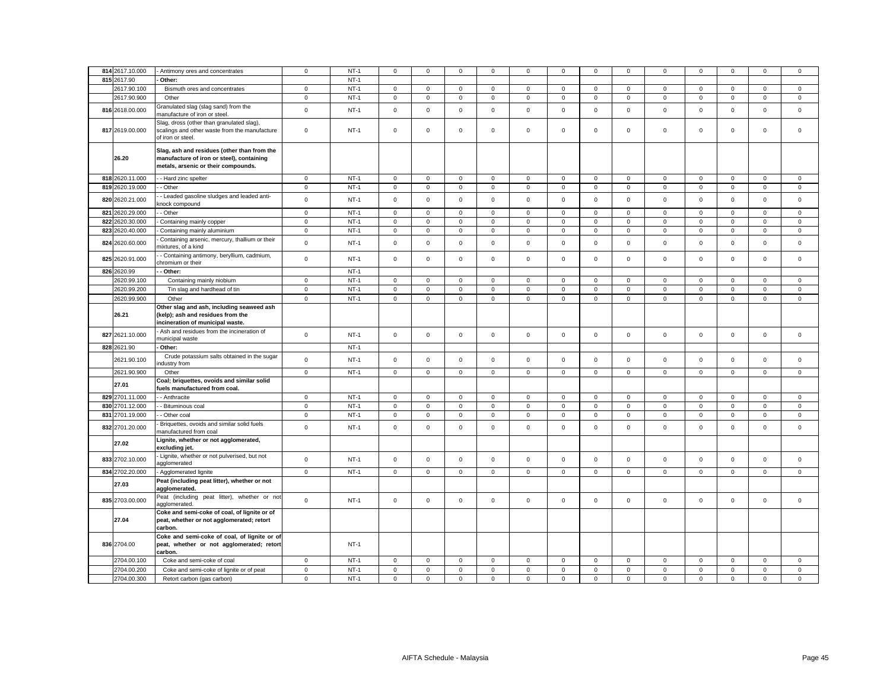| | | | | | | | | | | | | | | | | | | |
|---|---|---|---|---|---|---|---|---|---|---|---|---|---|---|---|---|---|---|
| 814 | 2617.10.000 | - Antimony ores and concentrates | 0 | NT-1 | 0 | 0 | 0 | 0 | 0 | 0 | 0 | 0 | 0 | 0 | 0 | 0 | 0 |
| 815 | 2617.90 | - Other: | | NT-1 | | | | | | | | | | | | | |
| | 2617.90.100 | Bismuth ores and concentrates | 0 | NT-1 | 0 | 0 | 0 | 0 | 0 | 0 | 0 | 0 | 0 | 0 | 0 | 0 | 0 |
| | 2617.90.900 | Other | 0 | NT-1 | 0 | 0 | 0 | 0 | 0 | 0 | 0 | 0 | 0 | 0 | 0 | 0 | 0 |
| 816 | 2618.00.000 | Granulated slag (slag sand) from the manufacture of iron or steel. | 0 | NT-1 | 0 | 0 | 0 | 0 | 0 | 0 | 0 | 0 | 0 | 0 | 0 | 0 | 0 |
| 817 | 2619.00.000 | Slag, dross (other than granulated slag), scalings and other waste from the manufacture of iron or steel. | 0 | NT-1 | 0 | 0 | 0 | 0 | 0 | 0 | 0 | 0 | 0 | 0 | 0 | 0 | 0 |
| | 26.20 | **Slag, ash and residues (other than from the manufacture of iron or steel), containing metals, arsenic or their compounds.** | | | | | | | | | | | | | | | |
| 818 | 2620.11.000 | - - Hard zinc spelter | 0 | NT-1 | 0 | 0 | 0 | 0 | 0 | 0 | 0 | 0 | 0 | 0 | 0 | 0 | 0 |
| 819 | 2620.19.000 | - - Other | 0 | NT-1 | 0 | 0 | 0 | 0 | 0 | 0 | 0 | 0 | 0 | 0 | 0 | 0 | 0 |
| 820 | 2620.21.000 | - - Leaded gasoline sludges and leaded anti-knock compound | 0 | NT-1 | 0 | 0 | 0 | 0 | 0 | 0 | 0 | 0 | 0 | 0 | 0 | 0 | 0 |
| 821 | 2620.29.000 | - - Other | 0 | NT-1 | 0 | 0 | 0 | 0 | 0 | 0 | 0 | 0 | 0 | 0 | 0 | 0 | 0 |
| 822 | 2620.30.000 | - Containing mainly copper | 0 | NT-1 | 0 | 0 | 0 | 0 | 0 | 0 | 0 | 0 | 0 | 0 | 0 | 0 | 0 |
| 823 | 2620.40.000 | - Containing mainly aluminium | 0 | NT-1 | 0 | 0 | 0 | 0 | 0 | 0 | 0 | 0 | 0 | 0 | 0 | 0 | 0 |
| 824 | 2620.60.000 | - Containing arsenic, mercury, thallium or their mixtures, of a kind | 0 | NT-1 | 0 | 0 | 0 | 0 | 0 | 0 | 0 | 0 | 0 | 0 | 0 | 0 | 0 |
| 825 | 2620.91.000 | - - Containing antimony, beryllium, cadmium, chromium or their | 0 | NT-1 | 0 | 0 | 0 | 0 | 0 | 0 | 0 | 0 | 0 | 0 | 0 | 0 | 0 |
| 826 | 2620.99 | - - Other: | | NT-1 | | | | | | | | | | | | | |
| | 2620.99.100 | Containing mainly niobium | 0 | NT-1 | 0 | 0 | 0 | 0 | 0 | 0 | 0 | 0 | 0 | 0 | 0 | 0 | 0 |
| | 2620.99.200 | Tin slag and hardhead of tin | 0 | NT-1 | 0 | 0 | 0 | 0 | 0 | 0 | 0 | 0 | 0 | 0 | 0 | 0 | 0 |
| | 2620.99.900 | Other | 0 | NT-1 | 0 | 0 | 0 | 0 | 0 | 0 | 0 | 0 | 0 | 0 | 0 | 0 | 0 |
| | 26.21 | **Other slag and ash, including seaweed ash (kelp); ash and residues from the incineration of municipal waste.** | | | | | | | | | | | | | | | |
| 827 | 2621.10.000 | - Ash and residues from the incineration of municipal waste | 0 | NT-1 | 0 | 0 | 0 | 0 | 0 | 0 | 0 | 0 | 0 | 0 | 0 | 0 | 0 |
| 828 | 2621.90 | - Other: | | NT-1 | | | | | | | | | | | | | |
| | 2621.90.100 | Crude potassium salts obtained in the sugar industry from | 0 | NT-1 | 0 | 0 | 0 | 0 | 0 | 0 | 0 | 0 | 0 | 0 | 0 | 0 | 0 |
| | 2621.90.900 | Other | 0 | NT-1 | 0 | 0 | 0 | 0 | 0 | 0 | 0 | 0 | 0 | 0 | 0 | 0 | 0 |
| | 27.01 | **Coal; briquettes, ovoids and similar solid fuels manufactured from coal.** | | | | | | | | | | | | | | | |
| 829 | 2701.11.000 | - - Anthracite | 0 | NT-1 | 0 | 0 | 0 | 0 | 0 | 0 | 0 | 0 | 0 | 0 | 0 | 0 | 0 |
| 830 | 2701.12.000 | - - Bituminous coal | 0 | NT-1 | 0 | 0 | 0 | 0 | 0 | 0 | 0 | 0 | 0 | 0 | 0 | 0 | 0 |
| 831 | 2701.19.000 | - - Other coal | 0 | NT-1 | 0 | 0 | 0 | 0 | 0 | 0 | 0 | 0 | 0 | 0 | 0 | 0 | 0 |
| 832 | 2701.20.000 | - Briquettes, ovoids and similar solid fuels manufactured from coal | 0 | NT-1 | 0 | 0 | 0 | 0 | 0 | 0 | 0 | 0 | 0 | 0 | 0 | 0 | 0 |
| | 27.02 | **Lignite, whether or not agglomerated, excluding jet.** | | | | | | | | | | | | | | | |
| 833 | 2702.10.000 | - Lignite, whether or not pulverised, but not agglomerated | 0 | NT-1 | 0 | 0 | 0 | 0 | 0 | 0 | 0 | 0 | 0 | 0 | 0 | 0 | 0 |
| 834 | 2702.20.000 | - Agglomerated lignite | 0 | NT-1 | 0 | 0 | 0 | 0 | 0 | 0 | 0 | 0 | 0 | 0 | 0 | 0 | 0 |
| | 27.03 | **Peat (including peat litter), whether or not agglomerated.** | | | | | | | | | | | | | | | |
| 835 | 2703.00.000 | Peat (including peat litter), whether or not agglomerated. | 0 | NT-1 | 0 | 0 | 0 | 0 | 0 | 0 | 0 | 0 | 0 | 0 | 0 | 0 | 0 |
| | 27.04 | **Coke and semi-coke of coal, of lignite or of peat, whether or not agglomerated; retort carbon.** | | | | | | | | | | | | | | | |
| 836 | 2704.00 | **Coke and semi-coke of coal, of lignite or of peat, whether or not agglomerated; retort carbon.** | | NT-1 | | | | | | | | | | | | | |
| | 2704.00.100 | Coke and semi-coke of coal | 0 | NT-1 | 0 | 0 | 0 | 0 | 0 | 0 | 0 | 0 | 0 | 0 | 0 | 0 | 0 |
| | 2704.00.200 | Coke and semi-coke of lignite or of peat | 0 | NT-1 | 0 | 0 | 0 | 0 | 0 | 0 | 0 | 0 | 0 | 0 | 0 | 0 | 0 |
| | 2704.00.300 | Retort carbon (gas carbon) | 0 | NT-1 | 0 | 0 | 0 | 0 | 0 | 0 | 0 | 0 | 0 | 0 | 0 | 0 | 0 |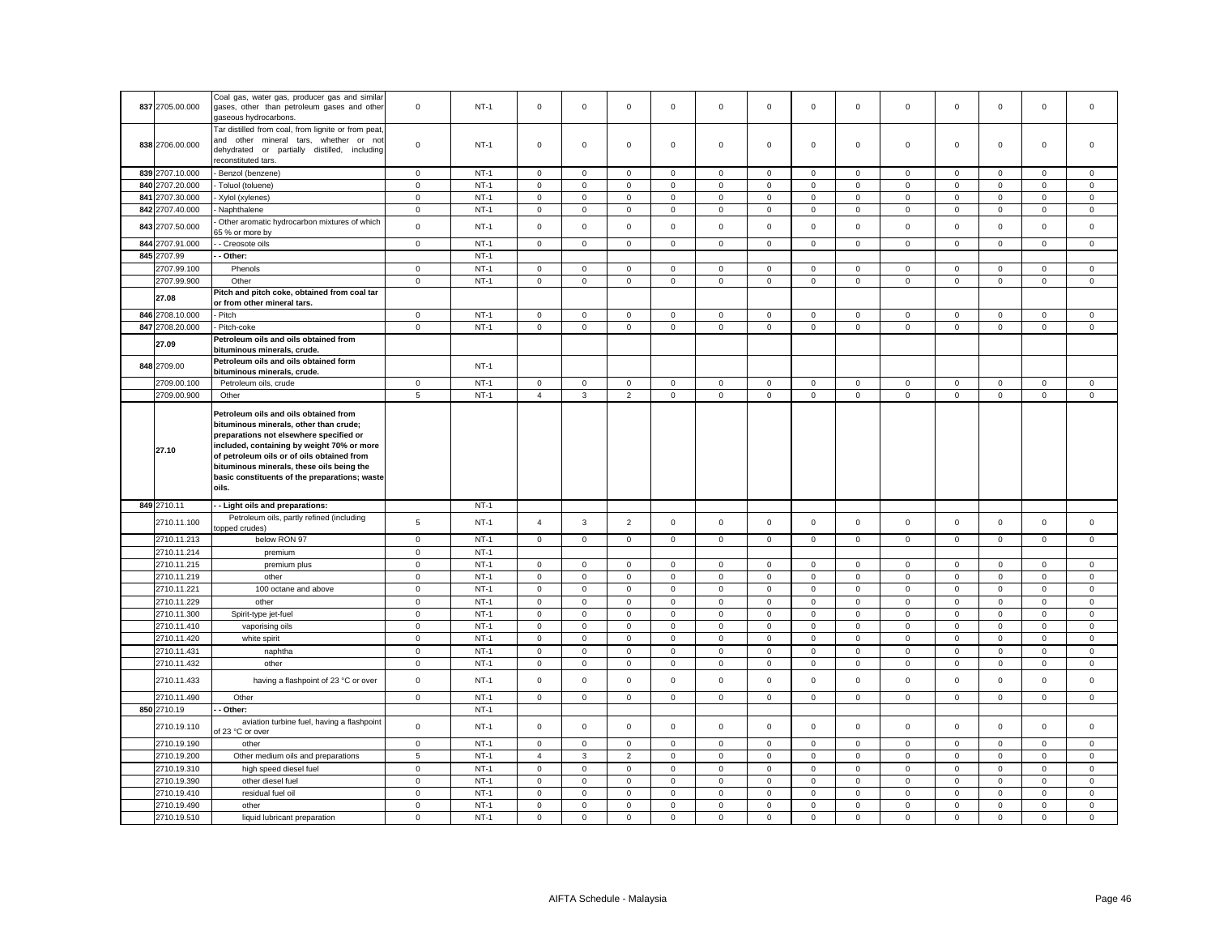| No. | HS Code | Description | Base Rate | Category | | | | | | | | | | | | | | |
|---|---|---|---|---|---|---|---|---|---|---|---|---|---|---|---|---|---|---|
| 837 | 2705.00.000 | Coal gas, water gas, producer gas and similar gases, other than petroleum gases and other gaseous hydrocarbons. | 0 | NT-1 | 0 | 0 | 0 | 0 | 0 | 0 | 0 | 0 | 0 | 0 | 0 | 0 | 0 |
| 838 | 2706.00.000 | Tar distilled from coal, from lignite or from peat, and other mineral tars, whether or not dehydrated or partially distilled, including reconstituted tars. | 0 | NT-1 | 0 | 0 | 0 | 0 | 0 | 0 | 0 | 0 | 0 | 0 | 0 | 0 | 0 |
| 839 | 2707.10.000 | - Benzol (benzene) | 0 | NT-1 | 0 | 0 | 0 | 0 | 0 | 0 | 0 | 0 | 0 | 0 | 0 | 0 | 0 |
| 840 | 2707.20.000 | - Toluol (toluene) | 0 | NT-1 | 0 | 0 | 0 | 0 | 0 | 0 | 0 | 0 | 0 | 0 | 0 | 0 | 0 |
| 841 | 2707.30.000 | - Xylol (xylenes) | 0 | NT-1 | 0 | 0 | 0 | 0 | 0 | 0 | 0 | 0 | 0 | 0 | 0 | 0 | 0 |
| 842 | 2707.40.000 | - Naphthalene | 0 | NT-1 | 0 | 0 | 0 | 0 | 0 | 0 | 0 | 0 | 0 | 0 | 0 | 0 | 0 |
| 843 | 2707.50.000 | - Other aromatic hydrocarbon mixtures of which 65 % or more by | 0 | NT-1 | 0 | 0 | 0 | 0 | 0 | 0 | 0 | 0 | 0 | 0 | 0 | 0 | 0 |
| 844 | 2707.91.000 | - - Creosote oils | 0 | NT-1 | 0 | 0 | 0 | 0 | 0 | 0 | 0 | 0 | 0 | 0 | 0 | 0 | 0 |
| 845 | 2707.99 | - - Other: | | NT-1 | | | | | | | | | | | | | |
| | 2707.99.100 | Phenols | 0 | NT-1 | 0 | 0 | 0 | 0 | 0 | 0 | 0 | 0 | 0 | 0 | 0 | 0 | 0 |
| | 2707.99.900 | Other | 0 | NT-1 | 0 | 0 | 0 | 0 | 0 | 0 | 0 | 0 | 0 | 0 | 0 | 0 | 0 |
| | **27.08** | **Pitch and pitch coke, obtained from coal tar or from other mineral tars.** | | | | | | | | | | | | | | | |
| 846 | 2708.10.000 | - Pitch | 0 | NT-1 | 0 | 0 | 0 | 0 | 0 | 0 | 0 | 0 | 0 | 0 | 0 | 0 | 0 |
| 847 | 2708.20.000 | - Pitch-coke | 0 | NT-1 | 0 | 0 | 0 | 0 | 0 | 0 | 0 | 0 | 0 | 0 | 0 | 0 | 0 |
| | **27.09** | **Petroleum oils and oils obtained from bituminous minerals, crude.** | | | | | | | | | | | | | | | |
| 848 | 2709.00 | **Petroleum oils and oils obtained form bituminous minerals, crude.** | | NT-1 | | | | | | | | | | | | | |
| | 2709.00.100 | Petroleum oils, crude | 0 | NT-1 | 0 | 0 | 0 | 0 | 0 | 0 | 0 | 0 | 0 | 0 | 0 | 0 | 0 |
| | 2709.00.900 | Other | 5 | NT-1 | 4 | 3 | 2 | 0 | 0 | 0 | 0 | 0 | 0 | 0 | 0 | 0 | 0 |
| | **27.10** | **Petroleum oils and oils obtained from bituminous minerals, other than crude; preparations not elsewhere specified or included, containing by weight 70% or more of petroleum oils or of oils obtained from bituminous minerals, these oils being the basic constituents of the preparations; waste oils.** | | | | | | | | | | | | | | | |
| 849 | 2710.11 | **- - Light oils and preparations:** | | NT-1 | | | | | | | | | | | | | |
| | 2710.11.100 | Petroleum oils, partly refined (including topped crudes) | 5 | NT-1 | 4 | 3 | 2 | 0 | 0 | 0 | 0 | 0 | 0 | 0 | 0 | 0 | 0 |
| | 2710.11.213 | below RON 97 | 0 | NT-1 | 0 | 0 | 0 | 0 | 0 | 0 | 0 | 0 | 0 | 0 | 0 | 0 | 0 |
| | 2710.11.214 | premium | 0 | NT-1 | | | | | | | | | | | | | |
| | 2710.11.215 | premium plus | 0 | NT-1 | 0 | 0 | 0 | 0 | 0 | 0 | 0 | 0 | 0 | 0 | 0 | 0 | 0 |
| | 2710.11.219 | other | 0 | NT-1 | 0 | 0 | 0 | 0 | 0 | 0 | 0 | 0 | 0 | 0 | 0 | 0 | 0 |
| | 2710.11.221 | 100 octane and above | 0 | NT-1 | 0 | 0 | 0 | 0 | 0 | 0 | 0 | 0 | 0 | 0 | 0 | 0 | 0 |
| | 2710.11.229 | other | 0 | NT-1 | 0 | 0 | 0 | 0 | 0 | 0 | 0 | 0 | 0 | 0 | 0 | 0 | 0 |
| | 2710.11.300 | Spirit-type jet-fuel | 0 | NT-1 | 0 | 0 | 0 | 0 | 0 | 0 | 0 | 0 | 0 | 0 | 0 | 0 | 0 |
| | 2710.11.410 | vaporising oils | 0 | NT-1 | 0 | 0 | 0 | 0 | 0 | 0 | 0 | 0 | 0 | 0 | 0 | 0 | 0 |
| | 2710.11.420 | white spirit | 0 | NT-1 | 0 | 0 | 0 | 0 | 0 | 0 | 0 | 0 | 0 | 0 | 0 | 0 | 0 |
| | 2710.11.431 | naphtha | 0 | NT-1 | 0 | 0 | 0 | 0 | 0 | 0 | 0 | 0 | 0 | 0 | 0 | 0 | 0 |
| | 2710.11.432 | other | 0 | NT-1 | 0 | 0 | 0 | 0 | 0 | 0 | 0 | 0 | 0 | 0 | 0 | 0 | 0 |
| | 2710.11.433 | having a flashpoint of 23 °C or over | 0 | NT-1 | 0 | 0 | 0 | 0 | 0 | 0 | 0 | 0 | 0 | 0 | 0 | 0 | 0 |
| | 2710.11.490 | Other | 0 | NT-1 | 0 | 0 | 0 | 0 | 0 | 0 | 0 | 0 | 0 | 0 | 0 | 0 | 0 |
| 850 | 2710.19 | - - Other: | | NT-1 | | | | | | | | | | | | | |
| | 2710.19.110 | aviation turbine fuel, having a flashpoint of 23 °C or over | 0 | NT-1 | 0 | 0 | 0 | 0 | 0 | 0 | 0 | 0 | 0 | 0 | 0 | 0 | 0 |
| | 2710.19.190 | other | 0 | NT-1 | 0 | 0 | 0 | 0 | 0 | 0 | 0 | 0 | 0 | 0 | 0 | 0 | 0 |
| | 2710.19.200 | Other medium oils and preparations | 5 | NT-1 | 4 | 3 | 2 | 0 | 0 | 0 | 0 | 0 | 0 | 0 | 0 | 0 | 0 |
| | 2710.19.310 | high speed diesel fuel | 0 | NT-1 | 0 | 0 | 0 | 0 | 0 | 0 | 0 | 0 | 0 | 0 | 0 | 0 | 0 |
| | 2710.19.390 | other diesel fuel | 0 | NT-1 | 0 | 0 | 0 | 0 | 0 | 0 | 0 | 0 | 0 | 0 | 0 | 0 | 0 |
| | 2710.19.410 | residual fuel oil | 0 | NT-1 | 0 | 0 | 0 | 0 | 0 | 0 | 0 | 0 | 0 | 0 | 0 | 0 | 0 |
| | 2710.19.490 | other | 0 | NT-1 | 0 | 0 | 0 | 0 | 0 | 0 | 0 | 0 | 0 | 0 | 0 | 0 | 0 |
| | 2710.19.510 | liquid lubricant preparation | 0 | NT-1 | 0 | 0 | 0 | 0 | 0 | 0 | 0 | 0 | 0 | 0 | 0 | 0 | 0 |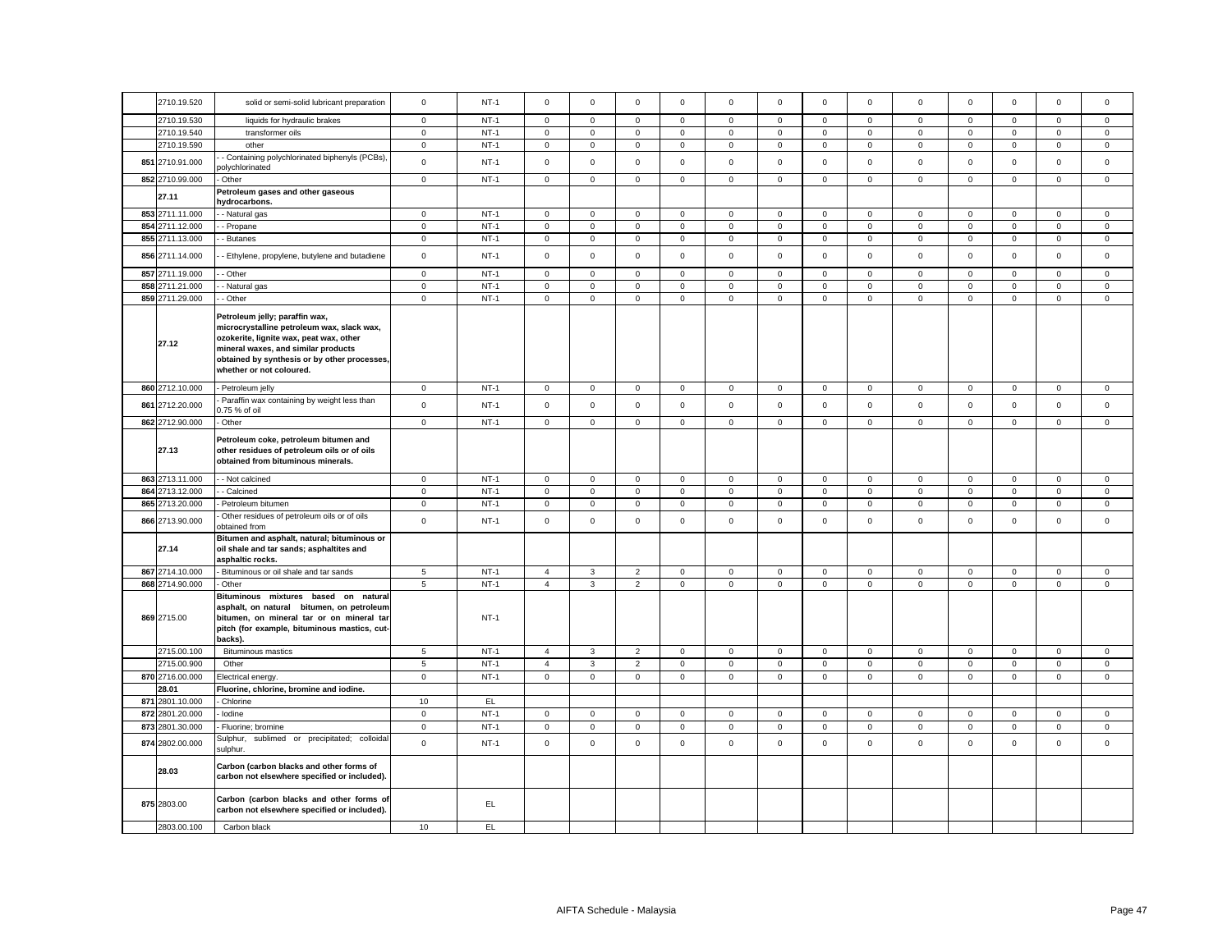| | 2710.19.520 | solid or semi-solid lubricant preparation | 0 | NT-1 | 0 | 0 | 0 | 0 | 0 | 0 | 0 | 0 | 0 | 0 | 0 | 0 | 0 |
|---|---|---|---|---|---|---|---|---|---|---|---|---|---|---|---|---|---|
| | 2710.19.530 | liquids for hydraulic brakes | 0 | NT-1 | 0 | 0 | 0 | 0 | 0 | 0 | 0 | 0 | 0 | 0 | 0 | 0 | 0 |
| | 2710.19.540 | transformer oils | 0 | NT-1 | 0 | 0 | 0 | 0 | 0 | 0 | 0 | 0 | 0 | 0 | 0 | 0 | 0 |
| | 2710.19.590 | other | 0 | NT-1 | 0 | 0 | 0 | 0 | 0 | 0 | 0 | 0 | 0 | 0 | 0 | 0 | 0 |
| 851 | 2710.91.000 | - - Containing polychlorinated biphenyls (PCBs), polychlorinated | 0 | NT-1 | 0 | 0 | 0 | 0 | 0 | 0 | 0 | 0 | 0 | 0 | 0 | 0 | 0 |
| 852 | 2710.99.000 | - Other | 0 | NT-1 | 0 | 0 | 0 | 0 | 0 | 0 | 0 | 0 | 0 | 0 | 0 | 0 | 0 |
| | **27.11** | **Petroleum gases and other gaseous hydrocarbons.** | | | | | | | | | | | | | | | |
| 853 | 2711.11.000 | - - Natural gas | 0 | NT-1 | 0 | 0 | 0 | 0 | 0 | 0 | 0 | 0 | 0 | 0 | 0 | 0 | 0 |
| 854 | 2711.12.000 | - - Propane | 0 | NT-1 | 0 | 0 | 0 | 0 | 0 | 0 | 0 | 0 | 0 | 0 | 0 | 0 | 0 |
| 855 | 2711.13.000 | - - Butanes | 0 | NT-1 | 0 | 0 | 0 | 0 | 0 | 0 | 0 | 0 | 0 | 0 | 0 | 0 | 0 |
| 856 | 2711.14.000 | - - Ethylene, propylene, butylene and butadiene | 0 | NT-1 | 0 | 0 | 0 | 0 | 0 | 0 | 0 | 0 | 0 | 0 | 0 | 0 | 0 |
| 857 | 2711.19.000 | - - Other | 0 | NT-1 | 0 | 0 | 0 | 0 | 0 | 0 | 0 | 0 | 0 | 0 | 0 | 0 | 0 |
| 858 | 2711.21.000 | - - Natural gas | 0 | NT-1 | 0 | 0 | 0 | 0 | 0 | 0 | 0 | 0 | 0 | 0 | 0 | 0 | 0 |
| 859 | 2711.29.000 | - - Other | 0 | NT-1 | 0 | 0 | 0 | 0 | 0 | 0 | 0 | 0 | 0 | 0 | 0 | 0 | 0 |
| | **27.12** | **Petroleum jelly; paraffin wax, microcrystalline petroleum wax, slack wax, ozokerite, lignite wax, peat wax, other mineral waxes, and similar products obtained by synthesis or by other processes, whether or not coloured.** | | | | | | | | | | | | | | | |
| 860 | 2712.10.000 | - Petroleum jelly | 0 | NT-1 | 0 | 0 | 0 | 0 | 0 | 0 | 0 | 0 | 0 | 0 | 0 | 0 | 0 |
| 861 | 2712.20.000 | - Paraffin wax containing by weight less than 0.75 % of oil | 0 | NT-1 | 0 | 0 | 0 | 0 | 0 | 0 | 0 | 0 | 0 | 0 | 0 | 0 | 0 |
| 862 | 2712.90.000 | - Other | 0 | NT-1 | 0 | 0 | 0 | 0 | 0 | 0 | 0 | 0 | 0 | 0 | 0 | 0 | 0 |
| | **27.13** | **Petroleum coke, petroleum bitumen and other residues of petroleum oils or of oils obtained from bituminous minerals.** | | | | | | | | | | | | | | | |
| 863 | 2713.11.000 | - - Not calcined | 0 | NT-1 | 0 | 0 | 0 | 0 | 0 | 0 | 0 | 0 | 0 | 0 | 0 | 0 | 0 |
| 864 | 2713.12.000 | - - Calcined | 0 | NT-1 | 0 | 0 | 0 | 0 | 0 | 0 | 0 | 0 | 0 | 0 | 0 | 0 | 0 |
| 865 | 2713.20.000 | - Petroleum bitumen | 0 | NT-1 | 0 | 0 | 0 | 0 | 0 | 0 | 0 | 0 | 0 | 0 | 0 | 0 | 0 |
| 866 | 2713.90.000 | - Other residues of petroleum oils or of oils obtained from | 0 | NT-1 | 0 | 0 | 0 | 0 | 0 | 0 | 0 | 0 | 0 | 0 | 0 | 0 | 0 |
| | **27.14** | **Bitumen and asphalt, natural; bituminous or oil shale and tar sands; asphaltites and asphaltic rocks.** | | | | | | | | | | | | | | | |
| 867 | 2714.10.000 | - Bituminous or oil shale and tar sands | 5 | NT-1 | 4 | 3 | 2 | 0 | 0 | 0 | 0 | 0 | 0 | 0 | 0 | 0 | 0 |
| 868 | 2714.90.000 | - Other | 5 | NT-1 | 4 | 3 | 2 | 0 | 0 | 0 | 0 | 0 | 0 | 0 | 0 | 0 | 0 |
| 869 | 2715.00 | **Bituminous mixtures based on natural asphalt, on natural bitumen, on petroleum bitumen, on mineral tar or on mineral tar pitch (for example, bituminous mastics, cut-backs).** | | NT-1 | | | | | | | | | | | | | |
| | 2715.00.100 | Bituminous mastics | 5 | NT-1 | 4 | 3 | 2 | 0 | 0 | 0 | 0 | 0 | 0 | 0 | 0 | 0 | 0 |
| | 2715.00.900 | Other | 5 | NT-1 | 4 | 3 | 2 | 0 | 0 | 0 | 0 | 0 | 0 | 0 | 0 | 0 | 0 |
| 870 | 2716.00.000 | Electrical energy. | 0 | NT-1 | 0 | 0 | 0 | 0 | 0 | 0 | 0 | 0 | 0 | 0 | 0 | 0 | 0 |
| | **28.01** | **Fluorine, chlorine, bromine and iodine.** | | | | | | | | | | | | | | | |
| 871 | 2801.10.000 | - Chlorine | 10 | EL | | | | | | | | | | | | | |
| 872 | 2801.20.000 | - Iodine | 0 | NT-1 | 0 | 0 | 0 | 0 | 0 | 0 | 0 | 0 | 0 | 0 | 0 | 0 | 0 |
| 873 | 2801.30.000 | - Fluorine; bromine | 0 | NT-1 | 0 | 0 | 0 | 0 | 0 | 0 | 0 | 0 | 0 | 0 | 0 | 0 | 0 |
| 874 | 2802.00.000 | Sulphur, sublimed or precipitated; colloidal sulphur. | 0 | NT-1 | 0 | 0 | 0 | 0 | 0 | 0 | 0 | 0 | 0 | 0 | 0 | 0 | 0 |
| | **28.03** | **Carbon (carbon blacks and other forms of carbon not elsewhere specified or included).** | | | | | | | | | | | | | | | |
| 875 | 2803.00 | **Carbon (carbon blacks and other forms of carbon not elsewhere specified or included).** | | EL | | | | | | | | | | | | | |
| | 2803.00.100 | Carbon black | 10 | EL | | | | | | | | | | | | | |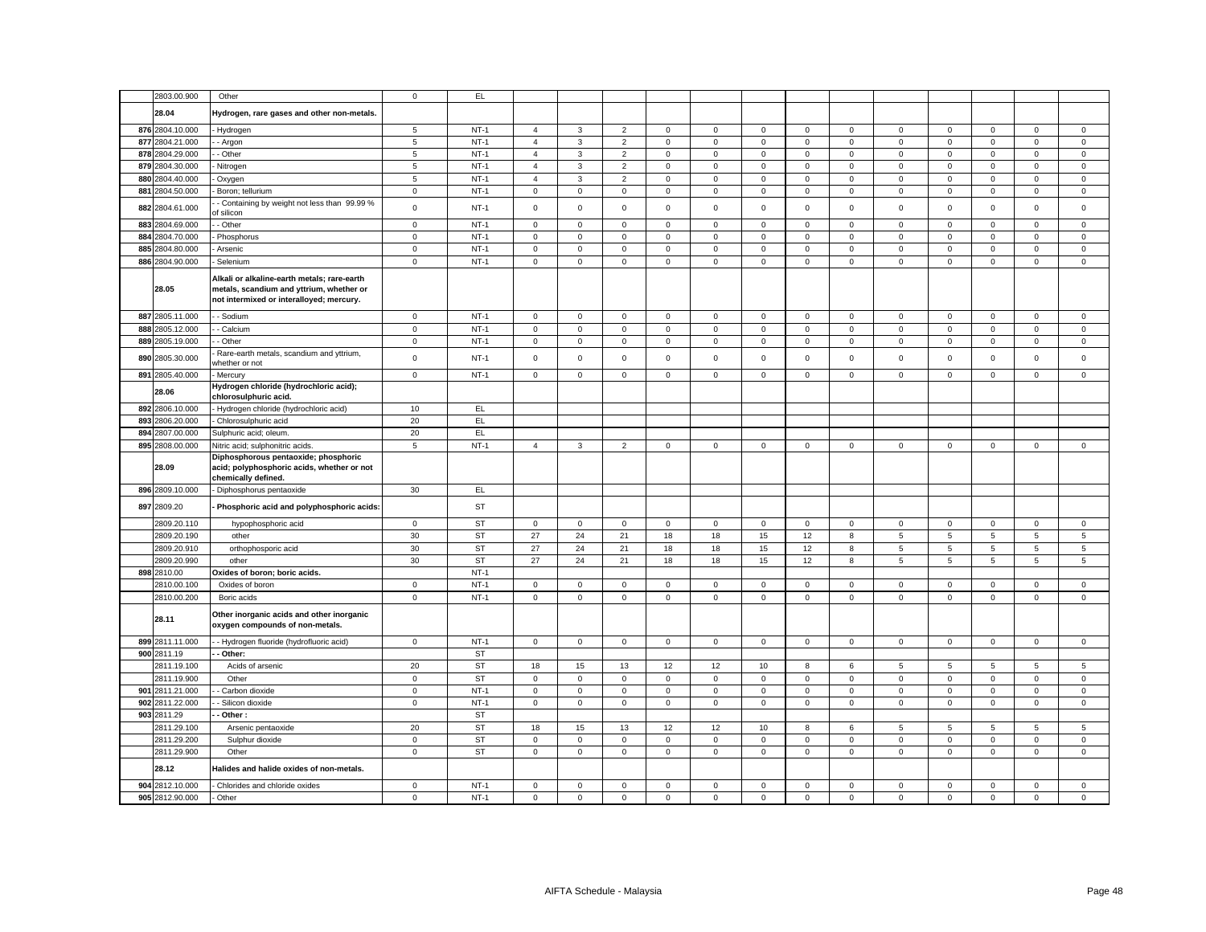| | | | | | | | | | | | | | | | | | | | |
|---|---|---|---|---|---|---|---|---|---|---|---|---|---|---|---|---|---|---|---|
| | 2803.00.900 | Other | 0 | EL | | | | | | | | | | | | | | | |
| | 28.04 | **Hydrogen, rare gases and other non-metals.** | | | | | | | | | | | | | | | | | |
| 876 | 2804.10.000 | - Hydrogen | 5 | NT-1 | 4 | 3 | 2 | 0 | 0 | 0 | 0 | 0 | 0 | 0 | 0 | 0 | 0 | | |
| 877 | 2804.21.000 | - - Argon | 5 | NT-1 | 4 | 3 | 2 | 0 | 0 | 0 | 0 | 0 | 0 | 0 | 0 | 0 | 0 | | |
| 878 | 2804.29.000 | - - Other | 5 | NT-1 | 4 | 3 | 2 | 0 | 0 | 0 | 0 | 0 | 0 | 0 | 0 | 0 | 0 | | |
| 879 | 2804.30.000 | - Nitrogen | 5 | NT-1 | 4 | 3 | 2 | 0 | 0 | 0 | 0 | 0 | 0 | 0 | 0 | 0 | 0 | | |
| 880 | 2804.40.000 | - Oxygen | 5 | NT-1 | 4 | 3 | 2 | 0 | 0 | 0 | 0 | 0 | 0 | 0 | 0 | 0 | 0 | | |
| 881 | 2804.50.000 | - Boron; tellurium | 0 | NT-1 | 0 | 0 | 0 | 0 | 0 | 0 | 0 | 0 | 0 | 0 | 0 | 0 | 0 | | |
| 882 | 2804.61.000 | - - Containing by weight not less than 99.99 % of silicon | 0 | NT-1 | 0 | 0 | 0 | 0 | 0 | 0 | 0 | 0 | 0 | 0 | 0 | 0 | 0 | | |
| 883 | 2804.69.000 | - - Other | 0 | NT-1 | 0 | 0 | 0 | 0 | 0 | 0 | 0 | 0 | 0 | 0 | 0 | 0 | 0 | | |
| 884 | 2804.70.000 | - Phosphorus | 0 | NT-1 | 0 | 0 | 0 | 0 | 0 | 0 | 0 | 0 | 0 | 0 | 0 | 0 | 0 | | |
| 885 | 2804.80.000 | - Arsenic | 0 | NT-1 | 0 | 0 | 0 | 0 | 0 | 0 | 0 | 0 | 0 | 0 | 0 | 0 | 0 | | |
| 886 | 2804.90.000 | - Selenium | 0 | NT-1 | 0 | 0 | 0 | 0 | 0 | 0 | 0 | 0 | 0 | 0 | 0 | 0 | 0 | | |
| | 28.05 | **Alkali or alkaline-earth metals; rare-earth metals, scandium and yttrium, whether or not intermixed or interalloyed; mercury.** | | | | | | | | | | | | | | | | | |
| 887 | 2805.11.000 | - - Sodium | 0 | NT-1 | 0 | 0 | 0 | 0 | 0 | 0 | 0 | 0 | 0 | 0 | 0 | 0 | 0 | | |
| 888 | 2805.12.000 | - - Calcium | 0 | NT-1 | 0 | 0 | 0 | 0 | 0 | 0 | 0 | 0 | 0 | 0 | 0 | 0 | 0 | | |
| 889 | 2805.19.000 | - - Other | 0 | NT-1 | 0 | 0 | 0 | 0 | 0 | 0 | 0 | 0 | 0 | 0 | 0 | 0 | 0 | | |
| 890 | 2805.30.000 | - Rare-earth metals, scandium and yttrium, whether or not | 0 | NT-1 | 0 | 0 | 0 | 0 | 0 | 0 | 0 | 0 | 0 | 0 | 0 | 0 | 0 | | |
| 891 | 2805.40.000 | - Mercury | 0 | NT-1 | 0 | 0 | 0 | 0 | 0 | 0 | 0 | 0 | 0 | 0 | 0 | 0 | 0 | | |
| | 28.06 | **Hydrogen chloride (hydrochloric acid); chlorosulphuric acid.** | | | | | | | | | | | | | | | | | |
| 892 | 2806.10.000 | - Hydrogen chloride (hydrochloric acid) | 10 | EL | | | | | | | | | | | | | | | |
| 893 | 2806.20.000 | - Chlorosulphuric acid | 20 | EL | | | | | | | | | | | | | | | |
| 894 | 2807.00.000 | Sulphuric acid; oleum. | 20 | EL | | | | | | | | | | | | | | | |
| 895 | 2808.00.000 | Nitric acid; sulphonitric acids. | 5 | NT-1 | 4 | 3 | 2 | 0 | 0 | 0 | 0 | 0 | 0 | 0 | 0 | 0 | 0 | | |
| | 28.09 | **Diphosphorous pentaoxide; phosphoric acid; polyphosphoric acids, whether or not chemically defined.** | | | | | | | | | | | | | | | | | |
| 896 | 2809.10.000 | - Diphosphorus pentaoxide | 30 | EL | | | | | | | | | | | | | | | |
| 897 | 2809.20 | **- Phosphoric acid and polyphosphoric acids:** | | ST | | | | | | | | | | | | | | | |
| | 2809.20.110 | hypophosphoric acid | 0 | ST | 0 | 0 | 0 | 0 | 0 | 0 | 0 | 0 | 0 | 0 | 0 | 0 | 0 | | |
| | 2809.20.190 | other | 30 | ST | 27 | 24 | 21 | 18 | 18 | 15 | 12 | 8 | 5 | 5 | 5 | 5 | 5 | | |
| | 2809.20.910 | orthophosporic acid | 30 | ST | 27 | 24 | 21 | 18 | 18 | 15 | 12 | 8 | 5 | 5 | 5 | 5 | 5 | | |
| | 2809.20.990 | other | 30 | ST | 27 | 24 | 21 | 18 | 18 | 15 | 12 | 8 | 5 | 5 | 5 | 5 | 5 | | |
| 898 | 2810.00 | **Oxides of boron; boric acids.** | | NT-1 | | | | | | | | | | | | | | | |
| | 2810.00.100 | Oxides of boron | 0 | NT-1 | 0 | 0 | 0 | 0 | 0 | 0 | 0 | 0 | 0 | 0 | 0 | 0 | 0 | | |
| | 2810.00.200 | Boric acids | 0 | NT-1 | 0 | 0 | 0 | 0 | 0 | 0 | 0 | 0 | 0 | 0 | 0 | 0 | 0 | | |
| | 28.11 | **Other inorganic acids and other inorganic oxygen compounds of non-metals.** | | | | | | | | | | | | | | | | | |
| 899 | 2811.11.000 | - - Hydrogen fluoride (hydrofluoric acid) | 0 | NT-1 | 0 | 0 | 0 | 0 | 0 | 0 | 0 | 0 | 0 | 0 | 0 | 0 | 0 | | |
| 900 | 2811.19 | **- - Other:** | | ST | | | | | | | | | | | | | | | |
| | 2811.19.100 | Acids of arsenic | 20 | ST | 18 | 15 | 13 | 12 | 12 | 10 | 8 | 6 | 5 | 5 | 5 | 5 | 5 | | |
| | 2811.19.900 | Other | 0 | ST | 0 | 0 | 0 | 0 | 0 | 0 | 0 | 0 | 0 | 0 | 0 | 0 | 0 | | |
| 901 | 2811.21.000 | - - Carbon dioxide | 0 | NT-1 | 0 | 0 | 0 | 0 | 0 | 0 | 0 | 0 | 0 | 0 | 0 | 0 | 0 | | |
| 902 | 2811.22.000 | - - Silicon dioxide | 0 | NT-1 | 0 | 0 | 0 | 0 | 0 | 0 | 0 | 0 | 0 | 0 | 0 | 0 | 0 | | |
| 903 | 2811.29 | **- - Other :** | | ST | | | | | | | | | | | | | | | |
| | 2811.29.100 | Arsenic pentaoxide | 20 | ST | 18 | 15 | 13 | 12 | 12 | 10 | 8 | 6 | 5 | 5 | 5 | 5 | 5 | | |
| | 2811.29.200 | Sulphur dioxide | 0 | ST | 0 | 0 | 0 | 0 | 0 | 0 | 0 | 0 | 0 | 0 | 0 | 0 | 0 | | |
| | 2811.29.900 | Other | 0 | ST | 0 | 0 | 0 | 0 | 0 | 0 | 0 | 0 | 0 | 0 | 0 | 0 | 0 | | |
| | 28.12 | **Halides and halide oxides of non-metals.** | | | | | | | | | | | | | | | | | |
| 904 | 2812.10.000 | - Chlorides and chloride oxides | 0 | NT-1 | 0 | 0 | 0 | 0 | 0 | 0 | 0 | 0 | 0 | 0 | 0 | 0 | 0 | | |
| 905 | 2812.90.000 | - Other | 0 | NT-1 | 0 | 0 | 0 | 0 | 0 | 0 | 0 | 0 | 0 | 0 | 0 | 0 | 0 | | |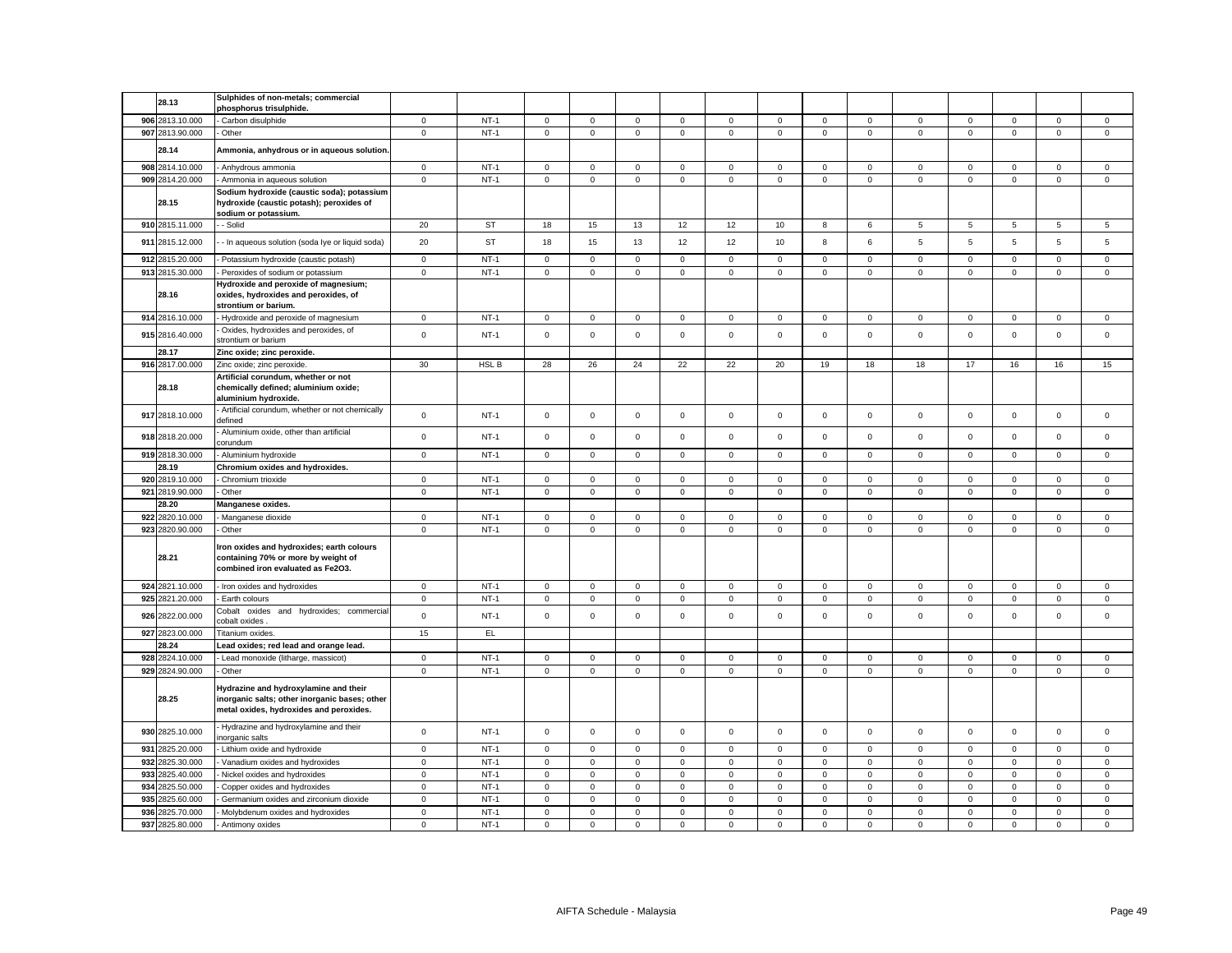| | | | | | | | | | | | | | | | | | | |
|---|---|---|---|---|---|---|---|---|---|---|---|---|---|---|---|---|---|---|
| | 28.13 | **Sulphides of non-metals; commercial phosphorus trisulphide.** | | | | | | | | | | | | | | | | |
| 906 | 2813.10.000 | - Carbon disulphide | 0 | NT-1 | 0 | 0 | 0 | 0 | 0 | 0 | 0 | 0 | 0 | 0 | 0 | 0 | 0 |
| 907 | 2813.90.000 | - Other | 0 | NT-1 | 0 | 0 | 0 | 0 | 0 | 0 | 0 | 0 | 0 | 0 | 0 | 0 | 0 |
| | 28.14 | **Ammonia, anhydrous or in aqueous solution.** | | | | | | | | | | | | | | | | |
| 908 | 2814.10.000 | - Anhydrous ammonia | 0 | NT-1 | 0 | 0 | 0 | 0 | 0 | 0 | 0 | 0 | 0 | 0 | 0 | 0 | 0 |
| 909 | 2814.20.000 | - Ammonia in aqueous solution | 0 | NT-1 | 0 | 0 | 0 | 0 | 0 | 0 | 0 | 0 | 0 | 0 | 0 | 0 | 0 |
| | 28.15 | **Sodium hydroxide (caustic soda); potassium hydroxide (caustic potash); peroxides of sodium or potassium.** | | | | | | | | | | | | | | | | |
| 910 | 2815.11.000 | - - Solid | 20 | ST | 18 | 15 | 13 | 12 | 12 | 10 | 8 | 6 | 5 | 5 | 5 | 5 | 5 |
| 911 | 2815.12.000 | - - In aqueous solution (soda lye or liquid soda) | 20 | ST | 18 | 15 | 13 | 12 | 12 | 10 | 8 | 6 | 5 | 5 | 5 | 5 | 5 |
| 912 | 2815.20.000 | - Potassium hydroxide (caustic potash) | 0 | NT-1 | 0 | 0 | 0 | 0 | 0 | 0 | 0 | 0 | 0 | 0 | 0 | 0 | 0 |
| 913 | 2815.30.000 | - Peroxides of sodium or potassium | 0 | NT-1 | 0 | 0 | 0 | 0 | 0 | 0 | 0 | 0 | 0 | 0 | 0 | 0 | 0 |
| | 28.16 | **Hydroxide and peroxide of magnesium; oxides, hydroxides and peroxides, of strontium or barium.** | | | | | | | | | | | | | | | | |
| 914 | 2816.10.000 | - Hydroxide and peroxide of magnesium | 0 | NT-1 | 0 | 0 | 0 | 0 | 0 | 0 | 0 | 0 | 0 | 0 | 0 | 0 | 0 |
| 915 | 2816.40.000 | - Oxides, hydroxides and peroxides, of strontium or barium | 0 | NT-1 | 0 | 0 | 0 | 0 | 0 | 0 | 0 | 0 | 0 | 0 | 0 | 0 | 0 |
| | 28.17 | **Zinc oxide; zinc peroxide.** | | | | | | | | | | | | | | | | |
| 916 | 2817.00.000 | Zinc oxide; zinc peroxide. | 30 | HSL B | 28 | 26 | 24 | 22 | 22 | 20 | 19 | 18 | 18 | 17 | 16 | 16 | 15 |
| | 28.18 | **Artificial corundum, whether or not chemically defined; aluminium oxide; aluminium hydroxide.** | | | | | | | | | | | | | | | | |
| 917 | 2818.10.000 | - Artificial corundum, whether or not chemically defined | 0 | NT-1 | 0 | 0 | 0 | 0 | 0 | 0 | 0 | 0 | 0 | 0 | 0 | 0 | 0 |
| 918 | 2818.20.000 | - Aluminium oxide, other than artificial corundum | 0 | NT-1 | 0 | 0 | 0 | 0 | 0 | 0 | 0 | 0 | 0 | 0 | 0 | 0 | 0 |
| 919 | 2818.30.000 | - Aluminium hydroxide | 0 | NT-1 | 0 | 0 | 0 | 0 | 0 | 0 | 0 | 0 | 0 | 0 | 0 | 0 | 0 |
| | 28.19 | **Chromium oxides and hydroxides.** | | | | | | | | | | | | | | | | |
| 920 | 2819.10.000 | - Chromium trioxide | 0 | NT-1 | 0 | 0 | 0 | 0 | 0 | 0 | 0 | 0 | 0 | 0 | 0 | 0 | 0 |
| 921 | 2819.90.000 | - Other | 0 | NT-1 | 0 | 0 | 0 | 0 | 0 | 0 | 0 | 0 | 0 | 0 | 0 | 0 | 0 |
| | 28.20 | **Manganese oxides.** | | | | | | | | | | | | | | | | |
| 922 | 2820.10.000 | - Manganese dioxide | 0 | NT-1 | 0 | 0 | 0 | 0 | 0 | 0 | 0 | 0 | 0 | 0 | 0 | 0 | 0 |
| 923 | 2820.90.000 | - Other | 0 | NT-1 | 0 | 0 | 0 | 0 | 0 | 0 | 0 | 0 | 0 | 0 | 0 | 0 | 0 |
| | 28.21 | **Iron oxides and hydroxides; earth colours containing 70% or more by weight of combined iron evaluated as Fe2O3.** | | | | | | | | | | | | | | | | |
| 924 | 2821.10.000 | - Iron oxides and hydroxides | 0 | NT-1 | 0 | 0 | 0 | 0 | 0 | 0 | 0 | 0 | 0 | 0 | 0 | 0 | 0 |
| 925 | 2821.20.000 | - Earth colours | 0 | NT-1 | 0 | 0 | 0 | 0 | 0 | 0 | 0 | 0 | 0 | 0 | 0 | 0 | 0 |
| 926 | 2822.00.000 | Cobalt oxides and hydroxides; commercial cobalt oxides . | 0 | NT-1 | 0 | 0 | 0 | 0 | 0 | 0 | 0 | 0 | 0 | 0 | 0 | 0 | 0 |
| 927 | 2823.00.000 | Titanium oxides. | 15 | EL | | | | | | | | | | | | | |
| | 28.24 | **Lead oxides; red lead and orange lead.** | | | | | | | | | | | | | | | | |
| 928 | 2824.10.000 | - Lead monoxide (litharge, massicot) | 0 | NT-1 | 0 | 0 | 0 | 0 | 0 | 0 | 0 | 0 | 0 | 0 | 0 | 0 | 0 |
| 929 | 2824.90.000 | - Other | 0 | NT-1 | 0 | 0 | 0 | 0 | 0 | 0 | 0 | 0 | 0 | 0 | 0 | 0 | 0 |
| | 28.25 | **Hydrazine and hydroxylamine and their inorganic salts; other inorganic bases; other metal oxides, hydroxides and peroxides.** | | | | | | | | | | | | | | | | |
| 930 | 2825.10.000 | - Hydrazine and hydroxylamine and their inorganic salts | 0 | NT-1 | 0 | 0 | 0 | 0 | 0 | 0 | 0 | 0 | 0 | 0 | 0 | 0 | 0 |
| 931 | 2825.20.000 | - Lithium oxide and hydroxide | 0 | NT-1 | 0 | 0 | 0 | 0 | 0 | 0 | 0 | 0 | 0 | 0 | 0 | 0 | 0 |
| 932 | 2825.30.000 | - Vanadium oxides and hydroxides | 0 | NT-1 | 0 | 0 | 0 | 0 | 0 | 0 | 0 | 0 | 0 | 0 | 0 | 0 | 0 |
| 933 | 2825.40.000 | - Nickel oxides and hydroxides | 0 | NT-1 | 0 | 0 | 0 | 0 | 0 | 0 | 0 | 0 | 0 | 0 | 0 | 0 | 0 |
| 934 | 2825.50.000 | - Copper oxides and hydroxides | 0 | NT-1 | 0 | 0 | 0 | 0 | 0 | 0 | 0 | 0 | 0 | 0 | 0 | 0 | 0 |
| 935 | 2825.60.000 | - Germanium oxides and zirconium dioxide | 0 | NT-1 | 0 | 0 | 0 | 0 | 0 | 0 | 0 | 0 | 0 | 0 | 0 | 0 | 0 |
| 936 | 2825.70.000 | - Molybdenum oxides and hydroxides | 0 | NT-1 | 0 | 0 | 0 | 0 | 0 | 0 | 0 | 0 | 0 | 0 | 0 | 0 | 0 |
| 937 | 2825.80.000 | - Antimony oxides | 0 | NT-1 | 0 | 0 | 0 | 0 | 0 | 0 | 0 | 0 | 0 | 0 | 0 | 0 | 0 |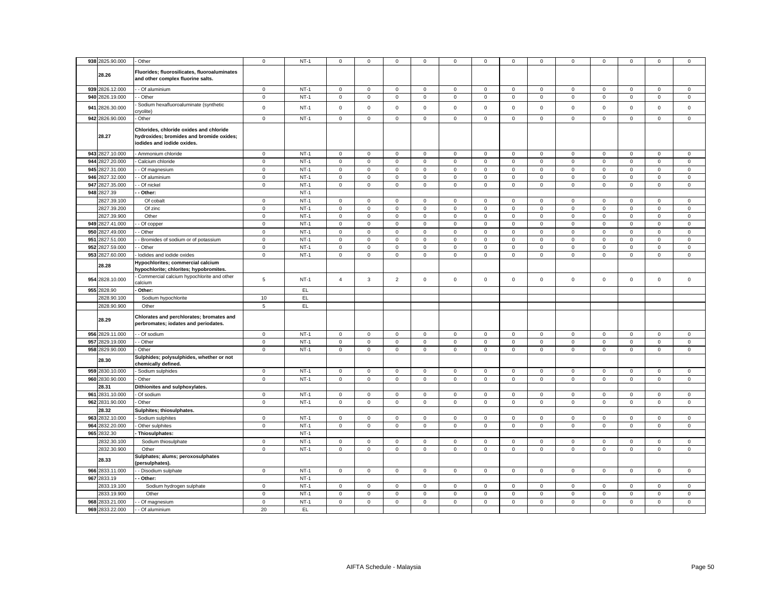| | | | | | | | | | | | | | | | | | |
|---|---|---|---|---|---|---|---|---|---|---|---|---|---|---|---|---|---|
| 938 | 2825.90.000 | - Other | 0 | NT-1 | 0 | 0 | 0 | 0 | 0 | 0 | 0 | 0 | 0 | 0 | 0 | 0 | 0 |
| | 28.26 | **Fluorides; fluorosilicates, fluoroaluminates and other complex fluorine salts.** | | | | | | | | | | | | | | | |
| 939 | 2826.12.000 | - - Of aluminium | 0 | NT-1 | 0 | 0 | 0 | 0 | 0 | 0 | 0 | 0 | 0 | 0 | 0 | 0 | 0 |
| 940 | 2826.19.000 | - - Other | 0 | NT-1 | 0 | 0 | 0 | 0 | 0 | 0 | 0 | 0 | 0 | 0 | 0 | 0 | 0 |
| 941 | 2826.30.000 | - Sodium hexafluoroaluminate (synthetic cryolite) | 0 | NT-1 | 0 | 0 | 0 | 0 | 0 | 0 | 0 | 0 | 0 | 0 | 0 | 0 | 0 |
| 942 | 2826.90.000 | - Other | 0 | NT-1 | 0 | 0 | 0 | 0 | 0 | 0 | 0 | 0 | 0 | 0 | 0 | 0 | 0 |
| | 28.27 | **Chlorides, chloride oxides and chloride hydroxides; bromides and bromide oxides; iodides and iodide oxides.** | | | | | | | | | | | | | | | |
| 943 | 2827.10.000 | - Ammonium chloride | 0 | NT-1 | 0 | 0 | 0 | 0 | 0 | 0 | 0 | 0 | 0 | 0 | 0 | 0 | 0 |
| 944 | 2827.20.000 | - Calcium chloride | 0 | NT-1 | 0 | 0 | 0 | 0 | 0 | 0 | 0 | 0 | 0 | 0 | 0 | 0 | 0 |
| 945 | 2827.31.000 | - - Of magnesium | 0 | NT-1 | 0 | 0 | 0 | 0 | 0 | 0 | 0 | 0 | 0 | 0 | 0 | 0 | 0 |
| 946 | 2827.32.000 | - - Of aluminium | 0 | NT-1 | 0 | 0 | 0 | 0 | 0 | 0 | 0 | 0 | 0 | 0 | 0 | 0 | 0 |
| 947 | 2827.35.000 | - - Of nickel | 0 | NT-1 | 0 | 0 | 0 | 0 | 0 | 0 | 0 | 0 | 0 | 0 | 0 | 0 | 0 |
| 948 | 2827.39 | **- - Other:** | | NT-1 | | | | | | | | | | | | | |
| | 2827.39.100 | Of cobalt | 0 | NT-1 | 0 | 0 | 0 | 0 | 0 | 0 | 0 | 0 | 0 | 0 | 0 | 0 | 0 |
| | 2827.39.200 | Of zinc | 0 | NT-1 | 0 | 0 | 0 | 0 | 0 | 0 | 0 | 0 | 0 | 0 | 0 | 0 | 0 |
| | 2827.39.900 | Other | 0 | NT-1 | 0 | 0 | 0 | 0 | 0 | 0 | 0 | 0 | 0 | 0 | 0 | 0 | 0 |
| 949 | 2827.41.000 | - - Of copper | 0 | NT-1 | 0 | 0 | 0 | 0 | 0 | 0 | 0 | 0 | 0 | 0 | 0 | 0 | 0 |
| 950 | 2827.49.000 | - - Other | 0 | NT-1 | 0 | 0 | 0 | 0 | 0 | 0 | 0 | 0 | 0 | 0 | 0 | 0 | 0 |
| 951 | 2827.51.000 | - - Bromides of sodium or of potassium | 0 | NT-1 | 0 | 0 | 0 | 0 | 0 | 0 | 0 | 0 | 0 | 0 | 0 | 0 | 0 |
| 952 | 2827.59.000 | - - Other | 0 | NT-1 | 0 | 0 | 0 | 0 | 0 | 0 | 0 | 0 | 0 | 0 | 0 | 0 | 0 |
| 953 | 2827.60.000 | - Iodides and iodide oxides | 0 | NT-1 | 0 | 0 | 0 | 0 | 0 | 0 | 0 | 0 | 0 | 0 | 0 | 0 | 0 |
| | 28.28 | **Hypochlorites; commercial calcium hypochlorite; chlorites; hypobromites.** | | | | | | | | | | | | | | | |
| 954 | 2828.10.000 | - Commercial calcium hypochlorite and other calcium | 5 | NT-1 | 4 | 3 | 2 | 0 | 0 | 0 | 0 | 0 | 0 | 0 | 0 | 0 | 0 |
| 955 | 2828.90 | **- Other:** | | EL | | | | | | | | | | | | | |
| | 2828.90.100 | Sodium hypochlorite | 10 | EL | | | | | | | | | | | | | |
| | 2828.90.900 | Other | 5 | EL | | | | | | | | | | | | | |
| | 28.29 | **Chlorates and perchlorates; bromates and perbromates; iodates and periodates.** | | | | | | | | | | | | | | | |
| 956 | 2829.11.000 | - - Of sodium | 0 | NT-1 | 0 | 0 | 0 | 0 | 0 | 0 | 0 | 0 | 0 | 0 | 0 | 0 | 0 |
| 957 | 2829.19.000 | - - Other | 0 | NT-1 | 0 | 0 | 0 | 0 | 0 | 0 | 0 | 0 | 0 | 0 | 0 | 0 | 0 |
| 958 | 2829.90.000 | - Other | 0 | NT-1 | 0 | 0 | 0 | 0 | 0 | 0 | 0 | 0 | 0 | 0 | 0 | 0 | 0 |
| | 28.30 | **Sulphides; polysulphides, whether or not chemically defined.** | | | | | | | | | | | | | | | |
| 959 | 2830.10.000 | - Sodium sulphides | 0 | NT-1 | 0 | 0 | 0 | 0 | 0 | 0 | 0 | 0 | 0 | 0 | 0 | 0 | 0 |
| 960 | 2830.90.000 | - Other | 0 | NT-1 | 0 | 0 | 0 | 0 | 0 | 0 | 0 | 0 | 0 | 0 | 0 | 0 | 0 |
| | 28.31 | **Dithionites and sulphoxylates.** | | | | | | | | | | | | | | | |
| 961 | 2831.10.000 | - Of sodium | 0 | NT-1 | 0 | 0 | 0 | 0 | 0 | 0 | 0 | 0 | 0 | 0 | 0 | 0 | 0 |
| 962 | 2831.90.000 | - Other | 0 | NT-1 | 0 | 0 | 0 | 0 | 0 | 0 | 0 | 0 | 0 | 0 | 0 | 0 | 0 |
| | 28.32 | **Sulphites; thiosulphates.** | | | | | | | | | | | | | | | |
| 963 | 2832.10.000 | - Sodium sulphites | 0 | NT-1 | 0 | 0 | 0 | 0 | 0 | 0 | 0 | 0 | 0 | 0 | 0 | 0 | 0 |
| 964 | 2832.20.000 | - Other sulphites | 0 | NT-1 | 0 | 0 | 0 | 0 | 0 | 0 | 0 | 0 | 0 | 0 | 0 | 0 | 0 |
| 965 | 2832.30 | **- Thiosulphates:** | | NT-1 | | | | | | | | | | | | | |
| | 2832.30.100 | Sodium thiosulphate | 0 | NT-1 | 0 | 0 | 0 | 0 | 0 | 0 | 0 | 0 | 0 | 0 | 0 | 0 | 0 |
| | 2832.30.900 | Other | 0 | NT-1 | 0 | 0 | 0 | 0 | 0 | 0 | 0 | 0 | 0 | 0 | 0 | 0 | 0 |
| | 28.33 | **Sulphates; alums; peroxosulphates (persulphates).** | | | | | | | | | | | | | | | |
| 966 | 2833.11.000 | - - Disodium sulphate | 0 | NT-1 | 0 | 0 | 0 | 0 | 0 | 0 | 0 | 0 | 0 | 0 | 0 | 0 | 0 |
| 967 | 2833.19 | **- - Other:** | | NT-1 | | | | | | | | | | | | | |
| | 2833.19.100 | Sodium hydrogen sulphate | 0 | NT-1 | 0 | 0 | 0 | 0 | 0 | 0 | 0 | 0 | 0 | 0 | 0 | 0 | 0 |
| | 2833.19.900 | Other | 0 | NT-1 | 0 | 0 | 0 | 0 | 0 | 0 | 0 | 0 | 0 | 0 | 0 | 0 | 0 |
| 968 | 2833.21.000 | - - Of magnesium | 0 | NT-1 | 0 | 0 | 0 | 0 | 0 | 0 | 0 | 0 | 0 | 0 | 0 | 0 | 0 |
| 969 | 2833.22.000 | - - Of aluminium | 20 | EL | | | | | | | | | | | | | |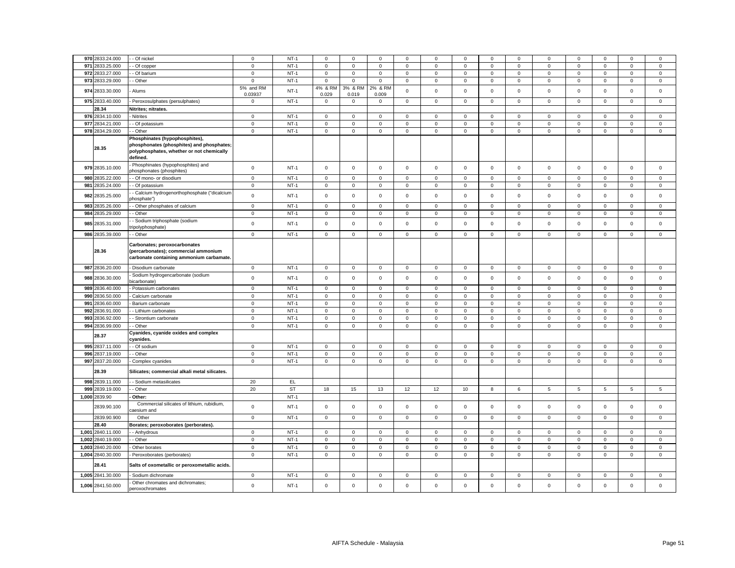| | | | | | | | | | | | | | | | | | | |
|---|---|---|---|---|---|---|---|---|---|---|---|---|---|---|---|---|---|---|
| 970 | 2833.24.000 | - - Of nickel | 0 | NT-1 | 0 | 0 | 0 | 0 | 0 | 0 | 0 | 0 | 0 | 0 | 0 | 0 | 0 |
| 971 | 2833.25.000 | - - Of copper | 0 | NT-1 | 0 | 0 | 0 | 0 | 0 | 0 | 0 | 0 | 0 | 0 | 0 | 0 | 0 |
| 972 | 2833.27.000 | - - Of barium | 0 | NT-1 | 0 | 0 | 0 | 0 | 0 | 0 | 0 | 0 | 0 | 0 | 0 | 0 | 0 |
| 973 | 2833.29.000 | - - Other | 0 | NT-1 | 0 | 0 | 0 | 0 | 0 | 0 | 0 | 0 | 0 | 0 | 0 | 0 | 0 |
| 974 | 2833.30.000 | - Alums | 5% and RM 0.03937 | NT-1 | 4% & RM 0.029 | 3% & RM 0.019 | 2% & RM 0.009 | 0 | 0 | 0 | 0 | 0 | 0 | 0 | 0 | 0 | 0 |
| 975 | 2833.40.000 | - Peroxosulphates (persulphates) | 0 | NT-1 | 0 | 0 | 0 | 0 | 0 | 0 | 0 | 0 | 0 | 0 | 0 | 0 | 0 |
| | 28.34 | **Nitrites; nitrates.** | | | | | | | | | | | | | | | |
| 976 | 2834.10.000 | - Nitrites | 0 | NT-1 | 0 | 0 | 0 | 0 | 0 | 0 | 0 | 0 | 0 | 0 | 0 | 0 | 0 |
| 977 | 2834.21.000 | - - Of potassium | 0 | NT-1 | 0 | 0 | 0 | 0 | 0 | 0 | 0 | 0 | 0 | 0 | 0 | 0 | 0 |
| 978 | 2834.29.000 | - - Other | 0 | NT-1 | 0 | 0 | 0 | 0 | 0 | 0 | 0 | 0 | 0 | 0 | 0 | 0 | 0 |
| | 28.35 | **Phosphinates (hypophosphites), phosphonates (phosphites) and phosphates; polyphosphates, whether or not chemically defined.** | | | | | | | | | | | | | | | |
| 979 | 2835.10.000 | - Phosphinates (hypophosphites) and phosphonates (phosphites) | 0 | NT-1 | 0 | 0 | 0 | 0 | 0 | 0 | 0 | 0 | 0 | 0 | 0 | 0 | 0 |
| 980 | 2835.22.000 | - - Of mono- or disodium | 0 | NT-1 | 0 | 0 | 0 | 0 | 0 | 0 | 0 | 0 | 0 | 0 | 0 | 0 | 0 |
| 981 | 2835.24.000 | - - Of potassium | 0 | NT-1 | 0 | 0 | 0 | 0 | 0 | 0 | 0 | 0 | 0 | 0 | 0 | 0 | 0 |
| 982 | 2835.25.000 | - - Calcium hydrogenorthophosphate ("dicalcium phosphate") | 0 | NT-1 | 0 | 0 | 0 | 0 | 0 | 0 | 0 | 0 | 0 | 0 | 0 | 0 | 0 |
| 983 | 2835.26.000 | - - Other phosphates of calcium | 0 | NT-1 | 0 | 0 | 0 | 0 | 0 | 0 | 0 | 0 | 0 | 0 | 0 | 0 | 0 |
| 984 | 2835.29.000 | - - Other | 0 | NT-1 | 0 | 0 | 0 | 0 | 0 | 0 | 0 | 0 | 0 | 0 | 0 | 0 | 0 |
| 985 | 2835.31.000 | - - Sodium triphosphate (sodium tripolyphosphate) | 0 | NT-1 | 0 | 0 | 0 | 0 | 0 | 0 | 0 | 0 | 0 | 0 | 0 | 0 | 0 |
| 986 | 2835.39.000 | - - Other | 0 | NT-1 | 0 | 0 | 0 | 0 | 0 | 0 | 0 | 0 | 0 | 0 | 0 | 0 | 0 |
| | 28.36 | **Carbonates; peroxocarbonates (percarbonates); commercial ammonium carbonate containing ammonium carbamate.** | | | | | | | | | | | | | | | |
| 987 | 2836.20.000 | - Disodium carbonate | 0 | NT-1 | 0 | 0 | 0 | 0 | 0 | 0 | 0 | 0 | 0 | 0 | 0 | 0 | 0 |
| 988 | 2836.30.000 | - Sodium hydrogencarbonate (sodium bicarbonate) | 0 | NT-1 | 0 | 0 | 0 | 0 | 0 | 0 | 0 | 0 | 0 | 0 | 0 | 0 | 0 |
| 989 | 2836.40.000 | - Potassium carbonates | 0 | NT-1 | 0 | 0 | 0 | 0 | 0 | 0 | 0 | 0 | 0 | 0 | 0 | 0 | 0 |
| 990 | 2836.50.000 | - Calcium carbonate | 0 | NT-1 | 0 | 0 | 0 | 0 | 0 | 0 | 0 | 0 | 0 | 0 | 0 | 0 | 0 |
| 991 | 2836.60.000 | - Barium carbonate | 0 | NT-1 | 0 | 0 | 0 | 0 | 0 | 0 | 0 | 0 | 0 | 0 | 0 | 0 | 0 |
| 992 | 2836.91.000 | - - Lithium carbonates | 0 | NT-1 | 0 | 0 | 0 | 0 | 0 | 0 | 0 | 0 | 0 | 0 | 0 | 0 | 0 |
| 993 | 2836.92.000 | - - Strontium carbonate | 0 | NT-1 | 0 | 0 | 0 | 0 | 0 | 0 | 0 | 0 | 0 | 0 | 0 | 0 | 0 |
| 994 | 2836.99.000 | - - Other | 0 | NT-1 | 0 | 0 | 0 | 0 | 0 | 0 | 0 | 0 | 0 | 0 | 0 | 0 | 0 |
| | 28.37 | **Cyanides, cyanide oxides and complex cyanides.** | | | | | | | | | | | | | | | |
| 995 | 2837.11.000 | - - Of sodium | 0 | NT-1 | 0 | 0 | 0 | 0 | 0 | 0 | 0 | 0 | 0 | 0 | 0 | 0 | 0 |
| 996 | 2837.19.000 | - - Other | 0 | NT-1 | 0 | 0 | 0 | 0 | 0 | 0 | 0 | 0 | 0 | 0 | 0 | 0 | 0 |
| 997 | 2837.20.000 | - Complex cyanides | 0 | NT-1 | 0 | 0 | 0 | 0 | 0 | 0 | 0 | 0 | 0 | 0 | 0 | 0 | 0 |
| | 28.39 | **Silicates; commercial alkali metal silicates.** | | | | | | | | | | | | | | | |
| 998 | 2839.11.000 | - - Sodium metasilicates | 20 | EL | | | | | | | | | | | | | |
| 999 | 2839.19.000 | - - Other | 20 | ST | 18 | 15 | 13 | 12 | 12 | 10 | 8 | 6 | 5 | 5 | 5 | 5 | 5 |
| 1,000 | 2839.90 | **- Other:** | | NT-1 | | | | | | | | | | | | | |
| | 2839.90.100 | Commercial silicates of lithium, rubidium, caesium and | 0 | NT-1 | 0 | 0 | 0 | 0 | 0 | 0 | 0 | 0 | 0 | 0 | 0 | 0 | 0 |
| | 2839.90.900 | Other | 0 | NT-1 | 0 | 0 | 0 | 0 | 0 | 0 | 0 | 0 | 0 | 0 | 0 | 0 | 0 |
| | 28.40 | **Borates; peroxoborates (perborates).** | | | | | | | | | | | | | | | |
| 1,001 | 2840.11.000 | - - Anhydrous | 0 | NT-1 | 0 | 0 | 0 | 0 | 0 | 0 | 0 | 0 | 0 | 0 | 0 | 0 | 0 |
| 1,002 | 2840.19.000 | - - Other | 0 | NT-1 | 0 | 0 | 0 | 0 | 0 | 0 | 0 | 0 | 0 | 0 | 0 | 0 | 0 |
| 1,003 | 2840.20.000 | - Other borates | 0 | NT-1 | 0 | 0 | 0 | 0 | 0 | 0 | 0 | 0 | 0 | 0 | 0 | 0 | 0 |
| 1,004 | 2840.30.000 | - Peroxoborates (perborates) | 0 | NT-1 | 0 | 0 | 0 | 0 | 0 | 0 | 0 | 0 | 0 | 0 | 0 | 0 | 0 |
| | 28.41 | **Salts of oxometallic or peroxometallic acids.** | | | | | | | | | | | | | | | |
| 1,005 | 2841.30.000 | - Sodium dichromate | 0 | NT-1 | 0 | 0 | 0 | 0 | 0 | 0 | 0 | 0 | 0 | 0 | 0 | 0 | 0 |
| 1,006 | 2841.50.000 | - Other chromates and dichromates; peroxochromates | 0 | NT-1 | 0 | 0 | 0 | 0 | 0 | 0 | 0 | 0 | 0 | 0 | 0 | 0 | 0 |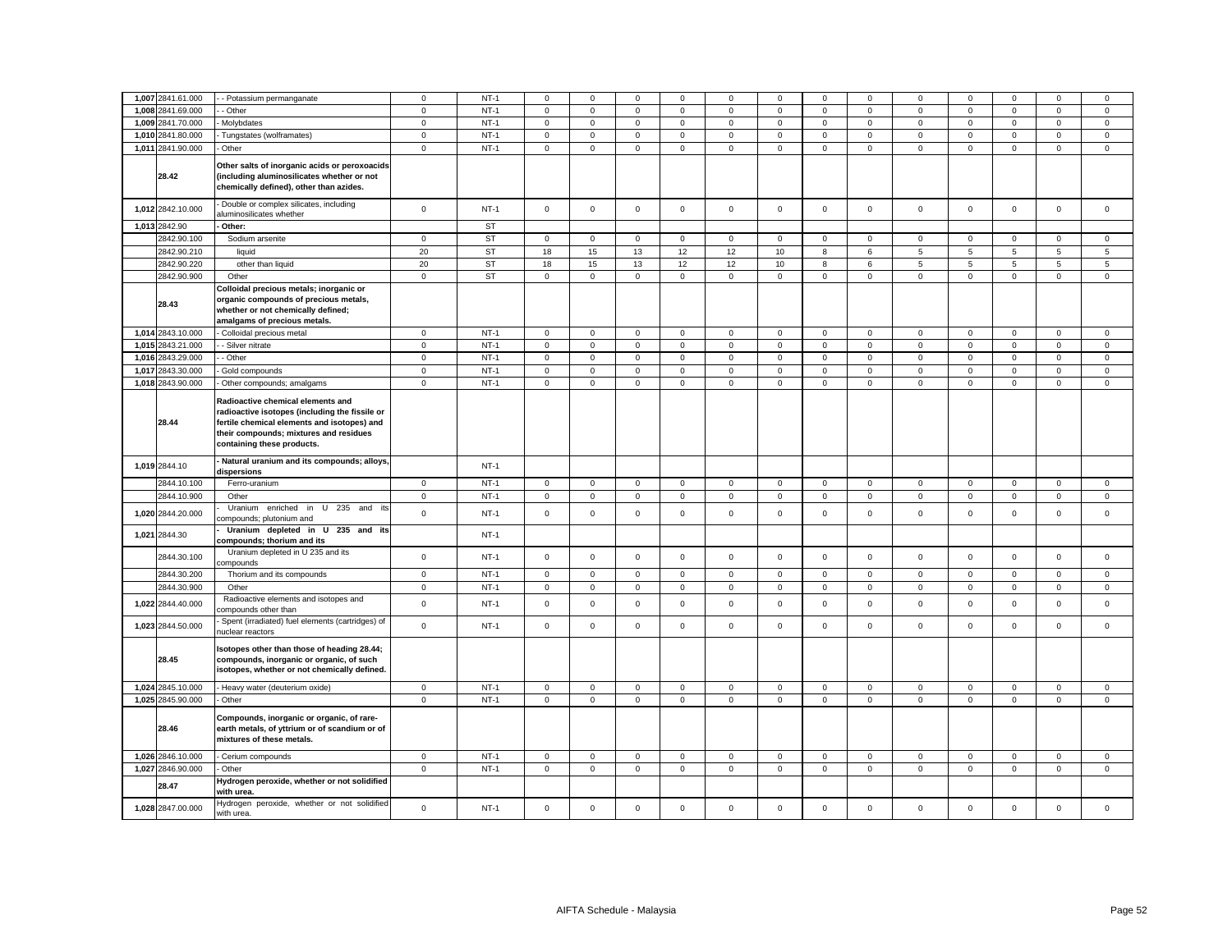| | | | | | | | | | | | | | | | | | | |
|---|---|---|---|---|---|---|---|---|---|---|---|---|---|---|---|---|---|---|
| 1,007 | 2841.61.000 | - - Potassium permanganate | 0 | NT-1 | 0 | 0 | 0 | 0 | 0 | 0 | 0 | 0 | 0 | 0 | 0 | 0 | 0 |
| 1,008 | 2841.69.000 | - - Other | 0 | NT-1 | 0 | 0 | 0 | 0 | 0 | 0 | 0 | 0 | 0 | 0 | 0 | 0 | 0 |
| 1,009 | 2841.70.000 | - Molybdates | 0 | NT-1 | 0 | 0 | 0 | 0 | 0 | 0 | 0 | 0 | 0 | 0 | 0 | 0 | 0 |
| 1,010 | 2841.80.000 | - Tungstates (wolframates) | 0 | NT-1 | 0 | 0 | 0 | 0 | 0 | 0 | 0 | 0 | 0 | 0 | 0 | 0 | 0 |
| 1,011 | 2841.90.000 | - Other | 0 | NT-1 | 0 | 0 | 0 | 0 | 0 | 0 | 0 | 0 | 0 | 0 | 0 | 0 | 0 |
| | 28.42 | **Other salts of inorganic acids or peroxoacids (including aluminosilicates whether or not chemically defined), other than azides.** | | | | | | | | | | | | | | | |
| 1,012 | 2842.10.000 | - Double or complex silicates, including aluminosilicates whether | 0 | NT-1 | 0 | 0 | 0 | 0 | 0 | 0 | 0 | 0 | 0 | 0 | 0 | 0 | 0 |
| 1,013 | 2842.90 | **- Other:** | | ST | | | | | | | | | | | | | |
| | 2842.90.100 | Sodium arsenite | 0 | ST | 0 | 0 | 0 | 0 | 0 | 0 | 0 | 0 | 0 | 0 | 0 | 0 | 0 |
| | 2842.90.210 | liquid | 20 | ST | 18 | 15 | 13 | 12 | 12 | 10 | 8 | 6 | 5 | 5 | 5 | 5 | 5 |
| | 2842.90.220 | other than liquid | 20 | ST | 18 | 15 | 13 | 12 | 12 | 10 | 8 | 6 | 5 | 5 | 5 | 5 | 5 |
| | 2842.90.900 | Other | 0 | ST | 0 | 0 | 0 | 0 | 0 | 0 | 0 | 0 | 0 | 0 | 0 | 0 | 0 |
| | 28.43 | **Colloidal precious metals; inorganic or organic compounds of precious metals, whether or not chemically defined; amalgams of precious metals.** | | | | | | | | | | | | | | | |
| 1,014 | 2843.10.000 | - Colloidal precious metal | 0 | NT-1 | 0 | 0 | 0 | 0 | 0 | 0 | 0 | 0 | 0 | 0 | 0 | 0 | 0 |
| 1,015 | 2843.21.000 | - - Silver nitrate | 0 | NT-1 | 0 | 0 | 0 | 0 | 0 | 0 | 0 | 0 | 0 | 0 | 0 | 0 | 0 |
| 1,016 | 2843.29.000 | - - Other | 0 | NT-1 | 0 | 0 | 0 | 0 | 0 | 0 | 0 | 0 | 0 | 0 | 0 | 0 | 0 |
| 1,017 | 2843.30.000 | - Gold compounds | 0 | NT-1 | 0 | 0 | 0 | 0 | 0 | 0 | 0 | 0 | 0 | 0 | 0 | 0 | 0 |
| 1,018 | 2843.90.000 | - Other compounds; amalgams | 0 | NT-1 | 0 | 0 | 0 | 0 | 0 | 0 | 0 | 0 | 0 | 0 | 0 | 0 | 0 |
| | 28.44 | **Radioactive chemical elements and radioactive isotopes (including the fissile or fertile chemical elements and isotopes) and their compounds; mixtures and residues containing these products.** | | | | | | | | | | | | | | | |
| 1,019 | 2844.10 | **- Natural uranium and its compounds; alloys, dispersions** | | NT-1 | | | | | | | | | | | | | |
| | 2844.10.100 | Ferro-uranium | 0 | NT-1 | 0 | 0 | 0 | 0 | 0 | 0 | 0 | 0 | 0 | 0 | 0 | 0 | 0 |
| | 2844.10.900 | Other | 0 | NT-1 | 0 | 0 | 0 | 0 | 0 | 0 | 0 | 0 | 0 | 0 | 0 | 0 | 0 |
| 1,020 | 2844.20.000 | - Uranium enriched in U 235 and its compounds; plutonium and | 0 | NT-1 | 0 | 0 | 0 | 0 | 0 | 0 | 0 | 0 | 0 | 0 | 0 | 0 | 0 |
| 1,021 | 2844.30 | **- Uranium depleted in U 235 and its compounds; thorium and its** | | NT-1 | | | | | | | | | | | | | |
| | 2844.30.100 | Uranium depleted in U 235 and its compounds | 0 | NT-1 | 0 | 0 | 0 | 0 | 0 | 0 | 0 | 0 | 0 | 0 | 0 | 0 | 0 |
| | 2844.30.200 | Thorium and its compounds | 0 | NT-1 | 0 | 0 | 0 | 0 | 0 | 0 | 0 | 0 | 0 | 0 | 0 | 0 | 0 |
| | 2844.30.900 | Other | 0 | NT-1 | 0 | 0 | 0 | 0 | 0 | 0 | 0 | 0 | 0 | 0 | 0 | 0 | 0 |
| 1,022 | 2844.40.000 | Radioactive elements and isotopes and compounds other than | 0 | NT-1 | 0 | 0 | 0 | 0 | 0 | 0 | 0 | 0 | 0 | 0 | 0 | 0 | 0 |
| 1,023 | 2844.50.000 | - Spent (irradiated) fuel elements (cartridges) of nuclear reactors | 0 | NT-1 | 0 | 0 | 0 | 0 | 0 | 0 | 0 | 0 | 0 | 0 | 0 | 0 | 0 |
| | 28.45 | **Isotopes other than those of heading 28.44; compounds, inorganic or organic, of such isotopes, whether or not chemically defined.** | | | | | | | | | | | | | | | |
| 1,024 | 2845.10.000 | - Heavy water (deuterium oxide) | 0 | NT-1 | 0 | 0 | 0 | 0 | 0 | 0 | 0 | 0 | 0 | 0 | 0 | 0 | 0 |
| 1,025 | 2845.90.000 | - Other | 0 | NT-1 | 0 | 0 | 0 | 0 | 0 | 0 | 0 | 0 | 0 | 0 | 0 | 0 | 0 |
| | 28.46 | **Compounds, inorganic or organic, of rare-earth metals, of yttrium or of scandium or of mixtures of these metals.** | | | | | | | | | | | | | | | |
| 1,026 | 2846.10.000 | - Cerium compounds | 0 | NT-1 | 0 | 0 | 0 | 0 | 0 | 0 | 0 | 0 | 0 | 0 | 0 | 0 | 0 |
| 1,027 | 2846.90.000 | - Other | 0 | NT-1 | 0 | 0 | 0 | 0 | 0 | 0 | 0 | 0 | 0 | 0 | 0 | 0 | 0 |
| | 28.47 | **Hydrogen peroxide, whether or not solidified with urea.** | | | | | | | | | | | | | | | |
| 1,028 | 2847.00.000 | Hydrogen peroxide, whether or not solidified with urea. | 0 | NT-1 | 0 | 0 | 0 | 0 | 0 | 0 | 0 | 0 | 0 | 0 | 0 | 0 | 0 |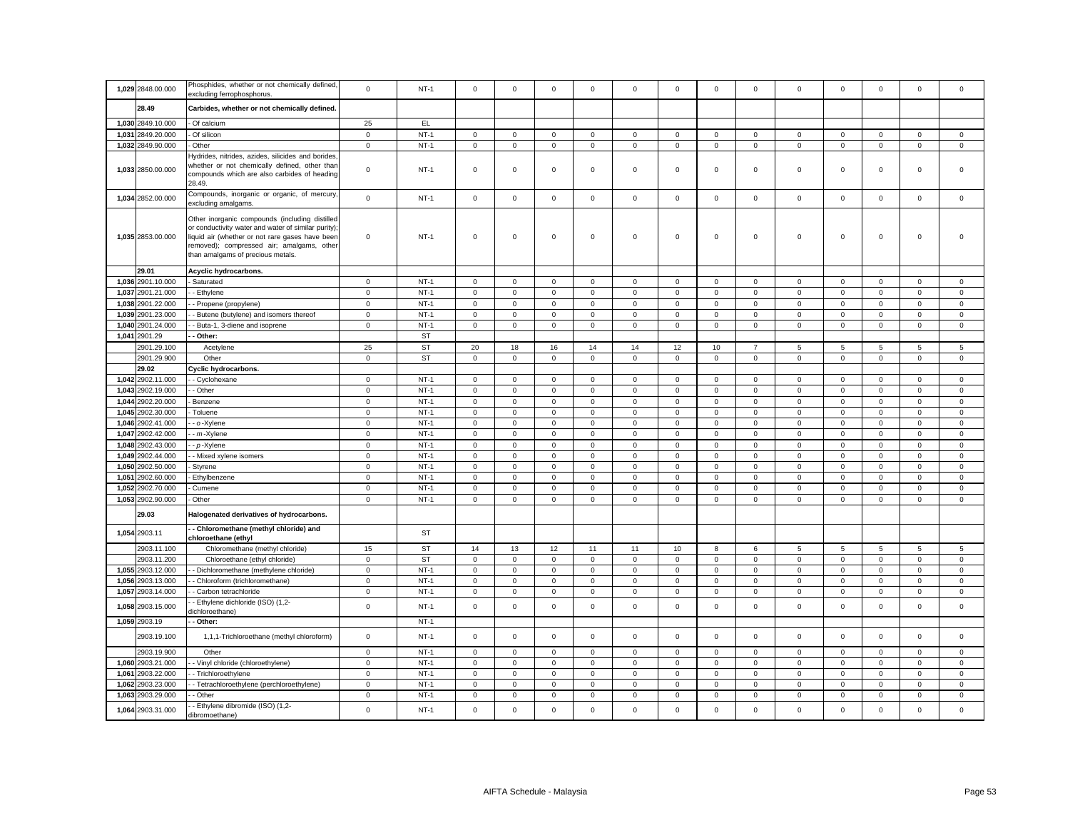| | | | | | | | | | | | | | | | | | | |
|---|---|---|---|---|---|---|---|---|---|---|---|---|---|---|---|---|---|---|
| 1,029 | 2848.00.000 | Phosphides, whether or not chemically defined, excluding ferrophosphorus. | 0 | NT-1 | 0 | 0 | 0 | 0 | 0 | 0 | 0 | 0 | 0 | 0 | 0 | 0 | 0 |
| | 28.49 | **Carbides, whether or not chemically defined.** | | | | | | | | | | | | | | | | |
| 1,030 | 2849.10.000 | - Of calcium | 25 | EL | | | | | | | | | | | | | | |
| 1,031 | 2849.20.000 | - Of silicon | 0 | NT-1 | 0 | 0 | 0 | 0 | 0 | 0 | 0 | 0 | 0 | 0 | 0 | 0 | 0 |
| 1,032 | 2849.90.000 | - Other | 0 | NT-1 | 0 | 0 | 0 | 0 | 0 | 0 | 0 | 0 | 0 | 0 | 0 | 0 | 0 |
| 1,033 | 2850.00.000 | Hydrides, nitrides, azides, silicides and borides, whether or not chemically defined, other than compounds which are also carbides of heading 28.49. | 0 | NT-1 | 0 | 0 | 0 | 0 | 0 | 0 | 0 | 0 | 0 | 0 | 0 | 0 | 0 |
| 1,034 | 2852.00.000 | Compounds, inorganic or organic, of mercury, excluding amalgams. | 0 | NT-1 | 0 | 0 | 0 | 0 | 0 | 0 | 0 | 0 | 0 | 0 | 0 | 0 | 0 |
| 1,035 | 2853.00.000 | Other inorganic compounds (including distilled or conductivity water and water of similar purity); liquid air (whether or not rare gases have been removed); compressed air; amalgams, other than amalgams of precious metals. | 0 | NT-1 | 0 | 0 | 0 | 0 | 0 | 0 | 0 | 0 | 0 | 0 | 0 | 0 | 0 |
| | 29.01 | **Acyclic hydrocarbons.** | | | | | | | | | | | | | | | | |
| 1,036 | 2901.10.000 | - Saturated | 0 | NT-1 | 0 | 0 | 0 | 0 | 0 | 0 | 0 | 0 | 0 | 0 | 0 | 0 | 0 |
| 1,037 | 2901.21.000 | - - Ethylene | 0 | NT-1 | 0 | 0 | 0 | 0 | 0 | 0 | 0 | 0 | 0 | 0 | 0 | 0 | 0 |
| 1,038 | 2901.22.000 | - - Propene (propylene) | 0 | NT-1 | 0 | 0 | 0 | 0 | 0 | 0 | 0 | 0 | 0 | 0 | 0 | 0 | 0 |
| 1,039 | 2901.23.000 | - - Butene (butylene) and isomers thereof | 0 | NT-1 | 0 | 0 | 0 | 0 | 0 | 0 | 0 | 0 | 0 | 0 | 0 | 0 | 0 |
| 1,040 | 2901.24.000 | - - Buta-1, 3-diene and isoprene | 0 | NT-1 | 0 | 0 | 0 | 0 | 0 | 0 | 0 | 0 | 0 | 0 | 0 | 0 | 0 |
| 1,041 | 2901.29 | **- - Other:** | | ST | | | | | | | | | | | | | | |
| | 2901.29.100 | Acetylene | 25 | ST | 20 | 18 | 16 | 14 | 14 | 12 | 10 | 7 | 5 | 5 | 5 | 5 | 5 |
| | 2901.29.900 | Other | 0 | ST | 0 | 0 | 0 | 0 | 0 | 0 | 0 | 0 | 0 | 0 | 0 | 0 | 0 |
| | 29.02 | **Cyclic hydrocarbons.** | | | | | | | | | | | | | | | | |
| 1,042 | 2902.11.000 | - - Cyclohexane | 0 | NT-1 | 0 | 0 | 0 | 0 | 0 | 0 | 0 | 0 | 0 | 0 | 0 | 0 | 0 |
| 1,043 | 2902.19.000 | - - Other | 0 | NT-1 | 0 | 0 | 0 | 0 | 0 | 0 | 0 | 0 | 0 | 0 | 0 | 0 | 0 |
| 1,044 | 2902.20.000 | - Benzene | 0 | NT-1 | 0 | 0 | 0 | 0 | 0 | 0 | 0 | 0 | 0 | 0 | 0 | 0 | 0 |
| 1,045 | 2902.30.000 | - Toluene | 0 | NT-1 | 0 | 0 | 0 | 0 | 0 | 0 | 0 | 0 | 0 | 0 | 0 | 0 | 0 |
| 1,046 | 2902.41.000 | - - *o*-Xylene | 0 | NT-1 | 0 | 0 | 0 | 0 | 0 | 0 | 0 | 0 | 0 | 0 | 0 | 0 | 0 |
| 1,047 | 2902.42.000 | - - *m*-Xylene | 0 | NT-1 | 0 | 0 | 0 | 0 | 0 | 0 | 0 | 0 | 0 | 0 | 0 | 0 | 0 |
| 1,048 | 2902.43.000 | - - *p*-Xylene | 0 | NT-1 | 0 | 0 | 0 | 0 | 0 | 0 | 0 | 0 | 0 | 0 | 0 | 0 | 0 |
| 1,049 | 2902.44.000 | - - Mixed xylene isomers | 0 | NT-1 | 0 | 0 | 0 | 0 | 0 | 0 | 0 | 0 | 0 | 0 | 0 | 0 | 0 |
| 1,050 | 2902.50.000 | - Styrene | 0 | NT-1 | 0 | 0 | 0 | 0 | 0 | 0 | 0 | 0 | 0 | 0 | 0 | 0 | 0 |
| 1,051 | 2902.60.000 | - Ethylbenzene | 0 | NT-1 | 0 | 0 | 0 | 0 | 0 | 0 | 0 | 0 | 0 | 0 | 0 | 0 | 0 |
| 1,052 | 2902.70.000 | - Cumene | 0 | NT-1 | 0 | 0 | 0 | 0 | 0 | 0 | 0 | 0 | 0 | 0 | 0 | 0 | 0 |
| 1,053 | 2902.90.000 | - Other | 0 | NT-1 | 0 | 0 | 0 | 0 | 0 | 0 | 0 | 0 | 0 | 0 | 0 | 0 | 0 |
| | 29.03 | **Halogenated derivatives of hydrocarbons.** | | | | | | | | | | | | | | | | |
| 1,054 | 2903.11 | **- - Chloromethane (methyl chloride) and chloroethane (ethyl** | | ST | | | | | | | | | | | | | | |
| | 2903.11.100 | Chloromethane (methyl chloride) | 15 | ST | 14 | 13 | 12 | 11 | 11 | 10 | 8 | 6 | 5 | 5 | 5 | 5 | 5 |
| | 2903.11.200 | Chloroethane (ethyl chloride) | 0 | ST | 0 | 0 | 0 | 0 | 0 | 0 | 0 | 0 | 0 | 0 | 0 | 0 | 0 |
| 1,055 | 2903.12.000 | - - Dichloromethane (methylene chloride) | 0 | NT-1 | 0 | 0 | 0 | 0 | 0 | 0 | 0 | 0 | 0 | 0 | 0 | 0 | 0 |
| 1,056 | 2903.13.000 | - - Chloroform (trichloromethane) | 0 | NT-1 | 0 | 0 | 0 | 0 | 0 | 0 | 0 | 0 | 0 | 0 | 0 | 0 | 0 |
| 1,057 | 2903.14.000 | - - Carbon tetrachloride | 0 | NT-1 | 0 | 0 | 0 | 0 | 0 | 0 | 0 | 0 | 0 | 0 | 0 | 0 | 0 |
| 1,058 | 2903.15.000 | - - Ethylene dichloride (ISO) (1,2-dichloroethane) | 0 | NT-1 | 0 | 0 | 0 | 0 | 0 | 0 | 0 | 0 | 0 | 0 | 0 | 0 | 0 |
| 1,059 | 2903.19 | **- - Other:** | | NT-1 | | | | | | | | | | | | | | |
| | 2903.19.100 | 1,1,1-Trichloroethane (methyl chloroform) | 0 | NT-1 | 0 | 0 | 0 | 0 | 0 | 0 | 0 | 0 | 0 | 0 | 0 | 0 | 0 |
| | 2903.19.900 | Other | 0 | NT-1 | 0 | 0 | 0 | 0 | 0 | 0 | 0 | 0 | 0 | 0 | 0 | 0 | 0 |
| 1,060 | 2903.21.000 | - - Vinyl chloride (chloroethylene) | 0 | NT-1 | 0 | 0 | 0 | 0 | 0 | 0 | 0 | 0 | 0 | 0 | 0 | 0 | 0 |
| 1,061 | 2903.22.000 | - - Trichloroethylene | 0 | NT-1 | 0 | 0 | 0 | 0 | 0 | 0 | 0 | 0 | 0 | 0 | 0 | 0 | 0 |
| 1,062 | 2903.23.000 | - - Tetrachloroethylene (perchloroethylene) | 0 | NT-1 | 0 | 0 | 0 | 0 | 0 | 0 | 0 | 0 | 0 | 0 | 0 | 0 | 0 |
| 1,063 | 2903.29.000 | - - Other | 0 | NT-1 | 0 | 0 | 0 | 0 | 0 | 0 | 0 | 0 | 0 | 0 | 0 | 0 | 0 |
| 1,064 | 2903.31.000 | - - Ethylene dibromide (ISO) (1,2-dibromoethane) | 0 | NT-1 | 0 | 0 | 0 | 0 | 0 | 0 | 0 | 0 | 0 | 0 | 0 | 0 | 0 |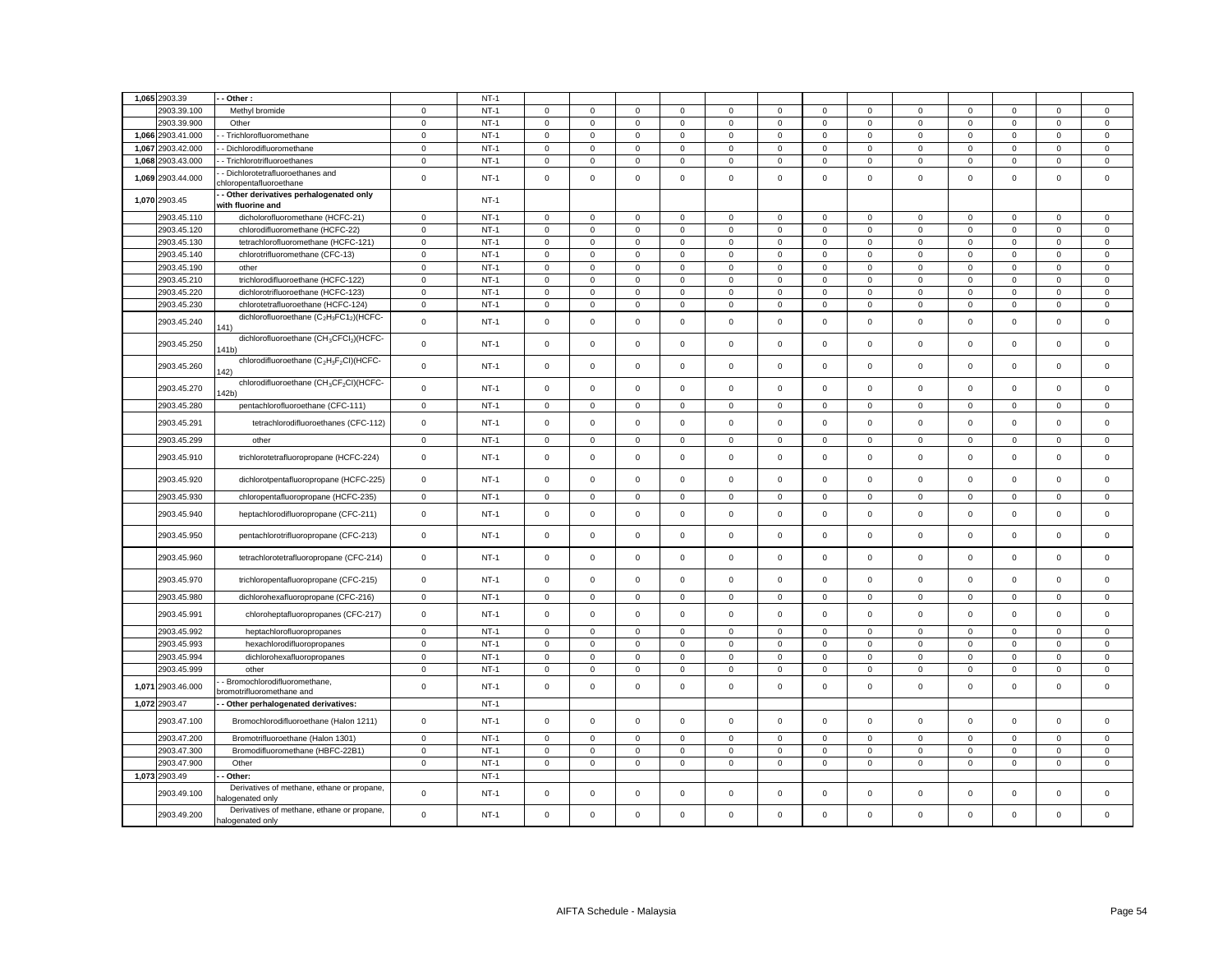| | | | | | | | | | | | | | | | | | | |
|---|---|---|---|---|---|---|---|---|---|---|---|---|---|---|---|---|---|---|
| 1,065 | 2903.39 | - - Other : | | NT-1 | | | | | | | | | | | | | | |
| | 2903.39.100 | Methyl bromide | 0 | NT-1 | 0 | 0 | 0 | 0 | 0 | 0 | 0 | 0 | 0 | 0 | 0 | 0 | 0 |
| | 2903.39.900 | Other | 0 | NT-1 | 0 | 0 | 0 | 0 | 0 | 0 | 0 | 0 | 0 | 0 | 0 | 0 | 0 |
| 1,066 | 2903.41.000 | - - Trichlorofluoromethane | 0 | NT-1 | 0 | 0 | 0 | 0 | 0 | 0 | 0 | 0 | 0 | 0 | 0 | 0 | 0 |
| 1,067 | 2903.42.000 | - - Dichlorodifluoromethane | 0 | NT-1 | 0 | 0 | 0 | 0 | 0 | 0 | 0 | 0 | 0 | 0 | 0 | 0 | 0 |
| 1,068 | 2903.43.000 | - - Trichlorotrifluoroethanes | 0 | NT-1 | 0 | 0 | 0 | 0 | 0 | 0 | 0 | 0 | 0 | 0 | 0 | 0 | 0 |
| 1,069 | 2903.44.000 | - - Dichlorotetrafluoroethanes and chloropentafluoroethane | 0 | NT-1 | 0 | 0 | 0 | 0 | 0 | 0 | 0 | 0 | 0 | 0 | 0 | 0 | 0 |
| 1,070 | 2903.45 | - - Other derivatives perhalogenated only with fluorine and | | NT-1 | | | | | | | | | | | | | | |
| | 2903.45.110 | dicholorofluoromethane (HCFC-21) | 0 | NT-1 | 0 | 0 | 0 | 0 | 0 | 0 | 0 | 0 | 0 | 0 | 0 | 0 | 0 |
| | 2903.45.120 | chlorodifluoromethane (HCFC-22) | 0 | NT-1 | 0 | 0 | 0 | 0 | 0 | 0 | 0 | 0 | 0 | 0 | 0 | 0 | 0 |
| | 2903.45.130 | tetrachlorofluoromethane (HCFC-121) | 0 | NT-1 | 0 | 0 | 0 | 0 | 0 | 0 | 0 | 0 | 0 | 0 | 0 | 0 | 0 |
| | 2903.45.140 | chlorotrifluoromethane (CFC-13) | 0 | NT-1 | 0 | 0 | 0 | 0 | 0 | 0 | 0 | 0 | 0 | 0 | 0 | 0 | 0 |
| | 2903.45.190 | other | 0 | NT-1 | 0 | 0 | 0 | 0 | 0 | 0 | 0 | 0 | 0 | 0 | 0 | 0 | 0 |
| | 2903.45.210 | trichlorodifluoroethane (HCFC-122) | 0 | NT-1 | 0 | 0 | 0 | 0 | 0 | 0 | 0 | 0 | 0 | 0 | 0 | 0 | 0 |
| | 2903.45.220 | dichlorotrifluoroethane (HCFC-123) | 0 | NT-1 | 0 | 0 | 0 | 0 | 0 | 0 | 0 | 0 | 0 | 0 | 0 | 0 | 0 |
| | 2903.45.230 | chlorotetrafluoroethane (HCFC-124) | 0 | NT-1 | 0 | 0 | 0 | 0 | 0 | 0 | 0 | 0 | 0 | 0 | 0 | 0 | 0 |
| | 2903.45.240 | dichlorofluoroethane ($C_2H_3FC1_2$)(HCFC-141) | 0 | NT-1 | 0 | 0 | 0 | 0 | 0 | 0 | 0 | 0 | 0 | 0 | 0 | 0 | 0 |
| | 2903.45.250 | dichlorofluoroethane ($CH_3CFCl_2$)(HCFC-141b) | 0 | NT-1 | 0 | 0 | 0 | 0 | 0 | 0 | 0 | 0 | 0 | 0 | 0 | 0 | 0 |
| | 2903.45.260 | chlorodifluoroethane ($C_2H_3F_2Cl$)(HCFC-142) | 0 | NT-1 | 0 | 0 | 0 | 0 | 0 | 0 | 0 | 0 | 0 | 0 | 0 | 0 | 0 |
| | 2903.45.270 | chlorodifluoroethane ($CH_3CF_2Cl$)(HCFC-142b) | 0 | NT-1 | 0 | 0 | 0 | 0 | 0 | 0 | 0 | 0 | 0 | 0 | 0 | 0 | 0 |
| | 2903.45.280 | pentachlorofluoroethane (CFC-111) | 0 | NT-1 | 0 | 0 | 0 | 0 | 0 | 0 | 0 | 0 | 0 | 0 | 0 | 0 | 0 |
| | 2903.45.291 | tetrachlorodifluoroethanes (CFC-112) | 0 | NT-1 | 0 | 0 | 0 | 0 | 0 | 0 | 0 | 0 | 0 | 0 | 0 | 0 | 0 |
| | 2903.45.299 | other | 0 | NT-1 | 0 | 0 | 0 | 0 | 0 | 0 | 0 | 0 | 0 | 0 | 0 | 0 | 0 |
| | 2903.45.910 | trichlorotetrafluoropropane (HCFC-224) | 0 | NT-1 | 0 | 0 | 0 | 0 | 0 | 0 | 0 | 0 | 0 | 0 | 0 | 0 | 0 |
| | 2903.45.920 | dichlorotpentafluoropropane (HCFC-225) | 0 | NT-1 | 0 | 0 | 0 | 0 | 0 | 0 | 0 | 0 | 0 | 0 | 0 | 0 | 0 |
| | 2903.45.930 | chloropentafluoropropane (HCFC-235) | 0 | NT-1 | 0 | 0 | 0 | 0 | 0 | 0 | 0 | 0 | 0 | 0 | 0 | 0 | 0 |
| | 2903.45.940 | heptachlorodifluoropropane (CFC-211) | 0 | NT-1 | 0 | 0 | 0 | 0 | 0 | 0 | 0 | 0 | 0 | 0 | 0 | 0 | 0 |
| | 2903.45.950 | pentachlorotrifluoropropane (CFC-213) | 0 | NT-1 | 0 | 0 | 0 | 0 | 0 | 0 | 0 | 0 | 0 | 0 | 0 | 0 | 0 |
| | 2903.45.960 | tetrachlorotetrafluoropropane (CFC-214) | 0 | NT-1 | 0 | 0 | 0 | 0 | 0 | 0 | 0 | 0 | 0 | 0 | 0 | 0 | 0 |
| | 2903.45.970 | trichloropentafluoropropane (CFC-215) | 0 | NT-1 | 0 | 0 | 0 | 0 | 0 | 0 | 0 | 0 | 0 | 0 | 0 | 0 | 0 |
| | 2903.45.980 | dichlorohexafluoropropane (CFC-216) | 0 | NT-1 | 0 | 0 | 0 | 0 | 0 | 0 | 0 | 0 | 0 | 0 | 0 | 0 | 0 |
| | 2903.45.991 | chloroheptafluoropropanes (CFC-217) | 0 | NT-1 | 0 | 0 | 0 | 0 | 0 | 0 | 0 | 0 | 0 | 0 | 0 | 0 | 0 |
| | 2903.45.992 | heptachlorofluoropropanes | 0 | NT-1 | 0 | 0 | 0 | 0 | 0 | 0 | 0 | 0 | 0 | 0 | 0 | 0 | 0 |
| | 2903.45.993 | hexachlorodifluoropropanes | 0 | NT-1 | 0 | 0 | 0 | 0 | 0 | 0 | 0 | 0 | 0 | 0 | 0 | 0 | 0 |
| | 2903.45.994 | dichlorohexafluoropropanes | 0 | NT-1 | 0 | 0 | 0 | 0 | 0 | 0 | 0 | 0 | 0 | 0 | 0 | 0 | 0 |
| | 2903.45.999 | other | 0 | NT-1 | 0 | 0 | 0 | 0 | 0 | 0 | 0 | 0 | 0 | 0 | 0 | 0 | 0 |
| 1,071 | 2903.46.000 | - - Bromochlorodifluoromethane, bromotrifluoromethane and | 0 | NT-1 | 0 | 0 | 0 | 0 | 0 | 0 | 0 | 0 | 0 | 0 | 0 | 0 | 0 |
| 1,072 | 2903.47 | - - Other perhalogenated derivatives: | | NT-1 | | | | | | | | | | | | | | |
| | 2903.47.100 | Bromochlorodifluoroethane (Halon 1211) | 0 | NT-1 | 0 | 0 | 0 | 0 | 0 | 0 | 0 | 0 | 0 | 0 | 0 | 0 | 0 |
| | 2903.47.200 | Bromotrifluoroethane (Halon 1301) | 0 | NT-1 | 0 | 0 | 0 | 0 | 0 | 0 | 0 | 0 | 0 | 0 | 0 | 0 | 0 |
| | 2903.47.300 | Bromodifluoromethane (HBFC-22B1) | 0 | NT-1 | 0 | 0 | 0 | 0 | 0 | 0 | 0 | 0 | 0 | 0 | 0 | 0 | 0 |
| | 2903.47.900 | Other | 0 | NT-1 | 0 | 0 | 0 | 0 | 0 | 0 | 0 | 0 | 0 | 0 | 0 | 0 | 0 |
| 1,073 | 2903.49 | - - Other: | | NT-1 | | | | | | | | | | | | | | |
| | 2903.49.100 | Derivatives of methane, ethane or propane, halogenated only | 0 | NT-1 | 0 | 0 | 0 | 0 | 0 | 0 | 0 | 0 | 0 | 0 | 0 | 0 | 0 |
| | 2903.49.200 | Derivatives of methane, ethane or propane, halogenated only | 0 | NT-1 | 0 | 0 | 0 | 0 | 0 | 0 | 0 | 0 | 0 | 0 | 0 | 0 | 0 |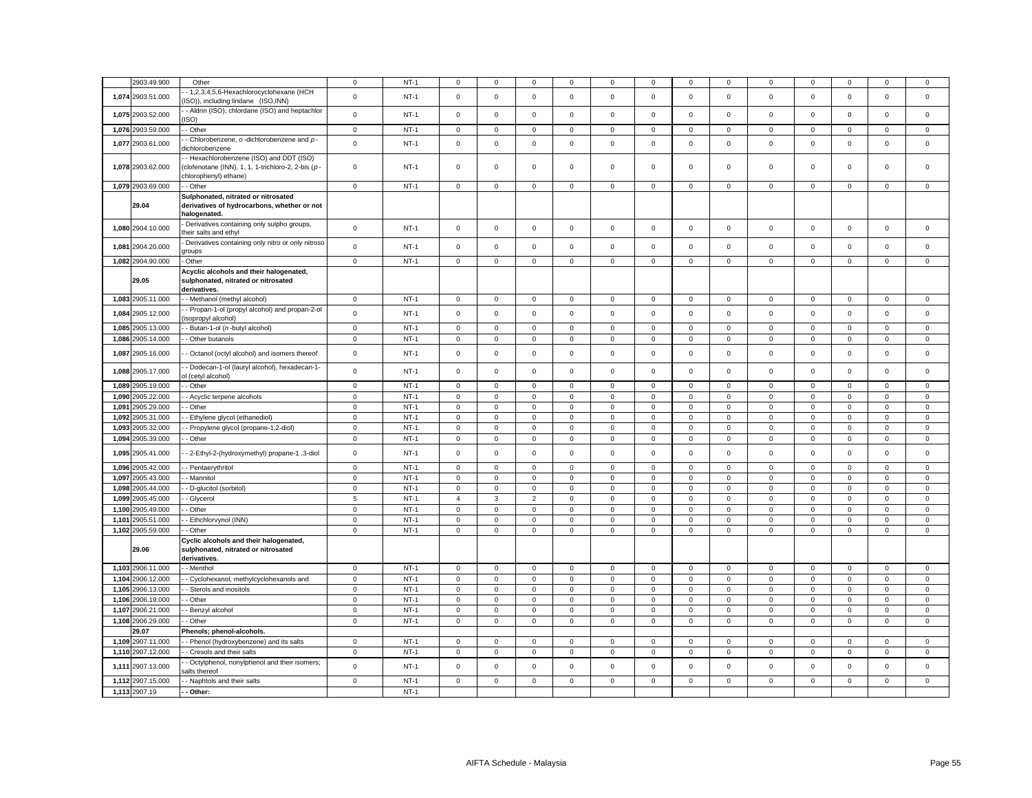| | 2903.49.900 | Other | 0 | NT-1 | 0 | 0 | 0 | 0 | 0 | 0 | 0 | 0 | 0 | 0 | 0 | 0 | 0 |
|---|---|---|---|---|---|---|---|---|---|---|---|---|---|---|---|---|---|
| 1,074 | 2903.51.000 | - - 1,2,3,4,5,6-Hexachlorocyclohexane (HCH (ISO)), including lindane (ISO,INN) | 0 | NT-1 | 0 | 0 | 0 | 0 | 0 | 0 | 0 | 0 | 0 | 0 | 0 | 0 | 0 |
| 1,075 | 2903.52.000 | - - Aldrin (ISO), chlordane (ISO) and heptachlor (ISO) | 0 | NT-1 | 0 | 0 | 0 | 0 | 0 | 0 | 0 | 0 | 0 | 0 | 0 | 0 | 0 |
| 1,076 | 2903.59.000 | - - Other | 0 | NT-1 | 0 | 0 | 0 | 0 | 0 | 0 | 0 | 0 | 0 | 0 | 0 | 0 | 0 |
| 1,077 | 2903.61.000 | - - Chlorobenzene, *o* -dichlorobenzene and *p* -dichlorobenzene | 0 | NT-1 | 0 | 0 | 0 | 0 | 0 | 0 | 0 | 0 | 0 | 0 | 0 | 0 | 0 |
| 1,078 | 2903.62.000 | - - Hexachlorobenzene (ISO) and DDT (ISO) (clofenotane (INN), 1, 1, 1-trichloro-2, 2-bis (*p* -chlorophenyl) ethane) | 0 | NT-1 | 0 | 0 | 0 | 0 | 0 | 0 | 0 | 0 | 0 | 0 | 0 | 0 | 0 |
| 1,079 | 2903.69.000 | - - Other | 0 | NT-1 | 0 | 0 | 0 | 0 | 0 | 0 | 0 | 0 | 0 | 0 | 0 | 0 | 0 |
| | **29.04** | **Sulphonated, nitrated or nitrosated derivatives of hydrocarbons, whether or not halogenated.** | | | | | | | | | | | | | | | |
| 1,080 | 2904.10.000 | - Derivatives containing only sulpho groups, their salts and ethyl | 0 | NT-1 | 0 | 0 | 0 | 0 | 0 | 0 | 0 | 0 | 0 | 0 | 0 | 0 | 0 |
| 1,081 | 2904.20.000 | - Derivatives containing only nitro or only nitroso groups | 0 | NT-1 | 0 | 0 | 0 | 0 | 0 | 0 | 0 | 0 | 0 | 0 | 0 | 0 | 0 |
| 1,082 | 2904.90.000 | - Other | 0 | NT-1 | 0 | 0 | 0 | 0 | 0 | 0 | 0 | 0 | 0 | 0 | 0 | 0 | 0 |
| | **29.05** | **Acyclic alcohols and their halogenated, sulphonated, nitrated or nitrosated derivatives.** | | | | | | | | | | | | | | | |
| 1,083 | 2905.11.000 | - - Methanol (methyl alcohol) | 0 | NT-1 | 0 | 0 | 0 | 0 | 0 | 0 | 0 | 0 | 0 | 0 | 0 | 0 | 0 |
| 1,084 | 2905.12.000 | - - Propan-1-ol (propyl alcohol) and propan-2-ol (isopropyl alcohol) | 0 | NT-1 | 0 | 0 | 0 | 0 | 0 | 0 | 0 | 0 | 0 | 0 | 0 | 0 | 0 |
| 1,085 | 2905.13.000 | - - Butan-1-ol (*n* -butyl alcohol) | 0 | NT-1 | 0 | 0 | 0 | 0 | 0 | 0 | 0 | 0 | 0 | 0 | 0 | 0 | 0 |
| 1,086 | 2905.14.000 | - - Other butanols | 0 | NT-1 | 0 | 0 | 0 | 0 | 0 | 0 | 0 | 0 | 0 | 0 | 0 | 0 | 0 |
| 1,087 | 2905.16.000 | - - Octanol (octyl alcohol) and isomers thereof | 0 | NT-1 | 0 | 0 | 0 | 0 | 0 | 0 | 0 | 0 | 0 | 0 | 0 | 0 | 0 |
| 1,088 | 2905.17.000 | - - Dodecan-1-ol (lauryl alcohol), hexadecan-1-ol (cetyl alcohol) | 0 | NT-1 | 0 | 0 | 0 | 0 | 0 | 0 | 0 | 0 | 0 | 0 | 0 | 0 | 0 |
| 1,089 | 2905.19.000 | - - Other | 0 | NT-1 | 0 | 0 | 0 | 0 | 0 | 0 | 0 | 0 | 0 | 0 | 0 | 0 | 0 |
| 1,090 | 2905.22.000 | - - Acyclic terpene alcohols | 0 | NT-1 | 0 | 0 | 0 | 0 | 0 | 0 | 0 | 0 | 0 | 0 | 0 | 0 | 0 |
| 1,091 | 2905.29.000 | - - Other | 0 | NT-1 | 0 | 0 | 0 | 0 | 0 | 0 | 0 | 0 | 0 | 0 | 0 | 0 | 0 |
| 1,092 | 2905.31.000 | - - Ethylene glycol (ethanediol) | 0 | NT-1 | 0 | 0 | 0 | 0 | 0 | 0 | 0 | 0 | 0 | 0 | 0 | 0 | 0 |
| 1,093 | 2905.32.000 | - - Propylene glycol (propane-1,2-diol) | 0 | NT-1 | 0 | 0 | 0 | 0 | 0 | 0 | 0 | 0 | 0 | 0 | 0 | 0 | 0 |
| 1,094 | 2905.39.000 | - - Other | 0 | NT-1 | 0 | 0 | 0 | 0 | 0 | 0 | 0 | 0 | 0 | 0 | 0 | 0 | 0 |
| 1,095 | 2905.41.000 | - - 2-Ethyl-2-(hydroxymethyl) propane-1 ,3-diol | 0 | NT-1 | 0 | 0 | 0 | 0 | 0 | 0 | 0 | 0 | 0 | 0 | 0 | 0 | 0 |
| 1,096 | 2905.42.000 | - - Pentaerythritol | 0 | NT-1 | 0 | 0 | 0 | 0 | 0 | 0 | 0 | 0 | 0 | 0 | 0 | 0 | 0 |
| 1,097 | 2905.43.000 | - - Mannitol | 0 | NT-1 | 0 | 0 | 0 | 0 | 0 | 0 | 0 | 0 | 0 | 0 | 0 | 0 | 0 |
| 1,098 | 2905.44.000 | - - D-glucitol (sorbitol) | 0 | NT-1 | 0 | 0 | 0 | 0 | 0 | 0 | 0 | 0 | 0 | 0 | 0 | 0 | 0 |
| 1,099 | 2905.45.000 | - - Glycerol | 5 | NT-1 | 4 | 3 | 2 | 0 | 0 | 0 | 0 | 0 | 0 | 0 | 0 | 0 | 0 |
| 1,100 | 2905.49.000 | - - Other | 0 | NT-1 | 0 | 0 | 0 | 0 | 0 | 0 | 0 | 0 | 0 | 0 | 0 | 0 | 0 |
| 1,101 | 2905.51.000 | - - Ethchlorvynol (INN) | 0 | NT-1 | 0 | 0 | 0 | 0 | 0 | 0 | 0 | 0 | 0 | 0 | 0 | 0 | 0 |
| 1,102 | 2905.59.000 | - - Other | 0 | NT-1 | 0 | 0 | 0 | 0 | 0 | 0 | 0 | 0 | 0 | 0 | 0 | 0 | 0 |
| | **29.06** | **Cyclic alcohols and their halogenated, sulphonated, nitrated or nitrosated derivatives.** | | | | | | | | | | | | | | | |
| 1,103 | 2906.11.000 | - - Menthol | 0 | NT-1 | 0 | 0 | 0 | 0 | 0 | 0 | 0 | 0 | 0 | 0 | 0 | 0 | 0 |
| 1,104 | 2906.12.000 | - - Cyclohexanol, methylcyclohexanols and | 0 | NT-1 | 0 | 0 | 0 | 0 | 0 | 0 | 0 | 0 | 0 | 0 | 0 | 0 | 0 |
| 1,105 | 2906.13.000 | - - Sterols and inositols | 0 | NT-1 | 0 | 0 | 0 | 0 | 0 | 0 | 0 | 0 | 0 | 0 | 0 | 0 | 0 |
| 1,106 | 2906.19.000 | - - Other | 0 | NT-1 | 0 | 0 | 0 | 0 | 0 | 0 | 0 | 0 | 0 | 0 | 0 | 0 | 0 |
| 1,107 | 2906.21.000 | - - Benzyl alcohol | 0 | NT-1 | 0 | 0 | 0 | 0 | 0 | 0 | 0 | 0 | 0 | 0 | 0 | 0 | 0 |
| 1,108 | 2906.29.000 | - - Other | 0 | NT-1 | 0 | 0 | 0 | 0 | 0 | 0 | 0 | 0 | 0 | 0 | 0 | 0 | 0 |
| | **29.07** | **Phenols; phenol-alcohols.** | | | | | | | | | | | | | | | |
| 1,109 | 2907.11.000 | - - Phenol (hydroxybenzene) and its salts | 0 | NT-1 | 0 | 0 | 0 | 0 | 0 | 0 | 0 | 0 | 0 | 0 | 0 | 0 | 0 |
| 1,110 | 2907.12.000 | - - Cresols and their salts | 0 | NT-1 | 0 | 0 | 0 | 0 | 0 | 0 | 0 | 0 | 0 | 0 | 0 | 0 | 0 |
| 1,111 | 2907.13.000 | - - Octylphenol, nonylphenol and their isomers; salts thereof | 0 | NT-1 | 0 | 0 | 0 | 0 | 0 | 0 | 0 | 0 | 0 | 0 | 0 | 0 | 0 |
| 1,112 | 2907.15.000 | - - Naphtols and their salts | 0 | NT-1 | 0 | 0 | 0 | 0 | 0 | 0 | 0 | 0 | 0 | 0 | 0 | 0 | 0 |
| 1,113 | 2907.19 | **- - Other:** | | NT-1 | | | | | | | | | | | | | |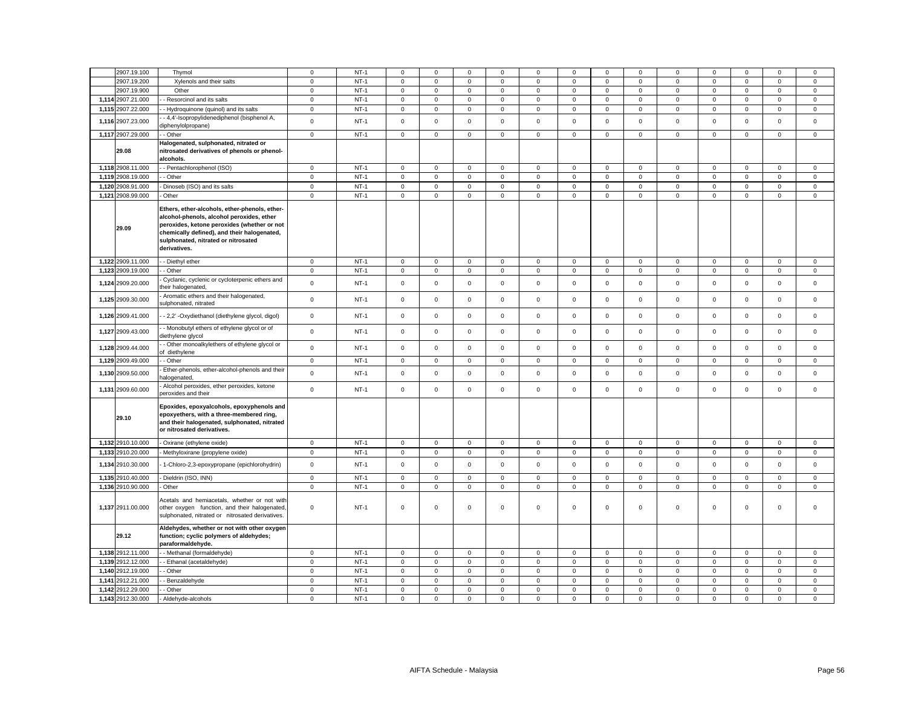| | | | | | | | | | | | | | | | | | |
|---|---|---|---|---|---|---|---|---|---|---|---|---|---|---|---|---|---|
| | 2907.19.100 | Thymol | 0 | NT-1 | 0 | 0 | 0 | 0 | 0 | 0 | 0 | 0 | 0 | 0 | 0 | 0 | 0 |
| | 2907.19.200 | Xylenols and their salts | 0 | NT-1 | 0 | 0 | 0 | 0 | 0 | 0 | 0 | 0 | 0 | 0 | 0 | 0 | 0 |
| | 2907.19.900 | Other | 0 | NT-1 | 0 | 0 | 0 | 0 | 0 | 0 | 0 | 0 | 0 | 0 | 0 | 0 | 0 |
| 1,114 | 2907.21.000 | - - Resorcinol and its salts | 0 | NT-1 | 0 | 0 | 0 | 0 | 0 | 0 | 0 | 0 | 0 | 0 | 0 | 0 | 0 |
| 1,115 | 2907.22.000 | - - Hydroquinone (quinol) and its salts | 0 | NT-1 | 0 | 0 | 0 | 0 | 0 | 0 | 0 | 0 | 0 | 0 | 0 | 0 | 0 |
| 1,116 | 2907.23.000 | - - 4,4'-Isopropylidenediphenol (bisphenol A, diphenylolpropane) | 0 | NT-1 | 0 | 0 | 0 | 0 | 0 | 0 | 0 | 0 | 0 | 0 | 0 | 0 | 0 |
| 1,117 | 2907.29.000 | - - Other | 0 | NT-1 | 0 | 0 | 0 | 0 | 0 | 0 | 0 | 0 | 0 | 0 | 0 | 0 | 0 |
| | **29.08** | **Halogenated, sulphonated, nitrated or nitrosated derivatives of phenols or phenol-alcohols.** | | | | | | | | | | | | | | | |
| 1,118 | 2908.11.000 | - - Pentachlorophenol (ISO) | 0 | NT-1 | 0 | 0 | 0 | 0 | 0 | 0 | 0 | 0 | 0 | 0 | 0 | 0 | 0 |
| 1,119 | 2908.19.000 | - - Other | 0 | NT-1 | 0 | 0 | 0 | 0 | 0 | 0 | 0 | 0 | 0 | 0 | 0 | 0 | 0 |
| 1,120 | 2908.91.000 | - Dinoseb (ISO) and its salts | 0 | NT-1 | 0 | 0 | 0 | 0 | 0 | 0 | 0 | 0 | 0 | 0 | 0 | 0 | 0 |
| 1,121 | 2908.99.000 | - Other | 0 | NT-1 | 0 | 0 | 0 | 0 | 0 | 0 | 0 | 0 | 0 | 0 | 0 | 0 | 0 |
| | **29.09** | **Ethers, ether-alcohols, ether-phenols, ether-alcohol-phenols, alcohol peroxides, ether peroxides, ketone peroxides (whether or not chemically defined), and their halogenated, sulphonated, nitrated or nitrosated derivatives.** | | | | | | | | | | | | | | | |
| 1,122 | 2909.11.000 | - - Diethyl ether | 0 | NT-1 | 0 | 0 | 0 | 0 | 0 | 0 | 0 | 0 | 0 | 0 | 0 | 0 | 0 |
| 1,123 | 2909.19.000 | - - Other | 0 | NT-1 | 0 | 0 | 0 | 0 | 0 | 0 | 0 | 0 | 0 | 0 | 0 | 0 | 0 |
| 1,124 | 2909.20.000 | - Cyclanic, cyclenic or cycloterpenic ethers and their halogenated, | 0 | NT-1 | 0 | 0 | 0 | 0 | 0 | 0 | 0 | 0 | 0 | 0 | 0 | 0 | 0 |
| 1,125 | 2909.30.000 | - Aromatic ethers and their halogenated, sulphonated, nitrated | 0 | NT-1 | 0 | 0 | 0 | 0 | 0 | 0 | 0 | 0 | 0 | 0 | 0 | 0 | 0 |
| 1,126 | 2909.41.000 | - - 2,2' -Oxydiethanol (diethylene glycol, digol) | 0 | NT-1 | 0 | 0 | 0 | 0 | 0 | 0 | 0 | 0 | 0 | 0 | 0 | 0 | 0 |
| 1,127 | 2909.43.000 | - - Monobutyl ethers of ethylene glycol or of diethylene glycol | 0 | NT-1 | 0 | 0 | 0 | 0 | 0 | 0 | 0 | 0 | 0 | 0 | 0 | 0 | 0 |
| 1,128 | 2909.44.000 | - - Other monoalkylethers of ethylene glycol or of diethylene | 0 | NT-1 | 0 | 0 | 0 | 0 | 0 | 0 | 0 | 0 | 0 | 0 | 0 | 0 | 0 |
| 1,129 | 2909.49.000 | - - Other | 0 | NT-1 | 0 | 0 | 0 | 0 | 0 | 0 | 0 | 0 | 0 | 0 | 0 | 0 | 0 |
| 1,130 | 2909.50.000 | - Ether-phenols, ether-alcohol-phenols and their halogenated, | 0 | NT-1 | 0 | 0 | 0 | 0 | 0 | 0 | 0 | 0 | 0 | 0 | 0 | 0 | 0 |
| 1,131 | 2909.60.000 | - Alcohol peroxides, ether peroxides, ketone peroxides and their | 0 | NT-1 | 0 | 0 | 0 | 0 | 0 | 0 | 0 | 0 | 0 | 0 | 0 | 0 | 0 |
| | **29.10** | **Epoxides, epoxyalcohols, epoxyphenols and epoxyethers, with a three-membered ring, and their halogenated, sulphonated, nitrated or nitrosated derivatives.** | | | | | | | | | | | | | | | |
| 1,132 | 2910.10.000 | - Oxirane (ethylene oxide) | 0 | NT-1 | 0 | 0 | 0 | 0 | 0 | 0 | 0 | 0 | 0 | 0 | 0 | 0 | 0 |
| 1,133 | 2910.20.000 | - Methyloxirane (propylene oxide) | 0 | NT-1 | 0 | 0 | 0 | 0 | 0 | 0 | 0 | 0 | 0 | 0 | 0 | 0 | 0 |
| 1,134 | 2910.30.000 | - 1-Chloro-2,3-epoxypropane (epichlorohydrin) | 0 | NT-1 | 0 | 0 | 0 | 0 | 0 | 0 | 0 | 0 | 0 | 0 | 0 | 0 | 0 |
| 1,135 | 2910.40.000 | - Dieldrin (ISO, INN) | 0 | NT-1 | 0 | 0 | 0 | 0 | 0 | 0 | 0 | 0 | 0 | 0 | 0 | 0 | 0 |
| 1,136 | 2910.90.000 | - Other | 0 | NT-1 | 0 | 0 | 0 | 0 | 0 | 0 | 0 | 0 | 0 | 0 | 0 | 0 | 0 |
| 1,137 | 2911.00.000 | Acetals and hemiacetals, whether or not with other oxygen function, and their halogenated, sulphonated, nitrated or nitrosated derivatives. | 0 | NT-1 | 0 | 0 | 0 | 0 | 0 | 0 | 0 | 0 | 0 | 0 | 0 | 0 | 0 |
| | **29.12** | **Aldehydes, whether or not with other oxygen function; cyclic polymers of aldehydes; paraformaldehyde.** | | | | | | | | | | | | | | | |
| 1,138 | 2912.11.000 | - - Methanal (formaldehyde) | 0 | NT-1 | 0 | 0 | 0 | 0 | 0 | 0 | 0 | 0 | 0 | 0 | 0 | 0 | 0 |
| 1,139 | 2912.12.000 | - - Ethanal (acetaldehyde) | 0 | NT-1 | 0 | 0 | 0 | 0 | 0 | 0 | 0 | 0 | 0 | 0 | 0 | 0 | 0 |
| 1,140 | 2912.19.000 | - - Other | 0 | NT-1 | 0 | 0 | 0 | 0 | 0 | 0 | 0 | 0 | 0 | 0 | 0 | 0 | 0 |
| 1,141 | 2912.21.000 | - - Benzaldehyde | 0 | NT-1 | 0 | 0 | 0 | 0 | 0 | 0 | 0 | 0 | 0 | 0 | 0 | 0 | 0 |
| 1,142 | 2912.29.000 | - - Other | 0 | NT-1 | 0 | 0 | 0 | 0 | 0 | 0 | 0 | 0 | 0 | 0 | 0 | 0 | 0 |
| 1,143 | 2912.30.000 | - Aldehyde-alcohols | 0 | NT-1 | 0 | 0 | 0 | 0 | 0 | 0 | 0 | 0 | 0 | 0 | 0 | 0 | 0 |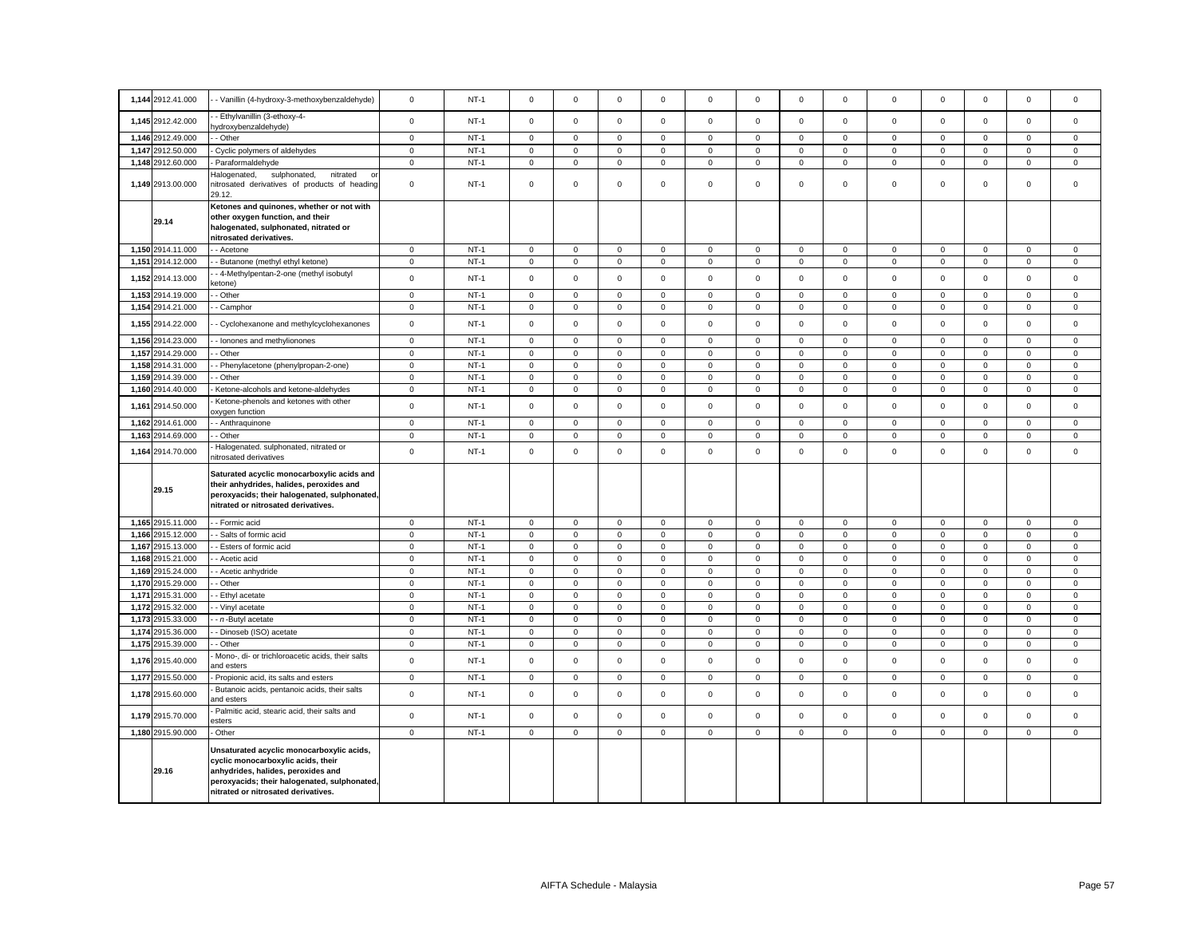| 1,144 | 2912.41.000 | - - Vanillin (4-hydroxy-3-methoxybenzaldehyde) | 0 | NT-1 | 0 | 0 | 0 | 0 | 0 | 0 | 0 | 0 | 0 | 0 | 0 | 0 | 0 |
|---|---|---|---|---|---|---|---|---|---|---|---|---|---|---|---|---|---|
| 1,145 | 2912.42.000 | - - Ethylvanillin (3-ethoxy-4-hydroxybenzaldehyde) | 0 | NT-1 | 0 | 0 | 0 | 0 | 0 | 0 | 0 | 0 | 0 | 0 | 0 | 0 | 0 |
| 1,146 | 2912.49.000 | - - Other | 0 | NT-1 | 0 | 0 | 0 | 0 | 0 | 0 | 0 | 0 | 0 | 0 | 0 | 0 | 0 |
| 1,147 | 2912.50.000 | - Cyclic polymers of aldehydes | 0 | NT-1 | 0 | 0 | 0 | 0 | 0 | 0 | 0 | 0 | 0 | 0 | 0 | 0 | 0 |
| 1,148 | 2912.60.000 | - Paraformaldehyde | 0 | NT-1 | 0 | 0 | 0 | 0 | 0 | 0 | 0 | 0 | 0 | 0 | 0 | 0 | 0 |
| 1,149 | 2913.00.000 | Halogenated, sulphonated, nitrated or nitrosated derivatives of products of heading 29.12. | 0 | NT-1 | 0 | 0 | 0 | 0 | 0 | 0 | 0 | 0 | 0 | 0 | 0 | 0 | 0 |
| | 29.14 | **Ketones and quinones, whether or not with other oxygen function, and their halogenated, sulphonated, nitrated or nitrosated derivatives.** | | | | | | | | | | | | | | | |
| 1,150 | 2914.11.000 | - - Acetone | 0 | NT-1 | 0 | 0 | 0 | 0 | 0 | 0 | 0 | 0 | 0 | 0 | 0 | 0 | 0 |
| 1,151 | 2914.12.000 | - - Butanone (methyl ethyl ketone) | 0 | NT-1 | 0 | 0 | 0 | 0 | 0 | 0 | 0 | 0 | 0 | 0 | 0 | 0 | 0 |
| 1,152 | 2914.13.000 | - - 4-Methylpentan-2-one (methyl isobutyl ketone) | 0 | NT-1 | 0 | 0 | 0 | 0 | 0 | 0 | 0 | 0 | 0 | 0 | 0 | 0 | 0 |
| 1,153 | 2914.19.000 | - - Other | 0 | NT-1 | 0 | 0 | 0 | 0 | 0 | 0 | 0 | 0 | 0 | 0 | 0 | 0 | 0 |
| 1,154 | 2914.21.000 | - - Camphor | 0 | NT-1 | 0 | 0 | 0 | 0 | 0 | 0 | 0 | 0 | 0 | 0 | 0 | 0 | 0 |
| 1,155 | 2914.22.000 | - - Cyclohexanone and methylcyclohexanones | 0 | NT-1 | 0 | 0 | 0 | 0 | 0 | 0 | 0 | 0 | 0 | 0 | 0 | 0 | 0 |
| 1,156 | 2914.23.000 | - - Ionones and methylionones | 0 | NT-1 | 0 | 0 | 0 | 0 | 0 | 0 | 0 | 0 | 0 | 0 | 0 | 0 | 0 |
| 1,157 | 2914.29.000 | - - Other | 0 | NT-1 | 0 | 0 | 0 | 0 | 0 | 0 | 0 | 0 | 0 | 0 | 0 | 0 | 0 |
| 1,158 | 2914.31.000 | - - Phenylacetone (phenylpropan-2-one) | 0 | NT-1 | 0 | 0 | 0 | 0 | 0 | 0 | 0 | 0 | 0 | 0 | 0 | 0 | 0 |
| 1,159 | 2914.39.000 | - - Other | 0 | NT-1 | 0 | 0 | 0 | 0 | 0 | 0 | 0 | 0 | 0 | 0 | 0 | 0 | 0 |
| 1,160 | 2914.40.000 | - Ketone-alcohols and ketone-aldehydes | 0 | NT-1 | 0 | 0 | 0 | 0 | 0 | 0 | 0 | 0 | 0 | 0 | 0 | 0 | 0 |
| 1,161 | 2914.50.000 | - Ketone-phenols and ketones with other oxygen function | 0 | NT-1 | 0 | 0 | 0 | 0 | 0 | 0 | 0 | 0 | 0 | 0 | 0 | 0 | 0 |
| 1,162 | 2914.61.000 | - - Anthraquinone | 0 | NT-1 | 0 | 0 | 0 | 0 | 0 | 0 | 0 | 0 | 0 | 0 | 0 | 0 | 0 |
| 1,163 | 2914.69.000 | - - Other | 0 | NT-1 | 0 | 0 | 0 | 0 | 0 | 0 | 0 | 0 | 0 | 0 | 0 | 0 | 0 |
| 1,164 | 2914.70.000 | - Halogenated. sulphonated, nitrated or nitrosated derivatives | 0 | NT-1 | 0 | 0 | 0 | 0 | 0 | 0 | 0 | 0 | 0 | 0 | 0 | 0 | 0 |
| | 29.15 | **Saturated acyclic monocarboxylic acids and their anhydrides, halides, peroxides and peroxyacids; their halogenated, sulphonated, nitrated or nitrosated derivatives.** | | | | | | | | | | | | | | | |
| 1,165 | 2915.11.000 | - - Formic acid | 0 | NT-1 | 0 | 0 | 0 | 0 | 0 | 0 | 0 | 0 | 0 | 0 | 0 | 0 | 0 |
| 1,166 | 2915.12.000 | - - Salts of formic acid | 0 | NT-1 | 0 | 0 | 0 | 0 | 0 | 0 | 0 | 0 | 0 | 0 | 0 | 0 | 0 |
| 1,167 | 2915.13.000 | - - Esters of formic acid | 0 | NT-1 | 0 | 0 | 0 | 0 | 0 | 0 | 0 | 0 | 0 | 0 | 0 | 0 | 0 |
| 1,168 | 2915.21.000 | - - Acetic acid | 0 | NT-1 | 0 | 0 | 0 | 0 | 0 | 0 | 0 | 0 | 0 | 0 | 0 | 0 | 0 |
| 1,169 | 2915.24.000 | - - Acetic anhydride | 0 | NT-1 | 0 | 0 | 0 | 0 | 0 | 0 | 0 | 0 | 0 | 0 | 0 | 0 | 0 |
| 1,170 | 2915.29.000 | - - Other | 0 | NT-1 | 0 | 0 | 0 | 0 | 0 | 0 | 0 | 0 | 0 | 0 | 0 | 0 | 0 |
| 1,171 | 2915.31.000 | - - Ethyl acetate | 0 | NT-1 | 0 | 0 | 0 | 0 | 0 | 0 | 0 | 0 | 0 | 0 | 0 | 0 | 0 |
| 1,172 | 2915.32.000 | - - Vinyl acetate | 0 | NT-1 | 0 | 0 | 0 | 0 | 0 | 0 | 0 | 0 | 0 | 0 | 0 | 0 | 0 |
| 1,173 | 2915.33.000 | - - *n*-Butyl acetate | 0 | NT-1 | 0 | 0 | 0 | 0 | 0 | 0 | 0 | 0 | 0 | 0 | 0 | 0 | 0 |
| 1,174 | 2915.36.000 | - - Dinoseb (ISO) acetate | 0 | NT-1 | 0 | 0 | 0 | 0 | 0 | 0 | 0 | 0 | 0 | 0 | 0 | 0 | 0 |
| 1,175 | 2915.39.000 | - - Other | 0 | NT-1 | 0 | 0 | 0 | 0 | 0 | 0 | 0 | 0 | 0 | 0 | 0 | 0 | 0 |
| 1,176 | 2915.40.000 | - Mono-, di- or trichloroacetic acids, their salts and esters | 0 | NT-1 | 0 | 0 | 0 | 0 | 0 | 0 | 0 | 0 | 0 | 0 | 0 | 0 | 0 |
| 1,177 | 2915.50.000 | - Propionic acid, its salts and esters | 0 | NT-1 | 0 | 0 | 0 | 0 | 0 | 0 | 0 | 0 | 0 | 0 | 0 | 0 | 0 |
| 1,178 | 2915.60.000 | - Butanoic acids, pentanoic acids, their salts and esters | 0 | NT-1 | 0 | 0 | 0 | 0 | 0 | 0 | 0 | 0 | 0 | 0 | 0 | 0 | 0 |
| 1,179 | 2915.70.000 | - Palmitic acid, stearic acid, their salts and esters | 0 | NT-1 | 0 | 0 | 0 | 0 | 0 | 0 | 0 | 0 | 0 | 0 | 0 | 0 | 0 |
| 1,180 | 2915.90.000 | - Other | 0 | NT-1 | 0 | 0 | 0 | 0 | 0 | 0 | 0 | 0 | 0 | 0 | 0 | 0 | 0 |
| | 29.16 | **Unsaturated acyclic monocarboxylic acids, cyclic monocarboxylic acids, their anhydrides, halides, peroxides and peroxyacids; their halogenated, sulphonated, nitrated or nitrosated derivatives.** | | | | | | | | | | | | | | | |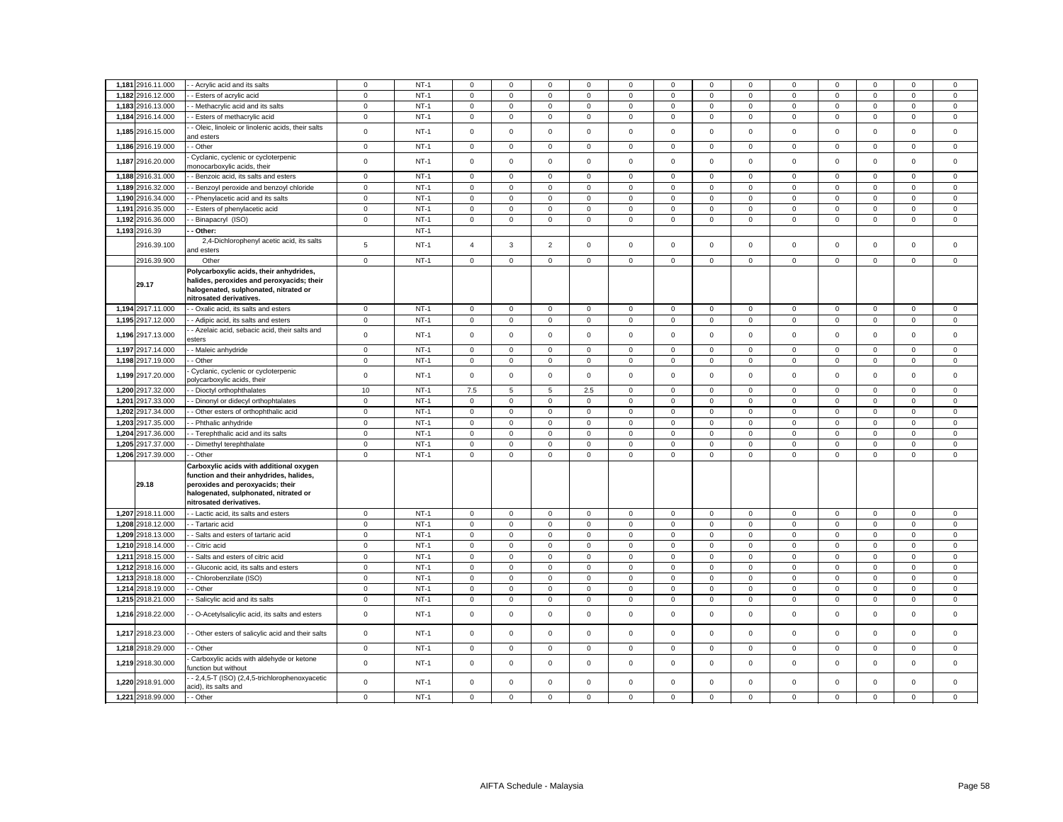| | | | | | | | | | | | | | | | | | |
|---|---|---|---|---|---|---|---|---|---|---|---|---|---|---|---|---|---|
| 1,181 | 2916.11.000 | - - Acrylic acid and its salts | 0 | NT-1 | 0 | 0 | 0 | 0 | 0 | 0 | 0 | 0 | 0 | 0 | 0 | 0 | 0 |
| 1,182 | 2916.12.000 | - - Esters of acrylic acid | 0 | NT-1 | 0 | 0 | 0 | 0 | 0 | 0 | 0 | 0 | 0 | 0 | 0 | 0 | 0 |
| 1,183 | 2916.13.000 | - - Methacrylic acid and its salts | 0 | NT-1 | 0 | 0 | 0 | 0 | 0 | 0 | 0 | 0 | 0 | 0 | 0 | 0 | 0 |
| 1,184 | 2916.14.000 | - - Esters of methacrylic acid | 0 | NT-1 | 0 | 0 | 0 | 0 | 0 | 0 | 0 | 0 | 0 | 0 | 0 | 0 | 0 |
| 1,185 | 2916.15.000 | - - Oleic, linoleic or linolenic acids, their salts and esters | 0 | NT-1 | 0 | 0 | 0 | 0 | 0 | 0 | 0 | 0 | 0 | 0 | 0 | 0 | 0 |
| 1,186 | 2916.19.000 | - - Other | 0 | NT-1 | 0 | 0 | 0 | 0 | 0 | 0 | 0 | 0 | 0 | 0 | 0 | 0 | 0 |
| 1,187 | 2916.20.000 | - Cyclanic, cyclenic or cycloterpenic monocarboxylic acids, their | 0 | NT-1 | 0 | 0 | 0 | 0 | 0 | 0 | 0 | 0 | 0 | 0 | 0 | 0 | 0 |
| 1,188 | 2916.31.000 | - - Benzoic acid, its salts and esters | 0 | NT-1 | 0 | 0 | 0 | 0 | 0 | 0 | 0 | 0 | 0 | 0 | 0 | 0 | 0 |
| 1,189 | 2916.32.000 | - - Benzoyl peroxide and benzoyl chloride | 0 | NT-1 | 0 | 0 | 0 | 0 | 0 | 0 | 0 | 0 | 0 | 0 | 0 | 0 | 0 |
| 1,190 | 2916.34.000 | - - Phenylacetic acid and its salts | 0 | NT-1 | 0 | 0 | 0 | 0 | 0 | 0 | 0 | 0 | 0 | 0 | 0 | 0 | 0 |
| 1,191 | 2916.35.000 | - - Esters of phenylacetic acid | 0 | NT-1 | 0 | 0 | 0 | 0 | 0 | 0 | 0 | 0 | 0 | 0 | 0 | 0 | 0 |
| 1,192 | 2916.36.000 | - - Binapacryl (ISO) | 0 | NT-1 | 0 | 0 | 0 | 0 | 0 | 0 | 0 | 0 | 0 | 0 | 0 | 0 | 0 |
| 1,193 | 2916.39 | **- - Other:** | | NT-1 | | | | | | | | | | | | | |
| | 2916.39.100 | 2,4-Dichlorophenyl acetic acid, its salts and esters | 5 | NT-1 | 4 | 3 | 2 | 0 | 0 | 0 | 0 | 0 | 0 | 0 | 0 | 0 | 0 |
| | 2916.39.900 | Other | 0 | NT-1 | 0 | 0 | 0 | 0 | 0 | 0 | 0 | 0 | 0 | 0 | 0 | 0 | 0 |
| | **29.17** | **Polycarboxylic acids, their anhydrides, halides, peroxides and peroxyacids; their halogenated, sulphonated, nitrated or nitrosated derivatives.** | | | | | | | | | | | | | | | |
| 1,194 | 2917.11.000 | - - Oxalic acid, its salts and esters | 0 | NT-1 | 0 | 0 | 0 | 0 | 0 | 0 | 0 | 0 | 0 | 0 | 0 | 0 | 0 |
| 1,195 | 2917.12.000 | - - Adipic acid, its salts and esters | 0 | NT-1 | 0 | 0 | 0 | 0 | 0 | 0 | 0 | 0 | 0 | 0 | 0 | 0 | 0 |
| 1,196 | 2917.13.000 | - - Azelaic acid, sebacic acid, their salts and esters | 0 | NT-1 | 0 | 0 | 0 | 0 | 0 | 0 | 0 | 0 | 0 | 0 | 0 | 0 | 0 |
| 1,197 | 2917.14.000 | - - Maleic anhydride | 0 | NT-1 | 0 | 0 | 0 | 0 | 0 | 0 | 0 | 0 | 0 | 0 | 0 | 0 | 0 |
| 1,198 | 2917.19.000 | - - Other | 0 | NT-1 | 0 | 0 | 0 | 0 | 0 | 0 | 0 | 0 | 0 | 0 | 0 | 0 | 0 |
| 1,199 | 2917.20.000 | - Cyclanic, cyclenic or cycloterpenic polycarboxylic acids, their | 0 | NT-1 | 0 | 0 | 0 | 0 | 0 | 0 | 0 | 0 | 0 | 0 | 0 | 0 | 0 |
| 1,200 | 2917.32.000 | - - Dioctyl orthophthalates | 10 | NT-1 | 7.5 | 5 | 5 | 2.5 | 0 | 0 | 0 | 0 | 0 | 0 | 0 | 0 | 0 |
| 1,201 | 2917.33.000 | - - Dinonyl or didecyl orthophtalates | 0 | NT-1 | 0 | 0 | 0 | 0 | 0 | 0 | 0 | 0 | 0 | 0 | 0 | 0 | 0 |
| 1,202 | 2917.34.000 | - - Other esters of orthophthalic acid | 0 | NT-1 | 0 | 0 | 0 | 0 | 0 | 0 | 0 | 0 | 0 | 0 | 0 | 0 | 0 |
| 1,203 | 2917.35.000 | - - Phthalic anhydride | 0 | NT-1 | 0 | 0 | 0 | 0 | 0 | 0 | 0 | 0 | 0 | 0 | 0 | 0 | 0 |
| 1,204 | 2917.36.000 | - - Terephthalic acid and its salts | 0 | NT-1 | 0 | 0 | 0 | 0 | 0 | 0 | 0 | 0 | 0 | 0 | 0 | 0 | 0 |
| 1,205 | 2917.37.000 | - - Dimethyl terephthalate | 0 | NT-1 | 0 | 0 | 0 | 0 | 0 | 0 | 0 | 0 | 0 | 0 | 0 | 0 | 0 |
| 1,206 | 2917.39.000 | - - Other | 0 | NT-1 | 0 | 0 | 0 | 0 | 0 | 0 | 0 | 0 | 0 | 0 | 0 | 0 | 0 |
| | **29.18** | **Carboxylic acids with additional oxygen function and their anhydrides, halides, peroxides and peroxyacids; their halogenated, sulphonated, nitrated or nitrosated derivatives.** | | | | | | | | | | | | | | | |
| 1,207 | 2918.11.000 | - - Lactic acid, its salts and esters | 0 | NT-1 | 0 | 0 | 0 | 0 | 0 | 0 | 0 | 0 | 0 | 0 | 0 | 0 | 0 |
| 1,208 | 2918.12.000 | - - Tartaric acid | 0 | NT-1 | 0 | 0 | 0 | 0 | 0 | 0 | 0 | 0 | 0 | 0 | 0 | 0 | 0 |
| 1,209 | 2918.13.000 | - - Salts and esters of tartaric acid | 0 | NT-1 | 0 | 0 | 0 | 0 | 0 | 0 | 0 | 0 | 0 | 0 | 0 | 0 | 0 |
| 1,210 | 2918.14.000 | - - Citric acid | 0 | NT-1 | 0 | 0 | 0 | 0 | 0 | 0 | 0 | 0 | 0 | 0 | 0 | 0 | 0 |
| 1,211 | 2918.15.000 | - - Salts and esters of citric acid | 0 | NT-1 | 0 | 0 | 0 | 0 | 0 | 0 | 0 | 0 | 0 | 0 | 0 | 0 | 0 |
| 1,212 | 2918.16.000 | - - Gluconic acid, its salts and esters | 0 | NT-1 | 0 | 0 | 0 | 0 | 0 | 0 | 0 | 0 | 0 | 0 | 0 | 0 | 0 |
| 1,213 | 2918.18.000 | - - Chlorobenzilate (ISO) | 0 | NT-1 | 0 | 0 | 0 | 0 | 0 | 0 | 0 | 0 | 0 | 0 | 0 | 0 | 0 |
| 1,214 | 2918.19.000 | - - Other | 0 | NT-1 | 0 | 0 | 0 | 0 | 0 | 0 | 0 | 0 | 0 | 0 | 0 | 0 | 0 |
| 1,215 | 2918.21.000 | - - Salicylic acid and its salts | 0 | NT-1 | 0 | 0 | 0 | 0 | 0 | 0 | 0 | 0 | 0 | 0 | 0 | 0 | 0 |
| 1,216 | 2918.22.000 | - - O-Acetylsalicylic acid, its salts and esters | 0 | NT-1 | 0 | 0 | 0 | 0 | 0 | 0 | 0 | 0 | 0 | 0 | 0 | 0 | 0 |
| 1,217 | 2918.23.000 | - - Other esters of salicylic acid and their salts | 0 | NT-1 | 0 | 0 | 0 | 0 | 0 | 0 | 0 | 0 | 0 | 0 | 0 | 0 | 0 |
| 1,218 | 2918.29.000 | - - Other | 0 | NT-1 | 0 | 0 | 0 | 0 | 0 | 0 | 0 | 0 | 0 | 0 | 0 | 0 | 0 |
| 1,219 | 2918.30.000 | - Carboxylic acids with aldehyde or ketone function but without | 0 | NT-1 | 0 | 0 | 0 | 0 | 0 | 0 | 0 | 0 | 0 | 0 | 0 | 0 | 0 |
| 1,220 | 2918.91.000 | - - 2,4,5-T (ISO) (2,4,5-trichlorophenoxyacetic acid), its salts and | 0 | NT-1 | 0 | 0 | 0 | 0 | 0 | 0 | 0 | 0 | 0 | 0 | 0 | 0 | 0 |
| 1,221 | 2918.99.000 | - - Other | 0 | NT-1 | 0 | 0 | 0 | 0 | 0 | 0 | 0 | 0 | 0 | 0 | 0 | 0 | 0 |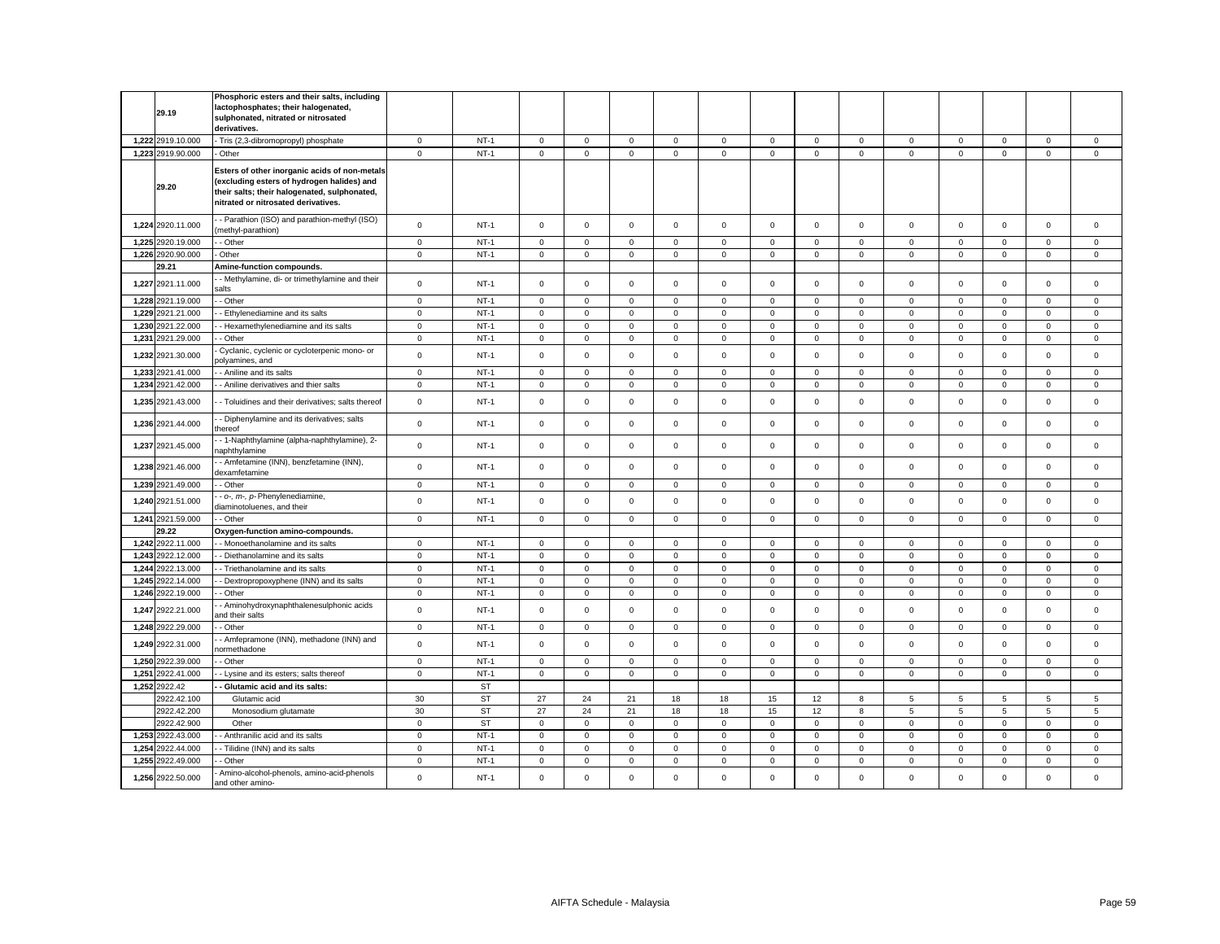| | | | | | | | | | | | | | | | | | |
|---|---|---|---|---|---|---|---|---|---|---|---|---|---|---|---|---|---|
| | **29.19** | **Phosphoric esters and their salts, including lactophosphates; their halogenated, sulphonated, nitrated or nitrosated derivatives.** | | | | | | | | | | | | | | | |
| 1,222 | 2919.10.000 | - Tris (2,3-dibromopropyl) phosphate | 0 | NT-1 | 0 | 0 | 0 | 0 | 0 | 0 | 0 | 0 | 0 | 0 | 0 | 0 | 0 |
| 1,223 | 2919.90.000 | - Other | 0 | NT-1 | 0 | 0 | 0 | 0 | 0 | 0 | 0 | 0 | 0 | 0 | 0 | 0 | 0 |
| | **29.20** | **Esters of other inorganic acids of non-metals (excluding esters of hydrogen halides) and their salts; their halogenated, sulphonated, nitrated or nitrosated derivatives.** | | | | | | | | | | | | | | | |
| 1,224 | 2920.11.000 | - - Parathion (ISO) and parathion-methyl (ISO) (methyl-parathion) | 0 | NT-1 | 0 | 0 | 0 | 0 | 0 | 0 | 0 | 0 | 0 | 0 | 0 | 0 | 0 |
| 1,225 | 2920.19.000 | - - Other | 0 | NT-1 | 0 | 0 | 0 | 0 | 0 | 0 | 0 | 0 | 0 | 0 | 0 | 0 | 0 |
| 1,226 | 2920.90.000 | - Other | 0 | NT-1 | 0 | 0 | 0 | 0 | 0 | 0 | 0 | 0 | 0 | 0 | 0 | 0 | 0 |
| | **29.21** | **Amine-function compounds.** | | | | | | | | | | | | | | | |
| 1,227 | 2921.11.000 | - - Methylamine, di- or trimethylamine and their salts | 0 | NT-1 | 0 | 0 | 0 | 0 | 0 | 0 | 0 | 0 | 0 | 0 | 0 | 0 | 0 |
| 1,228 | 2921.19.000 | - - Other | 0 | NT-1 | 0 | 0 | 0 | 0 | 0 | 0 | 0 | 0 | 0 | 0 | 0 | 0 | 0 |
| 1,229 | 2921.21.000 | - - Ethylenediamine and its salts | 0 | NT-1 | 0 | 0 | 0 | 0 | 0 | 0 | 0 | 0 | 0 | 0 | 0 | 0 | 0 |
| 1,230 | 2921.22.000 | - - Hexamethylenediamine and its salts | 0 | NT-1 | 0 | 0 | 0 | 0 | 0 | 0 | 0 | 0 | 0 | 0 | 0 | 0 | 0 |
| 1,231 | 2921.29.000 | - - Other | 0 | NT-1 | 0 | 0 | 0 | 0 | 0 | 0 | 0 | 0 | 0 | 0 | 0 | 0 | 0 |
| 1,232 | 2921.30.000 | - Cyclanic, cyclenic or cycloterpenic mono- or polyamines, and | 0 | NT-1 | 0 | 0 | 0 | 0 | 0 | 0 | 0 | 0 | 0 | 0 | 0 | 0 | 0 |
| 1,233 | 2921.41.000 | - - Aniline and its salts | 0 | NT-1 | 0 | 0 | 0 | 0 | 0 | 0 | 0 | 0 | 0 | 0 | 0 | 0 | 0 |
| 1,234 | 2921.42.000 | - - Aniline derivatives and thier salts | 0 | NT-1 | 0 | 0 | 0 | 0 | 0 | 0 | 0 | 0 | 0 | 0 | 0 | 0 | 0 |
| 1,235 | 2921.43.000 | - - Toluidines and their derivatives; salts thereof | 0 | NT-1 | 0 | 0 | 0 | 0 | 0 | 0 | 0 | 0 | 0 | 0 | 0 | 0 | 0 |
| 1,236 | 2921.44.000 | - - Diphenylamine and its derivatives; salts thereof | 0 | NT-1 | 0 | 0 | 0 | 0 | 0 | 0 | 0 | 0 | 0 | 0 | 0 | 0 | 0 |
| 1,237 | 2921.45.000 | - - 1-Naphthylamine (alpha-naphthylamine), 2-naphthylamine | 0 | NT-1 | 0 | 0 | 0 | 0 | 0 | 0 | 0 | 0 | 0 | 0 | 0 | 0 | 0 |
| 1,238 | 2921.46.000 | - - Amfetamine (INN), benzfetamine (INN), dexamfetamine | 0 | NT-1 | 0 | 0 | 0 | 0 | 0 | 0 | 0 | 0 | 0 | 0 | 0 | 0 | 0 |
| 1,239 | 2921.49.000 | - - Other | 0 | NT-1 | 0 | 0 | 0 | 0 | 0 | 0 | 0 | 0 | 0 | 0 | 0 | 0 | 0 |
| 1,240 | 2921.51.000 | - - *o-, m-, p-* Phenylenediamine, diaminotoluenes, and their | 0 | NT-1 | 0 | 0 | 0 | 0 | 0 | 0 | 0 | 0 | 0 | 0 | 0 | 0 | 0 |
| 1,241 | 2921.59.000 | - - Other | 0 | NT-1 | 0 | 0 | 0 | 0 | 0 | 0 | 0 | 0 | 0 | 0 | 0 | 0 | 0 |
| | **29.22** | **Oxygen-function amino-compounds.** | | | | | | | | | | | | | | | |
| 1,242 | 2922.11.000 | - - Monoethanolamine and its salts | 0 | NT-1 | 0 | 0 | 0 | 0 | 0 | 0 | 0 | 0 | 0 | 0 | 0 | 0 | 0 |
| 1,243 | 2922.12.000 | - - Diethanolamine and its salts | 0 | NT-1 | 0 | 0 | 0 | 0 | 0 | 0 | 0 | 0 | 0 | 0 | 0 | 0 | 0 |
| 1,244 | 2922.13.000 | - - Triethanolamine and its salts | 0 | NT-1 | 0 | 0 | 0 | 0 | 0 | 0 | 0 | 0 | 0 | 0 | 0 | 0 | 0 |
| 1,245 | 2922.14.000 | - - Dextropropoxyphene (INN) and its salts | 0 | NT-1 | 0 | 0 | 0 | 0 | 0 | 0 | 0 | 0 | 0 | 0 | 0 | 0 | 0 |
| 1,246 | 2922.19.000 | - - Other | 0 | NT-1 | 0 | 0 | 0 | 0 | 0 | 0 | 0 | 0 | 0 | 0 | 0 | 0 | 0 |
| 1,247 | 2922.21.000 | - - Aminohydroxynaphthalenesulphonic acids and their salts | 0 | NT-1 | 0 | 0 | 0 | 0 | 0 | 0 | 0 | 0 | 0 | 0 | 0 | 0 | 0 |
| 1,248 | 2922.29.000 | - - Other | 0 | NT-1 | 0 | 0 | 0 | 0 | 0 | 0 | 0 | 0 | 0 | 0 | 0 | 0 | 0 |
| 1,249 | 2922.31.000 | - - Amfepramone (INN), methadone (INN) and normethadone | 0 | NT-1 | 0 | 0 | 0 | 0 | 0 | 0 | 0 | 0 | 0 | 0 | 0 | 0 | 0 |
| 1,250 | 2922.39.000 | - - Other | 0 | NT-1 | 0 | 0 | 0 | 0 | 0 | 0 | 0 | 0 | 0 | 0 | 0 | 0 | 0 |
| 1,251 | 2922.41.000 | - - Lysine and its esters; salts thereof | 0 | NT-1 | 0 | 0 | 0 | 0 | 0 | 0 | 0 | 0 | 0 | 0 | 0 | 0 | 0 |
| 1,252 | 2922.42 | **- - Glutamic acid and its salts:** | | ST | | | | | | | | | | | | | |
| | 2922.42.100 | Glutamic acid | 30 | ST | 27 | 24 | 21 | 18 | 18 | 15 | 12 | 8 | 5 | 5 | 5 | 5 | 5 |
| | 2922.42.200 | Monosodium glutamate | 30 | ST | 27 | 24 | 21 | 18 | 18 | 15 | 12 | 8 | 5 | 5 | 5 | 5 | 5 |
| | 2922.42.900 | Other | 0 | ST | 0 | 0 | 0 | 0 | 0 | 0 | 0 | 0 | 0 | 0 | 0 | 0 | 0 |
| 1,253 | 2922.43.000 | - - Anthranilic acid and its salts | 0 | NT-1 | 0 | 0 | 0 | 0 | 0 | 0 | 0 | 0 | 0 | 0 | 0 | 0 | 0 |
| 1,254 | 2922.44.000 | - - Tilidine (INN) and its salts | 0 | NT-1 | 0 | 0 | 0 | 0 | 0 | 0 | 0 | 0 | 0 | 0 | 0 | 0 | 0 |
| 1,255 | 2922.49.000 | - - Other | 0 | NT-1 | 0 | 0 | 0 | 0 | 0 | 0 | 0 | 0 | 0 | 0 | 0 | 0 | 0 |
| 1,256 | 2922.50.000 | - Amino-alcohol-phenols, amino-acid-phenols and other amino- | 0 | NT-1 | 0 | 0 | 0 | 0 | 0 | 0 | 0 | 0 | 0 | 0 | 0 | 0 | 0 |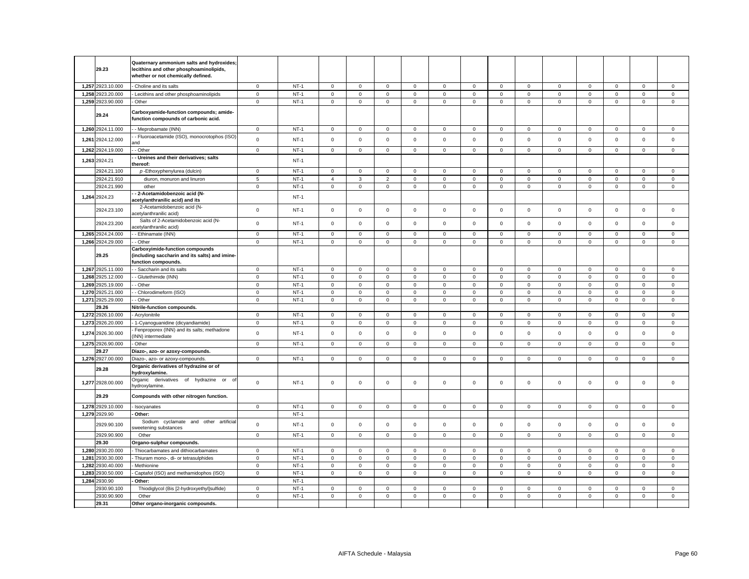| | | | | | | | | | | | | | | | | |
|---|---|---|---|---|---|---|---|---|---|---|---|---|---|---|---|---|
| | 29.23 | **Quaternary ammonium salts and hydroxides; lecithins and other phosphoaminolipids, whether or not chemically defined.** | | | | | | | | | | | | | | |
| 1,257 | 2923.10.000 | - Choline and its salts | 0 | NT-1 | 0 | 0 | 0 | 0 | 0 | 0 | 0 | 0 | 0 | 0 | 0 | 0 | 0 |
| 1,258 | 2923.20.000 | - Lecithins and other phosphoaminolipids | 0 | NT-1 | 0 | 0 | 0 | 0 | 0 | 0 | 0 | 0 | 0 | 0 | 0 | 0 | 0 |
| 1,259 | 2923.90.000 | - Other | 0 | NT-1 | 0 | 0 | 0 | 0 | 0 | 0 | 0 | 0 | 0 | 0 | 0 | 0 | 0 |
| | 29.24 | **Carboxyamide-function compounds; amide-function compounds of carbonic acid.** | | | | | | | | | | | | | | | |
| 1,260 | 2924.11.000 | - - Meprobamate (INN) | 0 | NT-1 | 0 | 0 | 0 | 0 | 0 | 0 | 0 | 0 | 0 | 0 | 0 | 0 | 0 |
| 1,261 | 2924.12.000 | - - Fluoroacetamide (ISO), monocrotophos (ISO) and | 0 | NT-1 | 0 | 0 | 0 | 0 | 0 | 0 | 0 | 0 | 0 | 0 | 0 | 0 | 0 |
| 1,262 | 2924.19.000 | - - Other | 0 | NT-1 | 0 | 0 | 0 | 0 | 0 | 0 | 0 | 0 | 0 | 0 | 0 | 0 | 0 |
| 1,263 | 2924.21 | **- - Ureines and their derivatives; salts thereof:** | | NT-1 | | | | | | | | | | | | | |
| | 2924.21.100 | *p*-Ethoxyphenylurea (dulcin) | 0 | NT-1 | 0 | 0 | 0 | 0 | 0 | 0 | 0 | 0 | 0 | 0 | 0 | 0 | 0 |
| | 2924.21.910 | diuron, monuron and linuron | 5 | NT-1 | 4 | 3 | 2 | 0 | 0 | 0 | 0 | 0 | 0 | 0 | 0 | 0 | 0 |
| | 2924.21.990 | other | 0 | NT-1 | 0 | 0 | 0 | 0 | 0 | 0 | 0 | 0 | 0 | 0 | 0 | 0 | 0 |
| 1,264 | 2924.23 | **- - 2-Acetamidobenzoic acid (N-acetylanthranilic acid) and its** | | NT-1 | | | | | | | | | | | | | |
| | 2924.23.100 | 2-Acetamidobenzoic acid (N-acetylanthranilic acid) | 0 | NT-1 | 0 | 0 | 0 | 0 | 0 | 0 | 0 | 0 | 0 | 0 | 0 | 0 | 0 |
| | 2924.23.200 | Salts of 2-Acetamidobenzoic acid (N-acetylanthranilic acid) | 0 | NT-1 | 0 | 0 | 0 | 0 | 0 | 0 | 0 | 0 | 0 | 0 | 0 | 0 | 0 |
| 1,265 | 2924.24.000 | - - Ethinamate (INN) | 0 | NT-1 | 0 | 0 | 0 | 0 | 0 | 0 | 0 | 0 | 0 | 0 | 0 | 0 | 0 |
| 1,266 | 2924.29.000 | - - Other | 0 | NT-1 | 0 | 0 | 0 | 0 | 0 | 0 | 0 | 0 | 0 | 0 | 0 | 0 | 0 |
| | 29.25 | **Carboxyimide-function compounds (including saccharin and its salts) and imine-function compounds.** | | | | | | | | | | | | | | | |
| 1,267 | 2925.11.000 | - - Saccharin and its salts | 0 | NT-1 | 0 | 0 | 0 | 0 | 0 | 0 | 0 | 0 | 0 | 0 | 0 | 0 | 0 |
| 1,268 | 2925.12.000 | - - Glutethimide (INN) | 0 | NT-1 | 0 | 0 | 0 | 0 | 0 | 0 | 0 | 0 | 0 | 0 | 0 | 0 | 0 |
| 1,269 | 2925.19.000 | - - Other | 0 | NT-1 | 0 | 0 | 0 | 0 | 0 | 0 | 0 | 0 | 0 | 0 | 0 | 0 | 0 |
| 1,270 | 2925.21.000 | - - Chlorodimeform (ISO) | 0 | NT-1 | 0 | 0 | 0 | 0 | 0 | 0 | 0 | 0 | 0 | 0 | 0 | 0 | 0 |
| 1,271 | 2925.29.000 | - - Other | 0 | NT-1 | 0 | 0 | 0 | 0 | 0 | 0 | 0 | 0 | 0 | 0 | 0 | 0 | 0 |
| | 29.26 | **Nitrile-function compounds.** | | | | | | | | | | | | | | | |
| 1,272 | 2926.10.000 | - Acrylonitrile | 0 | NT-1 | 0 | 0 | 0 | 0 | 0 | 0 | 0 | 0 | 0 | 0 | 0 | 0 | 0 |
| 1,273 | 2926.20.000 | - 1-Cyanoguanidine (dicyandiamide) | 0 | NT-1 | 0 | 0 | 0 | 0 | 0 | 0 | 0 | 0 | 0 | 0 | 0 | 0 | 0 |
| 1,274 | 2926.30.000 | - Fenproporex (INN) and its salts; methadone (INN) intermediate | 0 | NT-1 | 0 | 0 | 0 | 0 | 0 | 0 | 0 | 0 | 0 | 0 | 0 | 0 | 0 |
| 1,275 | 2926.90.000 | - Other | 0 | NT-1 | 0 | 0 | 0 | 0 | 0 | 0 | 0 | 0 | 0 | 0 | 0 | 0 | 0 |
| | 29.27 | **Diazo-, azo- or azoxy-compounds.** | | | | | | | | | | | | | | | |
| 1,276 | 2927.00.000 | Diazo-, azo- or azoxy-compounds. | 0 | NT-1 | 0 | 0 | 0 | 0 | 0 | 0 | 0 | 0 | 0 | 0 | 0 | 0 | 0 |
| | 29.28 | **Organic derivatives of hydrazine or of hydroxylamine.** | | | | | | | | | | | | | | | |
| 1,277 | 2928.00.000 | Organic derivatives of hydrazine or of hydroxylamine. | 0 | NT-1 | 0 | 0 | 0 | 0 | 0 | 0 | 0 | 0 | 0 | 0 | 0 | 0 | 0 |
| | 29.29 | **Compounds with other nitrogen function.** | | | | | | | | | | | | | | | |
| 1,278 | 2929.10.000 | - Isocyanates | 0 | NT-1 | 0 | 0 | 0 | 0 | 0 | 0 | 0 | 0 | 0 | 0 | 0 | 0 | 0 |
| 1,279 | 2929.90 | **- Other:** | | NT-1 | | | | | | | | | | | | | |
| | 2929.90.100 | Sodium cyclamate and other artificial sweetening substances | 0 | NT-1 | 0 | 0 | 0 | 0 | 0 | 0 | 0 | 0 | 0 | 0 | 0 | 0 | 0 |
| | 2929.90.900 | Other | 0 | NT-1 | 0 | 0 | 0 | 0 | 0 | 0 | 0 | 0 | 0 | 0 | 0 | 0 | 0 |
| | 29.30 | **Organo-sulphur compounds.** | | | | | | | | | | | | | | | |
| 1,280 | 2930.20.000 | - Thiocarbamates and dithiocarbamates | 0 | NT-1 | 0 | 0 | 0 | 0 | 0 | 0 | 0 | 0 | 0 | 0 | 0 | 0 | 0 |
| 1,281 | 2930.30.000 | - Thiuram mono-, di- or tetrasulphides | 0 | NT-1 | 0 | 0 | 0 | 0 | 0 | 0 | 0 | 0 | 0 | 0 | 0 | 0 | 0 |
| 1,282 | 2930.40.000 | - Methionine | 0 | NT-1 | 0 | 0 | 0 | 0 | 0 | 0 | 0 | 0 | 0 | 0 | 0 | 0 | 0 |
| 1,283 | 2930.50.000 | - Captafol (ISO) and methamidophos (ISO) | 0 | NT-1 | 0 | 0 | 0 | 0 | 0 | 0 | 0 | 0 | 0 | 0 | 0 | 0 | 0 |
| 1,284 | 2930.90 | **- Other:** | | NT-1 | | | | | | | | | | | | | |
| | 2930.90.100 | Thiodiglycol (Bis [2-hydroxyethyl]sulfide) | 0 | NT-1 | 0 | 0 | 0 | 0 | 0 | 0 | 0 | 0 | 0 | 0 | 0 | 0 | 0 |
| | 2930.90.900 | Other | 0 | NT-1 | 0 | 0 | 0 | 0 | 0 | 0 | 0 | 0 | 0 | 0 | 0 | 0 | 0 |
| | 29.31 | **Other organo-inorganic compounds.** | | | | | | | | | | | | | | | |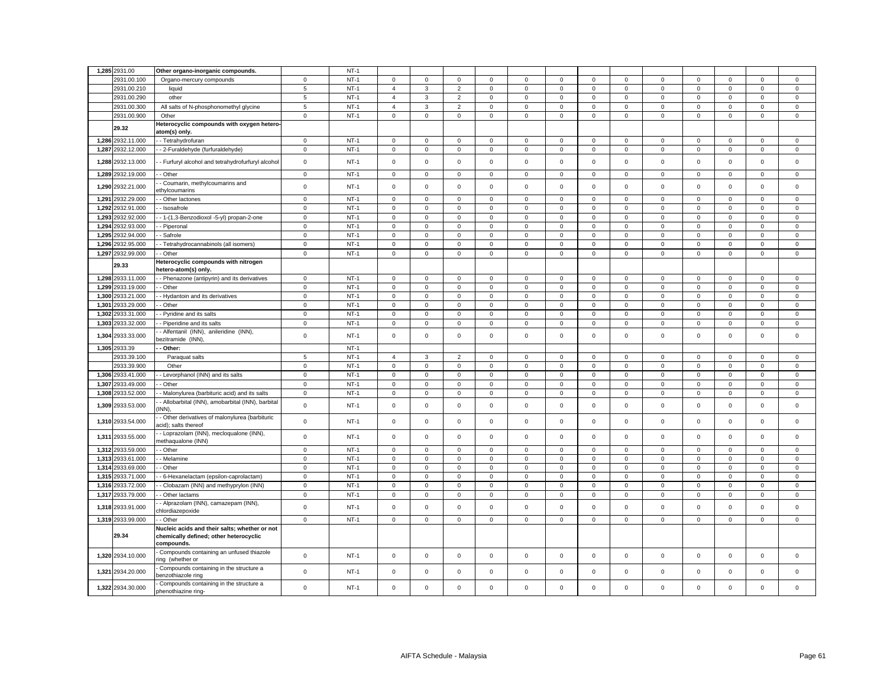| | | | | | | | | | | | | | | | | | | | |
|---|---|---|---|---|---|---|---|---|---|---|---|---|---|---|---|---|---|---|---|
| 1,285 | 2931.00 | **Other organo-inorganic compounds.** | | NT-1 | | | | | | | | | | | | | | | |
| | 2931.00.100 | Organo-mercury compounds | 0 | NT-1 | 0 | 0 | 0 | 0 | 0 | 0 | 0 | 0 | 0 | 0 | 0 | 0 | 0 | | |
| | 2931.00.210 | liquid | 5 | NT-1 | 4 | 3 | 2 | 0 | 0 | 0 | 0 | 0 | 0 | 0 | 0 | 0 | 0 | | |
| | 2931.00.290 | other | 5 | NT-1 | 4 | 3 | 2 | 0 | 0 | 0 | 0 | 0 | 0 | 0 | 0 | 0 | 0 | | |
| | 2931.00.300 | All salts of N-phosphonomethyl glycine | 5 | NT-1 | 4 | 3 | 2 | 0 | 0 | 0 | 0 | 0 | 0 | 0 | 0 | 0 | 0 | | |
| | 2931.00.900 | Other | 0 | NT-1 | 0 | 0 | 0 | 0 | 0 | 0 | 0 | 0 | 0 | 0 | 0 | 0 | 0 | | |
| | 29.32 | **Heterocyclic compounds with oxygen hetero-atom(s) only.** | | | | | | | | | | | | | | | | | |
| 1,286 | 2932.11.000 | - - Tetrahydrofuran | 0 | NT-1 | 0 | 0 | 0 | 0 | 0 | 0 | 0 | 0 | 0 | 0 | 0 | 0 | 0 | | |
| 1,287 | 2932.12.000 | - - 2-Furaldehyde (furfuraldehyde) | 0 | NT-1 | 0 | 0 | 0 | 0 | 0 | 0 | 0 | 0 | 0 | 0 | 0 | 0 | 0 | | |
| 1,288 | 2932.13.000 | - - Furfuryl alcohol and tetrahydrofurfuryl alcohol | 0 | NT-1 | 0 | 0 | 0 | 0 | 0 | 0 | 0 | 0 | 0 | 0 | 0 | 0 | 0 | | |
| 1,289 | 2932.19.000 | - - Other | 0 | NT-1 | 0 | 0 | 0 | 0 | 0 | 0 | 0 | 0 | 0 | 0 | 0 | 0 | 0 | | |
| 1,290 | 2932.21.000 | - - Coumarin, methylcoumarins and ethylcoumarins | 0 | NT-1 | 0 | 0 | 0 | 0 | 0 | 0 | 0 | 0 | 0 | 0 | 0 | 0 | 0 | | |
| 1,291 | 2932.29.000 | - - Other lactones | 0 | NT-1 | 0 | 0 | 0 | 0 | 0 | 0 | 0 | 0 | 0 | 0 | 0 | 0 | 0 | | |
| 1,292 | 2932.91.000 | - - Isosafrole | 0 | NT-1 | 0 | 0 | 0 | 0 | 0 | 0 | 0 | 0 | 0 | 0 | 0 | 0 | 0 | | |
| 1,293 | 2932.92.000 | - - 1-(1,3-Benzodioxol -5-yl) propan-2-one | 0 | NT-1 | 0 | 0 | 0 | 0 | 0 | 0 | 0 | 0 | 0 | 0 | 0 | 0 | 0 | | |
| 1,294 | 2932.93.000 | - - Piperonal | 0 | NT-1 | 0 | 0 | 0 | 0 | 0 | 0 | 0 | 0 | 0 | 0 | 0 | 0 | 0 | | |
| 1,295 | 2932.94.000 | - - Safrole | 0 | NT-1 | 0 | 0 | 0 | 0 | 0 | 0 | 0 | 0 | 0 | 0 | 0 | 0 | 0 | | |
| 1,296 | 2932.95.000 | - - Tetrahydrocannabinols (all isomers) | 0 | NT-1 | 0 | 0 | 0 | 0 | 0 | 0 | 0 | 0 | 0 | 0 | 0 | 0 | 0 | | |
| 1,297 | 2932.99.000 | - - Other | 0 | NT-1 | 0 | 0 | 0 | 0 | 0 | 0 | 0 | 0 | 0 | 0 | 0 | 0 | 0 | | |
| | 29.33 | **Heterocyclic compounds with nitrogen hetero-atom(s) only.** | | | | | | | | | | | | | | | | | |
| 1,298 | 2933.11.000 | - - Phenazone (antipyrin) and its derivatives | 0 | NT-1 | 0 | 0 | 0 | 0 | 0 | 0 | 0 | 0 | 0 | 0 | 0 | 0 | 0 | | |
| 1,299 | 2933.19.000 | - - Other | 0 | NT-1 | 0 | 0 | 0 | 0 | 0 | 0 | 0 | 0 | 0 | 0 | 0 | 0 | 0 | | |
| 1,300 | 2933.21.000 | - - Hydantoin and its derivatives | 0 | NT-1 | 0 | 0 | 0 | 0 | 0 | 0 | 0 | 0 | 0 | 0 | 0 | 0 | 0 | | |
| 1,301 | 2933.29.000 | - - Other | 0 | NT-1 | 0 | 0 | 0 | 0 | 0 | 0 | 0 | 0 | 0 | 0 | 0 | 0 | 0 | | |
| 1,302 | 2933.31.000 | - - Pyridine and its salts | 0 | NT-1 | 0 | 0 | 0 | 0 | 0 | 0 | 0 | 0 | 0 | 0 | 0 | 0 | 0 | | |
| 1,303 | 2933.32.000 | - - Piperidine and its salts | 0 | NT-1 | 0 | 0 | 0 | 0 | 0 | 0 | 0 | 0 | 0 | 0 | 0 | 0 | 0 | | |
| 1,304 | 2933.33.000 | - - Alfentanil (INN), anileridine (INN), bezitramide (INN), | 0 | NT-1 | 0 | 0 | 0 | 0 | 0 | 0 | 0 | 0 | 0 | 0 | 0 | 0 | 0 | | |
| 1,305 | 2933.39 | **- - Other:** | | NT-1 | | | | | | | | | | | | | | | |
| | 2933.39.100 | Paraquat salts | 5 | NT-1 | 4 | 3 | 2 | 0 | 0 | 0 | 0 | 0 | 0 | 0 | 0 | 0 | 0 | | |
| | 2933.39.900 | Other | 0 | NT-1 | 0 | 0 | 0 | 0 | 0 | 0 | 0 | 0 | 0 | 0 | 0 | 0 | 0 | | |
| 1,306 | 2933.41.000 | - - Levorphanol (INN) and its salts | 0 | NT-1 | 0 | 0 | 0 | 0 | 0 | 0 | 0 | 0 | 0 | 0 | 0 | 0 | 0 | | |
| 1,307 | 2933.49.000 | - - Other | 0 | NT-1 | 0 | 0 | 0 | 0 | 0 | 0 | 0 | 0 | 0 | 0 | 0 | 0 | 0 | | |
| 1,308 | 2933.52.000 | - - Malonylurea (barbituric acid) and its salts | 0 | NT-1 | 0 | 0 | 0 | 0 | 0 | 0 | 0 | 0 | 0 | 0 | 0 | 0 | 0 | | |
| 1,309 | 2933.53.000 | - - Allobarbital (INN), amobarbital (INN), barbital (INN), | 0 | NT-1 | 0 | 0 | 0 | 0 | 0 | 0 | 0 | 0 | 0 | 0 | 0 | 0 | 0 | | |
| 1,310 | 2933.54.000 | - - Other derivatives of malonylurea (barbituric acid); salts thereof | 0 | NT-1 | 0 | 0 | 0 | 0 | 0 | 0 | 0 | 0 | 0 | 0 | 0 | 0 | 0 | | |
| 1,311 | 2933.55.000 | - - Loprazolam (INN), mecloqualone (INN), methaqualone (INN) | 0 | NT-1 | 0 | 0 | 0 | 0 | 0 | 0 | 0 | 0 | 0 | 0 | 0 | 0 | 0 | | |
| 1,312 | 2933.59.000 | - - Other | 0 | NT-1 | 0 | 0 | 0 | 0 | 0 | 0 | 0 | 0 | 0 | 0 | 0 | 0 | 0 | | |
| 1,313 | 2933.61.000 | - - Melamine | 0 | NT-1 | 0 | 0 | 0 | 0 | 0 | 0 | 0 | 0 | 0 | 0 | 0 | 0 | 0 | | |
| 1,314 | 2933.69.000 | - - Other | 0 | NT-1 | 0 | 0 | 0 | 0 | 0 | 0 | 0 | 0 | 0 | 0 | 0 | 0 | 0 | | |
| 1,315 | 2933.71.000 | - - 6-Hexanelactam (epsilon-caprolactam) | 0 | NT-1 | 0 | 0 | 0 | 0 | 0 | 0 | 0 | 0 | 0 | 0 | 0 | 0 | 0 | | |
| 1,316 | 2933.72.000 | - - Clobazam (INN) and methyprylon (INN) | 0 | NT-1 | 0 | 0 | 0 | 0 | 0 | 0 | 0 | 0 | 0 | 0 | 0 | 0 | 0 | | |
| 1,317 | 2933.79.000 | - - Other lactams | 0 | NT-1 | 0 | 0 | 0 | 0 | 0 | 0 | 0 | 0 | 0 | 0 | 0 | 0 | 0 | | |
| 1,318 | 2933.91.000 | - - Alprazolam (INN), camazepam (INN), chlordiazepoxide | 0 | NT-1 | 0 | 0 | 0 | 0 | 0 | 0 | 0 | 0 | 0 | 0 | 0 | 0 | 0 | | |
| 1,319 | 2933.99.000 | - - Other | 0 | NT-1 | 0 | 0 | 0 | 0 | 0 | 0 | 0 | 0 | 0 | 0 | 0 | 0 | 0 | | |
| | 29.34 | **Nucleic acids and their salts; whether or not chemically defined; other heterocyclic compounds.** | | | | | | | | | | | | | | | | | |
| 1,320 | 2934.10.000 | - Compounds containing an unfused thiazole ring (whether or | 0 | NT-1 | 0 | 0 | 0 | 0 | 0 | 0 | 0 | 0 | 0 | 0 | 0 | 0 | 0 | | |
| 1,321 | 2934.20.000 | - Compounds containing in the structure a benzothiazole ring | 0 | NT-1 | 0 | 0 | 0 | 0 | 0 | 0 | 0 | 0 | 0 | 0 | 0 | 0 | 0 | | |
| 1,322 | 2934.30.000 | - Compounds containing in the structure a phenothiazine ring- | 0 | NT-1 | 0 | 0 | 0 | 0 | 0 | 0 | 0 | 0 | 0 | 0 | 0 | 0 | 0 | | |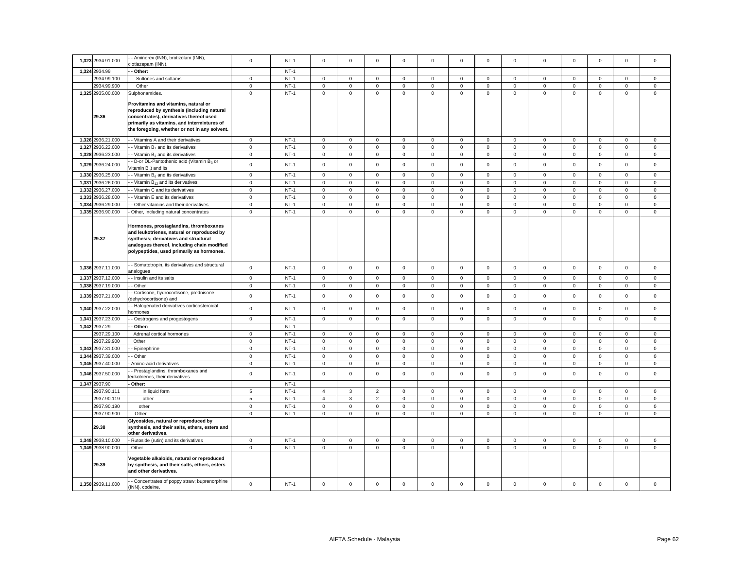| | | | | | | | | | | | | | | | | | | |
|---|---|---|---|---|---|---|---|---|---|---|---|---|---|---|---|---|---|---|
| 1,323 | 2934.91.000 | - - Aminorex (INN), brotizolam (INN), clotiazepam (INN), | 0 | NT-1 | 0 | 0 | 0 | 0 | 0 | 0 | 0 | 0 | 0 | 0 | 0 | 0 | 0 |
| 1,324 | 2934.99 | **- - Other:** | | NT-1 | | | | | | | | | | | | | |
| | 2934.99.100 | Sultones and sultams | 0 | NT-1 | 0 | 0 | 0 | 0 | 0 | 0 | 0 | 0 | 0 | 0 | 0 | 0 | 0 |
| | 2934.99.900 | Other | 0 | NT-1 | 0 | 0 | 0 | 0 | 0 | 0 | 0 | 0 | 0 | 0 | 0 | 0 | 0 |
| 1,325 | 2935.00.000 | Sulphonamides. | 0 | NT-1 | 0 | 0 | 0 | 0 | 0 | 0 | 0 | 0 | 0 | 0 | 0 | 0 | 0 |
| | **29.36** | **Provitamins and vitamins, natural or reproduced by synthesis (including natural concentrates), derivatives thereof used primarily as vitamins, and intermixtures of the foregoing, whether or not in any solvent.** | | | | | | | | | | | | | | | |
| 1,326 | 2936.21.000 | - - Vitamins A and their derivatives | 0 | NT-1 | 0 | 0 | 0 | 0 | 0 | 0 | 0 | 0 | 0 | 0 | 0 | 0 | 0 |
| 1,327 | 2936.22.000 | - - Vitamin $B_1$ and its derivatives | 0 | NT-1 | 0 | 0 | 0 | 0 | 0 | 0 | 0 | 0 | 0 | 0 | 0 | 0 | 0 |
| 1,328 | 2936.23.000 | - - Vitamin $B_2$ and its derivatives | 0 | NT-1 | 0 | 0 | 0 | 0 | 0 | 0 | 0 | 0 | 0 | 0 | 0 | 0 | 0 |
| 1,329 | 2936.24.000 | - - D-or DL-Pantothenic acid (Vitamin $B_3$ or Vitamin $B_5$) and its | 0 | NT-1 | 0 | 0 | 0 | 0 | 0 | 0 | 0 | 0 | 0 | 0 | 0 | 0 | 0 |
| 1,330 | 2936.25.000 | - - Vitamin $B_6$ and its derivatives | 0 | NT-1 | 0 | 0 | 0 | 0 | 0 | 0 | 0 | 0 | 0 | 0 | 0 | 0 | 0 |
| 1,331 | 2936.26.000 | - - Vitamin $B_{12}$ and its derivatives | 0 | NT-1 | 0 | 0 | 0 | 0 | 0 | 0 | 0 | 0 | 0 | 0 | 0 | 0 | 0 |
| 1,332 | 2936.27.000 | - - Vitamin C and its derivatives | 0 | NT-1 | 0 | 0 | 0 | 0 | 0 | 0 | 0 | 0 | 0 | 0 | 0 | 0 | 0 |
| 1,333 | 2936.28.000 | - - Vitamin E and its derivatives | 0 | NT-1 | 0 | 0 | 0 | 0 | 0 | 0 | 0 | 0 | 0 | 0 | 0 | 0 | 0 |
| 1,334 | 2936.29.000 | - - Other vitamins and their derivatives | 0 | NT-1 | 0 | 0 | 0 | 0 | 0 | 0 | 0 | 0 | 0 | 0 | 0 | 0 | 0 |
| 1,335 | 2936.90.000 | - Other, including natural concentrates | 0 | NT-1 | 0 | 0 | 0 | 0 | 0 | 0 | 0 | 0 | 0 | 0 | 0 | 0 | 0 |
| | **29.37** | **Hormones, prostaglandins, thromboxanes and leukotrienes, natural or reproduced by synthesis; derivatives and structural analogues thereof, including chain modified polypeptides, used primarily as hormones.** | | | | | | | | | | | | | | | |
| 1,336 | 2937.11.000 | - - Somatotropin, its derivatives and structural analogues | 0 | NT-1 | 0 | 0 | 0 | 0 | 0 | 0 | 0 | 0 | 0 | 0 | 0 | 0 | 0 |
| 1,337 | 2937.12.000 | - - Insulin and its salts | 0 | NT-1 | 0 | 0 | 0 | 0 | 0 | 0 | 0 | 0 | 0 | 0 | 0 | 0 | 0 |
| 1,338 | 2937.19.000 | - - Other | 0 | NT-1 | 0 | 0 | 0 | 0 | 0 | 0 | 0 | 0 | 0 | 0 | 0 | 0 | 0 |
| 1,339 | 2937.21.000 | - - Cortisone, hydrocortisone, prednisone (dehydrocortisone) and | 0 | NT-1 | 0 | 0 | 0 | 0 | 0 | 0 | 0 | 0 | 0 | 0 | 0 | 0 | 0 |
| 1,340 | 2937.22.000 | - - Halogenated derivatives corticosteroidal hormones | 0 | NT-1 | 0 | 0 | 0 | 0 | 0 | 0 | 0 | 0 | 0 | 0 | 0 | 0 | 0 |
| 1,341 | 2937.23.000 | - - Oestrogens and progestogens | 0 | NT-1 | 0 | 0 | 0 | 0 | 0 | 0 | 0 | 0 | 0 | 0 | 0 | 0 | 0 |
| 1,342 | 2937.29 | **- - Other:** | | NT-1 | | | | | | | | | | | | | |
| | 2937.29.100 | Adrenal cortical hormones | 0 | NT-1 | 0 | 0 | 0 | 0 | 0 | 0 | 0 | 0 | 0 | 0 | 0 | 0 | 0 |
| | 2937.29.900 | Other | 0 | NT-1 | 0 | 0 | 0 | 0 | 0 | 0 | 0 | 0 | 0 | 0 | 0 | 0 | 0 |
| 1,343 | 2937.31.000 | - - Epinephrine | 0 | NT-1 | 0 | 0 | 0 | 0 | 0 | 0 | 0 | 0 | 0 | 0 | 0 | 0 | 0 |
| 1,344 | 2937.39.000 | - - Other | 0 | NT-1 | 0 | 0 | 0 | 0 | 0 | 0 | 0 | 0 | 0 | 0 | 0 | 0 | 0 |
| 1,345 | 2937.40.000 | - Amino-acid derivatives | 0 | NT-1 | 0 | 0 | 0 | 0 | 0 | 0 | 0 | 0 | 0 | 0 | 0 | 0 | 0 |
| 1,346 | 2937.50.000 | - - Prostaglandins, thromboxanes and leukotrienes, their derivatives | 0 | NT-1 | 0 | 0 | 0 | 0 | 0 | 0 | 0 | 0 | 0 | 0 | 0 | 0 | 0 |
| 1,347 | 2937.90 | **- Other:** | | NT-1 | | | | | | | | | | | | | |
| | 2937.90.111 | in liquid form | 5 | NT-1 | 4 | 3 | 2 | 0 | 0 | 0 | 0 | 0 | 0 | 0 | 0 | 0 | 0 |
| | 2937.90.119 | other | 5 | NT-1 | 4 | 3 | 2 | 0 | 0 | 0 | 0 | 0 | 0 | 0 | 0 | 0 | 0 |
| | 2937.90.190 | other | 0 | NT-1 | 0 | 0 | 0 | 0 | 0 | 0 | 0 | 0 | 0 | 0 | 0 | 0 | 0 |
| | 2937.90.900 | Other | 0 | NT-1 | 0 | 0 | 0 | 0 | 0 | 0 | 0 | 0 | 0 | 0 | 0 | 0 | 0 |
| | **29.38** | **Glycosides, natural or reproduced by synthesis, and their salts, ethers, esters and other derivatives.** | | | | | | | | | | | | | | | |
| 1,348 | 2938.10.000 | - Rutoside (rutin) and its derivatives | 0 | NT-1 | 0 | 0 | 0 | 0 | 0 | 0 | 0 | 0 | 0 | 0 | 0 | 0 | 0 |
| 1,349 | 2938.90.000 | - Other | 0 | NT-1 | 0 | 0 | 0 | 0 | 0 | 0 | 0 | 0 | 0 | 0 | 0 | 0 | 0 |
| | **29.39** | **Vegetable alkaloids, natural or reproduced by synthesis, and their salts, ethers, esters and other derivatives.** | | | | | | | | | | | | | | | |
| 1,350 | 2939.11.000 | - - Concentrates of poppy straw; buprenorphine (INN), codeine, | 0 | NT-1 | 0 | 0 | 0 | 0 | 0 | 0 | 0 | 0 | 0 | 0 | 0 | 0 | 0 |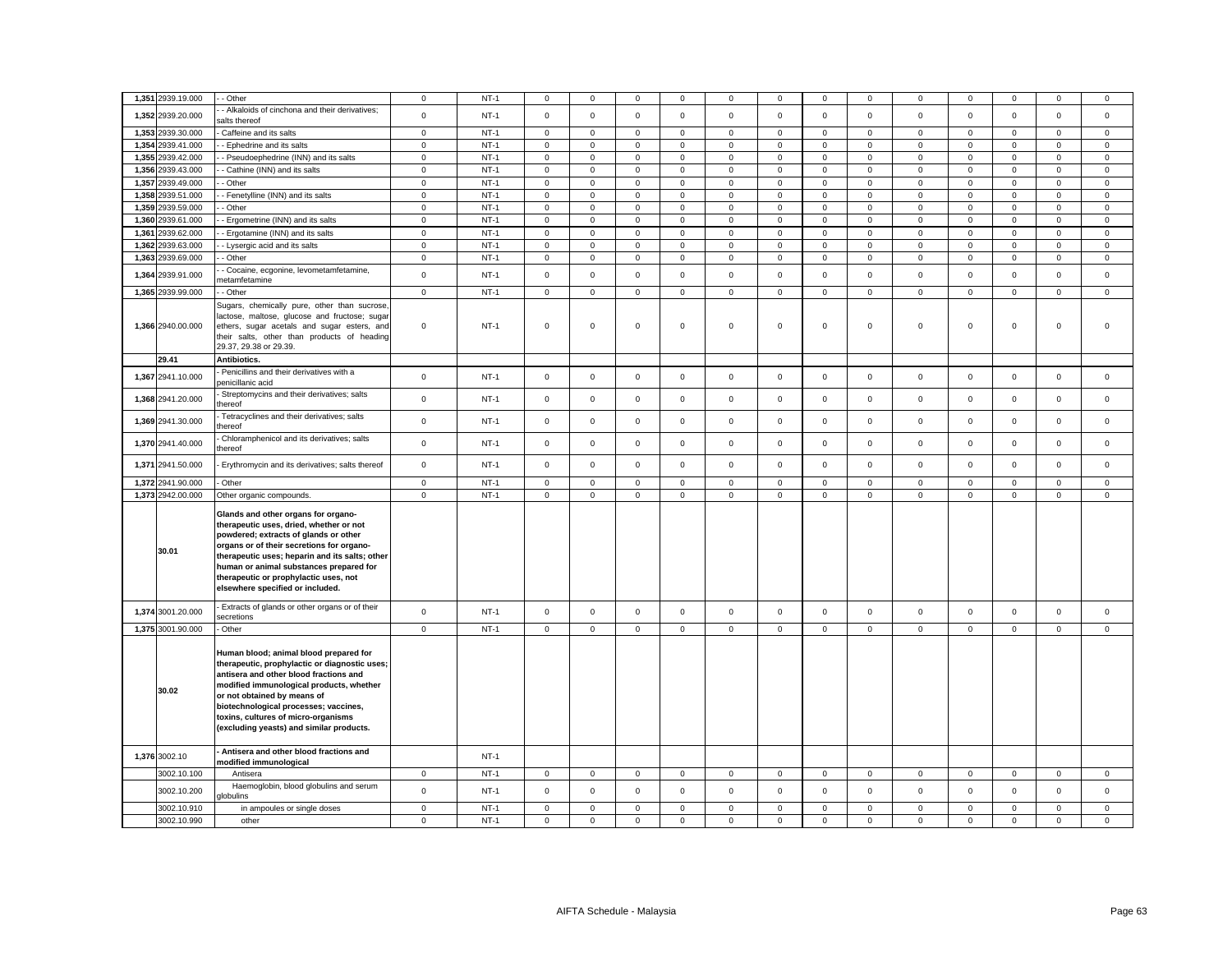| | | | | | | | | | | | | | | | | | |
|---|---|---|---|---|---|---|---|---|---|---|---|---|---|---|---|---|---|
| 1,351 | 2939.19.000 | - - Other | 0 | NT-1 | 0 | 0 | 0 | 0 | 0 | 0 | 0 | 0 | 0 | 0 | 0 | 0 | 0 |
| 1,352 | 2939.20.000 | - - Alkaloids of cinchona and their derivatives; salts thereof | 0 | NT-1 | 0 | 0 | 0 | 0 | 0 | 0 | 0 | 0 | 0 | 0 | 0 | 0 | 0 |
| 1,353 | 2939.30.000 | - Caffeine and its salts | 0 | NT-1 | 0 | 0 | 0 | 0 | 0 | 0 | 0 | 0 | 0 | 0 | 0 | 0 | 0 |
| 1,354 | 2939.41.000 | - - Ephedrine and its salts | 0 | NT-1 | 0 | 0 | 0 | 0 | 0 | 0 | 0 | 0 | 0 | 0 | 0 | 0 | 0 |
| 1,355 | 2939.42.000 | - - Pseudoephedrine (INN) and its salts | 0 | NT-1 | 0 | 0 | 0 | 0 | 0 | 0 | 0 | 0 | 0 | 0 | 0 | 0 | 0 |
| 1,356 | 2939.43.000 | - - Cathine (INN) and its salts | 0 | NT-1 | 0 | 0 | 0 | 0 | 0 | 0 | 0 | 0 | 0 | 0 | 0 | 0 | 0 |
| 1,357 | 2939.49.000 | - - Other | 0 | NT-1 | 0 | 0 | 0 | 0 | 0 | 0 | 0 | 0 | 0 | 0 | 0 | 0 | 0 |
| 1,358 | 2939.51.000 | - - Fenetylline (INN) and its salts | 0 | NT-1 | 0 | 0 | 0 | 0 | 0 | 0 | 0 | 0 | 0 | 0 | 0 | 0 | 0 |
| 1,359 | 2939.59.000 | - - Other | 0 | NT-1 | 0 | 0 | 0 | 0 | 0 | 0 | 0 | 0 | 0 | 0 | 0 | 0 | 0 |
| 1,360 | 2939.61.000 | - - Ergometrine (INN) and its salts | 0 | NT-1 | 0 | 0 | 0 | 0 | 0 | 0 | 0 | 0 | 0 | 0 | 0 | 0 | 0 |
| 1,361 | 2939.62.000 | - - Ergotamine (INN) and its salts | 0 | NT-1 | 0 | 0 | 0 | 0 | 0 | 0 | 0 | 0 | 0 | 0 | 0 | 0 | 0 |
| 1,362 | 2939.63.000 | - - Lysergic acid and its salts | 0 | NT-1 | 0 | 0 | 0 | 0 | 0 | 0 | 0 | 0 | 0 | 0 | 0 | 0 | 0 |
| 1,363 | 2939.69.000 | - - Other | 0 | NT-1 | 0 | 0 | 0 | 0 | 0 | 0 | 0 | 0 | 0 | 0 | 0 | 0 | 0 |
| 1,364 | 2939.91.000 | - - Cocaine, ecgonine, levometamfetamine, metamfetamine | 0 | NT-1 | 0 | 0 | 0 | 0 | 0 | 0 | 0 | 0 | 0 | 0 | 0 | 0 | 0 |
| 1,365 | 2939.99.000 | - - Other | 0 | NT-1 | 0 | 0 | 0 | 0 | 0 | 0 | 0 | 0 | 0 | 0 | 0 | 0 | 0 |
| 1,366 | 2940.00.000 | Sugars, chemically pure, other than sucrose, lactose, maltose, glucose and fructose; sugar ethers, sugar acetals and sugar esters, and their salts, other than products of heading 29.37, 29.38 or 29.39. | 0 | NT-1 | 0 | 0 | 0 | 0 | 0 | 0 | 0 | 0 | 0 | 0 | 0 | 0 | 0 |
| | 29.41 | **Antibiotics.** | | | | | | | | | | | | | | | |
| 1,367 | 2941.10.000 | - Penicillins and their derivatives with a penicillanic acid | 0 | NT-1 | 0 | 0 | 0 | 0 | 0 | 0 | 0 | 0 | 0 | 0 | 0 | 0 | 0 |
| 1,368 | 2941.20.000 | - Streptomycins and their derivatives; salts thereof | 0 | NT-1 | 0 | 0 | 0 | 0 | 0 | 0 | 0 | 0 | 0 | 0 | 0 | 0 | 0 |
| 1,369 | 2941.30.000 | - Tetracyclines and their derivatives; salts thereof | 0 | NT-1 | 0 | 0 | 0 | 0 | 0 | 0 | 0 | 0 | 0 | 0 | 0 | 0 | 0 |
| 1,370 | 2941.40.000 | - Chloramphenicol and its derivatives; salts thereof | 0 | NT-1 | 0 | 0 | 0 | 0 | 0 | 0 | 0 | 0 | 0 | 0 | 0 | 0 | 0 |
| 1,371 | 2941.50.000 | - Erythromycin and its derivatives; salts thereof | 0 | NT-1 | 0 | 0 | 0 | 0 | 0 | 0 | 0 | 0 | 0 | 0 | 0 | 0 | 0 |
| 1,372 | 2941.90.000 | - Other | 0 | NT-1 | 0 | 0 | 0 | 0 | 0 | 0 | 0 | 0 | 0 | 0 | 0 | 0 | 0 |
| 1,373 | 2942.00.000 | Other organic compounds. | 0 | NT-1 | 0 | 0 | 0 | 0 | 0 | 0 | 0 | 0 | 0 | 0 | 0 | 0 | 0 |
| | 30.01 | **Glands and other organs for organo-therapeutic uses, dried, whether or not powdered; extracts of glands or other organs or of their secretions for organo-therapeutic uses; heparin and its salts; other human or animal substances prepared for therapeutic or prophylactic uses, not elsewhere specified or included.** | | | | | | | | | | | | | | | |
| 1,374 | 3001.20.000 | - Extracts of glands or other organs or of their secretions | 0 | NT-1 | 0 | 0 | 0 | 0 | 0 | 0 | 0 | 0 | 0 | 0 | 0 | 0 | 0 |
| 1,375 | 3001.90.000 | - Other | 0 | NT-1 | 0 | 0 | 0 | 0 | 0 | 0 | 0 | 0 | 0 | 0 | 0 | 0 | 0 |
| | 30.02 | **Human blood; animal blood prepared for therapeutic, prophylactic or diagnostic uses; antisera and other blood fractions and modified immunological products, whether or not obtained by means of biotechnological processes; vaccines, toxins, cultures of micro-organisms (excluding yeasts) and similar products.** | | | | | | | | | | | | | | | |
| 1,376 | 3002.10 | **- Antisera and other blood fractions and modified immunological** | | NT-1 | | | | | | | | | | | | | |
| | 3002.10.100 | Antisera | 0 | NT-1 | 0 | 0 | 0 | 0 | 0 | 0 | 0 | 0 | 0 | 0 | 0 | 0 | 0 |
| | 3002.10.200 | Haemoglobin, blood globulins and serum globulins | 0 | NT-1 | 0 | 0 | 0 | 0 | 0 | 0 | 0 | 0 | 0 | 0 | 0 | 0 | 0 |
| | 3002.10.910 | in ampoules or single doses | 0 | NT-1 | 0 | 0 | 0 | 0 | 0 | 0 | 0 | 0 | 0 | 0 | 0 | 0 | 0 |
| | 3002.10.990 | other | 0 | NT-1 | 0 | 0 | 0 | 0 | 0 | 0 | 0 | 0 | 0 | 0 | 0 | 0 | 0 |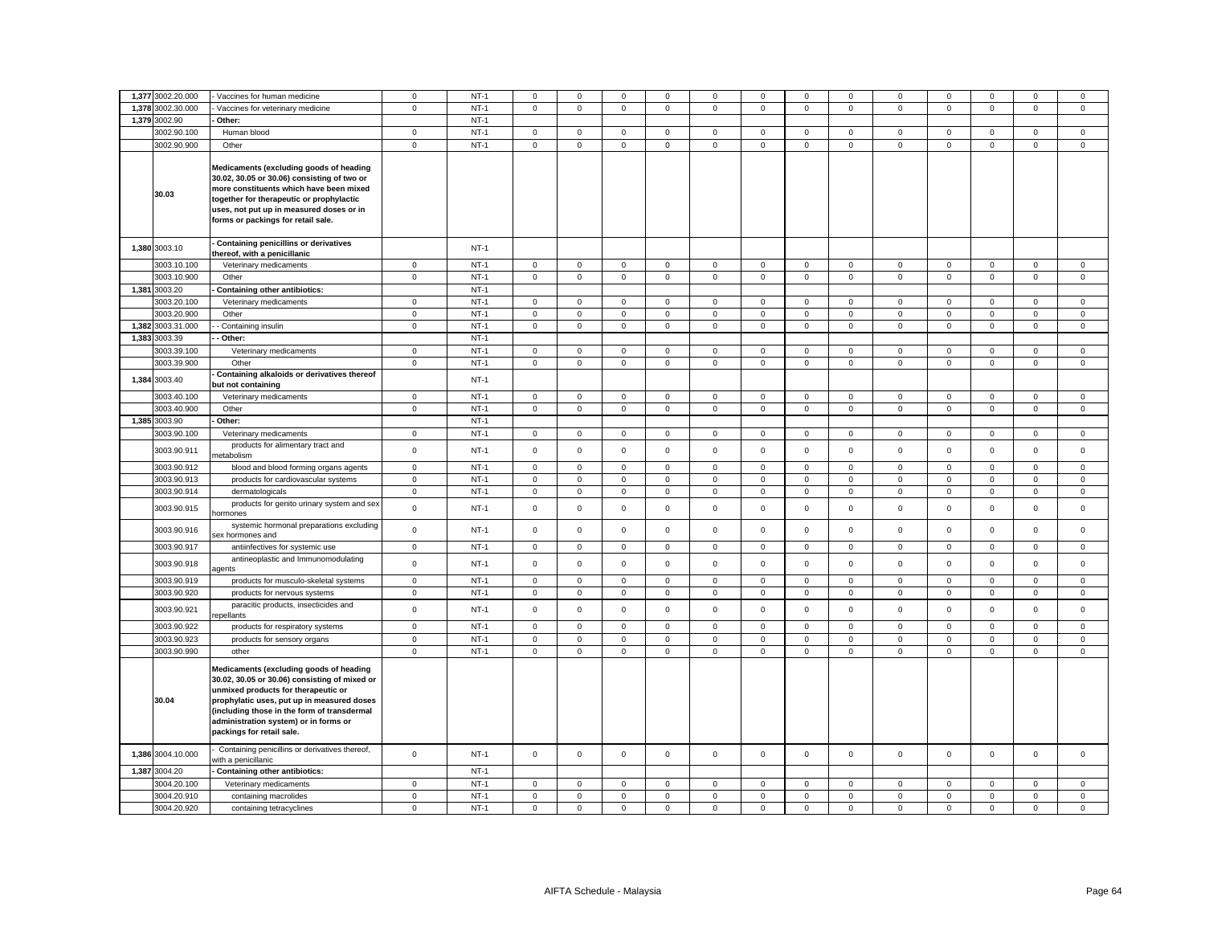| | | | | | | | | | | | | | | | | | | |
|---|---|---|---|---|---|---|---|---|---|---|---|---|---|---|---|---|---|---|
| 1,377 | 3002.20.000 | - Vaccines for human medicine | 0 | NT-1 | 0 | 0 | 0 | 0 | 0 | 0 | 0 | 0 | 0 | 0 | 0 | 0 | 0 |
| 1,378 | 3002.30.000 | - Vaccines for veterinary medicine | 0 | NT-1 | 0 | 0 | 0 | 0 | 0 | 0 | 0 | 0 | 0 | 0 | 0 | 0 | 0 |
| 1,379 | 3002.90 | **- Other:** | | NT-1 | | | | | | | | | | | | | |
| | 3002.90.100 | Human blood | 0 | NT-1 | 0 | 0 | 0 | 0 | 0 | 0 | 0 | 0 | 0 | 0 | 0 | 0 | 0 |
| | 3002.90.900 | Other | 0 | NT-1 | 0 | 0 | 0 | 0 | 0 | 0 | 0 | 0 | 0 | 0 | 0 | 0 | 0 |
| | **30.03** | **Medicaments (excluding goods of heading 30.02, 30.05 or 30.06) consisting of two or more constituents which have been mixed together for therapeutic or prophylactic uses, not put up in measured doses or in forms or packings for retail sale.** | | | | | | | | | | | | | | | |
| 1,380 | 3003.10 | **- Containing penicillins or derivatives thereof, with a penicillanic** | | NT-1 | | | | | | | | | | | | | |
| | 3003.10.100 | Veterinary medicaments | 0 | NT-1 | 0 | 0 | 0 | 0 | 0 | 0 | 0 | 0 | 0 | 0 | 0 | 0 | 0 |
| | 3003.10.900 | Other | 0 | NT-1 | 0 | 0 | 0 | 0 | 0 | 0 | 0 | 0 | 0 | 0 | 0 | 0 | 0 |
| 1,381 | 3003.20 | **- Containing other antibiotics:** | | NT-1 | | | | | | | | | | | | | |
| | 3003.20.100 | Veterinary medicaments | 0 | NT-1 | 0 | 0 | 0 | 0 | 0 | 0 | 0 | 0 | 0 | 0 | 0 | 0 | 0 |
| | 3003.20.900 | Other | 0 | NT-1 | 0 | 0 | 0 | 0 | 0 | 0 | 0 | 0 | 0 | 0 | 0 | 0 | 0 |
| 1,382 | 3003.31.000 | - - Containing insulin | 0 | NT-1 | 0 | 0 | 0 | 0 | 0 | 0 | 0 | 0 | 0 | 0 | 0 | 0 | 0 |
| 1,383 | 3003.39 | **- - Other:** | | NT-1 | | | | | | | | | | | | | |
| | 3003.39.100 | Veterinary medicaments | 0 | NT-1 | 0 | 0 | 0 | 0 | 0 | 0 | 0 | 0 | 0 | 0 | 0 | 0 | 0 |
| | 3003.39.900 | Other | 0 | NT-1 | 0 | 0 | 0 | 0 | 0 | 0 | 0 | 0 | 0 | 0 | 0 | 0 | 0 |
| 1,384 | 3003.40 | **- Containing alkaloids or derivatives thereof but not containing** | | NT-1 | | | | | | | | | | | | | |
| | 3003.40.100 | Veterinary medicaments | 0 | NT-1 | 0 | 0 | 0 | 0 | 0 | 0 | 0 | 0 | 0 | 0 | 0 | 0 | 0 |
| | 3003.40.900 | Other | 0 | NT-1 | 0 | 0 | 0 | 0 | 0 | 0 | 0 | 0 | 0 | 0 | 0 | 0 | 0 |
| 1,385 | 3003.90 | **- Other:** | | NT-1 | | | | | | | | | | | | | |
| | 3003.90.100 | Veterinary medicaments | 0 | NT-1 | 0 | 0 | 0 | 0 | 0 | 0 | 0 | 0 | 0 | 0 | 0 | 0 | 0 |
| | 3003.90.911 | products for alimentary tract and metabolism | 0 | NT-1 | 0 | 0 | 0 | 0 | 0 | 0 | 0 | 0 | 0 | 0 | 0 | 0 | 0 |
| | 3003.90.912 | blood and blood forming organs agents | 0 | NT-1 | 0 | 0 | 0 | 0 | 0 | 0 | 0 | 0 | 0 | 0 | 0 | 0 | 0 |
| | 3003.90.913 | products for cardiovascular systems | 0 | NT-1 | 0 | 0 | 0 | 0 | 0 | 0 | 0 | 0 | 0 | 0 | 0 | 0 | 0 |
| | 3003.90.914 | dermatologicals | 0 | NT-1 | 0 | 0 | 0 | 0 | 0 | 0 | 0 | 0 | 0 | 0 | 0 | 0 | 0 |
| | 3003.90.915 | products for genito urinary system and sex hormones | 0 | NT-1 | 0 | 0 | 0 | 0 | 0 | 0 | 0 | 0 | 0 | 0 | 0 | 0 | 0 |
| | 3003.90.916 | systemic hormonal preparations excluding sex hormones and | 0 | NT-1 | 0 | 0 | 0 | 0 | 0 | 0 | 0 | 0 | 0 | 0 | 0 | 0 | 0 |
| | 3003.90.917 | antiinfectives for systemic use | 0 | NT-1 | 0 | 0 | 0 | 0 | 0 | 0 | 0 | 0 | 0 | 0 | 0 | 0 | 0 |
| | 3003.90.918 | antineoplastic and Immunomodulating agents | 0 | NT-1 | 0 | 0 | 0 | 0 | 0 | 0 | 0 | 0 | 0 | 0 | 0 | 0 | 0 |
| | 3003.90.919 | products for musculo-skeletal systems | 0 | NT-1 | 0 | 0 | 0 | 0 | 0 | 0 | 0 | 0 | 0 | 0 | 0 | 0 | 0 |
| | 3003.90.920 | products for nervous systems | 0 | NT-1 | 0 | 0 | 0 | 0 | 0 | 0 | 0 | 0 | 0 | 0 | 0 | 0 | 0 |
| | 3003.90.921 | paracitic products, insecticides and repellants | 0 | NT-1 | 0 | 0 | 0 | 0 | 0 | 0 | 0 | 0 | 0 | 0 | 0 | 0 | 0 |
| | 3003.90.922 | products for respiratory systems | 0 | NT-1 | 0 | 0 | 0 | 0 | 0 | 0 | 0 | 0 | 0 | 0 | 0 | 0 | 0 |
| | 3003.90.923 | products for sensory organs | 0 | NT-1 | 0 | 0 | 0 | 0 | 0 | 0 | 0 | 0 | 0 | 0 | 0 | 0 | 0 |
| | 3003.90.990 | other | 0 | NT-1 | 0 | 0 | 0 | 0 | 0 | 0 | 0 | 0 | 0 | 0 | 0 | 0 | 0 |
| | **30.04** | **Medicaments (excluding goods of heading 30.02, 30.05 or 30.06) consisting of mixed or unmixed products for therapeutic or prophylatic uses, put up in measured doses (including those in the form of transdermal administration system) or in forms or packings for retail sale.** | | | | | | | | | | | | | | | |
| 1,386 | 3004.10.000 | - Containing penicillins or derivatives thereof, with a penicillanic | 0 | NT-1 | 0 | 0 | 0 | 0 | 0 | 0 | 0 | 0 | 0 | 0 | 0 | 0 | 0 |
| 1,387 | 3004.20 | **- Containing other antibiotics:** | | NT-1 | | | | | | | | | | | | | |
| | 3004.20.100 | Veterinary medicaments | 0 | NT-1 | 0 | 0 | 0 | 0 | 0 | 0 | 0 | 0 | 0 | 0 | 0 | 0 | 0 |
| | 3004.20.910 | containing macrolides | 0 | NT-1 | 0 | 0 | 0 | 0 | 0 | 0 | 0 | 0 | 0 | 0 | 0 | 0 | 0 |
| | 3004.20.920 | containing tetracyclines | 0 | NT-1 | 0 | 0 | 0 | 0 | 0 | 0 | 0 | 0 | 0 | 0 | 0 | 0 | 0 |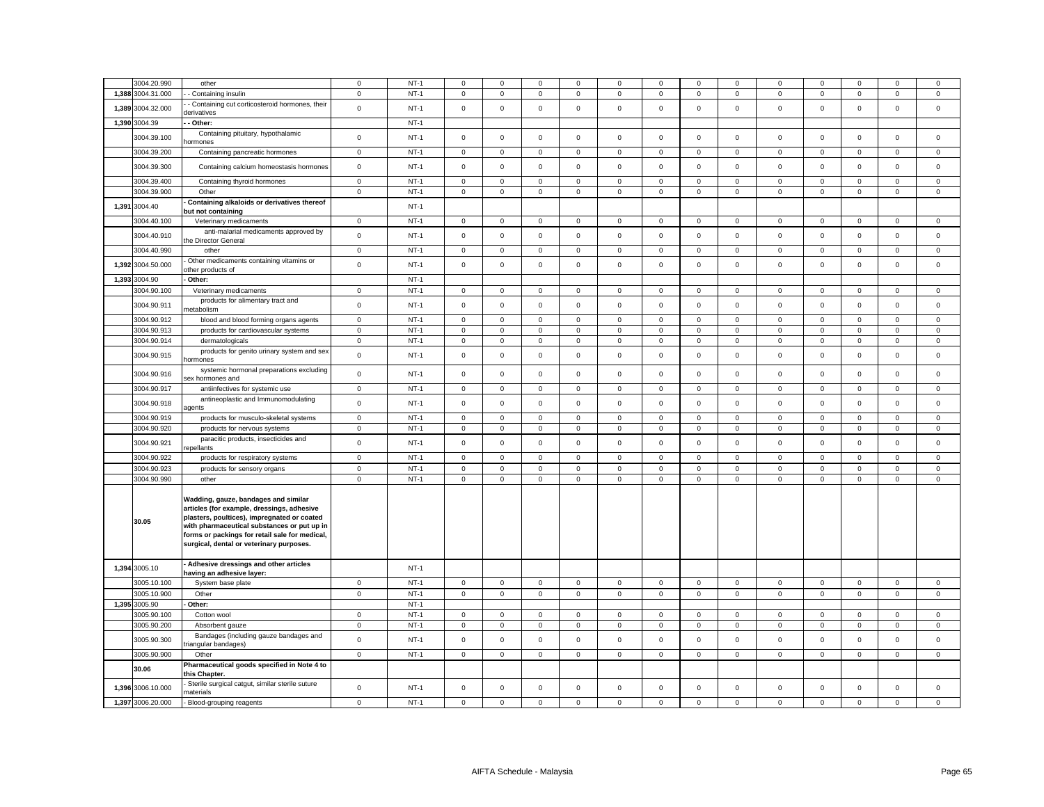| | 3004.20.990 | other | 0 | NT-1 | 0 | 0 | 0 | 0 | 0 | 0 | 0 | 0 | 0 | 0 | 0 | 0 | 0 |
|---|---|---|---|---|---|---|---|---|---|---|---|---|---|---|---|---|---|
| 1,388 | 3004.31.000 | - - Containing insulin | 0 | NT-1 | 0 | 0 | 0 | 0 | 0 | 0 | 0 | 0 | 0 | 0 | 0 | 0 | 0 |
| 1,389 | 3004.32.000 | - - Containing cut corticosteroid hormones, their derivatives | 0 | NT-1 | 0 | 0 | 0 | 0 | 0 | 0 | 0 | 0 | 0 | 0 | 0 | 0 | 0 |
| 1,390 | 3004.39 | **- - Other:** | | NT-1 | | | | | | | | | | | | | |
| | 3004.39.100 | Containing pituitary, hypothalamic hormones | 0 | NT-1 | 0 | 0 | 0 | 0 | 0 | 0 | 0 | 0 | 0 | 0 | 0 | 0 | 0 |
| | 3004.39.200 | Containing pancreatic hormones | 0 | NT-1 | 0 | 0 | 0 | 0 | 0 | 0 | 0 | 0 | 0 | 0 | 0 | 0 | 0 |
| | 3004.39.300 | Containing calcium homeostasis hormones | 0 | NT-1 | 0 | 0 | 0 | 0 | 0 | 0 | 0 | 0 | 0 | 0 | 0 | 0 | 0 |
| | 3004.39.400 | Containing thyroid hormones | 0 | NT-1 | 0 | 0 | 0 | 0 | 0 | 0 | 0 | 0 | 0 | 0 | 0 | 0 | 0 |
| | 3004.39.900 | Other | 0 | NT-1 | 0 | 0 | 0 | 0 | 0 | 0 | 0 | 0 | 0 | 0 | 0 | 0 | 0 |
| 1,391 | 3004.40 | **- Containing alkaloids or derivatives thereof but not containing** | | NT-1 | | | | | | | | | | | | | |
| | 3004.40.100 | Veterinary medicaments | 0 | NT-1 | 0 | 0 | 0 | 0 | 0 | 0 | 0 | 0 | 0 | 0 | 0 | 0 | 0 |
| | 3004.40.910 | anti-malarial medicaments approved by the Director General | 0 | NT-1 | 0 | 0 | 0 | 0 | 0 | 0 | 0 | 0 | 0 | 0 | 0 | 0 | 0 |
| | 3004.40.990 | other | 0 | NT-1 | 0 | 0 | 0 | 0 | 0 | 0 | 0 | 0 | 0 | 0 | 0 | 0 | 0 |
| 1,392 | 3004.50.000 | - Other medicaments containing vitamins or other products of | 0 | NT-1 | 0 | 0 | 0 | 0 | 0 | 0 | 0 | 0 | 0 | 0 | 0 | 0 | 0 |
| 1,393 | 3004.90 | **- Other:** | | NT-1 | | | | | | | | | | | | | |
| | 3004.90.100 | Veterinary medicaments | 0 | NT-1 | 0 | 0 | 0 | 0 | 0 | 0 | 0 | 0 | 0 | 0 | 0 | 0 | 0 |
| | 3004.90.911 | products for alimentary tract and metabolism | 0 | NT-1 | 0 | 0 | 0 | 0 | 0 | 0 | 0 | 0 | 0 | 0 | 0 | 0 | 0 |
| | 3004.90.912 | blood and blood forming organs agents | 0 | NT-1 | 0 | 0 | 0 | 0 | 0 | 0 | 0 | 0 | 0 | 0 | 0 | 0 | 0 |
| | 3004.90.913 | products for cardiovascular systems | 0 | NT-1 | 0 | 0 | 0 | 0 | 0 | 0 | 0 | 0 | 0 | 0 | 0 | 0 | 0 |
| | 3004.90.914 | dermatologicals | 0 | NT-1 | 0 | 0 | 0 | 0 | 0 | 0 | 0 | 0 | 0 | 0 | 0 | 0 | 0 |
| | 3004.90.915 | products for genito urinary system and sex hormones | 0 | NT-1 | 0 | 0 | 0 | 0 | 0 | 0 | 0 | 0 | 0 | 0 | 0 | 0 | 0 |
| | 3004.90.916 | systemic hormonal preparations excluding sex hormones and | 0 | NT-1 | 0 | 0 | 0 | 0 | 0 | 0 | 0 | 0 | 0 | 0 | 0 | 0 | 0 |
| | 3004.90.917 | antiinfectives for systemic use | 0 | NT-1 | 0 | 0 | 0 | 0 | 0 | 0 | 0 | 0 | 0 | 0 | 0 | 0 | 0 |
| | 3004.90.918 | antineoplastic and Immunomodulating agents | 0 | NT-1 | 0 | 0 | 0 | 0 | 0 | 0 | 0 | 0 | 0 | 0 | 0 | 0 | 0 |
| | 3004.90.919 | products for musculo-skeletal systems | 0 | NT-1 | 0 | 0 | 0 | 0 | 0 | 0 | 0 | 0 | 0 | 0 | 0 | 0 | 0 |
| | 3004.90.920 | products for nervous systems | 0 | NT-1 | 0 | 0 | 0 | 0 | 0 | 0 | 0 | 0 | 0 | 0 | 0 | 0 | 0 |
| | 3004.90.921 | paracitic products, insecticides and repellants | 0 | NT-1 | 0 | 0 | 0 | 0 | 0 | 0 | 0 | 0 | 0 | 0 | 0 | 0 | 0 |
| | 3004.90.922 | products for respiratory systems | 0 | NT-1 | 0 | 0 | 0 | 0 | 0 | 0 | 0 | 0 | 0 | 0 | 0 | 0 | 0 |
| | 3004.90.923 | products for sensory organs | 0 | NT-1 | 0 | 0 | 0 | 0 | 0 | 0 | 0 | 0 | 0 | 0 | 0 | 0 | 0 |
| | 3004.90.990 | other | 0 | NT-1 | 0 | 0 | 0 | 0 | 0 | 0 | 0 | 0 | 0 | 0 | 0 | 0 | 0 |
| | **30.05** | **Wadding, gauze, bandages and similar articles (for example, dressings, adhesive plasters, poultices), impregnated or coated with pharmaceutical substances or put up in forms or packings for retail sale for medical, surgical, dental or veterinary purposes.** | | | | | | | | | | | | | | | |
| 1,394 | 3005.10 | **- Adhesive dressings and other articles having an adhesive layer:** | | NT-1 | | | | | | | | | | | | | |
| | 3005.10.100 | System base plate | 0 | NT-1 | 0 | 0 | 0 | 0 | 0 | 0 | 0 | 0 | 0 | 0 | 0 | 0 | 0 |
| | 3005.10.900 | Other | 0 | NT-1 | 0 | 0 | 0 | 0 | 0 | 0 | 0 | 0 | 0 | 0 | 0 | 0 | 0 |
| 1,395 | 3005.90 | **- Other:** | | NT-1 | | | | | | | | | | | | | |
| | 3005.90.100 | Cotton wool | 0 | NT-1 | 0 | 0 | 0 | 0 | 0 | 0 | 0 | 0 | 0 | 0 | 0 | 0 | 0 |
| | 3005.90.200 | Absorbent gauze | 0 | NT-1 | 0 | 0 | 0 | 0 | 0 | 0 | 0 | 0 | 0 | 0 | 0 | 0 | 0 |
| | 3005.90.300 | Bandages (including gauze bandages and triangular bandages) | 0 | NT-1 | 0 | 0 | 0 | 0 | 0 | 0 | 0 | 0 | 0 | 0 | 0 | 0 | 0 |
| | 3005.90.900 | Other | 0 | NT-1 | 0 | 0 | 0 | 0 | 0 | 0 | 0 | 0 | 0 | 0 | 0 | 0 | 0 |
| | **30.06** | **Pharmaceutical goods specified in Note 4 to this Chapter.** | | | | | | | | | | | | | | | |
| 1,396 | 3006.10.000 | - Sterile surgical catgut, similar sterile suture materials | 0 | NT-1 | 0 | 0 | 0 | 0 | 0 | 0 | 0 | 0 | 0 | 0 | 0 | 0 | 0 |
| 1,397 | 3006.20.000 | - Blood-grouping reagents | 0 | NT-1 | 0 | 0 | 0 | 0 | 0 | 0 | 0 | 0 | 0 | 0 | 0 | 0 | 0 |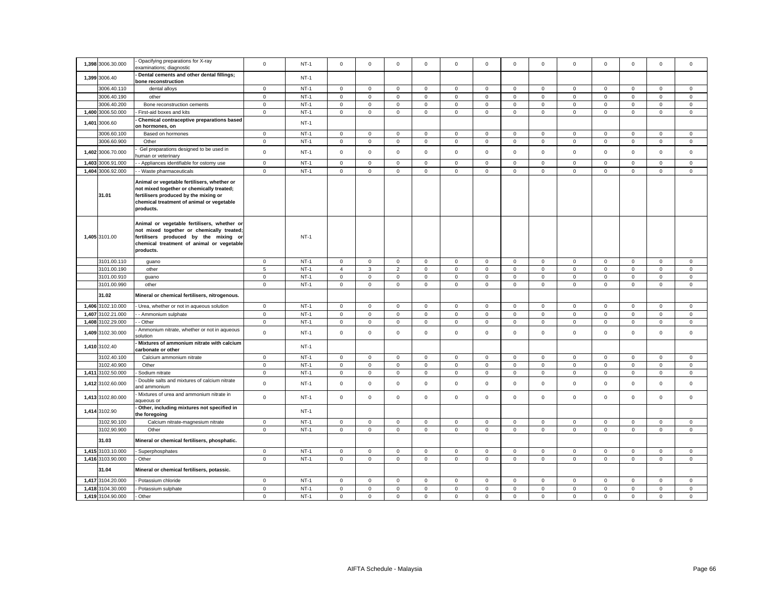| | | | | | | | | | | | | | | | | | | |
|---|---|---|---|---|---|---|---|---|---|---|---|---|---|---|---|---|---|---|
| 1,398 | 3006.30.000 | - Opacifying preparations for X-ray examinations; diagnostic | 0 | NT-1 | 0 | 0 | 0 | 0 | 0 | 0 | 0 | 0 | 0 | 0 | 0 | 0 | 0 |
| 1,399 | 3006.40 | **- Dental cements and other dental fillings; bone reconstruction** | | NT-1 | | | | | | | | | | | | | |
| | 3006.40.110 | dental alloys | 0 | NT-1 | 0 | 0 | 0 | 0 | 0 | 0 | 0 | 0 | 0 | 0 | 0 | 0 | 0 |
| | 3006.40.190 | other | 0 | NT-1 | 0 | 0 | 0 | 0 | 0 | 0 | 0 | 0 | 0 | 0 | 0 | 0 | 0 |
| | 3006.40.200 | Bone reconstruction cements | 0 | NT-1 | 0 | 0 | 0 | 0 | 0 | 0 | 0 | 0 | 0 | 0 | 0 | 0 | 0 |
| 1,400 | 3006.50.000 | - First-aid boxes and kits | 0 | NT-1 | 0 | 0 | 0 | 0 | 0 | 0 | 0 | 0 | 0 | 0 | 0 | 0 | 0 |
| 1,401 | 3006.60 | **- Chemical contraceptive preparations based on hormones, on** | | NT-1 | | | | | | | | | | | | | |
| | 3006.60.100 | Based on hormones | 0 | NT-1 | 0 | 0 | 0 | 0 | 0 | 0 | 0 | 0 | 0 | 0 | 0 | 0 | 0 |
| | 3006.60.900 | Other | 0 | NT-1 | 0 | 0 | 0 | 0 | 0 | 0 | 0 | 0 | 0 | 0 | 0 | 0 | 0 |
| 1,402 | 3006.70.000 | - Gel preparations designed to be used in human or veterinary | 0 | NT-1 | 0 | 0 | 0 | 0 | 0 | 0 | 0 | 0 | 0 | 0 | 0 | 0 | 0 |
| 1,403 | 3006.91.000 | - - Appliances identifiable for ostomy use | 0 | NT-1 | 0 | 0 | 0 | 0 | 0 | 0 | 0 | 0 | 0 | 0 | 0 | 0 | 0 |
| 1,404 | 3006.92.000 | - - Waste pharmaceuticals | 0 | NT-1 | 0 | 0 | 0 | 0 | 0 | 0 | 0 | 0 | 0 | 0 | 0 | 0 | 0 |
| | **31.01** | **Animal or vegetable fertilisers, whether or not mixed together or chemically treated; fertilisers produced by the mixing or chemical treatment of animal or vegetable products.** | | | | | | | | | | | | | | | |
| 1,405 | 3101.00 | **Animal or vegetable fertilisers, whether or not mixed together or chemically treated; fertilisers produced by the mixing or chemical treatment of animal or vegetable products.** | | NT-1 | | | | | | | | | | | | | |
| | 3101.00.110 | guano | 0 | NT-1 | 0 | 0 | 0 | 0 | 0 | 0 | 0 | 0 | 0 | 0 | 0 | 0 | 0 |
| | 3101.00.190 | other | 5 | NT-1 | 4 | 3 | 2 | 0 | 0 | 0 | 0 | 0 | 0 | 0 | 0 | 0 | 0 |
| | 3101.00.910 | guano | 0 | NT-1 | 0 | 0 | 0 | 0 | 0 | 0 | 0 | 0 | 0 | 0 | 0 | 0 | 0 |
| | 3101.00.990 | other | 0 | NT-1 | 0 | 0 | 0 | 0 | 0 | 0 | 0 | 0 | 0 | 0 | 0 | 0 | 0 |
| | **31.02** | **Mineral or chemical fertilisers, nitrogenous.** | | | | | | | | | | | | | | | |
| 1,406 | 3102.10.000 | - Urea, whether or not in aqueous solution | 0 | NT-1 | 0 | 0 | 0 | 0 | 0 | 0 | 0 | 0 | 0 | 0 | 0 | 0 | 0 |
| 1,407 | 3102.21.000 | - - Ammonium sulphate | 0 | NT-1 | 0 | 0 | 0 | 0 | 0 | 0 | 0 | 0 | 0 | 0 | 0 | 0 | 0 |
| 1,408 | 3102.29.000 | - - Other | 0 | NT-1 | 0 | 0 | 0 | 0 | 0 | 0 | 0 | 0 | 0 | 0 | 0 | 0 | 0 |
| 1,409 | 3102.30.000 | - Ammonium nitrate, whether or not in aqueous solution | 0 | NT-1 | 0 | 0 | 0 | 0 | 0 | 0 | 0 | 0 | 0 | 0 | 0 | 0 | 0 |
| 1,410 | 3102.40 | **- Mixtures of ammonium nitrate with calcium carbonate or other** | | NT-1 | | | | | | | | | | | | | |
| | 3102.40.100 | Calcium ammonium nitrate | 0 | NT-1 | 0 | 0 | 0 | 0 | 0 | 0 | 0 | 0 | 0 | 0 | 0 | 0 | 0 |
| | 3102.40.900 | Other | 0 | NT-1 | 0 | 0 | 0 | 0 | 0 | 0 | 0 | 0 | 0 | 0 | 0 | 0 | 0 |
| 1,411 | 3102.50.000 | - Sodium nitrate | 0 | NT-1 | 0 | 0 | 0 | 0 | 0 | 0 | 0 | 0 | 0 | 0 | 0 | 0 | 0 |
| 1,412 | 3102.60.000 | - Double salts and mixtures of calcium nitrate and ammonium | 0 | NT-1 | 0 | 0 | 0 | 0 | 0 | 0 | 0 | 0 | 0 | 0 | 0 | 0 | 0 |
| 1,413 | 3102.80.000 | - Mixtures of urea and ammonium nitrate in aqueous or | 0 | NT-1 | 0 | 0 | 0 | 0 | 0 | 0 | 0 | 0 | 0 | 0 | 0 | 0 | 0 |
| 1,414 | 3102.90 | **- Other, including mixtures not specified in the foregoing** | | NT-1 | | | | | | | | | | | | | |
| | 3102.90.100 | Calcium nitrate-magnesium nitrate | 0 | NT-1 | 0 | 0 | 0 | 0 | 0 | 0 | 0 | 0 | 0 | 0 | 0 | 0 | 0 |
| | 3102.90.900 | Other | 0 | NT-1 | 0 | 0 | 0 | 0 | 0 | 0 | 0 | 0 | 0 | 0 | 0 | 0 | 0 |
| | **31.03** | **Mineral or chemical fertilisers, phosphatic.** | | | | | | | | | | | | | | | |
| 1,415 | 3103.10.000 | - Superphosphates | 0 | NT-1 | 0 | 0 | 0 | 0 | 0 | 0 | 0 | 0 | 0 | 0 | 0 | 0 | 0 |
| 1,416 | 3103.90.000 | - Other | 0 | NT-1 | 0 | 0 | 0 | 0 | 0 | 0 | 0 | 0 | 0 | 0 | 0 | 0 | 0 |
| | **31.04** | **Mineral or chemical fertilisers, potassic.** | | | | | | | | | | | | | | | |
| 1,417 | 3104.20.000 | - Potassium chloride | 0 | NT-1 | 0 | 0 | 0 | 0 | 0 | 0 | 0 | 0 | 0 | 0 | 0 | 0 | 0 |
| 1,418 | 3104.30.000 | - Potassium sulphate | 0 | NT-1 | 0 | 0 | 0 | 0 | 0 | 0 | 0 | 0 | 0 | 0 | 0 | 0 | 0 |
| 1,419 | 3104.90.000 | - Other | 0 | NT-1 | 0 | 0 | 0 | 0 | 0 | 0 | 0 | 0 | 0 | 0 | 0 | 0 | 0 |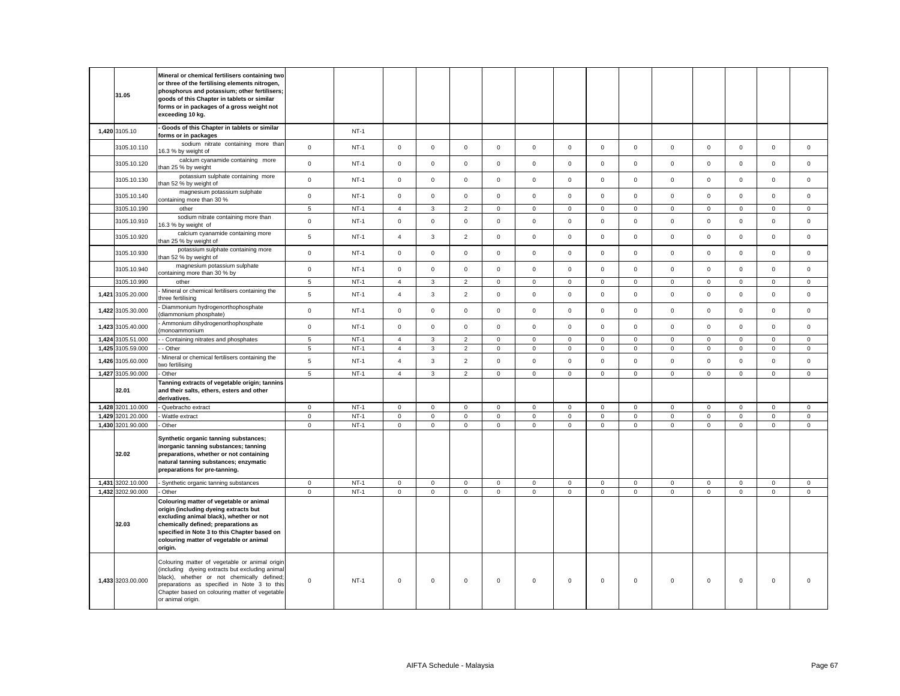| | | | | | | | | | | | | | | | | | |
|---|---|---|---|---|---|---|---|---|---|---|---|---|---|---|---|---|---|
| | 31.05 | **Mineral or chemical fertilisers containing two or three of the fertilising elements nitrogen, phosphorus and potassium; other fertilisers; goods of this Chapter in tablets or similar forms or in packages of a gross weight not exceeding 10 kg.** | | | | | | | | | | | | | | | |
| 1,420 | 3105.10 | **- Goods of this Chapter in tablets or similar forms or in packages** | | NT-1 | | | | | | | | | | | | | |
| | 3105.10.110 | sodium nitrate containing more than 16.3 % by weight of | 0 | NT-1 | 0 | 0 | 0 | 0 | 0 | 0 | 0 | 0 | 0 | 0 | 0 | 0 | 0 |
| | 3105.10.120 | calcium cyanamide containing more than 25 % by weight | 0 | NT-1 | 0 | 0 | 0 | 0 | 0 | 0 | 0 | 0 | 0 | 0 | 0 | 0 | 0 |
| | 3105.10.130 | potassium sulphate containing more than 52 % by weight of | 0 | NT-1 | 0 | 0 | 0 | 0 | 0 | 0 | 0 | 0 | 0 | 0 | 0 | 0 | 0 |
| | 3105.10.140 | magnesium potassium sulphate containing more than 30 % | 0 | NT-1 | 0 | 0 | 0 | 0 | 0 | 0 | 0 | 0 | 0 | 0 | 0 | 0 | 0 |
| | 3105.10.190 | other | 5 | NT-1 | 4 | 3 | 2 | 0 | 0 | 0 | 0 | 0 | 0 | 0 | 0 | 0 | 0 |
| | 3105.10.910 | sodium nitrate containing more than 16.3 % by weight of | 0 | NT-1 | 0 | 0 | 0 | 0 | 0 | 0 | 0 | 0 | 0 | 0 | 0 | 0 | 0 |
| | 3105.10.920 | calcium cyanamide containing more than 25 % by weight of | 5 | NT-1 | 4 | 3 | 2 | 0 | 0 | 0 | 0 | 0 | 0 | 0 | 0 | 0 | 0 |
| | 3105.10.930 | potassium sulphate containing more than 52 % by weight of | 0 | NT-1 | 0 | 0 | 0 | 0 | 0 | 0 | 0 | 0 | 0 | 0 | 0 | 0 | 0 |
| | 3105.10.940 | magnesium potassium sulphate containing more than 30 % by | 0 | NT-1 | 0 | 0 | 0 | 0 | 0 | 0 | 0 | 0 | 0 | 0 | 0 | 0 | 0 |
| | 3105.10.990 | other | 5 | NT-1 | 4 | 3 | 2 | 0 | 0 | 0 | 0 | 0 | 0 | 0 | 0 | 0 | 0 |
| 1,421 | 3105.20.000 | - Mineral or chemical fertilisers containing the three fertilising | 5 | NT-1 | 4 | 3 | 2 | 0 | 0 | 0 | 0 | 0 | 0 | 0 | 0 | 0 | 0 |
| 1,422 | 3105.30.000 | - Diammonium hydrogenorthophosphate (diammonium phosphate) | 0 | NT-1 | 0 | 0 | 0 | 0 | 0 | 0 | 0 | 0 | 0 | 0 | 0 | 0 | 0 |
| 1,423 | 3105.40.000 | - Ammonium dihydrogenorthophosphate (monoammonium | 0 | NT-1 | 0 | 0 | 0 | 0 | 0 | 0 | 0 | 0 | 0 | 0 | 0 | 0 | 0 |
| 1,424 | 3105.51.000 | - - Containing nitrates and phosphates | 5 | NT-1 | 4 | 3 | 2 | 0 | 0 | 0 | 0 | 0 | 0 | 0 | 0 | 0 | 0 |
| 1,425 | 3105.59.000 | - - Other | 5 | NT-1 | 4 | 3 | 2 | 0 | 0 | 0 | 0 | 0 | 0 | 0 | 0 | 0 | 0 |
| 1,426 | 3105.60.000 | - Mineral or chemical fertilisers containing the two fertilising | 5 | NT-1 | 4 | 3 | 2 | 0 | 0 | 0 | 0 | 0 | 0 | 0 | 0 | 0 | 0 |
| 1,427 | 3105.90.000 | - Other | 5 | NT-1 | 4 | 3 | 2 | 0 | 0 | 0 | 0 | 0 | 0 | 0 | 0 | 0 | 0 |
| | 32.01 | **Tanning extracts of vegetable origin; tannins and their salts, ethers, esters and other derivatives.** | | | | | | | | | | | | | | | |
| 1,428 | 3201.10.000 | - Quebracho extract | 0 | NT-1 | 0 | 0 | 0 | 0 | 0 | 0 | 0 | 0 | 0 | 0 | 0 | 0 | 0 |
| 1,429 | 3201.20.000 | - Wattle extract | 0 | NT-1 | 0 | 0 | 0 | 0 | 0 | 0 | 0 | 0 | 0 | 0 | 0 | 0 | 0 |
| 1,430 | 3201.90.000 | - Other | 0 | NT-1 | 0 | 0 | 0 | 0 | 0 | 0 | 0 | 0 | 0 | 0 | 0 | 0 | 0 |
| | 32.02 | **Synthetic organic tanning substances; inorganic tanning substances; tanning preparations, whether or not containing natural tanning substances; enzymatic preparations for pre-tanning.** | | | | | | | | | | | | | | | |
| 1,431 | 3202.10.000 | - Synthetic organic tanning substances | 0 | NT-1 | 0 | 0 | 0 | 0 | 0 | 0 | 0 | 0 | 0 | 0 | 0 | 0 | 0 |
| 1,432 | 3202.90.000 | - Other | 0 | NT-1 | 0 | 0 | 0 | 0 | 0 | 0 | 0 | 0 | 0 | 0 | 0 | 0 | 0 |
| | 32.03 | **Colouring matter of vegetable or animal origin (including dyeing extracts but excluding animal black), whether or not chemically defined; preparations as specified in Note 3 to this Chapter based on colouring matter of vegetable or animal origin.** | | | | | | | | | | | | | | | |
| 1,433 | 3203.00.000 | Colouring matter of vegetable or animal origin (including dyeing extracts but excluding animal black), whether or not chemically defined; preparations as specified in Note 3 to this Chapter based on colouring matter of vegetable or animal origin. | 0 | NT-1 | 0 | 0 | 0 | 0 | 0 | 0 | 0 | 0 | 0 | 0 | 0 | 0 | 0 |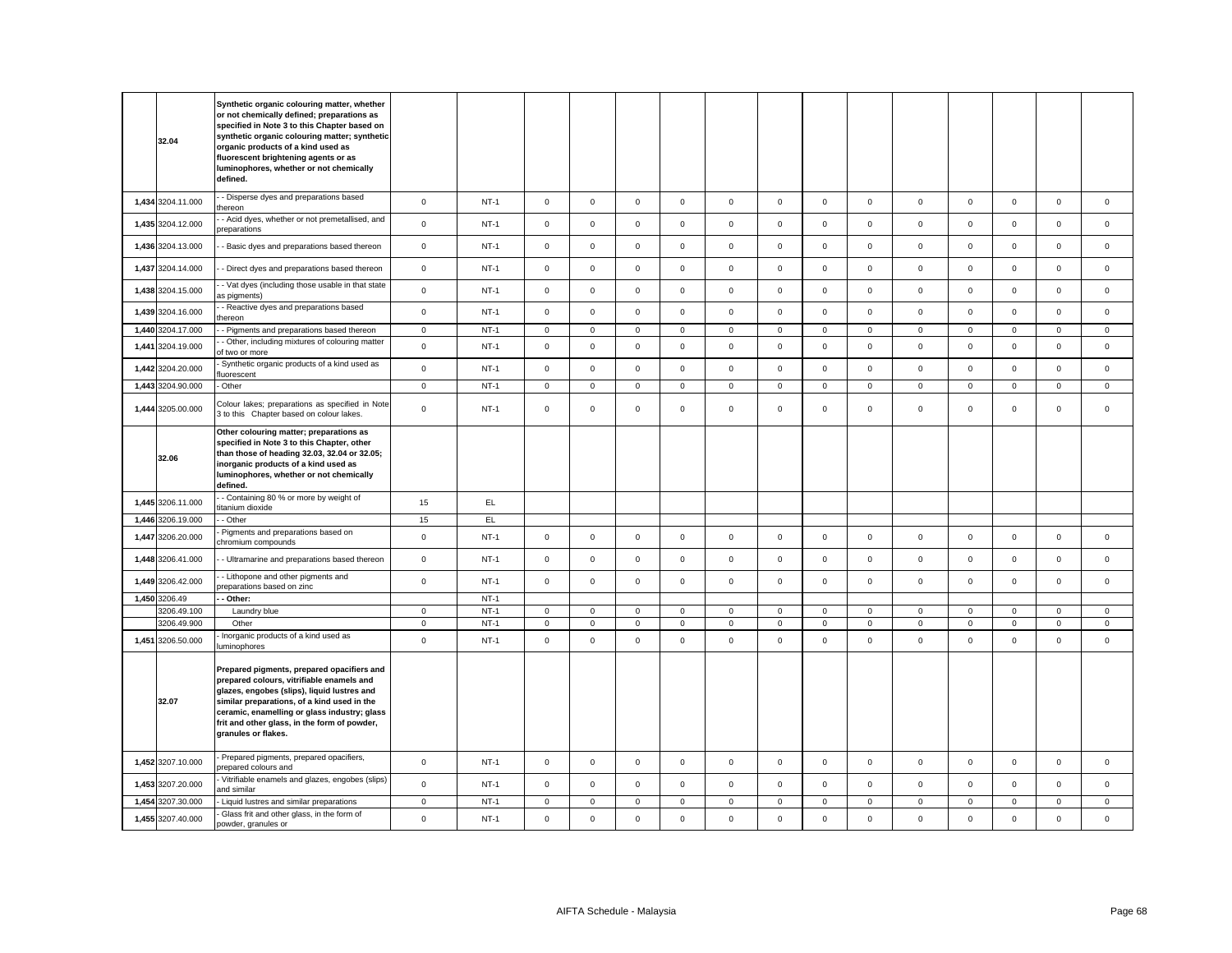| | | | | | | | | | | | | | | | | | | |
|---|---|---|---|---|---|---|---|---|---|---|---|---|---|---|---|---|---|---|
| | 32.04 | **Synthetic organic colouring matter, whether or not chemically defined; preparations as specified in Note 3 to this Chapter based on synthetic organic colouring matter; synthetic organic products of a kind used as fluorescent brightening agents or as luminophores, whether or not chemically defined.** | | | | | | | | | | | | | | | | |
| 1,434 | 3204.11.000 | - - Disperse dyes and preparations based thereon | 0 | NT-1 | 0 | 0 | 0 | 0 | 0 | 0 | 0 | 0 | 0 | 0 | 0 | 0 | 0 |
| 1,435 | 3204.12.000 | - - Acid dyes, whether or not premetallised, and preparations | 0 | NT-1 | 0 | 0 | 0 | 0 | 0 | 0 | 0 | 0 | 0 | 0 | 0 | 0 | 0 |
| 1,436 | 3204.13.000 | - - Basic dyes and preparations based thereon | 0 | NT-1 | 0 | 0 | 0 | 0 | 0 | 0 | 0 | 0 | 0 | 0 | 0 | 0 | 0 |
| 1,437 | 3204.14.000 | - - Direct dyes and preparations based thereon | 0 | NT-1 | 0 | 0 | 0 | 0 | 0 | 0 | 0 | 0 | 0 | 0 | 0 | 0 | 0 |
| 1,438 | 3204.15.000 | - - Vat dyes (including those usable in that state as pigments) | 0 | NT-1 | 0 | 0 | 0 | 0 | 0 | 0 | 0 | 0 | 0 | 0 | 0 | 0 | 0 |
| 1,439 | 3204.16.000 | - - Reactive dyes and preparations based thereon | 0 | NT-1 | 0 | 0 | 0 | 0 | 0 | 0 | 0 | 0 | 0 | 0 | 0 | 0 | 0 |
| 1,440 | 3204.17.000 | - - Pigments and preparations based thereon | 0 | NT-1 | 0 | 0 | 0 | 0 | 0 | 0 | 0 | 0 | 0 | 0 | 0 | 0 | 0 |
| 1,441 | 3204.19.000 | - - Other, including mixtures of colouring matter of two or more | 0 | NT-1 | 0 | 0 | 0 | 0 | 0 | 0 | 0 | 0 | 0 | 0 | 0 | 0 | 0 |
| 1,442 | 3204.20.000 | - Synthetic organic products of a kind used as fluorescent | 0 | NT-1 | 0 | 0 | 0 | 0 | 0 | 0 | 0 | 0 | 0 | 0 | 0 | 0 | 0 |
| 1,443 | 3204.90.000 | - Other | 0 | NT-1 | 0 | 0 | 0 | 0 | 0 | 0 | 0 | 0 | 0 | 0 | 0 | 0 | 0 |
| 1,444 | 3205.00.000 | Colour lakes; preparations as specified in Note 3 to this Chapter based on colour lakes. | 0 | NT-1 | 0 | 0 | 0 | 0 | 0 | 0 | 0 | 0 | 0 | 0 | 0 | 0 | 0 |
| | 32.06 | **Other colouring matter; preparations as specified in Note 3 to this Chapter, other than those of heading 32.03, 32.04 or 32.05; inorganic products of a kind used as luminophores, whether or not chemically defined.** | | | | | | | | | | | | | | | | |
| 1,445 | 3206.11.000 | - - Containing 80 % or more by weight of titanium dioxide | 15 | EL | | | | | | | | | | | | | |
| 1,446 | 3206.19.000 | - - Other | 15 | EL | | | | | | | | | | | | | |
| 1,447 | 3206.20.000 | - Pigments and preparations based on chromium compounds | 0 | NT-1 | 0 | 0 | 0 | 0 | 0 | 0 | 0 | 0 | 0 | 0 | 0 | 0 | 0 |
| 1,448 | 3206.41.000 | - - Ultramarine and preparations based thereon | 0 | NT-1 | 0 | 0 | 0 | 0 | 0 | 0 | 0 | 0 | 0 | 0 | 0 | 0 | 0 |
| 1,449 | 3206.42.000 | - - Lithopone and other pigments and preparations based on zinc | 0 | NT-1 | 0 | 0 | 0 | 0 | 0 | 0 | 0 | 0 | 0 | 0 | 0 | 0 | 0 |
| 1,450 | 3206.49 | **- - Other:** | | NT-1 | | | | | | | | | | | | | |
| | 3206.49.100 | Laundry blue | 0 | NT-1 | 0 | 0 | 0 | 0 | 0 | 0 | 0 | 0 | 0 | 0 | 0 | 0 | 0 |
| | 3206.49.900 | Other | 0 | NT-1 | 0 | 0 | 0 | 0 | 0 | 0 | 0 | 0 | 0 | 0 | 0 | 0 | 0 |
| 1,451 | 3206.50.000 | - Inorganic products of a kind used as luminophores | 0 | NT-1 | 0 | 0 | 0 | 0 | 0 | 0 | 0 | 0 | 0 | 0 | 0 | 0 | 0 |
| | 32.07 | **Prepared pigments, prepared opacifiers and prepared colours, vitrifiable enamels and glazes, engobes (slips), liquid lustres and similar preparations, of a kind used in the ceramic, enamelling or glass industry; glass frit and other glass, in the form of powder, granules or flakes.** | | | | | | | | | | | | | | | | |
| 1,452 | 3207.10.000 | - Prepared pigments, prepared opacifiers, prepared colours and | 0 | NT-1 | 0 | 0 | 0 | 0 | 0 | 0 | 0 | 0 | 0 | 0 | 0 | 0 | 0 |
| 1,453 | 3207.20.000 | - Vitrifiable enamels and glazes, engobes (slips) and similar | 0 | NT-1 | 0 | 0 | 0 | 0 | 0 | 0 | 0 | 0 | 0 | 0 | 0 | 0 | 0 |
| 1,454 | 3207.30.000 | - Liquid lustres and similar preparations | 0 | NT-1 | 0 | 0 | 0 | 0 | 0 | 0 | 0 | 0 | 0 | 0 | 0 | 0 | 0 |
| 1,455 | 3207.40.000 | - Glass frit and other glass, in the form of powder, granules or | 0 | NT-1 | 0 | 0 | 0 | 0 | 0 | 0 | 0 | 0 | 0 | 0 | 0 | 0 | 0 |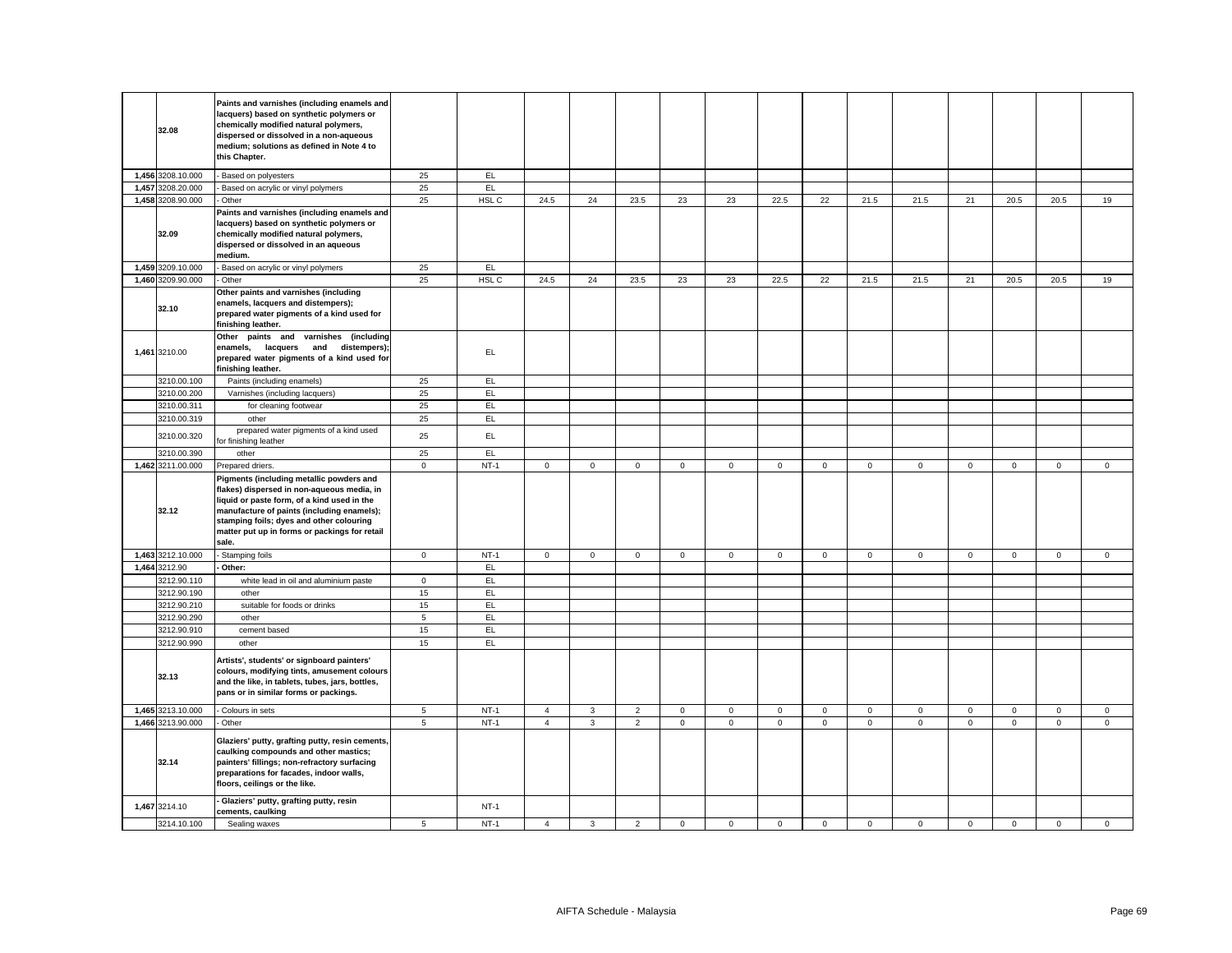| | | | | | | | | | | | | | | | | | | |
|---|---|---|---|---|---|---|---|---|---|---|---|---|---|---|---|---|---|---|
| | **32.08** | **Paints and varnishes (including enamels and lacquers) based on synthetic polymers or chemically modified natural polymers, dispersed or dissolved in a non-aqueous medium; solutions as defined in Note 4 to this Chapter.** | | | | | | | | | | | | | | | | |
| 1,456 | 3208.10.000 | - Based on polyesters | 25 | EL | | | | | | | | | | | | | | |
| 1,457 | 3208.20.000 | - Based on acrylic or vinyl polymers | 25 | EL | | | | | | | | | | | | | | |
| 1,458 | 3208.90.000 | - Other | 25 | HSL C | 24.5 | 24 | 23.5 | 23 | 23 | 22.5 | 22 | 21.5 | 21.5 | 21 | 20.5 | 20.5 | 19 |
| | **32.09** | **Paints and varnishes (including enamels and lacquers) based on synthetic polymers or chemically modified natural polymers, dispersed or dissolved in an aqueous medium.** | | | | | | | | | | | | | | | | |
| 1,459 | 3209.10.000 | - Based on acrylic or vinyl polymers | 25 | EL | | | | | | | | | | | | | | |
| 1,460 | 3209.90.000 | - Other | 25 | HSL C | 24.5 | 24 | 23.5 | 23 | 23 | 22.5 | 22 | 21.5 | 21.5 | 21 | 20.5 | 20.5 | 19 |
| | **32.10** | **Other paints and varnishes (including enamels, lacquers and distempers); prepared water pigments of a kind used for finishing leather.** | | | | | | | | | | | | | | | | |
| 1,461 | 3210.00 | **Other paints and varnishes (including enamels, lacquers and distempers); prepared water pigments of a kind used for finishing leather.** | | EL | | | | | | | | | | | | | | |
| | 3210.00.100 | Paints (including enamels) | 25 | EL | | | | | | | | | | | | | | |
| | 3210.00.200 | Varnishes (including lacquers) | 25 | EL | | | | | | | | | | | | | | |
| | 3210.00.311 | for cleaning footwear | 25 | EL | | | | | | | | | | | | | | |
| | 3210.00.319 | other | 25 | EL | | | | | | | | | | | | | | |
| | 3210.00.320 | prepared water pigments of a kind used for finishing leather | 25 | EL | | | | | | | | | | | | | | |
| | 3210.00.390 | other | 25 | EL | | | | | | | | | | | | | | |
| 1,462 | 3211.00.000 | Prepared driers. | 0 | NT-1 | 0 | 0 | 0 | 0 | 0 | 0 | 0 | 0 | 0 | 0 | 0 | 0 | 0 |
| | **32.12** | **Pigments (including metallic powders and flakes) dispersed in non-aqueous media, in liquid or paste form, of a kind used in the manufacture of paints (including enamels); stamping foils; dyes and other colouring matter put up in forms or packings for retail sale.** | | | | | | | | | | | | | | | | |
| 1,463 | 3212.10.000 | - Stamping foils | 0 | NT-1 | 0 | 0 | 0 | 0 | 0 | 0 | 0 | 0 | 0 | 0 | 0 | 0 | 0 |
| 1,464 | 3212.90 | **- Other:** | | EL | | | | | | | | | | | | | | |
| | 3212.90.110 | white lead in oil and aluminium paste | 0 | EL | | | | | | | | | | | | | | |
| | 3212.90.190 | other | 15 | EL | | | | | | | | | | | | | | |
| | 3212.90.210 | suitable for foods or drinks | 15 | EL | | | | | | | | | | | | | | |
| | 3212.90.290 | other | 5 | EL | | | | | | | | | | | | | | |
| | 3212.90.910 | cement based | 15 | EL | | | | | | | | | | | | | | |
| | 3212.90.990 | other | 15 | EL | | | | | | | | | | | | | | |
| | **32.13** | **Artists', students' or signboard painters' colours, modifying tints, amusement colours and the like, in tablets, tubes, jars, bottles, pans or in similar forms or packings.** | | | | | | | | | | | | | | | | |
| 1,465 | 3213.10.000 | - Colours in sets | 5 | NT-1 | 4 | 3 | 2 | 0 | 0 | 0 | 0 | 0 | 0 | 0 | 0 | 0 | 0 |
| 1,466 | 3213.90.000 | - Other | 5 | NT-1 | 4 | 3 | 2 | 0 | 0 | 0 | 0 | 0 | 0 | 0 | 0 | 0 | 0 |
| | **32.14** | **Glaziers' putty, grafting putty, resin cements, caulking compounds and other mastics; painters' fillings; non-refractory surfacing preparations for facades, indoor walls, floors, ceilings or the like.** | | | | | | | | | | | | | | | | |
| 1,467 | 3214.10 | **- Glaziers' putty, grafting putty, resin cements, caulking** | | NT-1 | | | | | | | | | | | | | | |
| | 3214.10.100 | Sealing waxes | 5 | NT-1 | 4 | 3 | 2 | 0 | 0 | 0 | 0 | 0 | 0 | 0 | 0 | 0 | 0 |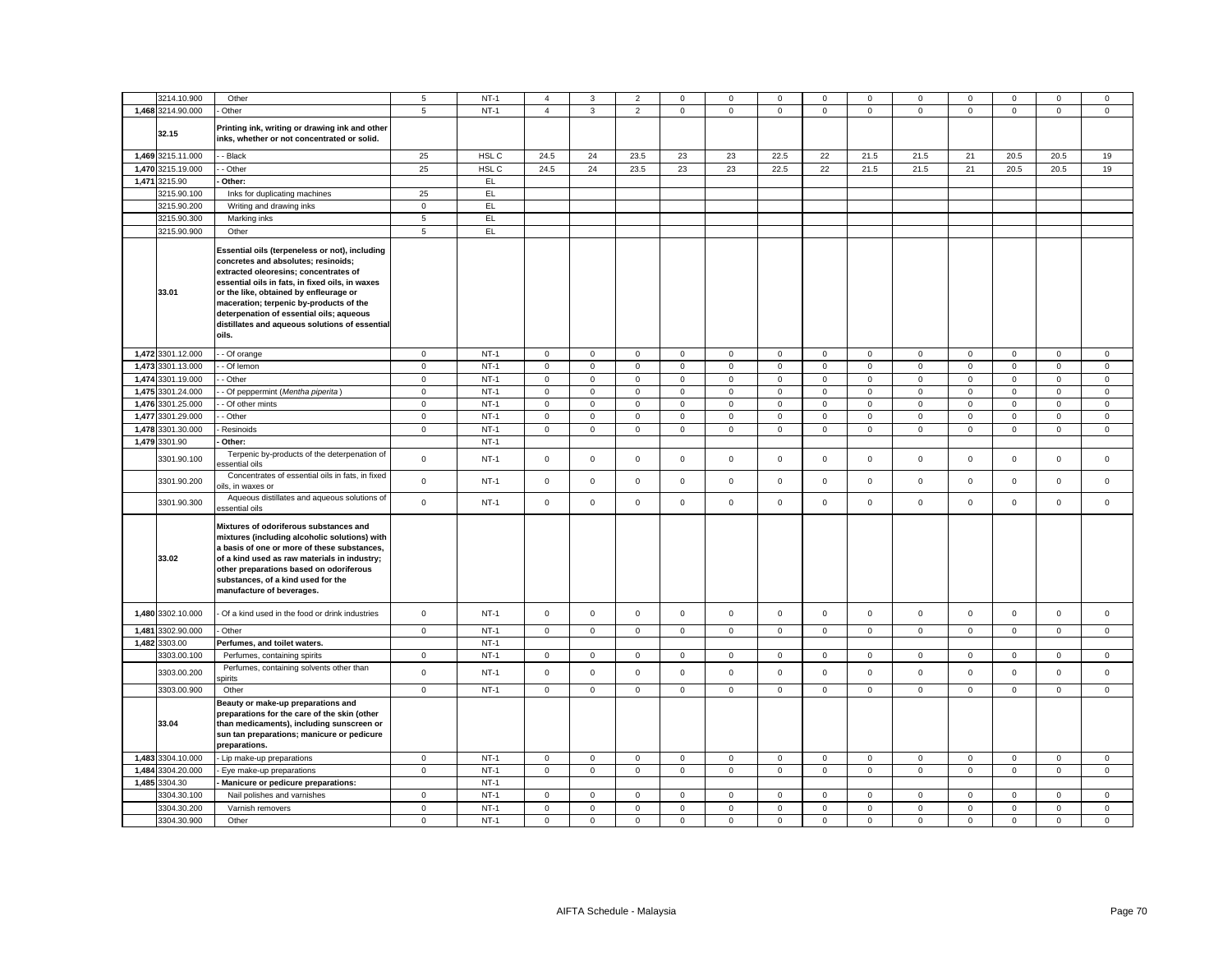|  | 3214.10.900 | Other | 5 | NT-1 | 4 | 3 | 2 | 0 | 0 | 0 | 0 | 0 | 0 | 0 | 0 | 0 | 0 |
|---|---|---|---|---|---|---|---|---|---|---|---|---|---|---|---|---|---|
| 1,468 | 3214.90.000 | - Other | 5 | NT-1 | 4 | 3 | 2 | 0 | 0 | 0 | 0 | 0 | 0 | 0 | 0 | 0 | 0 |
|  | 32.15 | **Printing ink, writing or drawing ink and other inks, whether or not concentrated or solid.** |  |  |  |  |  |  |  |  |  |  |  |  |  |  |  |
| 1,469 | 3215.11.000 | - - Black | 25 | HSL C | 24.5 | 24 | 23.5 | 23 | 23 | 22.5 | 22 | 21.5 | 21.5 | 21 | 20.5 | 20.5 | 19 |
| 1,470 | 3215.19.000 | - - Other | 25 | HSL C | 24.5 | 24 | 23.5 | 23 | 23 | 22.5 | 22 | 21.5 | 21.5 | 21 | 20.5 | 20.5 | 19 |
| 1,471 | 3215.90 | **- Other:** |  | EL |  |  |  |  |  |  |  |  |  |  |  |  |  |
|  | 3215.90.100 | Inks for duplicating machines | 25 | EL |  |  |  |  |  |  |  |  |  |  |  |  |  |
|  | 3215.90.200 | Writing and drawing inks | 0 | EL |  |  |  |  |  |  |  |  |  |  |  |  |  |
|  | 3215.90.300 | Marking inks | 5 | EL |  |  |  |  |  |  |  |  |  |  |  |  |  |
|  | 3215.90.900 | Other | 5 | EL |  |  |  |  |  |  |  |  |  |  |  |  |  |
|  | 33.01 | **Essential oils (terpeneless or not), including concretes and absolutes; resinoids; extracted oleoresins; concentrates of essential oils in fats, in fixed oils, in waxes or the like, obtained by enfleurage or maceration; terpenic by-products of the deterpenation of essential oils; aqueous distillates and aqueous solutions of essential oils.** |  |  |  |  |  |  |  |  |  |  |  |  |  |  |  |
| 1,472 | 3301.12.000 | - - Of orange | 0 | NT-1 | 0 | 0 | 0 | 0 | 0 | 0 | 0 | 0 | 0 | 0 | 0 | 0 | 0 |
| 1,473 | 3301.13.000 | - - Of lemon | 0 | NT-1 | 0 | 0 | 0 | 0 | 0 | 0 | 0 | 0 | 0 | 0 | 0 | 0 | 0 |
| 1,474 | 3301.19.000 | - - Other | 0 | NT-1 | 0 | 0 | 0 | 0 | 0 | 0 | 0 | 0 | 0 | 0 | 0 | 0 | 0 |
| 1,475 | 3301.24.000 | - - Of peppermint (*Mentha piperita*) | 0 | NT-1 | 0 | 0 | 0 | 0 | 0 | 0 | 0 | 0 | 0 | 0 | 0 | 0 | 0 |
| 1,476 | 3301.25.000 | - - Of other mints | 0 | NT-1 | 0 | 0 | 0 | 0 | 0 | 0 | 0 | 0 | 0 | 0 | 0 | 0 | 0 |
| 1,477 | 3301.29.000 | - - Other | 0 | NT-1 | 0 | 0 | 0 | 0 | 0 | 0 | 0 | 0 | 0 | 0 | 0 | 0 | 0 |
| 1,478 | 3301.30.000 | - Resinoids | 0 | NT-1 | 0 | 0 | 0 | 0 | 0 | 0 | 0 | 0 | 0 | 0 | 0 | 0 | 0 |
| 1,479 | 3301.90 | **- Other:** |  | NT-1 |  |  |  |  |  |  |  |  |  |  |  |  |  |
|  | 3301.90.100 | Terpenic by-products of the deterpenation of essential oils | 0 | NT-1 | 0 | 0 | 0 | 0 | 0 | 0 | 0 | 0 | 0 | 0 | 0 | 0 | 0 |
|  | 3301.90.200 | Concentrates of essential oils in fats, in fixed oils, in waxes or | 0 | NT-1 | 0 | 0 | 0 | 0 | 0 | 0 | 0 | 0 | 0 | 0 | 0 | 0 | 0 |
|  | 3301.90.300 | Aqueous distillates and aqueous solutions of essential oils | 0 | NT-1 | 0 | 0 | 0 | 0 | 0 | 0 | 0 | 0 | 0 | 0 | 0 | 0 | 0 |
|  | 33.02 | **Mixtures of odoriferous substances and mixtures (including alcoholic solutions) with a basis of one or more of these substances, of a kind used as raw materials in industry; other preparations based on odoriferous substances, of a kind used for the manufacture of beverages.** |  |  |  |  |  |  |  |  |  |  |  |  |  |  |  |
| 1,480 | 3302.10.000 | - Of a kind used in the food or drink industries | 0 | NT-1 | 0 | 0 | 0 | 0 | 0 | 0 | 0 | 0 | 0 | 0 | 0 | 0 | 0 |
| 1,481 | 3302.90.000 | - Other | 0 | NT-1 | 0 | 0 | 0 | 0 | 0 | 0 | 0 | 0 | 0 | 0 | 0 | 0 | 0 |
| 1,482 | 3303.00 | **Perfumes, and toilet waters.** |  | NT-1 |  |  |  |  |  |  |  |  |  |  |  |  |  |
|  | 3303.00.100 | Perfumes, containing spirits | 0 | NT-1 | 0 | 0 | 0 | 0 | 0 | 0 | 0 | 0 | 0 | 0 | 0 | 0 | 0 |
|  | 3303.00.200 | Perfumes, containing solvents other than spirits | 0 | NT-1 | 0 | 0 | 0 | 0 | 0 | 0 | 0 | 0 | 0 | 0 | 0 | 0 | 0 |
|  | 3303.00.900 | Other | 0 | NT-1 | 0 | 0 | 0 | 0 | 0 | 0 | 0 | 0 | 0 | 0 | 0 | 0 | 0 |
|  | 33.04 | **Beauty or make-up preparations and preparations for the care of the skin (other than medicaments), including sunscreen or sun tan preparations; manicure or pedicure preparations.** |  |  |  |  |  |  |  |  |  |  |  |  |  |  |  |
| 1,483 | 3304.10.000 | - Lip make-up preparations | 0 | NT-1 | 0 | 0 | 0 | 0 | 0 | 0 | 0 | 0 | 0 | 0 | 0 | 0 | 0 |
| 1,484 | 3304.20.000 | - Eye make-up preparations | 0 | NT-1 | 0 | 0 | 0 | 0 | 0 | 0 | 0 | 0 | 0 | 0 | 0 | 0 | 0 |
| 1,485 | 3304.30 | **- Manicure or pedicure preparations:** |  | NT-1 |  |  |  |  |  |  |  |  |  |  |  |  |  |
|  | 3304.30.100 | Nail polishes and varnishes | 0 | NT-1 | 0 | 0 | 0 | 0 | 0 | 0 | 0 | 0 | 0 | 0 | 0 | 0 | 0 |
|  | 3304.30.200 | Varnish removers | 0 | NT-1 | 0 | 0 | 0 | 0 | 0 | 0 | 0 | 0 | 0 | 0 | 0 | 0 | 0 |
|  | 3304.30.900 | Other | 0 | NT-1 | 0 | 0 | 0 | 0 | 0 | 0 | 0 | 0 | 0 | 0 | 0 | 0 | 0 |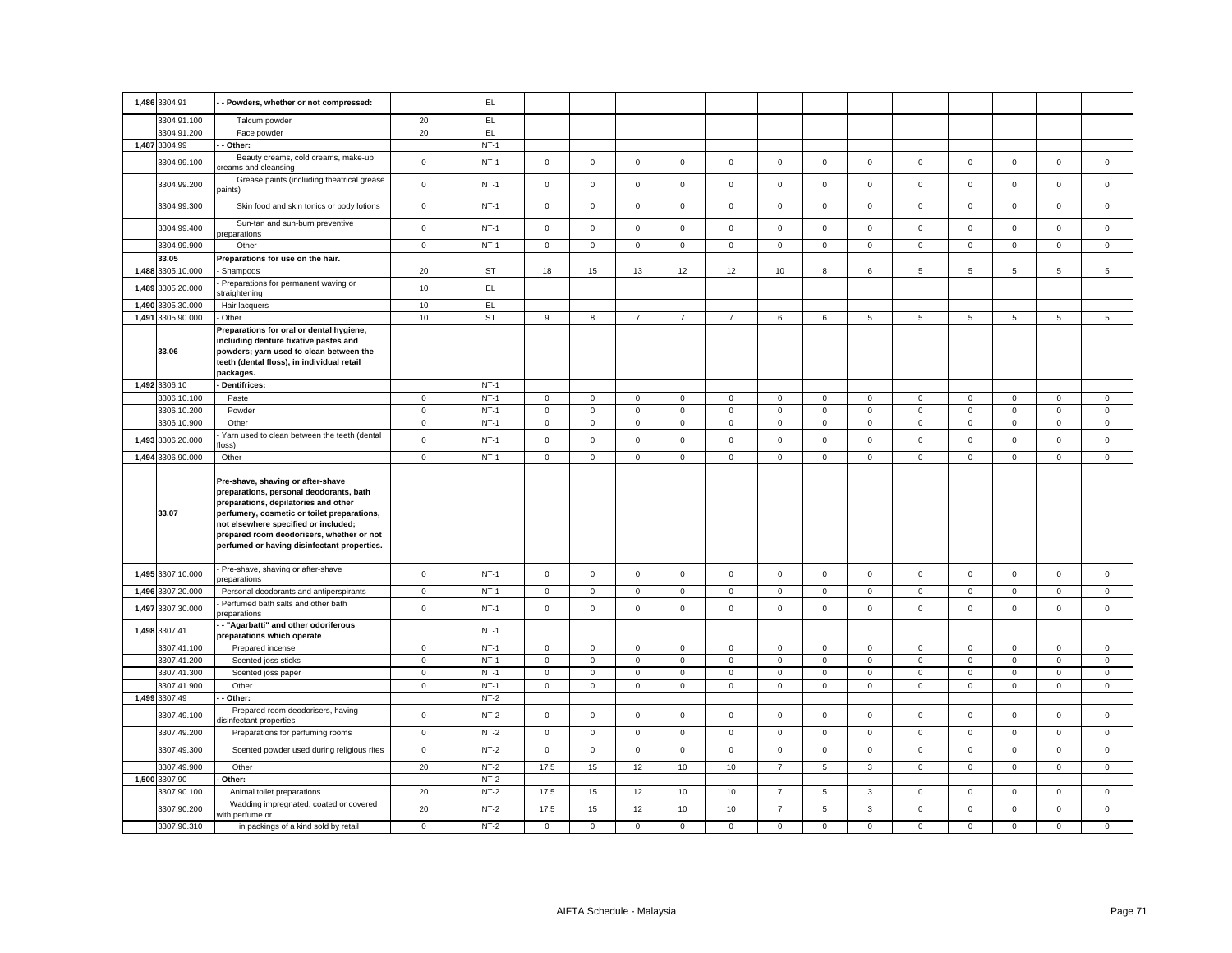| | | | | | | | | | | | | | | | | | | |
|---|---|---|---|---|---|---|---|---|---|---|---|---|---|---|---|---|---|---|
| 1,486 | 3304.91 | **- - Powders, whether or not compressed:** | | EL | | | | | | | | | | | | | | |
| | 3304.91.100 | Talcum powder | 20 | EL | | | | | | | | | | | | | | |
| | 3304.91.200 | Face powder | 20 | EL | | | | | | | | | | | | | | |
| 1,487 | 3304.99 | **- - Other:** | | NT-1 | | | | | | | | | | | | | | |
| | 3304.99.100 | Beauty creams, cold creams, make-up creams and cleansing | 0 | NT-1 | 0 | 0 | 0 | 0 | 0 | 0 | 0 | 0 | 0 | 0 | 0 | 0 | 0 |
| | 3304.99.200 | Grease paints (including theatrical grease paints) | 0 | NT-1 | 0 | 0 | 0 | 0 | 0 | 0 | 0 | 0 | 0 | 0 | 0 | 0 | 0 |
| | 3304.99.300 | Skin food and skin tonics or body lotions | 0 | NT-1 | 0 | 0 | 0 | 0 | 0 | 0 | 0 | 0 | 0 | 0 | 0 | 0 | 0 |
| | 3304.99.400 | Sun-tan and sun-burn preventive preparations | 0 | NT-1 | 0 | 0 | 0 | 0 | 0 | 0 | 0 | 0 | 0 | 0 | 0 | 0 | 0 |
| | 3304.99.900 | Other | 0 | NT-1 | 0 | 0 | 0 | 0 | 0 | 0 | 0 | 0 | 0 | 0 | 0 | 0 | 0 |
| | **33.05** | **Preparations for use on the hair.** | | | | | | | | | | | | | | | | |
| 1,488 | 3305.10.000 | - Shampoos | 20 | ST | 18 | 15 | 13 | 12 | 12 | 10 | 8 | 6 | 5 | 5 | 5 | 5 | 5 |
| 1,489 | 3305.20.000 | - Preparations for permanent waving or straightening | 10 | EL | | | | | | | | | | | | | |
| 1,490 | 3305.30.000 | - Hair lacquers | 10 | EL | | | | | | | | | | | | | |
| 1,491 | 3305.90.000 | - Other | 10 | ST | 9 | 8 | 7 | 7 | 7 | 6 | 6 | 5 | 5 | 5 | 5 | 5 | 5 |
| | **33.06** | **Preparations for oral or dental hygiene, including denture fixative pastes and powders; yarn used to clean between the teeth (dental floss), in individual retail packages.** | | | | | | | | | | | | | | | | |
| 1,492 | 3306.10 | **- Dentifrices:** | | NT-1 | | | | | | | | | | | | | | |
| | 3306.10.100 | Paste | 0 | NT-1 | 0 | 0 | 0 | 0 | 0 | 0 | 0 | 0 | 0 | 0 | 0 | 0 | 0 |
| | 3306.10.200 | Powder | 0 | NT-1 | 0 | 0 | 0 | 0 | 0 | 0 | 0 | 0 | 0 | 0 | 0 | 0 | 0 |
| | 3306.10.900 | Other | 0 | NT-1 | 0 | 0 | 0 | 0 | 0 | 0 | 0 | 0 | 0 | 0 | 0 | 0 | 0 |
| 1,493 | 3306.20.000 | - Yarn used to clean between the teeth (dental floss) | 0 | NT-1 | 0 | 0 | 0 | 0 | 0 | 0 | 0 | 0 | 0 | 0 | 0 | 0 | 0 |
| 1,494 | 3306.90.000 | - Other | 0 | NT-1 | 0 | 0 | 0 | 0 | 0 | 0 | 0 | 0 | 0 | 0 | 0 | 0 | 0 |
| | **33.07** | **Pre-shave, shaving or after-shave preparations, personal deodorants, bath preparations, depilatories and other perfumery, cosmetic or toilet preparations, not elsewhere specified or included; prepared room deodorisers, whether or not perfumed or having disinfectant properties.** | | | | | | | | | | | | | | | | |
| 1,495 | 3307.10.000 | - Pre-shave, shaving or after-shave preparations | 0 | NT-1 | 0 | 0 | 0 | 0 | 0 | 0 | 0 | 0 | 0 | 0 | 0 | 0 | 0 |
| 1,496 | 3307.20.000 | - Personal deodorants and antiperspirants | 0 | NT-1 | 0 | 0 | 0 | 0 | 0 | 0 | 0 | 0 | 0 | 0 | 0 | 0 | 0 |
| 1,497 | 3307.30.000 | - Perfumed bath salts and other bath preparations | 0 | NT-1 | 0 | 0 | 0 | 0 | 0 | 0 | 0 | 0 | 0 | 0 | 0 | 0 | 0 |
| 1,498 | 3307.41 | **- - "Agarbatti" and other odoriferous preparations which operate** | | NT-1 | | | | | | | | | | | | | | |
| | 3307.41.100 | Prepared incense | 0 | NT-1 | 0 | 0 | 0 | 0 | 0 | 0 | 0 | 0 | 0 | 0 | 0 | 0 | 0 |
| | 3307.41.200 | Scented joss sticks | 0 | NT-1 | 0 | 0 | 0 | 0 | 0 | 0 | 0 | 0 | 0 | 0 | 0 | 0 | 0 |
| | 3307.41.300 | Scented joss paper | 0 | NT-1 | 0 | 0 | 0 | 0 | 0 | 0 | 0 | 0 | 0 | 0 | 0 | 0 | 0 |
| | 3307.41.900 | Other | 0 | NT-1 | 0 | 0 | 0 | 0 | 0 | 0 | 0 | 0 | 0 | 0 | 0 | 0 | 0 |
| 1,499 | 3307.49 | **- - Other:** | | NT-2 | | | | | | | | | | | | | | |
| | 3307.49.100 | Prepared room deodorisers, having disinfectant properties | 0 | NT-2 | 0 | 0 | 0 | 0 | 0 | 0 | 0 | 0 | 0 | 0 | 0 | 0 | 0 |
| | 3307.49.200 | Preparations for perfuming rooms | 0 | NT-2 | 0 | 0 | 0 | 0 | 0 | 0 | 0 | 0 | 0 | 0 | 0 | 0 | 0 |
| | 3307.49.300 | Scented powder used during religious rites | 0 | NT-2 | 0 | 0 | 0 | 0 | 0 | 0 | 0 | 0 | 0 | 0 | 0 | 0 | 0 |
| | 3307.49.900 | Other | 20 | NT-2 | 17.5 | 15 | 12 | 10 | 10 | 7 | 5 | 3 | 0 | 0 | 0 | 0 | 0 |
| 1,500 | 3307.90 | **- Other:** | | NT-2 | | | | | | | | | | | | | | |
| | 3307.90.100 | Animal toilet preparations | 20 | NT-2 | 17.5 | 15 | 12 | 10 | 10 | 7 | 5 | 3 | 0 | 0 | 0 | 0 | 0 |
| | 3307.90.200 | Wadding impregnated, coated or covered with perfume or | 20 | NT-2 | 17.5 | 15 | 12 | 10 | 10 | 7 | 5 | 3 | 0 | 0 | 0 | 0 | 0 |
| | 3307.90.310 | in packings of a kind sold by retail | 0 | NT-2 | 0 | 0 | 0 | 0 | 0 | 0 | 0 | 0 | 0 | 0 | 0 | 0 | 0 |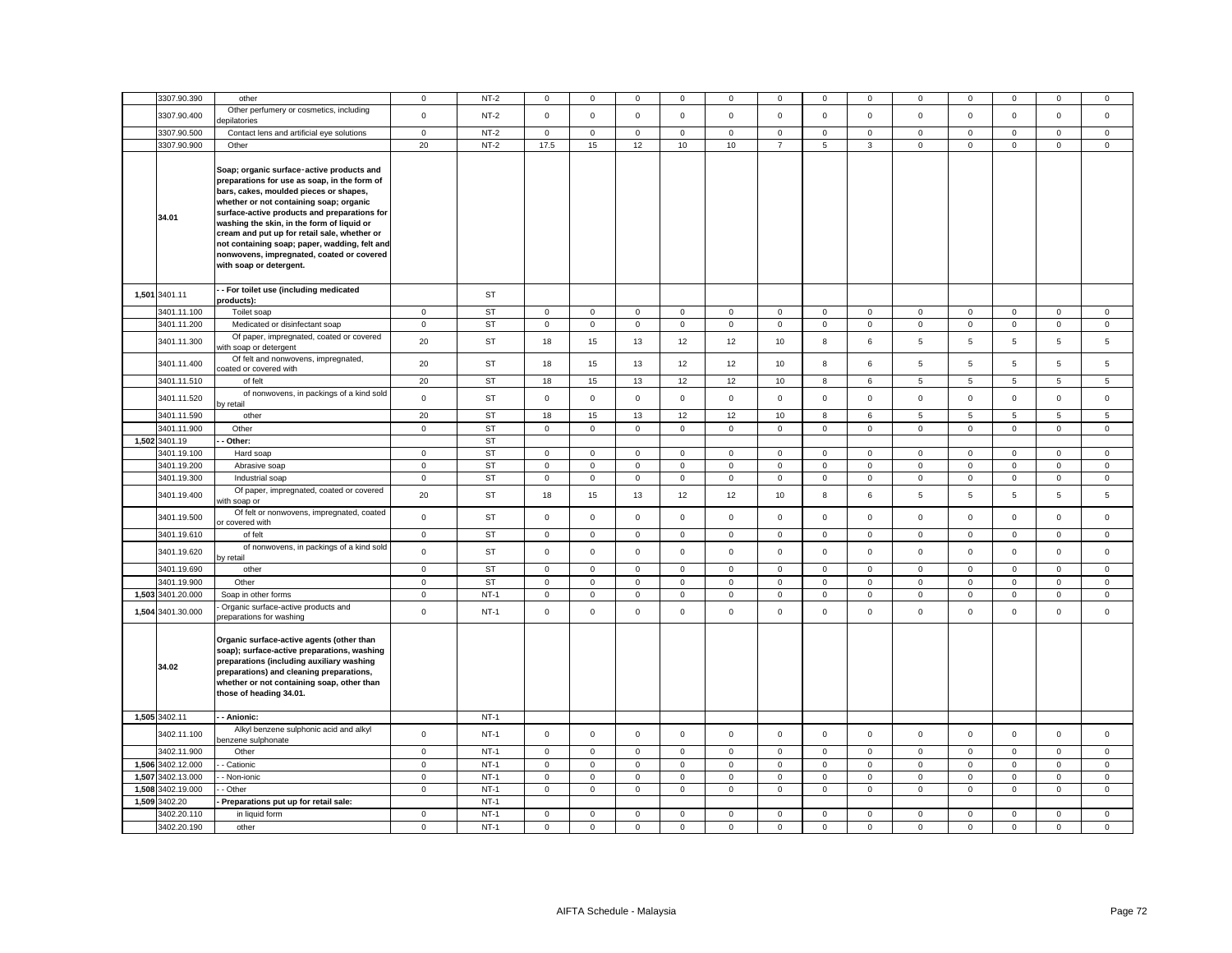|  | 3307.90.390 | other | 0 | NT-2 | 0 | 0 | 0 | 0 | 0 | 0 | 0 | 0 | 0 | 0 | 0 | 0 | 0 |
|---|---|---|---|---|---|---|---|---|---|---|---|---|---|---|---|---|---|
|  | 3307.90.400 | Other perfumery or cosmetics, including depilatories | 0 | NT-2 | 0 | 0 | 0 | 0 | 0 | 0 | 0 | 0 | 0 | 0 | 0 | 0 | 0 |
|  | 3307.90.500 | Contact lens and artificial eye solutions | 0 | NT-2 | 0 | 0 | 0 | 0 | 0 | 0 | 0 | 0 | 0 | 0 | 0 | 0 | 0 |
|  | 3307.90.900 | Other | 20 | NT-2 | 17.5 | 15 | 12 | 10 | 10 | 7 | 5 | 3 | 0 | 0 | 0 | 0 | 0 |
|  | 34.01 | **Soap; organic surface-active products and preparations for use as soap, in the form of bars, cakes, moulded pieces or shapes, whether or not containing soap; organic surface-active products and preparations for washing the skin, in the form of liquid or cream and put up for retail sale, whether or not containing soap; paper, wadding, felt and nonwovens, impregnated, coated or covered with soap or detergent.** |  |  |  |  |  |  |  |  |  |  |  |  |  |  |  |
| 1,501 | 3401.11 | **- - For toilet use (including medicated products):** |  | ST |  |  |  |  |  |  |  |  |  |  |  |  |  |
|  | 3401.11.100 | Toilet soap | 0 | ST | 0 | 0 | 0 | 0 | 0 | 0 | 0 | 0 | 0 | 0 | 0 | 0 | 0 |
|  | 3401.11.200 | Medicated or disinfectant soap | 0 | ST | 0 | 0 | 0 | 0 | 0 | 0 | 0 | 0 | 0 | 0 | 0 | 0 | 0 |
|  | 3401.11.300 | Of paper, impregnated, coated or covered with soap or detergent | 20 | ST | 18 | 15 | 13 | 12 | 12 | 10 | 8 | 6 | 5 | 5 | 5 | 5 | 5 |
|  | 3401.11.400 | Of felt and nonwovens, impregnated, coated or covered with | 20 | ST | 18 | 15 | 13 | 12 | 12 | 10 | 8 | 6 | 5 | 5 | 5 | 5 | 5 |
|  | 3401.11.510 | of felt | 20 | ST | 18 | 15 | 13 | 12 | 12 | 10 | 8 | 6 | 5 | 5 | 5 | 5 | 5 |
|  | 3401.11.520 | of nonwovens, in packings of a kind sold by retail | 0 | ST | 0 | 0 | 0 | 0 | 0 | 0 | 0 | 0 | 0 | 0 | 0 | 0 | 0 |
|  | 3401.11.590 | other | 20 | ST | 18 | 15 | 13 | 12 | 12 | 10 | 8 | 6 | 5 | 5 | 5 | 5 | 5 |
|  | 3401.11.900 | Other | 0 | ST | 0 | 0 | 0 | 0 | 0 | 0 | 0 | 0 | 0 | 0 | 0 | 0 | 0 |
| 1,502 | 3401.19 | **- - Other:** |  | ST |  |  |  |  |  |  |  |  |  |  |  |  |  |
|  | 3401.19.100 | Hard soap | 0 | ST | 0 | 0 | 0 | 0 | 0 | 0 | 0 | 0 | 0 | 0 | 0 | 0 | 0 |
|  | 3401.19.200 | Abrasive soap | 0 | ST | 0 | 0 | 0 | 0 | 0 | 0 | 0 | 0 | 0 | 0 | 0 | 0 | 0 |
|  | 3401.19.300 | Industrial soap | 0 | ST | 0 | 0 | 0 | 0 | 0 | 0 | 0 | 0 | 0 | 0 | 0 | 0 | 0 |
|  | 3401.19.400 | Of paper, impregnated, coated or covered with soap or | 20 | ST | 18 | 15 | 13 | 12 | 12 | 10 | 8 | 6 | 5 | 5 | 5 | 5 | 5 |
|  | 3401.19.500 | Of felt or nonwovens, impregnated, coated or covered with | 0 | ST | 0 | 0 | 0 | 0 | 0 | 0 | 0 | 0 | 0 | 0 | 0 | 0 | 0 |
|  | 3401.19.610 | of felt | 0 | ST | 0 | 0 | 0 | 0 | 0 | 0 | 0 | 0 | 0 | 0 | 0 | 0 | 0 |
|  | 3401.19.620 | of nonwovens, in packings of a kind sold by retail | 0 | ST | 0 | 0 | 0 | 0 | 0 | 0 | 0 | 0 | 0 | 0 | 0 | 0 | 0 |
|  | 3401.19.690 | other | 0 | ST | 0 | 0 | 0 | 0 | 0 | 0 | 0 | 0 | 0 | 0 | 0 | 0 | 0 |
|  | 3401.19.900 | Other | 0 | ST | 0 | 0 | 0 | 0 | 0 | 0 | 0 | 0 | 0 | 0 | 0 | 0 | 0 |
| 1,503 | 3401.20.000 | Soap in other forms | 0 | NT-1 | 0 | 0 | 0 | 0 | 0 | 0 | 0 | 0 | 0 | 0 | 0 | 0 | 0 |
| 1,504 | 3401.30.000 | - Organic surface-active products and preparations for washing | 0 | NT-1 | 0 | 0 | 0 | 0 | 0 | 0 | 0 | 0 | 0 | 0 | 0 | 0 | 0 |
|  | 34.02 | **Organic surface-active agents (other than soap); surface-active preparations, washing preparations (including auxiliary washing preparations) and cleaning preparations, whether or not containing soap, other than those of heading 34.01.** |  |  |  |  |  |  |  |  |  |  |  |  |  |  |  |
| 1,505 | 3402.11 | **- - Anionic:** |  | NT-1 |  |  |  |  |  |  |  |  |  |  |  |  |  |
|  | 3402.11.100 | Alkyl benzene sulphonic acid and alkyl benzene sulphonate | 0 | NT-1 | 0 | 0 | 0 | 0 | 0 | 0 | 0 | 0 | 0 | 0 | 0 | 0 | 0 |
|  | 3402.11.900 | Other | 0 | NT-1 | 0 | 0 | 0 | 0 | 0 | 0 | 0 | 0 | 0 | 0 | 0 | 0 | 0 |
| 1,506 | 3402.12.000 | - - Cationic | 0 | NT-1 | 0 | 0 | 0 | 0 | 0 | 0 | 0 | 0 | 0 | 0 | 0 | 0 | 0 |
| 1,507 | 3402.13.000 | - - Non-ionic | 0 | NT-1 | 0 | 0 | 0 | 0 | 0 | 0 | 0 | 0 | 0 | 0 | 0 | 0 | 0 |
| 1,508 | 3402.19.000 | - - Other | 0 | NT-1 | 0 | 0 | 0 | 0 | 0 | 0 | 0 | 0 | 0 | 0 | 0 | 0 | 0 |
| 1,509 | 3402.20 | **- Preparations put up for retail sale:** |  | NT-1 |  |  |  |  |  |  |  |  |  |  |  |  |  |
|  | 3402.20.110 | in liquid form | 0 | NT-1 | 0 | 0 | 0 | 0 | 0 | 0 | 0 | 0 | 0 | 0 | 0 | 0 | 0 |
|  | 3402.20.190 | other | 0 | NT-1 | 0 | 0 | 0 | 0 | 0 | 0 | 0 | 0 | 0 | 0 | 0 | 0 | 0 |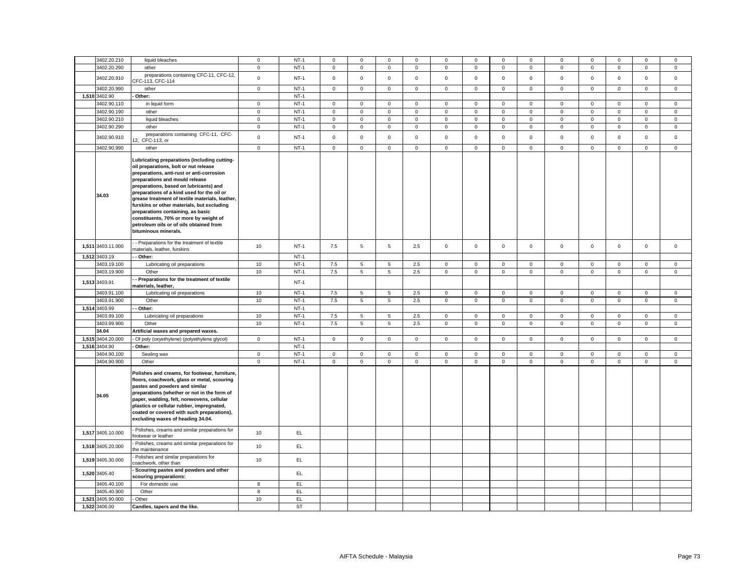| | 3402.20.210 | liquid bleaches | 0 | NT-1 | 0 | 0 | 0 | 0 | 0 | 0 | 0 | 0 | 0 | 0 | 0 | 0 | 0 |
|---|---|---|---|---|---|---|---|---|---|---|---|---|---|---|---|---|---|
| | 3402.20.290 | other | 0 | NT-1 | 0 | 0 | 0 | 0 | 0 | 0 | 0 | 0 | 0 | 0 | 0 | 0 | 0 |
| | 3402.20.910 | preparations containing CFC-11, CFC-12, CFC-113, CFC-114 | 0 | NT-1 | 0 | 0 | 0 | 0 | 0 | 0 | 0 | 0 | 0 | 0 | 0 | 0 | 0 |
| | 3402.20.990 | other | 0 | NT-1 | 0 | 0 | 0 | 0 | 0 | 0 | 0 | 0 | 0 | 0 | 0 | 0 | 0 |
| 1,510 | 3402.90 | **- Other:** | | NT-1 | | | | | | | | | | | | | |
| | 3402.90.110 | in liquid form | 0 | NT-1 | 0 | 0 | 0 | 0 | 0 | 0 | 0 | 0 | 0 | 0 | 0 | 0 | 0 |
| | 3402.90.190 | other | 0 | NT-1 | 0 | 0 | 0 | 0 | 0 | 0 | 0 | 0 | 0 | 0 | 0 | 0 | 0 |
| | 3402.90.210 | liquid bleaches | 0 | NT-1 | 0 | 0 | 0 | 0 | 0 | 0 | 0 | 0 | 0 | 0 | 0 | 0 | 0 |
| | 3402.90.290 | other | 0 | NT-1 | 0 | 0 | 0 | 0 | 0 | 0 | 0 | 0 | 0 | 0 | 0 | 0 | 0 |
| | 3402.90.910 | preparations containing CFC-11, CFC-12, CFC-113, or | 0 | NT-1 | 0 | 0 | 0 | 0 | 0 | 0 | 0 | 0 | 0 | 0 | 0 | 0 | 0 |
| | 3402.90.990 | other | 0 | NT-1 | 0 | 0 | 0 | 0 | 0 | 0 | 0 | 0 | 0 | 0 | 0 | 0 | 0 |
| | **34.03** | **Lubricating preparations (including cutting-oil preparations, bolt or nut release preparations, anti-rust or anti-corrosion preparations and mould release preparations, based on lubricants) and preparations of a kind used for the oil or grease treatment of textile materials, leather, furskins or other materials, but excluding preparations containing, as basic constituents, 70% or more by weight of petroleum oils or of oils obtained from bituminous minerals.** | | | | | | | | | | | | | | | |
| 1,511 | 3403.11.000 | - - Preparations for the treatment of textile materials, leather, furskins | 10 | NT-1 | 7.5 | 5 | 5 | 2.5 | 0 | 0 | 0 | 0 | 0 | 0 | 0 | 0 | 0 |
| 1,512 | 3403.19 | **- - Other:** | | NT-1 | | | | | | | | | | | | | |
| | 3403.19.100 | Lubricating oil preparations | 10 | NT-1 | 7.5 | 5 | 5 | 2.5 | 0 | 0 | 0 | 0 | 0 | 0 | 0 | 0 | 0 |
| | 3403.19.900 | Other | 10 | NT-1 | 7.5 | 5 | 5 | 2.5 | 0 | 0 | 0 | 0 | 0 | 0 | 0 | 0 | 0 |
| 1,513 | 3403.91 | **- - Preparations for the treatment of textile materials, leather,** | | NT-1 | | | | | | | | | | | | | |
| | 3403.91.100 | Lubricating oil preparations | 10 | NT-1 | 7.5 | 5 | 5 | 2.5 | 0 | 0 | 0 | 0 | 0 | 0 | 0 | 0 | 0 |
| | 3403.91.900 | Other | 10 | NT-1 | 7.5 | 5 | 5 | 2.5 | 0 | 0 | 0 | 0 | 0 | 0 | 0 | 0 | 0 |
| 1,514 | 3403.99 | **- - Other:** | | NT-1 | | | | | | | | | | | | | |
| | 3403.99.100 | Lubricating oil preparations | 10 | NT-1 | 7.5 | 5 | 5 | 2.5 | 0 | 0 | 0 | 0 | 0 | 0 | 0 | 0 | 0 |
| | 3403.99.900 | Other | 10 | NT-1 | 7.5 | 5 | 5 | 2.5 | 0 | 0 | 0 | 0 | 0 | 0 | 0 | 0 | 0 |
| | **34.04** | **Artificial waxes and prepared waxes.** | | | | | | | | | | | | | | | |
| 1,515 | 3404.20.000 | - Of poly (oxyethylene) (polyethylene glycol) | 0 | NT-1 | 0 | 0 | 0 | 0 | 0 | 0 | 0 | 0 | 0 | 0 | 0 | 0 | 0 |
| 1,516 | 3404.90 | **- Other:** | | NT-1 | | | | | | | | | | | | | |
| | 3404.90.100 | Sealing wax | 0 | NT-1 | 0 | 0 | 0 | 0 | 0 | 0 | 0 | 0 | 0 | 0 | 0 | 0 | 0 |
| | 3404.90.900 | Other | 0 | NT-1 | 0 | 0 | 0 | 0 | 0 | 0 | 0 | 0 | 0 | 0 | 0 | 0 | 0 |
| | **34.05** | **Polishes and creams, for footwear, furniture, floors, coachwork, glass or metal, scouring pastes and powders and similar preparations (whether or not in the form of paper, wadding, felt, nonwovens, cellular plastics or cellular rubber, impregnated, coated or covered with such preparations), excluding waxes of heading 34.04.** | | | | | | | | | | | | | | | |
| 1,517 | 3405.10.000 | - Polishes, creams and similar preparations for footwear or leather | 10 | EL | | | | | | | | | | | | | |
| 1,518 | 3405.20.000 | - Polishes, creams and similar preparations for the maintenance | 10 | EL | | | | | | | | | | | | | |
| 1,519 | 3405.30.000 | - Polishes and similar preparations for coachwork, other than | 10 | EL | | | | | | | | | | | | | |
| 1,520 | 3405.40 | **- Scouring pastes and powders and other scouring preparations:** | | EL | | | | | | | | | | | | | |
| | 3405.40.100 | For domestic use | 8 | EL | | | | | | | | | | | | | |
| | 3405.40.900 | Other | 8 | EL | | | | | | | | | | | | | |
| 1,521 | 3405.90.000 | - Other | 10 | EL | | | | | | | | | | | | | |
| 1,522 | 3406.00 | **Candles, tapers and the like.** | | ST | | | | | | | | | | | | | |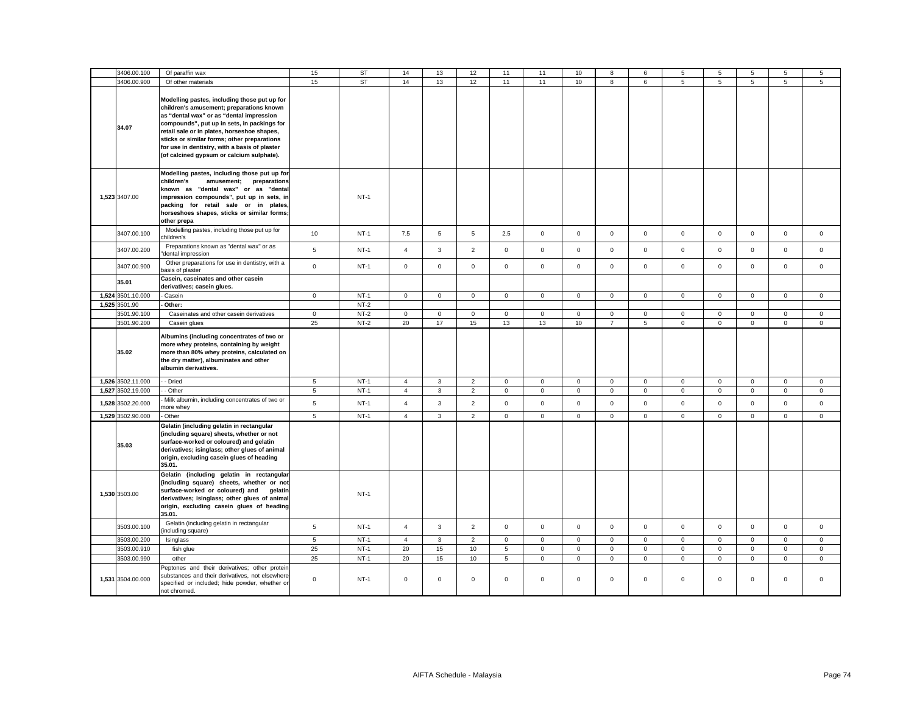| | | | | | | | | | | | | | | | | | | |
|---|---|---|---|---|---|---|---|---|---|---|---|---|---|---|---|---|---|---|
| | 3406.00.100 | Of paraffin wax | 15 | ST | 14 | 13 | 12 | 11 | 11 | 10 | 8 | 6 | 5 | 5 | 5 | 5 | 5 |
| | 3406.00.900 | Of other materials | 15 | ST | 14 | 13 | 12 | 11 | 11 | 10 | 8 | 6 | 5 | 5 | 5 | 5 | 5 |
| | **34.07** | **Modelling pastes, including those put up for children's amusement; preparations known as "dental wax" or as "dental impression compounds", put up in sets, in packings for retail sale or in plates, horseshoe shapes, sticks or similar forms; other preparations for use in dentistry, with a basis of plaster (of calcined gypsum or calcium sulphate).** | | | | | | | | | | | | | | | |
| **1,523** | 3407.00 | **Modelling pastes, including those put up for children's amusement; preparations known as "dental wax" or as "dental impression compounds", put up in sets, in packing for retail sale or in plates, horseshoes shapes, sticks or similar forms; other prepa** | | NT-1 | | | | | | | | | | | | | |
| | 3407.00.100 | Modelling pastes, including those put up for children's | 10 | NT-1 | 7.5 | 5 | 5 | 2.5 | 0 | 0 | 0 | 0 | 0 | 0 | 0 | 0 | 0 |
| | 3407.00.200 | Preparations known as "dental wax" or as "dental impression | 5 | NT-1 | 4 | 3 | 2 | 0 | 0 | 0 | 0 | 0 | 0 | 0 | 0 | 0 | 0 |
| | 3407.00.900 | Other preparations for use in dentistry, with a basis of plaster | 0 | NT-1 | 0 | 0 | 0 | 0 | 0 | 0 | 0 | 0 | 0 | 0 | 0 | 0 | 0 |
| | **35.01** | **Casein, caseinates and other casein derivatives; casein glues.** | | | | | | | | | | | | | | | |
| **1,524** | 3501.10.000 | - Casein | 0 | NT-1 | 0 | 0 | 0 | 0 | 0 | 0 | 0 | 0 | 0 | 0 | 0 | 0 | 0 |
| **1,525** | 3501.90 | **- Other:** | | NT-2 | | | | | | | | | | | | | |
| | 3501.90.100 | Caseinates and other casein derivatives | 0 | NT-2 | 0 | 0 | 0 | 0 | 0 | 0 | 0 | 0 | 0 | 0 | 0 | 0 | 0 |
| | 3501.90.200 | Casein glues | 25 | NT-2 | 20 | 17 | 15 | 13 | 13 | 10 | 7 | 5 | 0 | 0 | 0 | 0 | 0 |
| | **35.02** | **Albumins (including concentrates of two or more whey proteins, containing by weight more than 80% whey proteins, calculated on the dry matter), albuminates and other albumin derivatives.** | | | | | | | | | | | | | | | |
| **1,526** | 3502.11.000 | - - Dried | 5 | NT-1 | 4 | 3 | 2 | 0 | 0 | 0 | 0 | 0 | 0 | 0 | 0 | 0 | 0 |
| **1,527** | 3502.19.000 | - - Other | 5 | NT-1 | 4 | 3 | 2 | 0 | 0 | 0 | 0 | 0 | 0 | 0 | 0 | 0 | 0 |
| **1,528** | 3502.20.000 | - Milk albumin, including concentrates of two or more whey | 5 | NT-1 | 4 | 3 | 2 | 0 | 0 | 0 | 0 | 0 | 0 | 0 | 0 | 0 | 0 |
| **1,529** | 3502.90.000 | - Other | 5 | NT-1 | 4 | 3 | 2 | 0 | 0 | 0 | 0 | 0 | 0 | 0 | 0 | 0 | 0 |
| | **35.03** | **Gelatin (including gelatin in rectangular (including square) sheets, whether or not surface-worked or coloured) and gelatin derivatives; isinglass; other glues of animal origin, excluding casein glues of heading 35.01.** | | | | | | | | | | | | | | | |
| **1,530** | 3503.00 | **Gelatin (including gelatin in rectangular (including square) sheets, whether or not surface-worked or coloured) and gelatin derivatives; isinglass; other glues of animal origin, excluding casein glues of heading 35.01.** | | NT-1 | | | | | | | | | | | | | |
| | 3503.00.100 | Gelatin (including gelatin in rectangular (including square) | 5 | NT-1 | 4 | 3 | 2 | 0 | 0 | 0 | 0 | 0 | 0 | 0 | 0 | 0 | 0 |
| | 3503.00.200 | Isinglass | 5 | NT-1 | 4 | 3 | 2 | 0 | 0 | 0 | 0 | 0 | 0 | 0 | 0 | 0 | 0 |
| | 3503.00.910 | fish glue | 25 | NT-1 | 20 | 15 | 10 | 5 | 0 | 0 | 0 | 0 | 0 | 0 | 0 | 0 | 0 |
| | 3503.00.990 | other | 25 | NT-1 | 20 | 15 | 10 | 5 | 0 | 0 | 0 | 0 | 0 | 0 | 0 | 0 | 0 |
| **1,531** | 3504.00.000 | Peptones and their derivatives; other protein substances and their derivatives, not elsewhere specified or included; hide powder, whether or not chromed. | 0 | NT-1 | 0 | 0 | 0 | 0 | 0 | 0 | 0 | 0 | 0 | 0 | 0 | 0 | 0 |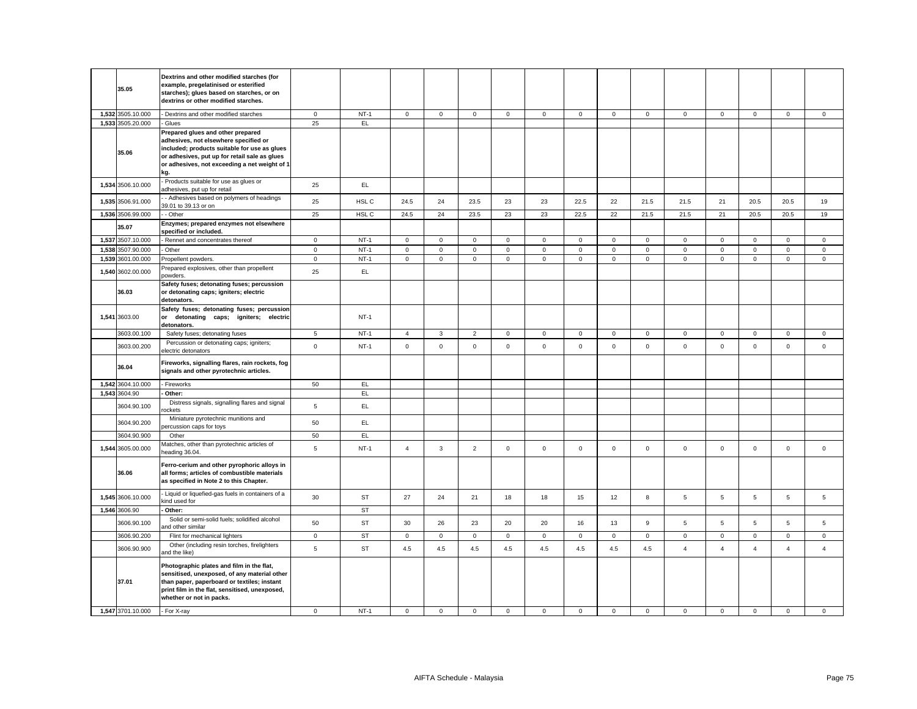| | | | | | | | | | | | | | | | | | | |
|---|---|---|---|---|---|---|---|---|---|---|---|---|---|---|---|---|---|---|
| | **35.05** | **Dextrins and other modified starches (for example, pregelatinised or esterified starches); glues based on starches, or on dextrins or other modified starches.** | | | | | | | | | | | | | | | | |
| 1,532 | 3505.10.000 | - Dextrins and other modified starches | 0 | NT-1 | 0 | 0 | 0 | 0 | 0 | 0 | 0 | 0 | 0 | 0 | 0 | 0 | 0 |
| 1,533 | 3505.20.000 | - Glues | 25 | EL | | | | | | | | | | | | | |
| | **35.06** | **Prepared glues and other prepared adhesives, not elsewhere specified or included; products suitable for use as glues or adhesives, put up for retail sale as glues or adhesives, not exceeding a net weight of 1 kg.** | | | | | | | | | | | | | | | | |
| 1,534 | 3506.10.000 | - Products suitable for use as glues or adhesives, put up for retail | 25 | EL | | | | | | | | | | | | | |
| 1,535 | 3506.91.000 | - - Adhesives based on polymers of headings 39.01 to 39.13 or on | 25 | HSL C | 24.5 | 24 | 23.5 | 23 | 23 | 22.5 | 22 | 21.5 | 21.5 | 21 | 20.5 | 20.5 | 19 |
| 1,536 | 3506.99.000 | - - Other | 25 | HSL C | 24.5 | 24 | 23.5 | 23 | 23 | 22.5 | 22 | 21.5 | 21.5 | 21 | 20.5 | 20.5 | 19 |
| | **35.07** | **Enzymes; prepared enzymes not elsewhere specified or included.** | | | | | | | | | | | | | | | | |
| 1,537 | 3507.10.000 | - Rennet and concentrates thereof | 0 | NT-1 | 0 | 0 | 0 | 0 | 0 | 0 | 0 | 0 | 0 | 0 | 0 | 0 | 0 |
| 1,538 | 3507.90.000 | - Other | 0 | NT-1 | 0 | 0 | 0 | 0 | 0 | 0 | 0 | 0 | 0 | 0 | 0 | 0 | 0 |
| 1,539 | 3601.00.000 | Propellent powders. | 0 | NT-1 | 0 | 0 | 0 | 0 | 0 | 0 | 0 | 0 | 0 | 0 | 0 | 0 | 0 |
| 1,540 | 3602.00.000 | Prepared explosives, other than propellent powders. | 25 | EL | | | | | | | | | | | | | |
| | **36.03** | **Safety fuses; detonating fuses; percussion or detonating caps; igniters; electric detonators.** | | | | | | | | | | | | | | | | |
| 1,541 | 3603.00 | **Safety fuses; detonating fuses; percussion or detonating caps; igniters; electric detonators.** | | NT-1 | | | | | | | | | | | | | |
| | 3603.00.100 | Safety fuses; detonating fuses | 5 | NT-1 | 4 | 3 | 2 | 0 | 0 | 0 | 0 | 0 | 0 | 0 | 0 | 0 | 0 |
| | 3603.00.200 | Percussion or detonating caps; igniters; electric detonators | 0 | NT-1 | 0 | 0 | 0 | 0 | 0 | 0 | 0 | 0 | 0 | 0 | 0 | 0 | 0 |
| | **36.04** | **Fireworks, signalling flares, rain rockets, fog signals and other pyrotechnic articles.** | | | | | | | | | | | | | | | | |
| 1,542 | 3604.10.000 | - Fireworks | 50 | EL | | | | | | | | | | | | | |
| 1,543 | 3604.90 | **- Other:** | | EL | | | | | | | | | | | | | |
| | 3604.90.100 | Distress signals, signalling flares and signal rockets | 5 | EL | | | | | | | | | | | | | |
| | 3604.90.200 | Miniature pyrotechnic munitions and percussion caps for toys | 50 | EL | | | | | | | | | | | | | |
| | 3604.90.900 | Other | 50 | EL | | | | | | | | | | | | | |
| 1,544 | 3605.00.000 | Matches, other than pyrotechnic articles of heading 36.04. | 5 | NT-1 | 4 | 3 | 2 | 0 | 0 | 0 | 0 | 0 | 0 | 0 | 0 | 0 | 0 |
| | **36.06** | **Ferro-cerium and other pyrophoric alloys in all forms; articles of combustible materials as specified in Note 2 to this Chapter.** | | | | | | | | | | | | | | | | |
| 1,545 | 3606.10.000 | - Liquid or liquefied-gas fuels in containers of a kind used for | 30 | ST | 27 | 24 | 21 | 18 | 18 | 15 | 12 | 8 | 5 | 5 | 5 | 5 | 5 |
| 1,546 | 3606.90 | **- Other:** | | ST | | | | | | | | | | | | | |
| | 3606.90.100 | Solid or semi-solid fuels; solidified alcohol and other similar | 50 | ST | 30 | 26 | 23 | 20 | 20 | 16 | 13 | 9 | 5 | 5 | 5 | 5 | 5 |
| | 3606.90.200 | Flint for mechanical lighters | 0 | ST | 0 | 0 | 0 | 0 | 0 | 0 | 0 | 0 | 0 | 0 | 0 | 0 | 0 |
| | 3606.90.900 | Other (including resin torches, firelighters and the like) | 5 | ST | 4.5 | 4.5 | 4.5 | 4.5 | 4.5 | 4.5 | 4.5 | 4.5 | 4 | 4 | 4 | 4 | 4 |
| | **37.01** | **Photographic plates and film in the flat, sensitised, unexposed, of any material other than paper, paperboard or textiles; instant print film in the flat, sensitised, unexposed, whether or not in packs.** | | | | | | | | | | | | | | | | |
| 1,547 | 3701.10.000 | - For X-ray | 0 | NT-1 | 0 | 0 | 0 | 0 | 0 | 0 | 0 | 0 | 0 | 0 | 0 | 0 | 0 |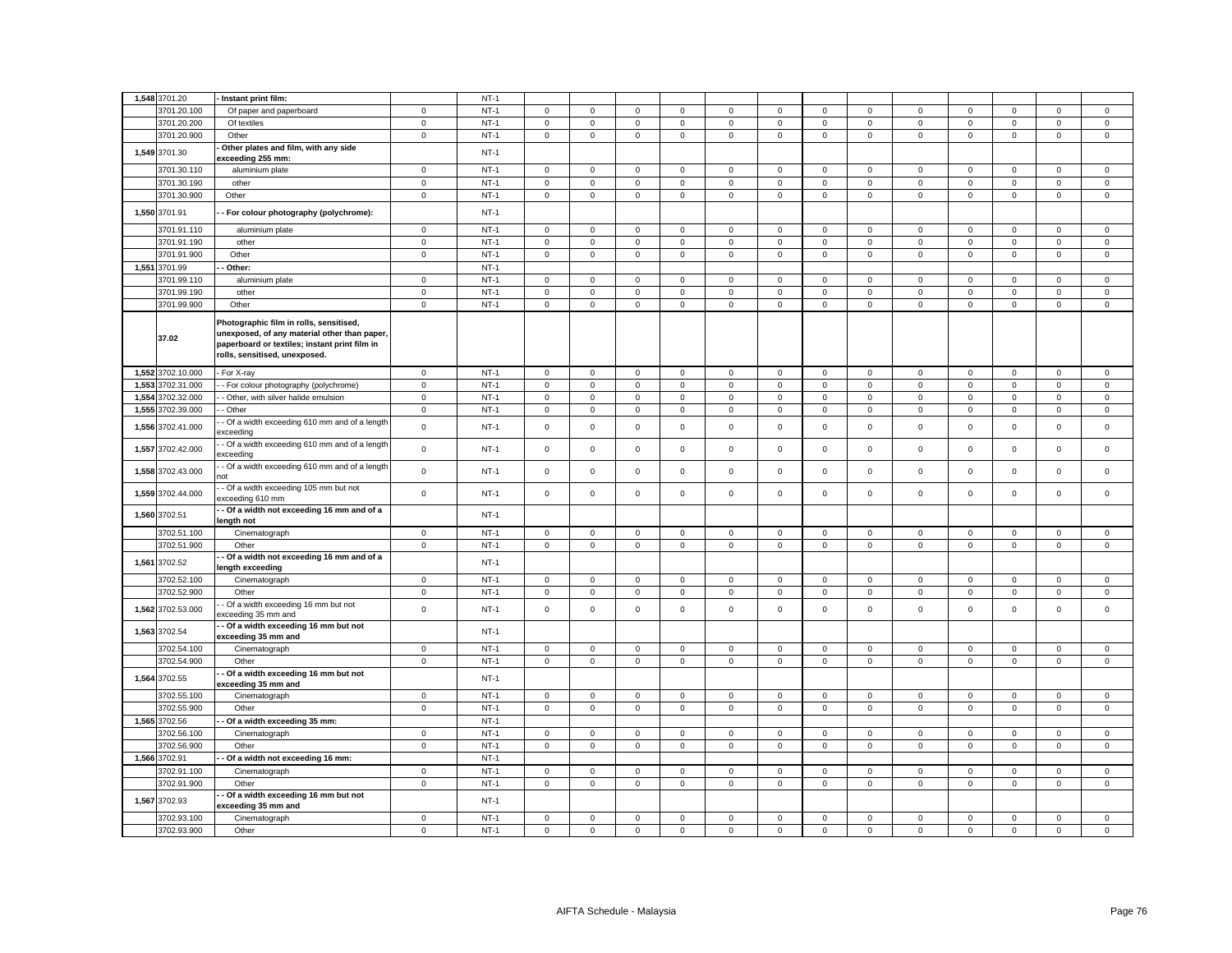| | | | | | | | | | | | | | | | | | | |
|---|---|---|---|---|---|---|---|---|---|---|---|---|---|---|---|---|---|---|
| 1,548 | 3701.20 | - Instant print film: | | NT-1 | | | | | | | | | | | | | | |
| | 3701.20.100 | Of paper and paperboard | 0 | NT-1 | 0 | 0 | 0 | 0 | 0 | 0 | 0 | 0 | 0 | 0 | 0 | 0 | 0 |
| | 3701.20.200 | Of textiles | 0 | NT-1 | 0 | 0 | 0 | 0 | 0 | 0 | 0 | 0 | 0 | 0 | 0 | 0 | 0 |
| | 3701.20.900 | Other | 0 | NT-1 | 0 | 0 | 0 | 0 | 0 | 0 | 0 | 0 | 0 | 0 | 0 | 0 | 0 |
| 1,549 | 3701.30 | - Other plates and film, with any side exceeding 255 mm: | | NT-1 | | | | | | | | | | | | | | |
| | 3701.30.110 | aluminium plate | 0 | NT-1 | 0 | 0 | 0 | 0 | 0 | 0 | 0 | 0 | 0 | 0 | 0 | 0 | 0 |
| | 3701.30.190 | other | 0 | NT-1 | 0 | 0 | 0 | 0 | 0 | 0 | 0 | 0 | 0 | 0 | 0 | 0 | 0 |
| | 3701.30.900 | Other | 0 | NT-1 | 0 | 0 | 0 | 0 | 0 | 0 | 0 | 0 | 0 | 0 | 0 | 0 | 0 |
| 1,550 | 3701.91 | - - For colour photography (polychrome): | | NT-1 | | | | | | | | | | | | | | |
| | 3701.91.110 | aluminium plate | 0 | NT-1 | 0 | 0 | 0 | 0 | 0 | 0 | 0 | 0 | 0 | 0 | 0 | 0 | 0 |
| | 3701.91.190 | other | 0 | NT-1 | 0 | 0 | 0 | 0 | 0 | 0 | 0 | 0 | 0 | 0 | 0 | 0 | 0 |
| | 3701.91.900 | Other | 0 | NT-1 | 0 | 0 | 0 | 0 | 0 | 0 | 0 | 0 | 0 | 0 | 0 | 0 | 0 |
| 1,551 | 3701.99 | - - Other: | | NT-1 | | | | | | | | | | | | | | |
| | 3701.99.110 | aluminium plate | 0 | NT-1 | 0 | 0 | 0 | 0 | 0 | 0 | 0 | 0 | 0 | 0 | 0 | 0 | 0 |
| | 3701.99.190 | other | 0 | NT-1 | 0 | 0 | 0 | 0 | 0 | 0 | 0 | 0 | 0 | 0 | 0 | 0 | 0 |
| | 3701.99.900 | Other | 0 | NT-1 | 0 | 0 | 0 | 0 | 0 | 0 | 0 | 0 | 0 | 0 | 0 | 0 | 0 |
| | 37.02 | Photographic film in rolls, sensitised, unexposed, of any material other than paper, paperboard or textiles; instant print film in rolls, sensitised, unexposed. | | | | | | | | | | | | | | | | |
| 1,552 | 3702.10.000 | - For X-ray | 0 | NT-1 | 0 | 0 | 0 | 0 | 0 | 0 | 0 | 0 | 0 | 0 | 0 | 0 | 0 |
| 1,553 | 3702.31.000 | - - For colour photography (polychrome) | 0 | NT-1 | 0 | 0 | 0 | 0 | 0 | 0 | 0 | 0 | 0 | 0 | 0 | 0 | 0 |
| 1,554 | 3702.32.000 | - - Other, with silver halide emulsion | 0 | NT-1 | 0 | 0 | 0 | 0 | 0 | 0 | 0 | 0 | 0 | 0 | 0 | 0 | 0 |
| 1,555 | 3702.39.000 | - - Other | 0 | NT-1 | 0 | 0 | 0 | 0 | 0 | 0 | 0 | 0 | 0 | 0 | 0 | 0 | 0 |
| 1,556 | 3702.41.000 | - - Of a width exceeding 610 mm and of a length exceeding | 0 | NT-1 | 0 | 0 | 0 | 0 | 0 | 0 | 0 | 0 | 0 | 0 | 0 | 0 | 0 |
| 1,557 | 3702.42.000 | - - Of a width exceeding 610 mm and of a length exceeding | 0 | NT-1 | 0 | 0 | 0 | 0 | 0 | 0 | 0 | 0 | 0 | 0 | 0 | 0 | 0 |
| 1,558 | 3702.43.000 | - - Of a width exceeding 610 mm and of a length not | 0 | NT-1 | 0 | 0 | 0 | 0 | 0 | 0 | 0 | 0 | 0 | 0 | 0 | 0 | 0 |
| 1,559 | 3702.44.000 | - - Of a width exceeding 105 mm but not exceeding 610 mm | 0 | NT-1 | 0 | 0 | 0 | 0 | 0 | 0 | 0 | 0 | 0 | 0 | 0 | 0 | 0 |
| 1,560 | 3702.51 | - - Of a width not exceeding 16 mm and of a length not | | NT-1 | | | | | | | | | | | | | | |
| | 3702.51.100 | Cinematograph | 0 | NT-1 | 0 | 0 | 0 | 0 | 0 | 0 | 0 | 0 | 0 | 0 | 0 | 0 | 0 |
| | 3702.51.900 | Other | 0 | NT-1 | 0 | 0 | 0 | 0 | 0 | 0 | 0 | 0 | 0 | 0 | 0 | 0 | 0 |
| 1,561 | 3702.52 | - - Of a width not exceeding 16 mm and of a length exceeding | | NT-1 | | | | | | | | | | | | | | |
| | 3702.52.100 | Cinematograph | 0 | NT-1 | 0 | 0 | 0 | 0 | 0 | 0 | 0 | 0 | 0 | 0 | 0 | 0 | 0 |
| | 3702.52.900 | Other | 0 | NT-1 | 0 | 0 | 0 | 0 | 0 | 0 | 0 | 0 | 0 | 0 | 0 | 0 | 0 |
| 1,562 | 3702.53.000 | - - Of a width exceeding 16 mm but not exceeding 35 mm and | 0 | NT-1 | 0 | 0 | 0 | 0 | 0 | 0 | 0 | 0 | 0 | 0 | 0 | 0 | 0 |
| 1,563 | 3702.54 | - - Of a width exceeding 16 mm but not exceeding 35 mm and | | NT-1 | | | | | | | | | | | | | | |
| | 3702.54.100 | Cinematograph | 0 | NT-1 | 0 | 0 | 0 | 0 | 0 | 0 | 0 | 0 | 0 | 0 | 0 | 0 | 0 |
| | 3702.54.900 | Other | 0 | NT-1 | 0 | 0 | 0 | 0 | 0 | 0 | 0 | 0 | 0 | 0 | 0 | 0 | 0 |
| 1,564 | 3702.55 | - - Of a width exceeding 16 mm but not exceeding 35 mm and | | NT-1 | | | | | | | | | | | | | | |
| | 3702.55.100 | Cinematograph | 0 | NT-1 | 0 | 0 | 0 | 0 | 0 | 0 | 0 | 0 | 0 | 0 | 0 | 0 | 0 |
| | 3702.55.900 | Other | 0 | NT-1 | 0 | 0 | 0 | 0 | 0 | 0 | 0 | 0 | 0 | 0 | 0 | 0 | 0 |
| 1,565 | 3702.56 | - - Of a width exceeding 35 mm: | | NT-1 | | | | | | | | | | | | | | |
| | 3702.56.100 | Cinematograph | 0 | NT-1 | 0 | 0 | 0 | 0 | 0 | 0 | 0 | 0 | 0 | 0 | 0 | 0 | 0 |
| | 3702.56.900 | Other | 0 | NT-1 | 0 | 0 | 0 | 0 | 0 | 0 | 0 | 0 | 0 | 0 | 0 | 0 | 0 |
| 1,566 | 3702.91 | - - Of a width not exceeding 16 mm: | | NT-1 | | | | | | | | | | | | | | |
| | 3702.91.100 | Cinematograph | 0 | NT-1 | 0 | 0 | 0 | 0 | 0 | 0 | 0 | 0 | 0 | 0 | 0 | 0 | 0 |
| | 3702.91.900 | Other | 0 | NT-1 | 0 | 0 | 0 | 0 | 0 | 0 | 0 | 0 | 0 | 0 | 0 | 0 | 0 |
| 1,567 | 3702.93 | - - Of a width exceeding 16 mm but not exceeding 35 mm and | | NT-1 | | | | | | | | | | | | | | |
| | 3702.93.100 | Cinematograph | 0 | NT-1 | 0 | 0 | 0 | 0 | 0 | 0 | 0 | 0 | 0 | 0 | 0 | 0 | 0 |
| | 3702.93.900 | Other | 0 | NT-1 | 0 | 0 | 0 | 0 | 0 | 0 | 0 | 0 | 0 | 0 | 0 | 0 | 0 |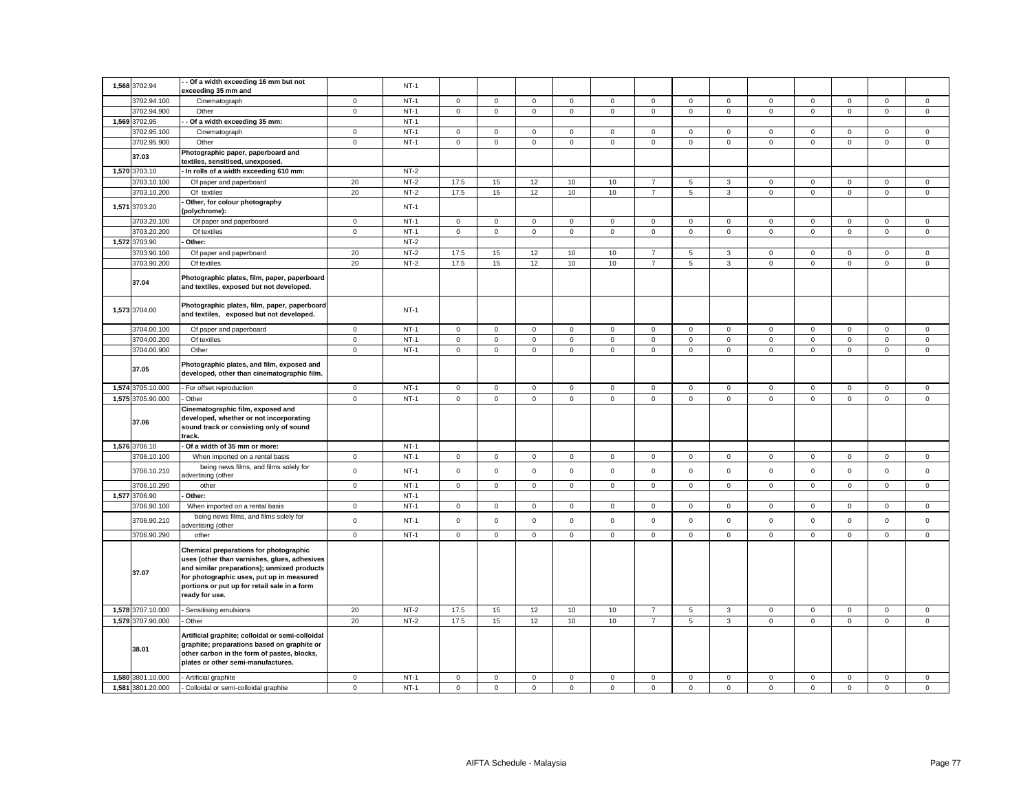| | | | | | | | | | | | | | | | | | | |
|---|---|---|---|---|---|---|---|---|---|---|---|---|---|---|---|---|---|---|
| 1,568 | 3702.94 | - - Of a width exceeding 16 mm but not exceeding 35 mm and | | NT-1 | | | | | | | | | | | | | | |
| | 3702.94.100 | Cinematograph | 0 | NT-1 | 0 | 0 | 0 | 0 | 0 | 0 | 0 | 0 | 0 | 0 | 0 | 0 | 0 |
| | 3702.94.900 | Other | 0 | NT-1 | 0 | 0 | 0 | 0 | 0 | 0 | 0 | 0 | 0 | 0 | 0 | 0 | 0 |
| 1,569 | 3702.95 | - - Of a width exceeding 35 mm: | | NT-1 | | | | | | | | | | | | | | |
| | 3702.95.100 | Cinematograph | 0 | NT-1 | 0 | 0 | 0 | 0 | 0 | 0 | 0 | 0 | 0 | 0 | 0 | 0 | 0 |
| | 3702.95.900 | Other | 0 | NT-1 | 0 | 0 | 0 | 0 | 0 | 0 | 0 | 0 | 0 | 0 | 0 | 0 | 0 |
| | 37.03 | Photographic paper, paperboard and textiles, sensitised, unexposed. | | | | | | | | | | | | | | | | |
| 1,570 | 3703.10 | - In rolls of a width exceeding 610 mm: | | NT-2 | | | | | | | | | | | | | | |
| | 3703.10.100 | Of paper and paperboard | 20 | NT-2 | 17.5 | 15 | 12 | 10 | 10 | 7 | 5 | 3 | 0 | 0 | 0 | 0 | 0 |
| | 3703.10.200 | Of textiles | 20 | NT-2 | 17.5 | 15 | 12 | 10 | 10 | 7 | 5 | 3 | 0 | 0 | 0 | 0 | 0 |
| 1,571 | 3703.20 | - Other, for colour photography (polychrome): | | NT-1 | | | | | | | | | | | | | | |
| | 3703.20.100 | Of paper and paperboard | 0 | NT-1 | 0 | 0 | 0 | 0 | 0 | 0 | 0 | 0 | 0 | 0 | 0 | 0 | 0 |
| | 3703.20.200 | Of textiles | 0 | NT-1 | 0 | 0 | 0 | 0 | 0 | 0 | 0 | 0 | 0 | 0 | 0 | 0 | 0 |
| 1,572 | 3703.90 | - Other: | | NT-2 | | | | | | | | | | | | | | |
| | 3703.90.100 | Of paper and paperboard | 20 | NT-2 | 17.5 | 15 | 12 | 10 | 10 | 7 | 5 | 3 | 0 | 0 | 0 | 0 | 0 |
| | 3703.90.200 | Of textiles | 20 | NT-2 | 17.5 | 15 | 12 | 10 | 10 | 7 | 5 | 3 | 0 | 0 | 0 | 0 | 0 |
| | 37.04 | Photographic plates, film, paper, paperboard and textiles, exposed but not developed. | | | | | | | | | | | | | | | | |
| 1,573 | 3704.00 | Photographic plates, film, paper, paperboard and textiles, exposed but not developed. | | NT-1 | | | | | | | | | | | | | | |
| | 3704.00.100 | Of paper and paperboard | 0 | NT-1 | 0 | 0 | 0 | 0 | 0 | 0 | 0 | 0 | 0 | 0 | 0 | 0 | 0 |
| | 3704.00.200 | Of textiles | 0 | NT-1 | 0 | 0 | 0 | 0 | 0 | 0 | 0 | 0 | 0 | 0 | 0 | 0 | 0 |
| | 3704.00.900 | Other | 0 | NT-1 | 0 | 0 | 0 | 0 | 0 | 0 | 0 | 0 | 0 | 0 | 0 | 0 | 0 |
| | 37.05 | Photographic plates, and film, exposed and developed, other than cinematographic film. | | | | | | | | | | | | | | | | |
| 1,574 | 3705.10.000 | - For offset reproduction | 0 | NT-1 | 0 | 0 | 0 | 0 | 0 | 0 | 0 | 0 | 0 | 0 | 0 | 0 | 0 |
| 1,575 | 3705.90.000 | - Other | 0 | NT-1 | 0 | 0 | 0 | 0 | 0 | 0 | 0 | 0 | 0 | 0 | 0 | 0 | 0 |
| | 37.06 | Cinematographic film, exposed and developed, whether or not incorporating sound track or consisting only of sound track. | | | | | | | | | | | | | | | | |
| 1,576 | 3706.10 | - Of a width of 35 mm or more: | | NT-1 | | | | | | | | | | | | | | |
| | 3706.10.100 | When imported on a rental basis | 0 | NT-1 | 0 | 0 | 0 | 0 | 0 | 0 | 0 | 0 | 0 | 0 | 0 | 0 | 0 |
| | 3706.10.210 | being news films, and films solely for advertising (other | 0 | NT-1 | 0 | 0 | 0 | 0 | 0 | 0 | 0 | 0 | 0 | 0 | 0 | 0 | 0 |
| | 3706.10.290 | other | 0 | NT-1 | 0 | 0 | 0 | 0 | 0 | 0 | 0 | 0 | 0 | 0 | 0 | 0 | 0 |
| 1,577 | 3706.90 | - Other: | | NT-1 | | | | | | | | | | | | | | |
| | 3706.90.100 | When imported on a rental basis | 0 | NT-1 | 0 | 0 | 0 | 0 | 0 | 0 | 0 | 0 | 0 | 0 | 0 | 0 | 0 |
| | 3706.90.210 | being news films, and films solely for advertising (other | 0 | NT-1 | 0 | 0 | 0 | 0 | 0 | 0 | 0 | 0 | 0 | 0 | 0 | 0 | 0 |
| | 3706.90.290 | other | 0 | NT-1 | 0 | 0 | 0 | 0 | 0 | 0 | 0 | 0 | 0 | 0 | 0 | 0 | 0 |
| | 37.07 | Chemical preparations for photographic uses (other than varnishes, glues, adhesives and similar preparations); unmixed products for photographic uses, put up in measured portions or put up for retail sale in a form ready for use. | | | | | | | | | | | | | | | | |
| 1,578 | 3707.10.000 | - Sensitising emulsions | 20 | NT-2 | 17.5 | 15 | 12 | 10 | 10 | 7 | 5 | 3 | 0 | 0 | 0 | 0 | 0 |
| 1,579 | 3707.90.000 | - Other | 20 | NT-2 | 17.5 | 15 | 12 | 10 | 10 | 7 | 5 | 3 | 0 | 0 | 0 | 0 | 0 |
| | 38.01 | Artificial graphite; colloidal or semi-colloidal graphite; preparations based on graphite or other carbon in the form of pastes, blocks, plates or other semi-manufactures. | | | | | | | | | | | | | | | | |
| 1,580 | 3801.10.000 | - Artificial graphite | 0 | NT-1 | 0 | 0 | 0 | 0 | 0 | 0 | 0 | 0 | 0 | 0 | 0 | 0 | 0 |
| 1,581 | 3801.20.000 | - Colloidal or semi-colloidal graphite | 0 | NT-1 | 0 | 0 | 0 | 0 | 0 | 0 | 0 | 0 | 0 | 0 | 0 | 0 | 0 |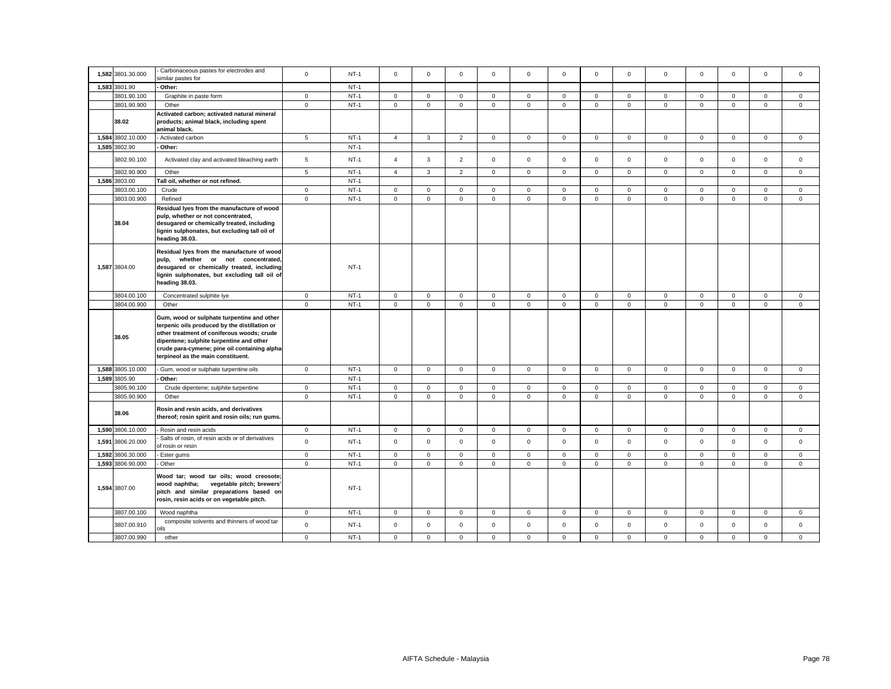| | | | | | | | | | | | | | | | | | | |
|---|---|---|---|---|---|---|---|---|---|---|---|---|---|---|---|---|---|---|
| 1,582 | 3801.30.000 | - Carbonaceous pastes for electrodes and similar pastes for | 0 | NT-1 | 0 | 0 | 0 | 0 | 0 | 0 | 0 | 0 | 0 | 0 | 0 | 0 | 0 |
| 1,583 | 3801.90 | - Other: | | NT-1 | | | | | | | | | | | | | |
| | 3801.90.100 | Graphite in paste form | 0 | NT-1 | 0 | 0 | 0 | 0 | 0 | 0 | 0 | 0 | 0 | 0 | 0 | 0 | 0 |
| | 3801.90.900 | Other | 0 | NT-1 | 0 | 0 | 0 | 0 | 0 | 0 | 0 | 0 | 0 | 0 | 0 | 0 | 0 |
| | **38.02** | **Activated carbon; activated natural mineral products; animal black, including spent animal black.** | | | | | | | | | | | | | | | |
| 1,584 | 3802.10.000 | - Activated carbon | 5 | NT-1 | 4 | 3 | 2 | 0 | 0 | 0 | 0 | 0 | 0 | 0 | 0 | 0 | 0 |
| 1,585 | 3802.90 | - Other: | | NT-1 | | | | | | | | | | | | | |
| | 3802.90.100 | Activated clay and activated bleaching earth | 5 | NT-1 | 4 | 3 | 2 | 0 | 0 | 0 | 0 | 0 | 0 | 0 | 0 | 0 | 0 |
| | 3802.90.900 | Other | 5 | NT-1 | 4 | 3 | 2 | 0 | 0 | 0 | 0 | 0 | 0 | 0 | 0 | 0 | 0 |
| 1,586 | 3803.00 | **Tall oil, whether or not refined.** | | NT-1 | | | | | | | | | | | | | |
| | 3803.00.100 | Crude | 0 | NT-1 | 0 | 0 | 0 | 0 | 0 | 0 | 0 | 0 | 0 | 0 | 0 | 0 | 0 |
| | 3803.00.900 | Refined | 0 | NT-1 | 0 | 0 | 0 | 0 | 0 | 0 | 0 | 0 | 0 | 0 | 0 | 0 | 0 |
| | **38.04** | **Residual lyes from the manufacture of wood pulp, whether or not concentrated, desugared or chemically treated, including lignin sulphonates, but excluding tall oil of heading 38.03.** | | | | | | | | | | | | | | | |
| 1,587 | 3804.00 | **Residual lyes from the manufacture of wood pulp, whether or not concentrated, desugared or chemically treated, including lignin sulphonates, but excluding tall oil of heading 38.03.** | | NT-1 | | | | | | | | | | | | | |
| | 3804.00.100 | Concentrated sulphite lye | 0 | NT-1 | 0 | 0 | 0 | 0 | 0 | 0 | 0 | 0 | 0 | 0 | 0 | 0 | 0 |
| | 3804.00.900 | Other | 0 | NT-1 | 0 | 0 | 0 | 0 | 0 | 0 | 0 | 0 | 0 | 0 | 0 | 0 | 0 |
| | **38.05** | **Gum, wood or sulphate turpentine and other terpenic oils produced by the distillation or other treatment of coniferous woods; crude dipentene; sulphite turpentine and other crude para-cymene; pine oil containing alpha-terpineol as the main constituent.** | | | | | | | | | | | | | | | |
| 1,588 | 3805.10.000 | - Gum, wood or sulphate turpentine oils | 0 | NT-1 | 0 | 0 | 0 | 0 | 0 | 0 | 0 | 0 | 0 | 0 | 0 | 0 | 0 |
| 1,589 | 3805.90 | - Other: | | NT-1 | | | | | | | | | | | | | |
| | 3805.90.100 | Crude dipentene; sulphite turpentine | 0 | NT-1 | 0 | 0 | 0 | 0 | 0 | 0 | 0 | 0 | 0 | 0 | 0 | 0 | 0 |
| | 3805.90.900 | Other | 0 | NT-1 | 0 | 0 | 0 | 0 | 0 | 0 | 0 | 0 | 0 | 0 | 0 | 0 | 0 |
| | **38.06** | **Rosin and resin acids, and derivatives thereof; rosin spirit and rosin oils; run gums.** | | | | | | | | | | | | | | | |
| 1,590 | 3806.10.000 | - Rosin and resin acids | 0 | NT-1 | 0 | 0 | 0 | 0 | 0 | 0 | 0 | 0 | 0 | 0 | 0 | 0 | 0 |
| 1,591 | 3806.20.000 | - Salts of rosin, of resin acids or of derivatives of rosin or resin | 0 | NT-1 | 0 | 0 | 0 | 0 | 0 | 0 | 0 | 0 | 0 | 0 | 0 | 0 | 0 |
| 1,592 | 3806.30.000 | - Ester gums | 0 | NT-1 | 0 | 0 | 0 | 0 | 0 | 0 | 0 | 0 | 0 | 0 | 0 | 0 | 0 |
| 1,593 | 3806.90.000 | - Other | 0 | NT-1 | 0 | 0 | 0 | 0 | 0 | 0 | 0 | 0 | 0 | 0 | 0 | 0 | 0 |
| 1,594 | 3807.00 | **Wood tar; wood tar oils; wood creosote; wood naphtha; vegetable pitch; brewers' pitch and similar preparations based on rosin, resin acids or on vegetable pitch.** | | NT-1 | | | | | | | | | | | | | |
| | 3807.00.100 | Wood naphtha | 0 | NT-1 | 0 | 0 | 0 | 0 | 0 | 0 | 0 | 0 | 0 | 0 | 0 | 0 | 0 |
| | 3807.00.910 | composite solvents and thinners of wood tar oils | 0 | NT-1 | 0 | 0 | 0 | 0 | 0 | 0 | 0 | 0 | 0 | 0 | 0 | 0 | 0 |
| | 3807.00.990 | other | 0 | NT-1 | 0 | 0 | 0 | 0 | 0 | 0 | 0 | 0 | 0 | 0 | 0 | 0 | 0 |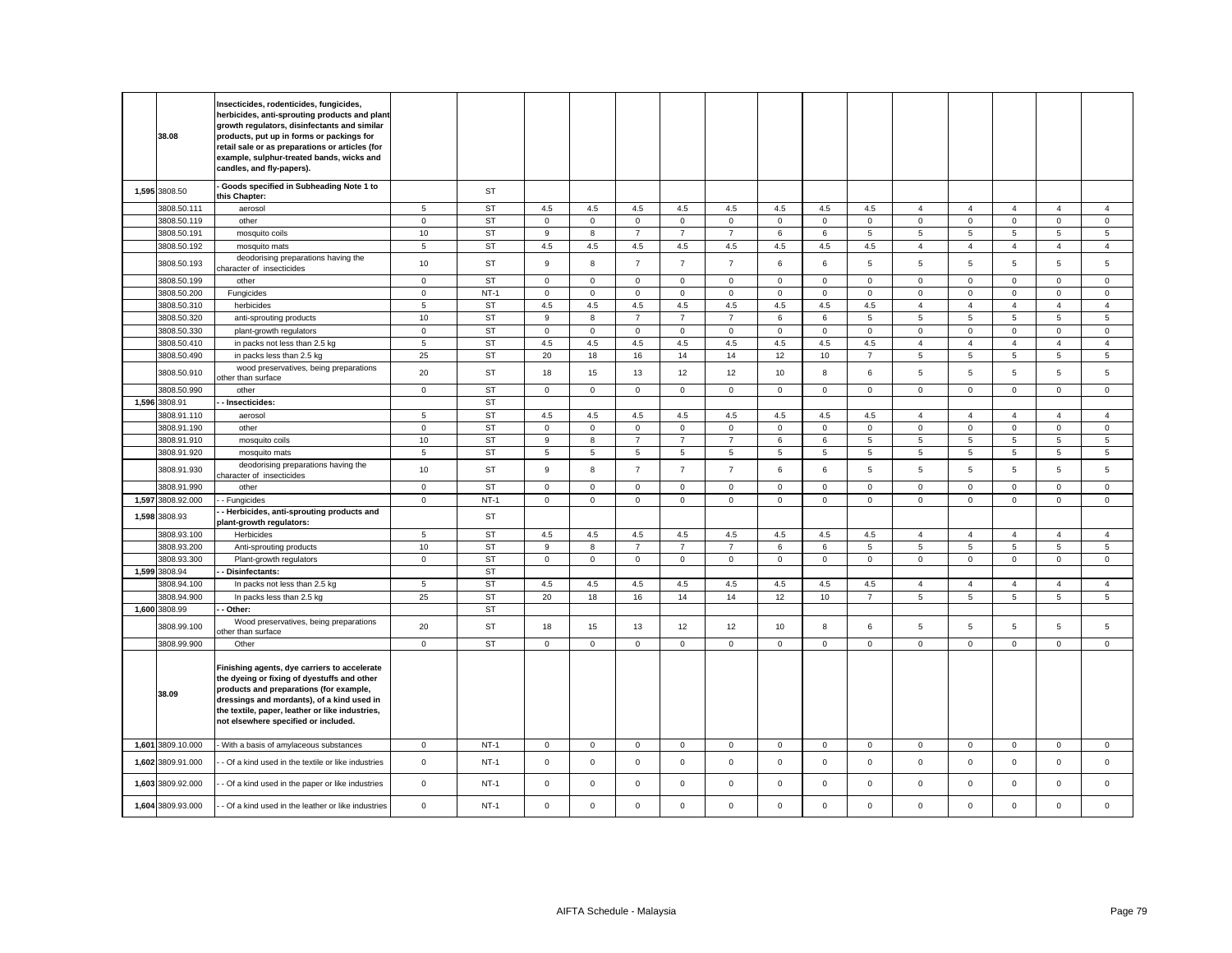| | | | | | | | | | | | | | | | | | | |
|---|---|---|---|---|---|---|---|---|---|---|---|---|---|---|---|---|---|---|
| | **38.08** | **Insecticides, rodenticides, fungicides, herbicides, anti-sprouting products and plant growth regulators, disinfectants and similar products, put up in forms or packings for retail sale or as preparations or articles (for example, sulphur-treated bands, wicks and candles, and fly-papers).** | | | | | | | | | | | | | | | | |
| 1,595 | 3808.50 | - Goods specified in Subheading Note 1 to this Chapter: | | ST | | | | | | | | | | | | | | |
| | 3808.50.111 | aerosol | 5 | ST | 4.5 | 4.5 | 4.5 | 4.5 | 4.5 | 4.5 | 4.5 | 4.5 | 4 | 4 | 4 | 4 | 4 |
| | 3808.50.119 | other | 0 | ST | 0 | 0 | 0 | 0 | 0 | 0 | 0 | 0 | 0 | 0 | 0 | 0 | 0 |
| | 3808.50.191 | mosquito coils | 10 | ST | 9 | 8 | 7 | 7 | 7 | 6 | 6 | 5 | 5 | 5 | 5 | 5 | 5 |
| | 3808.50.192 | mosquito mats | 5 | ST | 4.5 | 4.5 | 4.5 | 4.5 | 4.5 | 4.5 | 4.5 | 4.5 | 4 | 4 | 4 | 4 | 4 |
| | 3808.50.193 | deodorising preparations having the character of insecticides | 10 | ST | 9 | 8 | 7 | 7 | 7 | 6 | 6 | 5 | 5 | 5 | 5 | 5 | 5 |
| | 3808.50.199 | other | 0 | ST | 0 | 0 | 0 | 0 | 0 | 0 | 0 | 0 | 0 | 0 | 0 | 0 | 0 |
| | 3808.50.200 | Fungicides | 0 | NT-1 | 0 | 0 | 0 | 0 | 0 | 0 | 0 | 0 | 0 | 0 | 0 | 0 | 0 |
| | 3808.50.310 | herbicides | 5 | ST | 4.5 | 4.5 | 4.5 | 4.5 | 4.5 | 4.5 | 4.5 | 4.5 | 4 | 4 | 4 | 4 | 4 |
| | 3808.50.320 | anti-sprouting products | 10 | ST | 9 | 8 | 7 | 7 | 7 | 6 | 6 | 5 | 5 | 5 | 5 | 5 | 5 |
| | 3808.50.330 | plant-growth regulators | 0 | ST | 0 | 0 | 0 | 0 | 0 | 0 | 0 | 0 | 0 | 0 | 0 | 0 | 0 |
| | 3808.50.410 | in packs not less than 2.5 kg | 5 | ST | 4.5 | 4.5 | 4.5 | 4.5 | 4.5 | 4.5 | 4.5 | 4.5 | 4 | 4 | 4 | 4 | 4 |
| | 3808.50.490 | in packs less than 2.5 kg | 25 | ST | 20 | 18 | 16 | 14 | 14 | 12 | 10 | 7 | 5 | 5 | 5 | 5 | 5 |
| | 3808.50.910 | wood preservatives, being preparations other than surface | 20 | ST | 18 | 15 | 13 | 12 | 12 | 10 | 8 | 6 | 5 | 5 | 5 | 5 | 5 |
| | 3808.50.990 | other | 0 | ST | 0 | 0 | 0 | 0 | 0 | 0 | 0 | 0 | 0 | 0 | 0 | 0 | 0 |
| 1,596 | 3808.91 | - - Insecticides: | | ST | | | | | | | | | | | | | |
| | 3808.91.110 | aerosol | 5 | ST | 4.5 | 4.5 | 4.5 | 4.5 | 4.5 | 4.5 | 4.5 | 4.5 | 4 | 4 | 4 | 4 | 4 |
| | 3808.91.190 | other | 0 | ST | 0 | 0 | 0 | 0 | 0 | 0 | 0 | 0 | 0 | 0 | 0 | 0 | 0 |
| | 3808.91.910 | mosquito coils | 10 | ST | 9 | 8 | 7 | 7 | 7 | 6 | 6 | 5 | 5 | 5 | 5 | 5 | 5 |
| | 3808.91.920 | mosquito mats | 5 | ST | 5 | 5 | 5 | 5 | 5 | 5 | 5 | 5 | 5 | 5 | 5 | 5 | 5 |
| | 3808.91.930 | deodorising preparations having the character of insecticides | 10 | ST | 9 | 8 | 7 | 7 | 7 | 6 | 6 | 5 | 5 | 5 | 5 | 5 | 5 |
| | 3808.91.990 | other | 0 | ST | 0 | 0 | 0 | 0 | 0 | 0 | 0 | 0 | 0 | 0 | 0 | 0 | 0 |
| 1,597 | 3808.92.000 | - - Fungicides | 0 | NT-1 | 0 | 0 | 0 | 0 | 0 | 0 | 0 | 0 | 0 | 0 | 0 | 0 | 0 |
| 1,598 | 3808.93 | - - Herbicides, anti-sprouting products and plant-growth regulators: | | ST | | | | | | | | | | | | | |
| | 3808.93.100 | Herbicides | 5 | ST | 4.5 | 4.5 | 4.5 | 4.5 | 4.5 | 4.5 | 4.5 | 4.5 | 4 | 4 | 4 | 4 | 4 |
| | 3808.93.200 | Anti-sprouting products | 10 | ST | 9 | 8 | 7 | 7 | 7 | 6 | 6 | 5 | 5 | 5 | 5 | 5 | 5 |
| | 3808.93.300 | Plant-growth regulators | 0 | ST | 0 | 0 | 0 | 0 | 0 | 0 | 0 | 0 | 0 | 0 | 0 | 0 | 0 |
| 1,599 | 3808.94 | - - Disinfectants: | | ST | | | | | | | | | | | | | |
| | 3808.94.100 | In packs not less than 2.5 kg | 5 | ST | 4.5 | 4.5 | 4.5 | 4.5 | 4.5 | 4.5 | 4.5 | 4.5 | 4 | 4 | 4 | 4 | 4 |
| | 3808.94.900 | In packs less than 2.5 kg | 25 | ST | 20 | 18 | 16 | 14 | 14 | 12 | 10 | 7 | 5 | 5 | 5 | 5 | 5 |
| 1,600 | 3808.99 | - - Other: | | ST | | | | | | | | | | | | | |
| | 3808.99.100 | Wood preservatives, being preparations other than surface | 20 | ST | 18 | 15 | 13 | 12 | 12 | 10 | 8 | 6 | 5 | 5 | 5 | 5 | 5 |
| | 3808.99.900 | Other | 0 | ST | 0 | 0 | 0 | 0 | 0 | 0 | 0 | 0 | 0 | 0 | 0 | 0 | 0 |
| | **38.09** | **Finishing agents, dye carriers to accelerate the dyeing or fixing of dyestuffs and other products and preparations (for example, dressings and mordants), of a kind used in the textile, paper, leather or like industries, not elsewhere specified or included.** | | | | | | | | | | | | | | | | |
| 1,601 | 3809.10.000 | - With a basis of amylaceous substances | 0 | NT-1 | 0 | 0 | 0 | 0 | 0 | 0 | 0 | 0 | 0 | 0 | 0 | 0 | 0 |
| 1,602 | 3809.91.000 | - - Of a kind used in the textile or like industries | 0 | NT-1 | 0 | 0 | 0 | 0 | 0 | 0 | 0 | 0 | 0 | 0 | 0 | 0 | 0 |
| 1,603 | 3809.92.000 | - - Of a kind used in the paper or like industries | 0 | NT-1 | 0 | 0 | 0 | 0 | 0 | 0 | 0 | 0 | 0 | 0 | 0 | 0 | 0 |
| 1,604 | 3809.93.000 | - - Of a kind used in the leather or like industries | 0 | NT-1 | 0 | 0 | 0 | 0 | 0 | 0 | 0 | 0 | 0 | 0 | 0 | 0 | 0 |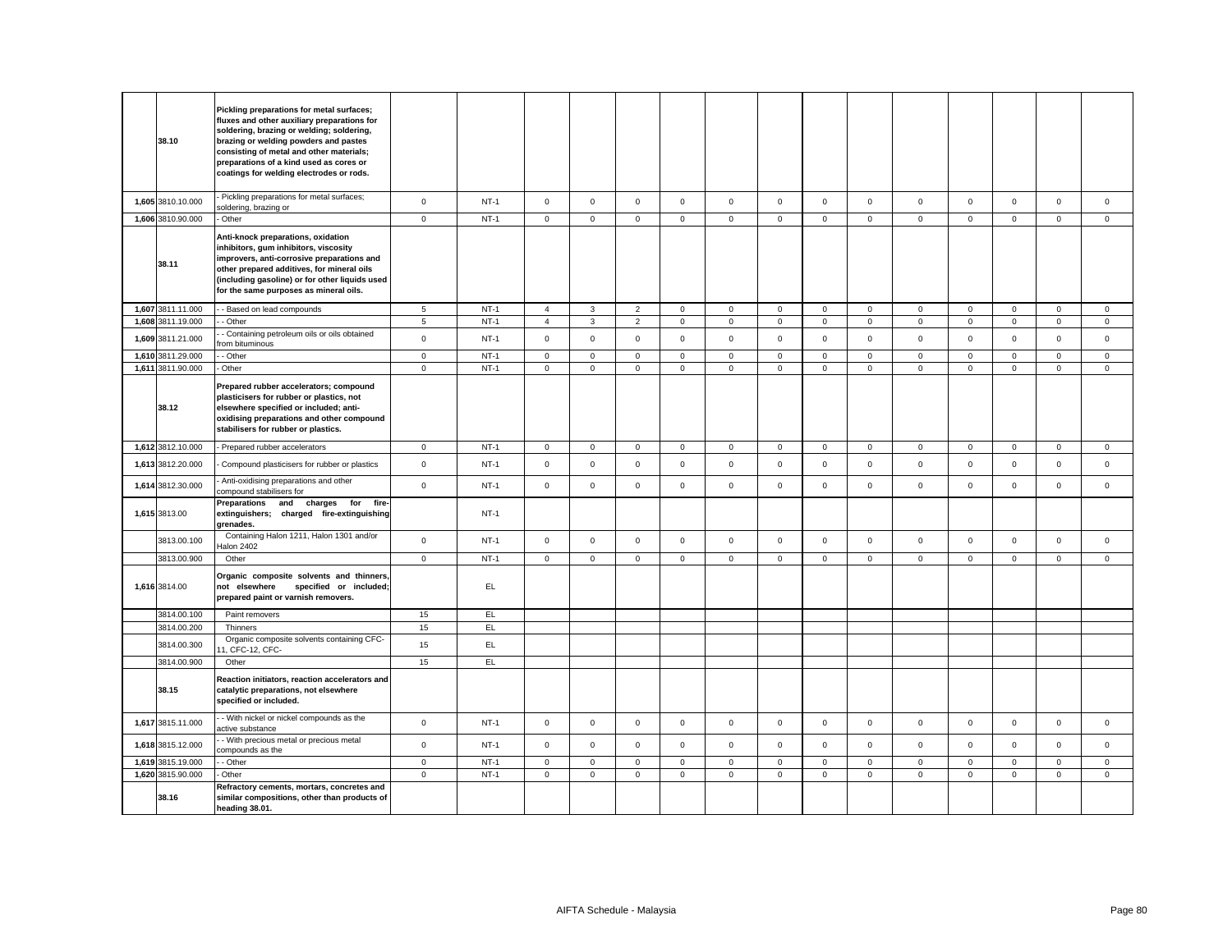| | 38.10 | Pickling preparations for metal surfaces; fluxes and other auxiliary preparations for soldering, brazing or welding; soldering, brazing or welding powders and pastes consisting of metal and other materials; preparations of a kind used as cores or coatings for welding electrodes or rods. | | | | | | | | | | | | | | | | |
|---|---|---|---|---|---|---|---|---|---|---|---|---|---|---|---|---|---|---|
| 1,605 | 3810.10.000 | - Pickling preparations for metal surfaces; soldering, brazing or | 0 | NT-1 | 0 | 0 | 0 | 0 | 0 | 0 | 0 | 0 | 0 | 0 | 0 | 0 | 0 |
| 1,606 | 3810.90.000 | - Other | 0 | NT-1 | 0 | 0 | 0 | 0 | 0 | 0 | 0 | 0 | 0 | 0 | 0 | 0 | 0 |
| | 38.11 | Anti-knock preparations, oxidation inhibitors, gum inhibitors, viscosity improvers, anti-corrosive preparations and other prepared additives, for mineral oils (including gasoline) or for other liquids used for the same purposes as mineral oils. | | | | | | | | | | | | | | | | |
| 1,607 | 3811.11.000 | - - Based on lead compounds | 5 | NT-1 | 4 | 3 | 2 | 0 | 0 | 0 | 0 | 0 | 0 | 0 | 0 | 0 | 0 |
| 1,608 | 3811.19.000 | - - Other | 5 | NT-1 | 4 | 3 | 2 | 0 | 0 | 0 | 0 | 0 | 0 | 0 | 0 | 0 | 0 |
| 1,609 | 3811.21.000 | - - Containing petroleum oils or oils obtained from bituminous | 0 | NT-1 | 0 | 0 | 0 | 0 | 0 | 0 | 0 | 0 | 0 | 0 | 0 | 0 | 0 |
| 1,610 | 3811.29.000 | - - Other | 0 | NT-1 | 0 | 0 | 0 | 0 | 0 | 0 | 0 | 0 | 0 | 0 | 0 | 0 | 0 |
| 1,611 | 3811.90.000 | - Other | 0 | NT-1 | 0 | 0 | 0 | 0 | 0 | 0 | 0 | 0 | 0 | 0 | 0 | 0 | 0 |
| | 38.12 | Prepared rubber accelerators; compound plasticisers for rubber or plastics, not elsewhere specified or included; anti-oxidising preparations and other compound stabilisers for rubber or plastics. | | | | | | | | | | | | | | | | |
| 1,612 | 3812.10.000 | - Prepared rubber accelerators | 0 | NT-1 | 0 | 0 | 0 | 0 | 0 | 0 | 0 | 0 | 0 | 0 | 0 | 0 | 0 |
| 1,613 | 3812.20.000 | - Compound plasticisers for rubber or plastics | 0 | NT-1 | 0 | 0 | 0 | 0 | 0 | 0 | 0 | 0 | 0 | 0 | 0 | 0 | 0 |
| 1,614 | 3812.30.000 | - Anti-oxidising preparations and other compound stabilisers for | 0 | NT-1 | 0 | 0 | 0 | 0 | 0 | 0 | 0 | 0 | 0 | 0 | 0 | 0 | 0 |
| 1,615 | 3813.00 | Preparations and charges for fire-extinguishers; charged fire-extinguishing grenades. | | NT-1 | | | | | | | | | | | | | |
| | 3813.00.100 | Containing Halon 1211, Halon 1301 and/or Halon 2402 | 0 | NT-1 | 0 | 0 | 0 | 0 | 0 | 0 | 0 | 0 | 0 | 0 | 0 | 0 | 0 |
| | 3813.00.900 | Other | 0 | NT-1 | 0 | 0 | 0 | 0 | 0 | 0 | 0 | 0 | 0 | 0 | 0 | 0 | 0 |
| 1,616 | 3814.00 | Organic composite solvents and thinners, not elsewhere specified or included; prepared paint or varnish removers. | | EL | | | | | | | | | | | | | |
| | 3814.00.100 | Paint removers | 15 | EL | | | | | | | | | | | | | |
| | 3814.00.200 | Thinners | 15 | EL | | | | | | | | | | | | | |
| | 3814.00.300 | Organic composite solvents containing CFC-11, CFC-12, CFC- | 15 | EL | | | | | | | | | | | | | |
| | 3814.00.900 | Other | 15 | EL | | | | | | | | | | | | | |
| | 38.15 | Reaction initiators, reaction accelerators and catalytic preparations, not elsewhere specified or included. | | | | | | | | | | | | | | | |
| 1,617 | 3815.11.000 | - - With nickel or nickel compounds as the active substance | 0 | NT-1 | 0 | 0 | 0 | 0 | 0 | 0 | 0 | 0 | 0 | 0 | 0 | 0 | 0 |
| 1,618 | 3815.12.000 | - - With precious metal or precious metal compounds as the | 0 | NT-1 | 0 | 0 | 0 | 0 | 0 | 0 | 0 | 0 | 0 | 0 | 0 | 0 | 0 |
| 1,619 | 3815.19.000 | - - Other | 0 | NT-1 | 0 | 0 | 0 | 0 | 0 | 0 | 0 | 0 | 0 | 0 | 0 | 0 | 0 |
| 1,620 | 3815.90.000 | - Other | 0 | NT-1 | 0 | 0 | 0 | 0 | 0 | 0 | 0 | 0 | 0 | 0 | 0 | 0 | 0 |
| | 38.16 | Refractory cements, mortars, concretes and similar compositions, other than products of heading 38.01. | | | | | | | | | | | | | | | |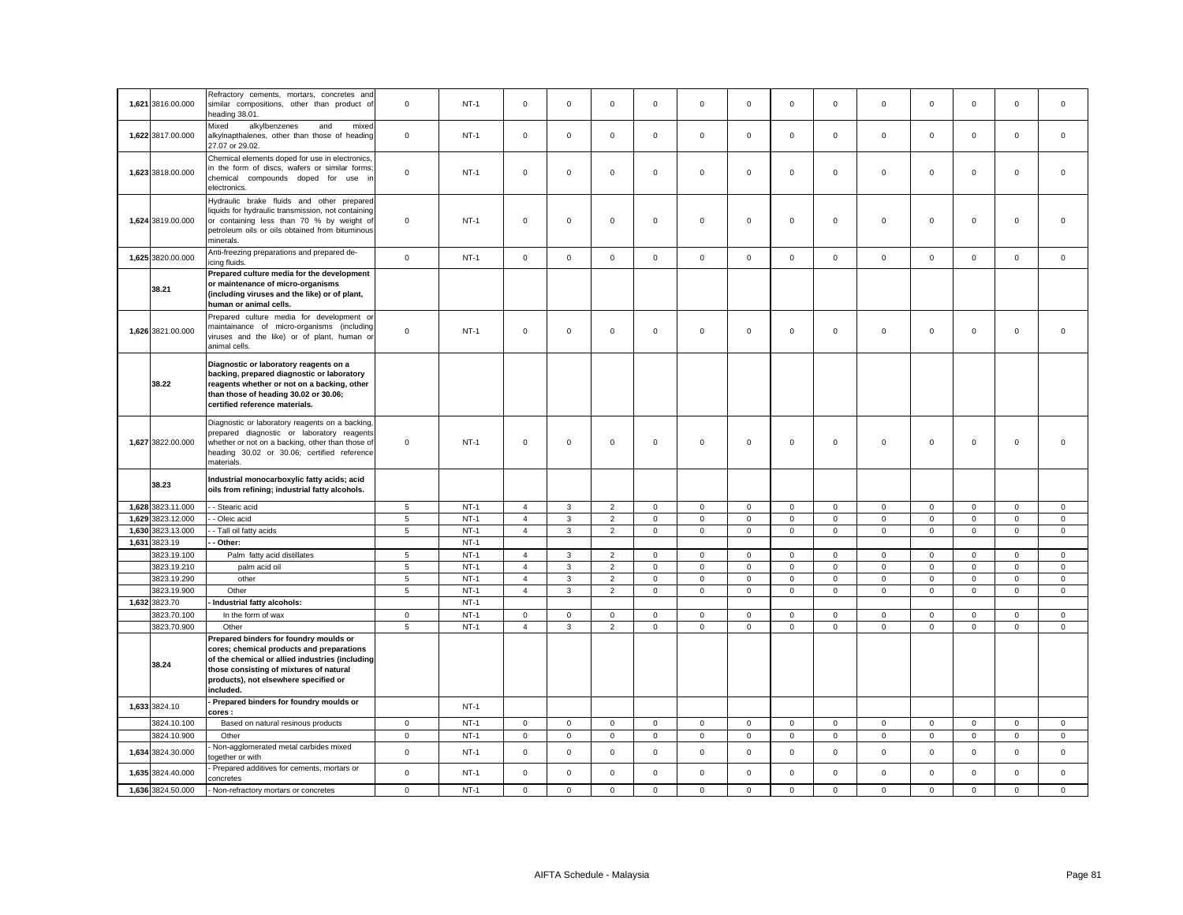| | | | | | | | | | | | | | | | | | | |
|---|---|---|---|---|---|---|---|---|---|---|---|---|---|---|---|---|---|---|
| 1,621 | 3816.00.000 | Refractory cements, mortars, concretes and similar compositions, other than product of heading 38.01. | 0 | NT-1 | 0 | 0 | 0 | 0 | 0 | 0 | 0 | 0 | 0 | 0 | 0 | 0 | 0 |
| 1,622 | 3817.00.000 | Mixed alkylbenzenes and mixed alkylnapthalenes, other than those of heading 27.07 or 29.02. | 0 | NT-1 | 0 | 0 | 0 | 0 | 0 | 0 | 0 | 0 | 0 | 0 | 0 | 0 | 0 |
| 1,623 | 3818.00.000 | Chemical elements doped for use in electronics, in the form of discs, wafers or similar forms; chemical compounds doped for use in electronics. | 0 | NT-1 | 0 | 0 | 0 | 0 | 0 | 0 | 0 | 0 | 0 | 0 | 0 | 0 | 0 |
| 1,624 | 3819.00.000 | Hydraulic brake fluids and other prepared liquids for hydraulic transmission, not containing or containing less than 70 % by weight of petroleum oils or oils obtained from bituminous minerals. | 0 | NT-1 | 0 | 0 | 0 | 0 | 0 | 0 | 0 | 0 | 0 | 0 | 0 | 0 | 0 |
| 1,625 | 3820.00.000 | Anti-freezing preparations and prepared de-icing fluids. | 0 | NT-1 | 0 | 0 | 0 | 0 | 0 | 0 | 0 | 0 | 0 | 0 | 0 | 0 | 0 |
| | 38.21 | **Prepared culture media for the development or maintenance of micro-organisms (including viruses and the like) or of plant, human or animal cells.** | | | | | | | | | | | | | | | |
| 1,626 | 3821.00.000 | Prepared culture media for development or maintainance of micro-organisms (including viruses and the like) or of plant, human or animal cells. | 0 | NT-1 | 0 | 0 | 0 | 0 | 0 | 0 | 0 | 0 | 0 | 0 | 0 | 0 | 0 |
| | 38.22 | **Diagnostic or laboratory reagents on a backing, prepared diagnostic or laboratory reagents whether or not on a backing, other than those of heading 30.02 or 30.06; certified reference materials.** | | | | | | | | | | | | | | | |
| 1,627 | 3822.00.000 | Diagnostic or laboratory reagents on a backing, prepared diagnostic or laboratory reagents whether or not on a backing, other than those of heading 30.02 or 30.06; certified reference materials. | 0 | NT-1 | 0 | 0 | 0 | 0 | 0 | 0 | 0 | 0 | 0 | 0 | 0 | 0 | 0 |
| | 38.23 | **Industrial monocarboxylic fatty acids; acid oils from refining; industrial fatty alcohols.** | | | | | | | | | | | | | | | |
| 1,628 | 3823.11.000 | - - Stearic acid | 5 | NT-1 | 4 | 3 | 2 | 0 | 0 | 0 | 0 | 0 | 0 | 0 | 0 | 0 | 0 |
| 1,629 | 3823.12.000 | - - Oleic acid | 5 | NT-1 | 4 | 3 | 2 | 0 | 0 | 0 | 0 | 0 | 0 | 0 | 0 | 0 | 0 |
| 1,630 | 3823.13.000 | - - Tall oil fatty acids | 5 | NT-1 | 4 | 3 | 2 | 0 | 0 | 0 | 0 | 0 | 0 | 0 | 0 | 0 | 0 |
| 1,631 | 3823.19 | **- - Other:** | | NT-1 | | | | | | | | | | | | | |
| | 3823.19.100 | Palm fatty acid distillates | 5 | NT-1 | 4 | 3 | 2 | 0 | 0 | 0 | 0 | 0 | 0 | 0 | 0 | 0 | 0 |
| | 3823.19.210 | palm acid oil | 5 | NT-1 | 4 | 3 | 2 | 0 | 0 | 0 | 0 | 0 | 0 | 0 | 0 | 0 | 0 |
| | 3823.19.290 | other | 5 | NT-1 | 4 | 3 | 2 | 0 | 0 | 0 | 0 | 0 | 0 | 0 | 0 | 0 | 0 |
| | 3823.19.900 | Other | 5 | NT-1 | 4 | 3 | 2 | 0 | 0 | 0 | 0 | 0 | 0 | 0 | 0 | 0 | 0 |
| 1,632 | 3823.70 | **- Industrial fatty alcohols:** | | NT-1 | | | | | | | | | | | | | |
| | 3823.70.100 | In the form of wax | 0 | NT-1 | 0 | 0 | 0 | 0 | 0 | 0 | 0 | 0 | 0 | 0 | 0 | 0 | 0 |
| | 3823.70.900 | Other | 5 | NT-1 | 4 | 3 | 2 | 0 | 0 | 0 | 0 | 0 | 0 | 0 | 0 | 0 | 0 |
| | 38.24 | **Prepared binders for foundry moulds or cores; chemical products and preparations of the chemical or allied industries (including those consisting of mixtures of natural products), not elsewhere specified or included.** | | | | | | | | | | | | | | | |
| 1,633 | 3824.10 | **- Prepared binders for foundry moulds or cores :** | | NT-1 | | | | | | | | | | | | | |
| | 3824.10.100 | Based on natural resinous products | 0 | NT-1 | 0 | 0 | 0 | 0 | 0 | 0 | 0 | 0 | 0 | 0 | 0 | 0 | 0 |
| | 3824.10.900 | Other | 0 | NT-1 | 0 | 0 | 0 | 0 | 0 | 0 | 0 | 0 | 0 | 0 | 0 | 0 | 0 |
| 1,634 | 3824.30.000 | - Non-agglomerated metal carbides mixed together or with | 0 | NT-1 | 0 | 0 | 0 | 0 | 0 | 0 | 0 | 0 | 0 | 0 | 0 | 0 | 0 |
| 1,635 | 3824.40.000 | - Prepared additives for cements, mortars or concretes | 0 | NT-1 | 0 | 0 | 0 | 0 | 0 | 0 | 0 | 0 | 0 | 0 | 0 | 0 | 0 |
| 1,636 | 3824.50.000 | - Non-refractory mortars or concretes | 0 | NT-1 | 0 | 0 | 0 | 0 | 0 | 0 | 0 | 0 | 0 | 0 | 0 | 0 | 0 |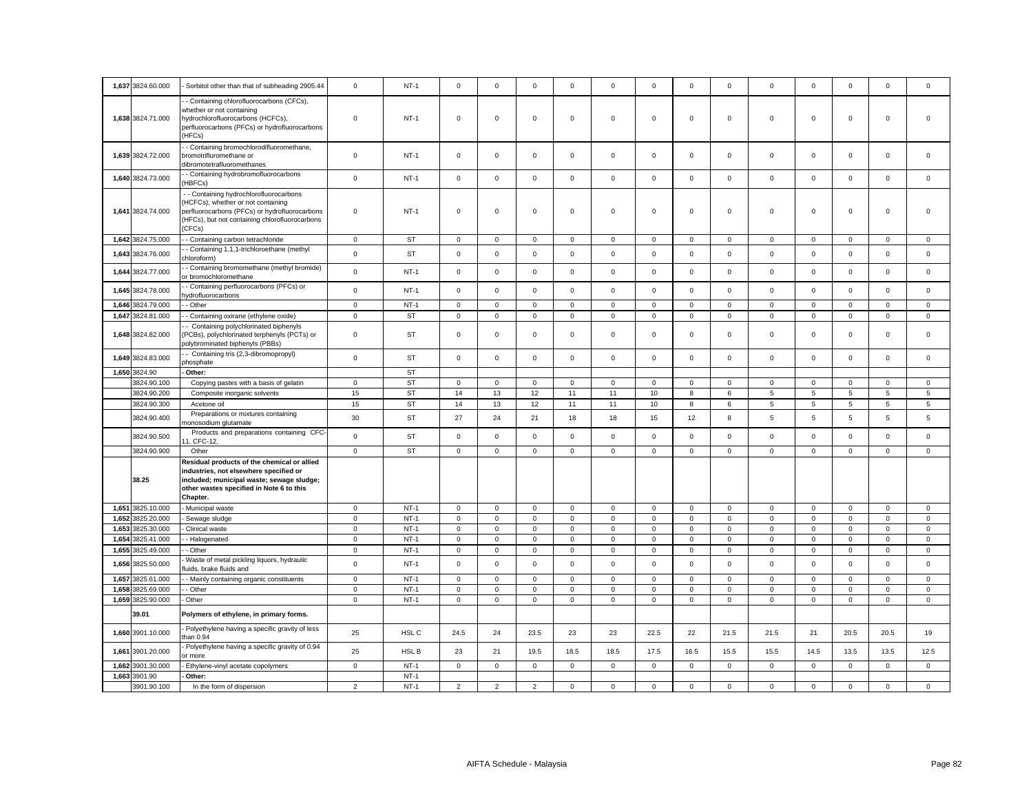| 1,637 | 3824.60.000 | - Sorbitol other than that of subheading 2905.44 | 0 | NT-1 | 0 | 0 | 0 | 0 | 0 | 0 | 0 | 0 | 0 | 0 | 0 | 0 | 0 |
|---|---|---|---|---|---|---|---|---|---|---|---|---|---|---|---|---|---|
| 1,638 | 3824.71.000 | - - Containing chlorofluorocarbons (CFCs), whether or not containing hydrochlorofluorocarbons (HCFCs), perfluorocarbons (PFCs) or hydrofluorocarbons (HFCs) | 0 | NT-1 | 0 | 0 | 0 | 0 | 0 | 0 | 0 | 0 | 0 | 0 | 0 | 0 | 0 |
| 1,639 | 3824.72.000 | - - Containing bromochlorodifluoromethane, bromotrifluromethane or dibromotetrafluoromethanes | 0 | NT-1 | 0 | 0 | 0 | 0 | 0 | 0 | 0 | 0 | 0 | 0 | 0 | 0 | 0 |
| 1,640 | 3824.73.000 | - - Containing hydrobromofluorocarbons (HBFCs) | 0 | NT-1 | 0 | 0 | 0 | 0 | 0 | 0 | 0 | 0 | 0 | 0 | 0 | 0 | 0 |
| 1,641 | 3824.74.000 | - - Containing hydrochlorofluorocarbons (HCFCs), whether or not containing perfluorocarbons (PFCs) or hydrofluorocarbons (HFCs), but not containing chlorofluorocarbons (CFCs) | 0 | NT-1 | 0 | 0 | 0 | 0 | 0 | 0 | 0 | 0 | 0 | 0 | 0 | 0 | 0 |
| 1,642 | 3824.75.000 | - - Containing carbon tetrachloride | 0 | ST | 0 | 0 | 0 | 0 | 0 | 0 | 0 | 0 | 0 | 0 | 0 | 0 | 0 |
| 1,643 | 3824.76.000 | - - Containing 1,1,1-trichloroethane (methyl chloroform) | 0 | ST | 0 | 0 | 0 | 0 | 0 | 0 | 0 | 0 | 0 | 0 | 0 | 0 | 0 |
| 1,644 | 3824.77.000 | - - Containing bromomethane (methyl bromide) or bromochloromethane | 0 | NT-1 | 0 | 0 | 0 | 0 | 0 | 0 | 0 | 0 | 0 | 0 | 0 | 0 | 0 |
| 1,645 | 3824.78.000 | - - Containing perfluorocarbons (PFCs) or hydrofluorocarbons | 0 | NT-1 | 0 | 0 | 0 | 0 | 0 | 0 | 0 | 0 | 0 | 0 | 0 | 0 | 0 |
| 1,646 | 3824.79.000 | - - Other | 0 | NT-1 | 0 | 0 | 0 | 0 | 0 | 0 | 0 | 0 | 0 | 0 | 0 | 0 | 0 |
| 1,647 | 3824.81.000 | - - Containing oxirane (ethylene oxide) | 0 | ST | 0 | 0 | 0 | 0 | 0 | 0 | 0 | 0 | 0 | 0 | 0 | 0 | 0 |
| 1,648 | 3824.82.000 | - - Containing polychlorinated biphenyls (PCBs), polychlorinated terphenyls (PCTs) or polybrominated biphenyls (PBBs) | 0 | ST | 0 | 0 | 0 | 0 | 0 | 0 | 0 | 0 | 0 | 0 | 0 | 0 | 0 |
| 1,649 | 3824.83.000 | - - Containing tris (2,3-dibromopropyl) phosphate | 0 | ST | 0 | 0 | 0 | 0 | 0 | 0 | 0 | 0 | 0 | 0 | 0 | 0 | 0 |
| 1,650 | 3824.90 | **- Other:** | | ST | | | | | | | | | | | | | |
| | 3824.90.100 | Copying pastes with a basis of gelatin | 0 | ST | 0 | 0 | 0 | 0 | 0 | 0 | 0 | 0 | 0 | 0 | 0 | 0 | 0 |
| | 3824.90.200 | Composite inorganic solvents | 15 | ST | 14 | 13 | 12 | 11 | 11 | 10 | 8 | 6 | 5 | 5 | 5 | 5 | 5 |
| | 3824.90.300 | Acetone oil | 15 | ST | 14 | 13 | 12 | 11 | 11 | 10 | 8 | 6 | 5 | 5 | 5 | 5 | 5 |
| | 3824.90.400 | Preparations or mixtures containing monosodium glutamate | 30 | ST | 27 | 24 | 21 | 18 | 18 | 15 | 12 | 8 | 5 | 5 | 5 | 5 | 5 |
| | 3824.90.500 | Products and preparations containing CFC-11, CFC-12, | 0 | ST | 0 | 0 | 0 | 0 | 0 | 0 | 0 | 0 | 0 | 0 | 0 | 0 | 0 |
| | 3824.90.900 | Other | 0 | ST | 0 | 0 | 0 | 0 | 0 | 0 | 0 | 0 | 0 | 0 | 0 | 0 | 0 |
| | **38.25** | **Residual products of the chemical or allied industries, not elsewhere specified or included; municipal waste; sewage sludge; other wastes specified in Note 6 to this Chapter.** | | | | | | | | | | | | | | | |
| 1,651 | 3825.10.000 | - Municipal waste | 0 | NT-1 | 0 | 0 | 0 | 0 | 0 | 0 | 0 | 0 | 0 | 0 | 0 | 0 | 0 |
| 1,652 | 3825.20.000 | - Sewage sludge | 0 | NT-1 | 0 | 0 | 0 | 0 | 0 | 0 | 0 | 0 | 0 | 0 | 0 | 0 | 0 |
| 1,653 | 3825.30.000 | - Clinical waste | 0 | NT-1 | 0 | 0 | 0 | 0 | 0 | 0 | 0 | 0 | 0 | 0 | 0 | 0 | 0 |
| 1,654 | 3825.41.000 | - - Halogenated | 0 | NT-1 | 0 | 0 | 0 | 0 | 0 | 0 | 0 | 0 | 0 | 0 | 0 | 0 | 0 |
| 1,655 | 3825.49.000 | - - Other | 0 | NT-1 | 0 | 0 | 0 | 0 | 0 | 0 | 0 | 0 | 0 | 0 | 0 | 0 | 0 |
| 1,656 | 3825.50.000 | - Waste of metal pickling liquors, hydraulic fluids, brake fluids and | 0 | NT-1 | 0 | 0 | 0 | 0 | 0 | 0 | 0 | 0 | 0 | 0 | 0 | 0 | 0 |
| 1,657 | 3825.61.000 | - - Mainly containing organic constituents | 0 | NT-1 | 0 | 0 | 0 | 0 | 0 | 0 | 0 | 0 | 0 | 0 | 0 | 0 | 0 |
| 1,658 | 3825.69.000 | - - Other | 0 | NT-1 | 0 | 0 | 0 | 0 | 0 | 0 | 0 | 0 | 0 | 0 | 0 | 0 | 0 |
| 1,659 | 3825.90.000 | - Other | 0 | NT-1 | 0 | 0 | 0 | 0 | 0 | 0 | 0 | 0 | 0 | 0 | 0 | 0 | 0 |
| | **39.01** | **Polymers of ethylene, in primary forms.** | | | | | | | | | | | | | | | |
| 1,660 | 3901.10.000 | - Polyethylene having a specific gravity of less than 0.94 | 25 | HSL C | 24.5 | 24 | 23.5 | 23 | 23 | 22.5 | 22 | 21.5 | 21.5 | 21 | 20.5 | 20.5 | 19 |
| 1,661 | 3901.20.000 | - Polyethylene having a specific gravity of 0.94 or more | 25 | HSL B | 23 | 21 | 19.5 | 18.5 | 18.5 | 17.5 | 16.5 | 15.5 | 15.5 | 14.5 | 13.5 | 13.5 | 12.5 |
| 1,662 | 3901.30.000 | - Ethylene-vinyl acetate copolymers | 0 | NT-1 | 0 | 0 | 0 | 0 | 0 | 0 | 0 | 0 | 0 | 0 | 0 | 0 | 0 |
| 1,663 | 3901.90 | **- Other:** | | NT-1 | | | | | | | | | | | | | |
| | 3901.90.100 | In the form of dispersion | 2 | NT-1 | 2 | 2 | 2 | 0 | 0 | 0 | 0 | 0 | 0 | 0 | 0 | 0 | 0 |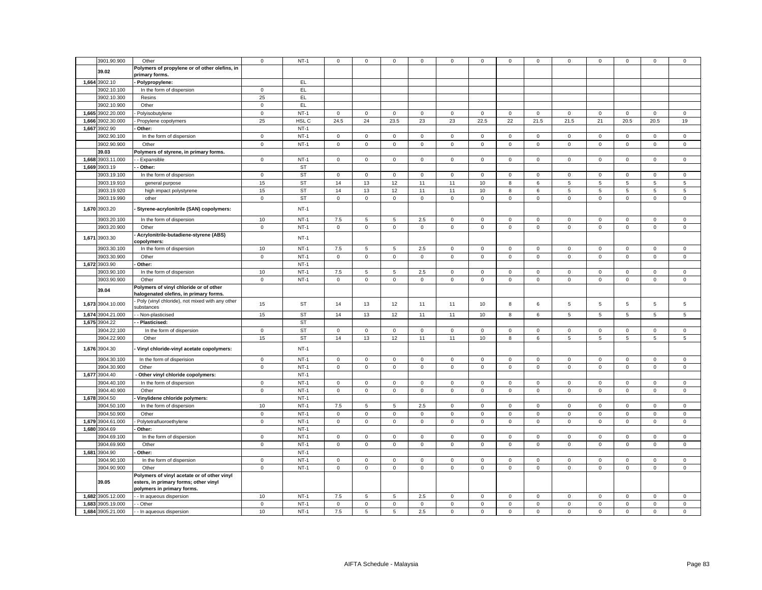| | | | | | | | | | | | | | | | | | | |
|---|---|---|---|---|---|---|---|---|---|---|---|---|---|---|---|---|---|---|
| | 3901.90.900 | Other | 0 | NT-1 | 0 | 0 | 0 | 0 | 0 | 0 | 0 | 0 | 0 | 0 | 0 | 0 | 0 |
| | 39.02 | **Polymers of propylene or of other olefins, in primary forms.** | | | | | | | | | | | | | | | |
| 1,664 | 3902.10 | **- Polypropylene:** | | EL | | | | | | | | | | | | | |
| | 3902.10.100 | In the form of dispersion | 0 | EL | | | | | | | | | | | | | |
| | 3902.10.300 | Resins | 25 | EL | | | | | | | | | | | | | |
| | 3902.10.900 | Other | 0 | EL | | | | | | | | | | | | | |
| 1,665 | 3902.20.000 | - Polyisobutylene | 0 | NT-1 | 0 | 0 | 0 | 0 | 0 | 0 | 0 | 0 | 0 | 0 | 0 | 0 | 0 |
| 1,666 | 3902.30.000 | - Propylene copolymers | 25 | HSL C | 24.5 | 24 | 23.5 | 23 | 23 | 22.5 | 22 | 21.5 | 21.5 | 21 | 20.5 | 20.5 | 19 |
| 1,667 | 3902.90 | **- Other:** | | NT-1 | | | | | | | | | | | | | |
| | 3902.90.100 | In the form of dispersion | 0 | NT-1 | 0 | 0 | 0 | 0 | 0 | 0 | 0 | 0 | 0 | 0 | 0 | 0 | 0 |
| | 3902.90.900 | Other | 0 | NT-1 | 0 | 0 | 0 | 0 | 0 | 0 | 0 | 0 | 0 | 0 | 0 | 0 | 0 |
| | 39.03 | **Polymers of styrene, in primary forms.** | | | | | | | | | | | | | | | |
| 1,668 | 3903.11.000 | - - Expansible | 0 | NT-1 | 0 | 0 | 0 | 0 | 0 | 0 | 0 | 0 | 0 | 0 | 0 | 0 | 0 |
| 1,669 | 3903.19 | **- - Other:** | | ST | | | | | | | | | | | | | |
| | 3903.19.100 | In the form of dispersion | 0 | ST | 0 | 0 | 0 | 0 | 0 | 0 | 0 | 0 | 0 | 0 | 0 | 0 | 0 |
| | 3903.19.910 | general purpose | 15 | ST | 14 | 13 | 12 | 11 | 11 | 10 | 8 | 6 | 5 | 5 | 5 | 5 | 5 |
| | 3903.19.920 | high impact polystyrene | 15 | ST | 14 | 13 | 12 | 11 | 11 | 10 | 8 | 6 | 5 | 5 | 5 | 5 | 5 |
| | 3903.19.990 | other | 0 | ST | 0 | 0 | 0 | 0 | 0 | 0 | 0 | 0 | 0 | 0 | 0 | 0 | 0 |
| 1,670 | 3903.20 | **- Styrene-acrylonitrile (SAN) copolymers:** | | NT-1 | | | | | | | | | | | | | |
| | 3903.20.100 | In the form of dispersion | 10 | NT-1 | 7.5 | 5 | 5 | 2.5 | 0 | 0 | 0 | 0 | 0 | 0 | 0 | 0 | 0 |
| | 3903.20.900 | Other | 0 | NT-1 | 0 | 0 | 0 | 0 | 0 | 0 | 0 | 0 | 0 | 0 | 0 | 0 | 0 |
| 1,671 | 3903.30 | **- Acrylonitrile-butadiene-styrene (ABS) copolymers:** | | NT-1 | | | | | | | | | | | | | |
| | 3903.30.100 | In the form of dispersion | 10 | NT-1 | 7.5 | 5 | 5 | 2.5 | 0 | 0 | 0 | 0 | 0 | 0 | 0 | 0 | 0 |
| | 3903.30.900 | Other | 0 | NT-1 | 0 | 0 | 0 | 0 | 0 | 0 | 0 | 0 | 0 | 0 | 0 | 0 | 0 |
| 1,672 | 3903.90 | **- Other:** | | NT-1 | | | | | | | | | | | | | |
| | 3903.90.100 | In the form of dispersion | 10 | NT-1 | 7.5 | 5 | 5 | 2.5 | 0 | 0 | 0 | 0 | 0 | 0 | 0 | 0 | 0 |
| | 3903.90.900 | Other | 0 | NT-1 | 0 | 0 | 0 | 0 | 0 | 0 | 0 | 0 | 0 | 0 | 0 | 0 | 0 |
| | 39.04 | **Polymers of vinyl chloride or of other halogenated olefins, in primary forms.** | | | | | | | | | | | | | | | |
| 1,673 | 3904.10.000 | - Poly (vinyl chloride), not mixed with any other substances | 15 | ST | 14 | 13 | 12 | 11 | 11 | 10 | 8 | 6 | 5 | 5 | 5 | 5 | 5 |
| 1,674 | 3904.21.000 | - - Non-plasticised | 15 | ST | 14 | 13 | 12 | 11 | 11 | 10 | 8 | 6 | 5 | 5 | 5 | 5 | 5 |
| 1,675 | 3904.22 | **- - Plasticised:** | | ST | | | | | | | | | | | | | |
| | 3904.22.100 | In the form of dispersion | 0 | ST | 0 | 0 | 0 | 0 | 0 | 0 | 0 | 0 | 0 | 0 | 0 | 0 | 0 |
| | 3904.22.900 | Other | 15 | ST | 14 | 13 | 12 | 11 | 11 | 10 | 8 | 6 | 5 | 5 | 5 | 5 | 5 |
| 1,676 | 3904.30 | **- Vinyl chloride-vinyl acetate copolymers:** | | NT-1 | | | | | | | | | | | | | |
| | 3904.30.100 | In the form of disperision | 0 | NT-1 | 0 | 0 | 0 | 0 | 0 | 0 | 0 | 0 | 0 | 0 | 0 | 0 | 0 |
| | 3904.30.900 | Other | 0 | NT-1 | 0 | 0 | 0 | 0 | 0 | 0 | 0 | 0 | 0 | 0 | 0 | 0 | 0 |
| 1,677 | 3904.40 | **- Other vinyl chloride copolymers:** | | NT-1 | | | | | | | | | | | | | |
| | 3904.40.100 | In the form of dispersion | 0 | NT-1 | 0 | 0 | 0 | 0 | 0 | 0 | 0 | 0 | 0 | 0 | 0 | 0 | 0 |
| | 3904.40.900 | Other | 0 | NT-1 | 0 | 0 | 0 | 0 | 0 | 0 | 0 | 0 | 0 | 0 | 0 | 0 | 0 |
| 1,678 | 3904.50 | **- Vinylidene chloride polymers:** | | NT-1 | | | | | | | | | | | | | |
| | 3904.50.100 | In the form of dispersion | 10 | NT-1 | 7.5 | 5 | 5 | 2.5 | 0 | 0 | 0 | 0 | 0 | 0 | 0 | 0 | 0 |
| | 3904.50.900 | Other | 0 | NT-1 | 0 | 0 | 0 | 0 | 0 | 0 | 0 | 0 | 0 | 0 | 0 | 0 | 0 |
| 1,679 | 3904.61.000 | - Polytetrafluoroethylene | 0 | NT-1 | 0 | 0 | 0 | 0 | 0 | 0 | 0 | 0 | 0 | 0 | 0 | 0 | 0 |
| 1,680 | 3904.69 | **- Other:** | | NT-1 | | | | | | | | | | | | | |
| | 3904.69.100 | In the form of dispersion | 0 | NT-1 | 0 | 0 | 0 | 0 | 0 | 0 | 0 | 0 | 0 | 0 | 0 | 0 | 0 |
| | 3904.69.900 | Other | 0 | NT-1 | 0 | 0 | 0 | 0 | 0 | 0 | 0 | 0 | 0 | 0 | 0 | 0 | 0 |
| 1,681 | 3904.90 | **- Other:** | | NT-1 | | | | | | | | | | | | | |
| | 3904.90.100 | In the form of dispersion | 0 | NT-1 | 0 | 0 | 0 | 0 | 0 | 0 | 0 | 0 | 0 | 0 | 0 | 0 | 0 |
| | 3904.90.900 | Other | 0 | NT-1 | 0 | 0 | 0 | 0 | 0 | 0 | 0 | 0 | 0 | 0 | 0 | 0 | 0 |
| | 39.05 | **Polymers of vinyl acetate or of other vinyl esters, in primary forms; other vinyl polymers in primary forms.** | | | | | | | | | | | | | | | |
| 1,682 | 3905.12.000 | - - In aqueous dispersion | 10 | NT-1 | 7.5 | 5 | 5 | 2.5 | 0 | 0 | 0 | 0 | 0 | 0 | 0 | 0 | 0 |
| 1,683 | 3905.19.000 | - - Other | 0 | NT-1 | 0 | 0 | 0 | 0 | 0 | 0 | 0 | 0 | 0 | 0 | 0 | 0 | 0 |
| 1,684 | 3905.21.000 | - - In aqueous dispersion | 10 | NT-1 | 7.5 | 5 | 5 | 2.5 | 0 | 0 | 0 | 0 | 0 | 0 | 0 | 0 | 0 |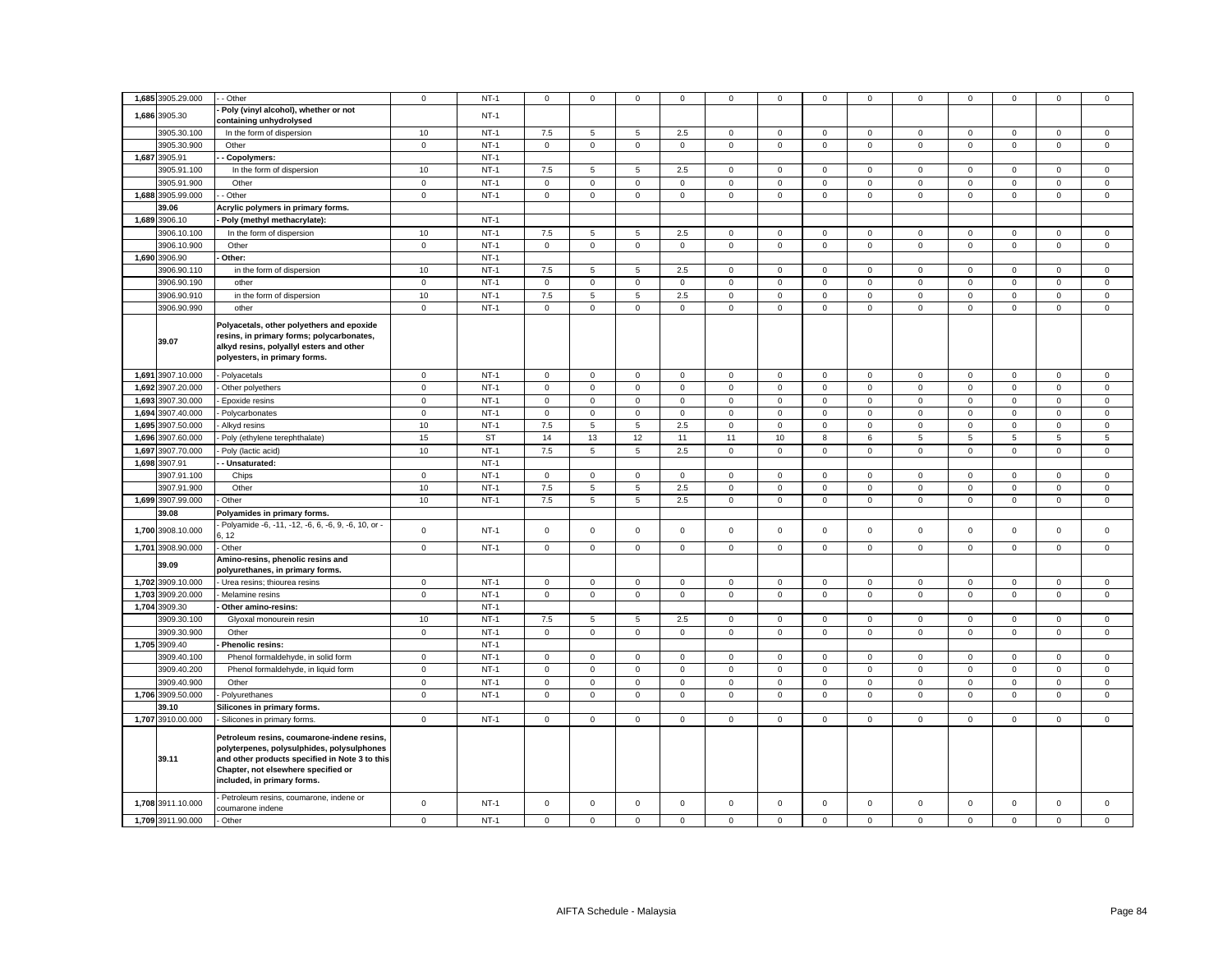| | | | | | | | | | | | | | | | | | | |
|---|---|---|---|---|---|---|---|---|---|---|---|---|---|---|---|---|---|---|
| 1,685 | 3905.29.000 | - - Other | 0 | NT-1 | 0 | 0 | 0 | 0 | 0 | 0 | 0 | 0 | 0 | 0 | 0 | 0 | 0 |
| 1,686 | 3905.30 | **- Poly (vinyl alcohol), whether or not containing unhydrolysed** | | NT-1 | | | | | | | | | | | | | |
| | 3905.30.100 | In the form of dispersion | 10 | NT-1 | 7.5 | 5 | 5 | 2.5 | 0 | 0 | 0 | 0 | 0 | 0 | 0 | 0 | 0 |
| | 3905.30.900 | Other | 0 | NT-1 | 0 | 0 | 0 | 0 | 0 | 0 | 0 | 0 | 0 | 0 | 0 | 0 | 0 |
| 1,687 | 3905.91 | **- - Copolymers:** | | NT-1 | | | | | | | | | | | | | |
| | 3905.91.100 | In the form of dispersion | 10 | NT-1 | 7.5 | 5 | 5 | 2.5 | 0 | 0 | 0 | 0 | 0 | 0 | 0 | 0 | 0 |
| | 3905.91.900 | Other | 0 | NT-1 | 0 | 0 | 0 | 0 | 0 | 0 | 0 | 0 | 0 | 0 | 0 | 0 | 0 |
| 1,688 | 3905.99.000 | - - Other | 0 | NT-1 | 0 | 0 | 0 | 0 | 0 | 0 | 0 | 0 | 0 | 0 | 0 | 0 | 0 |
| | **39.06** | **Acrylic polymers in primary forms.** | | | | | | | | | | | | | | | |
| 1,689 | 3906.10 | **- Poly (methyl methacrylate):** | | NT-1 | | | | | | | | | | | | | |
| | 3906.10.100 | In the form of dispersion | 10 | NT-1 | 7.5 | 5 | 5 | 2.5 | 0 | 0 | 0 | 0 | 0 | 0 | 0 | 0 | 0 |
| | 3906.10.900 | Other | 0 | NT-1 | 0 | 0 | 0 | 0 | 0 | 0 | 0 | 0 | 0 | 0 | 0 | 0 | 0 |
| 1,690 | 3906.90 | **- Other:** | | NT-1 | | | | | | | | | | | | | |
| | 3906.90.110 | in the form of dispersion | 10 | NT-1 | 7.5 | 5 | 5 | 2.5 | 0 | 0 | 0 | 0 | 0 | 0 | 0 | 0 | 0 |
| | 3906.90.190 | other | 0 | NT-1 | 0 | 0 | 0 | 0 | 0 | 0 | 0 | 0 | 0 | 0 | 0 | 0 | 0 |
| | 3906.90.910 | in the form of dispersion | 10 | NT-1 | 7.5 | 5 | 5 | 2.5 | 0 | 0 | 0 | 0 | 0 | 0 | 0 | 0 | 0 |
| | 3906.90.990 | other | 0 | NT-1 | 0 | 0 | 0 | 0 | 0 | 0 | 0 | 0 | 0 | 0 | 0 | 0 | 0 |
| | **39.07** | **Polyacetals, other polyethers and epoxide resins, in primary forms; polycarbonates, alkyd resins, polyallyl esters and other polyesters, in primary forms.** | | | | | | | | | | | | | | | |
| 1,691 | 3907.10.000 | - Polyacetals | 0 | NT-1 | 0 | 0 | 0 | 0 | 0 | 0 | 0 | 0 | 0 | 0 | 0 | 0 | 0 |
| 1,692 | 3907.20.000 | - Other polyethers | 0 | NT-1 | 0 | 0 | 0 | 0 | 0 | 0 | 0 | 0 | 0 | 0 | 0 | 0 | 0 |
| 1,693 | 3907.30.000 | - Epoxide resins | 0 | NT-1 | 0 | 0 | 0 | 0 | 0 | 0 | 0 | 0 | 0 | 0 | 0 | 0 | 0 |
| 1,694 | 3907.40.000 | - Polycarbonates | 0 | NT-1 | 0 | 0 | 0 | 0 | 0 | 0 | 0 | 0 | 0 | 0 | 0 | 0 | 0 |
| 1,695 | 3907.50.000 | - Alkyd resins | 10 | NT-1 | 7.5 | 5 | 5 | 2.5 | 0 | 0 | 0 | 0 | 0 | 0 | 0 | 0 | 0 |
| 1,696 | 3907.60.000 | - Poly (ethylene terephthalate) | 15 | ST | 14 | 13 | 12 | 11 | 11 | 10 | 8 | 6 | 5 | 5 | 5 | 5 | 5 |
| 1,697 | 3907.70.000 | - Poly (lactic acid) | 10 | NT-1 | 7.5 | 5 | 5 | 2.5 | 0 | 0 | 0 | 0 | 0 | 0 | 0 | 0 | 0 |
| 1,698 | 3907.91 | **- - Unsaturated:** | | NT-1 | | | | | | | | | | | | | |
| | 3907.91.100 | Chips | 0 | NT-1 | 0 | 0 | 0 | 0 | 0 | 0 | 0 | 0 | 0 | 0 | 0 | 0 | 0 |
| | 3907.91.900 | Other | 10 | NT-1 | 7.5 | 5 | 5 | 2.5 | 0 | 0 | 0 | 0 | 0 | 0 | 0 | 0 | 0 |
| 1,699 | 3907.99.000 | - Other | 10 | NT-1 | 7.5 | 5 | 5 | 2.5 | 0 | 0 | 0 | 0 | 0 | 0 | 0 | 0 | 0 |
| | **39.08** | **Polyamides in primary forms.** | | | | | | | | | | | | | | | |
| 1,700 | 3908.10.000 | - Polyamide -6, -11, -12, -6, 6, -6, 9, -6, 10, or -6, 12 | 0 | NT-1 | 0 | 0 | 0 | 0 | 0 | 0 | 0 | 0 | 0 | 0 | 0 | 0 | 0 |
| 1,701 | 3908.90.000 | - Other | 0 | NT-1 | 0 | 0 | 0 | 0 | 0 | 0 | 0 | 0 | 0 | 0 | 0 | 0 | 0 |
| | **39.09** | **Amino-resins, phenolic resins and polyurethanes, in primary forms.** | | | | | | | | | | | | | | | |
| 1,702 | 3909.10.000 | - Urea resins; thiourea resins | 0 | NT-1 | 0 | 0 | 0 | 0 | 0 | 0 | 0 | 0 | 0 | 0 | 0 | 0 | 0 |
| 1,703 | 3909.20.000 | - Melamine resins | 0 | NT-1 | 0 | 0 | 0 | 0 | 0 | 0 | 0 | 0 | 0 | 0 | 0 | 0 | 0 |
| 1,704 | 3909.30 | **- Other amino-resins:** | | NT-1 | | | | | | | | | | | | | |
| | 3909.30.100 | Glyoxal monourein resin | 10 | NT-1 | 7.5 | 5 | 5 | 2.5 | 0 | 0 | 0 | 0 | 0 | 0 | 0 | 0 | 0 |
| | 3909.30.900 | Other | 0 | NT-1 | 0 | 0 | 0 | 0 | 0 | 0 | 0 | 0 | 0 | 0 | 0 | 0 | 0 |
| 1,705 | 3909.40 | **- Phenolic resins:** | | NT-1 | | | | | | | | | | | | | |
| | 3909.40.100 | Phenol formaldehyde, in solid form | 0 | NT-1 | 0 | 0 | 0 | 0 | 0 | 0 | 0 | 0 | 0 | 0 | 0 | 0 | 0 |
| | 3909.40.200 | Phenol formaldehyde, in liquid form | 0 | NT-1 | 0 | 0 | 0 | 0 | 0 | 0 | 0 | 0 | 0 | 0 | 0 | 0 | 0 |
| | 3909.40.900 | Other | 0 | NT-1 | 0 | 0 | 0 | 0 | 0 | 0 | 0 | 0 | 0 | 0 | 0 | 0 | 0 |
| 1,706 | 3909.50.000 | - Polyurethanes | 0 | NT-1 | 0 | 0 | 0 | 0 | 0 | 0 | 0 | 0 | 0 | 0 | 0 | 0 | 0 |
| | **39.10** | **Silicones in primary forms.** | | | | | | | | | | | | | | | |
| 1,707 | 3910.00.000 | - Silicones in primary forms. | 0 | NT-1 | 0 | 0 | 0 | 0 | 0 | 0 | 0 | 0 | 0 | 0 | 0 | 0 | 0 |
| | **39.11** | **Petroleum resins, coumarone-indene resins, polyterpenes, polysulphides, polysulphones and other products specified in Note 3 to this Chapter, not elsewhere specified or included, in primary forms.** | | | | | | | | | | | | | | | |
| 1,708 | 3911.10.000 | - Petroleum resins, coumarone, indene or coumarone indene | 0 | NT-1 | 0 | 0 | 0 | 0 | 0 | 0 | 0 | 0 | 0 | 0 | 0 | 0 | 0 |
| 1,709 | 3911.90.000 | - Other | 0 | NT-1 | 0 | 0 | 0 | 0 | 0 | 0 | 0 | 0 | 0 | 0 | 0 | 0 | 0 |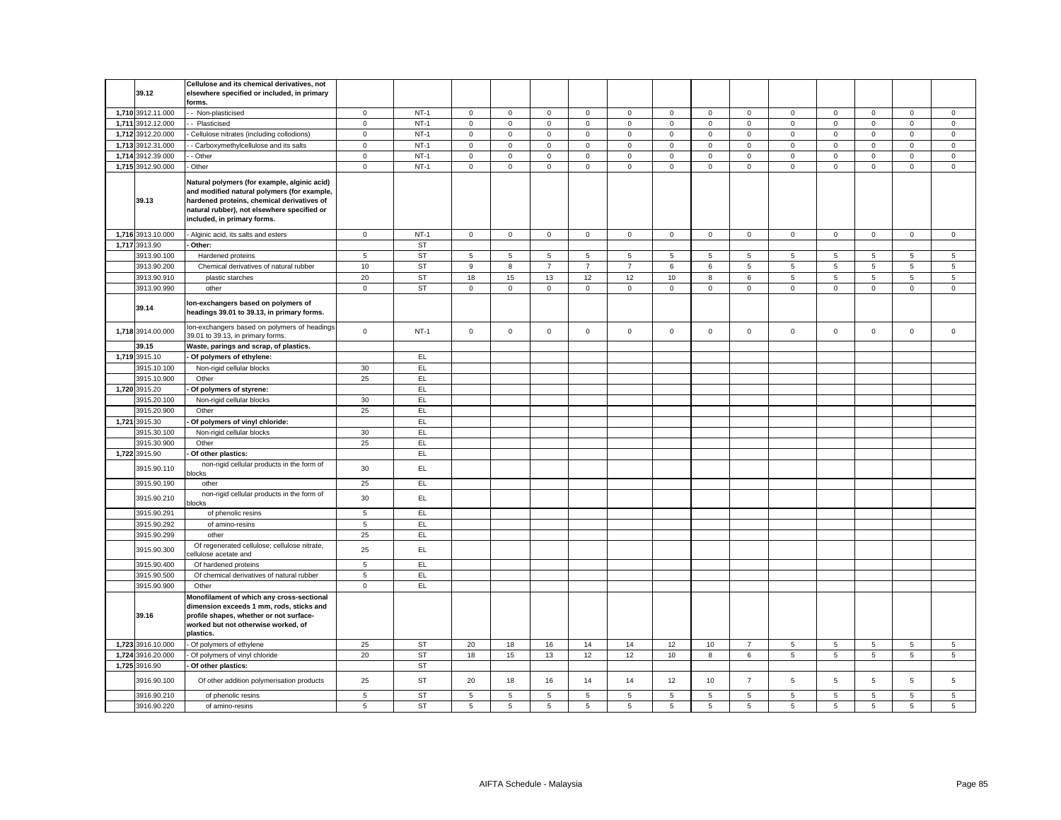| | 39.12 | Cellulose and its chemical derivatives, not elsewhere specified or included, in primary forms. | | | | | | | | | | | | | | | | |
|---|---|---|---|---|---|---|---|---|---|---|---|---|---|---|---|---|---|---|
| 1,710 | 3912.11.000 | - - Non-plasticised | 0 | NT-1 | 0 | 0 | 0 | 0 | 0 | 0 | 0 | 0 | 0 | 0 | 0 | 0 | 0 |
| 1,711 | 3912.12.000 | - - Plasticised | 0 | NT-1 | 0 | 0 | 0 | 0 | 0 | 0 | 0 | 0 | 0 | 0 | 0 | 0 | 0 |
| 1,712 | 3912.20.000 | - Cellulose nitrates (including collodions) | 0 | NT-1 | 0 | 0 | 0 | 0 | 0 | 0 | 0 | 0 | 0 | 0 | 0 | 0 | 0 |
| 1,713 | 3912.31.000 | - - Carboxymethylcellulose and its salts | 0 | NT-1 | 0 | 0 | 0 | 0 | 0 | 0 | 0 | 0 | 0 | 0 | 0 | 0 | 0 |
| 1,714 | 3912.39.000 | - - Other | 0 | NT-1 | 0 | 0 | 0 | 0 | 0 | 0 | 0 | 0 | 0 | 0 | 0 | 0 | 0 |
| 1,715 | 3912.90.000 | - Other | 0 | NT-1 | 0 | 0 | 0 | 0 | 0 | 0 | 0 | 0 | 0 | 0 | 0 | 0 | 0 |
| | 39.13 | Natural polymers (for example, alginic acid) and modified natural polymers (for example, hardened proteins, chemical derivatives of natural rubber), not elsewhere specified or included, in primary forms. | | | | | | | | | | | | | | | | |
| 1,716 | 3913.10.000 | - Alginic acid, its salts and esters | 0 | NT-1 | 0 | 0 | 0 | 0 | 0 | 0 | 0 | 0 | 0 | 0 | 0 | 0 | 0 |
| 1,717 | 3913.90 | - Other: | | ST | | | | | | | | | | | | | |
| | 3913.90.100 | Hardened proteins | 5 | ST | 5 | 5 | 5 | 5 | 5 | 5 | 5 | 5 | 5 | 5 | 5 | 5 | 5 |
| | 3913.90.200 | Chemical derivatives of natural rubber | 10 | ST | 9 | 8 | 7 | 7 | 7 | 6 | 6 | 5 | 5 | 5 | 5 | 5 | 5 |
| | 3913.90.910 | plastic starches | 20 | ST | 18 | 15 | 13 | 12 | 12 | 10 | 8 | 6 | 5 | 5 | 5 | 5 | 5 |
| | 3913.90.990 | other | 0 | ST | 0 | 0 | 0 | 0 | 0 | 0 | 0 | 0 | 0 | 0 | 0 | 0 | 0 |
| | 39.14 | Ion-exchangers based on polymers of headings 39.01 to 39.13, in primary forms. | | | | | | | | | | | | | | | | |
| 1,718 | 3914.00.000 | Ion-exchangers based on polymers of headings 39.01 to 39.13, in primary forms. | 0 | NT-1 | 0 | 0 | 0 | 0 | 0 | 0 | 0 | 0 | 0 | 0 | 0 | 0 | 0 |
| | 39.15 | Waste, parings and scrap, of plastics. | | | | | | | | | | | | | | | | |
| 1,719 | 3915.10 | - Of polymers of ethylene: | | EL | | | | | | | | | | | | | |
| | 3915.10.100 | Non-rigid cellular blocks | 30 | EL | | | | | | | | | | | | | |
| | 3915.10.900 | Other | 25 | EL | | | | | | | | | | | | | |
| 1,720 | 3915.20 | - Of polymers of styrene: | | EL | | | | | | | | | | | | | |
| | 3915.20.100 | Non-rigid cellular blocks | 30 | EL | | | | | | | | | | | | | |
| | 3915.20.900 | Other | 25 | EL | | | | | | | | | | | | | |
| 1,721 | 3915.30 | - Of polymers of vinyl chloride: | | EL | | | | | | | | | | | | | |
| | 3915.30.100 | Non-rigid cellular blocks | 30 | EL | | | | | | | | | | | | | |
| | 3915.30.900 | Other | 25 | EL | | | | | | | | | | | | | |
| 1,722 | 3915.90 | - Of other plastics: | | EL | | | | | | | | | | | | | |
| | 3915.90.110 | non-rigid cellular products in the form of blocks | 30 | EL | | | | | | | | | | | | | |
| | 3915.90.190 | other | 25 | EL | | | | | | | | | | | | | |
| | 3915.90.210 | non-rigid cellular products in the form of blocks | 30 | EL | | | | | | | | | | | | | |
| | 3915.90.291 | of phenolic resins | 5 | EL | | | | | | | | | | | | | |
| | 3915.90.292 | of amino-resins | 5 | EL | | | | | | | | | | | | | |
| | 3915.90.299 | other | 25 | EL | | | | | | | | | | | | | |
| | 3915.90.300 | Of regenerated cellulose; cellulose nitrate, cellulose acetate and | 25 | EL | | | | | | | | | | | | | |
| | 3915.90.400 | Of hardened proteins | 5 | EL | | | | | | | | | | | | | |
| | 3915.90.500 | Of chemical derivatives of natural rubber | 5 | EL | | | | | | | | | | | | | |
| | 3915.90.900 | Other | 0 | EL | | | | | | | | | | | | | |
| | 39.16 | Monofilament of which any cross-sectional dimension exceeds 1 mm, rods, sticks and profile shapes, whether or not surface-worked but not otherwise worked, of plastics. | | | | | | | | | | | | | | | | |
| 1,723 | 3916.10.000 | - Of polymers of ethylene | 25 | ST | 20 | 18 | 16 | 14 | 14 | 12 | 10 | 7 | 5 | 5 | 5 | 5 | 5 |
| 1,724 | 3916.20.000 | - Of polymers of vinyl chloride | 20 | ST | 18 | 15 | 13 | 12 | 12 | 10 | 8 | 6 | 5 | 5 | 5 | 5 | 5 |
| 1,725 | 3916.90 | - Of other plastics: | | ST | | | | | | | | | | | | | |
| | 3916.90.100 | Of other addition polymerisation products | 25 | ST | 20 | 18 | 16 | 14 | 14 | 12 | 10 | 7 | 5 | 5 | 5 | 5 | 5 |
| | 3916.90.210 | of phenolic resins | 5 | ST | 5 | 5 | 5 | 5 | 5 | 5 | 5 | 5 | 5 | 5 | 5 | 5 | 5 |
| | 3916.90.220 | of amino-resins | 5 | ST | 5 | 5 | 5 | 5 | 5 | 5 | 5 | 5 | 5 | 5 | 5 | 5 | 5 |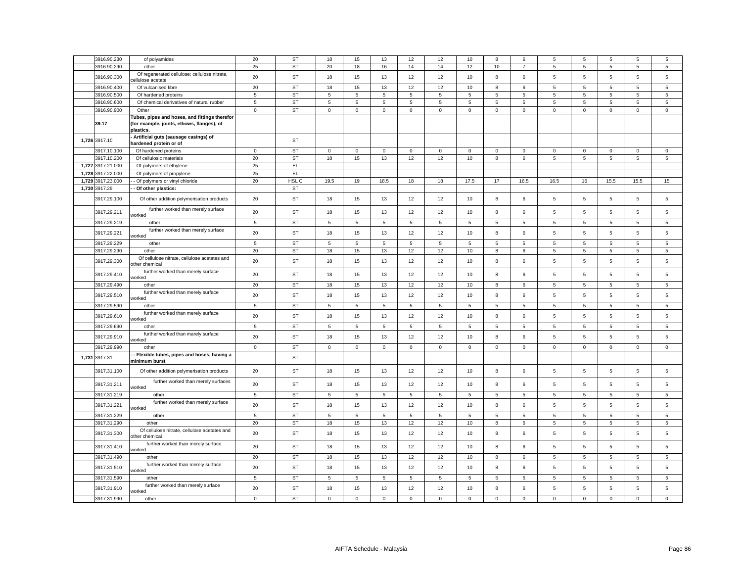| | | | | | | | | | | | | | | | | | |
|---|---|---|---|---|---|---|---|---|---|---|---|---|---|---|---|---|---|
| | 3916.90.230 | of polyamides | 20 | ST | 18 | 15 | 13 | 12 | 12 | 10 | 8 | 6 | 5 | 5 | 5 | 5 | 5 |
| | 3916.90.290 | other | 25 | ST | 20 | 18 | 16 | 14 | 14 | 12 | 10 | 7 | 5 | 5 | 5 | 5 | 5 |
| | 3916.90.300 | Of regenerated cellulose; cellulose nitrate, cellulose acetate | 20 | ST | 18 | 15 | 13 | 12 | 12 | 10 | 8 | 6 | 5 | 5 | 5 | 5 | 5 |
| | 3916.90.400 | Of vulcanised fibre | 20 | ST | 18 | 15 | 13 | 12 | 12 | 10 | 8 | 6 | 5 | 5 | 5 | 5 | 5 |
| | 3916.90.500 | Of hardened proteins | 5 | ST | 5 | 5 | 5 | 5 | 5 | 5 | 5 | 5 | 5 | 5 | 5 | 5 | 5 |
| | 3916.90.600 | Of chemical derivatives of natural rubber | 5 | ST | 5 | 5 | 5 | 5 | 5 | 5 | 5 | 5 | 5 | 5 | 5 | 5 | 5 |
| | 3916.90.900 | Other | 0 | ST | 0 | 0 | 0 | 0 | 0 | 0 | 0 | 0 | 0 | 0 | 0 | 0 | 0 |
| | 39.17 | **Tubes, pipes and hoses, and fittings therefor (for example, joints, elbows, flanges), of plastics.** | | | | | | | | | | | | | | | |
| 1,726 | 3917.10 | **- Artificial guts (sausage casings) of hardened protein or of** | | ST | | | | | | | | | | | | | |
| | 3917.10.100 | Of hardened proteins | 0 | ST | 0 | 0 | 0 | 0 | 0 | 0 | 0 | 0 | 0 | 0 | 0 | 0 | 0 |
| | 3917.10.200 | Of cellulosic materials | 20 | ST | 18 | 15 | 13 | 12 | 12 | 10 | 8 | 6 | 5 | 5 | 5 | 5 | 5 |
| 1,727 | 3917.21.000 | - - Of polymers of ethylene | 25 | EL | | | | | | | | | | | | | |
| 1,728 | 3917.22.000 | - - Of polymers of propylene | 25 | EL | | | | | | | | | | | | | |
| 1,729 | 3917.23.000 | - - Of polymers or vinyl chloride | 20 | HSL C | 19.5 | 19 | 18.5 | 18 | 18 | 17.5 | 17 | 16.5 | 16.5 | 16 | 15.5 | 15.5 | 15 |
| 1,730 | 3917.29 | **- - Of other plastics:** | | ST | | | | | | | | | | | | | |
| | 3917.29.100 | Of other addition polymerisation products | 20 | ST | 18 | 15 | 13 | 12 | 12 | 10 | 8 | 6 | 5 | 5 | 5 | 5 | 5 |
| | 3917.29.211 | further worked than merely surface worked | 20 | ST | 18 | 15 | 13 | 12 | 12 | 10 | 8 | 6 | 5 | 5 | 5 | 5 | 5 |
| | 3917.29.219 | other | 5 | ST | 5 | 5 | 5 | 5 | 5 | 5 | 5 | 5 | 5 | 5 | 5 | 5 | 5 |
| | 3917.29.221 | further worked than merely surface worked | 20 | ST | 18 | 15 | 13 | 12 | 12 | 10 | 8 | 6 | 5 | 5 | 5 | 5 | 5 |
| | 3917.29.229 | other | 5 | ST | 5 | 5 | 5 | 5 | 5 | 5 | 5 | 5 | 5 | 5 | 5 | 5 | 5 |
| | 3917.29.290 | other | 20 | ST | 18 | 15 | 13 | 12 | 12 | 10 | 8 | 6 | 5 | 5 | 5 | 5 | 5 |
| | 3917.29.300 | Of cellulose nitrate, cellulose acetates and other chemical | 20 | ST | 18 | 15 | 13 | 12 | 12 | 10 | 8 | 6 | 5 | 5 | 5 | 5 | 5 |
| | 3917.29.410 | further worked than merely surface worked | 20 | ST | 18 | 15 | 13 | 12 | 12 | 10 | 8 | 6 | 5 | 5 | 5 | 5 | 5 |
| | 3917.29.490 | other | 20 | ST | 18 | 15 | 13 | 12 | 12 | 10 | 8 | 6 | 5 | 5 | 5 | 5 | 5 |
| | 3917.29.510 | further worked than merely surface worked | 20 | ST | 18 | 15 | 13 | 12 | 12 | 10 | 8 | 6 | 5 | 5 | 5 | 5 | 5 |
| | 3917.29.590 | other | 5 | ST | 5 | 5 | 5 | 5 | 5 | 5 | 5 | 5 | 5 | 5 | 5 | 5 | 5 |
| | 3917.29.610 | further worked than merely surface worked | 20 | ST | 18 | 15 | 13 | 12 | 12 | 10 | 8 | 6 | 5 | 5 | 5 | 5 | 5 |
| | 3917.29.690 | other | 5 | ST | 5 | 5 | 5 | 5 | 5 | 5 | 5 | 5 | 5 | 5 | 5 | 5 | 5 |
| | 3917.29.910 | further worked than marely surface worked | 20 | ST | 18 | 15 | 13 | 12 | 12 | 10 | 8 | 6 | 5 | 5 | 5 | 5 | 5 |
| | 3917.29.990 | other | 0 | ST | 0 | 0 | 0 | 0 | 0 | 0 | 0 | 0 | 0 | 0 | 0 | 0 | 0 |
| 1,731 | 3917.31 | **- - Flexible tubes, pipes and hoses, having a minimum burst** | | ST | | | | | | | | | | | | | |
| | 3917.31.100 | Of other addition polymerisation products | 20 | ST | 18 | 15 | 13 | 12 | 12 | 10 | 8 | 6 | 5 | 5 | 5 | 5 | 5 |
| | 3917.31.211 | further worked than merely surfaces worked | 20 | ST | 18 | 15 | 13 | 12 | 12 | 10 | 8 | 6 | 5 | 5 | 5 | 5 | 5 |
| | 3917.31.219 | other | 5 | ST | 5 | 5 | 5 | 5 | 5 | 5 | 5 | 5 | 5 | 5 | 5 | 5 | 5 |
| | 3917.31.221 | further worked than merely surface worked | 20 | ST | 18 | 15 | 13 | 12 | 12 | 10 | 8 | 6 | 5 | 5 | 5 | 5 | 5 |
| | 3917.31.229 | other | 5 | ST | 5 | 5 | 5 | 5 | 5 | 5 | 5 | 5 | 5 | 5 | 5 | 5 | 5 |
| | 3917.31.290 | other | 20 | ST | 18 | 15 | 13 | 12 | 12 | 10 | 8 | 6 | 5 | 5 | 5 | 5 | 5 |
| | 3917.31.300 | Of cellulose nitrate, cellulose acetates and other chemical | 20 | ST | 18 | 15 | 13 | 12 | 12 | 10 | 8 | 6 | 5 | 5 | 5 | 5 | 5 |
| | 3917.31.410 | further worked than merely surface worked | 20 | ST | 18 | 15 | 13 | 12 | 12 | 10 | 8 | 6 | 5 | 5 | 5 | 5 | 5 |
| | 3917.31.490 | other | 20 | ST | 18 | 15 | 13 | 12 | 12 | 10 | 8 | 6 | 5 | 5 | 5 | 5 | 5 |
| | 3917.31.510 | further worked than merely surface worked | 20 | ST | 18 | 15 | 13 | 12 | 12 | 10 | 8 | 6 | 5 | 5 | 5 | 5 | 5 |
| | 3917.31.590 | other | 5 | ST | 5 | 5 | 5 | 5 | 5 | 5 | 5 | 5 | 5 | 5 | 5 | 5 | 5 |
| | 3917.31.910 | further worked than merely surface worked | 20 | ST | 18 | 15 | 13 | 12 | 12 | 10 | 8 | 6 | 5 | 5 | 5 | 5 | 5 |
| | 3917.31.990 | other | 0 | ST | 0 | 0 | 0 | 0 | 0 | 0 | 0 | 0 | 0 | 0 | 0 | 0 | 0 |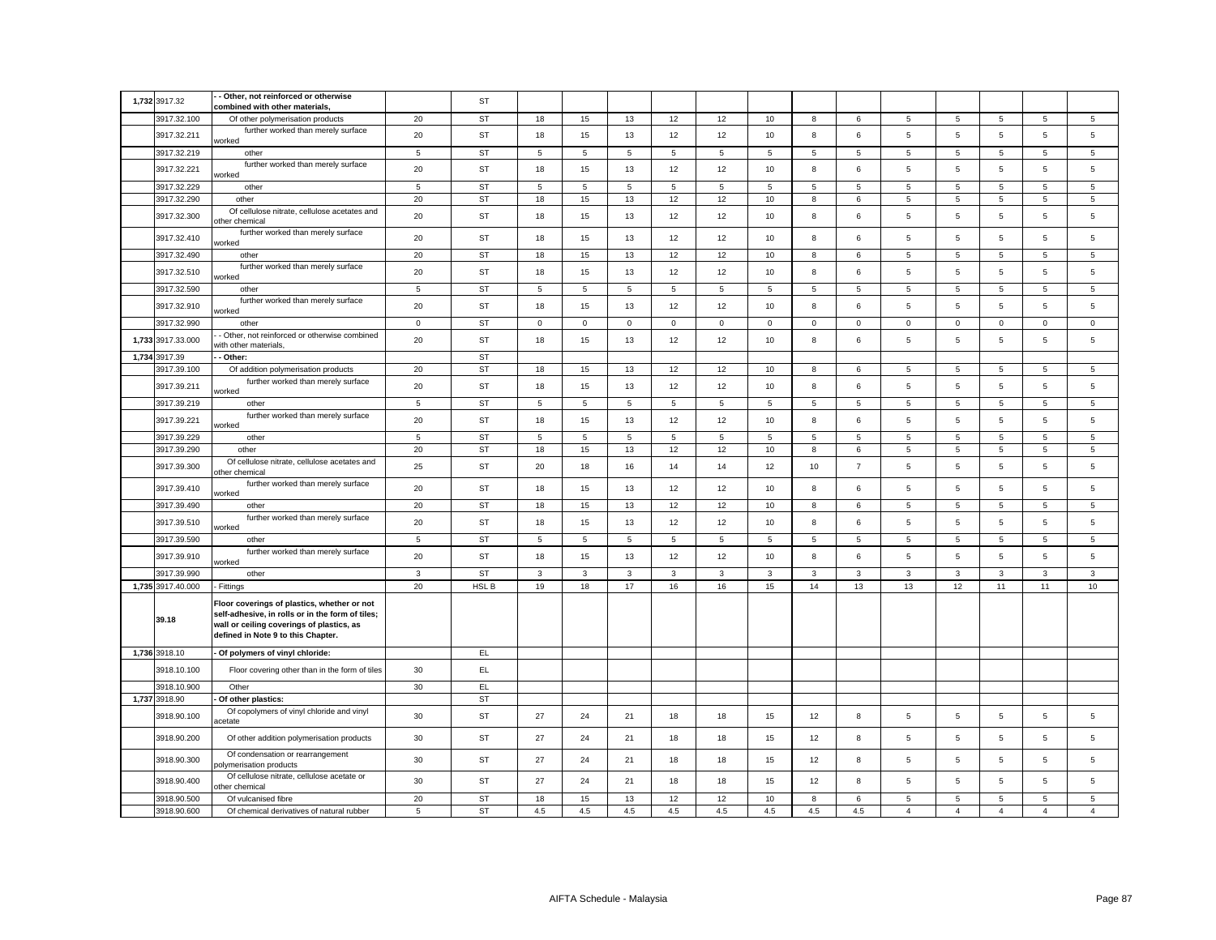| 1,732 | 3917.32 | - - Other, not reinforced or otherwise combined with other materials, | | ST | | | | | | | | | | | | | | |
|---|---|---|---|---|---|---|---|---|---|---|---|---|---|---|---|---|---|---|
| | 3917.32.100 | Of other polymerisation products | 20 | ST | 18 | 15 | 13 | 12 | 12 | 10 | 8 | 6 | 5 | 5 | 5 | 5 | 5 |
| | 3917.32.211 | further worked than merely surface worked | 20 | ST | 18 | 15 | 13 | 12 | 12 | 10 | 8 | 6 | 5 | 5 | 5 | 5 | 5 |
| | 3917.32.219 | other | 5 | ST | 5 | 5 | 5 | 5 | 5 | 5 | 5 | 5 | 5 | 5 | 5 | 5 | 5 |
| | 3917.32.221 | further worked than merely surface worked | 20 | ST | 18 | 15 | 13 | 12 | 12 | 10 | 8 | 6 | 5 | 5 | 5 | 5 | 5 |
| | 3917.32.229 | other | 5 | ST | 5 | 5 | 5 | 5 | 5 | 5 | 5 | 5 | 5 | 5 | 5 | 5 | 5 |
| | 3917.32.290 | other | 20 | ST | 18 | 15 | 13 | 12 | 12 | 10 | 8 | 6 | 5 | 5 | 5 | 5 | 5 |
| | 3917.32.300 | Of cellulose nitrate, cellulose acetates and other chemical | 20 | ST | 18 | 15 | 13 | 12 | 12 | 10 | 8 | 6 | 5 | 5 | 5 | 5 | 5 |
| | 3917.32.410 | further worked than merely surface worked | 20 | ST | 18 | 15 | 13 | 12 | 12 | 10 | 8 | 6 | 5 | 5 | 5 | 5 | 5 |
| | 3917.32.490 | other | 20 | ST | 18 | 15 | 13 | 12 | 12 | 10 | 8 | 6 | 5 | 5 | 5 | 5 | 5 |
| | 3917.32.510 | further worked than merely surface worked | 20 | ST | 18 | 15 | 13 | 12 | 12 | 10 | 8 | 6 | 5 | 5 | 5 | 5 | 5 |
| | 3917.32.590 | other | 5 | ST | 5 | 5 | 5 | 5 | 5 | 5 | 5 | 5 | 5 | 5 | 5 | 5 | 5 |
| | 3917.32.910 | further worked than merely surface worked | 20 | ST | 18 | 15 | 13 | 12 | 12 | 10 | 8 | 6 | 5 | 5 | 5 | 5 | 5 |
| | 3917.32.990 | other | 0 | ST | 0 | 0 | 0 | 0 | 0 | 0 | 0 | 0 | 0 | 0 | 0 | 0 | 0 |
| 1,733 | 3917.33.000 | - - Other, not reinforced or otherwise combined with other materials, | 20 | ST | 18 | 15 | 13 | 12 | 12 | 10 | 8 | 6 | 5 | 5 | 5 | 5 | 5 |
| 1,734 | 3917.39 | - - Other: | | ST | | | | | | | | | | | | | |
| | 3917.39.100 | Of addition polymerisation products | 20 | ST | 18 | 15 | 13 | 12 | 12 | 10 | 8 | 6 | 5 | 5 | 5 | 5 | 5 |
| | 3917.39.211 | further worked than merely surface worked | 20 | ST | 18 | 15 | 13 | 12 | 12 | 10 | 8 | 6 | 5 | 5 | 5 | 5 | 5 |
| | 3917.39.219 | other | 5 | ST | 5 | 5 | 5 | 5 | 5 | 5 | 5 | 5 | 5 | 5 | 5 | 5 | 5 |
| | 3917.39.221 | further worked than merely surface worked | 20 | ST | 18 | 15 | 13 | 12 | 12 | 10 | 8 | 6 | 5 | 5 | 5 | 5 | 5 |
| | 3917.39.229 | other | 5 | ST | 5 | 5 | 5 | 5 | 5 | 5 | 5 | 5 | 5 | 5 | 5 | 5 | 5 |
| | 3917.39.290 | other | 20 | ST | 18 | 15 | 13 | 12 | 12 | 10 | 8 | 6 | 5 | 5 | 5 | 5 | 5 |
| | 3917.39.300 | Of cellulose nitrate, cellulose acetates and other chemical | 25 | ST | 20 | 18 | 16 | 14 | 14 | 12 | 10 | 7 | 5 | 5 | 5 | 5 | 5 |
| | 3917.39.410 | further worked than merely surface worked | 20 | ST | 18 | 15 | 13 | 12 | 12 | 10 | 8 | 6 | 5 | 5 | 5 | 5 | 5 |
| | 3917.39.490 | other | 20 | ST | 18 | 15 | 13 | 12 | 12 | 10 | 8 | 6 | 5 | 5 | 5 | 5 | 5 |
| | 3917.39.510 | further worked than merely surface worked | 20 | ST | 18 | 15 | 13 | 12 | 12 | 10 | 8 | 6 | 5 | 5 | 5 | 5 | 5 |
| | 3917.39.590 | other | 5 | ST | 5 | 5 | 5 | 5 | 5 | 5 | 5 | 5 | 5 | 5 | 5 | 5 | 5 |
| | 3917.39.910 | further worked than merely surface worked | 20 | ST | 18 | 15 | 13 | 12 | 12 | 10 | 8 | 6 | 5 | 5 | 5 | 5 | 5 |
| | 3917.39.990 | other | 3 | ST | 3 | 3 | 3 | 3 | 3 | 3 | 3 | 3 | 3 | 3 | 3 | 3 | 3 |
| 1,735 | 3917.40.000 | - Fittings | 20 | HSL B | 19 | 18 | 17 | 16 | 16 | 15 | 14 | 13 | 13 | 12 | 11 | 11 | 10 |
| | **39.18** | **Floor coverings of plastics, whether or not self-adhesive, in rolls or in the form of tiles; wall or ceiling coverings of plastics, as defined in Note 9 to this Chapter.** | | | | | | | | | | | | | | | |
| 1,736 | 3918.10 | **- Of polymers of vinyl chloride:** | | EL | | | | | | | | | | | | | |
| | 3918.10.100 | Floor covering other than in the form of tiles | 30 | EL | | | | | | | | | | | | | |
| | 3918.10.900 | Other | 30 | EL | | | | | | | | | | | | | |
| 1,737 | 3918.90 | **- Of other plastics:** | | ST | | | | | | | | | | | | | |
| | 3918.90.100 | Of copolymers of vinyl chloride and vinyl acetate | 30 | ST | 27 | 24 | 21 | 18 | 18 | 15 | 12 | 8 | 5 | 5 | 5 | 5 | 5 |
| | 3918.90.200 | Of other addition polymerisation products | 30 | ST | 27 | 24 | 21 | 18 | 18 | 15 | 12 | 8 | 5 | 5 | 5 | 5 | 5 |
| | 3918.90.300 | Of condensation or rearrangement polymerisation products | 30 | ST | 27 | 24 | 21 | 18 | 18 | 15 | 12 | 8 | 5 | 5 | 5 | 5 | 5 |
| | 3918.90.400 | Of cellulose nitrate, cellulose acetate or other chemical | 30 | ST | 27 | 24 | 21 | 18 | 18 | 15 | 12 | 8 | 5 | 5 | 5 | 5 | 5 |
| | 3918.90.500 | Of vulcanised fibre | 20 | ST | 18 | 15 | 13 | 12 | 12 | 10 | 8 | 6 | 5 | 5 | 5 | 5 | 5 |
| | 3918.90.600 | Of chemical derivatives of natural rubber | 5 | ST | 4.5 | 4.5 | 4.5 | 4.5 | 4.5 | 4.5 | 4.5 | 4.5 | 4 | 4 | 4 | 4 | 4 |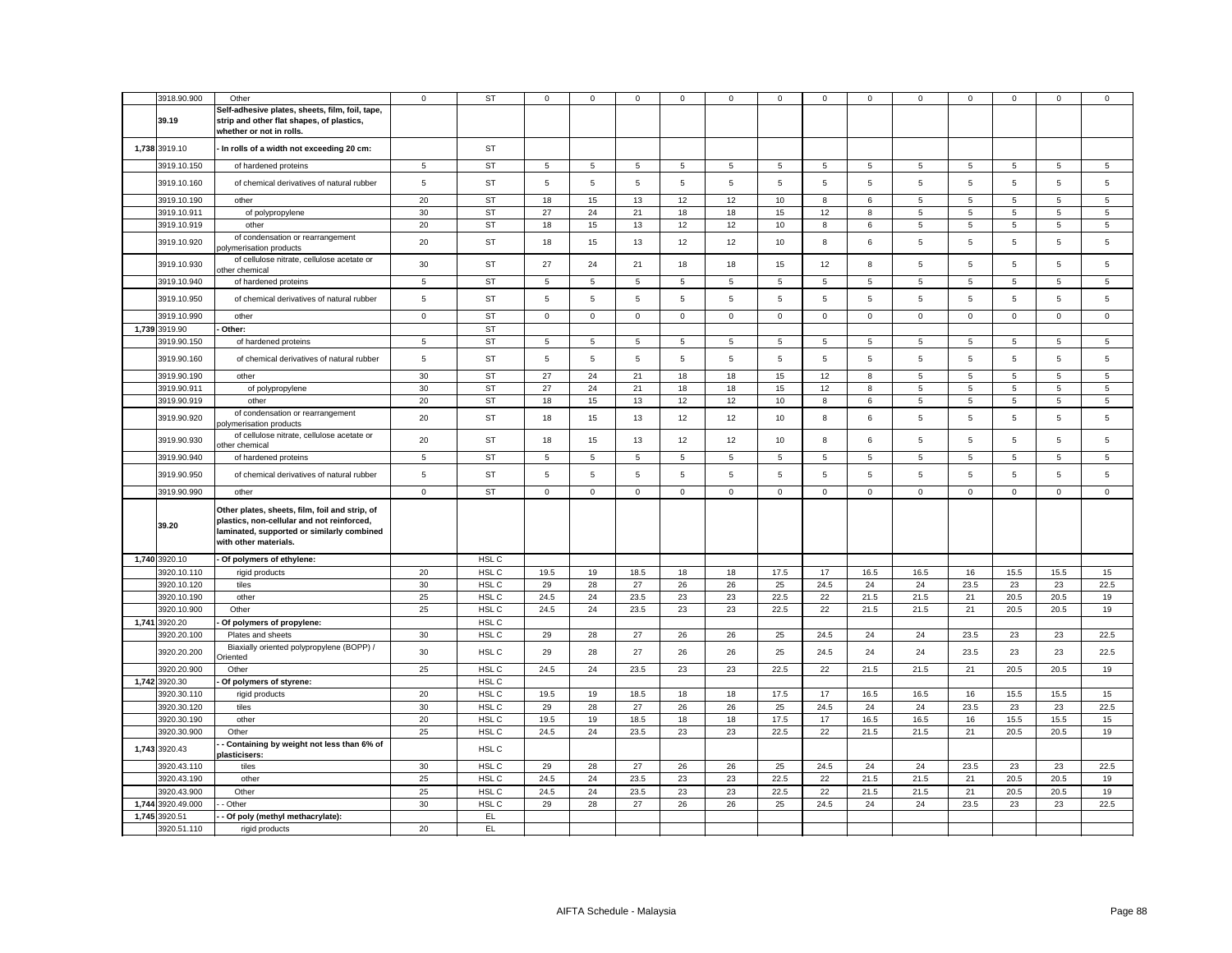| | | | | | | | | | | | | | | | | | |
|---|---|---|---|---|---|---|---|---|---|---|---|---|---|---|---|---|---|
| | 3918.90.900 | Other | 0 | ST | 0 | 0 | 0 | 0 | 0 | 0 | 0 | 0 | 0 | 0 | 0 | 0 | 0 |
| | 39.19 | **Self-adhesive plates, sheets, film, foil, tape, strip and other flat shapes, of plastics, whether or not in rolls.** | | | | | | | | | | | | | | | |
| 1,738 | 3919.10 | **- In rolls of a width not exceeding 20 cm:** | | ST | | | | | | | | | | | | | |
| | 3919.10.150 | of hardened proteins | 5 | ST | 5 | 5 | 5 | 5 | 5 | 5 | 5 | 5 | 5 | 5 | 5 | 5 | 5 |
| | 3919.10.160 | of chemical derivatives of natural rubber | 5 | ST | 5 | 5 | 5 | 5 | 5 | 5 | 5 | 5 | 5 | 5 | 5 | 5 | 5 |
| | 3919.10.190 | other | 20 | ST | 18 | 15 | 13 | 12 | 12 | 10 | 8 | 6 | 5 | 5 | 5 | 5 | 5 |
| | 3919.10.911 | of polypropylene | 30 | ST | 27 | 24 | 21 | 18 | 18 | 15 | 12 | 8 | 5 | 5 | 5 | 5 | 5 |
| | 3919.10.919 | other | 20 | ST | 18 | 15 | 13 | 12 | 12 | 10 | 8 | 6 | 5 | 5 | 5 | 5 | 5 |
| | 3919.10.920 | of condensation or rearrangement polymerisation products | 20 | ST | 18 | 15 | 13 | 12 | 12 | 10 | 8 | 6 | 5 | 5 | 5 | 5 | 5 |
| | 3919.10.930 | of cellulose nitrate, cellulose acetate or other chemical | 30 | ST | 27 | 24 | 21 | 18 | 18 | 15 | 12 | 8 | 5 | 5 | 5 | 5 | 5 |
| | 3919.10.940 | of hardened proteins | 5 | ST | 5 | 5 | 5 | 5 | 5 | 5 | 5 | 5 | 5 | 5 | 5 | 5 | 5 |
| | 3919.10.950 | of chemical derivatives of natural rubber | 5 | ST | 5 | 5 | 5 | 5 | 5 | 5 | 5 | 5 | 5 | 5 | 5 | 5 | 5 |
| | 3919.10.990 | other | 0 | ST | 0 | 0 | 0 | 0 | 0 | 0 | 0 | 0 | 0 | 0 | 0 | 0 | 0 |
| 1,739 | 3919.90 | **- Other:** | | ST | | | | | | | | | | | | | |
| | 3919.90.150 | of hardened proteins | 5 | ST | 5 | 5 | 5 | 5 | 5 | 5 | 5 | 5 | 5 | 5 | 5 | 5 | 5 |
| | 3919.90.160 | of chemical derivatives of natural rubber | 5 | ST | 5 | 5 | 5 | 5 | 5 | 5 | 5 | 5 | 5 | 5 | 5 | 5 | 5 |
| | 3919.90.190 | other | 30 | ST | 27 | 24 | 21 | 18 | 18 | 15 | 12 | 8 | 5 | 5 | 5 | 5 | 5 |
| | 3919.90.911 | of polypropylene | 30 | ST | 27 | 24 | 21 | 18 | 18 | 15 | 12 | 8 | 5 | 5 | 5 | 5 | 5 |
| | 3919.90.919 | other | 20 | ST | 18 | 15 | 13 | 12 | 12 | 10 | 8 | 6 | 5 | 5 | 5 | 5 | 5 |
| | 3919.90.920 | of condensation or rearrangement polymerisation products | 20 | ST | 18 | 15 | 13 | 12 | 12 | 10 | 8 | 6 | 5 | 5 | 5 | 5 | 5 |
| | 3919.90.930 | of cellulose nitrate, cellulose acetate or other chemical | 20 | ST | 18 | 15 | 13 | 12 | 12 | 10 | 8 | 6 | 5 | 5 | 5 | 5 | 5 |
| | 3919.90.940 | of hardened proteins | 5 | ST | 5 | 5 | 5 | 5 | 5 | 5 | 5 | 5 | 5 | 5 | 5 | 5 | 5 |
| | 3919.90.950 | of chemical derivatives of natural rubber | 5 | ST | 5 | 5 | 5 | 5 | 5 | 5 | 5 | 5 | 5 | 5 | 5 | 5 | 5 |
| | 3919.90.990 | other | 0 | ST | 0 | 0 | 0 | 0 | 0 | 0 | 0 | 0 | 0 | 0 | 0 | 0 | 0 |
| | 39.20 | **Other plates, sheets, film, foil and strip, of plastics, non-cellular and not reinforced, laminated, supported or similarly combined with other materials.** | | | | | | | | | | | | | | | |
| 1,740 | 3920.10 | **- Of polymers of ethylene:** | | HSL C | | | | | | | | | | | | | |
| | 3920.10.110 | rigid products | 20 | HSL C | 19.5 | 19 | 18.5 | 18 | 18 | 17.5 | 17 | 16.5 | 16.5 | 16 | 15.5 | 15.5 | 15 |
| | 3920.10.120 | tiles | 30 | HSL C | 29 | 28 | 27 | 26 | 26 | 25 | 24.5 | 24 | 24 | 23.5 | 23 | 23 | 22.5 |
| | 3920.10.190 | other | 25 | HSL C | 24.5 | 24 | 23.5 | 23 | 23 | 22.5 | 22 | 21.5 | 21.5 | 21 | 20.5 | 20.5 | 19 |
| | 3920.10.900 | Other | 25 | HSL C | 24.5 | 24 | 23.5 | 23 | 23 | 22.5 | 22 | 21.5 | 21.5 | 21 | 20.5 | 20.5 | 19 |
| 1,741 | 3920.20 | **- Of polymers of propylene:** | | HSL C | | | | | | | | | | | | | |
| | 3920.20.100 | Plates and sheets | 30 | HSL C | 29 | 28 | 27 | 26 | 26 | 25 | 24.5 | 24 | 24 | 23.5 | 23 | 23 | 22.5 |
| | 3920.20.200 | Biaxially oriented polypropylene (BOPP) / Oriented | 30 | HSL C | 29 | 28 | 27 | 26 | 26 | 25 | 24.5 | 24 | 24 | 23.5 | 23 | 23 | 22.5 |
| | 3920.20.900 | Other | 25 | HSL C | 24.5 | 24 | 23.5 | 23 | 23 | 22.5 | 22 | 21.5 | 21.5 | 21 | 20.5 | 20.5 | 19 |
| 1,742 | 3920.30 | **- Of polymers of styrene:** | | HSL C | | | | | | | | | | | | | |
| | 3920.30.110 | rigid products | 20 | HSL C | 19.5 | 19 | 18.5 | 18 | 18 | 17.5 | 17 | 16.5 | 16.5 | 16 | 15.5 | 15.5 | 15 |
| | 3920.30.120 | tiles | 30 | HSL C | 29 | 28 | 27 | 26 | 26 | 25 | 24.5 | 24 | 24 | 23.5 | 23 | 23 | 22.5 |
| | 3920.30.190 | other | 20 | HSL C | 19.5 | 19 | 18.5 | 18 | 18 | 17.5 | 17 | 16.5 | 16.5 | 16 | 15.5 | 15.5 | 15 |
| | 3920.30.900 | Other | 25 | HSL C | 24.5 | 24 | 23.5 | 23 | 23 | 22.5 | 22 | 21.5 | 21.5 | 21 | 20.5 | 20.5 | 19 |
| 1,743 | 3920.43 | **- - Containing by weight not less than 6% of plasticisers:** | | HSL C | | | | | | | | | | | | | |
| | 3920.43.110 | tiles | 30 | HSL C | 29 | 28 | 27 | 26 | 26 | 25 | 24.5 | 24 | 24 | 23.5 | 23 | 23 | 22.5 |
| | 3920.43.190 | other | 25 | HSL C | 24.5 | 24 | 23.5 | 23 | 23 | 22.5 | 22 | 21.5 | 21.5 | 21 | 20.5 | 20.5 | 19 |
| | 3920.43.900 | Other | 25 | HSL C | 24.5 | 24 | 23.5 | 23 | 23 | 22.5 | 22 | 21.5 | 21.5 | 21 | 20.5 | 20.5 | 19 |
| 1,744 | 3920.49.000 | - - Other | 30 | HSL C | 29 | 28 | 27 | 26 | 26 | 25 | 24.5 | 24 | 24 | 23.5 | 23 | 23 | 22.5 |
| 1,745 | 3920.51 | **- - Of poly (methyl methacrylate):** | | EL | | | | | | | | | | | | | |
| | 3920.51.110 | rigid products | 20 | EL | | | | | | | | | | | | | |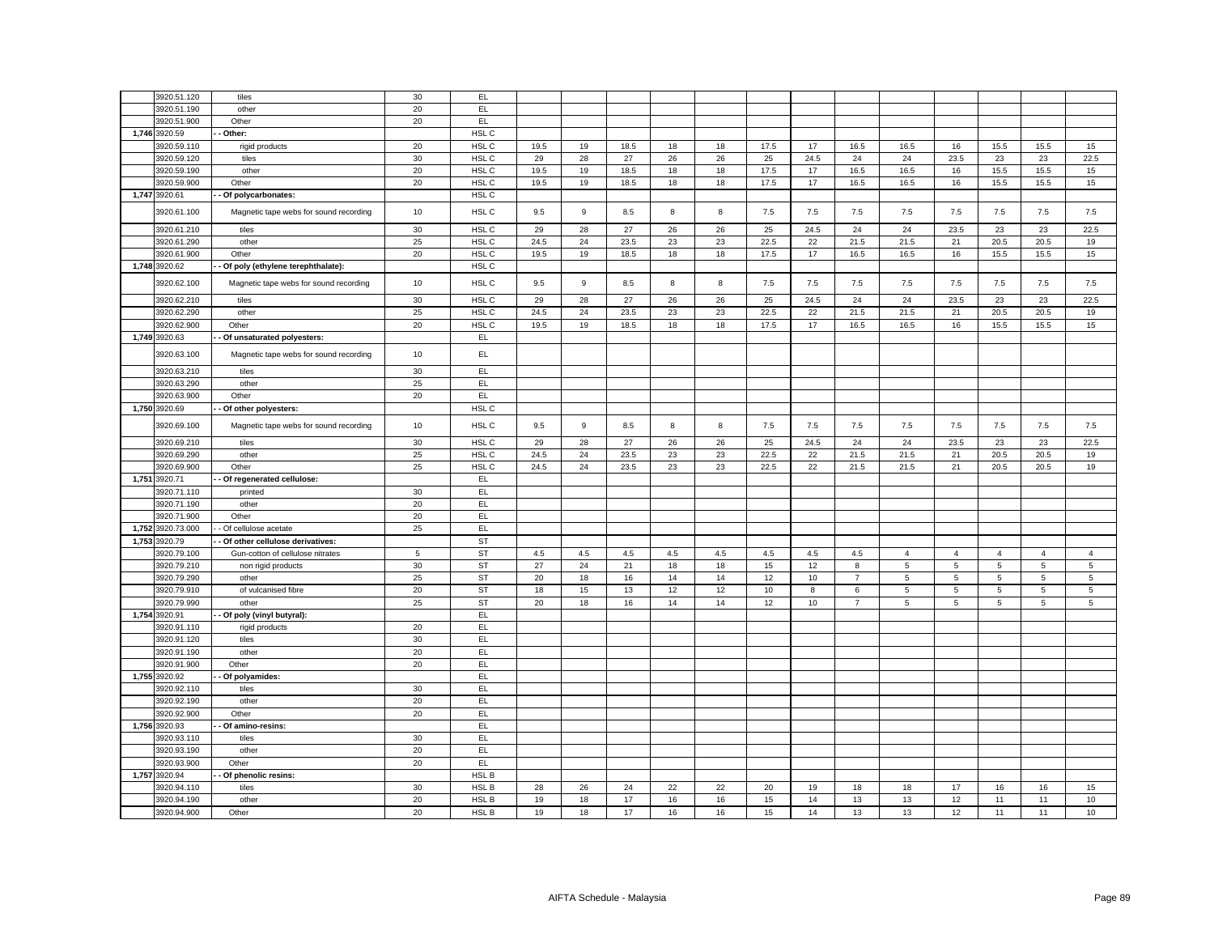| | | | | | | | | | | | | | | | | | | |
|---|---|---|---|---|---|---|---|---|---|---|---|---|---|---|---|---|---|---|
| | 3920.51.120 | tiles | 30 | EL | | | | | | | | | | | | | | |
| | 3920.51.190 | other | 20 | EL | | | | | | | | | | | | | | |
| | 3920.51.900 | Other | 20 | EL | | | | | | | | | | | | | | |
| 1,746 | 3920.59 | - - Other: | | HSL C | | | | | | | | | | | | | | |
| | 3920.59.110 | rigid products | 20 | HSL C | 19.5 | 19 | 18.5 | 18 | 18 | 17.5 | 17 | 16.5 | 16.5 | 16 | 15.5 | 15.5 | 15 |
| | 3920.59.120 | tiles | 30 | HSL C | 29 | 28 | 27 | 26 | 26 | 25 | 24.5 | 24 | 24 | 23.5 | 23 | 23 | 22.5 |
| | 3920.59.190 | other | 20 | HSL C | 19.5 | 19 | 18.5 | 18 | 18 | 17.5 | 17 | 16.5 | 16.5 | 16 | 15.5 | 15.5 | 15 |
| | 3920.59.900 | Other | 20 | HSL C | 19.5 | 19 | 18.5 | 18 | 18 | 17.5 | 17 | 16.5 | 16.5 | 16 | 15.5 | 15.5 | 15 |
| 1,747 | 3920.61 | - - Of polycarbonates: | | HSL C | | | | | | | | | | | | | | |
| | 3920.61.100 | Magnetic tape webs for sound recording | 10 | HSL C | 9.5 | 9 | 8.5 | 8 | 8 | 7.5 | 7.5 | 7.5 | 7.5 | 7.5 | 7.5 | 7.5 | 7.5 |
| | 3920.61.210 | tiles | 30 | HSL C | 29 | 28 | 27 | 26 | 26 | 25 | 24.5 | 24 | 24 | 23.5 | 23 | 23 | 22.5 |
| | 3920.61.290 | other | 25 | HSL C | 24.5 | 24 | 23.5 | 23 | 23 | 22.5 | 22 | 21.5 | 21.5 | 21 | 20.5 | 20.5 | 19 |
| | 3920.61.900 | Other | 20 | HSL C | 19.5 | 19 | 18.5 | 18 | 18 | 17.5 | 17 | 16.5 | 16.5 | 16 | 15.5 | 15.5 | 15 |
| 1,748 | 3920.62 | - - Of poly (ethylene terephthalate): | | HSL C | | | | | | | | | | | | | | |
| | 3920.62.100 | Magnetic tape webs for sound recording | 10 | HSL C | 9.5 | 9 | 8.5 | 8 | 8 | 7.5 | 7.5 | 7.5 | 7.5 | 7.5 | 7.5 | 7.5 | 7.5 |
| | 3920.62.210 | tiles | 30 | HSL C | 29 | 28 | 27 | 26 | 26 | 25 | 24.5 | 24 | 24 | 23.5 | 23 | 23 | 22.5 |
| | 3920.62.290 | other | 25 | HSL C | 24.5 | 24 | 23.5 | 23 | 23 | 22.5 | 22 | 21.5 | 21.5 | 21 | 20.5 | 20.5 | 19 |
| | 3920.62.900 | Other | 20 | HSL C | 19.5 | 19 | 18.5 | 18 | 18 | 17.5 | 17 | 16.5 | 16.5 | 16 | 15.5 | 15.5 | 15 |
| 1,749 | 3920.63 | - - Of unsaturated polyesters: | | EL | | | | | | | | | | | | | | |
| | 3920.63.100 | Magnetic tape webs for sound recording | 10 | EL | | | | | | | | | | | | | | |
| | 3920.63.210 | tiles | 30 | EL | | | | | | | | | | | | | | |
| | 3920.63.290 | other | 25 | EL | | | | | | | | | | | | | | |
| | 3920.63.900 | Other | 20 | EL | | | | | | | | | | | | | | |
| 1,750 | 3920.69 | - - Of other polyesters: | | HSL C | | | | | | | | | | | | | | |
| | 3920.69.100 | Magnetic tape webs for sound recording | 10 | HSL C | 9.5 | 9 | 8.5 | 8 | 8 | 7.5 | 7.5 | 7.5 | 7.5 | 7.5 | 7.5 | 7.5 | 7.5 |
| | 3920.69.210 | tiles | 30 | HSL C | 29 | 28 | 27 | 26 | 26 | 25 | 24.5 | 24 | 24 | 23.5 | 23 | 23 | 22.5 |
| | 3920.69.290 | other | 25 | HSL C | 24.5 | 24 | 23.5 | 23 | 23 | 22.5 | 22 | 21.5 | 21.5 | 21 | 20.5 | 20.5 | 19 |
| | 3920.69.900 | Other | 25 | HSL C | 24.5 | 24 | 23.5 | 23 | 23 | 22.5 | 22 | 21.5 | 21.5 | 21 | 20.5 | 20.5 | 19 |
| 1,751 | 3920.71 | - - Of regenerated cellulose: | | EL | | | | | | | | | | | | | | |
| | 3920.71.110 | printed | 30 | EL | | | | | | | | | | | | | | |
| | 3920.71.190 | other | 20 | EL | | | | | | | | | | | | | | |
| | 3920.71.900 | Other | 20 | EL | | | | | | | | | | | | | | |
| 1,752 | 3920.73.000 | - - Of cellulose acetate | 25 | EL | | | | | | | | | | | | | | |
| 1,753 | 3920.79 | - - Of other cellulose derivatives: | | ST | | | | | | | | | | | | | | |
| | 3920.79.100 | Gun-cotton of cellulose nitrates | 5 | ST | 4.5 | 4.5 | 4.5 | 4.5 | 4.5 | 4.5 | 4.5 | 4.5 | 4 | 4 | 4 | 4 | 4 |
| | 3920.79.210 | non rigid products | 30 | ST | 27 | 24 | 21 | 18 | 18 | 15 | 12 | 8 | 5 | 5 | 5 | 5 | 5 |
| | 3920.79.290 | other | 25 | ST | 20 | 18 | 16 | 14 | 14 | 12 | 10 | 7 | 5 | 5 | 5 | 5 | 5 |
| | 3920.79.910 | of vulcanised fibre | 20 | ST | 18 | 15 | 13 | 12 | 12 | 10 | 8 | 6 | 5 | 5 | 5 | 5 | 5 |
| | 3920.79.990 | other | 25 | ST | 20 | 18 | 16 | 14 | 14 | 12 | 10 | 7 | 5 | 5 | 5 | 5 | 5 |
| 1,754 | 3920.91 | - - Of poly (vinyl butyral): | | EL | | | | | | | | | | | | | | |
| | 3920.91.110 | rigid products | 20 | EL | | | | | | | | | | | | | | |
| | 3920.91.120 | tiles | 30 | EL | | | | | | | | | | | | | | |
| | 3920.91.190 | other | 20 | EL | | | | | | | | | | | | | | |
| | 3920.91.900 | Other | 20 | EL | | | | | | | | | | | | | | |
| 1,755 | 3920.92 | - - Of polyamides: | | EL | | | | | | | | | | | | | | |
| | 3920.92.110 | tiles | 30 | EL | | | | | | | | | | | | | | |
| | 3920.92.190 | other | 20 | EL | | | | | | | | | | | | | | |
| | 3920.92.900 | Other | 20 | EL | | | | | | | | | | | | | | |
| 1,756 | 3920.93 | - - Of amino-resins: | | EL | | | | | | | | | | | | | | |
| | 3920.93.110 | tiles | 30 | EL | | | | | | | | | | | | | | |
| | 3920.93.190 | other | 20 | EL | | | | | | | | | | | | | | |
| | 3920.93.900 | Other | 20 | EL | | | | | | | | | | | | | | |
| 1,757 | 3920.94 | - - Of phenolic resins: | | HSL B | | | | | | | | | | | | | | |
| | 3920.94.110 | tiles | 30 | HSL B | 28 | 26 | 24 | 22 | 22 | 20 | 19 | 18 | 18 | 17 | 16 | 16 | 15 |
| | 3920.94.190 | other | 20 | HSL B | 19 | 18 | 17 | 16 | 16 | 15 | 14 | 13 | 13 | 12 | 11 | 11 | 10 |
| | 3920.94.900 | Other | 20 | HSL B | 19 | 18 | 17 | 16 | 16 | 15 | 14 | 13 | 13 | 12 | 11 | 11 | 10 |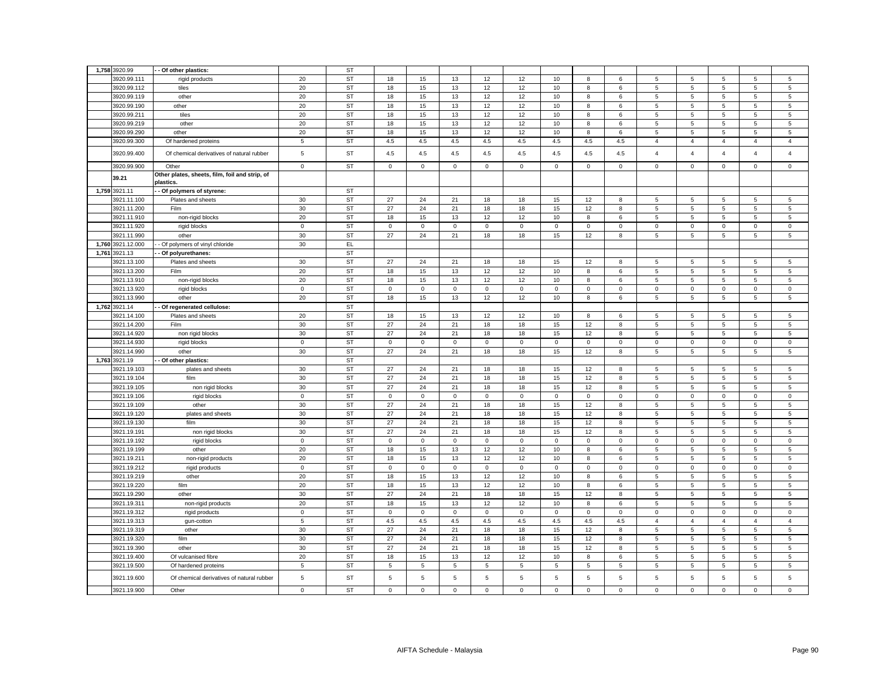| | | | | | | | | | | | | | | | | | |
|---|---|---|---|---|---|---|---|---|---|---|---|---|---|---|---|---|---|
| 1,758 | 3920.99 | - - Of other plastics: | | ST | | | | | | | | | | | | | |
| | 3920.99.111 | rigid products | 20 | ST | 18 | 15 | 13 | 12 | 12 | 10 | 8 | 6 | 5 | 5 | 5 | 5 | 5 |
| | 3920.99.112 | tiles | 20 | ST | 18 | 15 | 13 | 12 | 12 | 10 | 8 | 6 | 5 | 5 | 5 | 5 | 5 |
| | 3920.99.119 | other | 20 | ST | 18 | 15 | 13 | 12 | 12 | 10 | 8 | 6 | 5 | 5 | 5 | 5 | 5 |
| | 3920.99.190 | other | 20 | ST | 18 | 15 | 13 | 12 | 12 | 10 | 8 | 6 | 5 | 5 | 5 | 5 | 5 |
| | 3920.99.211 | tiles | 20 | ST | 18 | 15 | 13 | 12 | 12 | 10 | 8 | 6 | 5 | 5 | 5 | 5 | 5 |
| | 3920.99.219 | other | 20 | ST | 18 | 15 | 13 | 12 | 12 | 10 | 8 | 6 | 5 | 5 | 5 | 5 | 5 |
| | 3920.99.290 | other | 20 | ST | 18 | 15 | 13 | 12 | 12 | 10 | 8 | 6 | 5 | 5 | 5 | 5 | 5 |
| | 3920.99.300 | Of hardened proteins | 5 | ST | 4.5 | 4.5 | 4.5 | 4.5 | 4.5 | 4.5 | 4.5 | 4.5 | 4 | 4 | 4 | 4 | 4 |
| | 3920.99.400 | Of chemical derivatives of natural rubber | 5 | ST | 4.5 | 4.5 | 4.5 | 4.5 | 4.5 | 4.5 | 4.5 | 4.5 | 4 | 4 | 4 | 4 | 4 |
| | 3920.99.900 | Other | 0 | ST | 0 | 0 | 0 | 0 | 0 | 0 | 0 | 0 | 0 | 0 | 0 | 0 | 0 |
| | 39.21 | Other plates, sheets, film, foil and strip, of plastics. | | | | | | | | | | | | | | | |
| 1,759 | 3921.11 | - - Of polymers of styrene: | | ST | | | | | | | | | | | | | |
| | 3921.11.100 | Plates and sheets | 30 | ST | 27 | 24 | 21 | 18 | 18 | 15 | 12 | 8 | 5 | 5 | 5 | 5 | 5 |
| | 3921.11.200 | Film | 30 | ST | 27 | 24 | 21 | 18 | 18 | 15 | 12 | 8 | 5 | 5 | 5 | 5 | 5 |
| | 3921.11.910 | non-rigid blocks | 20 | ST | 18 | 15 | 13 | 12 | 12 | 10 | 8 | 6 | 5 | 5 | 5 | 5 | 5 |
| | 3921.11.920 | rigid blocks | 0 | ST | 0 | 0 | 0 | 0 | 0 | 0 | 0 | 0 | 0 | 0 | 0 | 0 | 0 |
| | 3921.11.990 | other | 30 | ST | 27 | 24 | 21 | 18 | 18 | 15 | 12 | 8 | 5 | 5 | 5 | 5 | 5 |
| 1,760 | 3921.12.000 | - - Of polymers of vinyl chloride | 30 | EL | | | | | | | | | | | | | |
| 1,761 | 3921.13 | - - Of polyurethanes: | | ST | | | | | | | | | | | | | |
| | 3921.13.100 | Plates and sheets | 30 | ST | 27 | 24 | 21 | 18 | 18 | 15 | 12 | 8 | 5 | 5 | 5 | 5 | 5 |
| | 3921.13.200 | Film | 20 | ST | 18 | 15 | 13 | 12 | 12 | 10 | 8 | 6 | 5 | 5 | 5 | 5 | 5 |
| | 3921.13.910 | non-rigid blocks | 20 | ST | 18 | 15 | 13 | 12 | 12 | 10 | 8 | 6 | 5 | 5 | 5 | 5 | 5 |
| | 3921.13.920 | rigid blocks | 0 | ST | 0 | 0 | 0 | 0 | 0 | 0 | 0 | 0 | 0 | 0 | 0 | 0 | 0 |
| | 3921.13.990 | other | 20 | ST | 18 | 15 | 13 | 12 | 12 | 10 | 8 | 6 | 5 | 5 | 5 | 5 | 5 |
| 1,762 | 3921.14 | - - Of regenerated cellulose: | | ST | | | | | | | | | | | | | |
| | 3921.14.100 | Plates and sheets | 20 | ST | 18 | 15 | 13 | 12 | 12 | 10 | 8 | 6 | 5 | 5 | 5 | 5 | 5 |
| | 3921.14.200 | Film | 30 | ST | 27 | 24 | 21 | 18 | 18 | 15 | 12 | 8 | 5 | 5 | 5 | 5 | 5 |
| | 3921.14.920 | non rigid blocks | 30 | ST | 27 | 24 | 21 | 18 | 18 | 15 | 12 | 8 | 5 | 5 | 5 | 5 | 5 |
| | 3921.14.930 | rigid blocks | 0 | ST | 0 | 0 | 0 | 0 | 0 | 0 | 0 | 0 | 0 | 0 | 0 | 0 | 0 |
| | 3921.14.990 | other | 30 | ST | 27 | 24 | 21 | 18 | 18 | 15 | 12 | 8 | 5 | 5 | 5 | 5 | 5 |
| 1,763 | 3921.19 | - - Of other plastics: | | ST | | | | | | | | | | | | | |
| | 3921.19.103 | plates and sheets | 30 | ST | 27 | 24 | 21 | 18 | 18 | 15 | 12 | 8 | 5 | 5 | 5 | 5 | 5 |
| | 3921.19.104 | film | 30 | ST | 27 | 24 | 21 | 18 | 18 | 15 | 12 | 8 | 5 | 5 | 5 | 5 | 5 |
| | 3921.19.105 | non rigid blocks | 30 | ST | 27 | 24 | 21 | 18 | 18 | 15 | 12 | 8 | 5 | 5 | 5 | 5 | 5 |
| | 3921.19.106 | rigid blocks | 0 | ST | 0 | 0 | 0 | 0 | 0 | 0 | 0 | 0 | 0 | 0 | 0 | 0 | 0 |
| | 3921.19.109 | other | 30 | ST | 27 | 24 | 21 | 18 | 18 | 15 | 12 | 8 | 5 | 5 | 5 | 5 | 5 |
| | 3921.19.120 | plates and sheets | 30 | ST | 27 | 24 | 21 | 18 | 18 | 15 | 12 | 8 | 5 | 5 | 5 | 5 | 5 |
| | 3921.19.130 | film | 30 | ST | 27 | 24 | 21 | 18 | 18 | 15 | 12 | 8 | 5 | 5 | 5 | 5 | 5 |
| | 3921.19.191 | non rigid blocks | 30 | ST | 27 | 24 | 21 | 18 | 18 | 15 | 12 | 8 | 5 | 5 | 5 | 5 | 5 |
| | 3921.19.192 | rigid blocks | 0 | ST | 0 | 0 | 0 | 0 | 0 | 0 | 0 | 0 | 0 | 0 | 0 | 0 | 0 |
| | 3921.19.199 | other | 20 | ST | 18 | 15 | 13 | 12 | 12 | 10 | 8 | 6 | 5 | 5 | 5 | 5 | 5 |
| | 3921.19.211 | non-rigid products | 20 | ST | 18 | 15 | 13 | 12 | 12 | 10 | 8 | 6 | 5 | 5 | 5 | 5 | 5 |
| | 3921.19.212 | rigid products | 0 | ST | 0 | 0 | 0 | 0 | 0 | 0 | 0 | 0 | 0 | 0 | 0 | 0 | 0 |
| | 3921.19.219 | other | 20 | ST | 18 | 15 | 13 | 12 | 12 | 10 | 8 | 6 | 5 | 5 | 5 | 5 | 5 |
| | 3921.19.220 | film | 20 | ST | 18 | 15 | 13 | 12 | 12 | 10 | 8 | 6 | 5 | 5 | 5 | 5 | 5 |
| | 3921.19.290 | other | 30 | ST | 27 | 24 | 21 | 18 | 18 | 15 | 12 | 8 | 5 | 5 | 5 | 5 | 5 |
| | 3921.19.311 | non-rigid products | 20 | ST | 18 | 15 | 13 | 12 | 12 | 10 | 8 | 6 | 5 | 5 | 5 | 5 | 5 |
| | 3921.19.312 | rigid products | 0 | ST | 0 | 0 | 0 | 0 | 0 | 0 | 0 | 0 | 0 | 0 | 0 | 0 | 0 |
| | 3921.19.313 | gun-cotton | 5 | ST | 4.5 | 4.5 | 4.5 | 4.5 | 4.5 | 4.5 | 4.5 | 4.5 | 4 | 4 | 4 | 4 | 4 |
| | 3921.19.319 | other | 30 | ST | 27 | 24 | 21 | 18 | 18 | 15 | 12 | 8 | 5 | 5 | 5 | 5 | 5 |
| | 3921.19.320 | film | 30 | ST | 27 | 24 | 21 | 18 | 18 | 15 | 12 | 8 | 5 | 5 | 5 | 5 | 5 |
| | 3921.19.390 | other | 30 | ST | 27 | 24 | 21 | 18 | 18 | 15 | 12 | 8 | 5 | 5 | 5 | 5 | 5 |
| | 3921.19.400 | Of vulcanised fibre | 20 | ST | 18 | 15 | 13 | 12 | 12 | 10 | 8 | 6 | 5 | 5 | 5 | 5 | 5 |
| | 3921.19.500 | Of hardened proteins | 5 | ST | 5 | 5 | 5 | 5 | 5 | 5 | 5 | 5 | 5 | 5 | 5 | 5 | 5 |
| | 3921.19.600 | Of chemical derivatives of natural rubber | 5 | ST | 5 | 5 | 5 | 5 | 5 | 5 | 5 | 5 | 5 | 5 | 5 | 5 | 5 |
| | 3921.19.900 | Other | 0 | ST | 0 | 0 | 0 | 0 | 0 | 0 | 0 | 0 | 0 | 0 | 0 | 0 | 0 |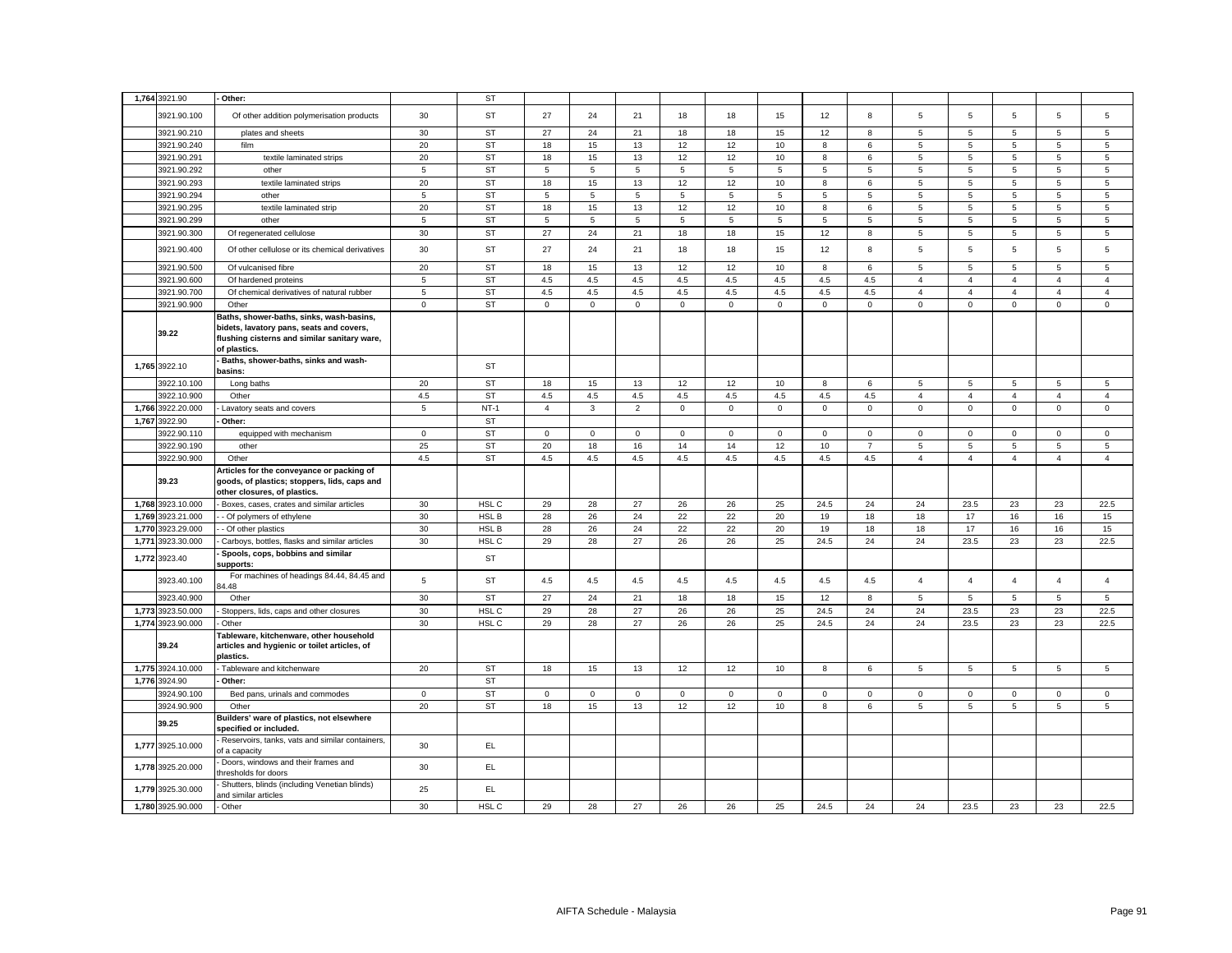| | | | | | | | | | | | | | | | | | | |
|---|---|---|---|---|---|---|---|---|---|---|---|---|---|---|---|---|---|---|
| 1,764 | 3921.90 | - Other: | | ST | | | | | | | | | | | | | | |
| | 3921.90.100 | Of other addition polymerisation products | 30 | ST | 27 | 24 | 21 | 18 | 18 | 15 | 12 | 8 | 5 | 5 | 5 | 5 | 5 |
| | 3921.90.210 | plates and sheets | 30 | ST | 27 | 24 | 21 | 18 | 18 | 15 | 12 | 8 | 5 | 5 | 5 | 5 | 5 |
| | 3921.90.240 | film | 20 | ST | 18 | 15 | 13 | 12 | 12 | 10 | 8 | 6 | 5 | 5 | 5 | 5 | 5 |
| | 3921.90.291 | textile laminated strips | 20 | ST | 18 | 15 | 13 | 12 | 12 | 10 | 8 | 6 | 5 | 5 | 5 | 5 | 5 |
| | 3921.90.292 | other | 5 | ST | 5 | 5 | 5 | 5 | 5 | 5 | 5 | 5 | 5 | 5 | 5 | 5 | 5 |
| | 3921.90.293 | textile laminated strips | 20 | ST | 18 | 15 | 13 | 12 | 12 | 10 | 8 | 6 | 5 | 5 | 5 | 5 | 5 |
| | 3921.90.294 | other | 5 | ST | 5 | 5 | 5 | 5 | 5 | 5 | 5 | 5 | 5 | 5 | 5 | 5 | 5 |
| | 3921.90.295 | textile laminated strip | 20 | ST | 18 | 15 | 13 | 12 | 12 | 10 | 8 | 6 | 5 | 5 | 5 | 5 | 5 |
| | 3921.90.299 | other | 5 | ST | 5 | 5 | 5 | 5 | 5 | 5 | 5 | 5 | 5 | 5 | 5 | 5 | 5 |
| | 3921.90.300 | Of regenerated cellulose | 30 | ST | 27 | 24 | 21 | 18 | 18 | 15 | 12 | 8 | 5 | 5 | 5 | 5 | 5 |
| | 3921.90.400 | Of other cellulose or its chemical derivatives | 30 | ST | 27 | 24 | 21 | 18 | 18 | 15 | 12 | 8 | 5 | 5 | 5 | 5 | 5 |
| | 3921.90.500 | Of vulcanised fibre | 20 | ST | 18 | 15 | 13 | 12 | 12 | 10 | 8 | 6 | 5 | 5 | 5 | 5 | 5 |
| | 3921.90.600 | Of hardened proteins | 5 | ST | 4.5 | 4.5 | 4.5 | 4.5 | 4.5 | 4.5 | 4.5 | 4.5 | 4 | 4 | 4 | 4 | 4 |
| | 3921.90.700 | Of chemical derivatives of natural rubber | 5 | ST | 4.5 | 4.5 | 4.5 | 4.5 | 4.5 | 4.5 | 4.5 | 4.5 | 4 | 4 | 4 | 4 | 4 |
| | 3921.90.900 | Other | 0 | ST | 0 | 0 | 0 | 0 | 0 | 0 | 0 | 0 | 0 | 0 | 0 | 0 | 0 |
| | 39.22 | **Baths, shower-baths, sinks, wash-basins, bidets, lavatory pans, seats and covers, flushing cisterns and similar sanitary ware, of plastics.** | | | | | | | | | | | | | | | | |
| 1,765 | 3922.10 | **- Baths, shower-baths, sinks and wash-basins:** | | ST | | | | | | | | | | | | | | |
| | 3922.10.100 | Long baths | 20 | ST | 18 | 15 | 13 | 12 | 12 | 10 | 8 | 6 | 5 | 5 | 5 | 5 | 5 |
| | 3922.10.900 | Other | 4.5 | ST | 4.5 | 4.5 | 4.5 | 4.5 | 4.5 | 4.5 | 4.5 | 4.5 | 4 | 4 | 4 | 4 | 4 |
| 1,766 | 3922.20.000 | - Lavatory seats and covers | 5 | NT-1 | 4 | 3 | 2 | 0 | 0 | 0 | 0 | 0 | 0 | 0 | 0 | 0 | 0 |
| 1,767 | 3922.90 | **- Other:** | | ST | | | | | | | | | | | | | | |
| | 3922.90.110 | equipped with mechanism | 0 | ST | 0 | 0 | 0 | 0 | 0 | 0 | 0 | 0 | 0 | 0 | 0 | 0 | 0 |
| | 3922.90.190 | other | 25 | ST | 20 | 18 | 16 | 14 | 14 | 12 | 10 | 7 | 5 | 5 | 5 | 5 | 5 |
| | 3922.90.900 | Other | 4.5 | ST | 4.5 | 4.5 | 4.5 | 4.5 | 4.5 | 4.5 | 4.5 | 4.5 | 4 | 4 | 4 | 4 | 4 |
| | 39.23 | **Articles for the conveyance or packing of goods, of plastics; stoppers, lids, caps and other closures, of plastics.** | | | | | | | | | | | | | | | | |
| 1,768 | 3923.10.000 | - Boxes, cases, crates and similar articles | 30 | HSL C | 29 | 28 | 27 | 26 | 26 | 25 | 24.5 | 24 | 24 | 23.5 | 23 | 23 | 22.5 |
| 1,769 | 3923.21.000 | - - Of polymers of ethylene | 30 | HSL B | 28 | 26 | 24 | 22 | 22 | 20 | 19 | 18 | 18 | 17 | 16 | 16 | 15 |
| 1,770 | 3923.29.000 | - - Of other plastics | 30 | HSL B | 28 | 26 | 24 | 22 | 22 | 20 | 19 | 18 | 18 | 17 | 16 | 16 | 15 |
| 1,771 | 3923.30.000 | - Carboys, bottles, flasks and similar articles | 30 | HSL C | 29 | 28 | 27 | 26 | 26 | 25 | 24.5 | 24 | 24 | 23.5 | 23 | 23 | 22.5 |
| 1,772 | 3923.40 | **- Spools, cops, bobbins and similar supports:** | | ST | | | | | | | | | | | | | | |
| | 3923.40.100 | For machines of headings 84.44, 84.45 and 84.48 | 5 | ST | 4.5 | 4.5 | 4.5 | 4.5 | 4.5 | 4.5 | 4.5 | 4.5 | 4 | 4 | 4 | 4 | 4 |
| | 3923.40.900 | Other | 30 | ST | 27 | 24 | 21 | 18 | 18 | 15 | 12 | 8 | 5 | 5 | 5 | 5 | 5 |
| 1,773 | 3923.50.000 | - Stoppers, lids, caps and other closures | 30 | HSL C | 29 | 28 | 27 | 26 | 26 | 25 | 24.5 | 24 | 24 | 23.5 | 23 | 23 | 22.5 |
| 1,774 | 3923.90.000 | - Other | 30 | HSL C | 29 | 28 | 27 | 26 | 26 | 25 | 24.5 | 24 | 24 | 23.5 | 23 | 23 | 22.5 |
| | 39.24 | **Tableware, kitchenware, other household articles and hygienic or toilet articles, of plastics.** | | | | | | | | | | | | | | | | |
| 1,775 | 3924.10.000 | - Tableware and kitchenware | 20 | ST | 18 | 15 | 13 | 12 | 12 | 10 | 8 | 6 | 5 | 5 | 5 | 5 | 5 |
| 1,776 | 3924.90 | **- Other:** | | ST | | | | | | | | | | | | | | |
| | 3924.90.100 | Bed pans, urinals and commodes | 0 | ST | 0 | 0 | 0 | 0 | 0 | 0 | 0 | 0 | 0 | 0 | 0 | 0 | 0 |
| | 3924.90.900 | Other | 20 | ST | 18 | 15 | 13 | 12 | 12 | 10 | 8 | 6 | 5 | 5 | 5 | 5 | 5 |
| | 39.25 | **Builders' ware of plastics, not elsewhere specified or included.** | | | | | | | | | | | | | | | | |
| 1,777 | 3925.10.000 | - Reservoirs, tanks, vats and similar containers, of a capacity | 30 | EL | | | | | | | | | | | | | | |
| 1,778 | 3925.20.000 | - Doors, windows and their frames and thresholds for doors | 30 | EL | | | | | | | | | | | | | | |
| 1,779 | 3925.30.000 | - Shutters, blinds (including Venetian blinds) and similar articles | 25 | EL | | | | | | | | | | | | | | |
| 1,780 | 3925.90.000 | - Other | 30 | HSL C | 29 | 28 | 27 | 26 | 26 | 25 | 24.5 | 24 | 24 | 23.5 | 23 | 23 | 22.5 |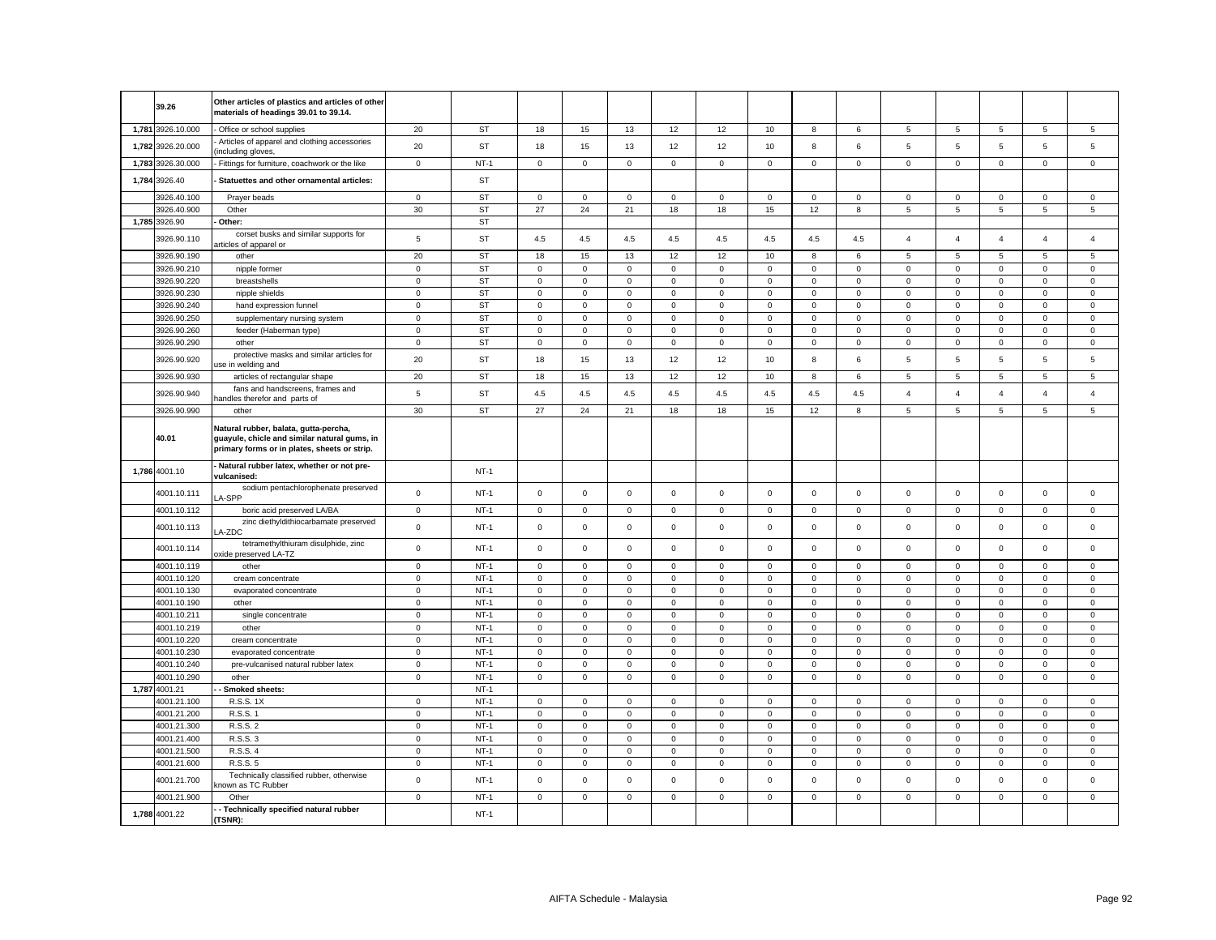| | | | | | | | | | | | | | | | | |
|---|---|---|---|---|---|---|---|---|---|---|---|---|---|---|---|---|
| | 39.26 | **Other articles of plastics and articles of other materials of headings 39.01 to 39.14.** | | | | | | | | | | | | | | |
| 1,781 | 3926.10.000 | - Office or school supplies | 20 | ST | 18 | 15 | 13 | 12 | 12 | 10 | 8 | 6 | 5 | 5 | 5 | 5 | 5 |
| 1,782 | 3926.20.000 | - Articles of apparel and clothing accessories (including gloves, | 20 | ST | 18 | 15 | 13 | 12 | 12 | 10 | 8 | 6 | 5 | 5 | 5 | 5 | 5 |
| 1,783 | 3926.30.000 | - Fittings for furniture, coachwork or the like | 0 | NT-1 | 0 | 0 | 0 | 0 | 0 | 0 | 0 | 0 | 0 | 0 | 0 | 0 | 0 |
| 1,784 | 3926.40 | **- Statuettes and other ornamental articles:** | | ST | | | | | | | | | | | | | |
| | 3926.40.100 | Prayer beads | 0 | ST | 0 | 0 | 0 | 0 | 0 | 0 | 0 | 0 | 0 | 0 | 0 | 0 | 0 |
| | 3926.40.900 | Other | 30 | ST | 27 | 24 | 21 | 18 | 18 | 15 | 12 | 8 | 5 | 5 | 5 | 5 | 5 |
| 1,785 | 3926.90 | **- Other:** | | ST | | | | | | | | | | | | | |
| | 3926.90.110 | corset busks and similar supports for articles of apparel or | 5 | ST | 4.5 | 4.5 | 4.5 | 4.5 | 4.5 | 4.5 | 4.5 | 4.5 | 4 | 4 | 4 | 4 | 4 |
| | 3926.90.190 | other | 20 | ST | 18 | 15 | 13 | 12 | 12 | 10 | 8 | 6 | 5 | 5 | 5 | 5 | 5 |
| | 3926.90.210 | nipple former | 0 | ST | 0 | 0 | 0 | 0 | 0 | 0 | 0 | 0 | 0 | 0 | 0 | 0 | 0 |
| | 3926.90.220 | breastshells | 0 | ST | 0 | 0 | 0 | 0 | 0 | 0 | 0 | 0 | 0 | 0 | 0 | 0 | 0 |
| | 3926.90.230 | nipple shields | 0 | ST | 0 | 0 | 0 | 0 | 0 | 0 | 0 | 0 | 0 | 0 | 0 | 0 | 0 |
| | 3926.90.240 | hand expression funnel | 0 | ST | 0 | 0 | 0 | 0 | 0 | 0 | 0 | 0 | 0 | 0 | 0 | 0 | 0 |
| | 3926.90.250 | supplementary nursing system | 0 | ST | 0 | 0 | 0 | 0 | 0 | 0 | 0 | 0 | 0 | 0 | 0 | 0 | 0 |
| | 3926.90.260 | feeder (Haberman type) | 0 | ST | 0 | 0 | 0 | 0 | 0 | 0 | 0 | 0 | 0 | 0 | 0 | 0 | 0 |
| | 3926.90.290 | other | 0 | ST | 0 | 0 | 0 | 0 | 0 | 0 | 0 | 0 | 0 | 0 | 0 | 0 | 0 |
| | 3926.90.920 | protective masks and similar articles for use in welding and | 20 | ST | 18 | 15 | 13 | 12 | 12 | 10 | 8 | 6 | 5 | 5 | 5 | 5 | 5 |
| | 3926.90.930 | articles of rectangular shape | 20 | ST | 18 | 15 | 13 | 12 | 12 | 10 | 8 | 6 | 5 | 5 | 5 | 5 | 5 |
| | 3926.90.940 | fans and handscreens, frames and handles therefor and parts of | 5 | ST | 4.5 | 4.5 | 4.5 | 4.5 | 4.5 | 4.5 | 4.5 | 4.5 | 4 | 4 | 4 | 4 | 4 |
| | 3926.90.990 | other | 30 | ST | 27 | 24 | 21 | 18 | 18 | 15 | 12 | 8 | 5 | 5 | 5 | 5 | 5 |
| | 40.01 | **Natural rubber, balata, gutta-percha, guayule, chicle and similar natural gums, in primary forms or in plates, sheets or strip.** | | | | | | | | | | | | | | | |
| 1,786 | 4001.10 | **- Natural rubber latex, whether or not pre-vulcanised:** | | NT-1 | | | | | | | | | | | | | |
| | 4001.10.111 | sodium pentachlorophenate preserved LA-SPP | 0 | NT-1 | 0 | 0 | 0 | 0 | 0 | 0 | 0 | 0 | 0 | 0 | 0 | 0 | 0 |
| | 4001.10.112 | boric acid preserved LA/BA | 0 | NT-1 | 0 | 0 | 0 | 0 | 0 | 0 | 0 | 0 | 0 | 0 | 0 | 0 | 0 |
| | 4001.10.113 | zinc diethyldithiocarbamate preserved LA-ZDC | 0 | NT-1 | 0 | 0 | 0 | 0 | 0 | 0 | 0 | 0 | 0 | 0 | 0 | 0 | 0 |
| | 4001.10.114 | tetramethylthiuram disulphide, zinc oxide preserved LA-TZ | 0 | NT-1 | 0 | 0 | 0 | 0 | 0 | 0 | 0 | 0 | 0 | 0 | 0 | 0 | 0 |
| | 4001.10.119 | other | 0 | NT-1 | 0 | 0 | 0 | 0 | 0 | 0 | 0 | 0 | 0 | 0 | 0 | 0 | 0 |
| | 4001.10.120 | cream concentrate | 0 | NT-1 | 0 | 0 | 0 | 0 | 0 | 0 | 0 | 0 | 0 | 0 | 0 | 0 | 0 |
| | 4001.10.130 | evaporated concentrate | 0 | NT-1 | 0 | 0 | 0 | 0 | 0 | 0 | 0 | 0 | 0 | 0 | 0 | 0 | 0 |
| | 4001.10.190 | other | 0 | NT-1 | 0 | 0 | 0 | 0 | 0 | 0 | 0 | 0 | 0 | 0 | 0 | 0 | 0 |
| | 4001.10.211 | single concentrate | 0 | NT-1 | 0 | 0 | 0 | 0 | 0 | 0 | 0 | 0 | 0 | 0 | 0 | 0 | 0 |
| | 4001.10.219 | other | 0 | NT-1 | 0 | 0 | 0 | 0 | 0 | 0 | 0 | 0 | 0 | 0 | 0 | 0 | 0 |
| | 4001.10.220 | cream concentrate | 0 | NT-1 | 0 | 0 | 0 | 0 | 0 | 0 | 0 | 0 | 0 | 0 | 0 | 0 | 0 |
| | 4001.10.230 | evaporated concentrate | 0 | NT-1 | 0 | 0 | 0 | 0 | 0 | 0 | 0 | 0 | 0 | 0 | 0 | 0 | 0 |
| | 4001.10.240 | pre-vulcanised natural rubber latex | 0 | NT-1 | 0 | 0 | 0 | 0 | 0 | 0 | 0 | 0 | 0 | 0 | 0 | 0 | 0 |
| | 4001.10.290 | other | 0 | NT-1 | 0 | 0 | 0 | 0 | 0 | 0 | 0 | 0 | 0 | 0 | 0 | 0 | 0 |
| 1,787 | 4001.21 | **- - Smoked sheets:** | | NT-1 | | | | | | | | | | | | | |
| | 4001.21.100 | R.S.S. 1X | 0 | NT-1 | 0 | 0 | 0 | 0 | 0 | 0 | 0 | 0 | 0 | 0 | 0 | 0 | 0 |
| | 4001.21.200 | R.S.S. 1 | 0 | NT-1 | 0 | 0 | 0 | 0 | 0 | 0 | 0 | 0 | 0 | 0 | 0 | 0 | 0 |
| | 4001.21.300 | R.S.S. 2 | 0 | NT-1 | 0 | 0 | 0 | 0 | 0 | 0 | 0 | 0 | 0 | 0 | 0 | 0 | 0 |
| | 4001.21.400 | R.S.S. 3 | 0 | NT-1 | 0 | 0 | 0 | 0 | 0 | 0 | 0 | 0 | 0 | 0 | 0 | 0 | 0 |
| | 4001.21.500 | R.S.S. 4 | 0 | NT-1 | 0 | 0 | 0 | 0 | 0 | 0 | 0 | 0 | 0 | 0 | 0 | 0 | 0 |
| | 4001.21.600 | R.S.S. 5 | 0 | NT-1 | 0 | 0 | 0 | 0 | 0 | 0 | 0 | 0 | 0 | 0 | 0 | 0 | 0 |
| | 4001.21.700 | Technically classified rubber, otherwise known as TC Rubber | 0 | NT-1 | 0 | 0 | 0 | 0 | 0 | 0 | 0 | 0 | 0 | 0 | 0 | 0 | 0 |
| | 4001.21.900 | Other | 0 | NT-1 | 0 | 0 | 0 | 0 | 0 | 0 | 0 | 0 | 0 | 0 | 0 | 0 | 0 |
| 1,788 | 4001.22 | **- - Technically specified natural rubber (TSNR):** | | NT-1 | | | | | | | | | | | | | |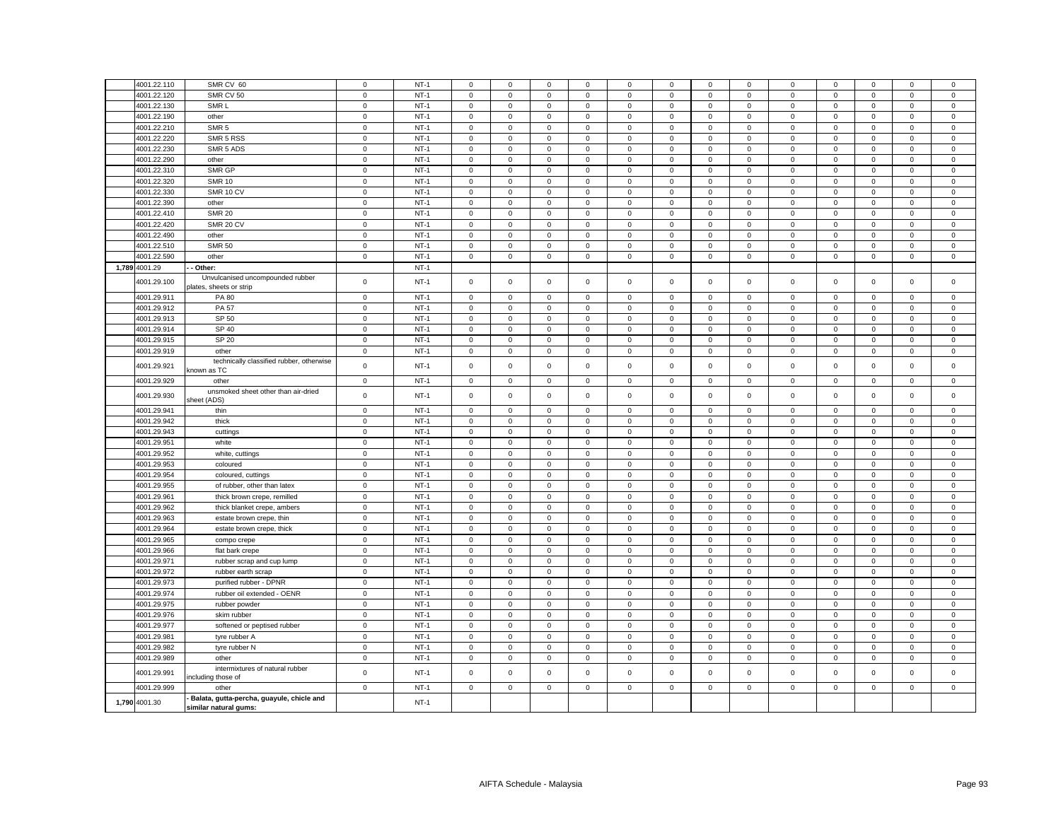| | | | | | | | | | | | | | | | | | | |
|---|---|---|---|---|---|---|---|---|---|---|---|---|---|---|---|---|---|---|
| | 4001.22.110 | SMR CV 60 | 0 | NT-1 | 0 | 0 | 0 | 0 | 0 | 0 | 0 | 0 | 0 | 0 | 0 | 0 | 0 |
| | 4001.22.120 | SMR CV 50 | 0 | NT-1 | 0 | 0 | 0 | 0 | 0 | 0 | 0 | 0 | 0 | 0 | 0 | 0 | 0 |
| | 4001.22.130 | SMR L | 0 | NT-1 | 0 | 0 | 0 | 0 | 0 | 0 | 0 | 0 | 0 | 0 | 0 | 0 | 0 |
| | 4001.22.190 | other | 0 | NT-1 | 0 | 0 | 0 | 0 | 0 | 0 | 0 | 0 | 0 | 0 | 0 | 0 | 0 |
| | 4001.22.210 | SMR 5 | 0 | NT-1 | 0 | 0 | 0 | 0 | 0 | 0 | 0 | 0 | 0 | 0 | 0 | 0 | 0 |
| | 4001.22.220 | SMR 5 RSS | 0 | NT-1 | 0 | 0 | 0 | 0 | 0 | 0 | 0 | 0 | 0 | 0 | 0 | 0 | 0 |
| | 4001.22.230 | SMR 5 ADS | 0 | NT-1 | 0 | 0 | 0 | 0 | 0 | 0 | 0 | 0 | 0 | 0 | 0 | 0 | 0 |
| | 4001.22.290 | other | 0 | NT-1 | 0 | 0 | 0 | 0 | 0 | 0 | 0 | 0 | 0 | 0 | 0 | 0 | 0 |
| | 4001.22.310 | SMR GP | 0 | NT-1 | 0 | 0 | 0 | 0 | 0 | 0 | 0 | 0 | 0 | 0 | 0 | 0 | 0 |
| | 4001.22.320 | SMR 10 | 0 | NT-1 | 0 | 0 | 0 | 0 | 0 | 0 | 0 | 0 | 0 | 0 | 0 | 0 | 0 |
| | 4001.22.330 | SMR 10 CV | 0 | NT-1 | 0 | 0 | 0 | 0 | 0 | 0 | 0 | 0 | 0 | 0 | 0 | 0 | 0 |
| | 4001.22.390 | other | 0 | NT-1 | 0 | 0 | 0 | 0 | 0 | 0 | 0 | 0 | 0 | 0 | 0 | 0 | 0 |
| | 4001.22.410 | SMR 20 | 0 | NT-1 | 0 | 0 | 0 | 0 | 0 | 0 | 0 | 0 | 0 | 0 | 0 | 0 | 0 |
| | 4001.22.420 | SMR 20 CV | 0 | NT-1 | 0 | 0 | 0 | 0 | 0 | 0 | 0 | 0 | 0 | 0 | 0 | 0 | 0 |
| | 4001.22.490 | other | 0 | NT-1 | 0 | 0 | 0 | 0 | 0 | 0 | 0 | 0 | 0 | 0 | 0 | 0 | 0 |
| | 4001.22.510 | SMR 50 | 0 | NT-1 | 0 | 0 | 0 | 0 | 0 | 0 | 0 | 0 | 0 | 0 | 0 | 0 | 0 |
| | 4001.22.590 | other | 0 | NT-1 | 0 | 0 | 0 | 0 | 0 | 0 | 0 | 0 | 0 | 0 | 0 | 0 | 0 |
| 1,789 | 4001.29 | - - Other: | | NT-1 | | | | | | | | | | | | | |
| | 4001.29.100 | Unvulcanised uncompounded rubber plates, sheets or strip | 0 | NT-1 | 0 | 0 | 0 | 0 | 0 | 0 | 0 | 0 | 0 | 0 | 0 | 0 | 0 |
| | 4001.29.911 | PA 80 | 0 | NT-1 | 0 | 0 | 0 | 0 | 0 | 0 | 0 | 0 | 0 | 0 | 0 | 0 | 0 |
| | 4001.29.912 | PA 57 | 0 | NT-1 | 0 | 0 | 0 | 0 | 0 | 0 | 0 | 0 | 0 | 0 | 0 | 0 | 0 |
| | 4001.29.913 | SP 50 | 0 | NT-1 | 0 | 0 | 0 | 0 | 0 | 0 | 0 | 0 | 0 | 0 | 0 | 0 | 0 |
| | 4001.29.914 | SP 40 | 0 | NT-1 | 0 | 0 | 0 | 0 | 0 | 0 | 0 | 0 | 0 | 0 | 0 | 0 | 0 |
| | 4001.29.915 | SP 20 | 0 | NT-1 | 0 | 0 | 0 | 0 | 0 | 0 | 0 | 0 | 0 | 0 | 0 | 0 | 0 |
| | 4001.29.919 | other | 0 | NT-1 | 0 | 0 | 0 | 0 | 0 | 0 | 0 | 0 | 0 | 0 | 0 | 0 | 0 |
| | 4001.29.921 | technically classified rubber, otherwise known as TC | 0 | NT-1 | 0 | 0 | 0 | 0 | 0 | 0 | 0 | 0 | 0 | 0 | 0 | 0 | 0 |
| | 4001.29.929 | other | 0 | NT-1 | 0 | 0 | 0 | 0 | 0 | 0 | 0 | 0 | 0 | 0 | 0 | 0 | 0 |
| | 4001.29.930 | unsmoked sheet other than air-dried sheet (ADS) | 0 | NT-1 | 0 | 0 | 0 | 0 | 0 | 0 | 0 | 0 | 0 | 0 | 0 | 0 | 0 |
| | 4001.29.941 | thin | 0 | NT-1 | 0 | 0 | 0 | 0 | 0 | 0 | 0 | 0 | 0 | 0 | 0 | 0 | 0 |
| | 4001.29.942 | thick | 0 | NT-1 | 0 | 0 | 0 | 0 | 0 | 0 | 0 | 0 | 0 | 0 | 0 | 0 | 0 |
| | 4001.29.943 | cuttings | 0 | NT-1 | 0 | 0 | 0 | 0 | 0 | 0 | 0 | 0 | 0 | 0 | 0 | 0 | 0 |
| | 4001.29.951 | white | 0 | NT-1 | 0 | 0 | 0 | 0 | 0 | 0 | 0 | 0 | 0 | 0 | 0 | 0 | 0 |
| | 4001.29.952 | white, cuttings | 0 | NT-1 | 0 | 0 | 0 | 0 | 0 | 0 | 0 | 0 | 0 | 0 | 0 | 0 | 0 |
| | 4001.29.953 | coloured | 0 | NT-1 | 0 | 0 | 0 | 0 | 0 | 0 | 0 | 0 | 0 | 0 | 0 | 0 | 0 |
| | 4001.29.954 | coloured, cuttings | 0 | NT-1 | 0 | 0 | 0 | 0 | 0 | 0 | 0 | 0 | 0 | 0 | 0 | 0 | 0 |
| | 4001.29.955 | of rubber, other than latex | 0 | NT-1 | 0 | 0 | 0 | 0 | 0 | 0 | 0 | 0 | 0 | 0 | 0 | 0 | 0 |
| | 4001.29.961 | thick brown crepe, remilled | 0 | NT-1 | 0 | 0 | 0 | 0 | 0 | 0 | 0 | 0 | 0 | 0 | 0 | 0 | 0 |
| | 4001.29.962 | thick blanket crepe, ambers | 0 | NT-1 | 0 | 0 | 0 | 0 | 0 | 0 | 0 | 0 | 0 | 0 | 0 | 0 | 0 |
| | 4001.29.963 | estate brown crepe, thin | 0 | NT-1 | 0 | 0 | 0 | 0 | 0 | 0 | 0 | 0 | 0 | 0 | 0 | 0 | 0 |
| | 4001.29.964 | estate brown crepe, thick | 0 | NT-1 | 0 | 0 | 0 | 0 | 0 | 0 | 0 | 0 | 0 | 0 | 0 | 0 | 0 |
| | 4001.29.965 | compo crepe | 0 | NT-1 | 0 | 0 | 0 | 0 | 0 | 0 | 0 | 0 | 0 | 0 | 0 | 0 | 0 |
| | 4001.29.966 | flat bark crepe | 0 | NT-1 | 0 | 0 | 0 | 0 | 0 | 0 | 0 | 0 | 0 | 0 | 0 | 0 | 0 |
| | 4001.29.971 | rubber scrap and cup lump | 0 | NT-1 | 0 | 0 | 0 | 0 | 0 | 0 | 0 | 0 | 0 | 0 | 0 | 0 | 0 |
| | 4001.29.972 | rubber earth scrap | 0 | NT-1 | 0 | 0 | 0 | 0 | 0 | 0 | 0 | 0 | 0 | 0 | 0 | 0 | 0 |
| | 4001.29.973 | purified rubber - DPNR | 0 | NT-1 | 0 | 0 | 0 | 0 | 0 | 0 | 0 | 0 | 0 | 0 | 0 | 0 | 0 |
| | 4001.29.974 | rubber oil extended - OENR | 0 | NT-1 | 0 | 0 | 0 | 0 | 0 | 0 | 0 | 0 | 0 | 0 | 0 | 0 | 0 |
| | 4001.29.975 | rubber powder | 0 | NT-1 | 0 | 0 | 0 | 0 | 0 | 0 | 0 | 0 | 0 | 0 | 0 | 0 | 0 |
| | 4001.29.976 | skim rubber | 0 | NT-1 | 0 | 0 | 0 | 0 | 0 | 0 | 0 | 0 | 0 | 0 | 0 | 0 | 0 |
| | 4001.29.977 | softened or peptised rubber | 0 | NT-1 | 0 | 0 | 0 | 0 | 0 | 0 | 0 | 0 | 0 | 0 | 0 | 0 | 0 |
| | 4001.29.981 | tyre rubber A | 0 | NT-1 | 0 | 0 | 0 | 0 | 0 | 0 | 0 | 0 | 0 | 0 | 0 | 0 | 0 |
| | 4001.29.982 | tyre rubber N | 0 | NT-1 | 0 | 0 | 0 | 0 | 0 | 0 | 0 | 0 | 0 | 0 | 0 | 0 | 0 |
| | 4001.29.989 | other | 0 | NT-1 | 0 | 0 | 0 | 0 | 0 | 0 | 0 | 0 | 0 | 0 | 0 | 0 | 0 |
| | 4001.29.991 | intermixtures of natural rubber including those of | 0 | NT-1 | 0 | 0 | 0 | 0 | 0 | 0 | 0 | 0 | 0 | 0 | 0 | 0 | 0 |
| | 4001.29.999 | other | 0 | NT-1 | 0 | 0 | 0 | 0 | 0 | 0 | 0 | 0 | 0 | 0 | 0 | 0 | 0 |
| 1,790 | 4001.30 | - Balata, gutta-percha, guayule, chicle and similar natural gums: | | NT-1 | | | | | | | | | | | | | |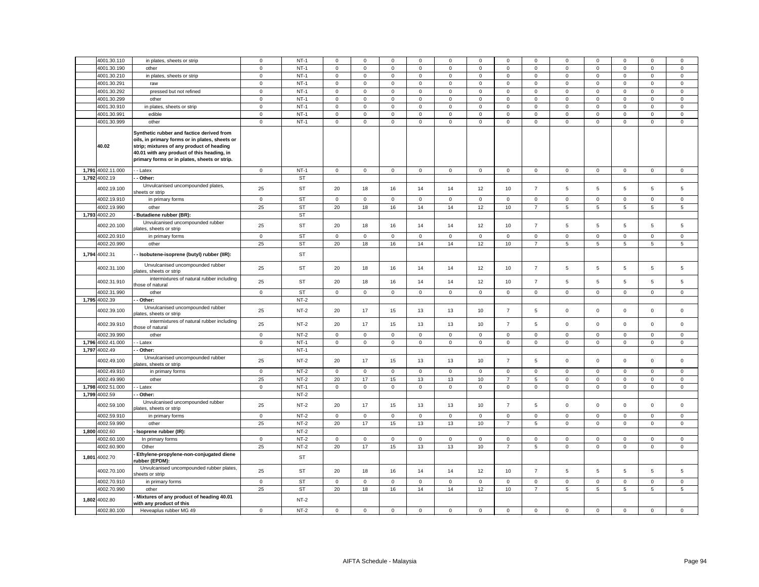| | | | | | | | | | | | | | | | | | |
|---|---|---|---|---|---|---|---|---|---|---|---|---|---|---|---|---|---|
| | 4001.30.110 | in plates, sheets or strip | 0 | NT-1 | 0 | 0 | 0 | 0 | 0 | 0 | 0 | 0 | 0 | 0 | 0 | 0 | 0 |
| | 4001.30.190 | other | 0 | NT-1 | 0 | 0 | 0 | 0 | 0 | 0 | 0 | 0 | 0 | 0 | 0 | 0 | 0 |
| | 4001.30.210 | in plates, sheets or strip | 0 | NT-1 | 0 | 0 | 0 | 0 | 0 | 0 | 0 | 0 | 0 | 0 | 0 | 0 | 0 |
| | 4001.30.291 | raw | 0 | NT-1 | 0 | 0 | 0 | 0 | 0 | 0 | 0 | 0 | 0 | 0 | 0 | 0 | 0 |
| | 4001.30.292 | pressed but not refined | 0 | NT-1 | 0 | 0 | 0 | 0 | 0 | 0 | 0 | 0 | 0 | 0 | 0 | 0 | 0 |
| | 4001.30.299 | other | 0 | NT-1 | 0 | 0 | 0 | 0 | 0 | 0 | 0 | 0 | 0 | 0 | 0 | 0 | 0 |
| | 4001.30.910 | in plates, sheets or strip | 0 | NT-1 | 0 | 0 | 0 | 0 | 0 | 0 | 0 | 0 | 0 | 0 | 0 | 0 | 0 |
| | 4001.30.991 | edible | 0 | NT-1 | 0 | 0 | 0 | 0 | 0 | 0 | 0 | 0 | 0 | 0 | 0 | 0 | 0 |
| | 4001.30.999 | other | 0 | NT-1 | 0 | 0 | 0 | 0 | 0 | 0 | 0 | 0 | 0 | 0 | 0 | 0 | 0 |
| | 40.02 | **Synthetic rubber and factice derived from oils, in primary forms or in plates, sheets or strip; mixtures of any product of heading 40.01 with any product of this heading, in primary forms or in plates, sheets or strip.** | | | | | | | | | | | | | | | |
| 1,791 | 4002.11.000 | - - Latex | 0 | NT-1 | 0 | 0 | 0 | 0 | 0 | 0 | 0 | 0 | 0 | 0 | 0 | 0 | 0 |
| 1,792 | 4002.19 | **- - Other:** | | ST | | | | | | | | | | | | | |
| | 4002.19.100 | Unvulcanised uncompounded plates, sheets or strip | 25 | ST | 20 | 18 | 16 | 14 | 14 | 12 | 10 | 7 | 5 | 5 | 5 | 5 | 5 |
| | 4002.19.910 | in primary forms | 0 | ST | 0 | 0 | 0 | 0 | 0 | 0 | 0 | 0 | 0 | 0 | 0 | 0 | 0 |
| | 4002.19.990 | other | 25 | ST | 20 | 18 | 16 | 14 | 14 | 12 | 10 | 7 | 5 | 5 | 5 | 5 | 5 |
| 1,793 | 4002.20 | **- Butadiene rubber (BR):** | | ST | | | | | | | | | | | | | |
| | 4002.20.100 | Unvulcanised uncompounded rubber plates, sheets or strip | 25 | ST | 20 | 18 | 16 | 14 | 14 | 12 | 10 | 7 | 5 | 5 | 5 | 5 | 5 |
| | 4002.20.910 | in primary forms | 0 | ST | 0 | 0 | 0 | 0 | 0 | 0 | 0 | 0 | 0 | 0 | 0 | 0 | 0 |
| | 4002.20.990 | other | 25 | ST | 20 | 18 | 16 | 14 | 14 | 12 | 10 | 7 | 5 | 5 | 5 | 5 | 5 |
| 1,794 | 4002.31 | **- - Isobutene-isoprene (butyl) rubber (IIR):** | | ST | | | | | | | | | | | | | |
| | 4002.31.100 | Unvulcanised uncompounded rubber plates, sheets or strip | 25 | ST | 20 | 18 | 16 | 14 | 14 | 12 | 10 | 7 | 5 | 5 | 5 | 5 | 5 |
| | 4002.31.910 | intermixtures of natural rubber including those of natural | 25 | ST | 20 | 18 | 16 | 14 | 14 | 12 | 10 | 7 | 5 | 5 | 5 | 5 | 5 |
| | 4002.31.990 | other | 0 | ST | 0 | 0 | 0 | 0 | 0 | 0 | 0 | 0 | 0 | 0 | 0 | 0 | 0 |
| 1,795 | 4002.39 | **- - Other:** | | NT-2 | | | | | | | | | | | | | |
| | 4002.39.100 | Unvulcanised uncompounded rubber plates, sheets or strip | 25 | NT-2 | 20 | 17 | 15 | 13 | 13 | 10 | 7 | 5 | 0 | 0 | 0 | 0 | 0 |
| | 4002.39.910 | intermixtures of natural rubber including those of natural | 25 | NT-2 | 20 | 17 | 15 | 13 | 13 | 10 | 7 | 5 | 0 | 0 | 0 | 0 | 0 |
| | 4002.39.990 | other | 0 | NT-2 | 0 | 0 | 0 | 0 | 0 | 0 | 0 | 0 | 0 | 0 | 0 | 0 | 0 |
| 1,796 | 4002.41.000 | - - Latex | 0 | NT-1 | 0 | 0 | 0 | 0 | 0 | 0 | 0 | 0 | 0 | 0 | 0 | 0 | 0 |
| 1,797 | 4002.49 | **- - Other:** | | NT-1 | | | | | | | | | | | | | |
| | 4002.49.100 | Unvulcanised uncompounded rubber plates, sheets or strip | 25 | NT-2 | 20 | 17 | 15 | 13 | 13 | 10 | 7 | 5 | 0 | 0 | 0 | 0 | 0 |
| | 4002.49.910 | in primary forms | 0 | NT-2 | 0 | 0 | 0 | 0 | 0 | 0 | 0 | 0 | 0 | 0 | 0 | 0 | 0 |
| | 4002.49.990 | other | 25 | NT-2 | 20 | 17 | 15 | 13 | 13 | 10 | 7 | 5 | 0 | 0 | 0 | 0 | 0 |
| 1,798 | 4002.51.000 | - - Latex | 0 | NT-1 | 0 | 0 | 0 | 0 | 0 | 0 | 0 | 0 | 0 | 0 | 0 | 0 | 0 |
| 1,799 | 4002.59 | **- - Other:** | | NT-2 | | | | | | | | | | | | | |
| | 4002.59.100 | Unvulcanised uncompounded rubber plates, sheets or strip | 25 | NT-2 | 20 | 17 | 15 | 13 | 13 | 10 | 7 | 5 | 0 | 0 | 0 | 0 | 0 |
| | 4002.59.910 | in primary forms | 0 | NT-2 | 0 | 0 | 0 | 0 | 0 | 0 | 0 | 0 | 0 | 0 | 0 | 0 | 0 |
| | 4002.59.990 | other | 25 | NT-2 | 20 | 17 | 15 | 13 | 13 | 10 | 7 | 5 | 0 | 0 | 0 | 0 | 0 |
| 1,800 | 4002.60 | **- Isoprene rubber (IR):** | | NT-2 | | | | | | | | | | | | | |
| | 4002.60.100 | In primary forms | 0 | NT-2 | 0 | 0 | 0 | 0 | 0 | 0 | 0 | 0 | 0 | 0 | 0 | 0 | 0 |
| | 4002.60.900 | Other | 25 | NT-2 | 20 | 17 | 15 | 13 | 13 | 10 | 7 | 5 | 0 | 0 | 0 | 0 | 0 |
| 1,801 | 4002.70 | **- Ethylene-propylene-non-conjugated diene rubber (EPDM):** | | ST | | | | | | | | | | | | | |
| | 4002.70.100 | Unvulcanised uncompounded rubber plates, sheets or strip | 25 | ST | 20 | 18 | 16 | 14 | 14 | 12 | 10 | 7 | 5 | 5 | 5 | 5 | 5 |
| | 4002.70.910 | in primary forms | 0 | ST | 0 | 0 | 0 | 0 | 0 | 0 | 0 | 0 | 0 | 0 | 0 | 0 | 0 |
| | 4002.70.990 | other | 25 | ST | 20 | 18 | 16 | 14 | 14 | 12 | 10 | 7 | 5 | 5 | 5 | 5 | 5 |
| 1,802 | 4002.80 | **- Mixtures of any product of heading 40.01 with any product of this** | | NT-2 | | | | | | | | | | | | | |
| | 4002.80.100 | Heveaplus rubber MG 49 | 0 | NT-2 | 0 | 0 | 0 | 0 | 0 | 0 | 0 | 0 | 0 | 0 | 0 | 0 | 0 |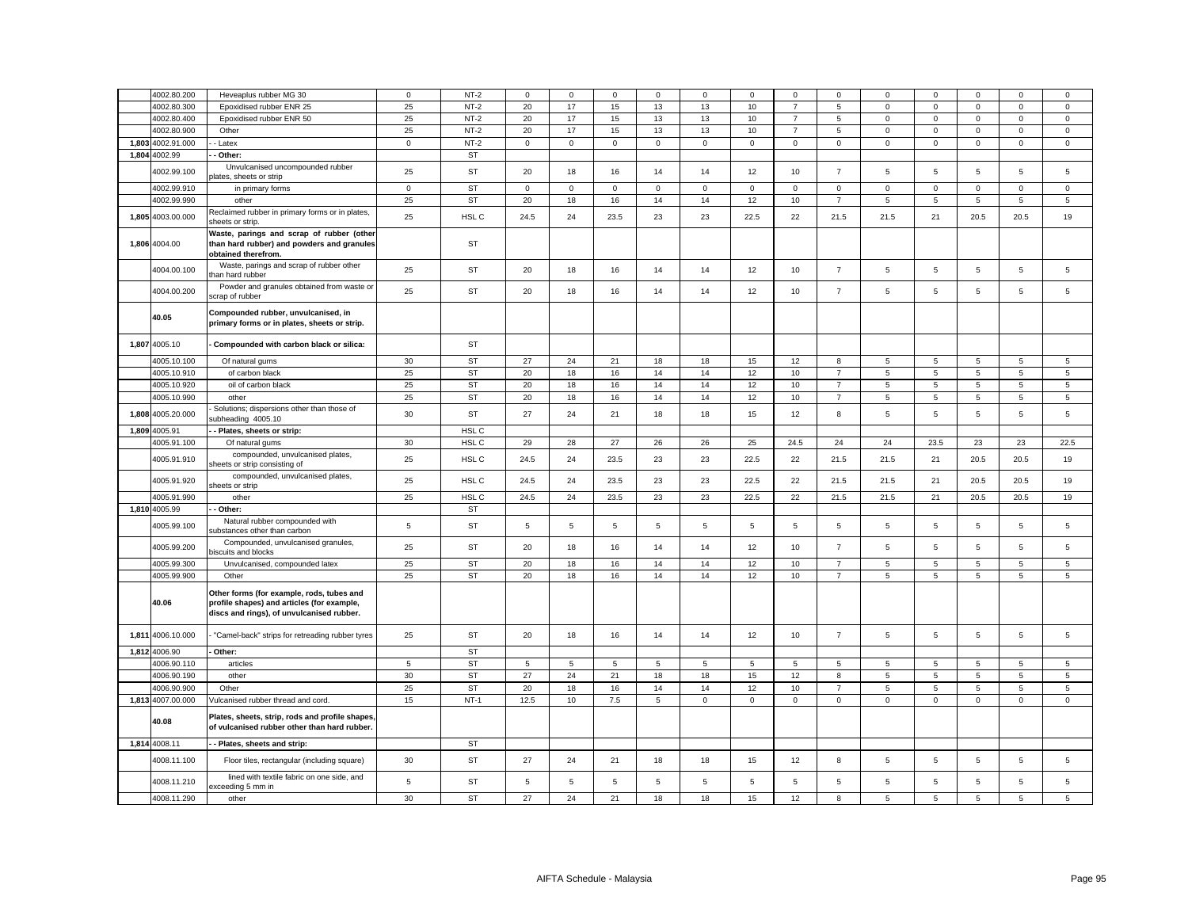| | | | | | | | | | | | | | | | | | | |
|---|---|---|---|---|---|---|---|---|---|---|---|---|---|---|---|---|---|---|
| | 4002.80.200 | Heveaplus rubber MG 30 | 0 | NT-2 | 0 | 0 | 0 | 0 | 0 | 0 | 0 | 0 | 0 | 0 | 0 | 0 | 0 |
| | 4002.80.300 | Epoxidised rubber ENR 25 | 25 | NT-2 | 20 | 17 | 15 | 13 | 13 | 10 | 7 | 5 | 0 | 0 | 0 | 0 | 0 |
| | 4002.80.400 | Epoxidised rubber ENR 50 | 25 | NT-2 | 20 | 17 | 15 | 13 | 13 | 10 | 7 | 5 | 0 | 0 | 0 | 0 | 0 |
| | 4002.80.900 | Other | 25 | NT-2 | 20 | 17 | 15 | 13 | 13 | 10 | 7 | 5 | 0 | 0 | 0 | 0 | 0 |
| 1,803 | 4002.91.000 | - - Latex | 0 | NT-2 | 0 | 0 | 0 | 0 | 0 | 0 | 0 | 0 | 0 | 0 | 0 | 0 | 0 |
| 1,804 | 4002.99 | **- - Other:** | | ST | | | | | | | | | | | | | |
| | 4002.99.100 | Unvulcanised uncompounded rubber plates, sheets or strip | 25 | ST | 20 | 18 | 16 | 14 | 14 | 12 | 10 | 7 | 5 | 5 | 5 | 5 | 5 |
| | 4002.99.910 | in primary forms | 0 | ST | 0 | 0 | 0 | 0 | 0 | 0 | 0 | 0 | 0 | 0 | 0 | 0 | 0 |
| | 4002.99.990 | other | 25 | ST | 20 | 18 | 16 | 14 | 14 | 12 | 10 | 7 | 5 | 5 | 5 | 5 | 5 |
| 1,805 | 4003.00.000 | Reclaimed rubber in primary forms or in plates, sheets or strip. | 25 | HSL C | 24.5 | 24 | 23.5 | 23 | 23 | 22.5 | 22 | 21.5 | 21.5 | 21 | 20.5 | 20.5 | 19 |
| 1,806 | 4004.00 | **Waste, parings and scrap of rubber (other than hard rubber) and powders and granules obtained therefrom.** | | ST | | | | | | | | | | | | | |
| | 4004.00.100 | Waste, parings and scrap of rubber other than hard rubber | 25 | ST | 20 | 18 | 16 | 14 | 14 | 12 | 10 | 7 | 5 | 5 | 5 | 5 | 5 |
| | 4004.00.200 | Powder and granules obtained from waste or scrap of rubber | 25 | ST | 20 | 18 | 16 | 14 | 14 | 12 | 10 | 7 | 5 | 5 | 5 | 5 | 5 |
| | **40.05** | **Compounded rubber, unvulcanised, in primary forms or in plates, sheets or strip.** | | | | | | | | | | | | | | | |
| 1,807 | 4005.10 | **- Compounded with carbon black or silica:** | | ST | | | | | | | | | | | | | |
| | 4005.10.100 | Of natural gums | 30 | ST | 27 | 24 | 21 | 18 | 18 | 15 | 12 | 8 | 5 | 5 | 5 | 5 | 5 |
| | 4005.10.910 | of carbon black | 25 | ST | 20 | 18 | 16 | 14 | 14 | 12 | 10 | 7 | 5 | 5 | 5 | 5 | 5 |
| | 4005.10.920 | oil of carbon black | 25 | ST | 20 | 18 | 16 | 14 | 14 | 12 | 10 | 7 | 5 | 5 | 5 | 5 | 5 |
| | 4005.10.990 | other | 25 | ST | 20 | 18 | 16 | 14 | 14 | 12 | 10 | 7 | 5 | 5 | 5 | 5 | 5 |
| 1,808 | 4005.20.000 | - Solutions; dispersions other than those of subheading 4005.10 | 30 | ST | 27 | 24 | 21 | 18 | 18 | 15 | 12 | 8 | 5 | 5 | 5 | 5 | 5 |
| 1,809 | 4005.91 | **- - Plates, sheets or strip:** | | HSL C | | | | | | | | | | | | | |
| | 4005.91.100 | Of natural gums | 30 | HSL C | 29 | 28 | 27 | 26 | 26 | 25 | 24.5 | 24 | 24 | 23.5 | 23 | 23 | 22.5 |
| | 4005.91.910 | compounded, unvulcanised plates, sheets or strip consisting of | 25 | HSL C | 24.5 | 24 | 23.5 | 23 | 23 | 22.5 | 22 | 21.5 | 21.5 | 21 | 20.5 | 20.5 | 19 |
| | 4005.91.920 | compounded, unvulcanised plates, sheets or strip | 25 | HSL C | 24.5 | 24 | 23.5 | 23 | 23 | 22.5 | 22 | 21.5 | 21.5 | 21 | 20.5 | 20.5 | 19 |
| | 4005.91.990 | other | 25 | HSL C | 24.5 | 24 | 23.5 | 23 | 23 | 22.5 | 22 | 21.5 | 21.5 | 21 | 20.5 | 20.5 | 19 |
| 1,810 | 4005.99 | **- - Other:** | | ST | | | | | | | | | | | | | |
| | 4005.99.100 | Natural rubber compounded with substances other than carbon | 5 | ST | 5 | 5 | 5 | 5 | 5 | 5 | 5 | 5 | 5 | 5 | 5 | 5 | 5 |
| | 4005.99.200 | Compounded, unvulcanised granules, biscuits and blocks | 25 | ST | 20 | 18 | 16 | 14 | 14 | 12 | 10 | 7 | 5 | 5 | 5 | 5 | 5 |
| | 4005.99.300 | Unvulcanised, compounded latex | 25 | ST | 20 | 18 | 16 | 14 | 14 | 12 | 10 | 7 | 5 | 5 | 5 | 5 | 5 |
| | 4005.99.900 | Other | 25 | ST | 20 | 18 | 16 | 14 | 14 | 12 | 10 | 7 | 5 | 5 | 5 | 5 | 5 |
| | **40.06** | **Other forms (for example, rods, tubes and profile shapes) and articles (for example, discs and rings), of unvulcanised rubber.** | | | | | | | | | | | | | | | |
| 1,811 | 4006.10.000 | - "Camel-back" strips for retreading rubber tyres | 25 | ST | 20 | 18 | 16 | 14 | 14 | 12 | 10 | 7 | 5 | 5 | 5 | 5 | 5 |
| 1,812 | 4006.90 | **- Other:** | | ST | | | | | | | | | | | | | |
| | 4006.90.110 | articles | 5 | ST | 5 | 5 | 5 | 5 | 5 | 5 | 5 | 5 | 5 | 5 | 5 | 5 | 5 |
| | 4006.90.190 | other | 30 | ST | 27 | 24 | 21 | 18 | 18 | 15 | 12 | 8 | 5 | 5 | 5 | 5 | 5 |
| | 4006.90.900 | Other | 25 | ST | 20 | 18 | 16 | 14 | 14 | 12 | 10 | 7 | 5 | 5 | 5 | 5 | 5 |
| 1,813 | 4007.00.000 | Vulcanised rubber thread and cord. | 15 | NT-1 | 12.5 | 10 | 7.5 | 5 | 0 | 0 | 0 | 0 | 0 | 0 | 0 | 0 | 0 |
| | **40.08** | **Plates, sheets, strip, rods and profile shapes, of vulcanised rubber other than hard rubber.** | | | | | | | | | | | | | | | |
| 1,814 | 4008.11 | **- - Plates, sheets and strip:** | | ST | | | | | | | | | | | | | |
| | 4008.11.100 | Floor tiles, rectangular (including square) | 30 | ST | 27 | 24 | 21 | 18 | 18 | 15 | 12 | 8 | 5 | 5 | 5 | 5 | 5 |
| | 4008.11.210 | lined with textile fabric on one side, and exceeding 5 mm in | 5 | ST | 5 | 5 | 5 | 5 | 5 | 5 | 5 | 5 | 5 | 5 | 5 | 5 | 5 |
| | 4008.11.290 | other | 30 | ST | 27 | 24 | 21 | 18 | 18 | 15 | 12 | 8 | 5 | 5 | 5 | 5 | 5 |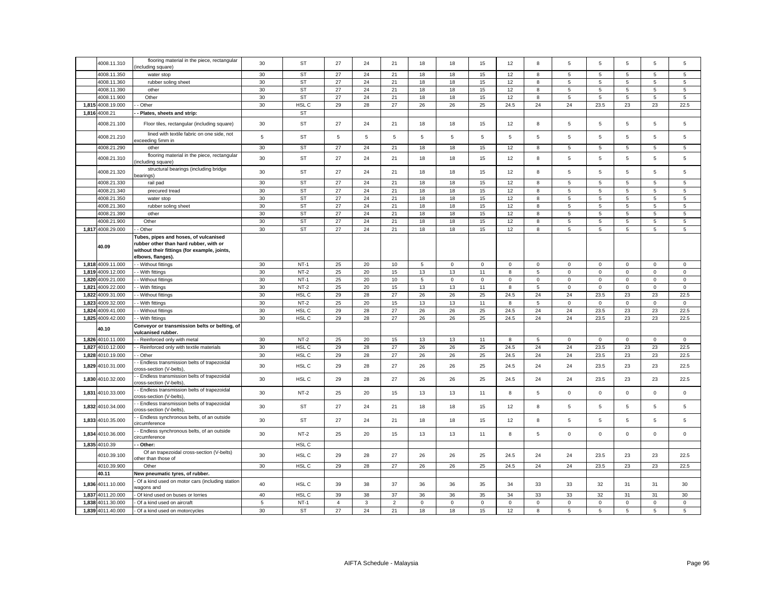|  | 4008.11.310 | flooring material in the piece, rectangular (including square) | 30 | ST | 27 | 24 | 21 | 18 | 18 | 15 | 12 | 8 | 5 | 5 | 5 | 5 | 5 |
|---|---|---|---|---|---|---|---|---|---|---|---|---|---|---|---|---|---|
|  | 4008.11.350 | water stop | 30 | ST | 27 | 24 | 21 | 18 | 18 | 15 | 12 | 8 | 5 | 5 | 5 | 5 | 5 |
|  | 4008.11.360 | rubber soling sheet | 30 | ST | 27 | 24 | 21 | 18 | 18 | 15 | 12 | 8 | 5 | 5 | 5 | 5 | 5 |
|  | 4008.11.390 | other | 30 | ST | 27 | 24 | 21 | 18 | 18 | 15 | 12 | 8 | 5 | 5 | 5 | 5 | 5 |
|  | 4008.11.900 | Other | 30 | ST | 27 | 24 | 21 | 18 | 18 | 15 | 12 | 8 | 5 | 5 | 5 | 5 | 5 |
| 1,815 | 4008.19.000 | - - Other | 30 | HSL C | 29 | 28 | 27 | 26 | 26 | 25 | 24.5 | 24 | 24 | 23.5 | 23 | 23 | 22.5 |
| 1,816 | 4008.21 | **- - Plates, sheets and strip:** |  | ST |  |  |  |  |  |  |  |  |  |  |  |  |  |
|  | 4008.21.100 | Floor tiles, rectangular (including square) | 30 | ST | 27 | 24 | 21 | 18 | 18 | 15 | 12 | 8 | 5 | 5 | 5 | 5 | 5 |
|  | 4008.21.210 | lined with textile fabric on one side, not exceeding 5mm in | 5 | ST | 5 | 5 | 5 | 5 | 5 | 5 | 5 | 5 | 5 | 5 | 5 | 5 | 5 |
|  | 4008.21.290 | other | 30 | ST | 27 | 24 | 21 | 18 | 18 | 15 | 12 | 8 | 5 | 5 | 5 | 5 | 5 |
|  | 4008.21.310 | flooring material in the piece, rectangular (including square) | 30 | ST | 27 | 24 | 21 | 18 | 18 | 15 | 12 | 8 | 5 | 5 | 5 | 5 | 5 |
|  | 4008.21.320 | structural bearings (including bridge bearings) | 30 | ST | 27 | 24 | 21 | 18 | 18 | 15 | 12 | 8 | 5 | 5 | 5 | 5 | 5 |
|  | 4008.21.330 | rail pad | 30 | ST | 27 | 24 | 21 | 18 | 18 | 15 | 12 | 8 | 5 | 5 | 5 | 5 | 5 |
|  | 4008.21.340 | precured tread | 30 | ST | 27 | 24 | 21 | 18 | 18 | 15 | 12 | 8 | 5 | 5 | 5 | 5 | 5 |
|  | 4008.21.350 | water stop | 30 | ST | 27 | 24 | 21 | 18 | 18 | 15 | 12 | 8 | 5 | 5 | 5 | 5 | 5 |
|  | 4008.21.360 | rubber soling sheet | 30 | ST | 27 | 24 | 21 | 18 | 18 | 15 | 12 | 8 | 5 | 5 | 5 | 5 | 5 |
|  | 4008.21.390 | other | 30 | ST | 27 | 24 | 21 | 18 | 18 | 15 | 12 | 8 | 5 | 5 | 5 | 5 | 5 |
|  | 4008.21.900 | Other | 30 | ST | 27 | 24 | 21 | 18 | 18 | 15 | 12 | 8 | 5 | 5 | 5 | 5 | 5 |
| 1,817 | 4008.29.000 | - - Other | 30 | ST | 27 | 24 | 21 | 18 | 18 | 15 | 12 | 8 | 5 | 5 | 5 | 5 | 5 |
|  | **40.09** | **Tubes, pipes and hoses, of vulcanised rubber other than hard rubber, with or without their fittings (for example, joints, elbows, flanges).** |  |  |  |  |  |  |  |  |  |  |  |  |  |  |  |
| 1,818 | 4009.11.000 | - - Without fittings | 30 | NT-1 | 25 | 20 | 10 | 5 | 0 | 0 | 0 | 0 | 0 | 0 | 0 | 0 | 0 |
| 1,819 | 4009.12.000 | - - With fittings | 30 | NT-2 | 25 | 20 | 15 | 13 | 13 | 11 | 8 | 5 | 0 | 0 | 0 | 0 | 0 |
| 1,820 | 4009.21.000 | - - Without fittings | 30 | NT-1 | 25 | 20 | 10 | 5 | 0 | 0 | 0 | 0 | 0 | 0 | 0 | 0 | 0 |
| 1,821 | 4009.22.000 | - - With fittings | 30 | NT-2 | 25 | 20 | 15 | 13 | 13 | 11 | 8 | 5 | 0 | 0 | 0 | 0 | 0 |
| 1,822 | 4009.31.000 | - - Without fittings | 30 | HSL C | 29 | 28 | 27 | 26 | 26 | 25 | 24.5 | 24 | 24 | 23.5 | 23 | 23 | 22.5 |
| 1,823 | 4009.32.000 | - - With fittings | 30 | NT-2 | 25 | 20 | 15 | 13 | 13 | 11 | 8 | 5 | 0 | 0 | 0 | 0 | 0 |
| 1,824 | 4009.41.000 | - - Without fittings | 30 | HSL C | 29 | 28 | 27 | 26 | 26 | 25 | 24.5 | 24 | 24 | 23.5 | 23 | 23 | 22.5 |
| 1,825 | 4009.42.000 | - - With fittings | 30 | HSL C | 29 | 28 | 27 | 26 | 26 | 25 | 24.5 | 24 | 24 | 23.5 | 23 | 23 | 22.5 |
|  | **40.10** | **Conveyor or transmission belts or belting, of vulcanised rubber.** |  |  |  |  |  |  |  |  |  |  |  |  |  |  |  |
| 1,826 | 4010.11.000 | - - Reinforced only with metal | 30 | NT-2 | 25 | 20 | 15 | 13 | 13 | 11 | 8 | 5 | 0 | 0 | 0 | 0 | 0 |
| 1,827 | 4010.12.000 | - - Reinforced only with textile materials | 30 | HSL C | 29 | 28 | 27 | 26 | 26 | 25 | 24.5 | 24 | 24 | 23.5 | 23 | 23 | 22.5 |
| 1,828 | 4010.19.000 | - - Other | 30 | HSL C | 29 | 28 | 27 | 26 | 26 | 25 | 24.5 | 24 | 24 | 23.5 | 23 | 23 | 22.5 |
| 1,829 | 4010.31.000 | - - Endless transmission belts of trapezoidal cross-section (V-belts), | 30 | HSL C | 29 | 28 | 27 | 26 | 26 | 25 | 24.5 | 24 | 24 | 23.5 | 23 | 23 | 22.5 |
| 1,830 | 4010.32.000 | - - Endless transmission belts of trapezoidal cross-section (V-belts), | 30 | HSL C | 29 | 28 | 27 | 26 | 26 | 25 | 24.5 | 24 | 24 | 23.5 | 23 | 23 | 22.5 |
| 1,831 | 4010.33.000 | - - Endless transmission belts of trapezoidal cross-section (V-belts), | 30 | NT-2 | 25 | 20 | 15 | 13 | 13 | 11 | 8 | 5 | 0 | 0 | 0 | 0 | 0 |
| 1,832 | 4010.34.000 | - - Endless transmission belts of trapezoidal cross-section (V-belts), | 30 | ST | 27 | 24 | 21 | 18 | 18 | 15 | 12 | 8 | 5 | 5 | 5 | 5 | 5 |
| 1,833 | 4010.35.000 | - - Endless synchronous belts, of an outside circumference | 30 | ST | 27 | 24 | 21 | 18 | 18 | 15 | 12 | 8 | 5 | 5 | 5 | 5 | 5 |
| 1,834 | 4010.36.000 | - - Endless synchronous belts, of an outside circumference | 30 | NT-2 | 25 | 20 | 15 | 13 | 13 | 11 | 8 | 5 | 0 | 0 | 0 | 0 | 0 |
| 1,835 | 4010.39 | **- - Other:** |  | HSL C |  |  |  |  |  |  |  |  |  |  |  |  |  |
|  | 4010.39.100 | Of an trapezoidal cross-section (V-belts) other than those of | 30 | HSL C | 29 | 28 | 27 | 26 | 26 | 25 | 24.5 | 24 | 24 | 23.5 | 23 | 23 | 22.5 |
|  | 4010.39.900 | Other | 30 | HSL C | 29 | 28 | 27 | 26 | 26 | 25 | 24.5 | 24 | 24 | 23.5 | 23 | 23 | 22.5 |
|  | **40.11** | **New pneumatic tyres, of rubber.** |  |  |  |  |  |  |  |  |  |  |  |  |  |  |  |
| 1,836 | 4011.10.000 | - Of a kind used on motor cars (including station wagons and | 40 | HSL C | 39 | 38 | 37 | 36 | 36 | 35 | 34 | 33 | 33 | 32 | 31 | 31 | 30 |
| 1,837 | 4011.20.000 | - Of kind used on buses or lorries | 40 | HSL C | 39 | 38 | 37 | 36 | 36 | 35 | 34 | 33 | 33 | 32 | 31 | 31 | 30 |
| 1,838 | 4011.30.000 | - Of a kind used on aircraft | 5 | NT-1 | 4 | 3 | 2 | 0 | 0 | 0 | 0 | 0 | 0 | 0 | 0 | 0 | 0 |
| 1,839 | 4011.40.000 | - Of a kind used on motorcycles | 30 | ST | 27 | 24 | 21 | 18 | 18 | 15 | 12 | 8 | 5 | 5 | 5 | 5 | 5 |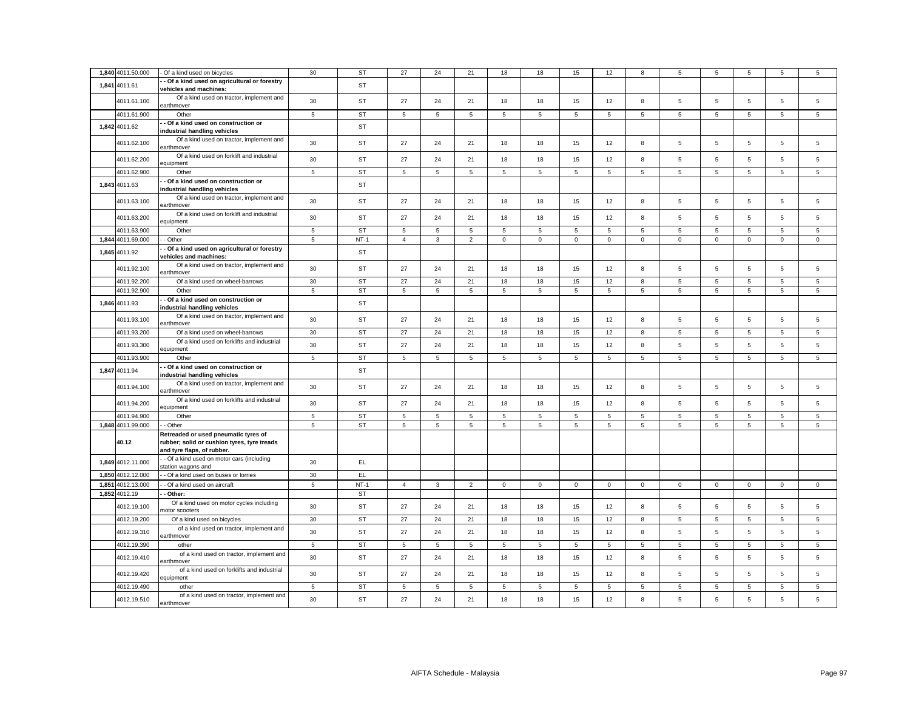| | | | | | | | | | | | | | | | | | |
|---|---|---|---|---|---|---|---|---|---|---|---|---|---|---|---|---|---|
| 1,840 | 4011.50.000 | - Of a kind used on bicycles | 30 | ST | 27 | 24 | 21 | 18 | 18 | 15 | 12 | 8 | 5 | 5 | 5 | 5 | 5 |
| 1,841 | 4011.61 | **- - Of a kind used on agricultural or forestry vehicles and machines:** | | ST | | | | | | | | | | | | | |
| | 4011.61.100 | Of a kind used on tractor, implement and earthmover | 30 | ST | 27 | 24 | 21 | 18 | 18 | 15 | 12 | 8 | 5 | 5 | 5 | 5 | 5 |
| | 4011.61.900 | Other | 5 | ST | 5 | 5 | 5 | 5 | 5 | 5 | 5 | 5 | 5 | 5 | 5 | 5 | 5 |
| 1,842 | 4011.62 | **- - Of a kind used on construction or industrial handling vehicles** | | ST | | | | | | | | | | | | | |
| | 4011.62.100 | Of a kind used on tractor, implement and earthmover | 30 | ST | 27 | 24 | 21 | 18 | 18 | 15 | 12 | 8 | 5 | 5 | 5 | 5 | 5 |
| | 4011.62.200 | Of a kind used on forklift and industrial equipment | 30 | ST | 27 | 24 | 21 | 18 | 18 | 15 | 12 | 8 | 5 | 5 | 5 | 5 | 5 |
| | 4011.62.900 | Other | 5 | ST | 5 | 5 | 5 | 5 | 5 | 5 | 5 | 5 | 5 | 5 | 5 | 5 | 5 |
| 1,843 | 4011.63 | **- - Of a kind used on construction or industrial handling vehicles** | | ST | | | | | | | | | | | | | |
| | 4011.63.100 | Of a kind used on tractor, implement and earthmover | 30 | ST | 27 | 24 | 21 | 18 | 18 | 15 | 12 | 8 | 5 | 5 | 5 | 5 | 5 |
| | 4011.63.200 | Of a kind used on forklift and industrial equipment | 30 | ST | 27 | 24 | 21 | 18 | 18 | 15 | 12 | 8 | 5 | 5 | 5 | 5 | 5 |
| | 4011.63.900 | Other | 5 | ST | 5 | 5 | 5 | 5 | 5 | 5 | 5 | 5 | 5 | 5 | 5 | 5 | 5 |
| 1,844 | 4011.69.000 | - - Other | 5 | NT-1 | 4 | 3 | 2 | 0 | 0 | 0 | 0 | 0 | 0 | 0 | 0 | 0 | 0 |
| 1,845 | 4011.92 | **- - Of a kind used on agricultural or forestry vehicles and machines:** | | ST | | | | | | | | | | | | | |
| | 4011.92.100 | Of a kind used on tractor, implement and earthmover | 30 | ST | 27 | 24 | 21 | 18 | 18 | 15 | 12 | 8 | 5 | 5 | 5 | 5 | 5 |
| | 4011.92.200 | Of a kind used on wheel-barrows | 30 | ST | 27 | 24 | 21 | 18 | 18 | 15 | 12 | 8 | 5 | 5 | 5 | 5 | 5 |
| | 4011.92.900 | Other | 5 | ST | 5 | 5 | 5 | 5 | 5 | 5 | 5 | 5 | 5 | 5 | 5 | 5 | 5 |
| 1,846 | 4011.93 | **- - Of a kind used on construction or industrial handling vehicles** | | ST | | | | | | | | | | | | | |
| | 4011.93.100 | Of a kind used on tractor, implement and earthmover | 30 | ST | 27 | 24 | 21 | 18 | 18 | 15 | 12 | 8 | 5 | 5 | 5 | 5 | 5 |
| | 4011.93.200 | Of a kind used on wheel-barrows | 30 | ST | 27 | 24 | 21 | 18 | 18 | 15 | 12 | 8 | 5 | 5 | 5 | 5 | 5 |
| | 4011.93.300 | Of a kind used on forklifts and industrial equipment | 30 | ST | 27 | 24 | 21 | 18 | 18 | 15 | 12 | 8 | 5 | 5 | 5 | 5 | 5 |
| | 4011.93.900 | Other | 5 | ST | 5 | 5 | 5 | 5 | 5 | 5 | 5 | 5 | 5 | 5 | 5 | 5 | 5 |
| 1,847 | 4011.94 | **- - Of a kind used on construction or industrial handling vehicles** | | ST | | | | | | | | | | | | | |
| | 4011.94.100 | Of a kind used on tractor, implement and earthmover | 30 | ST | 27 | 24 | 21 | 18 | 18 | 15 | 12 | 8 | 5 | 5 | 5 | 5 | 5 |
| | 4011.94.200 | Of a kind used on forklifts and industrial equipment | 30 | ST | 27 | 24 | 21 | 18 | 18 | 15 | 12 | 8 | 5 | 5 | 5 | 5 | 5 |
| | 4011.94.900 | Other | 5 | ST | 5 | 5 | 5 | 5 | 5 | 5 | 5 | 5 | 5 | 5 | 5 | 5 | 5 |
| 1,848 | 4011.99.000 | - - Other | 5 | ST | 5 | 5 | 5 | 5 | 5 | 5 | 5 | 5 | 5 | 5 | 5 | 5 | 5 |
| | **40.12** | **Retreaded or used pneumatic tyres of rubber; solid or cushion tyres, tyre treads and tyre flaps, of rubber.** | | | | | | | | | | | | | | | |
| 1,849 | 4012.11.000 | - - Of a kind used on motor cars (including station wagons and | 30 | EL | | | | | | | | | | | | | |
| 1,850 | 4012.12.000 | - - Of a kind used on buses or lorries | 30 | EL | | | | | | | | | | | | | |
| 1,851 | 4012.13.000 | - - Of a kind used on aircraft | 5 | NT-1 | 4 | 3 | 2 | 0 | 0 | 0 | 0 | 0 | 0 | 0 | 0 | 0 | 0 |
| 1,852 | 4012.19 | **- - Other:** | | ST | | | | | | | | | | | | | |
| | 4012.19.100 | Of a kind used on motor cycles including motor scooters | 30 | ST | 27 | 24 | 21 | 18 | 18 | 15 | 12 | 8 | 5 | 5 | 5 | 5 | 5 |
| | 4012.19.200 | Of a kind used on bicycles | 30 | ST | 27 | 24 | 21 | 18 | 18 | 15 | 12 | 8 | 5 | 5 | 5 | 5 | 5 |
| | 4012.19.310 | of a kind used on tractor, implement and earthmover | 30 | ST | 27 | 24 | 21 | 18 | 18 | 15 | 12 | 8 | 5 | 5 | 5 | 5 | 5 |
| | 4012.19.390 | other | 5 | ST | 5 | 5 | 5 | 5 | 5 | 5 | 5 | 5 | 5 | 5 | 5 | 5 | 5 |
| | 4012.19.410 | of a kind used on tractor, implement and earthmover | 30 | ST | 27 | 24 | 21 | 18 | 18 | 15 | 12 | 8 | 5 | 5 | 5 | 5 | 5 |
| | 4012.19.420 | of a kind used on forklifts and industrial equipment | 30 | ST | 27 | 24 | 21 | 18 | 18 | 15 | 12 | 8 | 5 | 5 | 5 | 5 | 5 |
| | 4012.19.490 | other | 5 | ST | 5 | 5 | 5 | 5 | 5 | 5 | 5 | 5 | 5 | 5 | 5 | 5 | 5 |
| | 4012.19.510 | of a kind used on tractor, implement and earthmover | 30 | ST | 27 | 24 | 21 | 18 | 18 | 15 | 12 | 8 | 5 | 5 | 5 | 5 | 5 |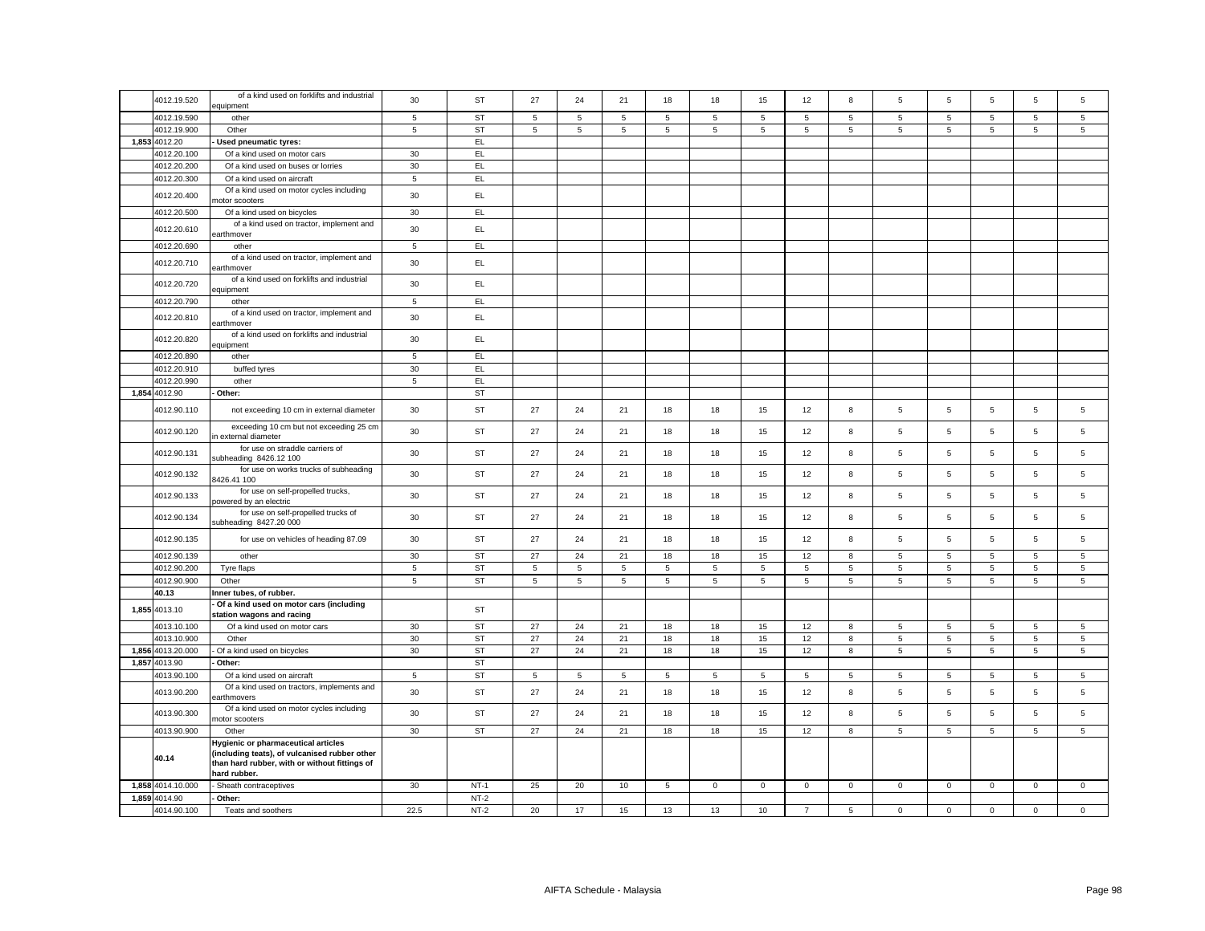| | | | | | | | | | | | | | | | | | | |
|---|---|---|---|---|---|---|---|---|---|---|---|---|---|---|---|---|---|---|
| | 4012.19.520 | of a kind used on forklifts and industrial equipment | 30 | ST | 27 | 24 | 21 | 18 | 18 | 15 | 12 | 8 | 5 | 5 | 5 | 5 | 5 |
| | 4012.19.590 | other | 5 | ST | 5 | 5 | 5 | 5 | 5 | 5 | 5 | 5 | 5 | 5 | 5 | 5 | 5 |
| | 4012.19.900 | Other | 5 | ST | 5 | 5 | 5 | 5 | 5 | 5 | 5 | 5 | 5 | 5 | 5 | 5 | 5 |
| 1,853 | 4012.20 | - Used pneumatic tyres: | | EL | | | | | | | | | | | | | |
| | 4012.20.100 | Of a kind used on motor cars | 30 | EL | | | | | | | | | | | | | |
| | 4012.20.200 | Of a kind used on buses or lorries | 30 | EL | | | | | | | | | | | | | |
| | 4012.20.300 | Of a kind used on aircraft | 5 | EL | | | | | | | | | | | | | |
| | 4012.20.400 | Of a kind used on motor cycles including motor scooters | 30 | EL | | | | | | | | | | | | | |
| | 4012.20.500 | Of a kind used on bicycles | 30 | EL | | | | | | | | | | | | | |
| | 4012.20.610 | of a kind used on tractor, implement and earthmover | 30 | EL | | | | | | | | | | | | | |
| | 4012.20.690 | other | 5 | EL | | | | | | | | | | | | | |
| | 4012.20.710 | of a kind used on tractor, implement and earthmover | 30 | EL | | | | | | | | | | | | | |
| | 4012.20.720 | of a kind used on forklifts and industrial equipment | 30 | EL | | | | | | | | | | | | | |
| | 4012.20.790 | other | 5 | EL | | | | | | | | | | | | | |
| | 4012.20.810 | of a kind used on tractor, implement and earthmover | 30 | EL | | | | | | | | | | | | | |
| | 4012.20.820 | of a kind used on forklifts and industrial equipment | 30 | EL | | | | | | | | | | | | | |
| | 4012.20.890 | other | 5 | EL | | | | | | | | | | | | | |
| | 4012.20.910 | buffed tyres | 30 | EL | | | | | | | | | | | | | |
| | 4012.20.990 | other | 5 | EL | | | | | | | | | | | | | |
| 1,854 | 4012.90 | - Other: | | ST | | | | | | | | | | | | | |
| | 4012.90.110 | not exceeding 10 cm in external diameter | 30 | ST | 27 | 24 | 21 | 18 | 18 | 15 | 12 | 8 | 5 | 5 | 5 | 5 | 5 |
| | 4012.90.120 | exceeding 10 cm but not exceeding 25 cm in external diameter | 30 | ST | 27 | 24 | 21 | 18 | 18 | 15 | 12 | 8 | 5 | 5 | 5 | 5 | 5 |
| | 4012.90.131 | for use on straddle carriers of subheading 8426.12 100 | 30 | ST | 27 | 24 | 21 | 18 | 18 | 15 | 12 | 8 | 5 | 5 | 5 | 5 | 5 |
| | 4012.90.132 | for use on works trucks of subheading 8426.41 100 | 30 | ST | 27 | 24 | 21 | 18 | 18 | 15 | 12 | 8 | 5 | 5 | 5 | 5 | 5 |
| | 4012.90.133 | for use on self-propelled trucks, powered by an electric | 30 | ST | 27 | 24 | 21 | 18 | 18 | 15 | 12 | 8 | 5 | 5 | 5 | 5 | 5 |
| | 4012.90.134 | for use on self-propelled trucks of subheading 8427.20 000 | 30 | ST | 27 | 24 | 21 | 18 | 18 | 15 | 12 | 8 | 5 | 5 | 5 | 5 | 5 |
| | 4012.90.135 | for use on vehicles of heading 87.09 | 30 | ST | 27 | 24 | 21 | 18 | 18 | 15 | 12 | 8 | 5 | 5 | 5 | 5 | 5 |
| | 4012.90.139 | other | 30 | ST | 27 | 24 | 21 | 18 | 18 | 15 | 12 | 8 | 5 | 5 | 5 | 5 | 5 |
| | 4012.90.200 | Tyre flaps | 5 | ST | 5 | 5 | 5 | 5 | 5 | 5 | 5 | 5 | 5 | 5 | 5 | 5 | 5 |
| | 4012.90.900 | Other | 5 | ST | 5 | 5 | 5 | 5 | 5 | 5 | 5 | 5 | 5 | 5 | 5 | 5 | 5 |
| | 40.13 | Inner tubes, of rubber. | | | | | | | | | | | | | | | |
| 1,855 | 4013.10 | - Of a kind used on motor cars (including station wagons and racing | | ST | | | | | | | | | | | | | |
| | 4013.10.100 | Of a kind used on motor cars | 30 | ST | 27 | 24 | 21 | 18 | 18 | 15 | 12 | 8 | 5 | 5 | 5 | 5 | 5 |
| | 4013.10.900 | Other | 30 | ST | 27 | 24 | 21 | 18 | 18 | 15 | 12 | 8 | 5 | 5 | 5 | 5 | 5 |
| 1,856 | 4013.20.000 | - Of a kind used on bicycles | 30 | ST | 27 | 24 | 21 | 18 | 18 | 15 | 12 | 8 | 5 | 5 | 5 | 5 | 5 |
| 1,857 | 4013.90 | - Other: | | ST | | | | | | | | | | | | | |
| | 4013.90.100 | Of a kind used on aircraft | 5 | ST | 5 | 5 | 5 | 5 | 5 | 5 | 5 | 5 | 5 | 5 | 5 | 5 | 5 |
| | 4013.90.200 | Of a kind used on tractors, implements and earthmovers | 30 | ST | 27 | 24 | 21 | 18 | 18 | 15 | 12 | 8 | 5 | 5 | 5 | 5 | 5 |
| | 4013.90.300 | Of a kind used on motor cycles including motor scooters | 30 | ST | 27 | 24 | 21 | 18 | 18 | 15 | 12 | 8 | 5 | 5 | 5 | 5 | 5 |
| | 4013.90.900 | Other | 30 | ST | 27 | 24 | 21 | 18 | 18 | 15 | 12 | 8 | 5 | 5 | 5 | 5 | 5 |
| | 40.14 | Hygienic or pharmaceutical articles (including teats), of vulcanised rubber other than hard rubber, with or without fittings of hard rubber. | | | | | | | | | | | | | | | |
| 1,858 | 4014.10.000 | - Sheath contraceptives | 30 | NT-1 | 25 | 20 | 10 | 5 | 0 | 0 | 0 | 0 | 0 | 0 | 0 | 0 | 0 |
| 1,859 | 4014.90 | - Other: | | NT-2 | | | | | | | | | | | | | |
| | 4014.90.100 | Teats and soothers | 22.5 | NT-2 | 20 | 17 | 15 | 13 | 13 | 10 | 7 | 5 | 0 | 0 | 0 | 0 | 0 |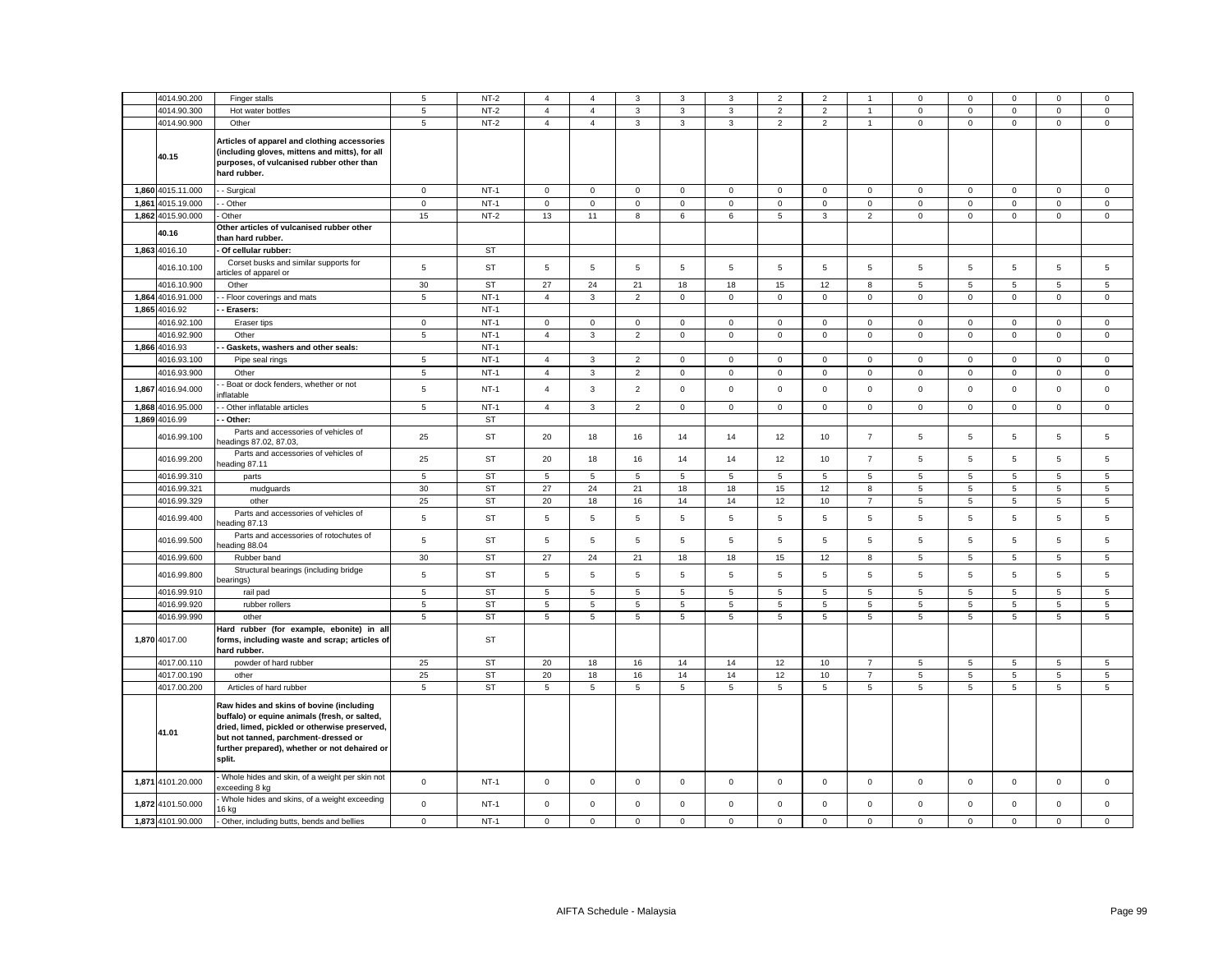| | | | | | | | | | | | | | | | | | |
|---|---|---|---|---|---|---|---|---|---|---|---|---|---|---|---|---|---|
| | 4014.90.200 | Finger stalls | 5 | NT-2 | 4 | 4 | 3 | 3 | 3 | 2 | 2 | 1 | 0 | 0 | 0 | 0 | 0 |
| | 4014.90.300 | Hot water bottles | 5 | NT-2 | 4 | 4 | 3 | 3 | 3 | 2 | 2 | 1 | 0 | 0 | 0 | 0 | 0 |
| | 4014.90.900 | Other | 5 | NT-2 | 4 | 4 | 3 | 3 | 3 | 2 | 2 | 1 | 0 | 0 | 0 | 0 | 0 |
| | 40.15 | **Articles of apparel and clothing accessories (including gloves, mittens and mitts), for all purposes, of vulcanised rubber other than hard rubber.** | | | | | | | | | | | | | | | |
| 1,860 | 4015.11.000 | - - Surgical | 0 | NT-1 | 0 | 0 | 0 | 0 | 0 | 0 | 0 | 0 | 0 | 0 | 0 | 0 | 0 |
| 1,861 | 4015.19.000 | - - Other | 0 | NT-1 | 0 | 0 | 0 | 0 | 0 | 0 | 0 | 0 | 0 | 0 | 0 | 0 | 0 |
| 1,862 | 4015.90.000 | - Other | 15 | NT-2 | 13 | 11 | 8 | 6 | 6 | 5 | 3 | 2 | 0 | 0 | 0 | 0 | 0 |
| | 40.16 | **Other articles of vulcanised rubber other than hard rubber.** | | | | | | | | | | | | | | | |
| 1,863 | 4016.10 | **- Of cellular rubber:** | | ST | | | | | | | | | | | | | |
| | 4016.10.100 | Corset busks and similar supports for articles of apparel or | 5 | ST | 5 | 5 | 5 | 5 | 5 | 5 | 5 | 5 | 5 | 5 | 5 | 5 | 5 |
| | 4016.10.900 | Other | 30 | ST | 27 | 24 | 21 | 18 | 18 | 15 | 12 | 8 | 5 | 5 | 5 | 5 | 5 |
| 1,864 | 4016.91.000 | - - Floor coverings and mats | 5 | NT-1 | 4 | 3 | 2 | 0 | 0 | 0 | 0 | 0 | 0 | 0 | 0 | 0 | 0 |
| 1,865 | 4016.92 | **- - Erasers:** | | NT-1 | | | | | | | | | | | | | |
| | 4016.92.100 | Eraser tips | 0 | NT-1 | 0 | 0 | 0 | 0 | 0 | 0 | 0 | 0 | 0 | 0 | 0 | 0 | 0 |
| | 4016.92.900 | Other | 5 | NT-1 | 4 | 3 | 2 | 0 | 0 | 0 | 0 | 0 | 0 | 0 | 0 | 0 | 0 |
| 1,866 | 4016.93 | **- - Gaskets, washers and other seals:** | | NT-1 | | | | | | | | | | | | | |
| | 4016.93.100 | Pipe seal rings | 5 | NT-1 | 4 | 3 | 2 | 0 | 0 | 0 | 0 | 0 | 0 | 0 | 0 | 0 | 0 |
| | 4016.93.900 | Other | 5 | NT-1 | 4 | 3 | 2 | 0 | 0 | 0 | 0 | 0 | 0 | 0 | 0 | 0 | 0 |
| 1,867 | 4016.94.000 | - - Boat or dock fenders, whether or not inflatable | 5 | NT-1 | 4 | 3 | 2 | 0 | 0 | 0 | 0 | 0 | 0 | 0 | 0 | 0 | 0 |
| 1,868 | 4016.95.000 | - - Other inflatable articles | 5 | NT-1 | 4 | 3 | 2 | 0 | 0 | 0 | 0 | 0 | 0 | 0 | 0 | 0 | 0 |
| 1,869 | 4016.99 | **- - Other:** | | ST | | | | | | | | | | | | | |
| | 4016.99.100 | Parts and accessories of vehicles of headings 87.02, 87.03, | 25 | ST | 20 | 18 | 16 | 14 | 14 | 12 | 10 | 7 | 5 | 5 | 5 | 5 | 5 |
| | 4016.99.200 | Parts and accessories of vehicles of heading 87.11 | 25 | ST | 20 | 18 | 16 | 14 | 14 | 12 | 10 | 7 | 5 | 5 | 5 | 5 | 5 |
| | 4016.99.310 | parts | 5 | ST | 5 | 5 | 5 | 5 | 5 | 5 | 5 | 5 | 5 | 5 | 5 | 5 | 5 |
| | 4016.99.321 | mudguards | 30 | ST | 27 | 24 | 21 | 18 | 18 | 15 | 12 | 8 | 5 | 5 | 5 | 5 | 5 |
| | 4016.99.329 | other | 25 | ST | 20 | 18 | 16 | 14 | 14 | 12 | 10 | 7 | 5 | 5 | 5 | 5 | 5 |
| | 4016.99.400 | Parts and accessories of vehicles of heading 87.13 | 5 | ST | 5 | 5 | 5 | 5 | 5 | 5 | 5 | 5 | 5 | 5 | 5 | 5 | 5 |
| | 4016.99.500 | Parts and accessories of rotochutes of heading 88.04 | 5 | ST | 5 | 5 | 5 | 5 | 5 | 5 | 5 | 5 | 5 | 5 | 5 | 5 | 5 |
| | 4016.99.600 | Rubber band | 30 | ST | 27 | 24 | 21 | 18 | 18 | 15 | 12 | 8 | 5 | 5 | 5 | 5 | 5 |
| | 4016.99.800 | Structural bearings (including bridge bearings) | 5 | ST | 5 | 5 | 5 | 5 | 5 | 5 | 5 | 5 | 5 | 5 | 5 | 5 | 5 |
| | 4016.99.910 | rail pad | 5 | ST | 5 | 5 | 5 | 5 | 5 | 5 | 5 | 5 | 5 | 5 | 5 | 5 | 5 |
| | 4016.99.920 | rubber rollers | 5 | ST | 5 | 5 | 5 | 5 | 5 | 5 | 5 | 5 | 5 | 5 | 5 | 5 | 5 |
| | 4016.99.990 | other | 5 | ST | 5 | 5 | 5 | 5 | 5 | 5 | 5 | 5 | 5 | 5 | 5 | 5 | 5 |
| 1,870 | 4017.00 | **Hard rubber (for example, ebonite) in all forms, including waste and scrap; articles of hard rubber.** | | ST | | | | | | | | | | | | | |
| | 4017.00.110 | powder of hard rubber | 25 | ST | 20 | 18 | 16 | 14 | 14 | 12 | 10 | 7 | 5 | 5 | 5 | 5 | 5 |
| | 4017.00.190 | other | 25 | ST | 20 | 18 | 16 | 14 | 14 | 12 | 10 | 7 | 5 | 5 | 5 | 5 | 5 |
| | 4017.00.200 | Articles of hard rubber | 5 | ST | 5 | 5 | 5 | 5 | 5 | 5 | 5 | 5 | 5 | 5 | 5 | 5 | 5 |
| | 41.01 | **Raw hides and skins of bovine (including buffalo) or equine animals (fresh, or salted, dried, limed, pickled or otherwise preserved, but not tanned, parchment-dressed or further prepared), whether or not dehaired or split.** | | | | | | | | | | | | | | | |
| 1,871 | 4101.20.000 | - Whole hides and skin, of a weight per skin not exceeding 8 kg | 0 | NT-1 | 0 | 0 | 0 | 0 | 0 | 0 | 0 | 0 | 0 | 0 | 0 | 0 | 0 |
| 1,872 | 4101.50.000 | - Whole hides and skins, of a weight exceeding 16 kg | 0 | NT-1 | 0 | 0 | 0 | 0 | 0 | 0 | 0 | 0 | 0 | 0 | 0 | 0 | 0 |
| 1,873 | 4101.90.000 | - Other, including butts, bends and bellies | 0 | NT-1 | 0 | 0 | 0 | 0 | 0 | 0 | 0 | 0 | 0 | 0 | 0 | 0 | 0 |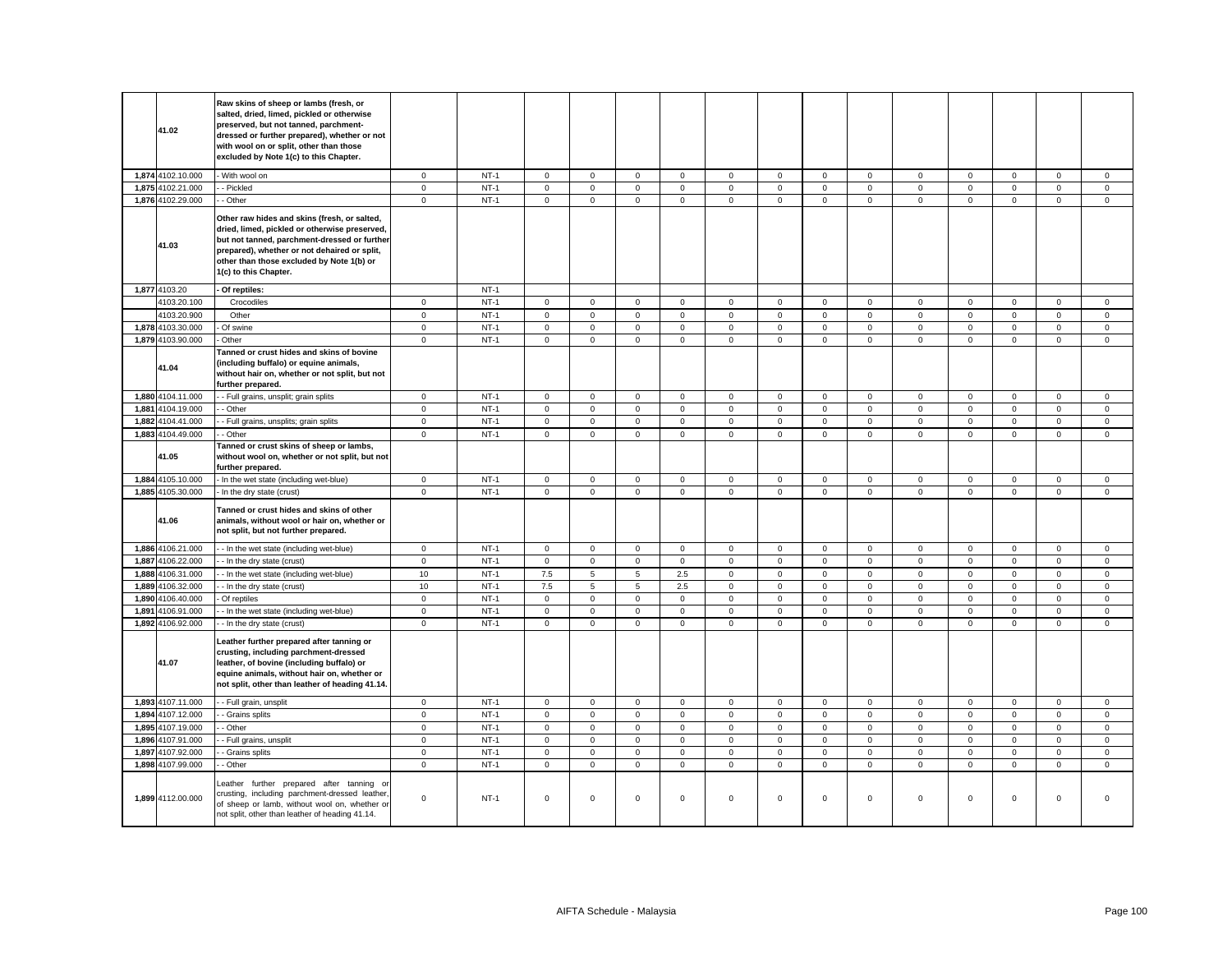| | | | | | | | | | | | | | | | | | | |
|---|---|---|---|---|---|---|---|---|---|---|---|---|---|---|---|---|---|---|
| | **41.02** | **Raw skins of sheep or lambs (fresh, or salted, dried, limed, pickled or otherwise preserved, but not tanned, parchment-dressed or further prepared), whether or not with wool on or split, other than those excluded by Note 1(c) to this Chapter.** | | | | | | | | | | | | | | | | |
| 1,874 | 4102.10.000 | - With wool on | 0 | NT-1 | 0 | 0 | 0 | 0 | 0 | 0 | 0 | 0 | 0 | 0 | 0 | 0 | 0 |
| 1,875 | 4102.21.000 | - - Pickled | 0 | NT-1 | 0 | 0 | 0 | 0 | 0 | 0 | 0 | 0 | 0 | 0 | 0 | 0 | 0 |
| 1,876 | 4102.29.000 | - - Other | 0 | NT-1 | 0 | 0 | 0 | 0 | 0 | 0 | 0 | 0 | 0 | 0 | 0 | 0 | 0 |
| | **41.03** | **Other raw hides and skins (fresh, or salted, dried, limed, pickled or otherwise preserved, but not tanned, parchment-dressed or further prepared), whether or not dehaired or split, other than those excluded by Note 1(b) or 1(c) to this Chapter.** | | | | | | | | | | | | | | | | |
| 1,877 | 4103.20 | **- Of reptiles:** | | NT-1 | | | | | | | | | | | | | |
| | 4103.20.100 | Crocodiles | 0 | NT-1 | 0 | 0 | 0 | 0 | 0 | 0 | 0 | 0 | 0 | 0 | 0 | 0 | 0 |
| | 4103.20.900 | Other | 0 | NT-1 | 0 | 0 | 0 | 0 | 0 | 0 | 0 | 0 | 0 | 0 | 0 | 0 | 0 |
| 1,878 | 4103.30.000 | - Of swine | 0 | NT-1 | 0 | 0 | 0 | 0 | 0 | 0 | 0 | 0 | 0 | 0 | 0 | 0 | 0 |
| 1,879 | 4103.90.000 | - Other | 0 | NT-1 | 0 | 0 | 0 | 0 | 0 | 0 | 0 | 0 | 0 | 0 | 0 | 0 | 0 |
| | **41.04** | **Tanned or crust hides and skins of bovine (including buffalo) or equine animals, without hair on, whether or not split, but not further prepared.** | | | | | | | | | | | | | | | | |
| 1,880 | 4104.11.000 | - - Full grains, unsplit; grain splits | 0 | NT-1 | 0 | 0 | 0 | 0 | 0 | 0 | 0 | 0 | 0 | 0 | 0 | 0 | 0 |
| 1,881 | 4104.19.000 | - - Other | 0 | NT-1 | 0 | 0 | 0 | 0 | 0 | 0 | 0 | 0 | 0 | 0 | 0 | 0 | 0 |
| 1,882 | 4104.41.000 | - - Full grains, unsplits; grain splits | 0 | NT-1 | 0 | 0 | 0 | 0 | 0 | 0 | 0 | 0 | 0 | 0 | 0 | 0 | 0 |
| 1,883 | 4104.49.000 | - - Other | 0 | NT-1 | 0 | 0 | 0 | 0 | 0 | 0 | 0 | 0 | 0 | 0 | 0 | 0 | 0 |
| | **41.05** | **Tanned or crust skins of sheep or lambs, without wool on, whether or not split, but not further prepared.** | | | | | | | | | | | | | | | | |
| 1,884 | 4105.10.000 | - In the wet state (including wet-blue) | 0 | NT-1 | 0 | 0 | 0 | 0 | 0 | 0 | 0 | 0 | 0 | 0 | 0 | 0 | 0 |
| 1,885 | 4105.30.000 | - In the dry state (crust) | 0 | NT-1 | 0 | 0 | 0 | 0 | 0 | 0 | 0 | 0 | 0 | 0 | 0 | 0 | 0 |
| | **41.06** | **Tanned or crust hides and skins of other animals, without wool or hair on, whether or not split, but not further prepared.** | | | | | | | | | | | | | | | | |
| 1,886 | 4106.21.000 | - - In the wet state (including wet-blue) | 0 | NT-1 | 0 | 0 | 0 | 0 | 0 | 0 | 0 | 0 | 0 | 0 | 0 | 0 | 0 |
| 1,887 | 4106.22.000 | - - In the dry state (crust) | 0 | NT-1 | 0 | 0 | 0 | 0 | 0 | 0 | 0 | 0 | 0 | 0 | 0 | 0 | 0 |
| 1,888 | 4106.31.000 | - - In the wet state (including wet-blue) | 10 | NT-1 | 7.5 | 5 | 5 | 2.5 | 0 | 0 | 0 | 0 | 0 | 0 | 0 | 0 | 0 |
| 1,889 | 4106.32.000 | - - In the dry state (crust) | 10 | NT-1 | 7.5 | 5 | 5 | 2.5 | 0 | 0 | 0 | 0 | 0 | 0 | 0 | 0 | 0 |
| 1,890 | 4106.40.000 | - Of reptiles | 0 | NT-1 | 0 | 0 | 0 | 0 | 0 | 0 | 0 | 0 | 0 | 0 | 0 | 0 | 0 |
| 1,891 | 4106.91.000 | - - In the wet state (including wet-blue) | 0 | NT-1 | 0 | 0 | 0 | 0 | 0 | 0 | 0 | 0 | 0 | 0 | 0 | 0 | 0 |
| 1,892 | 4106.92.000 | - - In the dry state (crust) | 0 | NT-1 | 0 | 0 | 0 | 0 | 0 | 0 | 0 | 0 | 0 | 0 | 0 | 0 | 0 |
| | **41.07** | **Leather further prepared after tanning or crusting, including parchment-dressed leather, of bovine (including buffalo) or equine animals, without hair on, whether or not split, other than leather of heading 41.14.** | | | | | | | | | | | | | | | | |
| 1,893 | 4107.11.000 | - - Full grain, unsplit | 0 | NT-1 | 0 | 0 | 0 | 0 | 0 | 0 | 0 | 0 | 0 | 0 | 0 | 0 | 0 |
| 1,894 | 4107.12.000 | - - Grains splits | 0 | NT-1 | 0 | 0 | 0 | 0 | 0 | 0 | 0 | 0 | 0 | 0 | 0 | 0 | 0 |
| 1,895 | 4107.19.000 | - - Other | 0 | NT-1 | 0 | 0 | 0 | 0 | 0 | 0 | 0 | 0 | 0 | 0 | 0 | 0 | 0 |
| 1,896 | 4107.91.000 | - - Full grains, unsplit | 0 | NT-1 | 0 | 0 | 0 | 0 | 0 | 0 | 0 | 0 | 0 | 0 | 0 | 0 | 0 |
| 1,897 | 4107.92.000 | - - Grains splits | 0 | NT-1 | 0 | 0 | 0 | 0 | 0 | 0 | 0 | 0 | 0 | 0 | 0 | 0 | 0 |
| 1,898 | 4107.99.000 | - - Other | 0 | NT-1 | 0 | 0 | 0 | 0 | 0 | 0 | 0 | 0 | 0 | 0 | 0 | 0 | 0 |
| 1,899 | 4112.00.000 | Leather further prepared after tanning or crusting, including parchment-dressed leather, of sheep or lamb, without wool on, whether or not split, other than leather of heading 41.14. | 0 | NT-1 | 0 | 0 | 0 | 0 | 0 | 0 | 0 | 0 | 0 | 0 | 0 | 0 | 0 |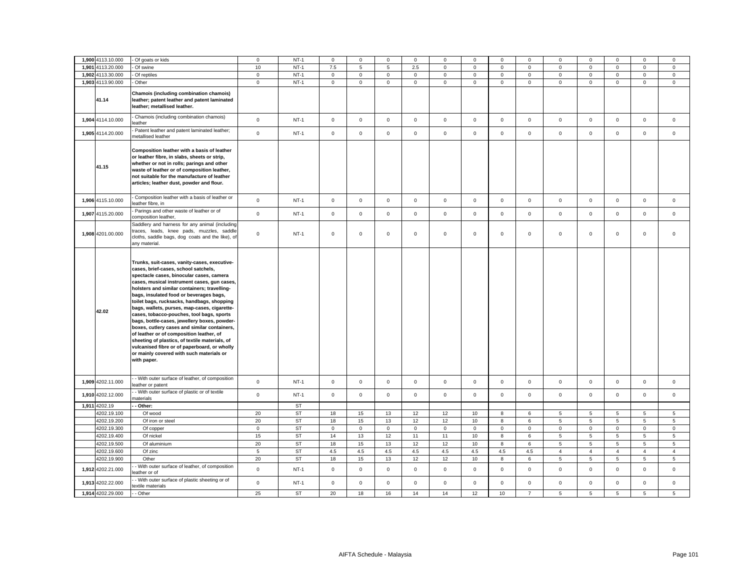| | | | | | | | | | | | | | | | | | | |
|---|---|---|---|---|---|---|---|---|---|---|---|---|---|---|---|---|---|---|
| 1,900 | 4113.10.000 | - Of goats or kids | 0 | NT-1 | 0 | 0 | 0 | 0 | 0 | 0 | 0 | 0 | 0 | 0 | 0 | 0 | 0 |
| 1,901 | 4113.20.000 | - Of swine | 10 | NT-1 | 7.5 | 5 | 5 | 2.5 | 0 | 0 | 0 | 0 | 0 | 0 | 0 | 0 | 0 |
| 1,902 | 4113.30.000 | - Of reptiles | 0 | NT-1 | 0 | 0 | 0 | 0 | 0 | 0 | 0 | 0 | 0 | 0 | 0 | 0 | 0 |
| 1,903 | 4113.90.000 | - Other | 0 | NT-1 | 0 | 0 | 0 | 0 | 0 | 0 | 0 | 0 | 0 | 0 | 0 | 0 | 0 |
| | 41.14 | **Chamois (including combination chamois) leather; patent leather and patent laminated leather; metallised leather.** | | | | | | | | | | | | | | | |
| 1,904 | 4114.10.000 | - Chamois (including combination chamois) leather | 0 | NT-1 | 0 | 0 | 0 | 0 | 0 | 0 | 0 | 0 | 0 | 0 | 0 | 0 | 0 |
| 1,905 | 4114.20.000 | - Patent leather and patent laminated leather; metallised leather | 0 | NT-1 | 0 | 0 | 0 | 0 | 0 | 0 | 0 | 0 | 0 | 0 | 0 | 0 | 0 |
| | 41.15 | **Composition leather with a basis of leather or leather fibre, in slabs, sheets or strip, whether or not in rolls; parings and other waste of leather or of composition leather, not suitable for the manufacture of leather articles; leather dust, powder and flour.** | | | | | | | | | | | | | | | |
| 1,906 | 4115.10.000 | - Composition leather with a basis of leather or leather fibre, in | 0 | NT-1 | 0 | 0 | 0 | 0 | 0 | 0 | 0 | 0 | 0 | 0 | 0 | 0 | 0 |
| 1,907 | 4115.20.000 | - Parings and other waste of leather or of composition leather, | 0 | NT-1 | 0 | 0 | 0 | 0 | 0 | 0 | 0 | 0 | 0 | 0 | 0 | 0 | 0 |
| 1,908 | 4201.00.000 | Saddlery and harness for any animal (including traces, leads, knee pads, muzzles, saddle cloths, saddle bags, dog coats and the like), of any material. | 0 | NT-1 | 0 | 0 | 0 | 0 | 0 | 0 | 0 | 0 | 0 | 0 | 0 | 0 | 0 |
| | 42.02 | **Trunks, suit-cases, vanity-cases, executive-cases, brief-cases, school satchels, spectacle cases, binocular cases, camera cases, musical instrument cases, gun cases, holsters and similar containers; travelling-bags, insulated food or beverages bags, toilet bags, rucksacks, handbags, shopping bags, wallets, purses, map-cases, cigarette-cases, tobacco-pouches, tool bags, sports bags, bottle-cases, jewellery boxes, powder-boxes, cutlery cases and similar containers, of leather or of composition leather, of sheeting of plastics, of textile materials, of vulcanised fibre or of paperboard, or wholly or mainly covered with such materials or with paper.** | | | | | | | | | | | | | | | |
| 1,909 | 4202.11.000 | - - With outer surface of leather, of composition leather or patent | 0 | NT-1 | 0 | 0 | 0 | 0 | 0 | 0 | 0 | 0 | 0 | 0 | 0 | 0 | 0 |
| 1,910 | 4202.12.000 | - - With outer surface of plastic or of textile materials | 0 | NT-1 | 0 | 0 | 0 | 0 | 0 | 0 | 0 | 0 | 0 | 0 | 0 | 0 | 0 |
| 1,911 | 4202.19 | **- - Other:** | | ST | | | | | | | | | | | | | |
| | 4202.19.100 | Of wood | 20 | ST | 18 | 15 | 13 | 12 | 12 | 10 | 8 | 6 | 5 | 5 | 5 | 5 | 5 |
| | 4202.19.200 | Of iron or steel | 20 | ST | 18 | 15 | 13 | 12 | 12 | 10 | 8 | 6 | 5 | 5 | 5 | 5 | 5 |
| | 4202.19.300 | Of copper | 0 | ST | 0 | 0 | 0 | 0 | 0 | 0 | 0 | 0 | 0 | 0 | 0 | 0 | 0 |
| | 4202.19.400 | Of nickel | 15 | ST | 14 | 13 | 12 | 11 | 11 | 10 | 8 | 6 | 5 | 5 | 5 | 5 | 5 |
| | 4202.19.500 | Of aluminium | 20 | ST | 18 | 15 | 13 | 12 | 12 | 10 | 8 | 6 | 5 | 5 | 5 | 5 | 5 |
| | 4202.19.600 | Of zinc | 5 | ST | 4.5 | 4.5 | 4.5 | 4.5 | 4.5 | 4.5 | 4.5 | 4.5 | 4 | 4 | 4 | 4 | 4 |
| | 4202.19.900 | Other | 20 | ST | 18 | 15 | 13 | 12 | 12 | 10 | 8 | 6 | 5 | 5 | 5 | 5 | 5 |
| 1,912 | 4202.21.000 | - - With outer surface of leather, of composition leather or of | 0 | NT-1 | 0 | 0 | 0 | 0 | 0 | 0 | 0 | 0 | 0 | 0 | 0 | 0 | 0 |
| 1,913 | 4202.22.000 | - - With outer surface of plastic sheeting or of textile materials | 0 | NT-1 | 0 | 0 | 0 | 0 | 0 | 0 | 0 | 0 | 0 | 0 | 0 | 0 | 0 |
| 1,914 | 4202.29.000 | - - Other | 25 | ST | 20 | 18 | 16 | 14 | 14 | 12 | 10 | 7 | 5 | 5 | 5 | 5 | 5 |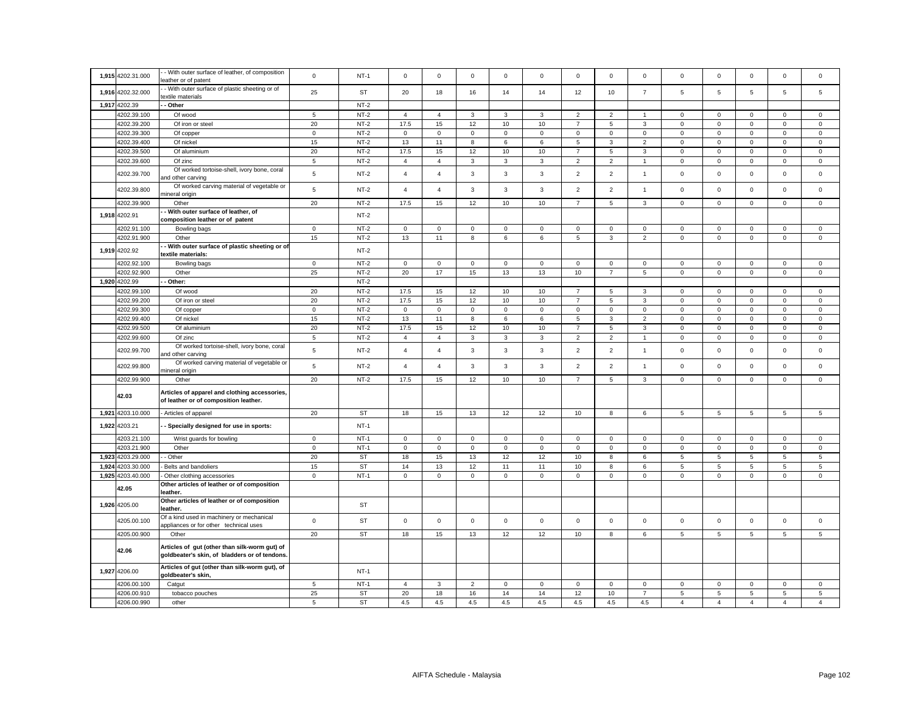| | | | | | | | | | | | | | | | | | |
|---|---|---|---|---|---|---|---|---|---|---|---|---|---|---|---|---|---|
| 1,915 | 4202.31.000 | - - With outer surface of leather, of composition leather or of patent | 0 | NT-1 | 0 | 0 | 0 | 0 | 0 | 0 | 0 | 0 | 0 | 0 | 0 | 0 | 0 |
| 1,916 | 4202.32.000 | - - With outer surface of plastic sheeting or of textile materials | 25 | ST | 20 | 18 | 16 | 14 | 14 | 12 | 10 | 7 | 5 | 5 | 5 | 5 | 5 |
| 1,917 | 4202.39 | - - Other | | NT-2 | | | | | | | | | | | | | |
| | 4202.39.100 | Of wood | 5 | NT-2 | 4 | 4 | 3 | 3 | 3 | 2 | 2 | 1 | 0 | 0 | 0 | 0 | 0 |
| | 4202.39.200 | Of iron or steel | 20 | NT-2 | 17.5 | 15 | 12 | 10 | 10 | 7 | 5 | 3 | 0 | 0 | 0 | 0 | 0 |
| | 4202.39.300 | Of copper | 0 | NT-2 | 0 | 0 | 0 | 0 | 0 | 0 | 0 | 0 | 0 | 0 | 0 | 0 | 0 |
| | 4202.39.400 | Of nickel | 15 | NT-2 | 13 | 11 | 8 | 6 | 6 | 5 | 3 | 2 | 0 | 0 | 0 | 0 | 0 |
| | 4202.39.500 | Of aluminium | 20 | NT-2 | 17.5 | 15 | 12 | 10 | 10 | 7 | 5 | 3 | 0 | 0 | 0 | 0 | 0 |
| | 4202.39.600 | Of zinc | 5 | NT-2 | 4 | 4 | 3 | 3 | 3 | 2 | 2 | 1 | 0 | 0 | 0 | 0 | 0 |
| | 4202.39.700 | Of worked tortoise-shell, ivory bone, coral and other carving | 5 | NT-2 | 4 | 4 | 3 | 3 | 3 | 2 | 2 | 1 | 0 | 0 | 0 | 0 | 0 |
| | 4202.39.800 | Of worked carving material of vegetable or mineral origin | 5 | NT-2 | 4 | 4 | 3 | 3 | 3 | 2 | 2 | 1 | 0 | 0 | 0 | 0 | 0 |
| | 4202.39.900 | Other | 20 | NT-2 | 17.5 | 15 | 12 | 10 | 10 | 7 | 5 | 3 | 0 | 0 | 0 | 0 | 0 |
| 1,918 | 4202.91 | - - With outer surface of leather, of composition leather or of patent | | NT-2 | | | | | | | | | | | | | |
| | 4202.91.100 | Bowling bags | 0 | NT-2 | 0 | 0 | 0 | 0 | 0 | 0 | 0 | 0 | 0 | 0 | 0 | 0 | 0 |
| | 4202.91.900 | Other | 15 | NT-2 | 13 | 11 | 8 | 6 | 6 | 5 | 3 | 2 | 0 | 0 | 0 | 0 | 0 |
| 1,919 | 4202.92 | - - With outer surface of plastic sheeting or of textile materials: | | NT-2 | | | | | | | | | | | | | |
| | 4202.92.100 | Bowling bags | 0 | NT-2 | 0 | 0 | 0 | 0 | 0 | 0 | 0 | 0 | 0 | 0 | 0 | 0 | 0 |
| | 4202.92.900 | Other | 25 | NT-2 | 20 | 17 | 15 | 13 | 13 | 10 | 7 | 5 | 0 | 0 | 0 | 0 | 0 |
| 1,920 | 4202.99 | - - Other: | | NT-2 | | | | | | | | | | | | | |
| | 4202.99.100 | Of wood | 20 | NT-2 | 17.5 | 15 | 12 | 10 | 10 | 7 | 5 | 3 | 0 | 0 | 0 | 0 | 0 |
| | 4202.99.200 | Of iron or steel | 20 | NT-2 | 17.5 | 15 | 12 | 10 | 10 | 7 | 5 | 3 | 0 | 0 | 0 | 0 | 0 |
| | 4202.99.300 | Of copper | 0 | NT-2 | 0 | 0 | 0 | 0 | 0 | 0 | 0 | 0 | 0 | 0 | 0 | 0 | 0 |
| | 4202.99.400 | Of nickel | 15 | NT-2 | 13 | 11 | 8 | 6 | 6 | 5 | 3 | 2 | 0 | 0 | 0 | 0 | 0 |
| | 4202.99.500 | Of aluminium | 20 | NT-2 | 17.5 | 15 | 12 | 10 | 10 | 7 | 5 | 3 | 0 | 0 | 0 | 0 | 0 |
| | 4202.99.600 | Of zinc | 5 | NT-2 | 4 | 4 | 3 | 3 | 3 | 2 | 2 | 1 | 0 | 0 | 0 | 0 | 0 |
| | 4202.99.700 | Of worked tortoise-shell, ivory bone, coral and other carving | 5 | NT-2 | 4 | 4 | 3 | 3 | 3 | 2 | 2 | 1 | 0 | 0 | 0 | 0 | 0 |
| | 4202.99.800 | Of worked carving material of vegetable or mineral origin | 5 | NT-2 | 4 | 4 | 3 | 3 | 3 | 2 | 2 | 1 | 0 | 0 | 0 | 0 | 0 |
| | 4202.99.900 | Other | 20 | NT-2 | 17.5 | 15 | 12 | 10 | 10 | 7 | 5 | 3 | 0 | 0 | 0 | 0 | 0 |
| | 42.03 | **Articles of apparel and clothing accessories, of leather or of composition leather.** | | | | | | | | | | | | | | | |
| 1,921 | 4203.10.000 | - Articles of apparel | 20 | ST | 18 | 15 | 13 | 12 | 12 | 10 | 8 | 6 | 5 | 5 | 5 | 5 | 5 |
| 1,922 | 4203.21 | - - Specially designed for use in sports: | | NT-1 | | | | | | | | | | | | | |
| | 4203.21.100 | Wrist guards for bowling | 0 | NT-1 | 0 | 0 | 0 | 0 | 0 | 0 | 0 | 0 | 0 | 0 | 0 | 0 | 0 |
| | 4203.21.900 | Other | 0 | NT-1 | 0 | 0 | 0 | 0 | 0 | 0 | 0 | 0 | 0 | 0 | 0 | 0 | 0 |
| 1,923 | 4203.29.000 | - - Other | 20 | ST | 18 | 15 | 13 | 12 | 12 | 10 | 8 | 6 | 5 | 5 | 5 | 5 | 5 |
| 1,924 | 4203.30.000 | - Belts and bandoliers | 15 | ST | 14 | 13 | 12 | 11 | 11 | 10 | 8 | 6 | 5 | 5 | 5 | 5 | 5 |
| 1,925 | 4203.40.000 | - Other clothing accessories | 0 | NT-1 | 0 | 0 | 0 | 0 | 0 | 0 | 0 | 0 | 0 | 0 | 0 | 0 | 0 |
| | 42.05 | **Other articles of leather or of composition leather.** | | | | | | | | | | | | | | | |
| 1,926 | 4205.00 | **Other articles of leather or of composition leather.** | | ST | | | | | | | | | | | | | |
| | 4205.00.100 | Of a kind used in machinery or mechanical appliances or for other technical uses | 0 | ST | 0 | 0 | 0 | 0 | 0 | 0 | 0 | 0 | 0 | 0 | 0 | 0 | 0 |
| | 4205.00.900 | Other | 20 | ST | 18 | 15 | 13 | 12 | 12 | 10 | 8 | 6 | 5 | 5 | 5 | 5 | 5 |
| | 42.06 | **Articles of gut (other than silk-worm gut) of goldbeater's skin, of bladders or of tendons.** | | | | | | | | | | | | | | | |
| 1,927 | 4206.00 | **Articles of gut (other than silk-worm gut), of goldbeater's skin,** | | NT-1 | | | | | | | | | | | | | |
| | 4206.00.100 | Catgut | 5 | NT-1 | 4 | 3 | 2 | 0 | 0 | 0 | 0 | 0 | 0 | 0 | 0 | 0 | 0 |
| | 4206.00.910 | tobacco pouches | 25 | ST | 20 | 18 | 16 | 14 | 14 | 12 | 10 | 7 | 5 | 5 | 5 | 5 | 5 |
| | 4206.00.990 | other | 5 | ST | 4.5 | 4.5 | 4.5 | 4.5 | 4.5 | 4.5 | 4.5 | 4.5 | 4 | 4 | 4 | 4 | 4 |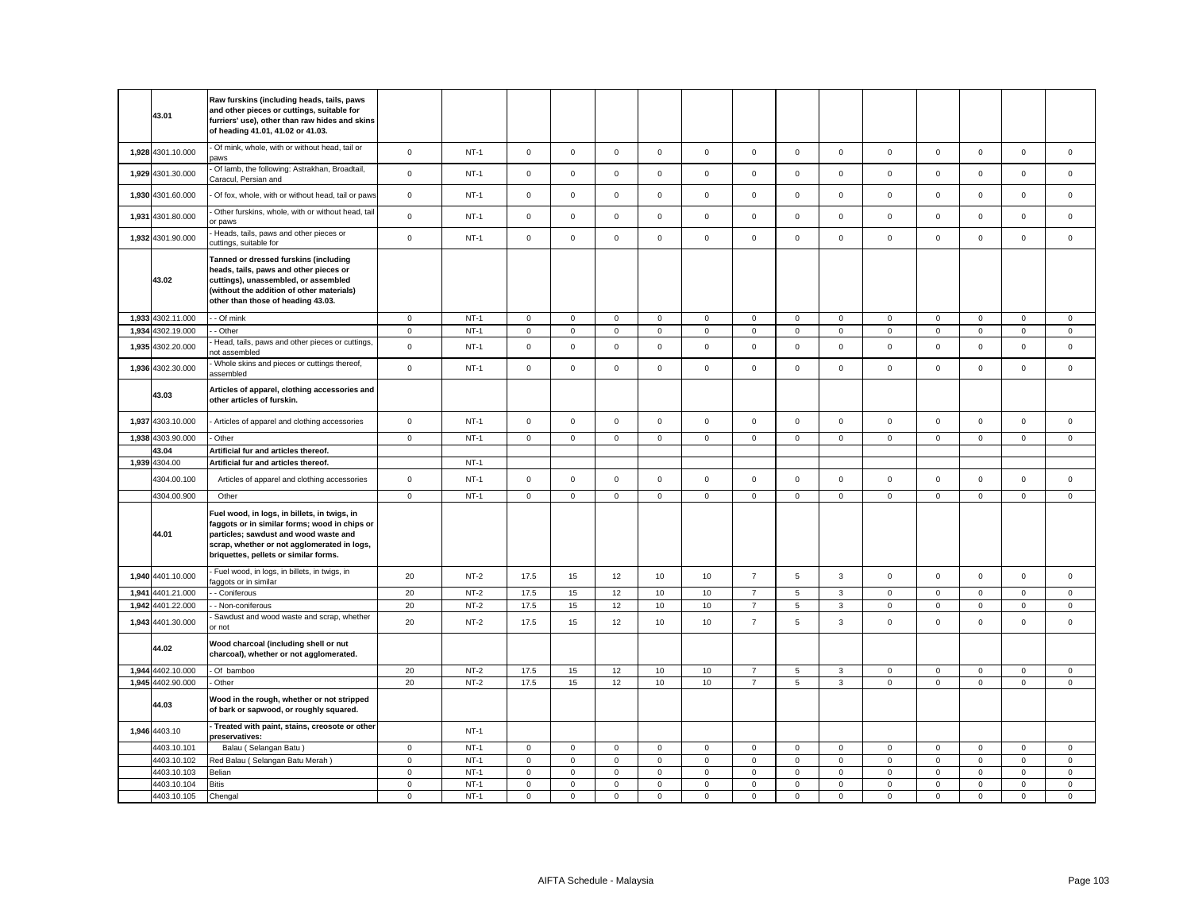| | | | | | | | | | | | | | | | | | | |
|---|---|---|---|---|---|---|---|---|---|---|---|---|---|---|---|---|---|---|
| | 43.01 | **Raw furskins (including heads, tails, paws and other pieces or cuttings, suitable for furriers' use), other than raw hides and skins of heading 41.01, 41.02 or 41.03.** | | | | | | | | | | | | | | | | |
| 1,928 | 4301.10.000 | - Of mink, whole, with or without head, tail or paws | 0 | NT-1 | 0 | 0 | 0 | 0 | 0 | 0 | 0 | 0 | 0 | 0 | 0 | 0 | 0 |
| 1,929 | 4301.30.000 | - Of lamb, the following: Astrakhan, Broadtail, Caracul, Persian and | 0 | NT-1 | 0 | 0 | 0 | 0 | 0 | 0 | 0 | 0 | 0 | 0 | 0 | 0 | 0 |
| 1,930 | 4301.60.000 | - Of fox, whole, with or without head, tail or paws | 0 | NT-1 | 0 | 0 | 0 | 0 | 0 | 0 | 0 | 0 | 0 | 0 | 0 | 0 | 0 |
| 1,931 | 4301.80.000 | - Other furskins, whole, with or without head, tail or paws | 0 | NT-1 | 0 | 0 | 0 | 0 | 0 | 0 | 0 | 0 | 0 | 0 | 0 | 0 | 0 |
| 1,932 | 4301.90.000 | - Heads, tails, paws and other pieces or cuttings, suitable for | 0 | NT-1 | 0 | 0 | 0 | 0 | 0 | 0 | 0 | 0 | 0 | 0 | 0 | 0 | 0 |
| | 43.02 | **Tanned or dressed furskins (including heads, tails, paws and other pieces or cuttings), unassembled, or assembled (without the addition of other materials) other than those of heading 43.03.** | | | | | | | | | | | | | | | | |
| 1,933 | 4302.11.000 | - - Of mink | 0 | NT-1 | 0 | 0 | 0 | 0 | 0 | 0 | 0 | 0 | 0 | 0 | 0 | 0 | 0 |
| 1,934 | 4302.19.000 | - - Other | 0 | NT-1 | 0 | 0 | 0 | 0 | 0 | 0 | 0 | 0 | 0 | 0 | 0 | 0 | 0 |
| 1,935 | 4302.20.000 | - Head, tails, paws and other pieces or cuttings, not assembled | 0 | NT-1 | 0 | 0 | 0 | 0 | 0 | 0 | 0 | 0 | 0 | 0 | 0 | 0 | 0 |
| 1,936 | 4302.30.000 | - Whole skins and pieces or cuttings thereof, assembled | 0 | NT-1 | 0 | 0 | 0 | 0 | 0 | 0 | 0 | 0 | 0 | 0 | 0 | 0 | 0 |
| | 43.03 | **Articles of apparel, clothing accessories and other articles of furskin.** | | | | | | | | | | | | | | | | |
| 1,937 | 4303.10.000 | - Articles of apparel and clothing accessories | 0 | NT-1 | 0 | 0 | 0 | 0 | 0 | 0 | 0 | 0 | 0 | 0 | 0 | 0 | 0 |
| 1,938 | 4303.90.000 | - Other | 0 | NT-1 | 0 | 0 | 0 | 0 | 0 | 0 | 0 | 0 | 0 | 0 | 0 | 0 | 0 |
| | 43.04 | **Artificial fur and articles thereof.** | | | | | | | | | | | | | | | | |
| 1,939 | 4304.00 | **Artificial fur and articles thereof.** | | NT-1 | | | | | | | | | | | | | | |
| | 4304.00.100 | Articles of apparel and clothing accessories | 0 | NT-1 | 0 | 0 | 0 | 0 | 0 | 0 | 0 | 0 | 0 | 0 | 0 | 0 | 0 |
| | 4304.00.900 | Other | 0 | NT-1 | 0 | 0 | 0 | 0 | 0 | 0 | 0 | 0 | 0 | 0 | 0 | 0 | 0 |
| | 44.01 | **Fuel wood, in logs, in billets, in twigs, in faggots or in similar forms; wood in chips or particles; sawdust and wood waste and scrap, whether or not agglomerated in logs, briquettes, pellets or similar forms.** | | | | | | | | | | | | | | | | |
| 1,940 | 4401.10.000 | - Fuel wood, in logs, in billets, in twigs, in faggots or in similar | 20 | NT-2 | 17.5 | 15 | 12 | 10 | 10 | 7 | 5 | 3 | 0 | 0 | 0 | 0 | 0 |
| 1,941 | 4401.21.000 | - - Coniferous | 20 | NT-2 | 17.5 | 15 | 12 | 10 | 10 | 7 | 5 | 3 | 0 | 0 | 0 | 0 | 0 |
| 1,942 | 4401.22.000 | - - Non-coniferous | 20 | NT-2 | 17.5 | 15 | 12 | 10 | 10 | 7 | 5 | 3 | 0 | 0 | 0 | 0 | 0 |
| 1,943 | 4401.30.000 | - Sawdust and wood waste and scrap, whether or not | 20 | NT-2 | 17.5 | 15 | 12 | 10 | 10 | 7 | 5 | 3 | 0 | 0 | 0 | 0 | 0 |
| | 44.02 | **Wood charcoal (including shell or nut charcoal), whether or not agglomerated.** | | | | | | | | | | | | | | | | |
| 1,944 | 4402.10.000 | - Of bamboo | 20 | NT-2 | 17.5 | 15 | 12 | 10 | 10 | 7 | 5 | 3 | 0 | 0 | 0 | 0 | 0 |
| 1,945 | 4402.90.000 | - Other | 20 | NT-2 | 17.5 | 15 | 12 | 10 | 10 | 7 | 5 | 3 | 0 | 0 | 0 | 0 | 0 |
| | 44.03 | **Wood in the rough, whether or not stripped of bark or sapwood, or roughly squared.** | | | | | | | | | | | | | | | | |
| 1,946 | 4403.10 | **- Treated with paint, stains, creosote or other preservatives:** | | NT-1 | | | | | | | | | | | | | | |
| | 4403.10.101 | Balau ( Selangan Batu ) | 0 | NT-1 | 0 | 0 | 0 | 0 | 0 | 0 | 0 | 0 | 0 | 0 | 0 | 0 | 0 |
| | 4403.10.102 | Red Balau ( Selangan Batu Merah ) | 0 | NT-1 | 0 | 0 | 0 | 0 | 0 | 0 | 0 | 0 | 0 | 0 | 0 | 0 | 0 |
| | 4403.10.103 | Belian | 0 | NT-1 | 0 | 0 | 0 | 0 | 0 | 0 | 0 | 0 | 0 | 0 | 0 | 0 | 0 |
| | 4403.10.104 | Bitis | 0 | NT-1 | 0 | 0 | 0 | 0 | 0 | 0 | 0 | 0 | 0 | 0 | 0 | 0 | 0 |
| | 4403.10.105 | Chengal | 0 | NT-1 | 0 | 0 | 0 | 0 | 0 | 0 | 0 | 0 | 0 | 0 | 0 | 0 | 0 |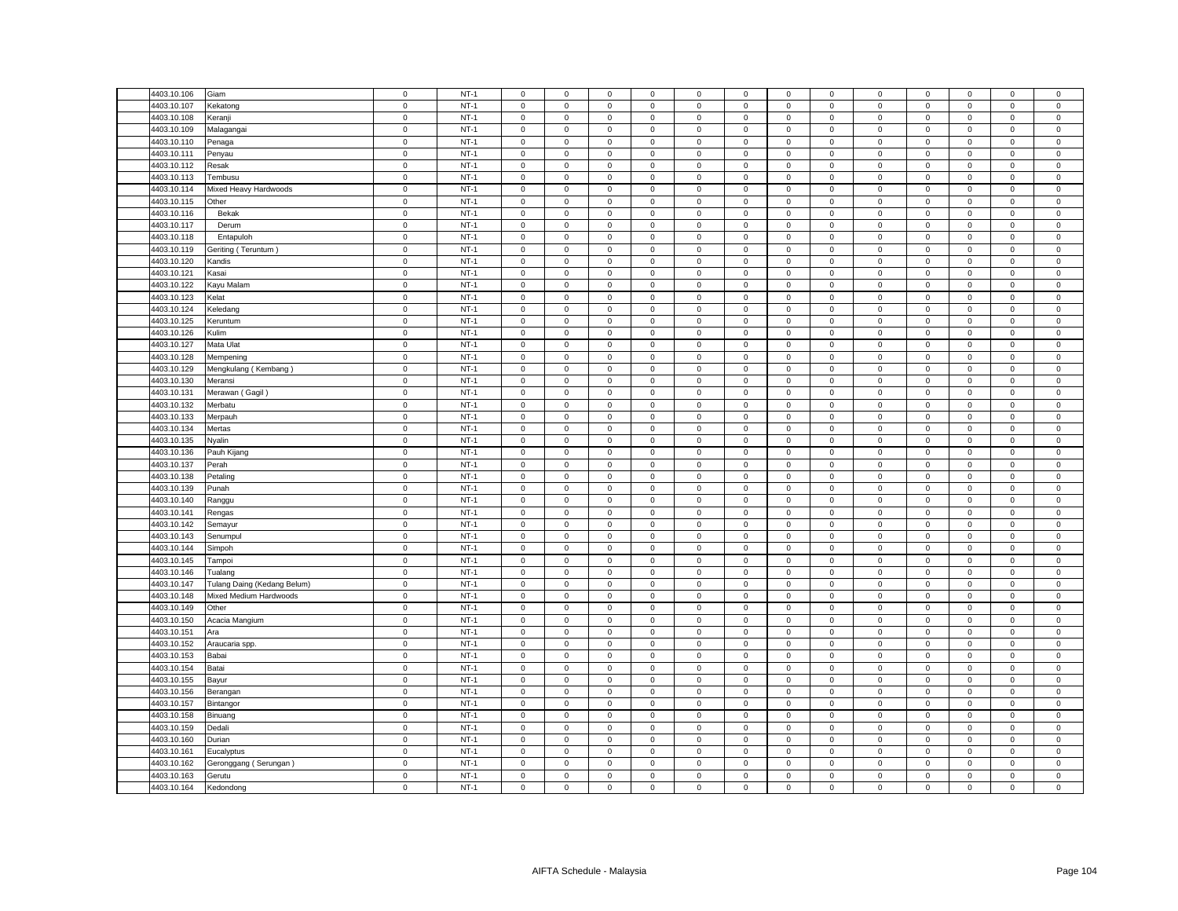| | | | | | | | | | | | | | | | | | |
|---|---|---|---|---|---|---|---|---|---|---|---|---|---|---|---|---|---|
| 4403.10.106 | Giam | 0 | NT-1 | 0 | 0 | 0 | 0 | 0 | 0 | 0 | 0 | 0 | 0 | 0 | 0 | 0 |
| 4403.10.107 | Kekatong | 0 | NT-1 | 0 | 0 | 0 | 0 | 0 | 0 | 0 | 0 | 0 | 0 | 0 | 0 | 0 |
| 4403.10.108 | Keranji | 0 | NT-1 | 0 | 0 | 0 | 0 | 0 | 0 | 0 | 0 | 0 | 0 | 0 | 0 | 0 |
| 4403.10.109 | Malagangai | 0 | NT-1 | 0 | 0 | 0 | 0 | 0 | 0 | 0 | 0 | 0 | 0 | 0 | 0 | 0 |
| 4403.10.110 | Penaga | 0 | NT-1 | 0 | 0 | 0 | 0 | 0 | 0 | 0 | 0 | 0 | 0 | 0 | 0 | 0 |
| 4403.10.111 | Penyau | 0 | NT-1 | 0 | 0 | 0 | 0 | 0 | 0 | 0 | 0 | 0 | 0 | 0 | 0 | 0 |
| 4403.10.112 | Resak | 0 | NT-1 | 0 | 0 | 0 | 0 | 0 | 0 | 0 | 0 | 0 | 0 | 0 | 0 | 0 |
| 4403.10.113 | Tembusu | 0 | NT-1 | 0 | 0 | 0 | 0 | 0 | 0 | 0 | 0 | 0 | 0 | 0 | 0 | 0 |
| 4403.10.114 | Mixed Heavy Hardwoods | 0 | NT-1 | 0 | 0 | 0 | 0 | 0 | 0 | 0 | 0 | 0 | 0 | 0 | 0 | 0 |
| 4403.10.115 | Other | 0 | NT-1 | 0 | 0 | 0 | 0 | 0 | 0 | 0 | 0 | 0 | 0 | 0 | 0 | 0 |
| 4403.10.116 | Bekak | 0 | NT-1 | 0 | 0 | 0 | 0 | 0 | 0 | 0 | 0 | 0 | 0 | 0 | 0 | 0 |
| 4403.10.117 | Derum | 0 | NT-1 | 0 | 0 | 0 | 0 | 0 | 0 | 0 | 0 | 0 | 0 | 0 | 0 | 0 |
| 4403.10.118 | Entapuloh | 0 | NT-1 | 0 | 0 | 0 | 0 | 0 | 0 | 0 | 0 | 0 | 0 | 0 | 0 | 0 |
| 4403.10.119 | Geriting ( Teruntum ) | 0 | NT-1 | 0 | 0 | 0 | 0 | 0 | 0 | 0 | 0 | 0 | 0 | 0 | 0 | 0 |
| 4403.10.120 | Kandis | 0 | NT-1 | 0 | 0 | 0 | 0 | 0 | 0 | 0 | 0 | 0 | 0 | 0 | 0 | 0 |
| 4403.10.121 | Kasai | 0 | NT-1 | 0 | 0 | 0 | 0 | 0 | 0 | 0 | 0 | 0 | 0 | 0 | 0 | 0 |
| 4403.10.122 | Kayu Malam | 0 | NT-1 | 0 | 0 | 0 | 0 | 0 | 0 | 0 | 0 | 0 | 0 | 0 | 0 | 0 |
| 4403.10.123 | Kelat | 0 | NT-1 | 0 | 0 | 0 | 0 | 0 | 0 | 0 | 0 | 0 | 0 | 0 | 0 | 0 |
| 4403.10.124 | Keledang | 0 | NT-1 | 0 | 0 | 0 | 0 | 0 | 0 | 0 | 0 | 0 | 0 | 0 | 0 | 0 |
| 4403.10.125 | Keruntum | 0 | NT-1 | 0 | 0 | 0 | 0 | 0 | 0 | 0 | 0 | 0 | 0 | 0 | 0 | 0 |
| 4403.10.126 | Kulim | 0 | NT-1 | 0 | 0 | 0 | 0 | 0 | 0 | 0 | 0 | 0 | 0 | 0 | 0 | 0 |
| 4403.10.127 | Mata Ulat | 0 | NT-1 | 0 | 0 | 0 | 0 | 0 | 0 | 0 | 0 | 0 | 0 | 0 | 0 | 0 |
| 4403.10.128 | Mempening | 0 | NT-1 | 0 | 0 | 0 | 0 | 0 | 0 | 0 | 0 | 0 | 0 | 0 | 0 | 0 |
| 4403.10.129 | Mengkulang ( Kembang ) | 0 | NT-1 | 0 | 0 | 0 | 0 | 0 | 0 | 0 | 0 | 0 | 0 | 0 | 0 | 0 |
| 4403.10.130 | Meransi | 0 | NT-1 | 0 | 0 | 0 | 0 | 0 | 0 | 0 | 0 | 0 | 0 | 0 | 0 | 0 |
| 4403.10.131 | Merawan ( Gagil ) | 0 | NT-1 | 0 | 0 | 0 | 0 | 0 | 0 | 0 | 0 | 0 | 0 | 0 | 0 | 0 |
| 4403.10.132 | Merbatu | 0 | NT-1 | 0 | 0 | 0 | 0 | 0 | 0 | 0 | 0 | 0 | 0 | 0 | 0 | 0 |
| 4403.10.133 | Merpauh | 0 | NT-1 | 0 | 0 | 0 | 0 | 0 | 0 | 0 | 0 | 0 | 0 | 0 | 0 | 0 |
| 4403.10.134 | Mertas | 0 | NT-1 | 0 | 0 | 0 | 0 | 0 | 0 | 0 | 0 | 0 | 0 | 0 | 0 | 0 |
| 4403.10.135 | Nyalin | 0 | NT-1 | 0 | 0 | 0 | 0 | 0 | 0 | 0 | 0 | 0 | 0 | 0 | 0 | 0 |
| 4403.10.136 | Pauh Kijang | 0 | NT-1 | 0 | 0 | 0 | 0 | 0 | 0 | 0 | 0 | 0 | 0 | 0 | 0 | 0 |
| 4403.10.137 | Perah | 0 | NT-1 | 0 | 0 | 0 | 0 | 0 | 0 | 0 | 0 | 0 | 0 | 0 | 0 | 0 |
| 4403.10.138 | Petaling | 0 | NT-1 | 0 | 0 | 0 | 0 | 0 | 0 | 0 | 0 | 0 | 0 | 0 | 0 | 0 |
| 4403.10.139 | Punah | 0 | NT-1 | 0 | 0 | 0 | 0 | 0 | 0 | 0 | 0 | 0 | 0 | 0 | 0 | 0 |
| 4403.10.140 | Ranggu | 0 | NT-1 | 0 | 0 | 0 | 0 | 0 | 0 | 0 | 0 | 0 | 0 | 0 | 0 | 0 |
| 4403.10.141 | Rengas | 0 | NT-1 | 0 | 0 | 0 | 0 | 0 | 0 | 0 | 0 | 0 | 0 | 0 | 0 | 0 |
| 4403.10.142 | Semayur | 0 | NT-1 | 0 | 0 | 0 | 0 | 0 | 0 | 0 | 0 | 0 | 0 | 0 | 0 | 0 |
| 4403.10.143 | Senumpul | 0 | NT-1 | 0 | 0 | 0 | 0 | 0 | 0 | 0 | 0 | 0 | 0 | 0 | 0 | 0 |
| 4403.10.144 | Simpoh | 0 | NT-1 | 0 | 0 | 0 | 0 | 0 | 0 | 0 | 0 | 0 | 0 | 0 | 0 | 0 |
| 4403.10.145 | Tampoi | 0 | NT-1 | 0 | 0 | 0 | 0 | 0 | 0 | 0 | 0 | 0 | 0 | 0 | 0 | 0 |
| 4403.10.146 | Tualang | 0 | NT-1 | 0 | 0 | 0 | 0 | 0 | 0 | 0 | 0 | 0 | 0 | 0 | 0 | 0 |
| 4403.10.147 | Tulang Daing (Kedang Belum) | 0 | NT-1 | 0 | 0 | 0 | 0 | 0 | 0 | 0 | 0 | 0 | 0 | 0 | 0 | 0 |
| 4403.10.148 | Mixed Medium Hardwoods | 0 | NT-1 | 0 | 0 | 0 | 0 | 0 | 0 | 0 | 0 | 0 | 0 | 0 | 0 | 0 |
| 4403.10.149 | Other | 0 | NT-1 | 0 | 0 | 0 | 0 | 0 | 0 | 0 | 0 | 0 | 0 | 0 | 0 | 0 |
| 4403.10.150 | Acacia Mangium | 0 | NT-1 | 0 | 0 | 0 | 0 | 0 | 0 | 0 | 0 | 0 | 0 | 0 | 0 | 0 |
| 4403.10.151 | Ara | 0 | NT-1 | 0 | 0 | 0 | 0 | 0 | 0 | 0 | 0 | 0 | 0 | 0 | 0 | 0 |
| 4403.10.152 | Araucaria spp. | 0 | NT-1 | 0 | 0 | 0 | 0 | 0 | 0 | 0 | 0 | 0 | 0 | 0 | 0 | 0 |
| 4403.10.153 | Babai | 0 | NT-1 | 0 | 0 | 0 | 0 | 0 | 0 | 0 | 0 | 0 | 0 | 0 | 0 | 0 |
| 4403.10.154 | Batai | 0 | NT-1 | 0 | 0 | 0 | 0 | 0 | 0 | 0 | 0 | 0 | 0 | 0 | 0 | 0 |
| 4403.10.155 | Bayur | 0 | NT-1 | 0 | 0 | 0 | 0 | 0 | 0 | 0 | 0 | 0 | 0 | 0 | 0 | 0 |
| 4403.10.156 | Berangan | 0 | NT-1 | 0 | 0 | 0 | 0 | 0 | 0 | 0 | 0 | 0 | 0 | 0 | 0 | 0 |
| 4403.10.157 | Bintangor | 0 | NT-1 | 0 | 0 | 0 | 0 | 0 | 0 | 0 | 0 | 0 | 0 | 0 | 0 | 0 |
| 4403.10.158 | Binuang | 0 | NT-1 | 0 | 0 | 0 | 0 | 0 | 0 | 0 | 0 | 0 | 0 | 0 | 0 | 0 |
| 4403.10.159 | Dedali | 0 | NT-1 | 0 | 0 | 0 | 0 | 0 | 0 | 0 | 0 | 0 | 0 | 0 | 0 | 0 |
| 4403.10.160 | Durian | 0 | NT-1 | 0 | 0 | 0 | 0 | 0 | 0 | 0 | 0 | 0 | 0 | 0 | 0 | 0 |
| 4403.10.161 | Eucalyptus | 0 | NT-1 | 0 | 0 | 0 | 0 | 0 | 0 | 0 | 0 | 0 | 0 | 0 | 0 | 0 |
| 4403.10.162 | Geronggang ( Serungan ) | 0 | NT-1 | 0 | 0 | 0 | 0 | 0 | 0 | 0 | 0 | 0 | 0 | 0 | 0 | 0 |
| 4403.10.163 | Gerutu | 0 | NT-1 | 0 | 0 | 0 | 0 | 0 | 0 | 0 | 0 | 0 | 0 | 0 | 0 | 0 |
| 4403.10.164 | Kedondong | 0 | NT-1 | 0 | 0 | 0 | 0 | 0 | 0 | 0 | 0 | 0 | 0 | 0 | 0 | 0 |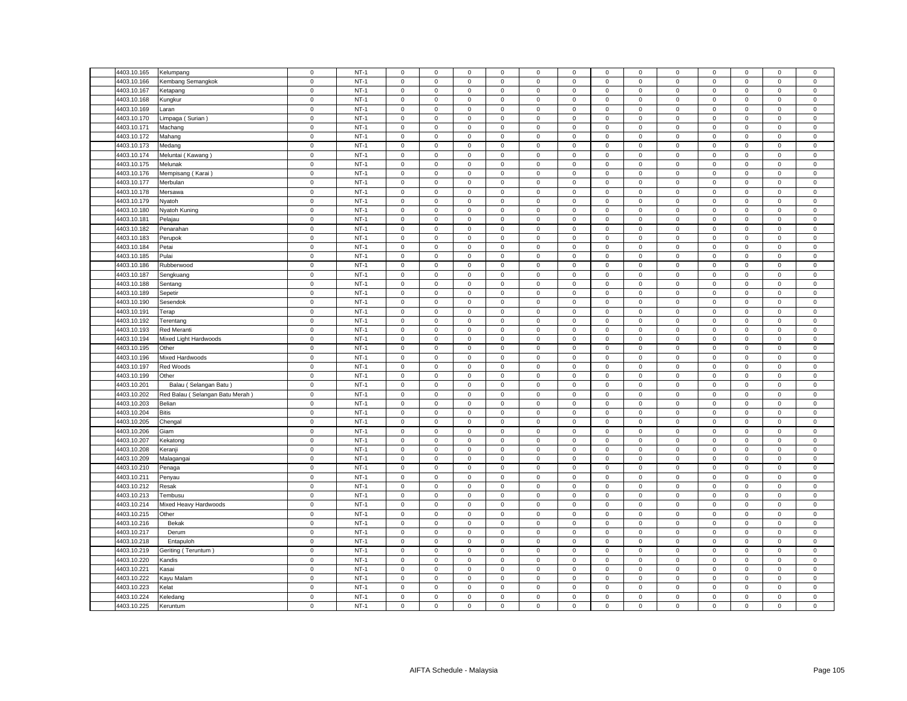| 4403.10.165 | Kelumpang | 0 | NT-1 | 0 | 0 | 0 | 0 | 0 | 0 | 0 | 0 | 0 | 0 | 0 | 0 | 0 |
|---|---|---|---|---|---|---|---|---|---|---|---|---|---|---|---|---|
| 4403.10.166 | Kembang Semangkok | 0 | NT-1 | 0 | 0 | 0 | 0 | 0 | 0 | 0 | 0 | 0 | 0 | 0 | 0 | 0 |
| 4403.10.167 | Ketapang | 0 | NT-1 | 0 | 0 | 0 | 0 | 0 | 0 | 0 | 0 | 0 | 0 | 0 | 0 | 0 |
| 4403.10.168 | Kungkur | 0 | NT-1 | 0 | 0 | 0 | 0 | 0 | 0 | 0 | 0 | 0 | 0 | 0 | 0 | 0 |
| 4403.10.169 | Laran | 0 | NT-1 | 0 | 0 | 0 | 0 | 0 | 0 | 0 | 0 | 0 | 0 | 0 | 0 | 0 |
| 4403.10.170 | Limpaga ( Surian ) | 0 | NT-1 | 0 | 0 | 0 | 0 | 0 | 0 | 0 | 0 | 0 | 0 | 0 | 0 | 0 |
| 4403.10.171 | Machang | 0 | NT-1 | 0 | 0 | 0 | 0 | 0 | 0 | 0 | 0 | 0 | 0 | 0 | 0 | 0 |
| 4403.10.172 | Mahang | 0 | NT-1 | 0 | 0 | 0 | 0 | 0 | 0 | 0 | 0 | 0 | 0 | 0 | 0 | 0 |
| 4403.10.173 | Medang | 0 | NT-1 | 0 | 0 | 0 | 0 | 0 | 0 | 0 | 0 | 0 | 0 | 0 | 0 | 0 |
| 4403.10.174 | Meluntai ( Kawang ) | 0 | NT-1 | 0 | 0 | 0 | 0 | 0 | 0 | 0 | 0 | 0 | 0 | 0 | 0 | 0 |
| 4403.10.175 | Melunak | 0 | NT-1 | 0 | 0 | 0 | 0 | 0 | 0 | 0 | 0 | 0 | 0 | 0 | 0 | 0 |
| 4403.10.176 | Mempisang ( Karai ) | 0 | NT-1 | 0 | 0 | 0 | 0 | 0 | 0 | 0 | 0 | 0 | 0 | 0 | 0 | 0 |
| 4403.10.177 | Merbulan | 0 | NT-1 | 0 | 0 | 0 | 0 | 0 | 0 | 0 | 0 | 0 | 0 | 0 | 0 | 0 |
| 4403.10.178 | Mersawa | 0 | NT-1 | 0 | 0 | 0 | 0 | 0 | 0 | 0 | 0 | 0 | 0 | 0 | 0 | 0 |
| 4403.10.179 | Nyatoh | 0 | NT-1 | 0 | 0 | 0 | 0 | 0 | 0 | 0 | 0 | 0 | 0 | 0 | 0 | 0 |
| 4403.10.180 | Nyatoh Kuning | 0 | NT-1 | 0 | 0 | 0 | 0 | 0 | 0 | 0 | 0 | 0 | 0 | 0 | 0 | 0 |
| 4403.10.181 | Pelajau | 0 | NT-1 | 0 | 0 | 0 | 0 | 0 | 0 | 0 | 0 | 0 | 0 | 0 | 0 | 0 |
| 4403.10.182 | Penarahan | 0 | NT-1 | 0 | 0 | 0 | 0 | 0 | 0 | 0 | 0 | 0 | 0 | 0 | 0 | 0 |
| 4403.10.183 | Perupok | 0 | NT-1 | 0 | 0 | 0 | 0 | 0 | 0 | 0 | 0 | 0 | 0 | 0 | 0 | 0 |
| 4403.10.184 | Petai | 0 | NT-1 | 0 | 0 | 0 | 0 | 0 | 0 | 0 | 0 | 0 | 0 | 0 | 0 | 0 |
| 4403.10.185 | Pulai | 0 | NT-1 | 0 | 0 | 0 | 0 | 0 | 0 | 0 | 0 | 0 | 0 | 0 | 0 | 0 |
| 4403.10.186 | Rubberwood | 0 | NT-1 | 0 | 0 | 0 | 0 | 0 | 0 | 0 | 0 | 0 | 0 | 0 | 0 | 0 |
| 4403.10.187 | Sengkuang | 0 | NT-1 | 0 | 0 | 0 | 0 | 0 | 0 | 0 | 0 | 0 | 0 | 0 | 0 | 0 |
| 4403.10.188 | Sentang | 0 | NT-1 | 0 | 0 | 0 | 0 | 0 | 0 | 0 | 0 | 0 | 0 | 0 | 0 | 0 |
| 4403.10.189 | Sepetir | 0 | NT-1 | 0 | 0 | 0 | 0 | 0 | 0 | 0 | 0 | 0 | 0 | 0 | 0 | 0 |
| 4403.10.190 | Sesendok | 0 | NT-1 | 0 | 0 | 0 | 0 | 0 | 0 | 0 | 0 | 0 | 0 | 0 | 0 | 0 |
| 4403.10.191 | Terap | 0 | NT-1 | 0 | 0 | 0 | 0 | 0 | 0 | 0 | 0 | 0 | 0 | 0 | 0 | 0 |
| 4403.10.192 | Terentang | 0 | NT-1 | 0 | 0 | 0 | 0 | 0 | 0 | 0 | 0 | 0 | 0 | 0 | 0 | 0 |
| 4403.10.193 | Red Meranti | 0 | NT-1 | 0 | 0 | 0 | 0 | 0 | 0 | 0 | 0 | 0 | 0 | 0 | 0 | 0 |
| 4403.10.194 | Mixed Light Hardwoods | 0 | NT-1 | 0 | 0 | 0 | 0 | 0 | 0 | 0 | 0 | 0 | 0 | 0 | 0 | 0 |
| 4403.10.195 | Other | 0 | NT-1 | 0 | 0 | 0 | 0 | 0 | 0 | 0 | 0 | 0 | 0 | 0 | 0 | 0 |
| 4403.10.196 | Mixed Hardwoods | 0 | NT-1 | 0 | 0 | 0 | 0 | 0 | 0 | 0 | 0 | 0 | 0 | 0 | 0 | 0 |
| 4403.10.197 | Red Woods | 0 | NT-1 | 0 | 0 | 0 | 0 | 0 | 0 | 0 | 0 | 0 | 0 | 0 | 0 | 0 |
| 4403.10.199 | Other | 0 | NT-1 | 0 | 0 | 0 | 0 | 0 | 0 | 0 | 0 | 0 | 0 | 0 | 0 | 0 |
| 4403.10.201 | Balau ( Selangan Batu ) | 0 | NT-1 | 0 | 0 | 0 | 0 | 0 | 0 | 0 | 0 | 0 | 0 | 0 | 0 | 0 |
| 4403.10.202 | Red Balau ( Selangan Batu Merah ) | 0 | NT-1 | 0 | 0 | 0 | 0 | 0 | 0 | 0 | 0 | 0 | 0 | 0 | 0 | 0 |
| 4403.10.203 | Belian | 0 | NT-1 | 0 | 0 | 0 | 0 | 0 | 0 | 0 | 0 | 0 | 0 | 0 | 0 | 0 |
| 4403.10.204 | Bitis | 0 | NT-1 | 0 | 0 | 0 | 0 | 0 | 0 | 0 | 0 | 0 | 0 | 0 | 0 | 0 |
| 4403.10.205 | Chengal | 0 | NT-1 | 0 | 0 | 0 | 0 | 0 | 0 | 0 | 0 | 0 | 0 | 0 | 0 | 0 |
| 4403.10.206 | Giam | 0 | NT-1 | 0 | 0 | 0 | 0 | 0 | 0 | 0 | 0 | 0 | 0 | 0 | 0 | 0 |
| 4403.10.207 | Kekatong | 0 | NT-1 | 0 | 0 | 0 | 0 | 0 | 0 | 0 | 0 | 0 | 0 | 0 | 0 | 0 |
| 4403.10.208 | Keranji | 0 | NT-1 | 0 | 0 | 0 | 0 | 0 | 0 | 0 | 0 | 0 | 0 | 0 | 0 | 0 |
| 4403.10.209 | Malagangai | 0 | NT-1 | 0 | 0 | 0 | 0 | 0 | 0 | 0 | 0 | 0 | 0 | 0 | 0 | 0 |
| 4403.10.210 | Penaga | 0 | NT-1 | 0 | 0 | 0 | 0 | 0 | 0 | 0 | 0 | 0 | 0 | 0 | 0 | 0 |
| 4403.10.211 | Penyau | 0 | NT-1 | 0 | 0 | 0 | 0 | 0 | 0 | 0 | 0 | 0 | 0 | 0 | 0 | 0 |
| 4403.10.212 | Resak | 0 | NT-1 | 0 | 0 | 0 | 0 | 0 | 0 | 0 | 0 | 0 | 0 | 0 | 0 | 0 |
| 4403.10.213 | Tembusu | 0 | NT-1 | 0 | 0 | 0 | 0 | 0 | 0 | 0 | 0 | 0 | 0 | 0 | 0 | 0 |
| 4403.10.214 | Mixed Heavy Hardwoods | 0 | NT-1 | 0 | 0 | 0 | 0 | 0 | 0 | 0 | 0 | 0 | 0 | 0 | 0 | 0 |
| 4403.10.215 | Other | 0 | NT-1 | 0 | 0 | 0 | 0 | 0 | 0 | 0 | 0 | 0 | 0 | 0 | 0 | 0 |
| 4403.10.216 | Bekak | 0 | NT-1 | 0 | 0 | 0 | 0 | 0 | 0 | 0 | 0 | 0 | 0 | 0 | 0 | 0 |
| 4403.10.217 | Derum | 0 | NT-1 | 0 | 0 | 0 | 0 | 0 | 0 | 0 | 0 | 0 | 0 | 0 | 0 | 0 |
| 4403.10.218 | Entapuloh | 0 | NT-1 | 0 | 0 | 0 | 0 | 0 | 0 | 0 | 0 | 0 | 0 | 0 | 0 | 0 |
| 4403.10.219 | Geriting ( Teruntum ) | 0 | NT-1 | 0 | 0 | 0 | 0 | 0 | 0 | 0 | 0 | 0 | 0 | 0 | 0 | 0 |
| 4403.10.220 | Kandis | 0 | NT-1 | 0 | 0 | 0 | 0 | 0 | 0 | 0 | 0 | 0 | 0 | 0 | 0 | 0 |
| 4403.10.221 | Kasai | 0 | NT-1 | 0 | 0 | 0 | 0 | 0 | 0 | 0 | 0 | 0 | 0 | 0 | 0 | 0 |
| 4403.10.222 | Kayu Malam | 0 | NT-1 | 0 | 0 | 0 | 0 | 0 | 0 | 0 | 0 | 0 | 0 | 0 | 0 | 0 |
| 4403.10.223 | Kelat | 0 | NT-1 | 0 | 0 | 0 | 0 | 0 | 0 | 0 | 0 | 0 | 0 | 0 | 0 | 0 |
| 4403.10.224 | Keledang | 0 | NT-1 | 0 | 0 | 0 | 0 | 0 | 0 | 0 | 0 | 0 | 0 | 0 | 0 | 0 |
| 4403.10.225 | Keruntum | 0 | NT-1 | 0 | 0 | 0 | 0 | 0 | 0 | 0 | 0 | 0 | 0 | 0 | 0 | 0 |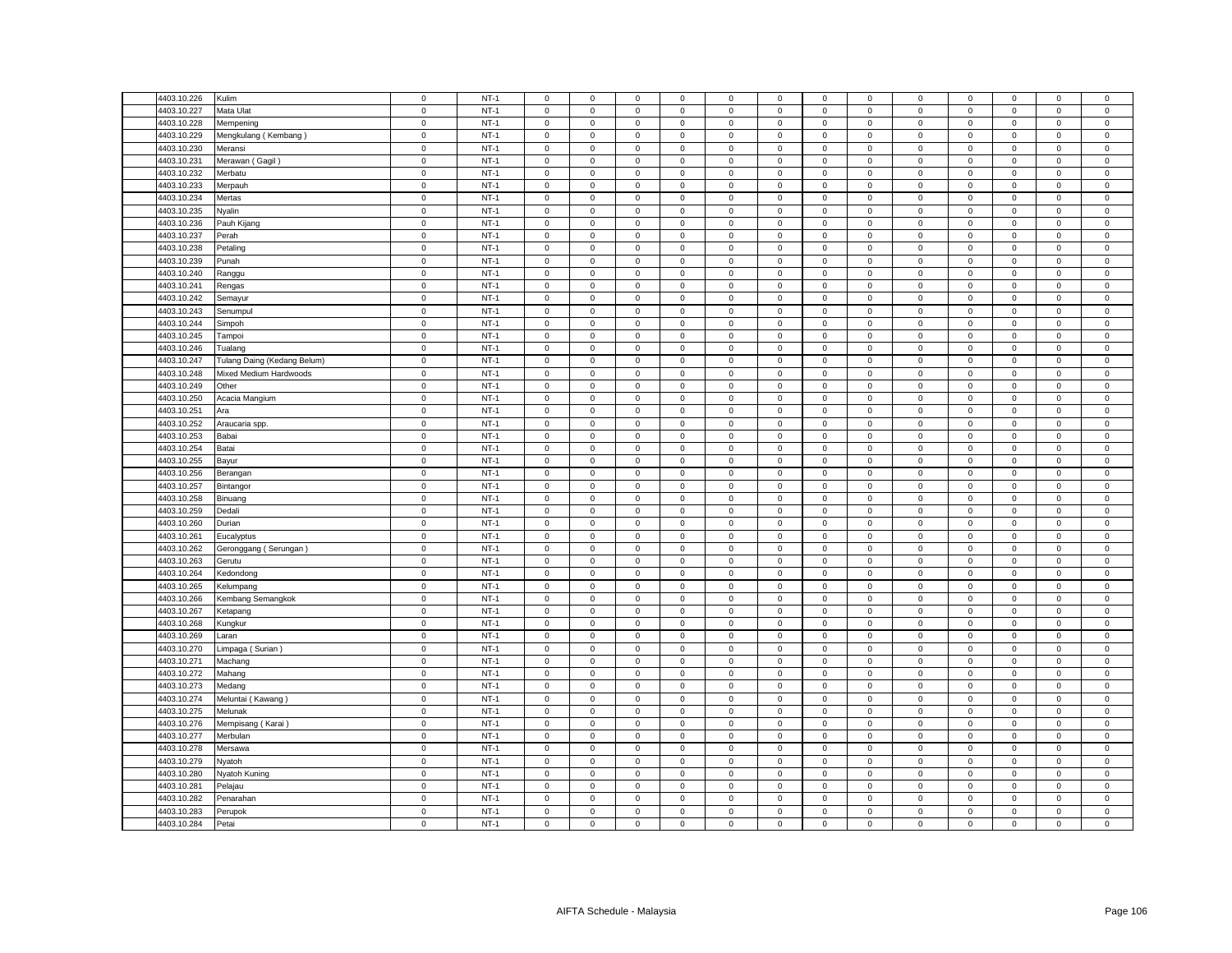| 4403.10.226 | Kulim | 0 | NT-1 | 0 | 0 | 0 | 0 | 0 | 0 | 0 | 0 | 0 | 0 | 0 | 0 | 0 |
|---|---|---|---|---|---|---|---|---|---|---|---|---|---|---|---|---|
| 4403.10.227 | Mata Ulat | 0 | NT-1 | 0 | 0 | 0 | 0 | 0 | 0 | 0 | 0 | 0 | 0 | 0 | 0 | 0 |
| 4403.10.228 | Mempening | 0 | NT-1 | 0 | 0 | 0 | 0 | 0 | 0 | 0 | 0 | 0 | 0 | 0 | 0 | 0 |
| 4403.10.229 | Mengkulang ( Kembang ) | 0 | NT-1 | 0 | 0 | 0 | 0 | 0 | 0 | 0 | 0 | 0 | 0 | 0 | 0 | 0 |
| 4403.10.230 | Meransi | 0 | NT-1 | 0 | 0 | 0 | 0 | 0 | 0 | 0 | 0 | 0 | 0 | 0 | 0 | 0 |
| 4403.10.231 | Merawan ( Gagil ) | 0 | NT-1 | 0 | 0 | 0 | 0 | 0 | 0 | 0 | 0 | 0 | 0 | 0 | 0 | 0 |
| 4403.10.232 | Merbatu | 0 | NT-1 | 0 | 0 | 0 | 0 | 0 | 0 | 0 | 0 | 0 | 0 | 0 | 0 | 0 |
| 4403.10.233 | Merpauh | 0 | NT-1 | 0 | 0 | 0 | 0 | 0 | 0 | 0 | 0 | 0 | 0 | 0 | 0 | 0 |
| 4403.10.234 | Mertas | 0 | NT-1 | 0 | 0 | 0 | 0 | 0 | 0 | 0 | 0 | 0 | 0 | 0 | 0 | 0 |
| 4403.10.235 | Nyalin | 0 | NT-1 | 0 | 0 | 0 | 0 | 0 | 0 | 0 | 0 | 0 | 0 | 0 | 0 | 0 |
| 4403.10.236 | Pauh Kijang | 0 | NT-1 | 0 | 0 | 0 | 0 | 0 | 0 | 0 | 0 | 0 | 0 | 0 | 0 | 0 |
| 4403.10.237 | Perah | 0 | NT-1 | 0 | 0 | 0 | 0 | 0 | 0 | 0 | 0 | 0 | 0 | 0 | 0 | 0 |
| 4403.10.238 | Petaling | 0 | NT-1 | 0 | 0 | 0 | 0 | 0 | 0 | 0 | 0 | 0 | 0 | 0 | 0 | 0 |
| 4403.10.239 | Punah | 0 | NT-1 | 0 | 0 | 0 | 0 | 0 | 0 | 0 | 0 | 0 | 0 | 0 | 0 | 0 |
| 4403.10.240 | Ranggu | 0 | NT-1 | 0 | 0 | 0 | 0 | 0 | 0 | 0 | 0 | 0 | 0 | 0 | 0 | 0 |
| 4403.10.241 | Rengas | 0 | NT-1 | 0 | 0 | 0 | 0 | 0 | 0 | 0 | 0 | 0 | 0 | 0 | 0 | 0 |
| 4403.10.242 | Semayur | 0 | NT-1 | 0 | 0 | 0 | 0 | 0 | 0 | 0 | 0 | 0 | 0 | 0 | 0 | 0 |
| 4403.10.243 | Senumpul | 0 | NT-1 | 0 | 0 | 0 | 0 | 0 | 0 | 0 | 0 | 0 | 0 | 0 | 0 | 0 |
| 4403.10.244 | Simpoh | 0 | NT-1 | 0 | 0 | 0 | 0 | 0 | 0 | 0 | 0 | 0 | 0 | 0 | 0 | 0 |
| 4403.10.245 | Tampoi | 0 | NT-1 | 0 | 0 | 0 | 0 | 0 | 0 | 0 | 0 | 0 | 0 | 0 | 0 | 0 |
| 4403.10.246 | Tualang | 0 | NT-1 | 0 | 0 | 0 | 0 | 0 | 0 | 0 | 0 | 0 | 0 | 0 | 0 | 0 |
| 4403.10.247 | Tulang Daing (Kedang Belum) | 0 | NT-1 | 0 | 0 | 0 | 0 | 0 | 0 | 0 | 0 | 0 | 0 | 0 | 0 | 0 |
| 4403.10.248 | Mixed Medium Hardwoods | 0 | NT-1 | 0 | 0 | 0 | 0 | 0 | 0 | 0 | 0 | 0 | 0 | 0 | 0 | 0 |
| 4403.10.249 | Other | 0 | NT-1 | 0 | 0 | 0 | 0 | 0 | 0 | 0 | 0 | 0 | 0 | 0 | 0 | 0 |
| 4403.10.250 | Acacia Mangium | 0 | NT-1 | 0 | 0 | 0 | 0 | 0 | 0 | 0 | 0 | 0 | 0 | 0 | 0 | 0 |
| 4403.10.251 | Ara | 0 | NT-1 | 0 | 0 | 0 | 0 | 0 | 0 | 0 | 0 | 0 | 0 | 0 | 0 | 0 |
| 4403.10.252 | Araucaria spp. | 0 | NT-1 | 0 | 0 | 0 | 0 | 0 | 0 | 0 | 0 | 0 | 0 | 0 | 0 | 0 |
| 4403.10.253 | Babai | 0 | NT-1 | 0 | 0 | 0 | 0 | 0 | 0 | 0 | 0 | 0 | 0 | 0 | 0 | 0 |
| 4403.10.254 | Batai | 0 | NT-1 | 0 | 0 | 0 | 0 | 0 | 0 | 0 | 0 | 0 | 0 | 0 | 0 | 0 |
| 4403.10.255 | Bayur | 0 | NT-1 | 0 | 0 | 0 | 0 | 0 | 0 | 0 | 0 | 0 | 0 | 0 | 0 | 0 |
| 4403.10.256 | Berangan | 0 | NT-1 | 0 | 0 | 0 | 0 | 0 | 0 | 0 | 0 | 0 | 0 | 0 | 0 | 0 |
| 4403.10.257 | Bintangor | 0 | NT-1 | 0 | 0 | 0 | 0 | 0 | 0 | 0 | 0 | 0 | 0 | 0 | 0 | 0 |
| 4403.10.258 | Binuang | 0 | NT-1 | 0 | 0 | 0 | 0 | 0 | 0 | 0 | 0 | 0 | 0 | 0 | 0 | 0 |
| 4403.10.259 | Dedali | 0 | NT-1 | 0 | 0 | 0 | 0 | 0 | 0 | 0 | 0 | 0 | 0 | 0 | 0 | 0 |
| 4403.10.260 | Durian | 0 | NT-1 | 0 | 0 | 0 | 0 | 0 | 0 | 0 | 0 | 0 | 0 | 0 | 0 | 0 |
| 4403.10.261 | Eucalyptus | 0 | NT-1 | 0 | 0 | 0 | 0 | 0 | 0 | 0 | 0 | 0 | 0 | 0 | 0 | 0 |
| 4403.10.262 | Geronggang ( Serungan ) | 0 | NT-1 | 0 | 0 | 0 | 0 | 0 | 0 | 0 | 0 | 0 | 0 | 0 | 0 | 0 |
| 4403.10.263 | Gerutu | 0 | NT-1 | 0 | 0 | 0 | 0 | 0 | 0 | 0 | 0 | 0 | 0 | 0 | 0 | 0 |
| 4403.10.264 | Kedondong | 0 | NT-1 | 0 | 0 | 0 | 0 | 0 | 0 | 0 | 0 | 0 | 0 | 0 | 0 | 0 |
| 4403.10.265 | Kelumpang | 0 | NT-1 | 0 | 0 | 0 | 0 | 0 | 0 | 0 | 0 | 0 | 0 | 0 | 0 | 0 |
| 4403.10.266 | Kembang Semangkok | 0 | NT-1 | 0 | 0 | 0 | 0 | 0 | 0 | 0 | 0 | 0 | 0 | 0 | 0 | 0 |
| 4403.10.267 | Ketapang | 0 | NT-1 | 0 | 0 | 0 | 0 | 0 | 0 | 0 | 0 | 0 | 0 | 0 | 0 | 0 |
| 4403.10.268 | Kungkur | 0 | NT-1 | 0 | 0 | 0 | 0 | 0 | 0 | 0 | 0 | 0 | 0 | 0 | 0 | 0 |
| 4403.10.269 | Laran | 0 | NT-1 | 0 | 0 | 0 | 0 | 0 | 0 | 0 | 0 | 0 | 0 | 0 | 0 | 0 |
| 4403.10.270 | Limpaga ( Surian ) | 0 | NT-1 | 0 | 0 | 0 | 0 | 0 | 0 | 0 | 0 | 0 | 0 | 0 | 0 | 0 |
| 4403.10.271 | Machang | 0 | NT-1 | 0 | 0 | 0 | 0 | 0 | 0 | 0 | 0 | 0 | 0 | 0 | 0 | 0 |
| 4403.10.272 | Mahang | 0 | NT-1 | 0 | 0 | 0 | 0 | 0 | 0 | 0 | 0 | 0 | 0 | 0 | 0 | 0 |
| 4403.10.273 | Medang | 0 | NT-1 | 0 | 0 | 0 | 0 | 0 | 0 | 0 | 0 | 0 | 0 | 0 | 0 | 0 |
| 4403.10.274 | Meluntai ( Kawang ) | 0 | NT-1 | 0 | 0 | 0 | 0 | 0 | 0 | 0 | 0 | 0 | 0 | 0 | 0 | 0 |
| 4403.10.275 | Melunak | 0 | NT-1 | 0 | 0 | 0 | 0 | 0 | 0 | 0 | 0 | 0 | 0 | 0 | 0 | 0 |
| 4403.10.276 | Mempisang ( Karai ) | 0 | NT-1 | 0 | 0 | 0 | 0 | 0 | 0 | 0 | 0 | 0 | 0 | 0 | 0 | 0 |
| 4403.10.277 | Merbulan | 0 | NT-1 | 0 | 0 | 0 | 0 | 0 | 0 | 0 | 0 | 0 | 0 | 0 | 0 | 0 |
| 4403.10.278 | Mersawa | 0 | NT-1 | 0 | 0 | 0 | 0 | 0 | 0 | 0 | 0 | 0 | 0 | 0 | 0 | 0 |
| 4403.10.279 | Nyatoh | 0 | NT-1 | 0 | 0 | 0 | 0 | 0 | 0 | 0 | 0 | 0 | 0 | 0 | 0 | 0 |
| 4403.10.280 | Nyatoh Kuning | 0 | NT-1 | 0 | 0 | 0 | 0 | 0 | 0 | 0 | 0 | 0 | 0 | 0 | 0 | 0 |
| 4403.10.281 | Pelajau | 0 | NT-1 | 0 | 0 | 0 | 0 | 0 | 0 | 0 | 0 | 0 | 0 | 0 | 0 | 0 |
| 4403.10.282 | Penarahan | 0 | NT-1 | 0 | 0 | 0 | 0 | 0 | 0 | 0 | 0 | 0 | 0 | 0 | 0 | 0 |
| 4403.10.283 | Perupok | 0 | NT-1 | 0 | 0 | 0 | 0 | 0 | 0 | 0 | 0 | 0 | 0 | 0 | 0 | 0 |
| 4403.10.284 | Petai | 0 | NT-1 | 0 | 0 | 0 | 0 | 0 | 0 | 0 | 0 | 0 | 0 | 0 | 0 | 0 |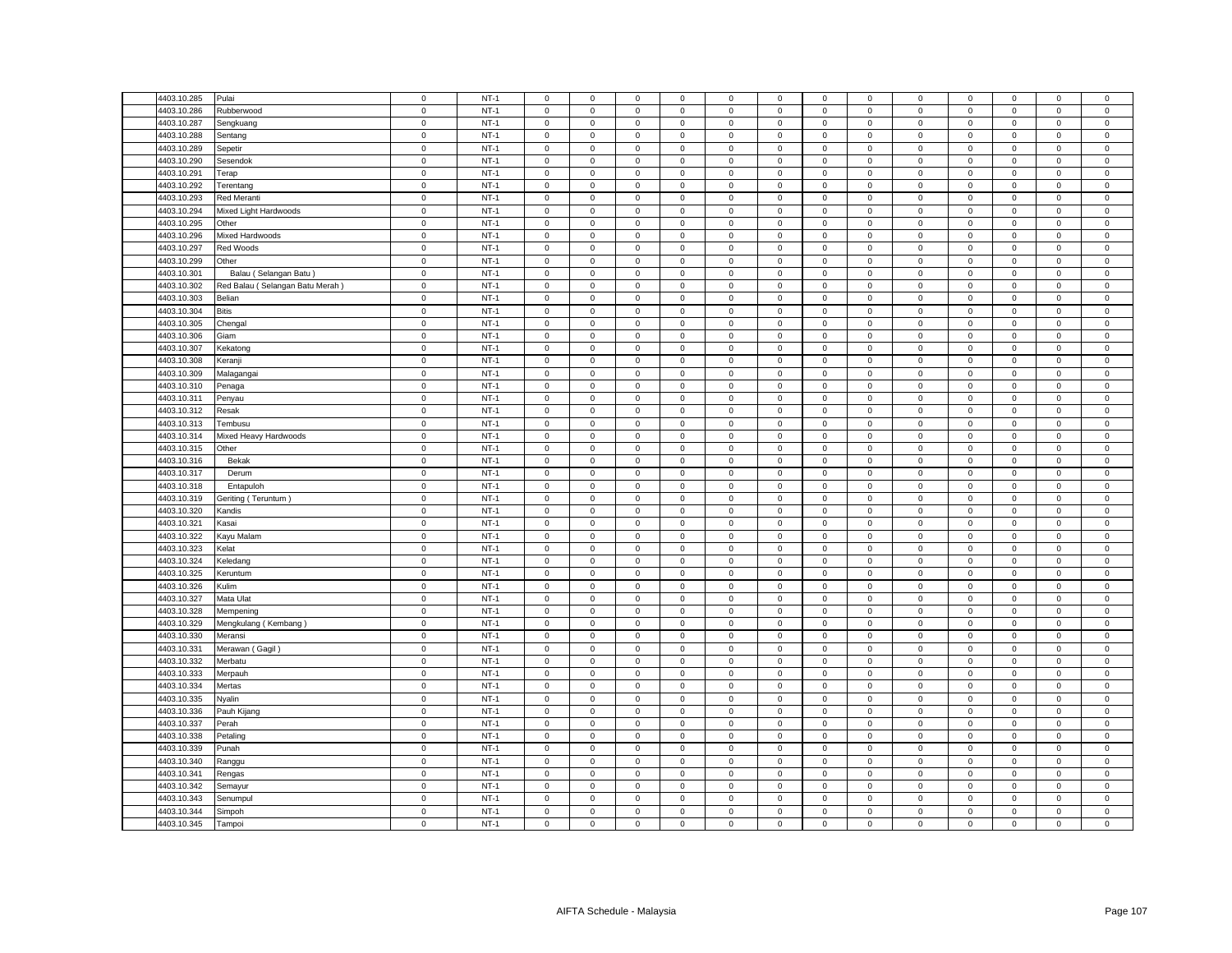| 4403.10.285 | Pulai | 0 | NT-1 | 0 | 0 | 0 | 0 | 0 | 0 | 0 | 0 | 0 | 0 | 0 | 0 | 0 |
|---|---|---|---|---|---|---|---|---|---|---|---|---|---|---|---|---|
| 4403.10.286 | Rubberwood | 0 | NT-1 | 0 | 0 | 0 | 0 | 0 | 0 | 0 | 0 | 0 | 0 | 0 | 0 | 0 |
| 4403.10.287 | Sengkuang | 0 | NT-1 | 0 | 0 | 0 | 0 | 0 | 0 | 0 | 0 | 0 | 0 | 0 | 0 | 0 |
| 4403.10.288 | Sentang | 0 | NT-1 | 0 | 0 | 0 | 0 | 0 | 0 | 0 | 0 | 0 | 0 | 0 | 0 | 0 |
| 4403.10.289 | Sepetir | 0 | NT-1 | 0 | 0 | 0 | 0 | 0 | 0 | 0 | 0 | 0 | 0 | 0 | 0 | 0 |
| 4403.10.290 | Sesendok | 0 | NT-1 | 0 | 0 | 0 | 0 | 0 | 0 | 0 | 0 | 0 | 0 | 0 | 0 | 0 |
| 4403.10.291 | Terap | 0 | NT-1 | 0 | 0 | 0 | 0 | 0 | 0 | 0 | 0 | 0 | 0 | 0 | 0 | 0 |
| 4403.10.292 | Terentang | 0 | NT-1 | 0 | 0 | 0 | 0 | 0 | 0 | 0 | 0 | 0 | 0 | 0 | 0 | 0 |
| 4403.10.293 | Red Meranti | 0 | NT-1 | 0 | 0 | 0 | 0 | 0 | 0 | 0 | 0 | 0 | 0 | 0 | 0 | 0 |
| 4403.10.294 | Mixed Light Hardwoods | 0 | NT-1 | 0 | 0 | 0 | 0 | 0 | 0 | 0 | 0 | 0 | 0 | 0 | 0 | 0 |
| 4403.10.295 | Other | 0 | NT-1 | 0 | 0 | 0 | 0 | 0 | 0 | 0 | 0 | 0 | 0 | 0 | 0 | 0 |
| 4403.10.296 | Mixed Hardwoods | 0 | NT-1 | 0 | 0 | 0 | 0 | 0 | 0 | 0 | 0 | 0 | 0 | 0 | 0 | 0 |
| 4403.10.297 | Red Woods | 0 | NT-1 | 0 | 0 | 0 | 0 | 0 | 0 | 0 | 0 | 0 | 0 | 0 | 0 | 0 |
| 4403.10.299 | Other | 0 | NT-1 | 0 | 0 | 0 | 0 | 0 | 0 | 0 | 0 | 0 | 0 | 0 | 0 | 0 |
| 4403.10.301 | Balau ( Selangan Batu ) | 0 | NT-1 | 0 | 0 | 0 | 0 | 0 | 0 | 0 | 0 | 0 | 0 | 0 | 0 | 0 |
| 4403.10.302 | Red Balau ( Selangan Batu Merah ) | 0 | NT-1 | 0 | 0 | 0 | 0 | 0 | 0 | 0 | 0 | 0 | 0 | 0 | 0 | 0 |
| 4403.10.303 | Belian | 0 | NT-1 | 0 | 0 | 0 | 0 | 0 | 0 | 0 | 0 | 0 | 0 | 0 | 0 | 0 |
| 4403.10.304 | Bitis | 0 | NT-1 | 0 | 0 | 0 | 0 | 0 | 0 | 0 | 0 | 0 | 0 | 0 | 0 | 0 |
| 4403.10.305 | Chengal | 0 | NT-1 | 0 | 0 | 0 | 0 | 0 | 0 | 0 | 0 | 0 | 0 | 0 | 0 | 0 |
| 4403.10.306 | Giam | 0 | NT-1 | 0 | 0 | 0 | 0 | 0 | 0 | 0 | 0 | 0 | 0 | 0 | 0 | 0 |
| 4403.10.307 | Kekatong | 0 | NT-1 | 0 | 0 | 0 | 0 | 0 | 0 | 0 | 0 | 0 | 0 | 0 | 0 | 0 |
| 4403.10.308 | Keranji | 0 | NT-1 | 0 | 0 | 0 | 0 | 0 | 0 | 0 | 0 | 0 | 0 | 0 | 0 | 0 |
| 4403.10.309 | Malagangai | 0 | NT-1 | 0 | 0 | 0 | 0 | 0 | 0 | 0 | 0 | 0 | 0 | 0 | 0 | 0 |
| 4403.10.310 | Penaga | 0 | NT-1 | 0 | 0 | 0 | 0 | 0 | 0 | 0 | 0 | 0 | 0 | 0 | 0 | 0 |
| 4403.10.311 | Penyau | 0 | NT-1 | 0 | 0 | 0 | 0 | 0 | 0 | 0 | 0 | 0 | 0 | 0 | 0 | 0 |
| 4403.10.312 | Resak | 0 | NT-1 | 0 | 0 | 0 | 0 | 0 | 0 | 0 | 0 | 0 | 0 | 0 | 0 | 0 |
| 4403.10.313 | Tembusu | 0 | NT-1 | 0 | 0 | 0 | 0 | 0 | 0 | 0 | 0 | 0 | 0 | 0 | 0 | 0 |
| 4403.10.314 | Mixed Heavy Hardwoods | 0 | NT-1 | 0 | 0 | 0 | 0 | 0 | 0 | 0 | 0 | 0 | 0 | 0 | 0 | 0 |
| 4403.10.315 | Other | 0 | NT-1 | 0 | 0 | 0 | 0 | 0 | 0 | 0 | 0 | 0 | 0 | 0 | 0 | 0 |
| 4403.10.316 | Bekak | 0 | NT-1 | 0 | 0 | 0 | 0 | 0 | 0 | 0 | 0 | 0 | 0 | 0 | 0 | 0 |
| 4403.10.317 | Derum | 0 | NT-1 | 0 | 0 | 0 | 0 | 0 | 0 | 0 | 0 | 0 | 0 | 0 | 0 | 0 |
| 4403.10.318 | Entapuloh | 0 | NT-1 | 0 | 0 | 0 | 0 | 0 | 0 | 0 | 0 | 0 | 0 | 0 | 0 | 0 |
| 4403.10.319 | Geriting ( Teruntum ) | 0 | NT-1 | 0 | 0 | 0 | 0 | 0 | 0 | 0 | 0 | 0 | 0 | 0 | 0 | 0 |
| 4403.10.320 | Kandis | 0 | NT-1 | 0 | 0 | 0 | 0 | 0 | 0 | 0 | 0 | 0 | 0 | 0 | 0 | 0 |
| 4403.10.321 | Kasai | 0 | NT-1 | 0 | 0 | 0 | 0 | 0 | 0 | 0 | 0 | 0 | 0 | 0 | 0 | 0 |
| 4403.10.322 | Kayu Malam | 0 | NT-1 | 0 | 0 | 0 | 0 | 0 | 0 | 0 | 0 | 0 | 0 | 0 | 0 | 0 |
| 4403.10.323 | Kelat | 0 | NT-1 | 0 | 0 | 0 | 0 | 0 | 0 | 0 | 0 | 0 | 0 | 0 | 0 | 0 |
| 4403.10.324 | Keledang | 0 | NT-1 | 0 | 0 | 0 | 0 | 0 | 0 | 0 | 0 | 0 | 0 | 0 | 0 | 0 |
| 4403.10.325 | Keruntum | 0 | NT-1 | 0 | 0 | 0 | 0 | 0 | 0 | 0 | 0 | 0 | 0 | 0 | 0 | 0 |
| 4403.10.326 | Kulim | 0 | NT-1 | 0 | 0 | 0 | 0 | 0 | 0 | 0 | 0 | 0 | 0 | 0 | 0 | 0 |
| 4403.10.327 | Mata Ulat | 0 | NT-1 | 0 | 0 | 0 | 0 | 0 | 0 | 0 | 0 | 0 | 0 | 0 | 0 | 0 |
| 4403.10.328 | Mempening | 0 | NT-1 | 0 | 0 | 0 | 0 | 0 | 0 | 0 | 0 | 0 | 0 | 0 | 0 | 0 |
| 4403.10.329 | Mengkulang ( Kembang ) | 0 | NT-1 | 0 | 0 | 0 | 0 | 0 | 0 | 0 | 0 | 0 | 0 | 0 | 0 | 0 |
| 4403.10.330 | Meransi | 0 | NT-1 | 0 | 0 | 0 | 0 | 0 | 0 | 0 | 0 | 0 | 0 | 0 | 0 | 0 |
| 4403.10.331 | Merawan ( Gagil ) | 0 | NT-1 | 0 | 0 | 0 | 0 | 0 | 0 | 0 | 0 | 0 | 0 | 0 | 0 | 0 |
| 4403.10.332 | Merbatu | 0 | NT-1 | 0 | 0 | 0 | 0 | 0 | 0 | 0 | 0 | 0 | 0 | 0 | 0 | 0 |
| 4403.10.333 | Merpauh | 0 | NT-1 | 0 | 0 | 0 | 0 | 0 | 0 | 0 | 0 | 0 | 0 | 0 | 0 | 0 |
| 4403.10.334 | Mertas | 0 | NT-1 | 0 | 0 | 0 | 0 | 0 | 0 | 0 | 0 | 0 | 0 | 0 | 0 | 0 |
| 4403.10.335 | Nyalin | 0 | NT-1 | 0 | 0 | 0 | 0 | 0 | 0 | 0 | 0 | 0 | 0 | 0 | 0 | 0 |
| 4403.10.336 | Pauh Kijang | 0 | NT-1 | 0 | 0 | 0 | 0 | 0 | 0 | 0 | 0 | 0 | 0 | 0 | 0 | 0 |
| 4403.10.337 | Perah | 0 | NT-1 | 0 | 0 | 0 | 0 | 0 | 0 | 0 | 0 | 0 | 0 | 0 | 0 | 0 |
| 4403.10.338 | Petaling | 0 | NT-1 | 0 | 0 | 0 | 0 | 0 | 0 | 0 | 0 | 0 | 0 | 0 | 0 | 0 |
| 4403.10.339 | Punah | 0 | NT-1 | 0 | 0 | 0 | 0 | 0 | 0 | 0 | 0 | 0 | 0 | 0 | 0 | 0 |
| 4403.10.340 | Ranggu | 0 | NT-1 | 0 | 0 | 0 | 0 | 0 | 0 | 0 | 0 | 0 | 0 | 0 | 0 | 0 |
| 4403.10.341 | Rengas | 0 | NT-1 | 0 | 0 | 0 | 0 | 0 | 0 | 0 | 0 | 0 | 0 | 0 | 0 | 0 |
| 4403.10.342 | Semayur | 0 | NT-1 | 0 | 0 | 0 | 0 | 0 | 0 | 0 | 0 | 0 | 0 | 0 | 0 | 0 |
| 4403.10.343 | Senumpul | 0 | NT-1 | 0 | 0 | 0 | 0 | 0 | 0 | 0 | 0 | 0 | 0 | 0 | 0 | 0 |
| 4403.10.344 | Simpoh | 0 | NT-1 | 0 | 0 | 0 | 0 | 0 | 0 | 0 | 0 | 0 | 0 | 0 | 0 | 0 |
| 4403.10.345 | Tampoi | 0 | NT-1 | 0 | 0 | 0 | 0 | 0 | 0 | 0 | 0 | 0 | 0 | 0 | 0 | 0 |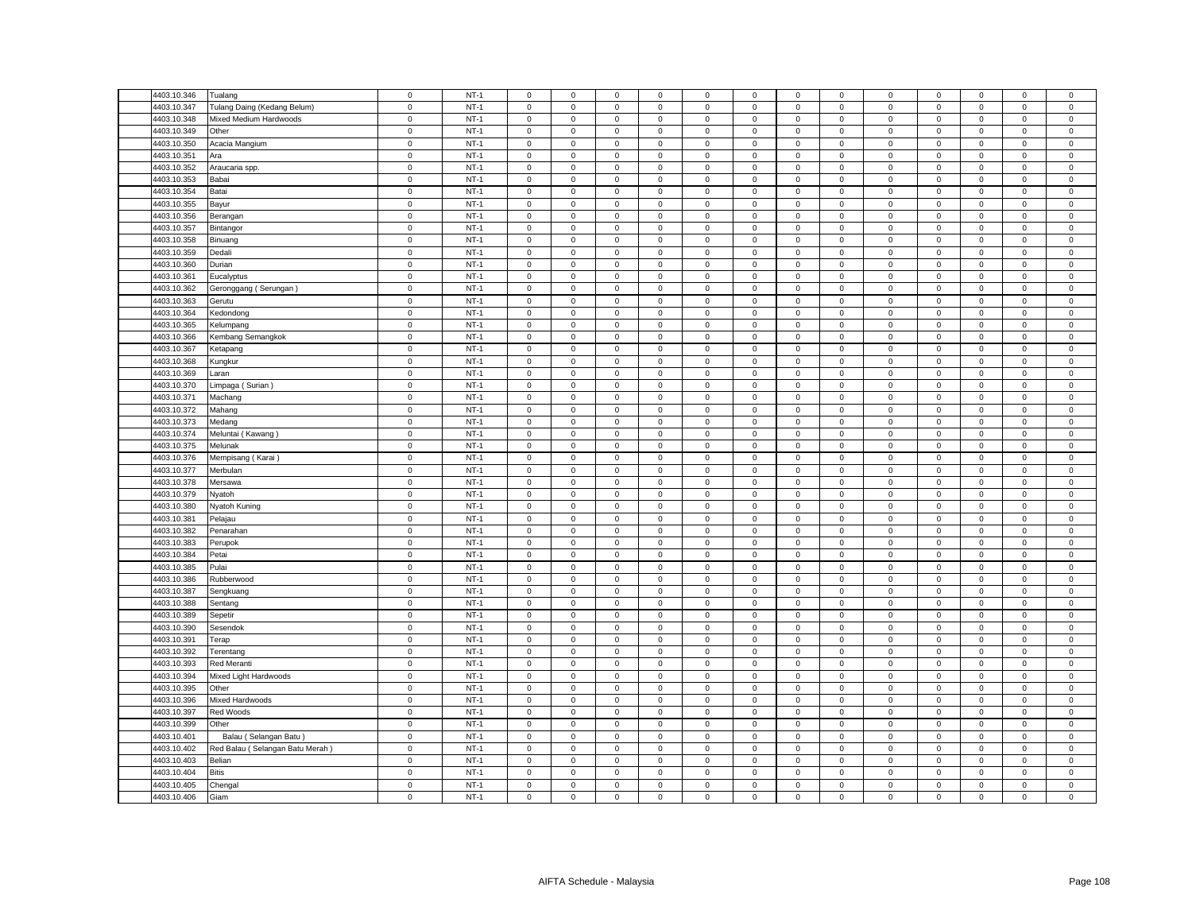| | | | | | | | | | | | | | | | | |
|---|---|---|---|---|---|---|---|---|---|---|---|---|---|---|---|---|
| 4403.10.346 | Tualang | 0 | NT-1 | 0 | 0 | 0 | 0 | 0 | 0 | 0 | 0 | 0 | 0 | 0 | 0 | 0 |
| 4403.10.347 | Tulang Daing (Kedang Belum) | 0 | NT-1 | 0 | 0 | 0 | 0 | 0 | 0 | 0 | 0 | 0 | 0 | 0 | 0 | 0 |
| 4403.10.348 | Mixed Medium Hardwoods | 0 | NT-1 | 0 | 0 | 0 | 0 | 0 | 0 | 0 | 0 | 0 | 0 | 0 | 0 | 0 |
| 4403.10.349 | Other | 0 | NT-1 | 0 | 0 | 0 | 0 | 0 | 0 | 0 | 0 | 0 | 0 | 0 | 0 | 0 |
| 4403.10.350 | Acacia Mangium | 0 | NT-1 | 0 | 0 | 0 | 0 | 0 | 0 | 0 | 0 | 0 | 0 | 0 | 0 | 0 |
| 4403.10.351 | Ara | 0 | NT-1 | 0 | 0 | 0 | 0 | 0 | 0 | 0 | 0 | 0 | 0 | 0 | 0 | 0 |
| 4403.10.352 | Araucaria spp. | 0 | NT-1 | 0 | 0 | 0 | 0 | 0 | 0 | 0 | 0 | 0 | 0 | 0 | 0 | 0 |
| 4403.10.353 | Babai | 0 | NT-1 | 0 | 0 | 0 | 0 | 0 | 0 | 0 | 0 | 0 | 0 | 0 | 0 | 0 |
| 4403.10.354 | Batai | 0 | NT-1 | 0 | 0 | 0 | 0 | 0 | 0 | 0 | 0 | 0 | 0 | 0 | 0 | 0 |
| 4403.10.355 | Bayur | 0 | NT-1 | 0 | 0 | 0 | 0 | 0 | 0 | 0 | 0 | 0 | 0 | 0 | 0 | 0 |
| 4403.10.356 | Berangan | 0 | NT-1 | 0 | 0 | 0 | 0 | 0 | 0 | 0 | 0 | 0 | 0 | 0 | 0 | 0 |
| 4403.10.357 | Bintangor | 0 | NT-1 | 0 | 0 | 0 | 0 | 0 | 0 | 0 | 0 | 0 | 0 | 0 | 0 | 0 |
| 4403.10.358 | Binuang | 0 | NT-1 | 0 | 0 | 0 | 0 | 0 | 0 | 0 | 0 | 0 | 0 | 0 | 0 | 0 |
| 4403.10.359 | Dedali | 0 | NT-1 | 0 | 0 | 0 | 0 | 0 | 0 | 0 | 0 | 0 | 0 | 0 | 0 | 0 |
| 4403.10.360 | Durian | 0 | NT-1 | 0 | 0 | 0 | 0 | 0 | 0 | 0 | 0 | 0 | 0 | 0 | 0 | 0 |
| 4403.10.361 | Eucalyptus | 0 | NT-1 | 0 | 0 | 0 | 0 | 0 | 0 | 0 | 0 | 0 | 0 | 0 | 0 | 0 |
| 4403.10.362 | Geronggang ( Serungan ) | 0 | NT-1 | 0 | 0 | 0 | 0 | 0 | 0 | 0 | 0 | 0 | 0 | 0 | 0 | 0 |
| 4403.10.363 | Gerutu | 0 | NT-1 | 0 | 0 | 0 | 0 | 0 | 0 | 0 | 0 | 0 | 0 | 0 | 0 | 0 |
| 4403.10.364 | Kedondong | 0 | NT-1 | 0 | 0 | 0 | 0 | 0 | 0 | 0 | 0 | 0 | 0 | 0 | 0 | 0 |
| 4403.10.365 | Kelumpang | 0 | NT-1 | 0 | 0 | 0 | 0 | 0 | 0 | 0 | 0 | 0 | 0 | 0 | 0 | 0 |
| 4403.10.366 | Kembang Semangkok | 0 | NT-1 | 0 | 0 | 0 | 0 | 0 | 0 | 0 | 0 | 0 | 0 | 0 | 0 | 0 |
| 4403.10.367 | Ketapang | 0 | NT-1 | 0 | 0 | 0 | 0 | 0 | 0 | 0 | 0 | 0 | 0 | 0 | 0 | 0 |
| 4403.10.368 | Kungkur | 0 | NT-1 | 0 | 0 | 0 | 0 | 0 | 0 | 0 | 0 | 0 | 0 | 0 | 0 | 0 |
| 4403.10.369 | Laran | 0 | NT-1 | 0 | 0 | 0 | 0 | 0 | 0 | 0 | 0 | 0 | 0 | 0 | 0 | 0 |
| 4403.10.370 | Limpaga ( Surian ) | 0 | NT-1 | 0 | 0 | 0 | 0 | 0 | 0 | 0 | 0 | 0 | 0 | 0 | 0 | 0 |
| 4403.10.371 | Machang | 0 | NT-1 | 0 | 0 | 0 | 0 | 0 | 0 | 0 | 0 | 0 | 0 | 0 | 0 | 0 |
| 4403.10.372 | Mahang | 0 | NT-1 | 0 | 0 | 0 | 0 | 0 | 0 | 0 | 0 | 0 | 0 | 0 | 0 | 0 |
| 4403.10.373 | Medang | 0 | NT-1 | 0 | 0 | 0 | 0 | 0 | 0 | 0 | 0 | 0 | 0 | 0 | 0 | 0 |
| 4403.10.374 | Meluntai ( Kawang ) | 0 | NT-1 | 0 | 0 | 0 | 0 | 0 | 0 | 0 | 0 | 0 | 0 | 0 | 0 | 0 |
| 4403.10.375 | Melunak | 0 | NT-1 | 0 | 0 | 0 | 0 | 0 | 0 | 0 | 0 | 0 | 0 | 0 | 0 | 0 |
| 4403.10.376 | Mempisang ( Karai ) | 0 | NT-1 | 0 | 0 | 0 | 0 | 0 | 0 | 0 | 0 | 0 | 0 | 0 | 0 | 0 |
| 4403.10.377 | Merbulan | 0 | NT-1 | 0 | 0 | 0 | 0 | 0 | 0 | 0 | 0 | 0 | 0 | 0 | 0 | 0 |
| 4403.10.378 | Mersawa | 0 | NT-1 | 0 | 0 | 0 | 0 | 0 | 0 | 0 | 0 | 0 | 0 | 0 | 0 | 0 |
| 4403.10.379 | Nyatoh | 0 | NT-1 | 0 | 0 | 0 | 0 | 0 | 0 | 0 | 0 | 0 | 0 | 0 | 0 | 0 |
| 4403.10.380 | Nyatoh Kuning | 0 | NT-1 | 0 | 0 | 0 | 0 | 0 | 0 | 0 | 0 | 0 | 0 | 0 | 0 | 0 |
| 4403.10.381 | Pelajau | 0 | NT-1 | 0 | 0 | 0 | 0 | 0 | 0 | 0 | 0 | 0 | 0 | 0 | 0 | 0 |
| 4403.10.382 | Penarahan | 0 | NT-1 | 0 | 0 | 0 | 0 | 0 | 0 | 0 | 0 | 0 | 0 | 0 | 0 | 0 |
| 4403.10.383 | Perupok | 0 | NT-1 | 0 | 0 | 0 | 0 | 0 | 0 | 0 | 0 | 0 | 0 | 0 | 0 | 0 |
| 4403.10.384 | Petai | 0 | NT-1 | 0 | 0 | 0 | 0 | 0 | 0 | 0 | 0 | 0 | 0 | 0 | 0 | 0 |
| 4403.10.385 | Pulai | 0 | NT-1 | 0 | 0 | 0 | 0 | 0 | 0 | 0 | 0 | 0 | 0 | 0 | 0 | 0 |
| 4403.10.386 | Rubberwood | 0 | NT-1 | 0 | 0 | 0 | 0 | 0 | 0 | 0 | 0 | 0 | 0 | 0 | 0 | 0 |
| 4403.10.387 | Sengkuang | 0 | NT-1 | 0 | 0 | 0 | 0 | 0 | 0 | 0 | 0 | 0 | 0 | 0 | 0 | 0 |
| 4403.10.388 | Sentang | 0 | NT-1 | 0 | 0 | 0 | 0 | 0 | 0 | 0 | 0 | 0 | 0 | 0 | 0 | 0 |
| 4403.10.389 | Sepetir | 0 | NT-1 | 0 | 0 | 0 | 0 | 0 | 0 | 0 | 0 | 0 | 0 | 0 | 0 | 0 |
| 4403.10.390 | Sesendok | 0 | NT-1 | 0 | 0 | 0 | 0 | 0 | 0 | 0 | 0 | 0 | 0 | 0 | 0 | 0 |
| 4403.10.391 | Terap | 0 | NT-1 | 0 | 0 | 0 | 0 | 0 | 0 | 0 | 0 | 0 | 0 | 0 | 0 | 0 |
| 4403.10.392 | Terentang | 0 | NT-1 | 0 | 0 | 0 | 0 | 0 | 0 | 0 | 0 | 0 | 0 | 0 | 0 | 0 |
| 4403.10.393 | Red Meranti | 0 | NT-1 | 0 | 0 | 0 | 0 | 0 | 0 | 0 | 0 | 0 | 0 | 0 | 0 | 0 |
| 4403.10.394 | Mixed Light Hardwoods | 0 | NT-1 | 0 | 0 | 0 | 0 | 0 | 0 | 0 | 0 | 0 | 0 | 0 | 0 | 0 |
| 4403.10.395 | Other | 0 | NT-1 | 0 | 0 | 0 | 0 | 0 | 0 | 0 | 0 | 0 | 0 | 0 | 0 | 0 |
| 4403.10.396 | Mixed Hardwoods | 0 | NT-1 | 0 | 0 | 0 | 0 | 0 | 0 | 0 | 0 | 0 | 0 | 0 | 0 | 0 |
| 4403.10.397 | Red Woods | 0 | NT-1 | 0 | 0 | 0 | 0 | 0 | 0 | 0 | 0 | 0 | 0 | 0 | 0 | 0 |
| 4403.10.399 | Other | 0 | NT-1 | 0 | 0 | 0 | 0 | 0 | 0 | 0 | 0 | 0 | 0 | 0 | 0 | 0 |
| 4403.10.401 | Balau ( Selangan Batu ) | 0 | NT-1 | 0 | 0 | 0 | 0 | 0 | 0 | 0 | 0 | 0 | 0 | 0 | 0 | 0 |
| 4403.10.402 | Red Balau ( Selangan Batu Merah ) | 0 | NT-1 | 0 | 0 | 0 | 0 | 0 | 0 | 0 | 0 | 0 | 0 | 0 | 0 | 0 |
| 4403.10.403 | Belian | 0 | NT-1 | 0 | 0 | 0 | 0 | 0 | 0 | 0 | 0 | 0 | 0 | 0 | 0 | 0 |
| 4403.10.404 | Bitis | 0 | NT-1 | 0 | 0 | 0 | 0 | 0 | 0 | 0 | 0 | 0 | 0 | 0 | 0 | 0 |
| 4403.10.405 | Chengal | 0 | NT-1 | 0 | 0 | 0 | 0 | 0 | 0 | 0 | 0 | 0 | 0 | 0 | 0 | 0 |
| 4403.10.406 | Giam | 0 | NT-1 | 0 | 0 | 0 | 0 | 0 | 0 | 0 | 0 | 0 | 0 | 0 | 0 | 0 |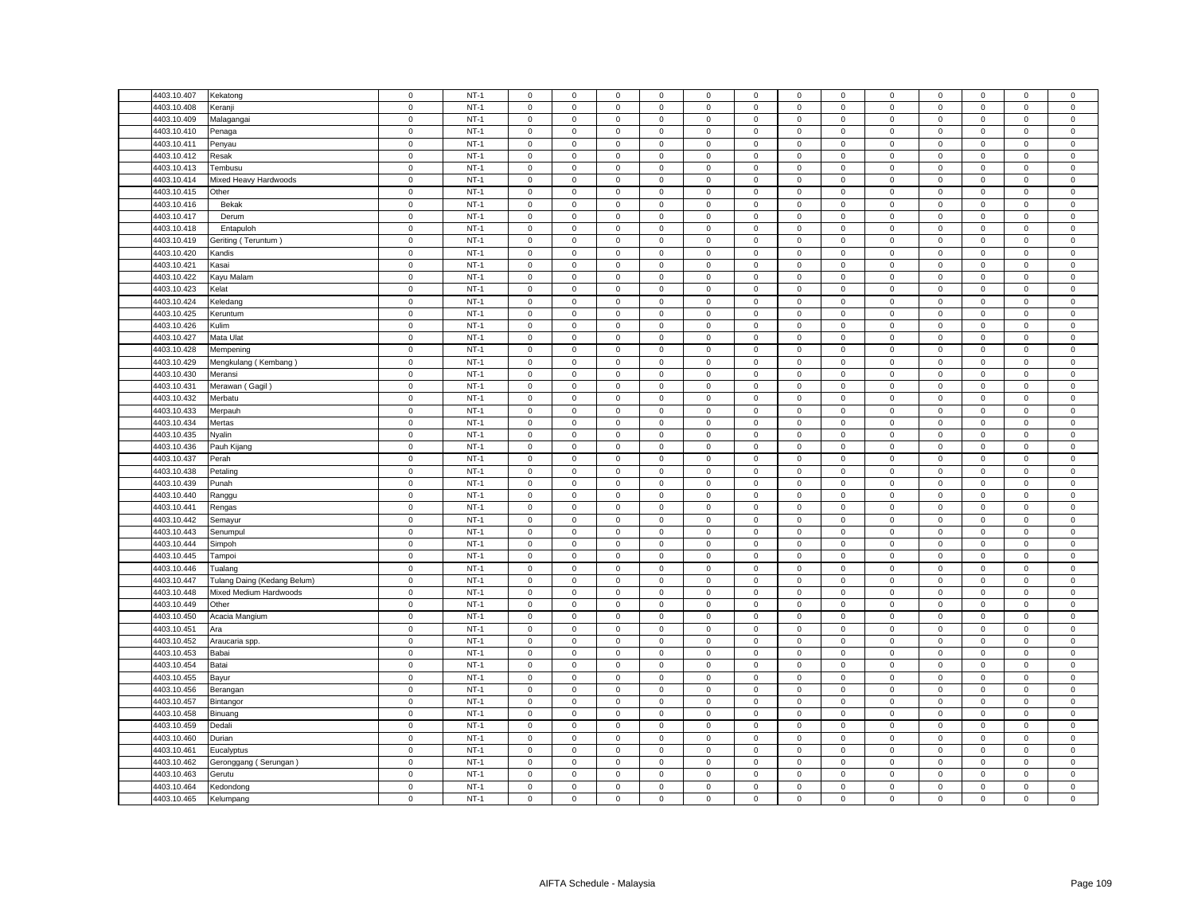| | | | | | | | | | | | | | | | | |
|---|---|---|---|---|---|---|---|---|---|---|---|---|---|---|---|---|
| 4403.10.407 | Kekatong | 0 | NT-1 | 0 | 0 | 0 | 0 | 0 | 0 | 0 | 0 | 0 | 0 | 0 | 0 | 0 |
| 4403.10.408 | Keranji | 0 | NT-1 | 0 | 0 | 0 | 0 | 0 | 0 | 0 | 0 | 0 | 0 | 0 | 0 | 0 |
| 4403.10.409 | Malagangai | 0 | NT-1 | 0 | 0 | 0 | 0 | 0 | 0 | 0 | 0 | 0 | 0 | 0 | 0 | 0 |
| 4403.10.410 | Penaga | 0 | NT-1 | 0 | 0 | 0 | 0 | 0 | 0 | 0 | 0 | 0 | 0 | 0 | 0 | 0 |
| 4403.10.411 | Penyau | 0 | NT-1 | 0 | 0 | 0 | 0 | 0 | 0 | 0 | 0 | 0 | 0 | 0 | 0 | 0 |
| 4403.10.412 | Resak | 0 | NT-1 | 0 | 0 | 0 | 0 | 0 | 0 | 0 | 0 | 0 | 0 | 0 | 0 | 0 |
| 4403.10.413 | Tembusu | 0 | NT-1 | 0 | 0 | 0 | 0 | 0 | 0 | 0 | 0 | 0 | 0 | 0 | 0 | 0 |
| 4403.10.414 | Mixed Heavy Hardwoods | 0 | NT-1 | 0 | 0 | 0 | 0 | 0 | 0 | 0 | 0 | 0 | 0 | 0 | 0 | 0 |
| 4403.10.415 | Other | 0 | NT-1 | 0 | 0 | 0 | 0 | 0 | 0 | 0 | 0 | 0 | 0 | 0 | 0 | 0 |
| 4403.10.416 | Bekak | 0 | NT-1 | 0 | 0 | 0 | 0 | 0 | 0 | 0 | 0 | 0 | 0 | 0 | 0 | 0 |
| 4403.10.417 | Derum | 0 | NT-1 | 0 | 0 | 0 | 0 | 0 | 0 | 0 | 0 | 0 | 0 | 0 | 0 | 0 |
| 4403.10.418 | Entapuloh | 0 | NT-1 | 0 | 0 | 0 | 0 | 0 | 0 | 0 | 0 | 0 | 0 | 0 | 0 | 0 |
| 4403.10.419 | Geriting ( Teruntum ) | 0 | NT-1 | 0 | 0 | 0 | 0 | 0 | 0 | 0 | 0 | 0 | 0 | 0 | 0 | 0 |
| 4403.10.420 | Kandis | 0 | NT-1 | 0 | 0 | 0 | 0 | 0 | 0 | 0 | 0 | 0 | 0 | 0 | 0 | 0 |
| 4403.10.421 | Kasai | 0 | NT-1 | 0 | 0 | 0 | 0 | 0 | 0 | 0 | 0 | 0 | 0 | 0 | 0 | 0 |
| 4403.10.422 | Kayu Malam | 0 | NT-1 | 0 | 0 | 0 | 0 | 0 | 0 | 0 | 0 | 0 | 0 | 0 | 0 | 0 |
| 4403.10.423 | Kelat | 0 | NT-1 | 0 | 0 | 0 | 0 | 0 | 0 | 0 | 0 | 0 | 0 | 0 | 0 | 0 |
| 4403.10.424 | Keledang | 0 | NT-1 | 0 | 0 | 0 | 0 | 0 | 0 | 0 | 0 | 0 | 0 | 0 | 0 | 0 |
| 4403.10.425 | Keruntum | 0 | NT-1 | 0 | 0 | 0 | 0 | 0 | 0 | 0 | 0 | 0 | 0 | 0 | 0 | 0 |
| 4403.10.426 | Kulim | 0 | NT-1 | 0 | 0 | 0 | 0 | 0 | 0 | 0 | 0 | 0 | 0 | 0 | 0 | 0 |
| 4403.10.427 | Mata Ulat | 0 | NT-1 | 0 | 0 | 0 | 0 | 0 | 0 | 0 | 0 | 0 | 0 | 0 | 0 | 0 |
| 4403.10.428 | Mempening | 0 | NT-1 | 0 | 0 | 0 | 0 | 0 | 0 | 0 | 0 | 0 | 0 | 0 | 0 | 0 |
| 4403.10.429 | Mengkulang ( Kembang ) | 0 | NT-1 | 0 | 0 | 0 | 0 | 0 | 0 | 0 | 0 | 0 | 0 | 0 | 0 | 0 |
| 4403.10.430 | Meransi | 0 | NT-1 | 0 | 0 | 0 | 0 | 0 | 0 | 0 | 0 | 0 | 0 | 0 | 0 | 0 |
| 4403.10.431 | Merawan ( Gagil ) | 0 | NT-1 | 0 | 0 | 0 | 0 | 0 | 0 | 0 | 0 | 0 | 0 | 0 | 0 | 0 |
| 4403.10.432 | Merbatu | 0 | NT-1 | 0 | 0 | 0 | 0 | 0 | 0 | 0 | 0 | 0 | 0 | 0 | 0 | 0 |
| 4403.10.433 | Merpauh | 0 | NT-1 | 0 | 0 | 0 | 0 | 0 | 0 | 0 | 0 | 0 | 0 | 0 | 0 | 0 |
| 4403.10.434 | Mertas | 0 | NT-1 | 0 | 0 | 0 | 0 | 0 | 0 | 0 | 0 | 0 | 0 | 0 | 0 | 0 |
| 4403.10.435 | Nyalin | 0 | NT-1 | 0 | 0 | 0 | 0 | 0 | 0 | 0 | 0 | 0 | 0 | 0 | 0 | 0 |
| 4403.10.436 | Pauh Kijang | 0 | NT-1 | 0 | 0 | 0 | 0 | 0 | 0 | 0 | 0 | 0 | 0 | 0 | 0 | 0 |
| 4403.10.437 | Perah | 0 | NT-1 | 0 | 0 | 0 | 0 | 0 | 0 | 0 | 0 | 0 | 0 | 0 | 0 | 0 |
| 4403.10.438 | Petaling | 0 | NT-1 | 0 | 0 | 0 | 0 | 0 | 0 | 0 | 0 | 0 | 0 | 0 | 0 | 0 |
| 4403.10.439 | Punah | 0 | NT-1 | 0 | 0 | 0 | 0 | 0 | 0 | 0 | 0 | 0 | 0 | 0 | 0 | 0 |
| 4403.10.440 | Ranggu | 0 | NT-1 | 0 | 0 | 0 | 0 | 0 | 0 | 0 | 0 | 0 | 0 | 0 | 0 | 0 |
| 4403.10.441 | Rengas | 0 | NT-1 | 0 | 0 | 0 | 0 | 0 | 0 | 0 | 0 | 0 | 0 | 0 | 0 | 0 |
| 4403.10.442 | Semayur | 0 | NT-1 | 0 | 0 | 0 | 0 | 0 | 0 | 0 | 0 | 0 | 0 | 0 | 0 | 0 |
| 4403.10.443 | Senumpul | 0 | NT-1 | 0 | 0 | 0 | 0 | 0 | 0 | 0 | 0 | 0 | 0 | 0 | 0 | 0 |
| 4403.10.444 | Simpoh | 0 | NT-1 | 0 | 0 | 0 | 0 | 0 | 0 | 0 | 0 | 0 | 0 | 0 | 0 | 0 |
| 4403.10.445 | Tampoi | 0 | NT-1 | 0 | 0 | 0 | 0 | 0 | 0 | 0 | 0 | 0 | 0 | 0 | 0 | 0 |
| 4403.10.446 | Tualang | 0 | NT-1 | 0 | 0 | 0 | 0 | 0 | 0 | 0 | 0 | 0 | 0 | 0 | 0 | 0 |
| 4403.10.447 | Tulang Daing (Kedang Belum) | 0 | NT-1 | 0 | 0 | 0 | 0 | 0 | 0 | 0 | 0 | 0 | 0 | 0 | 0 | 0 |
| 4403.10.448 | Mixed Medium Hardwoods | 0 | NT-1 | 0 | 0 | 0 | 0 | 0 | 0 | 0 | 0 | 0 | 0 | 0 | 0 | 0 |
| 4403.10.449 | Other | 0 | NT-1 | 0 | 0 | 0 | 0 | 0 | 0 | 0 | 0 | 0 | 0 | 0 | 0 | 0 |
| 4403.10.450 | Acacia Mangium | 0 | NT-1 | 0 | 0 | 0 | 0 | 0 | 0 | 0 | 0 | 0 | 0 | 0 | 0 | 0 |
| 4403.10.451 | Ara | 0 | NT-1 | 0 | 0 | 0 | 0 | 0 | 0 | 0 | 0 | 0 | 0 | 0 | 0 | 0 |
| 4403.10.452 | Araucaria spp. | 0 | NT-1 | 0 | 0 | 0 | 0 | 0 | 0 | 0 | 0 | 0 | 0 | 0 | 0 | 0 |
| 4403.10.453 | Babai | 0 | NT-1 | 0 | 0 | 0 | 0 | 0 | 0 | 0 | 0 | 0 | 0 | 0 | 0 | 0 |
| 4403.10.454 | Batai | 0 | NT-1 | 0 | 0 | 0 | 0 | 0 | 0 | 0 | 0 | 0 | 0 | 0 | 0 | 0 |
| 4403.10.455 | Bayur | 0 | NT-1 | 0 | 0 | 0 | 0 | 0 | 0 | 0 | 0 | 0 | 0 | 0 | 0 | 0 |
| 4403.10.456 | Berangan | 0 | NT-1 | 0 | 0 | 0 | 0 | 0 | 0 | 0 | 0 | 0 | 0 | 0 | 0 | 0 |
| 4403.10.457 | Bintangor | 0 | NT-1 | 0 | 0 | 0 | 0 | 0 | 0 | 0 | 0 | 0 | 0 | 0 | 0 | 0 |
| 4403.10.458 | Binuang | 0 | NT-1 | 0 | 0 | 0 | 0 | 0 | 0 | 0 | 0 | 0 | 0 | 0 | 0 | 0 |
| 4403.10.459 | Dedali | 0 | NT-1 | 0 | 0 | 0 | 0 | 0 | 0 | 0 | 0 | 0 | 0 | 0 | 0 | 0 |
| 4403.10.460 | Durian | 0 | NT-1 | 0 | 0 | 0 | 0 | 0 | 0 | 0 | 0 | 0 | 0 | 0 | 0 | 0 |
| 4403.10.461 | Eucalyptus | 0 | NT-1 | 0 | 0 | 0 | 0 | 0 | 0 | 0 | 0 | 0 | 0 | 0 | 0 | 0 |
| 4403.10.462 | Geronggang ( Serungan ) | 0 | NT-1 | 0 | 0 | 0 | 0 | 0 | 0 | 0 | 0 | 0 | 0 | 0 | 0 | 0 |
| 4403.10.463 | Gerutu | 0 | NT-1 | 0 | 0 | 0 | 0 | 0 | 0 | 0 | 0 | 0 | 0 | 0 | 0 | 0 |
| 4403.10.464 | Kedondong | 0 | NT-1 | 0 | 0 | 0 | 0 | 0 | 0 | 0 | 0 | 0 | 0 | 0 | 0 | 0 |
| 4403.10.465 | Kelumpang | 0 | NT-1 | 0 | 0 | 0 | 0 | 0 | 0 | 0 | 0 | 0 | 0 | 0 | 0 | 0 |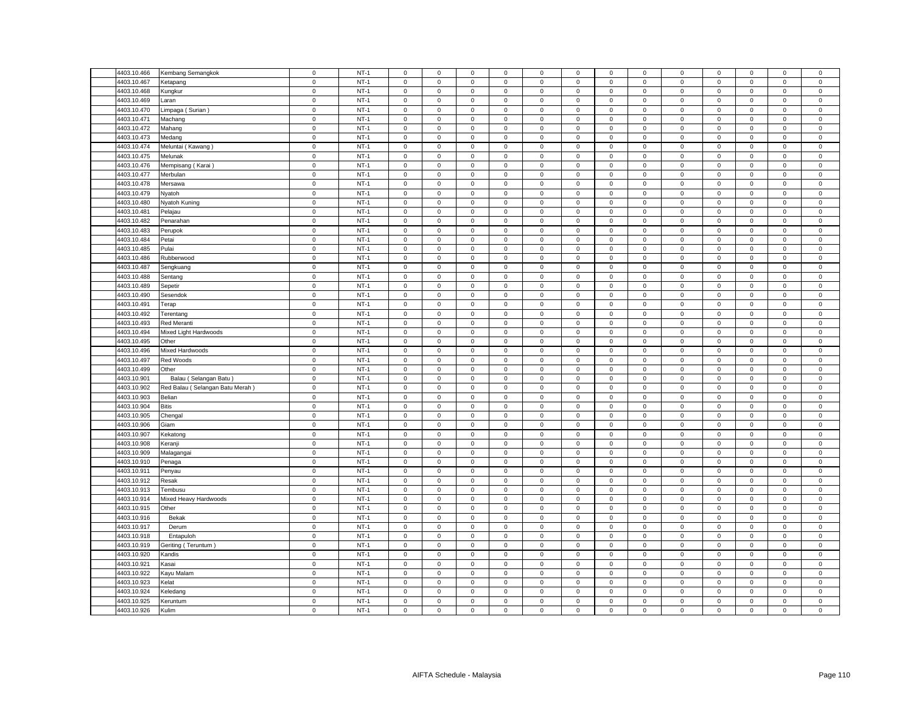| | | | | | | | | | | | | | | | | | |
|---|---|---|---|---|---|---|---|---|---|---|---|---|---|---|---|---|---|
| 4403.10.466 | Kembang Semangkok | 0 | NT-1 | 0 | 0 | 0 | 0 | 0 | 0 | 0 | 0 | 0 | 0 | 0 | 0 | 0 |
| 4403.10.467 | Ketapang | 0 | NT-1 | 0 | 0 | 0 | 0 | 0 | 0 | 0 | 0 | 0 | 0 | 0 | 0 | 0 |
| 4403.10.468 | Kungkur | 0 | NT-1 | 0 | 0 | 0 | 0 | 0 | 0 | 0 | 0 | 0 | 0 | 0 | 0 | 0 |
| 4403.10.469 | Laran | 0 | NT-1 | 0 | 0 | 0 | 0 | 0 | 0 | 0 | 0 | 0 | 0 | 0 | 0 | 0 |
| 4403.10.470 | Limpaga ( Surian ) | 0 | NT-1 | 0 | 0 | 0 | 0 | 0 | 0 | 0 | 0 | 0 | 0 | 0 | 0 | 0 |
| 4403.10.471 | Machang | 0 | NT-1 | 0 | 0 | 0 | 0 | 0 | 0 | 0 | 0 | 0 | 0 | 0 | 0 | 0 |
| 4403.10.472 | Mahang | 0 | NT-1 | 0 | 0 | 0 | 0 | 0 | 0 | 0 | 0 | 0 | 0 | 0 | 0 | 0 |
| 4403.10.473 | Medang | 0 | NT-1 | 0 | 0 | 0 | 0 | 0 | 0 | 0 | 0 | 0 | 0 | 0 | 0 | 0 |
| 4403.10.474 | Meluntai ( Kawang ) | 0 | NT-1 | 0 | 0 | 0 | 0 | 0 | 0 | 0 | 0 | 0 | 0 | 0 | 0 | 0 |
| 4403.10.475 | Melunak | 0 | NT-1 | 0 | 0 | 0 | 0 | 0 | 0 | 0 | 0 | 0 | 0 | 0 | 0 | 0 |
| 4403.10.476 | Mempisang ( Karai ) | 0 | NT-1 | 0 | 0 | 0 | 0 | 0 | 0 | 0 | 0 | 0 | 0 | 0 | 0 | 0 |
| 4403.10.477 | Merbulan | 0 | NT-1 | 0 | 0 | 0 | 0 | 0 | 0 | 0 | 0 | 0 | 0 | 0 | 0 | 0 |
| 4403.10.478 | Mersawa | 0 | NT-1 | 0 | 0 | 0 | 0 | 0 | 0 | 0 | 0 | 0 | 0 | 0 | 0 | 0 |
| 4403.10.479 | Nyatoh | 0 | NT-1 | 0 | 0 | 0 | 0 | 0 | 0 | 0 | 0 | 0 | 0 | 0 | 0 | 0 |
| 4403.10.480 | Nyatoh Kuning | 0 | NT-1 | 0 | 0 | 0 | 0 | 0 | 0 | 0 | 0 | 0 | 0 | 0 | 0 | 0 |
| 4403.10.481 | Pelajau | 0 | NT-1 | 0 | 0 | 0 | 0 | 0 | 0 | 0 | 0 | 0 | 0 | 0 | 0 | 0 |
| 4403.10.482 | Penarahan | 0 | NT-1 | 0 | 0 | 0 | 0 | 0 | 0 | 0 | 0 | 0 | 0 | 0 | 0 | 0 |
| 4403.10.483 | Perupok | 0 | NT-1 | 0 | 0 | 0 | 0 | 0 | 0 | 0 | 0 | 0 | 0 | 0 | 0 | 0 |
| 4403.10.484 | Petai | 0 | NT-1 | 0 | 0 | 0 | 0 | 0 | 0 | 0 | 0 | 0 | 0 | 0 | 0 | 0 |
| 4403.10.485 | Pulai | 0 | NT-1 | 0 | 0 | 0 | 0 | 0 | 0 | 0 | 0 | 0 | 0 | 0 | 0 | 0 |
| 4403.10.486 | Rubberwood | 0 | NT-1 | 0 | 0 | 0 | 0 | 0 | 0 | 0 | 0 | 0 | 0 | 0 | 0 | 0 |
| 4403.10.487 | Sengkuang | 0 | NT-1 | 0 | 0 | 0 | 0 | 0 | 0 | 0 | 0 | 0 | 0 | 0 | 0 | 0 |
| 4403.10.488 | Sentang | 0 | NT-1 | 0 | 0 | 0 | 0 | 0 | 0 | 0 | 0 | 0 | 0 | 0 | 0 | 0 |
| 4403.10.489 | Sepetir | 0 | NT-1 | 0 | 0 | 0 | 0 | 0 | 0 | 0 | 0 | 0 | 0 | 0 | 0 | 0 |
| 4403.10.490 | Sesendok | 0 | NT-1 | 0 | 0 | 0 | 0 | 0 | 0 | 0 | 0 | 0 | 0 | 0 | 0 | 0 |
| 4403.10.491 | Terap | 0 | NT-1 | 0 | 0 | 0 | 0 | 0 | 0 | 0 | 0 | 0 | 0 | 0 | 0 | 0 |
| 4403.10.492 | Terentang | 0 | NT-1 | 0 | 0 | 0 | 0 | 0 | 0 | 0 | 0 | 0 | 0 | 0 | 0 | 0 |
| 4403.10.493 | Red Meranti | 0 | NT-1 | 0 | 0 | 0 | 0 | 0 | 0 | 0 | 0 | 0 | 0 | 0 | 0 | 0 |
| 4403.10.494 | Mixed Light Hardwoods | 0 | NT-1 | 0 | 0 | 0 | 0 | 0 | 0 | 0 | 0 | 0 | 0 | 0 | 0 | 0 |
| 4403.10.495 | Other | 0 | NT-1 | 0 | 0 | 0 | 0 | 0 | 0 | 0 | 0 | 0 | 0 | 0 | 0 | 0 |
| 4403.10.496 | Mixed Hardwoods | 0 | NT-1 | 0 | 0 | 0 | 0 | 0 | 0 | 0 | 0 | 0 | 0 | 0 | 0 | 0 |
| 4403.10.497 | Red Woods | 0 | NT-1 | 0 | 0 | 0 | 0 | 0 | 0 | 0 | 0 | 0 | 0 | 0 | 0 | 0 |
| 4403.10.499 | Other | 0 | NT-1 | 0 | 0 | 0 | 0 | 0 | 0 | 0 | 0 | 0 | 0 | 0 | 0 | 0 |
| 4403.10.901 | Balau ( Selangan Batu ) | 0 | NT-1 | 0 | 0 | 0 | 0 | 0 | 0 | 0 | 0 | 0 | 0 | 0 | 0 | 0 |
| 4403.10.902 | Red Balau ( Selangan Batu Merah ) | 0 | NT-1 | 0 | 0 | 0 | 0 | 0 | 0 | 0 | 0 | 0 | 0 | 0 | 0 | 0 |
| 4403.10.903 | Belian | 0 | NT-1 | 0 | 0 | 0 | 0 | 0 | 0 | 0 | 0 | 0 | 0 | 0 | 0 | 0 |
| 4403.10.904 | Bitis | 0 | NT-1 | 0 | 0 | 0 | 0 | 0 | 0 | 0 | 0 | 0 | 0 | 0 | 0 | 0 |
| 4403.10.905 | Chengal | 0 | NT-1 | 0 | 0 | 0 | 0 | 0 | 0 | 0 | 0 | 0 | 0 | 0 | 0 | 0 |
| 4403.10.906 | Giam | 0 | NT-1 | 0 | 0 | 0 | 0 | 0 | 0 | 0 | 0 | 0 | 0 | 0 | 0 | 0 |
| 4403.10.907 | Kekatong | 0 | NT-1 | 0 | 0 | 0 | 0 | 0 | 0 | 0 | 0 | 0 | 0 | 0 | 0 | 0 |
| 4403.10.908 | Keranji | 0 | NT-1 | 0 | 0 | 0 | 0 | 0 | 0 | 0 | 0 | 0 | 0 | 0 | 0 | 0 |
| 4403.10.909 | Malagangai | 0 | NT-1 | 0 | 0 | 0 | 0 | 0 | 0 | 0 | 0 | 0 | 0 | 0 | 0 | 0 |
| 4403.10.910 | Penaga | 0 | NT-1 | 0 | 0 | 0 | 0 | 0 | 0 | 0 | 0 | 0 | 0 | 0 | 0 | 0 |
| 4403.10.911 | Penyau | 0 | NT-1 | 0 | 0 | 0 | 0 | 0 | 0 | 0 | 0 | 0 | 0 | 0 | 0 | 0 |
| 4403.10.912 | Resak | 0 | NT-1 | 0 | 0 | 0 | 0 | 0 | 0 | 0 | 0 | 0 | 0 | 0 | 0 | 0 |
| 4403.10.913 | Tembusu | 0 | NT-1 | 0 | 0 | 0 | 0 | 0 | 0 | 0 | 0 | 0 | 0 | 0 | 0 | 0 |
| 4403.10.914 | Mixed Heavy Hardwoods | 0 | NT-1 | 0 | 0 | 0 | 0 | 0 | 0 | 0 | 0 | 0 | 0 | 0 | 0 | 0 |
| 4403.10.915 | Other | 0 | NT-1 | 0 | 0 | 0 | 0 | 0 | 0 | 0 | 0 | 0 | 0 | 0 | 0 | 0 |
| 4403.10.916 | Bekak | 0 | NT-1 | 0 | 0 | 0 | 0 | 0 | 0 | 0 | 0 | 0 | 0 | 0 | 0 | 0 |
| 4403.10.917 | Derum | 0 | NT-1 | 0 | 0 | 0 | 0 | 0 | 0 | 0 | 0 | 0 | 0 | 0 | 0 | 0 |
| 4403.10.918 | Entapuloh | 0 | NT-1 | 0 | 0 | 0 | 0 | 0 | 0 | 0 | 0 | 0 | 0 | 0 | 0 | 0 |
| 4403.10.919 | Geriting ( Teruntum ) | 0 | NT-1 | 0 | 0 | 0 | 0 | 0 | 0 | 0 | 0 | 0 | 0 | 0 | 0 | 0 |
| 4403.10.920 | Kandis | 0 | NT-1 | 0 | 0 | 0 | 0 | 0 | 0 | 0 | 0 | 0 | 0 | 0 | 0 | 0 |
| 4403.10.921 | Kasai | 0 | NT-1 | 0 | 0 | 0 | 0 | 0 | 0 | 0 | 0 | 0 | 0 | 0 | 0 | 0 |
| 4403.10.922 | Kayu Malam | 0 | NT-1 | 0 | 0 | 0 | 0 | 0 | 0 | 0 | 0 | 0 | 0 | 0 | 0 | 0 |
| 4403.10.923 | Kelat | 0 | NT-1 | 0 | 0 | 0 | 0 | 0 | 0 | 0 | 0 | 0 | 0 | 0 | 0 | 0 |
| 4403.10.924 | Keledang | 0 | NT-1 | 0 | 0 | 0 | 0 | 0 | 0 | 0 | 0 | 0 | 0 | 0 | 0 | 0 |
| 4403.10.925 | Keruntum | 0 | NT-1 | 0 | 0 | 0 | 0 | 0 | 0 | 0 | 0 | 0 | 0 | 0 | 0 | 0 |
| 4403.10.926 | Kulim | 0 | NT-1 | 0 | 0 | 0 | 0 | 0 | 0 | 0 | 0 | 0 | 0 | 0 | 0 | 0 |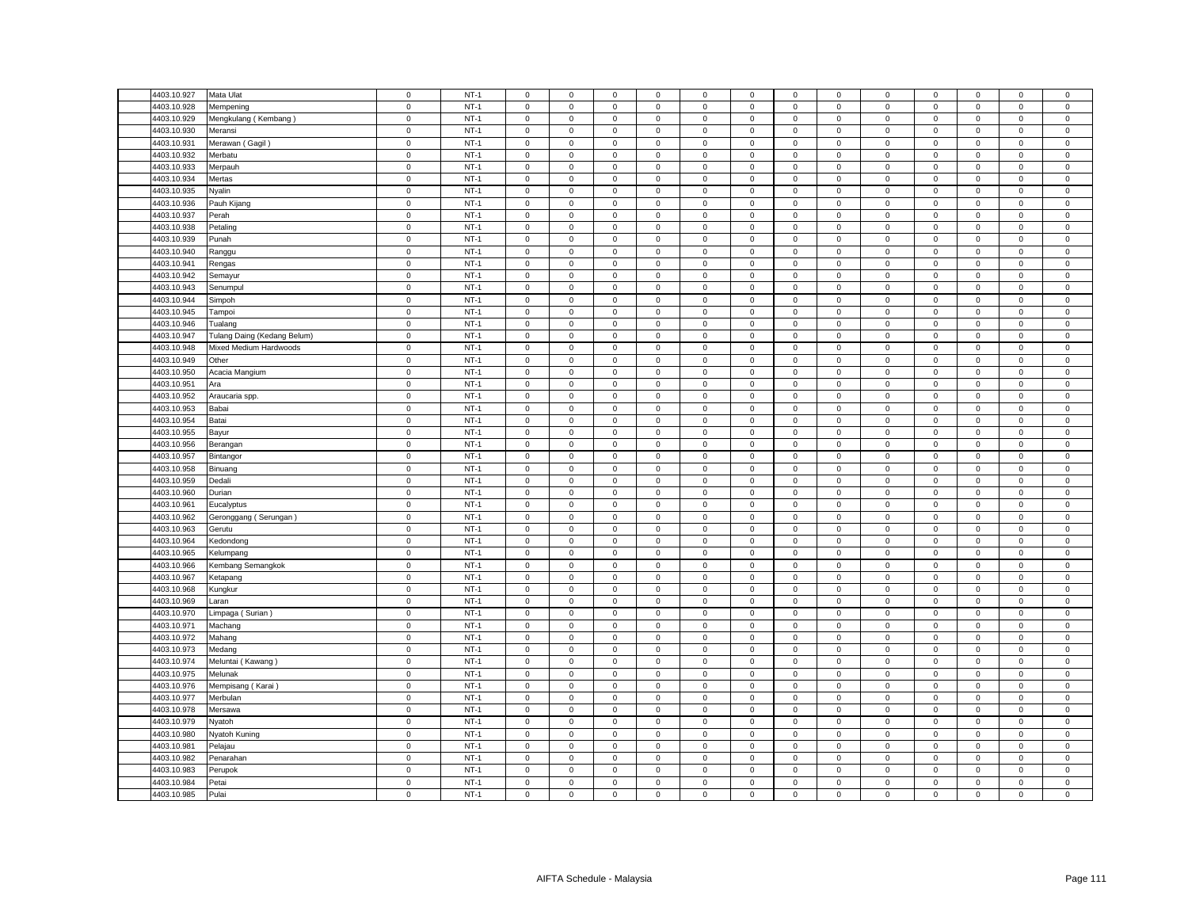| | | | | | | | | | | | | | | | | |
|---|---|---|---|---|---|---|---|---|---|---|---|---|---|---|---|---|
| 4403.10.927 | Mata Ulat | 0 | NT-1 | 0 | 0 | 0 | 0 | 0 | 0 | 0 | 0 | 0 | 0 | 0 | 0 | 0 |
| 4403.10.928 | Mempening | 0 | NT-1 | 0 | 0 | 0 | 0 | 0 | 0 | 0 | 0 | 0 | 0 | 0 | 0 | 0 |
| 4403.10.929 | Mengkulang ( Kembang ) | 0 | NT-1 | 0 | 0 | 0 | 0 | 0 | 0 | 0 | 0 | 0 | 0 | 0 | 0 | 0 |
| 4403.10.930 | Meransi | 0 | NT-1 | 0 | 0 | 0 | 0 | 0 | 0 | 0 | 0 | 0 | 0 | 0 | 0 | 0 |
| 4403.10.931 | Merawan ( Gagil ) | 0 | NT-1 | 0 | 0 | 0 | 0 | 0 | 0 | 0 | 0 | 0 | 0 | 0 | 0 | 0 |
| 4403.10.932 | Merbatu | 0 | NT-1 | 0 | 0 | 0 | 0 | 0 | 0 | 0 | 0 | 0 | 0 | 0 | 0 | 0 |
| 4403.10.933 | Merpauh | 0 | NT-1 | 0 | 0 | 0 | 0 | 0 | 0 | 0 | 0 | 0 | 0 | 0 | 0 | 0 |
| 4403.10.934 | Mertas | 0 | NT-1 | 0 | 0 | 0 | 0 | 0 | 0 | 0 | 0 | 0 | 0 | 0 | 0 | 0 |
| 4403.10.935 | Nyalin | 0 | NT-1 | 0 | 0 | 0 | 0 | 0 | 0 | 0 | 0 | 0 | 0 | 0 | 0 | 0 |
| 4403.10.936 | Pauh Kijang | 0 | NT-1 | 0 | 0 | 0 | 0 | 0 | 0 | 0 | 0 | 0 | 0 | 0 | 0 | 0 |
| 4403.10.937 | Perah | 0 | NT-1 | 0 | 0 | 0 | 0 | 0 | 0 | 0 | 0 | 0 | 0 | 0 | 0 | 0 |
| 4403.10.938 | Petaling | 0 | NT-1 | 0 | 0 | 0 | 0 | 0 | 0 | 0 | 0 | 0 | 0 | 0 | 0 | 0 |
| 4403.10.939 | Punah | 0 | NT-1 | 0 | 0 | 0 | 0 | 0 | 0 | 0 | 0 | 0 | 0 | 0 | 0 | 0 |
| 4403.10.940 | Ranggu | 0 | NT-1 | 0 | 0 | 0 | 0 | 0 | 0 | 0 | 0 | 0 | 0 | 0 | 0 | 0 |
| 4403.10.941 | Rengas | 0 | NT-1 | 0 | 0 | 0 | 0 | 0 | 0 | 0 | 0 | 0 | 0 | 0 | 0 | 0 |
| 4403.10.942 | Semayur | 0 | NT-1 | 0 | 0 | 0 | 0 | 0 | 0 | 0 | 0 | 0 | 0 | 0 | 0 | 0 |
| 4403.10.943 | Senumpul | 0 | NT-1 | 0 | 0 | 0 | 0 | 0 | 0 | 0 | 0 | 0 | 0 | 0 | 0 | 0 |
| 4403.10.944 | Simpoh | 0 | NT-1 | 0 | 0 | 0 | 0 | 0 | 0 | 0 | 0 | 0 | 0 | 0 | 0 | 0 |
| 4403.10.945 | Tampoi | 0 | NT-1 | 0 | 0 | 0 | 0 | 0 | 0 | 0 | 0 | 0 | 0 | 0 | 0 | 0 |
| 4403.10.946 | Tualang | 0 | NT-1 | 0 | 0 | 0 | 0 | 0 | 0 | 0 | 0 | 0 | 0 | 0 | 0 | 0 |
| 4403.10.947 | Tulang Daing (Kedang Belum) | 0 | NT-1 | 0 | 0 | 0 | 0 | 0 | 0 | 0 | 0 | 0 | 0 | 0 | 0 | 0 |
| 4403.10.948 | Mixed Medium Hardwoods | 0 | NT-1 | 0 | 0 | 0 | 0 | 0 | 0 | 0 | 0 | 0 | 0 | 0 | 0 | 0 |
| 4403.10.949 | Other | 0 | NT-1 | 0 | 0 | 0 | 0 | 0 | 0 | 0 | 0 | 0 | 0 | 0 | 0 | 0 |
| 4403.10.950 | Acacia Mangium | 0 | NT-1 | 0 | 0 | 0 | 0 | 0 | 0 | 0 | 0 | 0 | 0 | 0 | 0 | 0 |
| 4403.10.951 | Ara | 0 | NT-1 | 0 | 0 | 0 | 0 | 0 | 0 | 0 | 0 | 0 | 0 | 0 | 0 | 0 |
| 4403.10.952 | Araucaria spp. | 0 | NT-1 | 0 | 0 | 0 | 0 | 0 | 0 | 0 | 0 | 0 | 0 | 0 | 0 | 0 |
| 4403.10.953 | Babai | 0 | NT-1 | 0 | 0 | 0 | 0 | 0 | 0 | 0 | 0 | 0 | 0 | 0 | 0 | 0 |
| 4403.10.954 | Batai | 0 | NT-1 | 0 | 0 | 0 | 0 | 0 | 0 | 0 | 0 | 0 | 0 | 0 | 0 | 0 |
| 4403.10.955 | Bayur | 0 | NT-1 | 0 | 0 | 0 | 0 | 0 | 0 | 0 | 0 | 0 | 0 | 0 | 0 | 0 |
| 4403.10.956 | Berangan | 0 | NT-1 | 0 | 0 | 0 | 0 | 0 | 0 | 0 | 0 | 0 | 0 | 0 | 0 | 0 |
| 4403.10.957 | Bintangor | 0 | NT-1 | 0 | 0 | 0 | 0 | 0 | 0 | 0 | 0 | 0 | 0 | 0 | 0 | 0 |
| 4403.10.958 | Binuang | 0 | NT-1 | 0 | 0 | 0 | 0 | 0 | 0 | 0 | 0 | 0 | 0 | 0 | 0 | 0 |
| 4403.10.959 | Dedali | 0 | NT-1 | 0 | 0 | 0 | 0 | 0 | 0 | 0 | 0 | 0 | 0 | 0 | 0 | 0 |
| 4403.10.960 | Durian | 0 | NT-1 | 0 | 0 | 0 | 0 | 0 | 0 | 0 | 0 | 0 | 0 | 0 | 0 | 0 |
| 4403.10.961 | Eucalyptus | 0 | NT-1 | 0 | 0 | 0 | 0 | 0 | 0 | 0 | 0 | 0 | 0 | 0 | 0 | 0 |
| 4403.10.962 | Geronggang ( Serungan ) | 0 | NT-1 | 0 | 0 | 0 | 0 | 0 | 0 | 0 | 0 | 0 | 0 | 0 | 0 | 0 |
| 4403.10.963 | Gerutu | 0 | NT-1 | 0 | 0 | 0 | 0 | 0 | 0 | 0 | 0 | 0 | 0 | 0 | 0 | 0 |
| 4403.10.964 | Kedondong | 0 | NT-1 | 0 | 0 | 0 | 0 | 0 | 0 | 0 | 0 | 0 | 0 | 0 | 0 | 0 |
| 4403.10.965 | Kelumpang | 0 | NT-1 | 0 | 0 | 0 | 0 | 0 | 0 | 0 | 0 | 0 | 0 | 0 | 0 | 0 |
| 4403.10.966 | Kembang Semangkok | 0 | NT-1 | 0 | 0 | 0 | 0 | 0 | 0 | 0 | 0 | 0 | 0 | 0 | 0 | 0 |
| 4403.10.967 | Ketapang | 0 | NT-1 | 0 | 0 | 0 | 0 | 0 | 0 | 0 | 0 | 0 | 0 | 0 | 0 | 0 |
| 4403.10.968 | Kungkur | 0 | NT-1 | 0 | 0 | 0 | 0 | 0 | 0 | 0 | 0 | 0 | 0 | 0 | 0 | 0 |
| 4403.10.969 | Laran | 0 | NT-1 | 0 | 0 | 0 | 0 | 0 | 0 | 0 | 0 | 0 | 0 | 0 | 0 | 0 |
| 4403.10.970 | Limpaga ( Surian ) | 0 | NT-1 | 0 | 0 | 0 | 0 | 0 | 0 | 0 | 0 | 0 | 0 | 0 | 0 | 0 |
| 4403.10.971 | Machang | 0 | NT-1 | 0 | 0 | 0 | 0 | 0 | 0 | 0 | 0 | 0 | 0 | 0 | 0 | 0 |
| 4403.10.972 | Mahang | 0 | NT-1 | 0 | 0 | 0 | 0 | 0 | 0 | 0 | 0 | 0 | 0 | 0 | 0 | 0 |
| 4403.10.973 | Medang | 0 | NT-1 | 0 | 0 | 0 | 0 | 0 | 0 | 0 | 0 | 0 | 0 | 0 | 0 | 0 |
| 4403.10.974 | Meluntai ( Kawang ) | 0 | NT-1 | 0 | 0 | 0 | 0 | 0 | 0 | 0 | 0 | 0 | 0 | 0 | 0 | 0 |
| 4403.10.975 | Melunak | 0 | NT-1 | 0 | 0 | 0 | 0 | 0 | 0 | 0 | 0 | 0 | 0 | 0 | 0 | 0 |
| 4403.10.976 | Mempisang ( Karai ) | 0 | NT-1 | 0 | 0 | 0 | 0 | 0 | 0 | 0 | 0 | 0 | 0 | 0 | 0 | 0 |
| 4403.10.977 | Merbulan | 0 | NT-1 | 0 | 0 | 0 | 0 | 0 | 0 | 0 | 0 | 0 | 0 | 0 | 0 | 0 |
| 4403.10.978 | Mersawa | 0 | NT-1 | 0 | 0 | 0 | 0 | 0 | 0 | 0 | 0 | 0 | 0 | 0 | 0 | 0 |
| 4403.10.979 | Nyatoh | 0 | NT-1 | 0 | 0 | 0 | 0 | 0 | 0 | 0 | 0 | 0 | 0 | 0 | 0 | 0 |
| 4403.10.980 | Nyatoh Kuning | 0 | NT-1 | 0 | 0 | 0 | 0 | 0 | 0 | 0 | 0 | 0 | 0 | 0 | 0 | 0 |
| 4403.10.981 | Pelajau | 0 | NT-1 | 0 | 0 | 0 | 0 | 0 | 0 | 0 | 0 | 0 | 0 | 0 | 0 | 0 |
| 4403.10.982 | Penarahan | 0 | NT-1 | 0 | 0 | 0 | 0 | 0 | 0 | 0 | 0 | 0 | 0 | 0 | 0 | 0 |
| 4403.10.983 | Perupok | 0 | NT-1 | 0 | 0 | 0 | 0 | 0 | 0 | 0 | 0 | 0 | 0 | 0 | 0 | 0 |
| 4403.10.984 | Petai | 0 | NT-1 | 0 | 0 | 0 | 0 | 0 | 0 | 0 | 0 | 0 | 0 | 0 | 0 | 0 |
| 4403.10.985 | Pulai | 0 | NT-1 | 0 | 0 | 0 | 0 | 0 | 0 | 0 | 0 | 0 | 0 | 0 | 0 | 0 |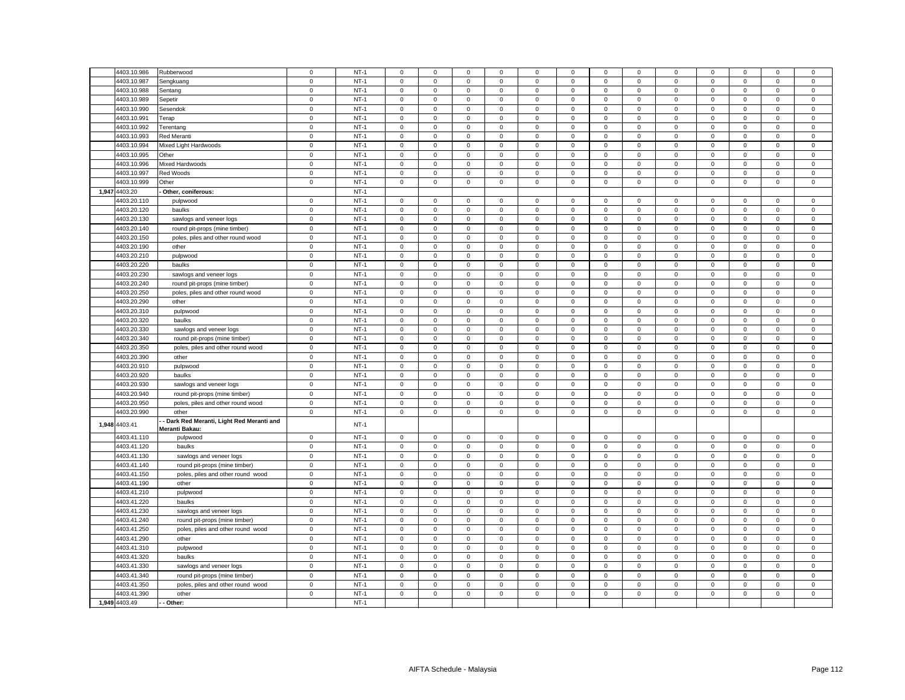| | | | | | | | | | | | | | | | | | |
|---|---|---|---|---|---|---|---|---|---|---|---|---|---|---|---|---|---|
| | 4403.10.986 | Rubberwood | 0 | NT-1 | 0 | 0 | 0 | 0 | 0 | 0 | 0 | 0 | 0 | 0 | 0 | 0 | 0 |
| | 4403.10.987 | Sengkuang | 0 | NT-1 | 0 | 0 | 0 | 0 | 0 | 0 | 0 | 0 | 0 | 0 | 0 | 0 | 0 |
| | 4403.10.988 | Sentang | 0 | NT-1 | 0 | 0 | 0 | 0 | 0 | 0 | 0 | 0 | 0 | 0 | 0 | 0 | 0 |
| | 4403.10.989 | Sepetir | 0 | NT-1 | 0 | 0 | 0 | 0 | 0 | 0 | 0 | 0 | 0 | 0 | 0 | 0 | 0 |
| | 4403.10.990 | Sesendok | 0 | NT-1 | 0 | 0 | 0 | 0 | 0 | 0 | 0 | 0 | 0 | 0 | 0 | 0 | 0 |
| | 4403.10.991 | Terap | 0 | NT-1 | 0 | 0 | 0 | 0 | 0 | 0 | 0 | 0 | 0 | 0 | 0 | 0 | 0 |
| | 4403.10.992 | Terentang | 0 | NT-1 | 0 | 0 | 0 | 0 | 0 | 0 | 0 | 0 | 0 | 0 | 0 | 0 | 0 |
| | 4403.10.993 | Red Meranti | 0 | NT-1 | 0 | 0 | 0 | 0 | 0 | 0 | 0 | 0 | 0 | 0 | 0 | 0 | 0 |
| | 4403.10.994 | Mixed Light Hardwoods | 0 | NT-1 | 0 | 0 | 0 | 0 | 0 | 0 | 0 | 0 | 0 | 0 | 0 | 0 | 0 |
| | 4403.10.995 | Other | 0 | NT-1 | 0 | 0 | 0 | 0 | 0 | 0 | 0 | 0 | 0 | 0 | 0 | 0 | 0 |
| | 4403.10.996 | Mixed Hardwoods | 0 | NT-1 | 0 | 0 | 0 | 0 | 0 | 0 | 0 | 0 | 0 | 0 | 0 | 0 | 0 |
| | 4403.10.997 | Red Woods | 0 | NT-1 | 0 | 0 | 0 | 0 | 0 | 0 | 0 | 0 | 0 | 0 | 0 | 0 | 0 |
| | 4403.10.999 | Other | 0 | NT-1 | 0 | 0 | 0 | 0 | 0 | 0 | 0 | 0 | 0 | 0 | 0 | 0 | 0 |
| 1,947 | 4403.20 | - Other, coniferous: | | NT-1 | | | | | | | | | | | | | |
| | 4403.20.110 | pulpwood | 0 | NT-1 | 0 | 0 | 0 | 0 | 0 | 0 | 0 | 0 | 0 | 0 | 0 | 0 | 0 |
| | 4403.20.120 | baulks | 0 | NT-1 | 0 | 0 | 0 | 0 | 0 | 0 | 0 | 0 | 0 | 0 | 0 | 0 | 0 |
| | 4403.20.130 | sawlogs and veneer logs | 0 | NT-1 | 0 | 0 | 0 | 0 | 0 | 0 | 0 | 0 | 0 | 0 | 0 | 0 | 0 |
| | 4403.20.140 | round pit-props (mine timber) | 0 | NT-1 | 0 | 0 | 0 | 0 | 0 | 0 | 0 | 0 | 0 | 0 | 0 | 0 | 0 |
| | 4403.20.150 | poles, piles and other round wood | 0 | NT-1 | 0 | 0 | 0 | 0 | 0 | 0 | 0 | 0 | 0 | 0 | 0 | 0 | 0 |
| | 4403.20.190 | other | 0 | NT-1 | 0 | 0 | 0 | 0 | 0 | 0 | 0 | 0 | 0 | 0 | 0 | 0 | 0 |
| | 4403.20.210 | pulpwood | 0 | NT-1 | 0 | 0 | 0 | 0 | 0 | 0 | 0 | 0 | 0 | 0 | 0 | 0 | 0 |
| | 4403.20.220 | baulks | 0 | NT-1 | 0 | 0 | 0 | 0 | 0 | 0 | 0 | 0 | 0 | 0 | 0 | 0 | 0 |
| | 4403.20.230 | sawlogs and veneer logs | 0 | NT-1 | 0 | 0 | 0 | 0 | 0 | 0 | 0 | 0 | 0 | 0 | 0 | 0 | 0 |
| | 4403.20.240 | round pit-props (mine timber) | 0 | NT-1 | 0 | 0 | 0 | 0 | 0 | 0 | 0 | 0 | 0 | 0 | 0 | 0 | 0 |
| | 4403.20.250 | poles, piles and other round wood | 0 | NT-1 | 0 | 0 | 0 | 0 | 0 | 0 | 0 | 0 | 0 | 0 | 0 | 0 | 0 |
| | 4403.20.290 | other | 0 | NT-1 | 0 | 0 | 0 | 0 | 0 | 0 | 0 | 0 | 0 | 0 | 0 | 0 | 0 |
| | 4403.20.310 | pulpwood | 0 | NT-1 | 0 | 0 | 0 | 0 | 0 | 0 | 0 | 0 | 0 | 0 | 0 | 0 | 0 |
| | 4403.20.320 | baulks | 0 | NT-1 | 0 | 0 | 0 | 0 | 0 | 0 | 0 | 0 | 0 | 0 | 0 | 0 | 0 |
| | 4403.20.330 | sawlogs and veneer logs | 0 | NT-1 | 0 | 0 | 0 | 0 | 0 | 0 | 0 | 0 | 0 | 0 | 0 | 0 | 0 |
| | 4403.20.340 | round pit-props (mine timber) | 0 | NT-1 | 0 | 0 | 0 | 0 | 0 | 0 | 0 | 0 | 0 | 0 | 0 | 0 | 0 |
| | 4403.20.350 | poles, piles and other round wood | 0 | NT-1 | 0 | 0 | 0 | 0 | 0 | 0 | 0 | 0 | 0 | 0 | 0 | 0 | 0 |
| | 4403.20.390 | other | 0 | NT-1 | 0 | 0 | 0 | 0 | 0 | 0 | 0 | 0 | 0 | 0 | 0 | 0 | 0 |
| | 4403.20.910 | pulpwood | 0 | NT-1 | 0 | 0 | 0 | 0 | 0 | 0 | 0 | 0 | 0 | 0 | 0 | 0 | 0 |
| | 4403.20.920 | baulks | 0 | NT-1 | 0 | 0 | 0 | 0 | 0 | 0 | 0 | 0 | 0 | 0 | 0 | 0 | 0 |
| | 4403.20.930 | sawlogs and veneer logs | 0 | NT-1 | 0 | 0 | 0 | 0 | 0 | 0 | 0 | 0 | 0 | 0 | 0 | 0 | 0 |
| | 4403.20.940 | round pit-props (mine timber) | 0 | NT-1 | 0 | 0 | 0 | 0 | 0 | 0 | 0 | 0 | 0 | 0 | 0 | 0 | 0 |
| | 4403.20.950 | poles, piles and other round wood | 0 | NT-1 | 0 | 0 | 0 | 0 | 0 | 0 | 0 | 0 | 0 | 0 | 0 | 0 | 0 |
| | 4403.20.990 | other | 0 | NT-1 | 0 | 0 | 0 | 0 | 0 | 0 | 0 | 0 | 0 | 0 | 0 | 0 | 0 |
| 1,948 | 4403.41 | - - Dark Red Meranti, Light Red Meranti and Meranti Bakau: | | NT-1 | | | | | | | | | | | | | |
| | 4403.41.110 | pulpwood | 0 | NT-1 | 0 | 0 | 0 | 0 | 0 | 0 | 0 | 0 | 0 | 0 | 0 | 0 | 0 |
| | 4403.41.120 | baulks | 0 | NT-1 | 0 | 0 | 0 | 0 | 0 | 0 | 0 | 0 | 0 | 0 | 0 | 0 | 0 |
| | 4403.41.130 | sawlogs and veneer logs | 0 | NT-1 | 0 | 0 | 0 | 0 | 0 | 0 | 0 | 0 | 0 | 0 | 0 | 0 | 0 |
| | 4403.41.140 | round pit-props (mine timber) | 0 | NT-1 | 0 | 0 | 0 | 0 | 0 | 0 | 0 | 0 | 0 | 0 | 0 | 0 | 0 |
| | 4403.41.150 | poles, piles and other round wood | 0 | NT-1 | 0 | 0 | 0 | 0 | 0 | 0 | 0 | 0 | 0 | 0 | 0 | 0 | 0 |
| | 4403.41.190 | other | 0 | NT-1 | 0 | 0 | 0 | 0 | 0 | 0 | 0 | 0 | 0 | 0 | 0 | 0 | 0 |
| | 4403.41.210 | pulpwood | 0 | NT-1 | 0 | 0 | 0 | 0 | 0 | 0 | 0 | 0 | 0 | 0 | 0 | 0 | 0 |
| | 4403.41.220 | baulks | 0 | NT-1 | 0 | 0 | 0 | 0 | 0 | 0 | 0 | 0 | 0 | 0 | 0 | 0 | 0 |
| | 4403.41.230 | sawlogs and veneer logs | 0 | NT-1 | 0 | 0 | 0 | 0 | 0 | 0 | 0 | 0 | 0 | 0 | 0 | 0 | 0 |
| | 4403.41.240 | round pit-props (mine timber) | 0 | NT-1 | 0 | 0 | 0 | 0 | 0 | 0 | 0 | 0 | 0 | 0 | 0 | 0 | 0 |
| | 4403.41.250 | poles, piles and other round wood | 0 | NT-1 | 0 | 0 | 0 | 0 | 0 | 0 | 0 | 0 | 0 | 0 | 0 | 0 | 0 |
| | 4403.41.290 | other | 0 | NT-1 | 0 | 0 | 0 | 0 | 0 | 0 | 0 | 0 | 0 | 0 | 0 | 0 | 0 |
| | 4403.41.310 | pulpwood | 0 | NT-1 | 0 | 0 | 0 | 0 | 0 | 0 | 0 | 0 | 0 | 0 | 0 | 0 | 0 |
| | 4403.41.320 | baulks | 0 | NT-1 | 0 | 0 | 0 | 0 | 0 | 0 | 0 | 0 | 0 | 0 | 0 | 0 | 0 |
| | 4403.41.330 | sawlogs and veneer logs | 0 | NT-1 | 0 | 0 | 0 | 0 | 0 | 0 | 0 | 0 | 0 | 0 | 0 | 0 | 0 |
| | 4403.41.340 | round pit-props (mine timber) | 0 | NT-1 | 0 | 0 | 0 | 0 | 0 | 0 | 0 | 0 | 0 | 0 | 0 | 0 | 0 |
| | 4403.41.350 | poles, piles and other round wood | 0 | NT-1 | 0 | 0 | 0 | 0 | 0 | 0 | 0 | 0 | 0 | 0 | 0 | 0 | 0 |
| | 4403.41.390 | other | 0 | NT-1 | 0 | 0 | 0 | 0 | 0 | 0 | 0 | 0 | 0 | 0 | 0 | 0 | 0 |
| 1,949 | 4403.49 | - - Other: | | NT-1 | | | | | | | | | | | | | |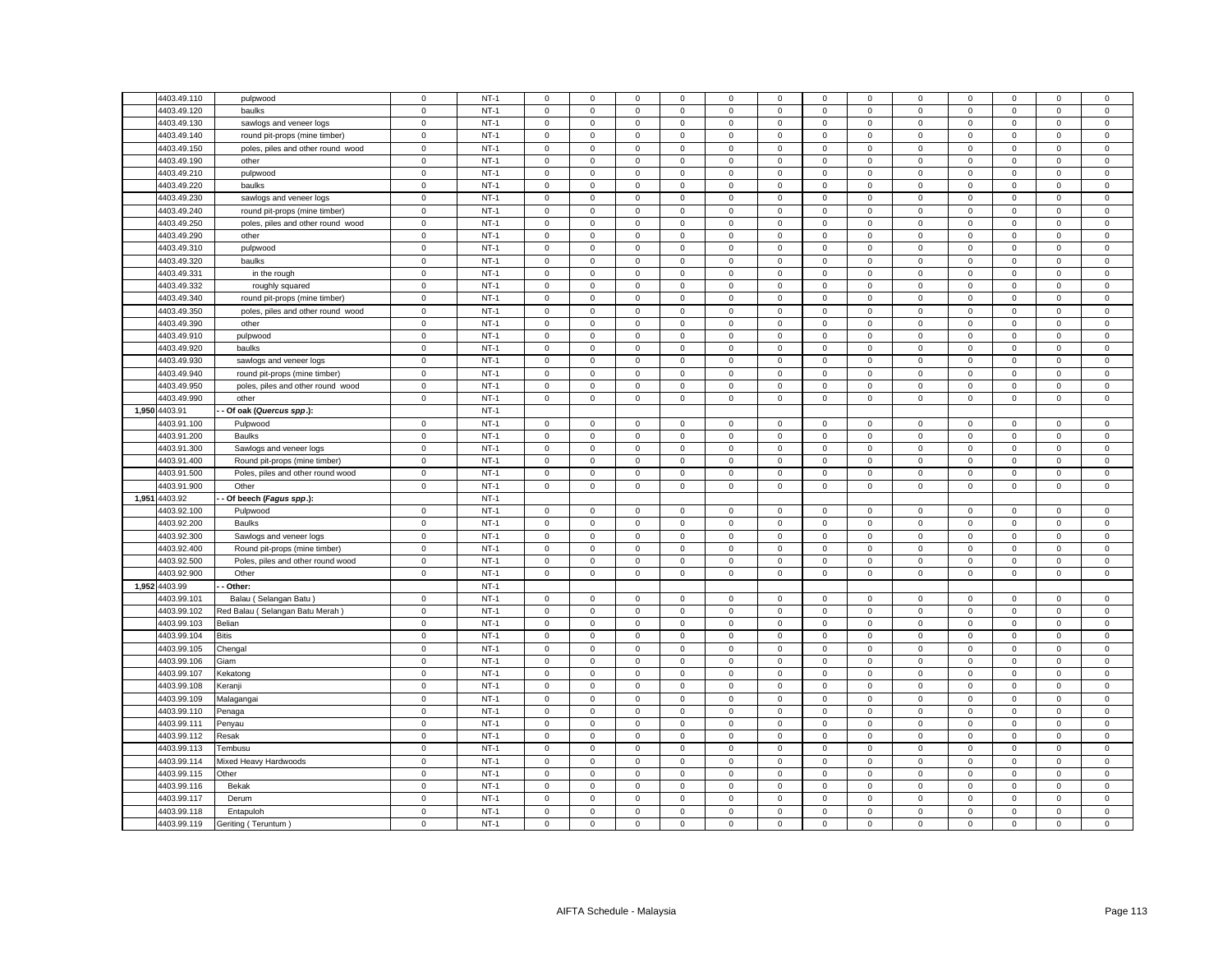| | | | | | | | | | | | | | | | | | |
|---|---|---|---|---|---|---|---|---|---|---|---|---|---|---|---|---|---|
| | 4403.49.110 | pulpwood | 0 | NT-1 | 0 | 0 | 0 | 0 | 0 | 0 | 0 | 0 | 0 | 0 | 0 | 0 | 0 |
| | 4403.49.120 | baulks | 0 | NT-1 | 0 | 0 | 0 | 0 | 0 | 0 | 0 | 0 | 0 | 0 | 0 | 0 | 0 |
| | 4403.49.130 | sawlogs and veneer logs | 0 | NT-1 | 0 | 0 | 0 | 0 | 0 | 0 | 0 | 0 | 0 | 0 | 0 | 0 | 0 |
| | 4403.49.140 | round pit-props (mine timber) | 0 | NT-1 | 0 | 0 | 0 | 0 | 0 | 0 | 0 | 0 | 0 | 0 | 0 | 0 | 0 |
| | 4403.49.150 | poles, piles and other round wood | 0 | NT-1 | 0 | 0 | 0 | 0 | 0 | 0 | 0 | 0 | 0 | 0 | 0 | 0 | 0 |
| | 4403.49.190 | other | 0 | NT-1 | 0 | 0 | 0 | 0 | 0 | 0 | 0 | 0 | 0 | 0 | 0 | 0 | 0 |
| | 4403.49.210 | pulpwood | 0 | NT-1 | 0 | 0 | 0 | 0 | 0 | 0 | 0 | 0 | 0 | 0 | 0 | 0 | 0 |
| | 4403.49.220 | baulks | 0 | NT-1 | 0 | 0 | 0 | 0 | 0 | 0 | 0 | 0 | 0 | 0 | 0 | 0 | 0 |
| | 4403.49.230 | sawlogs and veneer logs | 0 | NT-1 | 0 | 0 | 0 | 0 | 0 | 0 | 0 | 0 | 0 | 0 | 0 | 0 | 0 |
| | 4403.49.240 | round pit-props (mine timber) | 0 | NT-1 | 0 | 0 | 0 | 0 | 0 | 0 | 0 | 0 | 0 | 0 | 0 | 0 | 0 |
| | 4403.49.250 | poles, piles and other round wood | 0 | NT-1 | 0 | 0 | 0 | 0 | 0 | 0 | 0 | 0 | 0 | 0 | 0 | 0 | 0 |
| | 4403.49.290 | other | 0 | NT-1 | 0 | 0 | 0 | 0 | 0 | 0 | 0 | 0 | 0 | 0 | 0 | 0 | 0 |
| | 4403.49.310 | pulpwood | 0 | NT-1 | 0 | 0 | 0 | 0 | 0 | 0 | 0 | 0 | 0 | 0 | 0 | 0 | 0 |
| | 4403.49.320 | baulks | 0 | NT-1 | 0 | 0 | 0 | 0 | 0 | 0 | 0 | 0 | 0 | 0 | 0 | 0 | 0 |
| | 4403.49.331 | in the rough | 0 | NT-1 | 0 | 0 | 0 | 0 | 0 | 0 | 0 | 0 | 0 | 0 | 0 | 0 | 0 |
| | 4403.49.332 | roughly squared | 0 | NT-1 | 0 | 0 | 0 | 0 | 0 | 0 | 0 | 0 | 0 | 0 | 0 | 0 | 0 |
| | 4403.49.340 | round pit-props (mine timber) | 0 | NT-1 | 0 | 0 | 0 | 0 | 0 | 0 | 0 | 0 | 0 | 0 | 0 | 0 | 0 |
| | 4403.49.350 | poles, piles and other round wood | 0 | NT-1 | 0 | 0 | 0 | 0 | 0 | 0 | 0 | 0 | 0 | 0 | 0 | 0 | 0 |
| | 4403.49.390 | other | 0 | NT-1 | 0 | 0 | 0 | 0 | 0 | 0 | 0 | 0 | 0 | 0 | 0 | 0 | 0 |
| | 4403.49.910 | pulpwood | 0 | NT-1 | 0 | 0 | 0 | 0 | 0 | 0 | 0 | 0 | 0 | 0 | 0 | 0 | 0 |
| | 4403.49.920 | baulks | 0 | NT-1 | 0 | 0 | 0 | 0 | 0 | 0 | 0 | 0 | 0 | 0 | 0 | 0 | 0 |
| | 4403.49.930 | sawlogs and veneer logs | 0 | NT-1 | 0 | 0 | 0 | 0 | 0 | 0 | 0 | 0 | 0 | 0 | 0 | 0 | 0 |
| | 4403.49.940 | round pit-props (mine timber) | 0 | NT-1 | 0 | 0 | 0 | 0 | 0 | 0 | 0 | 0 | 0 | 0 | 0 | 0 | 0 |
| | 4403.49.950 | poles, piles and other round wood | 0 | NT-1 | 0 | 0 | 0 | 0 | 0 | 0 | 0 | 0 | 0 | 0 | 0 | 0 | 0 |
| | 4403.49.990 | other | 0 | NT-1 | 0 | 0 | 0 | 0 | 0 | 0 | 0 | 0 | 0 | 0 | 0 | 0 | 0 |
| 1,950 | 4403.91 | **- - Of oak (*Quercus spp*.):** | | NT-1 | | | | | | | | | | | | | |
| | 4403.91.100 | Pulpwood | 0 | NT-1 | 0 | 0 | 0 | 0 | 0 | 0 | 0 | 0 | 0 | 0 | 0 | 0 | 0 |
| | 4403.91.200 | Baulks | 0 | NT-1 | 0 | 0 | 0 | 0 | 0 | 0 | 0 | 0 | 0 | 0 | 0 | 0 | 0 |
| | 4403.91.300 | Sawlogs and veneer logs | 0 | NT-1 | 0 | 0 | 0 | 0 | 0 | 0 | 0 | 0 | 0 | 0 | 0 | 0 | 0 |
| | 4403.91.400 | Round pit-props (mine timber) | 0 | NT-1 | 0 | 0 | 0 | 0 | 0 | 0 | 0 | 0 | 0 | 0 | 0 | 0 | 0 |
| | 4403.91.500 | Poles, piles and other round wood | 0 | NT-1 | 0 | 0 | 0 | 0 | 0 | 0 | 0 | 0 | 0 | 0 | 0 | 0 | 0 |
| | 4403.91.900 | Other | 0 | NT-1 | 0 | 0 | 0 | 0 | 0 | 0 | 0 | 0 | 0 | 0 | 0 | 0 | 0 |
| 1,951 | 4403.92 | **- - Of beech (*Fagus spp*.):** | | NT-1 | | | | | | | | | | | | | |
| | 4403.92.100 | Pulpwood | 0 | NT-1 | 0 | 0 | 0 | 0 | 0 | 0 | 0 | 0 | 0 | 0 | 0 | 0 | 0 |
| | 4403.92.200 | Baulks | 0 | NT-1 | 0 | 0 | 0 | 0 | 0 | 0 | 0 | 0 | 0 | 0 | 0 | 0 | 0 |
| | 4403.92.300 | Sawlogs and veneer logs | 0 | NT-1 | 0 | 0 | 0 | 0 | 0 | 0 | 0 | 0 | 0 | 0 | 0 | 0 | 0 |
| | 4403.92.400 | Round pit-props (mine timber) | 0 | NT-1 | 0 | 0 | 0 | 0 | 0 | 0 | 0 | 0 | 0 | 0 | 0 | 0 | 0 |
| | 4403.92.500 | Poles, piles and other round wood | 0 | NT-1 | 0 | 0 | 0 | 0 | 0 | 0 | 0 | 0 | 0 | 0 | 0 | 0 | 0 |
| | 4403.92.900 | Other | 0 | NT-1 | 0 | 0 | 0 | 0 | 0 | 0 | 0 | 0 | 0 | 0 | 0 | 0 | 0 |
| 1,952 | 4403.99 | **- - Other:** | | NT-1 | | | | | | | | | | | | | |
| | 4403.99.101 | Balau ( Selangan Batu ) | 0 | NT-1 | 0 | 0 | 0 | 0 | 0 | 0 | 0 | 0 | 0 | 0 | 0 | 0 | 0 |
| | 4403.99.102 | Red Balau ( Selangan Batu Merah ) | 0 | NT-1 | 0 | 0 | 0 | 0 | 0 | 0 | 0 | 0 | 0 | 0 | 0 | 0 | 0 |
| | 4403.99.103 | Belian | 0 | NT-1 | 0 | 0 | 0 | 0 | 0 | 0 | 0 | 0 | 0 | 0 | 0 | 0 | 0 |
| | 4403.99.104 | Bitis | 0 | NT-1 | 0 | 0 | 0 | 0 | 0 | 0 | 0 | 0 | 0 | 0 | 0 | 0 | 0 |
| | 4403.99.105 | Chengal | 0 | NT-1 | 0 | 0 | 0 | 0 | 0 | 0 | 0 | 0 | 0 | 0 | 0 | 0 | 0 |
| | 4403.99.106 | Giam | 0 | NT-1 | 0 | 0 | 0 | 0 | 0 | 0 | 0 | 0 | 0 | 0 | 0 | 0 | 0 |
| | 4403.99.107 | Kekatong | 0 | NT-1 | 0 | 0 | 0 | 0 | 0 | 0 | 0 | 0 | 0 | 0 | 0 | 0 | 0 |
| | 4403.99.108 | Keranji | 0 | NT-1 | 0 | 0 | 0 | 0 | 0 | 0 | 0 | 0 | 0 | 0 | 0 | 0 | 0 |
| | 4403.99.109 | Malagangai | 0 | NT-1 | 0 | 0 | 0 | 0 | 0 | 0 | 0 | 0 | 0 | 0 | 0 | 0 | 0 |
| | 4403.99.110 | Penaga | 0 | NT-1 | 0 | 0 | 0 | 0 | 0 | 0 | 0 | 0 | 0 | 0 | 0 | 0 | 0 |
| | 4403.99.111 | Penyau | 0 | NT-1 | 0 | 0 | 0 | 0 | 0 | 0 | 0 | 0 | 0 | 0 | 0 | 0 | 0 |
| | 4403.99.112 | Resak | 0 | NT-1 | 0 | 0 | 0 | 0 | 0 | 0 | 0 | 0 | 0 | 0 | 0 | 0 | 0 |
| | 4403.99.113 | Tembusu | 0 | NT-1 | 0 | 0 | 0 | 0 | 0 | 0 | 0 | 0 | 0 | 0 | 0 | 0 | 0 |
| | 4403.99.114 | Mixed Heavy Hardwoods | 0 | NT-1 | 0 | 0 | 0 | 0 | 0 | 0 | 0 | 0 | 0 | 0 | 0 | 0 | 0 |
| | 4403.99.115 | Other | 0 | NT-1 | 0 | 0 | 0 | 0 | 0 | 0 | 0 | 0 | 0 | 0 | 0 | 0 | 0 |
| | 4403.99.116 | Bekak | 0 | NT-1 | 0 | 0 | 0 | 0 | 0 | 0 | 0 | 0 | 0 | 0 | 0 | 0 | 0 |
| | 4403.99.117 | Derum | 0 | NT-1 | 0 | 0 | 0 | 0 | 0 | 0 | 0 | 0 | 0 | 0 | 0 | 0 | 0 |
| | 4403.99.118 | Entapuloh | 0 | NT-1 | 0 | 0 | 0 | 0 | 0 | 0 | 0 | 0 | 0 | 0 | 0 | 0 | 0 |
| | 4403.99.119 | Geriting ( Teruntum ) | 0 | NT-1 | 0 | 0 | 0 | 0 | 0 | 0 | 0 | 0 | 0 | 0 | 0 | 0 | 0 |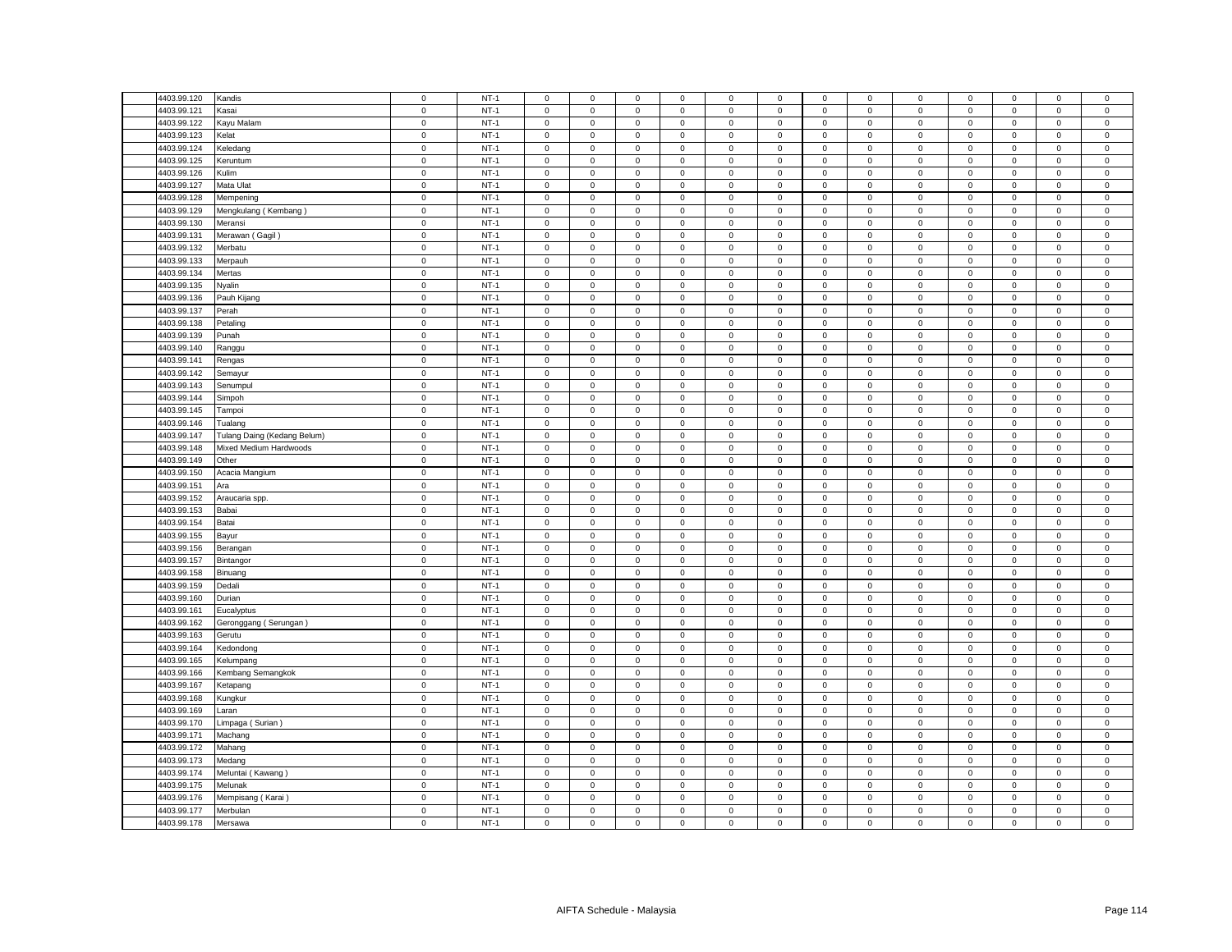| | | | | | | | | | | | | | | | | |
|---|---|---|---|---|---|---|---|---|---|---|---|---|---|---|---|---|
| 4403.99.120 | Kandis | 0 | NT-1 | 0 | 0 | 0 | 0 | 0 | 0 | 0 | 0 | 0 | 0 | 0 | 0 | 0 |
| 4403.99.121 | Kasai | 0 | NT-1 | 0 | 0 | 0 | 0 | 0 | 0 | 0 | 0 | 0 | 0 | 0 | 0 | 0 |
| 4403.99.122 | Kayu Malam | 0 | NT-1 | 0 | 0 | 0 | 0 | 0 | 0 | 0 | 0 | 0 | 0 | 0 | 0 | 0 |
| 4403.99.123 | Kelat | 0 | NT-1 | 0 | 0 | 0 | 0 | 0 | 0 | 0 | 0 | 0 | 0 | 0 | 0 | 0 |
| 4403.99.124 | Keledang | 0 | NT-1 | 0 | 0 | 0 | 0 | 0 | 0 | 0 | 0 | 0 | 0 | 0 | 0 | 0 |
| 4403.99.125 | Keruntum | 0 | NT-1 | 0 | 0 | 0 | 0 | 0 | 0 | 0 | 0 | 0 | 0 | 0 | 0 | 0 |
| 4403.99.126 | Kulim | 0 | NT-1 | 0 | 0 | 0 | 0 | 0 | 0 | 0 | 0 | 0 | 0 | 0 | 0 | 0 |
| 4403.99.127 | Mata Ulat | 0 | NT-1 | 0 | 0 | 0 | 0 | 0 | 0 | 0 | 0 | 0 | 0 | 0 | 0 | 0 |
| 4403.99.128 | Mempening | 0 | NT-1 | 0 | 0 | 0 | 0 | 0 | 0 | 0 | 0 | 0 | 0 | 0 | 0 | 0 |
| 4403.99.129 | Mengkulang ( Kembang ) | 0 | NT-1 | 0 | 0 | 0 | 0 | 0 | 0 | 0 | 0 | 0 | 0 | 0 | 0 | 0 |
| 4403.99.130 | Meransi | 0 | NT-1 | 0 | 0 | 0 | 0 | 0 | 0 | 0 | 0 | 0 | 0 | 0 | 0 | 0 |
| 4403.99.131 | Merawan ( Gagil ) | 0 | NT-1 | 0 | 0 | 0 | 0 | 0 | 0 | 0 | 0 | 0 | 0 | 0 | 0 | 0 |
| 4403.99.132 | Merbatu | 0 | NT-1 | 0 | 0 | 0 | 0 | 0 | 0 | 0 | 0 | 0 | 0 | 0 | 0 | 0 |
| 4403.99.133 | Merpauh | 0 | NT-1 | 0 | 0 | 0 | 0 | 0 | 0 | 0 | 0 | 0 | 0 | 0 | 0 | 0 |
| 4403.99.134 | Mertas | 0 | NT-1 | 0 | 0 | 0 | 0 | 0 | 0 | 0 | 0 | 0 | 0 | 0 | 0 | 0 |
| 4403.99.135 | Nyalin | 0 | NT-1 | 0 | 0 | 0 | 0 | 0 | 0 | 0 | 0 | 0 | 0 | 0 | 0 | 0 |
| 4403.99.136 | Pauh Kijang | 0 | NT-1 | 0 | 0 | 0 | 0 | 0 | 0 | 0 | 0 | 0 | 0 | 0 | 0 | 0 |
| 4403.99.137 | Perah | 0 | NT-1 | 0 | 0 | 0 | 0 | 0 | 0 | 0 | 0 | 0 | 0 | 0 | 0 | 0 |
| 4403.99.138 | Petaling | 0 | NT-1 | 0 | 0 | 0 | 0 | 0 | 0 | 0 | 0 | 0 | 0 | 0 | 0 | 0 |
| 4403.99.139 | Punah | 0 | NT-1 | 0 | 0 | 0 | 0 | 0 | 0 | 0 | 0 | 0 | 0 | 0 | 0 | 0 |
| 4403.99.140 | Ranggu | 0 | NT-1 | 0 | 0 | 0 | 0 | 0 | 0 | 0 | 0 | 0 | 0 | 0 | 0 | 0 |
| 4403.99.141 | Rengas | 0 | NT-1 | 0 | 0 | 0 | 0 | 0 | 0 | 0 | 0 | 0 | 0 | 0 | 0 | 0 |
| 4403.99.142 | Semayur | 0 | NT-1 | 0 | 0 | 0 | 0 | 0 | 0 | 0 | 0 | 0 | 0 | 0 | 0 | 0 |
| 4403.99.143 | Senumpul | 0 | NT-1 | 0 | 0 | 0 | 0 | 0 | 0 | 0 | 0 | 0 | 0 | 0 | 0 | 0 |
| 4403.99.144 | Simpoh | 0 | NT-1 | 0 | 0 | 0 | 0 | 0 | 0 | 0 | 0 | 0 | 0 | 0 | 0 | 0 |
| 4403.99.145 | Tampoi | 0 | NT-1 | 0 | 0 | 0 | 0 | 0 | 0 | 0 | 0 | 0 | 0 | 0 | 0 | 0 |
| 4403.99.146 | Tualang | 0 | NT-1 | 0 | 0 | 0 | 0 | 0 | 0 | 0 | 0 | 0 | 0 | 0 | 0 | 0 |
| 4403.99.147 | Tulang Daing (Kedang Belum) | 0 | NT-1 | 0 | 0 | 0 | 0 | 0 | 0 | 0 | 0 | 0 | 0 | 0 | 0 | 0 |
| 4403.99.148 | Mixed Medium Hardwoods | 0 | NT-1 | 0 | 0 | 0 | 0 | 0 | 0 | 0 | 0 | 0 | 0 | 0 | 0 | 0 |
| 4403.99.149 | Other | 0 | NT-1 | 0 | 0 | 0 | 0 | 0 | 0 | 0 | 0 | 0 | 0 | 0 | 0 | 0 |
| 4403.99.150 | Acacia Mangium | 0 | NT-1 | 0 | 0 | 0 | 0 | 0 | 0 | 0 | 0 | 0 | 0 | 0 | 0 | 0 |
| 4403.99.151 | Ara | 0 | NT-1 | 0 | 0 | 0 | 0 | 0 | 0 | 0 | 0 | 0 | 0 | 0 | 0 | 0 |
| 4403.99.152 | Araucaria spp. | 0 | NT-1 | 0 | 0 | 0 | 0 | 0 | 0 | 0 | 0 | 0 | 0 | 0 | 0 | 0 |
| 4403.99.153 | Babai | 0 | NT-1 | 0 | 0 | 0 | 0 | 0 | 0 | 0 | 0 | 0 | 0 | 0 | 0 | 0 |
| 4403.99.154 | Batai | 0 | NT-1 | 0 | 0 | 0 | 0 | 0 | 0 | 0 | 0 | 0 | 0 | 0 | 0 | 0 |
| 4403.99.155 | Bayur | 0 | NT-1 | 0 | 0 | 0 | 0 | 0 | 0 | 0 | 0 | 0 | 0 | 0 | 0 | 0 |
| 4403.99.156 | Berangan | 0 | NT-1 | 0 | 0 | 0 | 0 | 0 | 0 | 0 | 0 | 0 | 0 | 0 | 0 | 0 |
| 4403.99.157 | Bintangor | 0 | NT-1 | 0 | 0 | 0 | 0 | 0 | 0 | 0 | 0 | 0 | 0 | 0 | 0 | 0 |
| 4403.99.158 | Binuang | 0 | NT-1 | 0 | 0 | 0 | 0 | 0 | 0 | 0 | 0 | 0 | 0 | 0 | 0 | 0 |
| 4403.99.159 | Dedali | 0 | NT-1 | 0 | 0 | 0 | 0 | 0 | 0 | 0 | 0 | 0 | 0 | 0 | 0 | 0 |
| 4403.99.160 | Durian | 0 | NT-1 | 0 | 0 | 0 | 0 | 0 | 0 | 0 | 0 | 0 | 0 | 0 | 0 | 0 |
| 4403.99.161 | Eucalyptus | 0 | NT-1 | 0 | 0 | 0 | 0 | 0 | 0 | 0 | 0 | 0 | 0 | 0 | 0 | 0 |
| 4403.99.162 | Geronggang ( Serungan ) | 0 | NT-1 | 0 | 0 | 0 | 0 | 0 | 0 | 0 | 0 | 0 | 0 | 0 | 0 | 0 |
| 4403.99.163 | Gerutu | 0 | NT-1 | 0 | 0 | 0 | 0 | 0 | 0 | 0 | 0 | 0 | 0 | 0 | 0 | 0 |
| 4403.99.164 | Kedondong | 0 | NT-1 | 0 | 0 | 0 | 0 | 0 | 0 | 0 | 0 | 0 | 0 | 0 | 0 | 0 |
| 4403.99.165 | Kelumpang | 0 | NT-1 | 0 | 0 | 0 | 0 | 0 | 0 | 0 | 0 | 0 | 0 | 0 | 0 | 0 |
| 4403.99.166 | Kembang Semangkok | 0 | NT-1 | 0 | 0 | 0 | 0 | 0 | 0 | 0 | 0 | 0 | 0 | 0 | 0 | 0 |
| 4403.99.167 | Ketapang | 0 | NT-1 | 0 | 0 | 0 | 0 | 0 | 0 | 0 | 0 | 0 | 0 | 0 | 0 | 0 |
| 4403.99.168 | Kungkur | 0 | NT-1 | 0 | 0 | 0 | 0 | 0 | 0 | 0 | 0 | 0 | 0 | 0 | 0 | 0 |
| 4403.99.169 | Laran | 0 | NT-1 | 0 | 0 | 0 | 0 | 0 | 0 | 0 | 0 | 0 | 0 | 0 | 0 | 0 |
| 4403.99.170 | Limpaga ( Surian ) | 0 | NT-1 | 0 | 0 | 0 | 0 | 0 | 0 | 0 | 0 | 0 | 0 | 0 | 0 | 0 |
| 4403.99.171 | Machang | 0 | NT-1 | 0 | 0 | 0 | 0 | 0 | 0 | 0 | 0 | 0 | 0 | 0 | 0 | 0 |
| 4403.99.172 | Mahang | 0 | NT-1 | 0 | 0 | 0 | 0 | 0 | 0 | 0 | 0 | 0 | 0 | 0 | 0 | 0 |
| 4403.99.173 | Medang | 0 | NT-1 | 0 | 0 | 0 | 0 | 0 | 0 | 0 | 0 | 0 | 0 | 0 | 0 | 0 |
| 4403.99.174 | Meluntai ( Kawang ) | 0 | NT-1 | 0 | 0 | 0 | 0 | 0 | 0 | 0 | 0 | 0 | 0 | 0 | 0 | 0 |
| 4403.99.175 | Melunak | 0 | NT-1 | 0 | 0 | 0 | 0 | 0 | 0 | 0 | 0 | 0 | 0 | 0 | 0 | 0 |
| 4403.99.176 | Mempisang ( Karai ) | 0 | NT-1 | 0 | 0 | 0 | 0 | 0 | 0 | 0 | 0 | 0 | 0 | 0 | 0 | 0 |
| 4403.99.177 | Merbulan | 0 | NT-1 | 0 | 0 | 0 | 0 | 0 | 0 | 0 | 0 | 0 | 0 | 0 | 0 | 0 |
| 4403.99.178 | Mersawa | 0 | NT-1 | 0 | 0 | 0 | 0 | 0 | 0 | 0 | 0 | 0 | 0 | 0 | 0 | 0 |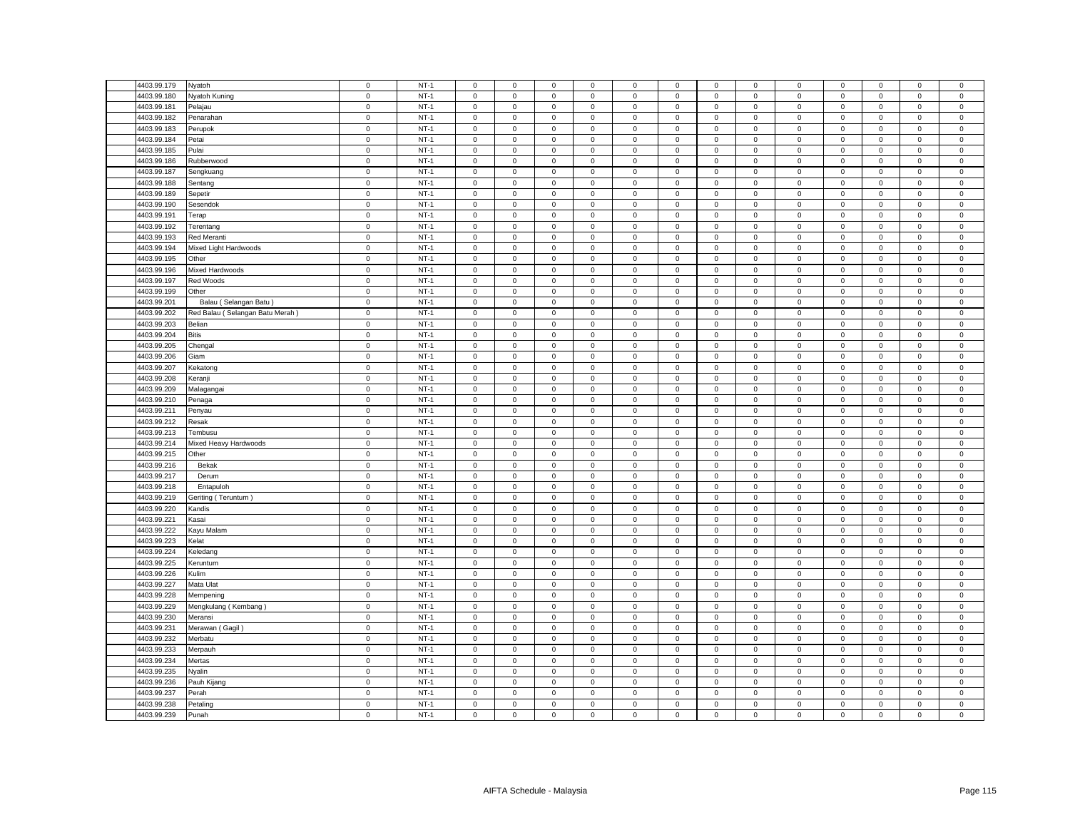| | | | | | | | | | | | | | | | | |
|---|---|---|---|---|---|---|---|---|---|---|---|---|---|---|---|---|
| 4403.99.179 | Nyatoh | 0 | NT-1 | 0 | 0 | 0 | 0 | 0 | 0 | 0 | 0 | 0 | 0 | 0 | 0 | 0 |
| 4403.99.180 | Nyatoh Kuning | 0 | NT-1 | 0 | 0 | 0 | 0 | 0 | 0 | 0 | 0 | 0 | 0 | 0 | 0 | 0 |
| 4403.99.181 | Pelajau | 0 | NT-1 | 0 | 0 | 0 | 0 | 0 | 0 | 0 | 0 | 0 | 0 | 0 | 0 | 0 |
| 4403.99.182 | Penarahan | 0 | NT-1 | 0 | 0 | 0 | 0 | 0 | 0 | 0 | 0 | 0 | 0 | 0 | 0 | 0 |
| 4403.99.183 | Perupok | 0 | NT-1 | 0 | 0 | 0 | 0 | 0 | 0 | 0 | 0 | 0 | 0 | 0 | 0 | 0 |
| 4403.99.184 | Petai | 0 | NT-1 | 0 | 0 | 0 | 0 | 0 | 0 | 0 | 0 | 0 | 0 | 0 | 0 | 0 |
| 4403.99.185 | Pulai | 0 | NT-1 | 0 | 0 | 0 | 0 | 0 | 0 | 0 | 0 | 0 | 0 | 0 | 0 | 0 |
| 4403.99.186 | Rubberwood | 0 | NT-1 | 0 | 0 | 0 | 0 | 0 | 0 | 0 | 0 | 0 | 0 | 0 | 0 | 0 |
| 4403.99.187 | Sengkuang | 0 | NT-1 | 0 | 0 | 0 | 0 | 0 | 0 | 0 | 0 | 0 | 0 | 0 | 0 | 0 |
| 4403.99.188 | Sentang | 0 | NT-1 | 0 | 0 | 0 | 0 | 0 | 0 | 0 | 0 | 0 | 0 | 0 | 0 | 0 |
| 4403.99.189 | Sepetir | 0 | NT-1 | 0 | 0 | 0 | 0 | 0 | 0 | 0 | 0 | 0 | 0 | 0 | 0 | 0 |
| 4403.99.190 | Sesendok | 0 | NT-1 | 0 | 0 | 0 | 0 | 0 | 0 | 0 | 0 | 0 | 0 | 0 | 0 | 0 |
| 4403.99.191 | Terap | 0 | NT-1 | 0 | 0 | 0 | 0 | 0 | 0 | 0 | 0 | 0 | 0 | 0 | 0 | 0 |
| 4403.99.192 | Terentang | 0 | NT-1 | 0 | 0 | 0 | 0 | 0 | 0 | 0 | 0 | 0 | 0 | 0 | 0 | 0 |
| 4403.99.193 | Red Meranti | 0 | NT-1 | 0 | 0 | 0 | 0 | 0 | 0 | 0 | 0 | 0 | 0 | 0 | 0 | 0 |
| 4403.99.194 | Mixed Light Hardwoods | 0 | NT-1 | 0 | 0 | 0 | 0 | 0 | 0 | 0 | 0 | 0 | 0 | 0 | 0 | 0 |
| 4403.99.195 | Other | 0 | NT-1 | 0 | 0 | 0 | 0 | 0 | 0 | 0 | 0 | 0 | 0 | 0 | 0 | 0 |
| 4403.99.196 | Mixed Hardwoods | 0 | NT-1 | 0 | 0 | 0 | 0 | 0 | 0 | 0 | 0 | 0 | 0 | 0 | 0 | 0 |
| 4403.99.197 | Red Woods | 0 | NT-1 | 0 | 0 | 0 | 0 | 0 | 0 | 0 | 0 | 0 | 0 | 0 | 0 | 0 |
| 4403.99.199 | Other | 0 | NT-1 | 0 | 0 | 0 | 0 | 0 | 0 | 0 | 0 | 0 | 0 | 0 | 0 | 0 |
| 4403.99.201 | Balau ( Selangan Batu ) | 0 | NT-1 | 0 | 0 | 0 | 0 | 0 | 0 | 0 | 0 | 0 | 0 | 0 | 0 | 0 |
| 4403.99.202 | Red Balau ( Selangan Batu Merah ) | 0 | NT-1 | 0 | 0 | 0 | 0 | 0 | 0 | 0 | 0 | 0 | 0 | 0 | 0 | 0 |
| 4403.99.203 | Belian | 0 | NT-1 | 0 | 0 | 0 | 0 | 0 | 0 | 0 | 0 | 0 | 0 | 0 | 0 | 0 |
| 4403.99.204 | Bitis | 0 | NT-1 | 0 | 0 | 0 | 0 | 0 | 0 | 0 | 0 | 0 | 0 | 0 | 0 | 0 |
| 4403.99.205 | Chengal | 0 | NT-1 | 0 | 0 | 0 | 0 | 0 | 0 | 0 | 0 | 0 | 0 | 0 | 0 | 0 |
| 4403.99.206 | Giam | 0 | NT-1 | 0 | 0 | 0 | 0 | 0 | 0 | 0 | 0 | 0 | 0 | 0 | 0 | 0 |
| 4403.99.207 | Kekatong | 0 | NT-1 | 0 | 0 | 0 | 0 | 0 | 0 | 0 | 0 | 0 | 0 | 0 | 0 | 0 |
| 4403.99.208 | Keranji | 0 | NT-1 | 0 | 0 | 0 | 0 | 0 | 0 | 0 | 0 | 0 | 0 | 0 | 0 | 0 |
| 4403.99.209 | Malagangai | 0 | NT-1 | 0 | 0 | 0 | 0 | 0 | 0 | 0 | 0 | 0 | 0 | 0 | 0 | 0 |
| 4403.99.210 | Penaga | 0 | NT-1 | 0 | 0 | 0 | 0 | 0 | 0 | 0 | 0 | 0 | 0 | 0 | 0 | 0 |
| 4403.99.211 | Penyau | 0 | NT-1 | 0 | 0 | 0 | 0 | 0 | 0 | 0 | 0 | 0 | 0 | 0 | 0 | 0 |
| 4403.99.212 | Resak | 0 | NT-1 | 0 | 0 | 0 | 0 | 0 | 0 | 0 | 0 | 0 | 0 | 0 | 0 | 0 |
| 4403.99.213 | Tembusu | 0 | NT-1 | 0 | 0 | 0 | 0 | 0 | 0 | 0 | 0 | 0 | 0 | 0 | 0 | 0 |
| 4403.99.214 | Mixed Heavy Hardwoods | 0 | NT-1 | 0 | 0 | 0 | 0 | 0 | 0 | 0 | 0 | 0 | 0 | 0 | 0 | 0 |
| 4403.99.215 | Other | 0 | NT-1 | 0 | 0 | 0 | 0 | 0 | 0 | 0 | 0 | 0 | 0 | 0 | 0 | 0 |
| 4403.99.216 | Bekak | 0 | NT-1 | 0 | 0 | 0 | 0 | 0 | 0 | 0 | 0 | 0 | 0 | 0 | 0 | 0 |
| 4403.99.217 | Derum | 0 | NT-1 | 0 | 0 | 0 | 0 | 0 | 0 | 0 | 0 | 0 | 0 | 0 | 0 | 0 |
| 4403.99.218 | Entapuloh | 0 | NT-1 | 0 | 0 | 0 | 0 | 0 | 0 | 0 | 0 | 0 | 0 | 0 | 0 | 0 |
| 4403.99.219 | Geriting ( Teruntum ) | 0 | NT-1 | 0 | 0 | 0 | 0 | 0 | 0 | 0 | 0 | 0 | 0 | 0 | 0 | 0 |
| 4403.99.220 | Kandis | 0 | NT-1 | 0 | 0 | 0 | 0 | 0 | 0 | 0 | 0 | 0 | 0 | 0 | 0 | 0 |
| 4403.99.221 | Kasai | 0 | NT-1 | 0 | 0 | 0 | 0 | 0 | 0 | 0 | 0 | 0 | 0 | 0 | 0 | 0 |
| 4403.99.222 | Kayu Malam | 0 | NT-1 | 0 | 0 | 0 | 0 | 0 | 0 | 0 | 0 | 0 | 0 | 0 | 0 | 0 |
| 4403.99.223 | Kelat | 0 | NT-1 | 0 | 0 | 0 | 0 | 0 | 0 | 0 | 0 | 0 | 0 | 0 | 0 | 0 |
| 4403.99.224 | Keledang | 0 | NT-1 | 0 | 0 | 0 | 0 | 0 | 0 | 0 | 0 | 0 | 0 | 0 | 0 | 0 |
| 4403.99.225 | Keruntum | 0 | NT-1 | 0 | 0 | 0 | 0 | 0 | 0 | 0 | 0 | 0 | 0 | 0 | 0 | 0 |
| 4403.99.226 | Kulim | 0 | NT-1 | 0 | 0 | 0 | 0 | 0 | 0 | 0 | 0 | 0 | 0 | 0 | 0 | 0 |
| 4403.99.227 | Mata Ulat | 0 | NT-1 | 0 | 0 | 0 | 0 | 0 | 0 | 0 | 0 | 0 | 0 | 0 | 0 | 0 |
| 4403.99.228 | Mempening | 0 | NT-1 | 0 | 0 | 0 | 0 | 0 | 0 | 0 | 0 | 0 | 0 | 0 | 0 | 0 |
| 4403.99.229 | Mengkulang ( Kembang ) | 0 | NT-1 | 0 | 0 | 0 | 0 | 0 | 0 | 0 | 0 | 0 | 0 | 0 | 0 | 0 |
| 4403.99.230 | Meransi | 0 | NT-1 | 0 | 0 | 0 | 0 | 0 | 0 | 0 | 0 | 0 | 0 | 0 | 0 | 0 |
| 4403.99.231 | Merawan ( Gagil ) | 0 | NT-1 | 0 | 0 | 0 | 0 | 0 | 0 | 0 | 0 | 0 | 0 | 0 | 0 | 0 |
| 4403.99.232 | Merbatu | 0 | NT-1 | 0 | 0 | 0 | 0 | 0 | 0 | 0 | 0 | 0 | 0 | 0 | 0 | 0 |
| 4403.99.233 | Merpauh | 0 | NT-1 | 0 | 0 | 0 | 0 | 0 | 0 | 0 | 0 | 0 | 0 | 0 | 0 | 0 |
| 4403.99.234 | Mertas | 0 | NT-1 | 0 | 0 | 0 | 0 | 0 | 0 | 0 | 0 | 0 | 0 | 0 | 0 | 0 |
| 4403.99.235 | Nyalin | 0 | NT-1 | 0 | 0 | 0 | 0 | 0 | 0 | 0 | 0 | 0 | 0 | 0 | 0 | 0 |
| 4403.99.236 | Pauh Kijang | 0 | NT-1 | 0 | 0 | 0 | 0 | 0 | 0 | 0 | 0 | 0 | 0 | 0 | 0 | 0 |
| 4403.99.237 | Perah | 0 | NT-1 | 0 | 0 | 0 | 0 | 0 | 0 | 0 | 0 | 0 | 0 | 0 | 0 | 0 |
| 4403.99.238 | Petaling | 0 | NT-1 | 0 | 0 | 0 | 0 | 0 | 0 | 0 | 0 | 0 | 0 | 0 | 0 | 0 |
| 4403.99.239 | Punah | 0 | NT-1 | 0 | 0 | 0 | 0 | 0 | 0 | 0 | 0 | 0 | 0 | 0 | 0 | 0 |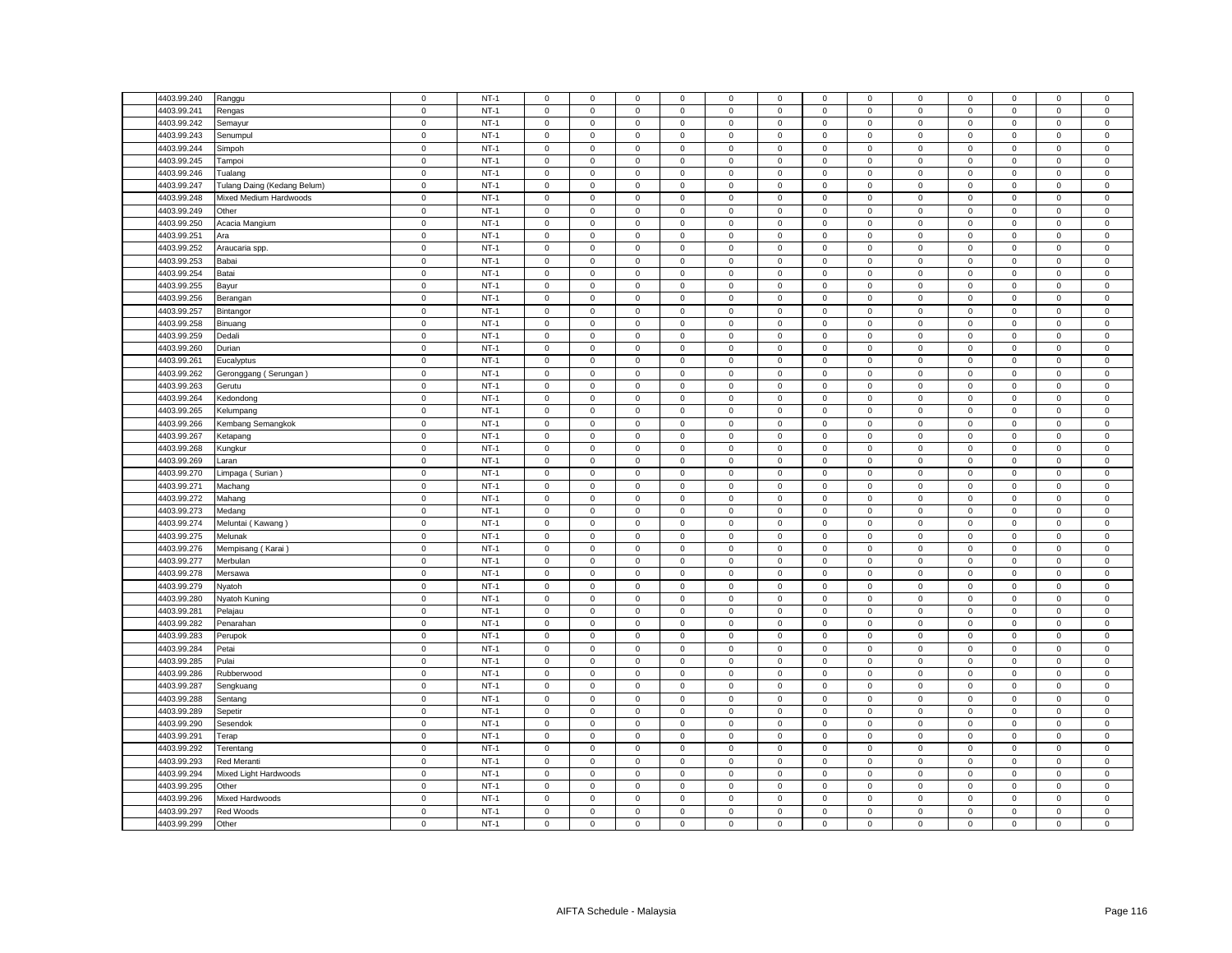| | | | | | | | | | | | | | | | | |
|---|---|---|---|---|---|---|---|---|---|---|---|---|---|---|---|---|
| 4403.99.240 | Ranggu | 0 | NT-1 | 0 | 0 | 0 | 0 | 0 | 0 | 0 | 0 | 0 | 0 | 0 | 0 | 0 |
| 4403.99.241 | Rengas | 0 | NT-1 | 0 | 0 | 0 | 0 | 0 | 0 | 0 | 0 | 0 | 0 | 0 | 0 | 0 |
| 4403.99.242 | Semayur | 0 | NT-1 | 0 | 0 | 0 | 0 | 0 | 0 | 0 | 0 | 0 | 0 | 0 | 0 | 0 |
| 4403.99.243 | Senumpul | 0 | NT-1 | 0 | 0 | 0 | 0 | 0 | 0 | 0 | 0 | 0 | 0 | 0 | 0 | 0 |
| 4403.99.244 | Simpoh | 0 | NT-1 | 0 | 0 | 0 | 0 | 0 | 0 | 0 | 0 | 0 | 0 | 0 | 0 | 0 |
| 4403.99.245 | Tampoi | 0 | NT-1 | 0 | 0 | 0 | 0 | 0 | 0 | 0 | 0 | 0 | 0 | 0 | 0 | 0 |
| 4403.99.246 | Tualang | 0 | NT-1 | 0 | 0 | 0 | 0 | 0 | 0 | 0 | 0 | 0 | 0 | 0 | 0 | 0 |
| 4403.99.247 | Tulang Daing (Kedang Belum) | 0 | NT-1 | 0 | 0 | 0 | 0 | 0 | 0 | 0 | 0 | 0 | 0 | 0 | 0 | 0 |
| 4403.99.248 | Mixed Medium Hardwoods | 0 | NT-1 | 0 | 0 | 0 | 0 | 0 | 0 | 0 | 0 | 0 | 0 | 0 | 0 | 0 |
| 4403.99.249 | Other | 0 | NT-1 | 0 | 0 | 0 | 0 | 0 | 0 | 0 | 0 | 0 | 0 | 0 | 0 | 0 |
| 4403.99.250 | Acacia Mangium | 0 | NT-1 | 0 | 0 | 0 | 0 | 0 | 0 | 0 | 0 | 0 | 0 | 0 | 0 | 0 |
| 4403.99.251 | Ara | 0 | NT-1 | 0 | 0 | 0 | 0 | 0 | 0 | 0 | 0 | 0 | 0 | 0 | 0 | 0 |
| 4403.99.252 | Araucaria spp. | 0 | NT-1 | 0 | 0 | 0 | 0 | 0 | 0 | 0 | 0 | 0 | 0 | 0 | 0 | 0 |
| 4403.99.253 | Babai | 0 | NT-1 | 0 | 0 | 0 | 0 | 0 | 0 | 0 | 0 | 0 | 0 | 0 | 0 | 0 |
| 4403.99.254 | Batai | 0 | NT-1 | 0 | 0 | 0 | 0 | 0 | 0 | 0 | 0 | 0 | 0 | 0 | 0 | 0 |
| 4403.99.255 | Bayur | 0 | NT-1 | 0 | 0 | 0 | 0 | 0 | 0 | 0 | 0 | 0 | 0 | 0 | 0 | 0 |
| 4403.99.256 | Berangan | 0 | NT-1 | 0 | 0 | 0 | 0 | 0 | 0 | 0 | 0 | 0 | 0 | 0 | 0 | 0 |
| 4403.99.257 | Bintangor | 0 | NT-1 | 0 | 0 | 0 | 0 | 0 | 0 | 0 | 0 | 0 | 0 | 0 | 0 | 0 |
| 4403.99.258 | Binuang | 0 | NT-1 | 0 | 0 | 0 | 0 | 0 | 0 | 0 | 0 | 0 | 0 | 0 | 0 | 0 |
| 4403.99.259 | Dedali | 0 | NT-1 | 0 | 0 | 0 | 0 | 0 | 0 | 0 | 0 | 0 | 0 | 0 | 0 | 0 |
| 4403.99.260 | Durian | 0 | NT-1 | 0 | 0 | 0 | 0 | 0 | 0 | 0 | 0 | 0 | 0 | 0 | 0 | 0 |
| 4403.99.261 | Eucalyptus | 0 | NT-1 | 0 | 0 | 0 | 0 | 0 | 0 | 0 | 0 | 0 | 0 | 0 | 0 | 0 |
| 4403.99.262 | Geronggang ( Serungan ) | 0 | NT-1 | 0 | 0 | 0 | 0 | 0 | 0 | 0 | 0 | 0 | 0 | 0 | 0 | 0 |
| 4403.99.263 | Gerutu | 0 | NT-1 | 0 | 0 | 0 | 0 | 0 | 0 | 0 | 0 | 0 | 0 | 0 | 0 | 0 |
| 4403.99.264 | Kedondong | 0 | NT-1 | 0 | 0 | 0 | 0 | 0 | 0 | 0 | 0 | 0 | 0 | 0 | 0 | 0 |
| 4403.99.265 | Kelumpang | 0 | NT-1 | 0 | 0 | 0 | 0 | 0 | 0 | 0 | 0 | 0 | 0 | 0 | 0 | 0 |
| 4403.99.266 | Kembang Semangkok | 0 | NT-1 | 0 | 0 | 0 | 0 | 0 | 0 | 0 | 0 | 0 | 0 | 0 | 0 | 0 |
| 4403.99.267 | Ketapang | 0 | NT-1 | 0 | 0 | 0 | 0 | 0 | 0 | 0 | 0 | 0 | 0 | 0 | 0 | 0 |
| 4403.99.268 | Kungkur | 0 | NT-1 | 0 | 0 | 0 | 0 | 0 | 0 | 0 | 0 | 0 | 0 | 0 | 0 | 0 |
| 4403.99.269 | Laran | 0 | NT-1 | 0 | 0 | 0 | 0 | 0 | 0 | 0 | 0 | 0 | 0 | 0 | 0 | 0 |
| 4403.99.270 | Limpaga ( Surian ) | 0 | NT-1 | 0 | 0 | 0 | 0 | 0 | 0 | 0 | 0 | 0 | 0 | 0 | 0 | 0 |
| 4403.99.271 | Machang | 0 | NT-1 | 0 | 0 | 0 | 0 | 0 | 0 | 0 | 0 | 0 | 0 | 0 | 0 | 0 |
| 4403.99.272 | Mahang | 0 | NT-1 | 0 | 0 | 0 | 0 | 0 | 0 | 0 | 0 | 0 | 0 | 0 | 0 | 0 |
| 4403.99.273 | Medang | 0 | NT-1 | 0 | 0 | 0 | 0 | 0 | 0 | 0 | 0 | 0 | 0 | 0 | 0 | 0 |
| 4403.99.274 | Meluntai ( Kawang ) | 0 | NT-1 | 0 | 0 | 0 | 0 | 0 | 0 | 0 | 0 | 0 | 0 | 0 | 0 | 0 |
| 4403.99.275 | Melunak | 0 | NT-1 | 0 | 0 | 0 | 0 | 0 | 0 | 0 | 0 | 0 | 0 | 0 | 0 | 0 |
| 4403.99.276 | Mempisang ( Karai ) | 0 | NT-1 | 0 | 0 | 0 | 0 | 0 | 0 | 0 | 0 | 0 | 0 | 0 | 0 | 0 |
| 4403.99.277 | Merbulan | 0 | NT-1 | 0 | 0 | 0 | 0 | 0 | 0 | 0 | 0 | 0 | 0 | 0 | 0 | 0 |
| 4403.99.278 | Mersawa | 0 | NT-1 | 0 | 0 | 0 | 0 | 0 | 0 | 0 | 0 | 0 | 0 | 0 | 0 | 0 |
| 4403.99.279 | Nyatoh | 0 | NT-1 | 0 | 0 | 0 | 0 | 0 | 0 | 0 | 0 | 0 | 0 | 0 | 0 | 0 |
| 4403.99.280 | Nyatoh Kuning | 0 | NT-1 | 0 | 0 | 0 | 0 | 0 | 0 | 0 | 0 | 0 | 0 | 0 | 0 | 0 |
| 4403.99.281 | Pelajau | 0 | NT-1 | 0 | 0 | 0 | 0 | 0 | 0 | 0 | 0 | 0 | 0 | 0 | 0 | 0 |
| 4403.99.282 | Penarahan | 0 | NT-1 | 0 | 0 | 0 | 0 | 0 | 0 | 0 | 0 | 0 | 0 | 0 | 0 | 0 |
| 4403.99.283 | Perupok | 0 | NT-1 | 0 | 0 | 0 | 0 | 0 | 0 | 0 | 0 | 0 | 0 | 0 | 0 | 0 |
| 4403.99.284 | Petai | 0 | NT-1 | 0 | 0 | 0 | 0 | 0 | 0 | 0 | 0 | 0 | 0 | 0 | 0 | 0 |
| 4403.99.285 | Pulai | 0 | NT-1 | 0 | 0 | 0 | 0 | 0 | 0 | 0 | 0 | 0 | 0 | 0 | 0 | 0 |
| 4403.99.286 | Rubberwood | 0 | NT-1 | 0 | 0 | 0 | 0 | 0 | 0 | 0 | 0 | 0 | 0 | 0 | 0 | 0 |
| 4403.99.287 | Sengkuang | 0 | NT-1 | 0 | 0 | 0 | 0 | 0 | 0 | 0 | 0 | 0 | 0 | 0 | 0 | 0 |
| 4403.99.288 | Sentang | 0 | NT-1 | 0 | 0 | 0 | 0 | 0 | 0 | 0 | 0 | 0 | 0 | 0 | 0 | 0 |
| 4403.99.289 | Sepetir | 0 | NT-1 | 0 | 0 | 0 | 0 | 0 | 0 | 0 | 0 | 0 | 0 | 0 | 0 | 0 |
| 4403.99.290 | Sesendok | 0 | NT-1 | 0 | 0 | 0 | 0 | 0 | 0 | 0 | 0 | 0 | 0 | 0 | 0 | 0 |
| 4403.99.291 | Terap | 0 | NT-1 | 0 | 0 | 0 | 0 | 0 | 0 | 0 | 0 | 0 | 0 | 0 | 0 | 0 |
| 4403.99.292 | Terentang | 0 | NT-1 | 0 | 0 | 0 | 0 | 0 | 0 | 0 | 0 | 0 | 0 | 0 | 0 | 0 |
| 4403.99.293 | Red Meranti | 0 | NT-1 | 0 | 0 | 0 | 0 | 0 | 0 | 0 | 0 | 0 | 0 | 0 | 0 | 0 |
| 4403.99.294 | Mixed Light Hardwoods | 0 | NT-1 | 0 | 0 | 0 | 0 | 0 | 0 | 0 | 0 | 0 | 0 | 0 | 0 | 0 |
| 4403.99.295 | Other | 0 | NT-1 | 0 | 0 | 0 | 0 | 0 | 0 | 0 | 0 | 0 | 0 | 0 | 0 | 0 |
| 4403.99.296 | Mixed Hardwoods | 0 | NT-1 | 0 | 0 | 0 | 0 | 0 | 0 | 0 | 0 | 0 | 0 | 0 | 0 | 0 |
| 4403.99.297 | Red Woods | 0 | NT-1 | 0 | 0 | 0 | 0 | 0 | 0 | 0 | 0 | 0 | 0 | 0 | 0 | 0 |
| 4403.99.299 | Other | 0 | NT-1 | 0 | 0 | 0 | 0 | 0 | 0 | 0 | 0 | 0 | 0 | 0 | 0 | 0 |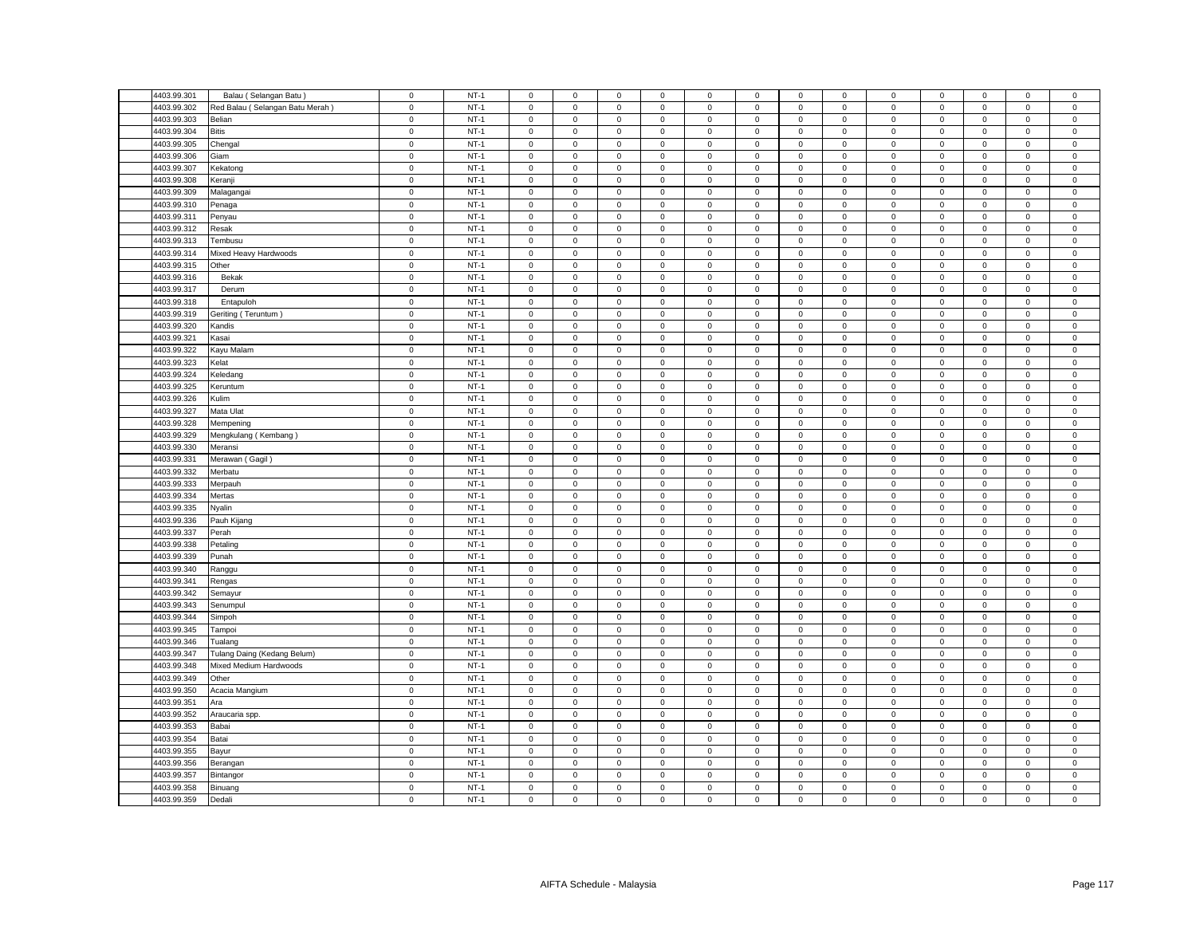| | | | | | | | | | | | | | | | | |
|---|---|---|---|---|---|---|---|---|---|---|---|---|---|---|---|---|
| 4403.99.301 | Balau ( Selangan Batu ) | 0 | NT-1 | 0 | 0 | 0 | 0 | 0 | 0 | 0 | 0 | 0 | 0 | 0 | 0 | 0 |
| 4403.99.302 | Red Balau ( Selangan Batu Merah ) | 0 | NT-1 | 0 | 0 | 0 | 0 | 0 | 0 | 0 | 0 | 0 | 0 | 0 | 0 | 0 |
| 4403.99.303 | Belian | 0 | NT-1 | 0 | 0 | 0 | 0 | 0 | 0 | 0 | 0 | 0 | 0 | 0 | 0 | 0 |
| 4403.99.304 | Bitis | 0 | NT-1 | 0 | 0 | 0 | 0 | 0 | 0 | 0 | 0 | 0 | 0 | 0 | 0 | 0 |
| 4403.99.305 | Chengal | 0 | NT-1 | 0 | 0 | 0 | 0 | 0 | 0 | 0 | 0 | 0 | 0 | 0 | 0 | 0 |
| 4403.99.306 | Giam | 0 | NT-1 | 0 | 0 | 0 | 0 | 0 | 0 | 0 | 0 | 0 | 0 | 0 | 0 | 0 |
| 4403.99.307 | Kekatong | 0 | NT-1 | 0 | 0 | 0 | 0 | 0 | 0 | 0 | 0 | 0 | 0 | 0 | 0 | 0 |
| 4403.99.308 | Keranji | 0 | NT-1 | 0 | 0 | 0 | 0 | 0 | 0 | 0 | 0 | 0 | 0 | 0 | 0 | 0 |
| 4403.99.309 | Malagangai | 0 | NT-1 | 0 | 0 | 0 | 0 | 0 | 0 | 0 | 0 | 0 | 0 | 0 | 0 | 0 |
| 4403.99.310 | Penaga | 0 | NT-1 | 0 | 0 | 0 | 0 | 0 | 0 | 0 | 0 | 0 | 0 | 0 | 0 | 0 |
| 4403.99.311 | Penyau | 0 | NT-1 | 0 | 0 | 0 | 0 | 0 | 0 | 0 | 0 | 0 | 0 | 0 | 0 | 0 |
| 4403.99.312 | Resak | 0 | NT-1 | 0 | 0 | 0 | 0 | 0 | 0 | 0 | 0 | 0 | 0 | 0 | 0 | 0 |
| 4403.99.313 | Tembusu | 0 | NT-1 | 0 | 0 | 0 | 0 | 0 | 0 | 0 | 0 | 0 | 0 | 0 | 0 | 0 |
| 4403.99.314 | Mixed Heavy Hardwoods | 0 | NT-1 | 0 | 0 | 0 | 0 | 0 | 0 | 0 | 0 | 0 | 0 | 0 | 0 | 0 |
| 4403.99.315 | Other | 0 | NT-1 | 0 | 0 | 0 | 0 | 0 | 0 | 0 | 0 | 0 | 0 | 0 | 0 | 0 |
| 4403.99.316 | Bekak | 0 | NT-1 | 0 | 0 | 0 | 0 | 0 | 0 | 0 | 0 | 0 | 0 | 0 | 0 | 0 |
| 4403.99.317 | Derum | 0 | NT-1 | 0 | 0 | 0 | 0 | 0 | 0 | 0 | 0 | 0 | 0 | 0 | 0 | 0 |
| 4403.99.318 | Entapuloh | 0 | NT-1 | 0 | 0 | 0 | 0 | 0 | 0 | 0 | 0 | 0 | 0 | 0 | 0 | 0 |
| 4403.99.319 | Geriting ( Teruntum ) | 0 | NT-1 | 0 | 0 | 0 | 0 | 0 | 0 | 0 | 0 | 0 | 0 | 0 | 0 | 0 |
| 4403.99.320 | Kandis | 0 | NT-1 | 0 | 0 | 0 | 0 | 0 | 0 | 0 | 0 | 0 | 0 | 0 | 0 | 0 |
| 4403.99.321 | Kasai | 0 | NT-1 | 0 | 0 | 0 | 0 | 0 | 0 | 0 | 0 | 0 | 0 | 0 | 0 | 0 |
| 4403.99.322 | Kayu Malam | 0 | NT-1 | 0 | 0 | 0 | 0 | 0 | 0 | 0 | 0 | 0 | 0 | 0 | 0 | 0 |
| 4403.99.323 | Kelat | 0 | NT-1 | 0 | 0 | 0 | 0 | 0 | 0 | 0 | 0 | 0 | 0 | 0 | 0 | 0 |
| 4403.99.324 | Keledang | 0 | NT-1 | 0 | 0 | 0 | 0 | 0 | 0 | 0 | 0 | 0 | 0 | 0 | 0 | 0 |
| 4403.99.325 | Keruntum | 0 | NT-1 | 0 | 0 | 0 | 0 | 0 | 0 | 0 | 0 | 0 | 0 | 0 | 0 | 0 |
| 4403.99.326 | Kulim | 0 | NT-1 | 0 | 0 | 0 | 0 | 0 | 0 | 0 | 0 | 0 | 0 | 0 | 0 | 0 |
| 4403.99.327 | Mata Ulat | 0 | NT-1 | 0 | 0 | 0 | 0 | 0 | 0 | 0 | 0 | 0 | 0 | 0 | 0 | 0 |
| 4403.99.328 | Mempening | 0 | NT-1 | 0 | 0 | 0 | 0 | 0 | 0 | 0 | 0 | 0 | 0 | 0 | 0 | 0 |
| 4403.99.329 | Mengkulang ( Kembang ) | 0 | NT-1 | 0 | 0 | 0 | 0 | 0 | 0 | 0 | 0 | 0 | 0 | 0 | 0 | 0 |
| 4403.99.330 | Meransi | 0 | NT-1 | 0 | 0 | 0 | 0 | 0 | 0 | 0 | 0 | 0 | 0 | 0 | 0 | 0 |
| 4403.99.331 | Merawan ( Gagil ) | 0 | NT-1 | 0 | 0 | 0 | 0 | 0 | 0 | 0 | 0 | 0 | 0 | 0 | 0 | 0 |
| 4403.99.332 | Merbatu | 0 | NT-1 | 0 | 0 | 0 | 0 | 0 | 0 | 0 | 0 | 0 | 0 | 0 | 0 | 0 |
| 4403.99.333 | Merpauh | 0 | NT-1 | 0 | 0 | 0 | 0 | 0 | 0 | 0 | 0 | 0 | 0 | 0 | 0 | 0 |
| 4403.99.334 | Mertas | 0 | NT-1 | 0 | 0 | 0 | 0 | 0 | 0 | 0 | 0 | 0 | 0 | 0 | 0 | 0 |
| 4403.99.335 | Nyalin | 0 | NT-1 | 0 | 0 | 0 | 0 | 0 | 0 | 0 | 0 | 0 | 0 | 0 | 0 | 0 |
| 4403.99.336 | Pauh Kijang | 0 | NT-1 | 0 | 0 | 0 | 0 | 0 | 0 | 0 | 0 | 0 | 0 | 0 | 0 | 0 |
| 4403.99.337 | Perah | 0 | NT-1 | 0 | 0 | 0 | 0 | 0 | 0 | 0 | 0 | 0 | 0 | 0 | 0 | 0 |
| 4403.99.338 | Petaling | 0 | NT-1 | 0 | 0 | 0 | 0 | 0 | 0 | 0 | 0 | 0 | 0 | 0 | 0 | 0 |
| 4403.99.339 | Punah | 0 | NT-1 | 0 | 0 | 0 | 0 | 0 | 0 | 0 | 0 | 0 | 0 | 0 | 0 | 0 |
| 4403.99.340 | Ranggu | 0 | NT-1 | 0 | 0 | 0 | 0 | 0 | 0 | 0 | 0 | 0 | 0 | 0 | 0 | 0 |
| 4403.99.341 | Rengas | 0 | NT-1 | 0 | 0 | 0 | 0 | 0 | 0 | 0 | 0 | 0 | 0 | 0 | 0 | 0 |
| 4403.99.342 | Semayur | 0 | NT-1 | 0 | 0 | 0 | 0 | 0 | 0 | 0 | 0 | 0 | 0 | 0 | 0 | 0 |
| 4403.99.343 | Senumpul | 0 | NT-1 | 0 | 0 | 0 | 0 | 0 | 0 | 0 | 0 | 0 | 0 | 0 | 0 | 0 |
| 4403.99.344 | Simpoh | 0 | NT-1 | 0 | 0 | 0 | 0 | 0 | 0 | 0 | 0 | 0 | 0 | 0 | 0 | 0 |
| 4403.99.345 | Tampoi | 0 | NT-1 | 0 | 0 | 0 | 0 | 0 | 0 | 0 | 0 | 0 | 0 | 0 | 0 | 0 |
| 4403.99.346 | Tualang | 0 | NT-1 | 0 | 0 | 0 | 0 | 0 | 0 | 0 | 0 | 0 | 0 | 0 | 0 | 0 |
| 4403.99.347 | Tulang Daing (Kedang Belum) | 0 | NT-1 | 0 | 0 | 0 | 0 | 0 | 0 | 0 | 0 | 0 | 0 | 0 | 0 | 0 |
| 4403.99.348 | Mixed Medium Hardwoods | 0 | NT-1 | 0 | 0 | 0 | 0 | 0 | 0 | 0 | 0 | 0 | 0 | 0 | 0 | 0 |
| 4403.99.349 | Other | 0 | NT-1 | 0 | 0 | 0 | 0 | 0 | 0 | 0 | 0 | 0 | 0 | 0 | 0 | 0 |
| 4403.99.350 | Acacia Mangium | 0 | NT-1 | 0 | 0 | 0 | 0 | 0 | 0 | 0 | 0 | 0 | 0 | 0 | 0 | 0 |
| 4403.99.351 | Ara | 0 | NT-1 | 0 | 0 | 0 | 0 | 0 | 0 | 0 | 0 | 0 | 0 | 0 | 0 | 0 |
| 4403.99.352 | Araucaria spp. | 0 | NT-1 | 0 | 0 | 0 | 0 | 0 | 0 | 0 | 0 | 0 | 0 | 0 | 0 | 0 |
| 4403.99.353 | Babai | 0 | NT-1 | 0 | 0 | 0 | 0 | 0 | 0 | 0 | 0 | 0 | 0 | 0 | 0 | 0 |
| 4403.99.354 | Batai | 0 | NT-1 | 0 | 0 | 0 | 0 | 0 | 0 | 0 | 0 | 0 | 0 | 0 | 0 | 0 |
| 4403.99.355 | Bayur | 0 | NT-1 | 0 | 0 | 0 | 0 | 0 | 0 | 0 | 0 | 0 | 0 | 0 | 0 | 0 |
| 4403.99.356 | Berangan | 0 | NT-1 | 0 | 0 | 0 | 0 | 0 | 0 | 0 | 0 | 0 | 0 | 0 | 0 | 0 |
| 4403.99.357 | Bintangor | 0 | NT-1 | 0 | 0 | 0 | 0 | 0 | 0 | 0 | 0 | 0 | 0 | 0 | 0 | 0 |
| 4403.99.358 | Binuang | 0 | NT-1 | 0 | 0 | 0 | 0 | 0 | 0 | 0 | 0 | 0 | 0 | 0 | 0 | 0 |
| 4403.99.359 | Dedali | 0 | NT-1 | 0 | 0 | 0 | 0 | 0 | 0 | 0 | 0 | 0 | 0 | 0 | 0 | 0 |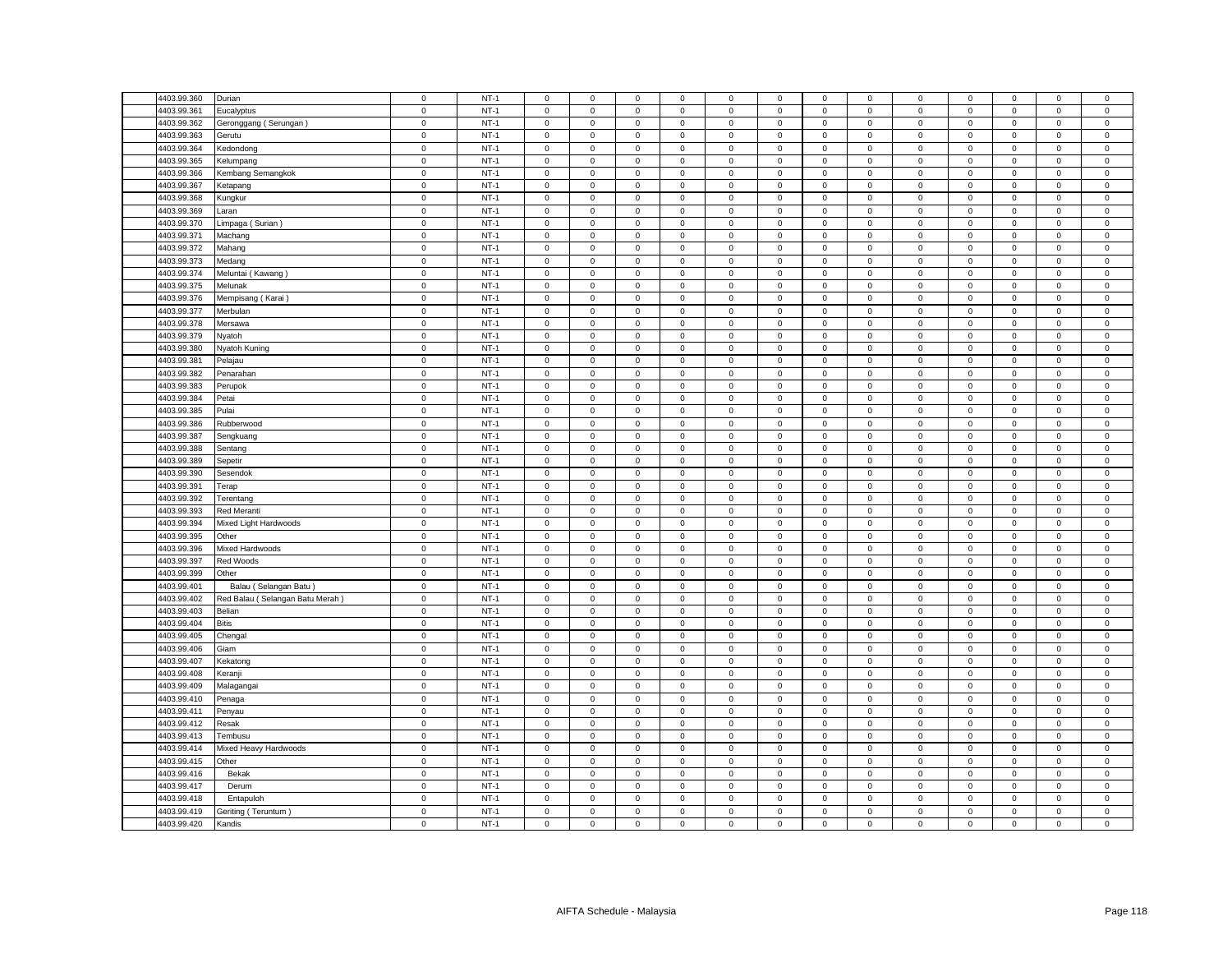| 4403.99.360 | Durian | 0 | NT-1 | 0 | 0 | 0 | 0 | 0 | 0 | 0 | 0 | 0 | 0 | 0 | 0 | 0 |
|---|---|---|---|---|---|---|---|---|---|---|---|---|---|---|---|---|
| 4403.99.361 | Eucalyptus | 0 | NT-1 | 0 | 0 | 0 | 0 | 0 | 0 | 0 | 0 | 0 | 0 | 0 | 0 | 0 |
| 4403.99.362 | Geronggang ( Serungan ) | 0 | NT-1 | 0 | 0 | 0 | 0 | 0 | 0 | 0 | 0 | 0 | 0 | 0 | 0 | 0 |
| 4403.99.363 | Gerutu | 0 | NT-1 | 0 | 0 | 0 | 0 | 0 | 0 | 0 | 0 | 0 | 0 | 0 | 0 | 0 |
| 4403.99.364 | Kedondong | 0 | NT-1 | 0 | 0 | 0 | 0 | 0 | 0 | 0 | 0 | 0 | 0 | 0 | 0 | 0 |
| 4403.99.365 | Kelumpang | 0 | NT-1 | 0 | 0 | 0 | 0 | 0 | 0 | 0 | 0 | 0 | 0 | 0 | 0 | 0 |
| 4403.99.366 | Kembang Semangkok | 0 | NT-1 | 0 | 0 | 0 | 0 | 0 | 0 | 0 | 0 | 0 | 0 | 0 | 0 | 0 |
| 4403.99.367 | Ketapang | 0 | NT-1 | 0 | 0 | 0 | 0 | 0 | 0 | 0 | 0 | 0 | 0 | 0 | 0 | 0 |
| 4403.99.368 | Kungkur | 0 | NT-1 | 0 | 0 | 0 | 0 | 0 | 0 | 0 | 0 | 0 | 0 | 0 | 0 | 0 |
| 4403.99.369 | Laran | 0 | NT-1 | 0 | 0 | 0 | 0 | 0 | 0 | 0 | 0 | 0 | 0 | 0 | 0 | 0 |
| 4403.99.370 | Limpaga ( Surian ) | 0 | NT-1 | 0 | 0 | 0 | 0 | 0 | 0 | 0 | 0 | 0 | 0 | 0 | 0 | 0 |
| 4403.99.371 | Machang | 0 | NT-1 | 0 | 0 | 0 | 0 | 0 | 0 | 0 | 0 | 0 | 0 | 0 | 0 | 0 |
| 4403.99.372 | Mahang | 0 | NT-1 | 0 | 0 | 0 | 0 | 0 | 0 | 0 | 0 | 0 | 0 | 0 | 0 | 0 |
| 4403.99.373 | Medang | 0 | NT-1 | 0 | 0 | 0 | 0 | 0 | 0 | 0 | 0 | 0 | 0 | 0 | 0 | 0 |
| 4403.99.374 | Meluntai ( Kawang ) | 0 | NT-1 | 0 | 0 | 0 | 0 | 0 | 0 | 0 | 0 | 0 | 0 | 0 | 0 | 0 |
| 4403.99.375 | Melunak | 0 | NT-1 | 0 | 0 | 0 | 0 | 0 | 0 | 0 | 0 | 0 | 0 | 0 | 0 | 0 |
| 4403.99.376 | Mempisang ( Karai ) | 0 | NT-1 | 0 | 0 | 0 | 0 | 0 | 0 | 0 | 0 | 0 | 0 | 0 | 0 | 0 |
| 4403.99.377 | Merbulan | 0 | NT-1 | 0 | 0 | 0 | 0 | 0 | 0 | 0 | 0 | 0 | 0 | 0 | 0 | 0 |
| 4403.99.378 | Mersawa | 0 | NT-1 | 0 | 0 | 0 | 0 | 0 | 0 | 0 | 0 | 0 | 0 | 0 | 0 | 0 |
| 4403.99.379 | Nyatoh | 0 | NT-1 | 0 | 0 | 0 | 0 | 0 | 0 | 0 | 0 | 0 | 0 | 0 | 0 | 0 |
| 4403.99.380 | Nyatoh Kuning | 0 | NT-1 | 0 | 0 | 0 | 0 | 0 | 0 | 0 | 0 | 0 | 0 | 0 | 0 | 0 |
| 4403.99.381 | Pelajau | 0 | NT-1 | 0 | 0 | 0 | 0 | 0 | 0 | 0 | 0 | 0 | 0 | 0 | 0 | 0 |
| 4403.99.382 | Penarahan | 0 | NT-1 | 0 | 0 | 0 | 0 | 0 | 0 | 0 | 0 | 0 | 0 | 0 | 0 | 0 |
| 4403.99.383 | Perupok | 0 | NT-1 | 0 | 0 | 0 | 0 | 0 | 0 | 0 | 0 | 0 | 0 | 0 | 0 | 0 |
| 4403.99.384 | Petai | 0 | NT-1 | 0 | 0 | 0 | 0 | 0 | 0 | 0 | 0 | 0 | 0 | 0 | 0 | 0 |
| 4403.99.385 | Pulai | 0 | NT-1 | 0 | 0 | 0 | 0 | 0 | 0 | 0 | 0 | 0 | 0 | 0 | 0 | 0 |
| 4403.99.386 | Rubberwood | 0 | NT-1 | 0 | 0 | 0 | 0 | 0 | 0 | 0 | 0 | 0 | 0 | 0 | 0 | 0 |
| 4403.99.387 | Sengkuang | 0 | NT-1 | 0 | 0 | 0 | 0 | 0 | 0 | 0 | 0 | 0 | 0 | 0 | 0 | 0 |
| 4403.99.388 | Sentang | 0 | NT-1 | 0 | 0 | 0 | 0 | 0 | 0 | 0 | 0 | 0 | 0 | 0 | 0 | 0 |
| 4403.99.389 | Sepetir | 0 | NT-1 | 0 | 0 | 0 | 0 | 0 | 0 | 0 | 0 | 0 | 0 | 0 | 0 | 0 |
| 4403.99.390 | Sesendok | 0 | NT-1 | 0 | 0 | 0 | 0 | 0 | 0 | 0 | 0 | 0 | 0 | 0 | 0 | 0 |
| 4403.99.391 | Terap | 0 | NT-1 | 0 | 0 | 0 | 0 | 0 | 0 | 0 | 0 | 0 | 0 | 0 | 0 | 0 |
| 4403.99.392 | Terentang | 0 | NT-1 | 0 | 0 | 0 | 0 | 0 | 0 | 0 | 0 | 0 | 0 | 0 | 0 | 0 |
| 4403.99.393 | Red Meranti | 0 | NT-1 | 0 | 0 | 0 | 0 | 0 | 0 | 0 | 0 | 0 | 0 | 0 | 0 | 0 |
| 4403.99.394 | Mixed Light Hardwoods | 0 | NT-1 | 0 | 0 | 0 | 0 | 0 | 0 | 0 | 0 | 0 | 0 | 0 | 0 | 0 |
| 4403.99.395 | Other | 0 | NT-1 | 0 | 0 | 0 | 0 | 0 | 0 | 0 | 0 | 0 | 0 | 0 | 0 | 0 |
| 4403.99.396 | Mixed Hardwoods | 0 | NT-1 | 0 | 0 | 0 | 0 | 0 | 0 | 0 | 0 | 0 | 0 | 0 | 0 | 0 |
| 4403.99.397 | Red Woods | 0 | NT-1 | 0 | 0 | 0 | 0 | 0 | 0 | 0 | 0 | 0 | 0 | 0 | 0 | 0 |
| 4403.99.399 | Other | 0 | NT-1 | 0 | 0 | 0 | 0 | 0 | 0 | 0 | 0 | 0 | 0 | 0 | 0 | 0 |
| 4403.99.401 | Balau ( Selangan Batu ) | 0 | NT-1 | 0 | 0 | 0 | 0 | 0 | 0 | 0 | 0 | 0 | 0 | 0 | 0 | 0 |
| 4403.99.402 | Red Balau ( Selangan Batu Merah ) | 0 | NT-1 | 0 | 0 | 0 | 0 | 0 | 0 | 0 | 0 | 0 | 0 | 0 | 0 | 0 |
| 4403.99.403 | Belian | 0 | NT-1 | 0 | 0 | 0 | 0 | 0 | 0 | 0 | 0 | 0 | 0 | 0 | 0 | 0 |
| 4403.99.404 | Bitis | 0 | NT-1 | 0 | 0 | 0 | 0 | 0 | 0 | 0 | 0 | 0 | 0 | 0 | 0 | 0 |
| 4403.99.405 | Chengal | 0 | NT-1 | 0 | 0 | 0 | 0 | 0 | 0 | 0 | 0 | 0 | 0 | 0 | 0 | 0 |
| 4403.99.406 | Giam | 0 | NT-1 | 0 | 0 | 0 | 0 | 0 | 0 | 0 | 0 | 0 | 0 | 0 | 0 | 0 |
| 4403.99.407 | Kekatong | 0 | NT-1 | 0 | 0 | 0 | 0 | 0 | 0 | 0 | 0 | 0 | 0 | 0 | 0 | 0 |
| 4403.99.408 | Keranji | 0 | NT-1 | 0 | 0 | 0 | 0 | 0 | 0 | 0 | 0 | 0 | 0 | 0 | 0 | 0 |
| 4403.99.409 | Malagangai | 0 | NT-1 | 0 | 0 | 0 | 0 | 0 | 0 | 0 | 0 | 0 | 0 | 0 | 0 | 0 |
| 4403.99.410 | Penaga | 0 | NT-1 | 0 | 0 | 0 | 0 | 0 | 0 | 0 | 0 | 0 | 0 | 0 | 0 | 0 |
| 4403.99.411 | Penyau | 0 | NT-1 | 0 | 0 | 0 | 0 | 0 | 0 | 0 | 0 | 0 | 0 | 0 | 0 | 0 |
| 4403.99.412 | Resak | 0 | NT-1 | 0 | 0 | 0 | 0 | 0 | 0 | 0 | 0 | 0 | 0 | 0 | 0 | 0 |
| 4403.99.413 | Tembusu | 0 | NT-1 | 0 | 0 | 0 | 0 | 0 | 0 | 0 | 0 | 0 | 0 | 0 | 0 | 0 |
| 4403.99.414 | Mixed Heavy Hardwoods | 0 | NT-1 | 0 | 0 | 0 | 0 | 0 | 0 | 0 | 0 | 0 | 0 | 0 | 0 | 0 |
| 4403.99.415 | Other | 0 | NT-1 | 0 | 0 | 0 | 0 | 0 | 0 | 0 | 0 | 0 | 0 | 0 | 0 | 0 |
| 4403.99.416 | Bekak | 0 | NT-1 | 0 | 0 | 0 | 0 | 0 | 0 | 0 | 0 | 0 | 0 | 0 | 0 | 0 |
| 4403.99.417 | Derum | 0 | NT-1 | 0 | 0 | 0 | 0 | 0 | 0 | 0 | 0 | 0 | 0 | 0 | 0 | 0 |
| 4403.99.418 | Entapuloh | 0 | NT-1 | 0 | 0 | 0 | 0 | 0 | 0 | 0 | 0 | 0 | 0 | 0 | 0 | 0 |
| 4403.99.419 | Geriting ( Teruntum ) | 0 | NT-1 | 0 | 0 | 0 | 0 | 0 | 0 | 0 | 0 | 0 | 0 | 0 | 0 | 0 |
| 4403.99.420 | Kandis | 0 | NT-1 | 0 | 0 | 0 | 0 | 0 | 0 | 0 | 0 | 0 | 0 | 0 | 0 | 0 |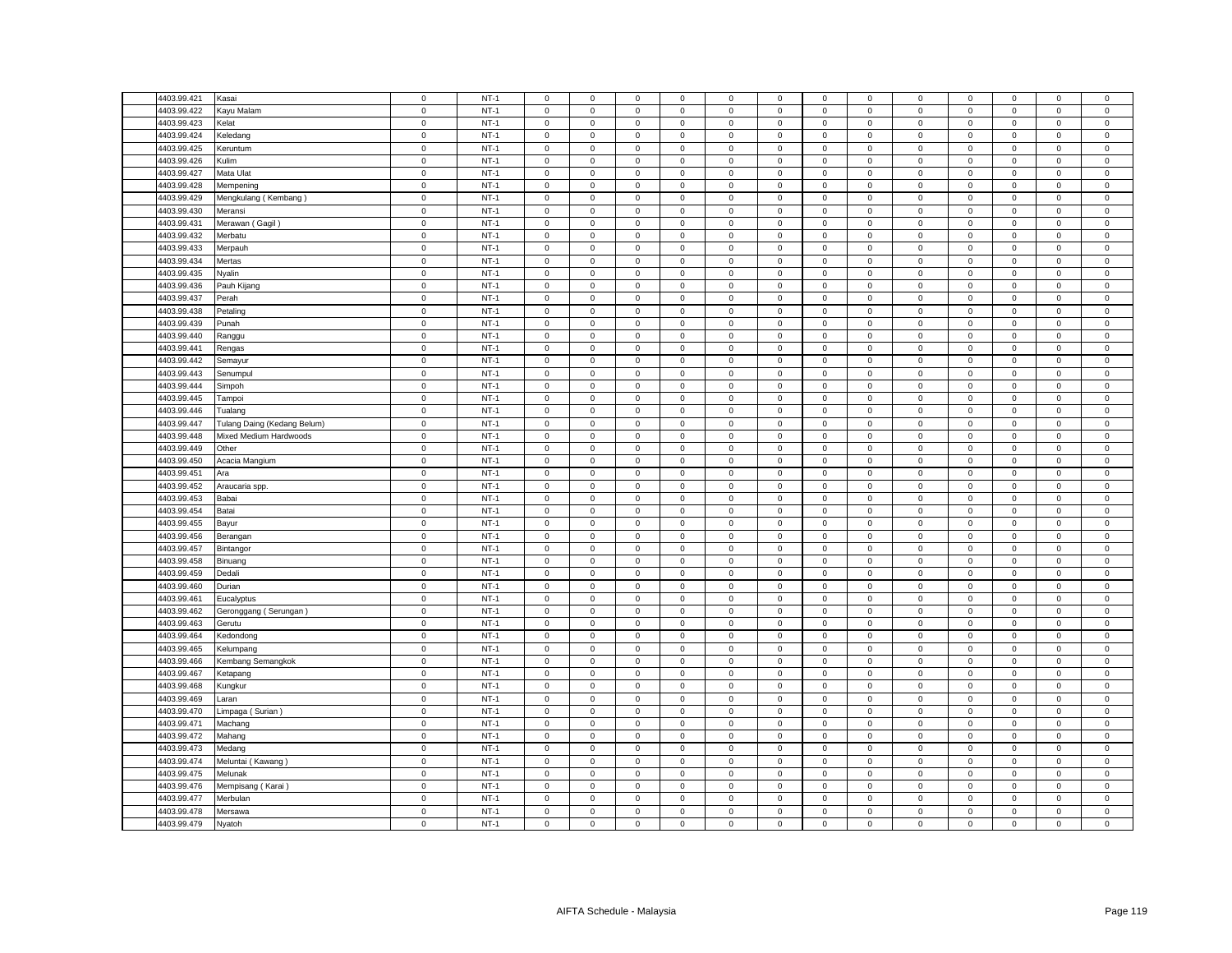| | | | | | | | | | | | | | | | | |
|---|---|---|---|---|---|---|---|---|---|---|---|---|---|---|---|---|
| 4403.99.421 | Kasai | 0 | NT-1 | 0 | 0 | 0 | 0 | 0 | 0 | 0 | 0 | 0 | 0 | 0 | 0 | 0 |
| 4403.99.422 | Kayu Malam | 0 | NT-1 | 0 | 0 | 0 | 0 | 0 | 0 | 0 | 0 | 0 | 0 | 0 | 0 | 0 |
| 4403.99.423 | Kelat | 0 | NT-1 | 0 | 0 | 0 | 0 | 0 | 0 | 0 | 0 | 0 | 0 | 0 | 0 | 0 |
| 4403.99.424 | Keledang | 0 | NT-1 | 0 | 0 | 0 | 0 | 0 | 0 | 0 | 0 | 0 | 0 | 0 | 0 | 0 |
| 4403.99.425 | Keruntum | 0 | NT-1 | 0 | 0 | 0 | 0 | 0 | 0 | 0 | 0 | 0 | 0 | 0 | 0 | 0 |
| 4403.99.426 | Kulim | 0 | NT-1 | 0 | 0 | 0 | 0 | 0 | 0 | 0 | 0 | 0 | 0 | 0 | 0 | 0 |
| 4403.99.427 | Mata Ulat | 0 | NT-1 | 0 | 0 | 0 | 0 | 0 | 0 | 0 | 0 | 0 | 0 | 0 | 0 | 0 |
| 4403.99.428 | Mempening | 0 | NT-1 | 0 | 0 | 0 | 0 | 0 | 0 | 0 | 0 | 0 | 0 | 0 | 0 | 0 |
| 4403.99.429 | Mengkulang ( Kembang ) | 0 | NT-1 | 0 | 0 | 0 | 0 | 0 | 0 | 0 | 0 | 0 | 0 | 0 | 0 | 0 |
| 4403.99.430 | Meransi | 0 | NT-1 | 0 | 0 | 0 | 0 | 0 | 0 | 0 | 0 | 0 | 0 | 0 | 0 | 0 |
| 4403.99.431 | Merawan ( Gagil ) | 0 | NT-1 | 0 | 0 | 0 | 0 | 0 | 0 | 0 | 0 | 0 | 0 | 0 | 0 | 0 |
| 4403.99.432 | Merbatu | 0 | NT-1 | 0 | 0 | 0 | 0 | 0 | 0 | 0 | 0 | 0 | 0 | 0 | 0 | 0 |
| 4403.99.433 | Merpauh | 0 | NT-1 | 0 | 0 | 0 | 0 | 0 | 0 | 0 | 0 | 0 | 0 | 0 | 0 | 0 |
| 4403.99.434 | Mertas | 0 | NT-1 | 0 | 0 | 0 | 0 | 0 | 0 | 0 | 0 | 0 | 0 | 0 | 0 | 0 |
| 4403.99.435 | Nyalin | 0 | NT-1 | 0 | 0 | 0 | 0 | 0 | 0 | 0 | 0 | 0 | 0 | 0 | 0 | 0 |
| 4403.99.436 | Pauh Kijang | 0 | NT-1 | 0 | 0 | 0 | 0 | 0 | 0 | 0 | 0 | 0 | 0 | 0 | 0 | 0 |
| 4403.99.437 | Perah | 0 | NT-1 | 0 | 0 | 0 | 0 | 0 | 0 | 0 | 0 | 0 | 0 | 0 | 0 | 0 |
| 4403.99.438 | Petaling | 0 | NT-1 | 0 | 0 | 0 | 0 | 0 | 0 | 0 | 0 | 0 | 0 | 0 | 0 | 0 |
| 4403.99.439 | Punah | 0 | NT-1 | 0 | 0 | 0 | 0 | 0 | 0 | 0 | 0 | 0 | 0 | 0 | 0 | 0 |
| 4403.99.440 | Ranggu | 0 | NT-1 | 0 | 0 | 0 | 0 | 0 | 0 | 0 | 0 | 0 | 0 | 0 | 0 | 0 |
| 4403.99.441 | Rengas | 0 | NT-1 | 0 | 0 | 0 | 0 | 0 | 0 | 0 | 0 | 0 | 0 | 0 | 0 | 0 |
| 4403.99.442 | Semayur | 0 | NT-1 | 0 | 0 | 0 | 0 | 0 | 0 | 0 | 0 | 0 | 0 | 0 | 0 | 0 |
| 4403.99.443 | Senumpul | 0 | NT-1 | 0 | 0 | 0 | 0 | 0 | 0 | 0 | 0 | 0 | 0 | 0 | 0 | 0 |
| 4403.99.444 | Simpoh | 0 | NT-1 | 0 | 0 | 0 | 0 | 0 | 0 | 0 | 0 | 0 | 0 | 0 | 0 | 0 |
| 4403.99.445 | Tampoi | 0 | NT-1 | 0 | 0 | 0 | 0 | 0 | 0 | 0 | 0 | 0 | 0 | 0 | 0 | 0 |
| 4403.99.446 | Tualang | 0 | NT-1 | 0 | 0 | 0 | 0 | 0 | 0 | 0 | 0 | 0 | 0 | 0 | 0 | 0 |
| 4403.99.447 | Tulang Daing (Kedang Belum) | 0 | NT-1 | 0 | 0 | 0 | 0 | 0 | 0 | 0 | 0 | 0 | 0 | 0 | 0 | 0 |
| 4403.99.448 | Mixed Medium Hardwoods | 0 | NT-1 | 0 | 0 | 0 | 0 | 0 | 0 | 0 | 0 | 0 | 0 | 0 | 0 | 0 |
| 4403.99.449 | Other | 0 | NT-1 | 0 | 0 | 0 | 0 | 0 | 0 | 0 | 0 | 0 | 0 | 0 | 0 | 0 |
| 4403.99.450 | Acacia Mangium | 0 | NT-1 | 0 | 0 | 0 | 0 | 0 | 0 | 0 | 0 | 0 | 0 | 0 | 0 | 0 |
| 4403.99.451 | Ara | 0 | NT-1 | 0 | 0 | 0 | 0 | 0 | 0 | 0 | 0 | 0 | 0 | 0 | 0 | 0 |
| 4403.99.452 | Araucaria spp. | 0 | NT-1 | 0 | 0 | 0 | 0 | 0 | 0 | 0 | 0 | 0 | 0 | 0 | 0 | 0 |
| 4403.99.453 | Babai | 0 | NT-1 | 0 | 0 | 0 | 0 | 0 | 0 | 0 | 0 | 0 | 0 | 0 | 0 | 0 |
| 4403.99.454 | Batai | 0 | NT-1 | 0 | 0 | 0 | 0 | 0 | 0 | 0 | 0 | 0 | 0 | 0 | 0 | 0 |
| 4403.99.455 | Bayur | 0 | NT-1 | 0 | 0 | 0 | 0 | 0 | 0 | 0 | 0 | 0 | 0 | 0 | 0 | 0 |
| 4403.99.456 | Berangan | 0 | NT-1 | 0 | 0 | 0 | 0 | 0 | 0 | 0 | 0 | 0 | 0 | 0 | 0 | 0 |
| 4403.99.457 | Bintangor | 0 | NT-1 | 0 | 0 | 0 | 0 | 0 | 0 | 0 | 0 | 0 | 0 | 0 | 0 | 0 |
| 4403.99.458 | Binuang | 0 | NT-1 | 0 | 0 | 0 | 0 | 0 | 0 | 0 | 0 | 0 | 0 | 0 | 0 | 0 |
| 4403.99.459 | Dedali | 0 | NT-1 | 0 | 0 | 0 | 0 | 0 | 0 | 0 | 0 | 0 | 0 | 0 | 0 | 0 |
| 4403.99.460 | Durian | 0 | NT-1 | 0 | 0 | 0 | 0 | 0 | 0 | 0 | 0 | 0 | 0 | 0 | 0 | 0 |
| 4403.99.461 | Eucalyptus | 0 | NT-1 | 0 | 0 | 0 | 0 | 0 | 0 | 0 | 0 | 0 | 0 | 0 | 0 | 0 |
| 4403.99.462 | Geronggang ( Serungan ) | 0 | NT-1 | 0 | 0 | 0 | 0 | 0 | 0 | 0 | 0 | 0 | 0 | 0 | 0 | 0 |
| 4403.99.463 | Gerutu | 0 | NT-1 | 0 | 0 | 0 | 0 | 0 | 0 | 0 | 0 | 0 | 0 | 0 | 0 | 0 |
| 4403.99.464 | Kedondong | 0 | NT-1 | 0 | 0 | 0 | 0 | 0 | 0 | 0 | 0 | 0 | 0 | 0 | 0 | 0 |
| 4403.99.465 | Kelumpang | 0 | NT-1 | 0 | 0 | 0 | 0 | 0 | 0 | 0 | 0 | 0 | 0 | 0 | 0 | 0 |
| 4403.99.466 | Kembang Semangkok | 0 | NT-1 | 0 | 0 | 0 | 0 | 0 | 0 | 0 | 0 | 0 | 0 | 0 | 0 | 0 |
| 4403.99.467 | Ketapang | 0 | NT-1 | 0 | 0 | 0 | 0 | 0 | 0 | 0 | 0 | 0 | 0 | 0 | 0 | 0 |
| 4403.99.468 | Kungkur | 0 | NT-1 | 0 | 0 | 0 | 0 | 0 | 0 | 0 | 0 | 0 | 0 | 0 | 0 | 0 |
| 4403.99.469 | Laran | 0 | NT-1 | 0 | 0 | 0 | 0 | 0 | 0 | 0 | 0 | 0 | 0 | 0 | 0 | 0 |
| 4403.99.470 | Limpaga ( Surian ) | 0 | NT-1 | 0 | 0 | 0 | 0 | 0 | 0 | 0 | 0 | 0 | 0 | 0 | 0 | 0 |
| 4403.99.471 | Machang | 0 | NT-1 | 0 | 0 | 0 | 0 | 0 | 0 | 0 | 0 | 0 | 0 | 0 | 0 | 0 |
| 4403.99.472 | Mahang | 0 | NT-1 | 0 | 0 | 0 | 0 | 0 | 0 | 0 | 0 | 0 | 0 | 0 | 0 | 0 |
| 4403.99.473 | Medang | 0 | NT-1 | 0 | 0 | 0 | 0 | 0 | 0 | 0 | 0 | 0 | 0 | 0 | 0 | 0 |
| 4403.99.474 | Meluntai ( Kawang ) | 0 | NT-1 | 0 | 0 | 0 | 0 | 0 | 0 | 0 | 0 | 0 | 0 | 0 | 0 | 0 |
| 4403.99.475 | Melunak | 0 | NT-1 | 0 | 0 | 0 | 0 | 0 | 0 | 0 | 0 | 0 | 0 | 0 | 0 | 0 |
| 4403.99.476 | Mempisang ( Karai ) | 0 | NT-1 | 0 | 0 | 0 | 0 | 0 | 0 | 0 | 0 | 0 | 0 | 0 | 0 | 0 |
| 4403.99.477 | Merbulan | 0 | NT-1 | 0 | 0 | 0 | 0 | 0 | 0 | 0 | 0 | 0 | 0 | 0 | 0 | 0 |
| 4403.99.478 | Mersawa | 0 | NT-1 | 0 | 0 | 0 | 0 | 0 | 0 | 0 | 0 | 0 | 0 | 0 | 0 | 0 |
| 4403.99.479 | Nyatoh | 0 | NT-1 | 0 | 0 | 0 | 0 | 0 | 0 | 0 | 0 | 0 | 0 | 0 | 0 | 0 |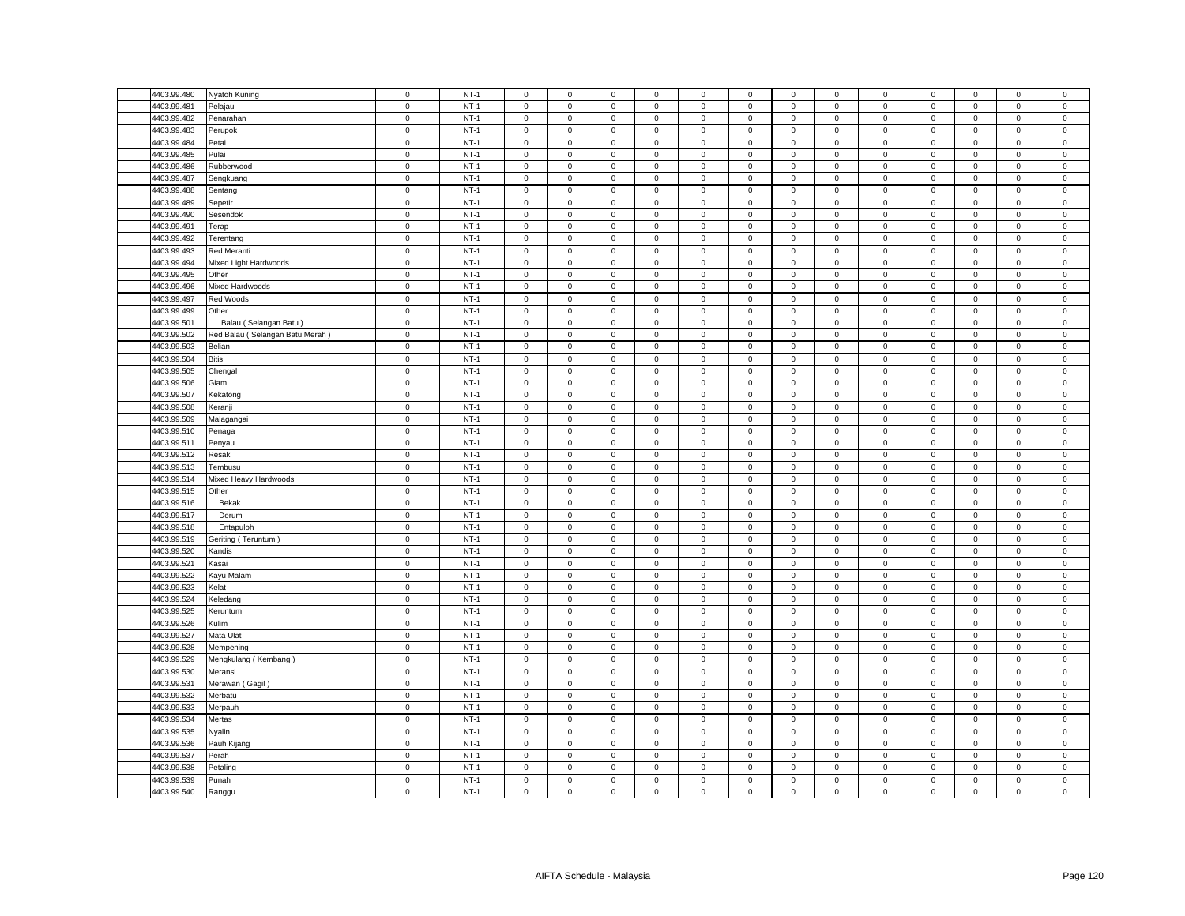| | | | | | | | | | | | | | | | | |
|---|---|---|---|---|---|---|---|---|---|---|---|---|---|---|---|---|
| 4403.99.480 | Nyatoh Kuning | 0 | NT-1 | 0 | 0 | 0 | 0 | 0 | 0 | 0 | 0 | 0 | 0 | 0 | 0 | 0 |
| 4403.99.481 | Pelajau | 0 | NT-1 | 0 | 0 | 0 | 0 | 0 | 0 | 0 | 0 | 0 | 0 | 0 | 0 | 0 |
| 4403.99.482 | Penarahan | 0 | NT-1 | 0 | 0 | 0 | 0 | 0 | 0 | 0 | 0 | 0 | 0 | 0 | 0 | 0 |
| 4403.99.483 | Perupok | 0 | NT-1 | 0 | 0 | 0 | 0 | 0 | 0 | 0 | 0 | 0 | 0 | 0 | 0 | 0 |
| 4403.99.484 | Petai | 0 | NT-1 | 0 | 0 | 0 | 0 | 0 | 0 | 0 | 0 | 0 | 0 | 0 | 0 | 0 |
| 4403.99.485 | Pulai | 0 | NT-1 | 0 | 0 | 0 | 0 | 0 | 0 | 0 | 0 | 0 | 0 | 0 | 0 | 0 |
| 4403.99.486 | Rubberwood | 0 | NT-1 | 0 | 0 | 0 | 0 | 0 | 0 | 0 | 0 | 0 | 0 | 0 | 0 | 0 |
| 4403.99.487 | Sengkuang | 0 | NT-1 | 0 | 0 | 0 | 0 | 0 | 0 | 0 | 0 | 0 | 0 | 0 | 0 | 0 |
| 4403.99.488 | Sentang | 0 | NT-1 | 0 | 0 | 0 | 0 | 0 | 0 | 0 | 0 | 0 | 0 | 0 | 0 | 0 |
| 4403.99.489 | Sepetir | 0 | NT-1 | 0 | 0 | 0 | 0 | 0 | 0 | 0 | 0 | 0 | 0 | 0 | 0 | 0 |
| 4403.99.490 | Sesendok | 0 | NT-1 | 0 | 0 | 0 | 0 | 0 | 0 | 0 | 0 | 0 | 0 | 0 | 0 | 0 |
| 4403.99.491 | Terap | 0 | NT-1 | 0 | 0 | 0 | 0 | 0 | 0 | 0 | 0 | 0 | 0 | 0 | 0 | 0 |
| 4403.99.492 | Terentang | 0 | NT-1 | 0 | 0 | 0 | 0 | 0 | 0 | 0 | 0 | 0 | 0 | 0 | 0 | 0 |
| 4403.99.493 | Red Meranti | 0 | NT-1 | 0 | 0 | 0 | 0 | 0 | 0 | 0 | 0 | 0 | 0 | 0 | 0 | 0 |
| 4403.99.494 | Mixed Light Hardwoods | 0 | NT-1 | 0 | 0 | 0 | 0 | 0 | 0 | 0 | 0 | 0 | 0 | 0 | 0 | 0 |
| 4403.99.495 | Other | 0 | NT-1 | 0 | 0 | 0 | 0 | 0 | 0 | 0 | 0 | 0 | 0 | 0 | 0 | 0 |
| 4403.99.496 | Mixed Hardwoods | 0 | NT-1 | 0 | 0 | 0 | 0 | 0 | 0 | 0 | 0 | 0 | 0 | 0 | 0 | 0 |
| 4403.99.497 | Red Woods | 0 | NT-1 | 0 | 0 | 0 | 0 | 0 | 0 | 0 | 0 | 0 | 0 | 0 | 0 | 0 |
| 4403.99.499 | Other | 0 | NT-1 | 0 | 0 | 0 | 0 | 0 | 0 | 0 | 0 | 0 | 0 | 0 | 0 | 0 |
| 4403.99.501 | Balau ( Selangan Batu ) | 0 | NT-1 | 0 | 0 | 0 | 0 | 0 | 0 | 0 | 0 | 0 | 0 | 0 | 0 | 0 |
| 4403.99.502 | Red Balau ( Selangan Batu Merah ) | 0 | NT-1 | 0 | 0 | 0 | 0 | 0 | 0 | 0 | 0 | 0 | 0 | 0 | 0 | 0 |
| 4403.99.503 | Belian | 0 | NT-1 | 0 | 0 | 0 | 0 | 0 | 0 | 0 | 0 | 0 | 0 | 0 | 0 | 0 |
| 4403.99.504 | Bitis | 0 | NT-1 | 0 | 0 | 0 | 0 | 0 | 0 | 0 | 0 | 0 | 0 | 0 | 0 | 0 |
| 4403.99.505 | Chengal | 0 | NT-1 | 0 | 0 | 0 | 0 | 0 | 0 | 0 | 0 | 0 | 0 | 0 | 0 | 0 |
| 4403.99.506 | Giam | 0 | NT-1 | 0 | 0 | 0 | 0 | 0 | 0 | 0 | 0 | 0 | 0 | 0 | 0 | 0 |
| 4403.99.507 | Kekatong | 0 | NT-1 | 0 | 0 | 0 | 0 | 0 | 0 | 0 | 0 | 0 | 0 | 0 | 0 | 0 |
| 4403.99.508 | Keranji | 0 | NT-1 | 0 | 0 | 0 | 0 | 0 | 0 | 0 | 0 | 0 | 0 | 0 | 0 | 0 |
| 4403.99.509 | Malagangai | 0 | NT-1 | 0 | 0 | 0 | 0 | 0 | 0 | 0 | 0 | 0 | 0 | 0 | 0 | 0 |
| 4403.99.510 | Penaga | 0 | NT-1 | 0 | 0 | 0 | 0 | 0 | 0 | 0 | 0 | 0 | 0 | 0 | 0 | 0 |
| 4403.99.511 | Penyau | 0 | NT-1 | 0 | 0 | 0 | 0 | 0 | 0 | 0 | 0 | 0 | 0 | 0 | 0 | 0 |
| 4403.99.512 | Resak | 0 | NT-1 | 0 | 0 | 0 | 0 | 0 | 0 | 0 | 0 | 0 | 0 | 0 | 0 | 0 |
| 4403.99.513 | Tembusu | 0 | NT-1 | 0 | 0 | 0 | 0 | 0 | 0 | 0 | 0 | 0 | 0 | 0 | 0 | 0 |
| 4403.99.514 | Mixed Heavy Hardwoods | 0 | NT-1 | 0 | 0 | 0 | 0 | 0 | 0 | 0 | 0 | 0 | 0 | 0 | 0 | 0 |
| 4403.99.515 | Other | 0 | NT-1 | 0 | 0 | 0 | 0 | 0 | 0 | 0 | 0 | 0 | 0 | 0 | 0 | 0 |
| 4403.99.516 | Bekak | 0 | NT-1 | 0 | 0 | 0 | 0 | 0 | 0 | 0 | 0 | 0 | 0 | 0 | 0 | 0 |
| 4403.99.517 | Derum | 0 | NT-1 | 0 | 0 | 0 | 0 | 0 | 0 | 0 | 0 | 0 | 0 | 0 | 0 | 0 |
| 4403.99.518 | Entapuloh | 0 | NT-1 | 0 | 0 | 0 | 0 | 0 | 0 | 0 | 0 | 0 | 0 | 0 | 0 | 0 |
| 4403.99.519 | Geriting ( Teruntum ) | 0 | NT-1 | 0 | 0 | 0 | 0 | 0 | 0 | 0 | 0 | 0 | 0 | 0 | 0 | 0 |
| 4403.99.520 | Kandis | 0 | NT-1 | 0 | 0 | 0 | 0 | 0 | 0 | 0 | 0 | 0 | 0 | 0 | 0 | 0 |
| 4403.99.521 | Kasai | 0 | NT-1 | 0 | 0 | 0 | 0 | 0 | 0 | 0 | 0 | 0 | 0 | 0 | 0 | 0 |
| 4403.99.522 | Kayu Malam | 0 | NT-1 | 0 | 0 | 0 | 0 | 0 | 0 | 0 | 0 | 0 | 0 | 0 | 0 | 0 |
| 4403.99.523 | Kelat | 0 | NT-1 | 0 | 0 | 0 | 0 | 0 | 0 | 0 | 0 | 0 | 0 | 0 | 0 | 0 |
| 4403.99.524 | Keledang | 0 | NT-1 | 0 | 0 | 0 | 0 | 0 | 0 | 0 | 0 | 0 | 0 | 0 | 0 | 0 |
| 4403.99.525 | Keruntum | 0 | NT-1 | 0 | 0 | 0 | 0 | 0 | 0 | 0 | 0 | 0 | 0 | 0 | 0 | 0 |
| 4403.99.526 | Kulim | 0 | NT-1 | 0 | 0 | 0 | 0 | 0 | 0 | 0 | 0 | 0 | 0 | 0 | 0 | 0 |
| 4403.99.527 | Mata Ulat | 0 | NT-1 | 0 | 0 | 0 | 0 | 0 | 0 | 0 | 0 | 0 | 0 | 0 | 0 | 0 |
| 4403.99.528 | Mempening | 0 | NT-1 | 0 | 0 | 0 | 0 | 0 | 0 | 0 | 0 | 0 | 0 | 0 | 0 | 0 |
| 4403.99.529 | Mengkulang ( Kembang ) | 0 | NT-1 | 0 | 0 | 0 | 0 | 0 | 0 | 0 | 0 | 0 | 0 | 0 | 0 | 0 |
| 4403.99.530 | Meransi | 0 | NT-1 | 0 | 0 | 0 | 0 | 0 | 0 | 0 | 0 | 0 | 0 | 0 | 0 | 0 |
| 4403.99.531 | Merawan ( Gagil ) | 0 | NT-1 | 0 | 0 | 0 | 0 | 0 | 0 | 0 | 0 | 0 | 0 | 0 | 0 | 0 |
| 4403.99.532 | Merbatu | 0 | NT-1 | 0 | 0 | 0 | 0 | 0 | 0 | 0 | 0 | 0 | 0 | 0 | 0 | 0 |
| 4403.99.533 | Merpauh | 0 | NT-1 | 0 | 0 | 0 | 0 | 0 | 0 | 0 | 0 | 0 | 0 | 0 | 0 | 0 |
| 4403.99.534 | Mertas | 0 | NT-1 | 0 | 0 | 0 | 0 | 0 | 0 | 0 | 0 | 0 | 0 | 0 | 0 | 0 |
| 4403.99.535 | Nyalin | 0 | NT-1 | 0 | 0 | 0 | 0 | 0 | 0 | 0 | 0 | 0 | 0 | 0 | 0 | 0 |
| 4403.99.536 | Pauh Kijang | 0 | NT-1 | 0 | 0 | 0 | 0 | 0 | 0 | 0 | 0 | 0 | 0 | 0 | 0 | 0 |
| 4403.99.537 | Perah | 0 | NT-1 | 0 | 0 | 0 | 0 | 0 | 0 | 0 | 0 | 0 | 0 | 0 | 0 | 0 |
| 4403.99.538 | Petaling | 0 | NT-1 | 0 | 0 | 0 | 0 | 0 | 0 | 0 | 0 | 0 | 0 | 0 | 0 | 0 |
| 4403.99.539 | Punah | 0 | NT-1 | 0 | 0 | 0 | 0 | 0 | 0 | 0 | 0 | 0 | 0 | 0 | 0 | 0 |
| 4403.99.540 | Ranggu | 0 | NT-1 | 0 | 0 | 0 | 0 | 0 | 0 | 0 | 0 | 0 | 0 | 0 | 0 | 0 |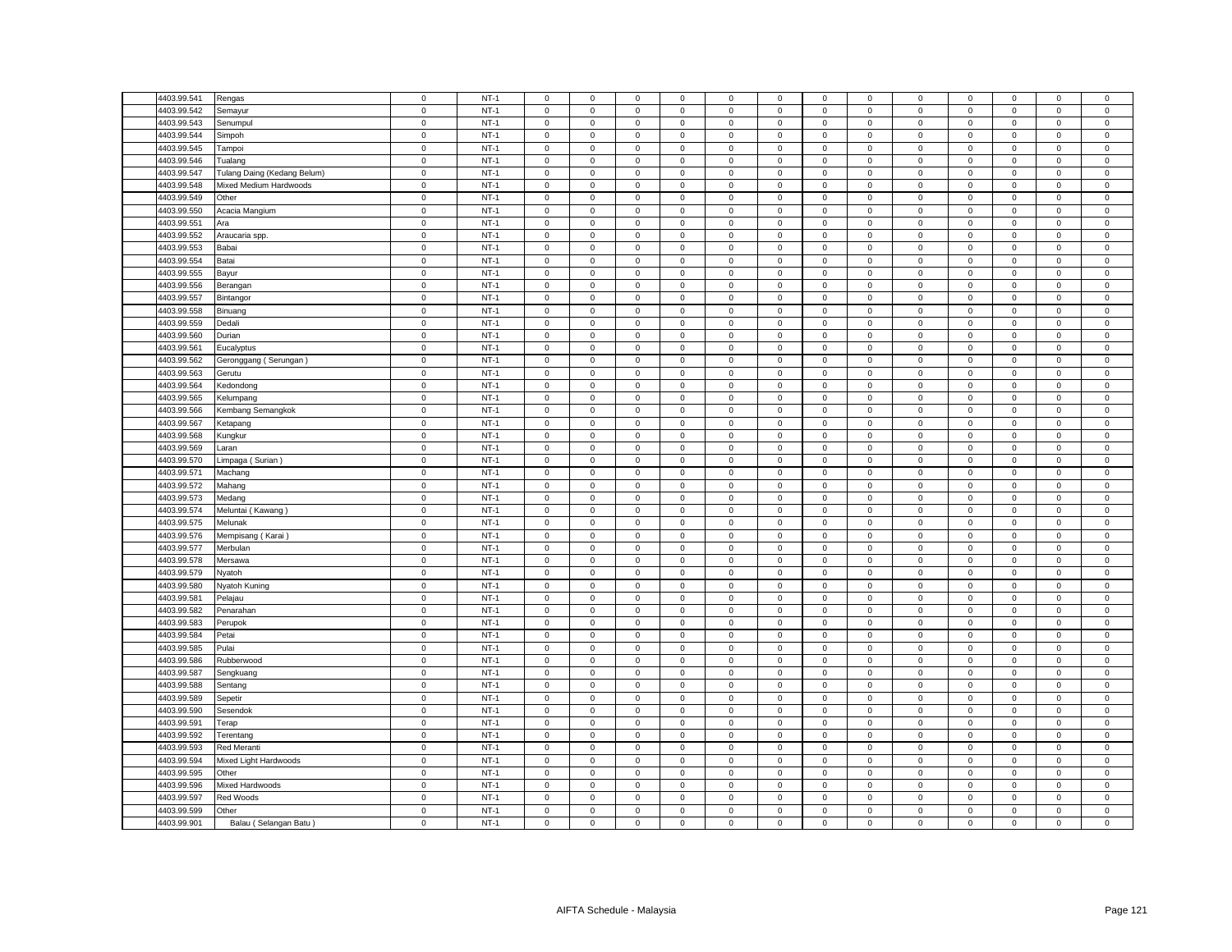| | | | | | | | | | | | | | | | | | |
|---|---|---|---|---|---|---|---|---|---|---|---|---|---|---|---|---|---|
| 4403.99.541 | Rengas | 0 | NT-1 | 0 | 0 | 0 | 0 | 0 | 0 | 0 | 0 | 0 | 0 | 0 | 0 | 0 |
| 4403.99.542 | Semayur | 0 | NT-1 | 0 | 0 | 0 | 0 | 0 | 0 | 0 | 0 | 0 | 0 | 0 | 0 | 0 |
| 4403.99.543 | Senumpul | 0 | NT-1 | 0 | 0 | 0 | 0 | 0 | 0 | 0 | 0 | 0 | 0 | 0 | 0 | 0 |
| 4403.99.544 | Simpoh | 0 | NT-1 | 0 | 0 | 0 | 0 | 0 | 0 | 0 | 0 | 0 | 0 | 0 | 0 | 0 |
| 4403.99.545 | Tampoi | 0 | NT-1 | 0 | 0 | 0 | 0 | 0 | 0 | 0 | 0 | 0 | 0 | 0 | 0 | 0 |
| 4403.99.546 | Tualang | 0 | NT-1 | 0 | 0 | 0 | 0 | 0 | 0 | 0 | 0 | 0 | 0 | 0 | 0 | 0 |
| 4403.99.547 | Tulang Daing (Kedang Belum) | 0 | NT-1 | 0 | 0 | 0 | 0 | 0 | 0 | 0 | 0 | 0 | 0 | 0 | 0 | 0 |
| 4403.99.548 | Mixed Medium Hardwoods | 0 | NT-1 | 0 | 0 | 0 | 0 | 0 | 0 | 0 | 0 | 0 | 0 | 0 | 0 | 0 |
| 4403.99.549 | Other | 0 | NT-1 | 0 | 0 | 0 | 0 | 0 | 0 | 0 | 0 | 0 | 0 | 0 | 0 | 0 |
| 4403.99.550 | Acacia Mangium | 0 | NT-1 | 0 | 0 | 0 | 0 | 0 | 0 | 0 | 0 | 0 | 0 | 0 | 0 | 0 |
| 4403.99.551 | Ara | 0 | NT-1 | 0 | 0 | 0 | 0 | 0 | 0 | 0 | 0 | 0 | 0 | 0 | 0 | 0 |
| 4403.99.552 | Araucaria spp. | 0 | NT-1 | 0 | 0 | 0 | 0 | 0 | 0 | 0 | 0 | 0 | 0 | 0 | 0 | 0 |
| 4403.99.553 | Babai | 0 | NT-1 | 0 | 0 | 0 | 0 | 0 | 0 | 0 | 0 | 0 | 0 | 0 | 0 | 0 |
| 4403.99.554 | Batai | 0 | NT-1 | 0 | 0 | 0 | 0 | 0 | 0 | 0 | 0 | 0 | 0 | 0 | 0 | 0 |
| 4403.99.555 | Bayur | 0 | NT-1 | 0 | 0 | 0 | 0 | 0 | 0 | 0 | 0 | 0 | 0 | 0 | 0 | 0 |
| 4403.99.556 | Berangan | 0 | NT-1 | 0 | 0 | 0 | 0 | 0 | 0 | 0 | 0 | 0 | 0 | 0 | 0 | 0 |
| 4403.99.557 | Bintangor | 0 | NT-1 | 0 | 0 | 0 | 0 | 0 | 0 | 0 | 0 | 0 | 0 | 0 | 0 | 0 |
| 4403.99.558 | Binuang | 0 | NT-1 | 0 | 0 | 0 | 0 | 0 | 0 | 0 | 0 | 0 | 0 | 0 | 0 | 0 |
| 4403.99.559 | Dedali | 0 | NT-1 | 0 | 0 | 0 | 0 | 0 | 0 | 0 | 0 | 0 | 0 | 0 | 0 | 0 |
| 4403.99.560 | Durian | 0 | NT-1 | 0 | 0 | 0 | 0 | 0 | 0 | 0 | 0 | 0 | 0 | 0 | 0 | 0 |
| 4403.99.561 | Eucalyptus | 0 | NT-1 | 0 | 0 | 0 | 0 | 0 | 0 | 0 | 0 | 0 | 0 | 0 | 0 | 0 |
| 4403.99.562 | Geronggang ( Serungan ) | 0 | NT-1 | 0 | 0 | 0 | 0 | 0 | 0 | 0 | 0 | 0 | 0 | 0 | 0 | 0 |
| 4403.99.563 | Gerutu | 0 | NT-1 | 0 | 0 | 0 | 0 | 0 | 0 | 0 | 0 | 0 | 0 | 0 | 0 | 0 |
| 4403.99.564 | Kedondong | 0 | NT-1 | 0 | 0 | 0 | 0 | 0 | 0 | 0 | 0 | 0 | 0 | 0 | 0 | 0 |
| 4403.99.565 | Kelumpang | 0 | NT-1 | 0 | 0 | 0 | 0 | 0 | 0 | 0 | 0 | 0 | 0 | 0 | 0 | 0 |
| 4403.99.566 | Kembang Semangkok | 0 | NT-1 | 0 | 0 | 0 | 0 | 0 | 0 | 0 | 0 | 0 | 0 | 0 | 0 | 0 |
| 4403.99.567 | Ketapang | 0 | NT-1 | 0 | 0 | 0 | 0 | 0 | 0 | 0 | 0 | 0 | 0 | 0 | 0 | 0 |
| 4403.99.568 | Kungkur | 0 | NT-1 | 0 | 0 | 0 | 0 | 0 | 0 | 0 | 0 | 0 | 0 | 0 | 0 | 0 |
| 4403.99.569 | Laran | 0 | NT-1 | 0 | 0 | 0 | 0 | 0 | 0 | 0 | 0 | 0 | 0 | 0 | 0 | 0 |
| 4403.99.570 | Limpaga ( Surian ) | 0 | NT-1 | 0 | 0 | 0 | 0 | 0 | 0 | 0 | 0 | 0 | 0 | 0 | 0 | 0 |
| 4403.99.571 | Machang | 0 | NT-1 | 0 | 0 | 0 | 0 | 0 | 0 | 0 | 0 | 0 | 0 | 0 | 0 | 0 |
| 4403.99.572 | Mahang | 0 | NT-1 | 0 | 0 | 0 | 0 | 0 | 0 | 0 | 0 | 0 | 0 | 0 | 0 | 0 |
| 4403.99.573 | Medang | 0 | NT-1 | 0 | 0 | 0 | 0 | 0 | 0 | 0 | 0 | 0 | 0 | 0 | 0 | 0 |
| 4403.99.574 | Meluntai ( Kawang ) | 0 | NT-1 | 0 | 0 | 0 | 0 | 0 | 0 | 0 | 0 | 0 | 0 | 0 | 0 | 0 |
| 4403.99.575 | Melunak | 0 | NT-1 | 0 | 0 | 0 | 0 | 0 | 0 | 0 | 0 | 0 | 0 | 0 | 0 | 0 |
| 4403.99.576 | Mempisang ( Karai ) | 0 | NT-1 | 0 | 0 | 0 | 0 | 0 | 0 | 0 | 0 | 0 | 0 | 0 | 0 | 0 |
| 4403.99.577 | Merbulan | 0 | NT-1 | 0 | 0 | 0 | 0 | 0 | 0 | 0 | 0 | 0 | 0 | 0 | 0 | 0 |
| 4403.99.578 | Mersawa | 0 | NT-1 | 0 | 0 | 0 | 0 | 0 | 0 | 0 | 0 | 0 | 0 | 0 | 0 | 0 |
| 4403.99.579 | Nyatoh | 0 | NT-1 | 0 | 0 | 0 | 0 | 0 | 0 | 0 | 0 | 0 | 0 | 0 | 0 | 0 |
| 4403.99.580 | Nyatoh Kuning | 0 | NT-1 | 0 | 0 | 0 | 0 | 0 | 0 | 0 | 0 | 0 | 0 | 0 | 0 | 0 |
| 4403.99.581 | Pelajau | 0 | NT-1 | 0 | 0 | 0 | 0 | 0 | 0 | 0 | 0 | 0 | 0 | 0 | 0 | 0 |
| 4403.99.582 | Penarahan | 0 | NT-1 | 0 | 0 | 0 | 0 | 0 | 0 | 0 | 0 | 0 | 0 | 0 | 0 | 0 |
| 4403.99.583 | Perupok | 0 | NT-1 | 0 | 0 | 0 | 0 | 0 | 0 | 0 | 0 | 0 | 0 | 0 | 0 | 0 |
| 4403.99.584 | Petai | 0 | NT-1 | 0 | 0 | 0 | 0 | 0 | 0 | 0 | 0 | 0 | 0 | 0 | 0 | 0 |
| 4403.99.585 | Pulai | 0 | NT-1 | 0 | 0 | 0 | 0 | 0 | 0 | 0 | 0 | 0 | 0 | 0 | 0 | 0 |
| 4403.99.586 | Rubberwood | 0 | NT-1 | 0 | 0 | 0 | 0 | 0 | 0 | 0 | 0 | 0 | 0 | 0 | 0 | 0 |
| 4403.99.587 | Sengkuang | 0 | NT-1 | 0 | 0 | 0 | 0 | 0 | 0 | 0 | 0 | 0 | 0 | 0 | 0 | 0 |
| 4403.99.588 | Sentang | 0 | NT-1 | 0 | 0 | 0 | 0 | 0 | 0 | 0 | 0 | 0 | 0 | 0 | 0 | 0 |
| 4403.99.589 | Sepetir | 0 | NT-1 | 0 | 0 | 0 | 0 | 0 | 0 | 0 | 0 | 0 | 0 | 0 | 0 | 0 |
| 4403.99.590 | Sesendok | 0 | NT-1 | 0 | 0 | 0 | 0 | 0 | 0 | 0 | 0 | 0 | 0 | 0 | 0 | 0 |
| 4403.99.591 | Terap | 0 | NT-1 | 0 | 0 | 0 | 0 | 0 | 0 | 0 | 0 | 0 | 0 | 0 | 0 | 0 |
| 4403.99.592 | Terentang | 0 | NT-1 | 0 | 0 | 0 | 0 | 0 | 0 | 0 | 0 | 0 | 0 | 0 | 0 | 0 |
| 4403.99.593 | Red Meranti | 0 | NT-1 | 0 | 0 | 0 | 0 | 0 | 0 | 0 | 0 | 0 | 0 | 0 | 0 | 0 |
| 4403.99.594 | Mixed Light Hardwoods | 0 | NT-1 | 0 | 0 | 0 | 0 | 0 | 0 | 0 | 0 | 0 | 0 | 0 | 0 | 0 |
| 4403.99.595 | Other | 0 | NT-1 | 0 | 0 | 0 | 0 | 0 | 0 | 0 | 0 | 0 | 0 | 0 | 0 | 0 |
| 4403.99.596 | Mixed Hardwoods | 0 | NT-1 | 0 | 0 | 0 | 0 | 0 | 0 | 0 | 0 | 0 | 0 | 0 | 0 | 0 |
| 4403.99.597 | Red Woods | 0 | NT-1 | 0 | 0 | 0 | 0 | 0 | 0 | 0 | 0 | 0 | 0 | 0 | 0 | 0 |
| 4403.99.599 | Other | 0 | NT-1 | 0 | 0 | 0 | 0 | 0 | 0 | 0 | 0 | 0 | 0 | 0 | 0 | 0 |
| 4403.99.901 | Balau ( Selangan Batu ) | 0 | NT-1 | 0 | 0 | 0 | 0 | 0 | 0 | 0 | 0 | 0 | 0 | 0 | 0 | 0 |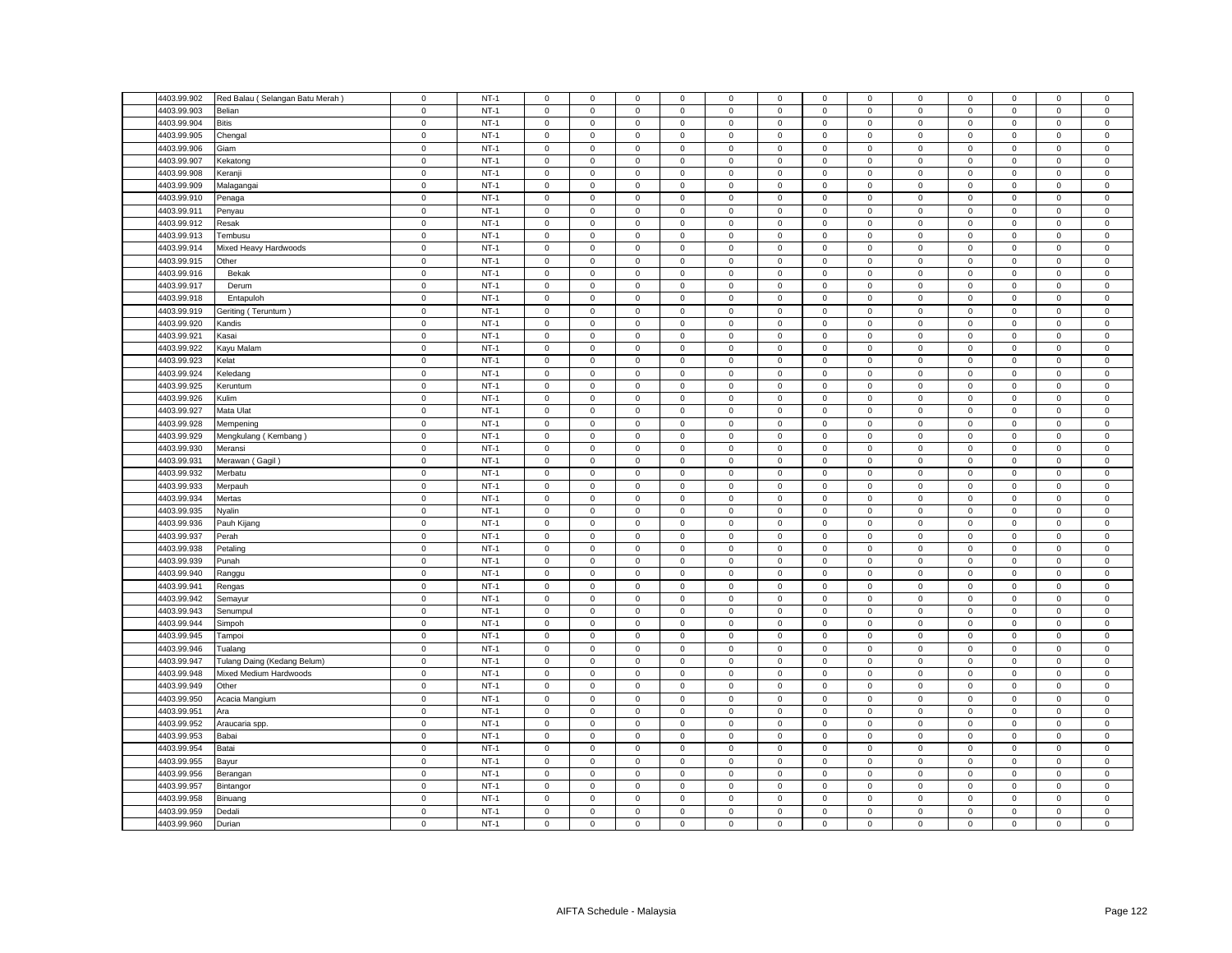| | | | | | | | | | | | | | | | | |
|---|---|---|---|---|---|---|---|---|---|---|---|---|---|---|---|---|
| 4403.99.902 | Red Balau ( Selangan Batu Merah ) | 0 | NT-1 | 0 | 0 | 0 | 0 | 0 | 0 | 0 | 0 | 0 | 0 | 0 | 0 | 0 |
| 4403.99.903 | Belian | 0 | NT-1 | 0 | 0 | 0 | 0 | 0 | 0 | 0 | 0 | 0 | 0 | 0 | 0 | 0 |
| 4403.99.904 | Bitis | 0 | NT-1 | 0 | 0 | 0 | 0 | 0 | 0 | 0 | 0 | 0 | 0 | 0 | 0 | 0 |
| 4403.99.905 | Chengal | 0 | NT-1 | 0 | 0 | 0 | 0 | 0 | 0 | 0 | 0 | 0 | 0 | 0 | 0 | 0 |
| 4403.99.906 | Giam | 0 | NT-1 | 0 | 0 | 0 | 0 | 0 | 0 | 0 | 0 | 0 | 0 | 0 | 0 | 0 |
| 4403.99.907 | Kekatong | 0 | NT-1 | 0 | 0 | 0 | 0 | 0 | 0 | 0 | 0 | 0 | 0 | 0 | 0 | 0 |
| 4403.99.908 | Keranji | 0 | NT-1 | 0 | 0 | 0 | 0 | 0 | 0 | 0 | 0 | 0 | 0 | 0 | 0 | 0 |
| 4403.99.909 | Malagangai | 0 | NT-1 | 0 | 0 | 0 | 0 | 0 | 0 | 0 | 0 | 0 | 0 | 0 | 0 | 0 |
| 4403.99.910 | Penaga | 0 | NT-1 | 0 | 0 | 0 | 0 | 0 | 0 | 0 | 0 | 0 | 0 | 0 | 0 | 0 |
| 4403.99.911 | Penyau | 0 | NT-1 | 0 | 0 | 0 | 0 | 0 | 0 | 0 | 0 | 0 | 0 | 0 | 0 | 0 |
| 4403.99.912 | Resak | 0 | NT-1 | 0 | 0 | 0 | 0 | 0 | 0 | 0 | 0 | 0 | 0 | 0 | 0 | 0 |
| 4403.99.913 | Tembusu | 0 | NT-1 | 0 | 0 | 0 | 0 | 0 | 0 | 0 | 0 | 0 | 0 | 0 | 0 | 0 |
| 4403.99.914 | Mixed Heavy Hardwoods | 0 | NT-1 | 0 | 0 | 0 | 0 | 0 | 0 | 0 | 0 | 0 | 0 | 0 | 0 | 0 |
| 4403.99.915 | Other | 0 | NT-1 | 0 | 0 | 0 | 0 | 0 | 0 | 0 | 0 | 0 | 0 | 0 | 0 | 0 |
| 4403.99.916 | Bekak | 0 | NT-1 | 0 | 0 | 0 | 0 | 0 | 0 | 0 | 0 | 0 | 0 | 0 | 0 | 0 |
| 4403.99.917 | Derum | 0 | NT-1 | 0 | 0 | 0 | 0 | 0 | 0 | 0 | 0 | 0 | 0 | 0 | 0 | 0 |
| 4403.99.918 | Entapuloh | 0 | NT-1 | 0 | 0 | 0 | 0 | 0 | 0 | 0 | 0 | 0 | 0 | 0 | 0 | 0 |
| 4403.99.919 | Geriting ( Teruntum ) | 0 | NT-1 | 0 | 0 | 0 | 0 | 0 | 0 | 0 | 0 | 0 | 0 | 0 | 0 | 0 |
| 4403.99.920 | Kandis | 0 | NT-1 | 0 | 0 | 0 | 0 | 0 | 0 | 0 | 0 | 0 | 0 | 0 | 0 | 0 |
| 4403.99.921 | Kasai | 0 | NT-1 | 0 | 0 | 0 | 0 | 0 | 0 | 0 | 0 | 0 | 0 | 0 | 0 | 0 |
| 4403.99.922 | Kayu Malam | 0 | NT-1 | 0 | 0 | 0 | 0 | 0 | 0 | 0 | 0 | 0 | 0 | 0 | 0 | 0 |
| 4403.99.923 | Kelat | 0 | NT-1 | 0 | 0 | 0 | 0 | 0 | 0 | 0 | 0 | 0 | 0 | 0 | 0 | 0 |
| 4403.99.924 | Keledang | 0 | NT-1 | 0 | 0 | 0 | 0 | 0 | 0 | 0 | 0 | 0 | 0 | 0 | 0 | 0 |
| 4403.99.925 | Keruntum | 0 | NT-1 | 0 | 0 | 0 | 0 | 0 | 0 | 0 | 0 | 0 | 0 | 0 | 0 | 0 |
| 4403.99.926 | Kulim | 0 | NT-1 | 0 | 0 | 0 | 0 | 0 | 0 | 0 | 0 | 0 | 0 | 0 | 0 | 0 |
| 4403.99.927 | Mata Ulat | 0 | NT-1 | 0 | 0 | 0 | 0 | 0 | 0 | 0 | 0 | 0 | 0 | 0 | 0 | 0 |
| 4403.99.928 | Mempening | 0 | NT-1 | 0 | 0 | 0 | 0 | 0 | 0 | 0 | 0 | 0 | 0 | 0 | 0 | 0 |
| 4403.99.929 | Mengkulang ( Kembang ) | 0 | NT-1 | 0 | 0 | 0 | 0 | 0 | 0 | 0 | 0 | 0 | 0 | 0 | 0 | 0 |
| 4403.99.930 | Meransi | 0 | NT-1 | 0 | 0 | 0 | 0 | 0 | 0 | 0 | 0 | 0 | 0 | 0 | 0 | 0 |
| 4403.99.931 | Merawan ( Gagil ) | 0 | NT-1 | 0 | 0 | 0 | 0 | 0 | 0 | 0 | 0 | 0 | 0 | 0 | 0 | 0 |
| 4403.99.932 | Merbatu | 0 | NT-1 | 0 | 0 | 0 | 0 | 0 | 0 | 0 | 0 | 0 | 0 | 0 | 0 | 0 |
| 4403.99.933 | Merpauh | 0 | NT-1 | 0 | 0 | 0 | 0 | 0 | 0 | 0 | 0 | 0 | 0 | 0 | 0 | 0 |
| 4403.99.934 | Mertas | 0 | NT-1 | 0 | 0 | 0 | 0 | 0 | 0 | 0 | 0 | 0 | 0 | 0 | 0 | 0 |
| 4403.99.935 | Nyalin | 0 | NT-1 | 0 | 0 | 0 | 0 | 0 | 0 | 0 | 0 | 0 | 0 | 0 | 0 | 0 |
| 4403.99.936 | Pauh Kijang | 0 | NT-1 | 0 | 0 | 0 | 0 | 0 | 0 | 0 | 0 | 0 | 0 | 0 | 0 | 0 |
| 4403.99.937 | Perah | 0 | NT-1 | 0 | 0 | 0 | 0 | 0 | 0 | 0 | 0 | 0 | 0 | 0 | 0 | 0 |
| 4403.99.938 | Petaling | 0 | NT-1 | 0 | 0 | 0 | 0 | 0 | 0 | 0 | 0 | 0 | 0 | 0 | 0 | 0 |
| 4403.99.939 | Punah | 0 | NT-1 | 0 | 0 | 0 | 0 | 0 | 0 | 0 | 0 | 0 | 0 | 0 | 0 | 0 |
| 4403.99.940 | Ranggu | 0 | NT-1 | 0 | 0 | 0 | 0 | 0 | 0 | 0 | 0 | 0 | 0 | 0 | 0 | 0 |
| 4403.99.941 | Rengas | 0 | NT-1 | 0 | 0 | 0 | 0 | 0 | 0 | 0 | 0 | 0 | 0 | 0 | 0 | 0 |
| 4403.99.942 | Semayur | 0 | NT-1 | 0 | 0 | 0 | 0 | 0 | 0 | 0 | 0 | 0 | 0 | 0 | 0 | 0 |
| 4403.99.943 | Senumpul | 0 | NT-1 | 0 | 0 | 0 | 0 | 0 | 0 | 0 | 0 | 0 | 0 | 0 | 0 | 0 |
| 4403.99.944 | Simpoh | 0 | NT-1 | 0 | 0 | 0 | 0 | 0 | 0 | 0 | 0 | 0 | 0 | 0 | 0 | 0 |
| 4403.99.945 | Tampoi | 0 | NT-1 | 0 | 0 | 0 | 0 | 0 | 0 | 0 | 0 | 0 | 0 | 0 | 0 | 0 |
| 4403.99.946 | Tualang | 0 | NT-1 | 0 | 0 | 0 | 0 | 0 | 0 | 0 | 0 | 0 | 0 | 0 | 0 | 0 |
| 4403.99.947 | Tulang Daing (Kedang Belum) | 0 | NT-1 | 0 | 0 | 0 | 0 | 0 | 0 | 0 | 0 | 0 | 0 | 0 | 0 | 0 |
| 4403.99.948 | Mixed Medium Hardwoods | 0 | NT-1 | 0 | 0 | 0 | 0 | 0 | 0 | 0 | 0 | 0 | 0 | 0 | 0 | 0 |
| 4403.99.949 | Other | 0 | NT-1 | 0 | 0 | 0 | 0 | 0 | 0 | 0 | 0 | 0 | 0 | 0 | 0 | 0 |
| 4403.99.950 | Acacia Mangium | 0 | NT-1 | 0 | 0 | 0 | 0 | 0 | 0 | 0 | 0 | 0 | 0 | 0 | 0 | 0 |
| 4403.99.951 | Ara | 0 | NT-1 | 0 | 0 | 0 | 0 | 0 | 0 | 0 | 0 | 0 | 0 | 0 | 0 | 0 |
| 4403.99.952 | Araucaria spp. | 0 | NT-1 | 0 | 0 | 0 | 0 | 0 | 0 | 0 | 0 | 0 | 0 | 0 | 0 | 0 |
| 4403.99.953 | Babai | 0 | NT-1 | 0 | 0 | 0 | 0 | 0 | 0 | 0 | 0 | 0 | 0 | 0 | 0 | 0 |
| 4403.99.954 | Batai | 0 | NT-1 | 0 | 0 | 0 | 0 | 0 | 0 | 0 | 0 | 0 | 0 | 0 | 0 | 0 |
| 4403.99.955 | Bayur | 0 | NT-1 | 0 | 0 | 0 | 0 | 0 | 0 | 0 | 0 | 0 | 0 | 0 | 0 | 0 |
| 4403.99.956 | Berangan | 0 | NT-1 | 0 | 0 | 0 | 0 | 0 | 0 | 0 | 0 | 0 | 0 | 0 | 0 | 0 |
| 4403.99.957 | Bintangor | 0 | NT-1 | 0 | 0 | 0 | 0 | 0 | 0 | 0 | 0 | 0 | 0 | 0 | 0 | 0 |
| 4403.99.958 | Binuang | 0 | NT-1 | 0 | 0 | 0 | 0 | 0 | 0 | 0 | 0 | 0 | 0 | 0 | 0 | 0 |
| 4403.99.959 | Dedali | 0 | NT-1 | 0 | 0 | 0 | 0 | 0 | 0 | 0 | 0 | 0 | 0 | 0 | 0 | 0 |
| 4403.99.960 | Durian | 0 | NT-1 | 0 | 0 | 0 | 0 | 0 | 0 | 0 | 0 | 0 | 0 | 0 | 0 | 0 |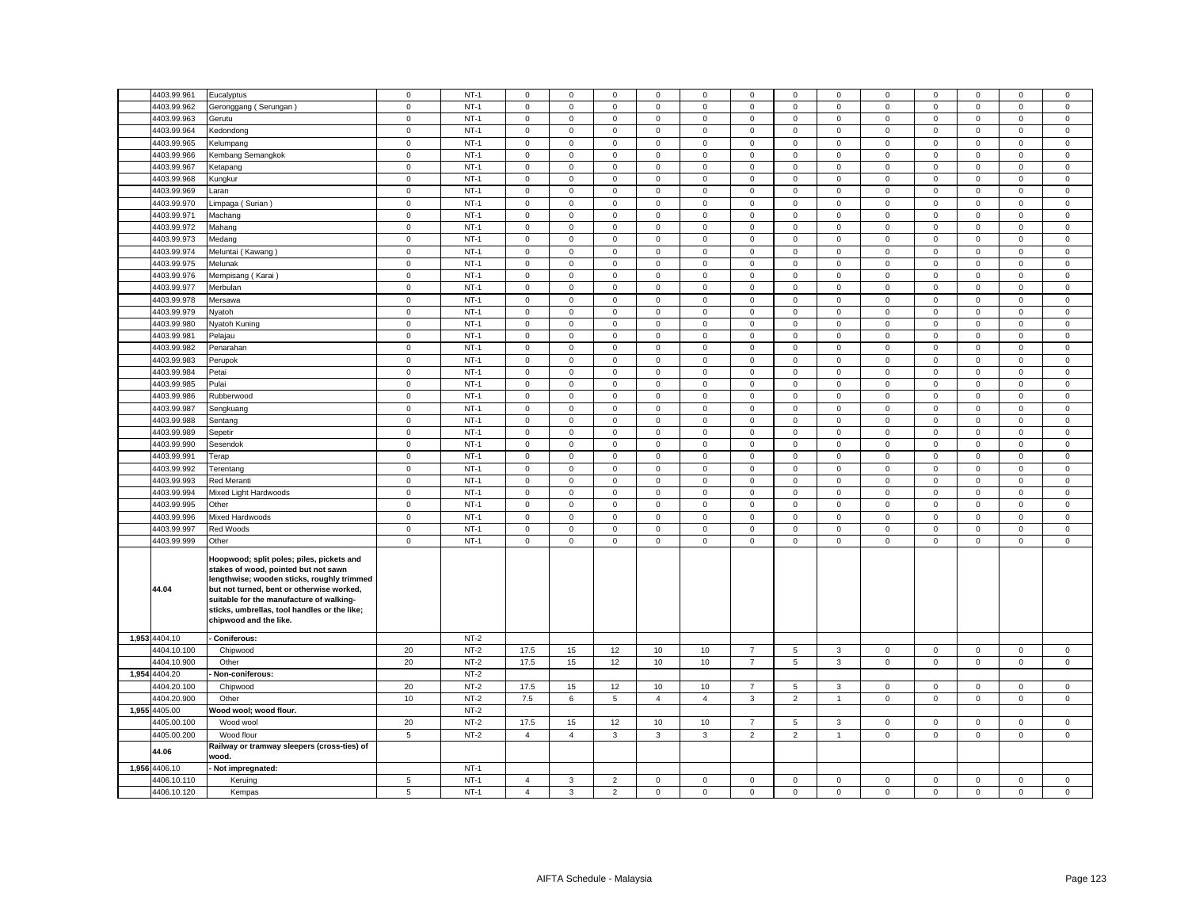| | | | | | | | | | | | | | | | | | | |
|---|---|---|---|---|---|---|---|---|---|---|---|---|---|---|---|---|---|---|
| | 4403.99.961 | Eucalyptus | 0 | NT-1 | 0 | 0 | 0 | 0 | 0 | 0 | 0 | 0 | 0 | 0 | 0 | 0 | 0 |
| | 4403.99.962 | Geronggang ( Serungan ) | 0 | NT-1 | 0 | 0 | 0 | 0 | 0 | 0 | 0 | 0 | 0 | 0 | 0 | 0 | 0 |
| | 4403.99.963 | Gerutu | 0 | NT-1 | 0 | 0 | 0 | 0 | 0 | 0 | 0 | 0 | 0 | 0 | 0 | 0 | 0 |
| | 4403.99.964 | Kedondong | 0 | NT-1 | 0 | 0 | 0 | 0 | 0 | 0 | 0 | 0 | 0 | 0 | 0 | 0 | 0 |
| | 4403.99.965 | Kelumpang | 0 | NT-1 | 0 | 0 | 0 | 0 | 0 | 0 | 0 | 0 | 0 | 0 | 0 | 0 | 0 |
| | 4403.99.966 | Kembang Semangkok | 0 | NT-1 | 0 | 0 | 0 | 0 | 0 | 0 | 0 | 0 | 0 | 0 | 0 | 0 | 0 |
| | 4403.99.967 | Ketapang | 0 | NT-1 | 0 | 0 | 0 | 0 | 0 | 0 | 0 | 0 | 0 | 0 | 0 | 0 | 0 |
| | 4403.99.968 | Kungkur | 0 | NT-1 | 0 | 0 | 0 | 0 | 0 | 0 | 0 | 0 | 0 | 0 | 0 | 0 | 0 |
| | 4403.99.969 | Laran | 0 | NT-1 | 0 | 0 | 0 | 0 | 0 | 0 | 0 | 0 | 0 | 0 | 0 | 0 | 0 |
| | 4403.99.970 | Limpaga ( Surian ) | 0 | NT-1 | 0 | 0 | 0 | 0 | 0 | 0 | 0 | 0 | 0 | 0 | 0 | 0 | 0 |
| | 4403.99.971 | Machang | 0 | NT-1 | 0 | 0 | 0 | 0 | 0 | 0 | 0 | 0 | 0 | 0 | 0 | 0 | 0 |
| | 4403.99.972 | Mahang | 0 | NT-1 | 0 | 0 | 0 | 0 | 0 | 0 | 0 | 0 | 0 | 0 | 0 | 0 | 0 |
| | 4403.99.973 | Medang | 0 | NT-1 | 0 | 0 | 0 | 0 | 0 | 0 | 0 | 0 | 0 | 0 | 0 | 0 | 0 |
| | 4403.99.974 | Meluntai ( Kawang ) | 0 | NT-1 | 0 | 0 | 0 | 0 | 0 | 0 | 0 | 0 | 0 | 0 | 0 | 0 | 0 |
| | 4403.99.975 | Melunak | 0 | NT-1 | 0 | 0 | 0 | 0 | 0 | 0 | 0 | 0 | 0 | 0 | 0 | 0 | 0 |
| | 4403.99.976 | Mempisang ( Karai ) | 0 | NT-1 | 0 | 0 | 0 | 0 | 0 | 0 | 0 | 0 | 0 | 0 | 0 | 0 | 0 |
| | 4403.99.977 | Merbulan | 0 | NT-1 | 0 | 0 | 0 | 0 | 0 | 0 | 0 | 0 | 0 | 0 | 0 | 0 | 0 |
| | 4403.99.978 | Mersawa | 0 | NT-1 | 0 | 0 | 0 | 0 | 0 | 0 | 0 | 0 | 0 | 0 | 0 | 0 | 0 |
| | 4403.99.979 | Nyatoh | 0 | NT-1 | 0 | 0 | 0 | 0 | 0 | 0 | 0 | 0 | 0 | 0 | 0 | 0 | 0 |
| | 4403.99.980 | Nyatoh Kuning | 0 | NT-1 | 0 | 0 | 0 | 0 | 0 | 0 | 0 | 0 | 0 | 0 | 0 | 0 | 0 |
| | 4403.99.981 | Pelajau | 0 | NT-1 | 0 | 0 | 0 | 0 | 0 | 0 | 0 | 0 | 0 | 0 | 0 | 0 | 0 |
| | 4403.99.982 | Penarahan | 0 | NT-1 | 0 | 0 | 0 | 0 | 0 | 0 | 0 | 0 | 0 | 0 | 0 | 0 | 0 |
| | 4403.99.983 | Perupok | 0 | NT-1 | 0 | 0 | 0 | 0 | 0 | 0 | 0 | 0 | 0 | 0 | 0 | 0 | 0 |
| | 4403.99.984 | Petai | 0 | NT-1 | 0 | 0 | 0 | 0 | 0 | 0 | 0 | 0 | 0 | 0 | 0 | 0 | 0 |
| | 4403.99.985 | Pulai | 0 | NT-1 | 0 | 0 | 0 | 0 | 0 | 0 | 0 | 0 | 0 | 0 | 0 | 0 | 0 |
| | 4403.99.986 | Rubberwood | 0 | NT-1 | 0 | 0 | 0 | 0 | 0 | 0 | 0 | 0 | 0 | 0 | 0 | 0 | 0 |
| | 4403.99.987 | Sengkuang | 0 | NT-1 | 0 | 0 | 0 | 0 | 0 | 0 | 0 | 0 | 0 | 0 | 0 | 0 | 0 |
| | 4403.99.988 | Sentang | 0 | NT-1 | 0 | 0 | 0 | 0 | 0 | 0 | 0 | 0 | 0 | 0 | 0 | 0 | 0 |
| | 4403.99.989 | Sepetir | 0 | NT-1 | 0 | 0 | 0 | 0 | 0 | 0 | 0 | 0 | 0 | 0 | 0 | 0 | 0 |
| | 4403.99.990 | Sesendok | 0 | NT-1 | 0 | 0 | 0 | 0 | 0 | 0 | 0 | 0 | 0 | 0 | 0 | 0 | 0 |
| | 4403.99.991 | Terap | 0 | NT-1 | 0 | 0 | 0 | 0 | 0 | 0 | 0 | 0 | 0 | 0 | 0 | 0 | 0 |
| | 4403.99.992 | Terentang | 0 | NT-1 | 0 | 0 | 0 | 0 | 0 | 0 | 0 | 0 | 0 | 0 | 0 | 0 | 0 |
| | 4403.99.993 | Red Meranti | 0 | NT-1 | 0 | 0 | 0 | 0 | 0 | 0 | 0 | 0 | 0 | 0 | 0 | 0 | 0 |
| | 4403.99.994 | Mixed Light Hardwoods | 0 | NT-1 | 0 | 0 | 0 | 0 | 0 | 0 | 0 | 0 | 0 | 0 | 0 | 0 | 0 |
| | 4403.99.995 | Other | 0 | NT-1 | 0 | 0 | 0 | 0 | 0 | 0 | 0 | 0 | 0 | 0 | 0 | 0 | 0 |
| | 4403.99.996 | Mixed Hardwoods | 0 | NT-1 | 0 | 0 | 0 | 0 | 0 | 0 | 0 | 0 | 0 | 0 | 0 | 0 | 0 |
| | 4403.99.997 | Red Woods | 0 | NT-1 | 0 | 0 | 0 | 0 | 0 | 0 | 0 | 0 | 0 | 0 | 0 | 0 | 0 |
| | 4403.99.999 | Other | 0 | NT-1 | 0 | 0 | 0 | 0 | 0 | 0 | 0 | 0 | 0 | 0 | 0 | 0 | 0 |
| | **44.04** | **Hoopwood; split poles; piles, pickets and stakes of wood, pointed but not sawn lengthwise; wooden sticks, roughly trimmed but not turned, bent or otherwise worked, suitable for the manufacture of walking-sticks, umbrellas, tool handles or the like; chipwood and the like.** | | | | | | | | | | | | | | | |
| **1,953** | 4404.10 | **- Coniferous:** | | NT-2 | | | | | | | | | | | | | |
| | 4404.10.100 | Chipwood | 20 | NT-2 | 17.5 | 15 | 12 | 10 | 10 | 7 | 5 | 3 | 0 | 0 | 0 | 0 | 0 |
| | 4404.10.900 | Other | 20 | NT-2 | 17.5 | 15 | 12 | 10 | 10 | 7 | 5 | 3 | 0 | 0 | 0 | 0 | 0 |
| **1,954** | 4404.20 | **- Non-coniferous:** | | NT-2 | | | | | | | | | | | | | |
| | 4404.20.100 | Chipwood | 20 | NT-2 | 17.5 | 15 | 12 | 10 | 10 | 7 | 5 | 3 | 0 | 0 | 0 | 0 | 0 |
| | 4404.20.900 | Other | 10 | NT-2 | 7.5 | 6 | 5 | 4 | 4 | 3 | 2 | 1 | 0 | 0 | 0 | 0 | 0 |
| **1,955** | 4405.00 | **Wood wool; wood flour.** | | NT-2 | | | | | | | | | | | | | |
| | 4405.00.100 | Wood wool | 20 | NT-2 | 17.5 | 15 | 12 | 10 | 10 | 7 | 5 | 3 | 0 | 0 | 0 | 0 | 0 |
| | 4405.00.200 | Wood flour | 5 | NT-2 | 4 | 4 | 3 | 3 | 3 | 2 | 2 | 1 | 0 | 0 | 0 | 0 | 0 |
| | **44.06** | **Railway or tramway sleepers (cross-ties) of wood.** | | | | | | | | | | | | | | | |
| **1,956** | 4406.10 | **- Not impregnated:** | | NT-1 | | | | | | | | | | | | | |
| | 4406.10.110 | Keruing | 5 | NT-1 | 4 | 3 | 2 | 0 | 0 | 0 | 0 | 0 | 0 | 0 | 0 | 0 | 0 |
| | 4406.10.120 | Kempas | 5 | NT-1 | 4 | 3 | 2 | 0 | 0 | 0 | 0 | 0 | 0 | 0 | 0 | 0 | 0 |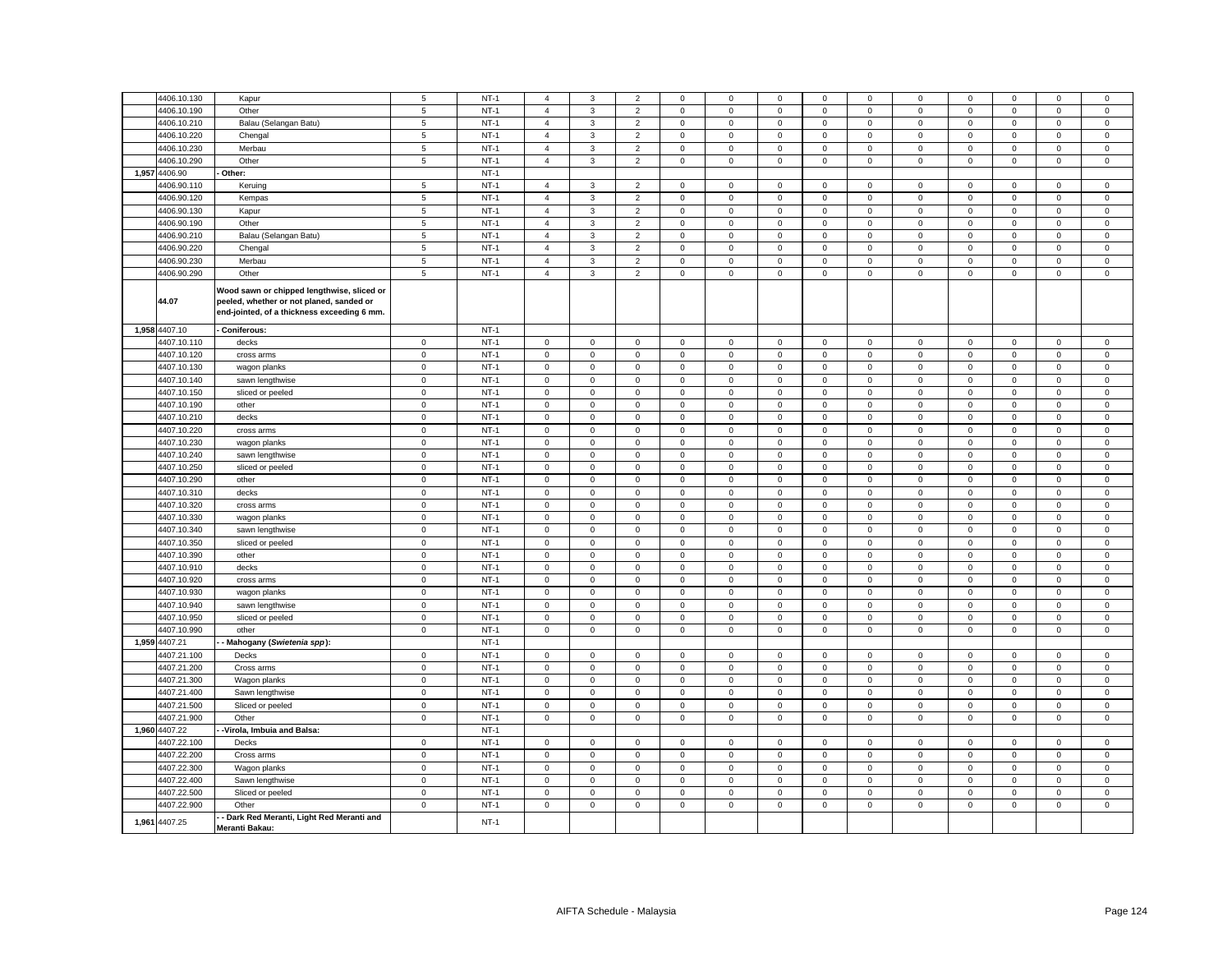| | 4406.10.130 | Kapur | 5 | NT-1 | 4 | 3 | 2 | 0 | 0 | 0 | 0 | 0 | 0 | 0 | 0 | 0 | 0 |
|---|---|---|---|---|---|---|---|---|---|---|---|---|---|---|---|---|---|
| | 4406.10.190 | Other | 5 | NT-1 | 4 | 3 | 2 | 0 | 0 | 0 | 0 | 0 | 0 | 0 | 0 | 0 | 0 |
| | 4406.10.210 | Balau (Selangan Batu) | 5 | NT-1 | 4 | 3 | 2 | 0 | 0 | 0 | 0 | 0 | 0 | 0 | 0 | 0 | 0 |
| | 4406.10.220 | Chengal | 5 | NT-1 | 4 | 3 | 2 | 0 | 0 | 0 | 0 | 0 | 0 | 0 | 0 | 0 | 0 |
| | 4406.10.230 | Merbau | 5 | NT-1 | 4 | 3 | 2 | 0 | 0 | 0 | 0 | 0 | 0 | 0 | 0 | 0 | 0 |
| | 4406.10.290 | Other | 5 | NT-1 | 4 | 3 | 2 | 0 | 0 | 0 | 0 | 0 | 0 | 0 | 0 | 0 | 0 |
| 1,957 | 4406.90 | - Other: | | NT-1 | | | | | | | | | | | | | |
| | 4406.90.110 | Keruing | 5 | NT-1 | 4 | 3 | 2 | 0 | 0 | 0 | 0 | 0 | 0 | 0 | 0 | 0 | 0 |
| | 4406.90.120 | Kempas | 5 | NT-1 | 4 | 3 | 2 | 0 | 0 | 0 | 0 | 0 | 0 | 0 | 0 | 0 | 0 |
| | 4406.90.130 | Kapur | 5 | NT-1 | 4 | 3 | 2 | 0 | 0 | 0 | 0 | 0 | 0 | 0 | 0 | 0 | 0 |
| | 4406.90.190 | Other | 5 | NT-1 | 4 | 3 | 2 | 0 | 0 | 0 | 0 | 0 | 0 | 0 | 0 | 0 | 0 |
| | 4406.90.210 | Balau (Selangan Batu) | 5 | NT-1 | 4 | 3 | 2 | 0 | 0 | 0 | 0 | 0 | 0 | 0 | 0 | 0 | 0 |
| | 4406.90.220 | Chengal | 5 | NT-1 | 4 | 3 | 2 | 0 | 0 | 0 | 0 | 0 | 0 | 0 | 0 | 0 | 0 |
| | 4406.90.230 | Merbau | 5 | NT-1 | 4 | 3 | 2 | 0 | 0 | 0 | 0 | 0 | 0 | 0 | 0 | 0 | 0 |
| | 4406.90.290 | Other | 5 | NT-1 | 4 | 3 | 2 | 0 | 0 | 0 | 0 | 0 | 0 | 0 | 0 | 0 | 0 |
| | **44.07** | **Wood sawn or chipped lengthwise, sliced or peeled, whether or not planed, sanded or end-jointed, of a thickness exceeding 6 mm.** | | | | | | | | | | | | | | | |
| 1,958 | 4407.10 | - Coniferous: | | NT-1 | | | | | | | | | | | | | |
| | 4407.10.110 | decks | 0 | NT-1 | 0 | 0 | 0 | 0 | 0 | 0 | 0 | 0 | 0 | 0 | 0 | 0 | 0 |
| | 4407.10.120 | cross arms | 0 | NT-1 | 0 | 0 | 0 | 0 | 0 | 0 | 0 | 0 | 0 | 0 | 0 | 0 | 0 |
| | 4407.10.130 | wagon planks | 0 | NT-1 | 0 | 0 | 0 | 0 | 0 | 0 | 0 | 0 | 0 | 0 | 0 | 0 | 0 |
| | 4407.10.140 | sawn lengthwise | 0 | NT-1 | 0 | 0 | 0 | 0 | 0 | 0 | 0 | 0 | 0 | 0 | 0 | 0 | 0 |
| | 4407.10.150 | sliced or peeled | 0 | NT-1 | 0 | 0 | 0 | 0 | 0 | 0 | 0 | 0 | 0 | 0 | 0 | 0 | 0 |
| | 4407.10.190 | other | 0 | NT-1 | 0 | 0 | 0 | 0 | 0 | 0 | 0 | 0 | 0 | 0 | 0 | 0 | 0 |
| | 4407.10.210 | decks | 0 | NT-1 | 0 | 0 | 0 | 0 | 0 | 0 | 0 | 0 | 0 | 0 | 0 | 0 | 0 |
| | 4407.10.220 | cross arms | 0 | NT-1 | 0 | 0 | 0 | 0 | 0 | 0 | 0 | 0 | 0 | 0 | 0 | 0 | 0 |
| | 4407.10.230 | wagon planks | 0 | NT-1 | 0 | 0 | 0 | 0 | 0 | 0 | 0 | 0 | 0 | 0 | 0 | 0 | 0 |
| | 4407.10.240 | sawn lengthwise | 0 | NT-1 | 0 | 0 | 0 | 0 | 0 | 0 | 0 | 0 | 0 | 0 | 0 | 0 | 0 |
| | 4407.10.250 | sliced or peeled | 0 | NT-1 | 0 | 0 | 0 | 0 | 0 | 0 | 0 | 0 | 0 | 0 | 0 | 0 | 0 |
| | 4407.10.290 | other | 0 | NT-1 | 0 | 0 | 0 | 0 | 0 | 0 | 0 | 0 | 0 | 0 | 0 | 0 | 0 |
| | 4407.10.310 | decks | 0 | NT-1 | 0 | 0 | 0 | 0 | 0 | 0 | 0 | 0 | 0 | 0 | 0 | 0 | 0 |
| | 4407.10.320 | cross arms | 0 | NT-1 | 0 | 0 | 0 | 0 | 0 | 0 | 0 | 0 | 0 | 0 | 0 | 0 | 0 |
| | 4407.10.330 | wagon planks | 0 | NT-1 | 0 | 0 | 0 | 0 | 0 | 0 | 0 | 0 | 0 | 0 | 0 | 0 | 0 |
| | 4407.10.340 | sawn lengthwise | 0 | NT-1 | 0 | 0 | 0 | 0 | 0 | 0 | 0 | 0 | 0 | 0 | 0 | 0 | 0 |
| | 4407.10.350 | sliced or peeled | 0 | NT-1 | 0 | 0 | 0 | 0 | 0 | 0 | 0 | 0 | 0 | 0 | 0 | 0 | 0 |
| | 4407.10.390 | other | 0 | NT-1 | 0 | 0 | 0 | 0 | 0 | 0 | 0 | 0 | 0 | 0 | 0 | 0 | 0 |
| | 4407.10.910 | decks | 0 | NT-1 | 0 | 0 | 0 | 0 | 0 | 0 | 0 | 0 | 0 | 0 | 0 | 0 | 0 |
| | 4407.10.920 | cross arms | 0 | NT-1 | 0 | 0 | 0 | 0 | 0 | 0 | 0 | 0 | 0 | 0 | 0 | 0 | 0 |
| | 4407.10.930 | wagon planks | 0 | NT-1 | 0 | 0 | 0 | 0 | 0 | 0 | 0 | 0 | 0 | 0 | 0 | 0 | 0 |
| | 4407.10.940 | sawn lengthwise | 0 | NT-1 | 0 | 0 | 0 | 0 | 0 | 0 | 0 | 0 | 0 | 0 | 0 | 0 | 0 |
| | 4407.10.950 | sliced or peeled | 0 | NT-1 | 0 | 0 | 0 | 0 | 0 | 0 | 0 | 0 | 0 | 0 | 0 | 0 | 0 |
| | 4407.10.990 | other | 0 | NT-1 | 0 | 0 | 0 | 0 | 0 | 0 | 0 | 0 | 0 | 0 | 0 | 0 | 0 |
| 1,959 | 4407.21 | - - Mahogany (*Swietenia spp*): | | NT-1 | | | | | | | | | | | | | |
| | 4407.21.100 | Decks | 0 | NT-1 | 0 | 0 | 0 | 0 | 0 | 0 | 0 | 0 | 0 | 0 | 0 | 0 | 0 |
| | 4407.21.200 | Cross arms | 0 | NT-1 | 0 | 0 | 0 | 0 | 0 | 0 | 0 | 0 | 0 | 0 | 0 | 0 | 0 |
| | 4407.21.300 | Wagon planks | 0 | NT-1 | 0 | 0 | 0 | 0 | 0 | 0 | 0 | 0 | 0 | 0 | 0 | 0 | 0 |
| | 4407.21.400 | Sawn lengthwise | 0 | NT-1 | 0 | 0 | 0 | 0 | 0 | 0 | 0 | 0 | 0 | 0 | 0 | 0 | 0 |
| | 4407.21.500 | Sliced or peeled | 0 | NT-1 | 0 | 0 | 0 | 0 | 0 | 0 | 0 | 0 | 0 | 0 | 0 | 0 | 0 |
| | 4407.21.900 | Other | 0 | NT-1 | 0 | 0 | 0 | 0 | 0 | 0 | 0 | 0 | 0 | 0 | 0 | 0 | 0 |
| 1,960 | 4407.22 | - -Virola, Imbuia and Balsa: | | NT-1 | | | | | | | | | | | | | |
| | 4407.22.100 | Decks | 0 | NT-1 | 0 | 0 | 0 | 0 | 0 | 0 | 0 | 0 | 0 | 0 | 0 | 0 | 0 |
| | 4407.22.200 | Cross arms | 0 | NT-1 | 0 | 0 | 0 | 0 | 0 | 0 | 0 | 0 | 0 | 0 | 0 | 0 | 0 |
| | 4407.22.300 | Wagon planks | 0 | NT-1 | 0 | 0 | 0 | 0 | 0 | 0 | 0 | 0 | 0 | 0 | 0 | 0 | 0 |
| | 4407.22.400 | Sawn lengthwise | 0 | NT-1 | 0 | 0 | 0 | 0 | 0 | 0 | 0 | 0 | 0 | 0 | 0 | 0 | 0 |
| | 4407.22.500 | Sliced or peeled | 0 | NT-1 | 0 | 0 | 0 | 0 | 0 | 0 | 0 | 0 | 0 | 0 | 0 | 0 | 0 |
| | 4407.22.900 | Other | 0 | NT-1 | 0 | 0 | 0 | 0 | 0 | 0 | 0 | 0 | 0 | 0 | 0 | 0 | 0 |
| 1,961 | 4407.25 | - - Dark Red Meranti, Light Red Meranti and Meranti Bakau: | | NT-1 | | | | | | | | | | | | | |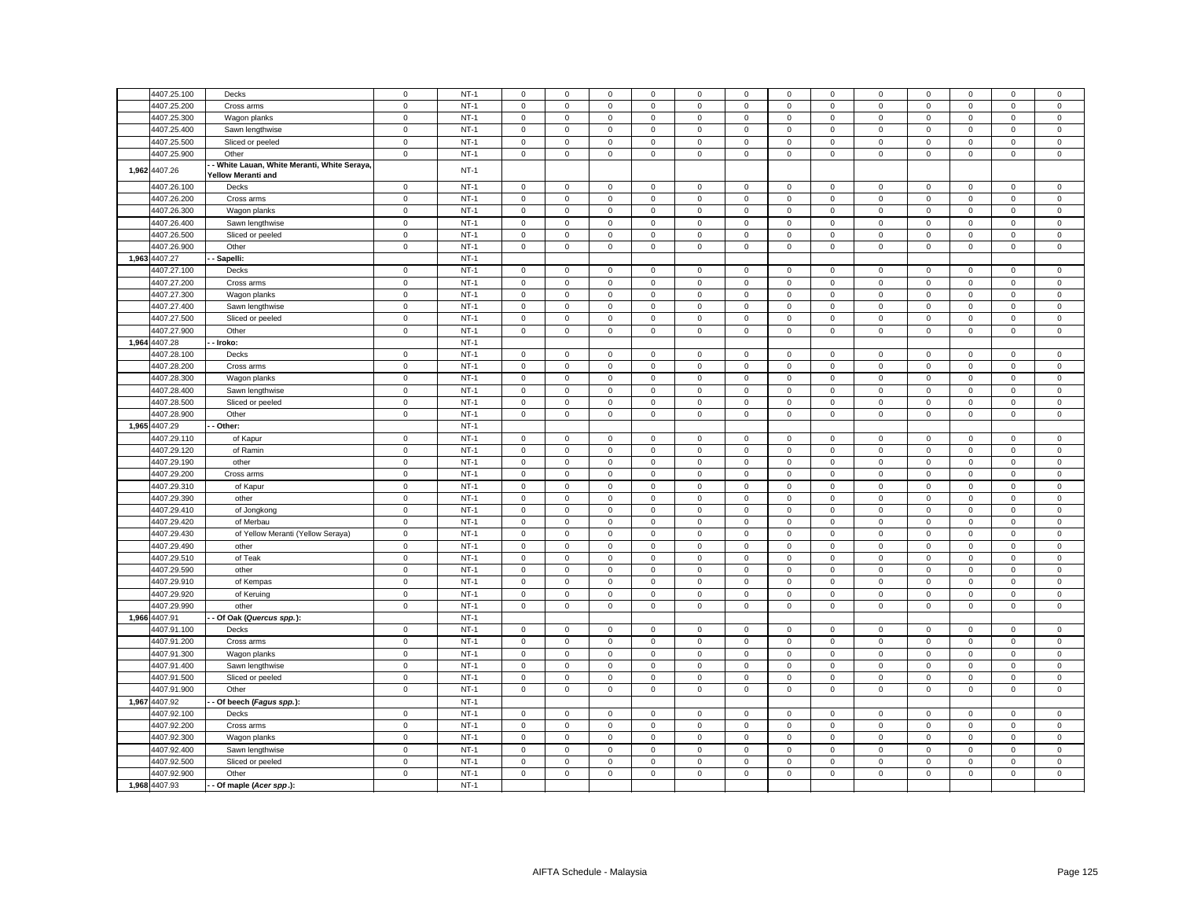| | 4407.25.100 | Decks | 0 | NT-1 | 0 | 0 | 0 | 0 | 0 | 0 | 0 | 0 | 0 | 0 | 0 | 0 | 0 |
|---|---|---|---|---|---|---|---|---|---|---|---|---|---|---|---|---|---|
| | 4407.25.200 | Cross arms | 0 | NT-1 | 0 | 0 | 0 | 0 | 0 | 0 | 0 | 0 | 0 | 0 | 0 | 0 | 0 |
| | 4407.25.300 | Wagon planks | 0 | NT-1 | 0 | 0 | 0 | 0 | 0 | 0 | 0 | 0 | 0 | 0 | 0 | 0 | 0 |
| | 4407.25.400 | Sawn lengthwise | 0 | NT-1 | 0 | 0 | 0 | 0 | 0 | 0 | 0 | 0 | 0 | 0 | 0 | 0 | 0 |
| | 4407.25.500 | Sliced or peeled | 0 | NT-1 | 0 | 0 | 0 | 0 | 0 | 0 | 0 | 0 | 0 | 0 | 0 | 0 | 0 |
| | 4407.25.900 | Other | 0 | NT-1 | 0 | 0 | 0 | 0 | 0 | 0 | 0 | 0 | 0 | 0 | 0 | 0 | 0 |
| 1,962 | 4407.26 | - - White Lauan, White Meranti, White Seraya, Yellow Meranti and | | NT-1 | | | | | | | | | | | | | |
| | 4407.26.100 | Decks | 0 | NT-1 | 0 | 0 | 0 | 0 | 0 | 0 | 0 | 0 | 0 | 0 | 0 | 0 | 0 |
| | 4407.26.200 | Cross arms | 0 | NT-1 | 0 | 0 | 0 | 0 | 0 | 0 | 0 | 0 | 0 | 0 | 0 | 0 | 0 |
| | 4407.26.300 | Wagon planks | 0 | NT-1 | 0 | 0 | 0 | 0 | 0 | 0 | 0 | 0 | 0 | 0 | 0 | 0 | 0 |
| | 4407.26.400 | Sawn lengthwise | 0 | NT-1 | 0 | 0 | 0 | 0 | 0 | 0 | 0 | 0 | 0 | 0 | 0 | 0 | 0 |
| | 4407.26.500 | Sliced or peeled | 0 | NT-1 | 0 | 0 | 0 | 0 | 0 | 0 | 0 | 0 | 0 | 0 | 0 | 0 | 0 |
| | 4407.26.900 | Other | 0 | NT-1 | 0 | 0 | 0 | 0 | 0 | 0 | 0 | 0 | 0 | 0 | 0 | 0 | 0 |
| 1,963 | 4407.27 | - - Sapelli: | | NT-1 | | | | | | | | | | | | | |
| | 4407.27.100 | Decks | 0 | NT-1 | 0 | 0 | 0 | 0 | 0 | 0 | 0 | 0 | 0 | 0 | 0 | 0 | 0 |
| | 4407.27.200 | Cross arms | 0 | NT-1 | 0 | 0 | 0 | 0 | 0 | 0 | 0 | 0 | 0 | 0 | 0 | 0 | 0 |
| | 4407.27.300 | Wagon planks | 0 | NT-1 | 0 | 0 | 0 | 0 | 0 | 0 | 0 | 0 | 0 | 0 | 0 | 0 | 0 |
| | 4407.27.400 | Sawn lengthwise | 0 | NT-1 | 0 | 0 | 0 | 0 | 0 | 0 | 0 | 0 | 0 | 0 | 0 | 0 | 0 |
| | 4407.27.500 | Sliced or peeled | 0 | NT-1 | 0 | 0 | 0 | 0 | 0 | 0 | 0 | 0 | 0 | 0 | 0 | 0 | 0 |
| | 4407.27.900 | Other | 0 | NT-1 | 0 | 0 | 0 | 0 | 0 | 0 | 0 | 0 | 0 | 0 | 0 | 0 | 0 |
| 1,964 | 4407.28 | - - Iroko: | | NT-1 | | | | | | | | | | | | | |
| | 4407.28.100 | Decks | 0 | NT-1 | 0 | 0 | 0 | 0 | 0 | 0 | 0 | 0 | 0 | 0 | 0 | 0 | 0 |
| | 4407.28.200 | Cross arms | 0 | NT-1 | 0 | 0 | 0 | 0 | 0 | 0 | 0 | 0 | 0 | 0 | 0 | 0 | 0 |
| | 4407.28.300 | Wagon planks | 0 | NT-1 | 0 | 0 | 0 | 0 | 0 | 0 | 0 | 0 | 0 | 0 | 0 | 0 | 0 |
| | 4407.28.400 | Sawn lengthwise | 0 | NT-1 | 0 | 0 | 0 | 0 | 0 | 0 | 0 | 0 | 0 | 0 | 0 | 0 | 0 |
| | 4407.28.500 | Sliced or peeled | 0 | NT-1 | 0 | 0 | 0 | 0 | 0 | 0 | 0 | 0 | 0 | 0 | 0 | 0 | 0 |
| | 4407.28.900 | Other | 0 | NT-1 | 0 | 0 | 0 | 0 | 0 | 0 | 0 | 0 | 0 | 0 | 0 | 0 | 0 |
| 1,965 | 4407.29 | - - Other: | | NT-1 | | | | | | | | | | | | | |
| | 4407.29.110 | of Kapur | 0 | NT-1 | 0 | 0 | 0 | 0 | 0 | 0 | 0 | 0 | 0 | 0 | 0 | 0 | 0 |
| | 4407.29.120 | of Ramin | 0 | NT-1 | 0 | 0 | 0 | 0 | 0 | 0 | 0 | 0 | 0 | 0 | 0 | 0 | 0 |
| | 4407.29.190 | other | 0 | NT-1 | 0 | 0 | 0 | 0 | 0 | 0 | 0 | 0 | 0 | 0 | 0 | 0 | 0 |
| | 4407.29.200 | Cross arms | 0 | NT-1 | 0 | 0 | 0 | 0 | 0 | 0 | 0 | 0 | 0 | 0 | 0 | 0 | 0 |
| | 4407.29.310 | of Kapur | 0 | NT-1 | 0 | 0 | 0 | 0 | 0 | 0 | 0 | 0 | 0 | 0 | 0 | 0 | 0 |
| | 4407.29.390 | other | 0 | NT-1 | 0 | 0 | 0 | 0 | 0 | 0 | 0 | 0 | 0 | 0 | 0 | 0 | 0 |
| | 4407.29.410 | of Jongkong | 0 | NT-1 | 0 | 0 | 0 | 0 | 0 | 0 | 0 | 0 | 0 | 0 | 0 | 0 | 0 |
| | 4407.29.420 | of Merbau | 0 | NT-1 | 0 | 0 | 0 | 0 | 0 | 0 | 0 | 0 | 0 | 0 | 0 | 0 | 0 |
| | 4407.29.430 | of Yellow Meranti (Yellow Seraya) | 0 | NT-1 | 0 | 0 | 0 | 0 | 0 | 0 | 0 | 0 | 0 | 0 | 0 | 0 | 0 |
| | 4407.29.490 | other | 0 | NT-1 | 0 | 0 | 0 | 0 | 0 | 0 | 0 | 0 | 0 | 0 | 0 | 0 | 0 |
| | 4407.29.510 | of Teak | 0 | NT-1 | 0 | 0 | 0 | 0 | 0 | 0 | 0 | 0 | 0 | 0 | 0 | 0 | 0 |
| | 4407.29.590 | other | 0 | NT-1 | 0 | 0 | 0 | 0 | 0 | 0 | 0 | 0 | 0 | 0 | 0 | 0 | 0 |
| | 4407.29.910 | of Kempas | 0 | NT-1 | 0 | 0 | 0 | 0 | 0 | 0 | 0 | 0 | 0 | 0 | 0 | 0 | 0 |
| | 4407.29.920 | of Keruing | 0 | NT-1 | 0 | 0 | 0 | 0 | 0 | 0 | 0 | 0 | 0 | 0 | 0 | 0 | 0 |
| | 4407.29.990 | other | 0 | NT-1 | 0 | 0 | 0 | 0 | 0 | 0 | 0 | 0 | 0 | 0 | 0 | 0 | 0 |
| 1,966 | 4407.91 | - - Of Oak (*Quercus spp.*): | | NT-1 | | | | | | | | | | | | | |
| | 4407.91.100 | Decks | 0 | NT-1 | 0 | 0 | 0 | 0 | 0 | 0 | 0 | 0 | 0 | 0 | 0 | 0 | 0 |
| | 4407.91.200 | Cross arms | 0 | NT-1 | 0 | 0 | 0 | 0 | 0 | 0 | 0 | 0 | 0 | 0 | 0 | 0 | 0 |
| | 4407.91.300 | Wagon planks | 0 | NT-1 | 0 | 0 | 0 | 0 | 0 | 0 | 0 | 0 | 0 | 0 | 0 | 0 | 0 |
| | 4407.91.400 | Sawn lengthwise | 0 | NT-1 | 0 | 0 | 0 | 0 | 0 | 0 | 0 | 0 | 0 | 0 | 0 | 0 | 0 |
| | 4407.91.500 | Sliced or peeled | 0 | NT-1 | 0 | 0 | 0 | 0 | 0 | 0 | 0 | 0 | 0 | 0 | 0 | 0 | 0 |
| | 4407.91.900 | Other | 0 | NT-1 | 0 | 0 | 0 | 0 | 0 | 0 | 0 | 0 | 0 | 0 | 0 | 0 | 0 |
| 1,967 | 4407.92 | - - Of beech (*Fagus spp.*): | | NT-1 | | | | | | | | | | | | | |
| | 4407.92.100 | Decks | 0 | NT-1 | 0 | 0 | 0 | 0 | 0 | 0 | 0 | 0 | 0 | 0 | 0 | 0 | 0 |
| | 4407.92.200 | Cross arms | 0 | NT-1 | 0 | 0 | 0 | 0 | 0 | 0 | 0 | 0 | 0 | 0 | 0 | 0 | 0 |
| | 4407.92.300 | Wagon planks | 0 | NT-1 | 0 | 0 | 0 | 0 | 0 | 0 | 0 | 0 | 0 | 0 | 0 | 0 | 0 |
| | 4407.92.400 | Sawn lengthwise | 0 | NT-1 | 0 | 0 | 0 | 0 | 0 | 0 | 0 | 0 | 0 | 0 | 0 | 0 | 0 |
| | 4407.92.500 | Sliced or peeled | 0 | NT-1 | 0 | 0 | 0 | 0 | 0 | 0 | 0 | 0 | 0 | 0 | 0 | 0 | 0 |
| | 4407.92.900 | Other | 0 | NT-1 | 0 | 0 | 0 | 0 | 0 | 0 | 0 | 0 | 0 | 0 | 0 | 0 | 0 |
| 1,968 | 4407.93 | - - Of maple (*Acer spp.*): | | NT-1 | | | | | | | | | | | | | |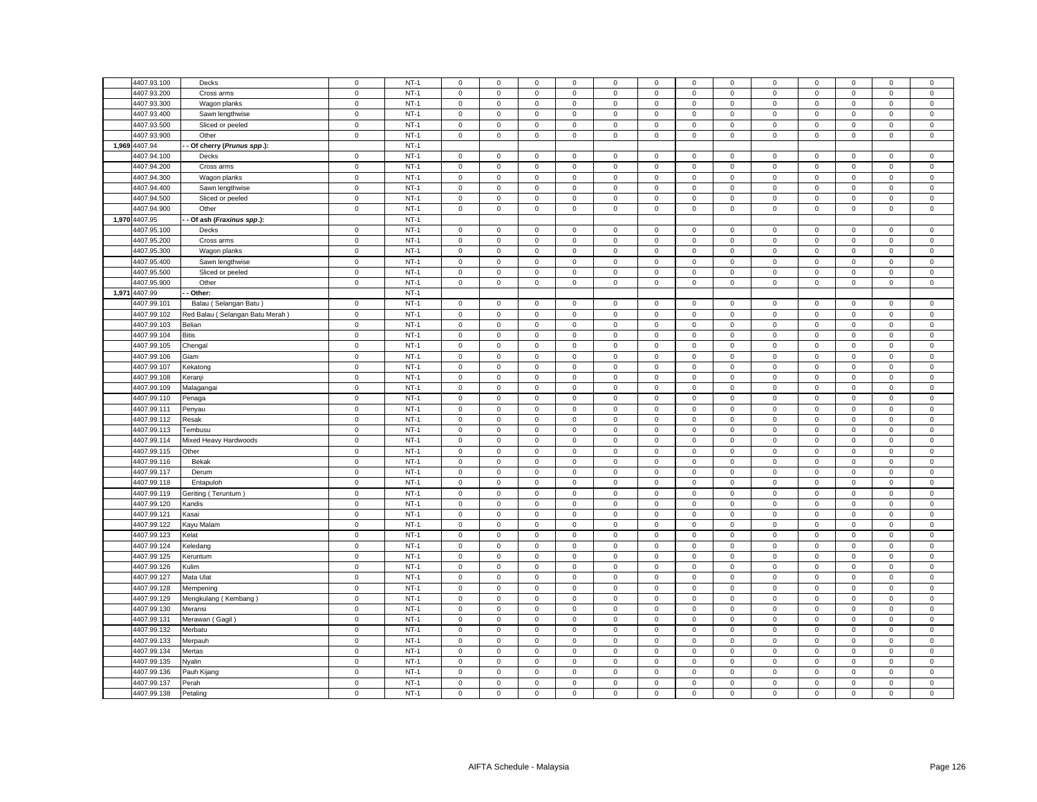| | | | | | | | | | | | | | | | | | |
|---|---|---|---|---|---|---|---|---|---|---|---|---|---|---|---|---|---|
| | 4407.93.100 | Decks | 0 | NT-1 | 0 | 0 | 0 | 0 | 0 | 0 | 0 | 0 | 0 | 0 | 0 | 0 | 0 |
| | 4407.93.200 | Cross arms | 0 | NT-1 | 0 | 0 | 0 | 0 | 0 | 0 | 0 | 0 | 0 | 0 | 0 | 0 | 0 |
| | 4407.93.300 | Wagon planks | 0 | NT-1 | 0 | 0 | 0 | 0 | 0 | 0 | 0 | 0 | 0 | 0 | 0 | 0 | 0 |
| | 4407.93.400 | Sawn lengthwise | 0 | NT-1 | 0 | 0 | 0 | 0 | 0 | 0 | 0 | 0 | 0 | 0 | 0 | 0 | 0 |
| | 4407.93.500 | Sliced or peeled | 0 | NT-1 | 0 | 0 | 0 | 0 | 0 | 0 | 0 | 0 | 0 | 0 | 0 | 0 | 0 |
| | 4407.93.900 | Other | 0 | NT-1 | 0 | 0 | 0 | 0 | 0 | 0 | 0 | 0 | 0 | 0 | 0 | 0 | 0 |
| 1,969 | 4407.94 | **- - Of cherry (*Prunus spp*.):** | | NT-1 | | | | | | | | | | | | | |
| | 4407.94.100 | Decks | 0 | NT-1 | 0 | 0 | 0 | 0 | 0 | 0 | 0 | 0 | 0 | 0 | 0 | 0 | 0 |
| | 4407.94.200 | Cross arms | 0 | NT-1 | 0 | 0 | 0 | 0 | 0 | 0 | 0 | 0 | 0 | 0 | 0 | 0 | 0 |
| | 4407.94.300 | Wagon planks | 0 | NT-1 | 0 | 0 | 0 | 0 | 0 | 0 | 0 | 0 | 0 | 0 | 0 | 0 | 0 |
| | 4407.94.400 | Sawn lengthwise | 0 | NT-1 | 0 | 0 | 0 | 0 | 0 | 0 | 0 | 0 | 0 | 0 | 0 | 0 | 0 |
| | 4407.94.500 | Sliced or peeled | 0 | NT-1 | 0 | 0 | 0 | 0 | 0 | 0 | 0 | 0 | 0 | 0 | 0 | 0 | 0 |
| | 4407.94.900 | Other | 0 | NT-1 | 0 | 0 | 0 | 0 | 0 | 0 | 0 | 0 | 0 | 0 | 0 | 0 | 0 |
| 1,970 | 4407.95 | **- - Of ash (*Fraxinus spp*.):** | | NT-1 | | | | | | | | | | | | | |
| | 4407.95.100 | Decks | 0 | NT-1 | 0 | 0 | 0 | 0 | 0 | 0 | 0 | 0 | 0 | 0 | 0 | 0 | 0 |
| | 4407.95.200 | Cross arms | 0 | NT-1 | 0 | 0 | 0 | 0 | 0 | 0 | 0 | 0 | 0 | 0 | 0 | 0 | 0 |
| | 4407.95.300 | Wagon planks | 0 | NT-1 | 0 | 0 | 0 | 0 | 0 | 0 | 0 | 0 | 0 | 0 | 0 | 0 | 0 |
| | 4407.95.400 | Sawn lengthwise | 0 | NT-1 | 0 | 0 | 0 | 0 | 0 | 0 | 0 | 0 | 0 | 0 | 0 | 0 | 0 |
| | 4407.95.500 | Sliced or peeled | 0 | NT-1 | 0 | 0 | 0 | 0 | 0 | 0 | 0 | 0 | 0 | 0 | 0 | 0 | 0 |
| | 4407.95.900 | Other | 0 | NT-1 | 0 | 0 | 0 | 0 | 0 | 0 | 0 | 0 | 0 | 0 | 0 | 0 | 0 |
| 1,971 | 4407.99 | **- - Other:** | | NT-1 | | | | | | | | | | | | | |
| | 4407.99.101 | Balau ( Selangan Batu ) | 0 | NT-1 | 0 | 0 | 0 | 0 | 0 | 0 | 0 | 0 | 0 | 0 | 0 | 0 | 0 |
| | 4407.99.102 | Red Balau ( Selangan Batu Merah ) | 0 | NT-1 | 0 | 0 | 0 | 0 | 0 | 0 | 0 | 0 | 0 | 0 | 0 | 0 | 0 |
| | 4407.99.103 | Belian | 0 | NT-1 | 0 | 0 | 0 | 0 | 0 | 0 | 0 | 0 | 0 | 0 | 0 | 0 | 0 |
| | 4407.99.104 | Bitis | 0 | NT-1 | 0 | 0 | 0 | 0 | 0 | 0 | 0 | 0 | 0 | 0 | 0 | 0 | 0 |
| | 4407.99.105 | Chengal | 0 | NT-1 | 0 | 0 | 0 | 0 | 0 | 0 | 0 | 0 | 0 | 0 | 0 | 0 | 0 |
| | 4407.99.106 | Giam | 0 | NT-1 | 0 | 0 | 0 | 0 | 0 | 0 | 0 | 0 | 0 | 0 | 0 | 0 | 0 |
| | 4407.99.107 | Kekatong | 0 | NT-1 | 0 | 0 | 0 | 0 | 0 | 0 | 0 | 0 | 0 | 0 | 0 | 0 | 0 |
| | 4407.99.108 | Keranji | 0 | NT-1 | 0 | 0 | 0 | 0 | 0 | 0 | 0 | 0 | 0 | 0 | 0 | 0 | 0 |
| | 4407.99.109 | Malagangai | 0 | NT-1 | 0 | 0 | 0 | 0 | 0 | 0 | 0 | 0 | 0 | 0 | 0 | 0 | 0 |
| | 4407.99.110 | Penaga | 0 | NT-1 | 0 | 0 | 0 | 0 | 0 | 0 | 0 | 0 | 0 | 0 | 0 | 0 | 0 |
| | 4407.99.111 | Penyau | 0 | NT-1 | 0 | 0 | 0 | 0 | 0 | 0 | 0 | 0 | 0 | 0 | 0 | 0 | 0 |
| | 4407.99.112 | Resak | 0 | NT-1 | 0 | 0 | 0 | 0 | 0 | 0 | 0 | 0 | 0 | 0 | 0 | 0 | 0 |
| | 4407.99.113 | Tembusu | 0 | NT-1 | 0 | 0 | 0 | 0 | 0 | 0 | 0 | 0 | 0 | 0 | 0 | 0 | 0 |
| | 4407.99.114 | Mixed Heavy Hardwoods | 0 | NT-1 | 0 | 0 | 0 | 0 | 0 | 0 | 0 | 0 | 0 | 0 | 0 | 0 | 0 |
| | 4407.99.115 | Other | 0 | NT-1 | 0 | 0 | 0 | 0 | 0 | 0 | 0 | 0 | 0 | 0 | 0 | 0 | 0 |
| | 4407.99.116 | Bekak | 0 | NT-1 | 0 | 0 | 0 | 0 | 0 | 0 | 0 | 0 | 0 | 0 | 0 | 0 | 0 |
| | 4407.99.117 | Derum | 0 | NT-1 | 0 | 0 | 0 | 0 | 0 | 0 | 0 | 0 | 0 | 0 | 0 | 0 | 0 |
| | 4407.99.118 | Entapuloh | 0 | NT-1 | 0 | 0 | 0 | 0 | 0 | 0 | 0 | 0 | 0 | 0 | 0 | 0 | 0 |
| | 4407.99.119 | Geriting ( Teruntum ) | 0 | NT-1 | 0 | 0 | 0 | 0 | 0 | 0 | 0 | 0 | 0 | 0 | 0 | 0 | 0 |
| | 4407.99.120 | Kandis | 0 | NT-1 | 0 | 0 | 0 | 0 | 0 | 0 | 0 | 0 | 0 | 0 | 0 | 0 | 0 |
| | 4407.99.121 | Kasai | 0 | NT-1 | 0 | 0 | 0 | 0 | 0 | 0 | 0 | 0 | 0 | 0 | 0 | 0 | 0 |
| | 4407.99.122 | Kayu Malam | 0 | NT-1 | 0 | 0 | 0 | 0 | 0 | 0 | 0 | 0 | 0 | 0 | 0 | 0 | 0 |
| | 4407.99.123 | Kelat | 0 | NT-1 | 0 | 0 | 0 | 0 | 0 | 0 | 0 | 0 | 0 | 0 | 0 | 0 | 0 |
| | 4407.99.124 | Keledang | 0 | NT-1 | 0 | 0 | 0 | 0 | 0 | 0 | 0 | 0 | 0 | 0 | 0 | 0 | 0 |
| | 4407.99.125 | Keruntum | 0 | NT-1 | 0 | 0 | 0 | 0 | 0 | 0 | 0 | 0 | 0 | 0 | 0 | 0 | 0 |
| | 4407.99.126 | Kulim | 0 | NT-1 | 0 | 0 | 0 | 0 | 0 | 0 | 0 | 0 | 0 | 0 | 0 | 0 | 0 |
| | 4407.99.127 | Mata Ulat | 0 | NT-1 | 0 | 0 | 0 | 0 | 0 | 0 | 0 | 0 | 0 | 0 | 0 | 0 | 0 |
| | 4407.99.128 | Mempening | 0 | NT-1 | 0 | 0 | 0 | 0 | 0 | 0 | 0 | 0 | 0 | 0 | 0 | 0 | 0 |
| | 4407.99.129 | Mengkulang ( Kembang ) | 0 | NT-1 | 0 | 0 | 0 | 0 | 0 | 0 | 0 | 0 | 0 | 0 | 0 | 0 | 0 |
| | 4407.99.130 | Meransi | 0 | NT-1 | 0 | 0 | 0 | 0 | 0 | 0 | 0 | 0 | 0 | 0 | 0 | 0 | 0 |
| | 4407.99.131 | Merawan ( Gagil ) | 0 | NT-1 | 0 | 0 | 0 | 0 | 0 | 0 | 0 | 0 | 0 | 0 | 0 | 0 | 0 |
| | 4407.99.132 | Merbatu | 0 | NT-1 | 0 | 0 | 0 | 0 | 0 | 0 | 0 | 0 | 0 | 0 | 0 | 0 | 0 |
| | 4407.99.133 | Merpauh | 0 | NT-1 | 0 | 0 | 0 | 0 | 0 | 0 | 0 | 0 | 0 | 0 | 0 | 0 | 0 |
| | 4407.99.134 | Mertas | 0 | NT-1 | 0 | 0 | 0 | 0 | 0 | 0 | 0 | 0 | 0 | 0 | 0 | 0 | 0 |
| | 4407.99.135 | Nyalin | 0 | NT-1 | 0 | 0 | 0 | 0 | 0 | 0 | 0 | 0 | 0 | 0 | 0 | 0 | 0 |
| | 4407.99.136 | Pauh Kijang | 0 | NT-1 | 0 | 0 | 0 | 0 | 0 | 0 | 0 | 0 | 0 | 0 | 0 | 0 | 0 |
| | 4407.99.137 | Perah | 0 | NT-1 | 0 | 0 | 0 | 0 | 0 | 0 | 0 | 0 | 0 | 0 | 0 | 0 | 0 |
| | 4407.99.138 | Petaling | 0 | NT-1 | 0 | 0 | 0 | 0 | 0 | 0 | 0 | 0 | 0 | 0 | 0 | 0 | 0 |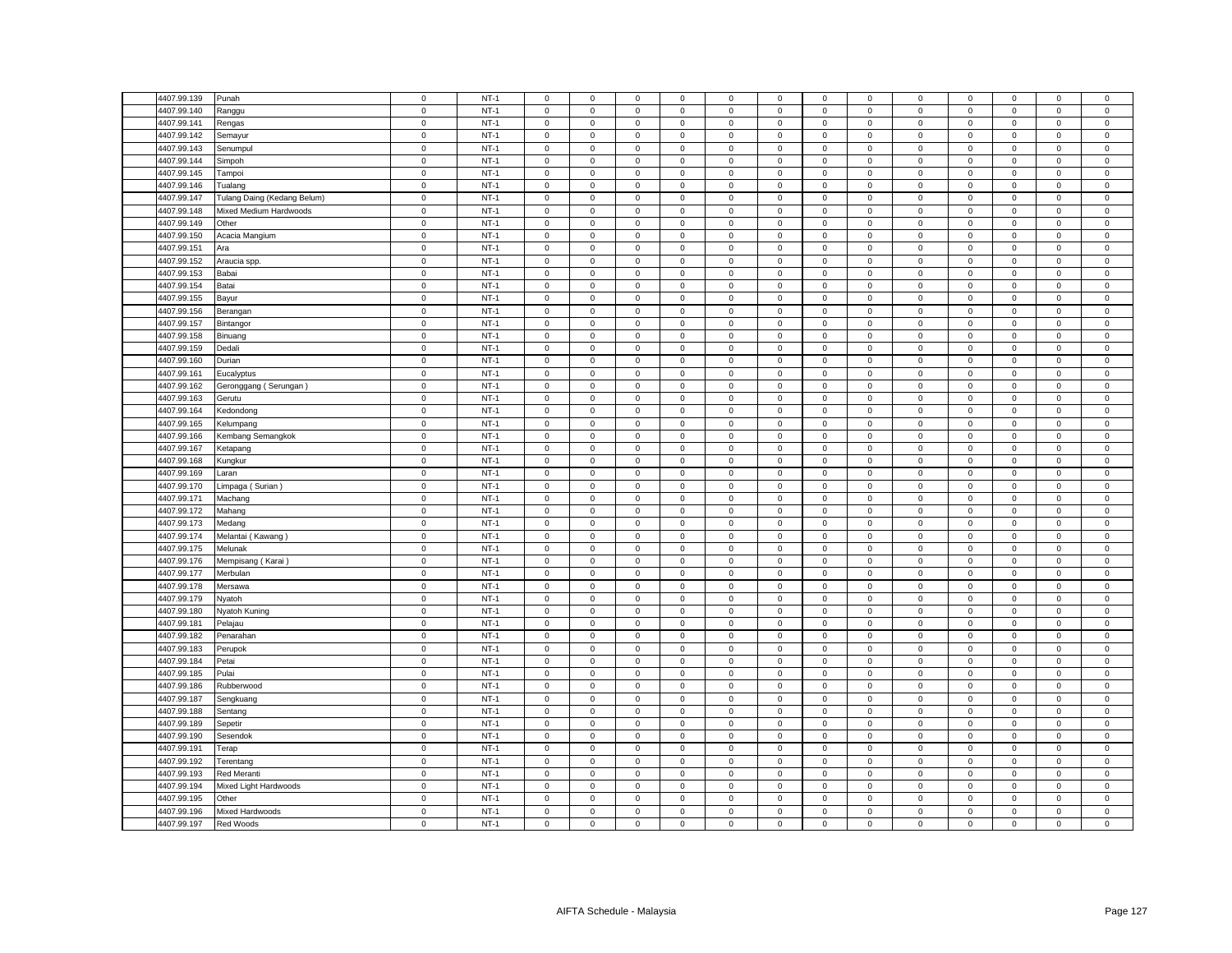| | | | | | | | | | | | | | | | | | |
|---|---|---|---|---|---|---|---|---|---|---|---|---|---|---|---|---|---|
| 4407.99.139 | Punah | 0 | NT-1 | 0 | 0 | 0 | 0 | 0 | 0 | 0 | 0 | 0 | 0 | 0 | 0 | 0 |
| 4407.99.140 | Ranggu | 0 | NT-1 | 0 | 0 | 0 | 0 | 0 | 0 | 0 | 0 | 0 | 0 | 0 | 0 | 0 |
| 4407.99.141 | Rengas | 0 | NT-1 | 0 | 0 | 0 | 0 | 0 | 0 | 0 | 0 | 0 | 0 | 0 | 0 | 0 |
| 4407.99.142 | Semayur | 0 | NT-1 | 0 | 0 | 0 | 0 | 0 | 0 | 0 | 0 | 0 | 0 | 0 | 0 | 0 |
| 4407.99.143 | Senumpul | 0 | NT-1 | 0 | 0 | 0 | 0 | 0 | 0 | 0 | 0 | 0 | 0 | 0 | 0 | 0 |
| 4407.99.144 | Simpoh | 0 | NT-1 | 0 | 0 | 0 | 0 | 0 | 0 | 0 | 0 | 0 | 0 | 0 | 0 | 0 |
| 4407.99.145 | Tampoi | 0 | NT-1 | 0 | 0 | 0 | 0 | 0 | 0 | 0 | 0 | 0 | 0 | 0 | 0 | 0 |
| 4407.99.146 | Tualang | 0 | NT-1 | 0 | 0 | 0 | 0 | 0 | 0 | 0 | 0 | 0 | 0 | 0 | 0 | 0 |
| 4407.99.147 | Tulang Daing (Kedang Belum) | 0 | NT-1 | 0 | 0 | 0 | 0 | 0 | 0 | 0 | 0 | 0 | 0 | 0 | 0 | 0 |
| 4407.99.148 | Mixed Medium Hardwoods | 0 | NT-1 | 0 | 0 | 0 | 0 | 0 | 0 | 0 | 0 | 0 | 0 | 0 | 0 | 0 |
| 4407.99.149 | Other | 0 | NT-1 | 0 | 0 | 0 | 0 | 0 | 0 | 0 | 0 | 0 | 0 | 0 | 0 | 0 |
| 4407.99.150 | Acacia Mangium | 0 | NT-1 | 0 | 0 | 0 | 0 | 0 | 0 | 0 | 0 | 0 | 0 | 0 | 0 | 0 |
| 4407.99.151 | Ara | 0 | NT-1 | 0 | 0 | 0 | 0 | 0 | 0 | 0 | 0 | 0 | 0 | 0 | 0 | 0 |
| 4407.99.152 | Araucia spp. | 0 | NT-1 | 0 | 0 | 0 | 0 | 0 | 0 | 0 | 0 | 0 | 0 | 0 | 0 | 0 |
| 4407.99.153 | Babai | 0 | NT-1 | 0 | 0 | 0 | 0 | 0 | 0 | 0 | 0 | 0 | 0 | 0 | 0 | 0 |
| 4407.99.154 | Batai | 0 | NT-1 | 0 | 0 | 0 | 0 | 0 | 0 | 0 | 0 | 0 | 0 | 0 | 0 | 0 |
| 4407.99.155 | Bayur | 0 | NT-1 | 0 | 0 | 0 | 0 | 0 | 0 | 0 | 0 | 0 | 0 | 0 | 0 | 0 |
| 4407.99.156 | Berangan | 0 | NT-1 | 0 | 0 | 0 | 0 | 0 | 0 | 0 | 0 | 0 | 0 | 0 | 0 | 0 |
| 4407.99.157 | Bintangor | 0 | NT-1 | 0 | 0 | 0 | 0 | 0 | 0 | 0 | 0 | 0 | 0 | 0 | 0 | 0 |
| 4407.99.158 | Binuang | 0 | NT-1 | 0 | 0 | 0 | 0 | 0 | 0 | 0 | 0 | 0 | 0 | 0 | 0 | 0 |
| 4407.99.159 | Dedali | 0 | NT-1 | 0 | 0 | 0 | 0 | 0 | 0 | 0 | 0 | 0 | 0 | 0 | 0 | 0 |
| 4407.99.160 | Durian | 0 | NT-1 | 0 | 0 | 0 | 0 | 0 | 0 | 0 | 0 | 0 | 0 | 0 | 0 | 0 |
| 4407.99.161 | Eucalyptus | 0 | NT-1 | 0 | 0 | 0 | 0 | 0 | 0 | 0 | 0 | 0 | 0 | 0 | 0 | 0 |
| 4407.99.162 | Geronggang ( Serungan ) | 0 | NT-1 | 0 | 0 | 0 | 0 | 0 | 0 | 0 | 0 | 0 | 0 | 0 | 0 | 0 |
| 4407.99.163 | Gerutu | 0 | NT-1 | 0 | 0 | 0 | 0 | 0 | 0 | 0 | 0 | 0 | 0 | 0 | 0 | 0 |
| 4407.99.164 | Kedondong | 0 | NT-1 | 0 | 0 | 0 | 0 | 0 | 0 | 0 | 0 | 0 | 0 | 0 | 0 | 0 |
| 4407.99.165 | Kelumpang | 0 | NT-1 | 0 | 0 | 0 | 0 | 0 | 0 | 0 | 0 | 0 | 0 | 0 | 0 | 0 |
| 4407.99.166 | Kembang Semangkok | 0 | NT-1 | 0 | 0 | 0 | 0 | 0 | 0 | 0 | 0 | 0 | 0 | 0 | 0 | 0 |
| 4407.99.167 | Ketapang | 0 | NT-1 | 0 | 0 | 0 | 0 | 0 | 0 | 0 | 0 | 0 | 0 | 0 | 0 | 0 |
| 4407.99.168 | Kungkur | 0 | NT-1 | 0 | 0 | 0 | 0 | 0 | 0 | 0 | 0 | 0 | 0 | 0 | 0 | 0 |
| 4407.99.169 | Laran | 0 | NT-1 | 0 | 0 | 0 | 0 | 0 | 0 | 0 | 0 | 0 | 0 | 0 | 0 | 0 |
| 4407.99.170 | Limpaga ( Surian ) | 0 | NT-1 | 0 | 0 | 0 | 0 | 0 | 0 | 0 | 0 | 0 | 0 | 0 | 0 | 0 |
| 4407.99.171 | Machang | 0 | NT-1 | 0 | 0 | 0 | 0 | 0 | 0 | 0 | 0 | 0 | 0 | 0 | 0 | 0 |
| 4407.99.172 | Mahang | 0 | NT-1 | 0 | 0 | 0 | 0 | 0 | 0 | 0 | 0 | 0 | 0 | 0 | 0 | 0 |
| 4407.99.173 | Medang | 0 | NT-1 | 0 | 0 | 0 | 0 | 0 | 0 | 0 | 0 | 0 | 0 | 0 | 0 | 0 |
| 4407.99.174 | Melantai ( Kawang ) | 0 | NT-1 | 0 | 0 | 0 | 0 | 0 | 0 | 0 | 0 | 0 | 0 | 0 | 0 | 0 |
| 4407.99.175 | Melunak | 0 | NT-1 | 0 | 0 | 0 | 0 | 0 | 0 | 0 | 0 | 0 | 0 | 0 | 0 | 0 |
| 4407.99.176 | Mempisang ( Karai ) | 0 | NT-1 | 0 | 0 | 0 | 0 | 0 | 0 | 0 | 0 | 0 | 0 | 0 | 0 | 0 |
| 4407.99.177 | Merbulan | 0 | NT-1 | 0 | 0 | 0 | 0 | 0 | 0 | 0 | 0 | 0 | 0 | 0 | 0 | 0 |
| 4407.99.178 | Mersawa | 0 | NT-1 | 0 | 0 | 0 | 0 | 0 | 0 | 0 | 0 | 0 | 0 | 0 | 0 | 0 |
| 4407.99.179 | Nyatoh | 0 | NT-1 | 0 | 0 | 0 | 0 | 0 | 0 | 0 | 0 | 0 | 0 | 0 | 0 | 0 |
| 4407.99.180 | Nyatoh Kuning | 0 | NT-1 | 0 | 0 | 0 | 0 | 0 | 0 | 0 | 0 | 0 | 0 | 0 | 0 | 0 |
| 4407.99.181 | Pelajau | 0 | NT-1 | 0 | 0 | 0 | 0 | 0 | 0 | 0 | 0 | 0 | 0 | 0 | 0 | 0 |
| 4407.99.182 | Penarahan | 0 | NT-1 | 0 | 0 | 0 | 0 | 0 | 0 | 0 | 0 | 0 | 0 | 0 | 0 | 0 |
| 4407.99.183 | Perupok | 0 | NT-1 | 0 | 0 | 0 | 0 | 0 | 0 | 0 | 0 | 0 | 0 | 0 | 0 | 0 |
| 4407.99.184 | Petai | 0 | NT-1 | 0 | 0 | 0 | 0 | 0 | 0 | 0 | 0 | 0 | 0 | 0 | 0 | 0 |
| 4407.99.185 | Pulai | 0 | NT-1 | 0 | 0 | 0 | 0 | 0 | 0 | 0 | 0 | 0 | 0 | 0 | 0 | 0 |
| 4407.99.186 | Rubberwood | 0 | NT-1 | 0 | 0 | 0 | 0 | 0 | 0 | 0 | 0 | 0 | 0 | 0 | 0 | 0 |
| 4407.99.187 | Sengkuang | 0 | NT-1 | 0 | 0 | 0 | 0 | 0 | 0 | 0 | 0 | 0 | 0 | 0 | 0 | 0 |
| 4407.99.188 | Sentang | 0 | NT-1 | 0 | 0 | 0 | 0 | 0 | 0 | 0 | 0 | 0 | 0 | 0 | 0 | 0 |
| 4407.99.189 | Sepetir | 0 | NT-1 | 0 | 0 | 0 | 0 | 0 | 0 | 0 | 0 | 0 | 0 | 0 | 0 | 0 |
| 4407.99.190 | Sesendok | 0 | NT-1 | 0 | 0 | 0 | 0 | 0 | 0 | 0 | 0 | 0 | 0 | 0 | 0 | 0 |
| 4407.99.191 | Terap | 0 | NT-1 | 0 | 0 | 0 | 0 | 0 | 0 | 0 | 0 | 0 | 0 | 0 | 0 | 0 |
| 4407.99.192 | Terentang | 0 | NT-1 | 0 | 0 | 0 | 0 | 0 | 0 | 0 | 0 | 0 | 0 | 0 | 0 | 0 |
| 4407.99.193 | Red Meranti | 0 | NT-1 | 0 | 0 | 0 | 0 | 0 | 0 | 0 | 0 | 0 | 0 | 0 | 0 | 0 |
| 4407.99.194 | Mixed Light Hardwoods | 0 | NT-1 | 0 | 0 | 0 | 0 | 0 | 0 | 0 | 0 | 0 | 0 | 0 | 0 | 0 |
| 4407.99.195 | Other | 0 | NT-1 | 0 | 0 | 0 | 0 | 0 | 0 | 0 | 0 | 0 | 0 | 0 | 0 | 0 |
| 4407.99.196 | Mixed Hardwoods | 0 | NT-1 | 0 | 0 | 0 | 0 | 0 | 0 | 0 | 0 | 0 | 0 | 0 | 0 | 0 |
| 4407.99.197 | Red Woods | 0 | NT-1 | 0 | 0 | 0 | 0 | 0 | 0 | 0 | 0 | 0 | 0 | 0 | 0 | 0 |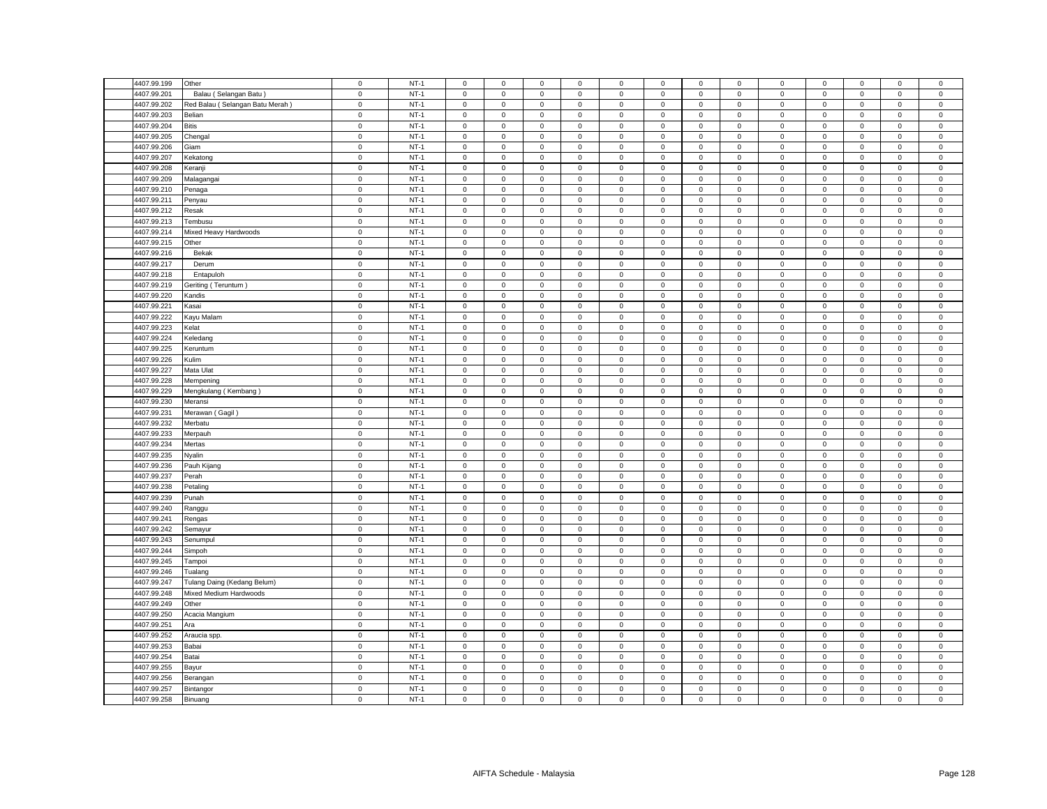| | | | | | | | | | | | | | | | | | |
|---|---|---|---|---|---|---|---|---|---|---|---|---|---|---|---|---|---|
| 4407.99.199 | Other | 0 | NT-1 | 0 | 0 | 0 | 0 | 0 | 0 | 0 | 0 | 0 | 0 | 0 | 0 | 0 |
| 4407.99.201 | Balau ( Selangan Batu ) | 0 | NT-1 | 0 | 0 | 0 | 0 | 0 | 0 | 0 | 0 | 0 | 0 | 0 | 0 | 0 |
| 4407.99.202 | Red Balau ( Selangan Batu Merah ) | 0 | NT-1 | 0 | 0 | 0 | 0 | 0 | 0 | 0 | 0 | 0 | 0 | 0 | 0 | 0 |
| 4407.99.203 | Belian | 0 | NT-1 | 0 | 0 | 0 | 0 | 0 | 0 | 0 | 0 | 0 | 0 | 0 | 0 | 0 |
| 4407.99.204 | Bitis | 0 | NT-1 | 0 | 0 | 0 | 0 | 0 | 0 | 0 | 0 | 0 | 0 | 0 | 0 | 0 |
| 4407.99.205 | Chengal | 0 | NT-1 | 0 | 0 | 0 | 0 | 0 | 0 | 0 | 0 | 0 | 0 | 0 | 0 | 0 |
| 4407.99.206 | Giam | 0 | NT-1 | 0 | 0 | 0 | 0 | 0 | 0 | 0 | 0 | 0 | 0 | 0 | 0 | 0 |
| 4407.99.207 | Kekatong | 0 | NT-1 | 0 | 0 | 0 | 0 | 0 | 0 | 0 | 0 | 0 | 0 | 0 | 0 | 0 |
| 4407.99.208 | Keranji | 0 | NT-1 | 0 | 0 | 0 | 0 | 0 | 0 | 0 | 0 | 0 | 0 | 0 | 0 | 0 |
| 4407.99.209 | Malagangai | 0 | NT-1 | 0 | 0 | 0 | 0 | 0 | 0 | 0 | 0 | 0 | 0 | 0 | 0 | 0 |
| 4407.99.210 | Penaga | 0 | NT-1 | 0 | 0 | 0 | 0 | 0 | 0 | 0 | 0 | 0 | 0 | 0 | 0 | 0 |
| 4407.99.211 | Penyau | 0 | NT-1 | 0 | 0 | 0 | 0 | 0 | 0 | 0 | 0 | 0 | 0 | 0 | 0 | 0 |
| 4407.99.212 | Resak | 0 | NT-1 | 0 | 0 | 0 | 0 | 0 | 0 | 0 | 0 | 0 | 0 | 0 | 0 | 0 |
| 4407.99.213 | Tembusu | 0 | NT-1 | 0 | 0 | 0 | 0 | 0 | 0 | 0 | 0 | 0 | 0 | 0 | 0 | 0 |
| 4407.99.214 | Mixed Heavy Hardwoods | 0 | NT-1 | 0 | 0 | 0 | 0 | 0 | 0 | 0 | 0 | 0 | 0 | 0 | 0 | 0 |
| 4407.99.215 | Other | 0 | NT-1 | 0 | 0 | 0 | 0 | 0 | 0 | 0 | 0 | 0 | 0 | 0 | 0 | 0 |
| 4407.99.216 | Bekak | 0 | NT-1 | 0 | 0 | 0 | 0 | 0 | 0 | 0 | 0 | 0 | 0 | 0 | 0 | 0 |
| 4407.99.217 | Derum | 0 | NT-1 | 0 | 0 | 0 | 0 | 0 | 0 | 0 | 0 | 0 | 0 | 0 | 0 | 0 |
| 4407.99.218 | Entapuloh | 0 | NT-1 | 0 | 0 | 0 | 0 | 0 | 0 | 0 | 0 | 0 | 0 | 0 | 0 | 0 |
| 4407.99.219 | Geriting ( Teruntum ) | 0 | NT-1 | 0 | 0 | 0 | 0 | 0 | 0 | 0 | 0 | 0 | 0 | 0 | 0 | 0 |
| 4407.99.220 | Kandis | 0 | NT-1 | 0 | 0 | 0 | 0 | 0 | 0 | 0 | 0 | 0 | 0 | 0 | 0 | 0 |
| 4407.99.221 | Kasai | 0 | NT-1 | 0 | 0 | 0 | 0 | 0 | 0 | 0 | 0 | 0 | 0 | 0 | 0 | 0 |
| 4407.99.222 | Kayu Malam | 0 | NT-1 | 0 | 0 | 0 | 0 | 0 | 0 | 0 | 0 | 0 | 0 | 0 | 0 | 0 |
| 4407.99.223 | Kelat | 0 | NT-1 | 0 | 0 | 0 | 0 | 0 | 0 | 0 | 0 | 0 | 0 | 0 | 0 | 0 |
| 4407.99.224 | Keledang | 0 | NT-1 | 0 | 0 | 0 | 0 | 0 | 0 | 0 | 0 | 0 | 0 | 0 | 0 | 0 |
| 4407.99.225 | Keruntum | 0 | NT-1 | 0 | 0 | 0 | 0 | 0 | 0 | 0 | 0 | 0 | 0 | 0 | 0 | 0 |
| 4407.99.226 | Kulim | 0 | NT-1 | 0 | 0 | 0 | 0 | 0 | 0 | 0 | 0 | 0 | 0 | 0 | 0 | 0 |
| 4407.99.227 | Mata Ulat | 0 | NT-1 | 0 | 0 | 0 | 0 | 0 | 0 | 0 | 0 | 0 | 0 | 0 | 0 | 0 |
| 4407.99.228 | Mempening | 0 | NT-1 | 0 | 0 | 0 | 0 | 0 | 0 | 0 | 0 | 0 | 0 | 0 | 0 | 0 |
| 4407.99.229 | Mengkulang ( Kembang ) | 0 | NT-1 | 0 | 0 | 0 | 0 | 0 | 0 | 0 | 0 | 0 | 0 | 0 | 0 | 0 |
| 4407.99.230 | Meransi | 0 | NT-1 | 0 | 0 | 0 | 0 | 0 | 0 | 0 | 0 | 0 | 0 | 0 | 0 | 0 |
| 4407.99.231 | Merawan ( Gagil ) | 0 | NT-1 | 0 | 0 | 0 | 0 | 0 | 0 | 0 | 0 | 0 | 0 | 0 | 0 | 0 |
| 4407.99.232 | Merbatu | 0 | NT-1 | 0 | 0 | 0 | 0 | 0 | 0 | 0 | 0 | 0 | 0 | 0 | 0 | 0 |
| 4407.99.233 | Merpauh | 0 | NT-1 | 0 | 0 | 0 | 0 | 0 | 0 | 0 | 0 | 0 | 0 | 0 | 0 | 0 |
| 4407.99.234 | Mertas | 0 | NT-1 | 0 | 0 | 0 | 0 | 0 | 0 | 0 | 0 | 0 | 0 | 0 | 0 | 0 |
| 4407.99.235 | Nyalin | 0 | NT-1 | 0 | 0 | 0 | 0 | 0 | 0 | 0 | 0 | 0 | 0 | 0 | 0 | 0 |
| 4407.99.236 | Pauh Kijang | 0 | NT-1 | 0 | 0 | 0 | 0 | 0 | 0 | 0 | 0 | 0 | 0 | 0 | 0 | 0 |
| 4407.99.237 | Perah | 0 | NT-1 | 0 | 0 | 0 | 0 | 0 | 0 | 0 | 0 | 0 | 0 | 0 | 0 | 0 |
| 4407.99.238 | Petaling | 0 | NT-1 | 0 | 0 | 0 | 0 | 0 | 0 | 0 | 0 | 0 | 0 | 0 | 0 | 0 |
| 4407.99.239 | Punah | 0 | NT-1 | 0 | 0 | 0 | 0 | 0 | 0 | 0 | 0 | 0 | 0 | 0 | 0 | 0 |
| 4407.99.240 | Ranggu | 0 | NT-1 | 0 | 0 | 0 | 0 | 0 | 0 | 0 | 0 | 0 | 0 | 0 | 0 | 0 |
| 4407.99.241 | Rengas | 0 | NT-1 | 0 | 0 | 0 | 0 | 0 | 0 | 0 | 0 | 0 | 0 | 0 | 0 | 0 |
| 4407.99.242 | Semayur | 0 | NT-1 | 0 | 0 | 0 | 0 | 0 | 0 | 0 | 0 | 0 | 0 | 0 | 0 | 0 |
| 4407.99.243 | Senumpul | 0 | NT-1 | 0 | 0 | 0 | 0 | 0 | 0 | 0 | 0 | 0 | 0 | 0 | 0 | 0 |
| 4407.99.244 | Simpoh | 0 | NT-1 | 0 | 0 | 0 | 0 | 0 | 0 | 0 | 0 | 0 | 0 | 0 | 0 | 0 |
| 4407.99.245 | Tampoi | 0 | NT-1 | 0 | 0 | 0 | 0 | 0 | 0 | 0 | 0 | 0 | 0 | 0 | 0 | 0 |
| 4407.99.246 | Tualang | 0 | NT-1 | 0 | 0 | 0 | 0 | 0 | 0 | 0 | 0 | 0 | 0 | 0 | 0 | 0 |
| 4407.99.247 | Tulang Daing (Kedang Belum) | 0 | NT-1 | 0 | 0 | 0 | 0 | 0 | 0 | 0 | 0 | 0 | 0 | 0 | 0 | 0 |
| 4407.99.248 | Mixed Medium Hardwoods | 0 | NT-1 | 0 | 0 | 0 | 0 | 0 | 0 | 0 | 0 | 0 | 0 | 0 | 0 | 0 |
| 4407.99.249 | Other | 0 | NT-1 | 0 | 0 | 0 | 0 | 0 | 0 | 0 | 0 | 0 | 0 | 0 | 0 | 0 |
| 4407.99.250 | Acacia Mangium | 0 | NT-1 | 0 | 0 | 0 | 0 | 0 | 0 | 0 | 0 | 0 | 0 | 0 | 0 | 0 |
| 4407.99.251 | Ara | 0 | NT-1 | 0 | 0 | 0 | 0 | 0 | 0 | 0 | 0 | 0 | 0 | 0 | 0 | 0 |
| 4407.99.252 | Araucia spp. | 0 | NT-1 | 0 | 0 | 0 | 0 | 0 | 0 | 0 | 0 | 0 | 0 | 0 | 0 | 0 |
| 4407.99.253 | Babai | 0 | NT-1 | 0 | 0 | 0 | 0 | 0 | 0 | 0 | 0 | 0 | 0 | 0 | 0 | 0 |
| 4407.99.254 | Batai | 0 | NT-1 | 0 | 0 | 0 | 0 | 0 | 0 | 0 | 0 | 0 | 0 | 0 | 0 | 0 |
| 4407.99.255 | Bayur | 0 | NT-1 | 0 | 0 | 0 | 0 | 0 | 0 | 0 | 0 | 0 | 0 | 0 | 0 | 0 |
| 4407.99.256 | Berangan | 0 | NT-1 | 0 | 0 | 0 | 0 | 0 | 0 | 0 | 0 | 0 | 0 | 0 | 0 | 0 |
| 4407.99.257 | Bintangor | 0 | NT-1 | 0 | 0 | 0 | 0 | 0 | 0 | 0 | 0 | 0 | 0 | 0 | 0 | 0 |
| 4407.99.258 | Binuang | 0 | NT-1 | 0 | 0 | 0 | 0 | 0 | 0 | 0 | 0 | 0 | 0 | 0 | 0 | 0 |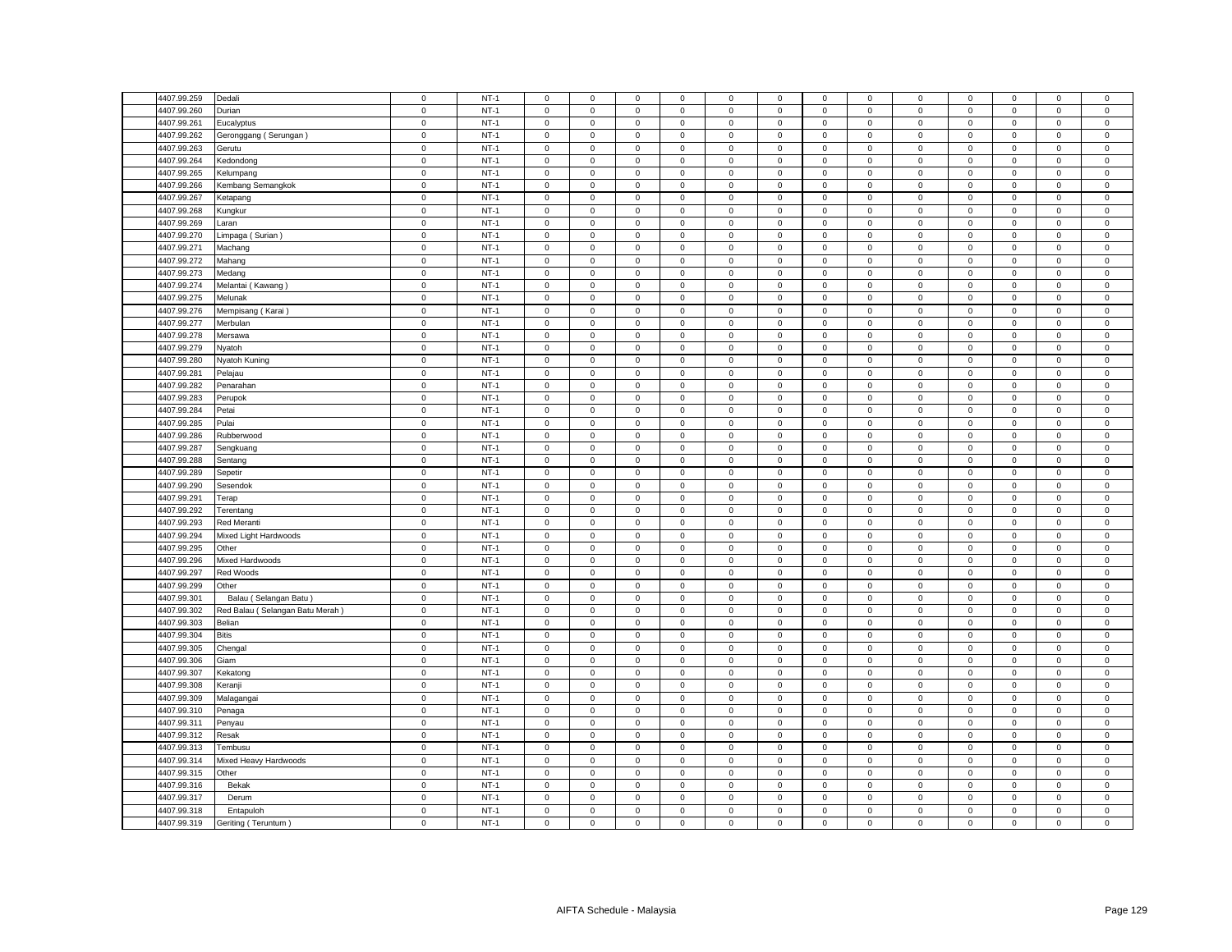| | | | | | | | | | | | | | | | | | |
|---|---|---|---|---|---|---|---|---|---|---|---|---|---|---|---|---|---|
| 4407.99.259 | Dedali | 0 | NT-1 | 0 | 0 | 0 | 0 | 0 | 0 | 0 | 0 | 0 | 0 | 0 | 0 | 0 |
| 4407.99.260 | Durian | 0 | NT-1 | 0 | 0 | 0 | 0 | 0 | 0 | 0 | 0 | 0 | 0 | 0 | 0 | 0 |
| 4407.99.261 | Eucalyptus | 0 | NT-1 | 0 | 0 | 0 | 0 | 0 | 0 | 0 | 0 | 0 | 0 | 0 | 0 | 0 |
| 4407.99.262 | Geronggang ( Serungan ) | 0 | NT-1 | 0 | 0 | 0 | 0 | 0 | 0 | 0 | 0 | 0 | 0 | 0 | 0 | 0 |
| 4407.99.263 | Gerutu | 0 | NT-1 | 0 | 0 | 0 | 0 | 0 | 0 | 0 | 0 | 0 | 0 | 0 | 0 | 0 |
| 4407.99.264 | Kedondong | 0 | NT-1 | 0 | 0 | 0 | 0 | 0 | 0 | 0 | 0 | 0 | 0 | 0 | 0 | 0 |
| 4407.99.265 | Kelumpang | 0 | NT-1 | 0 | 0 | 0 | 0 | 0 | 0 | 0 | 0 | 0 | 0 | 0 | 0 | 0 |
| 4407.99.266 | Kembang Semangkok | 0 | NT-1 | 0 | 0 | 0 | 0 | 0 | 0 | 0 | 0 | 0 | 0 | 0 | 0 | 0 |
| 4407.99.267 | Ketapang | 0 | NT-1 | 0 | 0 | 0 | 0 | 0 | 0 | 0 | 0 | 0 | 0 | 0 | 0 | 0 |
| 4407.99.268 | Kungkur | 0 | NT-1 | 0 | 0 | 0 | 0 | 0 | 0 | 0 | 0 | 0 | 0 | 0 | 0 | 0 |
| 4407.99.269 | Laran | 0 | NT-1 | 0 | 0 | 0 | 0 | 0 | 0 | 0 | 0 | 0 | 0 | 0 | 0 | 0 |
| 4407.99.270 | Limpaga ( Surian ) | 0 | NT-1 | 0 | 0 | 0 | 0 | 0 | 0 | 0 | 0 | 0 | 0 | 0 | 0 | 0 |
| 4407.99.271 | Machang | 0 | NT-1 | 0 | 0 | 0 | 0 | 0 | 0 | 0 | 0 | 0 | 0 | 0 | 0 | 0 |
| 4407.99.272 | Mahang | 0 | NT-1 | 0 | 0 | 0 | 0 | 0 | 0 | 0 | 0 | 0 | 0 | 0 | 0 | 0 |
| 4407.99.273 | Medang | 0 | NT-1 | 0 | 0 | 0 | 0 | 0 | 0 | 0 | 0 | 0 | 0 | 0 | 0 | 0 |
| 4407.99.274 | Melantai ( Kawang ) | 0 | NT-1 | 0 | 0 | 0 | 0 | 0 | 0 | 0 | 0 | 0 | 0 | 0 | 0 | 0 |
| 4407.99.275 | Melunak | 0 | NT-1 | 0 | 0 | 0 | 0 | 0 | 0 | 0 | 0 | 0 | 0 | 0 | 0 | 0 |
| 4407.99.276 | Mempisang ( Karai ) | 0 | NT-1 | 0 | 0 | 0 | 0 | 0 | 0 | 0 | 0 | 0 | 0 | 0 | 0 | 0 |
| 4407.99.277 | Merbulan | 0 | NT-1 | 0 | 0 | 0 | 0 | 0 | 0 | 0 | 0 | 0 | 0 | 0 | 0 | 0 |
| 4407.99.278 | Mersawa | 0 | NT-1 | 0 | 0 | 0 | 0 | 0 | 0 | 0 | 0 | 0 | 0 | 0 | 0 | 0 |
| 4407.99.279 | Nyatoh | 0 | NT-1 | 0 | 0 | 0 | 0 | 0 | 0 | 0 | 0 | 0 | 0 | 0 | 0 | 0 |
| 4407.99.280 | Nyatoh Kuning | 0 | NT-1 | 0 | 0 | 0 | 0 | 0 | 0 | 0 | 0 | 0 | 0 | 0 | 0 | 0 |
| 4407.99.281 | Pelajau | 0 | NT-1 | 0 | 0 | 0 | 0 | 0 | 0 | 0 | 0 | 0 | 0 | 0 | 0 | 0 |
| 4407.99.282 | Penarahan | 0 | NT-1 | 0 | 0 | 0 | 0 | 0 | 0 | 0 | 0 | 0 | 0 | 0 | 0 | 0 |
| 4407.99.283 | Perupok | 0 | NT-1 | 0 | 0 | 0 | 0 | 0 | 0 | 0 | 0 | 0 | 0 | 0 | 0 | 0 |
| 4407.99.284 | Petai | 0 | NT-1 | 0 | 0 | 0 | 0 | 0 | 0 | 0 | 0 | 0 | 0 | 0 | 0 | 0 |
| 4407.99.285 | Pulai | 0 | NT-1 | 0 | 0 | 0 | 0 | 0 | 0 | 0 | 0 | 0 | 0 | 0 | 0 | 0 |
| 4407.99.286 | Rubberwood | 0 | NT-1 | 0 | 0 | 0 | 0 | 0 | 0 | 0 | 0 | 0 | 0 | 0 | 0 | 0 |
| 4407.99.287 | Sengkuang | 0 | NT-1 | 0 | 0 | 0 | 0 | 0 | 0 | 0 | 0 | 0 | 0 | 0 | 0 | 0 |
| 4407.99.288 | Sentang | 0 | NT-1 | 0 | 0 | 0 | 0 | 0 | 0 | 0 | 0 | 0 | 0 | 0 | 0 | 0 |
| 4407.99.289 | Sepetir | 0 | NT-1 | 0 | 0 | 0 | 0 | 0 | 0 | 0 | 0 | 0 | 0 | 0 | 0 | 0 |
| 4407.99.290 | Sesendok | 0 | NT-1 | 0 | 0 | 0 | 0 | 0 | 0 | 0 | 0 | 0 | 0 | 0 | 0 | 0 |
| 4407.99.291 | Terap | 0 | NT-1 | 0 | 0 | 0 | 0 | 0 | 0 | 0 | 0 | 0 | 0 | 0 | 0 | 0 |
| 4407.99.292 | Terentang | 0 | NT-1 | 0 | 0 | 0 | 0 | 0 | 0 | 0 | 0 | 0 | 0 | 0 | 0 | 0 |
| 4407.99.293 | Red Meranti | 0 | NT-1 | 0 | 0 | 0 | 0 | 0 | 0 | 0 | 0 | 0 | 0 | 0 | 0 | 0 |
| 4407.99.294 | Mixed Light Hardwoods | 0 | NT-1 | 0 | 0 | 0 | 0 | 0 | 0 | 0 | 0 | 0 | 0 | 0 | 0 | 0 |
| 4407.99.295 | Other | 0 | NT-1 | 0 | 0 | 0 | 0 | 0 | 0 | 0 | 0 | 0 | 0 | 0 | 0 | 0 |
| 4407.99.296 | Mixed Hardwoods | 0 | NT-1 | 0 | 0 | 0 | 0 | 0 | 0 | 0 | 0 | 0 | 0 | 0 | 0 | 0 |
| 4407.99.297 | Red Woods | 0 | NT-1 | 0 | 0 | 0 | 0 | 0 | 0 | 0 | 0 | 0 | 0 | 0 | 0 | 0 |
| 4407.99.299 | Other | 0 | NT-1 | 0 | 0 | 0 | 0 | 0 | 0 | 0 | 0 | 0 | 0 | 0 | 0 | 0 |
| 4407.99.301 | Balau ( Selangan Batu ) | 0 | NT-1 | 0 | 0 | 0 | 0 | 0 | 0 | 0 | 0 | 0 | 0 | 0 | 0 | 0 |
| 4407.99.302 | Red Balau ( Selangan Batu Merah ) | 0 | NT-1 | 0 | 0 | 0 | 0 | 0 | 0 | 0 | 0 | 0 | 0 | 0 | 0 | 0 |
| 4407.99.303 | Belian | 0 | NT-1 | 0 | 0 | 0 | 0 | 0 | 0 | 0 | 0 | 0 | 0 | 0 | 0 | 0 |
| 4407.99.304 | Bitis | 0 | NT-1 | 0 | 0 | 0 | 0 | 0 | 0 | 0 | 0 | 0 | 0 | 0 | 0 | 0 |
| 4407.99.305 | Chengal | 0 | NT-1 | 0 | 0 | 0 | 0 | 0 | 0 | 0 | 0 | 0 | 0 | 0 | 0 | 0 |
| 4407.99.306 | Giam | 0 | NT-1 | 0 | 0 | 0 | 0 | 0 | 0 | 0 | 0 | 0 | 0 | 0 | 0 | 0 |
| 4407.99.307 | Kekatong | 0 | NT-1 | 0 | 0 | 0 | 0 | 0 | 0 | 0 | 0 | 0 | 0 | 0 | 0 | 0 |
| 4407.99.308 | Keranji | 0 | NT-1 | 0 | 0 | 0 | 0 | 0 | 0 | 0 | 0 | 0 | 0 | 0 | 0 | 0 |
| 4407.99.309 | Malagangai | 0 | NT-1 | 0 | 0 | 0 | 0 | 0 | 0 | 0 | 0 | 0 | 0 | 0 | 0 | 0 |
| 4407.99.310 | Penaga | 0 | NT-1 | 0 | 0 | 0 | 0 | 0 | 0 | 0 | 0 | 0 | 0 | 0 | 0 | 0 |
| 4407.99.311 | Penyau | 0 | NT-1 | 0 | 0 | 0 | 0 | 0 | 0 | 0 | 0 | 0 | 0 | 0 | 0 | 0 |
| 4407.99.312 | Resak | 0 | NT-1 | 0 | 0 | 0 | 0 | 0 | 0 | 0 | 0 | 0 | 0 | 0 | 0 | 0 |
| 4407.99.313 | Tembusu | 0 | NT-1 | 0 | 0 | 0 | 0 | 0 | 0 | 0 | 0 | 0 | 0 | 0 | 0 | 0 |
| 4407.99.314 | Mixed Heavy Hardwoods | 0 | NT-1 | 0 | 0 | 0 | 0 | 0 | 0 | 0 | 0 | 0 | 0 | 0 | 0 | 0 |
| 4407.99.315 | Other | 0 | NT-1 | 0 | 0 | 0 | 0 | 0 | 0 | 0 | 0 | 0 | 0 | 0 | 0 | 0 |
| 4407.99.316 | Bekak | 0 | NT-1 | 0 | 0 | 0 | 0 | 0 | 0 | 0 | 0 | 0 | 0 | 0 | 0 | 0 |
| 4407.99.317 | Derum | 0 | NT-1 | 0 | 0 | 0 | 0 | 0 | 0 | 0 | 0 | 0 | 0 | 0 | 0 | 0 |
| 4407.99.318 | Entapuloh | 0 | NT-1 | 0 | 0 | 0 | 0 | 0 | 0 | 0 | 0 | 0 | 0 | 0 | 0 | 0 |
| 4407.99.319 | Geriting ( Teruntum ) | 0 | NT-1 | 0 | 0 | 0 | 0 | 0 | 0 | 0 | 0 | 0 | 0 | 0 | 0 | 0 |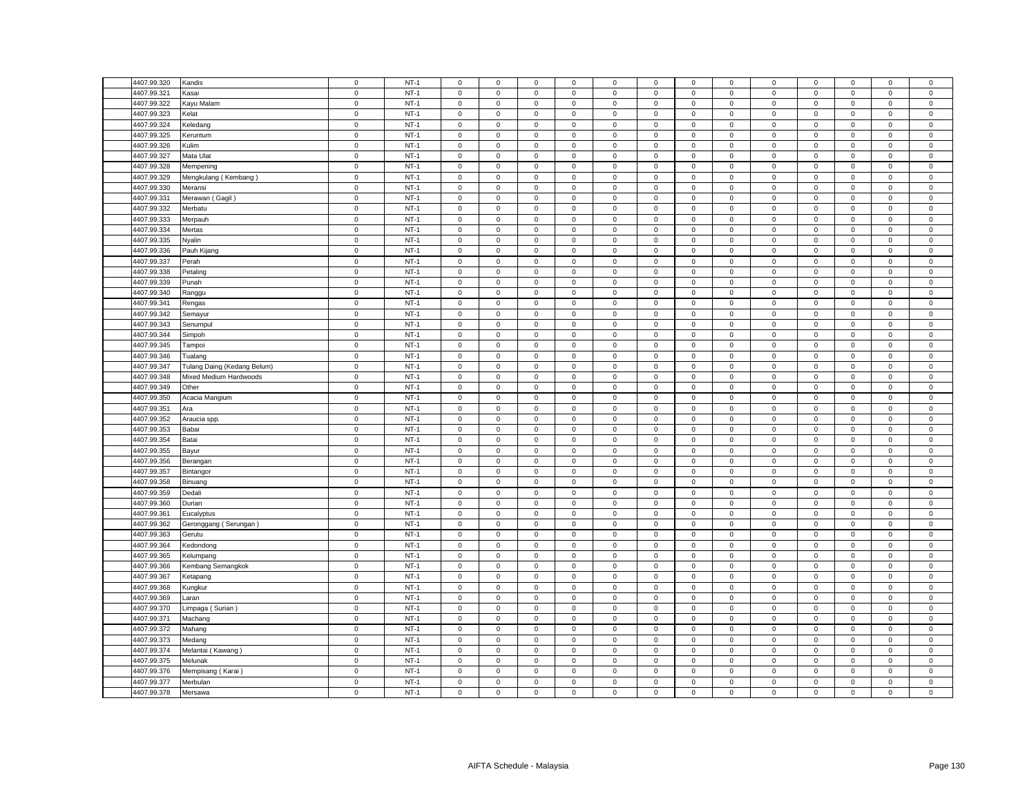| | | | | | | | | | | | | | | | | |
|---|---|---|---|---|---|---|---|---|---|---|---|---|---|---|---|---|
| 4407.99.320 | Kandis | 0 | NT-1 | 0 | 0 | 0 | 0 | 0 | 0 | 0 | 0 | 0 | 0 | 0 | 0 | 0 |
| 4407.99.321 | Kasai | 0 | NT-1 | 0 | 0 | 0 | 0 | 0 | 0 | 0 | 0 | 0 | 0 | 0 | 0 | 0 |
| 4407.99.322 | Kayu Malam | 0 | NT-1 | 0 | 0 | 0 | 0 | 0 | 0 | 0 | 0 | 0 | 0 | 0 | 0 | 0 |
| 4407.99.323 | Kelat | 0 | NT-1 | 0 | 0 | 0 | 0 | 0 | 0 | 0 | 0 | 0 | 0 | 0 | 0 | 0 |
| 4407.99.324 | Keledang | 0 | NT-1 | 0 | 0 | 0 | 0 | 0 | 0 | 0 | 0 | 0 | 0 | 0 | 0 | 0 |
| 4407.99.325 | Keruntum | 0 | NT-1 | 0 | 0 | 0 | 0 | 0 | 0 | 0 | 0 | 0 | 0 | 0 | 0 | 0 |
| 4407.99.326 | Kulim | 0 | NT-1 | 0 | 0 | 0 | 0 | 0 | 0 | 0 | 0 | 0 | 0 | 0 | 0 | 0 |
| 4407.99.327 | Mata Ulat | 0 | NT-1 | 0 | 0 | 0 | 0 | 0 | 0 | 0 | 0 | 0 | 0 | 0 | 0 | 0 |
| 4407.99.328 | Mempening | 0 | NT-1 | 0 | 0 | 0 | 0 | 0 | 0 | 0 | 0 | 0 | 0 | 0 | 0 | 0 |
| 4407.99.329 | Mengkulang ( Kembang ) | 0 | NT-1 | 0 | 0 | 0 | 0 | 0 | 0 | 0 | 0 | 0 | 0 | 0 | 0 | 0 |
| 4407.99.330 | Meransi | 0 | NT-1 | 0 | 0 | 0 | 0 | 0 | 0 | 0 | 0 | 0 | 0 | 0 | 0 | 0 |
| 4407.99.331 | Merawan ( Gagil ) | 0 | NT-1 | 0 | 0 | 0 | 0 | 0 | 0 | 0 | 0 | 0 | 0 | 0 | 0 | 0 |
| 4407.99.332 | Merbatu | 0 | NT-1 | 0 | 0 | 0 | 0 | 0 | 0 | 0 | 0 | 0 | 0 | 0 | 0 | 0 |
| 4407.99.333 | Merpauh | 0 | NT-1 | 0 | 0 | 0 | 0 | 0 | 0 | 0 | 0 | 0 | 0 | 0 | 0 | 0 |
| 4407.99.334 | Mertas | 0 | NT-1 | 0 | 0 | 0 | 0 | 0 | 0 | 0 | 0 | 0 | 0 | 0 | 0 | 0 |
| 4407.99.335 | Nyalin | 0 | NT-1 | 0 | 0 | 0 | 0 | 0 | 0 | 0 | 0 | 0 | 0 | 0 | 0 | 0 |
| 4407.99.336 | Pauh Kijang | 0 | NT-1 | 0 | 0 | 0 | 0 | 0 | 0 | 0 | 0 | 0 | 0 | 0 | 0 | 0 |
| 4407.99.337 | Perah | 0 | NT-1 | 0 | 0 | 0 | 0 | 0 | 0 | 0 | 0 | 0 | 0 | 0 | 0 | 0 |
| 4407.99.338 | Petaling | 0 | NT-1 | 0 | 0 | 0 | 0 | 0 | 0 | 0 | 0 | 0 | 0 | 0 | 0 | 0 |
| 4407.99.339 | Punah | 0 | NT-1 | 0 | 0 | 0 | 0 | 0 | 0 | 0 | 0 | 0 | 0 | 0 | 0 | 0 |
| 4407.99.340 | Ranggu | 0 | NT-1 | 0 | 0 | 0 | 0 | 0 | 0 | 0 | 0 | 0 | 0 | 0 | 0 | 0 |
| 4407.99.341 | Rengas | 0 | NT-1 | 0 | 0 | 0 | 0 | 0 | 0 | 0 | 0 | 0 | 0 | 0 | 0 | 0 |
| 4407.99.342 | Semayur | 0 | NT-1 | 0 | 0 | 0 | 0 | 0 | 0 | 0 | 0 | 0 | 0 | 0 | 0 | 0 |
| 4407.99.343 | Senumpul | 0 | NT-1 | 0 | 0 | 0 | 0 | 0 | 0 | 0 | 0 | 0 | 0 | 0 | 0 | 0 |
| 4407.99.344 | Simpoh | 0 | NT-1 | 0 | 0 | 0 | 0 | 0 | 0 | 0 | 0 | 0 | 0 | 0 | 0 | 0 |
| 4407.99.345 | Tampoi | 0 | NT-1 | 0 | 0 | 0 | 0 | 0 | 0 | 0 | 0 | 0 | 0 | 0 | 0 | 0 |
| 4407.99.346 | Tualang | 0 | NT-1 | 0 | 0 | 0 | 0 | 0 | 0 | 0 | 0 | 0 | 0 | 0 | 0 | 0 |
| 4407.99.347 | Tulang Daing (Kedang Belum) | 0 | NT-1 | 0 | 0 | 0 | 0 | 0 | 0 | 0 | 0 | 0 | 0 | 0 | 0 | 0 |
| 4407.99.348 | Mixed Medium Hardwoods | 0 | NT-1 | 0 | 0 | 0 | 0 | 0 | 0 | 0 | 0 | 0 | 0 | 0 | 0 | 0 |
| 4407.99.349 | Other | 0 | NT-1 | 0 | 0 | 0 | 0 | 0 | 0 | 0 | 0 | 0 | 0 | 0 | 0 | 0 |
| 4407.99.350 | Acacia Mangium | 0 | NT-1 | 0 | 0 | 0 | 0 | 0 | 0 | 0 | 0 | 0 | 0 | 0 | 0 | 0 |
| 4407.99.351 | Ara | 0 | NT-1 | 0 | 0 | 0 | 0 | 0 | 0 | 0 | 0 | 0 | 0 | 0 | 0 | 0 |
| 4407.99.352 | Araucia spp. | 0 | NT-1 | 0 | 0 | 0 | 0 | 0 | 0 | 0 | 0 | 0 | 0 | 0 | 0 | 0 |
| 4407.99.353 | Babai | 0 | NT-1 | 0 | 0 | 0 | 0 | 0 | 0 | 0 | 0 | 0 | 0 | 0 | 0 | 0 |
| 4407.99.354 | Batai | 0 | NT-1 | 0 | 0 | 0 | 0 | 0 | 0 | 0 | 0 | 0 | 0 | 0 | 0 | 0 |
| 4407.99.355 | Bayur | 0 | NT-1 | 0 | 0 | 0 | 0 | 0 | 0 | 0 | 0 | 0 | 0 | 0 | 0 | 0 |
| 4407.99.356 | Berangan | 0 | NT-1 | 0 | 0 | 0 | 0 | 0 | 0 | 0 | 0 | 0 | 0 | 0 | 0 | 0 |
| 4407.99.357 | Bintangor | 0 | NT-1 | 0 | 0 | 0 | 0 | 0 | 0 | 0 | 0 | 0 | 0 | 0 | 0 | 0 |
| 4407.99.358 | Binuang | 0 | NT-1 | 0 | 0 | 0 | 0 | 0 | 0 | 0 | 0 | 0 | 0 | 0 | 0 | 0 |
| 4407.99.359 | Dedali | 0 | NT-1 | 0 | 0 | 0 | 0 | 0 | 0 | 0 | 0 | 0 | 0 | 0 | 0 | 0 |
| 4407.99.360 | Durian | 0 | NT-1 | 0 | 0 | 0 | 0 | 0 | 0 | 0 | 0 | 0 | 0 | 0 | 0 | 0 |
| 4407.99.361 | Eucalyptus | 0 | NT-1 | 0 | 0 | 0 | 0 | 0 | 0 | 0 | 0 | 0 | 0 | 0 | 0 | 0 |
| 4407.99.362 | Geronggang ( Serungan ) | 0 | NT-1 | 0 | 0 | 0 | 0 | 0 | 0 | 0 | 0 | 0 | 0 | 0 | 0 | 0 |
| 4407.99.363 | Gerutu | 0 | NT-1 | 0 | 0 | 0 | 0 | 0 | 0 | 0 | 0 | 0 | 0 | 0 | 0 | 0 |
| 4407.99.364 | Kedondong | 0 | NT-1 | 0 | 0 | 0 | 0 | 0 | 0 | 0 | 0 | 0 | 0 | 0 | 0 | 0 |
| 4407.99.365 | Kelumpang | 0 | NT-1 | 0 | 0 | 0 | 0 | 0 | 0 | 0 | 0 | 0 | 0 | 0 | 0 | 0 |
| 4407.99.366 | Kembang Semangkok | 0 | NT-1 | 0 | 0 | 0 | 0 | 0 | 0 | 0 | 0 | 0 | 0 | 0 | 0 | 0 |
| 4407.99.367 | Ketapang | 0 | NT-1 | 0 | 0 | 0 | 0 | 0 | 0 | 0 | 0 | 0 | 0 | 0 | 0 | 0 |
| 4407.99.368 | Kungkur | 0 | NT-1 | 0 | 0 | 0 | 0 | 0 | 0 | 0 | 0 | 0 | 0 | 0 | 0 | 0 |
| 4407.99.369 | Laran | 0 | NT-1 | 0 | 0 | 0 | 0 | 0 | 0 | 0 | 0 | 0 | 0 | 0 | 0 | 0 |
| 4407.99.370 | Limpaga ( Surian ) | 0 | NT-1 | 0 | 0 | 0 | 0 | 0 | 0 | 0 | 0 | 0 | 0 | 0 | 0 | 0 |
| 4407.99.371 | Machang | 0 | NT-1 | 0 | 0 | 0 | 0 | 0 | 0 | 0 | 0 | 0 | 0 | 0 | 0 | 0 |
| 4407.99.372 | Mahang | 0 | NT-1 | 0 | 0 | 0 | 0 | 0 | 0 | 0 | 0 | 0 | 0 | 0 | 0 | 0 |
| 4407.99.373 | Medang | 0 | NT-1 | 0 | 0 | 0 | 0 | 0 | 0 | 0 | 0 | 0 | 0 | 0 | 0 | 0 |
| 4407.99.374 | Melantai ( Kawang ) | 0 | NT-1 | 0 | 0 | 0 | 0 | 0 | 0 | 0 | 0 | 0 | 0 | 0 | 0 | 0 |
| 4407.99.375 | Melunak | 0 | NT-1 | 0 | 0 | 0 | 0 | 0 | 0 | 0 | 0 | 0 | 0 | 0 | 0 | 0 |
| 4407.99.376 | Mempisang ( Karai ) | 0 | NT-1 | 0 | 0 | 0 | 0 | 0 | 0 | 0 | 0 | 0 | 0 | 0 | 0 | 0 |
| 4407.99.377 | Merbulan | 0 | NT-1 | 0 | 0 | 0 | 0 | 0 | 0 | 0 | 0 | 0 | 0 | 0 | 0 | 0 |
| 4407.99.378 | Mersawa | 0 | NT-1 | 0 | 0 | 0 | 0 | 0 | 0 | 0 | 0 | 0 | 0 | 0 | 0 | 0 |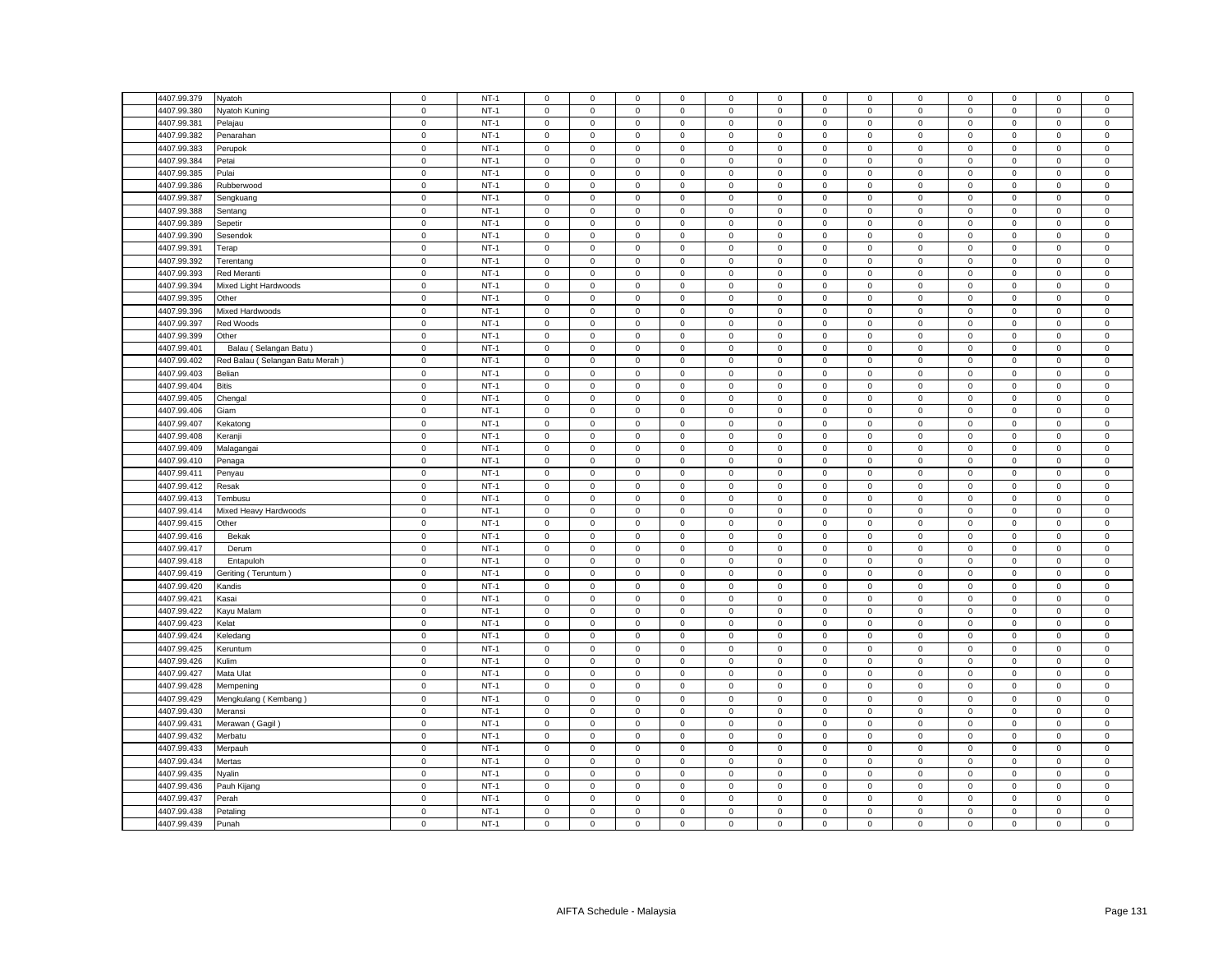| | | | | | | | | | | | | | | | | | |
|---|---|---|---|---|---|---|---|---|---|---|---|---|---|---|---|---|---|
| 4407.99.379 | Nyatoh | 0 | NT-1 | 0 | 0 | 0 | 0 | 0 | 0 | 0 | 0 | 0 | 0 | 0 | 0 | 0 |
| 4407.99.380 | Nyatoh Kuning | 0 | NT-1 | 0 | 0 | 0 | 0 | 0 | 0 | 0 | 0 | 0 | 0 | 0 | 0 | 0 |
| 4407.99.381 | Pelajau | 0 | NT-1 | 0 | 0 | 0 | 0 | 0 | 0 | 0 | 0 | 0 | 0 | 0 | 0 | 0 |
| 4407.99.382 | Penarahan | 0 | NT-1 | 0 | 0 | 0 | 0 | 0 | 0 | 0 | 0 | 0 | 0 | 0 | 0 | 0 |
| 4407.99.383 | Perupok | 0 | NT-1 | 0 | 0 | 0 | 0 | 0 | 0 | 0 | 0 | 0 | 0 | 0 | 0 | 0 |
| 4407.99.384 | Petai | 0 | NT-1 | 0 | 0 | 0 | 0 | 0 | 0 | 0 | 0 | 0 | 0 | 0 | 0 | 0 |
| 4407.99.385 | Pulai | 0 | NT-1 | 0 | 0 | 0 | 0 | 0 | 0 | 0 | 0 | 0 | 0 | 0 | 0 | 0 |
| 4407.99.386 | Rubberwood | 0 | NT-1 | 0 | 0 | 0 | 0 | 0 | 0 | 0 | 0 | 0 | 0 | 0 | 0 | 0 |
| 4407.99.387 | Sengkuang | 0 | NT-1 | 0 | 0 | 0 | 0 | 0 | 0 | 0 | 0 | 0 | 0 | 0 | 0 | 0 |
| 4407.99.388 | Sentang | 0 | NT-1 | 0 | 0 | 0 | 0 | 0 | 0 | 0 | 0 | 0 | 0 | 0 | 0 | 0 |
| 4407.99.389 | Sepetir | 0 | NT-1 | 0 | 0 | 0 | 0 | 0 | 0 | 0 | 0 | 0 | 0 | 0 | 0 | 0 |
| 4407.99.390 | Sesendok | 0 | NT-1 | 0 | 0 | 0 | 0 | 0 | 0 | 0 | 0 | 0 | 0 | 0 | 0 | 0 |
| 4407.99.391 | Terap | 0 | NT-1 | 0 | 0 | 0 | 0 | 0 | 0 | 0 | 0 | 0 | 0 | 0 | 0 | 0 |
| 4407.99.392 | Terentang | 0 | NT-1 | 0 | 0 | 0 | 0 | 0 | 0 | 0 | 0 | 0 | 0 | 0 | 0 | 0 |
| 4407.99.393 | Red Meranti | 0 | NT-1 | 0 | 0 | 0 | 0 | 0 | 0 | 0 | 0 | 0 | 0 | 0 | 0 | 0 |
| 4407.99.394 | Mixed Light Hardwoods | 0 | NT-1 | 0 | 0 | 0 | 0 | 0 | 0 | 0 | 0 | 0 | 0 | 0 | 0 | 0 |
| 4407.99.395 | Other | 0 | NT-1 | 0 | 0 | 0 | 0 | 0 | 0 | 0 | 0 | 0 | 0 | 0 | 0 | 0 |
| 4407.99.396 | Mixed Hardwoods | 0 | NT-1 | 0 | 0 | 0 | 0 | 0 | 0 | 0 | 0 | 0 | 0 | 0 | 0 | 0 |
| 4407.99.397 | Red Woods | 0 | NT-1 | 0 | 0 | 0 | 0 | 0 | 0 | 0 | 0 | 0 | 0 | 0 | 0 | 0 |
| 4407.99.399 | Other | 0 | NT-1 | 0 | 0 | 0 | 0 | 0 | 0 | 0 | 0 | 0 | 0 | 0 | 0 | 0 |
| 4407.99.401 | Balau ( Selangan Batu ) | 0 | NT-1 | 0 | 0 | 0 | 0 | 0 | 0 | 0 | 0 | 0 | 0 | 0 | 0 | 0 |
| 4407.99.402 | Red Balau ( Selangan Batu Merah ) | 0 | NT-1 | 0 | 0 | 0 | 0 | 0 | 0 | 0 | 0 | 0 | 0 | 0 | 0 | 0 |
| 4407.99.403 | Belian | 0 | NT-1 | 0 | 0 | 0 | 0 | 0 | 0 | 0 | 0 | 0 | 0 | 0 | 0 | 0 |
| 4407.99.404 | Bitis | 0 | NT-1 | 0 | 0 | 0 | 0 | 0 | 0 | 0 | 0 | 0 | 0 | 0 | 0 | 0 |
| 4407.99.405 | Chengal | 0 | NT-1 | 0 | 0 | 0 | 0 | 0 | 0 | 0 | 0 | 0 | 0 | 0 | 0 | 0 |
| 4407.99.406 | Giam | 0 | NT-1 | 0 | 0 | 0 | 0 | 0 | 0 | 0 | 0 | 0 | 0 | 0 | 0 | 0 |
| 4407.99.407 | Kekatong | 0 | NT-1 | 0 | 0 | 0 | 0 | 0 | 0 | 0 | 0 | 0 | 0 | 0 | 0 | 0 |
| 4407.99.408 | Keranji | 0 | NT-1 | 0 | 0 | 0 | 0 | 0 | 0 | 0 | 0 | 0 | 0 | 0 | 0 | 0 |
| 4407.99.409 | Malagangai | 0 | NT-1 | 0 | 0 | 0 | 0 | 0 | 0 | 0 | 0 | 0 | 0 | 0 | 0 | 0 |
| 4407.99.410 | Penaga | 0 | NT-1 | 0 | 0 | 0 | 0 | 0 | 0 | 0 | 0 | 0 | 0 | 0 | 0 | 0 |
| 4407.99.411 | Penyau | 0 | NT-1 | 0 | 0 | 0 | 0 | 0 | 0 | 0 | 0 | 0 | 0 | 0 | 0 | 0 |
| 4407.99.412 | Resak | 0 | NT-1 | 0 | 0 | 0 | 0 | 0 | 0 | 0 | 0 | 0 | 0 | 0 | 0 | 0 |
| 4407.99.413 | Tembusu | 0 | NT-1 | 0 | 0 | 0 | 0 | 0 | 0 | 0 | 0 | 0 | 0 | 0 | 0 | 0 |
| 4407.99.414 | Mixed Heavy Hardwoods | 0 | NT-1 | 0 | 0 | 0 | 0 | 0 | 0 | 0 | 0 | 0 | 0 | 0 | 0 | 0 |
| 4407.99.415 | Other | 0 | NT-1 | 0 | 0 | 0 | 0 | 0 | 0 | 0 | 0 | 0 | 0 | 0 | 0 | 0 |
| 4407.99.416 | Bekak | 0 | NT-1 | 0 | 0 | 0 | 0 | 0 | 0 | 0 | 0 | 0 | 0 | 0 | 0 | 0 |
| 4407.99.417 | Derum | 0 | NT-1 | 0 | 0 | 0 | 0 | 0 | 0 | 0 | 0 | 0 | 0 | 0 | 0 | 0 |
| 4407.99.418 | Entapuloh | 0 | NT-1 | 0 | 0 | 0 | 0 | 0 | 0 | 0 | 0 | 0 | 0 | 0 | 0 | 0 |
| 4407.99.419 | Geriting ( Teruntum ) | 0 | NT-1 | 0 | 0 | 0 | 0 | 0 | 0 | 0 | 0 | 0 | 0 | 0 | 0 | 0 |
| 4407.99.420 | Kandis | 0 | NT-1 | 0 | 0 | 0 | 0 | 0 | 0 | 0 | 0 | 0 | 0 | 0 | 0 | 0 |
| 4407.99.421 | Kasai | 0 | NT-1 | 0 | 0 | 0 | 0 | 0 | 0 | 0 | 0 | 0 | 0 | 0 | 0 | 0 |
| 4407.99.422 | Kayu Malam | 0 | NT-1 | 0 | 0 | 0 | 0 | 0 | 0 | 0 | 0 | 0 | 0 | 0 | 0 | 0 |
| 4407.99.423 | Kelat | 0 | NT-1 | 0 | 0 | 0 | 0 | 0 | 0 | 0 | 0 | 0 | 0 | 0 | 0 | 0 |
| 4407.99.424 | Keledang | 0 | NT-1 | 0 | 0 | 0 | 0 | 0 | 0 | 0 | 0 | 0 | 0 | 0 | 0 | 0 |
| 4407.99.425 | Keruntum | 0 | NT-1 | 0 | 0 | 0 | 0 | 0 | 0 | 0 | 0 | 0 | 0 | 0 | 0 | 0 |
| 4407.99.426 | Kulim | 0 | NT-1 | 0 | 0 | 0 | 0 | 0 | 0 | 0 | 0 | 0 | 0 | 0 | 0 | 0 |
| 4407.99.427 | Mata Ulat | 0 | NT-1 | 0 | 0 | 0 | 0 | 0 | 0 | 0 | 0 | 0 | 0 | 0 | 0 | 0 |
| 4407.99.428 | Mempening | 0 | NT-1 | 0 | 0 | 0 | 0 | 0 | 0 | 0 | 0 | 0 | 0 | 0 | 0 | 0 |
| 4407.99.429 | Mengkulang ( Kembang ) | 0 | NT-1 | 0 | 0 | 0 | 0 | 0 | 0 | 0 | 0 | 0 | 0 | 0 | 0 | 0 |
| 4407.99.430 | Meransi | 0 | NT-1 | 0 | 0 | 0 | 0 | 0 | 0 | 0 | 0 | 0 | 0 | 0 | 0 | 0 |
| 4407.99.431 | Merawan ( Gagil ) | 0 | NT-1 | 0 | 0 | 0 | 0 | 0 | 0 | 0 | 0 | 0 | 0 | 0 | 0 | 0 |
| 4407.99.432 | Merbatu | 0 | NT-1 | 0 | 0 | 0 | 0 | 0 | 0 | 0 | 0 | 0 | 0 | 0 | 0 | 0 |
| 4407.99.433 | Merpauh | 0 | NT-1 | 0 | 0 | 0 | 0 | 0 | 0 | 0 | 0 | 0 | 0 | 0 | 0 | 0 |
| 4407.99.434 | Mertas | 0 | NT-1 | 0 | 0 | 0 | 0 | 0 | 0 | 0 | 0 | 0 | 0 | 0 | 0 | 0 |
| 4407.99.435 | Nyalin | 0 | NT-1 | 0 | 0 | 0 | 0 | 0 | 0 | 0 | 0 | 0 | 0 | 0 | 0 | 0 |
| 4407.99.436 | Pauh Kijang | 0 | NT-1 | 0 | 0 | 0 | 0 | 0 | 0 | 0 | 0 | 0 | 0 | 0 | 0 | 0 |
| 4407.99.437 | Perah | 0 | NT-1 | 0 | 0 | 0 | 0 | 0 | 0 | 0 | 0 | 0 | 0 | 0 | 0 | 0 |
| 4407.99.438 | Petaling | 0 | NT-1 | 0 | 0 | 0 | 0 | 0 | 0 | 0 | 0 | 0 | 0 | 0 | 0 | 0 |
| 4407.99.439 | Punah | 0 | NT-1 | 0 | 0 | 0 | 0 | 0 | 0 | 0 | 0 | 0 | 0 | 0 | 0 | 0 |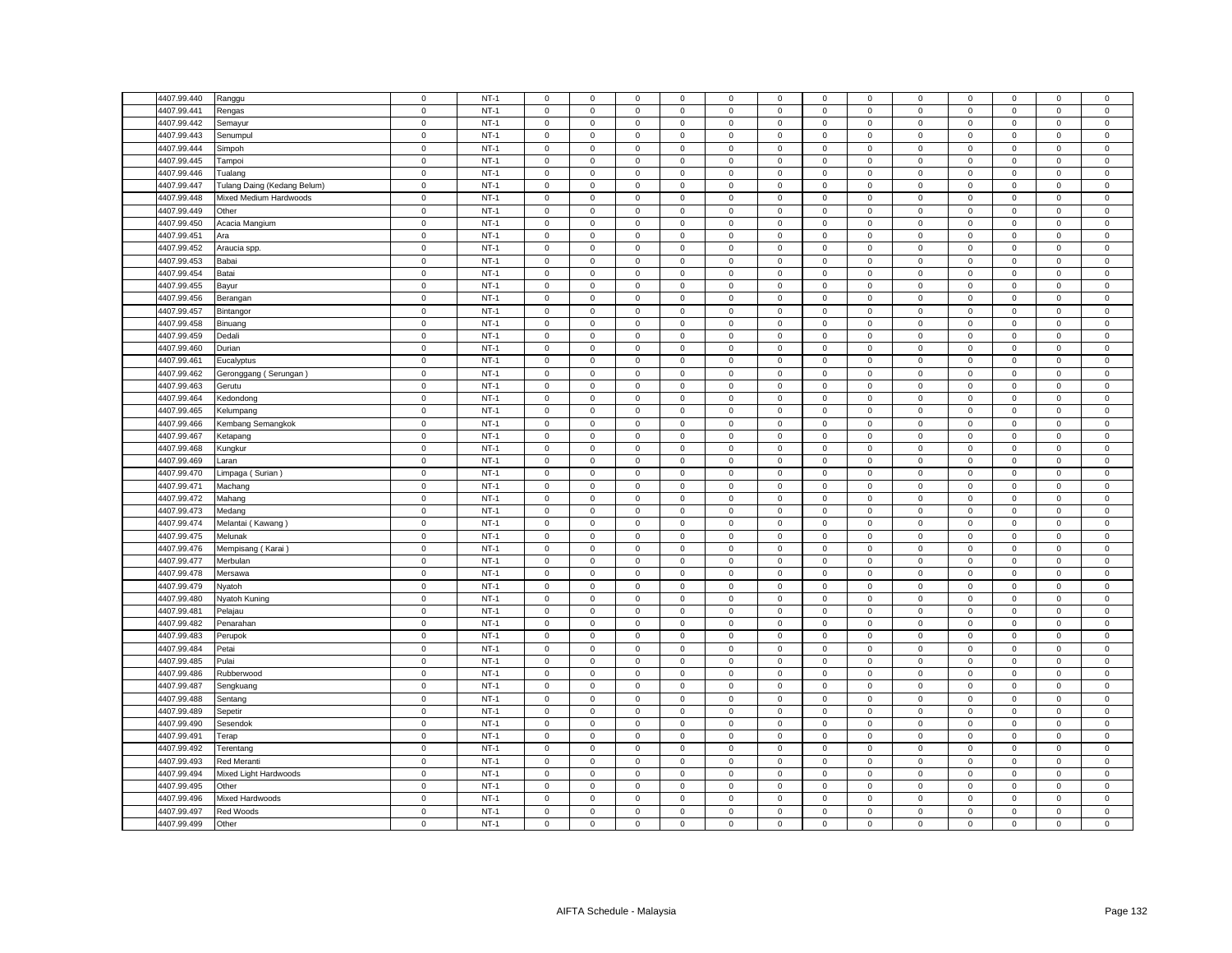| | | | | | | | | | | | | | | | | |
|---|---|---|---|---|---|---|---|---|---|---|---|---|---|---|---|---|
| 4407.99.440 | Ranggu | 0 | NT-1 | 0 | 0 | 0 | 0 | 0 | 0 | 0 | 0 | 0 | 0 | 0 | 0 | 0 |
| 4407.99.441 | Rengas | 0 | NT-1 | 0 | 0 | 0 | 0 | 0 | 0 | 0 | 0 | 0 | 0 | 0 | 0 | 0 |
| 4407.99.442 | Semayur | 0 | NT-1 | 0 | 0 | 0 | 0 | 0 | 0 | 0 | 0 | 0 | 0 | 0 | 0 | 0 |
| 4407.99.443 | Senumpul | 0 | NT-1 | 0 | 0 | 0 | 0 | 0 | 0 | 0 | 0 | 0 | 0 | 0 | 0 | 0 |
| 4407.99.444 | Simpoh | 0 | NT-1 | 0 | 0 | 0 | 0 | 0 | 0 | 0 | 0 | 0 | 0 | 0 | 0 | 0 |
| 4407.99.445 | Tampoi | 0 | NT-1 | 0 | 0 | 0 | 0 | 0 | 0 | 0 | 0 | 0 | 0 | 0 | 0 | 0 |
| 4407.99.446 | Tualang | 0 | NT-1 | 0 | 0 | 0 | 0 | 0 | 0 | 0 | 0 | 0 | 0 | 0 | 0 | 0 |
| 4407.99.447 | Tulang Daing (Kedang Belum) | 0 | NT-1 | 0 | 0 | 0 | 0 | 0 | 0 | 0 | 0 | 0 | 0 | 0 | 0 | 0 |
| 4407.99.448 | Mixed Medium Hardwoods | 0 | NT-1 | 0 | 0 | 0 | 0 | 0 | 0 | 0 | 0 | 0 | 0 | 0 | 0 | 0 |
| 4407.99.449 | Other | 0 | NT-1 | 0 | 0 | 0 | 0 | 0 | 0 | 0 | 0 | 0 | 0 | 0 | 0 | 0 |
| 4407.99.450 | Acacia Mangium | 0 | NT-1 | 0 | 0 | 0 | 0 | 0 | 0 | 0 | 0 | 0 | 0 | 0 | 0 | 0 |
| 4407.99.451 | Ara | 0 | NT-1 | 0 | 0 | 0 | 0 | 0 | 0 | 0 | 0 | 0 | 0 | 0 | 0 | 0 |
| 4407.99.452 | Araucia spp. | 0 | NT-1 | 0 | 0 | 0 | 0 | 0 | 0 | 0 | 0 | 0 | 0 | 0 | 0 | 0 |
| 4407.99.453 | Babai | 0 | NT-1 | 0 | 0 | 0 | 0 | 0 | 0 | 0 | 0 | 0 | 0 | 0 | 0 | 0 |
| 4407.99.454 | Batai | 0 | NT-1 | 0 | 0 | 0 | 0 | 0 | 0 | 0 | 0 | 0 | 0 | 0 | 0 | 0 |
| 4407.99.455 | Bayur | 0 | NT-1 | 0 | 0 | 0 | 0 | 0 | 0 | 0 | 0 | 0 | 0 | 0 | 0 | 0 |
| 4407.99.456 | Berangan | 0 | NT-1 | 0 | 0 | 0 | 0 | 0 | 0 | 0 | 0 | 0 | 0 | 0 | 0 | 0 |
| 4407.99.457 | Bintangor | 0 | NT-1 | 0 | 0 | 0 | 0 | 0 | 0 | 0 | 0 | 0 | 0 | 0 | 0 | 0 |
| 4407.99.458 | Binuang | 0 | NT-1 | 0 | 0 | 0 | 0 | 0 | 0 | 0 | 0 | 0 | 0 | 0 | 0 | 0 |
| 4407.99.459 | Dedali | 0 | NT-1 | 0 | 0 | 0 | 0 | 0 | 0 | 0 | 0 | 0 | 0 | 0 | 0 | 0 |
| 4407.99.460 | Durian | 0 | NT-1 | 0 | 0 | 0 | 0 | 0 | 0 | 0 | 0 | 0 | 0 | 0 | 0 | 0 |
| 4407.99.461 | Eucalyptus | 0 | NT-1 | 0 | 0 | 0 | 0 | 0 | 0 | 0 | 0 | 0 | 0 | 0 | 0 | 0 |
| 4407.99.462 | Geronggang ( Serungan ) | 0 | NT-1 | 0 | 0 | 0 | 0 | 0 | 0 | 0 | 0 | 0 | 0 | 0 | 0 | 0 |
| 4407.99.463 | Gerutu | 0 | NT-1 | 0 | 0 | 0 | 0 | 0 | 0 | 0 | 0 | 0 | 0 | 0 | 0 | 0 |
| 4407.99.464 | Kedondong | 0 | NT-1 | 0 | 0 | 0 | 0 | 0 | 0 | 0 | 0 | 0 | 0 | 0 | 0 | 0 |
| 4407.99.465 | Kelumpang | 0 | NT-1 | 0 | 0 | 0 | 0 | 0 | 0 | 0 | 0 | 0 | 0 | 0 | 0 | 0 |
| 4407.99.466 | Kembang Semangkok | 0 | NT-1 | 0 | 0 | 0 | 0 | 0 | 0 | 0 | 0 | 0 | 0 | 0 | 0 | 0 |
| 4407.99.467 | Ketapang | 0 | NT-1 | 0 | 0 | 0 | 0 | 0 | 0 | 0 | 0 | 0 | 0 | 0 | 0 | 0 |
| 4407.99.468 | Kungkur | 0 | NT-1 | 0 | 0 | 0 | 0 | 0 | 0 | 0 | 0 | 0 | 0 | 0 | 0 | 0 |
| 4407.99.469 | Laran | 0 | NT-1 | 0 | 0 | 0 | 0 | 0 | 0 | 0 | 0 | 0 | 0 | 0 | 0 | 0 |
| 4407.99.470 | Limpaga ( Surian ) | 0 | NT-1 | 0 | 0 | 0 | 0 | 0 | 0 | 0 | 0 | 0 | 0 | 0 | 0 | 0 |
| 4407.99.471 | Machang | 0 | NT-1 | 0 | 0 | 0 | 0 | 0 | 0 | 0 | 0 | 0 | 0 | 0 | 0 | 0 |
| 4407.99.472 | Mahang | 0 | NT-1 | 0 | 0 | 0 | 0 | 0 | 0 | 0 | 0 | 0 | 0 | 0 | 0 | 0 |
| 4407.99.473 | Medang | 0 | NT-1 | 0 | 0 | 0 | 0 | 0 | 0 | 0 | 0 | 0 | 0 | 0 | 0 | 0 |
| 4407.99.474 | Melantai ( Kawang ) | 0 | NT-1 | 0 | 0 | 0 | 0 | 0 | 0 | 0 | 0 | 0 | 0 | 0 | 0 | 0 |
| 4407.99.475 | Melunak | 0 | NT-1 | 0 | 0 | 0 | 0 | 0 | 0 | 0 | 0 | 0 | 0 | 0 | 0 | 0 |
| 4407.99.476 | Mempisang ( Karai ) | 0 | NT-1 | 0 | 0 | 0 | 0 | 0 | 0 | 0 | 0 | 0 | 0 | 0 | 0 | 0 |
| 4407.99.477 | Merbulan | 0 | NT-1 | 0 | 0 | 0 | 0 | 0 | 0 | 0 | 0 | 0 | 0 | 0 | 0 | 0 |
| 4407.99.478 | Mersawa | 0 | NT-1 | 0 | 0 | 0 | 0 | 0 | 0 | 0 | 0 | 0 | 0 | 0 | 0 | 0 |
| 4407.99.479 | Nyatoh | 0 | NT-1 | 0 | 0 | 0 | 0 | 0 | 0 | 0 | 0 | 0 | 0 | 0 | 0 | 0 |
| 4407.99.480 | Nyatoh Kuning | 0 | NT-1 | 0 | 0 | 0 | 0 | 0 | 0 | 0 | 0 | 0 | 0 | 0 | 0 | 0 |
| 4407.99.481 | Pelajau | 0 | NT-1 | 0 | 0 | 0 | 0 | 0 | 0 | 0 | 0 | 0 | 0 | 0 | 0 | 0 |
| 4407.99.482 | Penarahan | 0 | NT-1 | 0 | 0 | 0 | 0 | 0 | 0 | 0 | 0 | 0 | 0 | 0 | 0 | 0 |
| 4407.99.483 | Perupok | 0 | NT-1 | 0 | 0 | 0 | 0 | 0 | 0 | 0 | 0 | 0 | 0 | 0 | 0 | 0 |
| 4407.99.484 | Petai | 0 | NT-1 | 0 | 0 | 0 | 0 | 0 | 0 | 0 | 0 | 0 | 0 | 0 | 0 | 0 |
| 4407.99.485 | Pulai | 0 | NT-1 | 0 | 0 | 0 | 0 | 0 | 0 | 0 | 0 | 0 | 0 | 0 | 0 | 0 |
| 4407.99.486 | Rubberwood | 0 | NT-1 | 0 | 0 | 0 | 0 | 0 | 0 | 0 | 0 | 0 | 0 | 0 | 0 | 0 |
| 4407.99.487 | Sengkuang | 0 | NT-1 | 0 | 0 | 0 | 0 | 0 | 0 | 0 | 0 | 0 | 0 | 0 | 0 | 0 |
| 4407.99.488 | Sentang | 0 | NT-1 | 0 | 0 | 0 | 0 | 0 | 0 | 0 | 0 | 0 | 0 | 0 | 0 | 0 |
| 4407.99.489 | Sepetir | 0 | NT-1 | 0 | 0 | 0 | 0 | 0 | 0 | 0 | 0 | 0 | 0 | 0 | 0 | 0 |
| 4407.99.490 | Sesendok | 0 | NT-1 | 0 | 0 | 0 | 0 | 0 | 0 | 0 | 0 | 0 | 0 | 0 | 0 | 0 |
| 4407.99.491 | Terap | 0 | NT-1 | 0 | 0 | 0 | 0 | 0 | 0 | 0 | 0 | 0 | 0 | 0 | 0 | 0 |
| 4407.99.492 | Terentang | 0 | NT-1 | 0 | 0 | 0 | 0 | 0 | 0 | 0 | 0 | 0 | 0 | 0 | 0 | 0 |
| 4407.99.493 | Red Meranti | 0 | NT-1 | 0 | 0 | 0 | 0 | 0 | 0 | 0 | 0 | 0 | 0 | 0 | 0 | 0 |
| 4407.99.494 | Mixed Light Hardwoods | 0 | NT-1 | 0 | 0 | 0 | 0 | 0 | 0 | 0 | 0 | 0 | 0 | 0 | 0 | 0 |
| 4407.99.495 | Other | 0 | NT-1 | 0 | 0 | 0 | 0 | 0 | 0 | 0 | 0 | 0 | 0 | 0 | 0 | 0 |
| 4407.99.496 | Mixed Hardwoods | 0 | NT-1 | 0 | 0 | 0 | 0 | 0 | 0 | 0 | 0 | 0 | 0 | 0 | 0 | 0 |
| 4407.99.497 | Red Woods | 0 | NT-1 | 0 | 0 | 0 | 0 | 0 | 0 | 0 | 0 | 0 | 0 | 0 | 0 | 0 |
| 4407.99.499 | Other | 0 | NT-1 | 0 | 0 | 0 | 0 | 0 | 0 | 0 | 0 | 0 | 0 | 0 | 0 | 0 |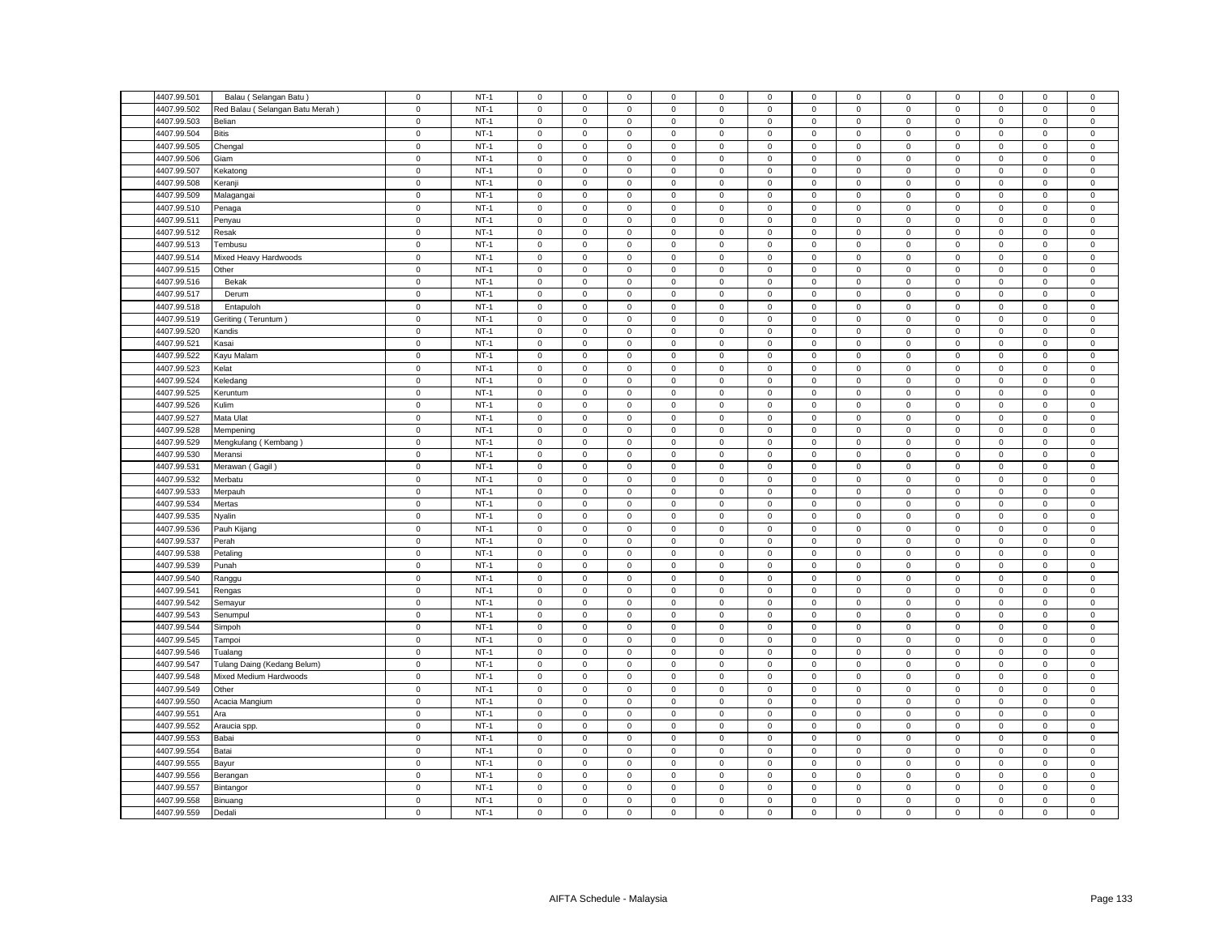| | | | | | | | | | | | | | | | | |
|---|---|---|---|---|---|---|---|---|---|---|---|---|---|---|---|---|
| 4407.99.501 | Balau ( Selangan Batu ) | 0 | NT-1 | 0 | 0 | 0 | 0 | 0 | 0 | 0 | 0 | 0 | 0 | 0 | 0 | 0 |
| 4407.99.502 | Red Balau ( Selangan Batu Merah ) | 0 | NT-1 | 0 | 0 | 0 | 0 | 0 | 0 | 0 | 0 | 0 | 0 | 0 | 0 | 0 |
| 4407.99.503 | Belian | 0 | NT-1 | 0 | 0 | 0 | 0 | 0 | 0 | 0 | 0 | 0 | 0 | 0 | 0 | 0 |
| 4407.99.504 | Bitis | 0 | NT-1 | 0 | 0 | 0 | 0 | 0 | 0 | 0 | 0 | 0 | 0 | 0 | 0 | 0 |
| 4407.99.505 | Chengal | 0 | NT-1 | 0 | 0 | 0 | 0 | 0 | 0 | 0 | 0 | 0 | 0 | 0 | 0 | 0 |
| 4407.99.506 | Giam | 0 | NT-1 | 0 | 0 | 0 | 0 | 0 | 0 | 0 | 0 | 0 | 0 | 0 | 0 | 0 |
| 4407.99.507 | Kekatong | 0 | NT-1 | 0 | 0 | 0 | 0 | 0 | 0 | 0 | 0 | 0 | 0 | 0 | 0 | 0 |
| 4407.99.508 | Keranji | 0 | NT-1 | 0 | 0 | 0 | 0 | 0 | 0 | 0 | 0 | 0 | 0 | 0 | 0 | 0 |
| 4407.99.509 | Malagangai | 0 | NT-1 | 0 | 0 | 0 | 0 | 0 | 0 | 0 | 0 | 0 | 0 | 0 | 0 | 0 |
| 4407.99.510 | Penaga | 0 | NT-1 | 0 | 0 | 0 | 0 | 0 | 0 | 0 | 0 | 0 | 0 | 0 | 0 | 0 |
| 4407.99.511 | Penyau | 0 | NT-1 | 0 | 0 | 0 | 0 | 0 | 0 | 0 | 0 | 0 | 0 | 0 | 0 | 0 |
| 4407.99.512 | Resak | 0 | NT-1 | 0 | 0 | 0 | 0 | 0 | 0 | 0 | 0 | 0 | 0 | 0 | 0 | 0 |
| 4407.99.513 | Tembusu | 0 | NT-1 | 0 | 0 | 0 | 0 | 0 | 0 | 0 | 0 | 0 | 0 | 0 | 0 | 0 |
| 4407.99.514 | Mixed Heavy Hardwoods | 0 | NT-1 | 0 | 0 | 0 | 0 | 0 | 0 | 0 | 0 | 0 | 0 | 0 | 0 | 0 |
| 4407.99.515 | Other | 0 | NT-1 | 0 | 0 | 0 | 0 | 0 | 0 | 0 | 0 | 0 | 0 | 0 | 0 | 0 |
| 4407.99.516 | Bekak | 0 | NT-1 | 0 | 0 | 0 | 0 | 0 | 0 | 0 | 0 | 0 | 0 | 0 | 0 | 0 |
| 4407.99.517 | Derum | 0 | NT-1 | 0 | 0 | 0 | 0 | 0 | 0 | 0 | 0 | 0 | 0 | 0 | 0 | 0 |
| 4407.99.518 | Entapuloh | 0 | NT-1 | 0 | 0 | 0 | 0 | 0 | 0 | 0 | 0 | 0 | 0 | 0 | 0 | 0 |
| 4407.99.519 | Geriting ( Teruntum ) | 0 | NT-1 | 0 | 0 | 0 | 0 | 0 | 0 | 0 | 0 | 0 | 0 | 0 | 0 | 0 |
| 4407.99.520 | Kandis | 0 | NT-1 | 0 | 0 | 0 | 0 | 0 | 0 | 0 | 0 | 0 | 0 | 0 | 0 | 0 |
| 4407.99.521 | Kasai | 0 | NT-1 | 0 | 0 | 0 | 0 | 0 | 0 | 0 | 0 | 0 | 0 | 0 | 0 | 0 |
| 4407.99.522 | Kayu Malam | 0 | NT-1 | 0 | 0 | 0 | 0 | 0 | 0 | 0 | 0 | 0 | 0 | 0 | 0 | 0 |
| 4407.99.523 | Kelat | 0 | NT-1 | 0 | 0 | 0 | 0 | 0 | 0 | 0 | 0 | 0 | 0 | 0 | 0 | 0 |
| 4407.99.524 | Keledang | 0 | NT-1 | 0 | 0 | 0 | 0 | 0 | 0 | 0 | 0 | 0 | 0 | 0 | 0 | 0 |
| 4407.99.525 | Keruntum | 0 | NT-1 | 0 | 0 | 0 | 0 | 0 | 0 | 0 | 0 | 0 | 0 | 0 | 0 | 0 |
| 4407.99.526 | Kulim | 0 | NT-1 | 0 | 0 | 0 | 0 | 0 | 0 | 0 | 0 | 0 | 0 | 0 | 0 | 0 |
| 4407.99.527 | Mata Ulat | 0 | NT-1 | 0 | 0 | 0 | 0 | 0 | 0 | 0 | 0 | 0 | 0 | 0 | 0 | 0 |
| 4407.99.528 | Mempening | 0 | NT-1 | 0 | 0 | 0 | 0 | 0 | 0 | 0 | 0 | 0 | 0 | 0 | 0 | 0 |
| 4407.99.529 | Mengkulang ( Kembang ) | 0 | NT-1 | 0 | 0 | 0 | 0 | 0 | 0 | 0 | 0 | 0 | 0 | 0 | 0 | 0 |
| 4407.99.530 | Meransi | 0 | NT-1 | 0 | 0 | 0 | 0 | 0 | 0 | 0 | 0 | 0 | 0 | 0 | 0 | 0 |
| 4407.99.531 | Merawan ( Gagil ) | 0 | NT-1 | 0 | 0 | 0 | 0 | 0 | 0 | 0 | 0 | 0 | 0 | 0 | 0 | 0 |
| 4407.99.532 | Merbatu | 0 | NT-1 | 0 | 0 | 0 | 0 | 0 | 0 | 0 | 0 | 0 | 0 | 0 | 0 | 0 |
| 4407.99.533 | Merpauh | 0 | NT-1 | 0 | 0 | 0 | 0 | 0 | 0 | 0 | 0 | 0 | 0 | 0 | 0 | 0 |
| 4407.99.534 | Mertas | 0 | NT-1 | 0 | 0 | 0 | 0 | 0 | 0 | 0 | 0 | 0 | 0 | 0 | 0 | 0 |
| 4407.99.535 | Nyalin | 0 | NT-1 | 0 | 0 | 0 | 0 | 0 | 0 | 0 | 0 | 0 | 0 | 0 | 0 | 0 |
| 4407.99.536 | Pauh Kijang | 0 | NT-1 | 0 | 0 | 0 | 0 | 0 | 0 | 0 | 0 | 0 | 0 | 0 | 0 | 0 |
| 4407.99.537 | Perah | 0 | NT-1 | 0 | 0 | 0 | 0 | 0 | 0 | 0 | 0 | 0 | 0 | 0 | 0 | 0 |
| 4407.99.538 | Petaling | 0 | NT-1 | 0 | 0 | 0 | 0 | 0 | 0 | 0 | 0 | 0 | 0 | 0 | 0 | 0 |
| 4407.99.539 | Punah | 0 | NT-1 | 0 | 0 | 0 | 0 | 0 | 0 | 0 | 0 | 0 | 0 | 0 | 0 | 0 |
| 4407.99.540 | Ranggu | 0 | NT-1 | 0 | 0 | 0 | 0 | 0 | 0 | 0 | 0 | 0 | 0 | 0 | 0 | 0 |
| 4407.99.541 | Rengas | 0 | NT-1 | 0 | 0 | 0 | 0 | 0 | 0 | 0 | 0 | 0 | 0 | 0 | 0 | 0 |
| 4407.99.542 | Semayur | 0 | NT-1 | 0 | 0 | 0 | 0 | 0 | 0 | 0 | 0 | 0 | 0 | 0 | 0 | 0 |
| 4407.99.543 | Senumpul | 0 | NT-1 | 0 | 0 | 0 | 0 | 0 | 0 | 0 | 0 | 0 | 0 | 0 | 0 | 0 |
| 4407.99.544 | Simpoh | 0 | NT-1 | 0 | 0 | 0 | 0 | 0 | 0 | 0 | 0 | 0 | 0 | 0 | 0 | 0 |
| 4407.99.545 | Tampoi | 0 | NT-1 | 0 | 0 | 0 | 0 | 0 | 0 | 0 | 0 | 0 | 0 | 0 | 0 | 0 |
| 4407.99.546 | Tualang | 0 | NT-1 | 0 | 0 | 0 | 0 | 0 | 0 | 0 | 0 | 0 | 0 | 0 | 0 | 0 |
| 4407.99.547 | Tulang Daing (Kedang Belum) | 0 | NT-1 | 0 | 0 | 0 | 0 | 0 | 0 | 0 | 0 | 0 | 0 | 0 | 0 | 0 |
| 4407.99.548 | Mixed Medium Hardwoods | 0 | NT-1 | 0 | 0 | 0 | 0 | 0 | 0 | 0 | 0 | 0 | 0 | 0 | 0 | 0 |
| 4407.99.549 | Other | 0 | NT-1 | 0 | 0 | 0 | 0 | 0 | 0 | 0 | 0 | 0 | 0 | 0 | 0 | 0 |
| 4407.99.550 | Acacia Mangium | 0 | NT-1 | 0 | 0 | 0 | 0 | 0 | 0 | 0 | 0 | 0 | 0 | 0 | 0 | 0 |
| 4407.99.551 | Ara | 0 | NT-1 | 0 | 0 | 0 | 0 | 0 | 0 | 0 | 0 | 0 | 0 | 0 | 0 | 0 |
| 4407.99.552 | Araucia spp. | 0 | NT-1 | 0 | 0 | 0 | 0 | 0 | 0 | 0 | 0 | 0 | 0 | 0 | 0 | 0 |
| 4407.99.553 | Babai | 0 | NT-1 | 0 | 0 | 0 | 0 | 0 | 0 | 0 | 0 | 0 | 0 | 0 | 0 | 0 |
| 4407.99.554 | Batai | 0 | NT-1 | 0 | 0 | 0 | 0 | 0 | 0 | 0 | 0 | 0 | 0 | 0 | 0 | 0 |
| 4407.99.555 | Bayur | 0 | NT-1 | 0 | 0 | 0 | 0 | 0 | 0 | 0 | 0 | 0 | 0 | 0 | 0 | 0 |
| 4407.99.556 | Berangan | 0 | NT-1 | 0 | 0 | 0 | 0 | 0 | 0 | 0 | 0 | 0 | 0 | 0 | 0 | 0 |
| 4407.99.557 | Bintangor | 0 | NT-1 | 0 | 0 | 0 | 0 | 0 | 0 | 0 | 0 | 0 | 0 | 0 | 0 | 0 |
| 4407.99.558 | Binuang | 0 | NT-1 | 0 | 0 | 0 | 0 | 0 | 0 | 0 | 0 | 0 | 0 | 0 | 0 | 0 |
| 4407.99.559 | Dedali | 0 | NT-1 | 0 | 0 | 0 | 0 | 0 | 0 | 0 | 0 | 0 | 0 | 0 | 0 | 0 |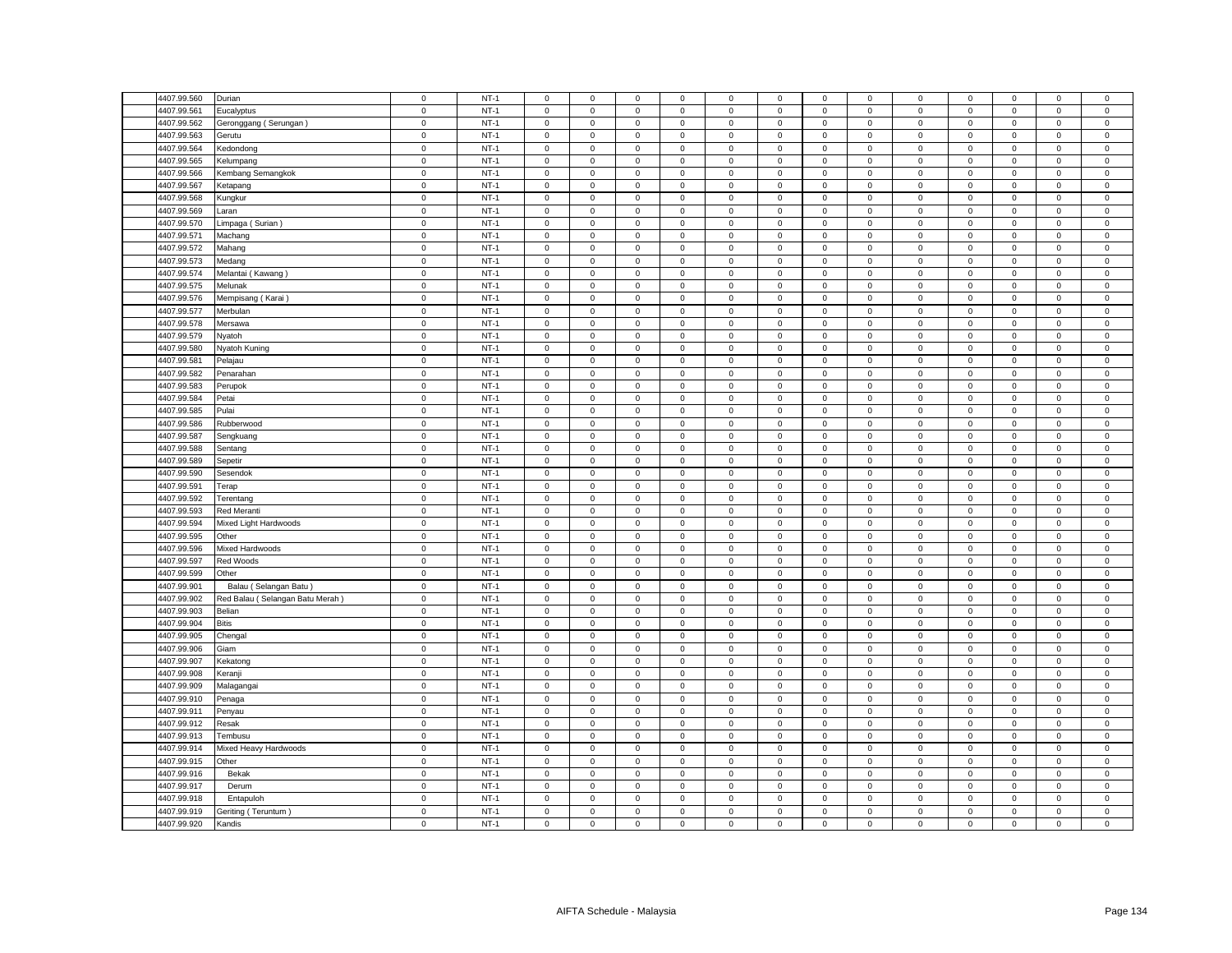| | | | | | | | | | | | | | | | | |
|---|---|---|---|---|---|---|---|---|---|---|---|---|---|---|---|---|
| 4407.99.560 | Durian | 0 | NT-1 | 0 | 0 | 0 | 0 | 0 | 0 | 0 | 0 | 0 | 0 | 0 | 0 | 0 |
| 4407.99.561 | Eucalyptus | 0 | NT-1 | 0 | 0 | 0 | 0 | 0 | 0 | 0 | 0 | 0 | 0 | 0 | 0 | 0 |
| 4407.99.562 | Geronggang ( Serungan ) | 0 | NT-1 | 0 | 0 | 0 | 0 | 0 | 0 | 0 | 0 | 0 | 0 | 0 | 0 | 0 |
| 4407.99.563 | Gerutu | 0 | NT-1 | 0 | 0 | 0 | 0 | 0 | 0 | 0 | 0 | 0 | 0 | 0 | 0 | 0 |
| 4407.99.564 | Kedondong | 0 | NT-1 | 0 | 0 | 0 | 0 | 0 | 0 | 0 | 0 | 0 | 0 | 0 | 0 | 0 |
| 4407.99.565 | Kelumpang | 0 | NT-1 | 0 | 0 | 0 | 0 | 0 | 0 | 0 | 0 | 0 | 0 | 0 | 0 | 0 |
| 4407.99.566 | Kembang Semangkok | 0 | NT-1 | 0 | 0 | 0 | 0 | 0 | 0 | 0 | 0 | 0 | 0 | 0 | 0 | 0 |
| 4407.99.567 | Ketapang | 0 | NT-1 | 0 | 0 | 0 | 0 | 0 | 0 | 0 | 0 | 0 | 0 | 0 | 0 | 0 |
| 4407.99.568 | Kungkur | 0 | NT-1 | 0 | 0 | 0 | 0 | 0 | 0 | 0 | 0 | 0 | 0 | 0 | 0 | 0 |
| 4407.99.569 | Laran | 0 | NT-1 | 0 | 0 | 0 | 0 | 0 | 0 | 0 | 0 | 0 | 0 | 0 | 0 | 0 |
| 4407.99.570 | Limpaga ( Surian ) | 0 | NT-1 | 0 | 0 | 0 | 0 | 0 | 0 | 0 | 0 | 0 | 0 | 0 | 0 | 0 |
| 4407.99.571 | Machang | 0 | NT-1 | 0 | 0 | 0 | 0 | 0 | 0 | 0 | 0 | 0 | 0 | 0 | 0 | 0 |
| 4407.99.572 | Mahang | 0 | NT-1 | 0 | 0 | 0 | 0 | 0 | 0 | 0 | 0 | 0 | 0 | 0 | 0 | 0 |
| 4407.99.573 | Medang | 0 | NT-1 | 0 | 0 | 0 | 0 | 0 | 0 | 0 | 0 | 0 | 0 | 0 | 0 | 0 |
| 4407.99.574 | Melantai ( Kawang ) | 0 | NT-1 | 0 | 0 | 0 | 0 | 0 | 0 | 0 | 0 | 0 | 0 | 0 | 0 | 0 |
| 4407.99.575 | Melunak | 0 | NT-1 | 0 | 0 | 0 | 0 | 0 | 0 | 0 | 0 | 0 | 0 | 0 | 0 | 0 |
| 4407.99.576 | Mempisang ( Karai ) | 0 | NT-1 | 0 | 0 | 0 | 0 | 0 | 0 | 0 | 0 | 0 | 0 | 0 | 0 | 0 |
| 4407.99.577 | Merbulan | 0 | NT-1 | 0 | 0 | 0 | 0 | 0 | 0 | 0 | 0 | 0 | 0 | 0 | 0 | 0 |
| 4407.99.578 | Mersawa | 0 | NT-1 | 0 | 0 | 0 | 0 | 0 | 0 | 0 | 0 | 0 | 0 | 0 | 0 | 0 |
| 4407.99.579 | Nyatoh | 0 | NT-1 | 0 | 0 | 0 | 0 | 0 | 0 | 0 | 0 | 0 | 0 | 0 | 0 | 0 |
| 4407.99.580 | Nyatoh Kuning | 0 | NT-1 | 0 | 0 | 0 | 0 | 0 | 0 | 0 | 0 | 0 | 0 | 0 | 0 | 0 |
| 4407.99.581 | Pelajau | 0 | NT-1 | 0 | 0 | 0 | 0 | 0 | 0 | 0 | 0 | 0 | 0 | 0 | 0 | 0 |
| 4407.99.582 | Penarahan | 0 | NT-1 | 0 | 0 | 0 | 0 | 0 | 0 | 0 | 0 | 0 | 0 | 0 | 0 | 0 |
| 4407.99.583 | Perupok | 0 | NT-1 | 0 | 0 | 0 | 0 | 0 | 0 | 0 | 0 | 0 | 0 | 0 | 0 | 0 |
| 4407.99.584 | Petai | 0 | NT-1 | 0 | 0 | 0 | 0 | 0 | 0 | 0 | 0 | 0 | 0 | 0 | 0 | 0 |
| 4407.99.585 | Pulai | 0 | NT-1 | 0 | 0 | 0 | 0 | 0 | 0 | 0 | 0 | 0 | 0 | 0 | 0 | 0 |
| 4407.99.586 | Rubberwood | 0 | NT-1 | 0 | 0 | 0 | 0 | 0 | 0 | 0 | 0 | 0 | 0 | 0 | 0 | 0 |
| 4407.99.587 | Sengkuang | 0 | NT-1 | 0 | 0 | 0 | 0 | 0 | 0 | 0 | 0 | 0 | 0 | 0 | 0 | 0 |
| 4407.99.588 | Sentang | 0 | NT-1 | 0 | 0 | 0 | 0 | 0 | 0 | 0 | 0 | 0 | 0 | 0 | 0 | 0 |
| 4407.99.589 | Sepetir | 0 | NT-1 | 0 | 0 | 0 | 0 | 0 | 0 | 0 | 0 | 0 | 0 | 0 | 0 | 0 |
| 4407.99.590 | Sesendok | 0 | NT-1 | 0 | 0 | 0 | 0 | 0 | 0 | 0 | 0 | 0 | 0 | 0 | 0 | 0 |
| 4407.99.591 | Terap | 0 | NT-1 | 0 | 0 | 0 | 0 | 0 | 0 | 0 | 0 | 0 | 0 | 0 | 0 | 0 |
| 4407.99.592 | Terentang | 0 | NT-1 | 0 | 0 | 0 | 0 | 0 | 0 | 0 | 0 | 0 | 0 | 0 | 0 | 0 |
| 4407.99.593 | Red Meranti | 0 | NT-1 | 0 | 0 | 0 | 0 | 0 | 0 | 0 | 0 | 0 | 0 | 0 | 0 | 0 |
| 4407.99.594 | Mixed Light Hardwoods | 0 | NT-1 | 0 | 0 | 0 | 0 | 0 | 0 | 0 | 0 | 0 | 0 | 0 | 0 | 0 |
| 4407.99.595 | Other | 0 | NT-1 | 0 | 0 | 0 | 0 | 0 | 0 | 0 | 0 | 0 | 0 | 0 | 0 | 0 |
| 4407.99.596 | Mixed Hardwoods | 0 | NT-1 | 0 | 0 | 0 | 0 | 0 | 0 | 0 | 0 | 0 | 0 | 0 | 0 | 0 |
| 4407.99.597 | Red Woods | 0 | NT-1 | 0 | 0 | 0 | 0 | 0 | 0 | 0 | 0 | 0 | 0 | 0 | 0 | 0 |
| 4407.99.599 | Other | 0 | NT-1 | 0 | 0 | 0 | 0 | 0 | 0 | 0 | 0 | 0 | 0 | 0 | 0 | 0 |
| 4407.99.901 | Balau ( Selangan Batu ) | 0 | NT-1 | 0 | 0 | 0 | 0 | 0 | 0 | 0 | 0 | 0 | 0 | 0 | 0 | 0 |
| 4407.99.902 | Red Balau ( Selangan Batu Merah ) | 0 | NT-1 | 0 | 0 | 0 | 0 | 0 | 0 | 0 | 0 | 0 | 0 | 0 | 0 | 0 |
| 4407.99.903 | Belian | 0 | NT-1 | 0 | 0 | 0 | 0 | 0 | 0 | 0 | 0 | 0 | 0 | 0 | 0 | 0 |
| 4407.99.904 | Bitis | 0 | NT-1 | 0 | 0 | 0 | 0 | 0 | 0 | 0 | 0 | 0 | 0 | 0 | 0 | 0 |
| 4407.99.905 | Chengal | 0 | NT-1 | 0 | 0 | 0 | 0 | 0 | 0 | 0 | 0 | 0 | 0 | 0 | 0 | 0 |
| 4407.99.906 | Giam | 0 | NT-1 | 0 | 0 | 0 | 0 | 0 | 0 | 0 | 0 | 0 | 0 | 0 | 0 | 0 |
| 4407.99.907 | Kekatong | 0 | NT-1 | 0 | 0 | 0 | 0 | 0 | 0 | 0 | 0 | 0 | 0 | 0 | 0 | 0 |
| 4407.99.908 | Keranji | 0 | NT-1 | 0 | 0 | 0 | 0 | 0 | 0 | 0 | 0 | 0 | 0 | 0 | 0 | 0 |
| 4407.99.909 | Malagangai | 0 | NT-1 | 0 | 0 | 0 | 0 | 0 | 0 | 0 | 0 | 0 | 0 | 0 | 0 | 0 |
| 4407.99.910 | Penaga | 0 | NT-1 | 0 | 0 | 0 | 0 | 0 | 0 | 0 | 0 | 0 | 0 | 0 | 0 | 0 |
| 4407.99.911 | Penyau | 0 | NT-1 | 0 | 0 | 0 | 0 | 0 | 0 | 0 | 0 | 0 | 0 | 0 | 0 | 0 |
| 4407.99.912 | Resak | 0 | NT-1 | 0 | 0 | 0 | 0 | 0 | 0 | 0 | 0 | 0 | 0 | 0 | 0 | 0 |
| 4407.99.913 | Tembusu | 0 | NT-1 | 0 | 0 | 0 | 0 | 0 | 0 | 0 | 0 | 0 | 0 | 0 | 0 | 0 |
| 4407.99.914 | Mixed Heavy Hardwoods | 0 | NT-1 | 0 | 0 | 0 | 0 | 0 | 0 | 0 | 0 | 0 | 0 | 0 | 0 | 0 |
| 4407.99.915 | Other | 0 | NT-1 | 0 | 0 | 0 | 0 | 0 | 0 | 0 | 0 | 0 | 0 | 0 | 0 | 0 |
| 4407.99.916 | Bekak | 0 | NT-1 | 0 | 0 | 0 | 0 | 0 | 0 | 0 | 0 | 0 | 0 | 0 | 0 | 0 |
| 4407.99.917 | Derum | 0 | NT-1 | 0 | 0 | 0 | 0 | 0 | 0 | 0 | 0 | 0 | 0 | 0 | 0 | 0 |
| 4407.99.918 | Entapuloh | 0 | NT-1 | 0 | 0 | 0 | 0 | 0 | 0 | 0 | 0 | 0 | 0 | 0 | 0 | 0 |
| 4407.99.919 | Geriting ( Teruntum ) | 0 | NT-1 | 0 | 0 | 0 | 0 | 0 | 0 | 0 | 0 | 0 | 0 | 0 | 0 | 0 |
| 4407.99.920 | Kandis | 0 | NT-1 | 0 | 0 | 0 | 0 | 0 | 0 | 0 | 0 | 0 | 0 | 0 | 0 | 0 |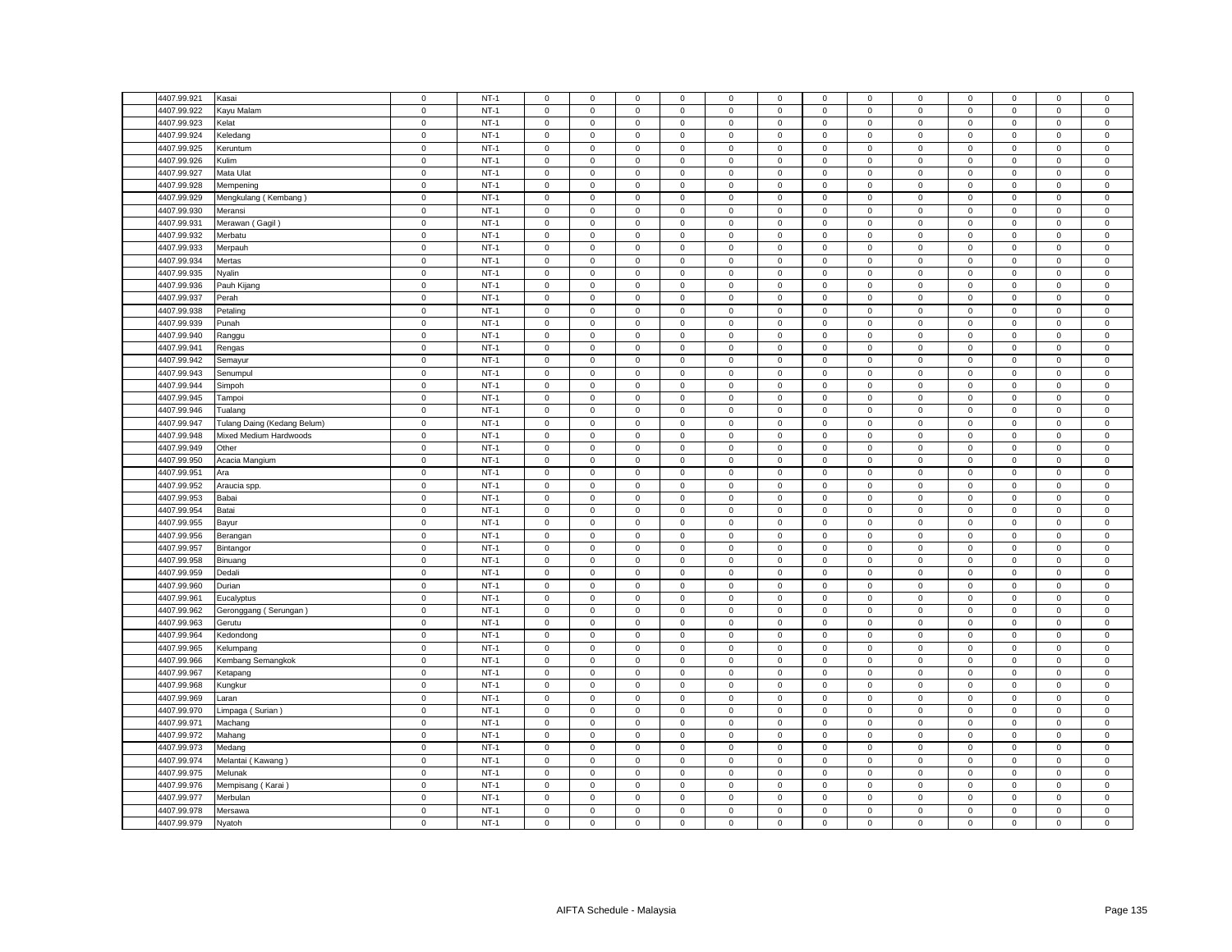|  |  |  |  |  |  |  |  |  |  |  |  |  |  |  |  |  |  |
|---|---|---|---|---|---|---|---|---|---|---|---|---|---|---|---|---|---|
| 4407.99.921 | Kasai | 0 | NT-1 | 0 | 0 | 0 | 0 | 0 | 0 | 0 | 0 | 0 | 0 | 0 | 0 | 0 |
| 4407.99.922 | Kayu Malam | 0 | NT-1 | 0 | 0 | 0 | 0 | 0 | 0 | 0 | 0 | 0 | 0 | 0 | 0 | 0 |
| 4407.99.923 | Kelat | 0 | NT-1 | 0 | 0 | 0 | 0 | 0 | 0 | 0 | 0 | 0 | 0 | 0 | 0 | 0 |
| 4407.99.924 | Keledang | 0 | NT-1 | 0 | 0 | 0 | 0 | 0 | 0 | 0 | 0 | 0 | 0 | 0 | 0 | 0 |
| 4407.99.925 | Keruntum | 0 | NT-1 | 0 | 0 | 0 | 0 | 0 | 0 | 0 | 0 | 0 | 0 | 0 | 0 | 0 |
| 4407.99.926 | Kulim | 0 | NT-1 | 0 | 0 | 0 | 0 | 0 | 0 | 0 | 0 | 0 | 0 | 0 | 0 | 0 |
| 4407.99.927 | Mata Ulat | 0 | NT-1 | 0 | 0 | 0 | 0 | 0 | 0 | 0 | 0 | 0 | 0 | 0 | 0 | 0 |
| 4407.99.928 | Mempening | 0 | NT-1 | 0 | 0 | 0 | 0 | 0 | 0 | 0 | 0 | 0 | 0 | 0 | 0 | 0 |
| 4407.99.929 | Mengkulang ( Kembang ) | 0 | NT-1 | 0 | 0 | 0 | 0 | 0 | 0 | 0 | 0 | 0 | 0 | 0 | 0 | 0 |
| 4407.99.930 | Meransi | 0 | NT-1 | 0 | 0 | 0 | 0 | 0 | 0 | 0 | 0 | 0 | 0 | 0 | 0 | 0 |
| 4407.99.931 | Merawan ( Gagil ) | 0 | NT-1 | 0 | 0 | 0 | 0 | 0 | 0 | 0 | 0 | 0 | 0 | 0 | 0 | 0 |
| 4407.99.932 | Merbatu | 0 | NT-1 | 0 | 0 | 0 | 0 | 0 | 0 | 0 | 0 | 0 | 0 | 0 | 0 | 0 |
| 4407.99.933 | Merpauh | 0 | NT-1 | 0 | 0 | 0 | 0 | 0 | 0 | 0 | 0 | 0 | 0 | 0 | 0 | 0 |
| 4407.99.934 | Mertas | 0 | NT-1 | 0 | 0 | 0 | 0 | 0 | 0 | 0 | 0 | 0 | 0 | 0 | 0 | 0 |
| 4407.99.935 | Nyalin | 0 | NT-1 | 0 | 0 | 0 | 0 | 0 | 0 | 0 | 0 | 0 | 0 | 0 | 0 | 0 |
| 4407.99.936 | Pauh Kijang | 0 | NT-1 | 0 | 0 | 0 | 0 | 0 | 0 | 0 | 0 | 0 | 0 | 0 | 0 | 0 |
| 4407.99.937 | Perah | 0 | NT-1 | 0 | 0 | 0 | 0 | 0 | 0 | 0 | 0 | 0 | 0 | 0 | 0 | 0 |
| 4407.99.938 | Petaling | 0 | NT-1 | 0 | 0 | 0 | 0 | 0 | 0 | 0 | 0 | 0 | 0 | 0 | 0 | 0 |
| 4407.99.939 | Punah | 0 | NT-1 | 0 | 0 | 0 | 0 | 0 | 0 | 0 | 0 | 0 | 0 | 0 | 0 | 0 |
| 4407.99.940 | Ranggu | 0 | NT-1 | 0 | 0 | 0 | 0 | 0 | 0 | 0 | 0 | 0 | 0 | 0 | 0 | 0 |
| 4407.99.941 | Rengas | 0 | NT-1 | 0 | 0 | 0 | 0 | 0 | 0 | 0 | 0 | 0 | 0 | 0 | 0 | 0 |
| 4407.99.942 | Semayur | 0 | NT-1 | 0 | 0 | 0 | 0 | 0 | 0 | 0 | 0 | 0 | 0 | 0 | 0 | 0 |
| 4407.99.943 | Senumpul | 0 | NT-1 | 0 | 0 | 0 | 0 | 0 | 0 | 0 | 0 | 0 | 0 | 0 | 0 | 0 |
| 4407.99.944 | Simpoh | 0 | NT-1 | 0 | 0 | 0 | 0 | 0 | 0 | 0 | 0 | 0 | 0 | 0 | 0 | 0 |
| 4407.99.945 | Tampoi | 0 | NT-1 | 0 | 0 | 0 | 0 | 0 | 0 | 0 | 0 | 0 | 0 | 0 | 0 | 0 |
| 4407.99.946 | Tualang | 0 | NT-1 | 0 | 0 | 0 | 0 | 0 | 0 | 0 | 0 | 0 | 0 | 0 | 0 | 0 |
| 4407.99.947 | Tulang Daing (Kedang Belum) | 0 | NT-1 | 0 | 0 | 0 | 0 | 0 | 0 | 0 | 0 | 0 | 0 | 0 | 0 | 0 |
| 4407.99.948 | Mixed Medium Hardwoods | 0 | NT-1 | 0 | 0 | 0 | 0 | 0 | 0 | 0 | 0 | 0 | 0 | 0 | 0 | 0 |
| 4407.99.949 | Other | 0 | NT-1 | 0 | 0 | 0 | 0 | 0 | 0 | 0 | 0 | 0 | 0 | 0 | 0 | 0 |
| 4407.99.950 | Acacia Mangium | 0 | NT-1 | 0 | 0 | 0 | 0 | 0 | 0 | 0 | 0 | 0 | 0 | 0 | 0 | 0 |
| 4407.99.951 | Ara | 0 | NT-1 | 0 | 0 | 0 | 0 | 0 | 0 | 0 | 0 | 0 | 0 | 0 | 0 | 0 |
| 4407.99.952 | Araucia spp. | 0 | NT-1 | 0 | 0 | 0 | 0 | 0 | 0 | 0 | 0 | 0 | 0 | 0 | 0 | 0 |
| 4407.99.953 | Babai | 0 | NT-1 | 0 | 0 | 0 | 0 | 0 | 0 | 0 | 0 | 0 | 0 | 0 | 0 | 0 |
| 4407.99.954 | Batai | 0 | NT-1 | 0 | 0 | 0 | 0 | 0 | 0 | 0 | 0 | 0 | 0 | 0 | 0 | 0 |
| 4407.99.955 | Bayur | 0 | NT-1 | 0 | 0 | 0 | 0 | 0 | 0 | 0 | 0 | 0 | 0 | 0 | 0 | 0 |
| 4407.99.956 | Berangan | 0 | NT-1 | 0 | 0 | 0 | 0 | 0 | 0 | 0 | 0 | 0 | 0 | 0 | 0 | 0 |
| 4407.99.957 | Bintangor | 0 | NT-1 | 0 | 0 | 0 | 0 | 0 | 0 | 0 | 0 | 0 | 0 | 0 | 0 | 0 |
| 4407.99.958 | Binuang | 0 | NT-1 | 0 | 0 | 0 | 0 | 0 | 0 | 0 | 0 | 0 | 0 | 0 | 0 | 0 |
| 4407.99.959 | Dedali | 0 | NT-1 | 0 | 0 | 0 | 0 | 0 | 0 | 0 | 0 | 0 | 0 | 0 | 0 | 0 |
| 4407.99.960 | Durian | 0 | NT-1 | 0 | 0 | 0 | 0 | 0 | 0 | 0 | 0 | 0 | 0 | 0 | 0 | 0 |
| 4407.99.961 | Eucalyptus | 0 | NT-1 | 0 | 0 | 0 | 0 | 0 | 0 | 0 | 0 | 0 | 0 | 0 | 0 | 0 |
| 4407.99.962 | Geronggang ( Serungan ) | 0 | NT-1 | 0 | 0 | 0 | 0 | 0 | 0 | 0 | 0 | 0 | 0 | 0 | 0 | 0 |
| 4407.99.963 | Gerutu | 0 | NT-1 | 0 | 0 | 0 | 0 | 0 | 0 | 0 | 0 | 0 | 0 | 0 | 0 | 0 |
| 4407.99.964 | Kedondong | 0 | NT-1 | 0 | 0 | 0 | 0 | 0 | 0 | 0 | 0 | 0 | 0 | 0 | 0 | 0 |
| 4407.99.965 | Kelumpang | 0 | NT-1 | 0 | 0 | 0 | 0 | 0 | 0 | 0 | 0 | 0 | 0 | 0 | 0 | 0 |
| 4407.99.966 | Kembang Semangkok | 0 | NT-1 | 0 | 0 | 0 | 0 | 0 | 0 | 0 | 0 | 0 | 0 | 0 | 0 | 0 |
| 4407.99.967 | Ketapang | 0 | NT-1 | 0 | 0 | 0 | 0 | 0 | 0 | 0 | 0 | 0 | 0 | 0 | 0 | 0 |
| 4407.99.968 | Kungkur | 0 | NT-1 | 0 | 0 | 0 | 0 | 0 | 0 | 0 | 0 | 0 | 0 | 0 | 0 | 0 |
| 4407.99.969 | Laran | 0 | NT-1 | 0 | 0 | 0 | 0 | 0 | 0 | 0 | 0 | 0 | 0 | 0 | 0 | 0 |
| 4407.99.970 | Limpaga ( Surian ) | 0 | NT-1 | 0 | 0 | 0 | 0 | 0 | 0 | 0 | 0 | 0 | 0 | 0 | 0 | 0 |
| 4407.99.971 | Machang | 0 | NT-1 | 0 | 0 | 0 | 0 | 0 | 0 | 0 | 0 | 0 | 0 | 0 | 0 | 0 |
| 4407.99.972 | Mahang | 0 | NT-1 | 0 | 0 | 0 | 0 | 0 | 0 | 0 | 0 | 0 | 0 | 0 | 0 | 0 |
| 4407.99.973 | Medang | 0 | NT-1 | 0 | 0 | 0 | 0 | 0 | 0 | 0 | 0 | 0 | 0 | 0 | 0 | 0 |
| 4407.99.974 | Melantai ( Kawang ) | 0 | NT-1 | 0 | 0 | 0 | 0 | 0 | 0 | 0 | 0 | 0 | 0 | 0 | 0 | 0 |
| 4407.99.975 | Melunak | 0 | NT-1 | 0 | 0 | 0 | 0 | 0 | 0 | 0 | 0 | 0 | 0 | 0 | 0 | 0 |
| 4407.99.976 | Mempisang ( Karai ) | 0 | NT-1 | 0 | 0 | 0 | 0 | 0 | 0 | 0 | 0 | 0 | 0 | 0 | 0 | 0 |
| 4407.99.977 | Merbulan | 0 | NT-1 | 0 | 0 | 0 | 0 | 0 | 0 | 0 | 0 | 0 | 0 | 0 | 0 | 0 |
| 4407.99.978 | Mersawa | 0 | NT-1 | 0 | 0 | 0 | 0 | 0 | 0 | 0 | 0 | 0 | 0 | 0 | 0 | 0 |
| 4407.99.979 | Nyatoh | 0 | NT-1 | 0 | 0 | 0 | 0 | 0 | 0 | 0 | 0 | 0 | 0 | 0 | 0 | 0 |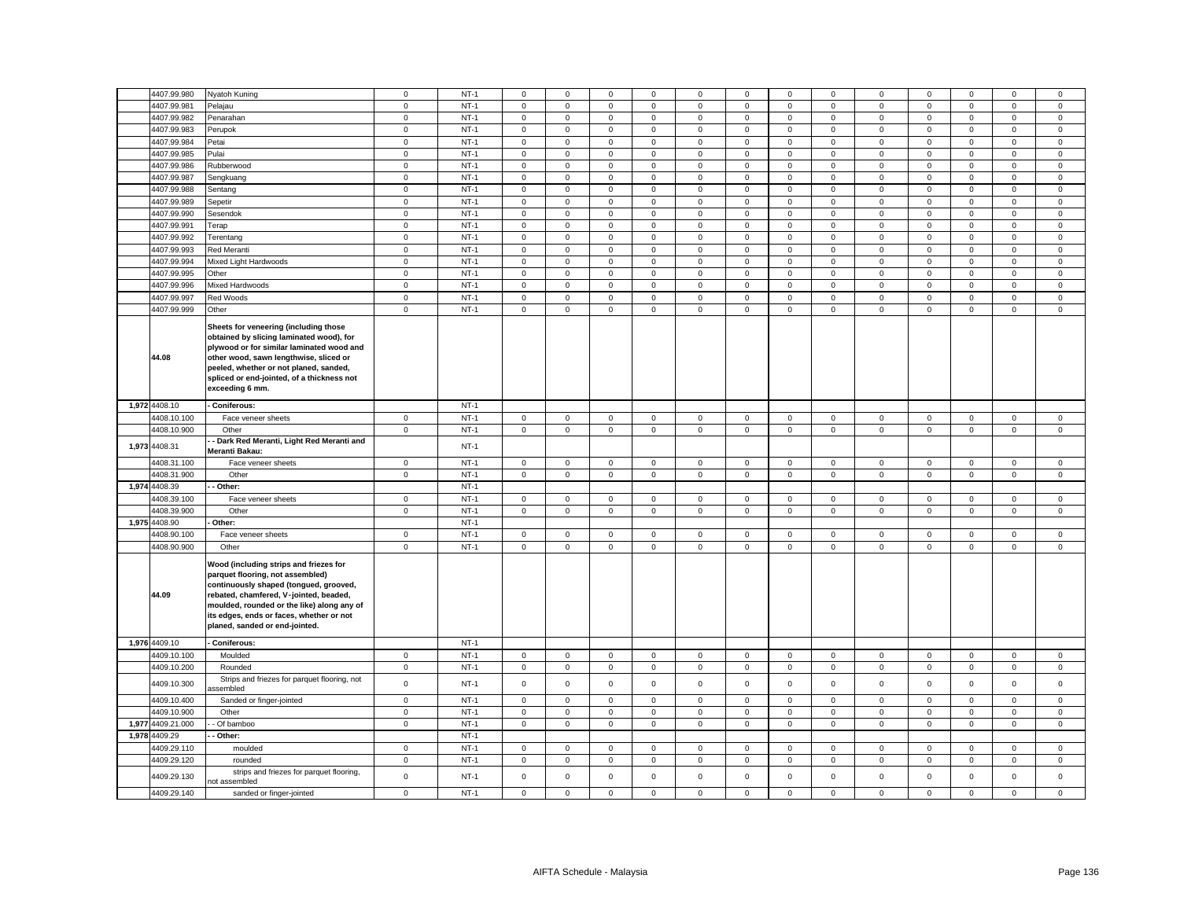| | | | | | | | | | | | | | | | | | |
|---|---|---|---|---|---|---|---|---|---|---|---|---|---|---|---|---|---|
| | 4407.99.980 | Nyatoh Kuning | 0 | NT-1 | 0 | 0 | 0 | 0 | 0 | 0 | 0 | 0 | 0 | 0 | 0 | 0 | 0 |
| | 4407.99.981 | Pelajau | 0 | NT-1 | 0 | 0 | 0 | 0 | 0 | 0 | 0 | 0 | 0 | 0 | 0 | 0 | 0 |
| | 4407.99.982 | Penarahan | 0 | NT-1 | 0 | 0 | 0 | 0 | 0 | 0 | 0 | 0 | 0 | 0 | 0 | 0 | 0 |
| | 4407.99.983 | Perupok | 0 | NT-1 | 0 | 0 | 0 | 0 | 0 | 0 | 0 | 0 | 0 | 0 | 0 | 0 | 0 |
| | 4407.99.984 | Petai | 0 | NT-1 | 0 | 0 | 0 | 0 | 0 | 0 | 0 | 0 | 0 | 0 | 0 | 0 | 0 |
| | 4407.99.985 | Pulai | 0 | NT-1 | 0 | 0 | 0 | 0 | 0 | 0 | 0 | 0 | 0 | 0 | 0 | 0 | 0 |
| | 4407.99.986 | Rubberwood | 0 | NT-1 | 0 | 0 | 0 | 0 | 0 | 0 | 0 | 0 | 0 | 0 | 0 | 0 | 0 |
| | 4407.99.987 | Sengkuang | 0 | NT-1 | 0 | 0 | 0 | 0 | 0 | 0 | 0 | 0 | 0 | 0 | 0 | 0 | 0 |
| | 4407.99.988 | Sentang | 0 | NT-1 | 0 | 0 | 0 | 0 | 0 | 0 | 0 | 0 | 0 | 0 | 0 | 0 | 0 |
| | 4407.99.989 | Sepetir | 0 | NT-1 | 0 | 0 | 0 | 0 | 0 | 0 | 0 | 0 | 0 | 0 | 0 | 0 | 0 |
| | 4407.99.990 | Sesendok | 0 | NT-1 | 0 | 0 | 0 | 0 | 0 | 0 | 0 | 0 | 0 | 0 | 0 | 0 | 0 |
| | 4407.99.991 | Terap | 0 | NT-1 | 0 | 0 | 0 | 0 | 0 | 0 | 0 | 0 | 0 | 0 | 0 | 0 | 0 |
| | 4407.99.992 | Terentang | 0 | NT-1 | 0 | 0 | 0 | 0 | 0 | 0 | 0 | 0 | 0 | 0 | 0 | 0 | 0 |
| | 4407.99.993 | Red Meranti | 0 | NT-1 | 0 | 0 | 0 | 0 | 0 | 0 | 0 | 0 | 0 | 0 | 0 | 0 | 0 |
| | 4407.99.994 | Mixed Light Hardwoods | 0 | NT-1 | 0 | 0 | 0 | 0 | 0 | 0 | 0 | 0 | 0 | 0 | 0 | 0 | 0 |
| | 4407.99.995 | Other | 0 | NT-1 | 0 | 0 | 0 | 0 | 0 | 0 | 0 | 0 | 0 | 0 | 0 | 0 | 0 |
| | 4407.99.996 | Mixed Hardwoods | 0 | NT-1 | 0 | 0 | 0 | 0 | 0 | 0 | 0 | 0 | 0 | 0 | 0 | 0 | 0 |
| | 4407.99.997 | Red Woods | 0 | NT-1 | 0 | 0 | 0 | 0 | 0 | 0 | 0 | 0 | 0 | 0 | 0 | 0 | 0 |
| | 4407.99.999 | Other | 0 | NT-1 | 0 | 0 | 0 | 0 | 0 | 0 | 0 | 0 | 0 | 0 | 0 | 0 | 0 |
| | **44.08** | **Sheets for veneering (including those obtained by slicing laminated wood), for plywood or for similar laminated wood and other wood, sawn lengthwise, sliced or peeled, whether or not planed, sanded, spliced or end-jointed, of a thickness not exceeding 6 mm.** | | | | | | | | | | | | | | | |
| 1,972 | 4408.10 | **- Coniferous:** | | NT-1 | | | | | | | | | | | | | |
| | 4408.10.100 | Face veneer sheets | 0 | NT-1 | 0 | 0 | 0 | 0 | 0 | 0 | 0 | 0 | 0 | 0 | 0 | 0 | 0 |
| | 4408.10.900 | Other | 0 | NT-1 | 0 | 0 | 0 | 0 | 0 | 0 | 0 | 0 | 0 | 0 | 0 | 0 | 0 |
| 1,973 | 4408.31 | **- - Dark Red Meranti, Light Red Meranti and Meranti Bakau:** | | NT-1 | | | | | | | | | | | | | |
| | 4408.31.100 | Face veneer sheets | 0 | NT-1 | 0 | 0 | 0 | 0 | 0 | 0 | 0 | 0 | 0 | 0 | 0 | 0 | 0 |
| | 4408.31.900 | Other | 0 | NT-1 | 0 | 0 | 0 | 0 | 0 | 0 | 0 | 0 | 0 | 0 | 0 | 0 | 0 |
| 1,974 | 4408.39 | **- - Other:** | | NT-1 | | | | | | | | | | | | | |
| | 4408.39.100 | Face veneer sheets | 0 | NT-1 | 0 | 0 | 0 | 0 | 0 | 0 | 0 | 0 | 0 | 0 | 0 | 0 | 0 |
| | 4408.39.900 | Other | 0 | NT-1 | 0 | 0 | 0 | 0 | 0 | 0 | 0 | 0 | 0 | 0 | 0 | 0 | 0 |
| 1,975 | 4408.90 | **- Other:** | | NT-1 | | | | | | | | | | | | | |
| | 4408.90.100 | Face veneer sheets | 0 | NT-1 | 0 | 0 | 0 | 0 | 0 | 0 | 0 | 0 | 0 | 0 | 0 | 0 | 0 |
| | 4408.90.900 | Other | 0 | NT-1 | 0 | 0 | 0 | 0 | 0 | 0 | 0 | 0 | 0 | 0 | 0 | 0 | 0 |
| | **44.09** | **Wood (including strips and friezes for parquet flooring, not assembled) continuously shaped (tongued, grooved, rebated, chamfered, V-jointed, beaded, moulded, rounded or the like) along any of its edges, ends or faces, whether or not planed, sanded or end-jointed.** | | | | | | | | | | | | | | | |
| 1,976 | 4409.10 | **- Coniferous:** | | NT-1 | | | | | | | | | | | | | |
| | 4409.10.100 | Moulded | 0 | NT-1 | 0 | 0 | 0 | 0 | 0 | 0 | 0 | 0 | 0 | 0 | 0 | 0 | 0 |
| | 4409.10.200 | Rounded | 0 | NT-1 | 0 | 0 | 0 | 0 | 0 | 0 | 0 | 0 | 0 | 0 | 0 | 0 | 0 |
| | 4409.10.300 | Strips and friezes for parquet flooring, not assembled | 0 | NT-1 | 0 | 0 | 0 | 0 | 0 | 0 | 0 | 0 | 0 | 0 | 0 | 0 | 0 |
| | 4409.10.400 | Sanded or finger-jointed | 0 | NT-1 | 0 | 0 | 0 | 0 | 0 | 0 | 0 | 0 | 0 | 0 | 0 | 0 | 0 |
| | 4409.10.900 | Other | 0 | NT-1 | 0 | 0 | 0 | 0 | 0 | 0 | 0 | 0 | 0 | 0 | 0 | 0 | 0 |
| 1,977 | 4409.21.000 | - - Of bamboo | 0 | NT-1 | 0 | 0 | 0 | 0 | 0 | 0 | 0 | 0 | 0 | 0 | 0 | 0 | 0 |
| 1,978 | 4409.29 | **- - Other:** | | NT-1 | | | | | | | | | | | | | |
| | 4409.29.110 | moulded | 0 | NT-1 | 0 | 0 | 0 | 0 | 0 | 0 | 0 | 0 | 0 | 0 | 0 | 0 | 0 |
| | 4409.29.120 | rounded | 0 | NT-1 | 0 | 0 | 0 | 0 | 0 | 0 | 0 | 0 | 0 | 0 | 0 | 0 | 0 |
| | 4409.29.130 | strips and friezes for parquet flooring, not assembled | 0 | NT-1 | 0 | 0 | 0 | 0 | 0 | 0 | 0 | 0 | 0 | 0 | 0 | 0 | 0 |
| | 4409.29.140 | sanded or finger-jointed | 0 | NT-1 | 0 | 0 | 0 | 0 | 0 | 0 | 0 | 0 | 0 | 0 | 0 | 0 | 0 |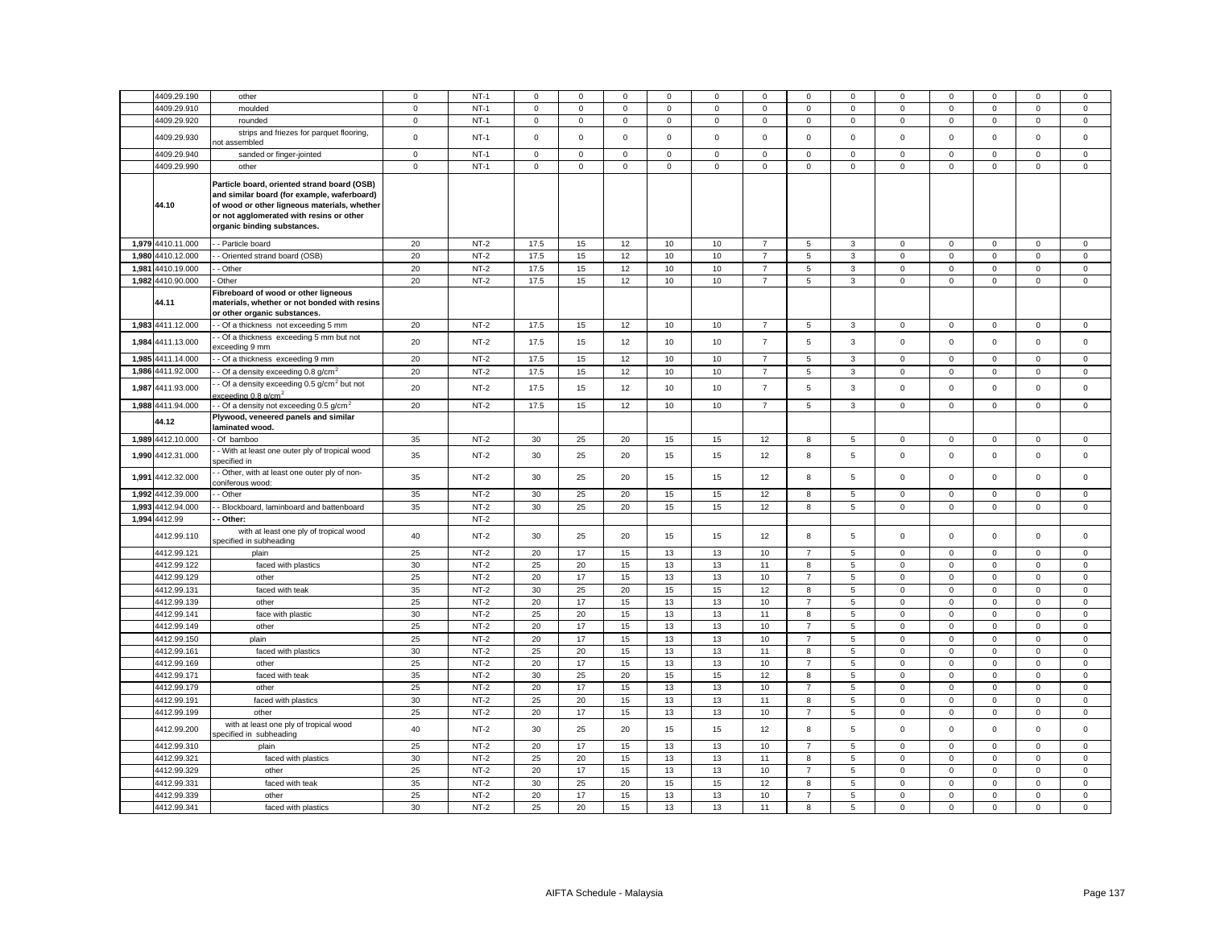| | | | | | | | | | | | | | | | | | | |
|---|---|---|---|---|---|---|---|---|---|---|---|---|---|---|---|---|---|---|
| | 4409.29.190 | other | 0 | NT-1 | 0 | 0 | 0 | 0 | 0 | 0 | 0 | 0 | 0 | 0 | 0 | 0 | 0 |
| | 4409.29.910 | moulded | 0 | NT-1 | 0 | 0 | 0 | 0 | 0 | 0 | 0 | 0 | 0 | 0 | 0 | 0 | 0 |
| | 4409.29.920 | rounded | 0 | NT-1 | 0 | 0 | 0 | 0 | 0 | 0 | 0 | 0 | 0 | 0 | 0 | 0 | 0 |
| | 4409.29.930 | strips and friezes for parquet flooring, not assembled | 0 | NT-1 | 0 | 0 | 0 | 0 | 0 | 0 | 0 | 0 | 0 | 0 | 0 | 0 | 0 |
| | 4409.29.940 | sanded or finger-jointed | 0 | NT-1 | 0 | 0 | 0 | 0 | 0 | 0 | 0 | 0 | 0 | 0 | 0 | 0 | 0 |
| | 4409.29.990 | other | 0 | NT-1 | 0 | 0 | 0 | 0 | 0 | 0 | 0 | 0 | 0 | 0 | 0 | 0 | 0 |
| | **44.10** | **Particle board, oriented strand board (OSB) and similar board (for example, waferboard) of wood or other ligneous materials, whether or not agglomerated with resins or other organic binding substances.** | | | | | | | | | | | | | | | |
| 1,979 | 4410.11.000 | - - Particle board | 20 | NT-2 | 17.5 | 15 | 12 | 10 | 10 | 7 | 5 | 3 | 0 | 0 | 0 | 0 | 0 |
| 1,980 | 4410.12.000 | - - Oriented strand board (OSB) | 20 | NT-2 | 17.5 | 15 | 12 | 10 | 10 | 7 | 5 | 3 | 0 | 0 | 0 | 0 | 0 |
| 1,981 | 4410.19.000 | - - Other | 20 | NT-2 | 17.5 | 15 | 12 | 10 | 10 | 7 | 5 | 3 | 0 | 0 | 0 | 0 | 0 |
| 1,982 | 4410.90.000 | - Other | 20 | NT-2 | 17.5 | 15 | 12 | 10 | 10 | 7 | 5 | 3 | 0 | 0 | 0 | 0 | 0 |
| | **44.11** | **Fibreboard of wood or other ligneous materials, whether or not bonded with resins or other organic substances.** | | | | | | | | | | | | | | | |
| 1,983 | 4411.12.000 | - - Of a thickness not exceeding 5 mm | 20 | NT-2 | 17.5 | 15 | 12 | 10 | 10 | 7 | 5 | 3 | 0 | 0 | 0 | 0 | 0 |
| 1,984 | 4411.13.000 | - - Of a thickness exceeding 5 mm but not exceeding 9 mm | 20 | NT-2 | 17.5 | 15 | 12 | 10 | 10 | 7 | 5 | 3 | 0 | 0 | 0 | 0 | 0 |
| 1,985 | 4411.14.000 | - - Of a thickness exceeding 9 mm | 20 | NT-2 | 17.5 | 15 | 12 | 10 | 10 | 7 | 5 | 3 | 0 | 0 | 0 | 0 | 0 |
| 1,986 | 4411.92.000 | - - Of a density exceeding 0.8 g/cm$^2$ | 20 | NT-2 | 17.5 | 15 | 12 | 10 | 10 | 7 | 5 | 3 | 0 | 0 | 0 | 0 | 0 |
| 1,987 | 4411.93.000 | - - Of a density exceeding 0.5 g/cm$^2$ but not exceeding 0.8 g/cm$^2$ | 20 | NT-2 | 17.5 | 15 | 12 | 10 | 10 | 7 | 5 | 3 | 0 | 0 | 0 | 0 | 0 |
| 1,988 | 4411.94.000 | - - Of a density not exceeding 0.5 g/cm$^2$ | 20 | NT-2 | 17.5 | 15 | 12 | 10 | 10 | 7 | 5 | 3 | 0 | 0 | 0 | 0 | 0 |
| | **44.12** | **Plywood, veneered panels and similar laminated wood.** | | | | | | | | | | | | | | | |
| 1,989 | 4412.10.000 | - Of bamboo | 35 | NT-2 | 30 | 25 | 20 | 15 | 15 | 12 | 8 | 5 | 0 | 0 | 0 | 0 | 0 |
| 1,990 | 4412.31.000 | - - With at least one outer ply of tropical wood specified in | 35 | NT-2 | 30 | 25 | 20 | 15 | 15 | 12 | 8 | 5 | 0 | 0 | 0 | 0 | 0 |
| 1,991 | 4412.32.000 | - - Other, with at least one outer ply of non-coniferous wood: | 35 | NT-2 | 30 | 25 | 20 | 15 | 15 | 12 | 8 | 5 | 0 | 0 | 0 | 0 | 0 |
| 1,992 | 4412.39.000 | - - Other | 35 | NT-2 | 30 | 25 | 20 | 15 | 15 | 12 | 8 | 5 | 0 | 0 | 0 | 0 | 0 |
| 1,993 | 4412.94.000 | - - Blockboard, laminboard and battenboard | 35 | NT-2 | 30 | 25 | 20 | 15 | 15 | 12 | 8 | 5 | 0 | 0 | 0 | 0 | 0 |
| 1,994 | 4412.99 | **- - Other:** | | NT-2 | | | | | | | | | | | | | |
| | 4412.99.110 | with at least one ply of tropical wood specified in subheading | 40 | NT-2 | 30 | 25 | 20 | 15 | 15 | 12 | 8 | 5 | 0 | 0 | 0 | 0 | 0 |
| | 4412.99.121 | plain | 25 | NT-2 | 20 | 17 | 15 | 13 | 13 | 10 | 7 | 5 | 0 | 0 | 0 | 0 | 0 |
| | 4412.99.122 | faced with plastics | 30 | NT-2 | 25 | 20 | 15 | 13 | 13 | 11 | 8 | 5 | 0 | 0 | 0 | 0 | 0 |
| | 4412.99.129 | other | 25 | NT-2 | 20 | 17 | 15 | 13 | 13 | 10 | 7 | 5 | 0 | 0 | 0 | 0 | 0 |
| | 4412.99.131 | faced with teak | 35 | NT-2 | 30 | 25 | 20 | 15 | 15 | 12 | 8 | 5 | 0 | 0 | 0 | 0 | 0 |
| | 4412.99.139 | other | 25 | NT-2 | 20 | 17 | 15 | 13 | 13 | 10 | 7 | 5 | 0 | 0 | 0 | 0 | 0 |
| | 4412.99.141 | face with plastic | 30 | NT-2 | 25 | 20 | 15 | 13 | 13 | 11 | 8 | 5 | 0 | 0 | 0 | 0 | 0 |
| | 4412.99.149 | other | 25 | NT-2 | 20 | 17 | 15 | 13 | 13 | 10 | 7 | 5 | 0 | 0 | 0 | 0 | 0 |
| | 4412.99.150 | plain | 25 | NT-2 | 20 | 17 | 15 | 13 | 13 | 10 | 7 | 5 | 0 | 0 | 0 | 0 | 0 |
| | 4412.99.161 | faced with plastics | 30 | NT-2 | 25 | 20 | 15 | 13 | 13 | 11 | 8 | 5 | 0 | 0 | 0 | 0 | 0 |
| | 4412.99.169 | other | 25 | NT-2 | 20 | 17 | 15 | 13 | 13 | 10 | 7 | 5 | 0 | 0 | 0 | 0 | 0 |
| | 4412.99.171 | faced with teak | 35 | NT-2 | 30 | 25 | 20 | 15 | 15 | 12 | 8 | 5 | 0 | 0 | 0 | 0 | 0 |
| | 4412.99.179 | other | 25 | NT-2 | 20 | 17 | 15 | 13 | 13 | 10 | 7 | 5 | 0 | 0 | 0 | 0 | 0 |
| | 4412.99.191 | faced with plastics | 30 | NT-2 | 25 | 20 | 15 | 13 | 13 | 11 | 8 | 5 | 0 | 0 | 0 | 0 | 0 |
| | 4412.99.199 | other | 25 | NT-2 | 20 | 17 | 15 | 13 | 13 | 10 | 7 | 5 | 0 | 0 | 0 | 0 | 0 |
| | 4412.99.200 | with at least one ply of tropical wood specified in subheading | 40 | NT-2 | 30 | 25 | 20 | 15 | 15 | 12 | 8 | 5 | 0 | 0 | 0 | 0 | 0 |
| | 4412.99.310 | plain | 25 | NT-2 | 20 | 17 | 15 | 13 | 13 | 10 | 7 | 5 | 0 | 0 | 0 | 0 | 0 |
| | 4412.99.321 | faced with plastics | 30 | NT-2 | 25 | 20 | 15 | 13 | 13 | 11 | 8 | 5 | 0 | 0 | 0 | 0 | 0 |
| | 4412.99.329 | other | 25 | NT-2 | 20 | 17 | 15 | 13 | 13 | 10 | 7 | 5 | 0 | 0 | 0 | 0 | 0 |
| | 4412.99.331 | faced with teak | 35 | NT-2 | 30 | 25 | 20 | 15 | 15 | 12 | 8 | 5 | 0 | 0 | 0 | 0 | 0 |
| | 4412.99.339 | other | 25 | NT-2 | 20 | 17 | 15 | 13 | 13 | 10 | 7 | 5 | 0 | 0 | 0 | 0 | 0 |
| | 4412.99.341 | faced with plastics | 30 | NT-2 | 25 | 20 | 15 | 13 | 13 | 11 | 8 | 5 | 0 | 0 | 0 | 0 | 0 |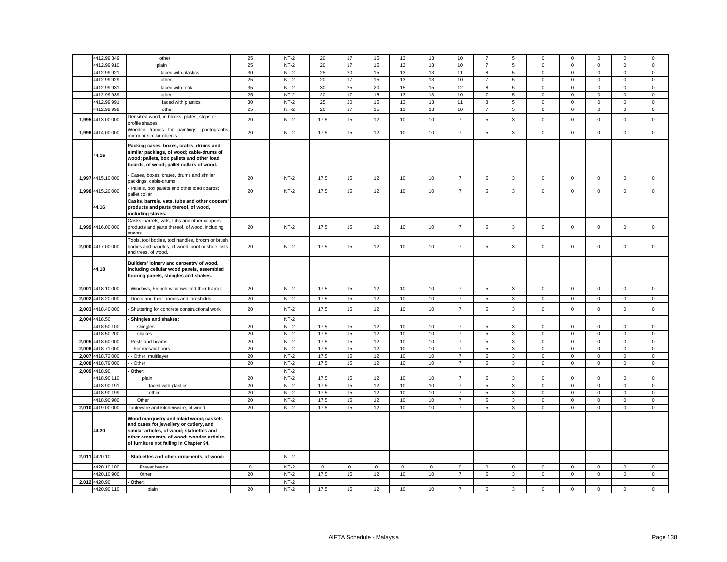| | 4412.99.349 | other | 25 | NT-2 | 20 | 17 | 15 | 13 | 13 | 10 | 7 | 5 | 0 | 0 | 0 | 0 | 0 |
|---|---|---|---|---|---|---|---|---|---|---|---|---|---|---|---|---|---|
| | 4412.99.910 | plain | 25 | NT-2 | 20 | 17 | 15 | 13 | 13 | 10 | 7 | 5 | 0 | 0 | 0 | 0 | 0 |
| | 4412.99.921 | faced with plastics | 30 | NT-2 | 25 | 20 | 15 | 13 | 13 | 11 | 8 | 5 | 0 | 0 | 0 | 0 | 0 |
| | 4412.99.929 | other | 25 | NT-2 | 20 | 17 | 15 | 13 | 13 | 10 | 7 | 5 | 0 | 0 | 0 | 0 | 0 |
| | 4412.99.931 | faced with teak | 35 | NT-2 | 30 | 25 | 20 | 15 | 15 | 12 | 8 | 5 | 0 | 0 | 0 | 0 | 0 |
| | 4412.99.939 | other | 25 | NT-2 | 20 | 17 | 15 | 13 | 13 | 10 | 7 | 5 | 0 | 0 | 0 | 0 | 0 |
| | 4412.99.991 | faced with plastics | 30 | NT-2 | 25 | 20 | 15 | 13 | 13 | 11 | 8 | 5 | 0 | 0 | 0 | 0 | 0 |
| | 4412.99.999 | other | 25 | NT-2 | 20 | 17 | 15 | 13 | 13 | 10 | 7 | 5 | 0 | 0 | 0 | 0 | 0 |
| 1,995 | 4413.00.000 | Densified wood, in blocks, plates, strips or profile shapes. | 20 | NT-2 | 17.5 | 15 | 12 | 10 | 10 | 7 | 5 | 3 | 0 | 0 | 0 | 0 | 0 |
| 1,996 | 4414.00.000 | Wooden frames for paintings, photographs, mirror or similar objects. | 20 | NT-2 | 17.5 | 15 | 12 | 10 | 10 | 7 | 5 | 3 | 0 | 0 | 0 | 0 | 0 |
| | 44.15 | **Packing cases, boxes, crates, drums and similar packings, of wood; cable-drums of wood; pallets, box pallets and other load boards, of wood; pallet collars of wood.** | | | | | | | | | | | | | | | |
| 1,997 | 4415.10.000 | - Cases, boxes, crates, drums and similar packings; cable-drums | 20 | NT-2 | 17.5 | 15 | 12 | 10 | 10 | 7 | 5 | 3 | 0 | 0 | 0 | 0 | 0 |
| 1,998 | 4415.20.000 | - Pallets, box pallets and other load boards; pallet collar | 20 | NT-2 | 17.5 | 15 | 12 | 10 | 10 | 7 | 5 | 3 | 0 | 0 | 0 | 0 | 0 |
| | 44.16 | **Casks, barrels, vats, tubs and other coopers' products and parts thereof, of wood, including staves.** | | | | | | | | | | | | | | | |
| 1,999 | 4416.00.000 | Casks, barrels, vats, tubs and other coopers' products and parts thereof, of wood, including staves. | 20 | NT-2 | 17.5 | 15 | 12 | 10 | 10 | 7 | 5 | 3 | 0 | 0 | 0 | 0 | 0 |
| 2,000 | 4417.00.000 | Tools, tool bodies, tool handles, broom or brush bodies and handles, of wood; boot or shoe lasts and trees, of wood. | 20 | NT-2 | 17.5 | 15 | 12 | 10 | 10 | 7 | 5 | 3 | 0 | 0 | 0 | 0 | 0 |
| | 44.18 | **Builders' joinery and carpentry of wood, including cellular wood panels, assembled flooring panels, shingles and shakes.** | | | | | | | | | | | | | | | |
| 2,001 | 4418.10.000 | - Windows, French-windows and their frames | 20 | NT-2 | 17.5 | 15 | 12 | 10 | 10 | 7 | 5 | 3 | 0 | 0 | 0 | 0 | 0 |
| 2,002 | 4418.20.000 | - Doors and their frames and thresholds | 20 | NT-2 | 17.5 | 15 | 12 | 10 | 10 | 7 | 5 | 3 | 0 | 0 | 0 | 0 | 0 |
| 2,003 | 4418.40.000 | - Shuttering for concrete constructional work | 20 | NT-2 | 17.5 | 15 | 12 | 10 | 10 | 7 | 5 | 3 | 0 | 0 | 0 | 0 | 0 |
| 2,004 | 4418.50 | **- Shingles and shakes:** | | NT-2 | | | | | | | | | | | | | |
| | 4418.50.100 | shingles | 20 | NT-2 | 17.5 | 15 | 12 | 10 | 10 | 7 | 5 | 3 | 0 | 0 | 0 | 0 | 0 |
| | 4418.50.200 | shakes | 20 | NT-2 | 17.5 | 15 | 12 | 10 | 10 | 7 | 5 | 3 | 0 | 0 | 0 | 0 | 0 |
| 2,005 | 4418.60.000 | - Posts and beams | 20 | NT-2 | 17.5 | 15 | 12 | 10 | 10 | 7 | 5 | 3 | 0 | 0 | 0 | 0 | 0 |
| 2,006 | 4418.71.000 | - - For mosaic floors | 20 | NT-2 | 17.5 | 15 | 12 | 10 | 10 | 7 | 5 | 3 | 0 | 0 | 0 | 0 | 0 |
| 2,007 | 4418.72.000 | - - Other, multilayer | 20 | NT-2 | 17.5 | 15 | 12 | 10 | 10 | 7 | 5 | 3 | 0 | 0 | 0 | 0 | 0 |
| 2,008 | 4418.79.000 | - - Other | 20 | NT-2 | 17.5 | 15 | 12 | 10 | 10 | 7 | 5 | 3 | 0 | 0 | 0 | 0 | 0 |
| 2,009 | 4418.90 | **- Other:** | | NT-2 | | | | | | | | | | | | | |
| | 4418.90.110 | plain | 20 | NT-2 | 17.5 | 15 | 12 | 10 | 10 | 7 | 5 | 3 | 0 | 0 | 0 | 0 | 0 |
| | 4418.90.191 | faced with plastics | 20 | NT-2 | 17.5 | 15 | 12 | 10 | 10 | 7 | 5 | 3 | 0 | 0 | 0 | 0 | 0 |
| | 4418.90.199 | other | 20 | NT-2 | 17.5 | 15 | 12 | 10 | 10 | 7 | 5 | 3 | 0 | 0 | 0 | 0 | 0 |
| | 4418.90.900 | Other | 20 | NT-2 | 17.5 | 15 | 12 | 10 | 10 | 7 | 5 | 3 | 0 | 0 | 0 | 0 | 0 |
| 2,010 | 4419.00.000 | Tableware and kitchenware, of wood. | 20 | NT-2 | 17.5 | 15 | 12 | 10 | 10 | 7 | 5 | 3 | 0 | 0 | 0 | 0 | 0 |
| | 44.20 | **Wood marquetry and inlaid wood; caskets and cases for jewellery or cutlery, and similar articles, of wood; statuettes and other ornaments, of wood; wooden articles of furniture not falling in Chapter 94.** | | | | | | | | | | | | | | | |
| 2,011 | 4420.10 | **- Statuettes and other ornaments, of wood:** | | NT-2 | | | | | | | | | | | | | |
| | 4420.10.100 | Prayer beads | 0 | NT-2 | 0 | 0 | 0 | 0 | 0 | 0 | 0 | 0 | 0 | 0 | 0 | 0 | 0 |
| | 4420.10.900 | Other | 20 | NT-2 | 17.5 | 15 | 12 | 10 | 10 | 7 | 5 | 3 | 0 | 0 | 0 | 0 | 0 |
| 2,012 | 4420.90 | **- Other:** | | NT-2 | | | | | | | | | | | | | |
| | 4420.90.110 | plain | 20 | NT-2 | 17.5 | 15 | 12 | 10 | 10 | 7 | 5 | 3 | 0 | 0 | 0 | 0 | 0 |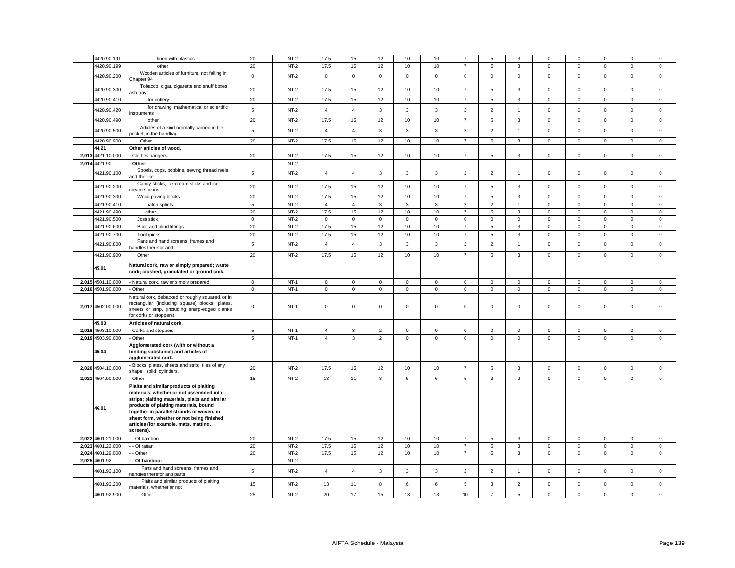| | | | | | | | | | | | | | | | | | |
|---|---|---|---|---|---|---|---|---|---|---|---|---|---|---|---|---|---|
| | 4420.90.191 | lined with plastics | 20 | NT-2 | 17.5 | 15 | 12 | 10 | 10 | 7 | 5 | 3 | 0 | 0 | 0 | 0 | 0 |
| | 4420.90.199 | other | 20 | NT-2 | 17.5 | 15 | 12 | 10 | 10 | 7 | 5 | 3 | 0 | 0 | 0 | 0 | 0 |
| | 4420.90.200 | Wooden articles of furniture, not falling in Chapter 94 | 0 | NT-2 | 0 | 0 | 0 | 0 | 0 | 0 | 0 | 0 | 0 | 0 | 0 | 0 | 0 |
| | 4420.90.300 | Tobacco, cigar, cigarette and snuff boxes, ash trays | 20 | NT-2 | 17.5 | 15 | 12 | 10 | 10 | 7 | 5 | 3 | 0 | 0 | 0 | 0 | 0 |
| | 4420.90.410 | for cutlery | 20 | NT-2 | 17.5 | 15 | 12 | 10 | 10 | 7 | 5 | 3 | 0 | 0 | 0 | 0 | 0 |
| | 4420.90.420 | for drawing, mathematical or scientific instruments | 5 | NT-2 | 4 | 4 | 3 | 3 | 3 | 2 | 2 | 1 | 0 | 0 | 0 | 0 | 0 |
| | 4420.90.490 | other | 20 | NT-2 | 17.5 | 15 | 12 | 10 | 10 | 7 | 5 | 3 | 0 | 0 | 0 | 0 | 0 |
| | 4420.90.500 | Articles of a kind normally carried in the pocket, in the handbag | 5 | NT-2 | 4 | 4 | 3 | 3 | 3 | 2 | 2 | 1 | 0 | 0 | 0 | 0 | 0 |
| | 4420.90.900 | Other | 20 | NT-2 | 17.5 | 15 | 12 | 10 | 10 | 7 | 5 | 3 | 0 | 0 | 0 | 0 | 0 |
| | **44.21** | **Other articles of wood.** | | | | | | | | | | | | | | | |
| 2,013 | 4421.10.000 | - Clothes hangers | 20 | NT-2 | 17.5 | 15 | 12 | 10 | 10 | 7 | 5 | 3 | 0 | 0 | 0 | 0 | 0 |
| 2,014 | 4421.90 | **- Other:** | | NT-2 | | | | | | | | | | | | | |
| | 4421.90.100 | Spools, cops, bobbins, sewing thread reels and the like | 5 | NT-2 | 4 | 4 | 3 | 3 | 3 | 2 | 2 | 1 | 0 | 0 | 0 | 0 | 0 |
| | 4421.90.200 | Candy-sticks, ice-cream sticks and ice-cream spoons | 20 | NT-2 | 17.5 | 15 | 12 | 10 | 10 | 7 | 5 | 3 | 0 | 0 | 0 | 0 | 0 |
| | 4421.90.300 | Wood paving blocks | 20 | NT-2 | 17.5 | 15 | 12 | 10 | 10 | 7 | 5 | 3 | 0 | 0 | 0 | 0 | 0 |
| | 4421.90.410 | match splints | 5 | NT-2 | 4 | 4 | 3 | 3 | 3 | 2 | 2 | 1 | 0 | 0 | 0 | 0 | 0 |
| | 4421.90.490 | other | 20 | NT-2 | 17.5 | 15 | 12 | 10 | 10 | 7 | 5 | 3 | 0 | 0 | 0 | 0 | 0 |
| | 4421.90.500 | Joss stick | 0 | NT-2 | 0 | 0 | 0 | 0 | 0 | 0 | 0 | 0 | 0 | 0 | 0 | 0 | 0 |
| | 4421.90.600 | Blind and blind fittings | 20 | NT-2 | 17.5 | 15 | 12 | 10 | 10 | 7 | 5 | 3 | 0 | 0 | 0 | 0 | 0 |
| | 4421.90.700 | Toothpicks | 20 | NT-2 | 17.5 | 15 | 12 | 10 | 10 | 7 | 5 | 3 | 0 | 0 | 0 | 0 | 0 |
| | 4421.90.800 | Fans and hand screens, frames and handles therefor and | 5 | NT-2 | 4 | 4 | 3 | 3 | 3 | 2 | 2 | 1 | 0 | 0 | 0 | 0 | 0 |
| | 4421.90.900 | Other | 20 | NT-2 | 17.5 | 15 | 12 | 10 | 10 | 7 | 5 | 3 | 0 | 0 | 0 | 0 | 0 |
| | **45.01** | **Natural cork, raw or simply prepared; waste cork; crushed, granulated or ground cork.** | | | | | | | | | | | | | | | |
| 2,015 | 4501.10.000 | - Natural cork, raw or simply prepared | 0 | NT-1 | 0 | 0 | 0 | 0 | 0 | 0 | 0 | 0 | 0 | 0 | 0 | 0 | 0 |
| 2,016 | 4501.90.000 | - Other | 0 | NT-1 | 0 | 0 | 0 | 0 | 0 | 0 | 0 | 0 | 0 | 0 | 0 | 0 | 0 |
| 2,017 | 4502.00.000 | Natural cork, debacked or roughly squared, or in rectangular (including square) blocks, plates, sheets or strip, (including sharp-edged blanks for corks or stoppers). | 0 | NT-1 | 0 | 0 | 0 | 0 | 0 | 0 | 0 | 0 | 0 | 0 | 0 | 0 | 0 |
| | **45.03** | **Articles of natural cork.** | | | | | | | | | | | | | | | |
| 2,018 | 4503.10.000 | - Corks and stoppers | 5 | NT-1 | 4 | 3 | 2 | 0 | 0 | 0 | 0 | 0 | 0 | 0 | 0 | 0 | 0 |
| 2,019 | 4503.90.000 | - Other | 5 | NT-1 | 4 | 3 | 2 | 0 | 0 | 0 | 0 | 0 | 0 | 0 | 0 | 0 | 0 |
| | **45.04** | **Agglomerated cork (with or without a binding substance) and articles of agglomerated cork.** | | | | | | | | | | | | | | | |
| 2,020 | 4504.10.000 | - Blocks, plates, sheets and strip; tiles of any shape; solid cylinders, | 20 | NT-2 | 17.5 | 15 | 12 | 10 | 10 | 7 | 5 | 3 | 0 | 0 | 0 | 0 | 0 |
| 2,021 | 4504.90.000 | - Other | 15 | NT-2 | 13 | 11 | 8 | 6 | 6 | 5 | 3 | 2 | 0 | 0 | 0 | 0 | 0 |
| | **46.01** | **Plaits and similar products of plaiting materials, whether or not assembled into strips; plaiting materials, plaits and similar products of plaiting materials, bound together in parallel strands or woven, in sheet form, whether or not being finished articles (for example, mats, matting, screens).** | | | | | | | | | | | | | | | |
| 2,022 | 4601.21.000 | - - Of bamboo | 20 | NT-2 | 17.5 | 15 | 12 | 10 | 10 | 7 | 5 | 3 | 0 | 0 | 0 | 0 | 0 |
| 2,023 | 4601.22.000 | - - Of rattan | 20 | NT-2 | 17.5 | 15 | 12 | 10 | 10 | 7 | 5 | 3 | 0 | 0 | 0 | 0 | 0 |
| 2,024 | 4601.29.000 | - - Other | 20 | NT-2 | 17.5 | 15 | 12 | 10 | 10 | 7 | 5 | 3 | 0 | 0 | 0 | 0 | 0 |
| 2,025 | 4601.92 | **- - Of bamboo:** | | NT-2 | | | | | | | | | | | | | |
| | 4601.92.100 | Fans and hand screens, frames and handles therefor and parts | 5 | NT-2 | 4 | 4 | 3 | 3 | 3 | 2 | 2 | 1 | 0 | 0 | 0 | 0 | 0 |
| | 4601.92.200 | Plaits and similar products of plaiting materials, whether or not | 15 | NT-2 | 13 | 11 | 8 | 6 | 6 | 5 | 3 | 2 | 0 | 0 | 0 | 0 | 0 |
| | 4601.92.900 | Other | 25 | NT-2 | 20 | 17 | 15 | 13 | 13 | 10 | 7 | 5 | 0 | 0 | 0 | 0 | 0 |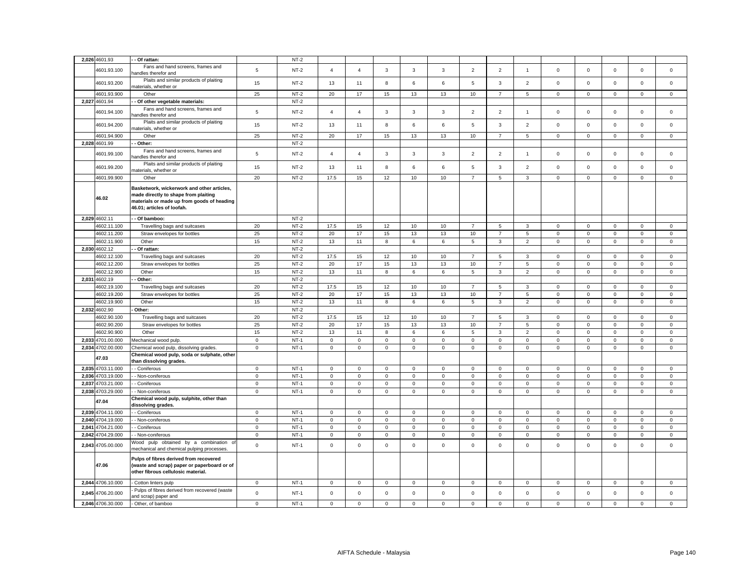| | | | | | | | | | | | | | | | | | | |
|---|---|---|---|---|---|---|---|---|---|---|---|---|---|---|---|---|---|---|
| 2,026 | 4601.93 | - - Of rattan: | | NT-2 | | | | | | | | | | | | | | |
| | 4601.93.100 | Fans and hand screens, frames and handles therefor and | 5 | NT-2 | 4 | 4 | 3 | 3 | 3 | 2 | 2 | 1 | 0 | 0 | 0 | 0 | 0 |
| | 4601.93.200 | Plaits and similar products of plaiting materials, whether or | 15 | NT-2 | 13 | 11 | 8 | 6 | 6 | 5 | 3 | 2 | 0 | 0 | 0 | 0 | 0 |
| | 4601.93.900 | Other | 25 | NT-2 | 20 | 17 | 15 | 13 | 13 | 10 | 7 | 5 | 0 | 0 | 0 | 0 | 0 |
| 2,027 | 4601.94 | - - Of other vegetable materials: | | NT-2 | | | | | | | | | | | | | | |
| | 4601.94.100 | Fans and hand screens, frames and handles therefor and | 5 | NT-2 | 4 | 4 | 3 | 3 | 3 | 2 | 2 | 1 | 0 | 0 | 0 | 0 | 0 |
| | 4601.94.200 | Plaits and similar products of plaiting materials, whether or | 15 | NT-2 | 13 | 11 | 8 | 6 | 6 | 5 | 3 | 2 | 0 | 0 | 0 | 0 | 0 |
| | 4601.94.900 | Other | 25 | NT-2 | 20 | 17 | 15 | 13 | 13 | 10 | 7 | 5 | 0 | 0 | 0 | 0 | 0 |
| 2,028 | 4601.99 | - - Other: | | NT-2 | | | | | | | | | | | | | | |
| | 4601.99.100 | Fans and hand screens, frames and handles therefor and | 5 | NT-2 | 4 | 4 | 3 | 3 | 3 | 2 | 2 | 1 | 0 | 0 | 0 | 0 | 0 |
| | 4601.99.200 | Plaits and similar products of plaiting materials, whether or | 15 | NT-2 | 13 | 11 | 8 | 6 | 6 | 5 | 3 | 2 | 0 | 0 | 0 | 0 | 0 |
| | 4601.99.900 | Other | 20 | NT-2 | 17.5 | 15 | 12 | 10 | 10 | 7 | 5 | 3 | 0 | 0 | 0 | 0 | 0 |
| | 46.02 | **Basketwork, wickerwork and other articles, made directly to shape from plaiting materials or made up from goods of heading 46.01; articles of loofah.** | | | | | | | | | | | | | | | | |
| 2,029 | 4602.11 | - - Of bamboo: | | NT-2 | | | | | | | | | | | | | | |
| | 4602.11.100 | Travelling bags and suitcases | 20 | NT-2 | 17.5 | 15 | 12 | 10 | 10 | 7 | 5 | 3 | 0 | 0 | 0 | 0 | 0 |
| | 4602.11.200 | Straw envelopes for bottles | 25 | NT-2 | 20 | 17 | 15 | 13 | 13 | 10 | 7 | 5 | 0 | 0 | 0 | 0 | 0 |
| | 4602.11.900 | Other | 15 | NT-2 | 13 | 11 | 8 | 6 | 6 | 5 | 3 | 2 | 0 | 0 | 0 | 0 | 0 |
| 2,030 | 4602.12 | - - Of rattan: | | NT-2 | | | | | | | | | | | | | | |
| | 4602.12.100 | Travelling bags and suitcases | 20 | NT-2 | 17.5 | 15 | 12 | 10 | 10 | 7 | 5 | 3 | 0 | 0 | 0 | 0 | 0 |
| | 4602.12.200 | Straw envelopes for bottles | 25 | NT-2 | 20 | 17 | 15 | 13 | 13 | 10 | 7 | 5 | 0 | 0 | 0 | 0 | 0 |
| | 4602.12.900 | Other | 15 | NT-2 | 13 | 11 | 8 | 6 | 6 | 5 | 3 | 2 | 0 | 0 | 0 | 0 | 0 |
| 2,031 | 4602.19 | - - Other: | | NT-2 | | | | | | | | | | | | | | |
| | 4602.19.100 | Travelling bags and suitcases | 20 | NT-2 | 17.5 | 15 | 12 | 10 | 10 | 7 | 5 | 3 | 0 | 0 | 0 | 0 | 0 |
| | 4602.19.200 | Straw envelopes for bottles | 25 | NT-2 | 20 | 17 | 15 | 13 | 13 | 10 | 7 | 5 | 0 | 0 | 0 | 0 | 0 |
| | 4602.19.900 | Other | 15 | NT-2 | 13 | 11 | 8 | 6 | 6 | 5 | 3 | 2 | 0 | 0 | 0 | 0 | 0 |
| 2,032 | 4602.90 | - Other: | | NT-2 | | | | | | | | | | | | | | |
| | 4602.90.100 | Travelling bags and suitcases | 20 | NT-2 | 17.5 | 15 | 12 | 10 | 10 | 7 | 5 | 3 | 0 | 0 | 0 | 0 | 0 |
| | 4602.90.200 | Straw envelopes for bottles | 25 | NT-2 | 20 | 17 | 15 | 13 | 13 | 10 | 7 | 5 | 0 | 0 | 0 | 0 | 0 |
| | 4602.90.900 | Other | 15 | NT-2 | 13 | 11 | 8 | 6 | 6 | 5 | 3 | 2 | 0 | 0 | 0 | 0 | 0 |
| 2,033 | 4701.00.000 | Mechanical wood pulp. | 0 | NT-1 | 0 | 0 | 0 | 0 | 0 | 0 | 0 | 0 | 0 | 0 | 0 | 0 | 0 |
| 2,034 | 4702.00.000 | Chemical wood pulp, dissolving grades. | 0 | NT-1 | 0 | 0 | 0 | 0 | 0 | 0 | 0 | 0 | 0 | 0 | 0 | 0 | 0 |
| | 47.03 | **Chemical wood pulp, soda or sulphate, other than dissolving grades.** | | | | | | | | | | | | | | | | |
| 2,035 | 4703.11.000 | - - Coniferous | 0 | NT-1 | 0 | 0 | 0 | 0 | 0 | 0 | 0 | 0 | 0 | 0 | 0 | 0 | 0 |
| 2,036 | 4703.19.000 | - - Non-coniferous | 0 | NT-1 | 0 | 0 | 0 | 0 | 0 | 0 | 0 | 0 | 0 | 0 | 0 | 0 | 0 |
| 2,037 | 4703.21.000 | - - Coniferous | 0 | NT-1 | 0 | 0 | 0 | 0 | 0 | 0 | 0 | 0 | 0 | 0 | 0 | 0 | 0 |
| 2,038 | 4703.29.000 | - - Non-coniferous | 0 | NT-1 | 0 | 0 | 0 | 0 | 0 | 0 | 0 | 0 | 0 | 0 | 0 | 0 | 0 |
| | 47.04 | **Chemical wood pulp, sulphite, other than dissolving grades.** | | | | | | | | | | | | | | | | |
| 2,039 | 4704.11.000 | - - Coniferous | 0 | NT-1 | 0 | 0 | 0 | 0 | 0 | 0 | 0 | 0 | 0 | 0 | 0 | 0 | 0 |
| 2,040 | 4704.19.000 | - - Non-coniferous | 0 | NT-1 | 0 | 0 | 0 | 0 | 0 | 0 | 0 | 0 | 0 | 0 | 0 | 0 | 0 |
| 2,041 | 4704.21.000 | - - Coniferous | 0 | NT-1 | 0 | 0 | 0 | 0 | 0 | 0 | 0 | 0 | 0 | 0 | 0 | 0 | 0 |
| 2,042 | 4704.29.000 | - - Non-coniferous | 0 | NT-1 | 0 | 0 | 0 | 0 | 0 | 0 | 0 | 0 | 0 | 0 | 0 | 0 | 0 |
| 2,043 | 4705.00.000 | Wood pulp obtained by a combination of mechanical and chemical pulping processes. | 0 | NT-1 | 0 | 0 | 0 | 0 | 0 | 0 | 0 | 0 | 0 | 0 | 0 | 0 | 0 |
| | 47.06 | **Pulps of fibres derived from recovered (waste and scrap) paper or paperboard or of other fibrous cellulosic material.** | | | | | | | | | | | | | | | | |
| 2,044 | 4706.10.000 | - Cotton linters pulp | 0 | NT-1 | 0 | 0 | 0 | 0 | 0 | 0 | 0 | 0 | 0 | 0 | 0 | 0 | 0 |
| 2,045 | 4706.20.000 | - Pulps of fibres derived from recovered (waste and scrap) paper and | 0 | NT-1 | 0 | 0 | 0 | 0 | 0 | 0 | 0 | 0 | 0 | 0 | 0 | 0 | 0 |
| 2,046 | 4706.30.000 | - Other, of bamboo | 0 | NT-1 | 0 | 0 | 0 | 0 | 0 | 0 | 0 | 0 | 0 | 0 | 0 | 0 | 0 |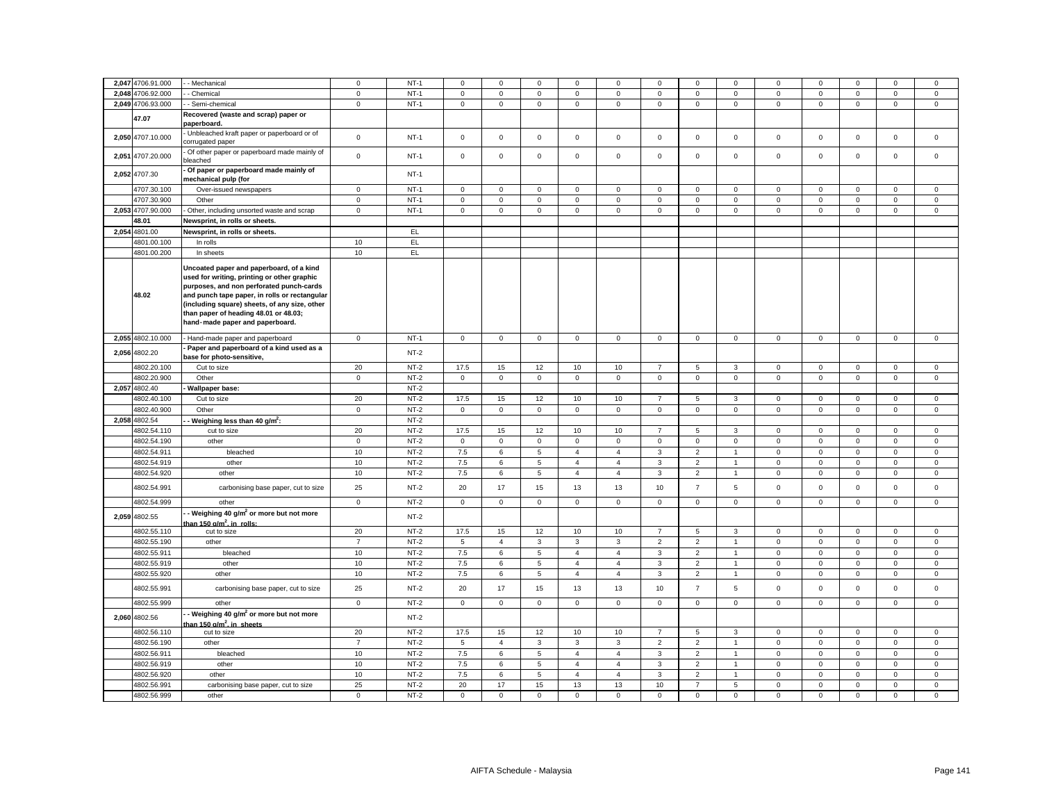| | | | | | | | | | | | | | | | | | | |
|---|---|---|---|---|---|---|---|---|---|---|---|---|---|---|---|---|---|---|
| 2,047 | 4706.91.000 | - - Mechanical | 0 | NT-1 | 0 | 0 | 0 | 0 | 0 | 0 | 0 | 0 | 0 | 0 | 0 | 0 | 0 |
| 2,048 | 4706.92.000 | - - Chemical | 0 | NT-1 | 0 | 0 | 0 | 0 | 0 | 0 | 0 | 0 | 0 | 0 | 0 | 0 | 0 |
| 2,049 | 4706.93.000 | - - Semi-chemical | 0 | NT-1 | 0 | 0 | 0 | 0 | 0 | 0 | 0 | 0 | 0 | 0 | 0 | 0 | 0 |
| | 47.07 | **Recovered (waste and scrap) paper or paperboard.** | | | | | | | | | | | | | | | |
| 2,050 | 4707.10.000 | - Unbleached kraft paper or paperboard or of corrugated paper | 0 | NT-1 | 0 | 0 | 0 | 0 | 0 | 0 | 0 | 0 | 0 | 0 | 0 | 0 | 0 |
| 2,051 | 4707.20.000 | - Of other paper or paperboard made mainly of bleached | 0 | NT-1 | 0 | 0 | 0 | 0 | 0 | 0 | 0 | 0 | 0 | 0 | 0 | 0 | 0 |
| 2,052 | 4707.30 | **- Of paper or paperboard made mainly of mechanical pulp (for** | | NT-1 | | | | | | | | | | | | | |
| | 4707.30.100 | Over-issued newspapers | 0 | NT-1 | 0 | 0 | 0 | 0 | 0 | 0 | 0 | 0 | 0 | 0 | 0 | 0 | 0 |
| | 4707.30.900 | Other | 0 | NT-1 | 0 | 0 | 0 | 0 | 0 | 0 | 0 | 0 | 0 | 0 | 0 | 0 | 0 |
| 2,053 | 4707.90.000 | - Other, including unsorted waste and scrap | 0 | NT-1 | 0 | 0 | 0 | 0 | 0 | 0 | 0 | 0 | 0 | 0 | 0 | 0 | 0 |
| | 48.01 | **Newsprint, in rolls or sheets.** | | | | | | | | | | | | | | | |
| 2,054 | 4801.00 | **Newsprint, in rolls or sheets.** | | EL | | | | | | | | | | | | | |
| | 4801.00.100 | In rolls | 10 | EL | | | | | | | | | | | | | |
| | 4801.00.200 | In sheets | 10 | EL | | | | | | | | | | | | | |
| | 48.02 | **Uncoated paper and paperboard, of a kind used for writing, printing or other graphic purposes, and non perforated punch-cards and punch tape paper, in rolls or rectangular (including square) sheets, of any size, other than paper of heading 48.01 or 48.03; hand-made paper and paperboard.** | | | | | | | | | | | | | | | |
| 2,055 | 4802.10.000 | - Hand-made paper and paperboard | 0 | NT-1 | 0 | 0 | 0 | 0 | 0 | 0 | 0 | 0 | 0 | 0 | 0 | 0 | 0 |
| 2,056 | 4802.20 | **- Paper and paperboard of a kind used as a base for photo-sensitive,** | | NT-2 | | | | | | | | | | | | | |
| | 4802.20.100 | Cut to size | 20 | NT-2 | 17.5 | 15 | 12 | 10 | 10 | 7 | 5 | 3 | 0 | 0 | 0 | 0 | 0 |
| | 4802.20.900 | Other | 0 | NT-2 | 0 | 0 | 0 | 0 | 0 | 0 | 0 | 0 | 0 | 0 | 0 | 0 | 0 |
| 2,057 | 4802.40 | **- Wallpaper base:** | | NT-2 | | | | | | | | | | | | | |
| | 4802.40.100 | Cut to size | 20 | NT-2 | 17.5 | 15 | 12 | 10 | 10 | 7 | 5 | 3 | 0 | 0 | 0 | 0 | 0 |
| | 4802.40.900 | Other | 0 | NT-2 | 0 | 0 | 0 | 0 | 0 | 0 | 0 | 0 | 0 | 0 | 0 | 0 | 0 |
| 2,058 | 4802.54 | **- - Weighing less than 40 g/m²:** | | NT-2 | | | | | | | | | | | | | |
| | 4802.54.110 | cut to size | 20 | NT-2 | 17.5 | 15 | 12 | 10 | 10 | 7 | 5 | 3 | 0 | 0 | 0 | 0 | 0 |
| | 4802.54.190 | other | 0 | NT-2 | 0 | 0 | 0 | 0 | 0 | 0 | 0 | 0 | 0 | 0 | 0 | 0 | 0 |
| | 4802.54.911 | bleached | 10 | NT-2 | 7.5 | 6 | 5 | 4 | 4 | 3 | 2 | 1 | 0 | 0 | 0 | 0 | 0 |
| | 4802.54.919 | other | 10 | NT-2 | 7.5 | 6 | 5 | 4 | 4 | 3 | 2 | 1 | 0 | 0 | 0 | 0 | 0 |
| | 4802.54.920 | other | 10 | NT-2 | 7.5 | 6 | 5 | 4 | 4 | 3 | 2 | 1 | 0 | 0 | 0 | 0 | 0 |
| | 4802.54.991 | carbonising base paper, cut to size | 25 | NT-2 | 20 | 17 | 15 | 13 | 13 | 10 | 7 | 5 | 0 | 0 | 0 | 0 | 0 |
| | 4802.54.999 | other | 0 | NT-2 | 0 | 0 | 0 | 0 | 0 | 0 | 0 | 0 | 0 | 0 | 0 | 0 | 0 |
| 2,059 | 4802.55 | **- - Weighing 40 g/m² or more but not more than 150 g/m², in rolls:** | | NT-2 | | | | | | | | | | | | | |
| | 4802.55.110 | cut to size | 20 | NT-2 | 17.5 | 15 | 12 | 10 | 10 | 7 | 5 | 3 | 0 | 0 | 0 | 0 | 0 |
| | 4802.55.190 | other | 7 | NT-2 | 5 | 4 | 3 | 3 | 3 | 2 | 2 | 1 | 0 | 0 | 0 | 0 | 0 |
| | 4802.55.911 | bleached | 10 | NT-2 | 7.5 | 6 | 5 | 4 | 4 | 3 | 2 | 1 | 0 | 0 | 0 | 0 | 0 |
| | 4802.55.919 | other | 10 | NT-2 | 7.5 | 6 | 5 | 4 | 4 | 3 | 2 | 1 | 0 | 0 | 0 | 0 | 0 |
| | 4802.55.920 | other | 10 | NT-2 | 7.5 | 6 | 5 | 4 | 4 | 3 | 2 | 1 | 0 | 0 | 0 | 0 | 0 |
| | 4802.55.991 | carbonising base paper, cut to size | 25 | NT-2 | 20 | 17 | 15 | 13 | 13 | 10 | 7 | 5 | 0 | 0 | 0 | 0 | 0 |
| | 4802.55.999 | other | 0 | NT-2 | 0 | 0 | 0 | 0 | 0 | 0 | 0 | 0 | 0 | 0 | 0 | 0 | 0 |
| 2,060 | 4802.56 | **- - Weighing 40 g/m² or more but not more than 150 g/m², in sheets** | | NT-2 | | | | | | | | | | | | | |
| | 4802.56.110 | cut to size | 20 | NT-2 | 17.5 | 15 | 12 | 10 | 10 | 7 | 5 | 3 | 0 | 0 | 0 | 0 | 0 |
| | 4802.56.190 | other | 7 | NT-2 | 5 | 4 | 3 | 3 | 3 | 2 | 2 | 1 | 0 | 0 | 0 | 0 | 0 |
| | 4802.56.911 | bleached | 10 | NT-2 | 7.5 | 6 | 5 | 4 | 4 | 3 | 2 | 1 | 0 | 0 | 0 | 0 | 0 |
| | 4802.56.919 | other | 10 | NT-2 | 7.5 | 6 | 5 | 4 | 4 | 3 | 2 | 1 | 0 | 0 | 0 | 0 | 0 |
| | 4802.56.920 | other | 10 | NT-2 | 7.5 | 6 | 5 | 4 | 4 | 3 | 2 | 1 | 0 | 0 | 0 | 0 | 0 |
| | 4802.56.991 | carbonising base paper, cut to size | 25 | NT-2 | 20 | 17 | 15 | 13 | 13 | 10 | 7 | 5 | 0 | 0 | 0 | 0 | 0 |
| | 4802.56.999 | other | 0 | NT-2 | 0 | 0 | 0 | 0 | 0 | 0 | 0 | 0 | 0 | 0 | 0 | 0 | 0 |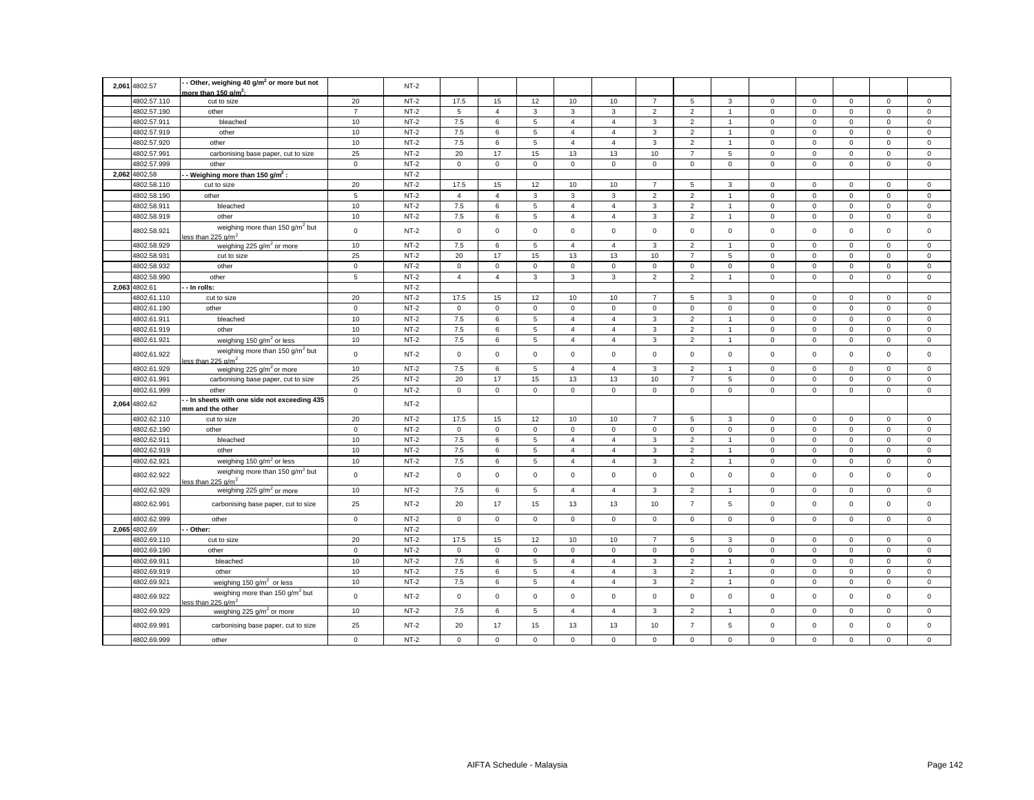| | | | | | | | | | | | | | | | | | | |
|---|---|---|---|---|---|---|---|---|---|---|---|---|---|---|---|---|---|---|
| 2,061 | 4802.57 | - - Other, weighing 40 g/m$^2$ or more but not more than 150 g/m$^2$: | | NT-2 | | | | | | | | | | | | | | |
| | 4802.57.110 | cut to size | 20 | NT-2 | 17.5 | 15 | 12 | 10 | 10 | 7 | 5 | 3 | 0 | 0 | 0 | 0 | 0 |
| | 4802.57.190 | other | 7 | NT-2 | 5 | 4 | 3 | 3 | 3 | 2 | 2 | 1 | 0 | 0 | 0 | 0 | 0 |
| | 4802.57.911 | bleached | 10 | NT-2 | 7.5 | 6 | 5 | 4 | 4 | 3 | 2 | 1 | 0 | 0 | 0 | 0 | 0 |
| | 4802.57.919 | other | 10 | NT-2 | 7.5 | 6 | 5 | 4 | 4 | 3 | 2 | 1 | 0 | 0 | 0 | 0 | 0 |
| | 4802.57.920 | other | 10 | NT-2 | 7.5 | 6 | 5 | 4 | 4 | 3 | 2 | 1 | 0 | 0 | 0 | 0 | 0 |
| | 4802.57.991 | carbonising base paper, cut to size | 25 | NT-2 | 20 | 17 | 15 | 13 | 13 | 10 | 7 | 5 | 0 | 0 | 0 | 0 | 0 |
| | 4802.57.999 | other | 0 | NT-2 | 0 | 0 | 0 | 0 | 0 | 0 | 0 | 0 | 0 | 0 | 0 | 0 | 0 |
| 2,062 | 4802.58 | - - Weighing more than 150 g/m$^2$ : | | NT-2 | | | | | | | | | | | | | | |
| | 4802.58.110 | cut to size | 20 | NT-2 | 17.5 | 15 | 12 | 10 | 10 | 7 | 5 | 3 | 0 | 0 | 0 | 0 | 0 |
| | 4802.58.190 | other | 5 | NT-2 | 4 | 4 | 3 | 3 | 3 | 2 | 2 | 1 | 0 | 0 | 0 | 0 | 0 |
| | 4802.58.911 | bleached | 10 | NT-2 | 7.5 | 6 | 5 | 4 | 4 | 3 | 2 | 1 | 0 | 0 | 0 | 0 | 0 |
| | 4802.58.919 | other | 10 | NT-2 | 7.5 | 6 | 5 | 4 | 4 | 3 | 2 | 1 | 0 | 0 | 0 | 0 | 0 |
| | 4802.58.921 | weighing more than 150 g/m$^2$ but less than 225 g/m$^2$ | 0 | NT-2 | 0 | 0 | 0 | 0 | 0 | 0 | 0 | 0 | 0 | 0 | 0 | 0 | 0 |
| | 4802.58.929 | weighing 225 g/m$^2$ or more | 10 | NT-2 | 7.5 | 6 | 5 | 4 | 4 | 3 | 2 | 1 | 0 | 0 | 0 | 0 | 0 |
| | 4802.58.931 | cut to size | 25 | NT-2 | 20 | 17 | 15 | 13 | 13 | 10 | 7 | 5 | 0 | 0 | 0 | 0 | 0 |
| | 4802.58.932 | other | 0 | NT-2 | 0 | 0 | 0 | 0 | 0 | 0 | 0 | 0 | 0 | 0 | 0 | 0 | 0 |
| | 4802.58.990 | other | 5 | NT-2 | 4 | 4 | 3 | 3 | 3 | 2 | 2 | 1 | 0 | 0 | 0 | 0 | 0 |
| 2,063 | 4802.61 | - - In rolls: | | NT-2 | | | | | | | | | | | | | | |
| | 4802.61.110 | cut to size | 20 | NT-2 | 17.5 | 15 | 12 | 10 | 10 | 7 | 5 | 3 | 0 | 0 | 0 | 0 | 0 |
| | 4802.61.190 | other | 0 | NT-2 | 0 | 0 | 0 | 0 | 0 | 0 | 0 | 0 | 0 | 0 | 0 | 0 | 0 |
| | 4802.61.911 | bleached | 10 | NT-2 | 7.5 | 6 | 5 | 4 | 4 | 3 | 2 | 1 | 0 | 0 | 0 | 0 | 0 |
| | 4802.61.919 | other | 10 | NT-2 | 7.5 | 6 | 5 | 4 | 4 | 3 | 2 | 1 | 0 | 0 | 0 | 0 | 0 |
| | 4802.61.921 | weighing 150 g/m$^2$ or less | 10 | NT-2 | 7.5 | 6 | 5 | 4 | 4 | 3 | 2 | 1 | 0 | 0 | 0 | 0 | 0 |
| | 4802.61.922 | weighing more than 150 g/m$^2$ but less than 225 g/m$^2$ | 0 | NT-2 | 0 | 0 | 0 | 0 | 0 | 0 | 0 | 0 | 0 | 0 | 0 | 0 | 0 |
| | 4802.61.929 | weighing 225 g/m$^2$ or more | 10 | NT-2 | 7.5 | 6 | 5 | 4 | 4 | 3 | 2 | 1 | 0 | 0 | 0 | 0 | 0 |
| | 4802.61.991 | carbonising base paper, cut to size | 25 | NT-2 | 20 | 17 | 15 | 13 | 13 | 10 | 7 | 5 | 0 | 0 | 0 | 0 | 0 |
| | 4802.61.999 | other | 0 | NT-2 | 0 | 0 | 0 | 0 | 0 | 0 | 0 | 0 | 0 | 0 | 0 | 0 | 0 |
| 2,064 | 4802.62 | - - In sheets with one side not exceeding 435 mm and the other | | NT-2 | | | | | | | | | | | | | | |
| | 4802.62.110 | cut to size | 20 | NT-2 | 17.5 | 15 | 12 | 10 | 10 | 7 | 5 | 3 | 0 | 0 | 0 | 0 | 0 |
| | 4802.62.190 | other | 0 | NT-2 | 0 | 0 | 0 | 0 | 0 | 0 | 0 | 0 | 0 | 0 | 0 | 0 | 0 |
| | 4802.62.911 | bleached | 10 | NT-2 | 7.5 | 6 | 5 | 4 | 4 | 3 | 2 | 1 | 0 | 0 | 0 | 0 | 0 |
| | 4802.62.919 | other | 10 | NT-2 | 7.5 | 6 | 5 | 4 | 4 | 3 | 2 | 1 | 0 | 0 | 0 | 0 | 0 |
| | 4802.62.921 | weighing 150 g/m$^2$ or less | 10 | NT-2 | 7.5 | 6 | 5 | 4 | 4 | 3 | 2 | 1 | 0 | 0 | 0 | 0 | 0 |
| | 4802.62.922 | weighing more than 150 g/m$^2$ but less than 225 g/m$^2$ | 0 | NT-2 | 0 | 0 | 0 | 0 | 0 | 0 | 0 | 0 | 0 | 0 | 0 | 0 | 0 |
| | 4802.62.929 | weighing 225 g/m$^2$ or more | 10 | NT-2 | 7.5 | 6 | 5 | 4 | 4 | 3 | 2 | 1 | 0 | 0 | 0 | 0 | 0 |
| | 4802.62.991 | carbonising base paper, cut to size | 25 | NT-2 | 20 | 17 | 15 | 13 | 13 | 10 | 7 | 5 | 0 | 0 | 0 | 0 | 0 |
| | 4802.62.999 | other | 0 | NT-2 | 0 | 0 | 0 | 0 | 0 | 0 | 0 | 0 | 0 | 0 | 0 | 0 | 0 |
| 2,065 | 4802.69 | - - Other: | | NT-2 | | | | | | | | | | | | | | |
| | 4802.69.110 | cut to size | 20 | NT-2 | 17.5 | 15 | 12 | 10 | 10 | 7 | 5 | 3 | 0 | 0 | 0 | 0 | 0 |
| | 4802.69.190 | other | 0 | NT-2 | 0 | 0 | 0 | 0 | 0 | 0 | 0 | 0 | 0 | 0 | 0 | 0 | 0 |
| | 4802.69.911 | bleached | 10 | NT-2 | 7.5 | 6 | 5 | 4 | 4 | 3 | 2 | 1 | 0 | 0 | 0 | 0 | 0 |
| | 4802.69.919 | other | 10 | NT-2 | 7.5 | 6 | 5 | 4 | 4 | 3 | 2 | 1 | 0 | 0 | 0 | 0 | 0 |
| | 4802.69.921 | weighing 150 g/m$^2$ or less | 10 | NT-2 | 7.5 | 6 | 5 | 4 | 4 | 3 | 2 | 1 | 0 | 0 | 0 | 0 | 0 |
| | 4802.69.922 | weighing more than 150 g/m$^2$ but less than 225 g/m$^2$ | 0 | NT-2 | 0 | 0 | 0 | 0 | 0 | 0 | 0 | 0 | 0 | 0 | 0 | 0 | 0 |
| | 4802.69.929 | weighing 225 g/m$^2$ or more | 10 | NT-2 | 7.5 | 6 | 5 | 4 | 4 | 3 | 2 | 1 | 0 | 0 | 0 | 0 | 0 |
| | 4802.69.991 | carbonising base paper, cut to size | 25 | NT-2 | 20 | 17 | 15 | 13 | 13 | 10 | 7 | 5 | 0 | 0 | 0 | 0 | 0 |
| | 4802.69.999 | other | 0 | NT-2 | 0 | 0 | 0 | 0 | 0 | 0 | 0 | 0 | 0 | 0 | 0 | 0 | 0 |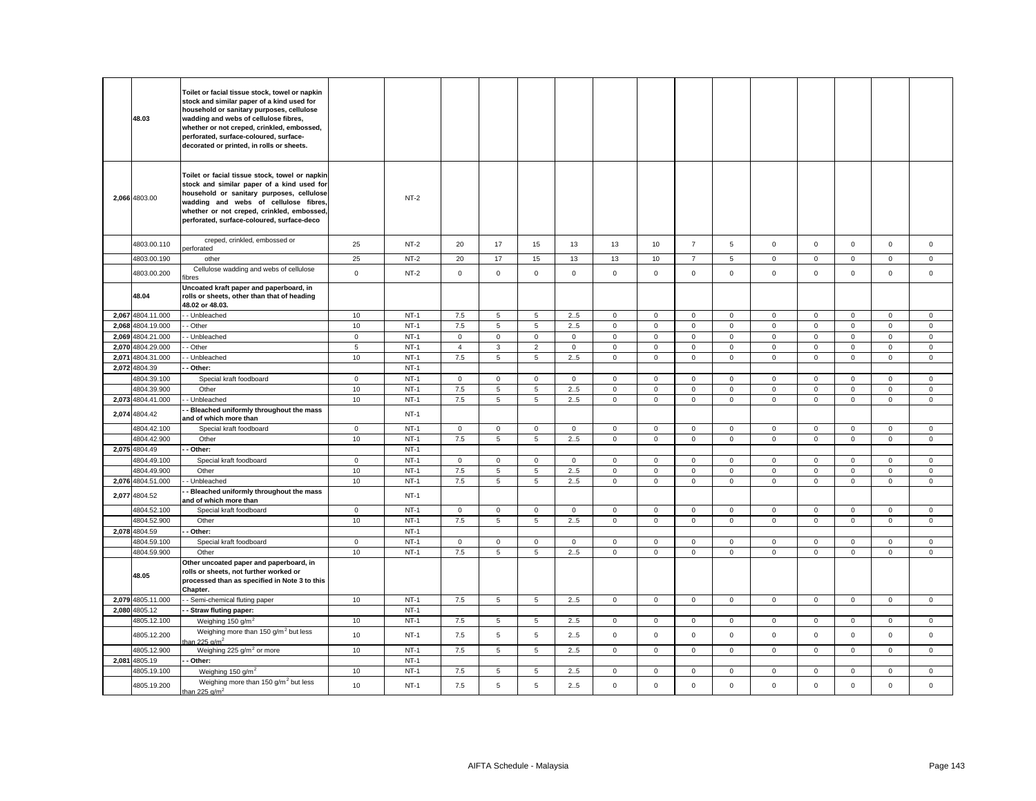| | | | | | | | | | | | | | | | | | |
|---|---|---|---|---|---|---|---|---|---|---|---|---|---|---|---|---|---|
| | 48.03 | **Toilet or facial tissue stock, towel or napkin stock and similar paper of a kind used for household or sanitary purposes, cellulose wadding and webs of cellulose fibres, whether or not creped, crinkled, embossed, perforated, surface-coloured, surface-decorated or printed, in rolls or sheets.** | | | | | | | | | | | | | | | |
| 2,066 | 4803.00 | **Toilet or facial tissue stock, towel or napkin stock and similar paper of a kind used for household or sanitary purposes, cellulose wadding and webs of cellulose fibres, whether or not creped, crinkled, embossed, perforated, surface-coloured, surface-deco** | | NT-2 | | | | | | | | | | | | | |
| | 4803.00.110 | creped, crinkled, embossed or perforated | 25 | NT-2 | 20 | 17 | 15 | 13 | 13 | 10 | 7 | 5 | 0 | 0 | 0 | 0 | 0 |
| | 4803.00.190 | other | 25 | NT-2 | 20 | 17 | 15 | 13 | 13 | 10 | 7 | 5 | 0 | 0 | 0 | 0 | 0 |
| | 4803.00.200 | Cellulose wadding and webs of cellulose fibres | 0 | NT-2 | 0 | 0 | 0 | 0 | 0 | 0 | 0 | 0 | 0 | 0 | 0 | 0 | 0 |
| | 48.04 | **Uncoated kraft paper and paperboard, in rolls or sheets, other than that of heading 48.02 or 48.03.** | | | | | | | | | | | | | | | |
| 2,067 | 4804.11.000 | - - Unbleached | 10 | NT-1 | 7.5 | 5 | 5 | 2..5 | 0 | 0 | 0 | 0 | 0 | 0 | 0 | 0 | 0 |
| 2,068 | 4804.19.000 | - - Other | 10 | NT-1 | 7.5 | 5 | 5 | 2..5 | 0 | 0 | 0 | 0 | 0 | 0 | 0 | 0 | 0 |
| 2,069 | 4804.21.000 | - - Unbleached | 0 | NT-1 | 0 | 0 | 0 | 0 | 0 | 0 | 0 | 0 | 0 | 0 | 0 | 0 | 0 |
| 2,070 | 4804.29.000 | - - Other | 5 | NT-1 | 4 | 3 | 2 | 0 | 0 | 0 | 0 | 0 | 0 | 0 | 0 | 0 | 0 |
| 2,071 | 4804.31.000 | - - Unbleached | 10 | NT-1 | 7.5 | 5 | 5 | 2..5 | 0 | 0 | 0 | 0 | 0 | 0 | 0 | 0 | 0 |
| 2,072 | 4804.39 | **- - Other:** | | NT-1 | | | | | | | | | | | | | |
| | 4804.39.100 | Special kraft foodboard | 0 | NT-1 | 0 | 0 | 0 | 0 | 0 | 0 | 0 | 0 | 0 | 0 | 0 | 0 | 0 |
| | 4804.39.900 | Other | 10 | NT-1 | 7.5 | 5 | 5 | 2..5 | 0 | 0 | 0 | 0 | 0 | 0 | 0 | 0 | 0 |
| 2,073 | 4804.41.000 | - - Unbleached | 10 | NT-1 | 7.5 | 5 | 5 | 2..5 | 0 | 0 | 0 | 0 | 0 | 0 | 0 | 0 | 0 |
| 2,074 | 4804.42 | **- - Bleached uniformly throughout the mass and of which more than** | | NT-1 | | | | | | | | | | | | | |
| | 4804.42.100 | Special kraft foodboard | 0 | NT-1 | 0 | 0 | 0 | 0 | 0 | 0 | 0 | 0 | 0 | 0 | 0 | 0 | 0 |
| | 4804.42.900 | Other | 10 | NT-1 | 7.5 | 5 | 5 | 2..5 | 0 | 0 | 0 | 0 | 0 | 0 | 0 | 0 | 0 |
| 2,075 | 4804.49 | **- - Other:** | | NT-1 | | | | | | | | | | | | | |
| | 4804.49.100 | Special kraft foodboard | 0 | NT-1 | 0 | 0 | 0 | 0 | 0 | 0 | 0 | 0 | 0 | 0 | 0 | 0 | 0 |
| | 4804.49.900 | Other | 10 | NT-1 | 7.5 | 5 | 5 | 2..5 | 0 | 0 | 0 | 0 | 0 | 0 | 0 | 0 | 0 |
| 2,076 | 4804.51.000 | - - Unbleached | 10 | NT-1 | 7.5 | 5 | 5 | 2..5 | 0 | 0 | 0 | 0 | 0 | 0 | 0 | 0 | 0 |
| 2,077 | 4804.52 | **- - Bleached uniformly throughout the mass and of which more than** | | NT-1 | | | | | | | | | | | | | |
| | 4804.52.100 | Special kraft foodboard | 0 | NT-1 | 0 | 0 | 0 | 0 | 0 | 0 | 0 | 0 | 0 | 0 | 0 | 0 | 0 |
| | 4804.52.900 | Other | 10 | NT-1 | 7.5 | 5 | 5 | 2..5 | 0 | 0 | 0 | 0 | 0 | 0 | 0 | 0 | 0 |
| 2,078 | 4804.59 | **- - Other:** | | NT-1 | | | | | | | | | | | | | |
| | 4804.59.100 | Special kraft foodboard | 0 | NT-1 | 0 | 0 | 0 | 0 | 0 | 0 | 0 | 0 | 0 | 0 | 0 | 0 | 0 |
| | 4804.59.900 | Other | 10 | NT-1 | 7.5 | 5 | 5 | 2..5 | 0 | 0 | 0 | 0 | 0 | 0 | 0 | 0 | 0 |
| | 48.05 | **Other uncoated paper and paperboard, in rolls or sheets, not further worked or processed than as specified in Note 3 to this Chapter.** | | | | | | | | | | | | | | | |
| 2,079 | 4805.11.000 | - - Semi-chemical fluting paper | 10 | NT-1 | 7.5 | 5 | 5 | 2..5 | 0 | 0 | 0 | 0 | 0 | 0 | 0 | 0 | 0 |
| 2,080 | 4805.12 | **- - Straw fluting paper:** | | NT-1 | | | | | | | | | | | | | |
| | 4805.12.100 | Weighing 150 g/m$^2$ | 10 | NT-1 | 7.5 | 5 | 5 | 2..5 | 0 | 0 | 0 | 0 | 0 | 0 | 0 | 0 | 0 |
| | 4805.12.200 | Weighing more than 150 g/m$^2$ but less than 225 g/m$^2$ | 10 | NT-1 | 7.5 | 5 | 5 | 2..5 | 0 | 0 | 0 | 0 | 0 | 0 | 0 | 0 | 0 |
| | 4805.12.900 | Weighing 225 g/m$^2$ or more | 10 | NT-1 | 7.5 | 5 | 5 | 2..5 | 0 | 0 | 0 | 0 | 0 | 0 | 0 | 0 | 0 |
| 2,081 | 4805.19 | **- - Other:** | | NT-1 | | | | | | | | | | | | | |
| | 4805.19.100 | Weighing 150 g/m$^2$ | 10 | NT-1 | 7.5 | 5 | 5 | 2..5 | 0 | 0 | 0 | 0 | 0 | 0 | 0 | 0 | 0 |
| | 4805.19.200 | Weighing more than 150 g/m$^2$ but less than 225 g/m$^2$ | 10 | NT-1 | 7.5 | 5 | 5 | 2..5 | 0 | 0 | 0 | 0 | 0 | 0 | 0 | 0 | 0 |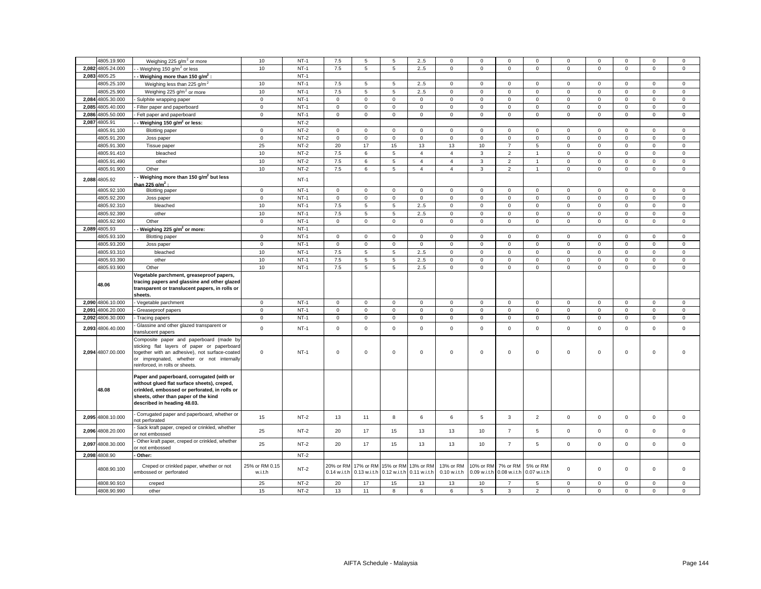| | 4805.19.900 | Weighing 225 g/m² or more | 10 | NT-1 | 7.5 | 5 | 5 | 2..5 | 0 | 0 | 0 | 0 | 0 | 0 | 0 | 0 | 0 |
|---|---|---|---|---|---|---|---|---|---|---|---|---|---|---|---|---|---|
| 2,082 | 4805.24.000 | - - Weighing 150 g/m² or less | 10 | NT-1 | 7.5 | 5 | 5 | 2..5 | 0 | 0 | 0 | 0 | 0 | 0 | 0 | 0 | 0 |
| 2,083 | 4805.25 | **- - Weighing more than 150 g/m² :** | | NT-1 | | | | | | | | | | | | | |
| | 4805.25.100 | Weighing less than 225 g/m² | 10 | NT-1 | 7.5 | 5 | 5 | 2..5 | 0 | 0 | 0 | 0 | 0 | 0 | 0 | 0 | 0 |
| | 4805.25.900 | Weighing 225 g/m² or more | 10 | NT-1 | 7.5 | 5 | 5 | 2..5 | 0 | 0 | 0 | 0 | 0 | 0 | 0 | 0 | 0 |
| 2,084 | 4805.30.000 | - Sulphite wrapping paper | 0 | NT-1 | 0 | 0 | 0 | 0 | 0 | 0 | 0 | 0 | 0 | 0 | 0 | 0 | 0 |
| 2,085 | 4805.40.000 | - Filter paper and paperboard | 0 | NT-1 | 0 | 0 | 0 | 0 | 0 | 0 | 0 | 0 | 0 | 0 | 0 | 0 | 0 |
| 2,086 | 4805.50.000 | - Felt paper and paperboard | 0 | NT-1 | 0 | 0 | 0 | 0 | 0 | 0 | 0 | 0 | 0 | 0 | 0 | 0 | 0 |
| 2,087 | 4805.91 | **- - Weighing 150 g/m² or less:** | | NT-2 | | | | | | | | | | | | | |
| | 4805.91.100 | Blotting paper | 0 | NT-2 | 0 | 0 | 0 | 0 | 0 | 0 | 0 | 0 | 0 | 0 | 0 | 0 | 0 |
| | 4805.91.200 | Joss paper | 0 | NT-2 | 0 | 0 | 0 | 0 | 0 | 0 | 0 | 0 | 0 | 0 | 0 | 0 | 0 |
| | 4805.91.300 | Tissue paper | 25 | NT-2 | 20 | 17 | 15 | 13 | 13 | 10 | 7 | 5 | 0 | 0 | 0 | 0 | 0 |
| | 4805.91.410 | bleached | 10 | NT-2 | 7.5 | 6 | 5 | 4 | 4 | 3 | 2 | 1 | 0 | 0 | 0 | 0 | 0 |
| | 4805.91.490 | other | 10 | NT-2 | 7.5 | 6 | 5 | 4 | 4 | 3 | 2 | 1 | 0 | 0 | 0 | 0 | 0 |
| | 4805.91.900 | Other | 10 | NT-2 | 7.5 | 6 | 5 | 4 | 4 | 3 | 2 | 1 | 0 | 0 | 0 | 0 | 0 |
| 2,088 | 4805.92 | **- - Weighing more than 150 g/m² but less than 225 g/m² :** | | NT-1 | | | | | | | | | | | | | |
| | 4805.92.100 | Blotting paper | 0 | NT-1 | 0 | 0 | 0 | 0 | 0 | 0 | 0 | 0 | 0 | 0 | 0 | 0 | 0 |
| | 4805.92.200 | Joss paper | 0 | NT-1 | 0 | 0 | 0 | 0 | 0 | 0 | 0 | 0 | 0 | 0 | 0 | 0 | 0 |
| | 4805.92.310 | bleached | 10 | NT-1 | 7.5 | 5 | 5 | 2..5 | 0 | 0 | 0 | 0 | 0 | 0 | 0 | 0 | 0 |
| | 4805.92.390 | other | 10 | NT-1 | 7.5 | 5 | 5 | 2..5 | 0 | 0 | 0 | 0 | 0 | 0 | 0 | 0 | 0 |
| | 4805.92.900 | Other | 0 | NT-1 | 0 | 0 | 0 | 0 | 0 | 0 | 0 | 0 | 0 | 0 | 0 | 0 | 0 |
| 2,089 | 4805.93 | **- - Weighing 225 g/m² or more:** | | NT-1 | | | | | | | | | | | | | |
| | 4805.93.100 | Blotting paper | 0 | NT-1 | 0 | 0 | 0 | 0 | 0 | 0 | 0 | 0 | 0 | 0 | 0 | 0 | 0 |
| | 4805.93.200 | Joss paper | 0 | NT-1 | 0 | 0 | 0 | 0 | 0 | 0 | 0 | 0 | 0 | 0 | 0 | 0 | 0 |
| | 4805.93.310 | bleached | 10 | NT-1 | 7.5 | 5 | 5 | 2..5 | 0 | 0 | 0 | 0 | 0 | 0 | 0 | 0 | 0 |
| | 4805.93.390 | other | 10 | NT-1 | 7.5 | 5 | 5 | 2..5 | 0 | 0 | 0 | 0 | 0 | 0 | 0 | 0 | 0 |
| | 4805.93.900 | Other | 10 | NT-1 | 7.5 | 5 | 5 | 2..5 | 0 | 0 | 0 | 0 | 0 | 0 | 0 | 0 | 0 |
| | 48.06 | **Vegetable parchment, greaseproof papers, tracing papers and glassine and other glazed transparent or translucent papers, in rolls or sheets.** | | | | | | | | | | | | | | | |
| 2,090 | 4806.10.000 | - Vegetable parchment | 0 | NT-1 | 0 | 0 | 0 | 0 | 0 | 0 | 0 | 0 | 0 | 0 | 0 | 0 | 0 |
| 2,091 | 4806.20.000 | - Greaseproof papers | 0 | NT-1 | 0 | 0 | 0 | 0 | 0 | 0 | 0 | 0 | 0 | 0 | 0 | 0 | 0 |
| 2,092 | 4806.30.000 | - Tracing papers | 0 | NT-1 | 0 | 0 | 0 | 0 | 0 | 0 | 0 | 0 | 0 | 0 | 0 | 0 | 0 |
| 2,093 | 4806.40.000 | - Glassine and other glazed transparent or translucent papers | 0 | NT-1 | 0 | 0 | 0 | 0 | 0 | 0 | 0 | 0 | 0 | 0 | 0 | 0 | 0 |
| 2,094 | 4807.00.000 | Composite paper and paperboard (made by sticking flat layers of paper or paperboard together with an adhesive), not surface-coated or impregnated, whether or not internally reinforced, in rolls or sheets. | 0 | NT-1 | 0 | 0 | 0 | 0 | 0 | 0 | 0 | 0 | 0 | 0 | 0 | 0 | 0 |
| | 48.08 | **Paper and paperboard, corrugated (with or without glued flat surface sheets), creped, crinkled, embossed or perforated, in rolls or sheets, other than paper of the kind described in heading 48.03.** | | | | | | | | | | | | | | | |
| 2,095 | 4808.10.000 | - Corrugated paper and paperboard, whether or not perforated | 15 | NT-2 | 13 | 11 | 8 | 6 | 6 | 5 | 3 | 2 | 0 | 0 | 0 | 0 | 0 |
| 2,096 | 4808.20.000 | - Sack kraft paper, creped or crinkled, whether or not embossed | 25 | NT-2 | 20 | 17 | 15 | 13 | 13 | 10 | 7 | 5 | 0 | 0 | 0 | 0 | 0 |
| 2,097 | 4808.30.000 | - Other kraft paper, creped or crinkled, whether or not embossed | 25 | NT-2 | 20 | 17 | 15 | 13 | 13 | 10 | 7 | 5 | 0 | 0 | 0 | 0 | 0 |
| 2,098 | 4808.90 | **- Other:** | | NT-2 | | | | | | | | | | | | | |
| | 4808.90.100 | Creped or crinkled paper, whether or not embossed or perforated | 25% or RM 0.15 w.i.t.h | NT-2 | 20% or RM 0.14 w.i.t.h | 17% or RM 0.13 w.i.t.h | 15% or RM 0.12 w.i.t.h | 13% or RM 0.11 w.i.t.h | 13% or RM 0.10 w.i.t.h | 10% or RM 0.09 w.i.t.h | 7% or RM 0.08 w.i.t.h | 5% or RM 0.07 w.i.t.h | 0 | 0 | 0 | 0 | 0 |
| | 4808.90.910 | creped | 25 | NT-2 | 20 | 17 | 15 | 13 | 13 | 10 | 7 | 5 | 0 | 0 | 0 | 0 | 0 |
| | 4808.90.990 | other | 15 | NT-2 | 13 | 11 | 8 | 6 | 6 | 5 | 3 | 2 | 0 | 0 | 0 | 0 | 0 |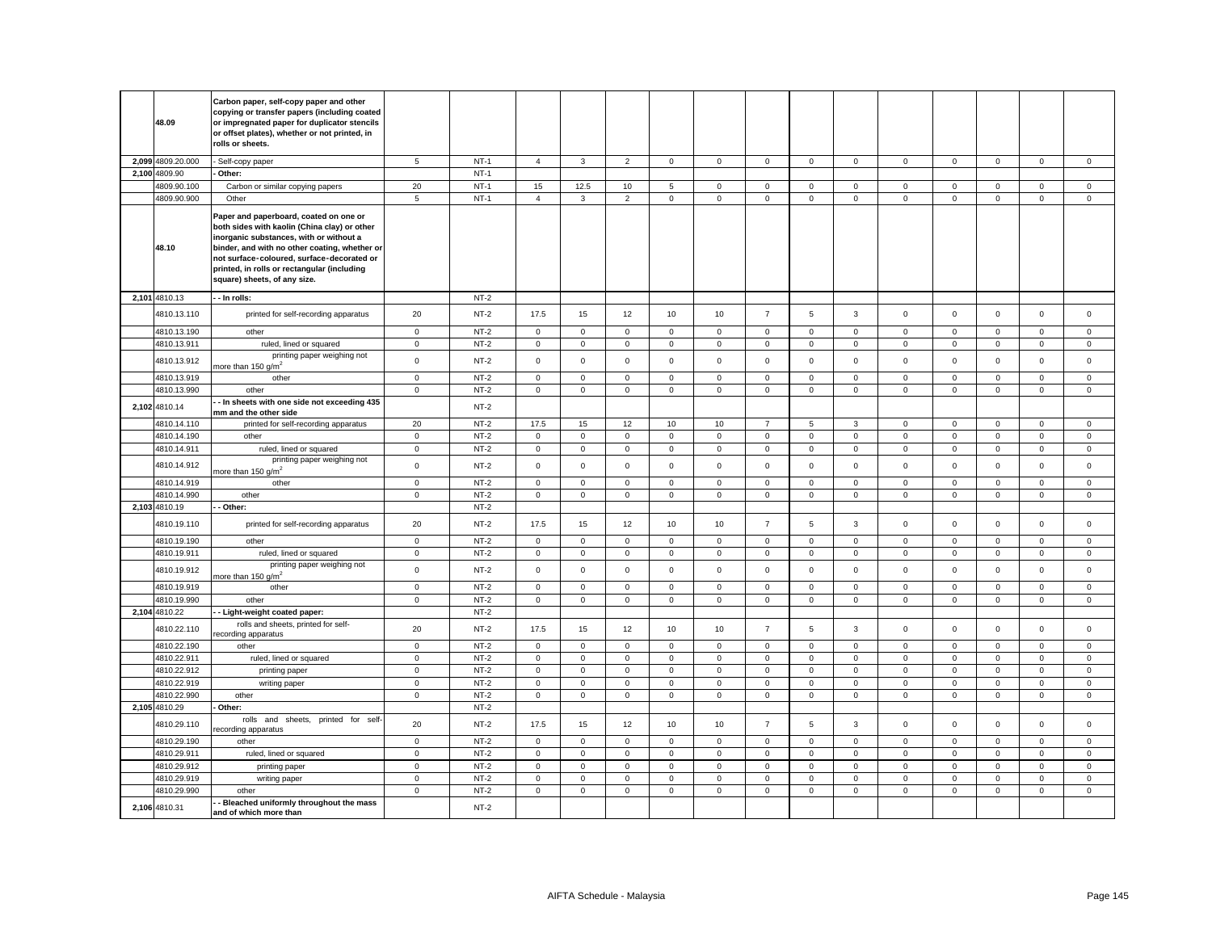| | | | | | | | | | | | | | | | | | |
|---|---|---|---|---|---|---|---|---|---|---|---|---|---|---|---|---|---|
| | **48.09** | **Carbon paper, self-copy paper and other copying or transfer papers (including coated or impregnated paper for duplicator stencils or offset plates), whether or not printed, in rolls or sheets.** | | | | | | | | | | | | | | | |
| 2,099 | 4809.20.000 | - Self-copy paper | 5 | NT-1 | 4 | 3 | 2 | 0 | 0 | 0 | 0 | 0 | 0 | 0 | 0 | 0 | 0 |
| 2,100 | 4809.90 | - **Other:** | | NT-1 | | | | | | | | | | | | | |
| | 4809.90.100 | Carbon or similar copying papers | 20 | NT-1 | 15 | 12.5 | 10 | 5 | 0 | 0 | 0 | 0 | 0 | 0 | 0 | 0 | 0 |
| | 4809.90.900 | Other | 5 | NT-1 | 4 | 3 | 2 | 0 | 0 | 0 | 0 | 0 | 0 | 0 | 0 | 0 | 0 |
| | **48.10** | **Paper and paperboard, coated on one or both sides with kaolin (China clay) or other inorganic substances, with or without a binder, and with no other coating, whether or not surface-coloured, surface-decorated or printed, in rolls or rectangular (including square) sheets, of any size.** | | | | | | | | | | | | | | | |
| 2,101 | 4810.13 | - - **In rolls:** | | NT-2 | | | | | | | | | | | | | |
| | 4810.13.110 | printed for self-recording apparatus | 20 | NT-2 | 17.5 | 15 | 12 | 10 | 10 | 7 | 5 | 3 | 0 | 0 | 0 | 0 | 0 |
| | 4810.13.190 | other | 0 | NT-2 | 0 | 0 | 0 | 0 | 0 | 0 | 0 | 0 | 0 | 0 | 0 | 0 | 0 |
| | 4810.13.911 | ruled, lined or squared | 0 | NT-2 | 0 | 0 | 0 | 0 | 0 | 0 | 0 | 0 | 0 | 0 | 0 | 0 | 0 |
| | 4810.13.912 | printing paper weighing not more than 150 g/m$^2$ | 0 | NT-2 | 0 | 0 | 0 | 0 | 0 | 0 | 0 | 0 | 0 | 0 | 0 | 0 | 0 |
| | 4810.13.919 | other | 0 | NT-2 | 0 | 0 | 0 | 0 | 0 | 0 | 0 | 0 | 0 | 0 | 0 | 0 | 0 |
| | 4810.13.990 | other | 0 | NT-2 | 0 | 0 | 0 | 0 | 0 | 0 | 0 | 0 | 0 | 0 | 0 | 0 | 0 |
| 2,102 | 4810.14 | - - **In sheets with one side not exceeding 435 mm and the other side** | | NT-2 | | | | | | | | | | | | | |
| | 4810.14.110 | printed for self-recording apparatus | 20 | NT-2 | 17.5 | 15 | 12 | 10 | 10 | 7 | 5 | 3 | 0 | 0 | 0 | 0 | 0 |
| | 4810.14.190 | other | 0 | NT-2 | 0 | 0 | 0 | 0 | 0 | 0 | 0 | 0 | 0 | 0 | 0 | 0 | 0 |
| | 4810.14.911 | ruled, lined or squared | 0 | NT-2 | 0 | 0 | 0 | 0 | 0 | 0 | 0 | 0 | 0 | 0 | 0 | 0 | 0 |
| | 4810.14.912 | printing paper weighing not more than 150 g/m$^2$ | 0 | NT-2 | 0 | 0 | 0 | 0 | 0 | 0 | 0 | 0 | 0 | 0 | 0 | 0 | 0 |
| | 4810.14.919 | other | 0 | NT-2 | 0 | 0 | 0 | 0 | 0 | 0 | 0 | 0 | 0 | 0 | 0 | 0 | 0 |
| | 4810.14.990 | other | 0 | NT-2 | 0 | 0 | 0 | 0 | 0 | 0 | 0 | 0 | 0 | 0 | 0 | 0 | 0 |
| 2,103 | 4810.19 | - - **Other:** | | NT-2 | | | | | | | | | | | | | |
| | 4810.19.110 | printed for self-recording apparatus | 20 | NT-2 | 17.5 | 15 | 12 | 10 | 10 | 7 | 5 | 3 | 0 | 0 | 0 | 0 | 0 |
| | 4810.19.190 | other | 0 | NT-2 | 0 | 0 | 0 | 0 | 0 | 0 | 0 | 0 | 0 | 0 | 0 | 0 | 0 |
| | 4810.19.911 | ruled, lined or squared | 0 | NT-2 | 0 | 0 | 0 | 0 | 0 | 0 | 0 | 0 | 0 | 0 | 0 | 0 | 0 |
| | 4810.19.912 | printing paper weighing not more than 150 g/m$^2$ | 0 | NT-2 | 0 | 0 | 0 | 0 | 0 | 0 | 0 | 0 | 0 | 0 | 0 | 0 | 0 |
| | 4810.19.919 | other | 0 | NT-2 | 0 | 0 | 0 | 0 | 0 | 0 | 0 | 0 | 0 | 0 | 0 | 0 | 0 |
| | 4810.19.990 | other | 0 | NT-2 | 0 | 0 | 0 | 0 | 0 | 0 | 0 | 0 | 0 | 0 | 0 | 0 | 0 |
| 2,104 | 4810.22 | - - **Light-weight coated paper:** | | NT-2 | | | | | | | | | | | | | |
| | 4810.22.110 | rolls and sheets, printed for self-recording apparatus | 20 | NT-2 | 17.5 | 15 | 12 | 10 | 10 | 7 | 5 | 3 | 0 | 0 | 0 | 0 | 0 |
| | 4810.22.190 | other | 0 | NT-2 | 0 | 0 | 0 | 0 | 0 | 0 | 0 | 0 | 0 | 0 | 0 | 0 | 0 |
| | 4810.22.911 | ruled, lined or squared | 0 | NT-2 | 0 | 0 | 0 | 0 | 0 | 0 | 0 | 0 | 0 | 0 | 0 | 0 | 0 |
| | 4810.22.912 | printing paper | 0 | NT-2 | 0 | 0 | 0 | 0 | 0 | 0 | 0 | 0 | 0 | 0 | 0 | 0 | 0 |
| | 4810.22.919 | writing paper | 0 | NT-2 | 0 | 0 | 0 | 0 | 0 | 0 | 0 | 0 | 0 | 0 | 0 | 0 | 0 |
| | 4810.22.990 | other | 0 | NT-2 | 0 | 0 | 0 | 0 | 0 | 0 | 0 | 0 | 0 | 0 | 0 | 0 | 0 |
| 2,105 | 4810.29 | - **Other:** | | NT-2 | | | | | | | | | | | | | |
| | 4810.29.110 | rolls and sheets, printed for self-recording apparatus | 20 | NT-2 | 17.5 | 15 | 12 | 10 | 10 | 7 | 5 | 3 | 0 | 0 | 0 | 0 | 0 |
| | 4810.29.190 | other | 0 | NT-2 | 0 | 0 | 0 | 0 | 0 | 0 | 0 | 0 | 0 | 0 | 0 | 0 | 0 |
| | 4810.29.911 | ruled, lined or squared | 0 | NT-2 | 0 | 0 | 0 | 0 | 0 | 0 | 0 | 0 | 0 | 0 | 0 | 0 | 0 |
| | 4810.29.912 | printing paper | 0 | NT-2 | 0 | 0 | 0 | 0 | 0 | 0 | 0 | 0 | 0 | 0 | 0 | 0 | 0 |
| | 4810.29.919 | writing paper | 0 | NT-2 | 0 | 0 | 0 | 0 | 0 | 0 | 0 | 0 | 0 | 0 | 0 | 0 | 0 |
| | 4810.29.990 | other | 0 | NT-2 | 0 | 0 | 0 | 0 | 0 | 0 | 0 | 0 | 0 | 0 | 0 | 0 | 0 |
| 2,106 | 4810.31 | - - **Bleached uniformly throughout the mass and of which more than** | | NT-2 | | | | | | | | | | | | | |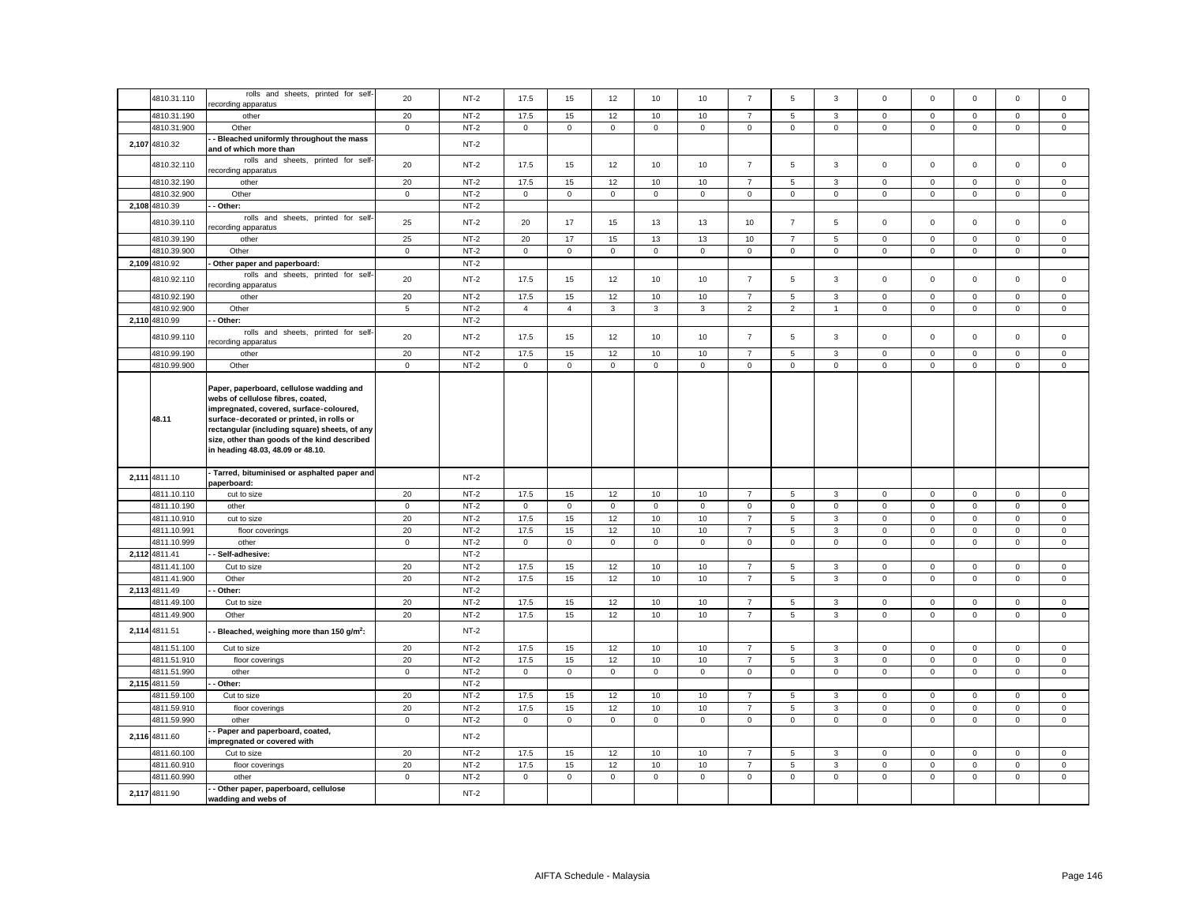| | | | | | | | | | | | | | | | | | |
|---|---|---|---|---|---|---|---|---|---|---|---|---|---|---|---|---|---|
| | 4810.31.110 | rolls and sheets, printed for self-recording apparatus | 20 | NT-2 | 17.5 | 15 | 12 | 10 | 10 | 7 | 5 | 3 | 0 | 0 | 0 | 0 | 0 |
| | 4810.31.190 | other | 20 | NT-2 | 17.5 | 15 | 12 | 10 | 10 | 7 | 5 | 3 | 0 | 0 | 0 | 0 | 0 |
| | 4810.31.900 | Other | 0 | NT-2 | 0 | 0 | 0 | 0 | 0 | 0 | 0 | 0 | 0 | 0 | 0 | 0 | 0 |
| 2,107 | 4810.32 | **- - Bleached uniformly throughout the mass and of which more than** | | NT-2 | | | | | | | | | | | | | |
| | 4810.32.110 | rolls and sheets, printed for self-recording apparatus | 20 | NT-2 | 17.5 | 15 | 12 | 10 | 10 | 7 | 5 | 3 | 0 | 0 | 0 | 0 | 0 |
| | 4810.32.190 | other | 20 | NT-2 | 17.5 | 15 | 12 | 10 | 10 | 7 | 5 | 3 | 0 | 0 | 0 | 0 | 0 |
| | 4810.32.900 | Other | 0 | NT-2 | 0 | 0 | 0 | 0 | 0 | 0 | 0 | 0 | 0 | 0 | 0 | 0 | 0 |
| 2,108 | 4810.39 | **- - Other:** | | NT-2 | | | | | | | | | | | | | |
| | 4810.39.110 | rolls and sheets, printed for self-recording apparatus | 25 | NT-2 | 20 | 17 | 15 | 13 | 13 | 10 | 7 | 5 | 0 | 0 | 0 | 0 | 0 |
| | 4810.39.190 | other | 25 | NT-2 | 20 | 17 | 15 | 13 | 13 | 10 | 7 | 5 | 0 | 0 | 0 | 0 | 0 |
| | 4810.39.900 | Other | 0 | NT-2 | 0 | 0 | 0 | 0 | 0 | 0 | 0 | 0 | 0 | 0 | 0 | 0 | 0 |
| 2,109 | 4810.92 | **- Other paper and paperboard:** | | NT-2 | | | | | | | | | | | | | |
| | 4810.92.110 | rolls and sheets, printed for self-recording apparatus | 20 | NT-2 | 17.5 | 15 | 12 | 10 | 10 | 7 | 5 | 3 | 0 | 0 | 0 | 0 | 0 |
| | 4810.92.190 | other | 20 | NT-2 | 17.5 | 15 | 12 | 10 | 10 | 7 | 5 | 3 | 0 | 0 | 0 | 0 | 0 |
| | 4810.92.900 | Other | 5 | NT-2 | 4 | 4 | 3 | 3 | 3 | 2 | 2 | 1 | 0 | 0 | 0 | 0 | 0 |
| 2,110 | 4810.99 | **- - Other:** | | NT-2 | | | | | | | | | | | | | |
| | 4810.99.110 | rolls and sheets, printed for self-recording apparatus | 20 | NT-2 | 17.5 | 15 | 12 | 10 | 10 | 7 | 5 | 3 | 0 | 0 | 0 | 0 | 0 |
| | 4810.99.190 | other | 20 | NT-2 | 17.5 | 15 | 12 | 10 | 10 | 7 | 5 | 3 | 0 | 0 | 0 | 0 | 0 |
| | 4810.99.900 | Other | 0 | NT-2 | 0 | 0 | 0 | 0 | 0 | 0 | 0 | 0 | 0 | 0 | 0 | 0 | 0 |
| | **48.11** | **Paper, paperboard, cellulose wadding and webs of cellulose fibres, coated, impregnated, covered, surface-coloured, surface-decorated or printed, in rolls or rectangular (including square) sheets, of any size, other than goods of the kind described in heading 48.03, 48.09 or 48.10.** | | | | | | | | | | | | | | | |
| 2,111 | 4811.10 | **- Tarred, bituminised or asphalted paper and paperboard:** | | NT-2 | | | | | | | | | | | | | |
| | 4811.10.110 | cut to size | 20 | NT-2 | 17.5 | 15 | 12 | 10 | 10 | 7 | 5 | 3 | 0 | 0 | 0 | 0 | 0 |
| | 4811.10.190 | other | 0 | NT-2 | 0 | 0 | 0 | 0 | 0 | 0 | 0 | 0 | 0 | 0 | 0 | 0 | 0 |
| | 4811.10.910 | cut to size | 20 | NT-2 | 17.5 | 15 | 12 | 10 | 10 | 7 | 5 | 3 | 0 | 0 | 0 | 0 | 0 |
| | 4811.10.991 | floor coverings | 20 | NT-2 | 17.5 | 15 | 12 | 10 | 10 | 7 | 5 | 3 | 0 | 0 | 0 | 0 | 0 |
| | 4811.10.999 | other | 0 | NT-2 | 0 | 0 | 0 | 0 | 0 | 0 | 0 | 0 | 0 | 0 | 0 | 0 | 0 |
| 2,112 | 4811.41 | **- - Self-adhesive:** | | NT-2 | | | | | | | | | | | | | |
| | 4811.41.100 | Cut to size | 20 | NT-2 | 17.5 | 15 | 12 | 10 | 10 | 7 | 5 | 3 | 0 | 0 | 0 | 0 | 0 |
| | 4811.41.900 | Other | 20 | NT-2 | 17.5 | 15 | 12 | 10 | 10 | 7 | 5 | 3 | 0 | 0 | 0 | 0 | 0 |
| 2,113 | 4811.49 | **- - Other:** | | NT-2 | | | | | | | | | | | | | |
| | 4811.49.100 | Cut to size | 20 | NT-2 | 17.5 | 15 | 12 | 10 | 10 | 7 | 5 | 3 | 0 | 0 | 0 | 0 | 0 |
| | 4811.49.900 | Other | 20 | NT-2 | 17.5 | 15 | 12 | 10 | 10 | 7 | 5 | 3 | 0 | 0 | 0 | 0 | 0 |
| 2,114 | 4811.51 | **- - Bleached, weighing more than 150 g/m$^2$:** | | NT-2 | | | | | | | | | | | | | |
| | 4811.51.100 | Cut to size | 20 | NT-2 | 17.5 | 15 | 12 | 10 | 10 | 7 | 5 | 3 | 0 | 0 | 0 | 0 | 0 |
| | 4811.51.910 | floor coverings | 20 | NT-2 | 17.5 | 15 | 12 | 10 | 10 | 7 | 5 | 3 | 0 | 0 | 0 | 0 | 0 |
| | 4811.51.990 | other | 0 | NT-2 | 0 | 0 | 0 | 0 | 0 | 0 | 0 | 0 | 0 | 0 | 0 | 0 | 0 |
| 2,115 | 4811.59 | **- - Other:** | | NT-2 | | | | | | | | | | | | | |
| | 4811.59.100 | Cut to size | 20 | NT-2 | 17.5 | 15 | 12 | 10 | 10 | 7 | 5 | 3 | 0 | 0 | 0 | 0 | 0 |
| | 4811.59.910 | floor coverings | 20 | NT-2 | 17.5 | 15 | 12 | 10 | 10 | 7 | 5 | 3 | 0 | 0 | 0 | 0 | 0 |
| | 4811.59.990 | other | 0 | NT-2 | 0 | 0 | 0 | 0 | 0 | 0 | 0 | 0 | 0 | 0 | 0 | 0 | 0 |
| 2,116 | 4811.60 | **- - Paper and paperboard, coated, impregnated or covered with** | | NT-2 | | | | | | | | | | | | | |
| | 4811.60.100 | Cut to size | 20 | NT-2 | 17.5 | 15 | 12 | 10 | 10 | 7 | 5 | 3 | 0 | 0 | 0 | 0 | 0 |
| | 4811.60.910 | floor coverings | 20 | NT-2 | 17.5 | 15 | 12 | 10 | 10 | 7 | 5 | 3 | 0 | 0 | 0 | 0 | 0 |
| | 4811.60.990 | other | 0 | NT-2 | 0 | 0 | 0 | 0 | 0 | 0 | 0 | 0 | 0 | 0 | 0 | 0 | 0 |
| 2,117 | 4811.90 | **- - Other paper, paperboard, cellulose wadding and webs of** | | NT-2 | | | | | | | | | | | | | |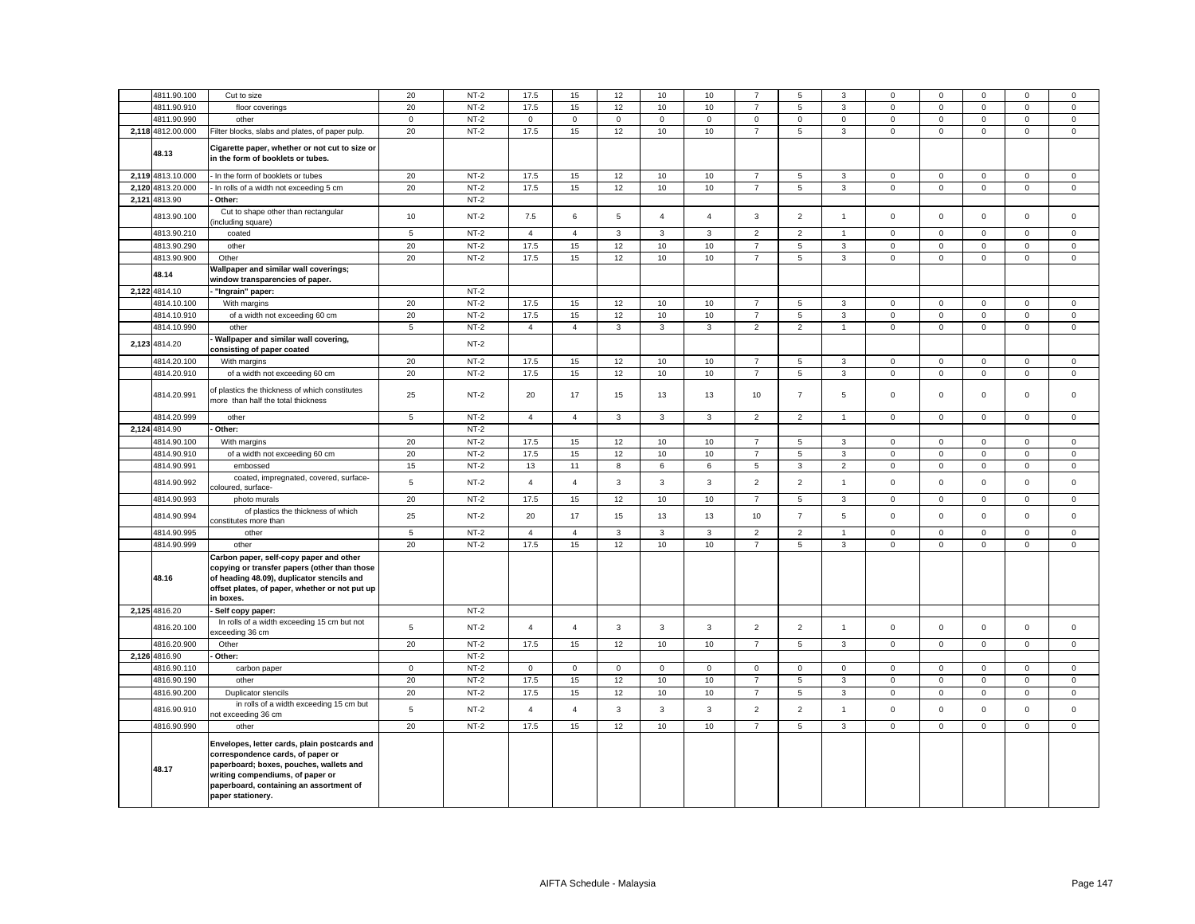| | 4811.90.100 | Cut to size | 20 | NT-2 | 17.5 | 15 | 12 | 10 | 10 | 7 | 5 | 3 | 0 | 0 | 0 | 0 | 0 |
|---|---|---|---|---|---|---|---|---|---|---|---|---|---|---|---|---|---|
| | 4811.90.910 | floor coverings | 20 | NT-2 | 17.5 | 15 | 12 | 10 | 10 | 7 | 5 | 3 | 0 | 0 | 0 | 0 | 0 |
| | 4811.90.990 | other | 0 | NT-2 | 0 | 0 | 0 | 0 | 0 | 0 | 0 | 0 | 0 | 0 | 0 | 0 | 0 |
| 2,118 | 4812.00.000 | Filter blocks, slabs and plates, of paper pulp. | 20 | NT-2 | 17.5 | 15 | 12 | 10 | 10 | 7 | 5 | 3 | 0 | 0 | 0 | 0 | 0 |
| | **48.13** | **Cigarette paper, whether or not cut to size or in the form of booklets or tubes.** | | | | | | | | | | | | | | | |
| 2,119 | 4813.10.000 | - In the form of booklets or tubes | 20 | NT-2 | 17.5 | 15 | 12 | 10 | 10 | 7 | 5 | 3 | 0 | 0 | 0 | 0 | 0 |
| 2,120 | 4813.20.000 | - In rolls of a width not exceeding 5 cm | 20 | NT-2 | 17.5 | 15 | 12 | 10 | 10 | 7 | 5 | 3 | 0 | 0 | 0 | 0 | 0 |
| 2,121 | 4813.90 | **- Other:** | | NT-2 | | | | | | | | | | | | | |
| | 4813.90.100 | Cut to shape other than rectangular (including square) | 10 | NT-2 | 7.5 | 6 | 5 | 4 | 4 | 3 | 2 | 1 | 0 | 0 | 0 | 0 | 0 |
| | 4813.90.210 | coated | 5 | NT-2 | 4 | 4 | 3 | 3 | 3 | 2 | 2 | 1 | 0 | 0 | 0 | 0 | 0 |
| | 4813.90.290 | other | 20 | NT-2 | 17.5 | 15 | 12 | 10 | 10 | 7 | 5 | 3 | 0 | 0 | 0 | 0 | 0 |
| | 4813.90.900 | Other | 20 | NT-2 | 17.5 | 15 | 12 | 10 | 10 | 7 | 5 | 3 | 0 | 0 | 0 | 0 | 0 |
| | **48.14** | **Wallpaper and similar wall coverings; window transparencies of paper.** | | | | | | | | | | | | | | | |
| 2,122 | 4814.10 | **- "Ingrain" paper:** | | NT-2 | | | | | | | | | | | | | |
| | 4814.10.100 | With margins | 20 | NT-2 | 17.5 | 15 | 12 | 10 | 10 | 7 | 5 | 3 | 0 | 0 | 0 | 0 | 0 |
| | 4814.10.910 | of a width not exceeding 60 cm | 20 | NT-2 | 17.5 | 15 | 12 | 10 | 10 | 7 | 5 | 3 | 0 | 0 | 0 | 0 | 0 |
| | 4814.10.990 | other | 5 | NT-2 | 4 | 4 | 3 | 3 | 3 | 2 | 2 | 1 | 0 | 0 | 0 | 0 | 0 |
| 2,123 | 4814.20 | **- Wallpaper and similar wall covering, consisting of paper coated** | | NT-2 | | | | | | | | | | | | | |
| | 4814.20.100 | With margins | 20 | NT-2 | 17.5 | 15 | 12 | 10 | 10 | 7 | 5 | 3 | 0 | 0 | 0 | 0 | 0 |
| | 4814.20.910 | of a width not exceeding 60 cm | 20 | NT-2 | 17.5 | 15 | 12 | 10 | 10 | 7 | 5 | 3 | 0 | 0 | 0 | 0 | 0 |
| | 4814.20.991 | of plastics the thickness of which constitutes more than half the total thickness | 25 | NT-2 | 20 | 17 | 15 | 13 | 13 | 10 | 7 | 5 | 0 | 0 | 0 | 0 | 0 |
| | 4814.20.999 | other | 5 | NT-2 | 4 | 4 | 3 | 3 | 3 | 2 | 2 | 1 | 0 | 0 | 0 | 0 | 0 |
| 2,124 | 4814.90 | **- Other:** | | NT-2 | | | | | | | | | | | | | |
| | 4814.90.100 | With margins | 20 | NT-2 | 17.5 | 15 | 12 | 10 | 10 | 7 | 5 | 3 | 0 | 0 | 0 | 0 | 0 |
| | 4814.90.910 | of a width not exceeding 60 cm | 20 | NT-2 | 17.5 | 15 | 12 | 10 | 10 | 7 | 5 | 3 | 0 | 0 | 0 | 0 | 0 |
| | 4814.90.991 | embossed | 15 | NT-2 | 13 | 11 | 8 | 6 | 6 | 5 | 3 | 2 | 0 | 0 | 0 | 0 | 0 |
| | 4814.90.992 | coated, impregnated, covered, surface-coloured, surface- | 5 | NT-2 | 4 | 4 | 3 | 3 | 3 | 2 | 2 | 1 | 0 | 0 | 0 | 0 | 0 |
| | 4814.90.993 | photo murals | 20 | NT-2 | 17.5 | 15 | 12 | 10 | 10 | 7 | 5 | 3 | 0 | 0 | 0 | 0 | 0 |
| | 4814.90.994 | of plastics the thickness of which constitutes more than | 25 | NT-2 | 20 | 17 | 15 | 13 | 13 | 10 | 7 | 5 | 0 | 0 | 0 | 0 | 0 |
| | 4814.90.995 | other | 5 | NT-2 | 4 | 4 | 3 | 3 | 3 | 2 | 2 | 1 | 0 | 0 | 0 | 0 | 0 |
| | 4814.90.999 | other | 20 | NT-2 | 17.5 | 15 | 12 | 10 | 10 | 7 | 5 | 3 | 0 | 0 | 0 | 0 | 0 |
| | **48.16** | **Carbon paper, self-copy paper and other copying or transfer papers (other than those of heading 48.09), duplicator stencils and offset plates, of paper, whether or not put up in boxes.** | | | | | | | | | | | | | | | |
| 2,125 | 4816.20 | **- Self copy paper:** | | NT-2 | | | | | | | | | | | | | |
| | 4816.20.100 | In rolls of a width exceeding 15 cm but not exceeding 36 cm | 5 | NT-2 | 4 | 4 | 3 | 3 | 3 | 2 | 2 | 1 | 0 | 0 | 0 | 0 | 0 |
| | 4816.20.900 | Other | 20 | NT-2 | 17.5 | 15 | 12 | 10 | 10 | 7 | 5 | 3 | 0 | 0 | 0 | 0 | 0 |
| 2,126 | 4816.90 | **- Other:** | | NT-2 | | | | | | | | | | | | | |
| | 4816.90.110 | carbon paper | 0 | NT-2 | 0 | 0 | 0 | 0 | 0 | 0 | 0 | 0 | 0 | 0 | 0 | 0 | 0 |
| | 4816.90.190 | other | 20 | NT-2 | 17.5 | 15 | 12 | 10 | 10 | 7 | 5 | 3 | 0 | 0 | 0 | 0 | 0 |
| | 4816.90.200 | Duplicator stencils | 20 | NT-2 | 17.5 | 15 | 12 | 10 | 10 | 7 | 5 | 3 | 0 | 0 | 0 | 0 | 0 |
| | 4816.90.910 | in rolls of a width exceeding 15 cm but not exceeding 36 cm | 5 | NT-2 | 4 | 4 | 3 | 3 | 3 | 2 | 2 | 1 | 0 | 0 | 0 | 0 | 0 |
| | 4816.90.990 | other | 20 | NT-2 | 17.5 | 15 | 12 | 10 | 10 | 7 | 5 | 3 | 0 | 0 | 0 | 0 | 0 |
| | **48.17** | **Envelopes, letter cards, plain postcards and correspondence cards, of paper or paperboard; boxes, pouches, wallets and writing compendiums, of paper or paperboard, containing an assortment of paper stationery.** | | | | | | | | | | | | | | | |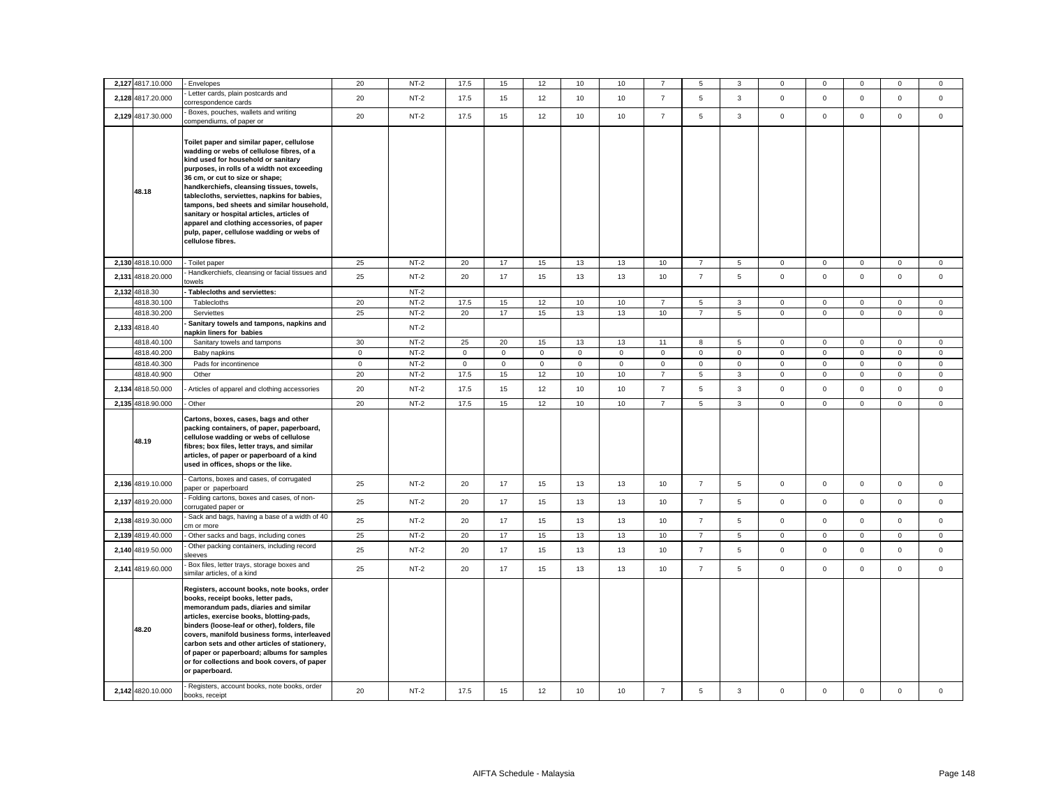| | | | | | | | | | | | | | | | | | |
|---|---|---|---|---|---|---|---|---|---|---|---|---|---|---|---|---|---|
| 2,127 | 4817.10.000 | - Envelopes | 20 | NT-2 | 17.5 | 15 | 12 | 10 | 10 | 7 | 5 | 3 | 0 | 0 | 0 | 0 | 0 |
| 2,128 | 4817.20.000 | - Letter cards, plain postcards and correspondence cards | 20 | NT-2 | 17.5 | 15 | 12 | 10 | 10 | 7 | 5 | 3 | 0 | 0 | 0 | 0 | 0 |
| 2,129 | 4817.30.000 | - Boxes, pouches, wallets and writing compendiums, of paper or | 20 | NT-2 | 17.5 | 15 | 12 | 10 | 10 | 7 | 5 | 3 | 0 | 0 | 0 | 0 | 0 |
| | 48.18 | **Toilet paper and similar paper, cellulose wadding or webs of cellulose fibres, of a kind used for household or sanitary purposes, in rolls of a width not exceeding 36 cm, or cut to size or shape; handkerchiefs, cleansing tissues, towels, tablecloths, serviettes, napkins for babies, tampons, bed sheets and similar household, sanitary or hospital articles, articles of apparel and clothing accessories, of paper pulp, paper, cellulose wadding or webs of cellulose fibres.** | | | | | | | | | | | | | | | |
| 2,130 | 4818.10.000 | - Toilet paper | 25 | NT-2 | 20 | 17 | 15 | 13 | 13 | 10 | 7 | 5 | 0 | 0 | 0 | 0 | 0 |
| 2,131 | 4818.20.000 | - Handkerchiefs, cleansing or facial tissues and towels | 25 | NT-2 | 20 | 17 | 15 | 13 | 13 | 10 | 7 | 5 | 0 | 0 | 0 | 0 | 0 |
| 2,132 | 4818.30 | **- Tablecloths and serviettes:** | | NT-2 | | | | | | | | | | | | | |
| | 4818.30.100 | Tablecloths | 20 | NT-2 | 17.5 | 15 | 12 | 10 | 10 | 7 | 5 | 3 | 0 | 0 | 0 | 0 | 0 |
| | 4818.30.200 | Serviettes | 25 | NT-2 | 20 | 17 | 15 | 13 | 13 | 10 | 7 | 5 | 0 | 0 | 0 | 0 | 0 |
| 2,133 | 4818.40 | **- Sanitary towels and tampons, napkins and napkin liners for babies** | | NT-2 | | | | | | | | | | | | | |
| | 4818.40.100 | Sanitary towels and tampons | 30 | NT-2 | 25 | 20 | 15 | 13 | 13 | 11 | 8 | 5 | 0 | 0 | 0 | 0 | 0 |
| | 4818.40.200 | Baby napkins | 0 | NT-2 | 0 | 0 | 0 | 0 | 0 | 0 | 0 | 0 | 0 | 0 | 0 | 0 | 0 |
| | 4818.40.300 | Pads for incontinence | 0 | NT-2 | 0 | 0 | 0 | 0 | 0 | 0 | 0 | 0 | 0 | 0 | 0 | 0 | 0 |
| | 4818.40.900 | Other | 20 | NT-2 | 17.5 | 15 | 12 | 10 | 10 | 7 | 5 | 3 | 0 | 0 | 0 | 0 | 0 |
| 2,134 | 4818.50.000 | - Articles of apparel and clothing accessories | 20 | NT-2 | 17.5 | 15 | 12 | 10 | 10 | 7 | 5 | 3 | 0 | 0 | 0 | 0 | 0 |
| 2,135 | 4818.90.000 | - Other | 20 | NT-2 | 17.5 | 15 | 12 | 10 | 10 | 7 | 5 | 3 | 0 | 0 | 0 | 0 | 0 |
| | 48.19 | **Cartons, boxes, cases, bags and other packing containers, of paper, paperboard, cellulose wadding or webs of cellulose fibres; box files, letter trays, and similar articles, of paper or paperboard of a kind used in offices, shops or the like.** | | | | | | | | | | | | | | | |
| 2,136 | 4819.10.000 | - Cartons, boxes and cases, of corrugated paper or paperboard | 25 | NT-2 | 20 | 17 | 15 | 13 | 13 | 10 | 7 | 5 | 0 | 0 | 0 | 0 | 0 |
| 2,137 | 4819.20.000 | - Folding cartons, boxes and cases, of non-corrugated paper or | 25 | NT-2 | 20 | 17 | 15 | 13 | 13 | 10 | 7 | 5 | 0 | 0 | 0 | 0 | 0 |
| 2,138 | 4819.30.000 | - Sack and bags, having a base of a width of 40 cm or more | 25 | NT-2 | 20 | 17 | 15 | 13 | 13 | 10 | 7 | 5 | 0 | 0 | 0 | 0 | 0 |
| 2,139 | 4819.40.000 | - Other sacks and bags, including cones | 25 | NT-2 | 20 | 17 | 15 | 13 | 13 | 10 | 7 | 5 | 0 | 0 | 0 | 0 | 0 |
| 2,140 | 4819.50.000 | - Other packing containers, including record sleeves | 25 | NT-2 | 20 | 17 | 15 | 13 | 13 | 10 | 7 | 5 | 0 | 0 | 0 | 0 | 0 |
| 2,141 | 4819.60.000 | - Box files, letter trays, storage boxes and similar articles, of a kind | 25 | NT-2 | 20 | 17 | 15 | 13 | 13 | 10 | 7 | 5 | 0 | 0 | 0 | 0 | 0 |
| | 48.20 | **Registers, account books, note books, order books, receipt books, letter pads, memorandum pads, diaries and similar articles, exercise books, blotting-pads, binders (loose-leaf or other), folders, file covers, manifold business forms, interleaved carbon sets and other articles of stationery, of paper or paperboard; albums for samples or for collections and book covers, of paper or paperboard.** | | | | | | | | | | | | | | | |
| 2,142 | 4820.10.000 | - Registers, account books, note books, order books, receipt | 20 | NT-2 | 17.5 | 15 | 12 | 10 | 10 | 7 | 5 | 3 | 0 | 0 | 0 | 0 | 0 |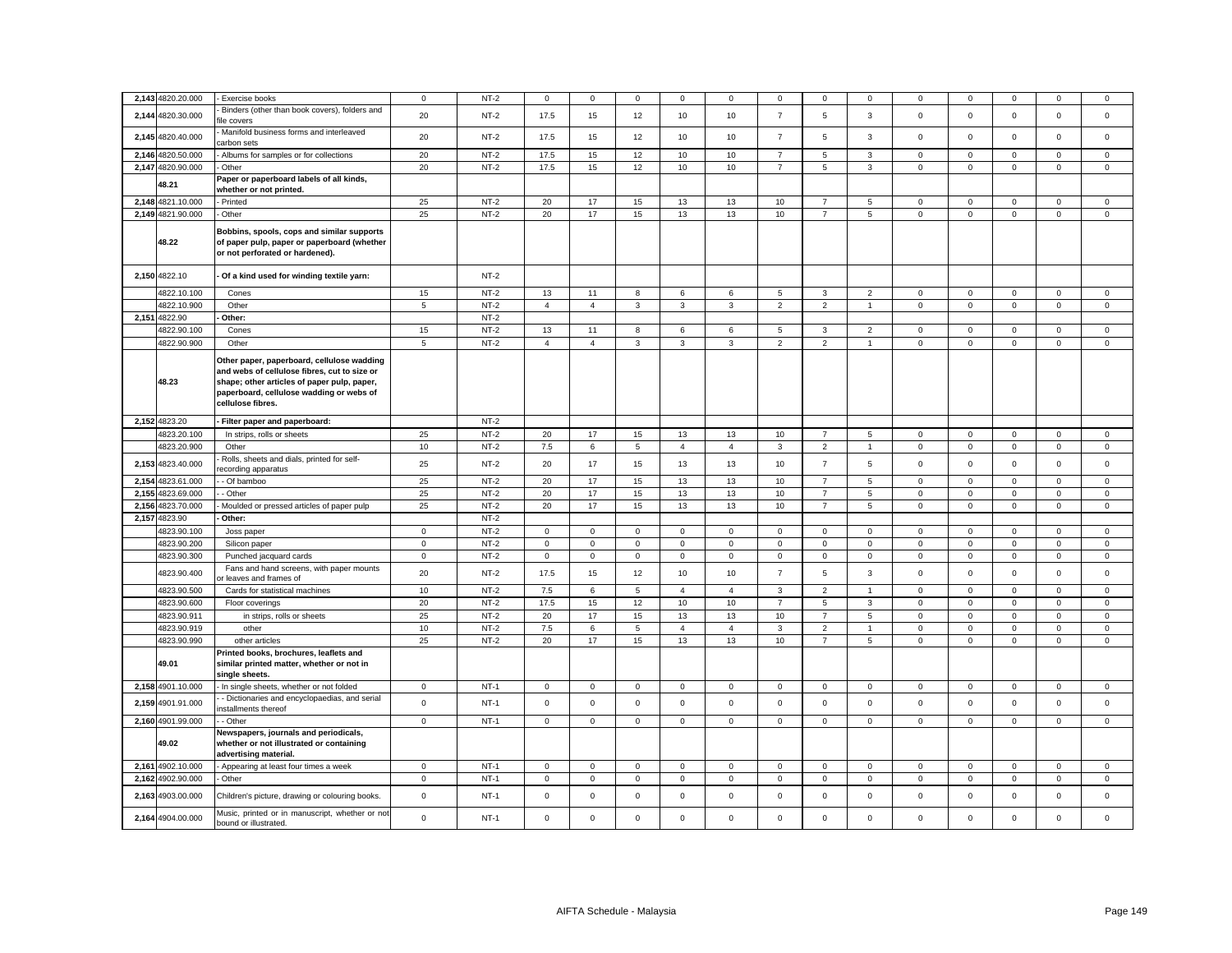| | | | | | | | | | | | | | | | | | | |
|---|---|---|---|---|---|---|---|---|---|---|---|---|---|---|---|---|---|---|
| 2,143 | 4820.20.000 | - Exercise books | 0 | NT-2 | 0 | 0 | 0 | 0 | 0 | 0 | 0 | 0 | 0 | 0 | 0 | 0 | 0 |
| 2,144 | 4820.30.000 | - Binders (other than book covers), folders and file covers | 20 | NT-2 | 17.5 | 15 | 12 | 10 | 10 | 7 | 5 | 3 | 0 | 0 | 0 | 0 | 0 |
| 2,145 | 4820.40.000 | - Manifold business forms and interleaved carbon sets | 20 | NT-2 | 17.5 | 15 | 12 | 10 | 10 | 7 | 5 | 3 | 0 | 0 | 0 | 0 | 0 |
| 2,146 | 4820.50.000 | - Albums for samples or for collections | 20 | NT-2 | 17.5 | 15 | 12 | 10 | 10 | 7 | 5 | 3 | 0 | 0 | 0 | 0 | 0 |
| 2,147 | 4820.90.000 | - Other | 20 | NT-2 | 17.5 | 15 | 12 | 10 | 10 | 7 | 5 | 3 | 0 | 0 | 0 | 0 | 0 |
| | 48.21 | **Paper or paperboard labels of all kinds, whether or not printed.** | | | | | | | | | | | | | | | |
| 2,148 | 4821.10.000 | - Printed | 25 | NT-2 | 20 | 17 | 15 | 13 | 13 | 10 | 7 | 5 | 0 | 0 | 0 | 0 | 0 |
| 2,149 | 4821.90.000 | - Other | 25 | NT-2 | 20 | 17 | 15 | 13 | 13 | 10 | 7 | 5 | 0 | 0 | 0 | 0 | 0 |
| | 48.22 | **Bobbins, spools, cops and similar supports of paper pulp, paper or paperboard (whether or not perforated or hardened).** | | | | | | | | | | | | | | | |
| 2,150 | 4822.10 | **- Of a kind used for winding textile yarn:** | | NT-2 | | | | | | | | | | | | | |
| | 4822.10.100 | Cones | 15 | NT-2 | 13 | 11 | 8 | 6 | 6 | 5 | 3 | 2 | 0 | 0 | 0 | 0 | 0 |
| | 4822.10.900 | Other | 5 | NT-2 | 4 | 4 | 3 | 3 | 3 | 2 | 2 | 1 | 0 | 0 | 0 | 0 | 0 |
| 2,151 | 4822.90 | **- Other:** | | NT-2 | | | | | | | | | | | | | |
| | 4822.90.100 | Cones | 15 | NT-2 | 13 | 11 | 8 | 6 | 6 | 5 | 3 | 2 | 0 | 0 | 0 | 0 | 0 |
| | 4822.90.900 | Other | 5 | NT-2 | 4 | 4 | 3 | 3 | 3 | 2 | 2 | 1 | 0 | 0 | 0 | 0 | 0 |
| | 48.23 | **Other paper, paperboard, cellulose wadding and webs of cellulose fibres, cut to size or shape; other articles of paper pulp, paper, paperboard, cellulose wadding or webs of cellulose fibres.** | | | | | | | | | | | | | | | |
| 2,152 | 4823.20 | **- Filter paper and paperboard:** | | NT-2 | | | | | | | | | | | | | |
| | 4823.20.100 | In strips, rolls or sheets | 25 | NT-2 | 20 | 17 | 15 | 13 | 13 | 10 | 7 | 5 | 0 | 0 | 0 | 0 | 0 |
| | 4823.20.900 | Other | 10 | NT-2 | 7.5 | 6 | 5 | 4 | 4 | 3 | 2 | 1 | 0 | 0 | 0 | 0 | 0 |
| 2,153 | 4823.40.000 | - Rolls, sheets and dials, printed for self-recording apparatus | 25 | NT-2 | 20 | 17 | 15 | 13 | 13 | 10 | 7 | 5 | 0 | 0 | 0 | 0 | 0 |
| 2,154 | 4823.61.000 | - - Of bamboo | 25 | NT-2 | 20 | 17 | 15 | 13 | 13 | 10 | 7 | 5 | 0 | 0 | 0 | 0 | 0 |
| 2,155 | 4823.69.000 | - - Other | 25 | NT-2 | 20 | 17 | 15 | 13 | 13 | 10 | 7 | 5 | 0 | 0 | 0 | 0 | 0 |
| 2,156 | 4823.70.000 | - Moulded or pressed articles of paper pulp | 25 | NT-2 | 20 | 17 | 15 | 13 | 13 | 10 | 7 | 5 | 0 | 0 | 0 | 0 | 0 |
| 2,157 | 4823.90 | **- Other:** | | NT-2 | | | | | | | | | | | | | |
| | 4823.90.100 | Joss paper | 0 | NT-2 | 0 | 0 | 0 | 0 | 0 | 0 | 0 | 0 | 0 | 0 | 0 | 0 | 0 |
| | 4823.90.200 | Silicon paper | 0 | NT-2 | 0 | 0 | 0 | 0 | 0 | 0 | 0 | 0 | 0 | 0 | 0 | 0 | 0 |
| | 4823.90.300 | Punched jacquard cards | 0 | NT-2 | 0 | 0 | 0 | 0 | 0 | 0 | 0 | 0 | 0 | 0 | 0 | 0 | 0 |
| | 4823.90.400 | Fans and hand screens, with paper mounts or leaves and frames of | 20 | NT-2 | 17.5 | 15 | 12 | 10 | 10 | 7 | 5 | 3 | 0 | 0 | 0 | 0 | 0 |
| | 4823.90.500 | Cards for statistical machines | 10 | NT-2 | 7.5 | 6 | 5 | 4 | 4 | 3 | 2 | 1 | 0 | 0 | 0 | 0 | 0 |
| | 4823.90.600 | Floor coverings | 20 | NT-2 | 17.5 | 15 | 12 | 10 | 10 | 7 | 5 | 3 | 0 | 0 | 0 | 0 | 0 |
| | 4823.90.911 | in strips, rolls or sheets | 25 | NT-2 | 20 | 17 | 15 | 13 | 13 | 10 | 7 | 5 | 0 | 0 | 0 | 0 | 0 |
| | 4823.90.919 | other | 10 | NT-2 | 7.5 | 6 | 5 | 4 | 4 | 3 | 2 | 1 | 0 | 0 | 0 | 0 | 0 |
| | 4823.90.990 | other articles | 25 | NT-2 | 20 | 17 | 15 | 13 | 13 | 10 | 7 | 5 | 0 | 0 | 0 | 0 | 0 |
| | 49.01 | **Printed books, brochures, leaflets and similar printed matter, whether or not in single sheets.** | | | | | | | | | | | | | | | |
| 2,158 | 4901.10.000 | - In single sheets, whether or not folded | 0 | NT-1 | 0 | 0 | 0 | 0 | 0 | 0 | 0 | 0 | 0 | 0 | 0 | 0 | 0 |
| 2,159 | 4901.91.000 | - - Dictionaries and encyclopaedias, and serial installments thereof | 0 | NT-1 | 0 | 0 | 0 | 0 | 0 | 0 | 0 | 0 | 0 | 0 | 0 | 0 | 0 |
| 2,160 | 4901.99.000 | - - Other | 0 | NT-1 | 0 | 0 | 0 | 0 | 0 | 0 | 0 | 0 | 0 | 0 | 0 | 0 | 0 |
| | 49.02 | **Newspapers, journals and periodicals, whether or not illustrated or containing advertising material.** | | | | | | | | | | | | | | | |
| 2,161 | 4902.10.000 | - Appearing at least four times a week | 0 | NT-1 | 0 | 0 | 0 | 0 | 0 | 0 | 0 | 0 | 0 | 0 | 0 | 0 | 0 |
| 2,162 | 4902.90.000 | - Other | 0 | NT-1 | 0 | 0 | 0 | 0 | 0 | 0 | 0 | 0 | 0 | 0 | 0 | 0 | 0 |
| 2,163 | 4903.00.000 | Children's picture, drawing or colouring books. | 0 | NT-1 | 0 | 0 | 0 | 0 | 0 | 0 | 0 | 0 | 0 | 0 | 0 | 0 | 0 |
| 2,164 | 4904.00.000 | Music, printed or in manuscript, whether or not bound or illustrated. | 0 | NT-1 | 0 | 0 | 0 | 0 | 0 | 0 | 0 | 0 | 0 | 0 | 0 | 0 | 0 |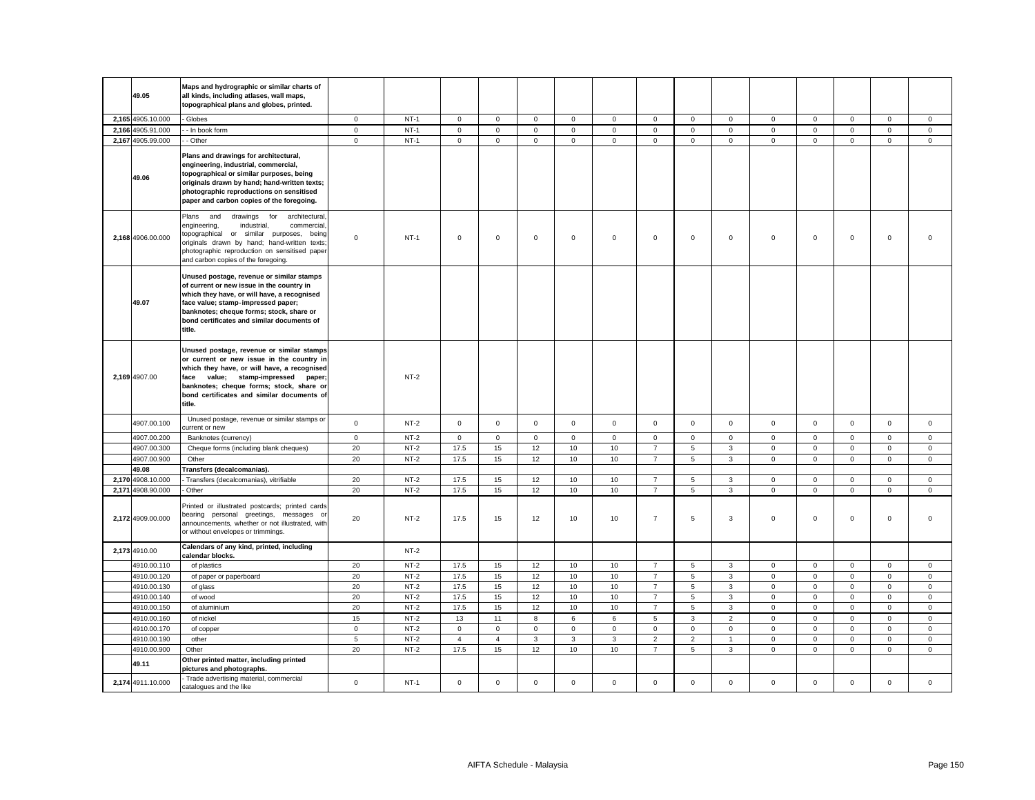|  | 49.05 | Maps and hydrographic or similar charts of all kinds, including atlases, wall maps, topographical plans and globes, printed. |  |  |  |  |  |  |  |  |  |  |  |  |  |  |  |
|---|---|---|---|---|---|---|---|---|---|---|---|---|---|---|---|---|---|
| 2,165 | 4905.10.000 | - Globes | 0 | NT-1 | 0 | 0 | 0 | 0 | 0 | 0 | 0 | 0 | 0 | 0 | 0 | 0 | 0 |
| 2,166 | 4905.91.000 | - - In book form | 0 | NT-1 | 0 | 0 | 0 | 0 | 0 | 0 | 0 | 0 | 0 | 0 | 0 | 0 | 0 |
| 2,167 | 4905.99.000 | - - Other | 0 | NT-1 | 0 | 0 | 0 | 0 | 0 | 0 | 0 | 0 | 0 | 0 | 0 | 0 | 0 |
|  | 49.06 | Plans and drawings for architectural, engineering, industrial, commercial, topographical or similar purposes, being originals drawn by hand; hand-written texts; photographic reproductions on sensitised paper and carbon copies of the foregoing. |  |  |  |  |  |  |  |  |  |  |  |  |  |  |  |
| 2,168 | 4906.00.000 | Plans and drawings for architectural, engineering, industrial, commercial, topographical or similar purposes, being originals drawn by hand; hand-written texts; photographic reproduction on sensitised paper and carbon copies of the foregoing. | 0 | NT-1 | 0 | 0 | 0 | 0 | 0 | 0 | 0 | 0 | 0 | 0 | 0 | 0 | 0 |
|  | 49.07 | Unused postage, revenue or similar stamps of current or new issue in the country in which they have, or will have, a recognised face value; stamp-impressed paper; banknotes; cheque forms; stock, share or bond certificates and similar documents of title. |  |  |  |  |  |  |  |  |  |  |  |  |  |  |  |
| 2,169 | 4907.00 | Unused postage, revenue or similar stamps or current or new issue in the country in which they have, or will have, a recognised face value; stamp-impressed paper; banknotes; cheque forms; stock, share or bond certificates and similar documents of title. |  | NT-2 |  |  |  |  |  |  |  |  |  |  |  |  |  |
|  | 4907.00.100 | Unused postage, revenue or similar stamps or current or new | 0 | NT-2 | 0 | 0 | 0 | 0 | 0 | 0 | 0 | 0 | 0 | 0 | 0 | 0 | 0 |
|  | 4907.00.200 | Banknotes (currency) | 0 | NT-2 | 0 | 0 | 0 | 0 | 0 | 0 | 0 | 0 | 0 | 0 | 0 | 0 | 0 |
|  | 4907.00.300 | Cheque forms (including blank cheques) | 20 | NT-2 | 17.5 | 15 | 12 | 10 | 10 | 7 | 5 | 3 | 0 | 0 | 0 | 0 | 0 |
|  | 4907.00.900 | Other | 20 | NT-2 | 17.5 | 15 | 12 | 10 | 10 | 7 | 5 | 3 | 0 | 0 | 0 | 0 | 0 |
|  | 49.08 | Transfers (decalcomanias). |  |  |  |  |  |  |  |  |  |  |  |  |  |  |  |
| 2,170 | 4908.10.000 | - Transfers (decalcomanias), vitrifiable | 20 | NT-2 | 17.5 | 15 | 12 | 10 | 10 | 7 | 5 | 3 | 0 | 0 | 0 | 0 | 0 |
| 2,171 | 4908.90.000 | - Other | 20 | NT-2 | 17.5 | 15 | 12 | 10 | 10 | 7 | 5 | 3 | 0 | 0 | 0 | 0 | 0 |
| 2,172 | 4909.00.000 | Printed or illustrated postcards; printed cards bearing personal greetings, messages or announcements, whether or not illustrated, with or without envelopes or trimmings. | 20 | NT-2 | 17.5 | 15 | 12 | 10 | 10 | 7 | 5 | 3 | 0 | 0 | 0 | 0 | 0 |
| 2,173 | 4910.00 | Calendars of any kind, printed, including calendar blocks. |  | NT-2 |  |  |  |  |  |  |  |  |  |  |  |  |  |
|  | 4910.00.110 | of plastics | 20 | NT-2 | 17.5 | 15 | 12 | 10 | 10 | 7 | 5 | 3 | 0 | 0 | 0 | 0 | 0 |
|  | 4910.00.120 | of paper or paperboard | 20 | NT-2 | 17.5 | 15 | 12 | 10 | 10 | 7 | 5 | 3 | 0 | 0 | 0 | 0 | 0 |
|  | 4910.00.130 | of glass | 20 | NT-2 | 17.5 | 15 | 12 | 10 | 10 | 7 | 5 | 3 | 0 | 0 | 0 | 0 | 0 |
|  | 4910.00.140 | of wood | 20 | NT-2 | 17.5 | 15 | 12 | 10 | 10 | 7 | 5 | 3 | 0 | 0 | 0 | 0 | 0 |
|  | 4910.00.150 | of aluminium | 20 | NT-2 | 17.5 | 15 | 12 | 10 | 10 | 7 | 5 | 3 | 0 | 0 | 0 | 0 | 0 |
|  | 4910.00.160 | of nickel | 15 | NT-2 | 13 | 11 | 8 | 6 | 6 | 5 | 3 | 2 | 0 | 0 | 0 | 0 | 0 |
|  | 4910.00.170 | of copper | 0 | NT-2 | 0 | 0 | 0 | 0 | 0 | 0 | 0 | 0 | 0 | 0 | 0 | 0 | 0 |
|  | 4910.00.190 | other | 5 | NT-2 | 4 | 4 | 3 | 3 | 3 | 2 | 2 | 1 | 0 | 0 | 0 | 0 | 0 |
|  | 4910.00.900 | Other | 20 | NT-2 | 17.5 | 15 | 12 | 10 | 10 | 7 | 5 | 3 | 0 | 0 | 0 | 0 | 0 |
|  | 49.11 | Other printed matter, including printed pictures and photographs. |  |  |  |  |  |  |  |  |  |  |  |  |  |  |  |
| 2,174 | 4911.10.000 | - Trade advertising material, commercial catalogues and the like | 0 | NT-1 | 0 | 0 | 0 | 0 | 0 | 0 | 0 | 0 | 0 | 0 | 0 | 0 | 0 |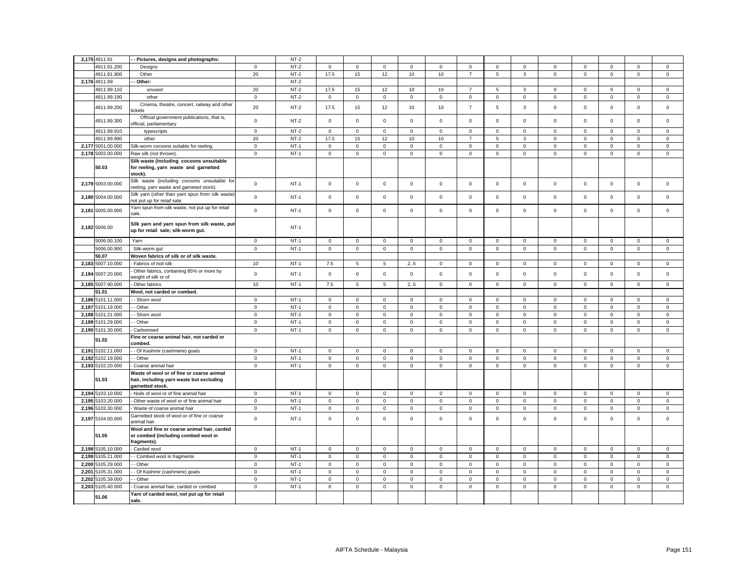| | | | | | | | | | | | | | | | | | | |
|---|---|---|---|---|---|---|---|---|---|---|---|---|---|---|---|---|---|---|
| 2,175 | 4911.91 | - - Pictures, designs and photographs: | | NT-2 | | | | | | | | | | | | | | |
| | 4911.91.200 | Designs | 0 | NT-2 | 0 | 0 | 0 | 0 | 0 | 0 | 0 | 0 | 0 | 0 | 0 | 0 | 0 |
| | 4911.91.900 | Other | 20 | NT-2 | 17.5 | 15 | 12 | 10 | 10 | 7 | 5 | 3 | 0 | 0 | 0 | 0 | 0 |
| 2,176 | 4911.99 | - - Other: | | NT-2 | | | | | | | | | | | | | | |
| | 4911.99.110 | unused | 20 | NT-2 | 17.5 | 15 | 12 | 10 | 10 | 7 | 5 | 3 | 0 | 0 | 0 | 0 | 0 |
| | 4911.99.190 | other | 0 | NT-2 | 0 | 0 | 0 | 0 | 0 | 0 | 0 | 0 | 0 | 0 | 0 | 0 | 0 |
| | 4911.99.200 | Cinema, theatre, concert, railway and other tickets | 20 | NT-2 | 17.5 | 15 | 12 | 10 | 10 | 7 | 5 | 3 | 0 | 0 | 0 | 0 | 0 |
| | 4911.99.300 | Official government publications, that is, official, parliamentary | 0 | NT-2 | 0 | 0 | 0 | 0 | 0 | 0 | 0 | 0 | 0 | 0 | 0 | 0 | 0 |
| | 4911.99.910 | typescripts | 0 | NT-2 | 0 | 0 | 0 | 0 | 0 | 0 | 0 | 0 | 0 | 0 | 0 | 0 | 0 |
| | 4911.99.990 | other | 20 | NT-2 | 17.5 | 15 | 12 | 10 | 10 | 7 | 5 | 3 | 0 | 0 | 0 | 0 | 0 |
| 2,177 | 5001.00.000 | Silk-worm cocoons suitable for reeling. | 0 | NT-1 | 0 | 0 | 0 | 0 | 0 | 0 | 0 | 0 | 0 | 0 | 0 | 0 | 0 |
| 2,178 | 5002.00.000 | Raw silk (not thrown). | 0 | NT-1 | 0 | 0 | 0 | 0 | 0 | 0 | 0 | 0 | 0 | 0 | 0 | 0 | 0 |
| | 50.03 | **Silk waste (including cocoons unsuitable for reeling, yarn waste and garnetted stock).** | | | | | | | | | | | | | | | | |
| 2,179 | 5003.00.000 | Silk waste (including cocoons unsuitable for reeling, yarn waste and garneted stock). | 0 | NT-1 | 0 | 0 | 0 | 0 | 0 | 0 | 0 | 0 | 0 | 0 | 0 | 0 | 0 |
| 2,180 | 5004.00.000 | Silk yarn (other than yarn spun from silk waste) not put up for retail sale. | 0 | NT-1 | 0 | 0 | 0 | 0 | 0 | 0 | 0 | 0 | 0 | 0 | 0 | 0 | 0 |
| 2,181 | 5005.00.000 | Yarn spun from silk waste, not put up for retail sale. | 0 | NT-1 | 0 | 0 | 0 | 0 | 0 | 0 | 0 | 0 | 0 | 0 | 0 | 0 | 0 |
| 2,182 | 5006.00 | **Silk yarn and yarn spun from silk waste, put up for retail sale; silk-worm gut.** | | NT-1 | | | | | | | | | | | | | | |
| | 5006.00.100 | Yarn | 0 | NT-1 | 0 | 0 | 0 | 0 | 0 | 0 | 0 | 0 | 0 | 0 | 0 | 0 | 0 |
| | 5006.00.900 | Silk-worm gut | 0 | NT-1 | 0 | 0 | 0 | 0 | 0 | 0 | 0 | 0 | 0 | 0 | 0 | 0 | 0 |
| | 50.07 | **Woven fabrics of silk or of silk waste.** | | | | | | | | | | | | | | | | |
| 2,183 | 5007.10.000 | - Fabrics of noil silk | 10 | NT-1 | 7.5 | 5 | 5 | 2..5 | 0 | 0 | 0 | 0 | 0 | 0 | 0 | 0 | 0 |
| 2,184 | 5007.20.000 | - Other fabrics, containing 85% or more by weight of silk or of | 0 | NT-1 | 0 | 0 | 0 | 0 | 0 | 0 | 0 | 0 | 0 | 0 | 0 | 0 | 0 |
| 2,185 | 5007.90.000 | - Other fabrics | 10 | NT-1 | 7.5 | 5 | 5 | 2..5 | 0 | 0 | 0 | 0 | 0 | 0 | 0 | 0 | 0 |
| | 51.01 | **Wool, not carded or combed.** | | | | | | | | | | | | | | | | |
| 2,186 | 5101.11.000 | - - Shorn wool | 0 | NT-1 | 0 | 0 | 0 | 0 | 0 | 0 | 0 | 0 | 0 | 0 | 0 | 0 | 0 |
| 2,187 | 5101.19.000 | - - Other | 0 | NT-1 | 0 | 0 | 0 | 0 | 0 | 0 | 0 | 0 | 0 | 0 | 0 | 0 | 0 |
| 2,188 | 5101.21.000 | - - Shorn wool | 0 | NT-1 | 0 | 0 | 0 | 0 | 0 | 0 | 0 | 0 | 0 | 0 | 0 | 0 | 0 |
| 2,189 | 5101.29.000 | - - Other | 0 | NT-1 | 0 | 0 | 0 | 0 | 0 | 0 | 0 | 0 | 0 | 0 | 0 | 0 | 0 |
| 2,190 | 5101.30.000 | - Carbonised | 0 | NT-1 | 0 | 0 | 0 | 0 | 0 | 0 | 0 | 0 | 0 | 0 | 0 | 0 | 0 |
| | 51.02 | **Fine or coarse animal hair, not carded or combed.** | | | | | | | | | | | | | | | | |
| 2,191 | 5102.11.000 | - - Of Kashmir (cashmere) goats | 0 | NT-1 | 0 | 0 | 0 | 0 | 0 | 0 | 0 | 0 | 0 | 0 | 0 | 0 | 0 |
| 2,192 | 5102.19.000 | - - Other | 0 | NT-1 | 0 | 0 | 0 | 0 | 0 | 0 | 0 | 0 | 0 | 0 | 0 | 0 | 0 |
| 2,193 | 5102.20.000 | - Coarse animal hair | 0 | NT-1 | 0 | 0 | 0 | 0 | 0 | 0 | 0 | 0 | 0 | 0 | 0 | 0 | 0 |
| | 51.03 | **Waste of wool or of fine or coarse animal hair, including yarn waste but excluding garnetted stock.** | | | | | | | | | | | | | | | | |
| 2,194 | 5103.10.000 | - Noils of wool or of fine animal hair | 0 | NT-1 | 0 | 0 | 0 | 0 | 0 | 0 | 0 | 0 | 0 | 0 | 0 | 0 | 0 |
| 2,195 | 5103.20.000 | - Other waste of wool or of fine animal hair | 0 | NT-1 | 0 | 0 | 0 | 0 | 0 | 0 | 0 | 0 | 0 | 0 | 0 | 0 | 0 |
| 2,196 | 5103.30.000 | - Waste of coarse animal hair | 0 | NT-1 | 0 | 0 | 0 | 0 | 0 | 0 | 0 | 0 | 0 | 0 | 0 | 0 | 0 |
| 2,197 | 5104.00.000 | Garnetted stock of wool or of fine or coarse animal hair. | 0 | NT-1 | 0 | 0 | 0 | 0 | 0 | 0 | 0 | 0 | 0 | 0 | 0 | 0 | 0 |
| | 51.05 | **Wool and fine or coarse animal hair, carded or combed (including combed wool in fragments).** | | | | | | | | | | | | | | | | |
| 2,198 | 5105.10.000 | - Carded wool | 0 | NT-1 | 0 | 0 | 0 | 0 | 0 | 0 | 0 | 0 | 0 | 0 | 0 | 0 | 0 |
| 2,199 | 5105.21.000 | - - Combed wool in fragments | 0 | NT-1 | 0 | 0 | 0 | 0 | 0 | 0 | 0 | 0 | 0 | 0 | 0 | 0 | 0 |
| 2,200 | 5105.29.000 | - - Other | 0 | NT-1 | 0 | 0 | 0 | 0 | 0 | 0 | 0 | 0 | 0 | 0 | 0 | 0 | 0 |
| 2,201 | 5105.31.000 | - - Of Kashmir (cashmere) goats | 0 | NT-1 | 0 | 0 | 0 | 0 | 0 | 0 | 0 | 0 | 0 | 0 | 0 | 0 | 0 |
| 2,202 | 5105.39.000 | - - Other | 0 | NT-1 | 0 | 0 | 0 | 0 | 0 | 0 | 0 | 0 | 0 | 0 | 0 | 0 | 0 |
| 2,203 | 5105.40.000 | - Coarse animal hair, carded or combed | 0 | NT-1 | 0 | 0 | 0 | 0 | 0 | 0 | 0 | 0 | 0 | 0 | 0 | 0 | 0 |
| | 51.06 | **Yarn of carded wool, not put up for retail sale.** | | | | | | | | | | | | | | | | |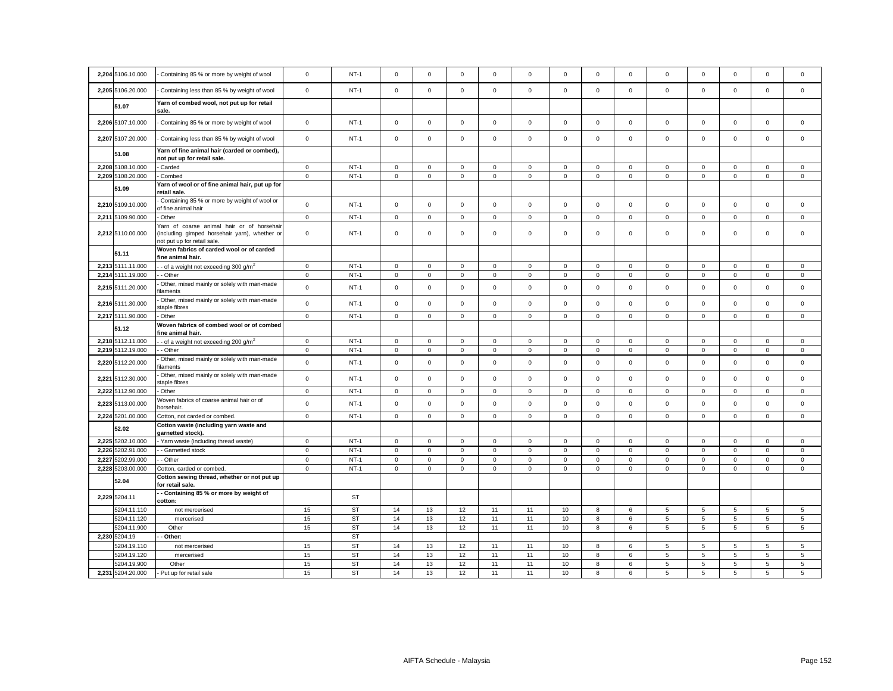| | | | | | | | | | | | | | | | | | |
|---|---|---|---|---|---|---|---|---|---|---|---|---|---|---|---|---|---|
| 2,204 | 5106.10.000 | - Containing 85 % or more by weight of wool | 0 | NT-1 | 0 | 0 | 0 | 0 | 0 | 0 | 0 | 0 | 0 | 0 | 0 | 0 | 0 |
| 2,205 | 5106.20.000 | - Containing less than 85 % by weight of wool | 0 | NT-1 | 0 | 0 | 0 | 0 | 0 | 0 | 0 | 0 | 0 | 0 | 0 | 0 | 0 |
| | 51.07 | **Yarn of combed wool, not put up for retail sale.** | | | | | | | | | | | | | | | |
| 2,206 | 5107.10.000 | - Containing 85 % or more by weight of wool | 0 | NT-1 | 0 | 0 | 0 | 0 | 0 | 0 | 0 | 0 | 0 | 0 | 0 | 0 | 0 |
| 2,207 | 5107.20.000 | - Containing less than 85 % by weight of wool | 0 | NT-1 | 0 | 0 | 0 | 0 | 0 | 0 | 0 | 0 | 0 | 0 | 0 | 0 | 0 |
| | 51.08 | **Yarn of fine animal hair (carded or combed), not put up for retail sale.** | | | | | | | | | | | | | | | |
| 2,208 | 5108.10.000 | - Carded | 0 | NT-1 | 0 | 0 | 0 | 0 | 0 | 0 | 0 | 0 | 0 | 0 | 0 | 0 | 0 |
| 2,209 | 5108.20.000 | - Combed | 0 | NT-1 | 0 | 0 | 0 | 0 | 0 | 0 | 0 | 0 | 0 | 0 | 0 | 0 | 0 |
| | 51.09 | **Yarn of wool or of fine animal hair, put up for retail sale.** | | | | | | | | | | | | | | | |
| 2,210 | 5109.10.000 | - Containing 85 % or more by weight of wool or of fine animal hair | 0 | NT-1 | 0 | 0 | 0 | 0 | 0 | 0 | 0 | 0 | 0 | 0 | 0 | 0 | 0 |
| 2,211 | 5109.90.000 | - Other | 0 | NT-1 | 0 | 0 | 0 | 0 | 0 | 0 | 0 | 0 | 0 | 0 | 0 | 0 | 0 |
| 2,212 | 5110.00.000 | Yarn of coarse animal hair or of horsehair (including gimped horsehair yarn), whether or not put up for retail sale. | 0 | NT-1 | 0 | 0 | 0 | 0 | 0 | 0 | 0 | 0 | 0 | 0 | 0 | 0 | 0 |
| | 51.11 | **Woven fabrics of carded wool or of carded fine animal hair.** | | | | | | | | | | | | | | | |
| 2,213 | 5111.11.000 | - - of a weight not exceeding 300 g/m$^2$ | 0 | NT-1 | 0 | 0 | 0 | 0 | 0 | 0 | 0 | 0 | 0 | 0 | 0 | 0 | 0 |
| 2,214 | 5111.19.000 | - - Other | 0 | NT-1 | 0 | 0 | 0 | 0 | 0 | 0 | 0 | 0 | 0 | 0 | 0 | 0 | 0 |
| 2,215 | 5111.20.000 | - Other, mixed mainly or solely with man-made filaments | 0 | NT-1 | 0 | 0 | 0 | 0 | 0 | 0 | 0 | 0 | 0 | 0 | 0 | 0 | 0 |
| 2,216 | 5111.30.000 | - Other, mixed mainly or solely with man-made staple fibres | 0 | NT-1 | 0 | 0 | 0 | 0 | 0 | 0 | 0 | 0 | 0 | 0 | 0 | 0 | 0 |
| 2,217 | 5111.90.000 | - Other | 0 | NT-1 | 0 | 0 | 0 | 0 | 0 | 0 | 0 | 0 | 0 | 0 | 0 | 0 | 0 |
| | 51.12 | **Woven fabrics of combed wool or of combed fine animal hair.** | | | | | | | | | | | | | | | |
| 2,218 | 5112.11.000 | - - of a weight not exceeding 200 g/m$^2$ | 0 | NT-1 | 0 | 0 | 0 | 0 | 0 | 0 | 0 | 0 | 0 | 0 | 0 | 0 | 0 |
| 2,219 | 5112.19.000 | - - Other | 0 | NT-1 | 0 | 0 | 0 | 0 | 0 | 0 | 0 | 0 | 0 | 0 | 0 | 0 | 0 |
| 2,220 | 5112.20.000 | - Other, mixed mainly or solely with man-made filaments | 0 | NT-1 | 0 | 0 | 0 | 0 | 0 | 0 | 0 | 0 | 0 | 0 | 0 | 0 | 0 |
| 2,221 | 5112.30.000 | - Other, mixed mainly or solely with man-made staple fibres | 0 | NT-1 | 0 | 0 | 0 | 0 | 0 | 0 | 0 | 0 | 0 | 0 | 0 | 0 | 0 |
| 2,222 | 5112.90.000 | - Other | 0 | NT-1 | 0 | 0 | 0 | 0 | 0 | 0 | 0 | 0 | 0 | 0 | 0 | 0 | 0 |
| 2,223 | 5113.00.000 | Woven fabrics of coarse animal hair or of horsehair. | 0 | NT-1 | 0 | 0 | 0 | 0 | 0 | 0 | 0 | 0 | 0 | 0 | 0 | 0 | 0 |
| 2,224 | 5201.00.000 | Cotton, not carded or combed. | 0 | NT-1 | 0 | 0 | 0 | 0 | 0 | 0 | 0 | 0 | 0 | 0 | 0 | 0 | 0 |
| | 52.02 | **Cotton waste (including yarn waste and garnetted stock).** | | | | | | | | | | | | | | | |
| 2,225 | 5202.10.000 | - Yarn waste (including thread waste) | 0 | NT-1 | 0 | 0 | 0 | 0 | 0 | 0 | 0 | 0 | 0 | 0 | 0 | 0 | 0 |
| 2,226 | 5202.91.000 | - - Garnetted stock | 0 | NT-1 | 0 | 0 | 0 | 0 | 0 | 0 | 0 | 0 | 0 | 0 | 0 | 0 | 0 |
| 2,227 | 5202.99.000 | - - Other | 0 | NT-1 | 0 | 0 | 0 | 0 | 0 | 0 | 0 | 0 | 0 | 0 | 0 | 0 | 0 |
| 2,228 | 5203.00.000 | Cotton, carded or combed. | 0 | NT-1 | 0 | 0 | 0 | 0 | 0 | 0 | 0 | 0 | 0 | 0 | 0 | 0 | 0 |
| | 52.04 | **Cotton sewing thread, whether or not put up for retail sale.** | | | | | | | | | | | | | | | |
| 2,229 | 5204.11 | **- - Containing 85 % or more by weight of cotton:** | | ST | | | | | | | | | | | | | |
| | 5204.11.110 | not mercerised | 15 | ST | 14 | 13 | 12 | 11 | 11 | 10 | 8 | 6 | 5 | 5 | 5 | 5 | 5 |
| | 5204.11.120 | mercerised | 15 | ST | 14 | 13 | 12 | 11 | 11 | 10 | 8 | 6 | 5 | 5 | 5 | 5 | 5 |
| | 5204.11.900 | Other | 15 | ST | 14 | 13 | 12 | 11 | 11 | 10 | 8 | 6 | 5 | 5 | 5 | 5 | 5 |
| 2,230 | 5204.19 | **- - Other:** | | ST | | | | | | | | | | | | | |
| | 5204.19.110 | not mercerised | 15 | ST | 14 | 13 | 12 | 11 | 11 | 10 | 8 | 6 | 5 | 5 | 5 | 5 | 5 |
| | 5204.19.120 | mercerised | 15 | ST | 14 | 13 | 12 | 11 | 11 | 10 | 8 | 6 | 5 | 5 | 5 | 5 | 5 |
| | 5204.19.900 | Other | 15 | ST | 14 | 13 | 12 | 11 | 11 | 10 | 8 | 6 | 5 | 5 | 5 | 5 | 5 |
| 2,231 | 5204.20.000 | - Put up for retail sale | 15 | ST | 14 | 13 | 12 | 11 | 11 | 10 | 8 | 6 | 5 | 5 | 5 | 5 | 5 |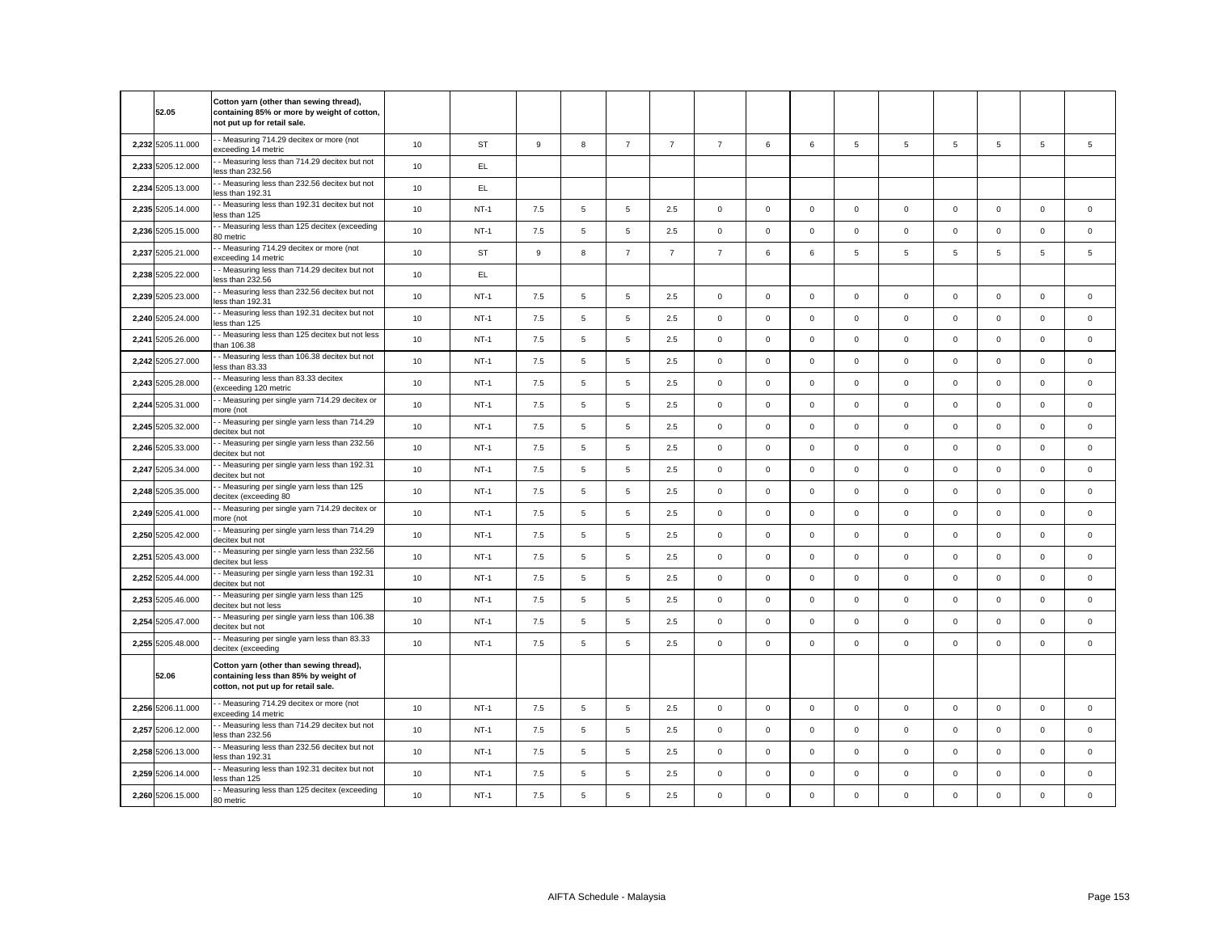| | | | | | | | | | | | | | | | | | | |
|---|---|---|---|---|---|---|---|---|---|---|---|---|---|---|---|---|---|---|
| | 52.05 | **Cotton yarn (other than sewing thread), containing 85% or more by weight of cotton, not put up for retail sale.** | | | | | | | | | | | | | | | | |
| 2,232 | 5205.11.000 | - - Measuring 714.29 decitex or more (not exceeding 14 metric | 10 | ST | 9 | 8 | 7 | 7 | 7 | 6 | 6 | 5 | 5 | 5 | 5 | 5 | 5 |
| 2,233 | 5205.12.000 | - - Measuring less than 714.29 decitex but not less than 232.56 | 10 | EL | | | | | | | | | | | | | |
| 2,234 | 5205.13.000 | - - Measuring less than 232.56 decitex but not less than 192.31 | 10 | EL | | | | | | | | | | | | | |
| 2,235 | 5205.14.000 | - - Measuring less than 192.31 decitex but not less than 125 | 10 | NT-1 | 7.5 | 5 | 5 | 2.5 | 0 | 0 | 0 | 0 | 0 | 0 | 0 | 0 | 0 |
| 2,236 | 5205.15.000 | - - Measuring less than 125 decitex (exceeding 80 metric | 10 | NT-1 | 7.5 | 5 | 5 | 2.5 | 0 | 0 | 0 | 0 | 0 | 0 | 0 | 0 | 0 |
| 2,237 | 5205.21.000 | - - Measuring 714.29 decitex or more (not exceeding 14 metric | 10 | ST | 9 | 8 | 7 | 7 | 7 | 6 | 6 | 5 | 5 | 5 | 5 | 5 | 5 |
| 2,238 | 5205.22.000 | - - Measuring less than 714.29 decitex but not less than 232.56 | 10 | EL | | | | | | | | | | | | | |
| 2,239 | 5205.23.000 | - - Measuring less than 232.56 decitex but not less than 192.31 | 10 | NT-1 | 7.5 | 5 | 5 | 2.5 | 0 | 0 | 0 | 0 | 0 | 0 | 0 | 0 | 0 |
| 2,240 | 5205.24.000 | - - Measuring less than 192.31 decitex but not less than 125 | 10 | NT-1 | 7.5 | 5 | 5 | 2.5 | 0 | 0 | 0 | 0 | 0 | 0 | 0 | 0 | 0 |
| 2,241 | 5205.26.000 | - - Measuring less than 125 decitex but not less than 106.38 | 10 | NT-1 | 7.5 | 5 | 5 | 2.5 | 0 | 0 | 0 | 0 | 0 | 0 | 0 | 0 | 0 |
| 2,242 | 5205.27.000 | - - Measuring less than 106.38 decitex but not less than 83.33 | 10 | NT-1 | 7.5 | 5 | 5 | 2.5 | 0 | 0 | 0 | 0 | 0 | 0 | 0 | 0 | 0 |
| 2,243 | 5205.28.000 | - - Measuring less than 83.33 decitex (exceeding 120 metric | 10 | NT-1 | 7.5 | 5 | 5 | 2.5 | 0 | 0 | 0 | 0 | 0 | 0 | 0 | 0 | 0 |
| 2,244 | 5205.31.000 | - - Measuring per single yarn 714.29 decitex or more (not | 10 | NT-1 | 7.5 | 5 | 5 | 2.5 | 0 | 0 | 0 | 0 | 0 | 0 | 0 | 0 | 0 |
| 2,245 | 5205.32.000 | - - Measuring per single yarn less than 714.29 decitex but not | 10 | NT-1 | 7.5 | 5 | 5 | 2.5 | 0 | 0 | 0 | 0 | 0 | 0 | 0 | 0 | 0 |
| 2,246 | 5205.33.000 | - - Measuring per single yarn less than 232.56 decitex but not | 10 | NT-1 | 7.5 | 5 | 5 | 2.5 | 0 | 0 | 0 | 0 | 0 | 0 | 0 | 0 | 0 |
| 2,247 | 5205.34.000 | - - Measuring per single yarn less than 192.31 decitex but not | 10 | NT-1 | 7.5 | 5 | 5 | 2.5 | 0 | 0 | 0 | 0 | 0 | 0 | 0 | 0 | 0 |
| 2,248 | 5205.35.000 | - - Measuring per single yarn less than 125 decitex (exceeding 80 | 10 | NT-1 | 7.5 | 5 | 5 | 2.5 | 0 | 0 | 0 | 0 | 0 | 0 | 0 | 0 | 0 |
| 2,249 | 5205.41.000 | - - Measuring per single yarn 714.29 decitex or more (not | 10 | NT-1 | 7.5 | 5 | 5 | 2.5 | 0 | 0 | 0 | 0 | 0 | 0 | 0 | 0 | 0 |
| 2,250 | 5205.42.000 | - - Measuring per single yarn less than 714.29 decitex but not | 10 | NT-1 | 7.5 | 5 | 5 | 2.5 | 0 | 0 | 0 | 0 | 0 | 0 | 0 | 0 | 0 |
| 2,251 | 5205.43.000 | - - Measuring per single yarn less than 232.56 decitex but less | 10 | NT-1 | 7.5 | 5 | 5 | 2.5 | 0 | 0 | 0 | 0 | 0 | 0 | 0 | 0 | 0 |
| 2,252 | 5205.44.000 | - - Measuring per single yarn less than 192.31 decitex but not | 10 | NT-1 | 7.5 | 5 | 5 | 2.5 | 0 | 0 | 0 | 0 | 0 | 0 | 0 | 0 | 0 |
| 2,253 | 5205.46.000 | - - Measuring per single yarn less than 125 decitex but not less | 10 | NT-1 | 7.5 | 5 | 5 | 2.5 | 0 | 0 | 0 | 0 | 0 | 0 | 0 | 0 | 0 |
| 2,254 | 5205.47.000 | - - Measuring per single yarn less than 106.38 decitex but not | 10 | NT-1 | 7.5 | 5 | 5 | 2.5 | 0 | 0 | 0 | 0 | 0 | 0 | 0 | 0 | 0 |
| 2,255 | 5205.48.000 | - - Measuring per single yarn less than 83.33 decitex (exceeding | 10 | NT-1 | 7.5 | 5 | 5 | 2.5 | 0 | 0 | 0 | 0 | 0 | 0 | 0 | 0 | 0 |
| | 52.06 | **Cotton yarn (other than sewing thread), containing less than 85% by weight of cotton, not put up for retail sale.** | | | | | | | | | | | | | | | | |
| 2,256 | 5206.11.000 | - - Measuring 714.29 decitex or more (not exceeding 14 metric | 10 | NT-1 | 7.5 | 5 | 5 | 2.5 | 0 | 0 | 0 | 0 | 0 | 0 | 0 | 0 | 0 |
| 2,257 | 5206.12.000 | - - Measuring less than 714.29 decitex but not less than 232.56 | 10 | NT-1 | 7.5 | 5 | 5 | 2.5 | 0 | 0 | 0 | 0 | 0 | 0 | 0 | 0 | 0 |
| 2,258 | 5206.13.000 | - - Measuring less than 232.56 decitex but not less than 192.31 | 10 | NT-1 | 7.5 | 5 | 5 | 2.5 | 0 | 0 | 0 | 0 | 0 | 0 | 0 | 0 | 0 |
| 2,259 | 5206.14.000 | - - Measuring less than 192.31 decitex but not less than 125 | 10 | NT-1 | 7.5 | 5 | 5 | 2.5 | 0 | 0 | 0 | 0 | 0 | 0 | 0 | 0 | 0 |
| 2,260 | 5206.15.000 | - - Measuring less than 125 decitex (exceeding 80 metric | 10 | NT-1 | 7.5 | 5 | 5 | 2.5 | 0 | 0 | 0 | 0 | 0 | 0 | 0 | 0 | 0 |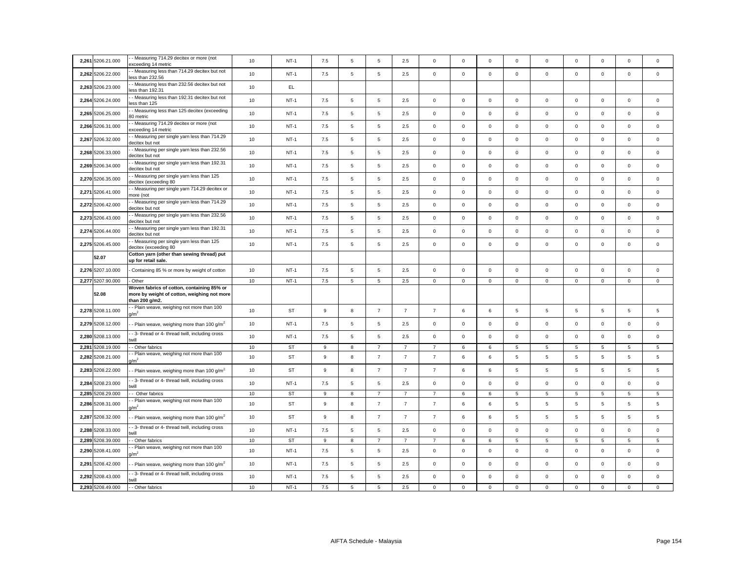| | | | | | | | | | | | | | | | | | | |
|---|---|---|---|---|---|---|---|---|---|---|---|---|---|---|---|---|---|---|
| 2,261 | 5206.21.000 | - - Measuring 714.29 decitex or more (not exceeding 14 metric | 10 | NT-1 | 7.5 | 5 | 5 | 2.5 | 0 | 0 | 0 | 0 | 0 | 0 | 0 | 0 | 0 |
| 2,262 | 5206.22.000 | - - Measuring less than 714.29 decitex but not less than 232.56 | 10 | NT-1 | 7.5 | 5 | 5 | 2.5 | 0 | 0 | 0 | 0 | 0 | 0 | 0 | 0 | 0 |
| 2,263 | 5206.23.000 | - - Measuring less than 232.56 decitex but not less than 192.31 | 10 | EL | | | | | | | | | | | | | |
| 2,264 | 5206.24.000 | - - Measuring less than 192.31 decitex but not less than 125 | 10 | NT-1 | 7.5 | 5 | 5 | 2.5 | 0 | 0 | 0 | 0 | 0 | 0 | 0 | 0 | 0 |
| 2,265 | 5206.25.000 | - - Measuring less than 125 decitex (exceeding 80 metric | 10 | NT-1 | 7.5 | 5 | 5 | 2.5 | 0 | 0 | 0 | 0 | 0 | 0 | 0 | 0 | 0 |
| 2,266 | 5206.31.000 | - - Measuring 714.29 decitex or more (not exceeding 14 metric | 10 | NT-1 | 7.5 | 5 | 5 | 2.5 | 0 | 0 | 0 | 0 | 0 | 0 | 0 | 0 | 0 |
| 2,267 | 5206.32.000 | - - Measuring per single yarn less than 714.29 decitex but not | 10 | NT-1 | 7.5 | 5 | 5 | 2.5 | 0 | 0 | 0 | 0 | 0 | 0 | 0 | 0 | 0 |
| 2,268 | 5206.33.000 | - - Measuring per single yarn less than 232.56 decitex but not | 10 | NT-1 | 7.5 | 5 | 5 | 2.5 | 0 | 0 | 0 | 0 | 0 | 0 | 0 | 0 | 0 |
| 2,269 | 5206.34.000 | - - Measuring per single yarn less than 192.31 decitex but not | 10 | NT-1 | 7.5 | 5 | 5 | 2.5 | 0 | 0 | 0 | 0 | 0 | 0 | 0 | 0 | 0 |
| 2,270 | 5206.35.000 | - - Measuring per single yarn less than 125 decitex (exceeding 80 | 10 | NT-1 | 7.5 | 5 | 5 | 2.5 | 0 | 0 | 0 | 0 | 0 | 0 | 0 | 0 | 0 |
| 2,271 | 5206.41.000 | - - Measuring per single yarn 714.29 decitex or more (not | 10 | NT-1 | 7.5 | 5 | 5 | 2.5 | 0 | 0 | 0 | 0 | 0 | 0 | 0 | 0 | 0 |
| 2,272 | 5206.42.000 | - - Measuring per single yarn less than 714.29 decitex but not | 10 | NT-1 | 7.5 | 5 | 5 | 2.5 | 0 | 0 | 0 | 0 | 0 | 0 | 0 | 0 | 0 |
| 2,273 | 5206.43.000 | - - Measuring per single yarn less than 232.56 decitex but not | 10 | NT-1 | 7.5 | 5 | 5 | 2.5 | 0 | 0 | 0 | 0 | 0 | 0 | 0 | 0 | 0 |
| 2,274 | 5206.44.000 | - - Measuring per single yarn less than 192.31 decitex but not | 10 | NT-1 | 7.5 | 5 | 5 | 2.5 | 0 | 0 | 0 | 0 | 0 | 0 | 0 | 0 | 0 |
| 2,275 | 5206.45.000 | - - Measuring per single yarn less than 125 decitex (exceeding 80 | 10 | NT-1 | 7.5 | 5 | 5 | 2.5 | 0 | 0 | 0 | 0 | 0 | 0 | 0 | 0 | 0 |
| | **52.07** | **Cotton yarn (other than sewing thread) put up for retail sale.** | | | | | | | | | | | | | | | |
| 2,276 | 5207.10.000 | - Containing 85 % or more by weight of cotton | 10 | NT-1 | 7.5 | 5 | 5 | 2.5 | 0 | 0 | 0 | 0 | 0 | 0 | 0 | 0 | 0 |
| 2,277 | 5207.90.000 | - Other | 10 | NT-1 | 7.5 | 5 | 5 | 2.5 | 0 | 0 | 0 | 0 | 0 | 0 | 0 | 0 | 0 |
| | **52.08** | **Woven fabrics of cotton, containing 85% or more by weight of cotton, weighing not more than 200 g/m2.** | | | | | | | | | | | | | | | |
| 2,278 | 5208.11.000 | - - Plain weave, weighing not more than 100 g/m$^2$ | 10 | ST | 9 | 8 | 7 | 7 | 7 | 6 | 6 | 5 | 5 | 5 | 5 | 5 | 5 |
| 2,279 | 5208.12.000 | - - Plain weave, weighing more than 100 g/m$^2$ | 10 | NT-1 | 7.5 | 5 | 5 | 2.5 | 0 | 0 | 0 | 0 | 0 | 0 | 0 | 0 | 0 |
| 2,280 | 5208.13.000 | - - 3- thread or 4- thread twill, including cross twill | 10 | NT-1 | 7.5 | 5 | 5 | 2.5 | 0 | 0 | 0 | 0 | 0 | 0 | 0 | 0 | 0 |
| 2,281 | 5208.19.000 | - - Other fabrics | 10 | ST | 9 | 8 | 7 | 7 | 7 | 6 | 6 | 5 | 5 | 5 | 5 | 5 | 5 |
| 2,282 | 5208.21.000 | - - Plain weave, weighing not more than 100 g/m$^2$ | 10 | ST | 9 | 8 | 7 | 7 | 7 | 6 | 6 | 5 | 5 | 5 | 5 | 5 | 5 |
| 2,283 | 5208.22.000 | - - Plain weave, weighing more than 100 g/m$^2$ | 10 | ST | 9 | 8 | 7 | 7 | 7 | 6 | 6 | 5 | 5 | 5 | 5 | 5 | 5 |
| 2,284 | 5208.23.000 | - - 3- thread or 4- thread twill, including cross twill | 10 | NT-1 | 7.5 | 5 | 5 | 2.5 | 0 | 0 | 0 | 0 | 0 | 0 | 0 | 0 | 0 |
| 2,285 | 5208.29.000 | - - Other fabrics | 10 | ST | 9 | 8 | 7 | 7 | 7 | 6 | 6 | 5 | 5 | 5 | 5 | 5 | 5 |
| 2,286 | 5208.31.000 | - - Plain weave, weighing not more than 100 g/m$^2$ | 10 | ST | 9 | 8 | 7 | 7 | 7 | 6 | 6 | 5 | 5 | 5 | 5 | 5 | 5 |
| 2,287 | 5208.32.000 | - - Plain weave, weighing more than 100 g/m$^2$ | 10 | ST | 9 | 8 | 7 | 7 | 7 | 6 | 6 | 5 | 5 | 5 | 5 | 5 | 5 |
| 2,288 | 5208.33.000 | - - 3- thread or 4- thread twill, including cross twill | 10 | NT-1 | 7.5 | 5 | 5 | 2.5 | 0 | 0 | 0 | 0 | 0 | 0 | 0 | 0 | 0 |
| 2,289 | 5208.39.000 | - - Other fabrics | 10 | ST | 9 | 8 | 7 | 7 | 7 | 6 | 6 | 5 | 5 | 5 | 5 | 5 | 5 |
| 2,290 | 5208.41.000 | - - Plain weave, weighing not more than 100 g/m$^2$ | 10 | NT-1 | 7.5 | 5 | 5 | 2.5 | 0 | 0 | 0 | 0 | 0 | 0 | 0 | 0 | 0 |
| 2,291 | 5208.42.000 | - - Plain weave, weighing more than 100 g/m$^2$ | 10 | NT-1 | 7.5 | 5 | 5 | 2.5 | 0 | 0 | 0 | 0 | 0 | 0 | 0 | 0 | 0 |
| 2,292 | 5208.43.000 | - - 3- thread or 4- thread twill, including cross twill | 10 | NT-1 | 7.5 | 5 | 5 | 2.5 | 0 | 0 | 0 | 0 | 0 | 0 | 0 | 0 | 0 |
| 2,293 | 5208.49.000 | - - Other fabrics | 10 | NT-1 | 7.5 | 5 | 5 | 2.5 | 0 | 0 | 0 | 0 | 0 | 0 | 0 | 0 | 0 |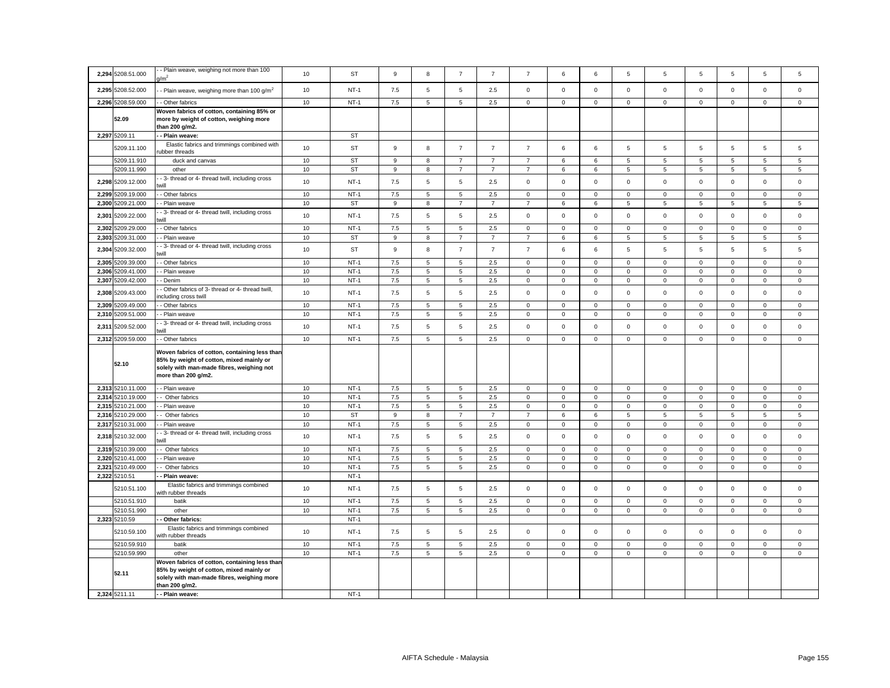| | | | | | | | | | | | | | | | | | | |
|---|---|---|---|---|---|---|---|---|---|---|---|---|---|---|---|---|---|---|
| 2,294 | 5208.51.000 | - - Plain weave, weighing not more than 100 g/m$^2$ | 10 | ST | 9 | 8 | 7 | 7 | 7 | 6 | 6 | 5 | 5 | 5 | 5 | 5 | 5 |
| 2,295 | 5208.52.000 | - - Plain weave, weighing more than 100 g/m$^2$ | 10 | NT-1 | 7.5 | 5 | 5 | 2.5 | 0 | 0 | 0 | 0 | 0 | 0 | 0 | 0 | 0 |
| 2,296 | 5208.59.000 | - - Other fabrics | 10 | NT-1 | 7.5 | 5 | 5 | 2.5 | 0 | 0 | 0 | 0 | 0 | 0 | 0 | 0 | 0 |
| | 52.09 | **Woven fabrics of cotton, containing 85% or more by weight of cotton, weighing more than 200 g/m2.** | | | | | | | | | | | | | | | |
| 2,297 | 5209.11 | **- - Plain weave:** | | ST | | | | | | | | | | | | | |
| | 5209.11.100 | Elastic fabrics and trimmings combined with rubber threads | 10 | ST | 9 | 8 | 7 | 7 | 7 | 6 | 6 | 5 | 5 | 5 | 5 | 5 | 5 |
| | 5209.11.910 | duck and canvas | 10 | ST | 9 | 8 | 7 | 7 | 7 | 6 | 6 | 5 | 5 | 5 | 5 | 5 | 5 |
| | 5209.11.990 | other | 10 | ST | 9 | 8 | 7 | 7 | 7 | 6 | 6 | 5 | 5 | 5 | 5 | 5 | 5 |
| 2,298 | 5209.12.000 | - - 3- thread or 4- thread twill, including cross twill | 10 | NT-1 | 7.5 | 5 | 5 | 2.5 | 0 | 0 | 0 | 0 | 0 | 0 | 0 | 0 | 0 |
| 2,299 | 5209.19.000 | - - Other fabrics | 10 | NT-1 | 7.5 | 5 | 5 | 2.5 | 0 | 0 | 0 | 0 | 0 | 0 | 0 | 0 | 0 |
| 2,300 | 5209.21.000 | - - Plain weave | 10 | ST | 9 | 8 | 7 | 7 | 7 | 6 | 6 | 5 | 5 | 5 | 5 | 5 | 5 |
| 2,301 | 5209.22.000 | - - 3- thread or 4- thread twill, including cross twill | 10 | NT-1 | 7.5 | 5 | 5 | 2.5 | 0 | 0 | 0 | 0 | 0 | 0 | 0 | 0 | 0 |
| 2,302 | 5209.29.000 | - - Other fabrics | 10 | NT-1 | 7.5 | 5 | 5 | 2.5 | 0 | 0 | 0 | 0 | 0 | 0 | 0 | 0 | 0 |
| 2,303 | 5209.31.000 | - - Plain weave | 10 | ST | 9 | 8 | 7 | 7 | 7 | 6 | 6 | 5 | 5 | 5 | 5 | 5 | 5 |
| 2,304 | 5209.32.000 | - - 3- thread or 4- thread twill, including cross twill | 10 | ST | 9 | 8 | 7 | 7 | 7 | 6 | 6 | 5 | 5 | 5 | 5 | 5 | 5 |
| 2,305 | 5209.39.000 | - - Other fabrics | 10 | NT-1 | 7.5 | 5 | 5 | 2.5 | 0 | 0 | 0 | 0 | 0 | 0 | 0 | 0 | 0 |
| 2,306 | 5209.41.000 | - - Plain weave | 10 | NT-1 | 7.5 | 5 | 5 | 2.5 | 0 | 0 | 0 | 0 | 0 | 0 | 0 | 0 | 0 |
| 2,307 | 5209.42.000 | - - Denim | 10 | NT-1 | 7.5 | 5 | 5 | 2.5 | 0 | 0 | 0 | 0 | 0 | 0 | 0 | 0 | 0 |
| 2,308 | 5209.43.000 | - - Other fabrics of 3- thread or 4- thread twill, including cross twill | 10 | NT-1 | 7.5 | 5 | 5 | 2.5 | 0 | 0 | 0 | 0 | 0 | 0 | 0 | 0 | 0 |
| 2,309 | 5209.49.000 | - - Other fabrics | 10 | NT-1 | 7.5 | 5 | 5 | 2.5 | 0 | 0 | 0 | 0 | 0 | 0 | 0 | 0 | 0 |
| 2,310 | 5209.51.000 | - - Plain weave | 10 | NT-1 | 7.5 | 5 | 5 | 2.5 | 0 | 0 | 0 | 0 | 0 | 0 | 0 | 0 | 0 |
| 2,311 | 5209.52.000 | - - 3- thread or 4- thread twill, including cross twill | 10 | NT-1 | 7.5 | 5 | 5 | 2.5 | 0 | 0 | 0 | 0 | 0 | 0 | 0 | 0 | 0 |
| 2,312 | 5209.59.000 | - - Other fabrics | 10 | NT-1 | 7.5 | 5 | 5 | 2.5 | 0 | 0 | 0 | 0 | 0 | 0 | 0 | 0 | 0 |
| | 52.10 | **Woven fabrics of cotton, containing less than 85% by weight of cotton, mixed mainly or solely with man-made fibres, weighing not more than 200 g/m2.** | | | | | | | | | | | | | | | |
| 2,313 | 5210.11.000 | - - Plain weave | 10 | NT-1 | 7.5 | 5 | 5 | 2.5 | 0 | 0 | 0 | 0 | 0 | 0 | 0 | 0 | 0 |
| 2,314 | 5210.19.000 | - - Other fabrics | 10 | NT-1 | 7.5 | 5 | 5 | 2.5 | 0 | 0 | 0 | 0 | 0 | 0 | 0 | 0 | 0 |
| 2,315 | 5210.21.000 | - - Plain weave | 10 | NT-1 | 7.5 | 5 | 5 | 2.5 | 0 | 0 | 0 | 0 | 0 | 0 | 0 | 0 | 0 |
| 2,316 | 5210.29.000 | - - Other fabrics | 10 | ST | 9 | 8 | 7 | 7 | 7 | 6 | 6 | 5 | 5 | 5 | 5 | 5 | 5 |
| 2,317 | 5210.31.000 | - - Plain weave | 10 | NT-1 | 7.5 | 5 | 5 | 2.5 | 0 | 0 | 0 | 0 | 0 | 0 | 0 | 0 | 0 |
| 2,318 | 5210.32.000 | - - 3- thread or 4- thread twill, including cross twill | 10 | NT-1 | 7.5 | 5 | 5 | 2.5 | 0 | 0 | 0 | 0 | 0 | 0 | 0 | 0 | 0 |
| 2,319 | 5210.39.000 | - - Other fabrics | 10 | NT-1 | 7.5 | 5 | 5 | 2.5 | 0 | 0 | 0 | 0 | 0 | 0 | 0 | 0 | 0 |
| 2,320 | 5210.41.000 | - - Plain weave | 10 | NT-1 | 7.5 | 5 | 5 | 2.5 | 0 | 0 | 0 | 0 | 0 | 0 | 0 | 0 | 0 |
| 2,321 | 5210.49.000 | - - Other fabrics | 10 | NT-1 | 7.5 | 5 | 5 | 2.5 | 0 | 0 | 0 | 0 | 0 | 0 | 0 | 0 | 0 |
| 2,322 | 5210.51 | **- - Plain weave:** | | NT-1 | | | | | | | | | | | | | |
| | 5210.51.100 | Elastic fabrics and trimmings combined with rubber threads | 10 | NT-1 | 7.5 | 5 | 5 | 2.5 | 0 | 0 | 0 | 0 | 0 | 0 | 0 | 0 | 0 |
| | 5210.51.910 | batik | 10 | NT-1 | 7.5 | 5 | 5 | 2.5 | 0 | 0 | 0 | 0 | 0 | 0 | 0 | 0 | 0 |
| | 5210.51.990 | other | 10 | NT-1 | 7.5 | 5 | 5 | 2.5 | 0 | 0 | 0 | 0 | 0 | 0 | 0 | 0 | 0 |
| 2,323 | 5210.59 | **- - Other fabrics:** | | NT-1 | | | | | | | | | | | | | |
| | 5210.59.100 | Elastic fabrics and trimmings combined with rubber threads | 10 | NT-1 | 7.5 | 5 | 5 | 2.5 | 0 | 0 | 0 | 0 | 0 | 0 | 0 | 0 | 0 |
| | 5210.59.910 | batik | 10 | NT-1 | 7.5 | 5 | 5 | 2.5 | 0 | 0 | 0 | 0 | 0 | 0 | 0 | 0 | 0 |
| | 5210.59.990 | other | 10 | NT-1 | 7.5 | 5 | 5 | 2.5 | 0 | 0 | 0 | 0 | 0 | 0 | 0 | 0 | 0 |
| | 52.11 | **Woven fabrics of cotton, containing less than 85% by weight of cotton, mixed mainly or solely with man-made fibres, weighing more than 200 g/m2.** | | | | | | | | | | | | | | | |
| 2,324 | 5211.11 | **- - Plain weave:** | | NT-1 | | | | | | | | | | | | | |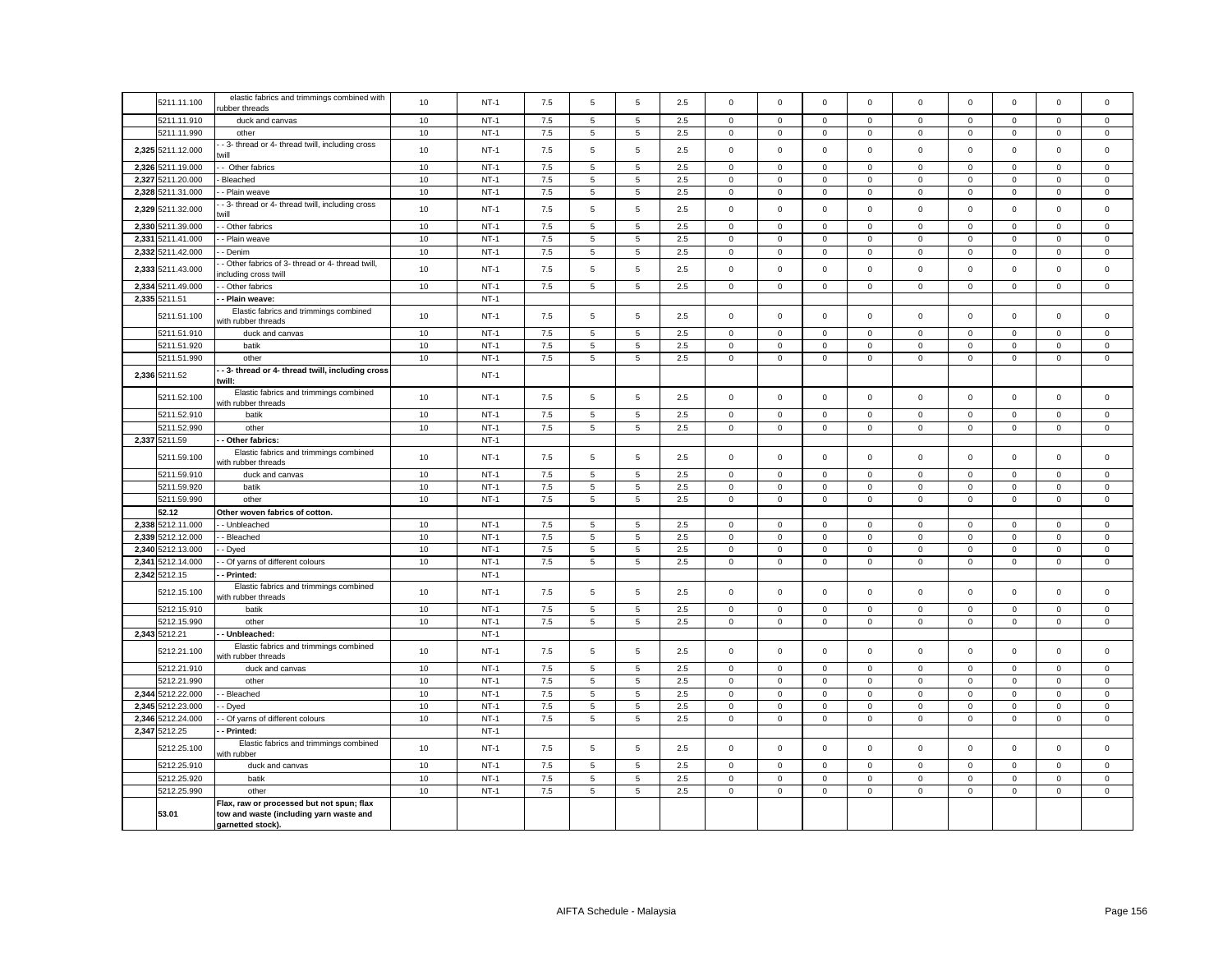| | 5211.11.100 | elastic fabrics and trimmings combined with rubber threads | 10 | NT-1 | 7.5 | 5 | 5 | 2.5 | 0 | 0 | 0 | 0 | 0 | 0 | 0 | 0 | 0 |
|---|---|---|---|---|---|---|---|---|---|---|---|---|---|---|---|---|---|
| | 5211.11.910 | duck and canvas | 10 | NT-1 | 7.5 | 5 | 5 | 2.5 | 0 | 0 | 0 | 0 | 0 | 0 | 0 | 0 | 0 |
| | 5211.11.990 | other | 10 | NT-1 | 7.5 | 5 | 5 | 2.5 | 0 | 0 | 0 | 0 | 0 | 0 | 0 | 0 | 0 |
| 2,325 | 5211.12.000 | - - 3- thread or 4- thread twill, including cross twill | 10 | NT-1 | 7.5 | 5 | 5 | 2.5 | 0 | 0 | 0 | 0 | 0 | 0 | 0 | 0 | 0 |
| 2,326 | 5211.19.000 | - - Other fabrics | 10 | NT-1 | 7.5 | 5 | 5 | 2.5 | 0 | 0 | 0 | 0 | 0 | 0 | 0 | 0 | 0 |
| 2,327 | 5211.20.000 | - Bleached | 10 | NT-1 | 7.5 | 5 | 5 | 2.5 | 0 | 0 | 0 | 0 | 0 | 0 | 0 | 0 | 0 |
| 2,328 | 5211.31.000 | - - Plain weave | 10 | NT-1 | 7.5 | 5 | 5 | 2.5 | 0 | 0 | 0 | 0 | 0 | 0 | 0 | 0 | 0 |
| 2,329 | 5211.32.000 | - - 3- thread or 4- thread twill, including cross twill | 10 | NT-1 | 7.5 | 5 | 5 | 2.5 | 0 | 0 | 0 | 0 | 0 | 0 | 0 | 0 | 0 |
| 2,330 | 5211.39.000 | - - Other fabrics | 10 | NT-1 | 7.5 | 5 | 5 | 2.5 | 0 | 0 | 0 | 0 | 0 | 0 | 0 | 0 | 0 |
| 2,331 | 5211.41.000 | - - Plain weave | 10 | NT-1 | 7.5 | 5 | 5 | 2.5 | 0 | 0 | 0 | 0 | 0 | 0 | 0 | 0 | 0 |
| 2,332 | 5211.42.000 | - - Denim | 10 | NT-1 | 7.5 | 5 | 5 | 2.5 | 0 | 0 | 0 | 0 | 0 | 0 | 0 | 0 | 0 |
| 2,333 | 5211.43.000 | - - Other fabrics of 3- thread or 4- thread twill, including cross twill | 10 | NT-1 | 7.5 | 5 | 5 | 2.5 | 0 | 0 | 0 | 0 | 0 | 0 | 0 | 0 | 0 |
| 2,334 | 5211.49.000 | - - Other fabrics | 10 | NT-1 | 7.5 | 5 | 5 | 2.5 | 0 | 0 | 0 | 0 | 0 | 0 | 0 | 0 | 0 |
| 2,335 | 5211.51 | **- - Plain weave:** | | NT-1 | | | | | | | | | | | | | |
| | 5211.51.100 | Elastic fabrics and trimmings combined with rubber threads | 10 | NT-1 | 7.5 | 5 | 5 | 2.5 | 0 | 0 | 0 | 0 | 0 | 0 | 0 | 0 | 0 |
| | 5211.51.910 | duck and canvas | 10 | NT-1 | 7.5 | 5 | 5 | 2.5 | 0 | 0 | 0 | 0 | 0 | 0 | 0 | 0 | 0 |
| | 5211.51.920 | batik | 10 | NT-1 | 7.5 | 5 | 5 | 2.5 | 0 | 0 | 0 | 0 | 0 | 0 | 0 | 0 | 0 |
| | 5211.51.990 | other | 10 | NT-1 | 7.5 | 5 | 5 | 2.5 | 0 | 0 | 0 | 0 | 0 | 0 | 0 | 0 | 0 |
| 2,336 | 5211.52 | **- - 3- thread or 4- thread twill, including cross twill:** | | NT-1 | | | | | | | | | | | | | |
| | 5211.52.100 | Elastic fabrics and trimmings combined with rubber threads | 10 | NT-1 | 7.5 | 5 | 5 | 2.5 | 0 | 0 | 0 | 0 | 0 | 0 | 0 | 0 | 0 |
| | 5211.52.910 | batik | 10 | NT-1 | 7.5 | 5 | 5 | 2.5 | 0 | 0 | 0 | 0 | 0 | 0 | 0 | 0 | 0 |
| | 5211.52.990 | other | 10 | NT-1 | 7.5 | 5 | 5 | 2.5 | 0 | 0 | 0 | 0 | 0 | 0 | 0 | 0 | 0 |
| 2,337 | 5211.59 | **- - Other fabrics:** | | NT-1 | | | | | | | | | | | | | |
| | 5211.59.100 | Elastic fabrics and trimmings combined with rubber threads | 10 | NT-1 | 7.5 | 5 | 5 | 2.5 | 0 | 0 | 0 | 0 | 0 | 0 | 0 | 0 | 0 |
| | 5211.59.910 | duck and canvas | 10 | NT-1 | 7.5 | 5 | 5 | 2.5 | 0 | 0 | 0 | 0 | 0 | 0 | 0 | 0 | 0 |
| | 5211.59.920 | batik | 10 | NT-1 | 7.5 | 5 | 5 | 2.5 | 0 | 0 | 0 | 0 | 0 | 0 | 0 | 0 | 0 |
| | 5211.59.990 | other | 10 | NT-1 | 7.5 | 5 | 5 | 2.5 | 0 | 0 | 0 | 0 | 0 | 0 | 0 | 0 | 0 |
| | **52.12** | **Other woven fabrics of cotton.** | | | | | | | | | | | | | | | |
| 2,338 | 5212.11.000 | - - Unbleached | 10 | NT-1 | 7.5 | 5 | 5 | 2.5 | 0 | 0 | 0 | 0 | 0 | 0 | 0 | 0 | 0 |
| 2,339 | 5212.12.000 | - - Bleached | 10 | NT-1 | 7.5 | 5 | 5 | 2.5 | 0 | 0 | 0 | 0 | 0 | 0 | 0 | 0 | 0 |
| 2,340 | 5212.13.000 | - - Dyed | 10 | NT-1 | 7.5 | 5 | 5 | 2.5 | 0 | 0 | 0 | 0 | 0 | 0 | 0 | 0 | 0 |
| 2,341 | 5212.14.000 | - - Of yarns of different colours | 10 | NT-1 | 7.5 | 5 | 5 | 2.5 | 0 | 0 | 0 | 0 | 0 | 0 | 0 | 0 | 0 |
| 2,342 | 5212.15 | **- - Printed:** | | NT-1 | | | | | | | | | | | | | |
| | 5212.15.100 | Elastic fabrics and trimmings combined with rubber threads | 10 | NT-1 | 7.5 | 5 | 5 | 2.5 | 0 | 0 | 0 | 0 | 0 | 0 | 0 | 0 | 0 |
| | 5212.15.910 | batik | 10 | NT-1 | 7.5 | 5 | 5 | 2.5 | 0 | 0 | 0 | 0 | 0 | 0 | 0 | 0 | 0 |
| | 5212.15.990 | other | 10 | NT-1 | 7.5 | 5 | 5 | 2.5 | 0 | 0 | 0 | 0 | 0 | 0 | 0 | 0 | 0 |
| 2,343 | 5212.21 | **- - Unbleached:** | | NT-1 | | | | | | | | | | | | | |
| | 5212.21.100 | Elastic fabrics and trimmings combined with rubber threads | 10 | NT-1 | 7.5 | 5 | 5 | 2.5 | 0 | 0 | 0 | 0 | 0 | 0 | 0 | 0 | 0 |
| | 5212.21.910 | duck and canvas | 10 | NT-1 | 7.5 | 5 | 5 | 2.5 | 0 | 0 | 0 | 0 | 0 | 0 | 0 | 0 | 0 |
| | 5212.21.990 | other | 10 | NT-1 | 7.5 | 5 | 5 | 2.5 | 0 | 0 | 0 | 0 | 0 | 0 | 0 | 0 | 0 |
| 2,344 | 5212.22.000 | - - Bleached | 10 | NT-1 | 7.5 | 5 | 5 | 2.5 | 0 | 0 | 0 | 0 | 0 | 0 | 0 | 0 | 0 |
| 2,345 | 5212.23.000 | - - Dyed | 10 | NT-1 | 7.5 | 5 | 5 | 2.5 | 0 | 0 | 0 | 0 | 0 | 0 | 0 | 0 | 0 |
| 2,346 | 5212.24.000 | - - Of yarns of different colours | 10 | NT-1 | 7.5 | 5 | 5 | 2.5 | 0 | 0 | 0 | 0 | 0 | 0 | 0 | 0 | 0 |
| 2,347 | 5212.25 | **- - Printed:** | | NT-1 | | | | | | | | | | | | | |
| | 5212.25.100 | Elastic fabrics and trimmings combined with rubber | 10 | NT-1 | 7.5 | 5 | 5 | 2.5 | 0 | 0 | 0 | 0 | 0 | 0 | 0 | 0 | 0 |
| | 5212.25.910 | duck and canvas | 10 | NT-1 | 7.5 | 5 | 5 | 2.5 | 0 | 0 | 0 | 0 | 0 | 0 | 0 | 0 | 0 |
| | 5212.25.920 | batik | 10 | NT-1 | 7.5 | 5 | 5 | 2.5 | 0 | 0 | 0 | 0 | 0 | 0 | 0 | 0 | 0 |
| | 5212.25.990 | other | 10 | NT-1 | 7.5 | 5 | 5 | 2.5 | 0 | 0 | 0 | 0 | 0 | 0 | 0 | 0 | 0 |
| | **53.01** | **Flax, raw or processed but not spun; flax tow and waste (including yarn waste and garnetted stock).** | | | | | | | | | | | | | | | |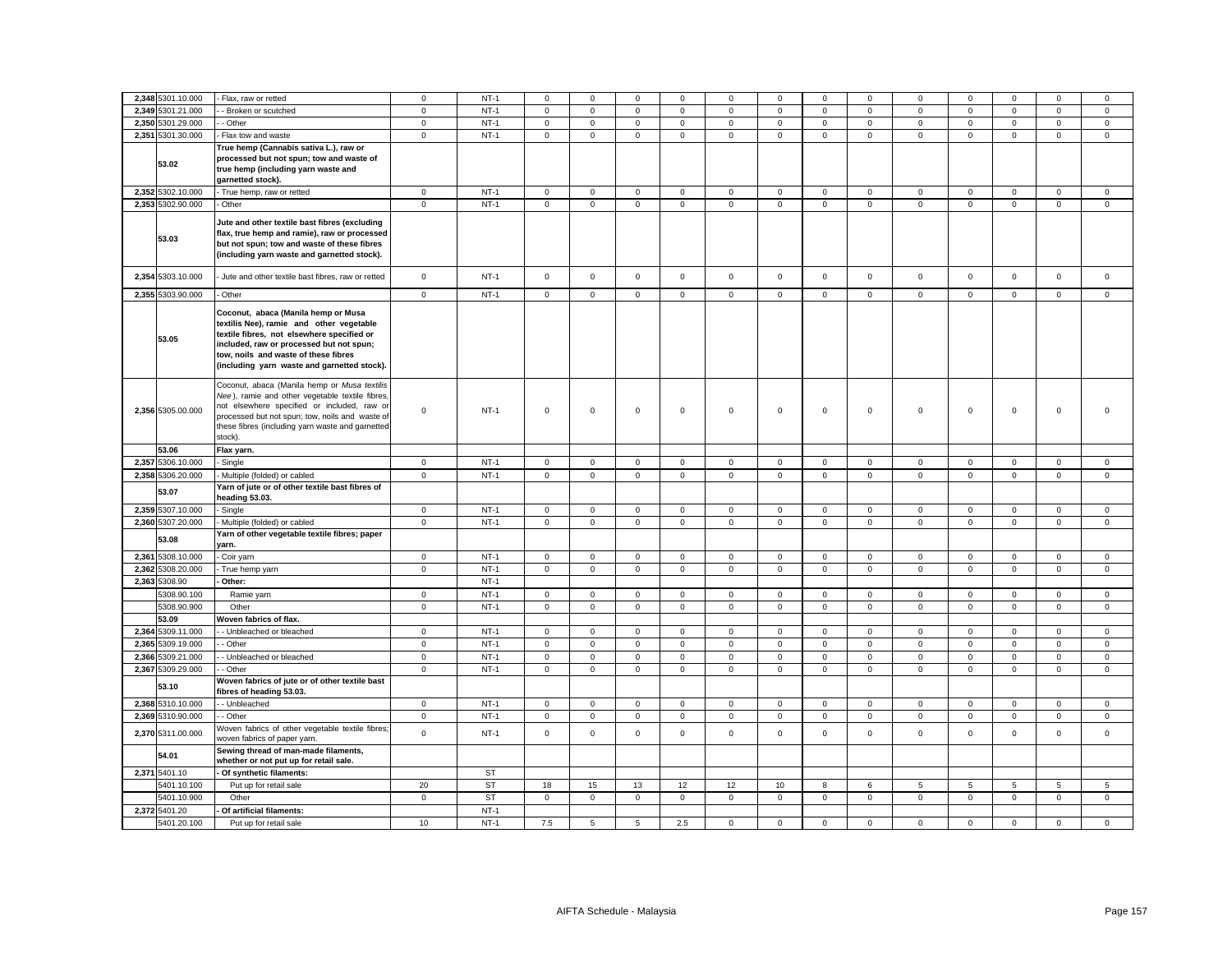| | | | | | | | | | | | | | | | | | | |
|---|---|---|---|---|---|---|---|---|---|---|---|---|---|---|---|---|---|---|
| 2,348 | 5301.10.000 | - Flax, raw or retted | 0 | NT-1 | 0 | 0 | 0 | 0 | 0 | 0 | 0 | 0 | 0 | 0 | 0 | 0 | 0 |
| 2,349 | 5301.21.000 | - - Broken or scutched | 0 | NT-1 | 0 | 0 | 0 | 0 | 0 | 0 | 0 | 0 | 0 | 0 | 0 | 0 | 0 |
| 2,350 | 5301.29.000 | - - Other | 0 | NT-1 | 0 | 0 | 0 | 0 | 0 | 0 | 0 | 0 | 0 | 0 | 0 | 0 | 0 |
| 2,351 | 5301.30.000 | - Flax tow and waste | 0 | NT-1 | 0 | 0 | 0 | 0 | 0 | 0 | 0 | 0 | 0 | 0 | 0 | 0 | 0 |
| | 53.02 | **True hemp (Cannabis sativa L.), raw or processed but not spun; tow and waste of true hemp (including yarn waste and garnetted stock).** | | | | | | | | | | | | | | | |
| 2,352 | 5302.10.000 | - True hemp, raw or retted | 0 | NT-1 | 0 | 0 | 0 | 0 | 0 | 0 | 0 | 0 | 0 | 0 | 0 | 0 | 0 |
| 2,353 | 5302.90.000 | - Other | 0 | NT-1 | 0 | 0 | 0 | 0 | 0 | 0 | 0 | 0 | 0 | 0 | 0 | 0 | 0 |
| | 53.03 | **Jute and other textile bast fibres (excluding flax, true hemp and ramie), raw or processed but not spun; tow and waste of these fibres (including yarn waste and garnetted stock).** | | | | | | | | | | | | | | | |
| 2,354 | 5303.10.000 | - Jute and other textile bast fibres, raw or retted | 0 | NT-1 | 0 | 0 | 0 | 0 | 0 | 0 | 0 | 0 | 0 | 0 | 0 | 0 | 0 |
| 2,355 | 5303.90.000 | - Other | 0 | NT-1 | 0 | 0 | 0 | 0 | 0 | 0 | 0 | 0 | 0 | 0 | 0 | 0 | 0 |
| | 53.05 | **Coconut, abaca (Manila hemp or Musa textilis Nee), ramie and other vegetable textile fibres, not elsewhere specified or included, raw or processed but not spun; tow, noils and waste of these fibres (including yarn waste and garnetted stock).** | | | | | | | | | | | | | | | |
| 2,356 | 5305.00.000 | Coconut, abaca (Manila hemp or *Musa textilis Nee*), ramie and other vegetable textile fibres, not elsewhere specified or included, raw or processed but not spun; tow, noils and waste of these fibres (including yarn waste and garnetted stock). | 0 | NT-1 | 0 | 0 | 0 | 0 | 0 | 0 | 0 | 0 | 0 | 0 | 0 | 0 | 0 |
| | 53.06 | **Flax yarn.** | | | | | | | | | | | | | | | |
| 2,357 | 5306.10.000 | - Single | 0 | NT-1 | 0 | 0 | 0 | 0 | 0 | 0 | 0 | 0 | 0 | 0 | 0 | 0 | 0 |
| 2,358 | 5306.20.000 | - Multiple (folded) or cabled | 0 | NT-1 | 0 | 0 | 0 | 0 | 0 | 0 | 0 | 0 | 0 | 0 | 0 | 0 | 0 |
| | 53.07 | **Yarn of jute or of other textile bast fibres of heading 53.03.** | | | | | | | | | | | | | | | |
| 2,359 | 5307.10.000 | - Single | 0 | NT-1 | 0 | 0 | 0 | 0 | 0 | 0 | 0 | 0 | 0 | 0 | 0 | 0 | 0 |
| 2,360 | 5307.20.000 | - Multiple (folded) or cabled | 0 | NT-1 | 0 | 0 | 0 | 0 | 0 | 0 | 0 | 0 | 0 | 0 | 0 | 0 | 0 |
| | 53.08 | **Yarn of other vegetable textile fibres; paper yarn.** | | | | | | | | | | | | | | | |
| 2,361 | 5308.10.000 | - Coir yarn | 0 | NT-1 | 0 | 0 | 0 | 0 | 0 | 0 | 0 | 0 | 0 | 0 | 0 | 0 | 0 |
| 2,362 | 5308.20.000 | - True hemp yarn | 0 | NT-1 | 0 | 0 | 0 | 0 | 0 | 0 | 0 | 0 | 0 | 0 | 0 | 0 | 0 |
| 2,363 | 5308.90 | **- Other:** | | NT-1 | | | | | | | | | | | | | |
| | 5308.90.100 | Ramie yarn | 0 | NT-1 | 0 | 0 | 0 | 0 | 0 | 0 | 0 | 0 | 0 | 0 | 0 | 0 | 0 |
| | 5308.90.900 | Other | 0 | NT-1 | 0 | 0 | 0 | 0 | 0 | 0 | 0 | 0 | 0 | 0 | 0 | 0 | 0 |
| | 53.09 | **Woven fabrics of flax.** | | | | | | | | | | | | | | | |
| 2,364 | 5309.11.000 | - - Unbleached or bleached | 0 | NT-1 | 0 | 0 | 0 | 0 | 0 | 0 | 0 | 0 | 0 | 0 | 0 | 0 | 0 |
| 2,365 | 5309.19.000 | - - Other | 0 | NT-1 | 0 | 0 | 0 | 0 | 0 | 0 | 0 | 0 | 0 | 0 | 0 | 0 | 0 |
| 2,366 | 5309.21.000 | - - Unbleached or bleached | 0 | NT-1 | 0 | 0 | 0 | 0 | 0 | 0 | 0 | 0 | 0 | 0 | 0 | 0 | 0 |
| 2,367 | 5309.29.000 | - - Other | 0 | NT-1 | 0 | 0 | 0 | 0 | 0 | 0 | 0 | 0 | 0 | 0 | 0 | 0 | 0 |
| | 53.10 | **Woven fabrics of jute or of other textile bast fibres of heading 53.03.** | | | | | | | | | | | | | | | |
| 2,368 | 5310.10.000 | - - Unbleached | 0 | NT-1 | 0 | 0 | 0 | 0 | 0 | 0 | 0 | 0 | 0 | 0 | 0 | 0 | 0 |
| 2,369 | 5310.90.000 | - - Other | 0 | NT-1 | 0 | 0 | 0 | 0 | 0 | 0 | 0 | 0 | 0 | 0 | 0 | 0 | 0 |
| 2,370 | 5311.00.000 | Woven fabrics of other vegetable textile fibres; woven fabrics of paper yarn. | 0 | NT-1 | 0 | 0 | 0 | 0 | 0 | 0 | 0 | 0 | 0 | 0 | 0 | 0 | 0 |
| | 54.01 | **Sewing thread of man-made filaments, whether or not put up for retail sale.** | | | | | | | | | | | | | | | |
| 2,371 | 5401.10 | **- Of synthetic filaments:** | | ST | | | | | | | | | | | | | |
| | 5401.10.100 | Put up for retail sale | 20 | ST | 18 | 15 | 13 | 12 | 12 | 10 | 8 | 6 | 5 | 5 | 5 | 5 | 5 |
| | 5401.10.900 | Other | 0 | ST | 0 | 0 | 0 | 0 | 0 | 0 | 0 | 0 | 0 | 0 | 0 | 0 | 0 |
| 2,372 | 5401.20 | **- Of artificial filaments:** | | NT-1 | | | | | | | | | | | | | |
| | 5401.20.100 | Put up for retail sale | 10 | NT-1 | 7.5 | 5 | 5 | 2.5 | 0 | 0 | 0 | 0 | 0 | 0 | 0 | 0 | 0 |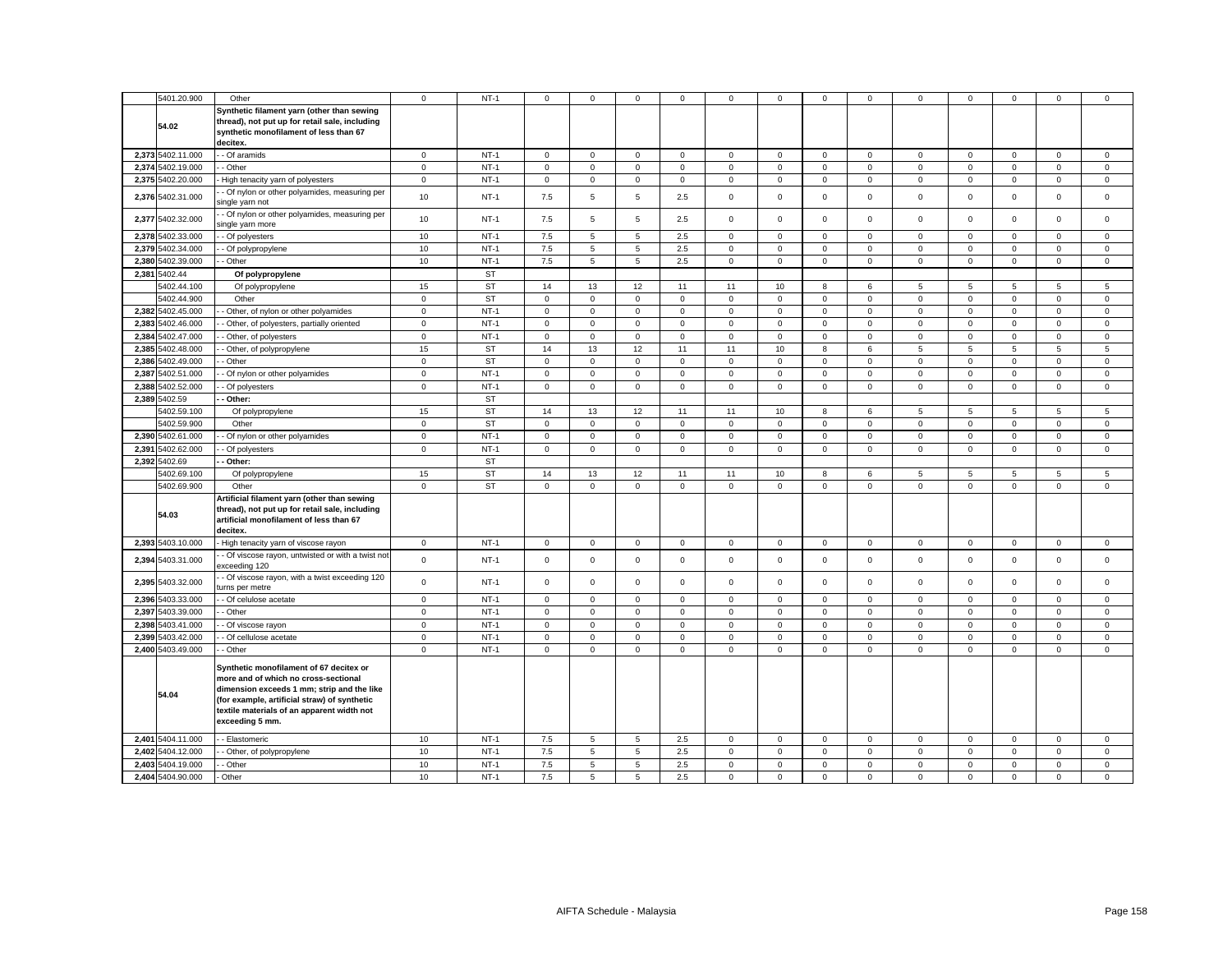| | | | | | | | | | | | | | | | | | | |
|---|---|---|---|---|---|---|---|---|---|---|---|---|---|---|---|---|---|---|
| | 5401.20.900 | Other | 0 | NT-1 | 0 | 0 | 0 | 0 | 0 | 0 | 0 | 0 | 0 | 0 | 0 | 0 | 0 |
| | **54.02** | **Synthetic filament yarn (other than sewing thread), not put up for retail sale, including synthetic monofilament of less than 67 decitex.** | | | | | | | | | | | | | | | |
| 2,373 | 5402.11.000 | - - Of aramids | 0 | NT-1 | 0 | 0 | 0 | 0 | 0 | 0 | 0 | 0 | 0 | 0 | 0 | 0 | 0 |
| 2,374 | 5402.19.000 | - - Other | 0 | NT-1 | 0 | 0 | 0 | 0 | 0 | 0 | 0 | 0 | 0 | 0 | 0 | 0 | 0 |
| 2,375 | 5402.20.000 | - High tenacity yarn of polyesters | 0 | NT-1 | 0 | 0 | 0 | 0 | 0 | 0 | 0 | 0 | 0 | 0 | 0 | 0 | 0 |
| 2,376 | 5402.31.000 | - - Of nylon or other polyamides, measuring per single yarn not | 10 | NT-1 | 7.5 | 5 | 5 | 2.5 | 0 | 0 | 0 | 0 | 0 | 0 | 0 | 0 | 0 |
| 2,377 | 5402.32.000 | - - Of nylon or other polyamides, measuring per single yarn more | 10 | NT-1 | 7.5 | 5 | 5 | 2.5 | 0 | 0 | 0 | 0 | 0 | 0 | 0 | 0 | 0 |
| 2,378 | 5402.33.000 | - - Of polyesters | 10 | NT-1 | 7.5 | 5 | 5 | 2.5 | 0 | 0 | 0 | 0 | 0 | 0 | 0 | 0 | 0 |
| 2,379 | 5402.34.000 | - - Of polypropylene | 10 | NT-1 | 7.5 | 5 | 5 | 2.5 | 0 | 0 | 0 | 0 | 0 | 0 | 0 | 0 | 0 |
| 2,380 | 5402.39.000 | - - Other | 10 | NT-1 | 7.5 | 5 | 5 | 2.5 | 0 | 0 | 0 | 0 | 0 | 0 | 0 | 0 | 0 |
| 2,381 | 5402.44 | **Of polypropylene** | | ST | | | | | | | | | | | | | |
| | 5402.44.100 | Of polypropylene | 15 | ST | 14 | 13 | 12 | 11 | 11 | 10 | 8 | 6 | 5 | 5 | 5 | 5 | 5 |
| | 5402.44.900 | Other | 0 | ST | 0 | 0 | 0 | 0 | 0 | 0 | 0 | 0 | 0 | 0 | 0 | 0 | 0 |
| 2,382 | 5402.45.000 | - - Other, of nylon or other polyamides | 0 | NT-1 | 0 | 0 | 0 | 0 | 0 | 0 | 0 | 0 | 0 | 0 | 0 | 0 | 0 |
| 2,383 | 5402.46.000 | - - Other, of polyesters, partially oriented | 0 | NT-1 | 0 | 0 | 0 | 0 | 0 | 0 | 0 | 0 | 0 | 0 | 0 | 0 | 0 |
| 2,384 | 5402.47.000 | - - Other, of polyesters | 0 | NT-1 | 0 | 0 | 0 | 0 | 0 | 0 | 0 | 0 | 0 | 0 | 0 | 0 | 0 |
| 2,385 | 5402.48.000 | - - Other, of polypropylene | 15 | ST | 14 | 13 | 12 | 11 | 11 | 10 | 8 | 6 | 5 | 5 | 5 | 5 | 5 |
| 2,386 | 5402.49.000 | - - Other | 0 | ST | 0 | 0 | 0 | 0 | 0 | 0 | 0 | 0 | 0 | 0 | 0 | 0 | 0 |
| 2,387 | 5402.51.000 | - - Of nylon or other polyamides | 0 | NT-1 | 0 | 0 | 0 | 0 | 0 | 0 | 0 | 0 | 0 | 0 | 0 | 0 | 0 |
| 2,388 | 5402.52.000 | - - Of polyesters | 0 | NT-1 | 0 | 0 | 0 | 0 | 0 | 0 | 0 | 0 | 0 | 0 | 0 | 0 | 0 |
| 2,389 | 5402.59 | **- - Other:** | | ST | | | | | | | | | | | | | |
| | 5402.59.100 | Of polypropylene | 15 | ST | 14 | 13 | 12 | 11 | 11 | 10 | 8 | 6 | 5 | 5 | 5 | 5 | 5 |
| | 5402.59.900 | Other | 0 | ST | 0 | 0 | 0 | 0 | 0 | 0 | 0 | 0 | 0 | 0 | 0 | 0 | 0 |
| 2,390 | 5402.61.000 | - - Of nylon or other polyamides | 0 | NT-1 | 0 | 0 | 0 | 0 | 0 | 0 | 0 | 0 | 0 | 0 | 0 | 0 | 0 |
| 2,391 | 5402.62.000 | - - Of polyesters | 0 | NT-1 | 0 | 0 | 0 | 0 | 0 | 0 | 0 | 0 | 0 | 0 | 0 | 0 | 0 |
| 2,392 | 5402.69 | **- - Other:** | | ST | | | | | | | | | | | | | |
| | 5402.69.100 | Of polypropylene | 15 | ST | 14 | 13 | 12 | 11 | 11 | 10 | 8 | 6 | 5 | 5 | 5 | 5 | 5 |
| | 5402.69.900 | Other | 0 | ST | 0 | 0 | 0 | 0 | 0 | 0 | 0 | 0 | 0 | 0 | 0 | 0 | 0 |
| | **54.03** | **Artificial filament yarn (other than sewing thread), not put up for retail sale, including artificial monofilament of less than 67 decitex.** | | | | | | | | | | | | | | | |
| 2,393 | 5403.10.000 | - High tenacity yarn of viscose rayon | 0 | NT-1 | 0 | 0 | 0 | 0 | 0 | 0 | 0 | 0 | 0 | 0 | 0 | 0 | 0 |
| 2,394 | 5403.31.000 | - - Of viscose rayon, untwisted or with a twist not exceeding 120 | 0 | NT-1 | 0 | 0 | 0 | 0 | 0 | 0 | 0 | 0 | 0 | 0 | 0 | 0 | 0 |
| 2,395 | 5403.32.000 | - - Of viscose rayon, with a twist exceeding 120 turns per metre | 0 | NT-1 | 0 | 0 | 0 | 0 | 0 | 0 | 0 | 0 | 0 | 0 | 0 | 0 | 0 |
| 2,396 | 5403.33.000 | - - Of celulose acetate | 0 | NT-1 | 0 | 0 | 0 | 0 | 0 | 0 | 0 | 0 | 0 | 0 | 0 | 0 | 0 |
| 2,397 | 5403.39.000 | - - Other | 0 | NT-1 | 0 | 0 | 0 | 0 | 0 | 0 | 0 | 0 | 0 | 0 | 0 | 0 | 0 |
| 2,398 | 5403.41.000 | - - Of viscose rayon | 0 | NT-1 | 0 | 0 | 0 | 0 | 0 | 0 | 0 | 0 | 0 | 0 | 0 | 0 | 0 |
| 2,399 | 5403.42.000 | - - Of cellulose acetate | 0 | NT-1 | 0 | 0 | 0 | 0 | 0 | 0 | 0 | 0 | 0 | 0 | 0 | 0 | 0 |
| 2,400 | 5403.49.000 | - - Other | 0 | NT-1 | 0 | 0 | 0 | 0 | 0 | 0 | 0 | 0 | 0 | 0 | 0 | 0 | 0 |
| | **54.04** | **Synthetic monofilament of 67 decitex or more and of which no cross-sectional dimension exceeds 1 mm; strip and the like (for example, artificial straw) of synthetic textile materials of an apparent width not exceeding 5 mm.** | | | | | | | | | | | | | | | |
| 2,401 | 5404.11.000 | - - Elastomeric | 10 | NT-1 | 7.5 | 5 | 5 | 2.5 | 0 | 0 | 0 | 0 | 0 | 0 | 0 | 0 | 0 |
| 2,402 | 5404.12.000 | - - Other, of polypropylene | 10 | NT-1 | 7.5 | 5 | 5 | 2.5 | 0 | 0 | 0 | 0 | 0 | 0 | 0 | 0 | 0 |
| 2,403 | 5404.19.000 | - - Other | 10 | NT-1 | 7.5 | 5 | 5 | 2.5 | 0 | 0 | 0 | 0 | 0 | 0 | 0 | 0 | 0 |
| 2,404 | 5404.90.000 | - Other | 10 | NT-1 | 7.5 | 5 | 5 | 2.5 | 0 | 0 | 0 | 0 | 0 | 0 | 0 | 0 | 0 |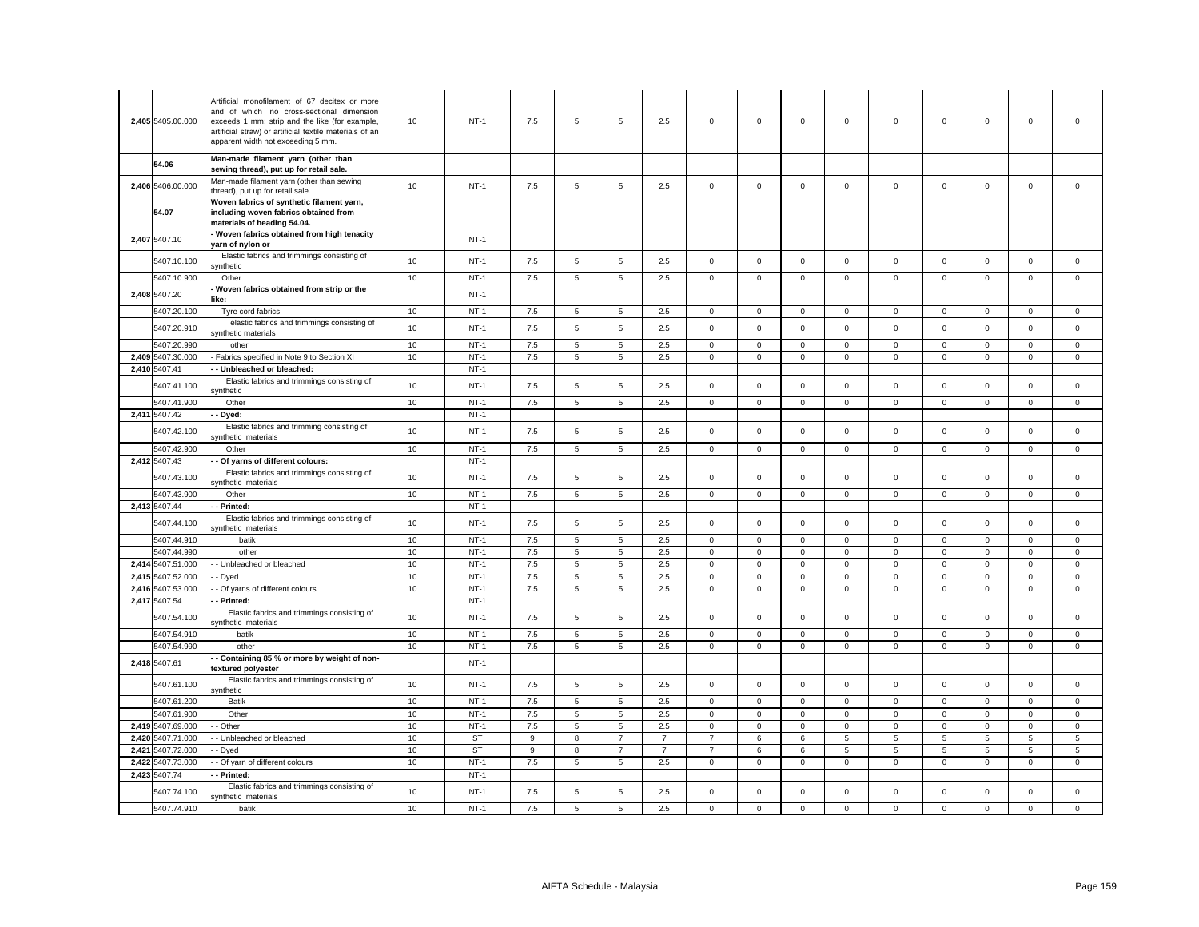| | | | | | | | | | | | | | | | | | | |
|---|---|---|---|---|---|---|---|---|---|---|---|---|---|---|---|---|---|---|
| 2,405 | 5405.00.000 | Artificial monofilament of 67 decitex or more and of which no cross-sectional dimension exceeds 1 mm; strip and the like (for example, artificial straw) or artificial textile materials of an apparent width not exceeding 5 mm. | 10 | NT-1 | 7.5 | 5 | 5 | 2.5 | 0 | 0 | 0 | 0 | 0 | 0 | 0 | 0 | 0 |
| | 54.06 | **Man-made filament yarn (other than sewing thread), put up for retail sale.** | | | | | | | | | | | | | | | |
| 2,406 | 5406.00.000 | Man-made filament yarn (other than sewing thread), put up for retail sale. | 10 | NT-1 | 7.5 | 5 | 5 | 2.5 | 0 | 0 | 0 | 0 | 0 | 0 | 0 | 0 | 0 |
| | 54.07 | **Woven fabrics of synthetic filament yarn, including woven fabrics obtained from materials of heading 54.04.** | | | | | | | | | | | | | | | |
| 2,407 | 5407.10 | **- Woven fabrics obtained from high tenacity yarn of nylon or** | | NT-1 | | | | | | | | | | | | | |
| | 5407.10.100 | Elastic fabrics and trimmings consisting of synthetic | 10 | NT-1 | 7.5 | 5 | 5 | 2.5 | 0 | 0 | 0 | 0 | 0 | 0 | 0 | 0 | 0 |
| | 5407.10.900 | Other | 10 | NT-1 | 7.5 | 5 | 5 | 2.5 | 0 | 0 | 0 | 0 | 0 | 0 | 0 | 0 | 0 |
| 2,408 | 5407.20 | **- Woven fabrics obtained from strip or the like:** | | NT-1 | | | | | | | | | | | | | |
| | 5407.20.100 | Tyre cord fabrics | 10 | NT-1 | 7.5 | 5 | 5 | 2.5 | 0 | 0 | 0 | 0 | 0 | 0 | 0 | 0 | 0 |
| | 5407.20.910 | elastic fabrics and trimmings consisting of synthetic materials | 10 | NT-1 | 7.5 | 5 | 5 | 2.5 | 0 | 0 | 0 | 0 | 0 | 0 | 0 | 0 | 0 |
| | 5407.20.990 | other | 10 | NT-1 | 7.5 | 5 | 5 | 2.5 | 0 | 0 | 0 | 0 | 0 | 0 | 0 | 0 | 0 |
| 2,409 | 5407.30.000 | - Fabrics specified in Note 9 to Section XI | 10 | NT-1 | 7.5 | 5 | 5 | 2.5 | 0 | 0 | 0 | 0 | 0 | 0 | 0 | 0 | 0 |
| 2,410 | 5407.41 | **- - Unbleached or bleached:** | | NT-1 | | | | | | | | | | | | | |
| | 5407.41.100 | Elastic fabrics and trimmings consisting of synthetic | 10 | NT-1 | 7.5 | 5 | 5 | 2.5 | 0 | 0 | 0 | 0 | 0 | 0 | 0 | 0 | 0 |
| | 5407.41.900 | Other | 10 | NT-1 | 7.5 | 5 | 5 | 2.5 | 0 | 0 | 0 | 0 | 0 | 0 | 0 | 0 | 0 |
| 2,411 | 5407.42 | **- - Dyed:** | | NT-1 | | | | | | | | | | | | | |
| | 5407.42.100 | Elastic fabrics and trimming consisting of synthetic materials | 10 | NT-1 | 7.5 | 5 | 5 | 2.5 | 0 | 0 | 0 | 0 | 0 | 0 | 0 | 0 | 0 |
| | 5407.42.900 | Other | 10 | NT-1 | 7.5 | 5 | 5 | 2.5 | 0 | 0 | 0 | 0 | 0 | 0 | 0 | 0 | 0 |
| 2,412 | 5407.43 | **- - Of yarns of different colours:** | | NT-1 | | | | | | | | | | | | | |
| | 5407.43.100 | Elastic fabrics and trimmings consisting of synthetic materials | 10 | NT-1 | 7.5 | 5 | 5 | 2.5 | 0 | 0 | 0 | 0 | 0 | 0 | 0 | 0 | 0 |
| | 5407.43.900 | Other | 10 | NT-1 | 7.5 | 5 | 5 | 2.5 | 0 | 0 | 0 | 0 | 0 | 0 | 0 | 0 | 0 |
| 2,413 | 5407.44 | **- - Printed:** | | NT-1 | | | | | | | | | | | | | |
| | 5407.44.100 | Elastic fabrics and trimmings consisting of synthetic materials | 10 | NT-1 | 7.5 | 5 | 5 | 2.5 | 0 | 0 | 0 | 0 | 0 | 0 | 0 | 0 | 0 |
| | 5407.44.910 | batik | 10 | NT-1 | 7.5 | 5 | 5 | 2.5 | 0 | 0 | 0 | 0 | 0 | 0 | 0 | 0 | 0 |
| | 5407.44.990 | other | 10 | NT-1 | 7.5 | 5 | 5 | 2.5 | 0 | 0 | 0 | 0 | 0 | 0 | 0 | 0 | 0 |
| 2,414 | 5407.51.000 | - - Unbleached or bleached | 10 | NT-1 | 7.5 | 5 | 5 | 2.5 | 0 | 0 | 0 | 0 | 0 | 0 | 0 | 0 | 0 |
| 2,415 | 5407.52.000 | - - Dyed | 10 | NT-1 | 7.5 | 5 | 5 | 2.5 | 0 | 0 | 0 | 0 | 0 | 0 | 0 | 0 | 0 |
| 2,416 | 5407.53.000 | - - Of yarns of different colours | 10 | NT-1 | 7.5 | 5 | 5 | 2.5 | 0 | 0 | 0 | 0 | 0 | 0 | 0 | 0 | 0 |
| 2,417 | 5407.54 | **- - Printed:** | | NT-1 | | | | | | | | | | | | | |
| | 5407.54.100 | Elastic fabrics and trimmings consisting of synthetic materials | 10 | NT-1 | 7.5 | 5 | 5 | 2.5 | 0 | 0 | 0 | 0 | 0 | 0 | 0 | 0 | 0 |
| | 5407.54.910 | batik | 10 | NT-1 | 7.5 | 5 | 5 | 2.5 | 0 | 0 | 0 | 0 | 0 | 0 | 0 | 0 | 0 |
| | 5407.54.990 | other | 10 | NT-1 | 7.5 | 5 | 5 | 2.5 | 0 | 0 | 0 | 0 | 0 | 0 | 0 | 0 | 0 |
| 2,418 | 5407.61 | **- - Containing 85 % or more by weight of non-textured polyester** | | NT-1 | | | | | | | | | | | | | |
| | 5407.61.100 | Elastic fabrics and trimmings consisting of synthetic | 10 | NT-1 | 7.5 | 5 | 5 | 2.5 | 0 | 0 | 0 | 0 | 0 | 0 | 0 | 0 | 0 |
| | 5407.61.200 | Batik | 10 | NT-1 | 7.5 | 5 | 5 | 2.5 | 0 | 0 | 0 | 0 | 0 | 0 | 0 | 0 | 0 |
| | 5407.61.900 | Other | 10 | NT-1 | 7.5 | 5 | 5 | 2.5 | 0 | 0 | 0 | 0 | 0 | 0 | 0 | 0 | 0 |
| 2,419 | 5407.69.000 | - - Other | 10 | NT-1 | 7.5 | 5 | 5 | 2.5 | 0 | 0 | 0 | 0 | 0 | 0 | 0 | 0 | 0 |
| 2,420 | 5407.71.000 | - - Unbleached or bleached | 10 | ST | 9 | 8 | 7 | 7 | 7 | 6 | 6 | 5 | 5 | 5 | 5 | 5 | 5 |
| 2,421 | 5407.72.000 | - - Dyed | 10 | ST | 9 | 8 | 7 | 7 | 7 | 6 | 6 | 5 | 5 | 5 | 5 | 5 | 5 |
| 2,422 | 5407.73.000 | - - Of yarn of different colours | 10 | NT-1 | 7.5 | 5 | 5 | 2.5 | 0 | 0 | 0 | 0 | 0 | 0 | 0 | 0 | 0 |
| 2,423 | 5407.74 | **- - Printed:** | | NT-1 | | | | | | | | | | | | | |
| | 5407.74.100 | Elastic fabrics and trimmings consisting of synthetic materials | 10 | NT-1 | 7.5 | 5 | 5 | 2.5 | 0 | 0 | 0 | 0 | 0 | 0 | 0 | 0 | 0 |
| | 5407.74.910 | batik | 10 | NT-1 | 7.5 | 5 | 5 | 2.5 | 0 | 0 | 0 | 0 | 0 | 0 | 0 | 0 | 0 |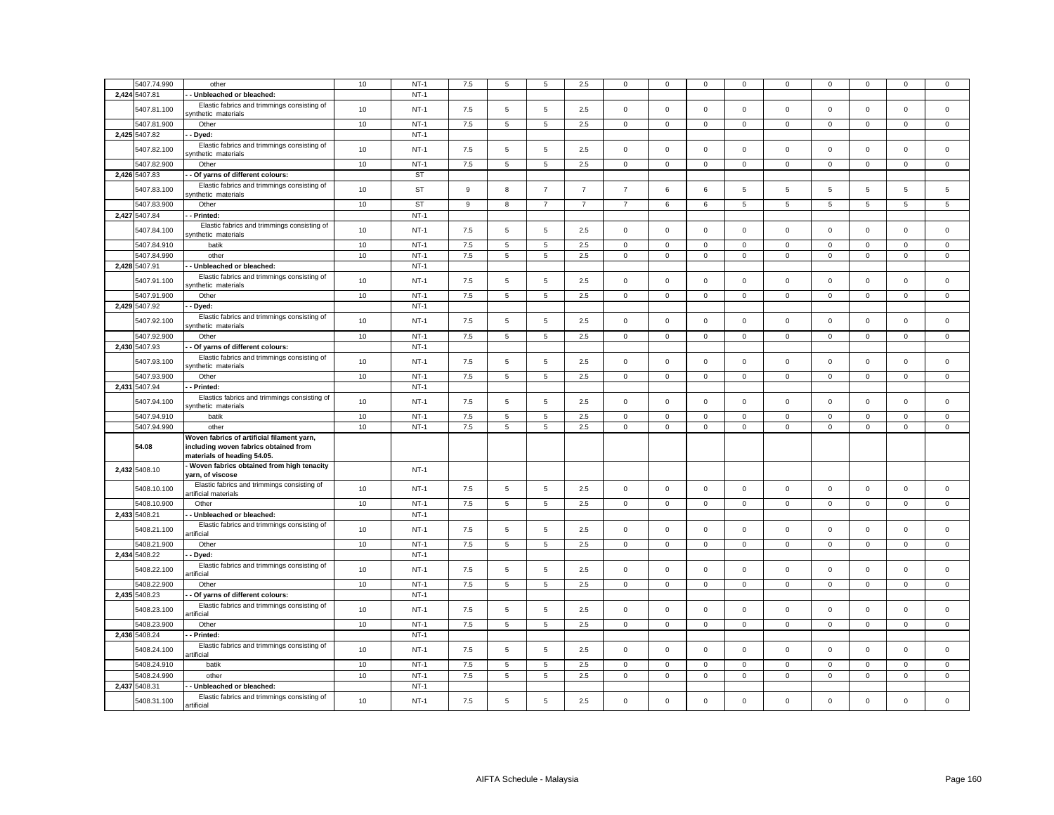| | | | | | | | | | | | | | | | | | | |
|---|---|---|---|---|---|---|---|---|---|---|---|---|---|---|---|---|---|---|
| | 5407.74.990 | other | 10 | NT-1 | 7.5 | 5 | 5 | 2.5 | 0 | 0 | 0 | 0 | 0 | 0 | 0 | 0 | 0 |
| 2,424 | 5407.81 | - - Unbleached or bleached: | | NT-1 | | | | | | | | | | | | | |
| | 5407.81.100 | Elastic fabrics and trimmings consisting of synthetic materials | 10 | NT-1 | 7.5 | 5 | 5 | 2.5 | 0 | 0 | 0 | 0 | 0 | 0 | 0 | 0 | 0 |
| | 5407.81.900 | Other | 10 | NT-1 | 7.5 | 5 | 5 | 2.5 | 0 | 0 | 0 | 0 | 0 | 0 | 0 | 0 | 0 |
| 2,425 | 5407.82 | - - Dyed: | | NT-1 | | | | | | | | | | | | | |
| | 5407.82.100 | Elastic fabrics and trimmings consisting of synthetic materials | 10 | NT-1 | 7.5 | 5 | 5 | 2.5 | 0 | 0 | 0 | 0 | 0 | 0 | 0 | 0 | 0 |
| | 5407.82.900 | Other | 10 | NT-1 | 7.5 | 5 | 5 | 2.5 | 0 | 0 | 0 | 0 | 0 | 0 | 0 | 0 | 0 |
| 2,426 | 5407.83 | - - Of yarns of different colours: | | ST | | | | | | | | | | | | | |
| | 5407.83.100 | Elastic fabrics and trimmings consisting of synthetic materials | 10 | ST | 9 | 8 | 7 | 7 | 7 | 6 | 6 | 5 | 5 | 5 | 5 | 5 | 5 |
| | 5407.83.900 | Other | 10 | ST | 9 | 8 | 7 | 7 | 7 | 6 | 6 | 5 | 5 | 5 | 5 | 5 | 5 |
| 2,427 | 5407.84 | - - Printed: | | NT-1 | | | | | | | | | | | | | |
| | 5407.84.100 | Elastic fabrics and trimmings consisting of synthetic materials | 10 | NT-1 | 7.5 | 5 | 5 | 2.5 | 0 | 0 | 0 | 0 | 0 | 0 | 0 | 0 | 0 |
| | 5407.84.910 | batik | 10 | NT-1 | 7.5 | 5 | 5 | 2.5 | 0 | 0 | 0 | 0 | 0 | 0 | 0 | 0 | 0 |
| | 5407.84.990 | other | 10 | NT-1 | 7.5 | 5 | 5 | 2.5 | 0 | 0 | 0 | 0 | 0 | 0 | 0 | 0 | 0 |
| 2,428 | 5407.91 | - - Unbleached or bleached: | | NT-1 | | | | | | | | | | | | | |
| | 5407.91.100 | Elastic fabrics and trimmings consisting of synthetic materials | 10 | NT-1 | 7.5 | 5 | 5 | 2.5 | 0 | 0 | 0 | 0 | 0 | 0 | 0 | 0 | 0 |
| | 5407.91.900 | Other | 10 | NT-1 | 7.5 | 5 | 5 | 2.5 | 0 | 0 | 0 | 0 | 0 | 0 | 0 | 0 | 0 |
| 2,429 | 5407.92 | - - Dyed: | | NT-1 | | | | | | | | | | | | | |
| | 5407.92.100 | Elastic fabrics and trimmings consisting of synthetic materials | 10 | NT-1 | 7.5 | 5 | 5 | 2.5 | 0 | 0 | 0 | 0 | 0 | 0 | 0 | 0 | 0 |
| | 5407.92.900 | Other | 10 | NT-1 | 7.5 | 5 | 5 | 2.5 | 0 | 0 | 0 | 0 | 0 | 0 | 0 | 0 | 0 |
| 2,430 | 5407.93 | - - Of yarns of different colours: | | NT-1 | | | | | | | | | | | | | |
| | 5407.93.100 | Elastic fabrics and trimmings consisting of synthetic materials | 10 | NT-1 | 7.5 | 5 | 5 | 2.5 | 0 | 0 | 0 | 0 | 0 | 0 | 0 | 0 | 0 |
| | 5407.93.900 | Other | 10 | NT-1 | 7.5 | 5 | 5 | 2.5 | 0 | 0 | 0 | 0 | 0 | 0 | 0 | 0 | 0 |
| 2,431 | 5407.94 | - - Printed: | | NT-1 | | | | | | | | | | | | | |
| | 5407.94.100 | Elastics fabrics and trimmings consisting of synthetic materials | 10 | NT-1 | 7.5 | 5 | 5 | 2.5 | 0 | 0 | 0 | 0 | 0 | 0 | 0 | 0 | 0 |
| | 5407.94.910 | batik | 10 | NT-1 | 7.5 | 5 | 5 | 2.5 | 0 | 0 | 0 | 0 | 0 | 0 | 0 | 0 | 0 |
| | 5407.94.990 | other | 10 | NT-1 | 7.5 | 5 | 5 | 2.5 | 0 | 0 | 0 | 0 | 0 | 0 | 0 | 0 | 0 |
| | **54.08** | **Woven fabrics of artificial filament yarn, including woven fabrics obtained from materials of heading 54.05.** | | | | | | | | | | | | | | | |
| 2,432 | 5408.10 | **- Woven fabrics obtained from high tenacity yarn, of viscose** | | NT-1 | | | | | | | | | | | | | |
| | 5408.10.100 | Elastic fabrics and trimmings consisting of artificial materials | 10 | NT-1 | 7.5 | 5 | 5 | 2.5 | 0 | 0 | 0 | 0 | 0 | 0 | 0 | 0 | 0 |
| | 5408.10.900 | Other | 10 | NT-1 | 7.5 | 5 | 5 | 2.5 | 0 | 0 | 0 | 0 | 0 | 0 | 0 | 0 | 0 |
| 2,433 | 5408.21 | - - Unbleached or bleached: | | NT-1 | | | | | | | | | | | | | |
| | 5408.21.100 | Elastic fabrics and trimmings consisting of artificial | 10 | NT-1 | 7.5 | 5 | 5 | 2.5 | 0 | 0 | 0 | 0 | 0 | 0 | 0 | 0 | 0 |
| | 5408.21.900 | Other | 10 | NT-1 | 7.5 | 5 | 5 | 2.5 | 0 | 0 | 0 | 0 | 0 | 0 | 0 | 0 | 0 |
| 2,434 | 5408.22 | - - Dyed: | | NT-1 | | | | | | | | | | | | | |
| | 5408.22.100 | Elastic fabrics and trimmings consisting of artificial | 10 | NT-1 | 7.5 | 5 | 5 | 2.5 | 0 | 0 | 0 | 0 | 0 | 0 | 0 | 0 | 0 |
| | 5408.22.900 | Other | 10 | NT-1 | 7.5 | 5 | 5 | 2.5 | 0 | 0 | 0 | 0 | 0 | 0 | 0 | 0 | 0 |
| 2,435 | 5408.23 | - - Of yarns of different colours: | | NT-1 | | | | | | | | | | | | | |
| | 5408.23.100 | Elastic fabrics and trimmings consisting of artificial | 10 | NT-1 | 7.5 | 5 | 5 | 2.5 | 0 | 0 | 0 | 0 | 0 | 0 | 0 | 0 | 0 |
| | 5408.23.900 | Other | 10 | NT-1 | 7.5 | 5 | 5 | 2.5 | 0 | 0 | 0 | 0 | 0 | 0 | 0 | 0 | 0 |
| 2,436 | 5408.24 | - - Printed: | | NT-1 | | | | | | | | | | | | | |
| | 5408.24.100 | Elastic fabrics and trimmings consisting of artificial | 10 | NT-1 | 7.5 | 5 | 5 | 2.5 | 0 | 0 | 0 | 0 | 0 | 0 | 0 | 0 | 0 |
| | 5408.24.910 | batik | 10 | NT-1 | 7.5 | 5 | 5 | 2.5 | 0 | 0 | 0 | 0 | 0 | 0 | 0 | 0 | 0 |
| | 5408.24.990 | other | 10 | NT-1 | 7.5 | 5 | 5 | 2.5 | 0 | 0 | 0 | 0 | 0 | 0 | 0 | 0 | 0 |
| 2,437 | 5408.31 | - - Unbleached or bleached: | | NT-1 | | | | | | | | | | | | | |
| | 5408.31.100 | Elastic fabrics and trimmings consisting of artificial | 10 | NT-1 | 7.5 | 5 | 5 | 2.5 | 0 | 0 | 0 | 0 | 0 | 0 | 0 | 0 | 0 |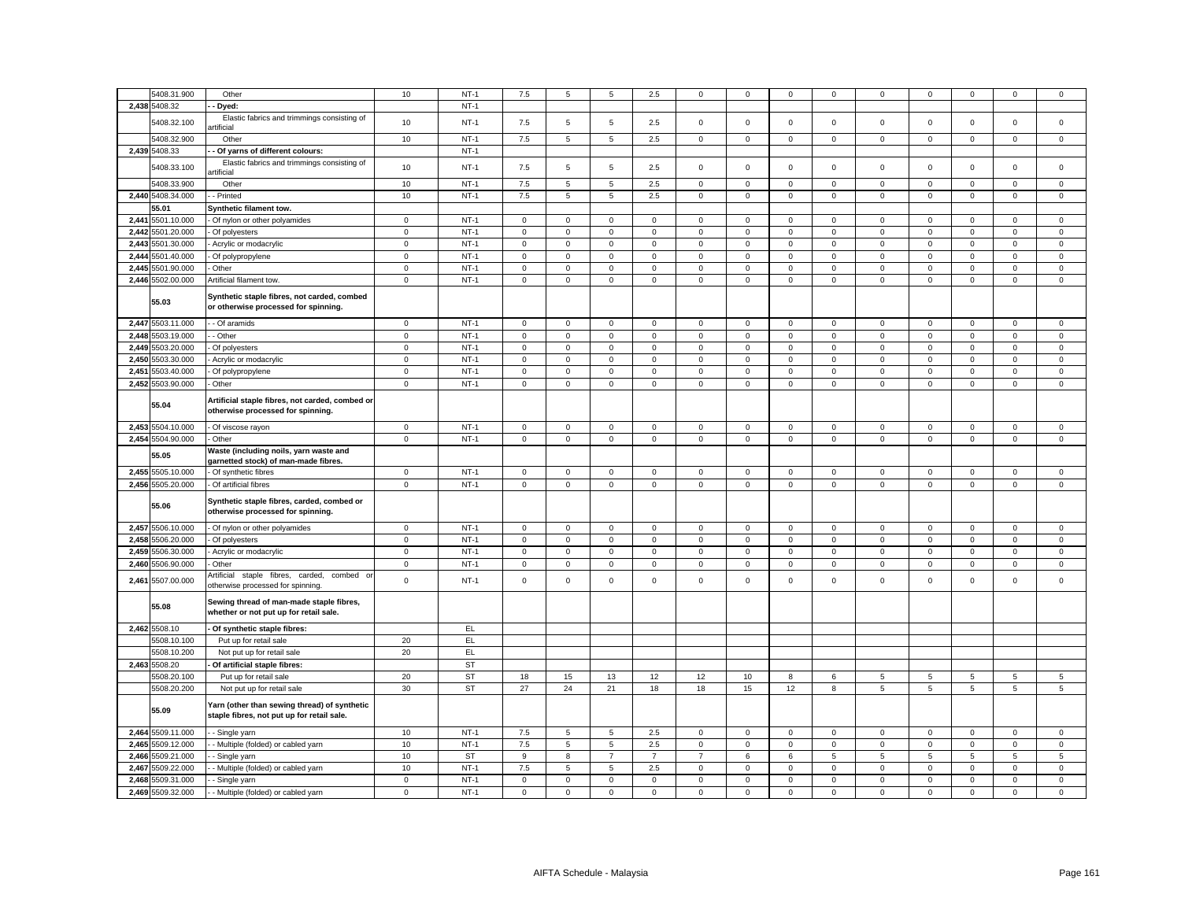| | 5408.31.900 | Other | 10 | NT-1 | 7.5 | 5 | 5 | 2.5 | 0 | 0 | 0 | 0 | 0 | 0 | 0 | 0 | 0 |
|---|---|---|---|---|---|---|---|---|---|---|---|---|---|---|---|---|---|
| 2,438 | 5408.32 | - - Dyed: | | NT-1 | | | | | | | | | | | | | |
| | 5408.32.100 | Elastic fabrics and trimmings consisting of artificial | 10 | NT-1 | 7.5 | 5 | 5 | 2.5 | 0 | 0 | 0 | 0 | 0 | 0 | 0 | 0 | 0 |
| | 5408.32.900 | Other | 10 | NT-1 | 7.5 | 5 | 5 | 2.5 | 0 | 0 | 0 | 0 | 0 | 0 | 0 | 0 | 0 |
| 2,439 | 5408.33 | - - Of yarns of different colours: | | NT-1 | | | | | | | | | | | | | |
| | 5408.33.100 | Elastic fabrics and trimmings consisting of artificial | 10 | NT-1 | 7.5 | 5 | 5 | 2.5 | 0 | 0 | 0 | 0 | 0 | 0 | 0 | 0 | 0 |
| | 5408.33.900 | Other | 10 | NT-1 | 7.5 | 5 | 5 | 2.5 | 0 | 0 | 0 | 0 | 0 | 0 | 0 | 0 | 0 |
| 2,440 | 5408.34.000 | - - Printed | 10 | NT-1 | 7.5 | 5 | 5 | 2.5 | 0 | 0 | 0 | 0 | 0 | 0 | 0 | 0 | 0 |
| | 55.01 | **Synthetic filament tow.** | | | | | | | | | | | | | | | |
| 2,441 | 5501.10.000 | - Of nylon or other polyamides | 0 | NT-1 | 0 | 0 | 0 | 0 | 0 | 0 | 0 | 0 | 0 | 0 | 0 | 0 | 0 |
| 2,442 | 5501.20.000 | - Of polyesters | 0 | NT-1 | 0 | 0 | 0 | 0 | 0 | 0 | 0 | 0 | 0 | 0 | 0 | 0 | 0 |
| 2,443 | 5501.30.000 | - Acrylic or modacrylic | 0 | NT-1 | 0 | 0 | 0 | 0 | 0 | 0 | 0 | 0 | 0 | 0 | 0 | 0 | 0 |
| 2,444 | 5501.40.000 | - Of polypropylene | 0 | NT-1 | 0 | 0 | 0 | 0 | 0 | 0 | 0 | 0 | 0 | 0 | 0 | 0 | 0 |
| 2,445 | 5501.90.000 | - Other | 0 | NT-1 | 0 | 0 | 0 | 0 | 0 | 0 | 0 | 0 | 0 | 0 | 0 | 0 | 0 |
| 2,446 | 5502.00.000 | Artificial filament tow. | 0 | NT-1 | 0 | 0 | 0 | 0 | 0 | 0 | 0 | 0 | 0 | 0 | 0 | 0 | 0 |
| | 55.03 | **Synthetic staple fibres, not carded, combed or otherwise processed for spinning.** | | | | | | | | | | | | | | | |
| 2,447 | 5503.11.000 | - - Of aramids | 0 | NT-1 | 0 | 0 | 0 | 0 | 0 | 0 | 0 | 0 | 0 | 0 | 0 | 0 | 0 |
| 2,448 | 5503.19.000 | - - Other | 0 | NT-1 | 0 | 0 | 0 | 0 | 0 | 0 | 0 | 0 | 0 | 0 | 0 | 0 | 0 |
| 2,449 | 5503.20.000 | - Of polyesters | 0 | NT-1 | 0 | 0 | 0 | 0 | 0 | 0 | 0 | 0 | 0 | 0 | 0 | 0 | 0 |
| 2,450 | 5503.30.000 | - Acrylic or modacrylic | 0 | NT-1 | 0 | 0 | 0 | 0 | 0 | 0 | 0 | 0 | 0 | 0 | 0 | 0 | 0 |
| 2,451 | 5503.40.000 | - Of polypropylene | 0 | NT-1 | 0 | 0 | 0 | 0 | 0 | 0 | 0 | 0 | 0 | 0 | 0 | 0 | 0 |
| 2,452 | 5503.90.000 | - Other | 0 | NT-1 | 0 | 0 | 0 | 0 | 0 | 0 | 0 | 0 | 0 | 0 | 0 | 0 | 0 |
| | 55.04 | **Artificial staple fibres, not carded, combed or otherwise processed for spinning.** | | | | | | | | | | | | | | | |
| 2,453 | 5504.10.000 | - Of viscose rayon | 0 | NT-1 | 0 | 0 | 0 | 0 | 0 | 0 | 0 | 0 | 0 | 0 | 0 | 0 | 0 |
| 2,454 | 5504.90.000 | - Other | 0 | NT-1 | 0 | 0 | 0 | 0 | 0 | 0 | 0 | 0 | 0 | 0 | 0 | 0 | 0 |
| | 55.05 | **Waste (including noils, yarn waste and garnetted stock) of man-made fibres.** | | | | | | | | | | | | | | | |
| 2,455 | 5505.10.000 | - Of synthetic fibres | 0 | NT-1 | 0 | 0 | 0 | 0 | 0 | 0 | 0 | 0 | 0 | 0 | 0 | 0 | 0 |
| 2,456 | 5505.20.000 | - Of artificial fibres | 0 | NT-1 | 0 | 0 | 0 | 0 | 0 | 0 | 0 | 0 | 0 | 0 | 0 | 0 | 0 |
| | 55.06 | **Synthetic staple fibres, carded, combed or otherwise processed for spinning.** | | | | | | | | | | | | | | | |
| 2,457 | 5506.10.000 | - Of nylon or other polyamides | 0 | NT-1 | 0 | 0 | 0 | 0 | 0 | 0 | 0 | 0 | 0 | 0 | 0 | 0 | 0 |
| 2,458 | 5506.20.000 | - Of polyesters | 0 | NT-1 | 0 | 0 | 0 | 0 | 0 | 0 | 0 | 0 | 0 | 0 | 0 | 0 | 0 |
| 2,459 | 5506.30.000 | - Acrylic or modacrylic | 0 | NT-1 | 0 | 0 | 0 | 0 | 0 | 0 | 0 | 0 | 0 | 0 | 0 | 0 | 0 |
| 2,460 | 5506.90.000 | - Other | 0 | NT-1 | 0 | 0 | 0 | 0 | 0 | 0 | 0 | 0 | 0 | 0 | 0 | 0 | 0 |
| 2,461 | 5507.00.000 | Artificial staple fibres, carded, combed or otherwise processed for spinning. | 0 | NT-1 | 0 | 0 | 0 | 0 | 0 | 0 | 0 | 0 | 0 | 0 | 0 | 0 | 0 |
| | 55.08 | **Sewing thread of man-made staple fibres, whether or not put up for retail sale.** | | | | | | | | | | | | | | | |
| 2,462 | 5508.10 | **- Of synthetic staple fibres:** | | EL | | | | | | | | | | | | | |
| | 5508.10.100 | Put up for retail sale | 20 | EL | | | | | | | | | | | | | |
| | 5508.10.200 | Not put up for retail sale | 20 | EL | | | | | | | | | | | | | |
| 2,463 | 5508.20 | **- Of artificial staple fibres:** | | ST | | | | | | | | | | | | | |
| | 5508.20.100 | Put up for retail sale | 20 | ST | 18 | 15 | 13 | 12 | 12 | 10 | 8 | 6 | 5 | 5 | 5 | 5 | 5 |
| | 5508.20.200 | Not put up for retail sale | 30 | ST | 27 | 24 | 21 | 18 | 18 | 15 | 12 | 8 | 5 | 5 | 5 | 5 | 5 |
| | 55.09 | **Yarn (other than sewing thread) of synthetic staple fibres, not put up for retail sale.** | | | | | | | | | | | | | | | |
| 2,464 | 5509.11.000 | - - Single yarn | 10 | NT-1 | 7.5 | 5 | 5 | 2.5 | 0 | 0 | 0 | 0 | 0 | 0 | 0 | 0 | 0 |
| 2,465 | 5509.12.000 | - - Multiple (folded) or cabled yarn | 10 | NT-1 | 7.5 | 5 | 5 | 2.5 | 0 | 0 | 0 | 0 | 0 | 0 | 0 | 0 | 0 |
| 2,466 | 5509.21.000 | - - Single yarn | 10 | ST | 9 | 8 | 7 | 7 | 7 | 6 | 6 | 5 | 5 | 5 | 5 | 5 | 5 |
| 2,467 | 5509.22.000 | - - Multiple (folded) or cabled yarn | 10 | NT-1 | 7.5 | 5 | 5 | 2.5 | 0 | 0 | 0 | 0 | 0 | 0 | 0 | 0 | 0 |
| 2,468 | 5509.31.000 | - - Single yarn | 0 | NT-1 | 0 | 0 | 0 | 0 | 0 | 0 | 0 | 0 | 0 | 0 | 0 | 0 | 0 |
| 2,469 | 5509.32.000 | - - Multiple (folded) or cabled yarn | 0 | NT-1 | 0 | 0 | 0 | 0 | 0 | 0 | 0 | 0 | 0 | 0 | 0 | 0 | 0 |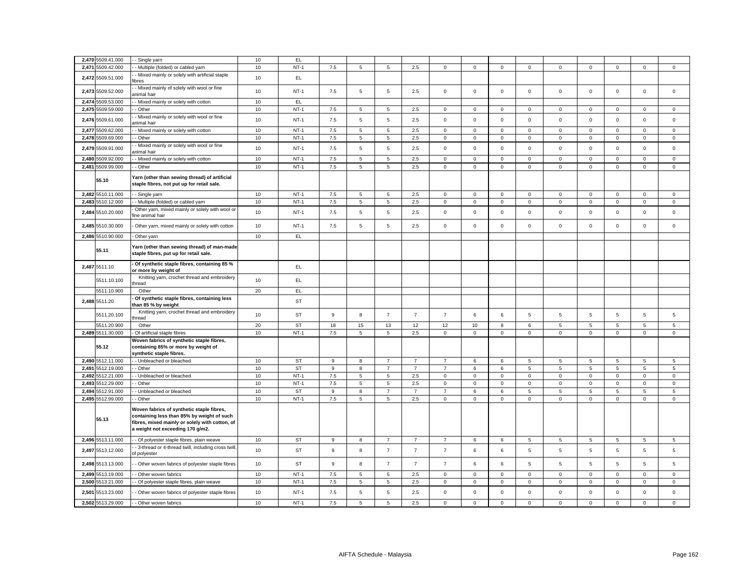| | | | | | | | | | | | | | | | | | | |
|---|---|---|---|---|---|---|---|---|---|---|---|---|---|---|---|---|---|---|
| 2,470 | 5509.41.000 | - - Single yarn | 10 | EL | | | | | | | | | | | | | | |
| 2,471 | 5509.42.000 | - - Multiple (folded) or cabled yarn | 10 | NT-1 | 7.5 | 5 | 5 | 2.5 | 0 | 0 | 0 | 0 | 0 | 0 | 0 | 0 | 0 |
| 2,472 | 5509.51.000 | - - Mixed mainly or solely with artificial staple fibres | 10 | EL | | | | | | | | | | | | | | |
| 2,473 | 5509.52.000 | - - Mixed mainly of solely with wool or fine animal hair | 10 | NT-1 | 7.5 | 5 | 5 | 2.5 | 0 | 0 | 0 | 0 | 0 | 0 | 0 | 0 | 0 |
| 2,474 | 5509.53.000 | - - Mixed mainly or solely with cotton | 10 | EL | | | | | | | | | | | | | | |
| 2,475 | 5509.59.000 | - - Other | 10 | NT-1 | 7.5 | 5 | 5 | 2.5 | 0 | 0 | 0 | 0 | 0 | 0 | 0 | 0 | 0 |
| 2,476 | 5509.61.000 | - - Mixed mainly or solely with wool or fine animal hair | 10 | NT-1 | 7.5 | 5 | 5 | 2.5 | 0 | 0 | 0 | 0 | 0 | 0 | 0 | 0 | 0 |
| 2,477 | 5509.62.000 | - - Mixed mainly or solely with cotton | 10 | NT-1 | 7.5 | 5 | 5 | 2.5 | 0 | 0 | 0 | 0 | 0 | 0 | 0 | 0 | 0 |
| 2,478 | 5509.69.000 | - - Other | 10 | NT-1 | 7.5 | 5 | 5 | 2.5 | 0 | 0 | 0 | 0 | 0 | 0 | 0 | 0 | 0 |
| 2,479 | 5509.91.000 | - - Mixed mainly or solely with wool or fine animal hair | 10 | NT-1 | 7.5 | 5 | 5 | 2.5 | 0 | 0 | 0 | 0 | 0 | 0 | 0 | 0 | 0 |
| 2,480 | 5509.92.000 | - - Mixed mainly or solely with cotton | 10 | NT-1 | 7.5 | 5 | 5 | 2.5 | 0 | 0 | 0 | 0 | 0 | 0 | 0 | 0 | 0 |
| 2,481 | 5509.99.000 | - - Other | 10 | NT-1 | 7.5 | 5 | 5 | 2.5 | 0 | 0 | 0 | 0 | 0 | 0 | 0 | 0 | 0 |
| | **55.10** | **Yarn (other than sewing thread) of artificial staple fibres, not put up for retail sale.** | | | | | | | | | | | | | | | | |
| 2,482 | 5510.11.000 | - - Single yarn | 10 | NT-1 | 7.5 | 5 | 5 | 2.5 | 0 | 0 | 0 | 0 | 0 | 0 | 0 | 0 | 0 |
| 2,483 | 5510.12.000 | - - Multiple (folded) or cabled yarn | 10 | NT-1 | 7.5 | 5 | 5 | 2.5 | 0 | 0 | 0 | 0 | 0 | 0 | 0 | 0 | 0 |
| 2,484 | 5510.20.000 | - Other yarn, mixed mainly or solely with wool or fine animal hair | 10 | NT-1 | 7.5 | 5 | 5 | 2.5 | 0 | 0 | 0 | 0 | 0 | 0 | 0 | 0 | 0 |
| 2,485 | 5510.30.000 | - Other yarn, mixed mainly or solely with cotton | 10 | NT-1 | 7.5 | 5 | 5 | 2.5 | 0 | 0 | 0 | 0 | 0 | 0 | 0 | 0 | 0 |
| 2,486 | 5510.90.000 | - Other yarn | 10 | EL | | | | | | | | | | | | | | |
| | **55.11** | **Yarn (other than sewing thread) of man-made staple fibres, put up for retail sale.** | | | | | | | | | | | | | | | | |
| 2,487 | 5511.10 | **- Of synthetic staple fibres, containing 85 % or more by weight of** | | EL | | | | | | | | | | | | | | |
| | 5511.10.100 | Knitting yarn, crochet thread and embroidery thread | 10 | EL | | | | | | | | | | | | | | |
| | 5511.10.900 | Other | 20 | EL | | | | | | | | | | | | | | |
| 2,488 | 5511.20 | **- Of synthetic staple fibres, containing less than 85 % by weight** | | ST | | | | | | | | | | | | | | |
| | 5511.20.100 | Knitting yarn, crochet thread and embroidery thread | 10 | ST | 9 | 8 | 7 | 7 | 7 | 6 | 6 | 5 | 5 | 5 | 5 | 5 | 5 |
| | 5511.20.900 | Other | 20 | ST | 18 | 15 | 13 | 12 | 12 | 10 | 8 | 6 | 5 | 5 | 5 | 5 | 5 |
| 2,489 | 5511.30.000 | - Of artificial staple fibres | 10 | NT-1 | 7.5 | 5 | 5 | 2.5 | 0 | 0 | 0 | 0 | 0 | 0 | 0 | 0 | 0 |
| | **55.12** | **Woven fabrics of synthetic staple fibres, containing 85% or more by weight of synthetic staple fibres.** | | | | | | | | | | | | | | | | |
| 2,490 | 5512.11.000 | - - Unbleached or bleached | 10 | ST | 9 | 8 | 7 | 7 | 7 | 6 | 6 | 5 | 5 | 5 | 5 | 5 | 5 |
| 2,491 | 5512.19.000 | - - Other | 10 | ST | 9 | 8 | 7 | 7 | 7 | 6 | 6 | 5 | 5 | 5 | 5 | 5 | 5 |
| 2,492 | 5512.21.000 | - - Unbleached or bleached | 10 | NT-1 | 7.5 | 5 | 5 | 2.5 | 0 | 0 | 0 | 0 | 0 | 0 | 0 | 0 | 0 |
| 2,493 | 5512.29.000 | - - Other | 10 | NT-1 | 7.5 | 5 | 5 | 2.5 | 0 | 0 | 0 | 0 | 0 | 0 | 0 | 0 | 0 |
| 2,494 | 5512.91.000 | - - Unbleached or bleached | 10 | ST | 9 | 8 | 7 | 7 | 7 | 6 | 6 | 5 | 5 | 5 | 5 | 5 | 5 |
| 2,495 | 5512.99.000 | - - Other | 10 | NT-1 | 7.5 | 5 | 5 | 2.5 | 0 | 0 | 0 | 0 | 0 | 0 | 0 | 0 | 0 |
| | **55.13** | **Woven fabrics of synthetic staple fibres, containing less than 85% by weight of such fibres, mixed mainly or solely with cotton, of a weight not exceeding 170 g/m2.** | | | | | | | | | | | | | | | | |
| 2,496 | 5513.11.000 | - - Of polyester staple fibres, plain weave | 10 | ST | 9 | 8 | 7 | 7 | 7 | 6 | 6 | 5 | 5 | 5 | 5 | 5 | 5 |
| 2,497 | 5513.12.000 | - - 3-thread or 4-thread twill, including cross twill, of polyester | 10 | ST | 9 | 8 | 7 | 7 | 7 | 6 | 6 | 5 | 5 | 5 | 5 | 5 | 5 |
| 2,498 | 5513.13.000 | - - Other woven fabrics of polyester staple fibres | 10 | ST | 9 | 8 | 7 | 7 | 7 | 6 | 6 | 5 | 5 | 5 | 5 | 5 | 5 |
| 2,499 | 5513.19.000 | - - Other woven fabrics | 10 | NT-1 | 7.5 | 5 | 5 | 2.5 | 0 | 0 | 0 | 0 | 0 | 0 | 0 | 0 | 0 |
| 2,500 | 5513.21.000 | - - Of polyester staple fibres, plain weave | 10 | NT-1 | 7.5 | 5 | 5 | 2.5 | 0 | 0 | 0 | 0 | 0 | 0 | 0 | 0 | 0 |
| 2,501 | 5513.23.000 | - - Other woven fabrics of polyester staple fibres | 10 | NT-1 | 7.5 | 5 | 5 | 2.5 | 0 | 0 | 0 | 0 | 0 | 0 | 0 | 0 | 0 |
| 2,502 | 5513.29.000 | - - Other woven fabrics | 10 | NT-1 | 7.5 | 5 | 5 | 2.5 | 0 | 0 | 0 | 0 | 0 | 0 | 0 | 0 | 0 |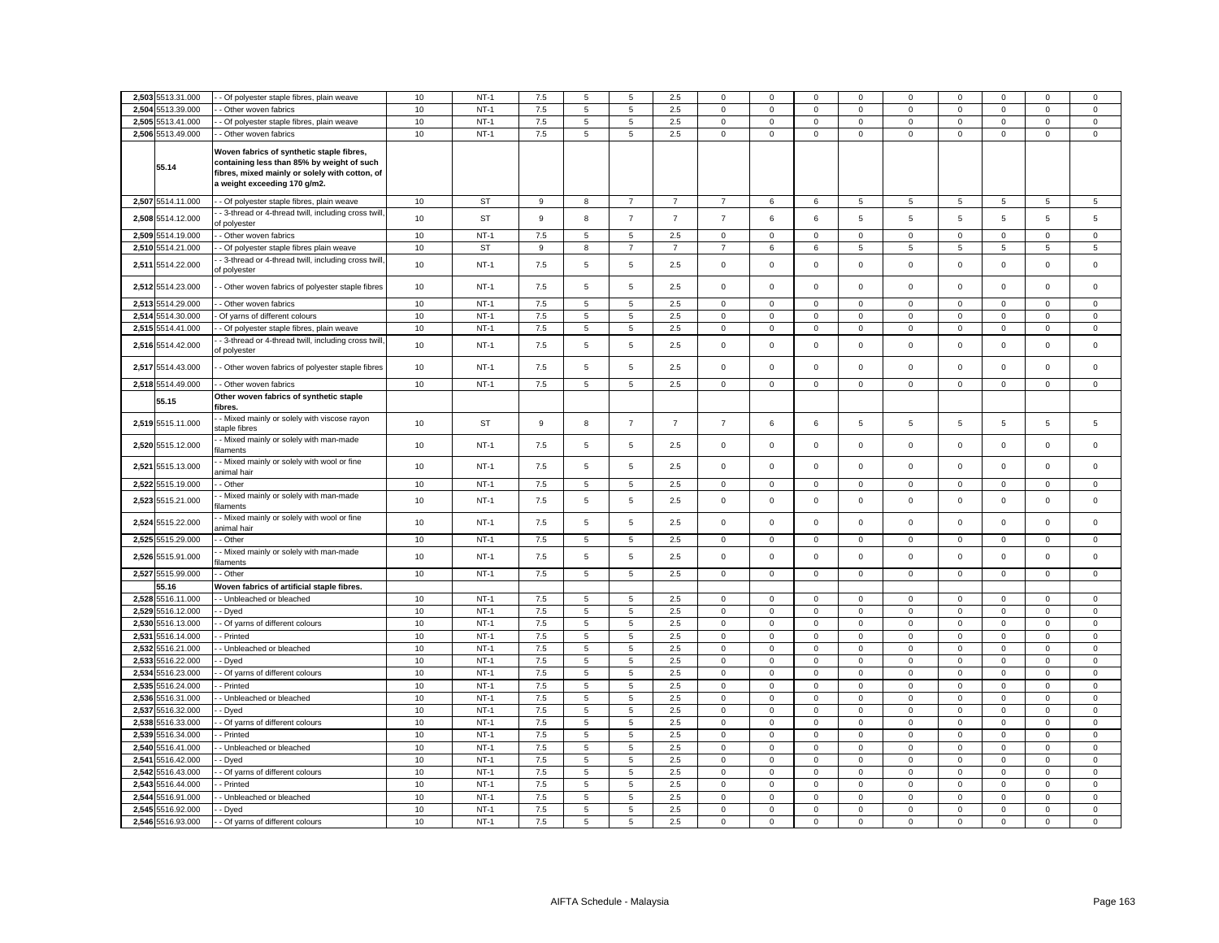| | | | | | | | | | | | | | | | | | |
|---|---|---|---|---|---|---|---|---|---|---|---|---|---|---|---|---|---|
| 2,503 | 5513.31.000 | - - Of polyester staple fibres, plain weave | 10 | NT-1 | 7.5 | 5 | 5 | 2.5 | 0 | 0 | 0 | 0 | 0 | 0 | 0 | 0 | 0 |
| 2,504 | 5513.39.000 | - - Other woven fabrics | 10 | NT-1 | 7.5 | 5 | 5 | 2.5 | 0 | 0 | 0 | 0 | 0 | 0 | 0 | 0 | 0 |
| 2,505 | 5513.41.000 | - - Of polyester staple fibres, plain weave | 10 | NT-1 | 7.5 | 5 | 5 | 2.5 | 0 | 0 | 0 | 0 | 0 | 0 | 0 | 0 | 0 |
| 2,506 | 5513.49.000 | - - Other woven fabrics | 10 | NT-1 | 7.5 | 5 | 5 | 2.5 | 0 | 0 | 0 | 0 | 0 | 0 | 0 | 0 | 0 |
| | 55.14 | **Woven fabrics of synthetic staple fibres, containing less than 85% by weight of such fibres, mixed mainly or solely with cotton, of a weight exceeding 170 g/m2.** | | | | | | | | | | | | | | | |
| 2,507 | 5514.11.000 | - - Of polyester staple fibres, plain weave | 10 | ST | 9 | 8 | 7 | 7 | 7 | 6 | 6 | 5 | 5 | 5 | 5 | 5 | 5 |
| 2,508 | 5514.12.000 | - - 3-thread or 4-thread twill, including cross twill, of polyester | 10 | ST | 9 | 8 | 7 | 7 | 7 | 6 | 6 | 5 | 5 | 5 | 5 | 5 | 5 |
| 2,509 | 5514.19.000 | - - Other woven fabrics | 10 | NT-1 | 7.5 | 5 | 5 | 2.5 | 0 | 0 | 0 | 0 | 0 | 0 | 0 | 0 | 0 |
| 2,510 | 5514.21.000 | - - Of polyester staple fibres plain weave | 10 | ST | 9 | 8 | 7 | 7 | 7 | 6 | 6 | 5 | 5 | 5 | 5 | 5 | 5 |
| 2,511 | 5514.22.000 | - - 3-thread or 4-thread twill, including cross twill, of polyester | 10 | NT-1 | 7.5 | 5 | 5 | 2.5 | 0 | 0 | 0 | 0 | 0 | 0 | 0 | 0 | 0 |
| 2,512 | 5514.23.000 | - - Other woven fabrics of polyester staple fibres | 10 | NT-1 | 7.5 | 5 | 5 | 2.5 | 0 | 0 | 0 | 0 | 0 | 0 | 0 | 0 | 0 |
| 2,513 | 5514.29.000 | - - Other woven fabrics | 10 | NT-1 | 7.5 | 5 | 5 | 2.5 | 0 | 0 | 0 | 0 | 0 | 0 | 0 | 0 | 0 |
| 2,514 | 5514.30.000 | - Of yarns of different colours | 10 | NT-1 | 7.5 | 5 | 5 | 2.5 | 0 | 0 | 0 | 0 | 0 | 0 | 0 | 0 | 0 |
| 2,515 | 5514.41.000 | - - Of polyester staple fibres, plain weave | 10 | NT-1 | 7.5 | 5 | 5 | 2.5 | 0 | 0 | 0 | 0 | 0 | 0 | 0 | 0 | 0 |
| 2,516 | 5514.42.000 | - - 3-thread or 4-thread twill, including cross twill, of polyester | 10 | NT-1 | 7.5 | 5 | 5 | 2.5 | 0 | 0 | 0 | 0 | 0 | 0 | 0 | 0 | 0 |
| 2,517 | 5514.43.000 | - - Other woven fabrics of polyester staple fibres | 10 | NT-1 | 7.5 | 5 | 5 | 2.5 | 0 | 0 | 0 | 0 | 0 | 0 | 0 | 0 | 0 |
| 2,518 | 5514.49.000 | - - Other woven fabrics | 10 | NT-1 | 7.5 | 5 | 5 | 2.5 | 0 | 0 | 0 | 0 | 0 | 0 | 0 | 0 | 0 |
| | 55.15 | **Other woven fabrics of synthetic staple fibres.** | | | | | | | | | | | | | | | |
| 2,519 | 5515.11.000 | - - Mixed mainly or solely with viscose rayon staple fibres | 10 | ST | 9 | 8 | 7 | 7 | 7 | 6 | 6 | 5 | 5 | 5 | 5 | 5 | 5 |
| 2,520 | 5515.12.000 | - - Mixed mainly or solely with man-made filaments | 10 | NT-1 | 7.5 | 5 | 5 | 2.5 | 0 | 0 | 0 | 0 | 0 | 0 | 0 | 0 | 0 |
| 2,521 | 5515.13.000 | - - Mixed mainly or solely with wool or fine animal hair | 10 | NT-1 | 7.5 | 5 | 5 | 2.5 | 0 | 0 | 0 | 0 | 0 | 0 | 0 | 0 | 0 |
| 2,522 | 5515.19.000 | - - Other | 10 | NT-1 | 7.5 | 5 | 5 | 2.5 | 0 | 0 | 0 | 0 | 0 | 0 | 0 | 0 | 0 |
| 2,523 | 5515.21.000 | - - Mixed mainly or solely with man-made filaments | 10 | NT-1 | 7.5 | 5 | 5 | 2.5 | 0 | 0 | 0 | 0 | 0 | 0 | 0 | 0 | 0 |
| 2,524 | 5515.22.000 | - - Mixed mainly or solely with wool or fine animal hair | 10 | NT-1 | 7.5 | 5 | 5 | 2.5 | 0 | 0 | 0 | 0 | 0 | 0 | 0 | 0 | 0 |
| 2,525 | 5515.29.000 | - - Other | 10 | NT-1 | 7.5 | 5 | 5 | 2.5 | 0 | 0 | 0 | 0 | 0 | 0 | 0 | 0 | 0 |
| 2,526 | 5515.91.000 | - - Mixed mainly or solely with man-made filaments | 10 | NT-1 | 7.5 | 5 | 5 | 2.5 | 0 | 0 | 0 | 0 | 0 | 0 | 0 | 0 | 0 |
| 2,527 | 5515.99.000 | - - Other | 10 | NT-1 | 7.5 | 5 | 5 | 2.5 | 0 | 0 | 0 | 0 | 0 | 0 | 0 | 0 | 0 |
| | 55.16 | **Woven fabrics of artificial staple fibres.** | | | | | | | | | | | | | | | |
| 2,528 | 5516.11.000 | - - Unbleached or bleached | 10 | NT-1 | 7.5 | 5 | 5 | 2.5 | 0 | 0 | 0 | 0 | 0 | 0 | 0 | 0 | 0 |
| 2,529 | 5516.12.000 | - - Dyed | 10 | NT-1 | 7.5 | 5 | 5 | 2.5 | 0 | 0 | 0 | 0 | 0 | 0 | 0 | 0 | 0 |
| 2,530 | 5516.13.000 | - - Of yarns of different colours | 10 | NT-1 | 7.5 | 5 | 5 | 2.5 | 0 | 0 | 0 | 0 | 0 | 0 | 0 | 0 | 0 |
| 2,531 | 5516.14.000 | - - Printed | 10 | NT-1 | 7.5 | 5 | 5 | 2.5 | 0 | 0 | 0 | 0 | 0 | 0 | 0 | 0 | 0 |
| 2,532 | 5516.21.000 | - - Unbleached or bleached | 10 | NT-1 | 7.5 | 5 | 5 | 2.5 | 0 | 0 | 0 | 0 | 0 | 0 | 0 | 0 | 0 |
| 2,533 | 5516.22.000 | - - Dyed | 10 | NT-1 | 7.5 | 5 | 5 | 2.5 | 0 | 0 | 0 | 0 | 0 | 0 | 0 | 0 | 0 |
| 2,534 | 5516.23.000 | - - Of yarns of different colours | 10 | NT-1 | 7.5 | 5 | 5 | 2.5 | 0 | 0 | 0 | 0 | 0 | 0 | 0 | 0 | 0 |
| 2,535 | 5516.24.000 | - - Printed | 10 | NT-1 | 7.5 | 5 | 5 | 2.5 | 0 | 0 | 0 | 0 | 0 | 0 | 0 | 0 | 0 |
| 2,536 | 5516.31.000 | - - Unbleached or bleached | 10 | NT-1 | 7.5 | 5 | 5 | 2.5 | 0 | 0 | 0 | 0 | 0 | 0 | 0 | 0 | 0 |
| 2,537 | 5516.32.000 | - - Dyed | 10 | NT-1 | 7.5 | 5 | 5 | 2.5 | 0 | 0 | 0 | 0 | 0 | 0 | 0 | 0 | 0 |
| 2,538 | 5516.33.000 | - - Of yarns of different colours | 10 | NT-1 | 7.5 | 5 | 5 | 2.5 | 0 | 0 | 0 | 0 | 0 | 0 | 0 | 0 | 0 |
| 2,539 | 5516.34.000 | - - Printed | 10 | NT-1 | 7.5 | 5 | 5 | 2.5 | 0 | 0 | 0 | 0 | 0 | 0 | 0 | 0 | 0 |
| 2,540 | 5516.41.000 | - - Unbleached or bleached | 10 | NT-1 | 7.5 | 5 | 5 | 2.5 | 0 | 0 | 0 | 0 | 0 | 0 | 0 | 0 | 0 |
| 2,541 | 5516.42.000 | - - Dyed | 10 | NT-1 | 7.5 | 5 | 5 | 2.5 | 0 | 0 | 0 | 0 | 0 | 0 | 0 | 0 | 0 |
| 2,542 | 5516.43.000 | - - Of yarns of different colours | 10 | NT-1 | 7.5 | 5 | 5 | 2.5 | 0 | 0 | 0 | 0 | 0 | 0 | 0 | 0 | 0 |
| 2,543 | 5516.44.000 | - - Printed | 10 | NT-1 | 7.5 | 5 | 5 | 2.5 | 0 | 0 | 0 | 0 | 0 | 0 | 0 | 0 | 0 |
| 2,544 | 5516.91.000 | - - Unbleached or bleached | 10 | NT-1 | 7.5 | 5 | 5 | 2.5 | 0 | 0 | 0 | 0 | 0 | 0 | 0 | 0 | 0 |
| 2,545 | 5516.92.000 | - - Dyed | 10 | NT-1 | 7.5 | 5 | 5 | 2.5 | 0 | 0 | 0 | 0 | 0 | 0 | 0 | 0 | 0 |
| 2,546 | 5516.93.000 | - - Of yarns of different colours | 10 | NT-1 | 7.5 | 5 | 5 | 2.5 | 0 | 0 | 0 | 0 | 0 | 0 | 0 | 0 | 0 |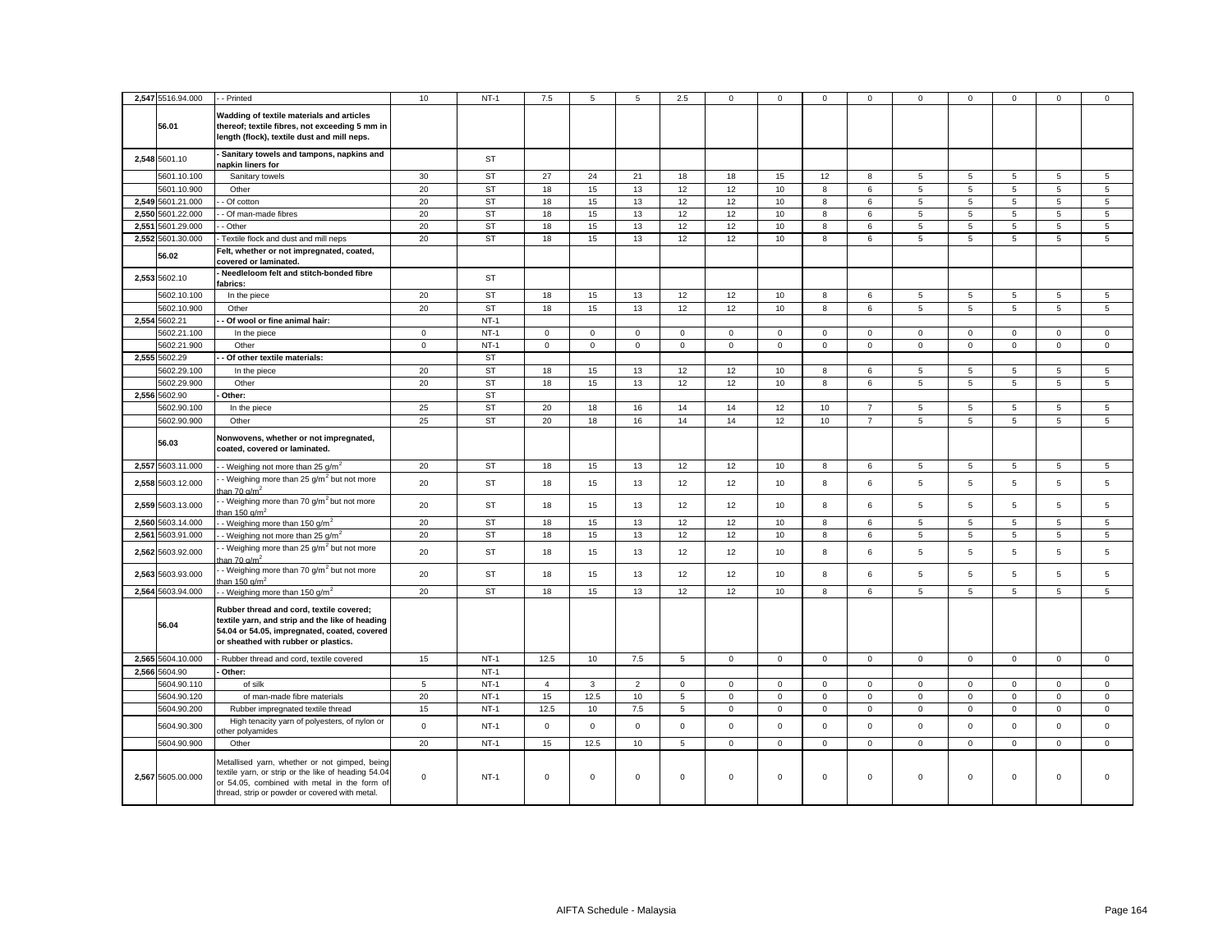| | | | | | | | | | | | | | | | | | |
|---|---|---|---|---|---|---|---|---|---|---|---|---|---|---|---|---|---|
| 2,547 | 5516.94.000 | - - Printed | 10 | NT-1 | 7.5 | 5 | 5 | 2.5 | 0 | 0 | 0 | 0 | 0 | 0 | 0 | 0 | 0 |
| | 56.01 | **Wadding of textile materials and articles thereof; textile fibres, not exceeding 5 mm in length (flock), textile dust and mill neps.** | | | | | | | | | | | | | | | |
| 2,548 | 5601.10 | **- Sanitary towels and tampons, napkins and napkin liners for** | | ST | | | | | | | | | | | | | |
| | 5601.10.100 | Sanitary towels | 30 | ST | 27 | 24 | 21 | 18 | 18 | 15 | 12 | 8 | 5 | 5 | 5 | 5 | 5 |
| | 5601.10.900 | Other | 20 | ST | 18 | 15 | 13 | 12 | 12 | 10 | 8 | 6 | 5 | 5 | 5 | 5 | 5 |
| 2,549 | 5601.21.000 | - - Of cotton | 20 | ST | 18 | 15 | 13 | 12 | 12 | 10 | 8 | 6 | 5 | 5 | 5 | 5 | 5 |
| 2,550 | 5601.22.000 | - - Of man-made fibres | 20 | ST | 18 | 15 | 13 | 12 | 12 | 10 | 8 | 6 | 5 | 5 | 5 | 5 | 5 |
| 2,551 | 5601.29.000 | - - Other | 20 | ST | 18 | 15 | 13 | 12 | 12 | 10 | 8 | 6 | 5 | 5 | 5 | 5 | 5 |
| 2,552 | 5601.30.000 | - Textile flock and dust and mill neps | 20 | ST | 18 | 15 | 13 | 12 | 12 | 10 | 8 | 6 | 5 | 5 | 5 | 5 | 5 |
| | 56.02 | **Felt, whether or not impregnated, coated, covered or laminated.** | | | | | | | | | | | | | | | |
| 2,553 | 5602.10 | **- Needleloom felt and stitch-bonded fibre fabrics:** | | ST | | | | | | | | | | | | | |
| | 5602.10.100 | In the piece | 20 | ST | 18 | 15 | 13 | 12 | 12 | 10 | 8 | 6 | 5 | 5 | 5 | 5 | 5 |
| | 5602.10.900 | Other | 20 | ST | 18 | 15 | 13 | 12 | 12 | 10 | 8 | 6 | 5 | 5 | 5 | 5 | 5 |
| 2,554 | 5602.21 | **- - Of wool or fine animal hair:** | | NT-1 | | | | | | | | | | | | | |
| | 5602.21.100 | In the piece | 0 | NT-1 | 0 | 0 | 0 | 0 | 0 | 0 | 0 | 0 | 0 | 0 | 0 | 0 | 0 |
| | 5602.21.900 | Other | 0 | NT-1 | 0 | 0 | 0 | 0 | 0 | 0 | 0 | 0 | 0 | 0 | 0 | 0 | 0 |
| 2,555 | 5602.29 | **- - Of other textile materials:** | | ST | | | | | | | | | | | | | |
| | 5602.29.100 | In the piece | 20 | ST | 18 | 15 | 13 | 12 | 12 | 10 | 8 | 6 | 5 | 5 | 5 | 5 | 5 |
| | 5602.29.900 | Other | 20 | ST | 18 | 15 | 13 | 12 | 12 | 10 | 8 | 6 | 5 | 5 | 5 | 5 | 5 |
| 2,556 | 5602.90 | **- Other:** | | ST | | | | | | | | | | | | | |
| | 5602.90.100 | In the piece | 25 | ST | 20 | 18 | 16 | 14 | 14 | 12 | 10 | 7 | 5 | 5 | 5 | 5 | 5 |
| | 5602.90.900 | Other | 25 | ST | 20 | 18 | 16 | 14 | 14 | 12 | 10 | 7 | 5 | 5 | 5 | 5 | 5 |
| | 56.03 | **Nonwovens, whether or not impregnated, coated, covered or laminated.** | | | | | | | | | | | | | | | |
| 2,557 | 5603.11.000 | - - Weighing not more than 25 g/m$^2$ | 20 | ST | 18 | 15 | 13 | 12 | 12 | 10 | 8 | 6 | 5 | 5 | 5 | 5 | 5 |
| 2,558 | 5603.12.000 | - - Weighing more than 25 g/m$^2$ but not more than 70 g/m$^2$ | 20 | ST | 18 | 15 | 13 | 12 | 12 | 10 | 8 | 6 | 5 | 5 | 5 | 5 | 5 |
| 2,559 | 5603.13.000 | - - Weighing more than 70 g/m$^2$ but not more than 150 g/m$^2$ | 20 | ST | 18 | 15 | 13 | 12 | 12 | 10 | 8 | 6 | 5 | 5 | 5 | 5 | 5 |
| 2,560 | 5603.14.000 | - - Weighing more than 150 g/m$^2$ | 20 | ST | 18 | 15 | 13 | 12 | 12 | 10 | 8 | 6 | 5 | 5 | 5 | 5 | 5 |
| 2,561 | 5603.91.000 | - - Weighing not more than 25 g/m$^2$ | 20 | ST | 18 | 15 | 13 | 12 | 12 | 10 | 8 | 6 | 5 | 5 | 5 | 5 | 5 |
| 2,562 | 5603.92.000 | - - Weighing more than 25 g/m$^2$ but not more than 70 g/m$^2$ | 20 | ST | 18 | 15 | 13 | 12 | 12 | 10 | 8 | 6 | 5 | 5 | 5 | 5 | 5 |
| 2,563 | 5603.93.000 | - - Weighing more than 70 g/m$^2$ but not more than 150 g/m$^2$ | 20 | ST | 18 | 15 | 13 | 12 | 12 | 10 | 8 | 6 | 5 | 5 | 5 | 5 | 5 |
| 2,564 | 5603.94.000 | - - Weighing more than 150 g/m$^2$ | 20 | ST | 18 | 15 | 13 | 12 | 12 | 10 | 8 | 6 | 5 | 5 | 5 | 5 | 5 |
| | 56.04 | **Rubber thread and cord, textile covered; textile yarn, and strip and the like of heading 54.04 or 54.05, impregnated, coated, covered or sheathed with rubber or plastics.** | | | | | | | | | | | | | | | |
| 2,565 | 5604.10.000 | - Rubber thread and cord, textile covered | 15 | NT-1 | 12.5 | 10 | 7.5 | 5 | 0 | 0 | 0 | 0 | 0 | 0 | 0 | 0 | 0 |
| 2,566 | 5604.90 | **- Other:** | | NT-1 | | | | | | | | | | | | | |
| | 5604.90.110 | of silk | 5 | NT-1 | 4 | 3 | 2 | 0 | 0 | 0 | 0 | 0 | 0 | 0 | 0 | 0 | 0 |
| | 5604.90.120 | of man-made fibre materials | 20 | NT-1 | 15 | 12.5 | 10 | 5 | 0 | 0 | 0 | 0 | 0 | 0 | 0 | 0 | 0 |
| | 5604.90.200 | Rubber impregnated textile thread | 15 | NT-1 | 12.5 | 10 | 7.5 | 5 | 0 | 0 | 0 | 0 | 0 | 0 | 0 | 0 | 0 |
| | 5604.90.300 | High tenacity yarn of polyesters, of nylon or other polyamides | 0 | NT-1 | 0 | 0 | 0 | 0 | 0 | 0 | 0 | 0 | 0 | 0 | 0 | 0 | 0 |
| | 5604.90.900 | Other | 20 | NT-1 | 15 | 12.5 | 10 | 5 | 0 | 0 | 0 | 0 | 0 | 0 | 0 | 0 | 0 |
| 2,567 | 5605.00.000 | Metallised yarn, whether or not gimped, being textile yarn, or strip or the like of heading 54.04 or 54.05, combined with metal in the form of thread, strip or powder or covered with metal. | 0 | NT-1 | 0 | 0 | 0 | 0 | 0 | 0 | 0 | 0 | 0 | 0 | 0 | 0 | 0 |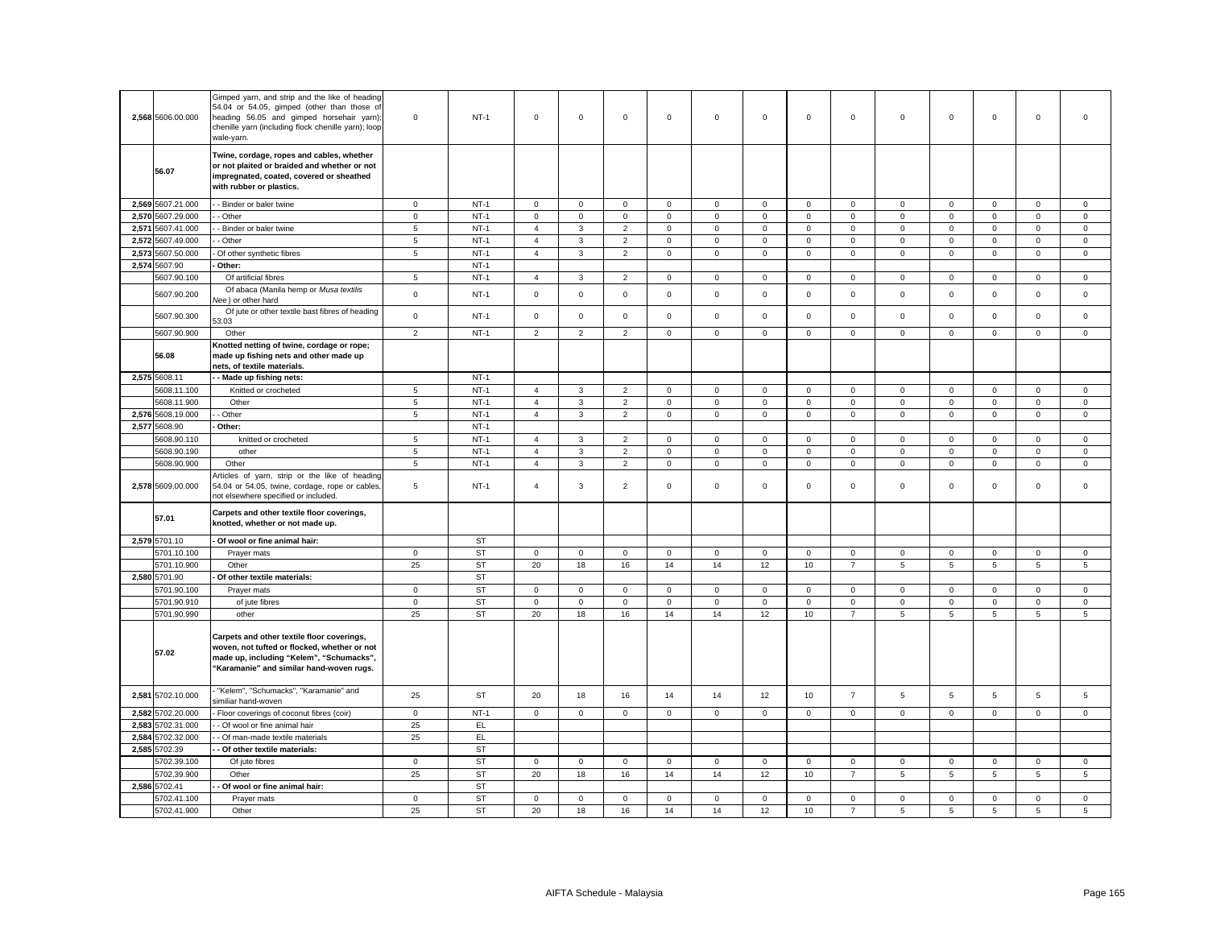| | | | | | | | | | | | | | | | | | |
|---|---|---|---|---|---|---|---|---|---|---|---|---|---|---|---|---|---|
| 2,568 | 5606.00.000 | Gimped yarn, and strip and the like of heading 54.04 or 54.05, gimped (other than those of heading 56.05 and gimped horsehair yarn); chenille yarn (including flock chenille yarn); loop wale-yarn. | 0 | NT-1 | 0 | 0 | 0 | 0 | 0 | 0 | 0 | 0 | 0 | 0 | 0 | 0 | 0 |
| | 56.07 | **Twine, cordage, ropes and cables, whether or not plaited or braided and whether or not impregnated, coated, covered or sheathed with rubber or plastics.** | | | | | | | | | | | | | | | |
| 2,569 | 5607.21.000 | - - Binder or baler twine | 0 | NT-1 | 0 | 0 | 0 | 0 | 0 | 0 | 0 | 0 | 0 | 0 | 0 | 0 | 0 |
| 2,570 | 5607.29.000 | - - Other | 0 | NT-1 | 0 | 0 | 0 | 0 | 0 | 0 | 0 | 0 | 0 | 0 | 0 | 0 | 0 |
| 2,571 | 5607.41.000 | - - Binder or baler twine | 5 | NT-1 | 4 | 3 | 2 | 0 | 0 | 0 | 0 | 0 | 0 | 0 | 0 | 0 | 0 |
| 2,572 | 5607.49.000 | - - Other | 5 | NT-1 | 4 | 3 | 2 | 0 | 0 | 0 | 0 | 0 | 0 | 0 | 0 | 0 | 0 |
| 2,573 | 5607.50.000 | - Of other synthetic fibres | 5 | NT-1 | 4 | 3 | 2 | 0 | 0 | 0 | 0 | 0 | 0 | 0 | 0 | 0 | 0 |
| 2,574 | 5607.90 | **- Other:** | | NT-1 | | | | | | | | | | | | | |
| | 5607.90.100 | Of artificial fibres | 5 | NT-1 | 4 | 3 | 2 | 0 | 0 | 0 | 0 | 0 | 0 | 0 | 0 | 0 | 0 |
| | 5607.90.200 | Of abaca (Manila hemp or *Musa textilis Nee*) or other hard | 0 | NT-1 | 0 | 0 | 0 | 0 | 0 | 0 | 0 | 0 | 0 | 0 | 0 | 0 | 0 |
| | 5607.90.300 | Of jute or other textile bast fibres of heading 53.03 | 0 | NT-1 | 0 | 0 | 0 | 0 | 0 | 0 | 0 | 0 | 0 | 0 | 0 | 0 | 0 |
| | 5607.90.900 | Other | 2 | NT-1 | 2 | 2 | 2 | 0 | 0 | 0 | 0 | 0 | 0 | 0 | 0 | 0 | 0 |
| | 56.08 | **Knotted netting of twine, cordage or rope; made up fishing nets and other made up nets, of textile materials.** | | | | | | | | | | | | | | | |
| 2,575 | 5608.11 | **- - Made up fishing nets:** | | NT-1 | | | | | | | | | | | | | |
| | 5608.11.100 | Knitted or crocheted | 5 | NT-1 | 4 | 3 | 2 | 0 | 0 | 0 | 0 | 0 | 0 | 0 | 0 | 0 | 0 |
| | 5608.11.900 | Other | 5 | NT-1 | 4 | 3 | 2 | 0 | 0 | 0 | 0 | 0 | 0 | 0 | 0 | 0 | 0 |
| 2,576 | 5608.19.000 | - - Other | 5 | NT-1 | 4 | 3 | 2 | 0 | 0 | 0 | 0 | 0 | 0 | 0 | 0 | 0 | 0 |
| 2,577 | 5608.90 | **- Other:** | | NT-1 | | | | | | | | | | | | | |
| | 5608.90.110 | knitted or crocheted | 5 | NT-1 | 4 | 3 | 2 | 0 | 0 | 0 | 0 | 0 | 0 | 0 | 0 | 0 | 0 |
| | 5608.90.190 | other | 5 | NT-1 | 4 | 3 | 2 | 0 | 0 | 0 | 0 | 0 | 0 | 0 | 0 | 0 | 0 |
| | 5608.90.900 | Other | 5 | NT-1 | 4 | 3 | 2 | 0 | 0 | 0 | 0 | 0 | 0 | 0 | 0 | 0 | 0 |
| 2,578 | 5609.00.000 | Articles of yarn, strip or the like of heading 54.04 or 54.05, twine, cordage, rope or cables, not elsewhere specified or included. | 5 | NT-1 | 4 | 3 | 2 | 0 | 0 | 0 | 0 | 0 | 0 | 0 | 0 | 0 | 0 |
| | 57.01 | **Carpets and other textile floor coverings, knotted, whether or not made up.** | | | | | | | | | | | | | | | |
| 2,579 | 5701.10 | **- Of wool or fine animal hair:** | | ST | | | | | | | | | | | | | |
| | 5701.10.100 | Prayer mats | 0 | ST | 0 | 0 | 0 | 0 | 0 | 0 | 0 | 0 | 0 | 0 | 0 | 0 | 0 |
| | 5701.10.900 | Other | 25 | ST | 20 | 18 | 16 | 14 | 14 | 12 | 10 | 7 | 5 | 5 | 5 | 5 | 5 |
| 2,580 | 5701.90 | **- Of other textile materials:** | | ST | | | | | | | | | | | | | |
| | 5701.90.100 | Prayer mats | 0 | ST | 0 | 0 | 0 | 0 | 0 | 0 | 0 | 0 | 0 | 0 | 0 | 0 | 0 |
| | 5701.90.910 | of jute fibres | 0 | ST | 0 | 0 | 0 | 0 | 0 | 0 | 0 | 0 | 0 | 0 | 0 | 0 | 0 |
| | 5701.90.990 | other | 25 | ST | 20 | 18 | 16 | 14 | 14 | 12 | 10 | 7 | 5 | 5 | 5 | 5 | 5 |
| | 57.02 | **Carpets and other textile floor coverings, woven, not tufted or flocked, whether or not made up, including "Kelem", "Schumacks", "Karamanie" and similar hand-woven rugs.** | | | | | | | | | | | | | | | |
| 2,581 | 5702.10.000 | - "Kelem", "Schumacks", "Karamanie" and similiar hand-woven | 25 | ST | 20 | 18 | 16 | 14 | 14 | 12 | 10 | 7 | 5 | 5 | 5 | 5 | 5 |
| 2,582 | 5702.20.000 | - Floor coverings of coconut fibres (coir) | 0 | NT-1 | 0 | 0 | 0 | 0 | 0 | 0 | 0 | 0 | 0 | 0 | 0 | 0 | 0 |
| 2,583 | 5702.31.000 | - - Of wool or fine animal hair | 25 | EL | | | | | | | | | | | | | |
| 2,584 | 5702.32.000 | - - Of man-made textile materials | 25 | EL | | | | | | | | | | | | | |
| 2,585 | 5702.39 | **- - Of other textile materials:** | | ST | | | | | | | | | | | | | |
| | 5702.39.100 | Of jute fibres | 0 | ST | 0 | 0 | 0 | 0 | 0 | 0 | 0 | 0 | 0 | 0 | 0 | 0 | 0 |
| | 5702.39.900 | Other | 25 | ST | 20 | 18 | 16 | 14 | 14 | 12 | 10 | 7 | 5 | 5 | 5 | 5 | 5 |
| 2,586 | 5702.41 | **- - Of wool or fine animal hair:** | | ST | | | | | | | | | | | | | |
| | 5702.41.100 | Prayer mats | 0 | ST | 0 | 0 | 0 | 0 | 0 | 0 | 0 | 0 | 0 | 0 | 0 | 0 | 0 |
| | 5702.41.900 | Other | 25 | ST | 20 | 18 | 16 | 14 | 14 | 12 | 10 | 7 | 5 | 5 | 5 | 5 | 5 |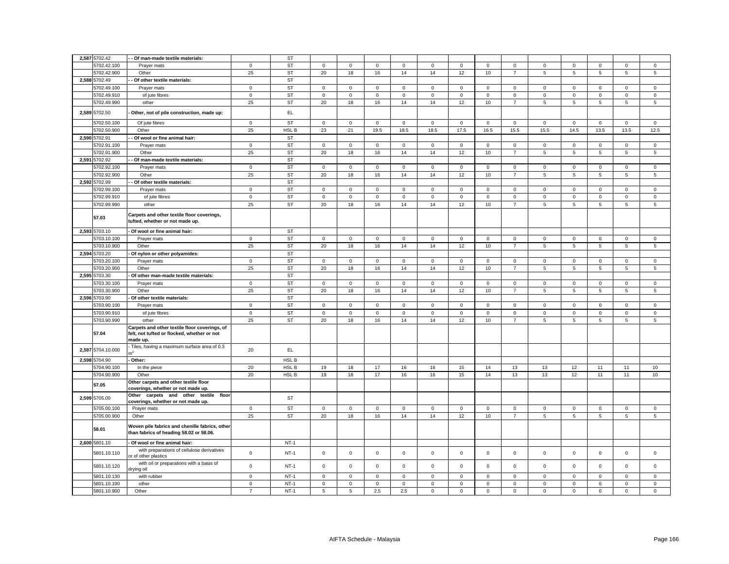| | | | | | | | | | | | | | | | | | | |
|---|---|---|---|---|---|---|---|---|---|---|---|---|---|---|---|---|---|---|
| 2,587 | 5702.42 | - - Of man-made textile materials: | | ST | | | | | | | | | | | | | | |
| | 5702.42.100 | Prayer mats | 0 | ST | 0 | 0 | 0 | 0 | 0 | 0 | 0 | 0 | 0 | 0 | 0 | 0 | 0 |
| | 5702.42.900 | Other | 25 | ST | 20 | 18 | 16 | 14 | 14 | 12 | 10 | 7 | 5 | 5 | 5 | 5 | 5 |
| 2,588 | 5702.49 | - - Of other textile materials: | | ST | | | | | | | | | | | | | | |
| | 5702.49.100 | Prayer mats | 0 | ST | 0 | 0 | 0 | 0 | 0 | 0 | 0 | 0 | 0 | 0 | 0 | 0 | 0 |
| | 5702.49.910 | of jute fibres | 0 | ST | 0 | 0 | 0 | 0 | 0 | 0 | 0 | 0 | 0 | 0 | 0 | 0 | 0 |
| | 5702.49.990 | other | 25 | ST | 20 | 18 | 16 | 14 | 14 | 12 | 10 | 7 | 5 | 5 | 5 | 5 | 5 |
| 2,589 | 5702.50 | - Other, not of pile construction, made up: | | EL | | | | | | | | | | | | | | |
| | 5702.50.100 | Of jute fibres | 0 | ST | 0 | 0 | 0 | 0 | 0 | 0 | 0 | 0 | 0 | 0 | 0 | 0 | 0 |
| | 5702.50.900 | Other | 25 | HSL B | 23 | 21 | 19.5 | 18.5 | 18.5 | 17.5 | 16.5 | 15.5 | 15.5 | 14.5 | 13.5 | 13.5 | 12.5 |
| 2,590 | 5702.91 | - - Of wool or fine animal hair: | | ST | | | | | | | | | | | | | | |
| | 5702.91.100 | Prayer mats | 0 | ST | 0 | 0 | 0 | 0 | 0 | 0 | 0 | 0 | 0 | 0 | 0 | 0 | 0 |
| | 5702.91.900 | Other | 25 | ST | 20 | 18 | 16 | 14 | 14 | 12 | 10 | 7 | 5 | 5 | 5 | 5 | 5 |
| 2,591 | 5702.92 | - - Of man-made textile materials: | | ST | | | | | | | | | | | | | | |
| | 5702.92.100 | Prayer mats | 0 | ST | 0 | 0 | 0 | 0 | 0 | 0 | 0 | 0 | 0 | 0 | 0 | 0 | 0 |
| | 5702.92.900 | Other | 25 | ST | 20 | 18 | 16 | 14 | 14 | 12 | 10 | 7 | 5 | 5 | 5 | 5 | 5 |
| 2,592 | 5702.99 | - - Of other textile materials: | | ST | | | | | | | | | | | | | | |
| | 5702.99.100 | Prayer mats | 0 | ST | 0 | 0 | 0 | 0 | 0 | 0 | 0 | 0 | 0 | 0 | 0 | 0 | 0 |
| | 5702.99.910 | of jute fibres | 0 | ST | 0 | 0 | 0 | 0 | 0 | 0 | 0 | 0 | 0 | 0 | 0 | 0 | 0 |
| | 5702.99.990 | other | 25 | ST | 20 | 18 | 16 | 14 | 14 | 12 | 10 | 7 | 5 | 5 | 5 | 5 | 5 |
| | 57.03 | Carpets and other textile floor coverings, tufted, whether or not made up. | | | | | | | | | | | | | | | | |
| 2,593 | 5703.10 | - Of wool or fine animal hair: | | ST | | | | | | | | | | | | | | |
| | 5703.10.100 | Prayer mats | 0 | ST | 0 | 0 | 0 | 0 | 0 | 0 | 0 | 0 | 0 | 0 | 0 | 0 | 0 |
| | 5703.10.900 | Other | 25 | ST | 20 | 18 | 16 | 14 | 14 | 12 | 10 | 7 | 5 | 5 | 5 | 5 | 5 |
| 2,594 | 5703.20 | - Of nylon or other polyamides: | | ST | | | | | | | | | | | | | | |
| | 5703.20.100 | Prayer mats | 0 | ST | 0 | 0 | 0 | 0 | 0 | 0 | 0 | 0 | 0 | 0 | 0 | 0 | 0 |
| | 5703.20.900 | Other | 25 | ST | 20 | 18 | 16 | 14 | 14 | 12 | 10 | 7 | 5 | 5 | 5 | 5 | 5 |
| 2,595 | 5703.30 | - Of other man-made textile materials: | | ST | | | | | | | | | | | | | | |
| | 5703.30.100 | Prayer mats | 0 | ST | 0 | 0 | 0 | 0 | 0 | 0 | 0 | 0 | 0 | 0 | 0 | 0 | 0 |
| | 5703.30.900 | Other | 25 | ST | 20 | 18 | 16 | 14 | 14 | 12 | 10 | 7 | 5 | 5 | 5 | 5 | 5 |
| 2,596 | 5703.90 | - Of other textile materials: | | ST | | | | | | | | | | | | | | |
| | 5703.90.100 | Prayer mats | 0 | ST | 0 | 0 | 0 | 0 | 0 | 0 | 0 | 0 | 0 | 0 | 0 | 0 | 0 |
| | 5703.90.910 | of jute fibres | 0 | ST | 0 | 0 | 0 | 0 | 0 | 0 | 0 | 0 | 0 | 0 | 0 | 0 | 0 |
| | 5703.90.990 | other | 25 | ST | 20 | 18 | 16 | 14 | 14 | 12 | 10 | 7 | 5 | 5 | 5 | 5 | 5 |
| | 57.04 | Carpets and other textile floor coverings, of felt, not tufted or flocked, whether or not made up. | | | | | | | | | | | | | | | | |
| 2,597 | 5704.10.000 | - Tiles, having a maximum surface area of 0.3 $m^2$ | 20 | EL | | | | | | | | | | | | | | |
| 2,598 | 5704.90 | - Other: | | HSL B | | | | | | | | | | | | | | |
| | 5704.90.100 | In the piece | 20 | HSL B | 19 | 18 | 17 | 16 | 16 | 15 | 14 | 13 | 13 | 12 | 11 | 11 | 10 |
| | 5704.90.900 | Other | 20 | HSL B | 19 | 18 | 17 | 16 | 16 | 15 | 14 | 13 | 13 | 12 | 11 | 11 | 10 |
| | 57.05 | Other carpets and other textile floor coverings, whether or not made up. | | | | | | | | | | | | | | | | |
| 2,599 | 5705.00 | Other carpets and other textile floor coverings, whether or not made up. | | ST | | | | | | | | | | | | | | |
| | 5705.00.100 | Prayer mats | 0 | ST | 0 | 0 | 0 | 0 | 0 | 0 | 0 | 0 | 0 | 0 | 0 | 0 | 0 |
| | 5705.00.900 | Other | 25 | ST | 20 | 18 | 16 | 14 | 14 | 12 | 10 | 7 | 5 | 5 | 5 | 5 | 5 |
| | 58.01 | Woven pile fabrics and chenille fabrics, other than fabrics of heading 58.02 or 58.06. | | | | | | | | | | | | | | | | |
| 2,600 | 5801.10 | - Of wool or fine animal hair: | | NT-1 | | | | | | | | | | | | | | |
| | 5801.10.110 | with preparations of cellulose derivatives or of other plastics | 0 | NT-1 | 0 | 0 | 0 | 0 | 0 | 0 | 0 | 0 | 0 | 0 | 0 | 0 | 0 |
| | 5801.10.120 | with oil or preparations with a basis of drying oil | 0 | NT-1 | 0 | 0 | 0 | 0 | 0 | 0 | 0 | 0 | 0 | 0 | 0 | 0 | 0 |
| | 5801.10.130 | with rubber | 0 | NT-1 | 0 | 0 | 0 | 0 | 0 | 0 | 0 | 0 | 0 | 0 | 0 | 0 | 0 |
| | 5801.10.190 | other | 0 | NT-1 | 0 | 0 | 0 | 0 | 0 | 0 | 0 | 0 | 0 | 0 | 0 | 0 | 0 |
| | 5801.10.900 | Other | 7 | NT-1 | 5 | 5 | 2.5 | 2.5 | 0 | 0 | 0 | 0 | 0 | 0 | 0 | 0 | 0 |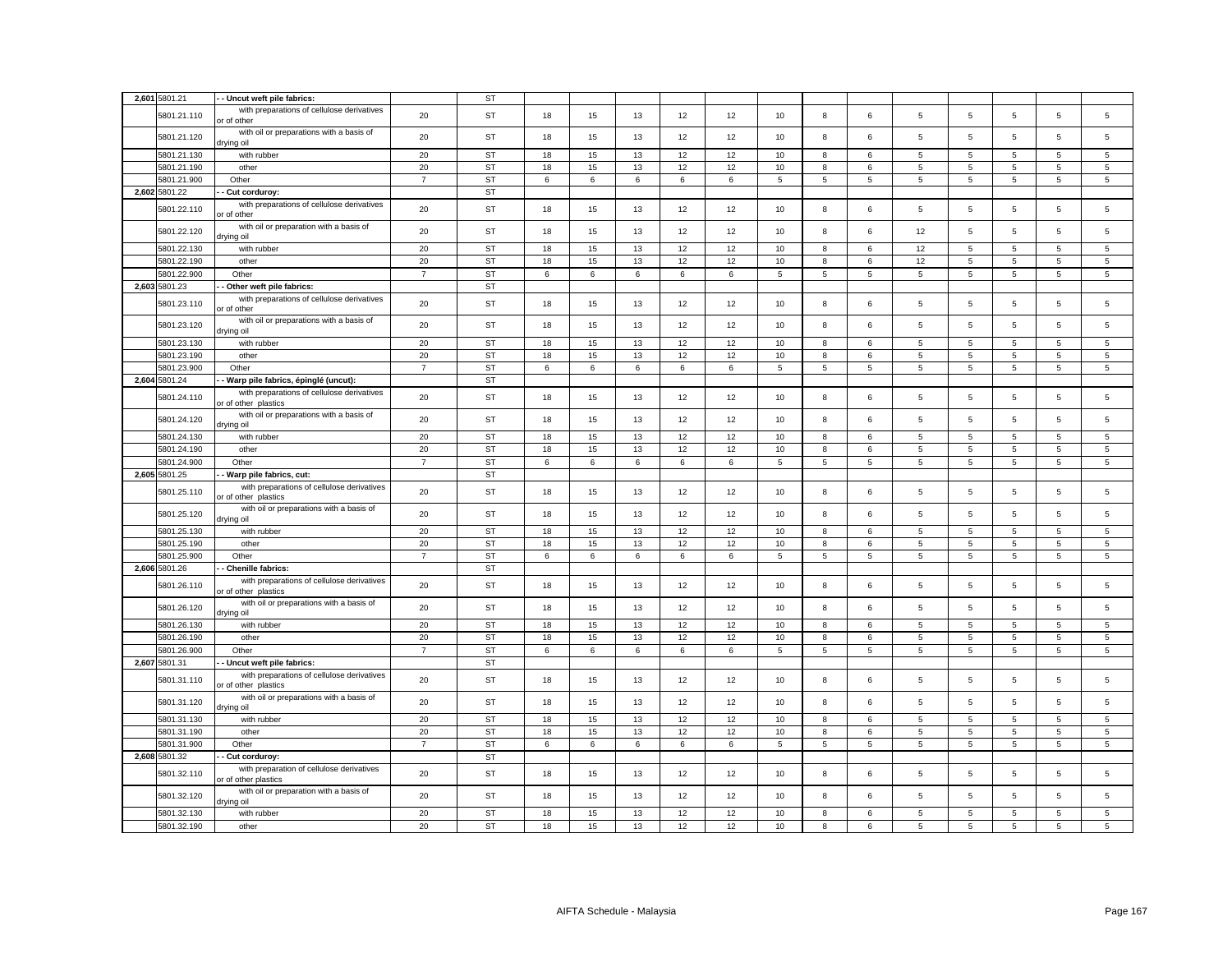| | | | | | | | | | | | | | | | | | | |
|---|---|---|---|---|---|---|---|---|---|---|---|---|---|---|---|---|---|---|
| 2,601 | 5801.21 | - - Uncut weft pile fabrics: | | ST | | | | | | | | | | | | | | |
| | 5801.21.110 | with preparations of cellulose derivatives or of other | 20 | ST | 18 | 15 | 13 | 12 | 12 | 10 | 8 | 6 | 5 | 5 | 5 | 5 | 5 |
| | 5801.21.120 | with oil or preparations with a basis of drying oil | 20 | ST | 18 | 15 | 13 | 12 | 12 | 10 | 8 | 6 | 5 | 5 | 5 | 5 | 5 |
| | 5801.21.130 | with rubber | 20 | ST | 18 | 15 | 13 | 12 | 12 | 10 | 8 | 6 | 5 | 5 | 5 | 5 | 5 |
| | 5801.21.190 | other | 20 | ST | 18 | 15 | 13 | 12 | 12 | 10 | 8 | 6 | 5 | 5 | 5 | 5 | 5 |
| | 5801.21.900 | Other | 7 | ST | 6 | 6 | 6 | 6 | 6 | 5 | 5 | 5 | 5 | 5 | 5 | 5 | 5 |
| 2,602 | 5801.22 | - - Cut corduroy: | | ST | | | | | | | | | | | | | | |
| | 5801.22.110 | with preparations of cellulose derivatives or of other | 20 | ST | 18 | 15 | 13 | 12 | 12 | 10 | 8 | 6 | 5 | 5 | 5 | 5 | 5 |
| | 5801.22.120 | with oil or preparation with a basis of drying oil | 20 | ST | 18 | 15 | 13 | 12 | 12 | 10 | 8 | 6 | 12 | 5 | 5 | 5 | 5 |
| | 5801.22.130 | with rubber | 20 | ST | 18 | 15 | 13 | 12 | 12 | 10 | 8 | 6 | 12 | 5 | 5 | 5 | 5 |
| | 5801.22.190 | other | 20 | ST | 18 | 15 | 13 | 12 | 12 | 10 | 8 | 6 | 12 | 5 | 5 | 5 | 5 |
| | 5801.22.900 | Other | 7 | ST | 6 | 6 | 6 | 6 | 6 | 5 | 5 | 5 | 5 | 5 | 5 | 5 | 5 |
| 2,603 | 5801.23 | - - Other weft pile fabrics: | | ST | | | | | | | | | | | | | | |
| | 5801.23.110 | with preparations of cellulose derivatives or of other | 20 | ST | 18 | 15 | 13 | 12 | 12 | 10 | 8 | 6 | 5 | 5 | 5 | 5 | 5 |
| | 5801.23.120 | with oil or preparations with a basis of drying oil | 20 | ST | 18 | 15 | 13 | 12 | 12 | 10 | 8 | 6 | 5 | 5 | 5 | 5 | 5 |
| | 5801.23.130 | with rubber | 20 | ST | 18 | 15 | 13 | 12 | 12 | 10 | 8 | 6 | 5 | 5 | 5 | 5 | 5 |
| | 5801.23.190 | other | 20 | ST | 18 | 15 | 13 | 12 | 12 | 10 | 8 | 6 | 5 | 5 | 5 | 5 | 5 |
| | 5801.23.900 | Other | 7 | ST | 6 | 6 | 6 | 6 | 6 | 5 | 5 | 5 | 5 | 5 | 5 | 5 | 5 |
| 2,604 | 5801.24 | - - Warp pile fabrics, épinglé (uncut): | | ST | | | | | | | | | | | | | | |
| | 5801.24.110 | with preparations of cellulose derivatives or of other plastics | 20 | ST | 18 | 15 | 13 | 12 | 12 | 10 | 8 | 6 | 5 | 5 | 5 | 5 | 5 |
| | 5801.24.120 | with oil or preparations with a basis of drying oil | 20 | ST | 18 | 15 | 13 | 12 | 12 | 10 | 8 | 6 | 5 | 5 | 5 | 5 | 5 |
| | 5801.24.130 | with rubber | 20 | ST | 18 | 15 | 13 | 12 | 12 | 10 | 8 | 6 | 5 | 5 | 5 | 5 | 5 |
| | 5801.24.190 | other | 20 | ST | 18 | 15 | 13 | 12 | 12 | 10 | 8 | 6 | 5 | 5 | 5 | 5 | 5 |
| | 5801.24.900 | Other | 7 | ST | 6 | 6 | 6 | 6 | 6 | 5 | 5 | 5 | 5 | 5 | 5 | 5 | 5 |
| 2,605 | 5801.25 | - - Warp pile fabrics, cut: | | ST | | | | | | | | | | | | | | |
| | 5801.25.110 | with preparations of cellulose derivatives or of other plastics | 20 | ST | 18 | 15 | 13 | 12 | 12 | 10 | 8 | 6 | 5 | 5 | 5 | 5 | 5 |
| | 5801.25.120 | with oil or preparations with a basis of drying oil | 20 | ST | 18 | 15 | 13 | 12 | 12 | 10 | 8 | 6 | 5 | 5 | 5 | 5 | 5 |
| | 5801.25.130 | with rubber | 20 | ST | 18 | 15 | 13 | 12 | 12 | 10 | 8 | 6 | 5 | 5 | 5 | 5 | 5 |
| | 5801.25.190 | other | 20 | ST | 18 | 15 | 13 | 12 | 12 | 10 | 8 | 6 | 5 | 5 | 5 | 5 | 5 |
| | 5801.25.900 | Other | 7 | ST | 6 | 6 | 6 | 6 | 6 | 5 | 5 | 5 | 5 | 5 | 5 | 5 | 5 |
| 2,606 | 5801.26 | - - Chenille fabrics: | | ST | | | | | | | | | | | | | | |
| | 5801.26.110 | with preparations of cellulose derivatives or of other plastics | 20 | ST | 18 | 15 | 13 | 12 | 12 | 10 | 8 | 6 | 5 | 5 | 5 | 5 | 5 |
| | 5801.26.120 | with oil or preparations with a basis of drying oil | 20 | ST | 18 | 15 | 13 | 12 | 12 | 10 | 8 | 6 | 5 | 5 | 5 | 5 | 5 |
| | 5801.26.130 | with rubber | 20 | ST | 18 | 15 | 13 | 12 | 12 | 10 | 8 | 6 | 5 | 5 | 5 | 5 | 5 |
| | 5801.26.190 | other | 20 | ST | 18 | 15 | 13 | 12 | 12 | 10 | 8 | 6 | 5 | 5 | 5 | 5 | 5 |
| | 5801.26.900 | Other | 7 | ST | 6 | 6 | 6 | 6 | 6 | 5 | 5 | 5 | 5 | 5 | 5 | 5 | 5 |
| 2,607 | 5801.31 | - - Uncut weft pile fabrics: | | ST | | | | | | | | | | | | | | |
| | 5801.31.110 | with preparations of cellulose derivatives or of other plastics | 20 | ST | 18 | 15 | 13 | 12 | 12 | 10 | 8 | 6 | 5 | 5 | 5 | 5 | 5 |
| | 5801.31.120 | with oil or preparations with a basis of drying oil | 20 | ST | 18 | 15 | 13 | 12 | 12 | 10 | 8 | 6 | 5 | 5 | 5 | 5 | 5 |
| | 5801.31.130 | with rubber | 20 | ST | 18 | 15 | 13 | 12 | 12 | 10 | 8 | 6 | 5 | 5 | 5 | 5 | 5 |
| | 5801.31.190 | other | 20 | ST | 18 | 15 | 13 | 12 | 12 | 10 | 8 | 6 | 5 | 5 | 5 | 5 | 5 |
| | 5801.31.900 | Other | 7 | ST | 6 | 6 | 6 | 6 | 6 | 5 | 5 | 5 | 5 | 5 | 5 | 5 | 5 |
| 2,608 | 5801.32 | - - Cut corduroy: | | ST | | | | | | | | | | | | | | |
| | 5801.32.110 | with preparation of cellulose derivatives or of other plastics | 20 | ST | 18 | 15 | 13 | 12 | 12 | 10 | 8 | 6 | 5 | 5 | 5 | 5 | 5 |
| | 5801.32.120 | with oil or preparation with a basis of drying oil | 20 | ST | 18 | 15 | 13 | 12 | 12 | 10 | 8 | 6 | 5 | 5 | 5 | 5 | 5 |
| | 5801.32.130 | with rubber | 20 | ST | 18 | 15 | 13 | 12 | 12 | 10 | 8 | 6 | 5 | 5 | 5 | 5 | 5 |
| | 5801.32.190 | other | 20 | ST | 18 | 15 | 13 | 12 | 12 | 10 | 8 | 6 | 5 | 5 | 5 | 5 | 5 |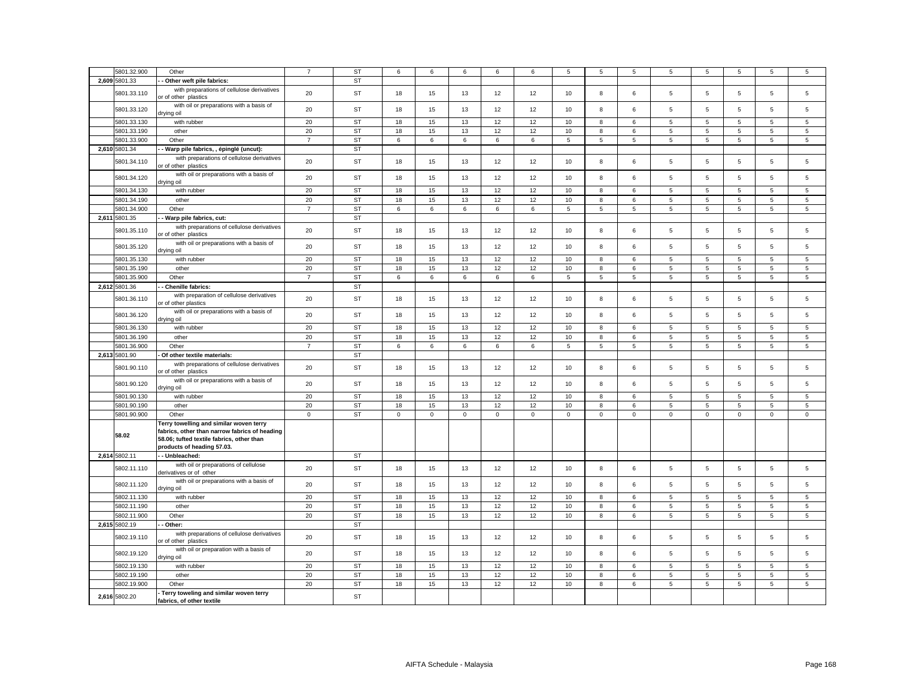| | | | | | | | | | | | | | | | | | | |
|---|---|---|---|---|---|---|---|---|---|---|---|---|---|---|---|---|---|---|
| | 5801.32.900 | Other | 7 | ST | 6 | 6 | 6 | 6 | 6 | 5 | 5 | 5 | 5 | 5 | 5 | 5 | 5 |
| 2,609 | 5801.33 | - - Other weft pile fabrics: | | ST | | | | | | | | | | | | | |
| | 5801.33.110 | with preparations of cellulose derivatives or of other plastics | 20 | ST | 18 | 15 | 13 | 12 | 12 | 10 | 8 | 6 | 5 | 5 | 5 | 5 | 5 |
| | 5801.33.120 | with oil or preparations with a basis of drying oil | 20 | ST | 18 | 15 | 13 | 12 | 12 | 10 | 8 | 6 | 5 | 5 | 5 | 5 | 5 |
| | 5801.33.130 | with rubber | 20 | ST | 18 | 15 | 13 | 12 | 12 | 10 | 8 | 6 | 5 | 5 | 5 | 5 | 5 |
| | 5801.33.190 | other | 20 | ST | 18 | 15 | 13 | 12 | 12 | 10 | 8 | 6 | 5 | 5 | 5 | 5 | 5 |
| | 5801.33.900 | Other | 7 | ST | 6 | 6 | 6 | 6 | 6 | 5 | 5 | 5 | 5 | 5 | 5 | 5 | 5 |
| 2,610 | 5801.34 | - - Warp pile fabrics, , épinglé (uncut): | | ST | | | | | | | | | | | | | |
| | 5801.34.110 | with preparations of cellulose derivatives or of other plastics | 20 | ST | 18 | 15 | 13 | 12 | 12 | 10 | 8 | 6 | 5 | 5 | 5 | 5 | 5 |
| | 5801.34.120 | with oil or preparations with a basis of drying oil | 20 | ST | 18 | 15 | 13 | 12 | 12 | 10 | 8 | 6 | 5 | 5 | 5 | 5 | 5 |
| | 5801.34.130 | with rubber | 20 | ST | 18 | 15 | 13 | 12 | 12 | 10 | 8 | 6 | 5 | 5 | 5 | 5 | 5 |
| | 5801.34.190 | other | 20 | ST | 18 | 15 | 13 | 12 | 12 | 10 | 8 | 6 | 5 | 5 | 5 | 5 | 5 |
| | 5801.34.900 | Other | 7 | ST | 6 | 6 | 6 | 6 | 6 | 5 | 5 | 5 | 5 | 5 | 5 | 5 | 5 |
| 2,611 | 5801.35 | - - Warp pile fabrics, cut: | | ST | | | | | | | | | | | | | |
| | 5801.35.110 | with preparations of cellulose derivatives or of other plastics | 20 | ST | 18 | 15 | 13 | 12 | 12 | 10 | 8 | 6 | 5 | 5 | 5 | 5 | 5 |
| | 5801.35.120 | with oil or preparations with a basis of drying oil | 20 | ST | 18 | 15 | 13 | 12 | 12 | 10 | 8 | 6 | 5 | 5 | 5 | 5 | 5 |
| | 5801.35.130 | with rubber | 20 | ST | 18 | 15 | 13 | 12 | 12 | 10 | 8 | 6 | 5 | 5 | 5 | 5 | 5 |
| | 5801.35.190 | other | 20 | ST | 18 | 15 | 13 | 12 | 12 | 10 | 8 | 6 | 5 | 5 | 5 | 5 | 5 |
| | 5801.35.900 | Other | 7 | ST | 6 | 6 | 6 | 6 | 6 | 5 | 5 | 5 | 5 | 5 | 5 | 5 | 5 |
| 2,612 | 5801.36 | - - Chenille fabrics: | | ST | | | | | | | | | | | | | |
| | 5801.36.110 | with preparation of cellulose derivatives or of other plastics | 20 | ST | 18 | 15 | 13 | 12 | 12 | 10 | 8 | 6 | 5 | 5 | 5 | 5 | 5 |
| | 5801.36.120 | with oil or preparations with a basis of drying oil | 20 | ST | 18 | 15 | 13 | 12 | 12 | 10 | 8 | 6 | 5 | 5 | 5 | 5 | 5 |
| | 5801.36.130 | with rubber | 20 | ST | 18 | 15 | 13 | 12 | 12 | 10 | 8 | 6 | 5 | 5 | 5 | 5 | 5 |
| | 5801.36.190 | other | 20 | ST | 18 | 15 | 13 | 12 | 12 | 10 | 8 | 6 | 5 | 5 | 5 | 5 | 5 |
| | 5801.36.900 | Other | 7 | ST | 6 | 6 | 6 | 6 | 6 | 5 | 5 | 5 | 5 | 5 | 5 | 5 | 5 |
| 2,613 | 5801.90 | - Of other textile materials: | | ST | | | | | | | | | | | | | |
| | 5801.90.110 | with preparations of cellulose derivatives or of other plastics | 20 | ST | 18 | 15 | 13 | 12 | 12 | 10 | 8 | 6 | 5 | 5 | 5 | 5 | 5 |
| | 5801.90.120 | with oil or preparations with a basis of drying oil | 20 | ST | 18 | 15 | 13 | 12 | 12 | 10 | 8 | 6 | 5 | 5 | 5 | 5 | 5 |
| | 5801.90.130 | with rubber | 20 | ST | 18 | 15 | 13 | 12 | 12 | 10 | 8 | 6 | 5 | 5 | 5 | 5 | 5 |
| | 5801.90.190 | other | 20 | ST | 18 | 15 | 13 | 12 | 12 | 10 | 8 | 6 | 5 | 5 | 5 | 5 | 5 |
| | 5801.90.900 | Other | 0 | ST | 0 | 0 | 0 | 0 | 0 | 0 | 0 | 0 | 0 | 0 | 0 | 0 | 0 |
| | 58.02 | **Terry towelling and similar woven terry fabrics, other than narrow fabrics of heading 58.06; tufted textile fabrics, other than products of heading 57.03.** | | | | | | | | | | | | | | | |
| 2,614 | 5802.11 | - - Unbleached: | | ST | | | | | | | | | | | | | |
| | 5802.11.110 | with oil or preparations of cellulose derivatives or of other | 20 | ST | 18 | 15 | 13 | 12 | 12 | 10 | 8 | 6 | 5 | 5 | 5 | 5 | 5 |
| | 5802.11.120 | with oil or preparations with a basis of drying oil | 20 | ST | 18 | 15 | 13 | 12 | 12 | 10 | 8 | 6 | 5 | 5 | 5 | 5 | 5 |
| | 5802.11.130 | with rubber | 20 | ST | 18 | 15 | 13 | 12 | 12 | 10 | 8 | 6 | 5 | 5 | 5 | 5 | 5 |
| | 5802.11.190 | other | 20 | ST | 18 | 15 | 13 | 12 | 12 | 10 | 8 | 6 | 5 | 5 | 5 | 5 | 5 |
| | 5802.11.900 | Other | 20 | ST | 18 | 15 | 13 | 12 | 12 | 10 | 8 | 6 | 5 | 5 | 5 | 5 | 5 |
| 2,615 | 5802.19 | - - Other: | | ST | | | | | | | | | | | | | |
| | 5802.19.110 | with preparations of cellulose derivatives or of other plastics | 20 | ST | 18 | 15 | 13 | 12 | 12 | 10 | 8 | 6 | 5 | 5 | 5 | 5 | 5 |
| | 5802.19.120 | with oil or preparation with a basis of drying oil | 20 | ST | 18 | 15 | 13 | 12 | 12 | 10 | 8 | 6 | 5 | 5 | 5 | 5 | 5 |
| | 5802.19.130 | with rubber | 20 | ST | 18 | 15 | 13 | 12 | 12 | 10 | 8 | 6 | 5 | 5 | 5 | 5 | 5 |
| | 5802.19.190 | other | 20 | ST | 18 | 15 | 13 | 12 | 12 | 10 | 8 | 6 | 5 | 5 | 5 | 5 | 5 |
| | 5802.19.900 | Other | 20 | ST | 18 | 15 | 13 | 12 | 12 | 10 | 8 | 6 | 5 | 5 | 5 | 5 | 5 |
| 2,616 | 5802.20 | - Terry toweling and similar woven terry fabrics, of other textile | | ST | | | | | | | | | | | | | |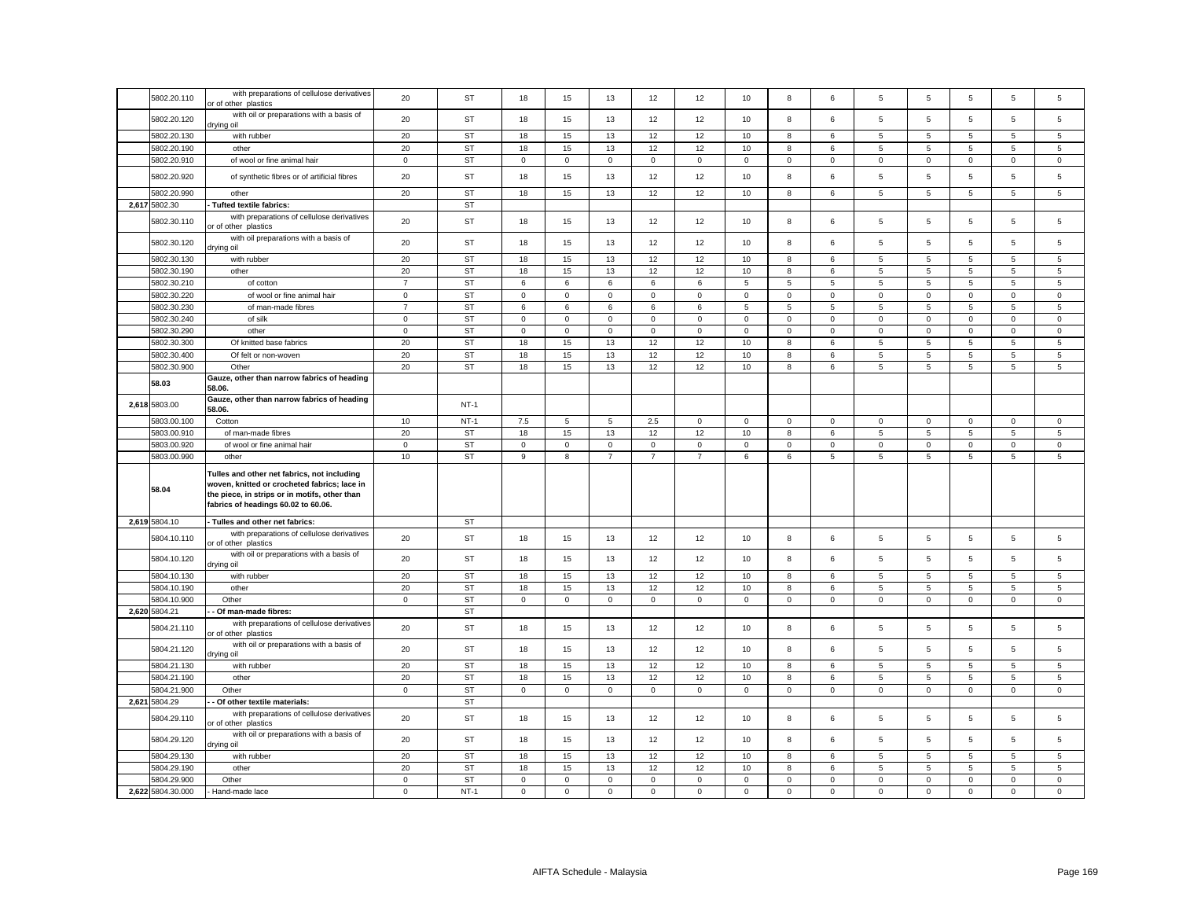| | 5802.20.110 | with preparations of cellulose derivatives or of other plastics | 20 | ST | 18 | 15 | 13 | 12 | 12 | 10 | 8 | 6 | 5 | 5 | 5 | 5 | 5 |
|---|---|---|---|---|---|---|---|---|---|---|---|---|---|---|---|---|---|
| | 5802.20.120 | with oil or preparations with a basis of drying oil | 20 | ST | 18 | 15 | 13 | 12 | 12 | 10 | 8 | 6 | 5 | 5 | 5 | 5 | 5 |
| | 5802.20.130 | with rubber | 20 | ST | 18 | 15 | 13 | 12 | 12 | 10 | 8 | 6 | 5 | 5 | 5 | 5 | 5 |
| | 5802.20.190 | other | 20 | ST | 18 | 15 | 13 | 12 | 12 | 10 | 8 | 6 | 5 | 5 | 5 | 5 | 5 |
| | 5802.20.910 | of wool or fine animal hair | 0 | ST | 0 | 0 | 0 | 0 | 0 | 0 | 0 | 0 | 0 | 0 | 0 | 0 | 0 |
| | 5802.20.920 | of synthetic fibres or of artificial fibres | 20 | ST | 18 | 15 | 13 | 12 | 12 | 10 | 8 | 6 | 5 | 5 | 5 | 5 | 5 |
| | 5802.20.990 | other | 20 | ST | 18 | 15 | 13 | 12 | 12 | 10 | 8 | 6 | 5 | 5 | 5 | 5 | 5 |
| 2,617 | 5802.30 | - Tufted textile fabrics: | | ST | | | | | | | | | | | | | |
| | 5802.30.110 | with preparations of cellulose derivatives or of other plastics | 20 | ST | 18 | 15 | 13 | 12 | 12 | 10 | 8 | 6 | 5 | 5 | 5 | 5 | 5 |
| | 5802.30.120 | with oil preparations with a basis of drying oil | 20 | ST | 18 | 15 | 13 | 12 | 12 | 10 | 8 | 6 | 5 | 5 | 5 | 5 | 5 |
| | 5802.30.130 | with rubber | 20 | ST | 18 | 15 | 13 | 12 | 12 | 10 | 8 | 6 | 5 | 5 | 5 | 5 | 5 |
| | 5802.30.190 | other | 20 | ST | 18 | 15 | 13 | 12 | 12 | 10 | 8 | 6 | 5 | 5 | 5 | 5 | 5 |
| | 5802.30.210 | of cotton | 7 | ST | 6 | 6 | 6 | 6 | 6 | 5 | 5 | 5 | 5 | 5 | 5 | 5 | 5 |
| | 5802.30.220 | of wool or fine animal hair | 0 | ST | 0 | 0 | 0 | 0 | 0 | 0 | 0 | 0 | 0 | 0 | 0 | 0 | 0 |
| | 5802.30.230 | of man-made fibres | 7 | ST | 6 | 6 | 6 | 6 | 6 | 5 | 5 | 5 | 5 | 5 | 5 | 5 | 5 |
| | 5802.30.240 | of silk | 0 | ST | 0 | 0 | 0 | 0 | 0 | 0 | 0 | 0 | 0 | 0 | 0 | 0 | 0 |
| | 5802.30.290 | other | 0 | ST | 0 | 0 | 0 | 0 | 0 | 0 | 0 | 0 | 0 | 0 | 0 | 0 | 0 |
| | 5802.30.300 | Of knitted base fabrics | 20 | ST | 18 | 15 | 13 | 12 | 12 | 10 | 8 | 6 | 5 | 5 | 5 | 5 | 5 |
| | 5802.30.400 | Of felt or non-woven | 20 | ST | 18 | 15 | 13 | 12 | 12 | 10 | 8 | 6 | 5 | 5 | 5 | 5 | 5 |
| | 5802.30.900 | Other | 20 | ST | 18 | 15 | 13 | 12 | 12 | 10 | 8 | 6 | 5 | 5 | 5 | 5 | 5 |
| | **58.03** | **Gauze, other than narrow fabrics of heading 58.06.** | | | | | | | | | | | | | | | |
| 2,618 | 5803.00 | **Gauze, other than narrow fabrics of heading 58.06.** | | NT-1 | | | | | | | | | | | | | |
| | 5803.00.100 | Cotton | 10 | NT-1 | 7.5 | 5 | 5 | 2.5 | 0 | 0 | 0 | 0 | 0 | 0 | 0 | 0 | 0 |
| | 5803.00.910 | of man-made fibres | 20 | ST | 18 | 15 | 13 | 12 | 12 | 10 | 8 | 6 | 5 | 5 | 5 | 5 | 5 |
| | 5803.00.920 | of wool or fine animal hair | 0 | ST | 0 | 0 | 0 | 0 | 0 | 0 | 0 | 0 | 0 | 0 | 0 | 0 | 0 |
| | 5803.00.990 | other | 10 | ST | 9 | 8 | 7 | 7 | 7 | 6 | 6 | 5 | 5 | 5 | 5 | 5 | 5 |
| | **58.04** | **Tulles and other net fabrics, not including woven, knitted or crocheted fabrics; lace in the piece, in strips or in motifs, other than fabrics of headings 60.02 to 60.06.** | | | | | | | | | | | | | | | |
| 2,619 | 5804.10 | - Tulles and other net fabrics: | | ST | | | | | | | | | | | | | |
| | 5804.10.110 | with preparations of cellulose derivatives or of other plastics | 20 | ST | 18 | 15 | 13 | 12 | 12 | 10 | 8 | 6 | 5 | 5 | 5 | 5 | 5 |
| | 5804.10.120 | with oil or preparations with a basis of drying oil | 20 | ST | 18 | 15 | 13 | 12 | 12 | 10 | 8 | 6 | 5 | 5 | 5 | 5 | 5 |
| | 5804.10.130 | with rubber | 20 | ST | 18 | 15 | 13 | 12 | 12 | 10 | 8 | 6 | 5 | 5 | 5 | 5 | 5 |
| | 5804.10.190 | other | 20 | ST | 18 | 15 | 13 | 12 | 12 | 10 | 8 | 6 | 5 | 5 | 5 | 5 | 5 |
| | 5804.10.900 | Other | 0 | ST | 0 | 0 | 0 | 0 | 0 | 0 | 0 | 0 | 0 | 0 | 0 | 0 | 0 |
| 2,620 | 5804.21 | - - Of man-made fibres: | | ST | | | | | | | | | | | | | |
| | 5804.21.110 | with preparations of cellulose derivatives or of other plastics | 20 | ST | 18 | 15 | 13 | 12 | 12 | 10 | 8 | 6 | 5 | 5 | 5 | 5 | 5 |
| | 5804.21.120 | with oil or preparations with a basis of drying oil | 20 | ST | 18 | 15 | 13 | 12 | 12 | 10 | 8 | 6 | 5 | 5 | 5 | 5 | 5 |
| | 5804.21.130 | with rubber | 20 | ST | 18 | 15 | 13 | 12 | 12 | 10 | 8 | 6 | 5 | 5 | 5 | 5 | 5 |
| | 5804.21.190 | other | 20 | ST | 18 | 15 | 13 | 12 | 12 | 10 | 8 | 6 | 5 | 5 | 5 | 5 | 5 |
| | 5804.21.900 | Other | 0 | ST | 0 | 0 | 0 | 0 | 0 | 0 | 0 | 0 | 0 | 0 | 0 | 0 | 0 |
| 2,621 | 5804.29 | - - Of other textile materials: | | ST | | | | | | | | | | | | | |
| | 5804.29.110 | with preparations of cellulose derivatives or of other plastics | 20 | ST | 18 | 15 | 13 | 12 | 12 | 10 | 8 | 6 | 5 | 5 | 5 | 5 | 5 |
| | 5804.29.120 | with oil or preparations with a basis of drying oil | 20 | ST | 18 | 15 | 13 | 12 | 12 | 10 | 8 | 6 | 5 | 5 | 5 | 5 | 5 |
| | 5804.29.130 | with rubber | 20 | ST | 18 | 15 | 13 | 12 | 12 | 10 | 8 | 6 | 5 | 5 | 5 | 5 | 5 |
| | 5804.29.190 | other | 20 | ST | 18 | 15 | 13 | 12 | 12 | 10 | 8 | 6 | 5 | 5 | 5 | 5 | 5 |
| | 5804.29.900 | Other | 0 | ST | 0 | 0 | 0 | 0 | 0 | 0 | 0 | 0 | 0 | 0 | 0 | 0 | 0 |
| 2,622 | 5804.30.000 | - Hand-made lace | 0 | NT-1 | 0 | 0 | 0 | 0 | 0 | 0 | 0 | 0 | 0 | 0 | 0 | 0 | 0 |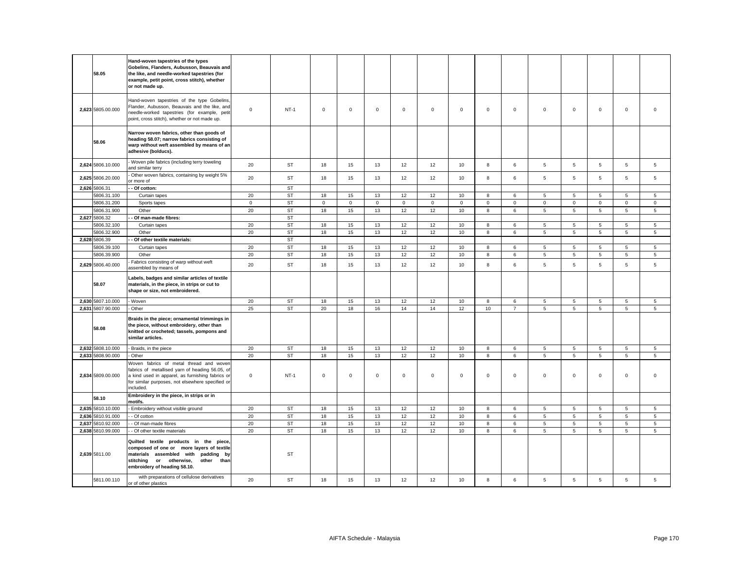| | | | | | | | | | | | | | | | | | |
|---|---|---|---|---|---|---|---|---|---|---|---|---|---|---|---|---|---|
| | 58.05 | **Hand-woven tapestries of the types Gobelins, Flanders, Aubusson, Beauvais and the like, and needle-worked tapestries (for example, petit point, cross stitch), whether or not made up.** | | | | | | | | | | | | | | | |
| 2,623 | 5805.00.000 | Hand-woven tapestries of the type Gobelins, Flander, Aubusson, Beauvais and the like, and needle-worked tapestries (for example, petit point, cross stitch), whether or not made up. | 0 | NT-1 | 0 | 0 | 0 | 0 | 0 | 0 | 0 | 0 | 0 | 0 | 0 | 0 | 0 |
| | 58.06 | **Narrow woven fabrics, other than goods of heading 58.07; narrow fabrics consisting of warp without weft assembled by means of an adhesive (bolducs).** | | | | | | | | | | | | | | | |
| 2,624 | 5806.10.000 | - Woven pile fabrics (including terry toweling and similar terry | 20 | ST | 18 | 15 | 13 | 12 | 12 | 10 | 8 | 6 | 5 | 5 | 5 | 5 | 5 |
| 2,625 | 5806.20.000 | - Other woven fabrics, containing by weight 5% or more of | 20 | ST | 18 | 15 | 13 | 12 | 12 | 10 | 8 | 6 | 5 | 5 | 5 | 5 | 5 |
| 2,626 | 5806.31 | **- - Of cotton:** | | ST | | | | | | | | | | | | | |
| | 5806.31.100 | Curtain tapes | 20 | ST | 18 | 15 | 13 | 12 | 12 | 10 | 8 | 6 | 5 | 5 | 5 | 5 | 5 |
| | 5806.31.200 | Sports tapes | 0 | ST | 0 | 0 | 0 | 0 | 0 | 0 | 0 | 0 | 0 | 0 | 0 | 0 | 0 |
| | 5806.31.900 | Other | 20 | ST | 18 | 15 | 13 | 12 | 12 | 10 | 8 | 6 | 5 | 5 | 5 | 5 | 5 |
| 2,627 | 5806.32 | **- - Of man-made fibres:** | | ST | | | | | | | | | | | | | |
| | 5806.32.100 | Curtain tapes | 20 | ST | 18 | 15 | 13 | 12 | 12 | 10 | 8 | 6 | 5 | 5 | 5 | 5 | 5 |
| | 5806.32.900 | Other | 20 | ST | 18 | 15 | 13 | 12 | 12 | 10 | 8 | 6 | 5 | 5 | 5 | 5 | 5 |
| 2,628 | 5806.39 | **- - Of other textile materials:** | | ST | | | | | | | | | | | | | |
| | 5806.39.100 | Curtain tapes | 20 | ST | 18 | 15 | 13 | 12 | 12 | 10 | 8 | 6 | 5 | 5 | 5 | 5 | 5 |
| | 5806.39.900 | Other | 20 | ST | 18 | 15 | 13 | 12 | 12 | 10 | 8 | 6 | 5 | 5 | 5 | 5 | 5 |
| 2,629 | 5806.40.000 | - Fabrics consisting of warp without weft assembled by means of | 20 | ST | 18 | 15 | 13 | 12 | 12 | 10 | 8 | 6 | 5 | 5 | 5 | 5 | 5 |
| | 58.07 | **Labels, badges and similar articles of textile materials, in the piece, in strips or cut to shape or size, not embroidered.** | | | | | | | | | | | | | | | |
| 2,630 | 5807.10.000 | - Woven | 20 | ST | 18 | 15 | 13 | 12 | 12 | 10 | 8 | 6 | 5 | 5 | 5 | 5 | 5 |
| 2,631 | 5807.90.000 | - Other | 25 | ST | 20 | 18 | 16 | 14 | 14 | 12 | 10 | 7 | 5 | 5 | 5 | 5 | 5 |
| | 58.08 | **Braids in the piece; ornamental trimmings in the piece, without embroidery, other than knitted or crocheted; tassels, pompons and similar articles.** | | | | | | | | | | | | | | | |
| 2,632 | 5808.10.000 | - Braids, in the piece | 20 | ST | 18 | 15 | 13 | 12 | 12 | 10 | 8 | 6 | 5 | 5 | 5 | 5 | 5 |
| 2,633 | 5808.90.000 | - Other | 20 | ST | 18 | 15 | 13 | 12 | 12 | 10 | 8 | 6 | 5 | 5 | 5 | 5 | 5 |
| 2,634 | 5809.00.000 | Woven fabrics of metal thread and woven fabrics of metallised yarn of heading 56.05, of a kind used in apparel, as furnishing fabrics or for similar purposes, not elsewhere specified or included. | 0 | NT-1 | 0 | 0 | 0 | 0 | 0 | 0 | 0 | 0 | 0 | 0 | 0 | 0 | 0 |
| | 58.10 | **Embroidery in the piece, in strips or in motifs.** | | | | | | | | | | | | | | | |
| 2,635 | 5810.10.000 | - Embroidery without visible ground | 20 | ST | 18 | 15 | 13 | 12 | 12 | 10 | 8 | 6 | 5 | 5 | 5 | 5 | 5 |
| 2,636 | 5810.91.000 | - - Of cotton | 20 | ST | 18 | 15 | 13 | 12 | 12 | 10 | 8 | 6 | 5 | 5 | 5 | 5 | 5 |
| 2,637 | 5810.92.000 | - - Of man-made fibres | 20 | ST | 18 | 15 | 13 | 12 | 12 | 10 | 8 | 6 | 5 | 5 | 5 | 5 | 5 |
| 2,638 | 5810.99.000 | - - Of other textile materials | 20 | ST | 18 | 15 | 13 | 12 | 12 | 10 | 8 | 6 | 5 | 5 | 5 | 5 | 5 |
| 2,639 | 5811.00 | **Quilted textile products in the piece, composed of one or more layers of textile materials assembled with padding by stitching or otherwise, other than embroidery of heading 58.10.** | | ST | | | | | | | | | | | | | |
| | 5811.00.110 | with preparations of cellulose derivatives or of other plastics | 20 | ST | 18 | 15 | 13 | 12 | 12 | 10 | 8 | 6 | 5 | 5 | 5 | 5 | 5 |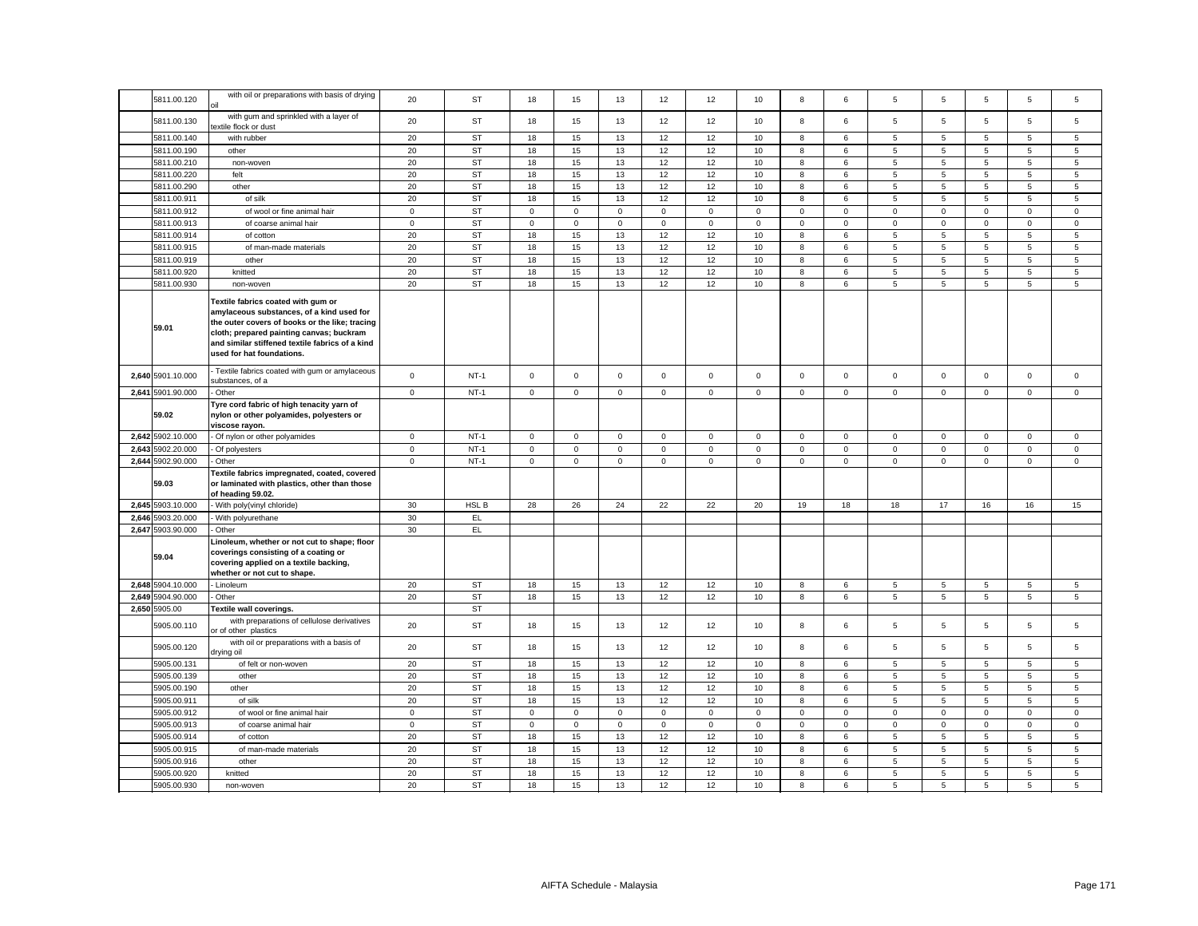| | | | | | | | | | | | | | | | | |
|---|---|---|---|---|---|---|---|---|---|---|---|---|---|---|---|---|
| | 5811.00.120 | with oil or preparations with basis of drying oil | 20 | ST | 18 | 15 | 13 | 12 | 12 | 10 | 8 | 6 | 5 | 5 | 5 | 5 | 5 |
| | 5811.00.130 | with gum and sprinkled with a layer of textile flock or dust | 20 | ST | 18 | 15 | 13 | 12 | 12 | 10 | 8 | 6 | 5 | 5 | 5 | 5 | 5 |
| | 5811.00.140 | with rubber | 20 | ST | 18 | 15 | 13 | 12 | 12 | 10 | 8 | 6 | 5 | 5 | 5 | 5 | 5 |
| | 5811.00.190 | other | 20 | ST | 18 | 15 | 13 | 12 | 12 | 10 | 8 | 6 | 5 | 5 | 5 | 5 | 5 |
| | 5811.00.210 | non-woven | 20 | ST | 18 | 15 | 13 | 12 | 12 | 10 | 8 | 6 | 5 | 5 | 5 | 5 | 5 |
| | 5811.00.220 | felt | 20 | ST | 18 | 15 | 13 | 12 | 12 | 10 | 8 | 6 | 5 | 5 | 5 | 5 | 5 |
| | 5811.00.290 | other | 20 | ST | 18 | 15 | 13 | 12 | 12 | 10 | 8 | 6 | 5 | 5 | 5 | 5 | 5 |
| | 5811.00.911 | of silk | 20 | ST | 18 | 15 | 13 | 12 | 12 | 10 | 8 | 6 | 5 | 5 | 5 | 5 | 5 |
| | 5811.00.912 | of wool or fine animal hair | 0 | ST | 0 | 0 | 0 | 0 | 0 | 0 | 0 | 0 | 0 | 0 | 0 | 0 | 0 |
| | 5811.00.913 | of coarse animal hair | 0 | ST | 0 | 0 | 0 | 0 | 0 | 0 | 0 | 0 | 0 | 0 | 0 | 0 | 0 |
| | 5811.00.914 | of cotton | 20 | ST | 18 | 15 | 13 | 12 | 12 | 10 | 8 | 6 | 5 | 5 | 5 | 5 | 5 |
| | 5811.00.915 | of man-made materials | 20 | ST | 18 | 15 | 13 | 12 | 12 | 10 | 8 | 6 | 5 | 5 | 5 | 5 | 5 |
| | 5811.00.919 | other | 20 | ST | 18 | 15 | 13 | 12 | 12 | 10 | 8 | 6 | 5 | 5 | 5 | 5 | 5 |
| | 5811.00.920 | knitted | 20 | ST | 18 | 15 | 13 | 12 | 12 | 10 | 8 | 6 | 5 | 5 | 5 | 5 | 5 |
| | 5811.00.930 | non-woven | 20 | ST | 18 | 15 | 13 | 12 | 12 | 10 | 8 | 6 | 5 | 5 | 5 | 5 | 5 |
| | **59.01** | **Textile fabrics coated with gum or amylaceous substances, of a kind used for the outer covers of books or the like; tracing cloth; prepared painting canvas; buckram and similar stiffened textile fabrics of a kind used for hat foundations.** | | | | | | | | | | | | | | | |
| 2,640 | 5901.10.000 | - Textile fabrics coated with gum or amylaceous substances, of a | 0 | NT-1 | 0 | 0 | 0 | 0 | 0 | 0 | 0 | 0 | 0 | 0 | 0 | 0 | 0 |
| 2,641 | 5901.90.000 | - Other | 0 | NT-1 | 0 | 0 | 0 | 0 | 0 | 0 | 0 | 0 | 0 | 0 | 0 | 0 | 0 |
| | **59.02** | **Tyre cord fabric of high tenacity yarn of nylon or other polyamides, polyesters or viscose rayon.** | | | | | | | | | | | | | | | |
| 2,642 | 5902.10.000 | - Of nylon or other polyamides | 0 | NT-1 | 0 | 0 | 0 | 0 | 0 | 0 | 0 | 0 | 0 | 0 | 0 | 0 | 0 |
| 2,643 | 5902.20.000 | - Of polyesters | 0 | NT-1 | 0 | 0 | 0 | 0 | 0 | 0 | 0 | 0 | 0 | 0 | 0 | 0 | 0 |
| 2,644 | 5902.90.000 | - Other | 0 | NT-1 | 0 | 0 | 0 | 0 | 0 | 0 | 0 | 0 | 0 | 0 | 0 | 0 | 0 |
| | **59.03** | **Textile fabrics impregnated, coated, covered or laminated with plastics, other than those of heading 59.02.** | | | | | | | | | | | | | | | |
| 2,645 | 5903.10.000 | - With poly(vinyl chloride) | 30 | HSL B | 28 | 26 | 24 | 22 | 22 | 20 | 19 | 18 | 18 | 17 | 16 | 16 | 15 |
| 2,646 | 5903.20.000 | - With polyurethane | 30 | EL | | | | | | | | | | | | | |
| 2,647 | 5903.90.000 | - Other | 30 | EL | | | | | | | | | | | | | |
| | **59.04** | **Linoleum, whether or not cut to shape; floor coverings consisting of a coating or covering applied on a textile backing, whether or not cut to shape.** | | | | | | | | | | | | | | | |
| 2,648 | 5904.10.000 | - Linoleum | 20 | ST | 18 | 15 | 13 | 12 | 12 | 10 | 8 | 6 | 5 | 5 | 5 | 5 | 5 |
| 2,649 | 5904.90.000 | - Other | 20 | ST | 18 | 15 | 13 | 12 | 12 | 10 | 8 | 6 | 5 | 5 | 5 | 5 | 5 |
| 2,650 | 5905.00 | **Textile wall coverings.** | | ST | | | | | | | | | | | | | |
| | 5905.00.110 | with preparations of cellulose derivatives or of other plastics | 20 | ST | 18 | 15 | 13 | 12 | 12 | 10 | 8 | 6 | 5 | 5 | 5 | 5 | 5 |
| | 5905.00.120 | with oil or preparations with a basis of drying oil | 20 | ST | 18 | 15 | 13 | 12 | 12 | 10 | 8 | 6 | 5 | 5 | 5 | 5 | 5 |
| | 5905.00.131 | of felt or non-woven | 20 | ST | 18 | 15 | 13 | 12 | 12 | 10 | 8 | 6 | 5 | 5 | 5 | 5 | 5 |
| | 5905.00.139 | other | 20 | ST | 18 | 15 | 13 | 12 | 12 | 10 | 8 | 6 | 5 | 5 | 5 | 5 | 5 |
| | 5905.00.190 | other | 20 | ST | 18 | 15 | 13 | 12 | 12 | 10 | 8 | 6 | 5 | 5 | 5 | 5 | 5 |
| | 5905.00.911 | of silk | 20 | ST | 18 | 15 | 13 | 12 | 12 | 10 | 8 | 6 | 5 | 5 | 5 | 5 | 5 |
| | 5905.00.912 | of wool or fine animal hair | 0 | ST | 0 | 0 | 0 | 0 | 0 | 0 | 0 | 0 | 0 | 0 | 0 | 0 | 0 |
| | 5905.00.913 | of coarse animal hair | 0 | ST | 0 | 0 | 0 | 0 | 0 | 0 | 0 | 0 | 0 | 0 | 0 | 0 | 0 |
| | 5905.00.914 | of cotton | 20 | ST | 18 | 15 | 13 | 12 | 12 | 10 | 8 | 6 | 5 | 5 | 5 | 5 | 5 |
| | 5905.00.915 | of man-made materials | 20 | ST | 18 | 15 | 13 | 12 | 12 | 10 | 8 | 6 | 5 | 5 | 5 | 5 | 5 |
| | 5905.00.916 | other | 20 | ST | 18 | 15 | 13 | 12 | 12 | 10 | 8 | 6 | 5 | 5 | 5 | 5 | 5 |
| | 5905.00.920 | knitted | 20 | ST | 18 | 15 | 13 | 12 | 12 | 10 | 8 | 6 | 5 | 5 | 5 | 5 | 5 |
| | 5905.00.930 | non-woven | 20 | ST | 18 | 15 | 13 | 12 | 12 | 10 | 8 | 6 | 5 | 5 | 5 | 5 | 5 |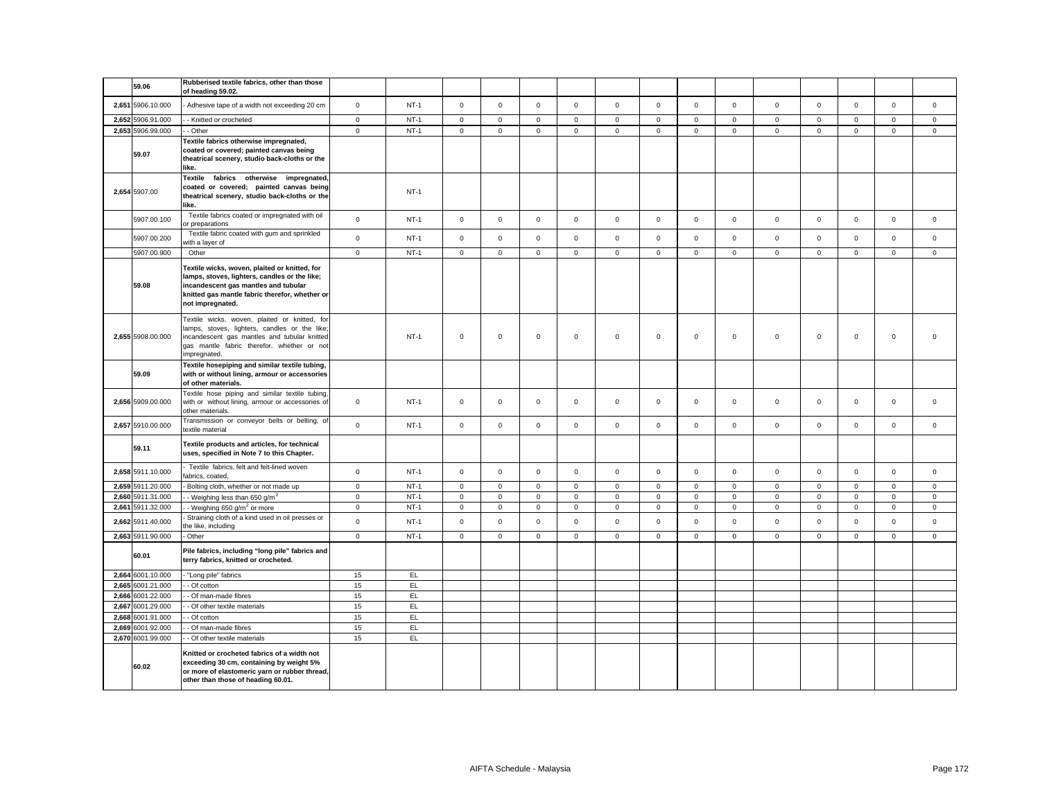| | | | | | | | | | | | | | | | | | | |
|---|---|---|---|---|---|---|---|---|---|---|---|---|---|---|---|---|---|---|
| | **59.06** | **Rubberised textile fabrics, other than those of heading 59.02.** | | | | | | | | | | | | | | | | |
| 2,651 | 5906.10.000 | - Adhesive tape of a width not exceeding 20 cm | 0 | NT-1 | 0 | 0 | 0 | 0 | 0 | 0 | 0 | 0 | 0 | 0 | 0 | 0 | 0 |
| 2,652 | 5906.91.000 | - - Knitted or crocheted | 0 | NT-1 | 0 | 0 | 0 | 0 | 0 | 0 | 0 | 0 | 0 | 0 | 0 | 0 | 0 |
| 2,653 | 5906.99.000 | - - Other | 0 | NT-1 | 0 | 0 | 0 | 0 | 0 | 0 | 0 | 0 | 0 | 0 | 0 | 0 | 0 |
| | **59.07** | **Textile fabrics otherwise impregnated, coated or covered; painted canvas being theatrical scenery, studio back-cloths or the like.** | | | | | | | | | | | | | | | | |
| 2,654 | 5907.00 | **Textile fabrics otherwise impregnated, coated or covered; painted canvas being theatrical scenery, studio back-cloths or the like.** | | NT-1 | | | | | | | | | | | | | | |
| | 5907.00.100 | Textile fabrics coated or impregnated with oil or preparations | 0 | NT-1 | 0 | 0 | 0 | 0 | 0 | 0 | 0 | 0 | 0 | 0 | 0 | 0 | 0 |
| | 5907.00.200 | Textile fabric coated with gum and sprinkled with a layer of | 0 | NT-1 | 0 | 0 | 0 | 0 | 0 | 0 | 0 | 0 | 0 | 0 | 0 | 0 | 0 |
| | 5907.00.900 | Other | 0 | NT-1 | 0 | 0 | 0 | 0 | 0 | 0 | 0 | 0 | 0 | 0 | 0 | 0 | 0 |
| | **59.08** | **Textile wicks, woven, plaited or knitted, for lamps, stoves, lighters, candles or the like; incandescent gas mantles and tubular knitted gas mantle fabric therefor, whether or not impregnated.** | | | | | | | | | | | | | | | | |
| 2,655 | 5908.00.000 | Textile wicks, woven, plaited or knitted, for lamps, stoves, lighters, candles or the like; incandescent gas mantles and tubular knitted gas mantle fabric therefor, whether or not impregnated. | | NT-1 | 0 | 0 | 0 | 0 | 0 | 0 | 0 | 0 | 0 | 0 | 0 | 0 | 0 |
| | **59.09** | **Textile hosepiping and similar textile tubing, with or without lining, armour or accessories of other materials.** | | | | | | | | | | | | | | | | |
| 2,656 | 5909.00.000 | Textile hose piping and similar textile tubing, with or without lining, armour or accessories of other materials. | 0 | NT-1 | 0 | 0 | 0 | 0 | 0 | 0 | 0 | 0 | 0 | 0 | 0 | 0 | 0 |
| 2,657 | 5910.00.000 | Transmission or conveyor belts or belting, of textile material | 0 | NT-1 | 0 | 0 | 0 | 0 | 0 | 0 | 0 | 0 | 0 | 0 | 0 | 0 | 0 |
| | **59.11** | **Textile products and articles, for technical uses, specified in Note 7 to this Chapter.** | | | | | | | | | | | | | | | | |
| 2,658 | 5911.10.000 | - Textile fabrics, felt and felt-lined woven fabrics, coated, | 0 | NT-1 | 0 | 0 | 0 | 0 | 0 | 0 | 0 | 0 | 0 | 0 | 0 | 0 | 0 |
| 2,659 | 5911.20.000 | - Bolting cloth, whether or not made up | 0 | NT-1 | 0 | 0 | 0 | 0 | 0 | 0 | 0 | 0 | 0 | 0 | 0 | 0 | 0 |
| 2,660 | 5911.31.000 | - - Weighing less than 650 g/m$^2$ | 0 | NT-1 | 0 | 0 | 0 | 0 | 0 | 0 | 0 | 0 | 0 | 0 | 0 | 0 | 0 |
| 2,661 | 5911.32.000 | - - Weighing 650 g/m$^2$ or more | 0 | NT-1 | 0 | 0 | 0 | 0 | 0 | 0 | 0 | 0 | 0 | 0 | 0 | 0 | 0 |
| 2,662 | 5911.40.000 | - Straining cloth of a kind used in oil presses or the like, including | 0 | NT-1 | 0 | 0 | 0 | 0 | 0 | 0 | 0 | 0 | 0 | 0 | 0 | 0 | 0 |
| 2,663 | 5911.90.000 | - Other | 0 | NT-1 | 0 | 0 | 0 | 0 | 0 | 0 | 0 | 0 | 0 | 0 | 0 | 0 | 0 |
| | **60.01** | **Pile fabrics, including "long pile" fabrics and terry fabrics, knitted or crocheted.** | | | | | | | | | | | | | | | | |
| 2,664 | 6001.10.000 | - "Long pile" fabrics | 15 | EL | | | | | | | | | | | | | |
| 2,665 | 6001.21.000 | - - Of cotton | 15 | EL | | | | | | | | | | | | | |
| 2,666 | 6001.22.000 | - - Of man-made fibres | 15 | EL | | | | | | | | | | | | | |
| 2,667 | 6001.29.000 | - - Of other textile materials | 15 | EL | | | | | | | | | | | | | |
| 2,668 | 6001.91.000 | - - Of cotton | 15 | EL | | | | | | | | | | | | | |
| 2,669 | 6001.92.000 | - - Of man-made fibres | 15 | EL | | | | | | | | | | | | | |
| 2,670 | 6001.99.000 | - - Of other textile materials | 15 | EL | | | | | | | | | | | | | |
| | **60.02** | **Knitted or crocheted fabrics of a width not exceeding 30 cm, containing by weight 5% or more of elastomeric yarn or rubber thread, other than those of heading 60.01.** | | | | | | | | | | | | | | | | |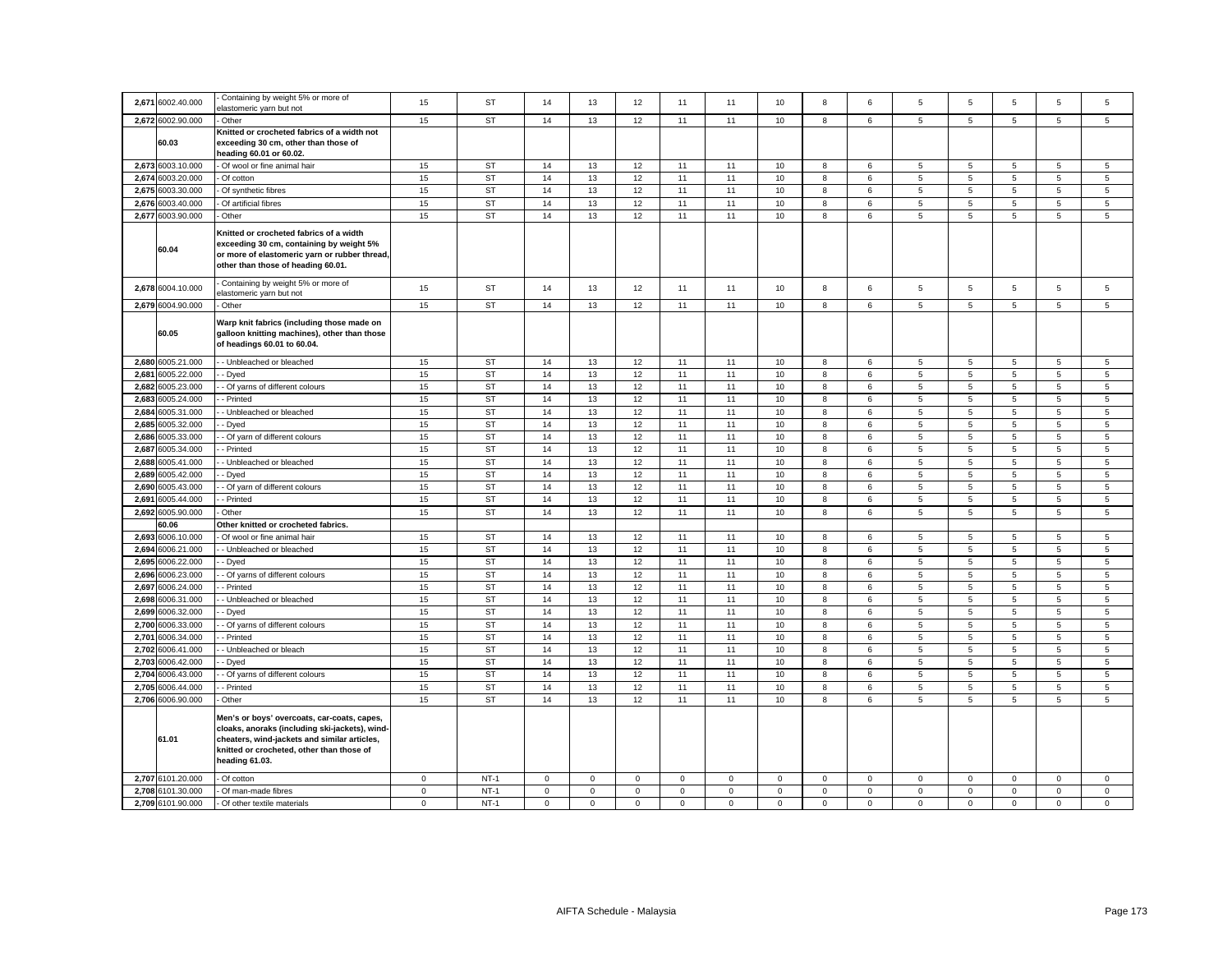| | | | | | | | | | | | | | | | | | |
|---|---|---|---|---|---|---|---|---|---|---|---|---|---|---|---|---|---|
| 2,671 | 6002.40.000 | - Containing by weight 5% or more of elastomeric yarn but not | 15 | ST | 14 | 13 | 12 | 11 | 11 | 10 | 8 | 6 | 5 | 5 | 5 | 5 | 5 |
| 2,672 | 6002.90.000 | - Other | 15 | ST | 14 | 13 | 12 | 11 | 11 | 10 | 8 | 6 | 5 | 5 | 5 | 5 | 5 |
| | 60.03 | **Knitted or crocheted fabrics of a width not exceeding 30 cm, other than those of heading 60.01 or 60.02.** | | | | | | | | | | | | | | | |
| 2,673 | 6003.10.000 | - Of wool or fine animal hair | 15 | ST | 14 | 13 | 12 | 11 | 11 | 10 | 8 | 6 | 5 | 5 | 5 | 5 | 5 |
| 2,674 | 6003.20.000 | - Of cotton | 15 | ST | 14 | 13 | 12 | 11 | 11 | 10 | 8 | 6 | 5 | 5 | 5 | 5 | 5 |
| 2,675 | 6003.30.000 | - Of synthetic fibres | 15 | ST | 14 | 13 | 12 | 11 | 11 | 10 | 8 | 6 | 5 | 5 | 5 | 5 | 5 |
| 2,676 | 6003.40.000 | - Of artificial fibres | 15 | ST | 14 | 13 | 12 | 11 | 11 | 10 | 8 | 6 | 5 | 5 | 5 | 5 | 5 |
| 2,677 | 6003.90.000 | - Other | 15 | ST | 14 | 13 | 12 | 11 | 11 | 10 | 8 | 6 | 5 | 5 | 5 | 5 | 5 |
| | 60.04 | **Knitted or crocheted fabrics of a width exceeding 30 cm, containing by weight 5% or more of elastomeric yarn or rubber thread, other than those of heading 60.01.** | | | | | | | | | | | | | | | |
| 2,678 | 6004.10.000 | - Containing by weight 5% or more of elastomeric yarn but not | 15 | ST | 14 | 13 | 12 | 11 | 11 | 10 | 8 | 6 | 5 | 5 | 5 | 5 | 5 |
| 2,679 | 6004.90.000 | - Other | 15 | ST | 14 | 13 | 12 | 11 | 11 | 10 | 8 | 6 | 5 | 5 | 5 | 5 | 5 |
| | 60.05 | **Warp knit fabrics (including those made on galloon knitting machines), other than those of headings 60.01 to 60.04.** | | | | | | | | | | | | | | | |
| 2,680 | 6005.21.000 | - - Unbleached or bleached | 15 | ST | 14 | 13 | 12 | 11 | 11 | 10 | 8 | 6 | 5 | 5 | 5 | 5 | 5 |
| 2,681 | 6005.22.000 | - - Dyed | 15 | ST | 14 | 13 | 12 | 11 | 11 | 10 | 8 | 6 | 5 | 5 | 5 | 5 | 5 |
| 2,682 | 6005.23.000 | - - Of yarns of different colours | 15 | ST | 14 | 13 | 12 | 11 | 11 | 10 | 8 | 6 | 5 | 5 | 5 | 5 | 5 |
| 2,683 | 6005.24.000 | - - Printed | 15 | ST | 14 | 13 | 12 | 11 | 11 | 10 | 8 | 6 | 5 | 5 | 5 | 5 | 5 |
| 2,684 | 6005.31.000 | - - Unbleached or bleached | 15 | ST | 14 | 13 | 12 | 11 | 11 | 10 | 8 | 6 | 5 | 5 | 5 | 5 | 5 |
| 2,685 | 6005.32.000 | - - Dyed | 15 | ST | 14 | 13 | 12 | 11 | 11 | 10 | 8 | 6 | 5 | 5 | 5 | 5 | 5 |
| 2,686 | 6005.33.000 | - - Of yarn of different colours | 15 | ST | 14 | 13 | 12 | 11 | 11 | 10 | 8 | 6 | 5 | 5 | 5 | 5 | 5 |
| 2,687 | 6005.34.000 | - - Printed | 15 | ST | 14 | 13 | 12 | 11 | 11 | 10 | 8 | 6 | 5 | 5 | 5 | 5 | 5 |
| 2,688 | 6005.41.000 | - - Unbleached or bleached | 15 | ST | 14 | 13 | 12 | 11 | 11 | 10 | 8 | 6 | 5 | 5 | 5 | 5 | 5 |
| 2,689 | 6005.42.000 | - - Dyed | 15 | ST | 14 | 13 | 12 | 11 | 11 | 10 | 8 | 6 | 5 | 5 | 5 | 5 | 5 |
| 2,690 | 6005.43.000 | - - Of yarn of different colours | 15 | ST | 14 | 13 | 12 | 11 | 11 | 10 | 8 | 6 | 5 | 5 | 5 | 5 | 5 |
| 2,691 | 6005.44.000 | - - Printed | 15 | ST | 14 | 13 | 12 | 11 | 11 | 10 | 8 | 6 | 5 | 5 | 5 | 5 | 5 |
| 2,692 | 6005.90.000 | - Other | 15 | ST | 14 | 13 | 12 | 11 | 11 | 10 | 8 | 6 | 5 | 5 | 5 | 5 | 5 |
| | 60.06 | **Other knitted or crocheted fabrics.** | | | | | | | | | | | | | | | |
| 2,693 | 6006.10.000 | - Of wool or fine animal hair | 15 | ST | 14 | 13 | 12 | 11 | 11 | 10 | 8 | 6 | 5 | 5 | 5 | 5 | 5 |
| 2,694 | 6006.21.000 | - - Unbleached or bleached | 15 | ST | 14 | 13 | 12 | 11 | 11 | 10 | 8 | 6 | 5 | 5 | 5 | 5 | 5 |
| 2,695 | 6006.22.000 | - - Dyed | 15 | ST | 14 | 13 | 12 | 11 | 11 | 10 | 8 | 6 | 5 | 5 | 5 | 5 | 5 |
| 2,696 | 6006.23.000 | - - Of yarns of different colours | 15 | ST | 14 | 13 | 12 | 11 | 11 | 10 | 8 | 6 | 5 | 5 | 5 | 5 | 5 |
| 2,697 | 6006.24.000 | - - Printed | 15 | ST | 14 | 13 | 12 | 11 | 11 | 10 | 8 | 6 | 5 | 5 | 5 | 5 | 5 |
| 2,698 | 6006.31.000 | - - Unbleached or bleached | 15 | ST | 14 | 13 | 12 | 11 | 11 | 10 | 8 | 6 | 5 | 5 | 5 | 5 | 5 |
| 2,699 | 6006.32.000 | - - Dyed | 15 | ST | 14 | 13 | 12 | 11 | 11 | 10 | 8 | 6 | 5 | 5 | 5 | 5 | 5 |
| 2,700 | 6006.33.000 | - - Of yarns of different colours | 15 | ST | 14 | 13 | 12 | 11 | 11 | 10 | 8 | 6 | 5 | 5 | 5 | 5 | 5 |
| 2,701 | 6006.34.000 | - - Printed | 15 | ST | 14 | 13 | 12 | 11 | 11 | 10 | 8 | 6 | 5 | 5 | 5 | 5 | 5 |
| 2,702 | 6006.41.000 | - - Unbleached or bleach | 15 | ST | 14 | 13 | 12 | 11 | 11 | 10 | 8 | 6 | 5 | 5 | 5 | 5 | 5 |
| 2,703 | 6006.42.000 | - - Dyed | 15 | ST | 14 | 13 | 12 | 11 | 11 | 10 | 8 | 6 | 5 | 5 | 5 | 5 | 5 |
| 2,704 | 6006.43.000 | - - Of yarns of different colours | 15 | ST | 14 | 13 | 12 | 11 | 11 | 10 | 8 | 6 | 5 | 5 | 5 | 5 | 5 |
| 2,705 | 6006.44.000 | - - Printed | 15 | ST | 14 | 13 | 12 | 11 | 11 | 10 | 8 | 6 | 5 | 5 | 5 | 5 | 5 |
| 2,706 | 6006.90.000 | - Other | 15 | ST | 14 | 13 | 12 | 11 | 11 | 10 | 8 | 6 | 5 | 5 | 5 | 5 | 5 |
| | 61.01 | **Men's or boys' overcoats, car-coats, capes, cloaks, anoraks (including ski-jackets), wind-cheaters, wind-jackets and similar articles, knitted or crocheted, other than those of heading 61.03.** | | | | | | | | | | | | | | | |
| 2,707 | 6101.20.000 | - Of cotton | 0 | NT-1 | 0 | 0 | 0 | 0 | 0 | 0 | 0 | 0 | 0 | 0 | 0 | 0 | 0 |
| 2,708 | 6101.30.000 | - Of man-made fibres | 0 | NT-1 | 0 | 0 | 0 | 0 | 0 | 0 | 0 | 0 | 0 | 0 | 0 | 0 | 0 |
| 2,709 | 6101.90.000 | - Of other textile materials | 0 | NT-1 | 0 | 0 | 0 | 0 | 0 | 0 | 0 | 0 | 0 | 0 | 0 | 0 | 0 |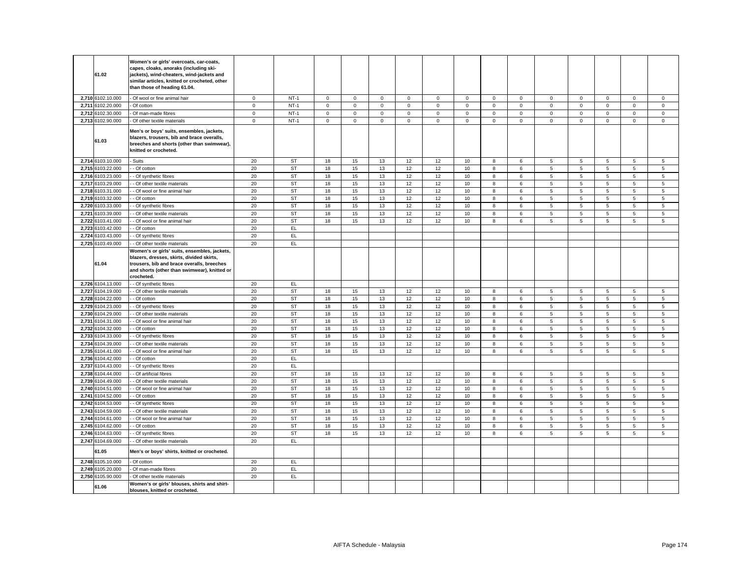| | | | | | | | | | | | | | | | | | |
|---|---|---|---|---|---|---|---|---|---|---|---|---|---|---|---|---|---|
| | 61.02 | Women's or girls' overcoats, car-coats, capes, cloaks, anoraks (including ski-jackets), wind-cheaters, wind-jackets and similar articles, knitted or crocheted, other than those of heading 61.04. | | | | | | | | | | | | | | | |
| 2,710 | 6102.10.000 | - Of wool or fine animal hair | 0 | NT-1 | 0 | 0 | 0 | 0 | 0 | 0 | 0 | 0 | 0 | 0 | 0 | 0 | 0 |
| 2,711 | 6102.20.000 | - Of cotton | 0 | NT-1 | 0 | 0 | 0 | 0 | 0 | 0 | 0 | 0 | 0 | 0 | 0 | 0 | 0 |
| 2,712 | 6102.30.000 | - Of man-made fibres | 0 | NT-1 | 0 | 0 | 0 | 0 | 0 | 0 | 0 | 0 | 0 | 0 | 0 | 0 | 0 |
| 2,713 | 6102.90.000 | - Of other textile materials | 0 | NT-1 | 0 | 0 | 0 | 0 | 0 | 0 | 0 | 0 | 0 | 0 | 0 | 0 | 0 |
| | 61.03 | Men's or boys' suits, ensembles, jackets, blazers, trousers, bib and brace overalls, breeches and shorts (other than swimwear), knitted or crocheted. | | | | | | | | | | | | | | | |
| 2,714 | 6103.10.000 | - Suits | 20 | ST | 18 | 15 | 13 | 12 | 12 | 10 | 8 | 6 | 5 | 5 | 5 | 5 | 5 |
| 2,715 | 6103.22.000 | - - Of cotton | 20 | ST | 18 | 15 | 13 | 12 | 12 | 10 | 8 | 6 | 5 | 5 | 5 | 5 | 5 |
| 2,716 | 6103.23.000 | - - Of synthetic fibres | 20 | ST | 18 | 15 | 13 | 12 | 12 | 10 | 8 | 6 | 5 | 5 | 5 | 5 | 5 |
| 2,717 | 6103.29.000 | - - Of other textile materials | 20 | ST | 18 | 15 | 13 | 12 | 12 | 10 | 8 | 6 | 5 | 5 | 5 | 5 | 5 |
| 2,718 | 6103.31.000 | - - Of wool or fine animal hair | 20 | ST | 18 | 15 | 13 | 12 | 12 | 10 | 8 | 6 | 5 | 5 | 5 | 5 | 5 |
| 2,719 | 6103.32.000 | - - Of cotton | 20 | ST | 18 | 15 | 13 | 12 | 12 | 10 | 8 | 6 | 5 | 5 | 5 | 5 | 5 |
| 2,720 | 6103.33.000 | - - Of synthetic fibres | 20 | ST | 18 | 15 | 13 | 12 | 12 | 10 | 8 | 6 | 5 | 5 | 5 | 5 | 5 |
| 2,721 | 6103.39.000 | - - Of other textile materials | 20 | ST | 18 | 15 | 13 | 12 | 12 | 10 | 8 | 6 | 5 | 5 | 5 | 5 | 5 |
| 2,722 | 6103.41.000 | - - Of wool or fine animal hair | 20 | ST | 18 | 15 | 13 | 12 | 12 | 10 | 8 | 6 | 5 | 5 | 5 | 5 | 5 |
| 2,723 | 6103.42.000 | - - Of cotton | 20 | EL | | | | | | | | | | | | | |
| 2,724 | 6103.43.000 | - - Of synthetic fibres | 20 | EL | | | | | | | | | | | | | |
| 2,725 | 6103.49.000 | - - Of other textile materials | 20 | EL | | | | | | | | | | | | | |
| | 61.04 | Women's or girls' suits, ensembles, jackets, blazers, dresses, skirts, divided skirts, trousers, bib and brace overalls, breeches and shorts (other than swimwear), knitted or crocheted. | | | | | | | | | | | | | | | |
| 2,726 | 6104.13.000 | - - Of synthetic fibres | 20 | EL | | | | | | | | | | | | | |
| 2,727 | 6104.19.000 | - - Of other textile materials | 20 | ST | 18 | 15 | 13 | 12 | 12 | 10 | 8 | 6 | 5 | 5 | 5 | 5 | 5 |
| 2,728 | 6104.22.000 | - - Of cotton | 20 | ST | 18 | 15 | 13 | 12 | 12 | 10 | 8 | 6 | 5 | 5 | 5 | 5 | 5 |
| 2,729 | 6104.23.000 | - - Of synthetic fibres | 20 | ST | 18 | 15 | 13 | 12 | 12 | 10 | 8 | 6 | 5 | 5 | 5 | 5 | 5 |
| 2,730 | 6104.29.000 | - - Of other textile materials | 20 | ST | 18 | 15 | 13 | 12 | 12 | 10 | 8 | 6 | 5 | 5 | 5 | 5 | 5 |
| 2,731 | 6104.31.000 | - - Of wool or fine animal hair | 20 | ST | 18 | 15 | 13 | 12 | 12 | 10 | 8 | 6 | 5 | 5 | 5 | 5 | 5 |
| 2,732 | 6104.32.000 | - - Of cotton | 20 | ST | 18 | 15 | 13 | 12 | 12 | 10 | 8 | 6 | 5 | 5 | 5 | 5 | 5 |
| 2,733 | 6104.33.000 | - - Of synthetic fibres | 20 | ST | 18 | 15 | 13 | 12 | 12 | 10 | 8 | 6 | 5 | 5 | 5 | 5 | 5 |
| 2,734 | 6104.39.000 | - - Of other textile materials | 20 | ST | 18 | 15 | 13 | 12 | 12 | 10 | 8 | 6 | 5 | 5 | 5 | 5 | 5 |
| 2,735 | 6104.41.000 | - - Of wool or fine animal hair | 20 | ST | 18 | 15 | 13 | 12 | 12 | 10 | 8 | 6 | 5 | 5 | 5 | 5 | 5 |
| 2,736 | 6104.42.000 | - - Of cotton | 20 | EL | | | | | | | | | | | | | |
| 2,737 | 6104.43.000 | - - Of synthetic fibres | 20 | EL | | | | | | | | | | | | | |
| 2,738 | 6104.44.000 | - - Of artificial fibres | 20 | ST | 18 | 15 | 13 | 12 | 12 | 10 | 8 | 6 | 5 | 5 | 5 | 5 | 5 |
| 2,739 | 6104.49.000 | - - Of other textile materials | 20 | ST | 18 | 15 | 13 | 12 | 12 | 10 | 8 | 6 | 5 | 5 | 5 | 5 | 5 |
| 2,740 | 6104.51.000 | - - Of wool or fine animal hair | 20 | ST | 18 | 15 | 13 | 12 | 12 | 10 | 8 | 6 | 5 | 5 | 5 | 5 | 5 |
| 2,741 | 6104.52.000 | - - Of cotton | 20 | ST | 18 | 15 | 13 | 12 | 12 | 10 | 8 | 6 | 5 | 5 | 5 | 5 | 5 |
| 2,742 | 6104.53.000 | - - Of synthetic fibres | 20 | ST | 18 | 15 | 13 | 12 | 12 | 10 | 8 | 6 | 5 | 5 | 5 | 5 | 5 |
| 2,743 | 6104.59.000 | - - Of other textile materials | 20 | ST | 18 | 15 | 13 | 12 | 12 | 10 | 8 | 6 | 5 | 5 | 5 | 5 | 5 |
| 2,744 | 6104.61.000 | - - Of wool or fine animal hair | 20 | ST | 18 | 15 | 13 | 12 | 12 | 10 | 8 | 6 | 5 | 5 | 5 | 5 | 5 |
| 2,745 | 6104.62.000 | - - Of cotton | 20 | ST | 18 | 15 | 13 | 12 | 12 | 10 | 8 | 6 | 5 | 5 | 5 | 5 | 5 |
| 2,746 | 6104.63.000 | - - Of synthetic fibres | 20 | ST | 18 | 15 | 13 | 12 | 12 | 10 | 8 | 6 | 5 | 5 | 5 | 5 | 5 |
| 2,747 | 6104.69.000 | - - Of other textile materials | 20 | EL | | | | | | | | | | | | | |
| | 61.05 | Men's or boys' shirts, knitted or crocheted. | | | | | | | | | | | | | | | |
| 2,748 | 6105.10.000 | - Of cotton | 20 | EL | | | | | | | | | | | | | |
| 2,749 | 6105.20.000 | - Of man-made fibres | 20 | EL | | | | | | | | | | | | | |
| 2,750 | 6105.90.000 | - Of other textile materials | 20 | EL | | | | | | | | | | | | | |
| | 61.06 | Women's or girls' blouses, shirts and shirt-blouses, knitted or crocheted. | | | | | | | | | | | | | | | |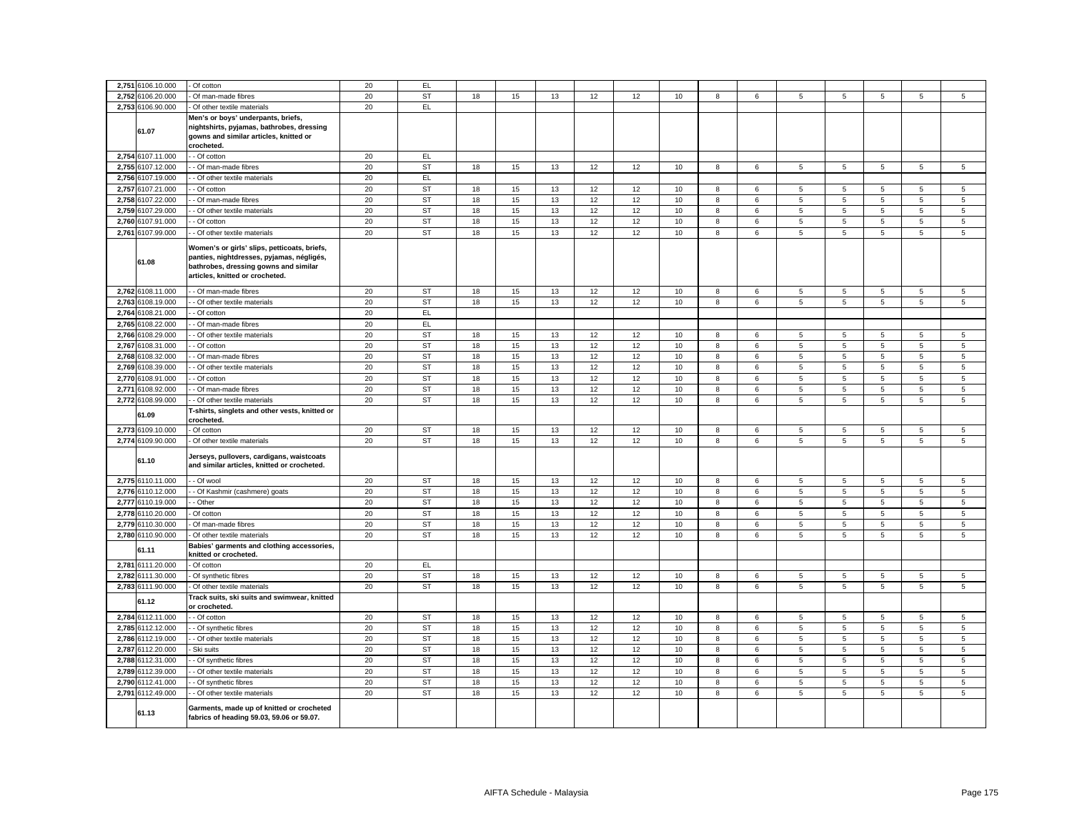| No. | HS Code | Description | Base Rate | Category | | | | | | | | | | | | | | | |
|---|---|---|---|---|---|---|---|---|---|---|---|---|---|---|---|---|---|---|---|
| 2,751 | 6106.10.000 | - Of cotton | 20 | EL | | | | | | | | | | | | | | | |
| 2,752 | 6106.20.000 | - Of man-made fibres | 20 | ST | 18 | 15 | 13 | 12 | 12 | 10 | 8 | 6 | 5 | 5 | 5 | 5 | 5 |
| 2,753 | 6106.90.000 | - Of other textile materials | 20 | EL | | | | | | | | | | | | | |
| | 61.07 | **Men's or boys' underpants, briefs, nightshirts, pyjamas, bathrobes, dressing gowns and similar articles, knitted or crocheted.** | | | | | | | | | | | | | | | |
| 2,754 | 6107.11.000 | - - Of cotton | 20 | EL | | | | | | | | | | | | | |
| 2,755 | 6107.12.000 | - - Of man-made fibres | 20 | ST | 18 | 15 | 13 | 12 | 12 | 10 | 8 | 6 | 5 | 5 | 5 | 5 | 5 |
| 2,756 | 6107.19.000 | - - Of other textile materials | 20 | EL | | | | | | | | | | | | | |
| 2,757 | 6107.21.000 | - - Of cotton | 20 | ST | 18 | 15 | 13 | 12 | 12 | 10 | 8 | 6 | 5 | 5 | 5 | 5 | 5 |
| 2,758 | 6107.22.000 | - - Of man-made fibres | 20 | ST | 18 | 15 | 13 | 12 | 12 | 10 | 8 | 6 | 5 | 5 | 5 | 5 | 5 |
| 2,759 | 6107.29.000 | - - Of other textile materials | 20 | ST | 18 | 15 | 13 | 12 | 12 | 10 | 8 | 6 | 5 | 5 | 5 | 5 | 5 |
| 2,760 | 6107.91.000 | - - Of cotton | 20 | ST | 18 | 15 | 13 | 12 | 12 | 10 | 8 | 6 | 5 | 5 | 5 | 5 | 5 |
| 2,761 | 6107.99.000 | - - Of other textile materials | 20 | ST | 18 | 15 | 13 | 12 | 12 | 10 | 8 | 6 | 5 | 5 | 5 | 5 | 5 |
| | 61.08 | **Women's or girls' slips, petticoats, briefs, panties, nightdresses, pyjamas, négligés, bathrobes, dressing gowns and similar articles, knitted or crocheted.** | | | | | | | | | | | | | | | |
| 2,762 | 6108.11.000 | - - Of man-made fibres | 20 | ST | 18 | 15 | 13 | 12 | 12 | 10 | 8 | 6 | 5 | 5 | 5 | 5 | 5 |
| 2,763 | 6108.19.000 | - - Of other textile materials | 20 | ST | 18 | 15 | 13 | 12 | 12 | 10 | 8 | 6 | 5 | 5 | 5 | 5 | 5 |
| 2,764 | 6108.21.000 | - - Of cotton | 20 | EL | | | | | | | | | | | | | |
| 2,765 | 6108.22.000 | - - Of man-made fibres | 20 | EL | | | | | | | | | | | | | |
| 2,766 | 6108.29.000 | - - Of other textile materials | 20 | ST | 18 | 15 | 13 | 12 | 12 | 10 | 8 | 6 | 5 | 5 | 5 | 5 | 5 |
| 2,767 | 6108.31.000 | - - Of cotton | 20 | ST | 18 | 15 | 13 | 12 | 12 | 10 | 8 | 6 | 5 | 5 | 5 | 5 | 5 |
| 2,768 | 6108.32.000 | - - Of man-made fibres | 20 | ST | 18 | 15 | 13 | 12 | 12 | 10 | 8 | 6 | 5 | 5 | 5 | 5 | 5 |
| 2,769 | 6108.39.000 | - - Of other textile materials | 20 | ST | 18 | 15 | 13 | 12 | 12 | 10 | 8 | 6 | 5 | 5 | 5 | 5 | 5 |
| 2,770 | 6108.91.000 | - - Of cotton | 20 | ST | 18 | 15 | 13 | 12 | 12 | 10 | 8 | 6 | 5 | 5 | 5 | 5 | 5 |
| 2,771 | 6108.92.000 | - - Of man-made fibres | 20 | ST | 18 | 15 | 13 | 12 | 12 | 10 | 8 | 6 | 5 | 5 | 5 | 5 | 5 |
| 2,772 | 6108.99.000 | - - Of other textile materials | 20 | ST | 18 | 15 | 13 | 12 | 12 | 10 | 8 | 6 | 5 | 5 | 5 | 5 | 5 |
| | 61.09 | **T-shirts, singlets and other vests, knitted or crocheted.** | | | | | | | | | | | | | | | |
| 2,773 | 6109.10.000 | - Of cotton | 20 | ST | 18 | 15 | 13 | 12 | 12 | 10 | 8 | 6 | 5 | 5 | 5 | 5 | 5 |
| 2,774 | 6109.90.000 | - Of other textile materials | 20 | ST | 18 | 15 | 13 | 12 | 12 | 10 | 8 | 6 | 5 | 5 | 5 | 5 | 5 |
| | 61.10 | **Jerseys, pullovers, cardigans, waistcoats and similar articles, knitted or crocheted.** | | | | | | | | | | | | | | | |
| 2,775 | 6110.11.000 | - - Of wool | 20 | ST | 18 | 15 | 13 | 12 | 12 | 10 | 8 | 6 | 5 | 5 | 5 | 5 | 5 |
| 2,776 | 6110.12.000 | - - Of Kashmir (cashmere) goats | 20 | ST | 18 | 15 | 13 | 12 | 12 | 10 | 8 | 6 | 5 | 5 | 5 | 5 | 5 |
| 2,777 | 6110.19.000 | - - Other | 20 | ST | 18 | 15 | 13 | 12 | 12 | 10 | 8 | 6 | 5 | 5 | 5 | 5 | 5 |
| 2,778 | 6110.20.000 | - Of cotton | 20 | ST | 18 | 15 | 13 | 12 | 12 | 10 | 8 | 6 | 5 | 5 | 5 | 5 | 5 |
| 2,779 | 6110.30.000 | - Of man-made fibres | 20 | ST | 18 | 15 | 13 | 12 | 12 | 10 | 8 | 6 | 5 | 5 | 5 | 5 | 5 |
| 2,780 | 6110.90.000 | - Of other textile materials | 20 | ST | 18 | 15 | 13 | 12 | 12 | 10 | 8 | 6 | 5 | 5 | 5 | 5 | 5 |
| | 61.11 | **Babies' garments and clothing accessories, knitted or crocheted.** | | | | | | | | | | | | | | | |
| 2,781 | 6111.20.000 | - Of cotton | 20 | EL | | | | | | | | | | | | | |
| 2,782 | 6111.30.000 | - Of synthetic fibres | 20 | ST | 18 | 15 | 13 | 12 | 12 | 10 | 8 | 6 | 5 | 5 | 5 | 5 | 5 |
| 2,783 | 6111.90.000 | - Of other textile materials | 20 | ST | 18 | 15 | 13 | 12 | 12 | 10 | 8 | 6 | 5 | 5 | 5 | 5 | 5 |
| | 61.12 | **Track suits, ski suits and swimwear, knitted or crocheted.** | | | | | | | | | | | | | | | |
| 2,784 | 6112.11.000 | - - Of cotton | 20 | ST | 18 | 15 | 13 | 12 | 12 | 10 | 8 | 6 | 5 | 5 | 5 | 5 | 5 |
| 2,785 | 6112.12.000 | - - Of synthetic fibres | 20 | ST | 18 | 15 | 13 | 12 | 12 | 10 | 8 | 6 | 5 | 5 | 5 | 5 | 5 |
| 2,786 | 6112.19.000 | - - Of other textile materials | 20 | ST | 18 | 15 | 13 | 12 | 12 | 10 | 8 | 6 | 5 | 5 | 5 | 5 | 5 |
| 2,787 | 6112.20.000 | - Ski suits | 20 | ST | 18 | 15 | 13 | 12 | 12 | 10 | 8 | 6 | 5 | 5 | 5 | 5 | 5 |
| 2,788 | 6112.31.000 | - - Of synthetic fibres | 20 | ST | 18 | 15 | 13 | 12 | 12 | 10 | 8 | 6 | 5 | 5 | 5 | 5 | 5 |
| 2,789 | 6112.39.000 | - - Of other textile materials | 20 | ST | 18 | 15 | 13 | 12 | 12 | 10 | 8 | 6 | 5 | 5 | 5 | 5 | 5 |
| 2,790 | 6112.41.000 | - - Of synthetic fibres | 20 | ST | 18 | 15 | 13 | 12 | 12 | 10 | 8 | 6 | 5 | 5 | 5 | 5 | 5 |
| 2,791 | 6112.49.000 | - - Of other textile materials | 20 | ST | 18 | 15 | 13 | 12 | 12 | 10 | 8 | 6 | 5 | 5 | 5 | 5 | 5 |
| | 61.13 | **Garments, made up of knitted or crocheted fabrics of heading 59.03, 59.06 or 59.07.** | | | | | | | | | | | | | | | |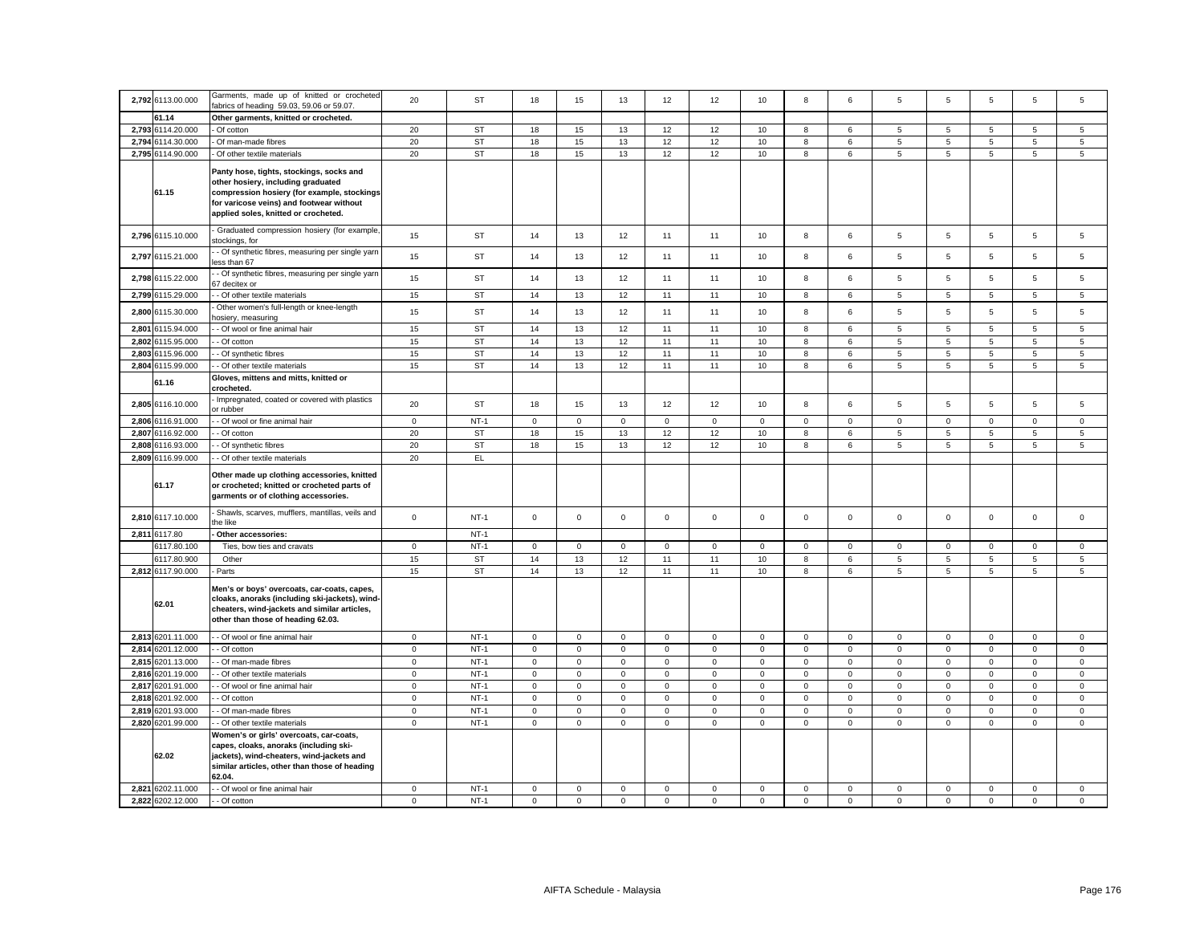| | | | | | | | | | | | | | | | | | |
|---|---|---|---|---|---|---|---|---|---|---|---|---|---|---|---|---|---|
| 2,792 | 6113.00.000 | Garments, made up of knitted or crocheted fabrics of heading 59.03, 59.06 or 59.07. | 20 | ST | 18 | 15 | 13 | 12 | 12 | 10 | 8 | 6 | 5 | 5 | 5 | 5 | 5 |
| | 61.14 | **Other garments, knitted or crocheted.** | | | | | | | | | | | | | | | |
| 2,793 | 6114.20.000 | - Of cotton | 20 | ST | 18 | 15 | 13 | 12 | 12 | 10 | 8 | 6 | 5 | 5 | 5 | 5 | 5 |
| 2,794 | 6114.30.000 | - Of man-made fibres | 20 | ST | 18 | 15 | 13 | 12 | 12 | 10 | 8 | 6 | 5 | 5 | 5 | 5 | 5 |
| 2,795 | 6114.90.000 | - Of other textile materials | 20 | ST | 18 | 15 | 13 | 12 | 12 | 10 | 8 | 6 | 5 | 5 | 5 | 5 | 5 |
| | 61.15 | **Panty hose, tights, stockings, socks and other hosiery, including graduated compression hosiery (for example, stockings for varicose veins) and footwear without applied soles, knitted or crocheted.** | | | | | | | | | | | | | | | |
| 2,796 | 6115.10.000 | - Graduated compression hosiery (for example, stockings, for | 15 | ST | 14 | 13 | 12 | 11 | 11 | 10 | 8 | 6 | 5 | 5 | 5 | 5 | 5 |
| 2,797 | 6115.21.000 | - - Of synthetic fibres, measuring per single yarn less than 67 | 15 | ST | 14 | 13 | 12 | 11 | 11 | 10 | 8 | 6 | 5 | 5 | 5 | 5 | 5 |
| 2,798 | 6115.22.000 | - - Of synthetic fibres, measuring per single yarn 67 decitex or | 15 | ST | 14 | 13 | 12 | 11 | 11 | 10 | 8 | 6 | 5 | 5 | 5 | 5 | 5 |
| 2,799 | 6115.29.000 | - - Of other textile materials | 15 | ST | 14 | 13 | 12 | 11 | 11 | 10 | 8 | 6 | 5 | 5 | 5 | 5 | 5 |
| 2,800 | 6115.30.000 | - Other women's full-length or knee-length hosiery, measuring | 15 | ST | 14 | 13 | 12 | 11 | 11 | 10 | 8 | 6 | 5 | 5 | 5 | 5 | 5 |
| 2,801 | 6115.94.000 | - - Of wool or fine animal hair | 15 | ST | 14 | 13 | 12 | 11 | 11 | 10 | 8 | 6 | 5 | 5 | 5 | 5 | 5 |
| 2,802 | 6115.95.000 | - - Of cotton | 15 | ST | 14 | 13 | 12 | 11 | 11 | 10 | 8 | 6 | 5 | 5 | 5 | 5 | 5 |
| 2,803 | 6115.96.000 | - - Of synthetic fibres | 15 | ST | 14 | 13 | 12 | 11 | 11 | 10 | 8 | 6 | 5 | 5 | 5 | 5 | 5 |
| 2,804 | 6115.99.000 | - - Of other textile materials | 15 | ST | 14 | 13 | 12 | 11 | 11 | 10 | 8 | 6 | 5 | 5 | 5 | 5 | 5 |
| | 61.16 | **Gloves, mittens and mitts, knitted or crocheted.** | | | | | | | | | | | | | | | |
| 2,805 | 6116.10.000 | - Impregnated, coated or covered with plastics or rubber | 20 | ST | 18 | 15 | 13 | 12 | 12 | 10 | 8 | 6 | 5 | 5 | 5 | 5 | 5 |
| 2,806 | 6116.91.000 | - - Of wool or fine animal hair | 0 | NT-1 | 0 | 0 | 0 | 0 | 0 | 0 | 0 | 0 | 0 | 0 | 0 | 0 | 0 |
| 2,807 | 6116.92.000 | - - Of cotton | 20 | ST | 18 | 15 | 13 | 12 | 12 | 10 | 8 | 6 | 5 | 5 | 5 | 5 | 5 |
| 2,808 | 6116.93.000 | - - Of synthetic fibres | 20 | ST | 18 | 15 | 13 | 12 | 12 | 10 | 8 | 6 | 5 | 5 | 5 | 5 | 5 |
| 2,809 | 6116.99.000 | - - Of other textile materials | 20 | EL | | | | | | | | | | | | | |
| | 61.17 | **Other made up clothing accessories, knitted or crocheted; knitted or crocheted parts of garments or of clothing accessories.** | | | | | | | | | | | | | | | |
| 2,810 | 6117.10.000 | - Shawls, scarves, mufflers, mantillas, veils and the like | 0 | NT-1 | 0 | 0 | 0 | 0 | 0 | 0 | 0 | 0 | 0 | 0 | 0 | 0 | 0 |
| 2,811 | 6117.80 | **- Other accessories:** | | NT-1 | | | | | | | | | | | | | |
| | 6117.80.100 | Ties, bow ties and cravats | 0 | NT-1 | 0 | 0 | 0 | 0 | 0 | 0 | 0 | 0 | 0 | 0 | 0 | 0 | 0 |
| | 6117.80.900 | Other | 15 | ST | 14 | 13 | 12 | 11 | 11 | 10 | 8 | 6 | 5 | 5 | 5 | 5 | 5 |
| 2,812 | 6117.90.000 | - Parts | 15 | ST | 14 | 13 | 12 | 11 | 11 | 10 | 8 | 6 | 5 | 5 | 5 | 5 | 5 |
| | 62.01 | **Men's or boys' overcoats, car-coats, capes, cloaks, anoraks (including ski-jackets), wind-cheaters, wind-jackets and similar articles, other than those of heading 62.03.** | | | | | | | | | | | | | | | |
| 2,813 | 6201.11.000 | - - Of wool or fine animal hair | 0 | NT-1 | 0 | 0 | 0 | 0 | 0 | 0 | 0 | 0 | 0 | 0 | 0 | 0 | 0 |
| 2,814 | 6201.12.000 | - - Of cotton | 0 | NT-1 | 0 | 0 | 0 | 0 | 0 | 0 | 0 | 0 | 0 | 0 | 0 | 0 | 0 |
| 2,815 | 6201.13.000 | - - Of man-made fibres | 0 | NT-1 | 0 | 0 | 0 | 0 | 0 | 0 | 0 | 0 | 0 | 0 | 0 | 0 | 0 |
| 2,816 | 6201.19.000 | - - Of other textile materials | 0 | NT-1 | 0 | 0 | 0 | 0 | 0 | 0 | 0 | 0 | 0 | 0 | 0 | 0 | 0 |
| 2,817 | 6201.91.000 | - - Of wool or fine animal hair | 0 | NT-1 | 0 | 0 | 0 | 0 | 0 | 0 | 0 | 0 | 0 | 0 | 0 | 0 | 0 |
| 2,818 | 6201.92.000 | - - Of cotton | 0 | NT-1 | 0 | 0 | 0 | 0 | 0 | 0 | 0 | 0 | 0 | 0 | 0 | 0 | 0 |
| 2,819 | 6201.93.000 | - - Of man-made fibres | 0 | NT-1 | 0 | 0 | 0 | 0 | 0 | 0 | 0 | 0 | 0 | 0 | 0 | 0 | 0 |
| 2,820 | 6201.99.000 | - - Of other textile materials | 0 | NT-1 | 0 | 0 | 0 | 0 | 0 | 0 | 0 | 0 | 0 | 0 | 0 | 0 | 0 |
| | 62.02 | **Women's or girls' overcoats, car-coats, capes, cloaks, anoraks (including ski-jackets), wind-cheaters, wind-jackets and similar articles, other than those of heading 62.04.** | | | | | | | | | | | | | | | |
| 2,821 | 6202.11.000 | - - Of wool or fine animal hair | 0 | NT-1 | 0 | 0 | 0 | 0 | 0 | 0 | 0 | 0 | 0 | 0 | 0 | 0 | 0 |
| 2,822 | 6202.12.000 | - - Of cotton | 0 | NT-1 | 0 | 0 | 0 | 0 | 0 | 0 | 0 | 0 | 0 | 0 | 0 | 0 | 0 |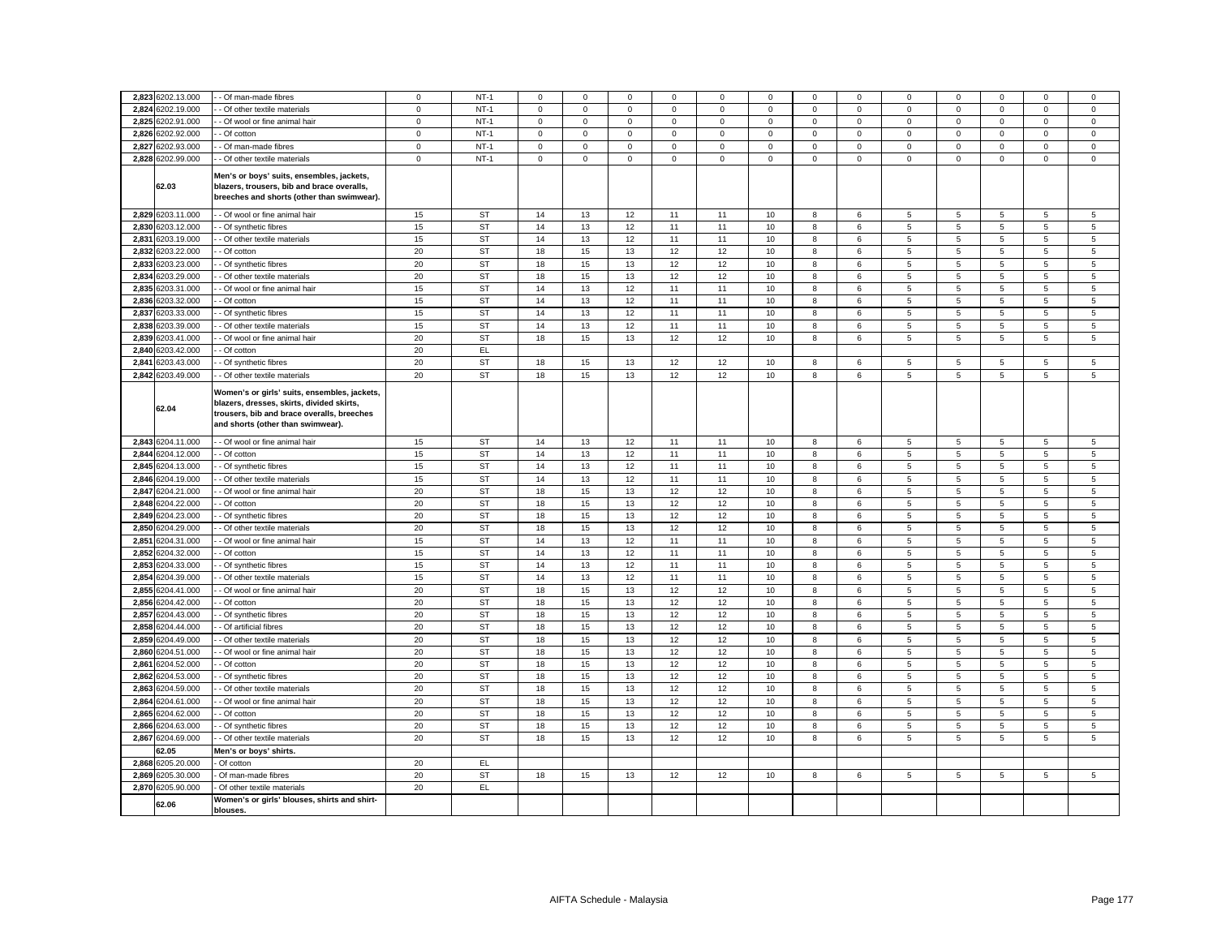| | | | | | | | | | | | | | | | | | | |
|---|---|---|---|---|---|---|---|---|---|---|---|---|---|---|---|---|---|---|
| 2,823 | 6202.13.000 | - - Of man-made fibres | 0 | NT-1 | 0 | 0 | 0 | 0 | 0 | 0 | 0 | 0 | 0 | 0 | 0 | 0 | 0 |
| 2,824 | 6202.19.000 | - - Of other textile materials | 0 | NT-1 | 0 | 0 | 0 | 0 | 0 | 0 | 0 | 0 | 0 | 0 | 0 | 0 | 0 |
| 2,825 | 6202.91.000 | - - Of wool or fine animal hair | 0 | NT-1 | 0 | 0 | 0 | 0 | 0 | 0 | 0 | 0 | 0 | 0 | 0 | 0 | 0 |
| 2,826 | 6202.92.000 | - - Of cotton | 0 | NT-1 | 0 | 0 | 0 | 0 | 0 | 0 | 0 | 0 | 0 | 0 | 0 | 0 | 0 |
| 2,827 | 6202.93.000 | - - Of man-made fibres | 0 | NT-1 | 0 | 0 | 0 | 0 | 0 | 0 | 0 | 0 | 0 | 0 | 0 | 0 | 0 |
| 2,828 | 6202.99.000 | - - Of other textile materials | 0 | NT-1 | 0 | 0 | 0 | 0 | 0 | 0 | 0 | 0 | 0 | 0 | 0 | 0 | 0 |
| | 62.03 | **Men's or boys' suits, ensembles, jackets, blazers, trousers, bib and brace overalls, breeches and shorts (other than swimwear).** | | | | | | | | | | | | | | | |
| 2,829 | 6203.11.000 | - - Of wool or fine animal hair | 15 | ST | 14 | 13 | 12 | 11 | 11 | 10 | 8 | 6 | 5 | 5 | 5 | 5 | 5 |
| 2,830 | 6203.12.000 | - - Of synthetic fibres | 15 | ST | 14 | 13 | 12 | 11 | 11 | 10 | 8 | 6 | 5 | 5 | 5 | 5 | 5 |
| 2,831 | 6203.19.000 | - - Of other textile materials | 15 | ST | 14 | 13 | 12 | 11 | 11 | 10 | 8 | 6 | 5 | 5 | 5 | 5 | 5 |
| 2,832 | 6203.22.000 | - - Of cotton | 20 | ST | 18 | 15 | 13 | 12 | 12 | 10 | 8 | 6 | 5 | 5 | 5 | 5 | 5 |
| 2,833 | 6203.23.000 | - - Of synthetic fibres | 20 | ST | 18 | 15 | 13 | 12 | 12 | 10 | 8 | 6 | 5 | 5 | 5 | 5 | 5 |
| 2,834 | 6203.29.000 | - - Of other textile materials | 20 | ST | 18 | 15 | 13 | 12 | 12 | 10 | 8 | 6 | 5 | 5 | 5 | 5 | 5 |
| 2,835 | 6203.31.000 | - - Of wool or fine animal hair | 15 | ST | 14 | 13 | 12 | 11 | 11 | 10 | 8 | 6 | 5 | 5 | 5 | 5 | 5 |
| 2,836 | 6203.32.000 | - - Of cotton | 15 | ST | 14 | 13 | 12 | 11 | 11 | 10 | 8 | 6 | 5 | 5 | 5 | 5 | 5 |
| 2,837 | 6203.33.000 | - - Of synthetic fibres | 15 | ST | 14 | 13 | 12 | 11 | 11 | 10 | 8 | 6 | 5 | 5 | 5 | 5 | 5 |
| 2,838 | 6203.39.000 | - - Of other textile materials | 15 | ST | 14 | 13 | 12 | 11 | 11 | 10 | 8 | 6 | 5 | 5 | 5 | 5 | 5 |
| 2,839 | 6203.41.000 | - - Of wool or fine animal hair | 20 | ST | 18 | 15 | 13 | 12 | 12 | 10 | 8 | 6 | 5 | 5 | 5 | 5 | 5 |
| 2,840 | 6203.42.000 | - - Of cotton | 20 | EL | | | | | | | | | | | | | |
| 2,841 | 6203.43.000 | - - Of synthetic fibres | 20 | ST | 18 | 15 | 13 | 12 | 12 | 10 | 8 | 6 | 5 | 5 | 5 | 5 | 5 |
| 2,842 | 6203.49.000 | - - Of other textile materials | 20 | ST | 18 | 15 | 13 | 12 | 12 | 10 | 8 | 6 | 5 | 5 | 5 | 5 | 5 |
| | 62.04 | **Women's or girls' suits, ensembles, jackets, blazers, dresses, skirts, divided skirts, trousers, bib and brace overalls, breeches and shorts (other than swimwear).** | | | | | | | | | | | | | | | |
| 2,843 | 6204.11.000 | - - Of wool or fine animal hair | 15 | ST | 14 | 13 | 12 | 11 | 11 | 10 | 8 | 6 | 5 | 5 | 5 | 5 | 5 |
| 2,844 | 6204.12.000 | - - Of cotton | 15 | ST | 14 | 13 | 12 | 11 | 11 | 10 | 8 | 6 | 5 | 5 | 5 | 5 | 5 |
| 2,845 | 6204.13.000 | - - Of synthetic fibres | 15 | ST | 14 | 13 | 12 | 11 | 11 | 10 | 8 | 6 | 5 | 5 | 5 | 5 | 5 |
| 2,846 | 6204.19.000 | - - Of other textile materials | 15 | ST | 14 | 13 | 12 | 11 | 11 | 10 | 8 | 6 | 5 | 5 | 5 | 5 | 5 |
| 2,847 | 6204.21.000 | - - Of wool or fine animal hair | 20 | ST | 18 | 15 | 13 | 12 | 12 | 10 | 8 | 6 | 5 | 5 | 5 | 5 | 5 |
| 2,848 | 6204.22.000 | - - Of cotton | 20 | ST | 18 | 15 | 13 | 12 | 12 | 10 | 8 | 6 | 5 | 5 | 5 | 5 | 5 |
| 2,849 | 6204.23.000 | - - Of synthetic fibres | 20 | ST | 18 | 15 | 13 | 12 | 12 | 10 | 8 | 6 | 5 | 5 | 5 | 5 | 5 |
| 2,850 | 6204.29.000 | - - Of other textile materials | 20 | ST | 18 | 15 | 13 | 12 | 12 | 10 | 8 | 6 | 5 | 5 | 5 | 5 | 5 |
| 2,851 | 6204.31.000 | - - Of wool or fine animal hair | 15 | ST | 14 | 13 | 12 | 11 | 11 | 10 | 8 | 6 | 5 | 5 | 5 | 5 | 5 |
| 2,852 | 6204.32.000 | - - Of cotton | 15 | ST | 14 | 13 | 12 | 11 | 11 | 10 | 8 | 6 | 5 | 5 | 5 | 5 | 5 |
| 2,853 | 6204.33.000 | - - Of synthetic fibres | 15 | ST | 14 | 13 | 12 | 11 | 11 | 10 | 8 | 6 | 5 | 5 | 5 | 5 | 5 |
| 2,854 | 6204.39.000 | - - Of other textile materials | 15 | ST | 14 | 13 | 12 | 11 | 11 | 10 | 8 | 6 | 5 | 5 | 5 | 5 | 5 |
| 2,855 | 6204.41.000 | - - Of wool or fine animal hair | 20 | ST | 18 | 15 | 13 | 12 | 12 | 10 | 8 | 6 | 5 | 5 | 5 | 5 | 5 |
| 2,856 | 6204.42.000 | - - Of cotton | 20 | ST | 18 | 15 | 13 | 12 | 12 | 10 | 8 | 6 | 5 | 5 | 5 | 5 | 5 |
| 2,857 | 6204.43.000 | - - Of synthetic fibres | 20 | ST | 18 | 15 | 13 | 12 | 12 | 10 | 8 | 6 | 5 | 5 | 5 | 5 | 5 |
| 2,858 | 6204.44.000 | - - Of artificial fibres | 20 | ST | 18 | 15 | 13 | 12 | 12 | 10 | 8 | 6 | 5 | 5 | 5 | 5 | 5 |
| 2,859 | 6204.49.000 | - - Of other textile materials | 20 | ST | 18 | 15 | 13 | 12 | 12 | 10 | 8 | 6 | 5 | 5 | 5 | 5 | 5 |
| 2,860 | 6204.51.000 | - - Of wool or fine animal hair | 20 | ST | 18 | 15 | 13 | 12 | 12 | 10 | 8 | 6 | 5 | 5 | 5 | 5 | 5 |
| 2,861 | 6204.52.000 | - - Of cotton | 20 | ST | 18 | 15 | 13 | 12 | 12 | 10 | 8 | 6 | 5 | 5 | 5 | 5 | 5 |
| 2,862 | 6204.53.000 | - - Of synthetic fibres | 20 | ST | 18 | 15 | 13 | 12 | 12 | 10 | 8 | 6 | 5 | 5 | 5 | 5 | 5 |
| 2,863 | 6204.59.000 | - - Of other textile materials | 20 | ST | 18 | 15 | 13 | 12 | 12 | 10 | 8 | 6 | 5 | 5 | 5 | 5 | 5 |
| 2,864 | 6204.61.000 | - - Of wool or fine animal hair | 20 | ST | 18 | 15 | 13 | 12 | 12 | 10 | 8 | 6 | 5 | 5 | 5 | 5 | 5 |
| 2,865 | 6204.62.000 | - - Of cotton | 20 | ST | 18 | 15 | 13 | 12 | 12 | 10 | 8 | 6 | 5 | 5 | 5 | 5 | 5 |
| 2,866 | 6204.63.000 | - - Of synthetic fibres | 20 | ST | 18 | 15 | 13 | 12 | 12 | 10 | 8 | 6 | 5 | 5 | 5 | 5 | 5 |
| 2,867 | 6204.69.000 | - - Of other textile materials | 20 | ST | 18 | 15 | 13 | 12 | 12 | 10 | 8 | 6 | 5 | 5 | 5 | 5 | 5 |
| | 62.05 | **Men's or boys' shirts.** | | | | | | | | | | | | | | | |
| 2,868 | 6205.20.000 | - Of cotton | 20 | EL | | | | | | | | | | | | | |
| 2,869 | 6205.30.000 | - Of man-made fibres | 20 | ST | 18 | 15 | 13 | 12 | 12 | 10 | 8 | 6 | 5 | 5 | 5 | 5 | 5 |
| 2,870 | 6205.90.000 | - Of other textile materials | 20 | EL | | | | | | | | | | | | | |
| | 62.06 | **Women's or girls' blouses, shirts and shirt-blouses.** | | | | | | | | | | | | | | | |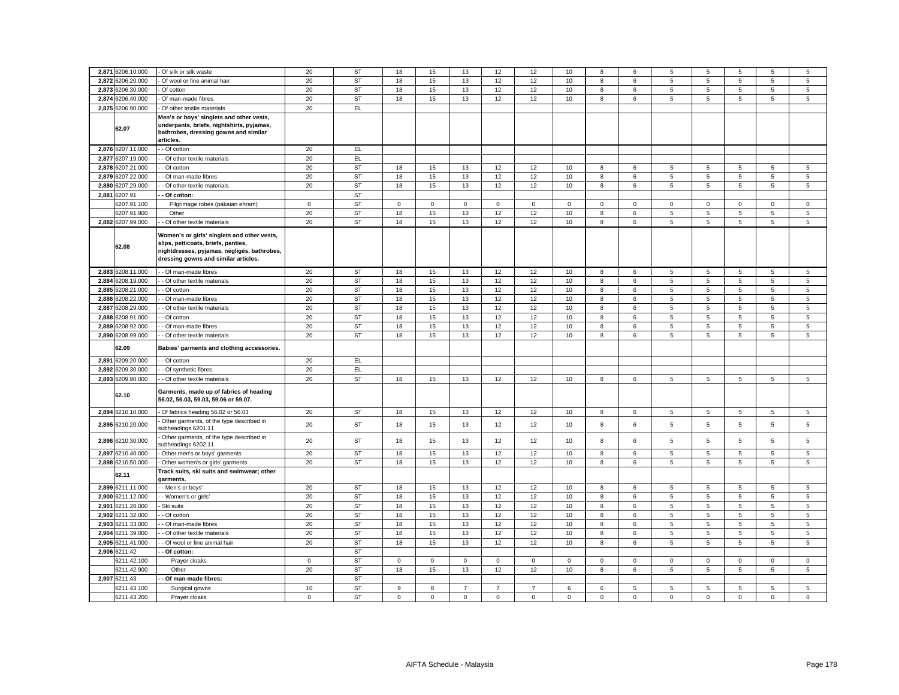| 2,871 | 6206.10.000 | - Of silk or silk waste | 20 | ST | 18 | 15 | 13 | 12 | 12 | 10 | 8 | 6 | 5 | 5 | 5 | 5 | 5 |
|---|---|---|---|---|---|---|---|---|---|---|---|---|---|---|---|---|---|
| 2,872 | 6206.20.000 | - Of wool or fine animal hair | 20 | ST | 18 | 15 | 13 | 12 | 12 | 10 | 8 | 6 | 5 | 5 | 5 | 5 | 5 |
| 2,873 | 6206.30.000 | - Of cotton | 20 | ST | 18 | 15 | 13 | 12 | 12 | 10 | 8 | 6 | 5 | 5 | 5 | 5 | 5 |
| 2,874 | 6206.40.000 | - Of man-made fibres | 20 | ST | 18 | 15 | 13 | 12 | 12 | 10 | 8 | 6 | 5 | 5 | 5 | 5 | 5 |
| 2,875 | 6206.90.000 | - Of other textile materials | 20 | EL | | | | | | | | | | | | | |
| | 62.07 | **Men's or boys' singlets and other vests, underpants, briefs, nightshirts, pyjamas, bathrobes, dressing gowns and similar articles.** | | | | | | | | | | | | | | | |
| 2,876 | 6207.11.000 | - - Of cotton | 20 | EL | | | | | | | | | | | | | |
| 2,877 | 6207.19.000 | - - Of other textile materials | 20 | EL | | | | | | | | | | | | | |
| 2,878 | 6207.21.000 | - - Of cotton | 20 | ST | 18 | 15 | 13 | 12 | 12 | 10 | 8 | 6 | 5 | 5 | 5 | 5 | 5 |
| 2,879 | 6207.22.000 | - - Of man-made fibres | 20 | ST | 18 | 15 | 13 | 12 | 12 | 10 | 8 | 6 | 5 | 5 | 5 | 5 | 5 |
| 2,880 | 6207.29.000 | - - Of other textile materials | 20 | ST | 18 | 15 | 13 | 12 | 12 | 10 | 8 | 6 | 5 | 5 | 5 | 5 | 5 |
| 2,881 | 6207.91 | **- - Of cotton:** | | ST | | | | | | | | | | | | | |
| | 6207.91.100 | Pilgrimage robes (pakaian ehram) | 0 | ST | 0 | 0 | 0 | 0 | 0 | 0 | 0 | 0 | 0 | 0 | 0 | 0 | 0 |
| | 6207.91.900 | Other | 20 | ST | 18 | 15 | 13 | 12 | 12 | 10 | 8 | 6 | 5 | 5 | 5 | 5 | 5 |
| 2,882 | 6207.99.000 | - - Of other textile materials | 20 | ST | 18 | 15 | 13 | 12 | 12 | 10 | 8 | 6 | 5 | 5 | 5 | 5 | 5 |
| | 62.08 | **Women's or girls' singlets and other vests, slips, petticoats, briefs, panties, nightdresses, pyjamas, négligés, bathrobes, dressing gowns and similar articles.** | | | | | | | | | | | | | | | |
| 2,883 | 6208.11.000 | - - Of man-made fibres | 20 | ST | 18 | 15 | 13 | 12 | 12 | 10 | 8 | 6 | 5 | 5 | 5 | 5 | 5 |
| 2,884 | 6208.19.000 | - - Of other textile materials | 20 | ST | 18 | 15 | 13 | 12 | 12 | 10 | 8 | 6 | 5 | 5 | 5 | 5 | 5 |
| 2,885 | 6208.21.000 | - - Of cotton | 20 | ST | 18 | 15 | 13 | 12 | 12 | 10 | 8 | 6 | 5 | 5 | 5 | 5 | 5 |
| 2,886 | 6208.22.000 | - - Of man-made fibres | 20 | ST | 18 | 15 | 13 | 12 | 12 | 10 | 8 | 6 | 5 | 5 | 5 | 5 | 5 |
| 2,887 | 6208.29.000 | - - Of other textile materials | 20 | ST | 18 | 15 | 13 | 12 | 12 | 10 | 8 | 6 | 5 | 5 | 5 | 5 | 5 |
| 2,888 | 6208.91.000 | - - Of cotton | 20 | ST | 18 | 15 | 13 | 12 | 12 | 10 | 8 | 6 | 5 | 5 | 5 | 5 | 5 |
| 2,889 | 6208.92.000 | - - Of man-made fibres | 20 | ST | 18 | 15 | 13 | 12 | 12 | 10 | 8 | 6 | 5 | 5 | 5 | 5 | 5 |
| 2,890 | 6208.99.000 | - - Of other textile materials | 20 | ST | 18 | 15 | 13 | 12 | 12 | 10 | 8 | 6 | 5 | 5 | 5 | 5 | 5 |
| | 62.09 | **Babies' garments and clothing accessories.** | | | | | | | | | | | | | | | |
| 2,891 | 6209.20.000 | - - Of cotton | 20 | EL | | | | | | | | | | | | | |
| 2,892 | 6209.30.000 | - - Of synthetic fibres | 20 | EL | | | | | | | | | | | | | |
| 2,893 | 6209.90.000 | - - Of other textile materials | 20 | ST | 18 | 15 | 13 | 12 | 12 | 10 | 8 | 6 | 5 | 5 | 5 | 5 | 5 |
| | 62.10 | **Garments, made up of fabrics of heading 56.02, 56.03, 59.03, 59.06 or 59.07.** | | | | | | | | | | | | | | | |
| 2,894 | 6210.10.000 | - Of fabrics heading 56.02 or 56.03 | 20 | ST | 18 | 15 | 13 | 12 | 12 | 10 | 8 | 6 | 5 | 5 | 5 | 5 | 5 |
| 2,895 | 6210.20.000 | - Other garments, of the type described in subheadings 6201.11 | 20 | ST | 18 | 15 | 13 | 12 | 12 | 10 | 8 | 6 | 5 | 5 | 5 | 5 | 5 |
| 2,896 | 6210.30.000 | - Other garments, of the type described in subheadings 6202.11 | 20 | ST | 18 | 15 | 13 | 12 | 12 | 10 | 8 | 6 | 5 | 5 | 5 | 5 | 5 |
| 2,897 | 6210.40.000 | - Other men's or boys' garments | 20 | ST | 18 | 15 | 13 | 12 | 12 | 10 | 8 | 6 | 5 | 5 | 5 | 5 | 5 |
| 2,898 | 6210.50.000 | - Other women's or girls' garments | 20 | ST | 18 | 15 | 13 | 12 | 12 | 10 | 8 | 6 | 5 | 5 | 5 | 5 | 5 |
| | 62.11 | **Track suits, ski suits and swimwear; other garments.** | | | | | | | | | | | | | | | |
| 2,899 | 6211.11.000 | - - Men's or boys' | 20 | ST | 18 | 15 | 13 | 12 | 12 | 10 | 8 | 6 | 5 | 5 | 5 | 5 | 5 |
| 2,900 | 6211.12.000 | - - Women's or girls' | 20 | ST | 18 | 15 | 13 | 12 | 12 | 10 | 8 | 6 | 5 | 5 | 5 | 5 | 5 |
| 2,901 | 6211.20.000 | - Ski suits | 20 | ST | 18 | 15 | 13 | 12 | 12 | 10 | 8 | 6 | 5 | 5 | 5 | 5 | 5 |
| 2,902 | 6211.32.000 | - - Of cotton | 20 | ST | 18 | 15 | 13 | 12 | 12 | 10 | 8 | 6 | 5 | 5 | 5 | 5 | 5 |
| 2,903 | 6211.33.000 | - - Of man-made fibres | 20 | ST | 18 | 15 | 13 | 12 | 12 | 10 | 8 | 6 | 5 | 5 | 5 | 5 | 5 |
| 2,904 | 6211.39.000 | - - Of other textile materials | 20 | ST | 18 | 15 | 13 | 12 | 12 | 10 | 8 | 6 | 5 | 5 | 5 | 5 | 5 |
| 2,905 | 6211.41.000 | - - Of wool or fine animal hair | 20 | ST | 18 | 15 | 13 | 12 | 12 | 10 | 8 | 6 | 5 | 5 | 5 | 5 | 5 |
| 2,906 | 6211.42 | **- - Of cotton:** | | ST | | | | | | | | | | | | | |
| | 6211.42.100 | Prayer cloaks | 0 | ST | 0 | 0 | 0 | 0 | 0 | 0 | 0 | 0 | 0 | 0 | 0 | 0 | 0 |
| | 6211.42.900 | Other | 20 | ST | 18 | 15 | 13 | 12 | 12 | 10 | 8 | 6 | 5 | 5 | 5 | 5 | 5 |
| 2,907 | 6211.43 | **- - Of man-made fibres:** | | ST | | | | | | | | | | | | | |
| | 6211.43.100 | Surgical gowns | 10 | ST | 9 | 8 | 7 | 7 | 7 | 6 | 6 | 5 | 5 | 5 | 5 | 5 | 5 |
| | 6211.43.200 | Prayer cloaks | 0 | ST | 0 | 0 | 0 | 0 | 0 | 0 | 0 | 0 | 0 | 0 | 0 | 0 | 0 |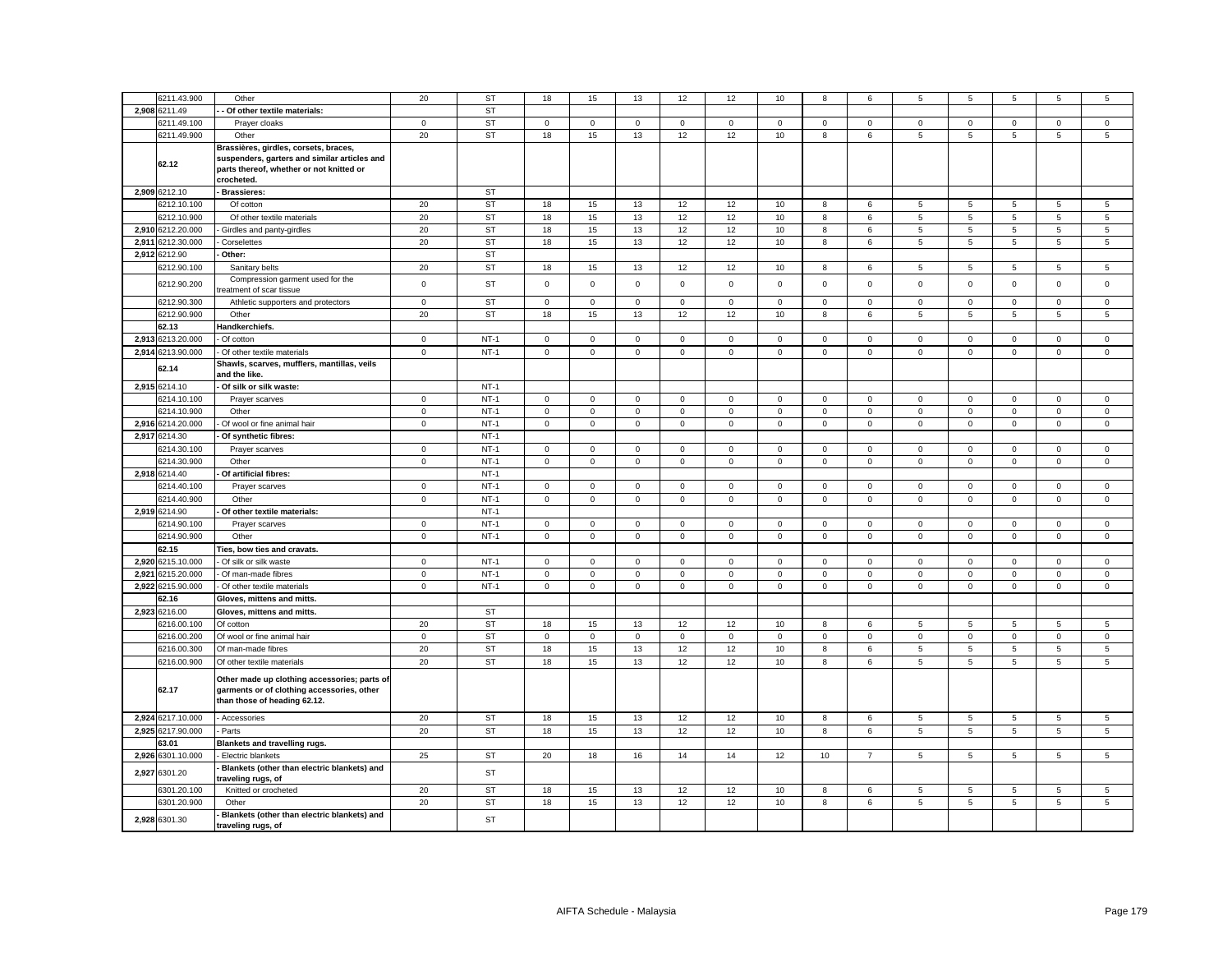| | | | | | | | | | | | | | | | | | | |
|---|---|---|---|---|---|---|---|---|---|---|---|---|---|---|---|---|---|---|
| | 6211.43.900 | Other | 20 | ST | 18 | 15 | 13 | 12 | 12 | 10 | 8 | 6 | 5 | 5 | 5 | 5 | 5 |
| 2,908 | 6211.49 | - - Of other textile materials: | | ST | | | | | | | | | | | | | |
| | 6211.49.100 | Prayer cloaks | 0 | ST | 0 | 0 | 0 | 0 | 0 | 0 | 0 | 0 | 0 | 0 | 0 | 0 | 0 |
| | 6211.49.900 | Other | 20 | ST | 18 | 15 | 13 | 12 | 12 | 10 | 8 | 6 | 5 | 5 | 5 | 5 | 5 |
| | **62.12** | **Brassières, girdles, corsets, braces, suspenders, garters and similar articles and parts thereof, whether or not knitted or crocheted.** | | | | | | | | | | | | | | | |
| 2,909 | 6212.10 | **- Brassieres:** | | ST | | | | | | | | | | | | | |
| | 6212.10.100 | Of cotton | 20 | ST | 18 | 15 | 13 | 12 | 12 | 10 | 8 | 6 | 5 | 5 | 5 | 5 | 5 |
| | 6212.10.900 | Of other textile materials | 20 | ST | 18 | 15 | 13 | 12 | 12 | 10 | 8 | 6 | 5 | 5 | 5 | 5 | 5 |
| 2,910 | 6212.20.000 | - Girdles and panty-girdles | 20 | ST | 18 | 15 | 13 | 12 | 12 | 10 | 8 | 6 | 5 | 5 | 5 | 5 | 5 |
| 2,911 | 6212.30.000 | - Corselettes | 20 | ST | 18 | 15 | 13 | 12 | 12 | 10 | 8 | 6 | 5 | 5 | 5 | 5 | 5 |
| 2,912 | 6212.90 | **- Other:** | | ST | | | | | | | | | | | | | |
| | 6212.90.100 | Sanitary belts | 20 | ST | 18 | 15 | 13 | 12 | 12 | 10 | 8 | 6 | 5 | 5 | 5 | 5 | 5 |
| | 6212.90.200 | Compression garment used for the treatment of scar tissue | 0 | ST | 0 | 0 | 0 | 0 | 0 | 0 | 0 | 0 | 0 | 0 | 0 | 0 | 0 |
| | 6212.90.300 | Athletic supporters and protectors | 0 | ST | 0 | 0 | 0 | 0 | 0 | 0 | 0 | 0 | 0 | 0 | 0 | 0 | 0 |
| | 6212.90.900 | Other | 20 | ST | 18 | 15 | 13 | 12 | 12 | 10 | 8 | 6 | 5 | 5 | 5 | 5 | 5 |
| | **62.13** | **Handkerchiefs.** | | | | | | | | | | | | | | | |
| 2,913 | 6213.20.000 | - Of cotton | 0 | NT-1 | 0 | 0 | 0 | 0 | 0 | 0 | 0 | 0 | 0 | 0 | 0 | 0 | 0 |
| 2,914 | 6213.90.000 | - Of other textile materials | 0 | NT-1 | 0 | 0 | 0 | 0 | 0 | 0 | 0 | 0 | 0 | 0 | 0 | 0 | 0 |
| | **62.14** | **Shawls, scarves, mufflers, mantillas, veils and the like.** | | | | | | | | | | | | | | | |
| 2,915 | 6214.10 | **- Of silk or silk waste:** | | NT-1 | | | | | | | | | | | | | |
| | 6214.10.100 | Prayer scarves | 0 | NT-1 | 0 | 0 | 0 | 0 | 0 | 0 | 0 | 0 | 0 | 0 | 0 | 0 | 0 |
| | 6214.10.900 | Other | 0 | NT-1 | 0 | 0 | 0 | 0 | 0 | 0 | 0 | 0 | 0 | 0 | 0 | 0 | 0 |
| 2,916 | 6214.20.000 | - Of wool or fine animal hair | 0 | NT-1 | 0 | 0 | 0 | 0 | 0 | 0 | 0 | 0 | 0 | 0 | 0 | 0 | 0 |
| 2,917 | 6214.30 | **- Of synthetic fibres:** | | NT-1 | | | | | | | | | | | | | |
| | 6214.30.100 | Prayer scarves | 0 | NT-1 | 0 | 0 | 0 | 0 | 0 | 0 | 0 | 0 | 0 | 0 | 0 | 0 | 0 |
| | 6214.30.900 | Other | 0 | NT-1 | 0 | 0 | 0 | 0 | 0 | 0 | 0 | 0 | 0 | 0 | 0 | 0 | 0 |
| 2,918 | 6214.40 | **- Of artificial fibres:** | | NT-1 | | | | | | | | | | | | | |
| | 6214.40.100 | Prayer scarves | 0 | NT-1 | 0 | 0 | 0 | 0 | 0 | 0 | 0 | 0 | 0 | 0 | 0 | 0 | 0 |
| | 6214.40.900 | Other | 0 | NT-1 | 0 | 0 | 0 | 0 | 0 | 0 | 0 | 0 | 0 | 0 | 0 | 0 | 0 |
| 2,919 | 6214.90 | **- Of other textile materials:** | | NT-1 | | | | | | | | | | | | | |
| | 6214.90.100 | Prayer scarves | 0 | NT-1 | 0 | 0 | 0 | 0 | 0 | 0 | 0 | 0 | 0 | 0 | 0 | 0 | 0 |
| | 6214.90.900 | Other | 0 | NT-1 | 0 | 0 | 0 | 0 | 0 | 0 | 0 | 0 | 0 | 0 | 0 | 0 | 0 |
| | **62.15** | **Ties, bow ties and cravats.** | | | | | | | | | | | | | | | |
| 2,920 | 6215.10.000 | - Of silk or silk waste | 0 | NT-1 | 0 | 0 | 0 | 0 | 0 | 0 | 0 | 0 | 0 | 0 | 0 | 0 | 0 |
| 2,921 | 6215.20.000 | - Of man-made fibres | 0 | NT-1 | 0 | 0 | 0 | 0 | 0 | 0 | 0 | 0 | 0 | 0 | 0 | 0 | 0 |
| 2,922 | 6215.90.000 | - Of other textile materials | 0 | NT-1 | 0 | 0 | 0 | 0 | 0 | 0 | 0 | 0 | 0 | 0 | 0 | 0 | 0 |
| | **62.16** | **Gloves, mittens and mitts.** | | | | | | | | | | | | | | | |
| 2,923 | 6216.00 | **Gloves, mittens and mitts.** | | ST | | | | | | | | | | | | | |
| | 6216.00.100 | Of cotton | 20 | ST | 18 | 15 | 13 | 12 | 12 | 10 | 8 | 6 | 5 | 5 | 5 | 5 | 5 |
| | 6216.00.200 | Of wool or fine animal hair | 0 | ST | 0 | 0 | 0 | 0 | 0 | 0 | 0 | 0 | 0 | 0 | 0 | 0 | 0 |
| | 6216.00.300 | Of man-made fibres | 20 | ST | 18 | 15 | 13 | 12 | 12 | 10 | 8 | 6 | 5 | 5 | 5 | 5 | 5 |
| | 6216.00.900 | Of other textile materials | 20 | ST | 18 | 15 | 13 | 12 | 12 | 10 | 8 | 6 | 5 | 5 | 5 | 5 | 5 |
| | **62.17** | **Other made up clothing accessories; parts of garments or of clothing accessories, other than those of heading 62.12.** | | | | | | | | | | | | | | | |
| 2,924 | 6217.10.000 | - Accessories | 20 | ST | 18 | 15 | 13 | 12 | 12 | 10 | 8 | 6 | 5 | 5 | 5 | 5 | 5 |
| 2,925 | 6217.90.000 | - Parts | 20 | ST | 18 | 15 | 13 | 12 | 12 | 10 | 8 | 6 | 5 | 5 | 5 | 5 | 5 |
| | **63.01** | **Blankets and travelling rugs.** | | | | | | | | | | | | | | | |
| 2,926 | 6301.10.000 | - Electric blankets | 25 | ST | 20 | 18 | 16 | 14 | 14 | 12 | 10 | 7 | 5 | 5 | 5 | 5 | 5 |
| 2,927 | 6301.20 | **- Blankets (other than electric blankets) and traveling rugs, of** | | ST | | | | | | | | | | | | | |
| | 6301.20.100 | Knitted or crocheted | 20 | ST | 18 | 15 | 13 | 12 | 12 | 10 | 8 | 6 | 5 | 5 | 5 | 5 | 5 |
| | 6301.20.900 | Other | 20 | ST | 18 | 15 | 13 | 12 | 12 | 10 | 8 | 6 | 5 | 5 | 5 | 5 | 5 |
| 2,928 | 6301.30 | **- Blankets (other than electric blankets) and traveling rugs, of** | | ST | | | | | | | | | | | | | |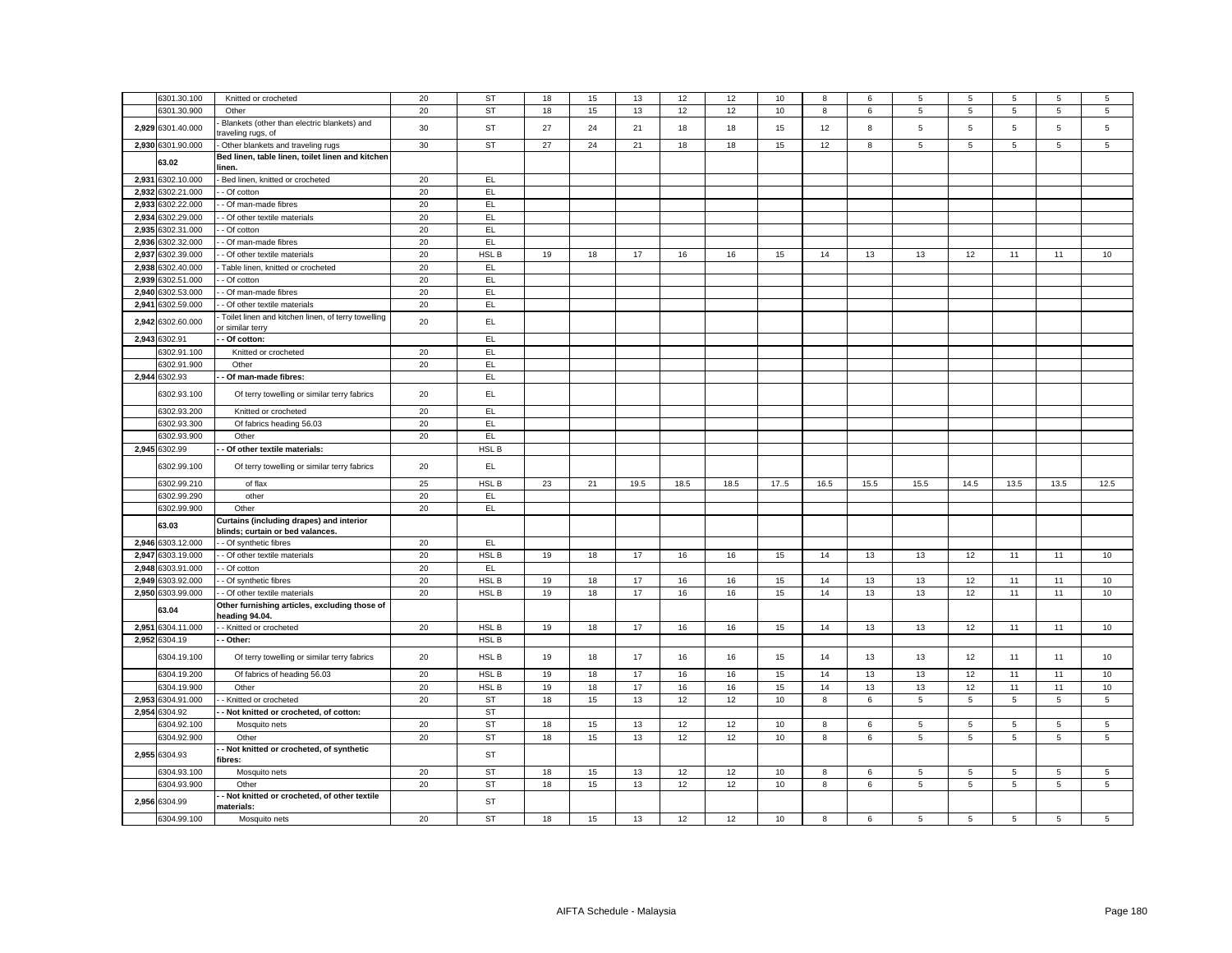| | | | | | | | | | | | | | | | | | |
|---|---|---|---|---|---|---|---|---|---|---|---|---|---|---|---|---|---|
| | 6301.30.100 | Knitted or crocheted | 20 | ST | 18 | 15 | 13 | 12 | 12 | 10 | 8 | 6 | 5 | 5 | 5 | 5 | 5 |
| | 6301.30.900 | Other | 20 | ST | 18 | 15 | 13 | 12 | 12 | 10 | 8 | 6 | 5 | 5 | 5 | 5 | 5 |
| 2,929 | 6301.40.000 | - Blankets (other than electric blankets) and traveling rugs, of | 30 | ST | 27 | 24 | 21 | 18 | 18 | 15 | 12 | 8 | 5 | 5 | 5 | 5 | 5 |
| 2,930 | 6301.90.000 | - Other blankets and traveling rugs | 30 | ST | 27 | 24 | 21 | 18 | 18 | 15 | 12 | 8 | 5 | 5 | 5 | 5 | 5 |
| | 63.02 | **Bed linen, table linen, toilet linen and kitchen linen.** | | | | | | | | | | | | | | | |
| 2,931 | 6302.10.000 | - Bed linen, knitted or crocheted | 20 | EL | | | | | | | | | | | | | |
| 2,932 | 6302.21.000 | - - Of cotton | 20 | EL | | | | | | | | | | | | | |
| 2,933 | 6302.22.000 | - - Of man-made fibres | 20 | EL | | | | | | | | | | | | | |
| 2,934 | 6302.29.000 | - - Of other textile materials | 20 | EL | | | | | | | | | | | | | |
| 2,935 | 6302.31.000 | - - Of cotton | 20 | EL | | | | | | | | | | | | | |
| 2,936 | 6302.32.000 | - - Of man-made fibres | 20 | EL | | | | | | | | | | | | | |
| 2,937 | 6302.39.000 | - - Of other textile materials | 20 | HSL B | 19 | 18 | 17 | 16 | 16 | 15 | 14 | 13 | 13 | 12 | 11 | 11 | 10 |
| 2,938 | 6302.40.000 | - Table linen, knitted or crocheted | 20 | EL | | | | | | | | | | | | | |
| 2,939 | 6302.51.000 | - - Of cotton | 20 | EL | | | | | | | | | | | | | |
| 2,940 | 6302.53.000 | - - Of man-made fibres | 20 | EL | | | | | | | | | | | | | |
| 2,941 | 6302.59.000 | - - Of other textile materials | 20 | EL | | | | | | | | | | | | | |
| 2,942 | 6302.60.000 | - Toilet linen and kitchen linen, of terry towelling or similar terry | 20 | EL | | | | | | | | | | | | | |
| 2,943 | 6302.91 | **- - Of cotton:** | | EL | | | | | | | | | | | | | |
| | 6302.91.100 | Knitted or crocheted | 20 | EL | | | | | | | | | | | | | |
| | 6302.91.900 | Other | 20 | EL | | | | | | | | | | | | | |
| 2,944 | 6302.93 | **- - Of man-made fibres:** | | EL | | | | | | | | | | | | | |
| | 6302.93.100 | Of terry towelling or similar terry fabrics | 20 | EL | | | | | | | | | | | | | |
| | 6302.93.200 | Knitted or crocheted | 20 | EL | | | | | | | | | | | | | |
| | 6302.93.300 | Of fabrics heading 56.03 | 20 | EL | | | | | | | | | | | | | |
| | 6302.93.900 | Other | 20 | EL | | | | | | | | | | | | | |
| 2,945 | 6302.99 | **- - Of other textile materials:** | | HSL B | | | | | | | | | | | | | |
| | 6302.99.100 | Of terry towelling or similar terry fabrics | 20 | EL | | | | | | | | | | | | | |
| | 6302.99.210 | of flax | 25 | HSL B | 23 | 21 | 19.5 | 18.5 | 18.5 | 17..5 | 16.5 | 15.5 | 15.5 | 14.5 | 13.5 | 13.5 | 12.5 |
| | 6302.99.290 | other | 20 | EL | | | | | | | | | | | | | |
| | 6302.99.900 | Other | 20 | EL | | | | | | | | | | | | | |
| | 63.03 | **Curtains (including drapes) and interior blinds; curtain or bed valances.** | | | | | | | | | | | | | | | |
| 2,946 | 6303.12.000 | - - Of synthetic fibres | 20 | EL | | | | | | | | | | | | | |
| 2,947 | 6303.19.000 | - - Of other textile materials | 20 | HSL B | 19 | 18 | 17 | 16 | 16 | 15 | 14 | 13 | 13 | 12 | 11 | 11 | 10 |
| 2,948 | 6303.91.000 | - - Of cotton | 20 | EL | | | | | | | | | | | | | |
| 2,949 | 6303.92.000 | - - Of synthetic fibres | 20 | HSL B | 19 | 18 | 17 | 16 | 16 | 15 | 14 | 13 | 13 | 12 | 11 | 11 | 10 |
| 2,950 | 6303.99.000 | - - Of other textile materials | 20 | HSL B | 19 | 18 | 17 | 16 | 16 | 15 | 14 | 13 | 13 | 12 | 11 | 11 | 10 |
| | 63.04 | **Other furnishing articles, excluding those of heading 94.04.** | | | | | | | | | | | | | | | |
| 2,951 | 6304.11.000 | - - Knitted or crocheted | 20 | HSL B | 19 | 18 | 17 | 16 | 16 | 15 | 14 | 13 | 13 | 12 | 11 | 11 | 10 |
| 2,952 | 6304.19 | **- - Other:** | | HSL B | | | | | | | | | | | | | |
| | 6304.19.100 | Of terry towelling or similar terry fabrics | 20 | HSL B | 19 | 18 | 17 | 16 | 16 | 15 | 14 | 13 | 13 | 12 | 11 | 11 | 10 |
| | 6304.19.200 | Of fabrics of heading 56.03 | 20 | HSL B | 19 | 18 | 17 | 16 | 16 | 15 | 14 | 13 | 13 | 12 | 11 | 11 | 10 |
| | 6304.19.900 | Other | 20 | HSL B | 19 | 18 | 17 | 16 | 16 | 15 | 14 | 13 | 13 | 12 | 11 | 11 | 10 |
| 2,953 | 6304.91.000 | - - Knitted or crocheted | 20 | ST | 18 | 15 | 13 | 12 | 12 | 10 | 8 | 6 | 5 | 5 | 5 | 5 | 5 |
| 2,954 | 6304.92 | **- - Not knitted or crocheted, of cotton:** | | ST | | | | | | | | | | | | | |
| | 6304.92.100 | Mosquito nets | 20 | ST | 18 | 15 | 13 | 12 | 12 | 10 | 8 | 6 | 5 | 5 | 5 | 5 | 5 |
| | 6304.92.900 | Other | 20 | ST | 18 | 15 | 13 | 12 | 12 | 10 | 8 | 6 | 5 | 5 | 5 | 5 | 5 |
| 2,955 | 6304.93 | **- - Not knitted or crocheted, of synthetic fibres:** | | ST | | | | | | | | | | | | | |
| | 6304.93.100 | Mosquito nets | 20 | ST | 18 | 15 | 13 | 12 | 12 | 10 | 8 | 6 | 5 | 5 | 5 | 5 | 5 |
| | 6304.93.900 | Other | 20 | ST | 18 | 15 | 13 | 12 | 12 | 10 | 8 | 6 | 5 | 5 | 5 | 5 | 5 |
| 2,956 | 6304.99 | **- - Not knitted or crocheted, of other textile materials:** | | ST | | | | | | | | | | | | | |
| | 6304.99.100 | Mosquito nets | 20 | ST | 18 | 15 | 13 | 12 | 12 | 10 | 8 | 6 | 5 | 5 | 5 | 5 | 5 |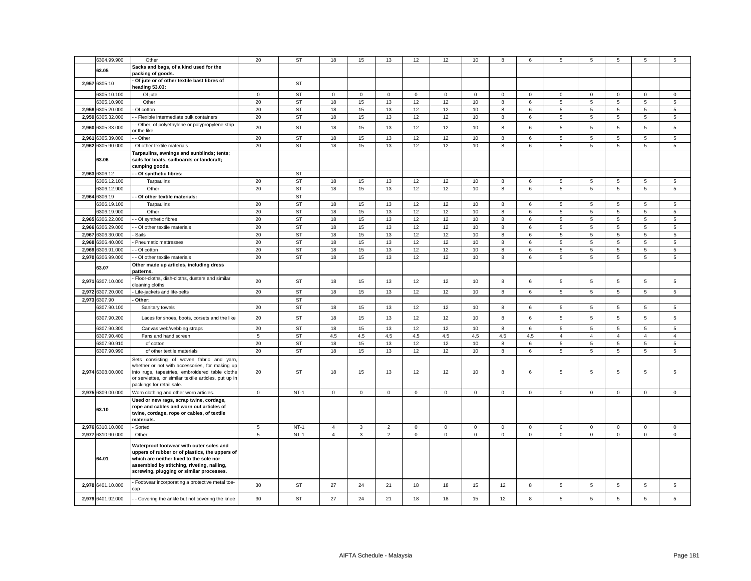| | 6304.99.900 | Other | 20 | ST | 18 | 15 | 13 | 12 | 12 | 10 | 8 | 6 | 5 | 5 | 5 | 5 | 5 |
|---|---|---|---|---|---|---|---|---|---|---|---|---|---|---|---|---|---|
| | 63.05 | **Sacks and bags, of a kind used for the packing of goods.** | | | | | | | | | | | | | | | |
| 2,957 | 6305.10 | **- Of jute or of other textile bast fibres of heading 53.03:** | | ST | | | | | | | | | | | | | |
| | 6305.10.100 | Of jute | 0 | ST | 0 | 0 | 0 | 0 | 0 | 0 | 0 | 0 | 0 | 0 | 0 | 0 | 0 |
| | 6305.10.900 | Other | 20 | ST | 18 | 15 | 13 | 12 | 12 | 10 | 8 | 6 | 5 | 5 | 5 | 5 | 5 |
| 2,958 | 6305.20.000 | - Of cotton | 20 | ST | 18 | 15 | 13 | 12 | 12 | 10 | 8 | 6 | 5 | 5 | 5 | 5 | 5 |
| 2,959 | 6305.32.000 | - - Flexible intermediate bulk containers | 20 | ST | 18 | 15 | 13 | 12 | 12 | 10 | 8 | 6 | 5 | 5 | 5 | 5 | 5 |
| 2,960 | 6305.33.000 | - - Other, of polyethylene or polypropylene strip or the like | 20 | ST | 18 | 15 | 13 | 12 | 12 | 10 | 8 | 6 | 5 | 5 | 5 | 5 | 5 |
| 2,961 | 6305.39.000 | - - Other | 20 | ST | 18 | 15 | 13 | 12 | 12 | 10 | 8 | 6 | 5 | 5 | 5 | 5 | 5 |
| 2,962 | 6305.90.000 | - Of other textile materials | 20 | ST | 18 | 15 | 13 | 12 | 12 | 10 | 8 | 6 | 5 | 5 | 5 | 5 | 5 |
| | 63.06 | **Tarpaulins, awnings and sunblinds; tents; sails for boats, sailboards or landcraft; camping goods.** | | | | | | | | | | | | | | | |
| 2,963 | 6306.12 | **- - Of synthetic fibres:** | | ST | | | | | | | | | | | | | |
| | 6306.12.100 | Tarpaulins | 20 | ST | 18 | 15 | 13 | 12 | 12 | 10 | 8 | 6 | 5 | 5 | 5 | 5 | 5 |
| | 6306.12.900 | Other | 20 | ST | 18 | 15 | 13 | 12 | 12 | 10 | 8 | 6 | 5 | 5 | 5 | 5 | 5 |
| 2,964 | 6306.19 | **- - Of other textile materials:** | | ST | | | | | | | | | | | | | |
| | 6306.19.100 | Tarpaulins | 20 | ST | 18 | 15 | 13 | 12 | 12 | 10 | 8 | 6 | 5 | 5 | 5 | 5 | 5 |
| | 6306.19.900 | Other | 20 | ST | 18 | 15 | 13 | 12 | 12 | 10 | 8 | 6 | 5 | 5 | 5 | 5 | 5 |
| 2,965 | 6306.22.000 | - - Of synthetic fibres | 20 | ST | 18 | 15 | 13 | 12 | 12 | 10 | 8 | 6 | 5 | 5 | 5 | 5 | 5 |
| 2,966 | 6306.29.000 | - - Of other textile materials | 20 | ST | 18 | 15 | 13 | 12 | 12 | 10 | 8 | 6 | 5 | 5 | 5 | 5 | 5 |
| 2,967 | 6306.30.000 | - Sails | 20 | ST | 18 | 15 | 13 | 12 | 12 | 10 | 8 | 6 | 5 | 5 | 5 | 5 | 5 |
| 2,968 | 6306.40.000 | - Pneumatic mattresses | 20 | ST | 18 | 15 | 13 | 12 | 12 | 10 | 8 | 6 | 5 | 5 | 5 | 5 | 5 |
| 2,969 | 6306.91.000 | - - Of cotton | 20 | ST | 18 | 15 | 13 | 12 | 12 | 10 | 8 | 6 | 5 | 5 | 5 | 5 | 5 |
| 2,970 | 6306.99.000 | - - Of other textile materials | 20 | ST | 18 | 15 | 13 | 12 | 12 | 10 | 8 | 6 | 5 | 5 | 5 | 5 | 5 |
| | 63.07 | **Other made up articles, including dress patterns.** | | | | | | | | | | | | | | | |
| 2,971 | 6307.10.000 | - Floor-cloths, dish-cloths, dusters and similar cleaning cloths | 20 | ST | 18 | 15 | 13 | 12 | 12 | 10 | 8 | 6 | 5 | 5 | 5 | 5 | 5 |
| 2,972 | 6307.20.000 | - Life-jackets and life-belts | 20 | ST | 18 | 15 | 13 | 12 | 12 | 10 | 8 | 6 | 5 | 5 | 5 | 5 | 5 |
| 2,973 | 6307.90 | **- Other:** | | ST | | | | | | | | | | | | | |
| | 6307.90.100 | Sanitary towels | 20 | ST | 18 | 15 | 13 | 12 | 12 | 10 | 8 | 6 | 5 | 5 | 5 | 5 | 5 |
| | 6307.90.200 | Laces for shoes, boots, corsets and the like | 20 | ST | 18 | 15 | 13 | 12 | 12 | 10 | 8 | 6 | 5 | 5 | 5 | 5 | 5 |
| | 6307.90.300 | Canvas web/webbing straps | 20 | ST | 18 | 15 | 13 | 12 | 12 | 10 | 8 | 6 | 5 | 5 | 5 | 5 | 5 |
| | 6307.90.400 | Fans and hand screen | 5 | ST | 4.5 | 4.5 | 4.5 | 4.5 | 4.5 | 4.5 | 4.5 | 4.5 | 4 | 4 | 4 | 4 | 4 |
| | 6307.90.910 | of cotton | 20 | ST | 18 | 15 | 13 | 12 | 12 | 10 | 8 | 6 | 5 | 5 | 5 | 5 | 5 |
| | 6307.90.990 | of other textile materials | 20 | ST | 18 | 15 | 13 | 12 | 12 | 10 | 8 | 6 | 5 | 5 | 5 | 5 | 5 |
| 2,974 | 6308.00.000 | Sets consisting of woven fabric and yarn, whether or not with accessories, for making up into rugs, tapestries, embroidered table cloths or serviettes, or similar textile articles, put up in packings for retail sale. | 20 | ST | 18 | 15 | 13 | 12 | 12 | 10 | 8 | 6 | 5 | 5 | 5 | 5 | 5 |
| 2,975 | 6309.00.000 | Worn clothing and other worn articles. | 0 | NT-1 | 0 | 0 | 0 | 0 | 0 | 0 | 0 | 0 | 0 | 0 | 0 | 0 | 0 |
| | 63.10 | **Used or new rags, scrap twine, cordage, rope and cables and worn out articles of twine, cordage, rope or cables, of textile materials.** | | | | | | | | | | | | | | | |
| 2,976 | 6310.10.000 | - Sorted | 5 | NT-1 | 4 | 3 | 2 | 0 | 0 | 0 | 0 | 0 | 0 | 0 | 0 | 0 | 0 |
| 2,977 | 6310.90.000 | - Other | 5 | NT-1 | 4 | 3 | 2 | 0 | 0 | 0 | 0 | 0 | 0 | 0 | 0 | 0 | 0 |
| | 64.01 | **Waterproof footwear with outer soles and uppers of rubber or of plastics, the uppers of which are neither fixed to the sole nor assembled by stitching, riveting, nailing, screwing, plugging or similar processes.** | | | | | | | | | | | | | | | |
| 2,978 | 6401.10.000 | - Footwear incorporating a protective metal toe-cap | 30 | ST | 27 | 24 | 21 | 18 | 18 | 15 | 12 | 8 | 5 | 5 | 5 | 5 | 5 |
| 2,979 | 6401.92.000 | - - Covering the ankle but not covering the knee | 30 | ST | 27 | 24 | 21 | 18 | 18 | 15 | 12 | 8 | 5 | 5 | 5 | 5 | 5 |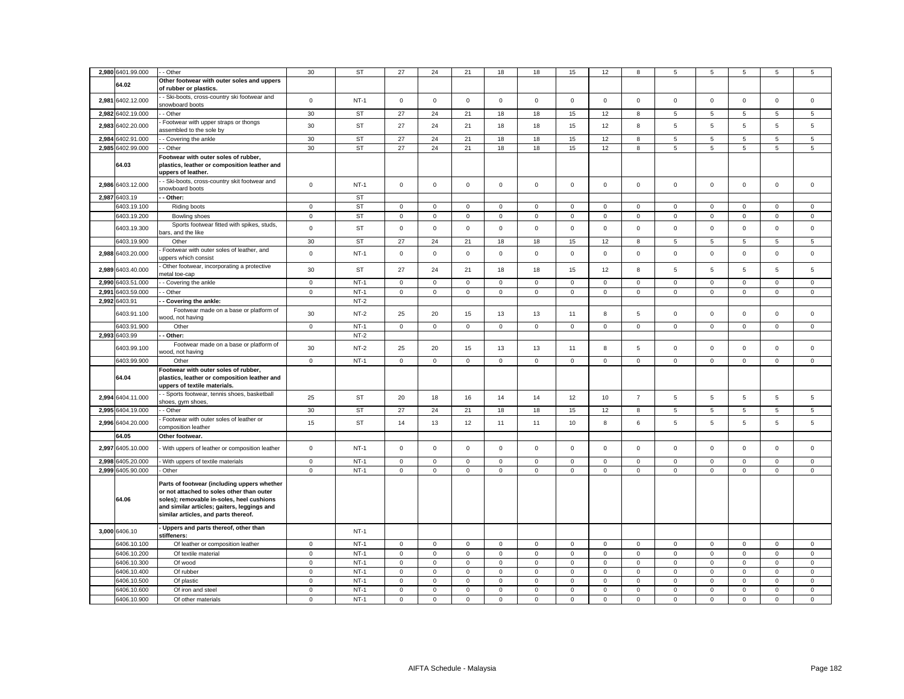| | | | | | | | | | | | | | | | | | | |
|---|---|---|---|---|---|---|---|---|---|---|---|---|---|---|---|---|---|---|
| 2,980 | 6401.99.000 | - - Other | 30 | ST | 27 | 24 | 21 | 18 | 18 | 15 | 12 | 8 | 5 | 5 | 5 | 5 | 5 |
| | 64.02 | **Other footwear with outer soles and uppers of rubber or plastics.** | | | | | | | | | | | | | | | |
| 2,981 | 6402.12.000 | - - Ski-boots, cross-country ski footwear and snowboard boots | 0 | NT-1 | 0 | 0 | 0 | 0 | 0 | 0 | 0 | 0 | 0 | 0 | 0 | 0 | 0 |
| 2,982 | 6402.19.000 | - - Other | 30 | ST | 27 | 24 | 21 | 18 | 18 | 15 | 12 | 8 | 5 | 5 | 5 | 5 | 5 |
| 2,983 | 6402.20.000 | - Footwear with upper straps or thongs assembled to the sole by | 30 | ST | 27 | 24 | 21 | 18 | 18 | 15 | 12 | 8 | 5 | 5 | 5 | 5 | 5 |
| 2,984 | 6402.91.000 | - - Covering the ankle | 30 | ST | 27 | 24 | 21 | 18 | 18 | 15 | 12 | 8 | 5 | 5 | 5 | 5 | 5 |
| 2,985 | 6402.99.000 | - - Other | 30 | ST | 27 | 24 | 21 | 18 | 18 | 15 | 12 | 8 | 5 | 5 | 5 | 5 | 5 |
| | 64.03 | **Footwear with outer soles of rubber, plastics, leather or composition leather and uppers of leather.** | | | | | | | | | | | | | | | |
| 2,986 | 6403.12.000 | - - Ski-boots, cross-country skit footwear and snowboard boots | 0 | NT-1 | 0 | 0 | 0 | 0 | 0 | 0 | 0 | 0 | 0 | 0 | 0 | 0 | 0 |
| 2,987 | 6403.19 | **- - Other:** | | ST | | | | | | | | | | | | | |
| | 6403.19.100 | Riding boots | 0 | ST | 0 | 0 | 0 | 0 | 0 | 0 | 0 | 0 | 0 | 0 | 0 | 0 | 0 |
| | 6403.19.200 | Bowling shoes | 0 | ST | 0 | 0 | 0 | 0 | 0 | 0 | 0 | 0 | 0 | 0 | 0 | 0 | 0 |
| | 6403.19.300 | Sports footwear fitted with spikes, studs, bars, and the like | 0 | ST | 0 | 0 | 0 | 0 | 0 | 0 | 0 | 0 | 0 | 0 | 0 | 0 | 0 |
| | 6403.19.900 | Other | 30 | ST | 27 | 24 | 21 | 18 | 18 | 15 | 12 | 8 | 5 | 5 | 5 | 5 | 5 |
| 2,988 | 6403.20.000 | - Footwear with outer soles of leather, and uppers which consist | 0 | NT-1 | 0 | 0 | 0 | 0 | 0 | 0 | 0 | 0 | 0 | 0 | 0 | 0 | 0 |
| 2,989 | 6403.40.000 | - Other footwear, incorporating a protective metal toe-cap | 30 | ST | 27 | 24 | 21 | 18 | 18 | 15 | 12 | 8 | 5 | 5 | 5 | 5 | 5 |
| 2,990 | 6403.51.000 | - - Covering the ankle | 0 | NT-1 | 0 | 0 | 0 | 0 | 0 | 0 | 0 | 0 | 0 | 0 | 0 | 0 | 0 |
| 2,991 | 6403.59.000 | - - Other | 0 | NT-1 | 0 | 0 | 0 | 0 | 0 | 0 | 0 | 0 | 0 | 0 | 0 | 0 | 0 |
| 2,992 | 6403.91 | **- - Covering the ankle:** | | NT-2 | | | | | | | | | | | | | |
| | 6403.91.100 | Footwear made on a base or platform of wood, not having | 30 | NT-2 | 25 | 20 | 15 | 13 | 13 | 11 | 8 | 5 | 0 | 0 | 0 | 0 | 0 |
| | 6403.91.900 | Other | 0 | NT-1 | 0 | 0 | 0 | 0 | 0 | 0 | 0 | 0 | 0 | 0 | 0 | 0 | 0 |
| 2,993 | 6403.99 | **- - Other:** | | NT-2 | | | | | | | | | | | | | |
| | 6403.99.100 | Footwear made on a base or platform of wood, not having | 30 | NT-2 | 25 | 20 | 15 | 13 | 13 | 11 | 8 | 5 | 0 | 0 | 0 | 0 | 0 |
| | 6403.99.900 | Other | 0 | NT-1 | 0 | 0 | 0 | 0 | 0 | 0 | 0 | 0 | 0 | 0 | 0 | 0 | 0 |
| | 64.04 | **Footwear with outer soles of rubber, plastics, leather or composition leather and uppers of textile materials.** | | | | | | | | | | | | | | | |
| 2,994 | 6404.11.000 | - - Sports footwear, tennis shoes, basketball shoes, gym shoes, | 25 | ST | 20 | 18 | 16 | 14 | 14 | 12 | 10 | 7 | 5 | 5 | 5 | 5 | 5 |
| 2,995 | 6404.19.000 | - - Other | 30 | ST | 27 | 24 | 21 | 18 | 18 | 15 | 12 | 8 | 5 | 5 | 5 | 5 | 5 |
| 2,996 | 6404.20.000 | - Footwear with outer soles of leather or composition leather | 15 | ST | 14 | 13 | 12 | 11 | 11 | 10 | 8 | 6 | 5 | 5 | 5 | 5 | 5 |
| | 64.05 | **Other footwear.** | | | | | | | | | | | | | | | |
| 2,997 | 6405.10.000 | - With uppers of leather or composition leather | 0 | NT-1 | 0 | 0 | 0 | 0 | 0 | 0 | 0 | 0 | 0 | 0 | 0 | 0 | 0 |
| 2,998 | 6405.20.000 | - With uppers of textile materials | 0 | NT-1 | 0 | 0 | 0 | 0 | 0 | 0 | 0 | 0 | 0 | 0 | 0 | 0 | 0 |
| 2,999 | 6405.90.000 | - Other | 0 | NT-1 | 0 | 0 | 0 | 0 | 0 | 0 | 0 | 0 | 0 | 0 | 0 | 0 | 0 |
| | 64.06 | **Parts of footwear (including uppers whether or not attached to soles other than outer soles); removable in-soles, heel cushions and similar articles; gaiters, leggings and similar articles, and parts thereof.** | | | | | | | | | | | | | | | |
| 3,000 | 6406.10 | **- Uppers and parts thereof, other than stiffeners:** | | NT-1 | | | | | | | | | | | | | |
| | 6406.10.100 | Of leather or composition leather | 0 | NT-1 | 0 | 0 | 0 | 0 | 0 | 0 | 0 | 0 | 0 | 0 | 0 | 0 | 0 |
| | 6406.10.200 | Of textile material | 0 | NT-1 | 0 | 0 | 0 | 0 | 0 | 0 | 0 | 0 | 0 | 0 | 0 | 0 | 0 |
| | 6406.10.300 | Of wood | 0 | NT-1 | 0 | 0 | 0 | 0 | 0 | 0 | 0 | 0 | 0 | 0 | 0 | 0 | 0 |
| | 6406.10.400 | Of rubber | 0 | NT-1 | 0 | 0 | 0 | 0 | 0 | 0 | 0 | 0 | 0 | 0 | 0 | 0 | 0 |
| | 6406.10.500 | Of plastic | 0 | NT-1 | 0 | 0 | 0 | 0 | 0 | 0 | 0 | 0 | 0 | 0 | 0 | 0 | 0 |
| | 6406.10.600 | Of iron and steel | 0 | NT-1 | 0 | 0 | 0 | 0 | 0 | 0 | 0 | 0 | 0 | 0 | 0 | 0 | 0 |
| | 6406.10.900 | Of other materials | 0 | NT-1 | 0 | 0 | 0 | 0 | 0 | 0 | 0 | 0 | 0 | 0 | 0 | 0 | 0 |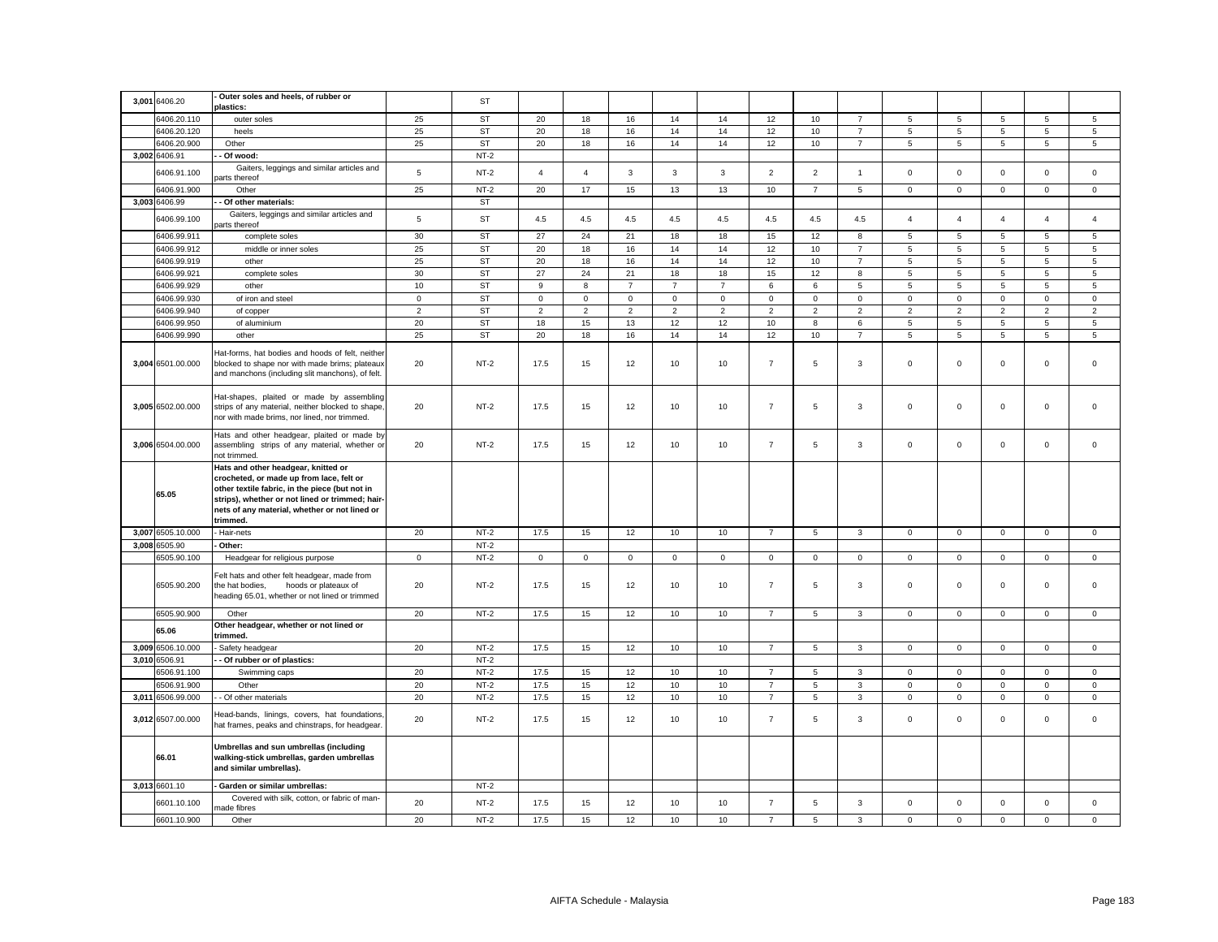| | | | | | | | | | | | | | | | | | | |
|---|---|---|---|---|---|---|---|---|---|---|---|---|---|---|---|---|---|---|
| 3,001 | 6406.20 | - Outer soles and heels, of rubber or plastics: | | ST | | | | | | | | | | | | | | |
| | 6406.20.110 | outer soles | 25 | ST | 20 | 18 | 16 | 14 | 14 | 12 | 10 | 7 | 5 | 5 | 5 | 5 | 5 |
| | 6406.20.120 | heels | 25 | ST | 20 | 18 | 16 | 14 | 14 | 12 | 10 | 7 | 5 | 5 | 5 | 5 | 5 |
| | 6406.20.900 | Other | 25 | ST | 20 | 18 | 16 | 14 | 14 | 12 | 10 | 7 | 5 | 5 | 5 | 5 | 5 |
| 3,002 | 6406.91 | - - Of wood: | | NT-2 | | | | | | | | | | | | | | |
| | 6406.91.100 | Gaiters, leggings and similar articles and parts thereof | 5 | NT-2 | 4 | 4 | 3 | 3 | 3 | 2 | 2 | 1 | 0 | 0 | 0 | 0 | 0 |
| | 6406.91.900 | Other | 25 | NT-2 | 20 | 17 | 15 | 13 | 13 | 10 | 7 | 5 | 0 | 0 | 0 | 0 | 0 |
| 3,003 | 6406.99 | - - Of other materials: | | ST | | | | | | | | | | | | | | |
| | 6406.99.100 | Gaiters, leggings and similar articles and parts thereof | 5 | ST | 4.5 | 4.5 | 4.5 | 4.5 | 4.5 | 4.5 | 4.5 | 4.5 | 4 | 4 | 4 | 4 | 4 |
| | 6406.99.911 | complete soles | 30 | ST | 27 | 24 | 21 | 18 | 18 | 15 | 12 | 8 | 5 | 5 | 5 | 5 | 5 |
| | 6406.99.912 | middle or inner soles | 25 | ST | 20 | 18 | 16 | 14 | 14 | 12 | 10 | 7 | 5 | 5 | 5 | 5 | 5 |
| | 6406.99.919 | other | 25 | ST | 20 | 18 | 16 | 14 | 14 | 12 | 10 | 7 | 5 | 5 | 5 | 5 | 5 |
| | 6406.99.921 | complete soles | 30 | ST | 27 | 24 | 21 | 18 | 18 | 15 | 12 | 8 | 5 | 5 | 5 | 5 | 5 |
| | 6406.99.929 | other | 10 | ST | 9 | 8 | 7 | 7 | 7 | 6 | 6 | 5 | 5 | 5 | 5 | 5 | 5 |
| | 6406.99.930 | of iron and steel | 0 | ST | 0 | 0 | 0 | 0 | 0 | 0 | 0 | 0 | 0 | 0 | 0 | 0 | 0 |
| | 6406.99.940 | of copper | 2 | ST | 2 | 2 | 2 | 2 | 2 | 2 | 2 | 2 | 2 | 2 | 2 | 2 | 2 |
| | 6406.99.950 | of aluminium | 20 | ST | 18 | 15 | 13 | 12 | 12 | 10 | 8 | 6 | 5 | 5 | 5 | 5 | 5 |
| | 6406.99.990 | other | 25 | ST | 20 | 18 | 16 | 14 | 14 | 12 | 10 | 7 | 5 | 5 | 5 | 5 | 5 |
| 3,004 | 6501.00.000 | Hat-forms, hat bodies and hoods of felt, neither blocked to shape nor with made brims; plateaux and manchons (including slit manchons), of felt. | 20 | NT-2 | 17.5 | 15 | 12 | 10 | 10 | 7 | 5 | 3 | 0 | 0 | 0 | 0 | 0 |
| 3,005 | 6502.00.000 | Hat-shapes, plaited or made by assembling strips of any material, neither blocked to shape, nor with made brims, nor lined, nor trimmed. | 20 | NT-2 | 17.5 | 15 | 12 | 10 | 10 | 7 | 5 | 3 | 0 | 0 | 0 | 0 | 0 |
| 3,006 | 6504.00.000 | Hats and other headgear, plaited or made by assembling strips of any material, whether or not trimmed. | 20 | NT-2 | 17.5 | 15 | 12 | 10 | 10 | 7 | 5 | 3 | 0 | 0 | 0 | 0 | 0 |
| | 65.05 | **Hats and other headgear, knitted or crocheted, or made up from lace, felt or other textile fabric, in the piece (but not in strips), whether or not lined or trimmed; hair-nets of any material, whether or not lined or trimmed.** | | | | | | | | | | | | | | | | |
| 3,007 | 6505.10.000 | - Hair-nets | 20 | NT-2 | 17.5 | 15 | 12 | 10 | 10 | 7 | 5 | 3 | 0 | 0 | 0 | 0 | 0 |
| 3,008 | 6505.90 | - Other: | | NT-2 | | | | | | | | | | | | | | |
| | 6505.90.100 | Headgear for religious purpose | 0 | NT-2 | 0 | 0 | 0 | 0 | 0 | 0 | 0 | 0 | 0 | 0 | 0 | 0 | 0 |
| | 6505.90.200 | Felt hats and other felt headgear, made from the hat bodies, hoods or plateaux of heading 65.01, whether or not lined or trimmed | 20 | NT-2 | 17.5 | 15 | 12 | 10 | 10 | 7 | 5 | 3 | 0 | 0 | 0 | 0 | 0 |
| | 6505.90.900 | Other | 20 | NT-2 | 17.5 | 15 | 12 | 10 | 10 | 7 | 5 | 3 | 0 | 0 | 0 | 0 | 0 |
| | 65.06 | **Other headgear, whether or not lined or trimmed.** | | | | | | | | | | | | | | | | |
| 3,009 | 6506.10.000 | - Safety headgear | 20 | NT-2 | 17.5 | 15 | 12 | 10 | 10 | 7 | 5 | 3 | 0 | 0 | 0 | 0 | 0 |
| 3,010 | 6506.91 | - - Of rubber or of plastics: | | NT-2 | | | | | | | | | | | | | | |
| | 6506.91.100 | Swimming caps | 20 | NT-2 | 17.5 | 15 | 12 | 10 | 10 | 7 | 5 | 3 | 0 | 0 | 0 | 0 | 0 |
| | 6506.91.900 | Other | 20 | NT-2 | 17.5 | 15 | 12 | 10 | 10 | 7 | 5 | 3 | 0 | 0 | 0 | 0 | 0 |
| 3,011 | 6506.99.000 | - - Of other materials | 20 | NT-2 | 17.5 | 15 | 12 | 10 | 10 | 7 | 5 | 3 | 0 | 0 | 0 | 0 | 0 |
| 3,012 | 6507.00.000 | Head-bands, linings, covers, hat foundations, hat frames, peaks and chinstraps, for headgear. | 20 | NT-2 | 17.5 | 15 | 12 | 10 | 10 | 7 | 5 | 3 | 0 | 0 | 0 | 0 | 0 |
| | 66.01 | **Umbrellas and sun umbrellas (including walking-stick umbrellas, garden umbrellas and similar umbrellas).** | | | | | | | | | | | | | | | | |
| 3,013 | 6601.10 | - Garden or similar umbrellas: | | NT-2 | | | | | | | | | | | | | | |
| | 6601.10.100 | Covered with silk, cotton, or fabric of man-made fibres | 20 | NT-2 | 17.5 | 15 | 12 | 10 | 10 | 7 | 5 | 3 | 0 | 0 | 0 | 0 | 0 |
| | 6601.10.900 | Other | 20 | NT-2 | 17.5 | 15 | 12 | 10 | 10 | 7 | 5 | 3 | 0 | 0 | 0 | 0 | 0 |

AIFTA Schedule - Malaysia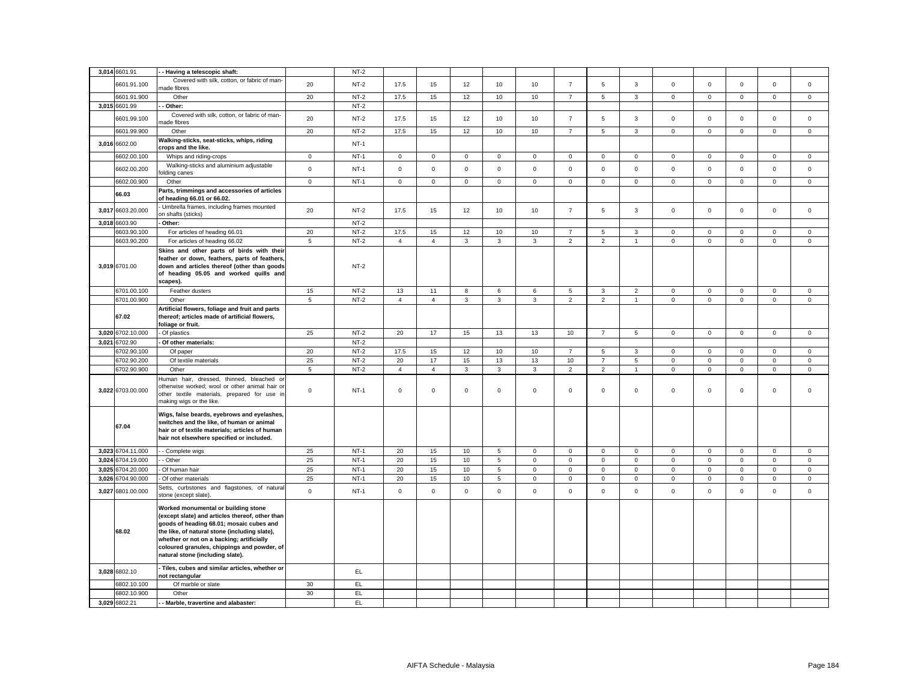| | | | | | | | | | | | | | | | | | | |
|---|---|---|---|---|---|---|---|---|---|---|---|---|---|---|---|---|---|---|
| 3,014 | 6601.91 | **- - Having a telescopic shaft:** | | NT-2 | | | | | | | | | | | | | | |
| | 6601.91.100 | Covered with silk, cotton, or fabric of man-made fibres | 20 | NT-2 | 17.5 | 15 | 12 | 10 | 10 | 7 | 5 | 3 | 0 | 0 | 0 | 0 | 0 |
| | 6601.91.900 | Other | 20 | NT-2 | 17.5 | 15 | 12 | 10 | 10 | 7 | 5 | 3 | 0 | 0 | 0 | 0 | 0 |
| 3,015 | 6601.99 | **- - Other:** | | NT-2 | | | | | | | | | | | | | | |
| | 6601.99.100 | Covered with silk, cotton, or fabric of man-made fibres | 20 | NT-2 | 17.5 | 15 | 12 | 10 | 10 | 7 | 5 | 3 | 0 | 0 | 0 | 0 | 0 |
| | 6601.99.900 | Other | 20 | NT-2 | 17.5 | 15 | 12 | 10 | 10 | 7 | 5 | 3 | 0 | 0 | 0 | 0 | 0 |
| 3,016 | 6602.00 | **Walking-sticks, seat-sticks, whips, riding crops and the like.** | | NT-1 | | | | | | | | | | | | | | |
| | 6602.00.100 | Whips and riding-crops | 0 | NT-1 | 0 | 0 | 0 | 0 | 0 | 0 | 0 | 0 | 0 | 0 | 0 | 0 | 0 |
| | 6602.00.200 | Walking-sticks and aluminium adjustable folding canes | 0 | NT-1 | 0 | 0 | 0 | 0 | 0 | 0 | 0 | 0 | 0 | 0 | 0 | 0 | 0 |
| | 6602.00.900 | Other | 0 | NT-1 | 0 | 0 | 0 | 0 | 0 | 0 | 0 | 0 | 0 | 0 | 0 | 0 | 0 |
| | **66.03** | **Parts, trimmings and accessories of articles of heading 66.01 or 66.02.** | | | | | | | | | | | | | | | | |
| 3,017 | 6603.20.000 | - Umbrella frames, including frames mounted on shafts (sticks) | 20 | NT-2 | 17.5 | 15 | 12 | 10 | 10 | 7 | 5 | 3 | 0 | 0 | 0 | 0 | 0 |
| 3,018 | 6603.90 | **- Other:** | | NT-2 | | | | | | | | | | | | | | |
| | 6603.90.100 | For articles of heading 66.01 | 20 | NT-2 | 17.5 | 15 | 12 | 10 | 10 | 7 | 5 | 3 | 0 | 0 | 0 | 0 | 0 |
| | 6603.90.200 | For articles of heading 66.02 | 5 | NT-2 | 4 | 4 | 3 | 3 | 3 | 2 | 2 | 1 | 0 | 0 | 0 | 0 | 0 |
| 3,019 | 6701.00 | **Skins and other parts of birds with their feather or down, feathers, parts of feathers, down and articles thereof (other than goods of heading 05.05 and worked quills and scapes).** | | NT-2 | | | | | | | | | | | | | | |
| | 6701.00.100 | Feather dusters | 15 | NT-2 | 13 | 11 | 8 | 6 | 6 | 5 | 3 | 2 | 0 | 0 | 0 | 0 | 0 |
| | 6701.00.900 | Other | 5 | NT-2 | 4 | 4 | 3 | 3 | 3 | 2 | 2 | 1 | 0 | 0 | 0 | 0 | 0 |
| | **67.02** | **Artificial flowers, foliage and fruit and parts thereof; articles made of artificial flowers, foliage or fruit.** | | | | | | | | | | | | | | | | |
| 3,020 | 6702.10.000 | - Of plastics | 25 | NT-2 | 20 | 17 | 15 | 13 | 13 | 10 | 7 | 5 | 0 | 0 | 0 | 0 | 0 |
| 3,021 | 6702.90 | **- Of other materials:** | | NT-2 | | | | | | | | | | | | | | |
| | 6702.90.100 | Of paper | 20 | NT-2 | 17.5 | 15 | 12 | 10 | 10 | 7 | 5 | 3 | 0 | 0 | 0 | 0 | 0 |
| | 6702.90.200 | Of textile materials | 25 | NT-2 | 20 | 17 | 15 | 13 | 13 | 10 | 7 | 5 | 0 | 0 | 0 | 0 | 0 |
| | 6702.90.900 | Other | 5 | NT-2 | 4 | 4 | 3 | 3 | 3 | 2 | 2 | 1 | 0 | 0 | 0 | 0 | 0 |
| 3,022 | 6703.00.000 | Human hair, dressed, thinned, bleached or otherwise worked; wool or other animal hair or other textile materials, prepared for use in making wigs or the like. | 0 | NT-1 | 0 | 0 | 0 | 0 | 0 | 0 | 0 | 0 | 0 | 0 | 0 | 0 | 0 |
| | **67.04** | **Wigs, false beards, eyebrows and eyelashes, switches and the like, of human or animal hair or of textile materials; articles of human hair not elsewhere specified or included.** | | | | | | | | | | | | | | | | |
| 3,023 | 6704.11.000 | - - Complete wigs | 25 | NT-1 | 20 | 15 | 10 | 5 | 0 | 0 | 0 | 0 | 0 | 0 | 0 | 0 | 0 |
| 3,024 | 6704.19.000 | - - Other | 25 | NT-1 | 20 | 15 | 10 | 5 | 0 | 0 | 0 | 0 | 0 | 0 | 0 | 0 | 0 |
| 3,025 | 6704.20.000 | - Of human hair | 25 | NT-1 | 20 | 15 | 10 | 5 | 0 | 0 | 0 | 0 | 0 | 0 | 0 | 0 | 0 |
| 3,026 | 6704.90.000 | - Of other materials | 25 | NT-1 | 20 | 15 | 10 | 5 | 0 | 0 | 0 | 0 | 0 | 0 | 0 | 0 | 0 |
| 3,027 | 6801.00.000 | Setts, curbstones and flagstones, of natural stone (except slate). | 0 | NT-1 | 0 | 0 | 0 | 0 | 0 | 0 | 0 | 0 | 0 | 0 | 0 | 0 | 0 |
| | **68.02** | **Worked monumental or building stone (except slate) and articles thereof, other than goods of heading 68.01; mosaic cubes and the like, of natural stone (including slate), whether or not on a backing; artificially coloured granules, chippings and powder, of natural stone (including slate).** | | | | | | | | | | | | | | | | |
| 3,028 | 6802.10 | **- Tiles, cubes and similar articles, whether or not rectangular** | | EL | | | | | | | | | | | | | | |
| | 6802.10.100 | Of marble or slate | 30 | EL | | | | | | | | | | | | | | |
| | 6802.10.900 | Other | 30 | EL | | | | | | | | | | | | | | |
| 3,029 | 6802.21 | **- - Marble, travertine and alabaster:** | | EL | | | | | | | | | | | | | | |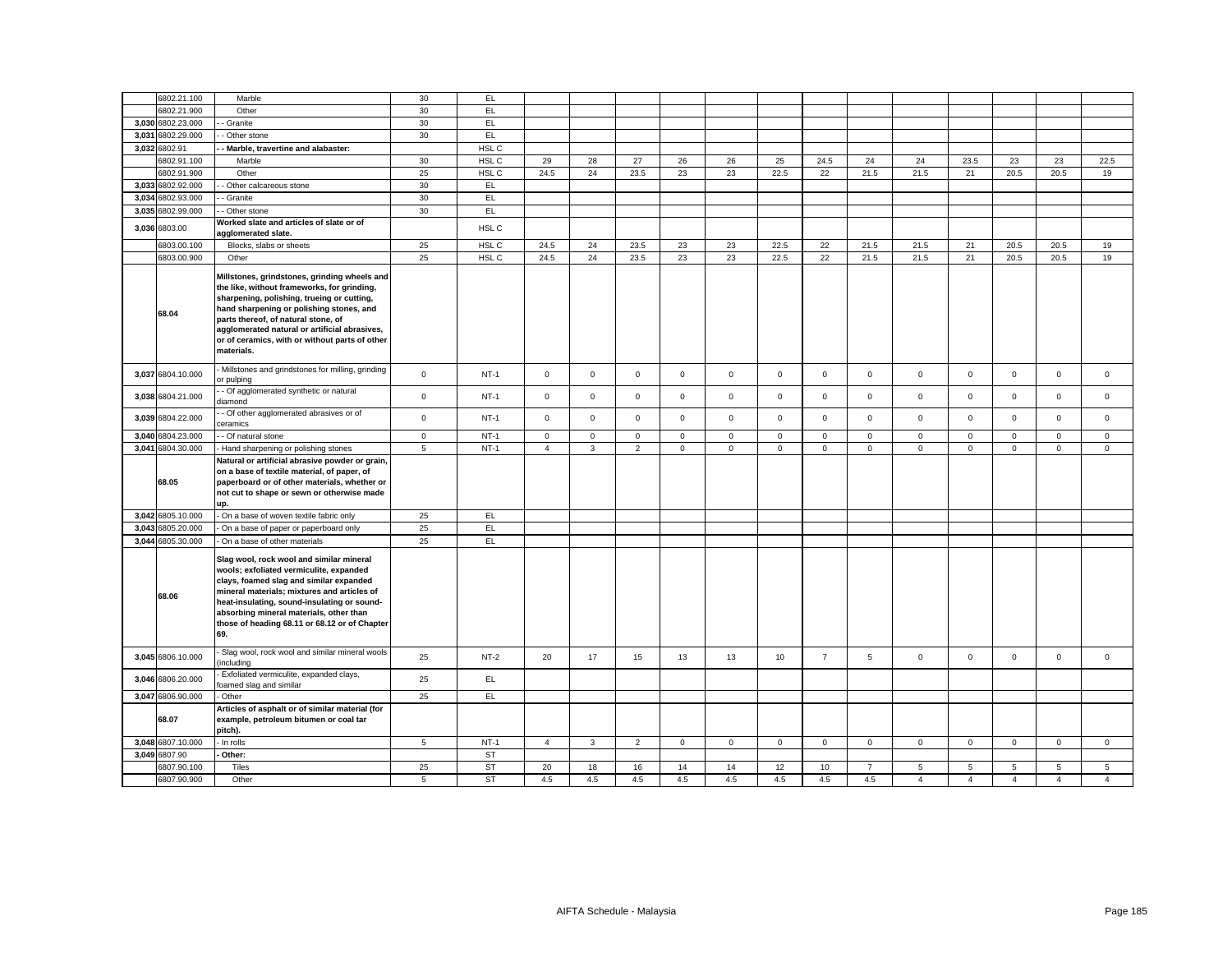| | | | | | | | | | | | | | | | | | | |
|---|---|---|---|---|---|---|---|---|---|---|---|---|---|---|---|---|---|---|
| | 6802.21.100 | Marble | 30 | EL | | | | | | | | | | | | | | |
| | 6802.21.900 | Other | 30 | EL | | | | | | | | | | | | | | |
| 3,030 | 6802.23.000 | - - Granite | 30 | EL | | | | | | | | | | | | | | |
| 3,031 | 6802.29.000 | - - Other stone | 30 | EL | | | | | | | | | | | | | | |
| 3,032 | 6802.91 | **- - Marble, travertine and alabaster:** | | HSL C | | | | | | | | | | | | | | |
| | 6802.91.100 | Marble | 30 | HSL C | 29 | 28 | 27 | 26 | 26 | 25 | 24.5 | 24 | 24 | 23.5 | 23 | 23 | 22.5 |
| | 6802.91.900 | Other | 25 | HSL C | 24.5 | 24 | 23.5 | 23 | 23 | 22.5 | 22 | 21.5 | 21.5 | 21 | 20.5 | 20.5 | 19 |
| 3,033 | 6802.92.000 | - - Other calcareous stone | 30 | EL | | | | | | | | | | | | | | |
| 3,034 | 6802.93.000 | - - Granite | 30 | EL | | | | | | | | | | | | | | |
| 3,035 | 6802.99.000 | - - Other stone | 30 | EL | | | | | | | | | | | | | | |
| 3,036 | 6803.00 | **Worked slate and articles of slate or of agglomerated slate.** | | HSL C | | | | | | | | | | | | | | |
| | 6803.00.100 | Blocks, slabs or sheets | 25 | HSL C | 24.5 | 24 | 23.5 | 23 | 23 | 22.5 | 22 | 21.5 | 21.5 | 21 | 20.5 | 20.5 | 19 |
| | 6803.00.900 | Other | 25 | HSL C | 24.5 | 24 | 23.5 | 23 | 23 | 22.5 | 22 | 21.5 | 21.5 | 21 | 20.5 | 20.5 | 19 |
| | 68.04 | **Millstones, grindstones, grinding wheels and the like, without frameworks, for grinding, sharpening, polishing, trueing or cutting, hand sharpening or polishing stones, and parts thereof, of natural stone, of agglomerated natural or artificial abrasives, or of ceramics, with or without parts of other materials.** | | | | | | | | | | | | | | | | |
| 3,037 | 6804.10.000 | - Millstones and grindstones for milling, grinding or pulping | 0 | NT-1 | 0 | 0 | 0 | 0 | 0 | 0 | 0 | 0 | 0 | 0 | 0 | 0 | 0 |
| 3,038 | 6804.21.000 | - - Of agglomerated synthetic or natural diamond | 0 | NT-1 | 0 | 0 | 0 | 0 | 0 | 0 | 0 | 0 | 0 | 0 | 0 | 0 | 0 |
| 3,039 | 6804.22.000 | - - Of other agglomerated abrasives or of ceramics | 0 | NT-1 | 0 | 0 | 0 | 0 | 0 | 0 | 0 | 0 | 0 | 0 | 0 | 0 | 0 |
| 3,040 | 6804.23.000 | - - Of natural stone | 0 | NT-1 | 0 | 0 | 0 | 0 | 0 | 0 | 0 | 0 | 0 | 0 | 0 | 0 | 0 |
| 3,041 | 6804.30.000 | - Hand sharpening or polishing stones | 5 | NT-1 | 4 | 3 | 2 | 0 | 0 | 0 | 0 | 0 | 0 | 0 | 0 | 0 | 0 |
| | 68.05 | **Natural or artificial abrasive powder or grain, on a base of textile material, of paper, of paperboard or of other materials, whether or not cut to shape or sewn or otherwise made up.** | | | | | | | | | | | | | | | | |
| 3,042 | 6805.10.000 | - On a base of woven textile fabric only | 25 | EL | | | | | | | | | | | | | | |
| 3,043 | 6805.20.000 | - On a base of paper or paperboard only | 25 | EL | | | | | | | | | | | | | | |
| 3,044 | 6805.30.000 | - On a base of other materials | 25 | EL | | | | | | | | | | | | | | |
| | 68.06 | **Slag wool, rock wool and similar mineral wools; exfoliated vermiculite, expanded clays, foamed slag and similar expanded mineral materials; mixtures and articles of heat-insulating, sound-insulating or sound-absorbing mineral materials, other than those of heading 68.11 or 68.12 or of Chapter 69.** | | | | | | | | | | | | | | | | |
| 3,045 | 6806.10.000 | - Slag wool, rock wool and similar mineral wools (including | 25 | NT-2 | 20 | 17 | 15 | 13 | 13 | 10 | 7 | 5 | 0 | 0 | 0 | 0 | 0 |
| 3,046 | 6806.20.000 | - Exfoliated vermiculite, expanded clays, foamed slag and similar | 25 | EL | | | | | | | | | | | | | | |
| 3,047 | 6806.90.000 | - Other | 25 | EL | | | | | | | | | | | | | | |
| | 68.07 | **Articles of asphalt or of similar material (for example, petroleum bitumen or coal tar pitch).** | | | | | | | | | | | | | | | | |
| 3,048 | 6807.10.000 | - In rolls | 5 | NT-1 | 4 | 3 | 2 | 0 | 0 | 0 | 0 | 0 | 0 | 0 | 0 | 0 | 0 |
| 3,049 | 6807.90 | **- Other:** | | ST | | | | | | | | | | | | | | |
| | 6807.90.100 | Tiles | 25 | ST | 20 | 18 | 16 | 14 | 14 | 12 | 10 | 7 | 5 | 5 | 5 | 5 | 5 |
| | 6807.90.900 | Other | 5 | ST | 4.5 | 4.5 | 4.5 | 4.5 | 4.5 | 4.5 | 4.5 | 4.5 | 4 | 4 | 4 | 4 | 4 |

AIFTA Schedule - Malaysia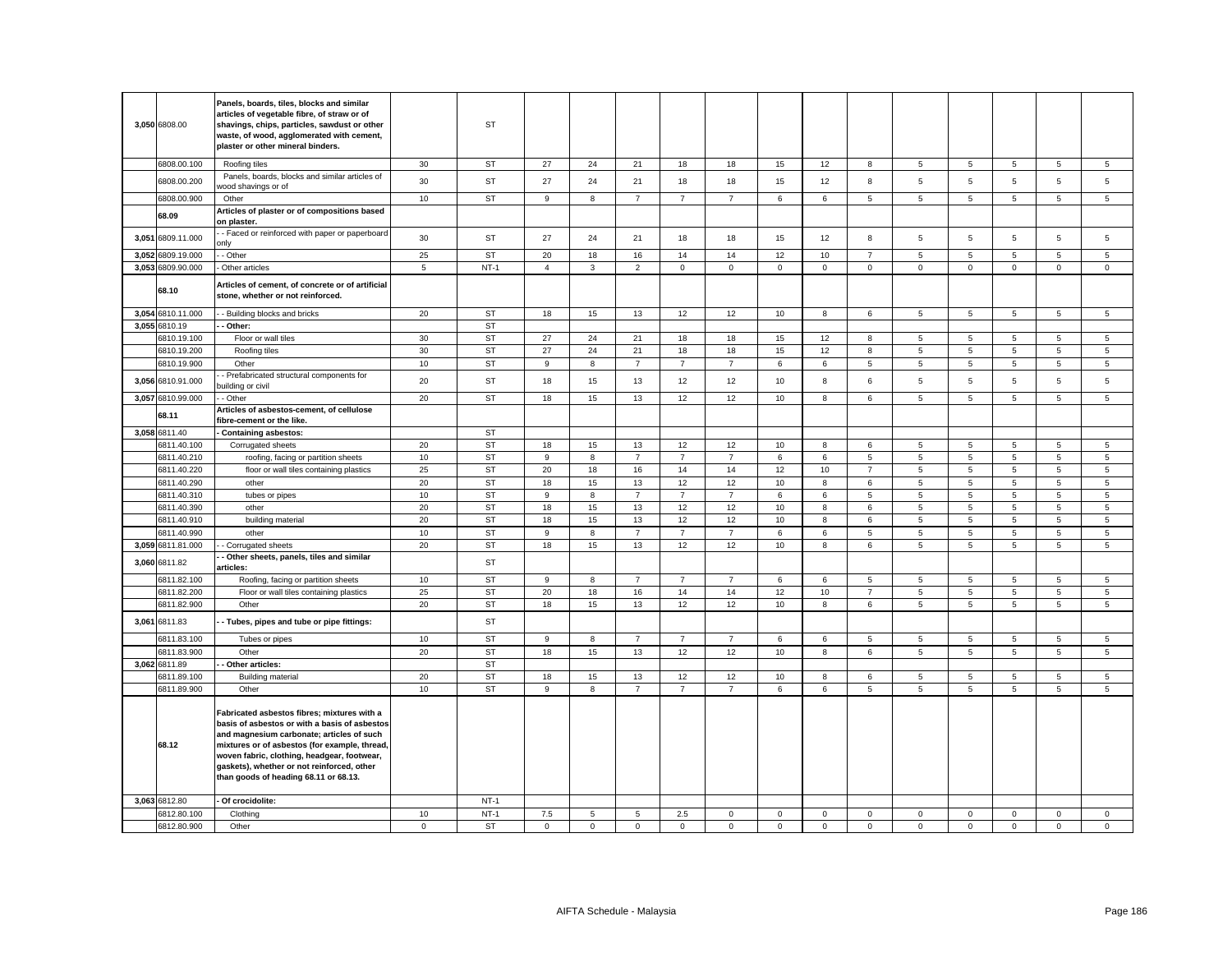| | | | | | | | | | | | | | | | | | |
|---|---|---|---|---|---|---|---|---|---|---|---|---|---|---|---|---|---|
| 3,050 | 6808.00 | **Panels, boards, tiles, blocks and similar articles of vegetable fibre, of straw or of shavings, chips, particles, sawdust or other waste, of wood, agglomerated with cement, plaster or other mineral binders.** | | ST | | | | | | | | | | | | | |
| | 6808.00.100 | Roofing tiles | 30 | ST | 27 | 24 | 21 | 18 | 18 | 15 | 12 | 8 | 5 | 5 | 5 | 5 | 5 |
| | 6808.00.200 | Panels, boards, blocks and similar articles of wood shavings or of | 30 | ST | 27 | 24 | 21 | 18 | 18 | 15 | 12 | 8 | 5 | 5 | 5 | 5 | 5 |
| | 6808.00.900 | Other | 10 | ST | 9 | 8 | 7 | 7 | 7 | 6 | 6 | 5 | 5 | 5 | 5 | 5 | 5 |
| | 68.09 | **Articles of plaster or of compositions based on plaster.** | | | | | | | | | | | | | | | |
| 3,051 | 6809.11.000 | - - Faced or reinforced with paper or paperboard only | 30 | ST | 27 | 24 | 21 | 18 | 18 | 15 | 12 | 8 | 5 | 5 | 5 | 5 | 5 |
| 3,052 | 6809.19.000 | - - Other | 25 | ST | 20 | 18 | 16 | 14 | 14 | 12 | 10 | 7 | 5 | 5 | 5 | 5 | 5 |
| 3,053 | 6809.90.000 | - Other articles | 5 | NT-1 | 4 | 3 | 2 | 0 | 0 | 0 | 0 | 0 | 0 | 0 | 0 | 0 | 0 |
| | 68.10 | **Articles of cement, of concrete or of artificial stone, whether or not reinforced.** | | | | | | | | | | | | | | | |
| 3,054 | 6810.11.000 | - - Building blocks and bricks | 20 | ST | 18 | 15 | 13 | 12 | 12 | 10 | 8 | 6 | 5 | 5 | 5 | 5 | 5 |
| 3,055 | 6810.19 | **- - Other:** | | ST | | | | | | | | | | | | | |
| | 6810.19.100 | Floor or wall tiles | 30 | ST | 27 | 24 | 21 | 18 | 18 | 15 | 12 | 8 | 5 | 5 | 5 | 5 | 5 |
| | 6810.19.200 | Roofing tiles | 30 | ST | 27 | 24 | 21 | 18 | 18 | 15 | 12 | 8 | 5 | 5 | 5 | 5 | 5 |
| | 6810.19.900 | Other | 10 | ST | 9 | 8 | 7 | 7 | 7 | 6 | 6 | 5 | 5 | 5 | 5 | 5 | 5 |
| 3,056 | 6810.91.000 | - - Prefabricated structural components for building or civil | 20 | ST | 18 | 15 | 13 | 12 | 12 | 10 | 8 | 6 | 5 | 5 | 5 | 5 | 5 |
| 3,057 | 6810.99.000 | - - Other | 20 | ST | 18 | 15 | 13 | 12 | 12 | 10 | 8 | 6 | 5 | 5 | 5 | 5 | 5 |
| | 68.11 | **Articles of asbestos-cement, of cellulose fibre-cement or the like.** | | | | | | | | | | | | | | | |
| 3,058 | 6811.40 | **- Containing asbestos:** | | ST | | | | | | | | | | | | | |
| | 6811.40.100 | Corrugated sheets | 20 | ST | 18 | 15 | 13 | 12 | 12 | 10 | 8 | 6 | 5 | 5 | 5 | 5 | 5 |
| | 6811.40.210 | roofing, facing or partition sheets | 10 | ST | 9 | 8 | 7 | 7 | 7 | 6 | 6 | 5 | 5 | 5 | 5 | 5 | 5 |
| | 6811.40.220 | floor or wall tiles containing plastics | 25 | ST | 20 | 18 | 16 | 14 | 14 | 12 | 10 | 7 | 5 | 5 | 5 | 5 | 5 |
| | 6811.40.290 | other | 20 | ST | 18 | 15 | 13 | 12 | 12 | 10 | 8 | 6 | 5 | 5 | 5 | 5 | 5 |
| | 6811.40.310 | tubes or pipes | 10 | ST | 9 | 8 | 7 | 7 | 7 | 6 | 6 | 5 | 5 | 5 | 5 | 5 | 5 |
| | 6811.40.390 | other | 20 | ST | 18 | 15 | 13 | 12 | 12 | 10 | 8 | 6 | 5 | 5 | 5 | 5 | 5 |
| | 6811.40.910 | building material | 20 | ST | 18 | 15 | 13 | 12 | 12 | 10 | 8 | 6 | 5 | 5 | 5 | 5 | 5 |
| | 6811.40.990 | other | 10 | ST | 9 | 8 | 7 | 7 | 7 | 6 | 6 | 5 | 5 | 5 | 5 | 5 | 5 |
| 3,059 | 6811.81.000 | - - Corrugated sheets | 20 | ST | 18 | 15 | 13 | 12 | 12 | 10 | 8 | 6 | 5 | 5 | 5 | 5 | 5 |
| 3,060 | 6811.82 | **- - Other sheets, panels, tiles and similar articles:** | | ST | | | | | | | | | | | | | |
| | 6811.82.100 | Roofing, facing or partition sheets | 10 | ST | 9 | 8 | 7 | 7 | 7 | 6 | 6 | 5 | 5 | 5 | 5 | 5 | 5 |
| | 6811.82.200 | Floor or wall tiles containing plastics | 25 | ST | 20 | 18 | 16 | 14 | 14 | 12 | 10 | 7 | 5 | 5 | 5 | 5 | 5 |
| | 6811.82.900 | Other | 20 | ST | 18 | 15 | 13 | 12 | 12 | 10 | 8 | 6 | 5 | 5 | 5 | 5 | 5 |
| 3,061 | 6811.83 | **- - Tubes, pipes and tube or pipe fittings:** | | ST | | | | | | | | | | | | | |
| | 6811.83.100 | Tubes or pipes | 10 | ST | 9 | 8 | 7 | 7 | 7 | 6 | 6 | 5 | 5 | 5 | 5 | 5 | 5 |
| | 6811.83.900 | Other | 20 | ST | 18 | 15 | 13 | 12 | 12 | 10 | 8 | 6 | 5 | 5 | 5 | 5 | 5 |
| 3,062 | 6811.89 | **- - Other articles:** | | ST | | | | | | | | | | | | | |
| | 6811.89.100 | Building material | 20 | ST | 18 | 15 | 13 | 12 | 12 | 10 | 8 | 6 | 5 | 5 | 5 | 5 | 5 |
| | 6811.89.900 | Other | 10 | ST | 9 | 8 | 7 | 7 | 7 | 6 | 6 | 5 | 5 | 5 | 5 | 5 | 5 |
| | 68.12 | **Fabricated asbestos fibres; mixtures with a basis of asbestos or with a basis of asbestos and magnesium carbonate; articles of such mixtures or of asbestos (for example, thread, woven fabric, clothing, headgear, footwear, gaskets), whether or not reinforced, other than goods of heading 68.11 or 68.13.** | | | | | | | | | | | | | | | |
| 3,063 | 6812.80 | **- Of crocidolite:** | | NT-1 | | | | | | | | | | | | | |
| | 6812.80.100 | Clothing | 10 | NT-1 | 7.5 | 5 | 5 | 2.5 | 0 | 0 | 0 | 0 | 0 | 0 | 0 | 0 | 0 |
| | 6812.80.900 | Other | 0 | ST | 0 | 0 | 0 | 0 | 0 | 0 | 0 | 0 | 0 | 0 | 0 | 0 | 0 |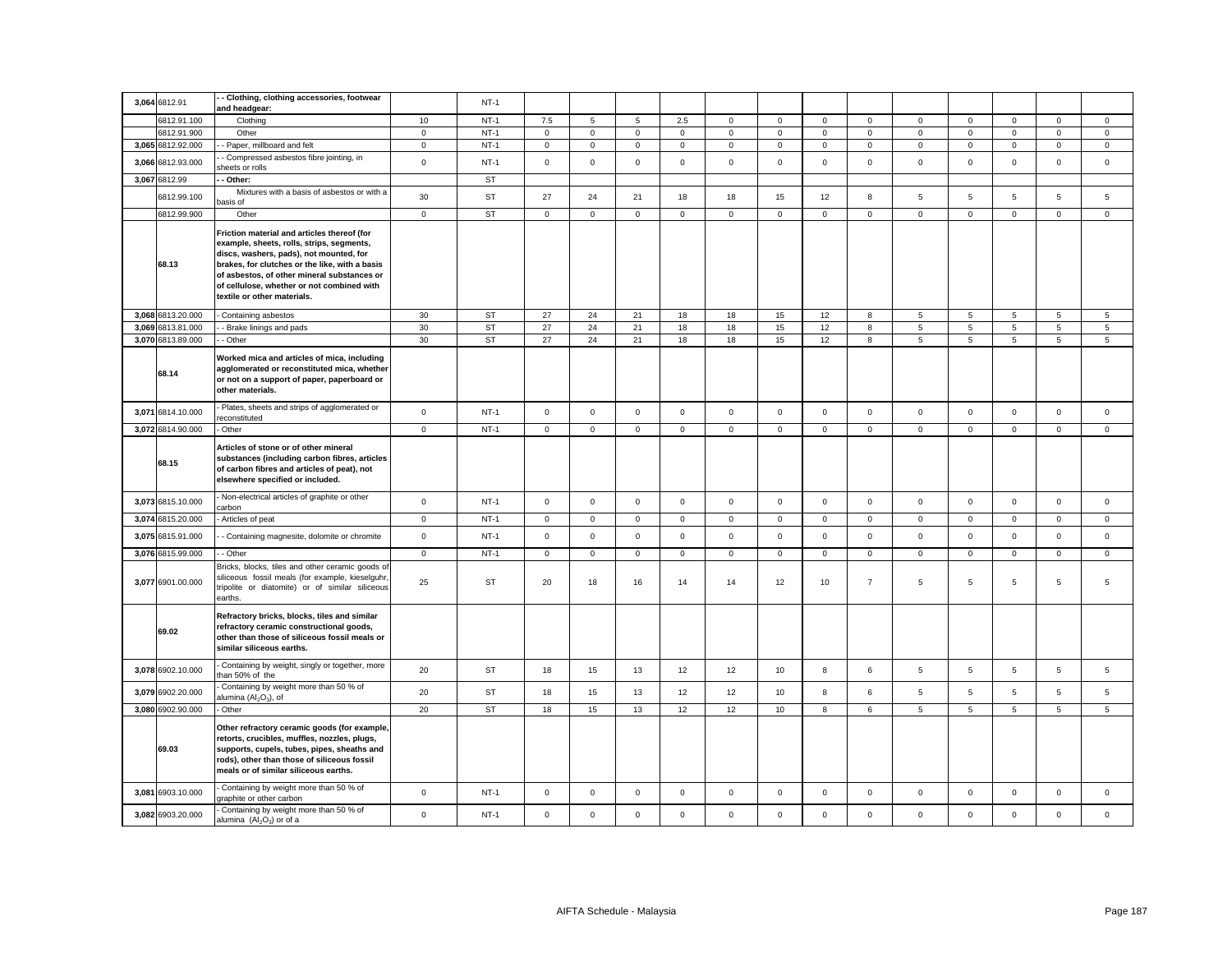| | | | | | | | | | | | | | | | | | |
|---|---|---|---|---|---|---|---|---|---|---|---|---|---|---|---|---|---|
| 3,064 | 6812.91 | **- - Clothing, clothing accessories, footwear and headgear:** | | NT-1 | | | | | | | | | | | | | |
| | 6812.91.100 | Clothing | 10 | NT-1 | 7.5 | 5 | 5 | 2.5 | 0 | 0 | 0 | 0 | 0 | 0 | 0 | 0 | 0 |
| | 6812.91.900 | Other | 0 | NT-1 | 0 | 0 | 0 | 0 | 0 | 0 | 0 | 0 | 0 | 0 | 0 | 0 | 0 |
| 3,065 | 6812.92.000 | - - Paper, millboard and felt | 0 | NT-1 | 0 | 0 | 0 | 0 | 0 | 0 | 0 | 0 | 0 | 0 | 0 | 0 | 0 |
| 3,066 | 6812.93.000 | - - Compressed asbestos fibre jointing, in sheets or rolls | 0 | NT-1 | 0 | 0 | 0 | 0 | 0 | 0 | 0 | 0 | 0 | 0 | 0 | 0 | 0 |
| 3,067 | 6812.99 | **- - Other:** | | ST | | | | | | | | | | | | | |
| | 6812.99.100 | Mixtures with a basis of asbestos or with a basis of | 30 | ST | 27 | 24 | 21 | 18 | 18 | 15 | 12 | 8 | 5 | 5 | 5 | 5 | 5 |
| | 6812.99.900 | Other | 0 | ST | 0 | 0 | 0 | 0 | 0 | 0 | 0 | 0 | 0 | 0 | 0 | 0 | 0 |
| | **68.13** | **Friction material and articles thereof (for example, sheets, rolls, strips, segments, discs, washers, pads), not mounted, for brakes, for clutches or the like, with a basis of asbestos, of other mineral substances or of cellulose, whether or not combined with textile or other materials.** | | | | | | | | | | | | | | | |
| 3,068 | 6813.20.000 | - Containing asbestos | 30 | ST | 27 | 24 | 21 | 18 | 18 | 15 | 12 | 8 | 5 | 5 | 5 | 5 | 5 |
| 3,069 | 6813.81.000 | - - Brake linings and pads | 30 | ST | 27 | 24 | 21 | 18 | 18 | 15 | 12 | 8 | 5 | 5 | 5 | 5 | 5 |
| 3,070 | 6813.89.000 | - - Other | 30 | ST | 27 | 24 | 21 | 18 | 18 | 15 | 12 | 8 | 5 | 5 | 5 | 5 | 5 |
| | **68.14** | **Worked mica and articles of mica, including agglomerated or reconstituted mica, whether or not on a support of paper, paperboard or other materials.** | | | | | | | | | | | | | | | |
| 3,071 | 6814.10.000 | - Plates, sheets and strips of agglomerated or reconstituted | 0 | NT-1 | 0 | 0 | 0 | 0 | 0 | 0 | 0 | 0 | 0 | 0 | 0 | 0 | 0 |
| 3,072 | 6814.90.000 | - Other | 0 | NT-1 | 0 | 0 | 0 | 0 | 0 | 0 | 0 | 0 | 0 | 0 | 0 | 0 | 0 |
| | **68.15** | **Articles of stone or of other mineral substances (including carbon fibres, articles of carbon fibres and articles of peat), not elsewhere specified or included.** | | | | | | | | | | | | | | | |
| 3,073 | 6815.10.000 | - Non-electrical articles of graphite or other carbon | 0 | NT-1 | 0 | 0 | 0 | 0 | 0 | 0 | 0 | 0 | 0 | 0 | 0 | 0 | 0 |
| 3,074 | 6815.20.000 | - Articles of peat | 0 | NT-1 | 0 | 0 | 0 | 0 | 0 | 0 | 0 | 0 | 0 | 0 | 0 | 0 | 0 |
| 3,075 | 6815.91.000 | - - Containing magnesite, dolomite or chromite | 0 | NT-1 | 0 | 0 | 0 | 0 | 0 | 0 | 0 | 0 | 0 | 0 | 0 | 0 | 0 |
| 3,076 | 6815.99.000 | - - Other | 0 | NT-1 | 0 | 0 | 0 | 0 | 0 | 0 | 0 | 0 | 0 | 0 | 0 | 0 | 0 |
| 3,077 | 6901.00.000 | Bricks, blocks, tiles and other ceramic goods of siliceous fossil meals (for example, kieselguhr, tripolite or diatomite) or of similar siliceous earths. | 25 | ST | 20 | 18 | 16 | 14 | 14 | 12 | 10 | 7 | 5 | 5 | 5 | 5 | 5 |
| | **69.02** | **Refractory bricks, blocks, tiles and similar refractory ceramic constructional goods, other than those of siliceous fossil meals or similar siliceous earths.** | | | | | | | | | | | | | | | |
| 3,078 | 6902.10.000 | - Containing by weight, singly or together, more than 50% of the | 20 | ST | 18 | 15 | 13 | 12 | 12 | 10 | 8 | 6 | 5 | 5 | 5 | 5 | 5 |
| 3,079 | 6902.20.000 | - Containing by weight more than 50 % of alumina ($Al_2O_3$), of | 20 | ST | 18 | 15 | 13 | 12 | 12 | 10 | 8 | 6 | 5 | 5 | 5 | 5 | 5 |
| 3,080 | 6902.90.000 | - Other | 20 | ST | 18 | 15 | 13 | 12 | 12 | 10 | 8 | 6 | 5 | 5 | 5 | 5 | 5 |
| | **69.03** | **Other refractory ceramic goods (for example, retorts, crucibles, muffles, nozzles, plugs, supports, cupels, tubes, pipes, sheaths and rods), other than those of siliceous fossil meals or of similar siliceous earths.** | | | | | | | | | | | | | | | |
| 3,081 | 6903.10.000 | - Containing by weight more than 50 % of graphite or other carbon | 0 | NT-1 | 0 | 0 | 0 | 0 | 0 | 0 | 0 | 0 | 0 | 0 | 0 | 0 | 0 |
| 3,082 | 6903.20.000 | - Containing by weight more than 50 % of alumina ($Al_2O_3$) or of a | 0 | NT-1 | 0 | 0 | 0 | 0 | 0 | 0 | 0 | 0 | 0 | 0 | 0 | 0 | 0 |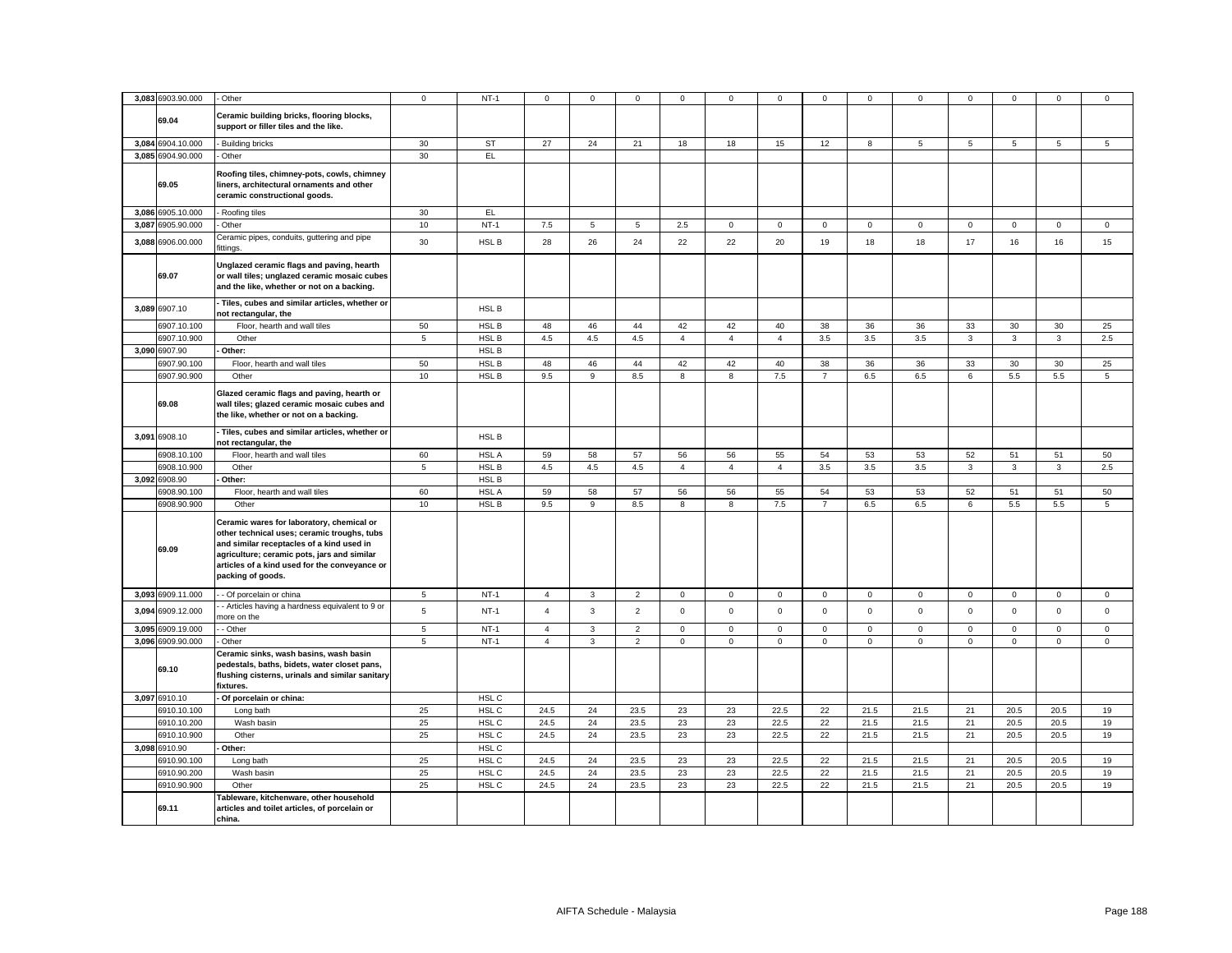| | | | | | | | | | | | | | | | | | | |
|---|---|---|---|---|---|---|---|---|---|---|---|---|---|---|---|---|---|---|
| 3,083 | 6903.90.000 | - Other | 0 | NT-1 | 0 | 0 | 0 | 0 | 0 | 0 | 0 | 0 | 0 | 0 | 0 | 0 | 0 |
| | 69.04 | **Ceramic building bricks, flooring blocks, support or filler tiles and the like.** | | | | | | | | | | | | | | | |
| 3,084 | 6904.10.000 | - Building bricks | 30 | ST | 27 | 24 | 21 | 18 | 18 | 15 | 12 | 8 | 5 | 5 | 5 | 5 | 5 |
| 3,085 | 6904.90.000 | - Other | 30 | EL | | | | | | | | | | | | | |
| | 69.05 | **Roofing tiles, chimney-pots, cowls, chimney liners, architectural ornaments and other ceramic constructional goods.** | | | | | | | | | | | | | | | |
| 3,086 | 6905.10.000 | - Roofing tiles | 30 | EL | | | | | | | | | | | | | |
| 3,087 | 6905.90.000 | - Other | 10 | NT-1 | 7.5 | 5 | 5 | 2.5 | 0 | 0 | 0 | 0 | 0 | 0 | 0 | 0 | 0 |
| 3,088 | 6906.00.000 | Ceramic pipes, conduits, guttering and pipe fittings. | 30 | HSL B | 28 | 26 | 24 | 22 | 22 | 20 | 19 | 18 | 18 | 17 | 16 | 16 | 15 |
| | 69.07 | **Unglazed ceramic flags and paving, hearth or wall tiles; unglazed ceramic mosaic cubes and the like, whether or not on a backing.** | | | | | | | | | | | | | | | |
| 3,089 | 6907.10 | **- Tiles, cubes and similar articles, whether or not rectangular, the** | | HSL B | | | | | | | | | | | | | |
| | 6907.10.100 | Floor, hearth and wall tiles | 50 | HSL B | 48 | 46 | 44 | 42 | 42 | 40 | 38 | 36 | 36 | 33 | 30 | 30 | 25 |
| | 6907.10.900 | Other | 5 | HSL B | 4.5 | 4.5 | 4.5 | 4 | 4 | 4 | 3.5 | 3.5 | 3.5 | 3 | 3 | 3 | 2.5 |
| 3,090 | 6907.90 | **- Other:** | | HSL B | | | | | | | | | | | | | |
| | 6907.90.100 | Floor, hearth and wall tiles | 50 | HSL B | 48 | 46 | 44 | 42 | 42 | 40 | 38 | 36 | 36 | 33 | 30 | 30 | 25 |
| | 6907.90.900 | Other | 10 | HSL B | 9.5 | 9 | 8.5 | 8 | 8 | 7.5 | 7 | 6.5 | 6.5 | 6 | 5.5 | 5.5 | 5 |
| | 69.08 | **Glazed ceramic flags and paving, hearth or wall tiles; glazed ceramic mosaic cubes and the like, whether or not on a backing.** | | | | | | | | | | | | | | | |
| 3,091 | 6908.10 | **- Tiles, cubes and similar articles, whether or not rectangular, the** | | HSL B | | | | | | | | | | | | | |
| | 6908.10.100 | Floor, hearth and wall tiles | 60 | HSL A | 59 | 58 | 57 | 56 | 56 | 55 | 54 | 53 | 53 | 52 | 51 | 51 | 50 |
| | 6908.10.900 | Other | 5 | HSL B | 4.5 | 4.5 | 4.5 | 4 | 4 | 4 | 3.5 | 3.5 | 3.5 | 3 | 3 | 3 | 2.5 |
| 3,092 | 6908.90 | **- Other:** | | HSL B | | | | | | | | | | | | | |
| | 6908.90.100 | Floor, hearth and wall tiles | 60 | HSL A | 59 | 58 | 57 | 56 | 56 | 55 | 54 | 53 | 53 | 52 | 51 | 51 | 50 |
| | 6908.90.900 | Other | 10 | HSL B | 9.5 | 9 | 8.5 | 8 | 8 | 7.5 | 7 | 6.5 | 6.5 | 6 | 5.5 | 5.5 | 5 |
| | 69.09 | **Ceramic wares for laboratory, chemical or other technical uses; ceramic troughs, tubs and similar receptacles of a kind used in agriculture; ceramic pots, jars and similar articles of a kind used for the conveyance or packing of goods.** | | | | | | | | | | | | | | | |
| 3,093 | 6909.11.000 | - - Of porcelain or china | 5 | NT-1 | 4 | 3 | 2 | 0 | 0 | 0 | 0 | 0 | 0 | 0 | 0 | 0 | 0 |
| 3,094 | 6909.12.000 | - - Articles having a hardness equivalent to 9 or more on the | 5 | NT-1 | 4 | 3 | 2 | 0 | 0 | 0 | 0 | 0 | 0 | 0 | 0 | 0 | 0 |
| 3,095 | 6909.19.000 | - - Other | 5 | NT-1 | 4 | 3 | 2 | 0 | 0 | 0 | 0 | 0 | 0 | 0 | 0 | 0 | 0 |
| 3,096 | 6909.90.000 | - Other | 5 | NT-1 | 4 | 3 | 2 | 0 | 0 | 0 | 0 | 0 | 0 | 0 | 0 | 0 | 0 |
| | 69.10 | **Ceramic sinks, wash basins, wash basin pedestals, baths, bidets, water closet pans, flushing cisterns, urinals and similar sanitary fixtures.** | | | | | | | | | | | | | | | |
| 3,097 | 6910.10 | **- Of porcelain or china:** | | HSL C | | | | | | | | | | | | | |
| | 6910.10.100 | Long bath | 25 | HSL C | 24.5 | 24 | 23.5 | 23 | 23 | 22.5 | 22 | 21.5 | 21.5 | 21 | 20.5 | 20.5 | 19 |
| | 6910.10.200 | Wash basin | 25 | HSL C | 24.5 | 24 | 23.5 | 23 | 23 | 22.5 | 22 | 21.5 | 21.5 | 21 | 20.5 | 20.5 | 19 |
| | 6910.10.900 | Other | 25 | HSL C | 24.5 | 24 | 23.5 | 23 | 23 | 22.5 | 22 | 21.5 | 21.5 | 21 | 20.5 | 20.5 | 19 |
| 3,098 | 6910.90 | **- Other:** | | HSL C | | | | | | | | | | | | | |
| | 6910.90.100 | Long bath | 25 | HSL C | 24.5 | 24 | 23.5 | 23 | 23 | 22.5 | 22 | 21.5 | 21.5 | 21 | 20.5 | 20.5 | 19 |
| | 6910.90.200 | Wash basin | 25 | HSL C | 24.5 | 24 | 23.5 | 23 | 23 | 22.5 | 22 | 21.5 | 21.5 | 21 | 20.5 | 20.5 | 19 |
| | 6910.90.900 | Other | 25 | HSL C | 24.5 | 24 | 23.5 | 23 | 23 | 22.5 | 22 | 21.5 | 21.5 | 21 | 20.5 | 20.5 | 19 |
| | 69.11 | **Tableware, kitchenware, other household articles and toilet articles, of porcelain or china.** | | | | | | | | | | | | | | | |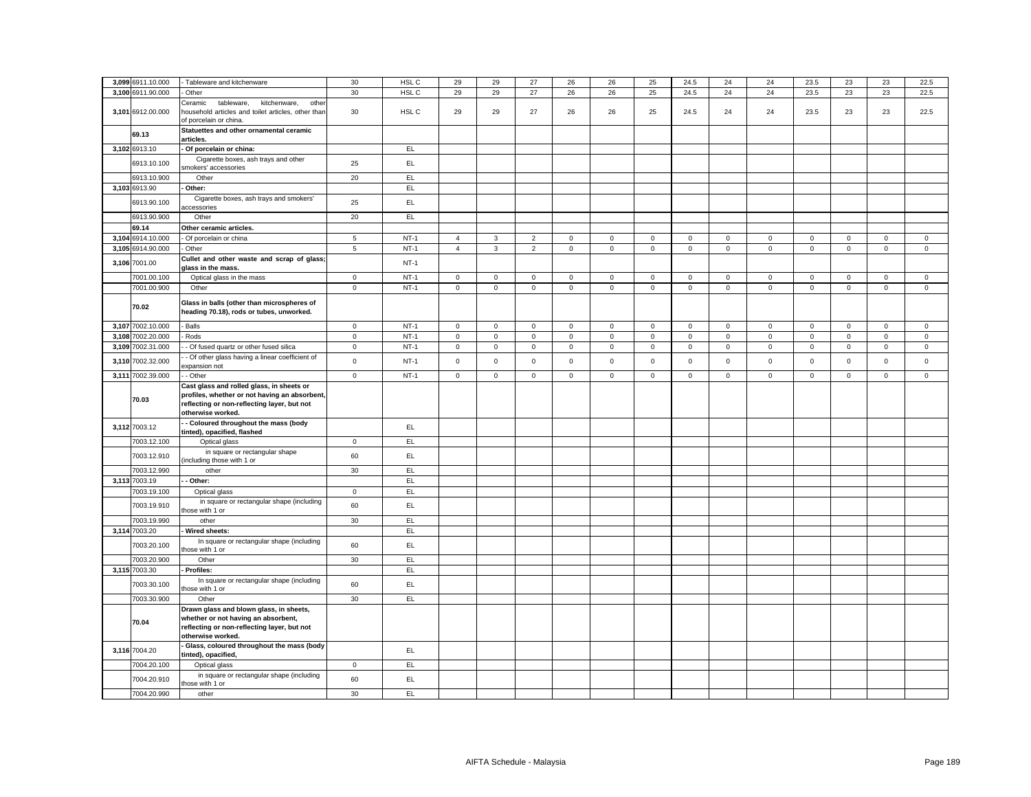| 3,099 | 6911.10.000 | - Tableware and kitchenware | 30 | HSL C | 29 | 29 | 27 | 26 | 26 | 25 | 24.5 | 24 | 24 | 23.5 | 23 | 23 | 22.5 |
|---|---|---|---|---|---|---|---|---|---|---|---|---|---|---|---|---|---|
| 3,100 | 6911.90.000 | - Other | 30 | HSL C | 29 | 29 | 27 | 26 | 26 | 25 | 24.5 | 24 | 24 | 23.5 | 23 | 23 | 22.5 |
| 3,101 | 6912.00.000 | Ceramic tableware, kitchenware, other household articles and toilet articles, other than of porcelain or china. | 30 | HSL C | 29 | 29 | 27 | 26 | 26 | 25 | 24.5 | 24 | 24 | 23.5 | 23 | 23 | 22.5 |
| | 69.13 | **Statuettes and other ornamental ceramic articles.** | | | | | | | | | | | | | | | |
| 3,102 | 6913.10 | **- Of porcelain or china:** | | EL | | | | | | | | | | | | | |
| | 6913.10.100 | Cigarette boxes, ash trays and other smokers' accessories | 25 | EL | | | | | | | | | | | | | |
| | 6913.10.900 | Other | 20 | EL | | | | | | | | | | | | | |
| 3,103 | 6913.90 | **- Other:** | | EL | | | | | | | | | | | | | |
| | 6913.90.100 | Cigarette boxes, ash trays and smokers' accessories | 25 | EL | | | | | | | | | | | | | |
| | 6913.90.900 | Other | 20 | EL | | | | | | | | | | | | | |
| | 69.14 | **Other ceramic articles.** | | | | | | | | | | | | | | | |
| 3,104 | 6914.10.000 | - Of porcelain or china | 5 | NT-1 | 4 | 3 | 2 | 0 | 0 | 0 | 0 | 0 | 0 | 0 | 0 | 0 | 0 |
| 3,105 | 6914.90.000 | - Other | 5 | NT-1 | 4 | 3 | 2 | 0 | 0 | 0 | 0 | 0 | 0 | 0 | 0 | 0 | 0 |
| 3,106 | 7001.00 | **Cullet and other waste and scrap of glass; glass in the mass.** | | NT-1 | | | | | | | | | | | | | |
| | 7001.00.100 | Optical glass in the mass | 0 | NT-1 | 0 | 0 | 0 | 0 | 0 | 0 | 0 | 0 | 0 | 0 | 0 | 0 | 0 |
| | 7001.00.900 | Other | 0 | NT-1 | 0 | 0 | 0 | 0 | 0 | 0 | 0 | 0 | 0 | 0 | 0 | 0 | 0 |
| | 70.02 | **Glass in balls (other than microspheres of heading 70.18), rods or tubes, unworked.** | | | | | | | | | | | | | | | |
| 3,107 | 7002.10.000 | - Balls | 0 | NT-1 | 0 | 0 | 0 | 0 | 0 | 0 | 0 | 0 | 0 | 0 | 0 | 0 | 0 |
| 3,108 | 7002.20.000 | - Rods | 0 | NT-1 | 0 | 0 | 0 | 0 | 0 | 0 | 0 | 0 | 0 | 0 | 0 | 0 | 0 |
| 3,109 | 7002.31.000 | - - Of fused quartz or other fused silica | 0 | NT-1 | 0 | 0 | 0 | 0 | 0 | 0 | 0 | 0 | 0 | 0 | 0 | 0 | 0 |
| 3,110 | 7002.32.000 | - - Of other glass having a linear coefficient of expansion not | 0 | NT-1 | 0 | 0 | 0 | 0 | 0 | 0 | 0 | 0 | 0 | 0 | 0 | 0 | 0 |
| 3,111 | 7002.39.000 | - - Other | 0 | NT-1 | 0 | 0 | 0 | 0 | 0 | 0 | 0 | 0 | 0 | 0 | 0 | 0 | 0 |
| | 70.03 | **Cast glass and rolled glass, in sheets or profiles, whether or not having an absorbent, reflecting or non-reflecting layer, but not otherwise worked.** | | | | | | | | | | | | | | | |
| 3,112 | 7003.12 | **- - Coloured throughout the mass (body tinted), opacified, flashed** | | EL | | | | | | | | | | | | | |
| | 7003.12.100 | Optical glass | 0 | EL | | | | | | | | | | | | | |
| | 7003.12.910 | in square or rectangular shape (including those with 1 or | 60 | EL | | | | | | | | | | | | | |
| | 7003.12.990 | other | 30 | EL | | | | | | | | | | | | | |
| 3,113 | 7003.19 | **- - Other:** | | EL | | | | | | | | | | | | | |
| | 7003.19.100 | Optical glass | 0 | EL | | | | | | | | | | | | | |
| | 7003.19.910 | in square or rectangular shape (including those with 1 or | 60 | EL | | | | | | | | | | | | | |
| | 7003.19.990 | other | 30 | EL | | | | | | | | | | | | | |
| 3,114 | 7003.20 | **- Wired sheets:** | | EL | | | | | | | | | | | | | |
| | 7003.20.100 | In square or rectangular shape (including those with 1 or | 60 | EL | | | | | | | | | | | | | |
| | 7003.20.900 | Other | 30 | EL | | | | | | | | | | | | | |
| 3,115 | 7003.30 | **- Profiles:** | | EL | | | | | | | | | | | | | |
| | 7003.30.100 | In square or rectangular shape (including those with 1 or | 60 | EL | | | | | | | | | | | | | |
| | 7003.30.900 | Other | 30 | EL | | | | | | | | | | | | | |
| | 70.04 | **Drawn glass and blown glass, in sheets, whether or not having an absorbent, reflecting or non-reflecting layer, but not otherwise worked.** | | | | | | | | | | | | | | | |
| 3,116 | 7004.20 | **- Glass, coloured throughout the mass (body tinted), opacified,** | | EL | | | | | | | | | | | | | |
| | 7004.20.100 | Optical glass | 0 | EL | | | | | | | | | | | | | |
| | 7004.20.910 | in square or rectangular shape (including those with 1 or | 60 | EL | | | | | | | | | | | | | |
| | 7004.20.990 | other | 30 | EL | | | | | | | | | | | | | |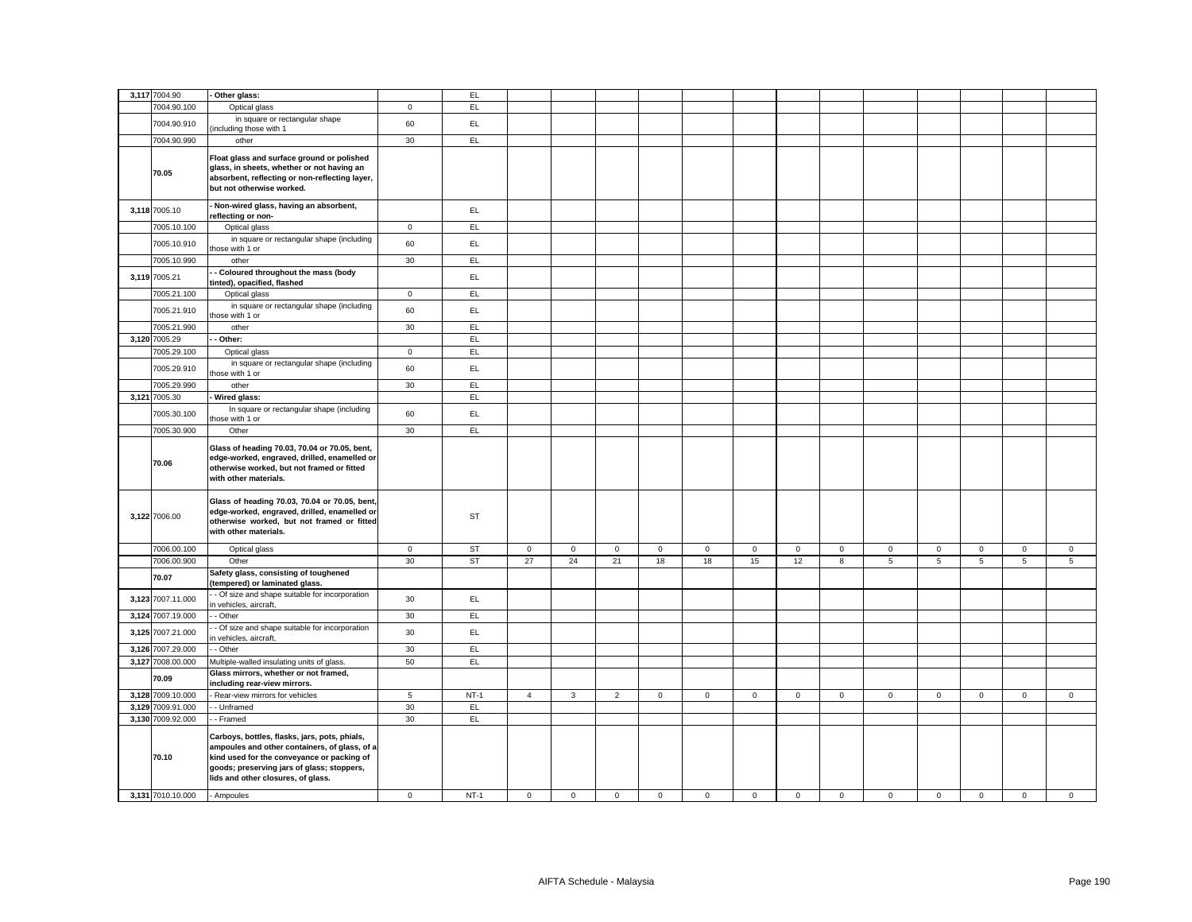| | | | | | | | | | | | | | | | | | | |
|---|---|---|---|---|---|---|---|---|---|---|---|---|---|---|---|---|---|---|
| 3,117 | 7004.90 | **- Other glass:** | | EL | | | | | | | | | | | | | | |
| | 7004.90.100 | Optical glass | 0 | EL | | | | | | | | | | | | | | |
| | 7004.90.910 | in square or rectangular shape (including those with 1 | 60 | EL | | | | | | | | | | | | | | |
| | 7004.90.990 | other | 30 | EL | | | | | | | | | | | | | | |
| | **70.05** | **Float glass and surface ground or polished glass, in sheets, whether or not having an absorbent, reflecting or non-reflecting layer, but not otherwise worked.** | | | | | | | | | | | | | | | | |
| 3,118 | 7005.10 | **- Non-wired glass, having an absorbent, reflecting or non-** | | EL | | | | | | | | | | | | | | |
| | 7005.10.100 | Optical glass | 0 | EL | | | | | | | | | | | | | | |
| | 7005.10.910 | in square or rectangular shape (including those with 1 or | 60 | EL | | | | | | | | | | | | | | |
| | 7005.10.990 | other | 30 | EL | | | | | | | | | | | | | | |
| 3,119 | 7005.21 | **- - Coloured throughout the mass (body tinted), opacified, flashed** | | EL | | | | | | | | | | | | | | |
| | 7005.21.100 | Optical glass | 0 | EL | | | | | | | | | | | | | | |
| | 7005.21.910 | in square or rectangular shape (including those with 1 or | 60 | EL | | | | | | | | | | | | | | |
| | 7005.21.990 | other | 30 | EL | | | | | | | | | | | | | | |
| 3,120 | 7005.29 | **- - Other:** | | EL | | | | | | | | | | | | | | |
| | 7005.29.100 | Optical glass | 0 | EL | | | | | | | | | | | | | | |
| | 7005.29.910 | in square or rectangular shape (including those with 1 or | 60 | EL | | | | | | | | | | | | | | |
| | 7005.29.990 | other | 30 | EL | | | | | | | | | | | | | | |
| 3,121 | 7005.30 | **- Wired glass:** | | EL | | | | | | | | | | | | | | |
| | 7005.30.100 | In square or rectangular shape (including those with 1 or | 60 | EL | | | | | | | | | | | | | | |
| | 7005.30.900 | Other | 30 | EL | | | | | | | | | | | | | | |
| | **70.06** | **Glass of heading 70.03, 70.04 or 70.05, bent, edge-worked, engraved, drilled, enamelled or otherwise worked, but not framed or fitted with other materials.** | | | | | | | | | | | | | | | | |
| 3,122 | 7006.00 | **Glass of heading 70.03, 70.04 or 70.05, bent, edge-worked, engraved, drilled, enamelled or otherwise worked, but not framed or fitted with other materials.** | | ST | | | | | | | | | | | | | | |
| | 7006.00.100 | Optical glass | 0 | ST | 0 | 0 | 0 | 0 | 0 | 0 | 0 | 0 | 0 | 0 | 0 | 0 | 0 |
| | 7006.00.900 | Other | 30 | ST | 27 | 24 | 21 | 18 | 18 | 15 | 12 | 8 | 5 | 5 | 5 | 5 | 5 |
| | **70.07** | **Safety glass, consisting of toughened (tempered) or laminated glass.** | | | | | | | | | | | | | | | | |
| 3,123 | 7007.11.000 | - - Of size and shape suitable for incorporation in vehicles, aircraft, | 30 | EL | | | | | | | | | | | | | | |
| 3,124 | 7007.19.000 | - - Other | 30 | EL | | | | | | | | | | | | | | |
| 3,125 | 7007.21.000 | - - Of size and shape suitable for incorporation in vehicles, aircraft, | 30 | EL | | | | | | | | | | | | | | |
| 3,126 | 7007.29.000 | - - Other | 30 | EL | | | | | | | | | | | | | | |
| 3,127 | 7008.00.000 | Multiple-walled insulating units of glass. | 50 | EL | | | | | | | | | | | | | | |
| | **70.09** | **Glass mirrors, whether or not framed, including rear-view mirrors.** | | | | | | | | | | | | | | | | |
| 3,128 | 7009.10.000 | - Rear-view mirrors for vehicles | 5 | NT-1 | 4 | 3 | 2 | 0 | 0 | 0 | 0 | 0 | 0 | 0 | 0 | 0 | 0 |
| 3,129 | 7009.91.000 | - - Unframed | 30 | EL | | | | | | | | | | | | | | |
| 3,130 | 7009.92.000 | - - Framed | 30 | EL | | | | | | | | | | | | | | |
| | **70.10** | **Carboys, bottles, flasks, jars, pots, phials, ampoules and other containers, of glass, of a kind used for the conveyance or packing of goods; preserving jars of glass; stoppers, lids and other closures, of glass.** | | | | | | | | | | | | | | | | |
| 3,131 | 7010.10.000 | - Ampoules | 0 | NT-1 | 0 | 0 | 0 | 0 | 0 | 0 | 0 | 0 | 0 | 0 | 0 | 0 | 0 |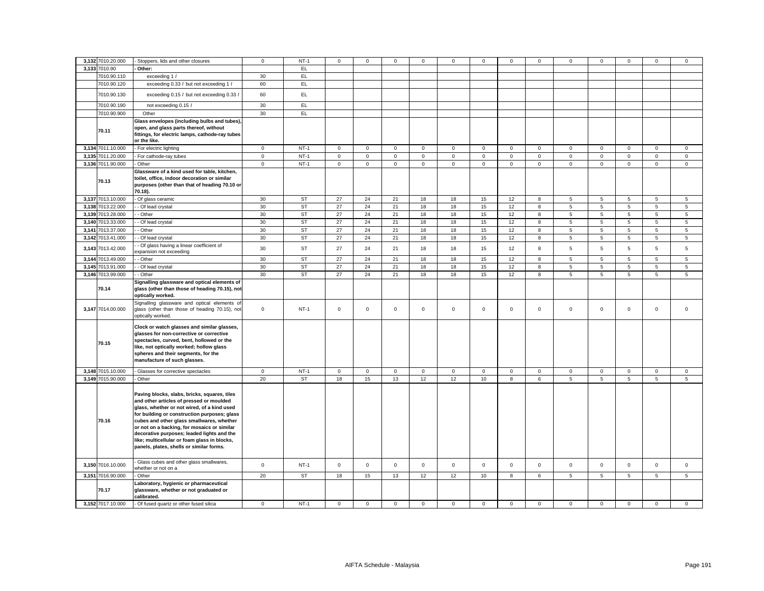| | | | | | | | | | | | | | | | | | | |
|---|---|---|---|---|---|---|---|---|---|---|---|---|---|---|---|---|---|---|
| 3,132 | 7010.20.000 | - Stoppers, lids and other closures | 0 | NT-1 | 0 | 0 | 0 | 0 | 0 | 0 | 0 | 0 | 0 | 0 | 0 | 0 | 0 |
| 3,133 | 7010.90 | - Other: | | EL | | | | | | | | | | | | | |
| | 7010.90.110 | exceeding 1 *l* | 30 | EL | | | | | | | | | | | | | |
| | 7010.90.120 | exceeding 0.33 *l* but not exceeding 1 *l* | 60 | EL | | | | | | | | | | | | | |
| | 7010.90.130 | exceeding 0.15 *l* but not exceeding 0.33 *l* | 60 | EL | | | | | | | | | | | | | |
| | 7010.90.190 | not exceeding 0.15 *l* | 30 | EL | | | | | | | | | | | | | |
| | 7010.90.900 | Other | 30 | EL | | | | | | | | | | | | | |
| | **70.11** | **Glass envelopes (including bulbs and tubes), open, and glass parts thereof, without fittings, for electric lamps, cathode-ray tubes or the like.** | | | | | | | | | | | | | | | |
| 3,134 | 7011.10.000 | - For electric lighting | 0 | NT-1 | 0 | 0 | 0 | 0 | 0 | 0 | 0 | 0 | 0 | 0 | 0 | 0 | 0 |
| 3,135 | 7011.20.000 | - For cathode-ray tubes | 0 | NT-1 | 0 | 0 | 0 | 0 | 0 | 0 | 0 | 0 | 0 | 0 | 0 | 0 | 0 |
| 3,136 | 7011.90.000 | - Other | 0 | NT-1 | 0 | 0 | 0 | 0 | 0 | 0 | 0 | 0 | 0 | 0 | 0 | 0 | 0 |
| | **70.13** | **Glassware of a kind used for table, kitchen, toilet, office, indoor decoration or similar purposes (other than that of heading 70.10 or 70.18).** | | | | | | | | | | | | | | | |
| 3,137 | 7013.10.000 | - Of glass ceramic | 30 | ST | 27 | 24 | 21 | 18 | 18 | 15 | 12 | 8 | 5 | 5 | 5 | 5 | 5 |
| 3,138 | 7013.22.000 | - - Of lead crystal | 30 | ST | 27 | 24 | 21 | 18 | 18 | 15 | 12 | 8 | 5 | 5 | 5 | 5 | 5 |
| 3,139 | 7013.28.000 | - - Other | 30 | ST | 27 | 24 | 21 | 18 | 18 | 15 | 12 | 8 | 5 | 5 | 5 | 5 | 5 |
| 3,140 | 7013.33.000 | - - Of lead crystal | 30 | ST | 27 | 24 | 21 | 18 | 18 | 15 | 12 | 8 | 5 | 5 | 5 | 5 | 5 |
| 3,141 | 7013.37.000 | - - Other | 30 | ST | 27 | 24 | 21 | 18 | 18 | 15 | 12 | 8 | 5 | 5 | 5 | 5 | 5 |
| 3,142 | 7013.41.000 | - - Of lead crystal | 30 | ST | 27 | 24 | 21 | 18 | 18 | 15 | 12 | 8 | 5 | 5 | 5 | 5 | 5 |
| 3,143 | 7013.42.000 | - - Of glass having a linear coefficient of expansion not exceeding | 30 | ST | 27 | 24 | 21 | 18 | 18 | 15 | 12 | 8 | 5 | 5 | 5 | 5 | 5 |
| 3,144 | 7013.49.000 | - - Other | 30 | ST | 27 | 24 | 21 | 18 | 18 | 15 | 12 | 8 | 5 | 5 | 5 | 5 | 5 |
| 3,145 | 7013.91.000 | - - Of lead crystal | 30 | ST | 27 | 24 | 21 | 18 | 18 | 15 | 12 | 8 | 5 | 5 | 5 | 5 | 5 |
| 3,146 | 7013.99.000 | - - Other | 30 | ST | 27 | 24 | 21 | 18 | 18 | 15 | 12 | 8 | 5 | 5 | 5 | 5 | 5 |
| | **70.14** | **Signalling glassware and optical elements of glass (other than those of heading 70.15), not optically worked.** | | | | | | | | | | | | | | | |
| 3,147 | 7014.00.000 | Signalling glassware and optical elements of glass (other than those of heading 70.15), not optically worked. | 0 | NT-1 | 0 | 0 | 0 | 0 | 0 | 0 | 0 | 0 | 0 | 0 | 0 | 0 | 0 |
| | **70.15** | **Clock or watch glasses and similar glasses, glasses for non-corrective or corrective spectacles, curved, bent, hollowed or the like, not optically worked; hollow glass spheres and their segments, for the manufacture of such glasses.** | | | | | | | | | | | | | | | |
| 3,148 | 7015.10.000 | - Glasses for corrective spectacles | 0 | NT-1 | 0 | 0 | 0 | 0 | 0 | 0 | 0 | 0 | 0 | 0 | 0 | 0 | 0 |
| 3,149 | 7015.90.000 | - Other | 20 | ST | 18 | 15 | 13 | 12 | 12 | 10 | 8 | 6 | 5 | 5 | 5 | 5 | 5 |
| | **70.16** | **Paving blocks, slabs, bricks, squares, tiles and other articles of pressed or moulded glass, whether or not wired, of a kind used for building or construction purposes; glass cubes and other glass smallwares, whether or not on a backing, for mosaics or similar decorative purposes; leaded lights and the like; multicellular or foam glass in blocks, panels, plates, shells or similar forms.** | | | | | | | | | | | | | | | |
| 3,150 | 7016.10.000 | - Glass cubes and other glass smallwares, whether or not on a | 0 | NT-1 | 0 | 0 | 0 | 0 | 0 | 0 | 0 | 0 | 0 | 0 | 0 | 0 | 0 |
| 3,151 | 7016.90.000 | - Other | 20 | ST | 18 | 15 | 13 | 12 | 12 | 10 | 8 | 6 | 5 | 5 | 5 | 5 | 5 |
| | **70.17** | **Laboratory, hygienic or pharmaceutical glassware, whether or not graduated or calibrated.** | | | | | | | | | | | | | | | |
| 3,152 | 7017.10.000 | - Of fused quartz or other fused silica | 0 | NT-1 | 0 | 0 | 0 | 0 | 0 | 0 | 0 | 0 | 0 | 0 | 0 | 0 | 0 |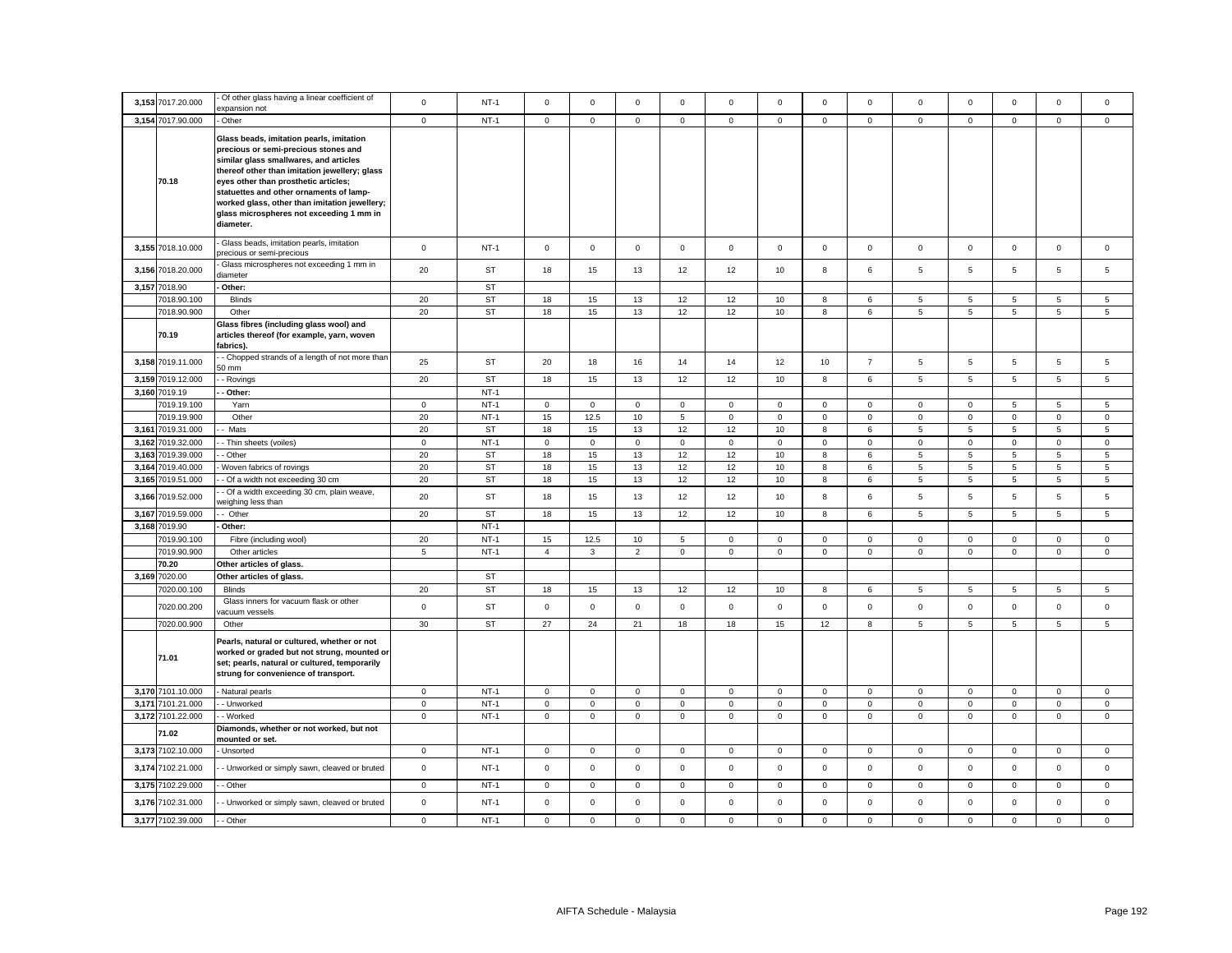| 3,153 | 7017.20.000 | - Of other glass having a linear coefficient of expansion not | 0 | NT-1 | 0 | 0 | 0 | 0 | 0 | 0 | 0 | 0 | 0 | 0 | 0 | 0 | 0 |
|---|---|---|---|---|---|---|---|---|---|---|---|---|---|---|---|---|---|
| 3,154 | 7017.90.000 | - Other | 0 | NT-1 | 0 | 0 | 0 | 0 | 0 | 0 | 0 | 0 | 0 | 0 | 0 | 0 | 0 |
| | 70.18 | **Glass beads, imitation pearls, imitation precious or semi-precious stones and similar glass smallwares, and articles thereof other than imitation jewellery; glass eyes other than prosthetic articles; statuettes and other ornaments of lamp-worked glass, other than imitation jewellery; glass microspheres not exceeding 1 mm in diameter.** | | | | | | | | | | | | | | | |
| 3,155 | 7018.10.000 | - Glass beads, imitation pearls, imitation precious or semi-precious | 0 | NT-1 | 0 | 0 | 0 | 0 | 0 | 0 | 0 | 0 | 0 | 0 | 0 | 0 | 0 |
| 3,156 | 7018.20.000 | - Glass microspheres not exceeding 1 mm in diameter | 20 | ST | 18 | 15 | 13 | 12 | 12 | 10 | 8 | 6 | 5 | 5 | 5 | 5 | 5 |
| 3,157 | 7018.90 | **- Other:** | | ST | | | | | | | | | | | | | |
| | 7018.90.100 | Blinds | 20 | ST | 18 | 15 | 13 | 12 | 12 | 10 | 8 | 6 | 5 | 5 | 5 | 5 | 5 |
| | 7018.90.900 | Other | 20 | ST | 18 | 15 | 13 | 12 | 12 | 10 | 8 | 6 | 5 | 5 | 5 | 5 | 5 |
| | 70.19 | **Glass fibres (including glass wool) and articles thereof (for example, yarn, woven fabrics).** | | | | | | | | | | | | | | | |
| 3,158 | 7019.11.000 | - - Chopped strands of a length of not more than 50 mm | 25 | ST | 20 | 18 | 16 | 14 | 14 | 12 | 10 | 7 | 5 | 5 | 5 | 5 | 5 |
| 3,159 | 7019.12.000 | - - Rovings | 20 | ST | 18 | 15 | 13 | 12 | 12 | 10 | 8 | 6 | 5 | 5 | 5 | 5 | 5 |
| 3,160 | 7019.19 | **- - Other:** | | NT-1 | | | | | | | | | | | | | |
| | 7019.19.100 | Yarn | 0 | NT-1 | 0 | 0 | 0 | 0 | 0 | 0 | 0 | 0 | 0 | 0 | 5 | 5 | 5 |
| | 7019.19.900 | Other | 20 | NT-1 | 15 | 12.5 | 10 | 5 | 0 | 0 | 0 | 0 | 0 | 0 | 0 | 0 | 0 |
| 3,161 | 7019.31.000 | - - Mats | 20 | ST | 18 | 15 | 13 | 12 | 12 | 10 | 8 | 6 | 5 | 5 | 5 | 5 | 5 |
| 3,162 | 7019.32.000 | - - Thin sheets (voiles) | 0 | NT-1 | 0 | 0 | 0 | 0 | 0 | 0 | 0 | 0 | 0 | 0 | 0 | 0 | 0 |
| 3,163 | 7019.39.000 | - - Other | 20 | ST | 18 | 15 | 13 | 12 | 12 | 10 | 8 | 6 | 5 | 5 | 5 | 5 | 5 |
| 3,164 | 7019.40.000 | - Woven fabrics of rovings | 20 | ST | 18 | 15 | 13 | 12 | 12 | 10 | 8 | 6 | 5 | 5 | 5 | 5 | 5 |
| 3,165 | 7019.51.000 | - - Of a width not exceeding 30 cm | 20 | ST | 18 | 15 | 13 | 12 | 12 | 10 | 8 | 6 | 5 | 5 | 5 | 5 | 5 |
| 3,166 | 7019.52.000 | - - Of a width exceeding 30 cm, plain weave, weighing less than | 20 | ST | 18 | 15 | 13 | 12 | 12 | 10 | 8 | 6 | 5 | 5 | 5 | 5 | 5 |
| 3,167 | 7019.59.000 | - - Other | 20 | ST | 18 | 15 | 13 | 12 | 12 | 10 | 8 | 6 | 5 | 5 | 5 | 5 | 5 |
| 3,168 | 7019.90 | **- Other:** | | NT-1 | | | | | | | | | | | | | |
| | 7019.90.100 | Fibre (including wool) | 20 | NT-1 | 15 | 12.5 | 10 | 5 | 0 | 0 | 0 | 0 | 0 | 0 | 0 | 0 | 0 |
| | 7019.90.900 | Other articles | 5 | NT-1 | 4 | 3 | 2 | 0 | 0 | 0 | 0 | 0 | 0 | 0 | 0 | 0 | 0 |
| | 70.20 | **Other articles of glass.** | | | | | | | | | | | | | | | |
| 3,169 | 7020.00 | **Other articles of glass.** | | ST | | | | | | | | | | | | | |
| | 7020.00.100 | Blinds | 20 | ST | 18 | 15 | 13 | 12 | 12 | 10 | 8 | 6 | 5 | 5 | 5 | 5 | 5 |
| | 7020.00.200 | Glass inners for vacuum flask or other vacuum vessels | 0 | ST | 0 | 0 | 0 | 0 | 0 | 0 | 0 | 0 | 0 | 0 | 0 | 0 | 0 |
| | 7020.00.900 | Other | 30 | ST | 27 | 24 | 21 | 18 | 18 | 15 | 12 | 8 | 5 | 5 | 5 | 5 | 5 |
| | 71.01 | **Pearls, natural or cultured, whether or not worked or graded but not strung, mounted or set; pearls, natural or cultured, temporarily strung for convenience of transport.** | | | | | | | | | | | | | | | |
| 3,170 | 7101.10.000 | - Natural pearls | 0 | NT-1 | 0 | 0 | 0 | 0 | 0 | 0 | 0 | 0 | 0 | 0 | 0 | 0 | 0 |
| 3,171 | 7101.21.000 | - - Unworked | 0 | NT-1 | 0 | 0 | 0 | 0 | 0 | 0 | 0 | 0 | 0 | 0 | 0 | 0 | 0 |
| 3,172 | 7101.22.000 | - - Worked | 0 | NT-1 | 0 | 0 | 0 | 0 | 0 | 0 | 0 | 0 | 0 | 0 | 0 | 0 | 0 |
| | 71.02 | **Diamonds, whether or not worked, but not mounted or set.** | | | | | | | | | | | | | | | |
| 3,173 | 7102.10.000 | - Unsorted | 0 | NT-1 | 0 | 0 | 0 | 0 | 0 | 0 | 0 | 0 | 0 | 0 | 0 | 0 | 0 |
| 3,174 | 7102.21.000 | - - Unworked or simply sawn, cleaved or bruted | 0 | NT-1 | 0 | 0 | 0 | 0 | 0 | 0 | 0 | 0 | 0 | 0 | 0 | 0 | 0 |
| 3,175 | 7102.29.000 | - - Other | 0 | NT-1 | 0 | 0 | 0 | 0 | 0 | 0 | 0 | 0 | 0 | 0 | 0 | 0 | 0 |
| 3,176 | 7102.31.000 | - - Unworked or simply sawn, cleaved or bruted | 0 | NT-1 | 0 | 0 | 0 | 0 | 0 | 0 | 0 | 0 | 0 | 0 | 0 | 0 | 0 |
| 3,177 | 7102.39.000 | - - Other | 0 | NT-1 | 0 | 0 | 0 | 0 | 0 | 0 | 0 | 0 | 0 | 0 | 0 | 0 | 0 |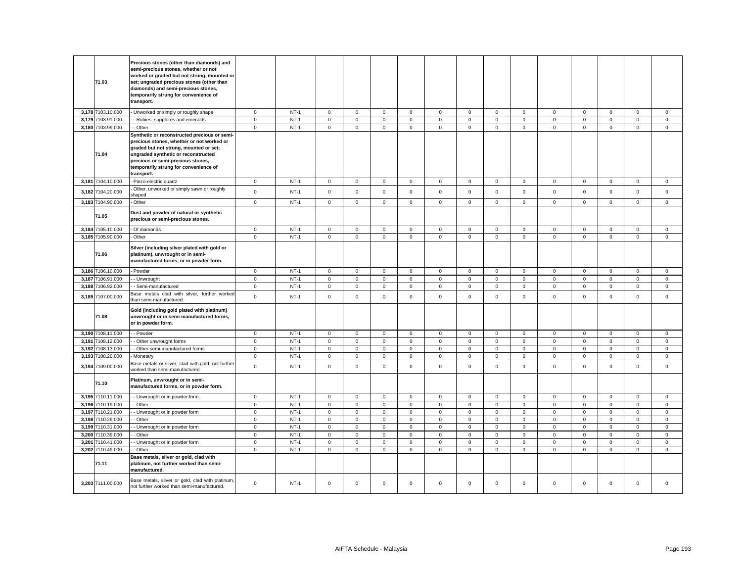| | | | | | | | | | | | | | | | | | |
|---|---|---|---|---|---|---|---|---|---|---|---|---|---|---|---|---|---|
| | 71.03 | **Precious stones (other than diamonds) and semi-precious stones, whether or not worked or graded but not strung, mounted or set; ungraded precious stones (other than diamonds) and semi-precious stones, temporarily strung for convenience of transport.** | | | | | | | | | | | | | | | |
| 3,178 | 7103.10.000 | - Unworked or simply or roughly shape | 0 | NT-1 | 0 | 0 | 0 | 0 | 0 | 0 | 0 | 0 | 0 | 0 | 0 | 0 | 0 |
| 3,179 | 7103.91.000 | - - Rubies, sapphires and emeralds | 0 | NT-1 | 0 | 0 | 0 | 0 | 0 | 0 | 0 | 0 | 0 | 0 | 0 | 0 | 0 |
| 3,180 | 7103.99.000 | - - Other | 0 | NT-1 | 0 | 0 | 0 | 0 | 0 | 0 | 0 | 0 | 0 | 0 | 0 | 0 | 0 |
| | 71.04 | **Synthetic or reconstructed precious or semi-precious stones, whether or not worked or graded but not strung, mounted or set; ungraded synthetic or reconstructed precious or semi-precious stones, temporarily strung for convenience of transport.** | | | | | | | | | | | | | | | |
| 3,181 | 7104.10.000 | - Piezo-electric quartz | 0 | NT-1 | 0 | 0 | 0 | 0 | 0 | 0 | 0 | 0 | 0 | 0 | 0 | 0 | 0 |
| 3,182 | 7104.20.000 | - Other, unworked or simply sawn or roughly shaped | 0 | NT-1 | 0 | 0 | 0 | 0 | 0 | 0 | 0 | 0 | 0 | 0 | 0 | 0 | 0 |
| 3,183 | 7104.90.000 | - Other | 0 | NT-1 | 0 | 0 | 0 | 0 | 0 | 0 | 0 | 0 | 0 | 0 | 0 | 0 | 0 |
| | 71.05 | **Dust and powder of natural or synthetic precious or semi-precious stones.** | | | | | | | | | | | | | | | |
| 3,184 | 7105.10.000 | - Of diamonds | 0 | NT-1 | 0 | 0 | 0 | 0 | 0 | 0 | 0 | 0 | 0 | 0 | 0 | 0 | 0 |
| 3,185 | 7105.90.000 | - Other | 0 | NT-1 | 0 | 0 | 0 | 0 | 0 | 0 | 0 | 0 | 0 | 0 | 0 | 0 | 0 |
| | 71.06 | **Silver (including silver plated with gold or platinum), unwrought or in semi-manufactured forms, or in powder form.** | | | | | | | | | | | | | | | |
| 3,186 | 7106.10.000 | - Powder | 0 | NT-1 | 0 | 0 | 0 | 0 | 0 | 0 | 0 | 0 | 0 | 0 | 0 | 0 | 0 |
| 3,187 | 7106.91.000 | - - Unwrought | 0 | NT-1 | 0 | 0 | 0 | 0 | 0 | 0 | 0 | 0 | 0 | 0 | 0 | 0 | 0 |
| 3,188 | 7106.92.000 | - - Semi-manufactured | 0 | NT-1 | 0 | 0 | 0 | 0 | 0 | 0 | 0 | 0 | 0 | 0 | 0 | 0 | 0 |
| 3,189 | 7107.00.000 | Base metals clad with silver, further worked than semi-manufactured. | 0 | NT-1 | 0 | 0 | 0 | 0 | 0 | 0 | 0 | 0 | 0 | 0 | 0 | 0 | 0 |
| | 71.08 | **Gold (including gold plated with platinum) unwrought or in semi-manufactured forms, or in powder form.** | | | | | | | | | | | | | | | |
| 3,190 | 7108.11.000 | - - Powder | 0 | NT-1 | 0 | 0 | 0 | 0 | 0 | 0 | 0 | 0 | 0 | 0 | 0 | 0 | 0 |
| 3,191 | 7108.12.000 | - - Other unwrought forms | 0 | NT-1 | 0 | 0 | 0 | 0 | 0 | 0 | 0 | 0 | 0 | 0 | 0 | 0 | 0 |
| 3,192 | 7108.13.000 | - - Other semi-manufactured forms | 0 | NT-1 | 0 | 0 | 0 | 0 | 0 | 0 | 0 | 0 | 0 | 0 | 0 | 0 | 0 |
| 3,193 | 7108.20.000 | - Monetary | 0 | NT-1 | 0 | 0 | 0 | 0 | 0 | 0 | 0 | 0 | 0 | 0 | 0 | 0 | 0 |
| 3,194 | 7109.00.000 | Base metals or silver, clad with gold, not further worked than semi-manufactured. | 0 | NT-1 | 0 | 0 | 0 | 0 | 0 | 0 | 0 | 0 | 0 | 0 | 0 | 0 | 0 |
| | 71.10 | **Platinum, unwrought or in semi-manufactured forms, or in powder form.** | | | | | | | | | | | | | | | |
| 3,195 | 7110.11.000 | - - Unwrought or in powder form | 0 | NT-1 | 0 | 0 | 0 | 0 | 0 | 0 | 0 | 0 | 0 | 0 | 0 | 0 | 0 |
| 3,196 | 7110.19.000 | - - Other | 0 | NT-1 | 0 | 0 | 0 | 0 | 0 | 0 | 0 | 0 | 0 | 0 | 0 | 0 | 0 |
| 3,197 | 7110.21.000 | - - Unwrought or in powder form | 0 | NT-1 | 0 | 0 | 0 | 0 | 0 | 0 | 0 | 0 | 0 | 0 | 0 | 0 | 0 |
| 3,198 | 7110.29.000 | - - Other | 0 | NT-1 | 0 | 0 | 0 | 0 | 0 | 0 | 0 | 0 | 0 | 0 | 0 | 0 | 0 |
| 3,199 | 7110.31.000 | - - Unwrought or in powder form | 0 | NT-1 | 0 | 0 | 0 | 0 | 0 | 0 | 0 | 0 | 0 | 0 | 0 | 0 | 0 |
| 3,200 | 7110.39.000 | - - Other | 0 | NT-1 | 0 | 0 | 0 | 0 | 0 | 0 | 0 | 0 | 0 | 0 | 0 | 0 | 0 |
| 3,201 | 7110.41.000 | - - Unwrought or in powder form | 0 | NT-1 | 0 | 0 | 0 | 0 | 0 | 0 | 0 | 0 | 0 | 0 | 0 | 0 | 0 |
| 3,202 | 7110.49.000 | - - Other | 0 | NT-1 | 0 | 0 | 0 | 0 | 0 | 0 | 0 | 0 | 0 | 0 | 0 | 0 | 0 |
| | 71.11 | **Base metals, silver or gold, clad with platinum, not further worked than semi-manufactured.** | | | | | | | | | | | | | | | |
| 3,203 | 7111.00.000 | Base metals, silver or gold, clad with platinum, not further worked than semi-manufactured. | 0 | NT-1 | 0 | 0 | 0 | 0 | 0 | 0 | 0 | 0 | 0 | 0 | 0 | 0 | 0 |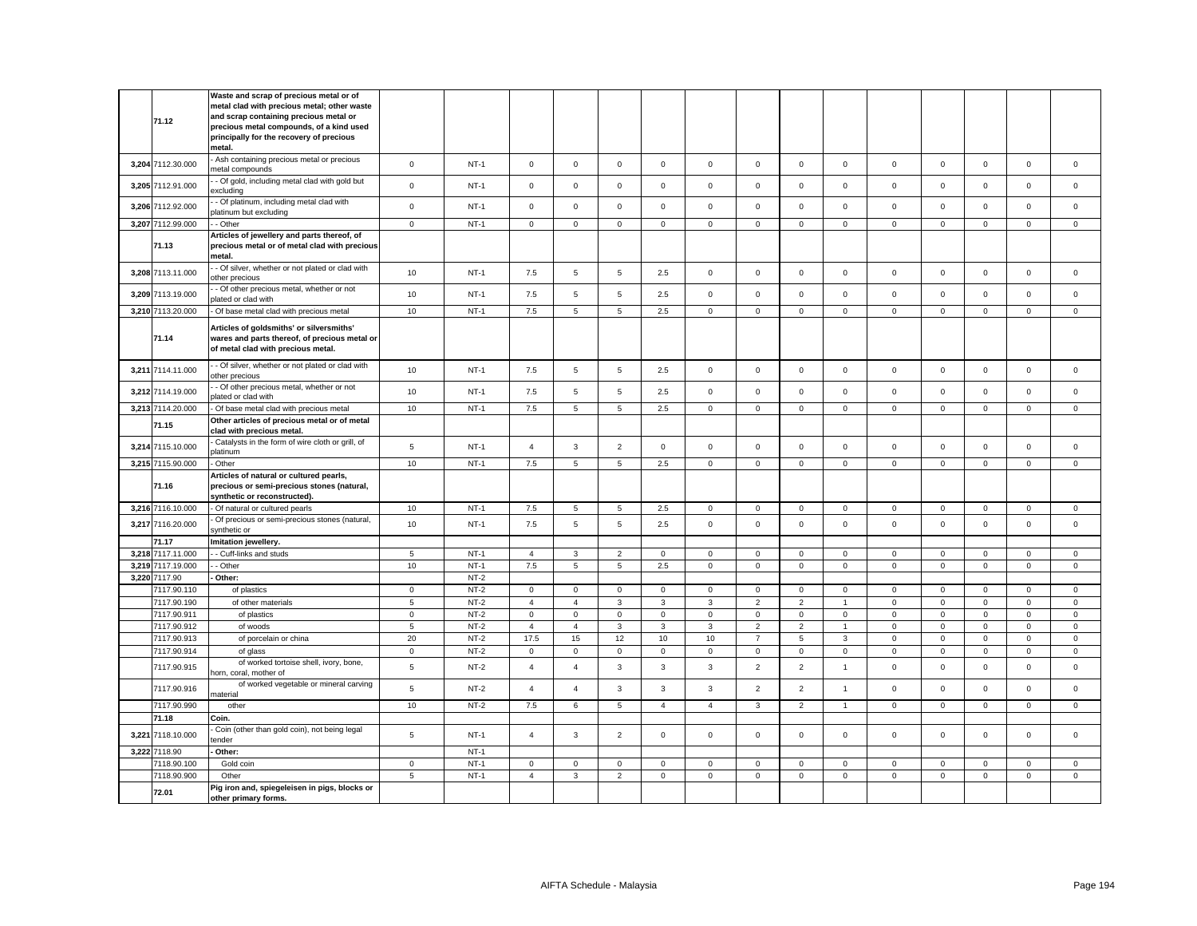| | | | | | | | | | | | | | | | | | |
|---|---|---|---|---|---|---|---|---|---|---|---|---|---|---|---|---|---|
| | 71.12 | **Waste and scrap of precious metal or of metal clad with precious metal; other waste and scrap containing precious metal or precious metal compounds, of a kind used principally for the recovery of precious metal.** | | | | | | | | | | | | | | | |
| 3,204 | 7112.30.000 | - Ash containing precious metal or precious metal compounds | 0 | NT-1 | 0 | 0 | 0 | 0 | 0 | 0 | 0 | 0 | 0 | 0 | 0 | 0 | 0 |
| 3,205 | 7112.91.000 | - - Of gold, including metal clad with gold but excluding | 0 | NT-1 | 0 | 0 | 0 | 0 | 0 | 0 | 0 | 0 | 0 | 0 | 0 | 0 | 0 |
| 3,206 | 7112.92.000 | - - Of platinum, including metal clad with platinum but excluding | 0 | NT-1 | 0 | 0 | 0 | 0 | 0 | 0 | 0 | 0 | 0 | 0 | 0 | 0 | 0 |
| 3,207 | 7112.99.000 | - - Other | 0 | NT-1 | 0 | 0 | 0 | 0 | 0 | 0 | 0 | 0 | 0 | 0 | 0 | 0 | 0 |
| | 71.13 | **Articles of jewellery and parts thereof, of precious metal or of metal clad with precious metal.** | | | | | | | | | | | | | | | |
| 3,208 | 7113.11.000 | - - Of silver, whether or not plated or clad with other precious | 10 | NT-1 | 7.5 | 5 | 5 | 2.5 | 0 | 0 | 0 | 0 | 0 | 0 | 0 | 0 | 0 |
| 3,209 | 7113.19.000 | - - Of other precious metal, whether or not plated or clad with | 10 | NT-1 | 7.5 | 5 | 5 | 2.5 | 0 | 0 | 0 | 0 | 0 | 0 | 0 | 0 | 0 |
| 3,210 | 7113.20.000 | - Of base metal clad with precious metal | 10 | NT-1 | 7.5 | 5 | 5 | 2.5 | 0 | 0 | 0 | 0 | 0 | 0 | 0 | 0 | 0 |
| | 71.14 | **Articles of goldsmiths' or silversmiths' wares and parts thereof, of precious metal or of metal clad with precious metal.** | | | | | | | | | | | | | | | |
| 3,211 | 7114.11.000 | - - Of silver, whether or not plated or clad with other precious | 10 | NT-1 | 7.5 | 5 | 5 | 2.5 | 0 | 0 | 0 | 0 | 0 | 0 | 0 | 0 | 0 |
| 3,212 | 7114.19.000 | - - Of other precious metal, whether or not plated or clad with | 10 | NT-1 | 7.5 | 5 | 5 | 2.5 | 0 | 0 | 0 | 0 | 0 | 0 | 0 | 0 | 0 |
| 3,213 | 7114.20.000 | - Of base metal clad with precious metal | 10 | NT-1 | 7.5 | 5 | 5 | 2.5 | 0 | 0 | 0 | 0 | 0 | 0 | 0 | 0 | 0 |
| | 71.15 | **Other articles of precious metal or of metal clad with precious metal.** | | | | | | | | | | | | | | | |
| 3,214 | 7115.10.000 | - Catalysts in the form of wire cloth or grill, of platinum | 5 | NT-1 | 4 | 3 | 2 | 0 | 0 | 0 | 0 | 0 | 0 | 0 | 0 | 0 | 0 |
| 3,215 | 7115.90.000 | - Other | 10 | NT-1 | 7.5 | 5 | 5 | 2.5 | 0 | 0 | 0 | 0 | 0 | 0 | 0 | 0 | 0 |
| | 71.16 | **Articles of natural or cultured pearls, precious or semi-precious stones (natural, synthetic or reconstructed).** | | | | | | | | | | | | | | | |
| 3,216 | 7116.10.000 | - Of natural or cultured pearls | 10 | NT-1 | 7.5 | 5 | 5 | 2.5 | 0 | 0 | 0 | 0 | 0 | 0 | 0 | 0 | 0 |
| 3,217 | 7116.20.000 | - Of precious or semi-precious stones (natural, synthetic or | 10 | NT-1 | 7.5 | 5 | 5 | 2.5 | 0 | 0 | 0 | 0 | 0 | 0 | 0 | 0 | 0 |
| | 71.17 | **Imitation jewellery.** | | | | | | | | | | | | | | | |
| 3,218 | 7117.11.000 | - - Cuff-links and studs | 5 | NT-1 | 4 | 3 | 2 | 0 | 0 | 0 | 0 | 0 | 0 | 0 | 0 | 0 | 0 |
| 3,219 | 7117.19.000 | - - Other | 10 | NT-1 | 7.5 | 5 | 5 | 2.5 | 0 | 0 | 0 | 0 | 0 | 0 | 0 | 0 | 0 |
| 3,220 | 7117.90 | **- Other:** | | NT-2 | | | | | | | | | | | | | |
| | 7117.90.110 | of plastics | 0 | NT-2 | 0 | 0 | 0 | 0 | 0 | 0 | 0 | 0 | 0 | 0 | 0 | 0 | 0 |
| | 7117.90.190 | of other materials | 5 | NT-2 | 4 | 4 | 3 | 3 | 3 | 2 | 2 | 1 | 0 | 0 | 0 | 0 | 0 |
| | 7117.90.911 | of plastics | 0 | NT-2 | 0 | 0 | 0 | 0 | 0 | 0 | 0 | 0 | 0 | 0 | 0 | 0 | 0 |
| | 7117.90.912 | of woods | 5 | NT-2 | 4 | 4 | 3 | 3 | 3 | 2 | 2 | 1 | 0 | 0 | 0 | 0 | 0 |
| | 7117.90.913 | of porcelain or china | 20 | NT-2 | 17.5 | 15 | 12 | 10 | 10 | 7 | 5 | 3 | 0 | 0 | 0 | 0 | 0 |
| | 7117.90.914 | of glass | 0 | NT-2 | 0 | 0 | 0 | 0 | 0 | 0 | 0 | 0 | 0 | 0 | 0 | 0 | 0 |
| | 7117.90.915 | of worked tortoise shell, ivory, bone, horn, coral, mother of | 5 | NT-2 | 4 | 4 | 3 | 3 | 3 | 2 | 2 | 1 | 0 | 0 | 0 | 0 | 0 |
| | 7117.90.916 | of worked vegetable or mineral carving material | 5 | NT-2 | 4 | 4 | 3 | 3 | 3 | 2 | 2 | 1 | 0 | 0 | 0 | 0 | 0 |
| | 7117.90.990 | other | 10 | NT-2 | 7.5 | 6 | 5 | 4 | 4 | 3 | 2 | 1 | 0 | 0 | 0 | 0 | 0 |
| | 71.18 | **Coin.** | | | | | | | | | | | | | | | |
| 3,221 | 7118.10.000 | - Coin (other than gold coin), not being legal tender | 5 | NT-1 | 4 | 3 | 2 | 0 | 0 | 0 | 0 | 0 | 0 | 0 | 0 | 0 | 0 |
| 3,222 | 7118.90 | **- Other:** | | NT-1 | | | | | | | | | | | | | |
| | 7118.90.100 | Gold coin | 0 | NT-1 | 0 | 0 | 0 | 0 | 0 | 0 | 0 | 0 | 0 | 0 | 0 | 0 | 0 |
| | 7118.90.900 | Other | 5 | NT-1 | 4 | 3 | 2 | 0 | 0 | 0 | 0 | 0 | 0 | 0 | 0 | 0 | 0 |
| | 72.01 | **Pig iron and, spiegeleisen in pigs, blocks or other primary forms.** | | | | | | | | | | | | | | | |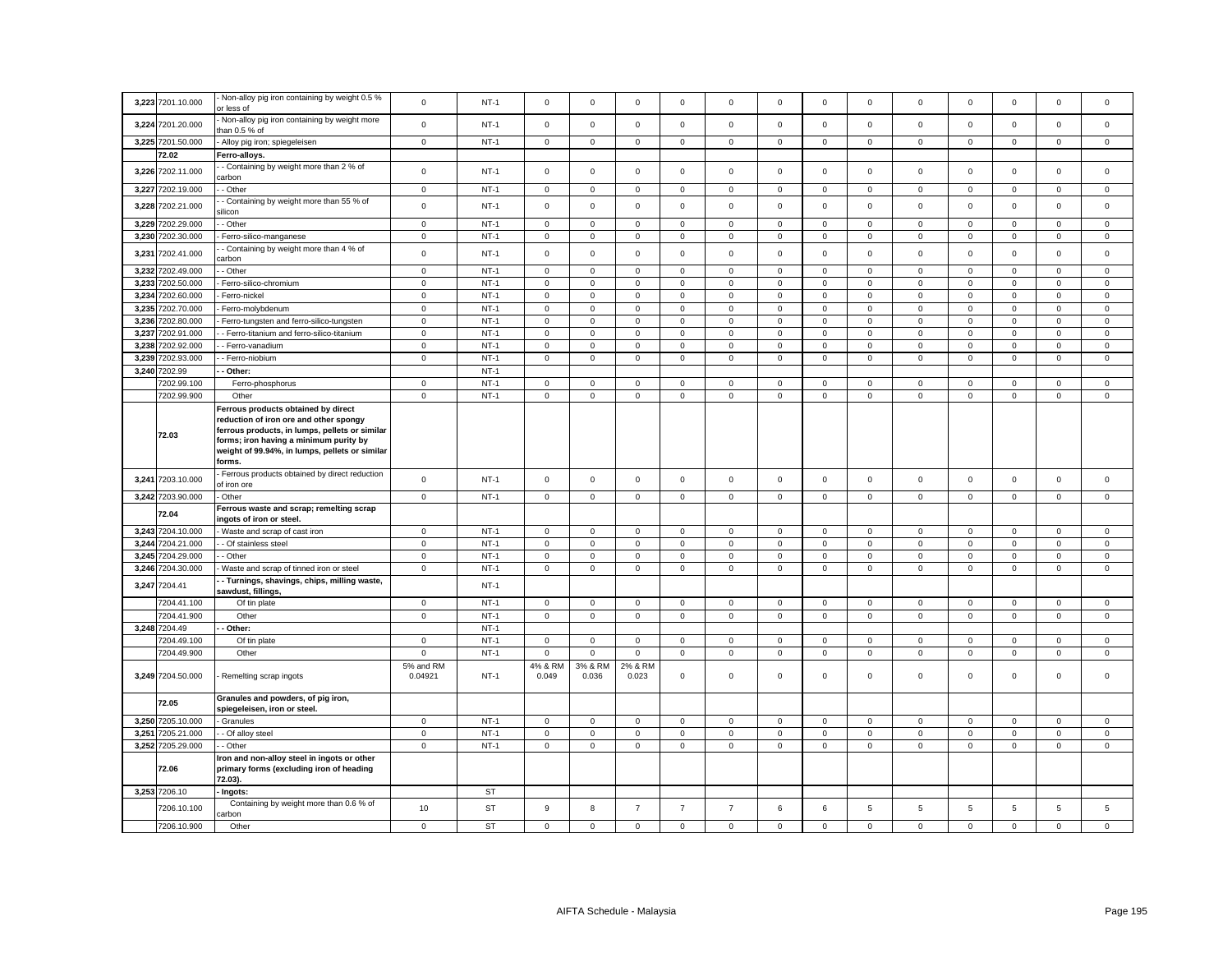| | | | | | | | | | | | | | | | | | | |
|---|---|---|---|---|---|---|---|---|---|---|---|---|---|---|---|---|---|---|
| 3,223 | 7201.10.000 | - Non-alloy pig iron containing by weight 0.5 % or less of | 0 | NT-1 | 0 | 0 | 0 | 0 | 0 | 0 | 0 | 0 | 0 | 0 | 0 | 0 | 0 |
| 3,224 | 7201.20.000 | - Non-alloy pig iron containing by weight more than 0.5 % of | 0 | NT-1 | 0 | 0 | 0 | 0 | 0 | 0 | 0 | 0 | 0 | 0 | 0 | 0 | 0 |
| 3,225 | 7201.50.000 | - Alloy pig iron; spiegeleisen | 0 | NT-1 | 0 | 0 | 0 | 0 | 0 | 0 | 0 | 0 | 0 | 0 | 0 | 0 | 0 |
| | 72.02 | **Ferro-alloys.** | | | | | | | | | | | | | | | |
| 3,226 | 7202.11.000 | - - Containing by weight more than 2 % of carbon | 0 | NT-1 | 0 | 0 | 0 | 0 | 0 | 0 | 0 | 0 | 0 | 0 | 0 | 0 | 0 |
| 3,227 | 7202.19.000 | - - Other | 0 | NT-1 | 0 | 0 | 0 | 0 | 0 | 0 | 0 | 0 | 0 | 0 | 0 | 0 | 0 |
| 3,228 | 7202.21.000 | - - Containing by weight more than 55 % of silicon | 0 | NT-1 | 0 | 0 | 0 | 0 | 0 | 0 | 0 | 0 | 0 | 0 | 0 | 0 | 0 |
| 3,229 | 7202.29.000 | - - Other | 0 | NT-1 | 0 | 0 | 0 | 0 | 0 | 0 | 0 | 0 | 0 | 0 | 0 | 0 | 0 |
| 3,230 | 7202.30.000 | - Ferro-silico-manganese | 0 | NT-1 | 0 | 0 | 0 | 0 | 0 | 0 | 0 | 0 | 0 | 0 | 0 | 0 | 0 |
| 3,231 | 7202.41.000 | - - Containing by weight more than 4 % of carbon | 0 | NT-1 | 0 | 0 | 0 | 0 | 0 | 0 | 0 | 0 | 0 | 0 | 0 | 0 | 0 |
| 3,232 | 7202.49.000 | - - Other | 0 | NT-1 | 0 | 0 | 0 | 0 | 0 | 0 | 0 | 0 | 0 | 0 | 0 | 0 | 0 |
| 3,233 | 7202.50.000 | - Ferro-silico-chromium | 0 | NT-1 | 0 | 0 | 0 | 0 | 0 | 0 | 0 | 0 | 0 | 0 | 0 | 0 | 0 |
| 3,234 | 7202.60.000 | - Ferro-nickel | 0 | NT-1 | 0 | 0 | 0 | 0 | 0 | 0 | 0 | 0 | 0 | 0 | 0 | 0 | 0 |
| 3,235 | 7202.70.000 | - Ferro-molybdenum | 0 | NT-1 | 0 | 0 | 0 | 0 | 0 | 0 | 0 | 0 | 0 | 0 | 0 | 0 | 0 |
| 3,236 | 7202.80.000 | - Ferro-tungsten and ferro-silico-tungsten | 0 | NT-1 | 0 | 0 | 0 | 0 | 0 | 0 | 0 | 0 | 0 | 0 | 0 | 0 | 0 |
| 3,237 | 7202.91.000 | - - Ferro-titanium and ferro-silico-titanium | 0 | NT-1 | 0 | 0 | 0 | 0 | 0 | 0 | 0 | 0 | 0 | 0 | 0 | 0 | 0 |
| 3,238 | 7202.92.000 | - - Ferro-vanadium | 0 | NT-1 | 0 | 0 | 0 | 0 | 0 | 0 | 0 | 0 | 0 | 0 | 0 | 0 | 0 |
| 3,239 | 7202.93.000 | - - Ferro-niobium | 0 | NT-1 | 0 | 0 | 0 | 0 | 0 | 0 | 0 | 0 | 0 | 0 | 0 | 0 | 0 |
| 3,240 | 7202.99 | **- - Other:** | | NT-1 | | | | | | | | | | | | | |
| | 7202.99.100 | Ferro-phosphorus | 0 | NT-1 | 0 | 0 | 0 | 0 | 0 | 0 | 0 | 0 | 0 | 0 | 0 | 0 | 0 |
| | 7202.99.900 | Other | 0 | NT-1 | 0 | 0 | 0 | 0 | 0 | 0 | 0 | 0 | 0 | 0 | 0 | 0 | 0 |
| | 72.03 | **Ferrous products obtained by direct reduction of iron ore and other spongy ferrous products, in lumps, pellets or similar forms; iron having a minimum purity by weight of 99.94%, in lumps, pellets or similar forms.** | | | | | | | | | | | | | | | |
| 3,241 | 7203.10.000 | - Ferrous products obtained by direct reduction of iron ore | 0 | NT-1 | 0 | 0 | 0 | 0 | 0 | 0 | 0 | 0 | 0 | 0 | 0 | 0 | 0 |
| 3,242 | 7203.90.000 | - Other | 0 | NT-1 | 0 | 0 | 0 | 0 | 0 | 0 | 0 | 0 | 0 | 0 | 0 | 0 | 0 |
| | 72.04 | **Ferrous waste and scrap; remelting scrap ingots of iron or steel.** | | | | | | | | | | | | | | | |
| 3,243 | 7204.10.000 | - Waste and scrap of cast iron | 0 | NT-1 | 0 | 0 | 0 | 0 | 0 | 0 | 0 | 0 | 0 | 0 | 0 | 0 | 0 |
| 3,244 | 7204.21.000 | - - Of stainless steel | 0 | NT-1 | 0 | 0 | 0 | 0 | 0 | 0 | 0 | 0 | 0 | 0 | 0 | 0 | 0 |
| 3,245 | 7204.29.000 | - - Other | 0 | NT-1 | 0 | 0 | 0 | 0 | 0 | 0 | 0 | 0 | 0 | 0 | 0 | 0 | 0 |
| 3,246 | 7204.30.000 | - Waste and scrap of tinned iron or steel | 0 | NT-1 | 0 | 0 | 0 | 0 | 0 | 0 | 0 | 0 | 0 | 0 | 0 | 0 | 0 |
| 3,247 | 7204.41 | **- - Turnings, shavings, chips, milling waste, sawdust, fillings,** | | NT-1 | | | | | | | | | | | | | |
| | 7204.41.100 | Of tin plate | 0 | NT-1 | 0 | 0 | 0 | 0 | 0 | 0 | 0 | 0 | 0 | 0 | 0 | 0 | 0 |
| | 7204.41.900 | Other | 0 | NT-1 | 0 | 0 | 0 | 0 | 0 | 0 | 0 | 0 | 0 | 0 | 0 | 0 | 0 |
| 3,248 | 7204.49 | **- - Other:** | | NT-1 | | | | | | | | | | | | | |
| | 7204.49.100 | Of tin plate | 0 | NT-1 | 0 | 0 | 0 | 0 | 0 | 0 | 0 | 0 | 0 | 0 | 0 | 0 | 0 |
| | 7204.49.900 | Other | 0 | NT-1 | 0 | 0 | 0 | 0 | 0 | 0 | 0 | 0 | 0 | 0 | 0 | 0 | 0 |
| 3,249 | 7204.50.000 | - Remelting scrap ingots | 5% and RM 0.04921 | NT-1 | 4% & RM 0.049 | 3% & RM 0.036 | 2% & RM 0.023 | 0 | 0 | 0 | 0 | 0 | 0 | 0 | 0 | 0 | 0 |
| | 72.05 | **Granules and powders, of pig iron, spiegeleisen, iron or steel.** | | | | | | | | | | | | | | | |
| 3,250 | 7205.10.000 | - Granules | 0 | NT-1 | 0 | 0 | 0 | 0 | 0 | 0 | 0 | 0 | 0 | 0 | 0 | 0 | 0 |
| 3,251 | 7205.21.000 | - - Of alloy steel | 0 | NT-1 | 0 | 0 | 0 | 0 | 0 | 0 | 0 | 0 | 0 | 0 | 0 | 0 | 0 |
| 3,252 | 7205.29.000 | - - Other | 0 | NT-1 | 0 | 0 | 0 | 0 | 0 | 0 | 0 | 0 | 0 | 0 | 0 | 0 | 0 |
| | 72.06 | **Iron and non-alloy steel in ingots or other primary forms (excluding iron of heading 72.03).** | | | | | | | | | | | | | | | |
| 3,253 | 7206.10 | **- Ingots:** | | ST | | | | | | | | | | | | | |
| | 7206.10.100 | Containing by weight more than 0.6 % of carbon | 10 | ST | 9 | 8 | 7 | 7 | 7 | 6 | 6 | 5 | 5 | 5 | 5 | 5 | 5 |
| | 7206.10.900 | Other | 0 | ST | 0 | 0 | 0 | 0 | 0 | 0 | 0 | 0 | 0 | 0 | 0 | 0 | 0 |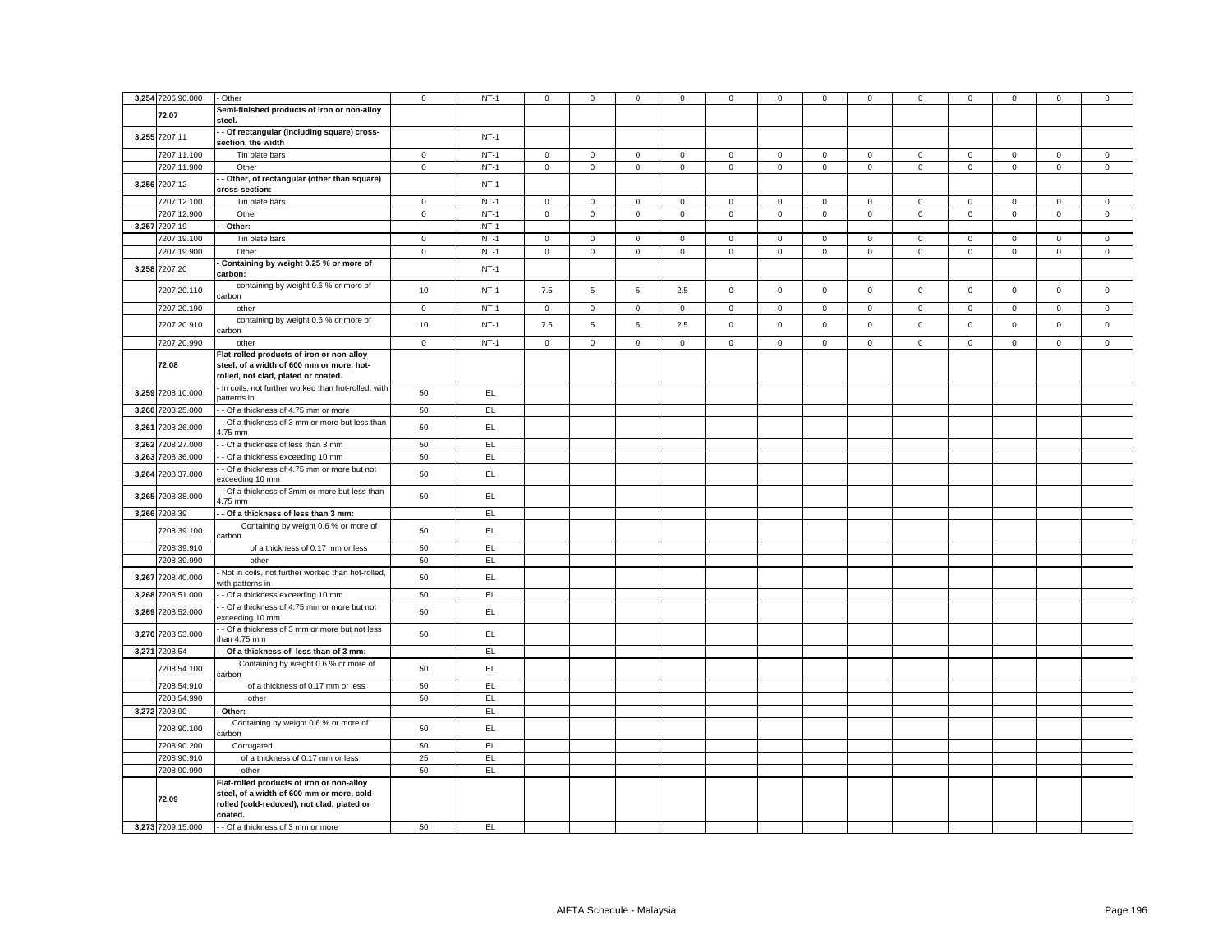| | | | | | | | | | | | | | | | | | | |
|---|---|---|---|---|---|---|---|---|---|---|---|---|---|---|---|---|---|---|
| 3,254 | 7206.90.000 | - Other | 0 | NT-1 | 0 | 0 | 0 | 0 | 0 | 0 | 0 | 0 | 0 | 0 | 0 | 0 | 0 |
| | 72.07 | **Semi-finished products of iron or non-alloy steel.** | | | | | | | | | | | | | | | |
| 3,255 | 7207.11 | **- - Of rectangular (including square) cross-section, the width** | | NT-1 | | | | | | | | | | | | | |
| | 7207.11.100 | Tin plate bars | 0 | NT-1 | 0 | 0 | 0 | 0 | 0 | 0 | 0 | 0 | 0 | 0 | 0 | 0 | 0 |
| | 7207.11.900 | Other | 0 | NT-1 | 0 | 0 | 0 | 0 | 0 | 0 | 0 | 0 | 0 | 0 | 0 | 0 | 0 |
| 3,256 | 7207.12 | **- - Other, of rectangular (other than square) cross-section:** | | NT-1 | | | | | | | | | | | | | |
| | 7207.12.100 | Tin plate bars | 0 | NT-1 | 0 | 0 | 0 | 0 | 0 | 0 | 0 | 0 | 0 | 0 | 0 | 0 | 0 |
| | 7207.12.900 | Other | 0 | NT-1 | 0 | 0 | 0 | 0 | 0 | 0 | 0 | 0 | 0 | 0 | 0 | 0 | 0 |
| 3,257 | 7207.19 | **- - Other:** | | NT-1 | | | | | | | | | | | | | |
| | 7207.19.100 | Tin plate bars | 0 | NT-1 | 0 | 0 | 0 | 0 | 0 | 0 | 0 | 0 | 0 | 0 | 0 | 0 | 0 |
| | 7207.19.900 | Other | 0 | NT-1 | 0 | 0 | 0 | 0 | 0 | 0 | 0 | 0 | 0 | 0 | 0 | 0 | 0 |
| 3,258 | 7207.20 | **- Containing by weight 0.25 % or more of carbon:** | | NT-1 | | | | | | | | | | | | | |
| | 7207.20.110 | containing by weight 0.6 % or more of carbon | 10 | NT-1 | 7.5 | 5 | 5 | 2.5 | 0 | 0 | 0 | 0 | 0 | 0 | 0 | 0 | 0 |
| | 7207.20.190 | other | 0 | NT-1 | 0 | 0 | 0 | 0 | 0 | 0 | 0 | 0 | 0 | 0 | 0 | 0 | 0 |
| | 7207.20.910 | containing by weight 0.6 % or more of carbon | 10 | NT-1 | 7.5 | 5 | 5 | 2.5 | 0 | 0 | 0 | 0 | 0 | 0 | 0 | 0 | 0 |
| | 7207.20.990 | other | 0 | NT-1 | 0 | 0 | 0 | 0 | 0 | 0 | 0 | 0 | 0 | 0 | 0 | 0 | 0 |
| | 72.08 | **Flat-rolled products of iron or non-alloy steel, of a width of 600 mm or more, hot-rolled, not clad, plated or coated.** | | | | | | | | | | | | | | | |
| 3,259 | 7208.10.000 | - In coils, not further worked than hot-rolled, with patterns in | 50 | EL | | | | | | | | | | | | | |
| 3,260 | 7208.25.000 | - - Of a thickness of 4.75 mm or more | 50 | EL | | | | | | | | | | | | | |
| 3,261 | 7208.26.000 | - - Of a thickness of 3 mm or more but less than 4.75 mm | 50 | EL | | | | | | | | | | | | | |
| 3,262 | 7208.27.000 | - - Of a thickness of less than 3 mm | 50 | EL | | | | | | | | | | | | | |
| 3,263 | 7208.36.000 | - - Of a thickness exceeding 10 mm | 50 | EL | | | | | | | | | | | | | |
| 3,264 | 7208.37.000 | - - Of a thickness of 4.75 mm or more but not exceeding 10 mm | 50 | EL | | | | | | | | | | | | | |
| 3,265 | 7208.38.000 | - - Of a thickness of 3mm or more but less than 4.75 mm | 50 | EL | | | | | | | | | | | | | |
| 3,266 | 7208.39 | **- - Of a thickness of less than 3 mm:** | | EL | | | | | | | | | | | | | |
| | 7208.39.100 | Containing by weight 0.6 % or more of carbon | 50 | EL | | | | | | | | | | | | | |
| | 7208.39.910 | of a thickness of 0.17 mm or less | 50 | EL | | | | | | | | | | | | | |
| | 7208.39.990 | other | 50 | EL | | | | | | | | | | | | | |
| 3,267 | 7208.40.000 | - Not in coils, not further worked than hot-rolled, with patterns in | 50 | EL | | | | | | | | | | | | | |
| 3,268 | 7208.51.000 | - - Of a thickness exceeding 10 mm | 50 | EL | | | | | | | | | | | | | |
| 3,269 | 7208.52.000 | - - Of a thickness of 4.75 mm or more but not exceeding 10 mm | 50 | EL | | | | | | | | | | | | | |
| 3,270 | 7208.53.000 | - - Of a thickness of 3 mm or more but not less than 4.75 mm | 50 | EL | | | | | | | | | | | | | |
| 3,271 | 7208.54 | **- - Of a thickness of less than of 3 mm:** | | EL | | | | | | | | | | | | | |
| | 7208.54.100 | Containing by weight 0.6 % or more of carbon | 50 | EL | | | | | | | | | | | | | |
| | 7208.54.910 | of a thickness of 0.17 mm or less | 50 | EL | | | | | | | | | | | | | |
| | 7208.54.990 | other | 50 | EL | | | | | | | | | | | | | |
| 3,272 | 7208.90 | **- Other:** | | EL | | | | | | | | | | | | | |
| | 7208.90.100 | Containing by weight 0.6 % or more of carbon | 50 | EL | | | | | | | | | | | | | |
| | 7208.90.200 | Corrugated | 50 | EL | | | | | | | | | | | | | |
| | 7208.90.910 | of a thickness of 0.17 mm or less | 25 | EL | | | | | | | | | | | | | |
| | 7208.90.990 | other | 50 | EL | | | | | | | | | | | | | |
| | 72.09 | **Flat-rolled products of iron or non-alloy steel, of a width of 600 mm or more, cold-rolled (cold-reduced), not clad, plated or coated.** | | | | | | | | | | | | | | | |
| 3,273 | 7209.15.000 | - - Of a thickness of 3 mm or more | 50 | EL | | | | | | | | | | | | | |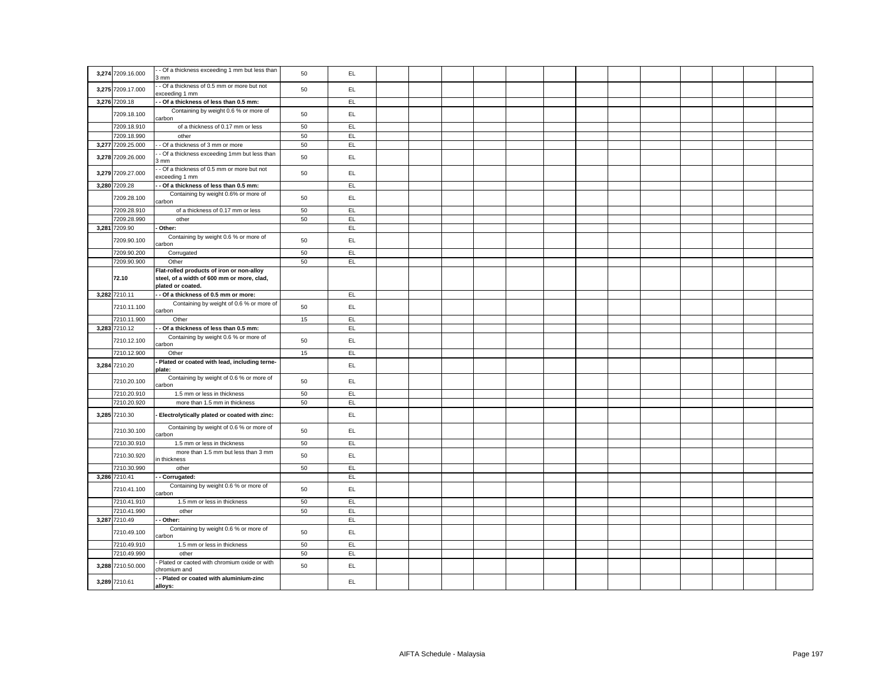| | | | | | | | | | | | | | | | | | | |
|---|---|---|---|---|---|---|---|---|---|---|---|---|---|---|---|---|---|---|
| 3,274 | 7209.16.000 | - - Of a thickness exceeding 1 mm but less than 3 mm | 50 | EL | | | | | | | | | | | | | | |
| 3,275 | 7209.17.000 | - - Of a thickness of 0.5 mm or more but not exceeding 1 mm | 50 | EL | | | | | | | | | | | | | | |
| 3,276 | 7209.18 | **- - Of a thickness of less than 0.5 mm:** | | EL | | | | | | | | | | | | | | |
| | 7209.18.100 | Containing by weight 0.6 % or more of carbon | 50 | EL | | | | | | | | | | | | | | |
| | 7209.18.910 | of a thickness of 0.17 mm or less | 50 | EL | | | | | | | | | | | | | | |
| | 7209.18.990 | other | 50 | EL | | | | | | | | | | | | | | |
| 3,277 | 7209.25.000 | - - Of a thickness of 3 mm or more | 50 | EL | | | | | | | | | | | | | | |
| 3,278 | 7209.26.000 | - - Of a thickness exceeding 1mm but less than 3 mm | 50 | EL | | | | | | | | | | | | | | |
| 3,279 | 7209.27.000 | - - Of a thickness of 0.5 mm or more but not exceeding 1 mm | 50 | EL | | | | | | | | | | | | | | |
| 3,280 | 7209.28 | **- - Of a thickness of less than 0.5 mm:** | | EL | | | | | | | | | | | | | | |
| | 7209.28.100 | Containing by weight 0.6% or more of carbon | 50 | EL | | | | | | | | | | | | | | |
| | 7209.28.910 | of a thickness of 0.17 mm or less | 50 | EL | | | | | | | | | | | | | | |
| | 7209.28.990 | other | 50 | EL | | | | | | | | | | | | | | |
| 3,281 | 7209.90 | **- Other:** | | EL | | | | | | | | | | | | | | |
| | 7209.90.100 | Containing by weight 0.6 % or more of carbon | 50 | EL | | | | | | | | | | | | | | |
| | 7209.90.200 | Corrugated | 50 | EL | | | | | | | | | | | | | | |
| | 7209.90.900 | Other | 50 | EL | | | | | | | | | | | | | | |
| | **72.10** | **Flat-rolled products of iron or non-alloy steel, of a width of 600 mm or more, clad, plated or coated.** | | | | | | | | | | | | | | | | |
| 3,282 | 7210.11 | **- - Of a thickness of 0.5 mm or more:** | | EL | | | | | | | | | | | | | | |
| | 7210.11.100 | Containing by weight of 0.6 % or more of carbon | 50 | EL | | | | | | | | | | | | | | |
| | 7210.11.900 | Other | 15 | EL | | | | | | | | | | | | | | |
| 3,283 | 7210.12 | **- - Of a thickness of less than 0.5 mm:** | | EL | | | | | | | | | | | | | | |
| | 7210.12.100 | Containing by weight 0.6 % or more of carbon | 50 | EL | | | | | | | | | | | | | | |
| | 7210.12.900 | Other | 15 | EL | | | | | | | | | | | | | | |
| 3,284 | 7210.20 | **- Plated or coated with lead, including terne-plate:** | | EL | | | | | | | | | | | | | | |
| | 7210.20.100 | Containing by weight of 0.6 % or more of carbon | 50 | EL | | | | | | | | | | | | | | |
| | 7210.20.910 | 1.5 mm or less in thickness | 50 | EL | | | | | | | | | | | | | | |
| | 7210.20.920 | more than 1.5 mm in thickness | 50 | EL | | | | | | | | | | | | | | |
| 3,285 | 7210.30 | **- Electrolytically plated or coated with zinc:** | | EL | | | | | | | | | | | | | | |
| | 7210.30.100 | Containing by weight of 0.6 % or more of carbon | 50 | EL | | | | | | | | | | | | | | |
| | 7210.30.910 | 1.5 mm or less in thickness | 50 | EL | | | | | | | | | | | | | | |
| | 7210.30.920 | more than 1.5 mm but less than 3 mm in thickness | 50 | EL | | | | | | | | | | | | | | |
| | 7210.30.990 | other | 50 | EL | | | | | | | | | | | | | | |
| 3,286 | 7210.41 | **- - Corrugated:** | | EL | | | | | | | | | | | | | | |
| | 7210.41.100 | Containing by weight 0.6 % or more of carbon | 50 | EL | | | | | | | | | | | | | | |
| | 7210.41.910 | 1.5 mm or less in thickness | 50 | EL | | | | | | | | | | | | | | |
| | 7210.41.990 | other | 50 | EL | | | | | | | | | | | | | | |
| 3,287 | 7210.49 | **- - Other:** | | EL | | | | | | | | | | | | | | |
| | 7210.49.100 | Containing by weight 0.6 % or more of carbon | 50 | EL | | | | | | | | | | | | | | |
| | 7210.49.910 | 1.5 mm or less in thickness | 50 | EL | | | | | | | | | | | | | | |
| | 7210.49.990 | other | 50 | EL | | | | | | | | | | | | | | |
| 3,288 | 7210.50.000 | - Plated or caoted with chromium oxide or with chromium and | 50 | EL | | | | | | | | | | | | | | |
| 3,289 | 7210.61 | **- - Plated or coated with aluminium-zinc alloys:** | | EL | | | | | | | | | | | | | | |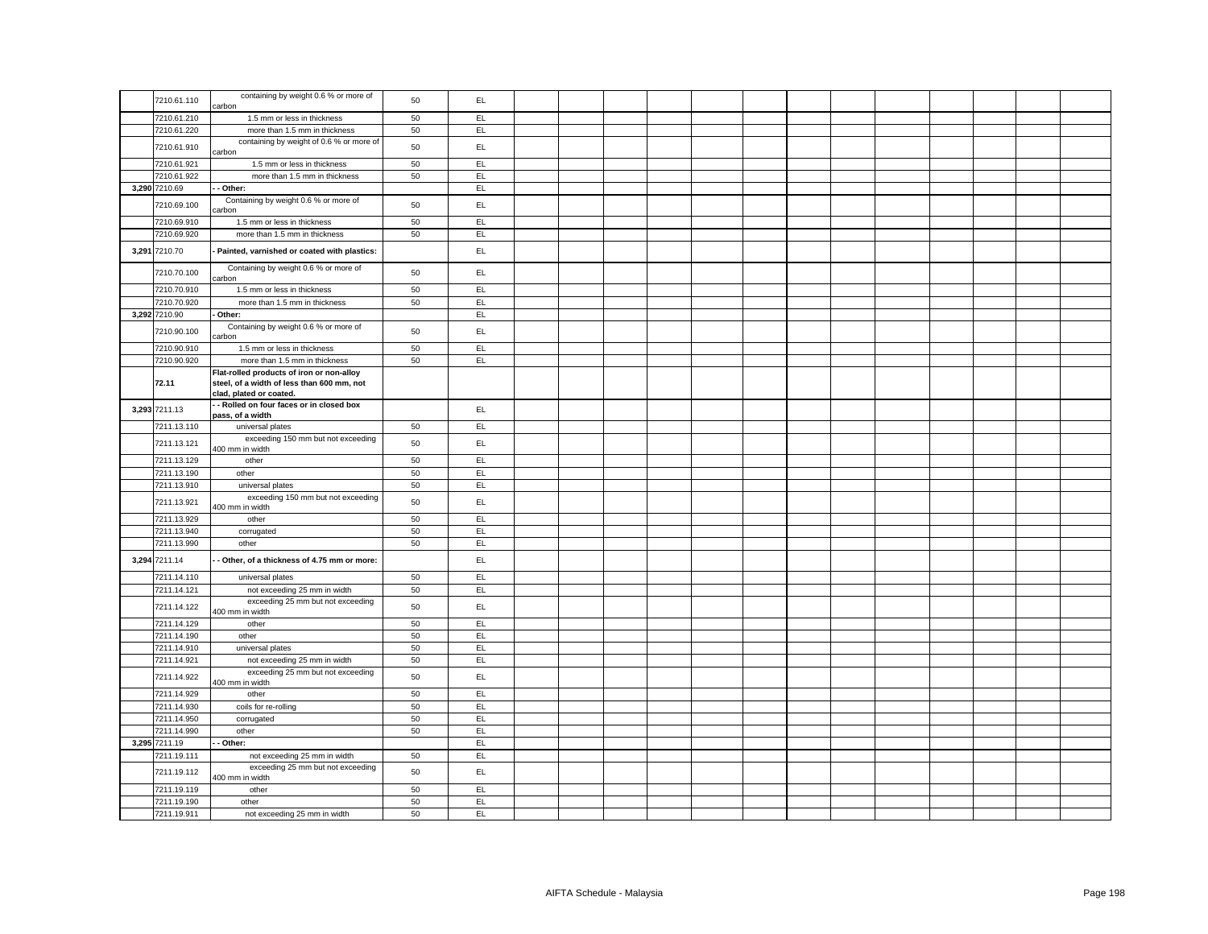| | | | | | | | | | | | | | | | | | |
|---|---|---|---|---|---|---|---|---|---|---|---|---|---|---|---|---|---|
| | 7210.61.110 | containing by weight 0.6 % or more of carbon | 50 | EL | | | | | | | | | | | | | |
| | 7210.61.210 | 1.5 mm or less in thickness | 50 | EL | | | | | | | | | | | | | |
| | 7210.61.220 | more than 1.5 mm in thickness | 50 | EL | | | | | | | | | | | | | |
| | 7210.61.910 | containing by weight of 0.6 % or more of carbon | 50 | EL | | | | | | | | | | | | | |
| | 7210.61.921 | 1.5 mm or less in thickness | 50 | EL | | | | | | | | | | | | | |
| | 7210.61.922 | more than 1.5 mm in thickness | 50 | EL | | | | | | | | | | | | | |
| 3,290 | 7210.69 | **- - Other:** | | EL | | | | | | | | | | | | | |
| | 7210.69.100 | Containing by weight 0.6 % or more of carbon | 50 | EL | | | | | | | | | | | | | |
| | 7210.69.910 | 1.5 mm or less in thickness | 50 | EL | | | | | | | | | | | | | |
| | 7210.69.920 | more than 1.5 mm in thickness | 50 | EL | | | | | | | | | | | | | |
| 3,291 | 7210.70 | **- Painted, varnished or coated with plastics:** | | EL | | | | | | | | | | | | | |
| | 7210.70.100 | Containing by weight 0.6 % or more of carbon | 50 | EL | | | | | | | | | | | | | |
| | 7210.70.910 | 1.5 mm or less in thickness | 50 | EL | | | | | | | | | | | | | |
| | 7210.70.920 | more than 1.5 mm in thickness | 50 | EL | | | | | | | | | | | | | |
| 3,292 | 7210.90 | **- Other:** | | EL | | | | | | | | | | | | | |
| | 7210.90.100 | Containing by weight 0.6 % or more of carbon | 50 | EL | | | | | | | | | | | | | |
| | 7210.90.910 | 1.5 mm or less in thickness | 50 | EL | | | | | | | | | | | | | |
| | 7210.90.920 | more than 1.5 mm in thickness | 50 | EL | | | | | | | | | | | | | |
| | **72.11** | **Flat-rolled products of iron or non-alloy steel, of a width of less than 600 mm, not clad, plated or coated.** | | | | | | | | | | | | | | | |
| 3,293 | 7211.13 | **- - Rolled on four faces or in closed box pass, of a width** | | EL | | | | | | | | | | | | | |
| | 7211.13.110 | universal plates | 50 | EL | | | | | | | | | | | | | |
| | 7211.13.121 | exceeding 150 mm but not exceeding 400 mm in width | 50 | EL | | | | | | | | | | | | | |
| | 7211.13.129 | other | 50 | EL | | | | | | | | | | | | | |
| | 7211.13.190 | other | 50 | EL | | | | | | | | | | | | | |
| | 7211.13.910 | universal plates | 50 | EL | | | | | | | | | | | | | |
| | 7211.13.921 | exceeding 150 mm but not exceeding 400 mm in width | 50 | EL | | | | | | | | | | | | | |
| | 7211.13.929 | other | 50 | EL | | | | | | | | | | | | | |
| | 7211.13.940 | corrugated | 50 | EL | | | | | | | | | | | | | |
| | 7211.13.990 | other | 50 | EL | | | | | | | | | | | | | |
| 3,294 | 7211.14 | **- - Other, of a thickness of 4.75 mm or more:** | | EL | | | | | | | | | | | | | |
| | 7211.14.110 | universal plates | 50 | EL | | | | | | | | | | | | | |
| | 7211.14.121 | not exceeding 25 mm in width | 50 | EL | | | | | | | | | | | | | |
| | 7211.14.122 | exceeding 25 mm but not exceeding 400 mm in width | 50 | EL | | | | | | | | | | | | | |
| | 7211.14.129 | other | 50 | EL | | | | | | | | | | | | | |
| | 7211.14.190 | other | 50 | EL | | | | | | | | | | | | | |
| | 7211.14.910 | universal plates | 50 | EL | | | | | | | | | | | | | |
| | 7211.14.921 | not exceeding 25 mm in width | 50 | EL | | | | | | | | | | | | | |
| | 7211.14.922 | exceeding 25 mm but not exceeding 400 mm in width | 50 | EL | | | | | | | | | | | | | |
| | 7211.14.929 | other | 50 | EL | | | | | | | | | | | | | |
| | 7211.14.930 | coils for re-rolling | 50 | EL | | | | | | | | | | | | | |
| | 7211.14.950 | corrugated | 50 | EL | | | | | | | | | | | | | |
| | 7211.14.990 | other | 50 | EL | | | | | | | | | | | | | |
| 3,295 | 7211.19 | **- - Other:** | | EL | | | | | | | | | | | | | |
| | 7211.19.111 | not exceeding 25 mm in width | 50 | EL | | | | | | | | | | | | | |
| | 7211.19.112 | exceeding 25 mm but not exceeding 400 mm in width | 50 | EL | | | | | | | | | | | | | |
| | 7211.19.119 | other | 50 | EL | | | | | | | | | | | | | |
| | 7211.19.190 | other | 50 | EL | | | | | | | | | | | | | |
| | 7211.19.911 | not exceeding 25 mm in width | 50 | EL | | | | | | | | | | | | | |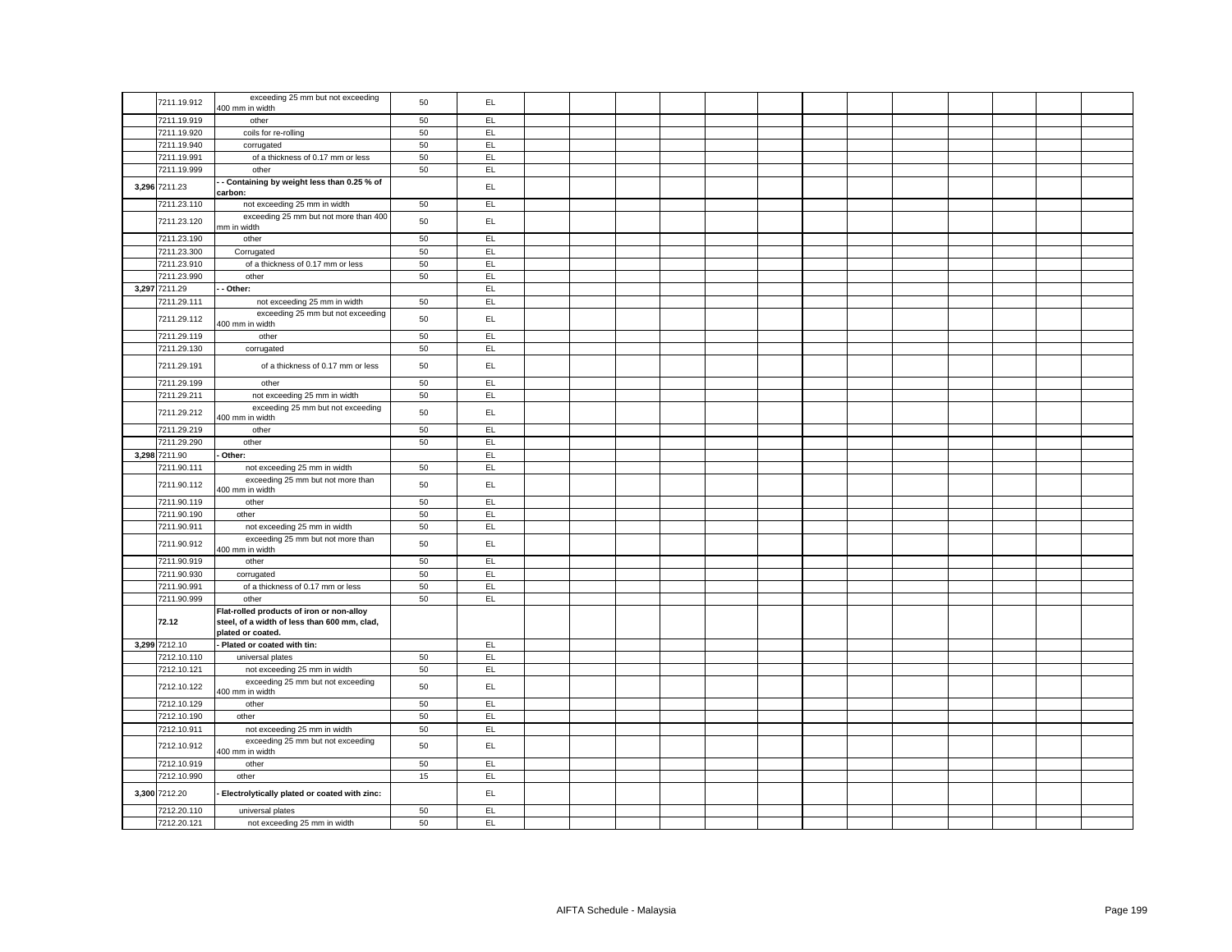| | | | | | | | | | | | | | | | | | |
|---|---|---|---|---|---|---|---|---|---|---|---|---|---|---|---|---|---|
| | 7211.19.912 | exceeding 25 mm but not exceeding 400 mm in width | 50 | EL | | | | | | | | | | | | | |
| | 7211.19.919 | other | 50 | EL | | | | | | | | | | | | | |
| | 7211.19.920 | coils for re-rolling | 50 | EL | | | | | | | | | | | | | |
| | 7211.19.940 | corrugated | 50 | EL | | | | | | | | | | | | | |
| | 7211.19.991 | of a thickness of 0.17 mm or less | 50 | EL | | | | | | | | | | | | | |
| | 7211.19.999 | other | 50 | EL | | | | | | | | | | | | | |
| 3,296 | 7211.23 | **- - Containing by weight less than 0.25 % of carbon:** | | EL | | | | | | | | | | | | | |
| | 7211.23.110 | not exceeding 25 mm in width | 50 | EL | | | | | | | | | | | | | |
| | 7211.23.120 | exceeding 25 mm but not more than 400 mm in width | 50 | EL | | | | | | | | | | | | | |
| | 7211.23.190 | other | 50 | EL | | | | | | | | | | | | | |
| | 7211.23.300 | Corrugated | 50 | EL | | | | | | | | | | | | | |
| | 7211.23.910 | of a thickness of 0.17 mm or less | 50 | EL | | | | | | | | | | | | | |
| | 7211.23.990 | other | 50 | EL | | | | | | | | | | | | | |
| 3,297 | 7211.29 | **- - Other:** | | EL | | | | | | | | | | | | | |
| | 7211.29.111 | not exceeding 25 mm in width | 50 | EL | | | | | | | | | | | | | |
| | 7211.29.112 | exceeding 25 mm but not exceeding 400 mm in width | 50 | EL | | | | | | | | | | | | | |
| | 7211.29.119 | other | 50 | EL | | | | | | | | | | | | | |
| | 7211.29.130 | corrugated | 50 | EL | | | | | | | | | | | | | |
| | 7211.29.191 | of a thickness of 0.17 mm or less | 50 | EL | | | | | | | | | | | | | |
| | 7211.29.199 | other | 50 | EL | | | | | | | | | | | | | |
| | 7211.29.211 | not exceeding 25 mm in width | 50 | EL | | | | | | | | | | | | | |
| | 7211.29.212 | exceeding 25 mm but not exceeding 400 mm in width | 50 | EL | | | | | | | | | | | | | |
| | 7211.29.219 | other | 50 | EL | | | | | | | | | | | | | |
| | 7211.29.290 | other | 50 | EL | | | | | | | | | | | | | |
| 3,298 | 7211.90 | **- Other:** | | EL | | | | | | | | | | | | | |
| | 7211.90.111 | not exceeding 25 mm in width | 50 | EL | | | | | | | | | | | | | |
| | 7211.90.112 | exceeding 25 mm but not more than 400 mm in width | 50 | EL | | | | | | | | | | | | | |
| | 7211.90.119 | other | 50 | EL | | | | | | | | | | | | | |
| | 7211.90.190 | other | 50 | EL | | | | | | | | | | | | | |
| | 7211.90.911 | not exceeding 25 mm in width | 50 | EL | | | | | | | | | | | | | |
| | 7211.90.912 | exceeding 25 mm but not more than 400 mm in width | 50 | EL | | | | | | | | | | | | | |
| | 7211.90.919 | other | 50 | EL | | | | | | | | | | | | | |
| | 7211.90.930 | corrugated | 50 | EL | | | | | | | | | | | | | |
| | 7211.90.991 | of a thickness of 0.17 mm or less | 50 | EL | | | | | | | | | | | | | |
| | 7211.90.999 | other | 50 | EL | | | | | | | | | | | | | |
| | **72.12** | **Flat-rolled products of iron or non-alloy steel, of a width of less than 600 mm, clad, plated or coated.** | | | | | | | | | | | | | | | |
| 3,299 | 7212.10 | **- Plated or coated with tin:** | | EL | | | | | | | | | | | | | |
| | 7212.10.110 | universal plates | 50 | EL | | | | | | | | | | | | | |
| | 7212.10.121 | not exceeding 25 mm in width | 50 | EL | | | | | | | | | | | | | |
| | 7212.10.122 | exceeding 25 mm but not exceeding 400 mm in width | 50 | EL | | | | | | | | | | | | | |
| | 7212.10.129 | other | 50 | EL | | | | | | | | | | | | | |
| | 7212.10.190 | other | 50 | EL | | | | | | | | | | | | | |
| | 7212.10.911 | not exceeding 25 mm in width | 50 | EL | | | | | | | | | | | | | |
| | 7212.10.912 | exceeding 25 mm but not exceeding 400 mm in width | 50 | EL | | | | | | | | | | | | | |
| | 7212.10.919 | other | 50 | EL | | | | | | | | | | | | | |
| | 7212.10.990 | other | 15 | EL | | | | | | | | | | | | | |
| 3,300 | 7212.20 | **- Electrolytically plated or coated with zinc:** | | EL | | | | | | | | | | | | | |
| | 7212.20.110 | universal plates | 50 | EL | | | | | | | | | | | | | |
| | 7212.20.121 | not exceeding 25 mm in width | 50 | EL | | | | | | | | | | | | | |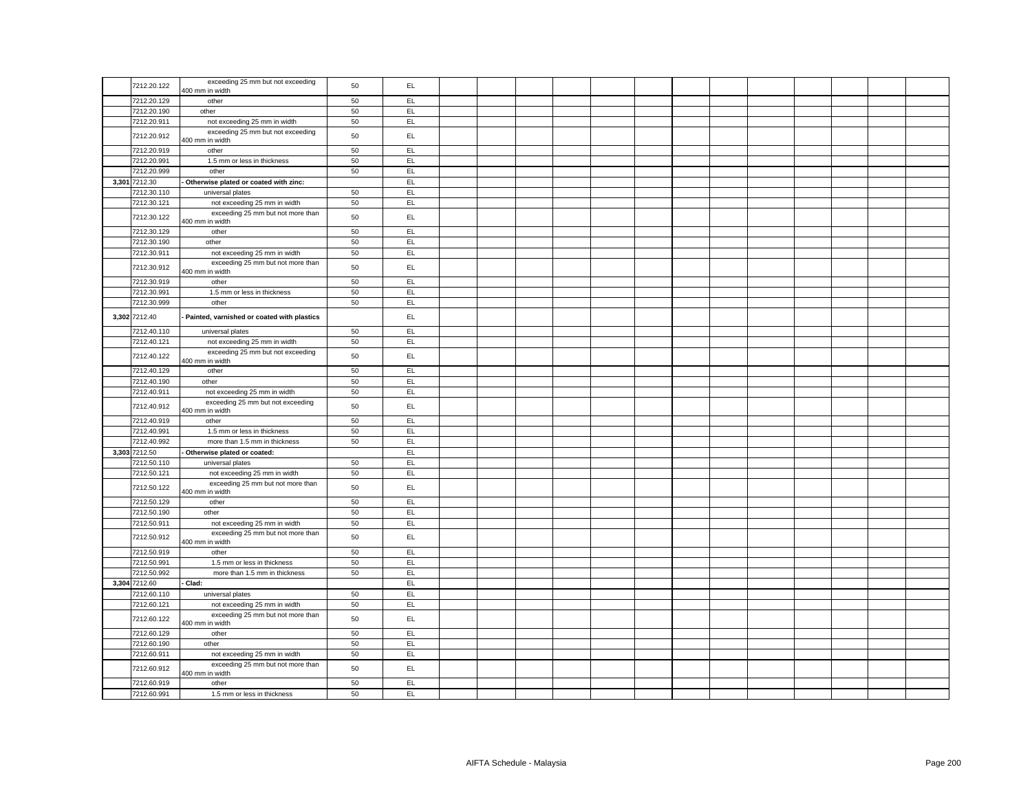| | | | | | | | | | | | | | | | | | | |
|---|---|---|---|---|---|---|---|---|---|---|---|---|---|---|---|---|---|---|
| | 7212.20.122 | exceeding 25 mm but not exceeding 400 mm in width | 50 | EL | | | | | | | | | | | | | | |
| | 7212.20.129 | other | 50 | EL | | | | | | | | | | | | | | |
| | 7212.20.190 | other | 50 | EL | | | | | | | | | | | | | | |
| | 7212.20.911 | not exceeding 25 mm in width | 50 | EL | | | | | | | | | | | | | | |
| | 7212.20.912 | exceeding 25 mm but not exceeding 400 mm in width | 50 | EL | | | | | | | | | | | | | | |
| | 7212.20.919 | other | 50 | EL | | | | | | | | | | | | | | |
| | 7212.20.991 | 1.5 mm or less in thickness | 50 | EL | | | | | | | | | | | | | | |
| | 7212.20.999 | other | 50 | EL | | | | | | | | | | | | | | |
| 3,301 | 7212.30 | **- Otherwise plated or coated with zinc:** | | EL | | | | | | | | | | | | | | |
| | 7212.30.110 | universal plates | 50 | EL | | | | | | | | | | | | | | |
| | 7212.30.121 | not exceeding 25 mm in width | 50 | EL | | | | | | | | | | | | | | |
| | 7212.30.122 | exceeding 25 mm but not more than 400 mm in width | 50 | EL | | | | | | | | | | | | | | |
| | 7212.30.129 | other | 50 | EL | | | | | | | | | | | | | | |
| | 7212.30.190 | other | 50 | EL | | | | | | | | | | | | | | |
| | 7212.30.911 | not exceeding 25 mm in width | 50 | EL | | | | | | | | | | | | | | |
| | 7212.30.912 | exceeding 25 mm but not more than 400 mm in width | 50 | EL | | | | | | | | | | | | | | |
| | 7212.30.919 | other | 50 | EL | | | | | | | | | | | | | | |
| | 7212.30.991 | 1.5 mm or less in thickness | 50 | EL | | | | | | | | | | | | | | |
| | 7212.30.999 | other | 50 | EL | | | | | | | | | | | | | | |
| 3,302 | 7212.40 | **- Painted, varnished or coated with plastics** | | EL | | | | | | | | | | | | | | |
| | 7212.40.110 | universal plates | 50 | EL | | | | | | | | | | | | | | |
| | 7212.40.121 | not exceeding 25 mm in width | 50 | EL | | | | | | | | | | | | | | |
| | 7212.40.122 | exceeding 25 mm but not exceeding 400 mm in width | 50 | EL | | | | | | | | | | | | | | |
| | 7212.40.129 | other | 50 | EL | | | | | | | | | | | | | | |
| | 7212.40.190 | other | 50 | EL | | | | | | | | | | | | | | |
| | 7212.40.911 | not exceeding 25 mm in width | 50 | EL | | | | | | | | | | | | | | |
| | 7212.40.912 | exceeding 25 mm but not exceeding 400 mm in width | 50 | EL | | | | | | | | | | | | | | |
| | 7212.40.919 | other | 50 | EL | | | | | | | | | | | | | | |
| | 7212.40.991 | 1.5 mm or less in thickness | 50 | EL | | | | | | | | | | | | | | |
| | 7212.40.992 | more than 1.5 mm in thickness | 50 | EL | | | | | | | | | | | | | | |
| 3,303 | 7212.50 | **- Otherwise plated or coated:** | | EL | | | | | | | | | | | | | | |
| | 7212.50.110 | universal plates | 50 | EL | | | | | | | | | | | | | | |
| | 7212.50.121 | not exceeding 25 mm in width | 50 | EL | | | | | | | | | | | | | | |
| | 7212.50.122 | exceeding 25 mm but not more than 400 mm in width | 50 | EL | | | | | | | | | | | | | | |
| | 7212.50.129 | other | 50 | EL | | | | | | | | | | | | | | |
| | 7212.50.190 | other | 50 | EL | | | | | | | | | | | | | | |
| | 7212.50.911 | not exceeding 25 mm in width | 50 | EL | | | | | | | | | | | | | | |
| | 7212.50.912 | exceeding 25 mm but not more than 400 mm in width | 50 | EL | | | | | | | | | | | | | | |
| | 7212.50.919 | other | 50 | EL | | | | | | | | | | | | | | |
| | 7212.50.991 | 1.5 mm or less in thickness | 50 | EL | | | | | | | | | | | | | | |
| | 7212.50.992 | more than 1.5 mm in thickness | 50 | EL | | | | | | | | | | | | | | |
| 3,304 | 7212.60 | **- Clad:** | | EL | | | | | | | | | | | | | | |
| | 7212.60.110 | universal plates | 50 | EL | | | | | | | | | | | | | | |
| | 7212.60.121 | not exceeding 25 mm in width | 50 | EL | | | | | | | | | | | | | | |
| | 7212.60.122 | exceeding 25 mm but not more than 400 mm in width | 50 | EL | | | | | | | | | | | | | | |
| | 7212.60.129 | other | 50 | EL | | | | | | | | | | | | | | |
| | 7212.60.190 | other | 50 | EL | | | | | | | | | | | | | | |
| | 7212.60.911 | not exceeding 25 mm in width | 50 | EL | | | | | | | | | | | | | | |
| | 7212.60.912 | exceeding 25 mm but not more than 400 mm in width | 50 | EL | | | | | | | | | | | | | | |
| | 7212.60.919 | other | 50 | EL | | | | | | | | | | | | | | |
| | 7212.60.991 | 1.5 mm or less in thickness | 50 | EL | | | | | | | | | | | | | | |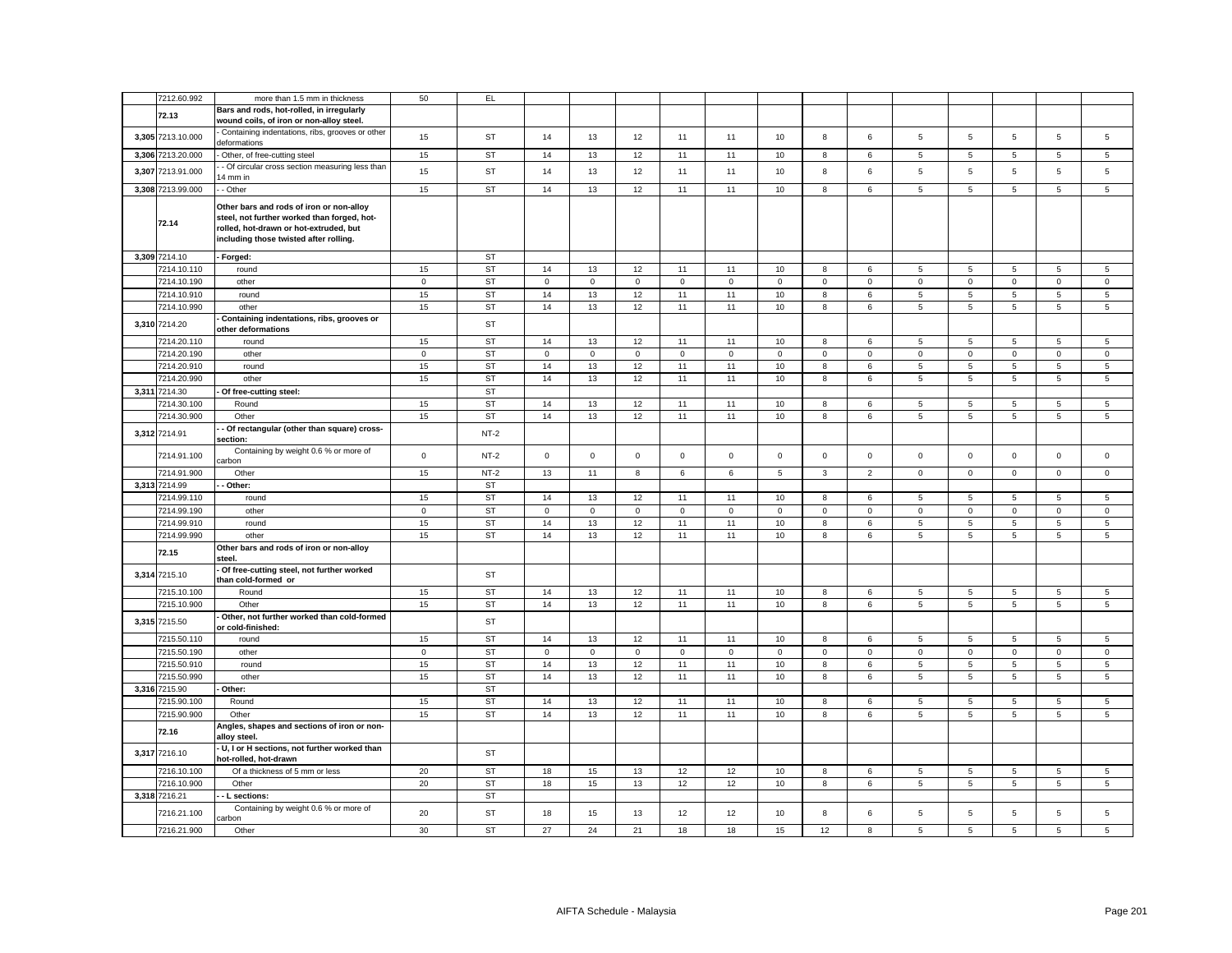| | | | | | | | | | | | | | | | | | |
|---|---|---|---|---|---|---|---|---|---|---|---|---|---|---|---|---|---|
| | 7212.60.992 | more than 1.5 mm in thickness | 50 | EL | | | | | | | | | | | | | |
| | **72.13** | **Bars and rods, hot-rolled, in irregularly wound coils, of iron or non-alloy steel.** | | | | | | | | | | | | | | | |
| 3,305 | 7213.10.000 | - Containing indentations, ribs, grooves or other deformations | 15 | ST | 14 | 13 | 12 | 11 | 11 | 10 | 8 | 6 | 5 | 5 | 5 | 5 | 5 |
| 3,306 | 7213.20.000 | - Other, of free-cutting steel | 15 | ST | 14 | 13 | 12 | 11 | 11 | 10 | 8 | 6 | 5 | 5 | 5 | 5 | 5 |
| 3,307 | 7213.91.000 | - - Of circular cross section measuring less than 14 mm in | 15 | ST | 14 | 13 | 12 | 11 | 11 | 10 | 8 | 6 | 5 | 5 | 5 | 5 | 5 |
| 3,308 | 7213.99.000 | - - Other | 15 | ST | 14 | 13 | 12 | 11 | 11 | 10 | 8 | 6 | 5 | 5 | 5 | 5 | 5 |
| | **72.14** | **Other bars and rods of iron or non-alloy steel, not further worked than forged, hot-rolled, hot-drawn or hot-extruded, but including those twisted after rolling.** | | | | | | | | | | | | | | | |
| 3,309 | 7214.10 | **- Forged:** | | ST | | | | | | | | | | | | | |
| | 7214.10.110 | round | 15 | ST | 14 | 13 | 12 | 11 | 11 | 10 | 8 | 6 | 5 | 5 | 5 | 5 | 5 |
| | 7214.10.190 | other | 0 | ST | 0 | 0 | 0 | 0 | 0 | 0 | 0 | 0 | 0 | 0 | 0 | 0 | 0 |
| | 7214.10.910 | round | 15 | ST | 14 | 13 | 12 | 11 | 11 | 10 | 8 | 6 | 5 | 5 | 5 | 5 | 5 |
| | 7214.10.990 | other | 15 | ST | 14 | 13 | 12 | 11 | 11 | 10 | 8 | 6 | 5 | 5 | 5 | 5 | 5 |
| 3,310 | 7214.20 | **- Containing indentations, ribs, grooves or other deformations** | | ST | | | | | | | | | | | | | |
| | 7214.20.110 | round | 15 | ST | 14 | 13 | 12 | 11 | 11 | 10 | 8 | 6 | 5 | 5 | 5 | 5 | 5 |
| | 7214.20.190 | other | 0 | ST | 0 | 0 | 0 | 0 | 0 | 0 | 0 | 0 | 0 | 0 | 0 | 0 | 0 |
| | 7214.20.910 | round | 15 | ST | 14 | 13 | 12 | 11 | 11 | 10 | 8 | 6 | 5 | 5 | 5 | 5 | 5 |
| | 7214.20.990 | other | 15 | ST | 14 | 13 | 12 | 11 | 11 | 10 | 8 | 6 | 5 | 5 | 5 | 5 | 5 |
| 3,311 | 7214.30 | **- Of free-cutting steel:** | | ST | | | | | | | | | | | | | |
| | 7214.30.100 | Round | 15 | ST | 14 | 13 | 12 | 11 | 11 | 10 | 8 | 6 | 5 | 5 | 5 | 5 | 5 |
| | 7214.30.900 | Other | 15 | ST | 14 | 13 | 12 | 11 | 11 | 10 | 8 | 6 | 5 | 5 | 5 | 5 | 5 |
| 3,312 | 7214.91 | **- - Of rectangular (other than square) cross-section:** | | NT-2 | | | | | | | | | | | | | |
| | 7214.91.100 | Containing by weight 0.6 % or more of carbon | 0 | NT-2 | 0 | 0 | 0 | 0 | 0 | 0 | 0 | 0 | 0 | 0 | 0 | 0 | 0 |
| | 7214.91.900 | Other | 15 | NT-2 | 13 | 11 | 8 | 6 | 6 | 5 | 3 | 2 | 0 | 0 | 0 | 0 | 0 |
| 3,313 | 7214.99 | **- - Other:** | | ST | | | | | | | | | | | | | |
| | 7214.99.110 | round | 15 | ST | 14 | 13 | 12 | 11 | 11 | 10 | 8 | 6 | 5 | 5 | 5 | 5 | 5 |
| | 7214.99.190 | other | 0 | ST | 0 | 0 | 0 | 0 | 0 | 0 | 0 | 0 | 0 | 0 | 0 | 0 | 0 |
| | 7214.99.910 | round | 15 | ST | 14 | 13 | 12 | 11 | 11 | 10 | 8 | 6 | 5 | 5 | 5 | 5 | 5 |
| | 7214.99.990 | other | 15 | ST | 14 | 13 | 12 | 11 | 11 | 10 | 8 | 6 | 5 | 5 | 5 | 5 | 5 |
| | **72.15** | **Other bars and rods of iron or non-alloy steel.** | | | | | | | | | | | | | | | |
| 3,314 | 7215.10 | **- Of free-cutting steel, not further worked than cold-formed or** | | ST | | | | | | | | | | | | | |
| | 7215.10.100 | Round | 15 | ST | 14 | 13 | 12 | 11 | 11 | 10 | 8 | 6 | 5 | 5 | 5 | 5 | 5 |
| | 7215.10.900 | Other | 15 | ST | 14 | 13 | 12 | 11 | 11 | 10 | 8 | 6 | 5 | 5 | 5 | 5 | 5 |
| 3,315 | 7215.50 | **- Other, not further worked than cold-formed or cold-finished:** | | ST | | | | | | | | | | | | | |
| | 7215.50.110 | round | 15 | ST | 14 | 13 | 12 | 11 | 11 | 10 | 8 | 6 | 5 | 5 | 5 | 5 | 5 |
| | 7215.50.190 | other | 0 | ST | 0 | 0 | 0 | 0 | 0 | 0 | 0 | 0 | 0 | 0 | 0 | 0 | 0 |
| | 7215.50.910 | round | 15 | ST | 14 | 13 | 12 | 11 | 11 | 10 | 8 | 6 | 5 | 5 | 5 | 5 | 5 |
| | 7215.50.990 | other | 15 | ST | 14 | 13 | 12 | 11 | 11 | 10 | 8 | 6 | 5 | 5 | 5 | 5 | 5 |
| 3,316 | 7215.90 | **- Other:** | | ST | | | | | | | | | | | | | |
| | 7215.90.100 | Round | 15 | ST | 14 | 13 | 12 | 11 | 11 | 10 | 8 | 6 | 5 | 5 | 5 | 5 | 5 |
| | 7215.90.900 | Other | 15 | ST | 14 | 13 | 12 | 11 | 11 | 10 | 8 | 6 | 5 | 5 | 5 | 5 | 5 |
| | **72.16** | **Angles, shapes and sections of iron or non-alloy steel.** | | | | | | | | | | | | | | | |
| 3,317 | 7216.10 | **- U, I or H sections, not further worked than hot-rolled, hot-drawn** | | ST | | | | | | | | | | | | | |
| | 7216.10.100 | Of a thickness of 5 mm or less | 20 | ST | 18 | 15 | 13 | 12 | 12 | 10 | 8 | 6 | 5 | 5 | 5 | 5 | 5 |
| | 7216.10.900 | Other | 20 | ST | 18 | 15 | 13 | 12 | 12 | 10 | 8 | 6 | 5 | 5 | 5 | 5 | 5 |
| 3,318 | 7216.21 | **- - L sections:** | | ST | | | | | | | | | | | | | |
| | 7216.21.100 | Containing by weight 0.6 % or more of carbon | 20 | ST | 18 | 15 | 13 | 12 | 12 | 10 | 8 | 6 | 5 | 5 | 5 | 5 | 5 |
| | 7216.21.900 | Other | 30 | ST | 27 | 24 | 21 | 18 | 18 | 15 | 12 | 8 | 5 | 5 | 5 | 5 | 5 |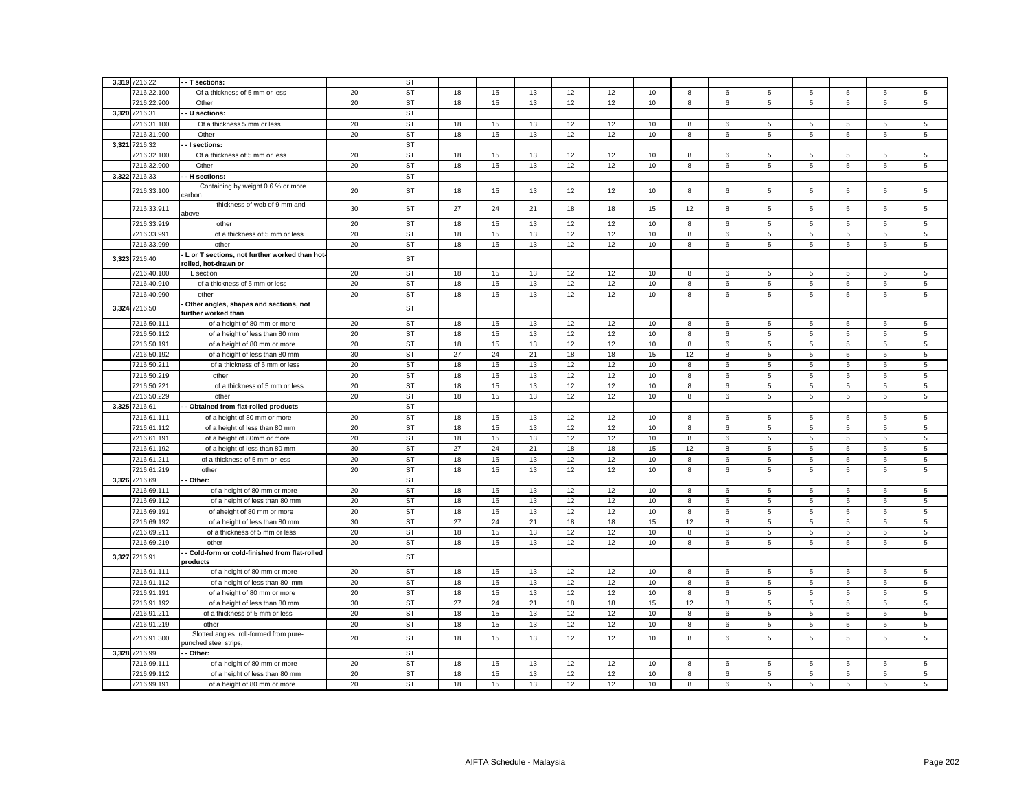| | | | | | | | | | | | | | | | | | | |
|---|---|---|---|---|---|---|---|---|---|---|---|---|---|---|---|---|---|---|
| 3,319 | 7216.22 | - - T sections: | | ST | | | | | | | | | | | | | | |
| | 7216.22.100 | Of a thickness of 5 mm or less | 20 | ST | 18 | 15 | 13 | 12 | 12 | 10 | 8 | 6 | 5 | 5 | 5 | 5 | 5 |
| | 7216.22.900 | Other | 20 | ST | 18 | 15 | 13 | 12 | 12 | 10 | 8 | 6 | 5 | 5 | 5 | 5 | 5 |
| 3,320 | 7216.31 | - - U sections: | | ST | | | | | | | | | | | | | | |
| | 7216.31.100 | Of a thickness 5 mm or less | 20 | ST | 18 | 15 | 13 | 12 | 12 | 10 | 8 | 6 | 5 | 5 | 5 | 5 | 5 |
| | 7216.31.900 | Other | 20 | ST | 18 | 15 | 13 | 12 | 12 | 10 | 8 | 6 | 5 | 5 | 5 | 5 | 5 |
| 3,321 | 7216.32 | - - I sections: | | ST | | | | | | | | | | | | | | |
| | 7216.32.100 | Of a thickness of 5 mm or less | 20 | ST | 18 | 15 | 13 | 12 | 12 | 10 | 8 | 6 | 5 | 5 | 5 | 5 | 5 |
| | 7216.32.900 | Other | 20 | ST | 18 | 15 | 13 | 12 | 12 | 10 | 8 | 6 | 5 | 5 | 5 | 5 | 5 |
| 3,322 | 7216.33 | - - H sections: | | ST | | | | | | | | | | | | | | |
| | 7216.33.100 | Containing by weight 0.6 % or more carbon | 20 | ST | 18 | 15 | 13 | 12 | 12 | 10 | 8 | 6 | 5 | 5 | 5 | 5 | 5 |
| | 7216.33.911 | thickness of web of 9 mm and above | 30 | ST | 27 | 24 | 21 | 18 | 18 | 15 | 12 | 8 | 5 | 5 | 5 | 5 | 5 |
| | 7216.33.919 | other | 20 | ST | 18 | 15 | 13 | 12 | 12 | 10 | 8 | 6 | 5 | 5 | 5 | 5 | 5 |
| | 7216.33.991 | of a thickness of 5 mm or less | 20 | ST | 18 | 15 | 13 | 12 | 12 | 10 | 8 | 6 | 5 | 5 | 5 | 5 | 5 |
| | 7216.33.999 | other | 20 | ST | 18 | 15 | 13 | 12 | 12 | 10 | 8 | 6 | 5 | 5 | 5 | 5 | 5 |
| 3,323 | 7216.40 | - L or T sections, not further worked than hot-rolled, hot-drawn or | | ST | | | | | | | | | | | | | | |
| | 7216.40.100 | L section | 20 | ST | 18 | 15 | 13 | 12 | 12 | 10 | 8 | 6 | 5 | 5 | 5 | 5 | 5 |
| | 7216.40.910 | of a thickness of 5 mm or less | 20 | ST | 18 | 15 | 13 | 12 | 12 | 10 | 8 | 6 | 5 | 5 | 5 | 5 | 5 |
| | 7216.40.990 | other | 20 | ST | 18 | 15 | 13 | 12 | 12 | 10 | 8 | 6 | 5 | 5 | 5 | 5 | 5 |
| 3,324 | 7216.50 | - Other angles, shapes and sections, not further worked than | | ST | | | | | | | | | | | | | | |
| | 7216.50.111 | of a height of 80 mm or more | 20 | ST | 18 | 15 | 13 | 12 | 12 | 10 | 8 | 6 | 5 | 5 | 5 | 5 | 5 |
| | 7216.50.112 | of a height of less than 80 mm | 20 | ST | 18 | 15 | 13 | 12 | 12 | 10 | 8 | 6 | 5 | 5 | 5 | 5 | 5 |
| | 7216.50.191 | of a height of 80 mm or more | 20 | ST | 18 | 15 | 13 | 12 | 12 | 10 | 8 | 6 | 5 | 5 | 5 | 5 | 5 |
| | 7216.50.192 | of a height of less than 80 mm | 30 | ST | 27 | 24 | 21 | 18 | 18 | 15 | 12 | 8 | 5 | 5 | 5 | 5 | 5 |
| | 7216.50.211 | of a thickness of 5 mm or less | 20 | ST | 18 | 15 | 13 | 12 | 12 | 10 | 8 | 6 | 5 | 5 | 5 | 5 | 5 |
| | 7216.50.219 | other | 20 | ST | 18 | 15 | 13 | 12 | 12 | 10 | 8 | 6 | 5 | 5 | 5 | 5 | 5 |
| | 7216.50.221 | of a thickness of 5 mm or less | 20 | ST | 18 | 15 | 13 | 12 | 12 | 10 | 8 | 6 | 5 | 5 | 5 | 5 | 5 |
| | 7216.50.229 | other | 20 | ST | 18 | 15 | 13 | 12 | 12 | 10 | 8 | 6 | 5 | 5 | 5 | 5 | 5 |
| 3,325 | 7216.61 | - - Obtained from flat-rolled products | | ST | | | | | | | | | | | | | | |
| | 7216.61.111 | of a height of 80 mm or more | 20 | ST | 18 | 15 | 13 | 12 | 12 | 10 | 8 | 6 | 5 | 5 | 5 | 5 | 5 |
| | 7216.61.112 | of a height of less than 80 mm | 20 | ST | 18 | 15 | 13 | 12 | 12 | 10 | 8 | 6 | 5 | 5 | 5 | 5 | 5 |
| | 7216.61.191 | of a height of 80mm or more | 20 | ST | 18 | 15 | 13 | 12 | 12 | 10 | 8 | 6 | 5 | 5 | 5 | 5 | 5 |
| | 7216.61.192 | of a height of less than 80 mm | 30 | ST | 27 | 24 | 21 | 18 | 18 | 15 | 12 | 8 | 5 | 5 | 5 | 5 | 5 |
| | 7216.61.211 | of a thickness of 5 mm or less | 20 | ST | 18 | 15 | 13 | 12 | 12 | 10 | 8 | 6 | 5 | 5 | 5 | 5 | 5 |
| | 7216.61.219 | other | 20 | ST | 18 | 15 | 13 | 12 | 12 | 10 | 8 | 6 | 5 | 5 | 5 | 5 | 5 |
| 3,326 | 7216.69 | - - Other: | | ST | | | | | | | | | | | | | | |
| | 7216.69.111 | of a height of 80 mm or more | 20 | ST | 18 | 15 | 13 | 12 | 12 | 10 | 8 | 6 | 5 | 5 | 5 | 5 | 5 |
| | 7216.69.112 | of a height of less than 80 mm | 20 | ST | 18 | 15 | 13 | 12 | 12 | 10 | 8 | 6 | 5 | 5 | 5 | 5 | 5 |
| | 7216.69.191 | of aheight of 80 mm or more | 20 | ST | 18 | 15 | 13 | 12 | 12 | 10 | 8 | 6 | 5 | 5 | 5 | 5 | 5 |
| | 7216.69.192 | of a height of less than 80 mm | 30 | ST | 27 | 24 | 21 | 18 | 18 | 15 | 12 | 8 | 5 | 5 | 5 | 5 | 5 |
| | 7216.69.211 | of a thickness of 5 mm or less | 20 | ST | 18 | 15 | 13 | 12 | 12 | 10 | 8 | 6 | 5 | 5 | 5 | 5 | 5 |
| | 7216.69.219 | other | 20 | ST | 18 | 15 | 13 | 12 | 12 | 10 | 8 | 6 | 5 | 5 | 5 | 5 | 5 |
| 3,327 | 7216.91 | - - Cold-form or cold-finished from flat-rolled products | | ST | | | | | | | | | | | | | | |
| | 7216.91.111 | of a height of 80 mm or more | 20 | ST | 18 | 15 | 13 | 12 | 12 | 10 | 8 | 6 | 5 | 5 | 5 | 5 | 5 |
| | 7216.91.112 | of a height of less than 80 mm | 20 | ST | 18 | 15 | 13 | 12 | 12 | 10 | 8 | 6 | 5 | 5 | 5 | 5 | 5 |
| | 7216.91.191 | of a height of 80 mm or more | 20 | ST | 18 | 15 | 13 | 12 | 12 | 10 | 8 | 6 | 5 | 5 | 5 | 5 | 5 |
| | 7216.91.192 | of a height of less than 80 mm | 30 | ST | 27 | 24 | 21 | 18 | 18 | 15 | 12 | 8 | 5 | 5 | 5 | 5 | 5 |
| | 7216.91.211 | of a thickness of 5 mm or less | 20 | ST | 18 | 15 | 13 | 12 | 12 | 10 | 8 | 6 | 5 | 5 | 5 | 5 | 5 |
| | 7216.91.219 | other | 20 | ST | 18 | 15 | 13 | 12 | 12 | 10 | 8 | 6 | 5 | 5 | 5 | 5 | 5 |
| | 7216.91.300 | Slotted angles, roll-formed from pure-punched steel strips, | 20 | ST | 18 | 15 | 13 | 12 | 12 | 10 | 8 | 6 | 5 | 5 | 5 | 5 | 5 |
| 3,328 | 7216.99 | - - Other: | | ST | | | | | | | | | | | | | | |
| | 7216.99.111 | of a height of 80 mm or more | 20 | ST | 18 | 15 | 13 | 12 | 12 | 10 | 8 | 6 | 5 | 5 | 5 | 5 | 5 |
| | 7216.99.112 | of a height of less than 80 mm | 20 | ST | 18 | 15 | 13 | 12 | 12 | 10 | 8 | 6 | 5 | 5 | 5 | 5 | 5 |
| | 7216.99.191 | of a height of 80 mm or more | 20 | ST | 18 | 15 | 13 | 12 | 12 | 10 | 8 | 6 | 5 | 5 | 5 | 5 | 5 |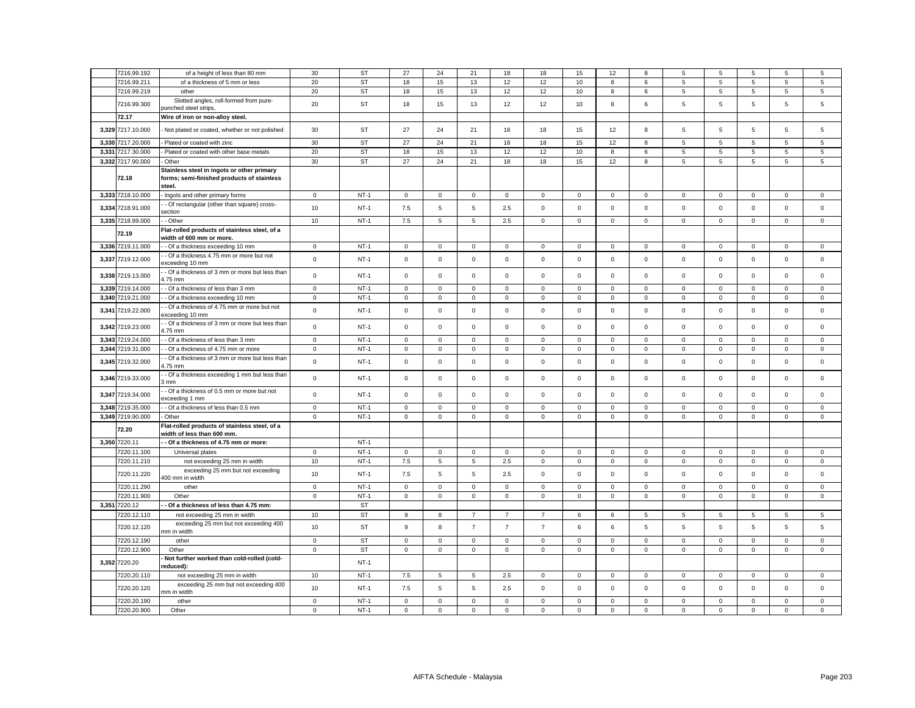| | | | | | | | | | | | | | | | | | |
|---|---|---|---|---|---|---|---|---|---|---|---|---|---|---|---|---|---|
| | 7216.99.192 | of a height of less than 80 mm | 30 | ST | 27 | 24 | 21 | 18 | 18 | 15 | 12 | 8 | 5 | 5 | 5 | 5 | 5 |
| | 7216.99.211 | of a thickness of 5 mm or less | 20 | ST | 18 | 15 | 13 | 12 | 12 | 10 | 8 | 6 | 5 | 5 | 5 | 5 | 5 |
| | 7216.99.219 | other | 20 | ST | 18 | 15 | 13 | 12 | 12 | 10 | 8 | 6 | 5 | 5 | 5 | 5 | 5 |
| | 7216.99.300 | Slotted angles, roll-formed from pure-punched steel strips, | 20 | ST | 18 | 15 | 13 | 12 | 12 | 10 | 8 | 6 | 5 | 5 | 5 | 5 | 5 |
| | **72.17** | **Wire of iron or non-alloy steel.** | | | | | | | | | | | | | | | |
| 3,329 | 7217.10.000 | - Not plated or coated, whether or not polished | 30 | ST | 27 | 24 | 21 | 18 | 18 | 15 | 12 | 8 | 5 | 5 | 5 | 5 | 5 |
| 3,330 | 7217.20.000 | - Plated or coated with zinc | 30 | ST | 27 | 24 | 21 | 18 | 18 | 15 | 12 | 8 | 5 | 5 | 5 | 5 | 5 |
| 3,331 | 7217.30.000 | - Plated or coated with other base metals | 20 | ST | 18 | 15 | 13 | 12 | 12 | 10 | 8 | 6 | 5 | 5 | 5 | 5 | 5 |
| 3,332 | 7217.90.000 | - Other | 30 | ST | 27 | 24 | 21 | 18 | 18 | 15 | 12 | 8 | 5 | 5 | 5 | 5 | 5 |
| | **72.18** | **Stainless steel in ingots or other primary forms; semi-finished products of stainless steel.** | | | | | | | | | | | | | | | |
| 3,333 | 7218.10.000 | - Ingots and other primary forms | 0 | NT-1 | 0 | 0 | 0 | 0 | 0 | 0 | 0 | 0 | 0 | 0 | 0 | 0 | 0 |
| 3,334 | 7218.91.000 | - - Of rectangular (other than square) cross-section | 10 | NT-1 | 7.5 | 5 | 5 | 2.5 | 0 | 0 | 0 | 0 | 0 | 0 | 0 | 0 | 0 |
| 3,335 | 7218.99.000 | - - Other | 10 | NT-1 | 7.5 | 5 | 5 | 2.5 | 0 | 0 | 0 | 0 | 0 | 0 | 0 | 0 | 0 |
| | **72.19** | **Flat-rolled products of stainless steel, of a width of 600 mm or more.** | | | | | | | | | | | | | | | |
| 3,336 | 7219.11.000 | - - Of a thickness exceeding 10 mm | 0 | NT-1 | 0 | 0 | 0 | 0 | 0 | 0 | 0 | 0 | 0 | 0 | 0 | 0 | 0 |
| 3,337 | 7219.12.000 | - - Of a thickness 4.75 mm or more but not exceeding 10 mm | 0 | NT-1 | 0 | 0 | 0 | 0 | 0 | 0 | 0 | 0 | 0 | 0 | 0 | 0 | 0 |
| 3,338 | 7219.13.000 | - - Of a thickness of 3 mm or more but less than 4.75 mm | 0 | NT-1 | 0 | 0 | 0 | 0 | 0 | 0 | 0 | 0 | 0 | 0 | 0 | 0 | 0 |
| 3,339 | 7219.14.000 | - - Of a thickness of less than 3 mm | 0 | NT-1 | 0 | 0 | 0 | 0 | 0 | 0 | 0 | 0 | 0 | 0 | 0 | 0 | 0 |
| 3,340 | 7219.21.000 | - - Of a thickness exceeding 10 mm | 0 | NT-1 | 0 | 0 | 0 | 0 | 0 | 0 | 0 | 0 | 0 | 0 | 0 | 0 | 0 |
| 3,341 | 7219.22.000 | - - Of a thickness of 4.75 mm or more but not exceeding 10 mm | 0 | NT-1 | 0 | 0 | 0 | 0 | 0 | 0 | 0 | 0 | 0 | 0 | 0 | 0 | 0 |
| 3,342 | 7219.23.000 | - - Of a thickness of 3 mm or more but less than 4.75 mm | 0 | NT-1 | 0 | 0 | 0 | 0 | 0 | 0 | 0 | 0 | 0 | 0 | 0 | 0 | 0 |
| 3,343 | 7219.24.000 | - - Of a thickness of less than 3 mm | 0 | NT-1 | 0 | 0 | 0 | 0 | 0 | 0 | 0 | 0 | 0 | 0 | 0 | 0 | 0 |
| 3,344 | 7219.31.000 | - - Of a thickness of 4.75 mm or more | 0 | NT-1 | 0 | 0 | 0 | 0 | 0 | 0 | 0 | 0 | 0 | 0 | 0 | 0 | 0 |
| 3,345 | 7219.32.000 | - - Of a thickness of 3 mm or more but less than 4.75 mm | 0 | NT-1 | 0 | 0 | 0 | 0 | 0 | 0 | 0 | 0 | 0 | 0 | 0 | 0 | 0 |
| 3,346 | 7219.33.000 | - - Of a thickness exceeding 1 mm but less than 3 mm | 0 | NT-1 | 0 | 0 | 0 | 0 | 0 | 0 | 0 | 0 | 0 | 0 | 0 | 0 | 0 |
| 3,347 | 7219.34.000 | - - Of a thickness of 0.5 mm or more but not exceeding 1 mm | 0 | NT-1 | 0 | 0 | 0 | 0 | 0 | 0 | 0 | 0 | 0 | 0 | 0 | 0 | 0 |
| 3,348 | 7219.35.000 | - - Of a thickness of less than 0.5 mm | 0 | NT-1 | 0 | 0 | 0 | 0 | 0 | 0 | 0 | 0 | 0 | 0 | 0 | 0 | 0 |
| 3,349 | 7219.90.000 | - Other | 0 | NT-1 | 0 | 0 | 0 | 0 | 0 | 0 | 0 | 0 | 0 | 0 | 0 | 0 | 0 |
| | **72.20** | **Flat-rolled products of stainless steel, of a width of less than 600 mm.** | | | | | | | | | | | | | | | |
| 3,350 | 7220.11 | **- - Of a thickness of 4.75 mm or more:** | | NT-1 | | | | | | | | | | | | | |
| | 7220.11.100 | Universal plates | 0 | NT-1 | 0 | 0 | 0 | 0 | 0 | 0 | 0 | 0 | 0 | 0 | 0 | 0 | 0 |
| | 7220.11.210 | not exceeding 25 mm in width | 10 | NT-1 | 7.5 | 5 | 5 | 2.5 | 0 | 0 | 0 | 0 | 0 | 0 | 0 | 0 | 0 |
| | 7220.11.220 | exceeding 25 mm but not exceeding 400 mm in width | 10 | NT-1 | 7.5 | 5 | 5 | 2.5 | 0 | 0 | 0 | 0 | 0 | 0 | 0 | 0 | 0 |
| | 7220.11.290 | other | 0 | NT-1 | 0 | 0 | 0 | 0 | 0 | 0 | 0 | 0 | 0 | 0 | 0 | 0 | 0 |
| | 7220.11.900 | Other | 0 | NT-1 | 0 | 0 | 0 | 0 | 0 | 0 | 0 | 0 | 0 | 0 | 0 | 0 | 0 |
| 3,351 | 7220.12 | **- - Of a thickness of less than 4.75 mm:** | | ST | | | | | | | | | | | | | |
| | 7220.12.110 | not exceeding 25 mm in width | 10 | ST | 9 | 8 | 7 | 7 | 7 | 6 | 6 | 5 | 5 | 5 | 5 | 5 | 5 |
| | 7220.12.120 | exceeding 25 mm but not exceeding 400 mm in width | 10 | ST | 9 | 8 | 7 | 7 | 7 | 6 | 6 | 5 | 5 | 5 | 5 | 5 | 5 |
| | 7220.12.190 | other | 0 | ST | 0 | 0 | 0 | 0 | 0 | 0 | 0 | 0 | 0 | 0 | 0 | 0 | 0 |
| | 7220.12.900 | Other | 0 | ST | 0 | 0 | 0 | 0 | 0 | 0 | 0 | 0 | 0 | 0 | 0 | 0 | 0 |
| 3,352 | 7220.20 | **- Not further worked than cold-rolled (cold-reduced):** | | NT-1 | | | | | | | | | | | | | |
| | 7220.20.110 | not exceeding 25 mm in width | 10 | NT-1 | 7.5 | 5 | 5 | 2.5 | 0 | 0 | 0 | 0 | 0 | 0 | 0 | 0 | 0 |
| | 7220.20.120 | exceeding 25 mm but not exceeding 400 mm in width | 10 | NT-1 | 7.5 | 5 | 5 | 2.5 | 0 | 0 | 0 | 0 | 0 | 0 | 0 | 0 | 0 |
| | 7220.20.190 | other | 0 | NT-1 | 0 | 0 | 0 | 0 | 0 | 0 | 0 | 0 | 0 | 0 | 0 | 0 | 0 |
| | 7220.20.900 | Other | 0 | NT-1 | 0 | 0 | 0 | 0 | 0 | 0 | 0 | 0 | 0 | 0 | 0 | 0 | 0 |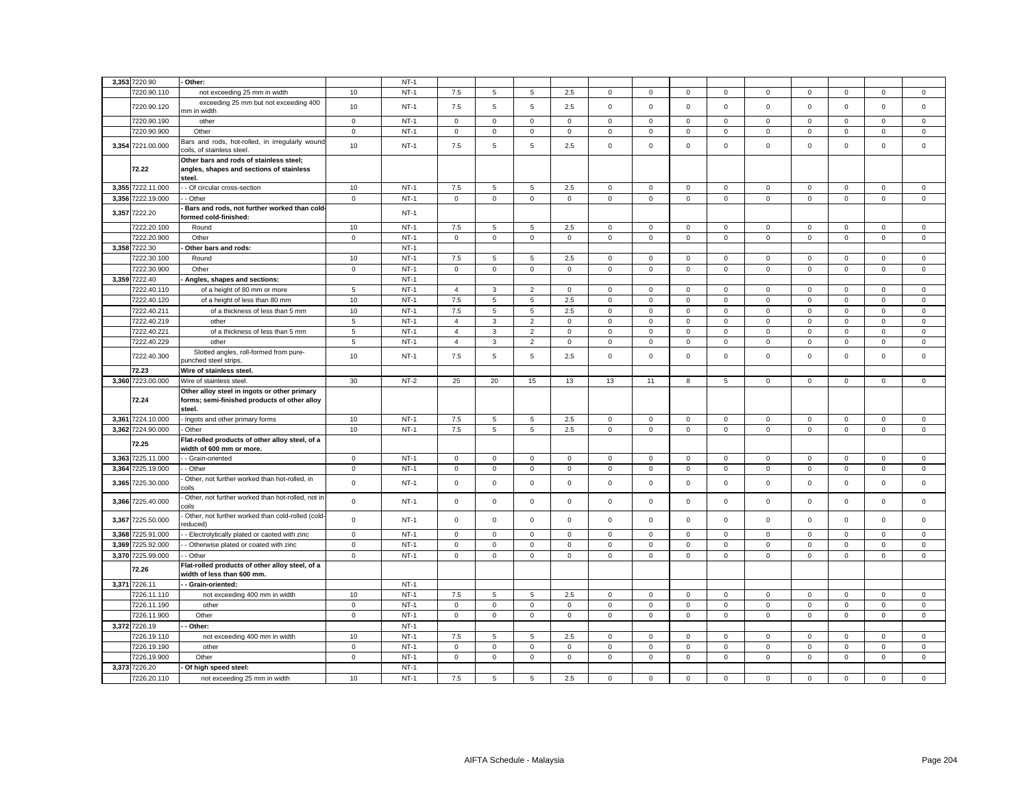| | | | | | | | | | | | | | | | | | | |
|---|---|---|---|---|---|---|---|---|---|---|---|---|---|---|---|---|---|---|
| 3,353 | 7220.90 | - Other: | | NT-1 | | | | | | | | | | | | | | |
| | 7220.90.110 | not exceeding 25 mm in width | 10 | NT-1 | 7.5 | 5 | 5 | 2.5 | 0 | 0 | 0 | 0 | 0 | 0 | 0 | 0 | 0 |
| | 7220.90.120 | exceeding 25 mm but not exceeding 400 mm in width | 10 | NT-1 | 7.5 | 5 | 5 | 2.5 | 0 | 0 | 0 | 0 | 0 | 0 | 0 | 0 | 0 |
| | 7220.90.190 | other | 0 | NT-1 | 0 | 0 | 0 | 0 | 0 | 0 | 0 | 0 | 0 | 0 | 0 | 0 | 0 |
| | 7220.90.900 | Other | 0 | NT-1 | 0 | 0 | 0 | 0 | 0 | 0 | 0 | 0 | 0 | 0 | 0 | 0 | 0 |
| 3,354 | 7221.00.000 | Bars and rods, hot-rolled, in irregularly wound coils, of stainless steel. | 10 | NT-1 | 7.5 | 5 | 5 | 2.5 | 0 | 0 | 0 | 0 | 0 | 0 | 0 | 0 | 0 |
| | 72.22 | **Other bars and rods of stainless steel; angles, shapes and sections of stainless steel.** | | | | | | | | | | | | | | | |
| 3,355 | 7222.11.000 | - - Of circular cross-section | 10 | NT-1 | 7.5 | 5 | 5 | 2.5 | 0 | 0 | 0 | 0 | 0 | 0 | 0 | 0 | 0 |
| 3,356 | 7222.19.000 | - - Other | 0 | NT-1 | 0 | 0 | 0 | 0 | 0 | 0 | 0 | 0 | 0 | 0 | 0 | 0 | 0 |
| 3,357 | 7222.20 | - Bars and rods, not further worked than cold-formed cold-finished: | | NT-1 | | | | | | | | | | | | | |
| | 7222.20.100 | Round | 10 | NT-1 | 7.5 | 5 | 5 | 2.5 | 0 | 0 | 0 | 0 | 0 | 0 | 0 | 0 | 0 |
| | 7222.20.900 | Other | 0 | NT-1 | 0 | 0 | 0 | 0 | 0 | 0 | 0 | 0 | 0 | 0 | 0 | 0 | 0 |
| 3,358 | 7222.30 | - Other bars and rods: | | NT-1 | | | | | | | | | | | | | |
| | 7222.30.100 | Round | 10 | NT-1 | 7.5 | 5 | 5 | 2.5 | 0 | 0 | 0 | 0 | 0 | 0 | 0 | 0 | 0 |
| | 7222.30.900 | Other | 0 | NT-1 | 0 | 0 | 0 | 0 | 0 | 0 | 0 | 0 | 0 | 0 | 0 | 0 | 0 |
| 3,359 | 7222.40 | - Angles, shapes and sections: | | NT-1 | | | | | | | | | | | | | |
| | 7222.40.110 | of a height of 80 mm or more | 5 | NT-1 | 4 | 3 | 2 | 0 | 0 | 0 | 0 | 0 | 0 | 0 | 0 | 0 | 0 |
| | 7222.40.120 | of a height of less than 80 mm | 10 | NT-1 | 7.5 | 5 | 5 | 2.5 | 0 | 0 | 0 | 0 | 0 | 0 | 0 | 0 | 0 |
| | 7222.40.211 | of a thickness of less than 5 mm | 10 | NT-1 | 7.5 | 5 | 5 | 2.5 | 0 | 0 | 0 | 0 | 0 | 0 | 0 | 0 | 0 |
| | 7222.40.219 | other | 5 | NT-1 | 4 | 3 | 2 | 0 | 0 | 0 | 0 | 0 | 0 | 0 | 0 | 0 | 0 |
| | 7222.40.221 | of a thickness of less than 5 mm | 5 | NT-1 | 4 | 3 | 2 | 0 | 0 | 0 | 0 | 0 | 0 | 0 | 0 | 0 | 0 |
| | 7222.40.229 | other | 5 | NT-1 | 4 | 3 | 2 | 0 | 0 | 0 | 0 | 0 | 0 | 0 | 0 | 0 | 0 |
| | 7222.40.300 | Slotted angles, roll-formed from pure-punched steel strips, | 10 | NT-1 | 7.5 | 5 | 5 | 2.5 | 0 | 0 | 0 | 0 | 0 | 0 | 0 | 0 | 0 |
| | 72.23 | **Wire of stainless steel.** | | | | | | | | | | | | | | | |
| 3,360 | 7223.00.000 | Wire of stainless steel. | 30 | NT-2 | 25 | 20 | 15 | 13 | 13 | 11 | 8 | 5 | 0 | 0 | 0 | 0 | 0 |
| | 72.24 | **Other alloy steel in ingots or other primary forms; semi-finished products of other alloy steel.** | | | | | | | | | | | | | | | |
| 3,361 | 7224.10.000 | - Ingots and other primary forms | 10 | NT-1 | 7.5 | 5 | 5 | 2.5 | 0 | 0 | 0 | 0 | 0 | 0 | 0 | 0 | 0 |
| 3,362 | 7224.90.000 | - Other | 10 | NT-1 | 7.5 | 5 | 5 | 2.5 | 0 | 0 | 0 | 0 | 0 | 0 | 0 | 0 | 0 |
| | 72.25 | **Flat-rolled products of other alloy steel, of a width of 600 mm or more.** | | | | | | | | | | | | | | | |
| 3,363 | 7225.11.000 | - - Grain-oriented | 0 | NT-1 | 0 | 0 | 0 | 0 | 0 | 0 | 0 | 0 | 0 | 0 | 0 | 0 | 0 |
| 3,364 | 7225.19.000 | - - Other | 0 | NT-1 | 0 | 0 | 0 | 0 | 0 | 0 | 0 | 0 | 0 | 0 | 0 | 0 | 0 |
| 3,365 | 7225.30.000 | - Other, not further worked than hot-rolled, in coils | 0 | NT-1 | 0 | 0 | 0 | 0 | 0 | 0 | 0 | 0 | 0 | 0 | 0 | 0 | 0 |
| 3,366 | 7225.40.000 | - Other, not further worked than hot-rolled, not in coils | 0 | NT-1 | 0 | 0 | 0 | 0 | 0 | 0 | 0 | 0 | 0 | 0 | 0 | 0 | 0 |
| 3,367 | 7225.50.000 | - Other, not further worked than cold-rolled (cold-reduced) | 0 | NT-1 | 0 | 0 | 0 | 0 | 0 | 0 | 0 | 0 | 0 | 0 | 0 | 0 | 0 |
| 3,368 | 7225.91.000 | - - Electrolytically plated or caoted with zinc | 0 | NT-1 | 0 | 0 | 0 | 0 | 0 | 0 | 0 | 0 | 0 | 0 | 0 | 0 | 0 |
| 3,369 | 7225.92.000 | - - Otherwise plated or coated with zinc | 0 | NT-1 | 0 | 0 | 0 | 0 | 0 | 0 | 0 | 0 | 0 | 0 | 0 | 0 | 0 |
| 3,370 | 7225.99.000 | - - Other | 0 | NT-1 | 0 | 0 | 0 | 0 | 0 | 0 | 0 | 0 | 0 | 0 | 0 | 0 | 0 |
| | 72.26 | **Flat-rolled products of other alloy steel, of a width of less than 600 mm.** | | | | | | | | | | | | | | | |
| 3,371 | 7226.11 | - - Grain-oriented: | | NT-1 | | | | | | | | | | | | | |
| | 7226.11.110 | not exceeding 400 mm in width | 10 | NT-1 | 7.5 | 5 | 5 | 2.5 | 0 | 0 | 0 | 0 | 0 | 0 | 0 | 0 | 0 |
| | 7226.11.190 | other | 0 | NT-1 | 0 | 0 | 0 | 0 | 0 | 0 | 0 | 0 | 0 | 0 | 0 | 0 | 0 |
| | 7226.11.900 | Other | 0 | NT-1 | 0 | 0 | 0 | 0 | 0 | 0 | 0 | 0 | 0 | 0 | 0 | 0 | 0 |
| 3,372 | 7226.19 | - - Other: | | NT-1 | | | | | | | | | | | | | |
| | 7226.19.110 | not exceeding 400 mm in width | 10 | NT-1 | 7.5 | 5 | 5 | 2.5 | 0 | 0 | 0 | 0 | 0 | 0 | 0 | 0 | 0 |
| | 7226.19.190 | other | 0 | NT-1 | 0 | 0 | 0 | 0 | 0 | 0 | 0 | 0 | 0 | 0 | 0 | 0 | 0 |
| | 7226.19.900 | Other | 0 | NT-1 | 0 | 0 | 0 | 0 | 0 | 0 | 0 | 0 | 0 | 0 | 0 | 0 | 0 |
| 3,373 | 7226.20 | - Of high speed steel: | | NT-1 | | | | | | | | | | | | | |
| | 7226.20.110 | not exceeding 25 mm in width | 10 | NT-1 | 7.5 | 5 | 5 | 2.5 | 0 | 0 | 0 | 0 | 0 | 0 | 0 | 0 | 0 |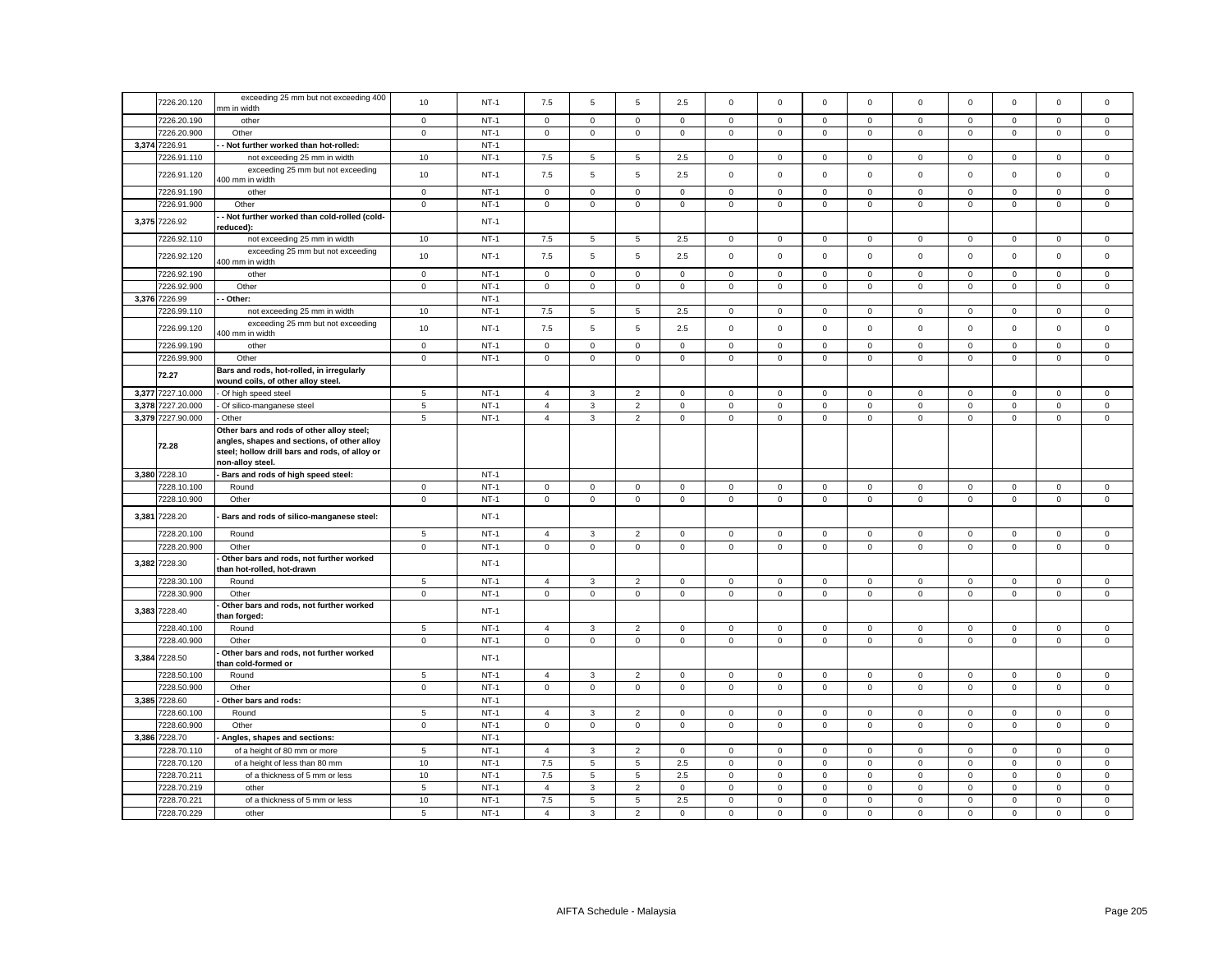| | | | | | | | | | | | | | | | | | |
|---|---|---|---|---|---|---|---|---|---|---|---|---|---|---|---|---|---|
| | 7226.20.120 | exceeding 25 mm but not exceeding 400 mm in width | 10 | NT-1 | 7.5 | 5 | 5 | 2.5 | 0 | 0 | 0 | 0 | 0 | 0 | 0 | 0 | 0 |
| | 7226.20.190 | other | 0 | NT-1 | 0 | 0 | 0 | 0 | 0 | 0 | 0 | 0 | 0 | 0 | 0 | 0 | 0 |
| | 7226.20.900 | Other | 0 | NT-1 | 0 | 0 | 0 | 0 | 0 | 0 | 0 | 0 | 0 | 0 | 0 | 0 | 0 |
| 3,374 | 7226.91 | **- - Not further worked than hot-rolled:** | | NT-1 | | | | | | | | | | | | | |
| | 7226.91.110 | not exceeding 25 mm in width | 10 | NT-1 | 7.5 | 5 | 5 | 2.5 | 0 | 0 | 0 | 0 | 0 | 0 | 0 | 0 | 0 |
| | 7226.91.120 | exceeding 25 mm but not exceeding 400 mm in width | 10 | NT-1 | 7.5 | 5 | 5 | 2.5 | 0 | 0 | 0 | 0 | 0 | 0 | 0 | 0 | 0 |
| | 7226.91.190 | other | 0 | NT-1 | 0 | 0 | 0 | 0 | 0 | 0 | 0 | 0 | 0 | 0 | 0 | 0 | 0 |
| | 7226.91.900 | Other | 0 | NT-1 | 0 | 0 | 0 | 0 | 0 | 0 | 0 | 0 | 0 | 0 | 0 | 0 | 0 |
| 3,375 | 7226.92 | **- - Not further worked than cold-rolled (cold-reduced):** | | NT-1 | | | | | | | | | | | | | |
| | 7226.92.110 | not exceeding 25 mm in width | 10 | NT-1 | 7.5 | 5 | 5 | 2.5 | 0 | 0 | 0 | 0 | 0 | 0 | 0 | 0 | 0 |
| | 7226.92.120 | exceeding 25 mm but not exceeding 400 mm in width | 10 | NT-1 | 7.5 | 5 | 5 | 2.5 | 0 | 0 | 0 | 0 | 0 | 0 | 0 | 0 | 0 |
| | 7226.92.190 | other | 0 | NT-1 | 0 | 0 | 0 | 0 | 0 | 0 | 0 | 0 | 0 | 0 | 0 | 0 | 0 |
| | 7226.92.900 | Other | 0 | NT-1 | 0 | 0 | 0 | 0 | 0 | 0 | 0 | 0 | 0 | 0 | 0 | 0 | 0 |
| 3,376 | 7226.99 | **- - Other:** | | NT-1 | | | | | | | | | | | | | |
| | 7226.99.110 | not exceeding 25 mm in width | 10 | NT-1 | 7.5 | 5 | 5 | 2.5 | 0 | 0 | 0 | 0 | 0 | 0 | 0 | 0 | 0 |
| | 7226.99.120 | exceeding 25 mm but not exceeding 400 mm in width | 10 | NT-1 | 7.5 | 5 | 5 | 2.5 | 0 | 0 | 0 | 0 | 0 | 0 | 0 | 0 | 0 |
| | 7226.99.190 | other | 0 | NT-1 | 0 | 0 | 0 | 0 | 0 | 0 | 0 | 0 | 0 | 0 | 0 | 0 | 0 |
| | 7226.99.900 | Other | 0 | NT-1 | 0 | 0 | 0 | 0 | 0 | 0 | 0 | 0 | 0 | 0 | 0 | 0 | 0 |
| | **72.27** | **Bars and rods, hot-rolled, in irregularly wound coils, of other alloy steel.** | | | | | | | | | | | | | | | |
| 3,377 | 7227.10.000 | - Of high speed steel | 5 | NT-1 | 4 | 3 | 2 | 0 | 0 | 0 | 0 | 0 | 0 | 0 | 0 | 0 | 0 |
| 3,378 | 7227.20.000 | - Of silico-manganese steel | 5 | NT-1 | 4 | 3 | 2 | 0 | 0 | 0 | 0 | 0 | 0 | 0 | 0 | 0 | 0 |
| 3,379 | 7227.90.000 | - Other | 5 | NT-1 | 4 | 3 | 2 | 0 | 0 | 0 | 0 | 0 | 0 | 0 | 0 | 0 | 0 |
| | **72.28** | **Other bars and rods of other alloy steel; angles, shapes and sections, of other alloy steel; hollow drill bars and rods, of alloy or non-alloy steel.** | | | | | | | | | | | | | | | |
| 3,380 | 7228.10 | **- Bars and rods of high speed steel:** | | NT-1 | | | | | | | | | | | | | |
| | 7228.10.100 | Round | 0 | NT-1 | 0 | 0 | 0 | 0 | 0 | 0 | 0 | 0 | 0 | 0 | 0 | 0 | 0 |
| | 7228.10.900 | Other | 0 | NT-1 | 0 | 0 | 0 | 0 | 0 | 0 | 0 | 0 | 0 | 0 | 0 | 0 | 0 |
| 3,381 | 7228.20 | **- Bars and rods of silico-manganese steel:** | | NT-1 | | | | | | | | | | | | | |
| | 7228.20.100 | Round | 5 | NT-1 | 4 | 3 | 2 | 0 | 0 | 0 | 0 | 0 | 0 | 0 | 0 | 0 | 0 |
| | 7228.20.900 | Other | 0 | NT-1 | 0 | 0 | 0 | 0 | 0 | 0 | 0 | 0 | 0 | 0 | 0 | 0 | 0 |
| 3,382 | 7228.30 | **- Other bars and rods, not further worked than hot-rolled, hot-drawn** | | NT-1 | | | | | | | | | | | | | |
| | 7228.30.100 | Round | 5 | NT-1 | 4 | 3 | 2 | 0 | 0 | 0 | 0 | 0 | 0 | 0 | 0 | 0 | 0 |
| | 7228.30.900 | Other | 0 | NT-1 | 0 | 0 | 0 | 0 | 0 | 0 | 0 | 0 | 0 | 0 | 0 | 0 | 0 |
| 3,383 | 7228.40 | **- Other bars and rods, not further worked than forged:** | | NT-1 | | | | | | | | | | | | | |
| | 7228.40.100 | Round | 5 | NT-1 | 4 | 3 | 2 | 0 | 0 | 0 | 0 | 0 | 0 | 0 | 0 | 0 | 0 |
| | 7228.40.900 | Other | 0 | NT-1 | 0 | 0 | 0 | 0 | 0 | 0 | 0 | 0 | 0 | 0 | 0 | 0 | 0 |
| 3,384 | 7228.50 | **- Other bars and rods, not further worked than cold-formed or** | | NT-1 | | | | | | | | | | | | | |
| | 7228.50.100 | Round | 5 | NT-1 | 4 | 3 | 2 | 0 | 0 | 0 | 0 | 0 | 0 | 0 | 0 | 0 | 0 |
| | 7228.50.900 | Other | 0 | NT-1 | 0 | 0 | 0 | 0 | 0 | 0 | 0 | 0 | 0 | 0 | 0 | 0 | 0 |
| 3,385 | 7228.60 | **- Other bars and rods:** | | NT-1 | | | | | | | | | | | | | |
| | 7228.60.100 | Round | 5 | NT-1 | 4 | 3 | 2 | 0 | 0 | 0 | 0 | 0 | 0 | 0 | 0 | 0 | 0 |
| | 7228.60.900 | Other | 0 | NT-1 | 0 | 0 | 0 | 0 | 0 | 0 | 0 | 0 | 0 | 0 | 0 | 0 | 0 |
| 3,386 | 7228.70 | **- Angles, shapes and sections:** | | NT-1 | | | | | | | | | | | | | |
| | 7228.70.110 | of a height of 80 mm or more | 5 | NT-1 | 4 | 3 | 2 | 0 | 0 | 0 | 0 | 0 | 0 | 0 | 0 | 0 | 0 |
| | 7228.70.120 | of a height of less than 80 mm | 10 | NT-1 | 7.5 | 5 | 5 | 2.5 | 0 | 0 | 0 | 0 | 0 | 0 | 0 | 0 | 0 |
| | 7228.70.211 | of a thickness of 5 mm or less | 10 | NT-1 | 7.5 | 5 | 5 | 2.5 | 0 | 0 | 0 | 0 | 0 | 0 | 0 | 0 | 0 |
| | 7228.70.219 | other | 5 | NT-1 | 4 | 3 | 2 | 0 | 0 | 0 | 0 | 0 | 0 | 0 | 0 | 0 | 0 |
| | 7228.70.221 | of a thickness of 5 mm or less | 10 | NT-1 | 7.5 | 5 | 5 | 2.5 | 0 | 0 | 0 | 0 | 0 | 0 | 0 | 0 | 0 |
| | 7228.70.229 | other | 5 | NT-1 | 4 | 3 | 2 | 0 | 0 | 0 | 0 | 0 | 0 | 0 | 0 | 0 | 0 |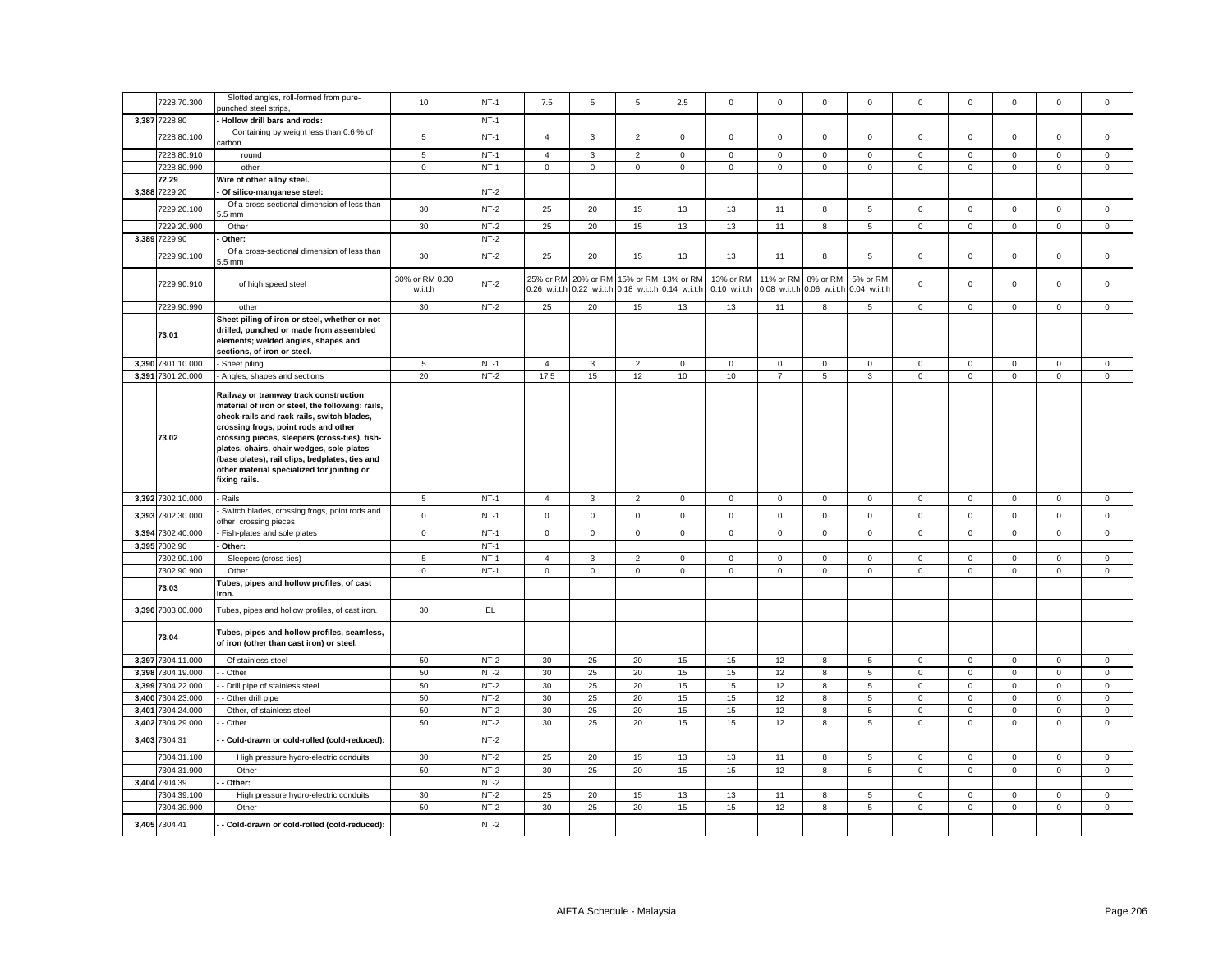| | 7228.70.300 | Slotted angles, roll-formed from pure-punched steel strips, | 10 | NT-1 | 7.5 | 5 | 5 | 2.5 | 0 | 0 | 0 | 0 | 0 | 0 | 0 | 0 | 0 |
|---|---|---|---|---|---|---|---|---|---|---|---|---|---|---|---|---|---|
| 3,387 | 7228.80 | - Hollow drill bars and rods: | | NT-1 | | | | | | | | | | | | | |
| | 7228.80.100 | Containing by weight less than 0.6 % of carbon | 5 | NT-1 | 4 | 3 | 2 | 0 | 0 | 0 | 0 | 0 | 0 | 0 | 0 | 0 | 0 |
| | 7228.80.910 | round | 5 | NT-1 | 4 | 3 | 2 | 0 | 0 | 0 | 0 | 0 | 0 | 0 | 0 | 0 | 0 |
| | 7228.80.990 | other | 0 | NT-1 | 0 | 0 | 0 | 0 | 0 | 0 | 0 | 0 | 0 | 0 | 0 | 0 | 0 |
| | **72.29** | **Wire of other alloy steel.** | | | | | | | | | | | | | | | |
| 3,388 | 7229.20 | **- Of silico-manganese steel:** | | NT-2 | | | | | | | | | | | | | |
| | 7229.20.100 | Of a cross-sectional dimension of less than 5.5 mm | 30 | NT-2 | 25 | 20 | 15 | 13 | 13 | 11 | 8 | 5 | 0 | 0 | 0 | 0 | 0 |
| | 7229.20.900 | Other | 30 | NT-2 | 25 | 20 | 15 | 13 | 13 | 11 | 8 | 5 | 0 | 0 | 0 | 0 | 0 |
| 3,389 | 7229.90 | **- Other:** | | NT-2 | | | | | | | | | | | | | |
| | 7229.90.100 | Of a cross-sectional dimension of less than 5.5 mm | 30 | NT-2 | 25 | 20 | 15 | 13 | 13 | 11 | 8 | 5 | 0 | 0 | 0 | 0 | 0 |
| | 7229.90.910 | of high speed steel | 30% or RM 0.30 w.i.t.h | NT-2 | 25% or RM 0.26 w.i.t.h | 20% or RM 0.22 w.i.t.h | 15% or RM 0.18 w.i.t.h | 13% or RM 0.14 w.i.t.h | 13% or RM 0.10 w.i.t.h | 11% or RM 0.08 w.i.t.h | 8% or RM 0.06 w.i.t.h | 5% or RM 0.04 w.i.t.h | 0 | 0 | 0 | 0 | 0 |
| | 7229.90.990 | other | 30 | NT-2 | 25 | 20 | 15 | 13 | 13 | 11 | 8 | 5 | 0 | 0 | 0 | 0 | 0 |
| | **73.01** | **Sheet piling of iron or steel, whether or not drilled, punched or made from assembled elements; welded angles, shapes and sections, of iron or steel.** | | | | | | | | | | | | | | | |
| 3,390 | 7301.10.000 | - Sheet piling | 5 | NT-1 | 4 | 3 | 2 | 0 | 0 | 0 | 0 | 0 | 0 | 0 | 0 | 0 | 0 |
| 3,391 | 7301.20.000 | - Angles, shapes and sections | 20 | NT-2 | 17.5 | 15 | 12 | 10 | 10 | 7 | 5 | 3 | 0 | 0 | 0 | 0 | 0 |
| | **73.02** | **Railway or tramway track construction material of iron or steel, the following: rails, check-rails and rack rails, switch blades, crossing frogs, point rods and other crossing pieces, sleepers (cross-ties), fish-plates, chairs, chair wedges, sole plates (base plates), rail clips, bedplates, ties and other material specialized for jointing or fixing rails.** | | | | | | | | | | | | | | | |
| 3,392 | 7302.10.000 | - Rails | 5 | NT-1 | 4 | 3 | 2 | 0 | 0 | 0 | 0 | 0 | 0 | 0 | 0 | 0 | 0 |
| 3,393 | 7302.30.000 | - Switch blades, crossing frogs, point rods and other crossing pieces | 0 | NT-1 | 0 | 0 | 0 | 0 | 0 | 0 | 0 | 0 | 0 | 0 | 0 | 0 | 0 |
| 3,394 | 7302.40.000 | - Fish-plates and sole plates | 0 | NT-1 | 0 | 0 | 0 | 0 | 0 | 0 | 0 | 0 | 0 | 0 | 0 | 0 | 0 |
| 3,395 | 7302.90 | **- Other:** | | NT-1 | | | | | | | | | | | | | |
| | 7302.90.100 | Sleepers (cross-ties) | 5 | NT-1 | 4 | 3 | 2 | 0 | 0 | 0 | 0 | 0 | 0 | 0 | 0 | 0 | 0 |
| | 7302.90.900 | Other | 0 | NT-1 | 0 | 0 | 0 | 0 | 0 | 0 | 0 | 0 | 0 | 0 | 0 | 0 | 0 |
| | **73.03** | **Tubes, pipes and hollow profiles, of cast iron.** | | | | | | | | | | | | | | | |
| 3,396 | 7303.00.000 | Tubes, pipes and hollow profiles, of cast iron. | 30 | EL | | | | | | | | | | | | | |
| | **73.04** | **Tubes, pipes and hollow profiles, seamless, of iron (other than cast iron) or steel.** | | | | | | | | | | | | | | | |
| 3,397 | 7304.11.000 | - - Of stainless steel | 50 | NT-2 | 30 | 25 | 20 | 15 | 15 | 12 | 8 | 5 | 0 | 0 | 0 | 0 | 0 |
| 3,398 | 7304.19.000 | - - Other | 50 | NT-2 | 30 | 25 | 20 | 15 | 15 | 12 | 8 | 5 | 0 | 0 | 0 | 0 | 0 |
| 3,399 | 7304.22.000 | - - Drill pipe of stainless steel | 50 | NT-2 | 30 | 25 | 20 | 15 | 15 | 12 | 8 | 5 | 0 | 0 | 0 | 0 | 0 |
| 3,400 | 7304.23.000 | - - Other drill pipe | 50 | NT-2 | 30 | 25 | 20 | 15 | 15 | 12 | 8 | 5 | 0 | 0 | 0 | 0 | 0 |
| 3,401 | 7304.24.000 | - - Other, of stainless steel | 50 | NT-2 | 30 | 25 | 20 | 15 | 15 | 12 | 8 | 5 | 0 | 0 | 0 | 0 | 0 |
| 3,402 | 7304.29.000 | - - Other | 50 | NT-2 | 30 | 25 | 20 | 15 | 15 | 12 | 8 | 5 | 0 | 0 | 0 | 0 | 0 |
| 3,403 | 7304.31 | **- - Cold-drawn or cold-rolled (cold-reduced):** | | NT-2 | | | | | | | | | | | | | |
| | 7304.31.100 | High pressure hydro-electric conduits | 30 | NT-2 | 25 | 20 | 15 | 13 | 13 | 11 | 8 | 5 | 0 | 0 | 0 | 0 | 0 |
| | 7304.31.900 | Other | 50 | NT-2 | 30 | 25 | 20 | 15 | 15 | 12 | 8 | 5 | 0 | 0 | 0 | 0 | 0 |
| 3,404 | 7304.39 | **- - Other:** | | NT-2 | | | | | | | | | | | | | |
| | 7304.39.100 | High pressure hydro-electric conduits | 30 | NT-2 | 25 | 20 | 15 | 13 | 13 | 11 | 8 | 5 | 0 | 0 | 0 | 0 | 0 |
| | 7304.39.900 | Other | 50 | NT-2 | 30 | 25 | 20 | 15 | 15 | 12 | 8 | 5 | 0 | 0 | 0 | 0 | 0 |
| 3,405 | 7304.41 | **- - Cold-drawn or cold-rolled (cold-reduced):** | | NT-2 | | | | | | | | | | | | | |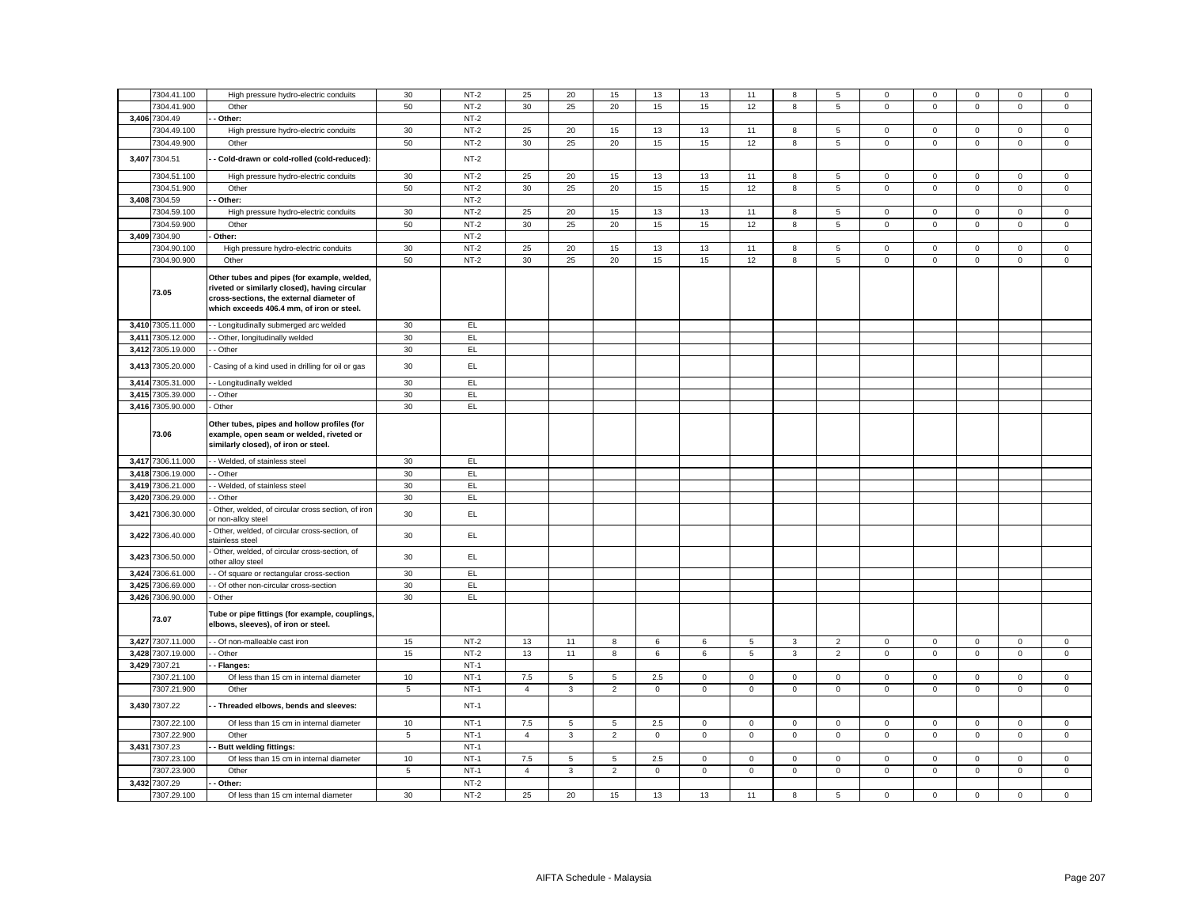| | 7304.41.100 | High pressure hydro-electric conduits | 30 | NT-2 | 25 | 20 | 15 | 13 | 13 | 11 | 8 | 5 | 0 | 0 | 0 | 0 | 0 |
|---|---|---|---|---|---|---|---|---|---|---|---|---|---|---|---|---|---|
| | 7304.41.900 | Other | 50 | NT-2 | 30 | 25 | 20 | 15 | 15 | 12 | 8 | 5 | 0 | 0 | 0 | 0 | 0 |
| 3,406 | 7304.49 | - - Other: | | NT-2 | | | | | | | | | | | | | |
| | 7304.49.100 | High pressure hydro-electric conduits | 30 | NT-2 | 25 | 20 | 15 | 13 | 13 | 11 | 8 | 5 | 0 | 0 | 0 | 0 | 0 |
| | 7304.49.900 | Other | 50 | NT-2 | 30 | 25 | 20 | 15 | 15 | 12 | 8 | 5 | 0 | 0 | 0 | 0 | 0 |
| 3,407 | 7304.51 | - - Cold-drawn or cold-rolled (cold-reduced): | | NT-2 | | | | | | | | | | | | | |
| | 7304.51.100 | High pressure hydro-electric conduits | 30 | NT-2 | 25 | 20 | 15 | 13 | 13 | 11 | 8 | 5 | 0 | 0 | 0 | 0 | 0 |
| | 7304.51.900 | Other | 50 | NT-2 | 30 | 25 | 20 | 15 | 15 | 12 | 8 | 5 | 0 | 0 | 0 | 0 | 0 |
| 3,408 | 7304.59 | - - Other: | | NT-2 | | | | | | | | | | | | | |
| | 7304.59.100 | High pressure hydro-electric conduits | 30 | NT-2 | 25 | 20 | 15 | 13 | 13 | 11 | 8 | 5 | 0 | 0 | 0 | 0 | 0 |
| | 7304.59.900 | Other | 50 | NT-2 | 30 | 25 | 20 | 15 | 15 | 12 | 8 | 5 | 0 | 0 | 0 | 0 | 0 |
| 3,409 | 7304.90 | - Other: | | NT-2 | | | | | | | | | | | | | |
| | 7304.90.100 | High pressure hydro-electric conduits | 30 | NT-2 | 25 | 20 | 15 | 13 | 13 | 11 | 8 | 5 | 0 | 0 | 0 | 0 | 0 |
| | 7304.90.900 | Other | 50 | NT-2 | 30 | 25 | 20 | 15 | 15 | 12 | 8 | 5 | 0 | 0 | 0 | 0 | 0 |
| | 73.05 | **Other tubes and pipes (for example, welded, riveted or similarly closed), having circular cross-sections, the external diameter of which exceeds 406.4 mm, of iron or steel.** | | | | | | | | | | | | | | | |
| 3,410 | 7305.11.000 | - - Longitudinally submerged arc welded | 30 | EL | | | | | | | | | | | | | |
| 3,411 | 7305.12.000 | - - Other, longitudinally welded | 30 | EL | | | | | | | | | | | | | |
| 3,412 | 7305.19.000 | - - Other | 30 | EL | | | | | | | | | | | | | |
| 3,413 | 7305.20.000 | - Casing of a kind used in drilling for oil or gas | 30 | EL | | | | | | | | | | | | | |
| 3,414 | 7305.31.000 | - - Longitudinally welded | 30 | EL | | | | | | | | | | | | | |
| 3,415 | 7305.39.000 | - - Other | 30 | EL | | | | | | | | | | | | | |
| 3,416 | 7305.90.000 | - Other | 30 | EL | | | | | | | | | | | | | |
| | 73.06 | **Other tubes, pipes and hollow profiles (for example, open seam or welded, riveted or similarly closed), of iron or steel.** | | | | | | | | | | | | | | | |
| 3,417 | 7306.11.000 | - - Welded, of stainless steel | 30 | EL | | | | | | | | | | | | | |
| 3,418 | 7306.19.000 | - - Other | 30 | EL | | | | | | | | | | | | | |
| 3,419 | 7306.21.000 | - - Welded, of stainless steel | 30 | EL | | | | | | | | | | | | | |
| 3,420 | 7306.29.000 | - - Other | 30 | EL | | | | | | | | | | | | | |
| 3,421 | 7306.30.000 | - Other, welded, of circular cross section, of iron or non-alloy steel | 30 | EL | | | | | | | | | | | | | |
| 3,422 | 7306.40.000 | - Other, welded, of circular cross-section, of stainless steel | 30 | EL | | | | | | | | | | | | | |
| 3,423 | 7306.50.000 | - Other, welded, of circular cross-section, of other alloy steel | 30 | EL | | | | | | | | | | | | | |
| 3,424 | 7306.61.000 | - - Of square or rectangular cross-section | 30 | EL | | | | | | | | | | | | | |
| 3,425 | 7306.69.000 | - - Of other non-circular cross-section | 30 | EL | | | | | | | | | | | | | |
| 3,426 | 7306.90.000 | - Other | 30 | EL | | | | | | | | | | | | | |
| | 73.07 | **Tube or pipe fittings (for example, couplings, elbows, sleeves), of iron or steel.** | | | | | | | | | | | | | | | |
| 3,427 | 7307.11.000 | - - Of non-malleable cast iron | 15 | NT-2 | 13 | 11 | 8 | 6 | 6 | 5 | 3 | 2 | 0 | 0 | 0 | 0 | 0 |
| 3,428 | 7307.19.000 | - - Other | 15 | NT-2 | 13 | 11 | 8 | 6 | 6 | 5 | 3 | 2 | 0 | 0 | 0 | 0 | 0 |
| 3,429 | 7307.21 | - - Flanges: | | NT-1 | | | | | | | | | | | | | |
| | 7307.21.100 | Of less than 15 cm in internal diameter | 10 | NT-1 | 7.5 | 5 | 5 | 2.5 | 0 | 0 | 0 | 0 | 0 | 0 | 0 | 0 | 0 |
| | 7307.21.900 | Other | 5 | NT-1 | 4 | 3 | 2 | 0 | 0 | 0 | 0 | 0 | 0 | 0 | 0 | 0 | 0 |
| 3,430 | 7307.22 | - - Threaded elbows, bends and sleeves: | | NT-1 | | | | | | | | | | | | | |
| | 7307.22.100 | Of less than 15 cm in internal diameter | 10 | NT-1 | 7.5 | 5 | 5 | 2.5 | 0 | 0 | 0 | 0 | 0 | 0 | 0 | 0 | 0 |
| | 7307.22.900 | Other | 5 | NT-1 | 4 | 3 | 2 | 0 | 0 | 0 | 0 | 0 | 0 | 0 | 0 | 0 | 0 |
| 3,431 | 7307.23 | - - Butt welding fittings: | | NT-1 | | | | | | | | | | | | | |
| | 7307.23.100 | Of less than 15 cm in internal diameter | 10 | NT-1 | 7.5 | 5 | 5 | 2.5 | 0 | 0 | 0 | 0 | 0 | 0 | 0 | 0 | 0 |
| | 7307.23.900 | Other | 5 | NT-1 | 4 | 3 | 2 | 0 | 0 | 0 | 0 | 0 | 0 | 0 | 0 | 0 | 0 |
| 3,432 | 7307.29 | - - Other: | | NT-2 | | | | | | | | | | | | | |
| | 7307.29.100 | Of less than 15 cm internal diameter | 30 | NT-2 | 25 | 20 | 15 | 13 | 13 | 11 | 8 | 5 | 0 | 0 | 0 | 0 | 0 |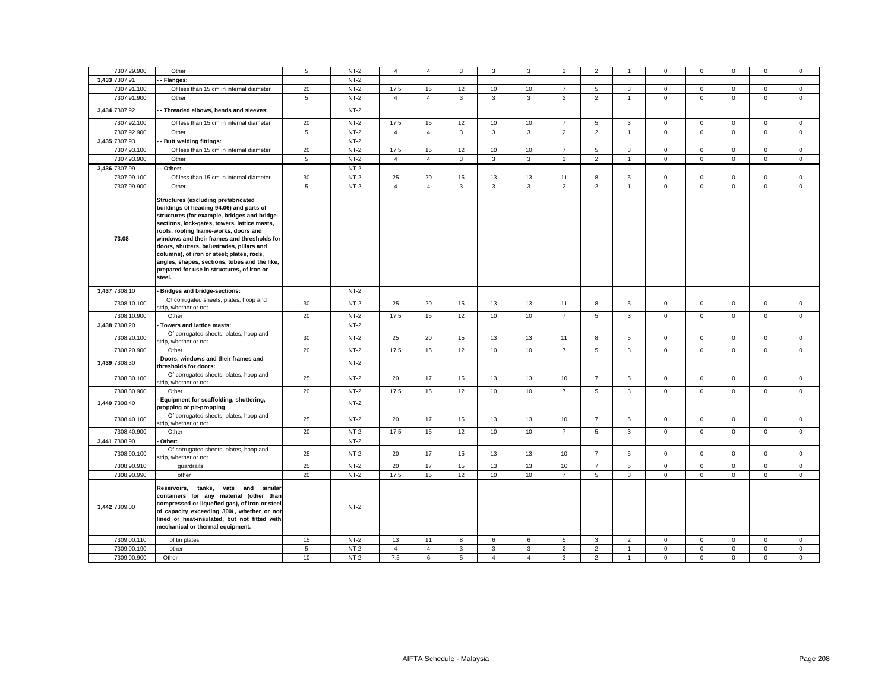| | 7307.29.900 | Other | 5 | NT-2 | 4 | 4 | 3 | 3 | 3 | 2 | 2 | 1 | 0 | 0 | 0 | 0 | 0 |
|---|---|---|---|---|---|---|---|---|---|---|---|---|---|---|---|---|---|
| 3,433 | 7307.91 | - - Flanges: | | NT-2 | | | | | | | | | | | | | |
| | 7307.91.100 | Of less than 15 cm in internal diameter | 20 | NT-2 | 17.5 | 15 | 12 | 10 | 10 | 7 | 5 | 3 | 0 | 0 | 0 | 0 | 0 |
| | 7307.91.900 | Other | 5 | NT-2 | 4 | 4 | 3 | 3 | 3 | 2 | 2 | 1 | 0 | 0 | 0 | 0 | 0 |
| 3,434 | 7307.92 | - - Threaded elbows, bends and sleeves: | | NT-2 | | | | | | | | | | | | | |
| | 7307.92.100 | Of less than 15 cm in internal diameter | 20 | NT-2 | 17.5 | 15 | 12 | 10 | 10 | 7 | 5 | 3 | 0 | 0 | 0 | 0 | 0 |
| | 7307.92.900 | Other | 5 | NT-2 | 4 | 4 | 3 | 3 | 3 | 2 | 2 | 1 | 0 | 0 | 0 | 0 | 0 |
| 3,435 | 7307.93 | - - Butt welding fittings: | | NT-2 | | | | | | | | | | | | | |
| | 7307.93.100 | Of less than 15 cm in internal diameter | 20 | NT-2 | 17.5 | 15 | 12 | 10 | 10 | 7 | 5 | 3 | 0 | 0 | 0 | 0 | 0 |
| | 7307.93.900 | Other | 5 | NT-2 | 4 | 4 | 3 | 3 | 3 | 2 | 2 | 1 | 0 | 0 | 0 | 0 | 0 |
| 3,436 | 7307.99 | - - Other: | | NT-2 | | | | | | | | | | | | | |
| | 7307.99.100 | Of less than 15 cm in internal diameter | 30 | NT-2 | 25 | 20 | 15 | 13 | 13 | 11 | 8 | 5 | 0 | 0 | 0 | 0 | 0 |
| | 7307.99.900 | Other | 5 | NT-2 | 4 | 4 | 3 | 3 | 3 | 2 | 2 | 1 | 0 | 0 | 0 | 0 | 0 |
| | 73.08 | **Structures (excluding prefabricated buildings of heading 94.06) and parts of structures (for example, bridges and bridge-sections, lock-gates, towers, lattice masts, roofs, roofing frame-works, doors and windows and their frames and thresholds for doors, shutters, balustrades, pillars and columns), of iron or steel; plates, rods, angles, shapes, sections, tubes and the like, prepared for use in structures, of iron or steel.** | | | | | | | | | | | | | | | |
| 3,437 | 7308.10 | - Bridges and bridge-sections: | | NT-2 | | | | | | | | | | | | | |
| | 7308.10.100 | Of corrugated sheets, plates, hoop and strip, whether or not | 30 | NT-2 | 25 | 20 | 15 | 13 | 13 | 11 | 8 | 5 | 0 | 0 | 0 | 0 | 0 |
| | 7308.10.900 | Other | 20 | NT-2 | 17.5 | 15 | 12 | 10 | 10 | 7 | 5 | 3 | 0 | 0 | 0 | 0 | 0 |
| 3,438 | 7308.20 | - Towers and lattice masts: | | NT-2 | | | | | | | | | | | | | |
| | 7308.20.100 | Of corrugated sheets, plates, hoop and strip, whether or not | 30 | NT-2 | 25 | 20 | 15 | 13 | 13 | 11 | 8 | 5 | 0 | 0 | 0 | 0 | 0 |
| | 7308.20.900 | Other | 20 | NT-2 | 17.5 | 15 | 12 | 10 | 10 | 7 | 5 | 3 | 0 | 0 | 0 | 0 | 0 |
| 3,439 | 7308.30 | - Doors, windows and their frames and thresholds for doors: | | NT-2 | | | | | | | | | | | | | |
| | 7308.30.100 | Of corrugated sheets, plates, hoop and strip, whether or not | 25 | NT-2 | 20 | 17 | 15 | 13 | 13 | 10 | 7 | 5 | 0 | 0 | 0 | 0 | 0 |
| | 7308.30.900 | Other | 20 | NT-2 | 17.5 | 15 | 12 | 10 | 10 | 7 | 5 | 3 | 0 | 0 | 0 | 0 | 0 |
| 3,440 | 7308.40 | - Equipment for scaffolding, shuttering, propping or pit-propping | | NT-2 | | | | | | | | | | | | | |
| | 7308.40.100 | Of corrugated sheets, plates, hoop and strip, whether or not | 25 | NT-2 | 20 | 17 | 15 | 13 | 13 | 10 | 7 | 5 | 0 | 0 | 0 | 0 | 0 |
| | 7308.40.900 | Other | 20 | NT-2 | 17.5 | 15 | 12 | 10 | 10 | 7 | 5 | 3 | 0 | 0 | 0 | 0 | 0 |
| 3,441 | 7308.90 | - Other: | | NT-2 | | | | | | | | | | | | | |
| | 7308.90.100 | Of corrugated sheets, plates, hoop and strip, whether or not | 25 | NT-2 | 20 | 17 | 15 | 13 | 13 | 10 | 7 | 5 | 0 | 0 | 0 | 0 | 0 |
| | 7308.90.910 | guardrails | 25 | NT-2 | 20 | 17 | 15 | 13 | 13 | 10 | 7 | 5 | 0 | 0 | 0 | 0 | 0 |
| | 7308.90.990 | other | 20 | NT-2 | 17.5 | 15 | 12 | 10 | 10 | 7 | 5 | 3 | 0 | 0 | 0 | 0 | 0 |
| 3,442 | 7309.00 | **Reservoirs, tanks, vats and similar containers for any material (other than compressed or liquefied gas), of iron or steel of capacity exceeding 300l, whether or not lined or heat-insulated, but not fitted with mechanical or thermal equipment.** | | NT-2 | | | | | | | | | | | | | |
| | 7309.00.110 | of tin plates | 15 | NT-2 | 13 | 11 | 8 | 6 | 6 | 5 | 3 | 2 | 0 | 0 | 0 | 0 | 0 |
| | 7309.00.190 | other | 5 | NT-2 | 4 | 4 | 3 | 3 | 3 | 2 | 2 | 1 | 0 | 0 | 0 | 0 | 0 |
| | 7309.00.900 | Other | 10 | NT-2 | 7.5 | 6 | 5 | 4 | 4 | 3 | 2 | 1 | 0 | 0 | 0 | 0 | 0 |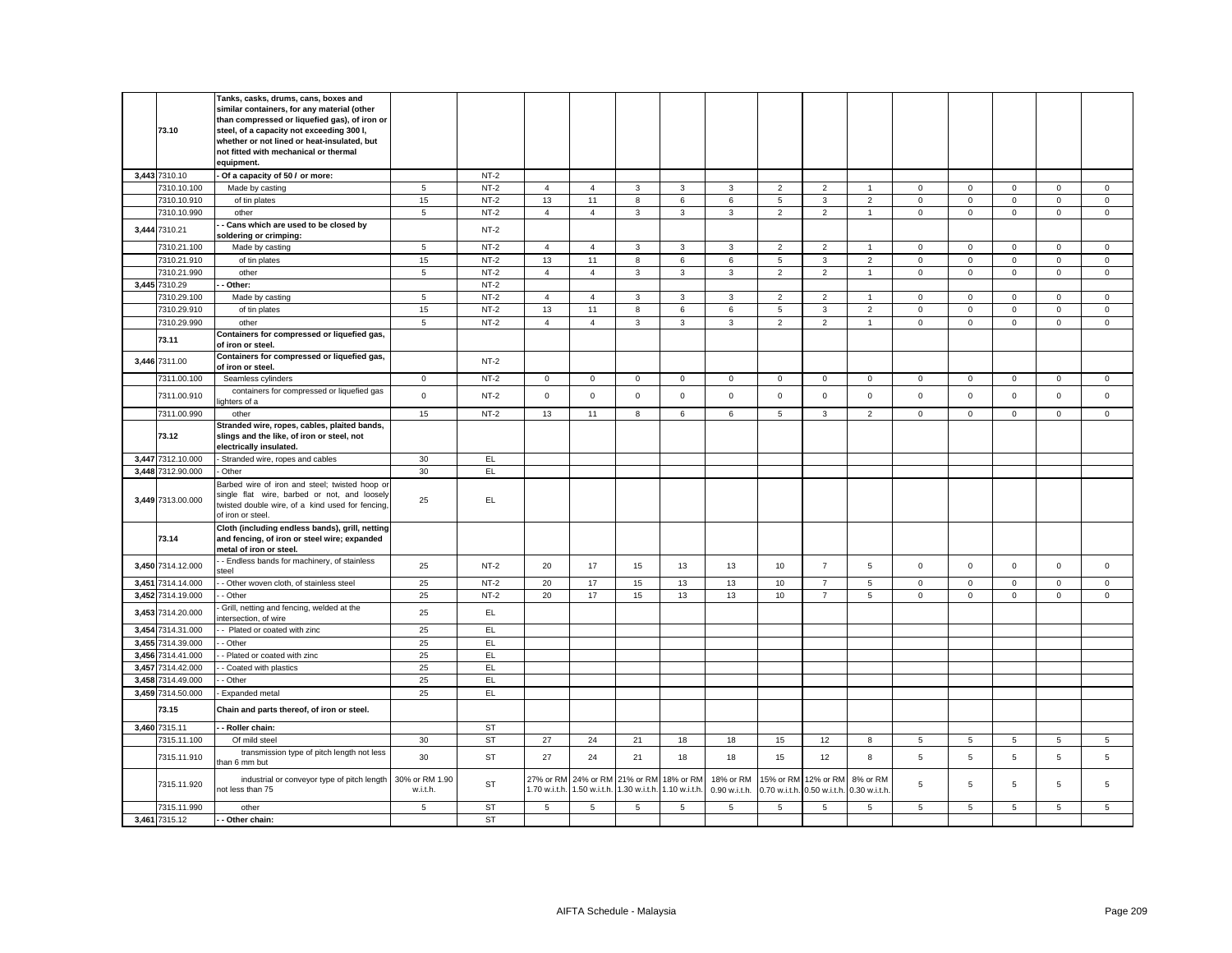| | | | | | | | | | | | | | | | | | | |
|---|---|---|---|---|---|---|---|---|---|---|---|---|---|---|---|---|---|---|
| | **73.10** | **Tanks, casks, drums, cans, boxes and similar containers, for any material (other than compressed or liquefied gas), of iron or steel, of a capacity not exceeding 300 l, whether or not lined or heat-insulated, but not fitted with mechanical or thermal equipment.** | | | | | | | | | | | | | | | | |
| **3,443** | 7310.10 | **- Of a capacity of 50 l or more:** | | NT-2 | | | | | | | | | | | | | | |
| | 7310.10.100 | Made by casting | 5 | NT-2 | 4 | 4 | 3 | 3 | 3 | 2 | 2 | 1 | 0 | 0 | 0 | 0 | 0 |
| | 7310.10.910 | of tin plates | 15 | NT-2 | 13 | 11 | 8 | 6 | 6 | 5 | 3 | 2 | 0 | 0 | 0 | 0 | 0 |
| | 7310.10.990 | other | 5 | NT-2 | 4 | 4 | 3 | 3 | 3 | 2 | 2 | 1 | 0 | 0 | 0 | 0 | 0 |
| **3,444** | 7310.21 | **- - Cans which are used to be closed by soldering or crimping:** | | NT-2 | | | | | | | | | | | | | | |
| | 7310.21.100 | Made by casting | 5 | NT-2 | 4 | 4 | 3 | 3 | 3 | 2 | 2 | 1 | 0 | 0 | 0 | 0 | 0 |
| | 7310.21.910 | of tin plates | 15 | NT-2 | 13 | 11 | 8 | 6 | 6 | 5 | 3 | 2 | 0 | 0 | 0 | 0 | 0 |
| | 7310.21.990 | other | 5 | NT-2 | 4 | 4 | 3 | 3 | 3 | 2 | 2 | 1 | 0 | 0 | 0 | 0 | 0 |
| **3,445** | 7310.29 | **- - Other:** | | NT-2 | | | | | | | | | | | | | | |
| | 7310.29.100 | Made by casting | 5 | NT-2 | 4 | 4 | 3 | 3 | 3 | 2 | 2 | 1 | 0 | 0 | 0 | 0 | 0 |
| | 7310.29.910 | of tin plates | 15 | NT-2 | 13 | 11 | 8 | 6 | 6 | 5 | 3 | 2 | 0 | 0 | 0 | 0 | 0 |
| | 7310.29.990 | other | 5 | NT-2 | 4 | 4 | 3 | 3 | 3 | 2 | 2 | 1 | 0 | 0 | 0 | 0 | 0 |
| | **73.11** | **Containers for compressed or liquefied gas, of iron or steel.** | | | | | | | | | | | | | | | | |
| **3,446** | 7311.00 | **Containers for compressed or liquefied gas, of iron or steel.** | | NT-2 | | | | | | | | | | | | | | |
| | 7311.00.100 | Seamless cylinders | 0 | NT-2 | 0 | 0 | 0 | 0 | 0 | 0 | 0 | 0 | 0 | 0 | 0 | 0 | 0 |
| | 7311.00.910 | containers for compressed or liquefied gas lighters of a | 0 | NT-2 | 0 | 0 | 0 | 0 | 0 | 0 | 0 | 0 | 0 | 0 | 0 | 0 | 0 |
| | 7311.00.990 | other | 15 | NT-2 | 13 | 11 | 8 | 6 | 6 | 5 | 3 | 2 | 0 | 0 | 0 | 0 | 0 |
| | **73.12** | **Stranded wire, ropes, cables, plaited bands, slings and the like, of iron or steel, not electrically insulated.** | | | | | | | | | | | | | | | | |
| **3,447** | 7312.10.000 | - Stranded wire, ropes and cables | 30 | EL | | | | | | | | | | | | | | |
| **3,448** | 7312.90.000 | - Other | 30 | EL | | | | | | | | | | | | | | |
| **3,449** | 7313.00.000 | Barbed wire of iron and steel; twisted hoop or single flat wire, barbed or not, and loosely twisted double wire, of a kind used for fencing, of iron or steel. | 25 | EL | | | | | | | | | | | | | | |
| | **73.14** | **Cloth (including endless bands), grill, netting and fencing, of iron or steel wire; expanded metal of iron or steel.** | | | | | | | | | | | | | | | | |
| **3,450** | 7314.12.000 | - - Endless bands for machinery, of stainless steel | 25 | NT-2 | 20 | 17 | 15 | 13 | 13 | 10 | 7 | 5 | 0 | 0 | 0 | 0 | 0 |
| **3,451** | 7314.14.000 | - - Other woven cloth, of stainless steel | 25 | NT-2 | 20 | 17 | 15 | 13 | 13 | 10 | 7 | 5 | 0 | 0 | 0 | 0 | 0 |
| **3,452** | 7314.19.000 | - - Other | 25 | NT-2 | 20 | 17 | 15 | 13 | 13 | 10 | 7 | 5 | 0 | 0 | 0 | 0 | 0 |
| **3,453** | 7314.20.000 | - Grill, netting and fencing, welded at the intersection, of wire | 25 | EL | | | | | | | | | | | | | | |
| **3,454** | 7314.31.000 | - - Plated or coated with zinc | 25 | EL | | | | | | | | | | | | | | |
| **3,455** | 7314.39.000 | - - Other | 25 | EL | | | | | | | | | | | | | | |
| **3,456** | 7314.41.000 | - - Plated or coated with zinc | 25 | EL | | | | | | | | | | | | | | |
| **3,457** | 7314.42.000 | - - Coated with plastics | 25 | EL | | | | | | | | | | | | | | |
| **3,458** | 7314.49.000 | - - Other | 25 | EL | | | | | | | | | | | | | | |
| **3,459** | 7314.50.000 | - Expanded metal | 25 | EL | | | | | | | | | | | | | | |
| | **73.15** | **Chain and parts thereof, of iron or steel.** | | | | | | | | | | | | | | | | |
| **3,460** | 7315.11 | **- - Roller chain:** | | ST | | | | | | | | | | | | | | |
| | 7315.11.100 | Of mild steel | 30 | ST | 27 | 24 | 21 | 18 | 18 | 15 | 12 | 8 | 5 | 5 | 5 | 5 | 5 |
| | 7315.11.910 | transmission type of pitch length not less than 6 mm but | 30 | ST | 27 | 24 | 21 | 18 | 18 | 15 | 12 | 8 | 5 | 5 | 5 | 5 | 5 |
| | 7315.11.920 | industrial or conveyor type of pitch length not less than 75 | 30% or RM 1.90 w.i.t.h. | ST | 27% or RM 1.70 w.i.t.h. | 24% or RM 1.50 w.i.t.h. | 21% or RM 1.30 w.i.t.h. | 18% or RM 1.10 w.i.t.h. | 18% or RM 0.90 w.i.t.h. | 15% or RM 0.70 w.i.t.h. | 12% or RM 0.50 w.i.t.h. | 8% or RM 0.30 w.i.t.h. | 5 | 5 | 5 | 5 | 5 |
| | 7315.11.990 | other | 5 | ST | 5 | 5 | 5 | 5 | 5 | 5 | 5 | 5 | 5 | 5 | 5 | 5 | 5 |
| **3,461** | 7315.12 | **- - Other chain:** | | ST | | | | | | | | | | | | | | |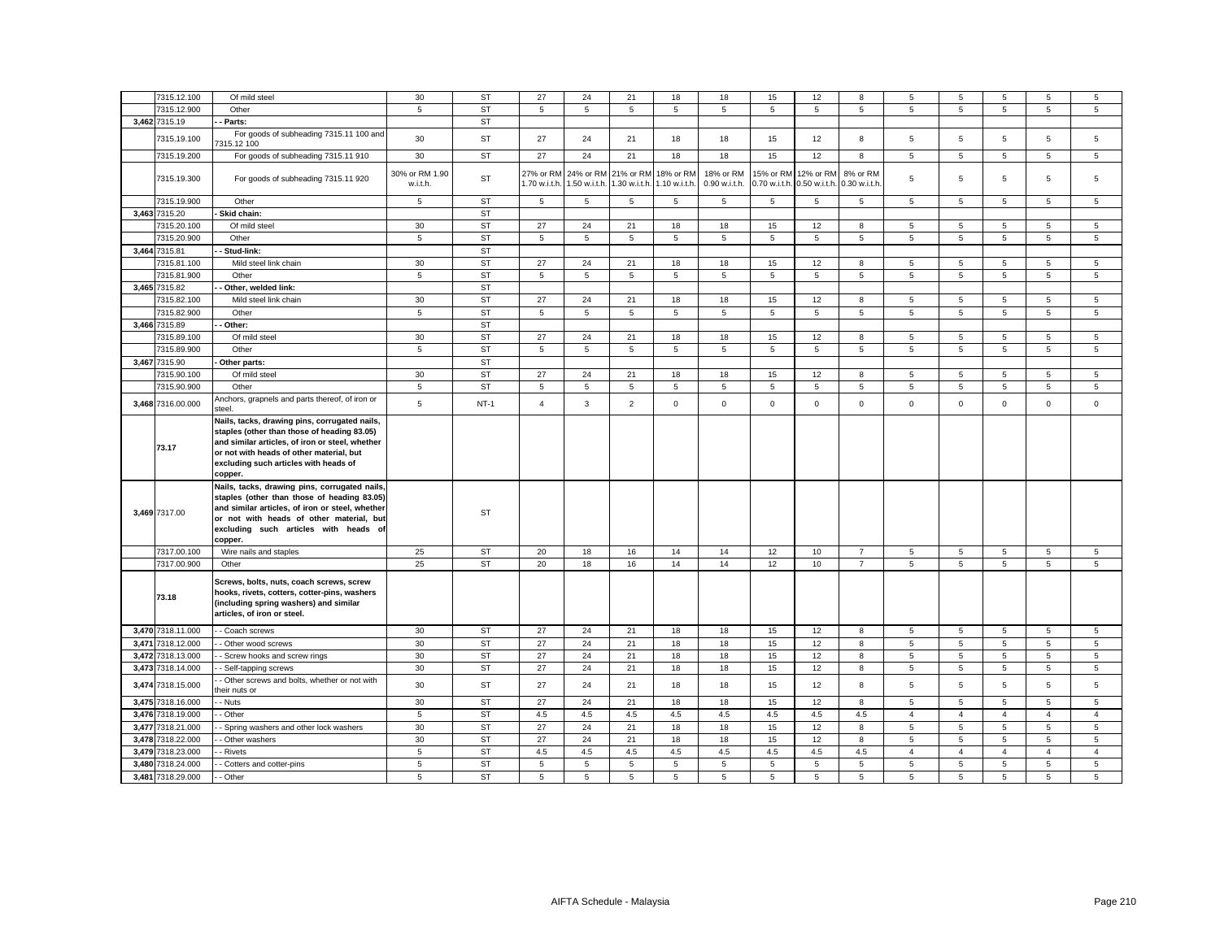| | | | | | | | | | | | | | | | | | | |
|---|---|---|---|---|---|---|---|---|---|---|---|---|---|---|---|---|---|---|
| | 7315.12.100 | Of mild steel | 30 | ST | 27 | 24 | 21 | 18 | 18 | 15 | 12 | 8 | 5 | 5 | 5 | 5 | 5 |
| | 7315.12.900 | Other | 5 | ST | 5 | 5 | 5 | 5 | 5 | 5 | 5 | 5 | 5 | 5 | 5 | 5 | 5 |
| 3,462 | 7315.19 | - - Parts: | | ST | | | | | | | | | | | | | |
| | 7315.19.100 | For goods of subheading 7315.11 100 and 7315.12 100 | 30 | ST | 27 | 24 | 21 | 18 | 18 | 15 | 12 | 8 | 5 | 5 | 5 | 5 | 5 |
| | 7315.19.200 | For goods of subheading 7315.11 910 | 30 | ST | 27 | 24 | 21 | 18 | 18 | 15 | 12 | 8 | 5 | 5 | 5 | 5 | 5 |
| | 7315.19.300 | For goods of subheading 7315.11 920 | 30% or RM 1.90 w.i.t.h. | ST | 27% or RM 1.70 w.i.t.h. | 24% or RM 1.50 w.i.t.h. | 21% or RM 1.30 w.i.t.h. | 18% or RM 1.10 w.i.t.h. | 18% or RM 0.90 w.i.t.h. | 15% or RM 0.70 w.i.t.h. | 12% or RM 0.50 w.i.t.h. | 8% or RM 0.30 w.i.t.h. | 5 | 5 | 5 | 5 | 5 |
| | 7315.19.900 | Other | 5 | ST | 5 | 5 | 5 | 5 | 5 | 5 | 5 | 5 | 5 | 5 | 5 | 5 | 5 |
| 3,463 | 7315.20 | - Skid chain: | | ST | | | | | | | | | | | | | |
| | 7315.20.100 | Of mild steel | 30 | ST | 27 | 24 | 21 | 18 | 18 | 15 | 12 | 8 | 5 | 5 | 5 | 5 | 5 |
| | 7315.20.900 | Other | 5 | ST | 5 | 5 | 5 | 5 | 5 | 5 | 5 | 5 | 5 | 5 | 5 | 5 | 5 |
| 3,464 | 7315.81 | - - Stud-link: | | ST | | | | | | | | | | | | | |
| | 7315.81.100 | Mild steel link chain | 30 | ST | 27 | 24 | 21 | 18 | 18 | 15 | 12 | 8 | 5 | 5 | 5 | 5 | 5 |
| | 7315.81.900 | Other | 5 | ST | 5 | 5 | 5 | 5 | 5 | 5 | 5 | 5 | 5 | 5 | 5 | 5 | 5 |
| 3,465 | 7315.82 | - - Other, welded link: | | ST | | | | | | | | | | | | | |
| | 7315.82.100 | Mild steel link chain | 30 | ST | 27 | 24 | 21 | 18 | 18 | 15 | 12 | 8 | 5 | 5 | 5 | 5 | 5 |
| | 7315.82.900 | Other | 5 | ST | 5 | 5 | 5 | 5 | 5 | 5 | 5 | 5 | 5 | 5 | 5 | 5 | 5 |
| 3,466 | 7315.89 | - - Other: | | ST | | | | | | | | | | | | | |
| | 7315.89.100 | Of mild steel | 30 | ST | 27 | 24 | 21 | 18 | 18 | 15 | 12 | 8 | 5 | 5 | 5 | 5 | 5 |
| | 7315.89.900 | Other | 5 | ST | 5 | 5 | 5 | 5 | 5 | 5 | 5 | 5 | 5 | 5 | 5 | 5 | 5 |
| 3,467 | 7315.90 | - Other parts: | | ST | | | | | | | | | | | | | |
| | 7315.90.100 | Of mild steel | 30 | ST | 27 | 24 | 21 | 18 | 18 | 15 | 12 | 8 | 5 | 5 | 5 | 5 | 5 |
| | 7315.90.900 | Other | 5 | ST | 5 | 5 | 5 | 5 | 5 | 5 | 5 | 5 | 5 | 5 | 5 | 5 | 5 |
| 3,468 | 7316.00.000 | Anchors, grapnels and parts thereof, of iron or steel. | 5 | NT-1 | 4 | 3 | 2 | 0 | 0 | 0 | 0 | 0 | 0 | 0 | 0 | 0 | 0 |
| | 73.17 | **Nails, tacks, drawing pins, corrugated nails, staples (other than those of heading 83.05) and similar articles, of iron or steel, whether or not with heads of other material, but excluding such articles with heads of copper.** | | | | | | | | | | | | | | | |
| 3,469 | 7317.00 | **Nails, tacks, drawing pins, corrugated nails, staples (other than those of heading 83.05) and similar articles, of iron or steel, whether or not with heads of other material, but excluding such articles with heads of copper.** | | ST | | | | | | | | | | | | | |
| | 7317.00.100 | Wire nails and staples | 25 | ST | 20 | 18 | 16 | 14 | 14 | 12 | 10 | 7 | 5 | 5 | 5 | 5 | 5 |
| | 7317.00.900 | Other | 25 | ST | 20 | 18 | 16 | 14 | 14 | 12 | 10 | 7 | 5 | 5 | 5 | 5 | 5 |
| | 73.18 | **Screws, bolts, nuts, coach screws, screw hooks, rivets, cotters, cotter-pins, washers (including spring washers) and similar articles, of iron or steel.** | | | | | | | | | | | | | | | |
| 3,470 | 7318.11.000 | - - Coach screws | 30 | ST | 27 | 24 | 21 | 18 | 18 | 15 | 12 | 8 | 5 | 5 | 5 | 5 | 5 |
| 3,471 | 7318.12.000 | - - Other wood screws | 30 | ST | 27 | 24 | 21 | 18 | 18 | 15 | 12 | 8 | 5 | 5 | 5 | 5 | 5 |
| 3,472 | 7318.13.000 | - - Screw hooks and screw rings | 30 | ST | 27 | 24 | 21 | 18 | 18 | 15 | 12 | 8 | 5 | 5 | 5 | 5 | 5 |
| 3,473 | 7318.14.000 | - - Self-tapping screws | 30 | ST | 27 | 24 | 21 | 18 | 18 | 15 | 12 | 8 | 5 | 5 | 5 | 5 | 5 |
| 3,474 | 7318.15.000 | - - Other screws and bolts, whether or not with their nuts or | 30 | ST | 27 | 24 | 21 | 18 | 18 | 15 | 12 | 8 | 5 | 5 | 5 | 5 | 5 |
| 3,475 | 7318.16.000 | - - Nuts | 30 | ST | 27 | 24 | 21 | 18 | 18 | 15 | 12 | 8 | 5 | 5 | 5 | 5 | 5 |
| 3,476 | 7318.19.000 | - - Other | 5 | ST | 4.5 | 4.5 | 4.5 | 4.5 | 4.5 | 4.5 | 4.5 | 4.5 | 4 | 4 | 4 | 4 | 4 |
| 3,477 | 7318.21.000 | - - Spring washers and other lock washers | 30 | ST | 27 | 24 | 21 | 18 | 18 | 15 | 12 | 8 | 5 | 5 | 5 | 5 | 5 |
| 3,478 | 7318.22.000 | - - Other washers | 30 | ST | 27 | 24 | 21 | 18 | 18 | 15 | 12 | 8 | 5 | 5 | 5 | 5 | 5 |
| 3,479 | 7318.23.000 | - - Rivets | 5 | ST | 4.5 | 4.5 | 4.5 | 4.5 | 4.5 | 4.5 | 4.5 | 4.5 | 4 | 4 | 4 | 4 | 4 |
| 3,480 | 7318.24.000 | - - Cotters and cotter-pins | 5 | ST | 5 | 5 | 5 | 5 | 5 | 5 | 5 | 5 | 5 | 5 | 5 | 5 | 5 |
| 3,481 | 7318.29.000 | - - Other | 5 | ST | 5 | 5 | 5 | 5 | 5 | 5 | 5 | 5 | 5 | 5 | 5 | 5 | 5 |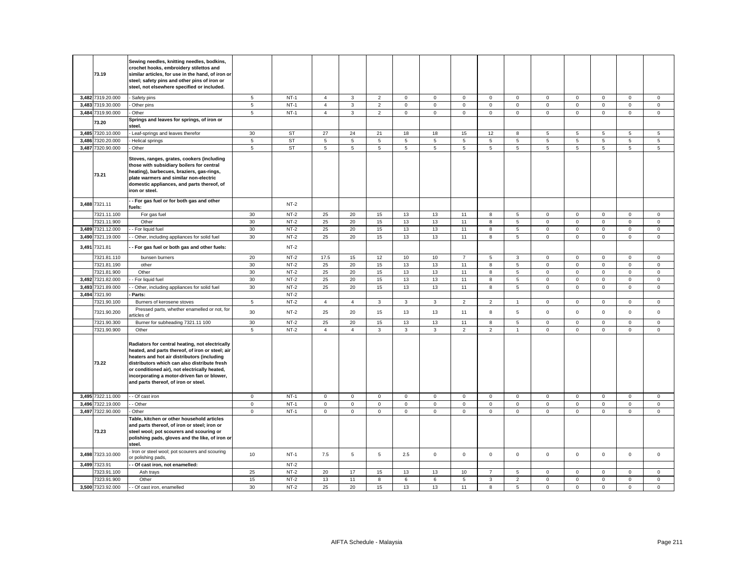| | | | | | | | | | | | | | | | | | |
|---|---|---|---|---|---|---|---|---|---|---|---|---|---|---|---|---|---|
| | 73.19 | **Sewing needles, knitting needles, bodkins, crochet hooks, embroidery stilettos and similar articles, for use in the hand, of iron or steel; safety pins and other pins of iron or steel, not elsewhere specified or included.** | | | | | | | | | | | | | | | |
| 3,482 | 7319.20.000 | - Safety pins | 5 | NT-1 | 4 | 3 | 2 | 0 | 0 | 0 | 0 | 0 | 0 | 0 | 0 | 0 | 0 |
| 3,483 | 7319.30.000 | - Other pins | 5 | NT-1 | 4 | 3 | 2 | 0 | 0 | 0 | 0 | 0 | 0 | 0 | 0 | 0 | 0 |
| 3,484 | 7319.90.000 | - Other | 5 | NT-1 | 4 | 3 | 2 | 0 | 0 | 0 | 0 | 0 | 0 | 0 | 0 | 0 | 0 |
| | 73.20 | **Springs and leaves for springs, of iron or steel.** | | | | | | | | | | | | | | | |
| 3,485 | 7320.10.000 | - Leaf-springs and leaves therefor | 30 | ST | 27 | 24 | 21 | 18 | 18 | 15 | 12 | 8 | 5 | 5 | 5 | 5 | 5 |
| 3,486 | 7320.20.000 | - Helical springs | 5 | ST | 5 | 5 | 5 | 5 | 5 | 5 | 5 | 5 | 5 | 5 | 5 | 5 | 5 |
| 3,487 | 7320.90.000 | - Other | 5 | ST | 5 | 5 | 5 | 5 | 5 | 5 | 5 | 5 | 5 | 5 | 5 | 5 | 5 |
| | 73.21 | **Stoves, ranges, grates, cookers (including those with subsidiary boilers for central heating), barbecues, braziers, gas-rings, plate warmers and similar non-electric domestic appliances, and parts thereof, of iron or steel.** | | | | | | | | | | | | | | | |
| 3,488 | 7321.11 | **- - For gas fuel or for both gas and other fuels:** | | NT-2 | | | | | | | | | | | | | |
| | 7321.11.100 | For gas fuel | 30 | NT-2 | 25 | 20 | 15 | 13 | 13 | 11 | 8 | 5 | 0 | 0 | 0 | 0 | 0 |
| | 7321.11.900 | Other | 30 | NT-2 | 25 | 20 | 15 | 13 | 13 | 11 | 8 | 5 | 0 | 0 | 0 | 0 | 0 |
| 3,489 | 7321.12.000 | - - For liquid fuel | 30 | NT-2 | 25 | 20 | 15 | 13 | 13 | 11 | 8 | 5 | 0 | 0 | 0 | 0 | 0 |
| 3,490 | 7321.19.000 | - - Other, including appliances for solid fuel | 30 | NT-2 | 25 | 20 | 15 | 13 | 13 | 11 | 8 | 5 | 0 | 0 | 0 | 0 | 0 |
| 3,491 | 7321.81 | **- - For gas fuel or both gas and other fuels:** | | NT-2 | | | | | | | | | | | | | |
| | 7321.81.110 | bunsen burners | 20 | NT-2 | 17.5 | 15 | 12 | 10 | 10 | 7 | 5 | 3 | 0 | 0 | 0 | 0 | 0 |
| | 7321.81.190 | other | 30 | NT-2 | 25 | 20 | 15 | 13 | 13 | 11 | 8 | 5 | 0 | 0 | 0 | 0 | 0 |
| | 7321.81.900 | Other | 30 | NT-2 | 25 | 20 | 15 | 13 | 13 | 11 | 8 | 5 | 0 | 0 | 0 | 0 | 0 |
| 3,492 | 7321.82.000 | - - For liquid fuel | 30 | NT-2 | 25 | 20 | 15 | 13 | 13 | 11 | 8 | 5 | 0 | 0 | 0 | 0 | 0 |
| 3,493 | 7321.89.000 | - - Other, including appliances for solid fuel | 30 | NT-2 | 25 | 20 | 15 | 13 | 13 | 11 | 8 | 5 | 0 | 0 | 0 | 0 | 0 |
| 3,494 | 7321.90 | **- Parts:** | | NT-2 | | | | | | | | | | | | | |
| | 7321.90.100 | Burners of kerosene stoves | 5 | NT-2 | 4 | 4 | 3 | 3 | 3 | 2 | 2 | 1 | 0 | 0 | 0 | 0 | 0 |
| | 7321.90.200 | Pressed parts, whether enamelled or not, for articles of | 30 | NT-2 | 25 | 20 | 15 | 13 | 13 | 11 | 8 | 5 | 0 | 0 | 0 | 0 | 0 |
| | 7321.90.300 | Burner for subheading 7321.11 100 | 30 | NT-2 | 25 | 20 | 15 | 13 | 13 | 11 | 8 | 5 | 0 | 0 | 0 | 0 | 0 |
| | 7321.90.900 | Other | 5 | NT-2 | 4 | 4 | 3 | 3 | 3 | 2 | 2 | 1 | 0 | 0 | 0 | 0 | 0 |
| | 73.22 | **Radiators for central heating, not electrically heated, and parts thereof, of iron or steel; air heaters and hot air distributors (including distributors which can also distribute fresh or conditioned air), not electrically heated, incorporating a motor-driven fan or blower, and parts thereof, of iron or steel.** | | | | | | | | | | | | | | | |
| 3,495 | 7322.11.000 | - - Of cast iron | 0 | NT-1 | 0 | 0 | 0 | 0 | 0 | 0 | 0 | 0 | 0 | 0 | 0 | 0 | 0 |
| 3,496 | 7322.19.000 | - - Other | 0 | NT-1 | 0 | 0 | 0 | 0 | 0 | 0 | 0 | 0 | 0 | 0 | 0 | 0 | 0 |
| 3,497 | 7322.90.000 | - Other | 0 | NT-1 | 0 | 0 | 0 | 0 | 0 | 0 | 0 | 0 | 0 | 0 | 0 | 0 | 0 |
| | 73.23 | **Table, kitchen or other household articles and parts thereof, of iron or steel; iron or steel wool; pot scourers and scouring or polishing pads, gloves and the like, of iron or steel.** | | | | | | | | | | | | | | | |
| 3,498 | 7323.10.000 | - Iron or steel wool; pot scourers and scouring or polishing pads, | 10 | NT-1 | 7.5 | 5 | 5 | 2.5 | 0 | 0 | 0 | 0 | 0 | 0 | 0 | 0 | 0 |
| 3,499 | 7323.91 | **- - Of cast iron, not enamelled:** | | NT-2 | | | | | | | | | | | | | |
| | 7323.91.100 | Ash trays | 25 | NT-2 | 20 | 17 | 15 | 13 | 13 | 10 | 7 | 5 | 0 | 0 | 0 | 0 | 0 |
| | 7323.91.900 | Other | 15 | NT-2 | 13 | 11 | 8 | 6 | 6 | 5 | 3 | 2 | 0 | 0 | 0 | 0 | 0 |
| 3,500 | 7323.92.000 | - - Of cast iron, enamelled | 30 | NT-2 | 25 | 20 | 15 | 13 | 13 | 11 | 8 | 5 | 0 | 0 | 0 | 0 | 0 |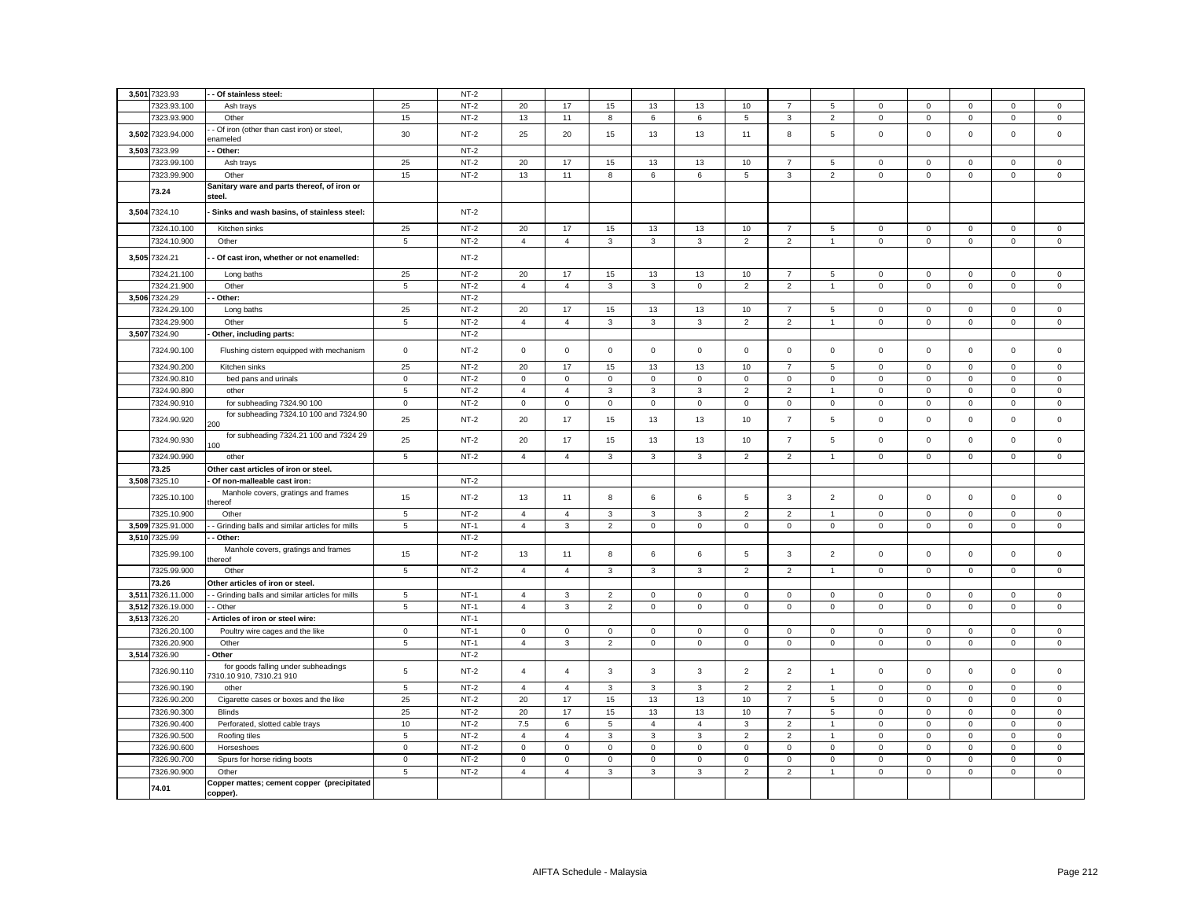| | | | | | | | | | | | | | | | | | | |
|---|---|---|---|---|---|---|---|---|---|---|---|---|---|---|---|---|---|---|
| 3,501 | 7323.93 | - - Of stainless steel: | | NT-2 | | | | | | | | | | | | | | |
| | 7323.93.100 | Ash trays | 25 | NT-2 | 20 | 17 | 15 | 13 | 13 | 10 | 7 | 5 | 0 | 0 | 0 | 0 | 0 |
| | 7323.93.900 | Other | 15 | NT-2 | 13 | 11 | 8 | 6 | 6 | 5 | 3 | 2 | 0 | 0 | 0 | 0 | 0 |
| 3,502 | 7323.94.000 | - - Of iron (other than cast iron) or steel, enameled | 30 | NT-2 | 25 | 20 | 15 | 13 | 13 | 11 | 8 | 5 | 0 | 0 | 0 | 0 | 0 |
| 3,503 | 7323.99 | - - Other: | | NT-2 | | | | | | | | | | | | | | |
| | 7323.99.100 | Ash trays | 25 | NT-2 | 20 | 17 | 15 | 13 | 13 | 10 | 7 | 5 | 0 | 0 | 0 | 0 | 0 |
| | 7323.99.900 | Other | 15 | NT-2 | 13 | 11 | 8 | 6 | 6 | 5 | 3 | 2 | 0 | 0 | 0 | 0 | 0 |
| | 73.24 | Sanitary ware and parts thereof, of iron or steel. | | | | | | | | | | | | | | | | |
| 3,504 | 7324.10 | - Sinks and wash basins, of stainless steel: | | NT-2 | | | | | | | | | | | | | | |
| | 7324.10.100 | Kitchen sinks | 25 | NT-2 | 20 | 17 | 15 | 13 | 13 | 10 | 7 | 5 | 0 | 0 | 0 | 0 | 0 |
| | 7324.10.900 | Other | 5 | NT-2 | 4 | 4 | 3 | 3 | 3 | 2 | 2 | 1 | 0 | 0 | 0 | 0 | 0 |
| 3,505 | 7324.21 | - - Of cast iron, whether or not enamelled: | | NT-2 | | | | | | | | | | | | | | |
| | 7324.21.100 | Long baths | 25 | NT-2 | 20 | 17 | 15 | 13 | 13 | 10 | 7 | 5 | 0 | 0 | 0 | 0 | 0 |
| | 7324.21.900 | Other | 5 | NT-2 | 4 | 4 | 3 | 3 | 0 | 2 | 2 | 1 | 0 | 0 | 0 | 0 | 0 |
| 3,506 | 7324.29 | - - Other: | | NT-2 | | | | | | | | | | | | | | |
| | 7324.29.100 | Long baths | 25 | NT-2 | 20 | 17 | 15 | 13 | 13 | 10 | 7 | 5 | 0 | 0 | 0 | 0 | 0 |
| | 7324.29.900 | Other | 5 | NT-2 | 4 | 4 | 3 | 3 | 3 | 2 | 2 | 1 | 0 | 0 | 0 | 0 | 0 |
| 3,507 | 7324.90 | - Other, including parts: | | NT-2 | | | | | | | | | | | | | | |
| | 7324.90.100 | Flushing cistern equipped with mechanism | 0 | NT-2 | 0 | 0 | 0 | 0 | 0 | 0 | 0 | 0 | 0 | 0 | 0 | 0 | 0 |
| | 7324.90.200 | Kitchen sinks | 25 | NT-2 | 20 | 17 | 15 | 13 | 13 | 10 | 7 | 5 | 0 | 0 | 0 | 0 | 0 |
| | 7324.90.810 | bed pans and urinals | 0 | NT-2 | 0 | 0 | 0 | 0 | 0 | 0 | 0 | 0 | 0 | 0 | 0 | 0 | 0 |
| | 7324.90.890 | other | 5 | NT-2 | 4 | 4 | 3 | 3 | 3 | 2 | 2 | 1 | 0 | 0 | 0 | 0 | 0 |
| | 7324.90.910 | for subheading 7324.90 100 | 0 | NT-2 | 0 | 0 | 0 | 0 | 0 | 0 | 0 | 0 | 0 | 0 | 0 | 0 | 0 |
| | 7324.90.920 | for subheading 7324.10 100 and 7324.90 200 | 25 | NT-2 | 20 | 17 | 15 | 13 | 13 | 10 | 7 | 5 | 0 | 0 | 0 | 0 | 0 |
| | 7324.90.930 | for subheading 7324.21 100 and 7324 29 100 | 25 | NT-2 | 20 | 17 | 15 | 13 | 13 | 10 | 7 | 5 | 0 | 0 | 0 | 0 | 0 |
| | 7324.90.990 | other | 5 | NT-2 | 4 | 4 | 3 | 3 | 3 | 2 | 2 | 1 | 0 | 0 | 0 | 0 | 0 |
| | 73.25 | Other cast articles of iron or steel. | | | | | | | | | | | | | | | | |
| 3,508 | 7325.10 | - Of non-malleable cast iron: | | NT-2 | | | | | | | | | | | | | | |
| | 7325.10.100 | Manhole covers, gratings and frames thereof | 15 | NT-2 | 13 | 11 | 8 | 6 | 6 | 5 | 3 | 2 | 0 | 0 | 0 | 0 | 0 |
| | 7325.10.900 | Other | 5 | NT-2 | 4 | 4 | 3 | 3 | 3 | 2 | 2 | 1 | 0 | 0 | 0 | 0 | 0 |
| 3,509 | 7325.91.000 | - - Grinding balls and similar articles for mills | 5 | NT-1 | 4 | 3 | 2 | 0 | 0 | 0 | 0 | 0 | 0 | 0 | 0 | 0 | 0 |
| 3,510 | 7325.99 | - - Other: | | NT-2 | | | | | | | | | | | | | | |
| | 7325.99.100 | Manhole covers, gratings and frames thereof | 15 | NT-2 | 13 | 11 | 8 | 6 | 6 | 5 | 3 | 2 | 0 | 0 | 0 | 0 | 0 |
| | 7325.99.900 | Other | 5 | NT-2 | 4 | 4 | 3 | 3 | 3 | 2 | 2 | 1 | 0 | 0 | 0 | 0 | 0 |
| | 73.26 | Other articles of iron or steel. | | | | | | | | | | | | | | | | |
| 3,511 | 7326.11.000 | - - Grinding balls and similar articles for mills | 5 | NT-1 | 4 | 3 | 2 | 0 | 0 | 0 | 0 | 0 | 0 | 0 | 0 | 0 | 0 |
| 3,512 | 7326.19.000 | - - Other | 5 | NT-1 | 4 | 3 | 2 | 0 | 0 | 0 | 0 | 0 | 0 | 0 | 0 | 0 | 0 |
| 3,513 | 7326.20 | - Articles of iron or steel wire: | | NT-1 | | | | | | | | | | | | | | |
| | 7326.20.100 | Poultry wire cages and the like | 0 | NT-1 | 0 | 0 | 0 | 0 | 0 | 0 | 0 | 0 | 0 | 0 | 0 | 0 | 0 |
| | 7326.20.900 | Other | 5 | NT-1 | 4 | 3 | 2 | 0 | 0 | 0 | 0 | 0 | 0 | 0 | 0 | 0 | 0 |
| 3,514 | 7326.90 | - Other | | NT-2 | | | | | | | | | | | | | | |
| | 7326.90.110 | for goods falling under subheadings 7310.10 910, 7310.21 910 | 5 | NT-2 | 4 | 4 | 3 | 3 | 3 | 2 | 2 | 1 | 0 | 0 | 0 | 0 | 0 |
| | 7326.90.190 | other | 5 | NT-2 | 4 | 4 | 3 | 3 | 3 | 2 | 2 | 1 | 0 | 0 | 0 | 0 | 0 |
| | 7326.90.200 | Cigarette cases or boxes and the like | 25 | NT-2 | 20 | 17 | 15 | 13 | 13 | 10 | 7 | 5 | 0 | 0 | 0 | 0 | 0 |
| | 7326.90.300 | Blinds | 25 | NT-2 | 20 | 17 | 15 | 13 | 13 | 10 | 7 | 5 | 0 | 0 | 0 | 0 | 0 |
| | 7326.90.400 | Perforated, slotted cable trays | 10 | NT-2 | 7.5 | 6 | 5 | 4 | 4 | 3 | 2 | 1 | 0 | 0 | 0 | 0 | 0 |
| | 7326.90.500 | Roofing tiles | 5 | NT-2 | 4 | 4 | 3 | 3 | 3 | 2 | 2 | 1 | 0 | 0 | 0 | 0 | 0 |
| | 7326.90.600 | Horseshoes | 0 | NT-2 | 0 | 0 | 0 | 0 | 0 | 0 | 0 | 0 | 0 | 0 | 0 | 0 | 0 |
| | 7326.90.700 | Spurs for horse riding boots | 0 | NT-2 | 0 | 0 | 0 | 0 | 0 | 0 | 0 | 0 | 0 | 0 | 0 | 0 | 0 |
| | 7326.90.900 | Other | 5 | NT-2 | 4 | 4 | 3 | 3 | 3 | 2 | 2 | 1 | 0 | 0 | 0 | 0 | 0 |
| | 74.01 | Copper mattes; cement copper (precipitated copper). | | | | | | | | | | | | | | | | |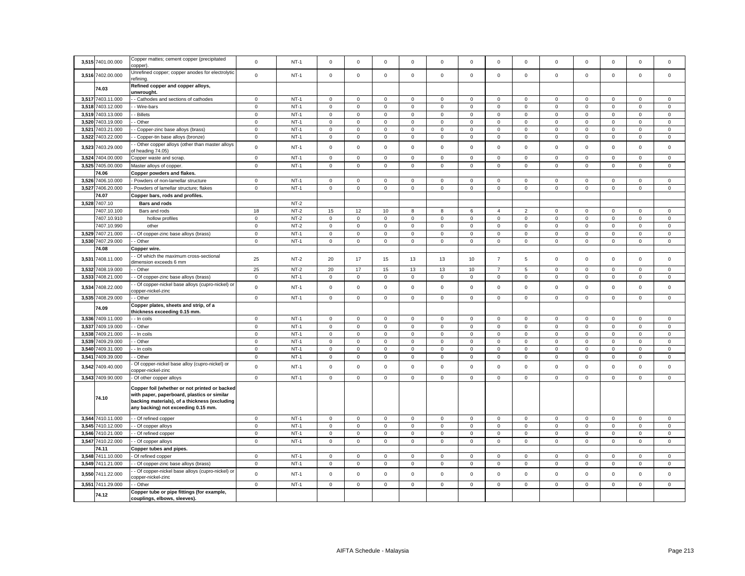| | | | | | | | | | | | | | | | | | | |
|---|---|---|---|---|---|---|---|---|---|---|---|---|---|---|---|---|---|---|
| 3,515 | 7401.00.000 | Copper mattes; cement copper (precipitated copper). | 0 | NT-1 | 0 | 0 | 0 | 0 | 0 | 0 | 0 | 0 | 0 | 0 | 0 | 0 | 0 |
| 3,516 | 7402.00.000 | Unrefined copper; copper anodes for electrolytic refining. | 0 | NT-1 | 0 | 0 | 0 | 0 | 0 | 0 | 0 | 0 | 0 | 0 | 0 | 0 | 0 |
| | 74.03 | **Refined copper and copper alloys, unwrought.** | | | | | | | | | | | | | | | |
| 3,517 | 7403.11.000 | - - Cathodes and sections of cathodes | 0 | NT-1 | 0 | 0 | 0 | 0 | 0 | 0 | 0 | 0 | 0 | 0 | 0 | 0 | 0 |
| 3,518 | 7403.12.000 | - - Wire-bars | 0 | NT-1 | 0 | 0 | 0 | 0 | 0 | 0 | 0 | 0 | 0 | 0 | 0 | 0 | 0 |
| 3,519 | 7403.13.000 | - - Billets | 0 | NT-1 | 0 | 0 | 0 | 0 | 0 | 0 | 0 | 0 | 0 | 0 | 0 | 0 | 0 |
| 3,520 | 7403.19.000 | - - Other | 0 | NT-1 | 0 | 0 | 0 | 0 | 0 | 0 | 0 | 0 | 0 | 0 | 0 | 0 | 0 |
| 3,521 | 7403.21.000 | - - Copper-zinc base alloys (brass) | 0 | NT-1 | 0 | 0 | 0 | 0 | 0 | 0 | 0 | 0 | 0 | 0 | 0 | 0 | 0 |
| 3,522 | 7403.22.000 | - - Copper-tin base alloys (bronze) | 0 | NT-1 | 0 | 0 | 0 | 0 | 0 | 0 | 0 | 0 | 0 | 0 | 0 | 0 | 0 |
| 3,523 | 7403.29.000 | - - Other copper alloys (other than master alloys of heading 74.05) | 0 | NT-1 | 0 | 0 | 0 | 0 | 0 | 0 | 0 | 0 | 0 | 0 | 0 | 0 | 0 |
| 3,524 | 7404.00.000 | Copper waste and scrap. | 0 | NT-1 | 0 | 0 | 0 | 0 | 0 | 0 | 0 | 0 | 0 | 0 | 0 | 0 | 0 |
| 3,525 | 7405.00.000 | Master alloys of copper. | 0 | NT-1 | 0 | 0 | 0 | 0 | 0 | 0 | 0 | 0 | 0 | 0 | 0 | 0 | 0 |
| | 74.06 | **Copper powders and flakes.** | | | | | | | | | | | | | | | |
| 3,526 | 7406.10.000 | - Powders of non-lamellar structure | 0 | NT-1 | 0 | 0 | 0 | 0 | 0 | 0 | 0 | 0 | 0 | 0 | 0 | 0 | 0 |
| 3,527 | 7406.20.000 | - Powders of lamellar structure; flakes | 0 | NT-1 | 0 | 0 | 0 | 0 | 0 | 0 | 0 | 0 | 0 | 0 | 0 | 0 | 0 |
| | 74.07 | **Copper bars, rods and profiles.** | | | | | | | | | | | | | | | |
| 3,528 | 7407.10 | **Bars and rods** | | NT-2 | | | | | | | | | | | | | |
| | 7407.10.100 | Bars and rods | 18 | NT-2 | 15 | 12 | 10 | 8 | 8 | 6 | 4 | 2 | 0 | 0 | 0 | 0 | 0 |
| | 7407.10.910 | hollow profiles | 0 | NT-2 | 0 | 0 | 0 | 0 | 0 | 0 | 0 | 0 | 0 | 0 | 0 | 0 | 0 |
| | 7407.10.990 | other | 0 | NT-2 | 0 | 0 | 0 | 0 | 0 | 0 | 0 | 0 | 0 | 0 | 0 | 0 | 0 |
| 3,529 | 7407.21.000 | - - Of copper-zinc base alloys (brass) | 0 | NT-1 | 0 | 0 | 0 | 0 | 0 | 0 | 0 | 0 | 0 | 0 | 0 | 0 | 0 |
| 3,530 | 7407.29.000 | - - Other | 0 | NT-1 | 0 | 0 | 0 | 0 | 0 | 0 | 0 | 0 | 0 | 0 | 0 | 0 | 0 |
| | 74.08 | **Copper wire.** | | | | | | | | | | | | | | | |
| 3,531 | 7408.11.000 | - - Of which the maximum cross-sectional dimension exceeds 6 mm | 25 | NT-2 | 20 | 17 | 15 | 13 | 13 | 10 | 7 | 5 | 0 | 0 | 0 | 0 | 0 |
| 3,532 | 7408.19.000 | - - Other | 25 | NT-2 | 20 | 17 | 15 | 13 | 13 | 10 | 7 | 5 | 0 | 0 | 0 | 0 | 0 |
| 3,533 | 7408.21.000 | - - Of copper-zinc base alloys (brass) | 0 | NT-1 | 0 | 0 | 0 | 0 | 0 | 0 | 0 | 0 | 0 | 0 | 0 | 0 | 0 |
| 3,534 | 7408.22.000 | - - Of copper-nickel base alloys (cupro-nickel) or copper-nickel-zinc | 0 | NT-1 | 0 | 0 | 0 | 0 | 0 | 0 | 0 | 0 | 0 | 0 | 0 | 0 | 0 |
| 3,535 | 7408.29.000 | - - Other | 0 | NT-1 | 0 | 0 | 0 | 0 | 0 | 0 | 0 | 0 | 0 | 0 | 0 | 0 | 0 |
| | 74.09 | **Copper plates, sheets and strip, of a thickness exceeding 0.15 mm.** | | | | | | | | | | | | | | | |
| 3,536 | 7409.11.000 | - - In coils | 0 | NT-1 | 0 | 0 | 0 | 0 | 0 | 0 | 0 | 0 | 0 | 0 | 0 | 0 | 0 |
| 3,537 | 7409.19.000 | - - Other | 0 | NT-1 | 0 | 0 | 0 | 0 | 0 | 0 | 0 | 0 | 0 | 0 | 0 | 0 | 0 |
| 3,538 | 7409.21.000 | - - In coils | 0 | NT-1 | 0 | 0 | 0 | 0 | 0 | 0 | 0 | 0 | 0 | 0 | 0 | 0 | 0 |
| 3,539 | 7409.29.000 | - - Other | 0 | NT-1 | 0 | 0 | 0 | 0 | 0 | 0 | 0 | 0 | 0 | 0 | 0 | 0 | 0 |
| 3,540 | 7409.31.000 | - - In coils | 0 | NT-1 | 0 | 0 | 0 | 0 | 0 | 0 | 0 | 0 | 0 | 0 | 0 | 0 | 0 |
| 3,541 | 7409.39.000 | - - Other | 0 | NT-1 | 0 | 0 | 0 | 0 | 0 | 0 | 0 | 0 | 0 | 0 | 0 | 0 | 0 |
| 3,542 | 7409.40.000 | - Of copper-nickel base alloy (cupro-nickel) or copper-nickel-zinc | 0 | NT-1 | 0 | 0 | 0 | 0 | 0 | 0 | 0 | 0 | 0 | 0 | 0 | 0 | 0 |
| 3,543 | 7409.90.000 | - Of other copper alloys | 0 | NT-1 | 0 | 0 | 0 | 0 | 0 | 0 | 0 | 0 | 0 | 0 | 0 | 0 | 0 |
| | 74.10 | **Copper foil (whether or not printed or backed with paper, paperboard, plastics or similar backing materials), of a thickness (excluding any backing) not exceeding 0.15 mm.** | | | | | | | | | | | | | | | |
| 3,544 | 7410.11.000 | - - Of refined copper | 0 | NT-1 | 0 | 0 | 0 | 0 | 0 | 0 | 0 | 0 | 0 | 0 | 0 | 0 | 0 |
| 3,545 | 7410.12.000 | - - Of copper alloys | 0 | NT-1 | 0 | 0 | 0 | 0 | 0 | 0 | 0 | 0 | 0 | 0 | 0 | 0 | 0 |
| 3,546 | 7410.21.000 | - - Of refined copper | 0 | NT-1 | 0 | 0 | 0 | 0 | 0 | 0 | 0 | 0 | 0 | 0 | 0 | 0 | 0 |
| 3,547 | 7410.22.000 | - - Of copper alloys | 0 | NT-1 | 0 | 0 | 0 | 0 | 0 | 0 | 0 | 0 | 0 | 0 | 0 | 0 | 0 |
| | 74.11 | **Copper tubes and pipes.** | | | | | | | | | | | | | | | |
| 3,548 | 7411.10.000 | - Of refined copper | 0 | NT-1 | 0 | 0 | 0 | 0 | 0 | 0 | 0 | 0 | 0 | 0 | 0 | 0 | 0 |
| 3,549 | 7411.21.000 | - - Of copper-zinc base alloys (brass) | 0 | NT-1 | 0 | 0 | 0 | 0 | 0 | 0 | 0 | 0 | 0 | 0 | 0 | 0 | 0 |
| 3,550 | 7411.22.000 | - - Of copper-nickel base alloys (cupro-nickel) or copper-nickel-zinc | 0 | NT-1 | 0 | 0 | 0 | 0 | 0 | 0 | 0 | 0 | 0 | 0 | 0 | 0 | 0 |
| 3,551 | 7411.29.000 | - - Other | 0 | NT-1 | 0 | 0 | 0 | 0 | 0 | 0 | 0 | 0 | 0 | 0 | 0 | 0 | 0 |
| | 74.12 | **Copper tube or pipe fittings (for example, couplings, elbows, sleeves).** | | | | | | | | | | | | | | | |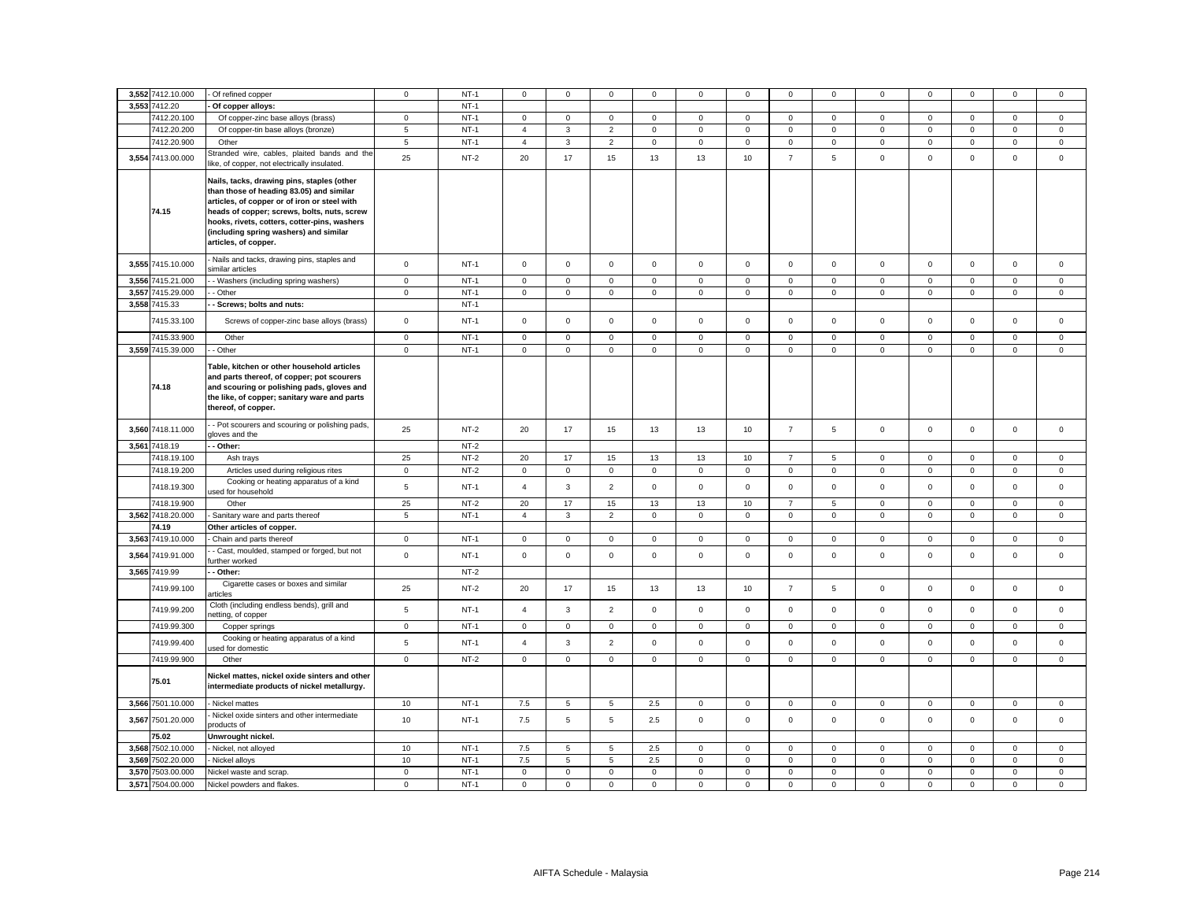| | | | | | | | | | | | | | | | | | | |
|---|---|---|---|---|---|---|---|---|---|---|---|---|---|---|---|---|---|---|
| 3,552 | 7412.10.000 | - Of refined copper | 0 | NT-1 | 0 | 0 | 0 | 0 | 0 | 0 | 0 | 0 | 0 | 0 | 0 | 0 | 0 |
| 3,553 | 7412.20 | **- Of copper alloys:** | | NT-1 | | | | | | | | | | | | | |
| | 7412.20.100 | Of copper-zinc base alloys (brass) | 0 | NT-1 | 0 | 0 | 0 | 0 | 0 | 0 | 0 | 0 | 0 | 0 | 0 | 0 | 0 |
| | 7412.20.200 | Of copper-tin base alloys (bronze) | 5 | NT-1 | 4 | 3 | 2 | 0 | 0 | 0 | 0 | 0 | 0 | 0 | 0 | 0 | 0 |
| | 7412.20.900 | Other | 5 | NT-1 | 4 | 3 | 2 | 0 | 0 | 0 | 0 | 0 | 0 | 0 | 0 | 0 | 0 |
| 3,554 | 7413.00.000 | Stranded wire, cables, plaited bands and the like, of copper, not electrically insulated. | 25 | NT-2 | 20 | 17 | 15 | 13 | 13 | 10 | 7 | 5 | 0 | 0 | 0 | 0 | 0 |
| | 74.15 | **Nails, tacks, drawing pins, staples (other than those of heading 83.05) and similar articles, of copper or of iron or steel with heads of copper; screws, bolts, nuts, screw hooks, rivets, cotters, cotter-pins, washers (including spring washers) and similar articles, of copper.** | | | | | | | | | | | | | | | |
| 3,555 | 7415.10.000 | - Nails and tacks, drawing pins, staples and similar articles | 0 | NT-1 | 0 | 0 | 0 | 0 | 0 | 0 | 0 | 0 | 0 | 0 | 0 | 0 | 0 |
| 3,556 | 7415.21.000 | - - Washers (including spring washers) | 0 | NT-1 | 0 | 0 | 0 | 0 | 0 | 0 | 0 | 0 | 0 | 0 | 0 | 0 | 0 |
| 3,557 | 7415.29.000 | - - Other | 0 | NT-1 | 0 | 0 | 0 | 0 | 0 | 0 | 0 | 0 | 0 | 0 | 0 | 0 | 0 |
| 3,558 | 7415.33 | **- - Screws; bolts and nuts:** | | NT-1 | | | | | | | | | | | | | |
| | 7415.33.100 | Screws of copper-zinc base alloys (brass) | 0 | NT-1 | 0 | 0 | 0 | 0 | 0 | 0 | 0 | 0 | 0 | 0 | 0 | 0 | 0 |
| | 7415.33.900 | Other | 0 | NT-1 | 0 | 0 | 0 | 0 | 0 | 0 | 0 | 0 | 0 | 0 | 0 | 0 | 0 |
| 3,559 | 7415.39.000 | - - Other | 0 | NT-1 | 0 | 0 | 0 | 0 | 0 | 0 | 0 | 0 | 0 | 0 | 0 | 0 | 0 |
| | 74.18 | **Table, kitchen or other household articles and parts thereof, of copper; pot scourers and scouring or polishing pads, gloves and the like, of copper; sanitary ware and parts thereof, of copper.** | | | | | | | | | | | | | | | |
| 3,560 | 7418.11.000 | - - Pot scourers and scouring or polishing pads, gloves and the | 25 | NT-2 | 20 | 17 | 15 | 13 | 13 | 10 | 7 | 5 | 0 | 0 | 0 | 0 | 0 |
| 3,561 | 7418.19 | **- - Other:** | | NT-2 | | | | | | | | | | | | | |
| | 7418.19.100 | Ash trays | 25 | NT-2 | 20 | 17 | 15 | 13 | 13 | 10 | 7 | 5 | 0 | 0 | 0 | 0 | 0 |
| | 7418.19.200 | Articles used during religious rites | 0 | NT-2 | 0 | 0 | 0 | 0 | 0 | 0 | 0 | 0 | 0 | 0 | 0 | 0 | 0 |
| | 7418.19.300 | Cooking or heating apparatus of a kind used for household | 5 | NT-1 | 4 | 3 | 2 | 0 | 0 | 0 | 0 | 0 | 0 | 0 | 0 | 0 | 0 |
| | 7418.19.900 | Other | 25 | NT-2 | 20 | 17 | 15 | 13 | 13 | 10 | 7 | 5 | 0 | 0 | 0 | 0 | 0 |
| 3,562 | 7418.20.000 | - Sanitary ware and parts thereof | 5 | NT-1 | 4 | 3 | 2 | 0 | 0 | 0 | 0 | 0 | 0 | 0 | 0 | 0 | 0 |
| | 74.19 | **Other articles of copper.** | | | | | | | | | | | | | | | |
| 3,563 | 7419.10.000 | - Chain and parts thereof | 0 | NT-1 | 0 | 0 | 0 | 0 | 0 | 0 | 0 | 0 | 0 | 0 | 0 | 0 | 0 |
| 3,564 | 7419.91.000 | - - Cast, moulded, stamped or forged, but not further worked | 0 | NT-1 | 0 | 0 | 0 | 0 | 0 | 0 | 0 | 0 | 0 | 0 | 0 | 0 | 0 |
| 3,565 | 7419.99 | **- - Other:** | | NT-2 | | | | | | | | | | | | | |
| | 7419.99.100 | Cigarette cases or boxes and similar articles | 25 | NT-2 | 20 | 17 | 15 | 13 | 13 | 10 | 7 | 5 | 0 | 0 | 0 | 0 | 0 |
| | 7419.99.200 | Cloth (including endless bends), grill and netting, of copper | 5 | NT-1 | 4 | 3 | 2 | 0 | 0 | 0 | 0 | 0 | 0 | 0 | 0 | 0 | 0 |
| | 7419.99.300 | Copper springs | 0 | NT-1 | 0 | 0 | 0 | 0 | 0 | 0 | 0 | 0 | 0 | 0 | 0 | 0 | 0 |
| | 7419.99.400 | Cooking or heating apparatus of a kind used for domestic | 5 | NT-1 | 4 | 3 | 2 | 0 | 0 | 0 | 0 | 0 | 0 | 0 | 0 | 0 | 0 |
| | 7419.99.900 | Other | 0 | NT-2 | 0 | 0 | 0 | 0 | 0 | 0 | 0 | 0 | 0 | 0 | 0 | 0 | 0 |
| | 75.01 | **Nickel mattes, nickel oxide sinters and other intermediate products of nickel metallurgy.** | | | | | | | | | | | | | | | |
| 3,566 | 7501.10.000 | - Nickel mattes | 10 | NT-1 | 7.5 | 5 | 5 | 2.5 | 0 | 0 | 0 | 0 | 0 | 0 | 0 | 0 | 0 |
| 3,567 | 7501.20.000 | - Nickel oxide sinters and other intermediate products of | 10 | NT-1 | 7.5 | 5 | 5 | 2.5 | 0 | 0 | 0 | 0 | 0 | 0 | 0 | 0 | 0 |
| | 75.02 | **Unwrought nickel.** | | | | | | | | | | | | | | | |
| 3,568 | 7502.10.000 | - Nickel, not alloyed | 10 | NT-1 | 7.5 | 5 | 5 | 2.5 | 0 | 0 | 0 | 0 | 0 | 0 | 0 | 0 | 0 |
| 3,569 | 7502.20.000 | - Nickel alloys | 10 | NT-1 | 7.5 | 5 | 5 | 2.5 | 0 | 0 | 0 | 0 | 0 | 0 | 0 | 0 | 0 |
| 3,570 | 7503.00.000 | Nickel waste and scrap. | 0 | NT-1 | 0 | 0 | 0 | 0 | 0 | 0 | 0 | 0 | 0 | 0 | 0 | 0 | 0 |
| 3,571 | 7504.00.000 | Nickel powders and flakes. | 0 | NT-1 | 0 | 0 | 0 | 0 | 0 | 0 | 0 | 0 | 0 | 0 | 0 | 0 | 0 |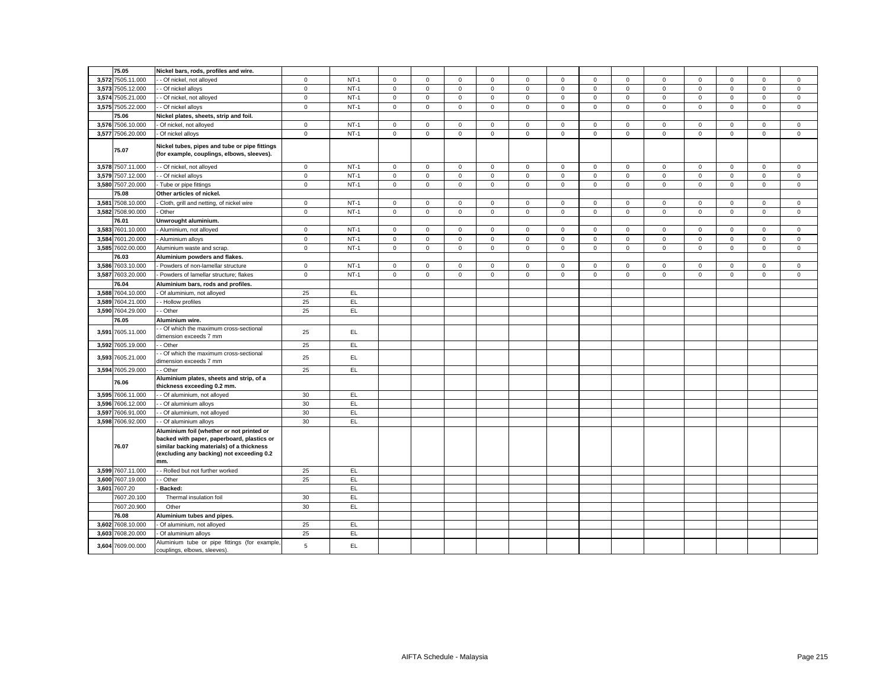| | | | | | | | | | | | | | | | | | | |
|---|---|---|---|---|---|---|---|---|---|---|---|---|---|---|---|---|---|---|
| | 75.05 | **Nickel bars, rods, profiles and wire.** | | | | | | | | | | | | | | | | |
| 3,572 | 7505.11.000 | - - Of nickel, not alloyed | 0 | NT-1 | 0 | 0 | 0 | 0 | 0 | 0 | 0 | 0 | 0 | 0 | 0 | 0 | 0 |
| 3,573 | 7505.12.000 | - - Of nickel alloys | 0 | NT-1 | 0 | 0 | 0 | 0 | 0 | 0 | 0 | 0 | 0 | 0 | 0 | 0 | 0 |
| 3,574 | 7505.21.000 | - - Of nickel, not alloyed | 0 | NT-1 | 0 | 0 | 0 | 0 | 0 | 0 | 0 | 0 | 0 | 0 | 0 | 0 | 0 |
| 3,575 | 7505.22.000 | - - Of nickel alloys | 0 | NT-1 | 0 | 0 | 0 | 0 | 0 | 0 | 0 | 0 | 0 | 0 | 0 | 0 | 0 |
| | 75.06 | **Nickel plates, sheets, strip and foil.** | | | | | | | | | | | | | | | | |
| 3,576 | 7506.10.000 | - Of nickel, not alloyed | 0 | NT-1 | 0 | 0 | 0 | 0 | 0 | 0 | 0 | 0 | 0 | 0 | 0 | 0 | 0 |
| 3,577 | 7506.20.000 | - Of nickel alloys | 0 | NT-1 | 0 | 0 | 0 | 0 | 0 | 0 | 0 | 0 | 0 | 0 | 0 | 0 | 0 |
| | 75.07 | **Nickel tubes, pipes and tube or pipe fittings (for example, couplings, elbows, sleeves).** | | | | | | | | | | | | | | | | |
| 3,578 | 7507.11.000 | - - Of nickel, not alloyed | 0 | NT-1 | 0 | 0 | 0 | 0 | 0 | 0 | 0 | 0 | 0 | 0 | 0 | 0 | 0 |
| 3,579 | 7507.12.000 | - - Of nickel alloys | 0 | NT-1 | 0 | 0 | 0 | 0 | 0 | 0 | 0 | 0 | 0 | 0 | 0 | 0 | 0 |
| 3,580 | 7507.20.000 | - Tube or pipe fittings | 0 | NT-1 | 0 | 0 | 0 | 0 | 0 | 0 | 0 | 0 | 0 | 0 | 0 | 0 | 0 |
| | 75.08 | **Other articles of nickel.** | | | | | | | | | | | | | | | | |
| 3,581 | 7508.10.000 | - Cloth, grill and netting, of nickel wire | 0 | NT-1 | 0 | 0 | 0 | 0 | 0 | 0 | 0 | 0 | 0 | 0 | 0 | 0 | 0 |
| 3,582 | 7508.90.000 | - Other | 0 | NT-1 | 0 | 0 | 0 | 0 | 0 | 0 | 0 | 0 | 0 | 0 | 0 | 0 | 0 |
| | 76.01 | **Unwrought aluminium.** | | | | | | | | | | | | | | | | |
| 3,583 | 7601.10.000 | - Aluminium, not alloyed | 0 | NT-1 | 0 | 0 | 0 | 0 | 0 | 0 | 0 | 0 | 0 | 0 | 0 | 0 | 0 |
| 3,584 | 7601.20.000 | - Aluminium alloys | 0 | NT-1 | 0 | 0 | 0 | 0 | 0 | 0 | 0 | 0 | 0 | 0 | 0 | 0 | 0 |
| 3,585 | 7602.00.000 | Aluminium waste and scrap. | 0 | NT-1 | 0 | 0 | 0 | 0 | 0 | 0 | 0 | 0 | 0 | 0 | 0 | 0 | 0 |
| | 76.03 | **Aluminium powders and flakes.** | | | | | | | | | | | | | | | | |
| 3,586 | 7603.10.000 | - Powders of non-lamellar structure | 0 | NT-1 | 0 | 0 | 0 | 0 | 0 | 0 | 0 | 0 | 0 | 0 | 0 | 0 | 0 |
| 3,587 | 7603.20.000 | - Powders of lamellar structure; flakes | 0 | NT-1 | 0 | 0 | 0 | 0 | 0 | 0 | 0 | 0 | 0 | 0 | 0 | 0 | 0 |
| | 76.04 | **Aluminium bars, rods and profiles.** | | | | | | | | | | | | | | | | |
| 3,588 | 7604.10.000 | - Of aluminium, not alloyed | 25 | EL | | | | | | | | | | | | | |
| 3,589 | 7604.21.000 | - - Hollow profiles | 25 | EL | | | | | | | | | | | | | |
| 3,590 | 7604.29.000 | - - Other | 25 | EL | | | | | | | | | | | | | |
| | 76.05 | **Aluminium wire.** | | | | | | | | | | | | | | | | |
| 3,591 | 7605.11.000 | - - Of which the maximum cross-sectional dimension exceeds 7 mm | 25 | EL | | | | | | | | | | | | | |
| 3,592 | 7605.19.000 | - - Other | 25 | EL | | | | | | | | | | | | | |
| 3,593 | 7605.21.000 | - - Of which the maximum cross-sectional dimension exceeds 7 mm | 25 | EL | | | | | | | | | | | | | |
| 3,594 | 7605.29.000 | - - Other | 25 | EL | | | | | | | | | | | | | |
| | 76.06 | **Aluminium plates, sheets and strip, of a thickness exceeding 0.2 mm.** | | | | | | | | | | | | | | | | |
| 3,595 | 7606.11.000 | - - Of aluminium, not alloyed | 30 | EL | | | | | | | | | | | | | |
| 3,596 | 7606.12.000 | - - Of aluminium alloys | 30 | EL | | | | | | | | | | | | | |
| 3,597 | 7606.91.000 | - - Of aluminium, not alloyed | 30 | EL | | | | | | | | | | | | | |
| 3,598 | 7606.92.000 | - - Of aluminium alloys | 30 | EL | | | | | | | | | | | | | |
| | 76.07 | **Aluminium foil (whether or not printed or backed with paper, paperboard, plastics or similar backing materials) of a thickness (excluding any backing) not exceeding 0.2 mm.** | | | | | | | | | | | | | | | | |
| 3,599 | 7607.11.000 | - - Rolled but not further worked | 25 | EL | | | | | | | | | | | | | |
| 3,600 | 7607.19.000 | - - Other | 25 | EL | | | | | | | | | | | | | |
| 3,601 | 7607.20 | **- Backed:** | | EL | | | | | | | | | | | | | |
| | 7607.20.100 | Thermal insulation foil | 30 | EL | | | | | | | | | | | | | |
| | 7607.20.900 | Other | 30 | EL | | | | | | | | | | | | | |
| | 76.08 | **Aluminium tubes and pipes.** | | | | | | | | | | | | | | | | |
| 3,602 | 7608.10.000 | - Of aluminium, not alloyed | 25 | EL | | | | | | | | | | | | | |
| 3,603 | 7608.20.000 | - Of aluminium alloys | 25 | EL | | | | | | | | | | | | | |
| 3,604 | 7609.00.000 | Aluminium tube or pipe fittings (for example, couplings, elbows, sleeves). | 5 | EL | | | | | | | | | | | | | |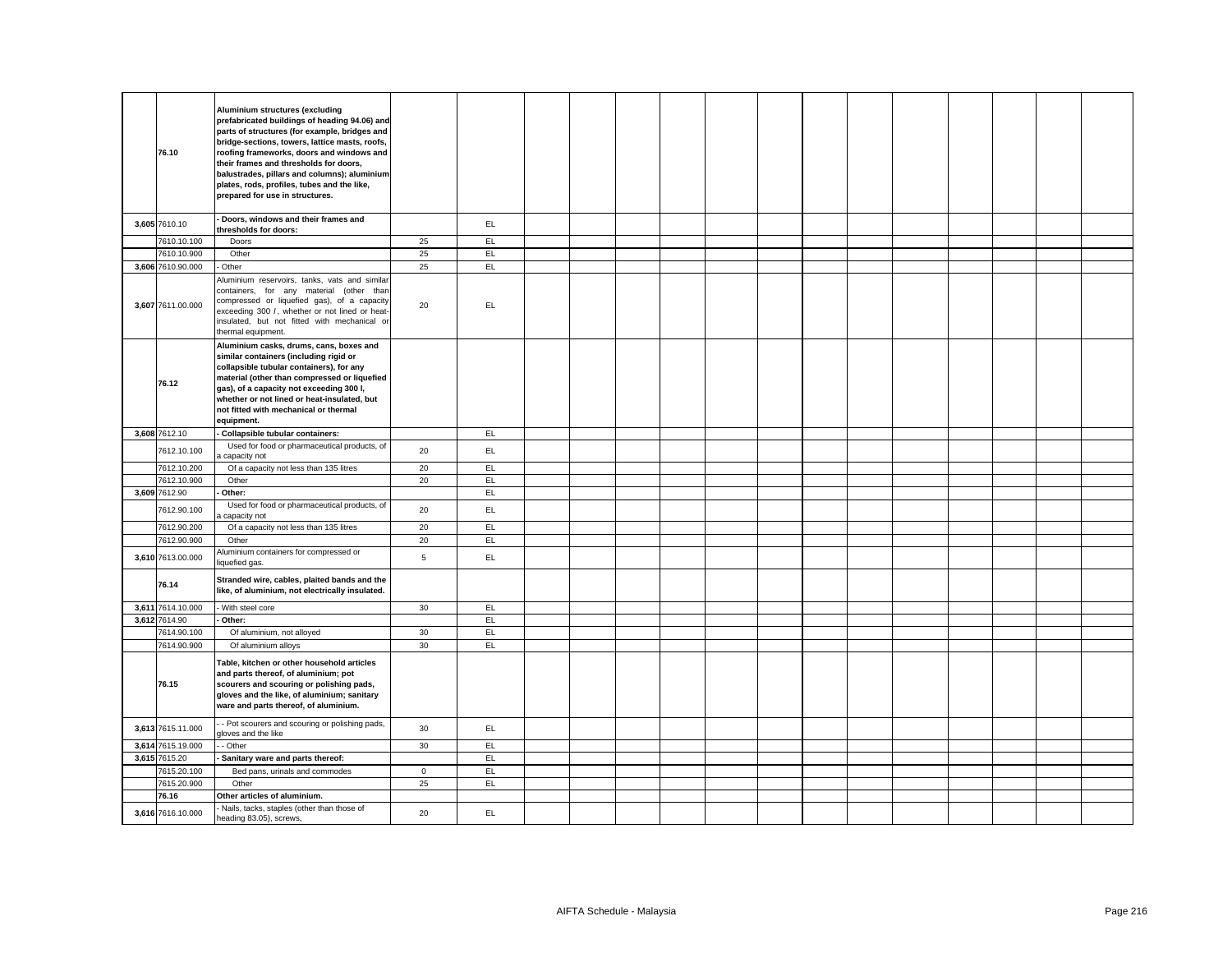| | | | | | | | | | | | | | | | | | |
|---|---|---|---|---|---|---|---|---|---|---|---|---|---|---|---|---|---|
| | **76.10** | **Aluminium structures (excluding prefabricated buildings of heading 94.06) and parts of structures (for example, bridges and bridge-sections, towers, lattice masts, roofs, roofing frameworks, doors and windows and their frames and thresholds for doors, balustrades, pillars and columns); aluminium plates, rods, profiles, tubes and the like, prepared for use in structures.** | | | | | | | | | | | | | | | |
| 3,605 | 7610.10 | **- Doors, windows and their frames and thresholds for doors:** | | EL | | | | | | | | | | | | | |
| | 7610.10.100 | Doors | 25 | EL | | | | | | | | | | | | | |
| | 7610.10.900 | Other | 25 | EL | | | | | | | | | | | | | |
| 3,606 | 7610.90.000 | - Other | 25 | EL | | | | | | | | | | | | | |
| 3,607 | 7611.00.000 | Aluminium reservoirs, tanks, vats and similar containers, for any material (other than compressed or liquefied gas), of a capacity exceeding 300 *l*, whether or not lined or heat-insulated, but not fitted with mechanical or thermal equipment. | 20 | EL | | | | | | | | | | | | | |
| | **76.12** | **Aluminium casks, drums, cans, boxes and similar containers (including rigid or collapsible tubular containers), for any material (other than compressed or liquefied gas), of a capacity not exceeding 300 l, whether or not lined or heat-insulated, but not fitted with mechanical or thermal equipment.** | | | | | | | | | | | | | | | |
| 3,608 | 7612.10 | **- Collapsible tubular containers:** | | EL | | | | | | | | | | | | | |
| | 7612.10.100 | Used for food or pharmaceutical products, of a capacity not | 20 | EL | | | | | | | | | | | | | |
| | 7612.10.200 | Of a capacity not less than 135 litres | 20 | EL | | | | | | | | | | | | | |
| | 7612.10.900 | Other | 20 | EL | | | | | | | | | | | | | |
| 3,609 | 7612.90 | **- Other:** | | EL | | | | | | | | | | | | | |
| | 7612.90.100 | Used for food or pharmaceutical products, of a capacity not | 20 | EL | | | | | | | | | | | | | |
| | 7612.90.200 | Of a capacity not less than 135 litres | 20 | EL | | | | | | | | | | | | | |
| | 7612.90.900 | Other | 20 | EL | | | | | | | | | | | | | |
| 3,610 | 7613.00.000 | Aluminium containers for compressed or liquefied gas. | 5 | EL | | | | | | | | | | | | | |
| | **76.14** | **Stranded wire, cables, plaited bands and the like, of aluminium, not electrically insulated.** | | | | | | | | | | | | | | | |
| 3,611 | 7614.10.000 | - With steel core | 30 | EL | | | | | | | | | | | | | |
| 3,612 | 7614.90 | **- Other:** | | EL | | | | | | | | | | | | | |
| | 7614.90.100 | Of aluminium, not alloyed | 30 | EL | | | | | | | | | | | | | |
| | 7614.90.900 | Of aluminium alloys | 30 | EL | | | | | | | | | | | | | |
| | **76.15** | **Table, kitchen or other household articles and parts thereof, of aluminium; pot scourers and scouring or polishing pads, gloves and the like, of aluminium; sanitary ware and parts thereof, of aluminium.** | | | | | | | | | | | | | | | |
| 3,613 | 7615.11.000 | - - Pot scourers and scouring or polishing pads, gloves and the like | 30 | EL | | | | | | | | | | | | | |
| 3,614 | 7615.19.000 | - - Other | 30 | EL | | | | | | | | | | | | | |
| 3,615 | 7615.20 | **- Sanitary ware and parts thereof:** | | EL | | | | | | | | | | | | | |
| | 7615.20.100 | Bed pans, urinals and commodes | 0 | EL | | | | | | | | | | | | | |
| | 7615.20.900 | Other | 25 | EL | | | | | | | | | | | | | |
| | **76.16** | **Other articles of aluminium.** | | | | | | | | | | | | | | | |
| 3,616 | 7616.10.000 | - Nails, tacks, staples (other than those of heading 83.05), screws, | 20 | EL | | | | | | | | | | | | | |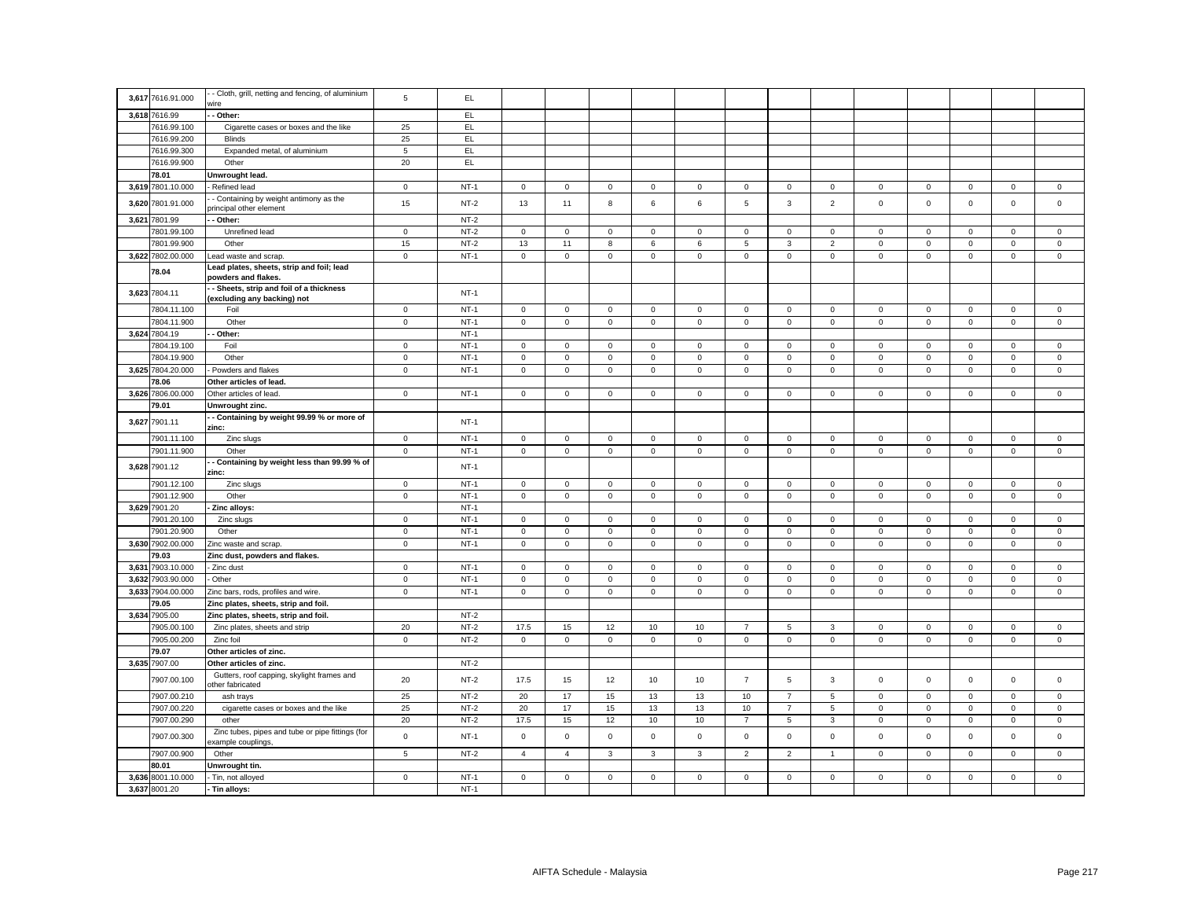| | | | | | | | | | | | | | | | | | | |
|---|---|---|---|---|---|---|---|---|---|---|---|---|---|---|---|---|---|---|
| 3,617 | 7616.91.000 | - - Cloth, grill, netting and fencing, of aluminium wire | 5 | EL | | | | | | | | | | | | | | |
| 3,618 | 7616.99 | **- - Other:** | | EL | | | | | | | | | | | | | | |
| | 7616.99.100 | Cigarette cases or boxes and the like | 25 | EL | | | | | | | | | | | | | | |
| | 7616.99.200 | Blinds | 25 | EL | | | | | | | | | | | | | | |
| | 7616.99.300 | Expanded metal, of aluminium | 5 | EL | | | | | | | | | | | | | | |
| | 7616.99.900 | Other | 20 | EL | | | | | | | | | | | | | | |
| | **78.01** | **Unwrought lead.** | | | | | | | | | | | | | | | | |
| 3,619 | 7801.10.000 | - Refined lead | 0 | NT-1 | 0 | 0 | 0 | 0 | 0 | 0 | 0 | 0 | 0 | 0 | 0 | 0 | 0 |
| 3,620 | 7801.91.000 | - - Containing by weight antimony as the principal other element | 15 | NT-2 | 13 | 11 | 8 | 6 | 6 | 5 | 3 | 2 | 0 | 0 | 0 | 0 | 0 |
| 3,621 | 7801.99 | **- - Other:** | | NT-2 | | | | | | | | | | | | | | |
| | 7801.99.100 | Unrefined lead | 0 | NT-2 | 0 | 0 | 0 | 0 | 0 | 0 | 0 | 0 | 0 | 0 | 0 | 0 | 0 |
| | 7801.99.900 | Other | 15 | NT-2 | 13 | 11 | 8 | 6 | 6 | 5 | 3 | 2 | 0 | 0 | 0 | 0 | 0 |
| 3,622 | 7802.00.000 | Lead waste and scrap. | 0 | NT-1 | 0 | 0 | 0 | 0 | 0 | 0 | 0 | 0 | 0 | 0 | 0 | 0 | 0 |
| | **78.04** | **Lead plates, sheets, strip and foil; lead powders and flakes.** | | | | | | | | | | | | | | | | |
| 3,623 | 7804.11 | **- - Sheets, strip and foil of a thickness (excluding any backing) not** | | NT-1 | | | | | | | | | | | | | | |
| | 7804.11.100 | Foil | 0 | NT-1 | 0 | 0 | 0 | 0 | 0 | 0 | 0 | 0 | 0 | 0 | 0 | 0 | 0 |
| | 7804.11.900 | Other | 0 | NT-1 | 0 | 0 | 0 | 0 | 0 | 0 | 0 | 0 | 0 | 0 | 0 | 0 | 0 |
| 3,624 | 7804.19 | **- - Other:** | | NT-1 | | | | | | | | | | | | | | |
| | 7804.19.100 | Foil | 0 | NT-1 | 0 | 0 | 0 | 0 | 0 | 0 | 0 | 0 | 0 | 0 | 0 | 0 | 0 |
| | 7804.19.900 | Other | 0 | NT-1 | 0 | 0 | 0 | 0 | 0 | 0 | 0 | 0 | 0 | 0 | 0 | 0 | 0 |
| 3,625 | 7804.20.000 | - Powders and flakes | 0 | NT-1 | 0 | 0 | 0 | 0 | 0 | 0 | 0 | 0 | 0 | 0 | 0 | 0 | 0 |
| | **78.06** | **Other articles of lead.** | | | | | | | | | | | | | | | | |
| 3,626 | 7806.00.000 | Other articles of lead. | 0 | NT-1 | 0 | 0 | 0 | 0 | 0 | 0 | 0 | 0 | 0 | 0 | 0 | 0 | 0 |
| | **79.01** | **Unwrought zinc.** | | | | | | | | | | | | | | | | |
| 3,627 | 7901.11 | **- - Containing by weight 99.99 % or more of zinc:** | | NT-1 | | | | | | | | | | | | | | |
| | 7901.11.100 | Zinc slugs | 0 | NT-1 | 0 | 0 | 0 | 0 | 0 | 0 | 0 | 0 | 0 | 0 | 0 | 0 | 0 |
| | 7901.11.900 | Other | 0 | NT-1 | 0 | 0 | 0 | 0 | 0 | 0 | 0 | 0 | 0 | 0 | 0 | 0 | 0 |
| 3,628 | 7901.12 | **- - Containing by weight less than 99.99 % of zinc:** | | NT-1 | | | | | | | | | | | | | | |
| | 7901.12.100 | Zinc slugs | 0 | NT-1 | 0 | 0 | 0 | 0 | 0 | 0 | 0 | 0 | 0 | 0 | 0 | 0 | 0 |
| | 7901.12.900 | Other | 0 | NT-1 | 0 | 0 | 0 | 0 | 0 | 0 | 0 | 0 | 0 | 0 | 0 | 0 | 0 |
| 3,629 | 7901.20 | **- Zinc alloys:** | | NT-1 | | | | | | | | | | | | | | |
| | 7901.20.100 | Zinc slugs | 0 | NT-1 | 0 | 0 | 0 | 0 | 0 | 0 | 0 | 0 | 0 | 0 | 0 | 0 | 0 |
| | 7901.20.900 | Other | 0 | NT-1 | 0 | 0 | 0 | 0 | 0 | 0 | 0 | 0 | 0 | 0 | 0 | 0 | 0 |
| 3,630 | 7902.00.000 | Zinc waste and scrap. | 0 | NT-1 | 0 | 0 | 0 | 0 | 0 | 0 | 0 | 0 | 0 | 0 | 0 | 0 | 0 |
| | **79.03** | **Zinc dust, powders and flakes.** | | | | | | | | | | | | | | | | |
| 3,631 | 7903.10.000 | - Zinc dust | 0 | NT-1 | 0 | 0 | 0 | 0 | 0 | 0 | 0 | 0 | 0 | 0 | 0 | 0 | 0 |
| 3,632 | 7903.90.000 | - Other | 0 | NT-1 | 0 | 0 | 0 | 0 | 0 | 0 | 0 | 0 | 0 | 0 | 0 | 0 | 0 |
| 3,633 | 7904.00.000 | Zinc bars, rods, profiles and wire. | 0 | NT-1 | 0 | 0 | 0 | 0 | 0 | 0 | 0 | 0 | 0 | 0 | 0 | 0 | 0 |
| | **79.05** | **Zinc plates, sheets, strip and foil.** | | | | | | | | | | | | | | | | |
| 3,634 | 7905.00 | **Zinc plates, sheets, strip and foil.** | | NT-2 | | | | | | | | | | | | | | |
| | 7905.00.100 | Zinc plates, sheets and strip | 20 | NT-2 | 17.5 | 15 | 12 | 10 | 10 | 7 | 5 | 3 | 0 | 0 | 0 | 0 | 0 |
| | 7905.00.200 | Zinc foil | 0 | NT-2 | 0 | 0 | 0 | 0 | 0 | 0 | 0 | 0 | 0 | 0 | 0 | 0 | 0 |
| | **79.07** | **Other articles of zinc.** | | | | | | | | | | | | | | | | |
| 3,635 | 7907.00 | **Other articles of zinc.** | | NT-2 | | | | | | | | | | | | | | |
| | 7907.00.100 | Gutters, roof capping, skylight frames and other fabricated | 20 | NT-2 | 17.5 | 15 | 12 | 10 | 10 | 7 | 5 | 3 | 0 | 0 | 0 | 0 | 0 |
| | 7907.00.210 | ash trays | 25 | NT-2 | 20 | 17 | 15 | 13 | 13 | 10 | 7 | 5 | 0 | 0 | 0 | 0 | 0 |
| | 7907.00.220 | cigarette cases or boxes and the like | 25 | NT-2 | 20 | 17 | 15 | 13 | 13 | 10 | 7 | 5 | 0 | 0 | 0 | 0 | 0 |
| | 7907.00.290 | other | 20 | NT-2 | 17.5 | 15 | 12 | 10 | 10 | 7 | 5 | 3 | 0 | 0 | 0 | 0 | 0 |
| | 7907.00.300 | Zinc tubes, pipes and tube or pipe fittings (for example couplings, | 0 | NT-1 | 0 | 0 | 0 | 0 | 0 | 0 | 0 | 0 | 0 | 0 | 0 | 0 | 0 |
| | 7907.00.900 | Other | 5 | NT-2 | 4 | 4 | 3 | 3 | 3 | 2 | 2 | 1 | 0 | 0 | 0 | 0 | 0 |
| | **80.01** | **Unwrought tin.** | | | | | | | | | | | | | | | | |
| 3,636 | 8001.10.000 | - Tin, not alloyed | 0 | NT-1 | 0 | 0 | 0 | 0 | 0 | 0 | 0 | 0 | 0 | 0 | 0 | 0 | 0 |
| 3,637 | 8001.20 | **- Tin alloys:** | | NT-1 | | | | | | | | | | | | | | |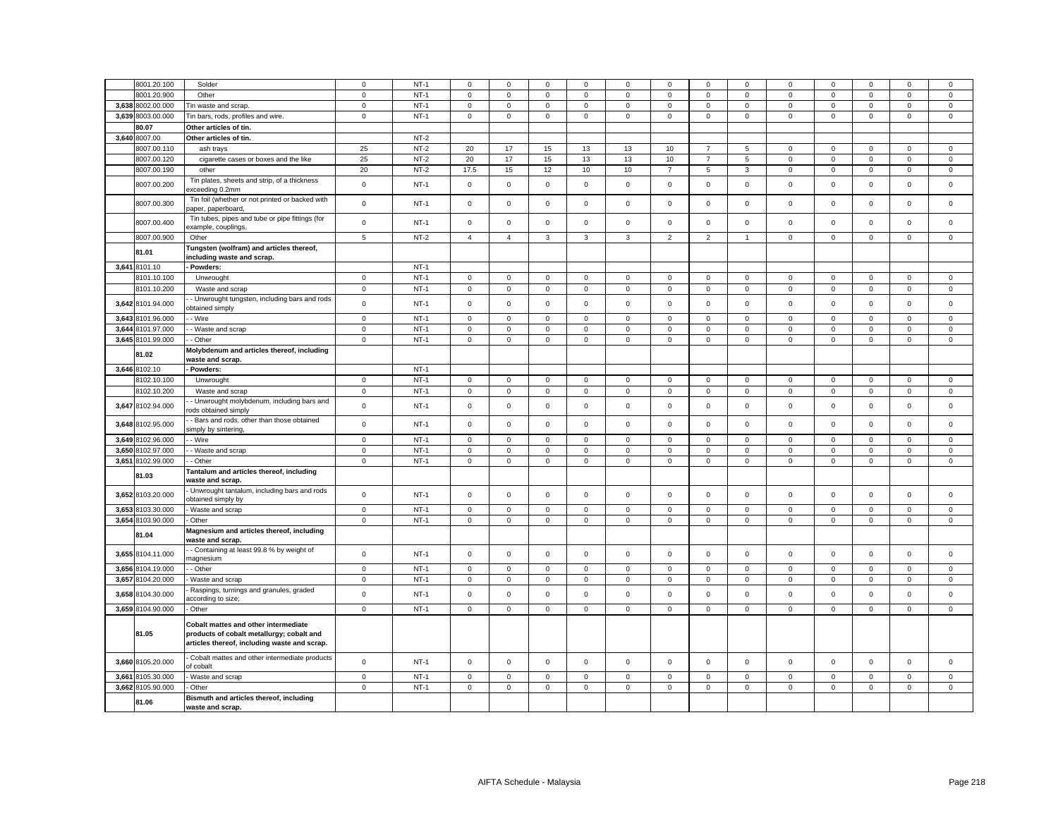| | 8001.20.100 | Solder | 0 | NT-1 | 0 | 0 | 0 | 0 | 0 | 0 | 0 | 0 | 0 | 0 | 0 | 0 | 0 |
|---|---|---|---|---|---|---|---|---|---|---|---|---|---|---|---|---|---|
| | 8001.20.900 | Other | 0 | NT-1 | 0 | 0 | 0 | 0 | 0 | 0 | 0 | 0 | 0 | 0 | 0 | 0 | 0 |
| 3,638 | 8002.00.000 | Tin waste and scrap. | 0 | NT-1 | 0 | 0 | 0 | 0 | 0 | 0 | 0 | 0 | 0 | 0 | 0 | 0 | 0 |
| 3,639 | 8003.00.000 | Tin bars, rods, profiles and wire. | 0 | NT-1 | 0 | 0 | 0 | 0 | 0 | 0 | 0 | 0 | 0 | 0 | 0 | 0 | 0 |
| | **80.07** | **Other articles of tin.** | | | | | | | | | | | | | | | |
| 3,640 | 8007.00 | **Other articles of tin.** | | NT-2 | | | | | | | | | | | | | |
| | 8007.00.110 | ash trays | 25 | NT-2 | 20 | 17 | 15 | 13 | 13 | 10 | 7 | 5 | 0 | 0 | 0 | 0 | 0 |
| | 8007.00.120 | cigarette cases or boxes and the like | 25 | NT-2 | 20 | 17 | 15 | 13 | 13 | 10 | 7 | 5 | 0 | 0 | 0 | 0 | 0 |
| | 8007.00.190 | other | 20 | NT-2 | 17.5 | 15 | 12 | 10 | 10 | 7 | 5 | 3 | 0 | 0 | 0 | 0 | 0 |
| | 8007.00.200 | Tin plates, sheets and strip, of a thickness exceeding 0.2mm | 0 | NT-1 | 0 | 0 | 0 | 0 | 0 | 0 | 0 | 0 | 0 | 0 | 0 | 0 | 0 |
| | 8007.00.300 | Tin foil (whether or not printed or backed with paper, paperboard, | 0 | NT-1 | 0 | 0 | 0 | 0 | 0 | 0 | 0 | 0 | 0 | 0 | 0 | 0 | 0 |
| | 8007.00.400 | Tin tubes, pipes and tube or pipe fittings (for example, couplings, | 0 | NT-1 | 0 | 0 | 0 | 0 | 0 | 0 | 0 | 0 | 0 | 0 | 0 | 0 | 0 |
| | 8007.00.900 | Other | 5 | NT-2 | 4 | 4 | 3 | 3 | 3 | 2 | 2 | 1 | 0 | 0 | 0 | 0 | 0 |
| | **81.01** | **Tungsten (wolfram) and articles thereof, including waste and scrap.** | | | | | | | | | | | | | | | |
| 3,641 | 8101.10 | **- Powders:** | | NT-1 | | | | | | | | | | | | | |
| | 8101.10.100 | Unwrought | 0 | NT-1 | 0 | 0 | 0 | 0 | 0 | 0 | 0 | 0 | 0 | 0 | 0 | 0 | 0 |
| | 8101.10.200 | Waste and scrap | 0 | NT-1 | 0 | 0 | 0 | 0 | 0 | 0 | 0 | 0 | 0 | 0 | 0 | 0 | 0 |
| 3,642 | 8101.94.000 | - - Unwrought tungsten, including bars and rods obtained simply | 0 | NT-1 | 0 | 0 | 0 | 0 | 0 | 0 | 0 | 0 | 0 | 0 | 0 | 0 | 0 |
| 3,643 | 8101.96.000 | - - Wire | 0 | NT-1 | 0 | 0 | 0 | 0 | 0 | 0 | 0 | 0 | 0 | 0 | 0 | 0 | 0 |
| 3,644 | 8101.97.000 | - - Waste and scrap | 0 | NT-1 | 0 | 0 | 0 | 0 | 0 | 0 | 0 | 0 | 0 | 0 | 0 | 0 | 0 |
| 3,645 | 8101.99.000 | - - Other | 0 | NT-1 | 0 | 0 | 0 | 0 | 0 | 0 | 0 | 0 | 0 | 0 | 0 | 0 | 0 |
| | **81.02** | **Molybdenum and articles thereof, including waste and scrap.** | | | | | | | | | | | | | | | |
| 3,646 | 8102.10 | **- Powders:** | | NT-1 | | | | | | | | | | | | | |
| | 8102.10.100 | Unwrought | 0 | NT-1 | 0 | 0 | 0 | 0 | 0 | 0 | 0 | 0 | 0 | 0 | 0 | 0 | 0 |
| | 8102.10.200 | Waste and scrap | 0 | NT-1 | 0 | 0 | 0 | 0 | 0 | 0 | 0 | 0 | 0 | 0 | 0 | 0 | 0 |
| 3,647 | 8102.94.000 | - - Unwrought molybdenum, including bars and rods obtained simply | 0 | NT-1 | 0 | 0 | 0 | 0 | 0 | 0 | 0 | 0 | 0 | 0 | 0 | 0 | 0 |
| 3,648 | 8102.95.000 | - - Bars and rods, other than those obtained simply by sintering, | 0 | NT-1 | 0 | 0 | 0 | 0 | 0 | 0 | 0 | 0 | 0 | 0 | 0 | 0 | 0 |
| 3,649 | 8102.96.000 | - - Wire | 0 | NT-1 | 0 | 0 | 0 | 0 | 0 | 0 | 0 | 0 | 0 | 0 | 0 | 0 | 0 |
| 3,650 | 8102.97.000 | - - Waste and scrap | 0 | NT-1 | 0 | 0 | 0 | 0 | 0 | 0 | 0 | 0 | 0 | 0 | 0 | 0 | 0 |
| 3,651 | 8102.99.000 | - - Other | 0 | NT-1 | 0 | 0 | 0 | 0 | 0 | 0 | 0 | 0 | 0 | 0 | 0 | 0 | 0 |
| | **81.03** | **Tantalum and articles thereof, including waste and scrap.** | | | | | | | | | | | | | | | |
| 3,652 | 8103.20.000 | - Unwrought tantalum, including bars and rods obtained simply by | 0 | NT-1 | 0 | 0 | 0 | 0 | 0 | 0 | 0 | 0 | 0 | 0 | 0 | 0 | 0 |
| 3,653 | 8103.30.000 | - Waste and scrap | 0 | NT-1 | 0 | 0 | 0 | 0 | 0 | 0 | 0 | 0 | 0 | 0 | 0 | 0 | 0 |
| 3,654 | 8103.90.000 | - Other | 0 | NT-1 | 0 | 0 | 0 | 0 | 0 | 0 | 0 | 0 | 0 | 0 | 0 | 0 | 0 |
| | **81.04** | **Magnesium and articles thereof, including waste and scrap.** | | | | | | | | | | | | | | | |
| 3,655 | 8104.11.000 | - - Containing at least 99.8 % by weight of magnesium | 0 | NT-1 | 0 | 0 | 0 | 0 | 0 | 0 | 0 | 0 | 0 | 0 | 0 | 0 | 0 |
| 3,656 | 8104.19.000 | - - Other | 0 | NT-1 | 0 | 0 | 0 | 0 | 0 | 0 | 0 | 0 | 0 | 0 | 0 | 0 | 0 |
| 3,657 | 8104.20.000 | - Waste and scrap | 0 | NT-1 | 0 | 0 | 0 | 0 | 0 | 0 | 0 | 0 | 0 | 0 | 0 | 0 | 0 |
| 3,658 | 8104.30.000 | - Raspings, turnings and granules, graded according to size; | 0 | NT-1 | 0 | 0 | 0 | 0 | 0 | 0 | 0 | 0 | 0 | 0 | 0 | 0 | 0 |
| 3,659 | 8104.90.000 | - Other | 0 | NT-1 | 0 | 0 | 0 | 0 | 0 | 0 | 0 | 0 | 0 | 0 | 0 | 0 | 0 |
| | **81.05** | **Cobalt mattes and other intermediate products of cobalt metallurgy; cobalt and articles thereof, including waste and scrap.** | | | | | | | | | | | | | | | |
| 3,660 | 8105.20.000 | - Cobalt mattes and other intermediate products of cobalt | 0 | NT-1 | 0 | 0 | 0 | 0 | 0 | 0 | 0 | 0 | 0 | 0 | 0 | 0 | 0 |
| 3,661 | 8105.30.000 | - Waste and scrap | 0 | NT-1 | 0 | 0 | 0 | 0 | 0 | 0 | 0 | 0 | 0 | 0 | 0 | 0 | 0 |
| 3,662 | 8105.90.000 | - Other | 0 | NT-1 | 0 | 0 | 0 | 0 | 0 | 0 | 0 | 0 | 0 | 0 | 0 | 0 | 0 |
| | **81.06** | **Bismuth and articles thereof, including waste and scrap.** | | | | | | | | | | | | | | | |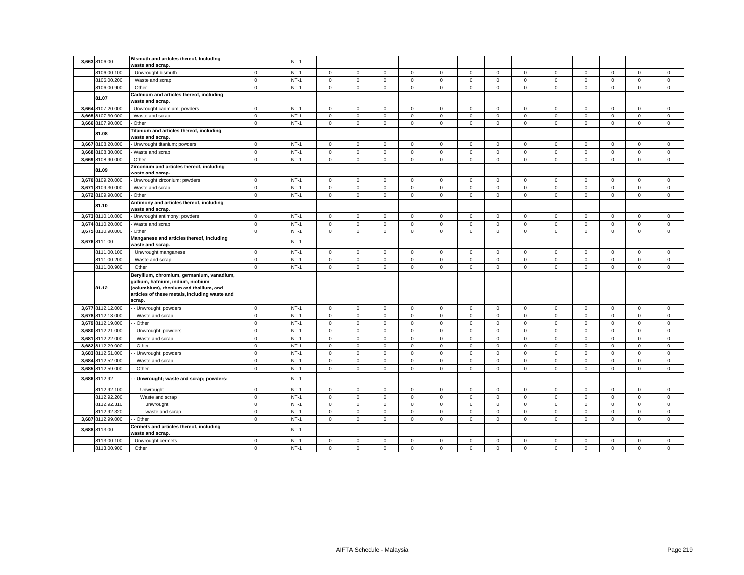| | | | | | | | | | | | | | | | | | | |
|---|---|---|---|---|---|---|---|---|---|---|---|---|---|---|---|---|---|---|
| 3,663 | 8106.00 | **Bismuth and articles thereof, including waste and scrap.** | | NT-1 | | | | | | | | | | | | | | |
| | 8106.00.100 | Unwrought bismuth | 0 | NT-1 | 0 | 0 | 0 | 0 | 0 | 0 | 0 | 0 | 0 | 0 | 0 | 0 | 0 |
| | 8106.00.200 | Waste and scrap | 0 | NT-1 | 0 | 0 | 0 | 0 | 0 | 0 | 0 | 0 | 0 | 0 | 0 | 0 | 0 |
| | 8106.00.900 | Other | 0 | NT-1 | 0 | 0 | 0 | 0 | 0 | 0 | 0 | 0 | 0 | 0 | 0 | 0 | 0 |
| | **81.07** | **Cadmium and articles thereof, including waste and scrap.** | | | | | | | | | | | | | | | | |
| 3,664 | 8107.20.000 | - Unwrought cadmium; powders | 0 | NT-1 | 0 | 0 | 0 | 0 | 0 | 0 | 0 | 0 | 0 | 0 | 0 | 0 | 0 |
| 3,665 | 8107.30.000 | - Waste and scrap | 0 | NT-1 | 0 | 0 | 0 | 0 | 0 | 0 | 0 | 0 | 0 | 0 | 0 | 0 | 0 |
| 3,666 | 8107.90.000 | - Other | 0 | NT-1 | 0 | 0 | 0 | 0 | 0 | 0 | 0 | 0 | 0 | 0 | 0 | 0 | 0 |
| | **81.08** | **Titanium and articles thereof, including waste and scrap.** | | | | | | | | | | | | | | | | |
| 3,667 | 8108.20.000 | - Unwrought titanium; powders | 0 | NT-1 | 0 | 0 | 0 | 0 | 0 | 0 | 0 | 0 | 0 | 0 | 0 | 0 | 0 |
| 3,668 | 8108.30.000 | - Waste and scrap | 0 | NT-1 | 0 | 0 | 0 | 0 | 0 | 0 | 0 | 0 | 0 | 0 | 0 | 0 | 0 |
| 3,669 | 8108.90.000 | - Other | 0 | NT-1 | 0 | 0 | 0 | 0 | 0 | 0 | 0 | 0 | 0 | 0 | 0 | 0 | 0 |
| | **81.09** | **Zirconium and articles thereof, including waste and scrap.** | | | | | | | | | | | | | | | | |
| 3,670 | 8109.20.000 | - Unwrought zirconium; powders | 0 | NT-1 | 0 | 0 | 0 | 0 | 0 | 0 | 0 | 0 | 0 | 0 | 0 | 0 | 0 |
| 3,671 | 8109.30.000 | - Waste and scrap | 0 | NT-1 | 0 | 0 | 0 | 0 | 0 | 0 | 0 | 0 | 0 | 0 | 0 | 0 | 0 |
| 3,672 | 8109.90.000 | - Other | 0 | NT-1 | 0 | 0 | 0 | 0 | 0 | 0 | 0 | 0 | 0 | 0 | 0 | 0 | 0 |
| | **81.10** | **Antimony and articles thereof, including waste and scrap.** | | | | | | | | | | | | | | | | |
| 3,673 | 8110.10.000 | - Unwrought antimony; powders | 0 | NT-1 | 0 | 0 | 0 | 0 | 0 | 0 | 0 | 0 | 0 | 0 | 0 | 0 | 0 |
| 3,674 | 8110.20.000 | - Waste and scrap | 0 | NT-1 | 0 | 0 | 0 | 0 | 0 | 0 | 0 | 0 | 0 | 0 | 0 | 0 | 0 |
| 3,675 | 8110.90.000 | - Other | 0 | NT-1 | 0 | 0 | 0 | 0 | 0 | 0 | 0 | 0 | 0 | 0 | 0 | 0 | 0 |
| 3,676 | 8111.00 | **Manganese and articles thereof, including waste and scrap.** | | NT-1 | | | | | | | | | | | | | | |
| | 8111.00.100 | Unwrought manganese | 0 | NT-1 | 0 | 0 | 0 | 0 | 0 | 0 | 0 | 0 | 0 | 0 | 0 | 0 | 0 |
| | 8111.00.200 | Waste and scrap | 0 | NT-1 | 0 | 0 | 0 | 0 | 0 | 0 | 0 | 0 | 0 | 0 | 0 | 0 | 0 |
| | 8111.00.900 | Other | 0 | NT-1 | 0 | 0 | 0 | 0 | 0 | 0 | 0 | 0 | 0 | 0 | 0 | 0 | 0 |
| | **81.12** | **Beryllium, chromium, germanium, vanadium, gallium, hafnium, indium, niobium (columbium), rhenium and thallium, and articles of these metals, including waste and scrap.** | | | | | | | | | | | | | | | | |
| 3,677 | 8112.12.000 | - - Unwrought; powders | 0 | NT-1 | 0 | 0 | 0 | 0 | 0 | 0 | 0 | 0 | 0 | 0 | 0 | 0 | 0 |
| 3,678 | 8112.13.000 | - - Waste and scrap | 0 | NT-1 | 0 | 0 | 0 | 0 | 0 | 0 | 0 | 0 | 0 | 0 | 0 | 0 | 0 |
| 3,679 | 8112.19.000 | - - Other | 0 | NT-1 | 0 | 0 | 0 | 0 | 0 | 0 | 0 | 0 | 0 | 0 | 0 | 0 | 0 |
| 3,680 | 8112.21.000 | - - Unwrought; powders | 0 | NT-1 | 0 | 0 | 0 | 0 | 0 | 0 | 0 | 0 | 0 | 0 | 0 | 0 | 0 |
| 3,681 | 8112.22.000 | - - Waste and scrap | 0 | NT-1 | 0 | 0 | 0 | 0 | 0 | 0 | 0 | 0 | 0 | 0 | 0 | 0 | 0 |
| 3,682 | 8112.29.000 | - - Other | 0 | NT-1 | 0 | 0 | 0 | 0 | 0 | 0 | 0 | 0 | 0 | 0 | 0 | 0 | 0 |
| 3,683 | 8112.51.000 | - - Unwrought; powders | 0 | NT-1 | 0 | 0 | 0 | 0 | 0 | 0 | 0 | 0 | 0 | 0 | 0 | 0 | 0 |
| 3,684 | 8112.52.000 | - - Waste and scrap | 0 | NT-1 | 0 | 0 | 0 | 0 | 0 | 0 | 0 | 0 | 0 | 0 | 0 | 0 | 0 |
| 3,685 | 8112.59.000 | - - Other | 0 | NT-1 | 0 | 0 | 0 | 0 | 0 | 0 | 0 | 0 | 0 | 0 | 0 | 0 | 0 |
| 3,686 | 8112.92 | **- - Unwrought; waste and scrap; powders:** | | NT-1 | | | | | | | | | | | | | | |
| | 8112.92.100 | Unwrought | 0 | NT-1 | 0 | 0 | 0 | 0 | 0 | 0 | 0 | 0 | 0 | 0 | 0 | 0 | 0 |
| | 8112.92.200 | Waste and scrap | 0 | NT-1 | 0 | 0 | 0 | 0 | 0 | 0 | 0 | 0 | 0 | 0 | 0 | 0 | 0 |
| | 8112.92.310 | unwrought | 0 | NT-1 | 0 | 0 | 0 | 0 | 0 | 0 | 0 | 0 | 0 | 0 | 0 | 0 | 0 |
| | 8112.92.320 | waste and scrap | 0 | NT-1 | 0 | 0 | 0 | 0 | 0 | 0 | 0 | 0 | 0 | 0 | 0 | 0 | 0 |
| 3,687 | 8112.99.000 | - - Other | 0 | NT-1 | 0 | 0 | 0 | 0 | 0 | 0 | 0 | 0 | 0 | 0 | 0 | 0 | 0 |
| 3,688 | 8113.00 | **Cermets and articles thereof, including waste and scrap.** | | NT-1 | | | | | | | | | | | | | | |
| | 8113.00.100 | Unwrought cermets | 0 | NT-1 | 0 | 0 | 0 | 0 | 0 | 0 | 0 | 0 | 0 | 0 | 0 | 0 | 0 |
| | 8113.00.900 | Other | 0 | NT-1 | 0 | 0 | 0 | 0 | 0 | 0 | 0 | 0 | 0 | 0 | 0 | 0 | 0 |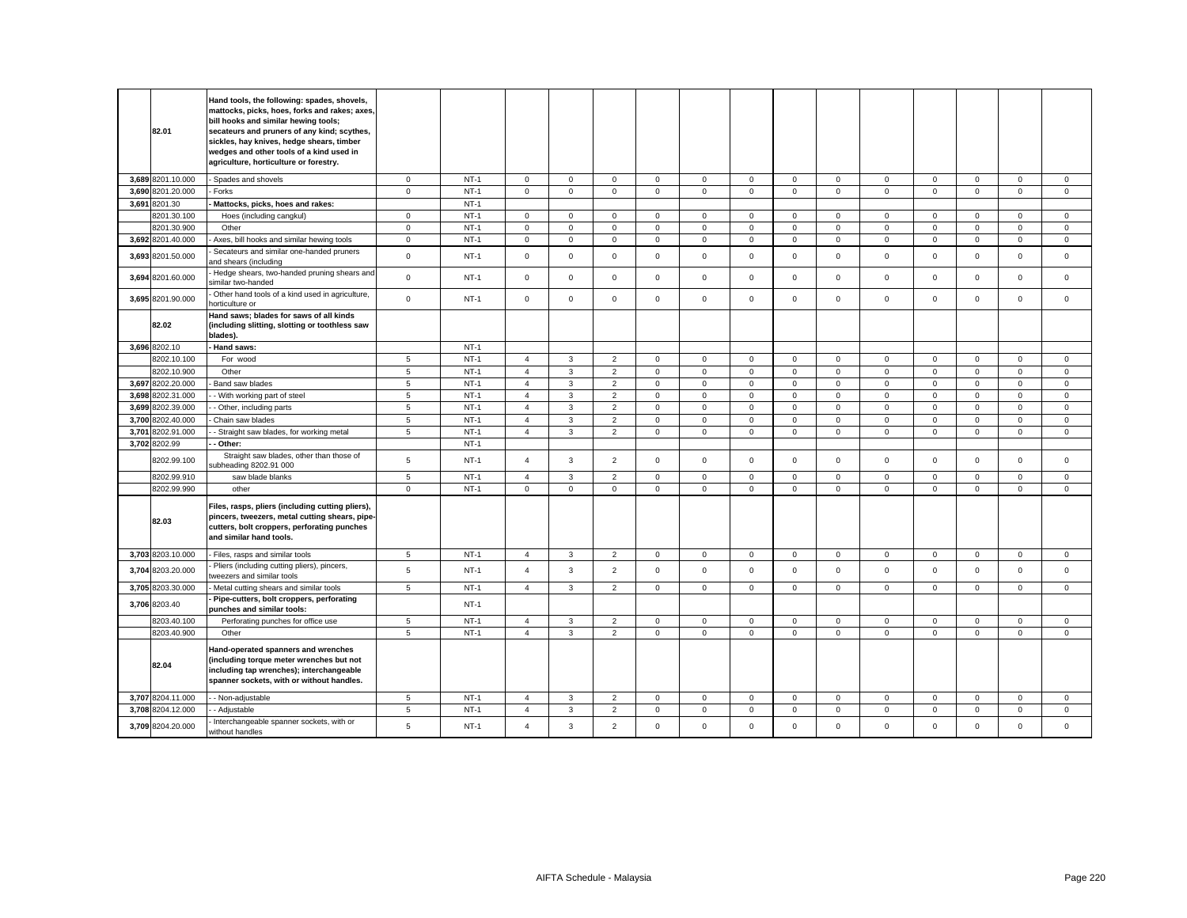| | 82.01 | Hand tools, the following: spades, shovels, mattocks, picks, hoes, forks and rakes; axes, bill hooks and similar hewing tools; secateurs and pruners of any kind; scythes, sickles, hay knives, hedge shears, timber wedges and other tools of a kind used in agriculture, horticulture or forestry. | | | | | | | | | | | | | | | | |
|---|---|---|---|---|---|---|---|---|---|---|---|---|---|---|---|---|---|---|
| 3,689 | 8201.10.000 | - Spades and shovels | 0 | NT-1 | 0 | 0 | 0 | 0 | 0 | 0 | 0 | 0 | 0 | 0 | 0 | 0 | 0 |
| 3,690 | 8201.20.000 | - Forks | 0 | NT-1 | 0 | 0 | 0 | 0 | 0 | 0 | 0 | 0 | 0 | 0 | 0 | 0 | 0 |
| 3,691 | 8201.30 | - Mattocks, picks, hoes and rakes: | | NT-1 | | | | | | | | | | | | | |
| | 8201.30.100 | Hoes (including cangkul) | 0 | NT-1 | 0 | 0 | 0 | 0 | 0 | 0 | 0 | 0 | 0 | 0 | 0 | 0 | 0 |
| | 8201.30.900 | Other | 0 | NT-1 | 0 | 0 | 0 | 0 | 0 | 0 | 0 | 0 | 0 | 0 | 0 | 0 | 0 |
| 3,692 | 8201.40.000 | - Axes, bill hooks and similar hewing tools | 0 | NT-1 | 0 | 0 | 0 | 0 | 0 | 0 | 0 | 0 | 0 | 0 | 0 | 0 | 0 |
| 3,693 | 8201.50.000 | - Secateurs and similar one-handed pruners and shears (including | 0 | NT-1 | 0 | 0 | 0 | 0 | 0 | 0 | 0 | 0 | 0 | 0 | 0 | 0 | 0 |
| 3,694 | 8201.60.000 | - Hedge shears, two-handed pruning shears and similar two-handed | 0 | NT-1 | 0 | 0 | 0 | 0 | 0 | 0 | 0 | 0 | 0 | 0 | 0 | 0 | 0 |
| 3,695 | 8201.90.000 | - Other hand tools of a kind used in agriculture, horticulture or | 0 | NT-1 | 0 | 0 | 0 | 0 | 0 | 0 | 0 | 0 | 0 | 0 | 0 | 0 | 0 |
| | 82.02 | Hand saws; blades for saws of all kinds (including slitting, slotting or toothless saw blades). | | | | | | | | | | | | | | | |
| 3,696 | 8202.10 | - Hand saws: | | NT-1 | | | | | | | | | | | | | |
| | 8202.10.100 | For wood | 5 | NT-1 | 4 | 3 | 2 | 0 | 0 | 0 | 0 | 0 | 0 | 0 | 0 | 0 | 0 |
| | 8202.10.900 | Other | 5 | NT-1 | 4 | 3 | 2 | 0 | 0 | 0 | 0 | 0 | 0 | 0 | 0 | 0 | 0 |
| 3,697 | 8202.20.000 | - Band saw blades | 5 | NT-1 | 4 | 3 | 2 | 0 | 0 | 0 | 0 | 0 | 0 | 0 | 0 | 0 | 0 |
| 3,698 | 8202.31.000 | - - With working part of steel | 5 | NT-1 | 4 | 3 | 2 | 0 | 0 | 0 | 0 | 0 | 0 | 0 | 0 | 0 | 0 |
| 3,699 | 8202.39.000 | - - Other, including parts | 5 | NT-1 | 4 | 3 | 2 | 0 | 0 | 0 | 0 | 0 | 0 | 0 | 0 | 0 | 0 |
| 3,700 | 8202.40.000 | - Chain saw blades | 5 | NT-1 | 4 | 3 | 2 | 0 | 0 | 0 | 0 | 0 | 0 | 0 | 0 | 0 | 0 |
| 3,701 | 8202.91.000 | - - Straight saw blades, for working metal | 5 | NT-1 | 4 | 3 | 2 | 0 | 0 | 0 | 0 | 0 | 0 | 0 | 0 | 0 | 0 |
| 3,702 | 8202.99 | - - Other: | | NT-1 | | | | | | | | | | | | | |
| | 8202.99.100 | Straight saw blades, other than those of subheading 8202.91 000 | 5 | NT-1 | 4 | 3 | 2 | 0 | 0 | 0 | 0 | 0 | 0 | 0 | 0 | 0 | 0 |
| | 8202.99.910 | saw blade blanks | 5 | NT-1 | 4 | 3 | 2 | 0 | 0 | 0 | 0 | 0 | 0 | 0 | 0 | 0 | 0 |
| | 8202.99.990 | other | 0 | NT-1 | 0 | 0 | 0 | 0 | 0 | 0 | 0 | 0 | 0 | 0 | 0 | 0 | 0 |
| | 82.03 | Files, rasps, pliers (including cutting pliers), pincers, tweezers, metal cutting shears, pipe-cutters, bolt croppers, perforating punches and similar hand tools. | | | | | | | | | | | | | | | |
| 3,703 | 8203.10.000 | - Files, rasps and similar tools | 5 | NT-1 | 4 | 3 | 2 | 0 | 0 | 0 | 0 | 0 | 0 | 0 | 0 | 0 | 0 |
| 3,704 | 8203.20.000 | - Pliers (including cutting pliers), pincers, tweezers and similar tools | 5 | NT-1 | 4 | 3 | 2 | 0 | 0 | 0 | 0 | 0 | 0 | 0 | 0 | 0 | 0 |
| 3,705 | 8203.30.000 | - Metal cutting shears and similar tools | 5 | NT-1 | 4 | 3 | 2 | 0 | 0 | 0 | 0 | 0 | 0 | 0 | 0 | 0 | 0 |
| 3,706 | 8203.40 | - Pipe-cutters, bolt croppers, perforating punches and similar tools: | | NT-1 | | | | | | | | | | | | | |
| | 8203.40.100 | Perforating punches for office use | 5 | NT-1 | 4 | 3 | 2 | 0 | 0 | 0 | 0 | 0 | 0 | 0 | 0 | 0 | 0 |
| | 8203.40.900 | Other | 5 | NT-1 | 4 | 3 | 2 | 0 | 0 | 0 | 0 | 0 | 0 | 0 | 0 | 0 | 0 |
| | 82.04 | Hand-operated spanners and wrenches (including torque meter wrenches but not including tap wrenches); interchangeable spanner sockets, with or without handles. | | | | | | | | | | | | | | | |
| 3,707 | 8204.11.000 | - - Non-adjustable | 5 | NT-1 | 4 | 3 | 2 | 0 | 0 | 0 | 0 | 0 | 0 | 0 | 0 | 0 | 0 |
| 3,708 | 8204.12.000 | - - Adjustable | 5 | NT-1 | 4 | 3 | 2 | 0 | 0 | 0 | 0 | 0 | 0 | 0 | 0 | 0 | 0 |
| 3,709 | 8204.20.000 | - Interchangeable spanner sockets, with or without handles | 5 | NT-1 | 4 | 3 | 2 | 0 | 0 | 0 | 0 | 0 | 0 | 0 | 0 | 0 | 0 |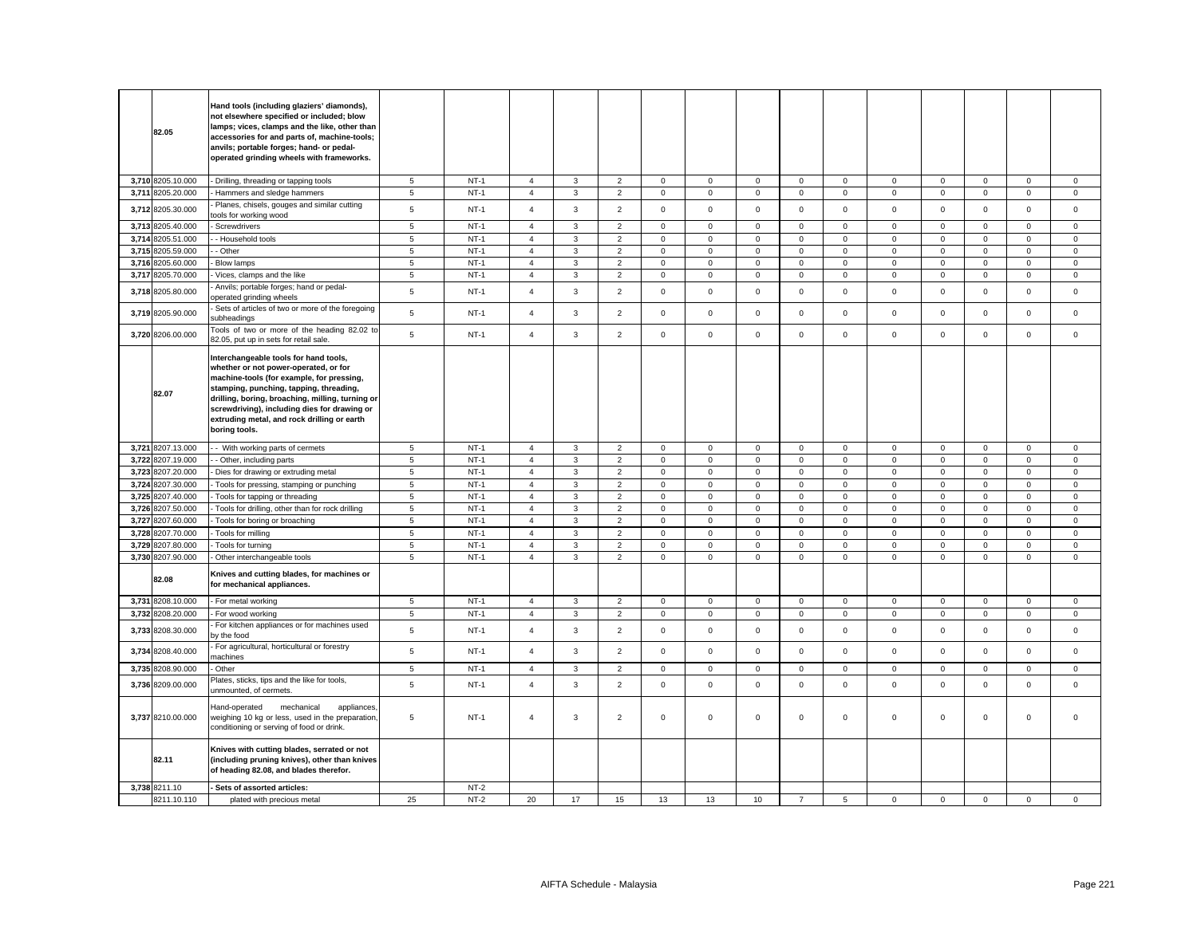| | | | | | | | | | | | | | | | | | |
|---|---|---|---|---|---|---|---|---|---|---|---|---|---|---|---|---|---|
| | **82.05** | **Hand tools (including glaziers' diamonds), not elsewhere specified or included; blow lamps; vices, clamps and the like, other than accessories for and parts of, machine-tools; anvils; portable forges; hand- or pedal-operated grinding wheels with frameworks.** | | | | | | | | | | | | | | | |
| 3,710 | 8205.10.000 | - Drilling, threading or tapping tools | 5 | NT-1 | 4 | 3 | 2 | 0 | 0 | 0 | 0 | 0 | 0 | 0 | 0 | 0 | 0 |
| 3,711 | 8205.20.000 | - Hammers and sledge hammers | 5 | NT-1 | 4 | 3 | 2 | 0 | 0 | 0 | 0 | 0 | 0 | 0 | 0 | 0 | 0 |
| 3,712 | 8205.30.000 | - Planes, chisels, gouges and similar cutting tools for working wood | 5 | NT-1 | 4 | 3 | 2 | 0 | 0 | 0 | 0 | 0 | 0 | 0 | 0 | 0 | 0 |
| 3,713 | 8205.40.000 | - Screwdrivers | 5 | NT-1 | 4 | 3 | 2 | 0 | 0 | 0 | 0 | 0 | 0 | 0 | 0 | 0 | 0 |
| 3,714 | 8205.51.000 | - - Household tools | 5 | NT-1 | 4 | 3 | 2 | 0 | 0 | 0 | 0 | 0 | 0 | 0 | 0 | 0 | 0 |
| 3,715 | 8205.59.000 | - - Other | 5 | NT-1 | 4 | 3 | 2 | 0 | 0 | 0 | 0 | 0 | 0 | 0 | 0 | 0 | 0 |
| 3,716 | 8205.60.000 | - Blow lamps | 5 | NT-1 | 4 | 3 | 2 | 0 | 0 | 0 | 0 | 0 | 0 | 0 | 0 | 0 | 0 |
| 3,717 | 8205.70.000 | - Vices, clamps and the like | 5 | NT-1 | 4 | 3 | 2 | 0 | 0 | 0 | 0 | 0 | 0 | 0 | 0 | 0 | 0 |
| 3,718 | 8205.80.000 | - Anvils; portable forges; hand or pedal-operated grinding wheels | 5 | NT-1 | 4 | 3 | 2 | 0 | 0 | 0 | 0 | 0 | 0 | 0 | 0 | 0 | 0 |
| 3,719 | 8205.90.000 | - Sets of articles of two or more of the foregoing subheadings | 5 | NT-1 | 4 | 3 | 2 | 0 | 0 | 0 | 0 | 0 | 0 | 0 | 0 | 0 | 0 |
| 3,720 | 8206.00.000 | Tools of two or more of the heading 82.02 to 82.05, put up in sets for retail sale. | 5 | NT-1 | 4 | 3 | 2 | 0 | 0 | 0 | 0 | 0 | 0 | 0 | 0 | 0 | 0 |
| | **82.07** | **Interchangeable tools for hand tools, whether or not power-operated, or for machine-tools (for example, for pressing, stamping, punching, tapping, threading, drilling, boring, broaching, milling, turning or screwdriving), including dies for drawing or extruding metal, and rock drilling or earth boring tools.** | | | | | | | | | | | | | | | |
| 3,721 | 8207.13.000 | - - With working parts of cermets | 5 | NT-1 | 4 | 3 | 2 | 0 | 0 | 0 | 0 | 0 | 0 | 0 | 0 | 0 | 0 |
| 3,722 | 8207.19.000 | - - Other, including parts | 5 | NT-1 | 4 | 3 | 2 | 0 | 0 | 0 | 0 | 0 | 0 | 0 | 0 | 0 | 0 |
| 3,723 | 8207.20.000 | - Dies for drawing or extruding metal | 5 | NT-1 | 4 | 3 | 2 | 0 | 0 | 0 | 0 | 0 | 0 | 0 | 0 | 0 | 0 |
| 3,724 | 8207.30.000 | - Tools for pressing, stamping or punching | 5 | NT-1 | 4 | 3 | 2 | 0 | 0 | 0 | 0 | 0 | 0 | 0 | 0 | 0 | 0 |
| 3,725 | 8207.40.000 | - Tools for tapping or threading | 5 | NT-1 | 4 | 3 | 2 | 0 | 0 | 0 | 0 | 0 | 0 | 0 | 0 | 0 | 0 |
| 3,726 | 8207.50.000 | - Tools for drilling, other than for rock drilling | 5 | NT-1 | 4 | 3 | 2 | 0 | 0 | 0 | 0 | 0 | 0 | 0 | 0 | 0 | 0 |
| 3,727 | 8207.60.000 | - Tools for boring or broaching | 5 | NT-1 | 4 | 3 | 2 | 0 | 0 | 0 | 0 | 0 | 0 | 0 | 0 | 0 | 0 |
| 3,728 | 8207.70.000 | - Tools for milling | 5 | NT-1 | 4 | 3 | 2 | 0 | 0 | 0 | 0 | 0 | 0 | 0 | 0 | 0 | 0 |
| 3,729 | 8207.80.000 | - Tools for turning | 5 | NT-1 | 4 | 3 | 2 | 0 | 0 | 0 | 0 | 0 | 0 | 0 | 0 | 0 | 0 |
| 3,730 | 8207.90.000 | - Other interchangeable tools | 5 | NT-1 | 4 | 3 | 2 | 0 | 0 | 0 | 0 | 0 | 0 | 0 | 0 | 0 | 0 |
| | **82.08** | **Knives and cutting blades, for machines or for mechanical appliances.** | | | | | | | | | | | | | | | |
| 3,731 | 8208.10.000 | - For metal working | 5 | NT-1 | 4 | 3 | 2 | 0 | 0 | 0 | 0 | 0 | 0 | 0 | 0 | 0 | 0 |
| 3,732 | 8208.20.000 | - For wood working | 5 | NT-1 | 4 | 3 | 2 | 0 | 0 | 0 | 0 | 0 | 0 | 0 | 0 | 0 | 0 |
| 3,733 | 8208.30.000 | - For kitchen appliances or for machines used by the food | 5 | NT-1 | 4 | 3 | 2 | 0 | 0 | 0 | 0 | 0 | 0 | 0 | 0 | 0 | 0 |
| 3,734 | 8208.40.000 | - For agricultural, horticultural or forestry machines | 5 | NT-1 | 4 | 3 | 2 | 0 | 0 | 0 | 0 | 0 | 0 | 0 | 0 | 0 | 0 |
| 3,735 | 8208.90.000 | - Other | 5 | NT-1 | 4 | 3 | 2 | 0 | 0 | 0 | 0 | 0 | 0 | 0 | 0 | 0 | 0 |
| 3,736 | 8209.00.000 | Plates, sticks, tips and the like for tools, unmounted, of cermets. | 5 | NT-1 | 4 | 3 | 2 | 0 | 0 | 0 | 0 | 0 | 0 | 0 | 0 | 0 | 0 |
| 3,737 | 8210.00.000 | Hand-operated mechanical appliances, weighing 10 kg or less, used in the preparation, conditioning or serving of food or drink. | 5 | NT-1 | 4 | 3 | 2 | 0 | 0 | 0 | 0 | 0 | 0 | 0 | 0 | 0 | 0 |
| | **82.11** | **Knives with cutting blades, serrated or not (including pruning knives), other than knives of heading 82.08, and blades therefor.** | | | | | | | | | | | | | | | |
| 3,738 | 8211.10 | **- Sets of assorted articles:** | | NT-2 | | | | | | | | | | | | | |
| | 8211.10.110 | plated with precious metal | 25 | NT-2 | 20 | 17 | 15 | 13 | 13 | 10 | 7 | 5 | 0 | 0 | 0 | 0 | 0 |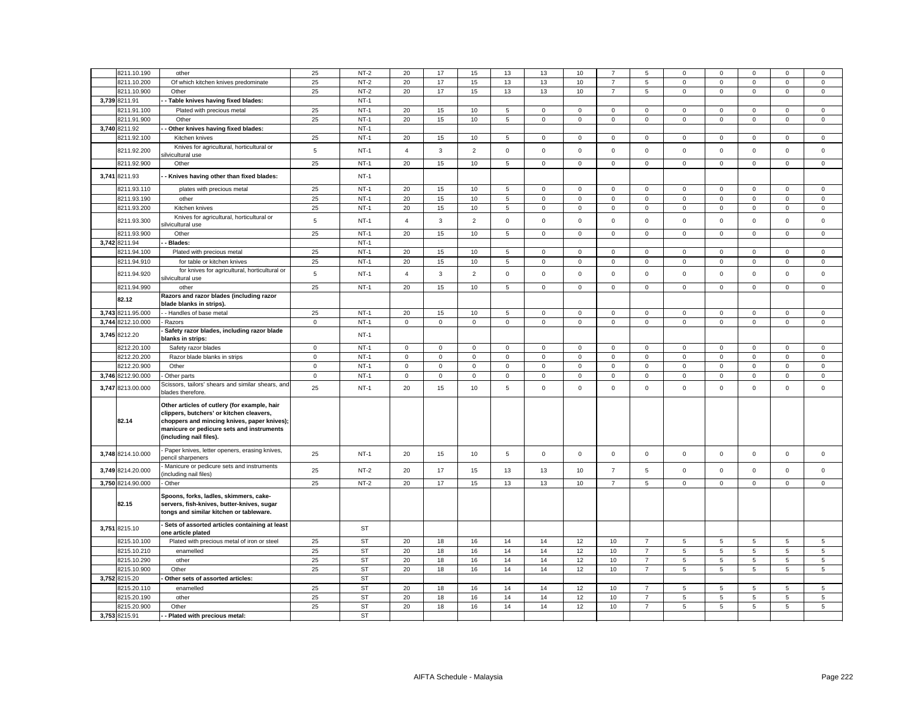| | 8211.10.190 | other | 25 | NT-2 | 20 | 17 | 15 | 13 | 13 | 10 | 7 | 5 | 0 | 0 | 0 | 0 | 0 |
|---|---|---|---|---|---|---|---|---|---|---|---|---|---|---|---|---|---|
| | 8211.10.200 | Of which kitchen knives predominate | 25 | NT-2 | 20 | 17 | 15 | 13 | 13 | 10 | 7 | 5 | 0 | 0 | 0 | 0 | 0 |
| | 8211.10.900 | Other | 25 | NT-2 | 20 | 17 | 15 | 13 | 13 | 10 | 7 | 5 | 0 | 0 | 0 | 0 | 0 |
| 3,739 | 8211.91 | **- - Table knives having fixed blades:** | | NT-1 | | | | | | | | | | | | | |
| | 8211.91.100 | Plated with precious metal | 25 | NT-1 | 20 | 15 | 10 | 5 | 0 | 0 | 0 | 0 | 0 | 0 | 0 | 0 | 0 |
| | 8211.91.900 | Other | 25 | NT-1 | 20 | 15 | 10 | 5 | 0 | 0 | 0 | 0 | 0 | 0 | 0 | 0 | 0 |
| 3,740 | 8211.92 | **- - Other knives having fixed blades:** | | NT-1 | | | | | | | | | | | | | |
| | 8211.92.100 | Kitchen knives | 25 | NT-1 | 20 | 15 | 10 | 5 | 0 | 0 | 0 | 0 | 0 | 0 | 0 | 0 | 0 |
| | 8211.92.200 | Knives for agricultural, horticultural or silvicultural use | 5 | NT-1 | 4 | 3 | 2 | 0 | 0 | 0 | 0 | 0 | 0 | 0 | 0 | 0 | 0 |
| | 8211.92.900 | Other | 25 | NT-1 | 20 | 15 | 10 | 5 | 0 | 0 | 0 | 0 | 0 | 0 | 0 | 0 | 0 |
| 3,741 | 8211.93 | **- - Knives having other than fixed blades:** | | NT-1 | | | | | | | | | | | | | |
| | 8211.93.110 | plates with precious metal | 25 | NT-1 | 20 | 15 | 10 | 5 | 0 | 0 | 0 | 0 | 0 | 0 | 0 | 0 | 0 |
| | 8211.93.190 | other | 25 | NT-1 | 20 | 15 | 10 | 5 | 0 | 0 | 0 | 0 | 0 | 0 | 0 | 0 | 0 |
| | 8211.93.200 | Kitchen knives | 25 | NT-1 | 20 | 15 | 10 | 5 | 0 | 0 | 0 | 0 | 0 | 0 | 0 | 0 | 0 |
| | 8211.93.300 | Knives for agricultural, horticultural or silvicultural use | 5 | NT-1 | 4 | 3 | 2 | 0 | 0 | 0 | 0 | 0 | 0 | 0 | 0 | 0 | 0 |
| | 8211.93.900 | Other | 25 | NT-1 | 20 | 15 | 10 | 5 | 0 | 0 | 0 | 0 | 0 | 0 | 0 | 0 | 0 |
| 3,742 | 8211.94 | **- - Blades:** | | NT-1 | | | | | | | | | | | | | |
| | 8211.94.100 | Plated with precious metal | 25 | NT-1 | 20 | 15 | 10 | 5 | 0 | 0 | 0 | 0 | 0 | 0 | 0 | 0 | 0 |
| | 8211.94.910 | for table or kitchen knives | 25 | NT-1 | 20 | 15 | 10 | 5 | 0 | 0 | 0 | 0 | 0 | 0 | 0 | 0 | 0 |
| | 8211.94.920 | for knives for agricultural, horticultural or silvicultural use | 5 | NT-1 | 4 | 3 | 2 | 0 | 0 | 0 | 0 | 0 | 0 | 0 | 0 | 0 | 0 |
| | 8211.94.990 | other | 25 | NT-1 | 20 | 15 | 10 | 5 | 0 | 0 | 0 | 0 | 0 | 0 | 0 | 0 | 0 |
| | **82.12** | **Razors and razor blades (including razor blade blanks in strips).** | | | | | | | | | | | | | | | |
| 3,743 | 8211.95.000 | - - Handles of base metal | 25 | NT-1 | 20 | 15 | 10 | 5 | 0 | 0 | 0 | 0 | 0 | 0 | 0 | 0 | 0 |
| 3,744 | 8212.10.000 | - Razors | 0 | NT-1 | 0 | 0 | 0 | 0 | 0 | 0 | 0 | 0 | 0 | 0 | 0 | 0 | 0 |
| 3,745 | 8212.20 | **- Safety razor blades, including razor blade blanks in strips:** | | NT-1 | | | | | | | | | | | | | |
| | 8212.20.100 | Safety razor blades | 0 | NT-1 | 0 | 0 | 0 | 0 | 0 | 0 | 0 | 0 | 0 | 0 | 0 | 0 | 0 |
| | 8212.20.200 | Razor blade blanks in strips | 0 | NT-1 | 0 | 0 | 0 | 0 | 0 | 0 | 0 | 0 | 0 | 0 | 0 | 0 | 0 |
| | 8212.20.900 | Other | 0 | NT-1 | 0 | 0 | 0 | 0 | 0 | 0 | 0 | 0 | 0 | 0 | 0 | 0 | 0 |
| 3,746 | 8212.90.000 | - Other parts | 0 | NT-1 | 0 | 0 | 0 | 0 | 0 | 0 | 0 | 0 | 0 | 0 | 0 | 0 | 0 |
| 3,747 | 8213.00.000 | Scissors, tailors' shears and similar shears, and blades therefore. | 25 | NT-1 | 20 | 15 | 10 | 5 | 0 | 0 | 0 | 0 | 0 | 0 | 0 | 0 | 0 |
| | **82.14** | **Other articles of cutlery (for example, hair clippers, butchers' or kitchen cleavers, choppers and mincing knives, paper knives); manicure or pedicure sets and instruments (including nail files).** | | | | | | | | | | | | | | | |
| 3,748 | 8214.10.000 | - Paper knives, letter openers, erasing knives, pencil sharpeners | 25 | NT-1 | 20 | 15 | 10 | 5 | 0 | 0 | 0 | 0 | 0 | 0 | 0 | 0 | 0 |
| 3,749 | 8214.20.000 | - Manicure or pedicure sets and instruments (including nail files) | 25 | NT-2 | 20 | 17 | 15 | 13 | 13 | 10 | 7 | 5 | 0 | 0 | 0 | 0 | 0 |
| 3,750 | 8214.90.000 | - Other | 25 | NT-2 | 20 | 17 | 15 | 13 | 13 | 10 | 7 | 5 | 0 | 0 | 0 | 0 | 0 |
| | **82.15** | **Spoons, forks, ladles, skimmers, cake-servers, fish-knives, butter-knives, sugar tongs and similar kitchen or tableware.** | | | | | | | | | | | | | | | |
| 3,751 | 8215.10 | **- Sets of assorted articles containing at least one article plated** | | ST | | | | | | | | | | | | | |
| | 8215.10.100 | Plated with precious metal of iron or steel | 25 | ST | 20 | 18 | 16 | 14 | 14 | 12 | 10 | 7 | 5 | 5 | 5 | 5 | 5 |
| | 8215.10.210 | enamelled | 25 | ST | 20 | 18 | 16 | 14 | 14 | 12 | 10 | 7 | 5 | 5 | 5 | 5 | 5 |
| | 8215.10.290 | other | 25 | ST | 20 | 18 | 16 | 14 | 14 | 12 | 10 | 7 | 5 | 5 | 5 | 5 | 5 |
| | 8215.10.900 | Other | 25 | ST | 20 | 18 | 16 | 14 | 14 | 12 | 10 | 7 | 5 | 5 | 5 | 5 | 5 |
| 3,752 | 8215.20 | **- Other sets of assorted articles:** | | ST | | | | | | | | | | | | | |
| | 8215.20.110 | enamelled | 25 | ST | 20 | 18 | 16 | 14 | 14 | 12 | 10 | 7 | 5 | 5 | 5 | 5 | 5 |
| | 8215.20.190 | other | 25 | ST | 20 | 18 | 16 | 14 | 14 | 12 | 10 | 7 | 5 | 5 | 5 | 5 | 5 |
| | 8215.20.900 | Other | 25 | ST | 20 | 18 | 16 | 14 | 14 | 12 | 10 | 7 | 5 | 5 | 5 | 5 | 5 |
| 3,753 | 8215.91 | **- - Plated with precious metal:** | | ST | | | | | | | | | | | | | |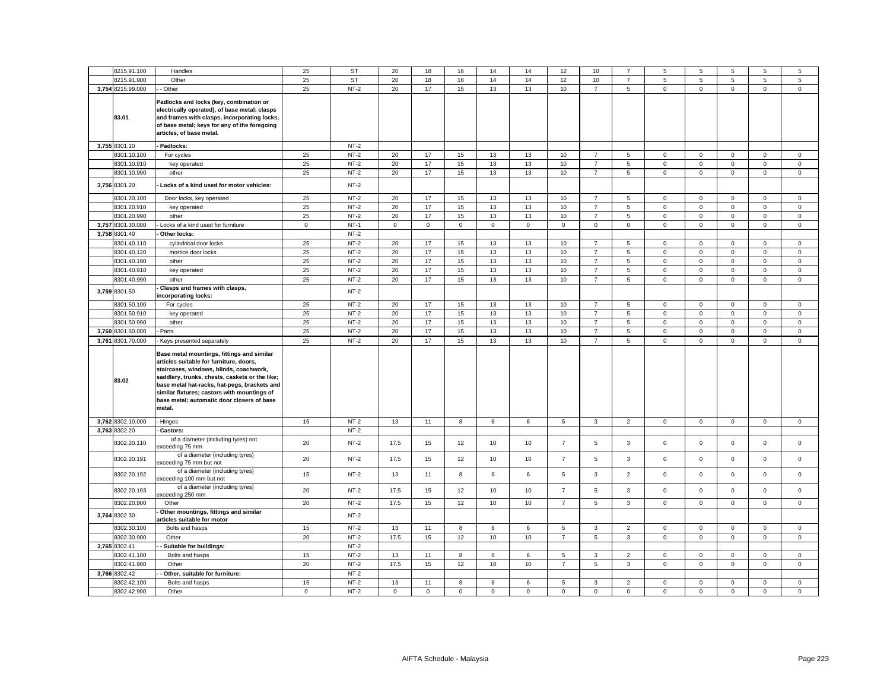| | | | | | | | | | | | | | | | | | |
|---|---|---|---|---|---|---|---|---|---|---|---|---|---|---|---|---|---|
| | 8215.91.100 | Handles | 25 | ST | 20 | 18 | 16 | 14 | 14 | 12 | 10 | 7 | 5 | 5 | 5 | 5 | 5 |
| | 8215.91.900 | Other | 25 | ST | 20 | 18 | 16 | 14 | 14 | 12 | 10 | 7 | 5 | 5 | 5 | 5 | 5 |
| 3,754 | 8215.99.000 | - - Other | 25 | NT-2 | 20 | 17 | 15 | 13 | 13 | 10 | 7 | 5 | 0 | 0 | 0 | 0 | 0 |
| | 83.01 | **Padlocks and locks (key, combination or electrically operated), of base metal; clasps and frames with clasps, incorporating locks, of base metal; keys for any of the foregoing articles, of base metal.** | | | | | | | | | | | | | | | |
| 3,755 | 8301.10 | **- Padlocks:** | | NT-2 | | | | | | | | | | | | | |
| | 8301.10.100 | For cycles | 25 | NT-2 | 20 | 17 | 15 | 13 | 13 | 10 | 7 | 5 | 0 | 0 | 0 | 0 | 0 |
| | 8301.10.910 | key operated | 25 | NT-2 | 20 | 17 | 15 | 13 | 13 | 10 | 7 | 5 | 0 | 0 | 0 | 0 | 0 |
| | 8301.10.990 | other | 25 | NT-2 | 20 | 17 | 15 | 13 | 13 | 10 | 7 | 5 | 0 | 0 | 0 | 0 | 0 |
| 3,756 | 8301.20 | **- Locks of a kind used for motor vehicles:** | | NT-2 | | | | | | | | | | | | | |
| | 8301.20.100 | Door locks, key operated | 25 | NT-2 | 20 | 17 | 15 | 13 | 13 | 10 | 7 | 5 | 0 | 0 | 0 | 0 | 0 |
| | 8301.20.910 | key operated | 25 | NT-2 | 20 | 17 | 15 | 13 | 13 | 10 | 7 | 5 | 0 | 0 | 0 | 0 | 0 |
| | 8301.20.990 | other | 25 | NT-2 | 20 | 17 | 15 | 13 | 13 | 10 | 7 | 5 | 0 | 0 | 0 | 0 | 0 |
| 3,757 | 8301.30.000 | - Locks of a kind used for furniture | 0 | NT-1 | 0 | 0 | 0 | 0 | 0 | 0 | 0 | 0 | 0 | 0 | 0 | 0 | 0 |
| 3,758 | 8301.40 | **- Other locks:** | | NT-2 | | | | | | | | | | | | | |
| | 8301.40.110 | cylindrical door locks | 25 | NT-2 | 20 | 17 | 15 | 13 | 13 | 10 | 7 | 5 | 0 | 0 | 0 | 0 | 0 |
| | 8301.40.120 | mortice door locks | 25 | NT-2 | 20 | 17 | 15 | 13 | 13 | 10 | 7 | 5 | 0 | 0 | 0 | 0 | 0 |
| | 8301.40.190 | other | 25 | NT-2 | 20 | 17 | 15 | 13 | 13 | 10 | 7 | 5 | 0 | 0 | 0 | 0 | 0 |
| | 8301.40.910 | key operated | 25 | NT-2 | 20 | 17 | 15 | 13 | 13 | 10 | 7 | 5 | 0 | 0 | 0 | 0 | 0 |
| | 8301.40.990 | other | 25 | NT-2 | 20 | 17 | 15 | 13 | 13 | 10 | 7 | 5 | 0 | 0 | 0 | 0 | 0 |
| 3,759 | 8301.50 | **- Clasps and frames with clasps, incorporating locks:** | | NT-2 | | | | | | | | | | | | | |
| | 8301.50.100 | For cycles | 25 | NT-2 | 20 | 17 | 15 | 13 | 13 | 10 | 7 | 5 | 0 | 0 | 0 | 0 | 0 |
| | 8301.50.910 | key operated | 25 | NT-2 | 20 | 17 | 15 | 13 | 13 | 10 | 7 | 5 | 0 | 0 | 0 | 0 | 0 |
| | 8301.50.990 | other | 25 | NT-2 | 20 | 17 | 15 | 13 | 13 | 10 | 7 | 5 | 0 | 0 | 0 | 0 | 0 |
| 3,760 | 8301.60.000 | - Parts | 25 | NT-2 | 20 | 17 | 15 | 13 | 13 | 10 | 7 | 5 | 0 | 0 | 0 | 0 | 0 |
| 3,761 | 8301.70.000 | - Keys presented separately | 25 | NT-2 | 20 | 17 | 15 | 13 | 13 | 10 | 7 | 5 | 0 | 0 | 0 | 0 | 0 |
| | 83.02 | **Base metal mountings, fittings and similar articles suitable for furniture, doors, staircases, windows, blinds, coachwork, saddlery, trunks, chests, caskets or the like; base metal hat-racks, hat-pegs, brackets and similar fixtures; castors with mountings of base metal; automatic door closers of base metal.** | | | | | | | | | | | | | | | |
| 3,762 | 8302.10.000 | - Hinges | 15 | NT-2 | 13 | 11 | 8 | 6 | 6 | 5 | 3 | 2 | 0 | 0 | 0 | 0 | 0 |
| 3,763 | 8302.20 | **- Castors:** | | NT-2 | | | | | | | | | | | | | |
| | 8302.20.110 | of a diameter (including tyres) not exceeding 75 mm | 20 | NT-2 | 17.5 | 15 | 12 | 10 | 10 | 7 | 5 | 3 | 0 | 0 | 0 | 0 | 0 |
| | 8302.20.191 | of a diameter (including tyres) exceeding 75 mm but not | 20 | NT-2 | 17.5 | 15 | 12 | 10 | 10 | 7 | 5 | 3 | 0 | 0 | 0 | 0 | 0 |
| | 8302.20.192 | of a diameter (including tyres) exceeding 100 mm but not | 15 | NT-2 | 13 | 11 | 8 | 6 | 6 | 5 | 3 | 2 | 0 | 0 | 0 | 0 | 0 |
| | 8302.20.193 | of a diameter (including tyres) exceeding 250 mm | 20 | NT-2 | 17.5 | 15 | 12 | 10 | 10 | 7 | 5 | 3 | 0 | 0 | 0 | 0 | 0 |
| | 8302.20.900 | Other | 20 | NT-2 | 17.5 | 15 | 12 | 10 | 10 | 7 | 5 | 3 | 0 | 0 | 0 | 0 | 0 |
| 3,764 | 8302.30 | **- Other mountings, fittings and similar articles suitable for motor** | | NT-2 | | | | | | | | | | | | | |
| | 8302.30.100 | Bolts and hasps | 15 | NT-2 | 13 | 11 | 8 | 6 | 6 | 5 | 3 | 2 | 0 | 0 | 0 | 0 | 0 |
| | 8302.30.900 | Other | 20 | NT-2 | 17.5 | 15 | 12 | 10 | 10 | 7 | 5 | 3 | 0 | 0 | 0 | 0 | 0 |
| 3,765 | 8302.41 | **- - Suitable for buildings:** | | NT-2 | | | | | | | | | | | | | |
| | 8302.41.100 | Bolts and hasps | 15 | NT-2 | 13 | 11 | 8 | 6 | 6 | 5 | 3 | 2 | 0 | 0 | 0 | 0 | 0 |
| | 8302.41.900 | Other | 20 | NT-2 | 17.5 | 15 | 12 | 10 | 10 | 7 | 5 | 3 | 0 | 0 | 0 | 0 | 0 |
| 3,766 | 8302.42 | **- - Other, suitable for furniture:** | | NT-2 | | | | | | | | | | | | | |
| | 8302.42.100 | Bolts and hasps | 15 | NT-2 | 13 | 11 | 8 | 6 | 6 | 5 | 3 | 2 | 0 | 0 | 0 | 0 | 0 |
| | 8302.42.900 | Other | 0 | NT-2 | 0 | 0 | 0 | 0 | 0 | 0 | 0 | 0 | 0 | 0 | 0 | 0 | 0 |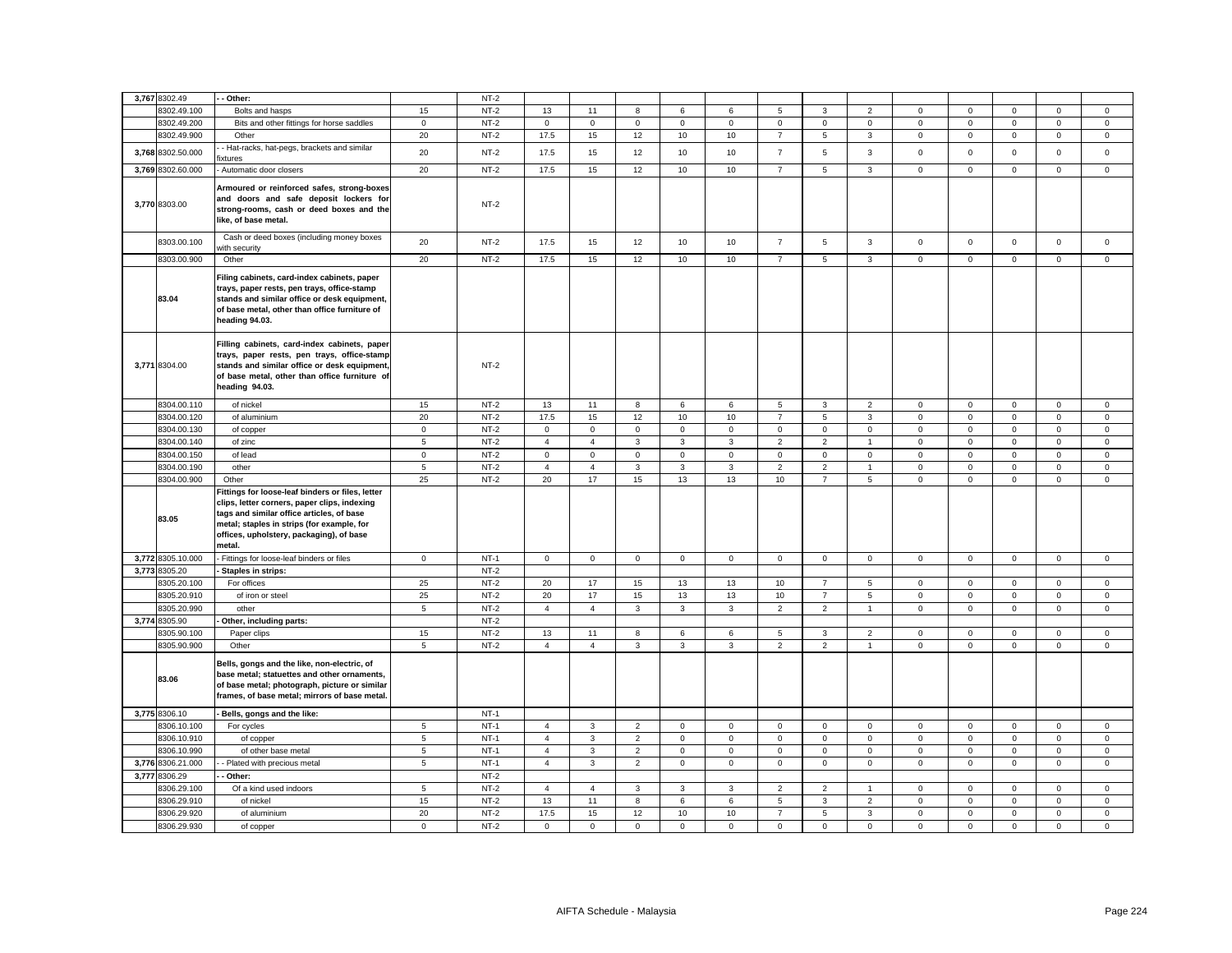| | | | | | | | | | | | | | | | | | | |
|---|---|---|---|---|---|---|---|---|---|---|---|---|---|---|---|---|---|---|
| 3,767 | 8302.49 | - - Other: | | NT-2 | | | | | | | | | | | | | | |
| | 8302.49.100 | Bolts and hasps | 15 | NT-2 | 13 | 11 | 8 | 6 | 6 | 5 | 3 | 2 | 0 | 0 | 0 | 0 | 0 |
| | 8302.49.200 | Bits and other fittings for horse saddles | 0 | NT-2 | 0 | 0 | 0 | 0 | 0 | 0 | 0 | 0 | 0 | 0 | 0 | 0 | 0 |
| | 8302.49.900 | Other | 20 | NT-2 | 17.5 | 15 | 12 | 10 | 10 | 7 | 5 | 3 | 0 | 0 | 0 | 0 | 0 |
| 3,768 | 8302.50.000 | - Hat-racks, hat-pegs, brackets and similar fixtures | 20 | NT-2 | 17.5 | 15 | 12 | 10 | 10 | 7 | 5 | 3 | 0 | 0 | 0 | 0 | 0 |
| 3,769 | 8302.60.000 | - Automatic door closers | 20 | NT-2 | 17.5 | 15 | 12 | 10 | 10 | 7 | 5 | 3 | 0 | 0 | 0 | 0 | 0 |
| 3,770 | 8303.00 | **Armoured or reinforced safes, strong-boxes and doors and safe deposit lockers for strong-rooms, cash or deed boxes and the like, of base metal.** | | NT-2 | | | | | | | | | | | | | | |
| | 8303.00.100 | Cash or deed boxes (including money boxes with security | 20 | NT-2 | 17.5 | 15 | 12 | 10 | 10 | 7 | 5 | 3 | 0 | 0 | 0 | 0 | 0 |
| | 8303.00.900 | Other | 20 | NT-2 | 17.5 | 15 | 12 | 10 | 10 | 7 | 5 | 3 | 0 | 0 | 0 | 0 | 0 |
| | **83.04** | **Filing cabinets, card-index cabinets, paper trays, paper rests, pen trays, office-stamp stands and similar office or desk equipment, of base metal, other than office furniture of heading 94.03.** | | | | | | | | | | | | | | | | |
| 3,771 | 8304.00 | **Filling cabinets, card-index cabinets, paper trays, paper rests, pen trays, office-stamp stands and similar office or desk equipment, of base metal, other than office furniture of heading 94.03.** | | NT-2 | | | | | | | | | | | | | | |
| | 8304.00.110 | of nickel | 15 | NT-2 | 13 | 11 | 8 | 6 | 6 | 5 | 3 | 2 | 0 | 0 | 0 | 0 | 0 |
| | 8304.00.120 | of aluminium | 20 | NT-2 | 17.5 | 15 | 12 | 10 | 10 | 7 | 5 | 3 | 0 | 0 | 0 | 0 | 0 |
| | 8304.00.130 | of copper | 0 | NT-2 | 0 | 0 | 0 | 0 | 0 | 0 | 0 | 0 | 0 | 0 | 0 | 0 | 0 |
| | 8304.00.140 | of zinc | 5 | NT-2 | 4 | 4 | 3 | 3 | 3 | 2 | 2 | 1 | 0 | 0 | 0 | 0 | 0 |
| | 8304.00.150 | of lead | 0 | NT-2 | 0 | 0 | 0 | 0 | 0 | 0 | 0 | 0 | 0 | 0 | 0 | 0 | 0 |
| | 8304.00.190 | other | 5 | NT-2 | 4 | 4 | 3 | 3 | 3 | 2 | 2 | 1 | 0 | 0 | 0 | 0 | 0 |
| | 8304.00.900 | Other | 25 | NT-2 | 20 | 17 | 15 | 13 | 13 | 10 | 7 | 5 | 0 | 0 | 0 | 0 | 0 |
| | **83.05** | **Fittings for loose-leaf binders or files, letter clips, letter corners, paper clips, indexing tags and similar office articles, of base metal; staples in strips (for example, for offices, upholstery, packaging), of base metal.** | | | | | | | | | | | | | | | | |
| 3,772 | 8305.10.000 | - Fittings for loose-leaf binders or files | 0 | NT-1 | 0 | 0 | 0 | 0 | 0 | 0 | 0 | 0 | 0 | 0 | 0 | 0 | 0 |
| 3,773 | 8305.20 | **- Staples in strips:** | | NT-2 | | | | | | | | | | | | | | |
| | 8305.20.100 | For offices | 25 | NT-2 | 20 | 17 | 15 | 13 | 13 | 10 | 7 | 5 | 0 | 0 | 0 | 0 | 0 |
| | 8305.20.910 | of iron or steel | 25 | NT-2 | 20 | 17 | 15 | 13 | 13 | 10 | 7 | 5 | 0 | 0 | 0 | 0 | 0 |
| | 8305.20.990 | other | 5 | NT-2 | 4 | 4 | 3 | 3 | 3 | 2 | 2 | 1 | 0 | 0 | 0 | 0 | 0 |
| 3,774 | 8305.90 | **- Other, including parts:** | | NT-2 | | | | | | | | | | | | | | |
| | 8305.90.100 | Paper clips | 15 | NT-2 | 13 | 11 | 8 | 6 | 6 | 5 | 3 | 2 | 0 | 0 | 0 | 0 | 0 |
| | 8305.90.900 | Other | 5 | NT-2 | 4 | 4 | 3 | 3 | 3 | 2 | 2 | 1 | 0 | 0 | 0 | 0 | 0 |
| | **83.06** | **Bells, gongs and the like, non-electric, of base metal; statuettes and other ornaments, of base metal; photograph, picture or similar frames, of base metal; mirrors of base metal.** | | | | | | | | | | | | | | | | |
| 3,775 | 8306.10 | **- Bells, gongs and the like:** | | NT-1 | | | | | | | | | | | | | | |
| | 8306.10.100 | For cycles | 5 | NT-1 | 4 | 3 | 2 | 0 | 0 | 0 | 0 | 0 | 0 | 0 | 0 | 0 | 0 |
| | 8306.10.910 | of copper | 5 | NT-1 | 4 | 3 | 2 | 0 | 0 | 0 | 0 | 0 | 0 | 0 | 0 | 0 | 0 |
| | 8306.10.990 | of other base metal | 5 | NT-1 | 4 | 3 | 2 | 0 | 0 | 0 | 0 | 0 | 0 | 0 | 0 | 0 | 0 |
| 3,776 | 8306.21.000 | - - Plated with precious metal | 5 | NT-1 | 4 | 3 | 2 | 0 | 0 | 0 | 0 | 0 | 0 | 0 | 0 | 0 | 0 |
| 3,777 | 8306.29 | **- - Other:** | | NT-2 | | | | | | | | | | | | | | |
| | 8306.29.100 | Of a kind used indoors | 5 | NT-2 | 4 | 4 | 3 | 3 | 3 | 2 | 2 | 1 | 0 | 0 | 0 | 0 | 0 |
| | 8306.29.910 | of nickel | 15 | NT-2 | 13 | 11 | 8 | 6 | 6 | 5 | 3 | 2 | 0 | 0 | 0 | 0 | 0 |
| | 8306.29.920 | of aluminium | 20 | NT-2 | 17.5 | 15 | 12 | 10 | 10 | 7 | 5 | 3 | 0 | 0 | 0 | 0 | 0 |
| | 8306.29.930 | of copper | 0 | NT-2 | 0 | 0 | 0 | 0 | 0 | 0 | 0 | 0 | 0 | 0 | 0 | 0 | 0 |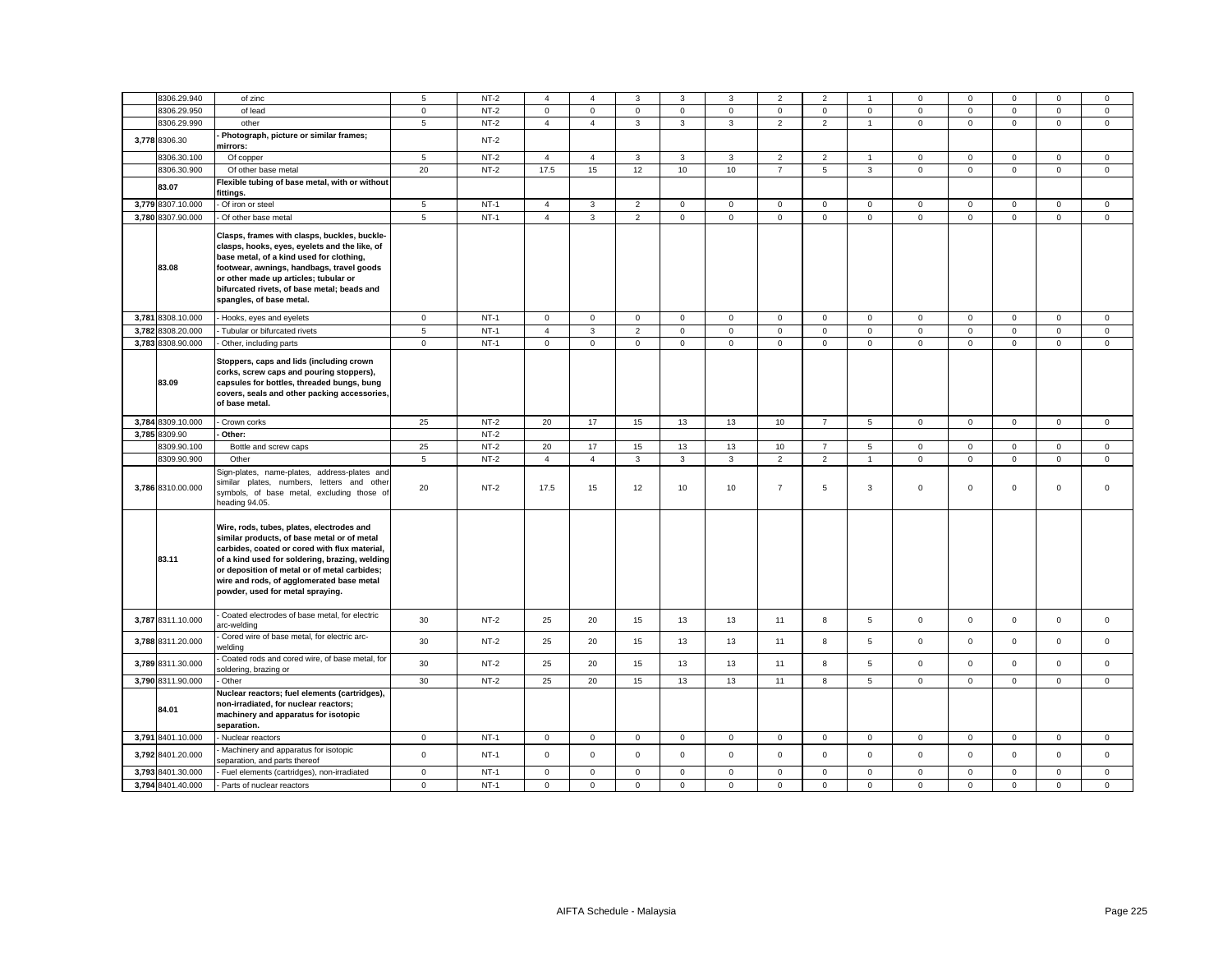| | 8306.29.940 | of zinc | 5 | NT-2 | 4 | 4 | 3 | 3 | 3 | 2 | 2 | 1 | 0 | 0 | 0 | 0 | 0 |
|---|---|---|---|---|---|---|---|---|---|---|---|---|---|---|---|---|---|
| | 8306.29.950 | of lead | 0 | NT-2 | 0 | 0 | 0 | 0 | 0 | 0 | 0 | 0 | 0 | 0 | 0 | 0 | 0 |
| | 8306.29.990 | other | 5 | NT-2 | 4 | 4 | 3 | 3 | 3 | 2 | 2 | 1 | 0 | 0 | 0 | 0 | 0 |
| 3,778 | 8306.30 | **- Photograph, picture or similar frames; mirrors:** | | NT-2 | | | | | | | | | | | | | |
| | 8306.30.100 | Of copper | 5 | NT-2 | 4 | 4 | 3 | 3 | 3 | 2 | 2 | 1 | 0 | 0 | 0 | 0 | 0 |
| | 8306.30.900 | Of other base metal | 20 | NT-2 | 17.5 | 15 | 12 | 10 | 10 | 7 | 5 | 3 | 0 | 0 | 0 | 0 | 0 |
| | **83.07** | **Flexible tubing of base metal, with or without fittings.** | | | | | | | | | | | | | | | |
| 3,779 | 8307.10.000 | - Of iron or steel | 5 | NT-1 | 4 | 3 | 2 | 0 | 0 | 0 | 0 | 0 | 0 | 0 | 0 | 0 | 0 |
| 3,780 | 8307.90.000 | - Of other base metal | 5 | NT-1 | 4 | 3 | 2 | 0 | 0 | 0 | 0 | 0 | 0 | 0 | 0 | 0 | 0 |
| | **83.08** | **Clasps, frames with clasps, buckles, buckle-clasps, hooks, eyes, eyelets and the like, of base metal, of a kind used for clothing, footwear, awnings, handbags, travel goods or other made up articles; tubular or bifurcated rivets, of base metal; beads and spangles, of base metal.** | | | | | | | | | | | | | | | |
| 3,781 | 8308.10.000 | - Hooks, eyes and eyelets | 0 | NT-1 | 0 | 0 | 0 | 0 | 0 | 0 | 0 | 0 | 0 | 0 | 0 | 0 | 0 |
| 3,782 | 8308.20.000 | - Tubular or bifurcated rivets | 5 | NT-1 | 4 | 3 | 2 | 0 | 0 | 0 | 0 | 0 | 0 | 0 | 0 | 0 | 0 |
| 3,783 | 8308.90.000 | - Other, including parts | 0 | NT-1 | 0 | 0 | 0 | 0 | 0 | 0 | 0 | 0 | 0 | 0 | 0 | 0 | 0 |
| | **83.09** | **Stoppers, caps and lids (including crown corks, screw caps and pouring stoppers), capsules for bottles, threaded bungs, bung covers, seals and other packing accessories, of base metal.** | | | | | | | | | | | | | | | |
| 3,784 | 8309.10.000 | - Crown corks | 25 | NT-2 | 20 | 17 | 15 | 13 | 13 | 10 | 7 | 5 | 0 | 0 | 0 | 0 | 0 |
| 3,785 | 8309.90 | **- Other:** | | NT-2 | | | | | | | | | | | | | |
| | 8309.90.100 | Bottle and screw caps | 25 | NT-2 | 20 | 17 | 15 | 13 | 13 | 10 | 7 | 5 | 0 | 0 | 0 | 0 | 0 |
| | 8309.90.900 | Other | 5 | NT-2 | 4 | 4 | 3 | 3 | 3 | 2 | 2 | 1 | 0 | 0 | 0 | 0 | 0 |
| 3,786 | 8310.00.000 | Sign-plates, name-plates, address-plates and similar plates, numbers, letters and other symbols, of base metal, excluding those of heading 94.05. | 20 | NT-2 | 17.5 | 15 | 12 | 10 | 10 | 7 | 5 | 3 | 0 | 0 | 0 | 0 | 0 |
| | **83.11** | **Wire, rods, tubes, plates, electrodes and similar products, of base metal or of metal carbides, coated or cored with flux material, of a kind used for soldering, brazing, welding or deposition of metal or of metal carbides; wire and rods, of agglomerated base metal powder, used for metal spraying.** | | | | | | | | | | | | | | | |
| 3,787 | 8311.10.000 | - Coated electrodes of base metal, for electric arc-welding | 30 | NT-2 | 25 | 20 | 15 | 13 | 13 | 11 | 8 | 5 | 0 | 0 | 0 | 0 | 0 |
| 3,788 | 8311.20.000 | - Cored wire of base metal, for electric arc-welding | 30 | NT-2 | 25 | 20 | 15 | 13 | 13 | 11 | 8 | 5 | 0 | 0 | 0 | 0 | 0 |
| 3,789 | 8311.30.000 | - Coated rods and cored wire, of base metal, for soldering, brazing or | 30 | NT-2 | 25 | 20 | 15 | 13 | 13 | 11 | 8 | 5 | 0 | 0 | 0 | 0 | 0 |
| 3,790 | 8311.90.000 | - Other | 30 | NT-2 | 25 | 20 | 15 | 13 | 13 | 11 | 8 | 5 | 0 | 0 | 0 | 0 | 0 |
| | **84.01** | **Nuclear reactors; fuel elements (cartridges), non-irradiated, for nuclear reactors; machinery and apparatus for isotopic separation.** | | | | | | | | | | | | | | | |
| 3,791 | 8401.10.000 | - Nuclear reactors | 0 | NT-1 | 0 | 0 | 0 | 0 | 0 | 0 | 0 | 0 | 0 | 0 | 0 | 0 | 0 |
| 3,792 | 8401.20.000 | - Machinery and apparatus for isotopic separation, and parts thereof | 0 | NT-1 | 0 | 0 | 0 | 0 | 0 | 0 | 0 | 0 | 0 | 0 | 0 | 0 | 0 |
| 3,793 | 8401.30.000 | - Fuel elements (cartridges), non-irradiated | 0 | NT-1 | 0 | 0 | 0 | 0 | 0 | 0 | 0 | 0 | 0 | 0 | 0 | 0 | 0 |
| 3,794 | 8401.40.000 | - Parts of nuclear reactors | 0 | NT-1 | 0 | 0 | 0 | 0 | 0 | 0 | 0 | 0 | 0 | 0 | 0 | 0 | 0 |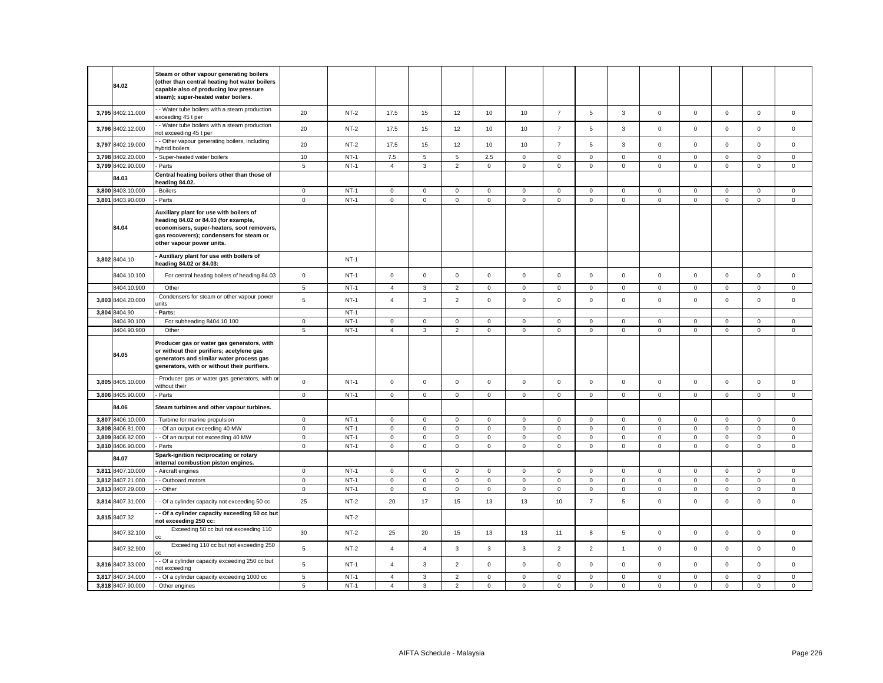| | | | | | | | | | | | | | | | | | |
|---|---|---|---|---|---|---|---|---|---|---|---|---|---|---|---|---|---|
| | **84.02** | **Steam or other vapour generating boilers (other than central heating hot water boilers capable also of producing low pressure steam); super-heated water boilers.** | | | | | | | | | | | | | | | |
| 3,795 | 8402.11.000 | - - Water tube boilers with a steam production exceeding 45 t per | 20 | NT-2 | 17.5 | 15 | 12 | 10 | 10 | 7 | 5 | 3 | 0 | 0 | 0 | 0 | 0 |
| 3,796 | 8402.12.000 | - - Water tube boilers with a steam production not exceeding 45 t per | 20 | NT-2 | 17.5 | 15 | 12 | 10 | 10 | 7 | 5 | 3 | 0 | 0 | 0 | 0 | 0 |
| 3,797 | 8402.19.000 | - - Other vapour generating boilers, including hybrid boilers | 20 | NT-2 | 17.5 | 15 | 12 | 10 | 10 | 7 | 5 | 3 | 0 | 0 | 0 | 0 | 0 |
| 3,798 | 8402.20.000 | - Super-heated water boilers | 10 | NT-1 | 7.5 | 5 | 5 | 2.5 | 0 | 0 | 0 | 0 | 0 | 0 | 0 | 0 | 0 |
| 3,799 | 8402.90.000 | - Parts | 5 | NT-1 | 4 | 3 | 2 | 0 | 0 | 0 | 0 | 0 | 0 | 0 | 0 | 0 | 0 |
| | **84.03** | **Central heating boilers other than those of heading 84.02.** | | | | | | | | | | | | | | | |
| 3,800 | 8403.10.000 | - Boilers | 0 | NT-1 | 0 | 0 | 0 | 0 | 0 | 0 | 0 | 0 | 0 | 0 | 0 | 0 | 0 |
| 3,801 | 8403.90.000 | - Parts | 0 | NT-1 | 0 | 0 | 0 | 0 | 0 | 0 | 0 | 0 | 0 | 0 | 0 | 0 | 0 |
| | **84.04** | **Auxiliary plant for use with boilers of heading 84.02 or 84.03 (for example, economisers, super-heaters, soot removers, gas recoverers); condensers for steam or other vapour power units.** | | | | | | | | | | | | | | | |
| 3,802 | 8404.10 | **- Auxiliary plant for use with boilers of heading 84.02 or 84.03:** | | NT-1 | | | | | | | | | | | | | |
| | 8404.10.100 | For central heating boilers of heading 84.03 | 0 | NT-1 | 0 | 0 | 0 | 0 | 0 | 0 | 0 | 0 | 0 | 0 | 0 | 0 | 0 |
| | 8404.10.900 | Other | 5 | NT-1 | 4 | 3 | 2 | 0 | 0 | 0 | 0 | 0 | 0 | 0 | 0 | 0 | 0 |
| 3,803 | 8404.20.000 | - Condensers for steam or other vapour power units | 5 | NT-1 | 4 | 3 | 2 | 0 | 0 | 0 | 0 | 0 | 0 | 0 | 0 | 0 | 0 |
| 3,804 | 8404.90 | **- Parts:** | | NT-1 | | | | | | | | | | | | | |
| | 8404.90.100 | For subheading 8404.10 100 | 0 | NT-1 | 0 | 0 | 0 | 0 | 0 | 0 | 0 | 0 | 0 | 0 | 0 | 0 | 0 |
| | 8404.90.900 | Other | 5 | NT-1 | 4 | 3 | 2 | 0 | 0 | 0 | 0 | 0 | 0 | 0 | 0 | 0 | 0 |
| | **84.05** | **Producer gas or water gas generators, with or without their purifiers; acetylene gas generators and similar water process gas generators, with or without their purifiers.** | | | | | | | | | | | | | | | |
| 3,805 | 8405.10.000 | - Producer gas or water gas generators, with or without their | 0 | NT-1 | 0 | 0 | 0 | 0 | 0 | 0 | 0 | 0 | 0 | 0 | 0 | 0 | 0 |
| 3,806 | 8405.90.000 | - Parts | 0 | NT-1 | 0 | 0 | 0 | 0 | 0 | 0 | 0 | 0 | 0 | 0 | 0 | 0 | 0 |
| | **84.06** | **Steam turbines and other vapour turbines.** | | | | | | | | | | | | | | | |
| 3,807 | 8406.10.000 | - Turbine for marine propulsion | 0 | NT-1 | 0 | 0 | 0 | 0 | 0 | 0 | 0 | 0 | 0 | 0 | 0 | 0 | 0 |
| 3,808 | 8406.81.000 | - - Of an output exceeding 40 MW | 0 | NT-1 | 0 | 0 | 0 | 0 | 0 | 0 | 0 | 0 | 0 | 0 | 0 | 0 | 0 |
| 3,809 | 8406.82.000 | - - Of an output not exceeding 40 MW | 0 | NT-1 | 0 | 0 | 0 | 0 | 0 | 0 | 0 | 0 | 0 | 0 | 0 | 0 | 0 |
| 3,810 | 8406.90.000 | - Parts | 0 | NT-1 | 0 | 0 | 0 | 0 | 0 | 0 | 0 | 0 | 0 | 0 | 0 | 0 | 0 |
| | **84.07** | **Spark-ignition reciprocating or rotary internal combustion piston engines.** | | | | | | | | | | | | | | | |
| 3,811 | 8407.10.000 | - Aircraft engines | 0 | NT-1 | 0 | 0 | 0 | 0 | 0 | 0 | 0 | 0 | 0 | 0 | 0 | 0 | 0 |
| 3,812 | 8407.21.000 | - - Outboard motors | 0 | NT-1 | 0 | 0 | 0 | 0 | 0 | 0 | 0 | 0 | 0 | 0 | 0 | 0 | 0 |
| 3,813 | 8407.29.000 | - - Other | 0 | NT-1 | 0 | 0 | 0 | 0 | 0 | 0 | 0 | 0 | 0 | 0 | 0 | 0 | 0 |
| 3,814 | 8407.31.000 | - - Of a cylinder capacity not exceeding 50 cc | 25 | NT-2 | 20 | 17 | 15 | 13 | 13 | 10 | 7 | 5 | 0 | 0 | 0 | 0 | 0 |
| 3,815 | 8407.32 | **- - Of a cylinder capacity exceeding 50 cc but not exceeding 250 cc:** | | NT-2 | | | | | | | | | | | | | |
| | 8407.32.100 | Exceeding 50 cc but not exceeding 110 cc | 30 | NT-2 | 25 | 20 | 15 | 13 | 13 | 11 | 8 | 5 | 0 | 0 | 0 | 0 | 0 |
| | 8407.32.900 | Exceeding 110 cc but not exceeding 250 cc | 5 | NT-2 | 4 | 4 | 3 | 3 | 3 | 2 | 2 | 1 | 0 | 0 | 0 | 0 | 0 |
| 3,816 | 8407.33.000 | - - Of a cylinder capacity exceeding 250 cc but not exceeding | 5 | NT-1 | 4 | 3 | 2 | 0 | 0 | 0 | 0 | 0 | 0 | 0 | 0 | 0 | 0 |
| 3,817 | 8407.34.000 | - - Of a cylinder capacity exceeding 1000 cc | 5 | NT-1 | 4 | 3 | 2 | 0 | 0 | 0 | 0 | 0 | 0 | 0 | 0 | 0 | 0 |
| 3,818 | 8407.90.000 | - Other engines | 5 | NT-1 | 4 | 3 | 2 | 0 | 0 | 0 | 0 | 0 | 0 | 0 | 0 | 0 | 0 |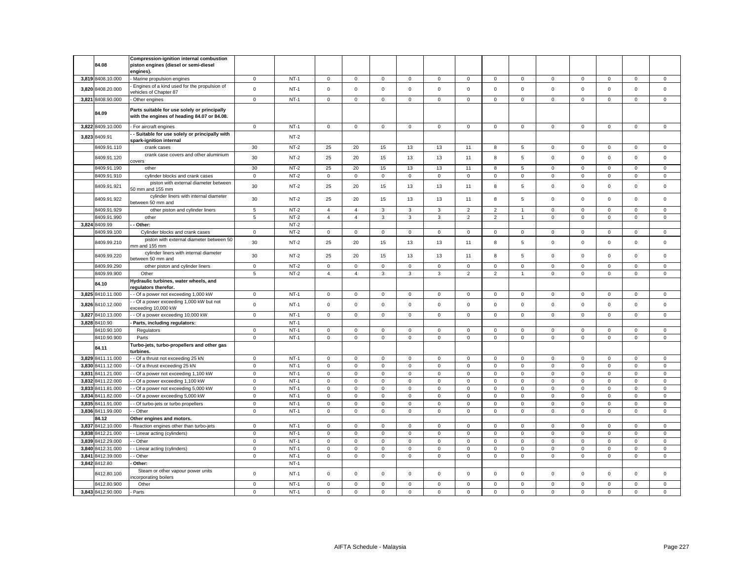| | 84.08 | Compression-ignition internal combustion piston engines (diesel or semi-diesel engines). | | | | | | | | | | | | | | | | |
|---|---|---|---|---|---|---|---|---|---|---|---|---|---|---|---|---|---|---|
| 3,819 | 8408.10.000 | - Marine propulsion engines | 0 | NT-1 | 0 | 0 | 0 | 0 | 0 | 0 | 0 | 0 | 0 | 0 | 0 | 0 | 0 |
| 3,820 | 8408.20.000 | - Engines of a kind used for the propulsion of vehicles of Chapter 87 | 0 | NT-1 | 0 | 0 | 0 | 0 | 0 | 0 | 0 | 0 | 0 | 0 | 0 | 0 | 0 |
| 3,821 | 8408.90.000 | - Other engines | 0 | NT-1 | 0 | 0 | 0 | 0 | 0 | 0 | 0 | 0 | 0 | 0 | 0 | 0 | 0 |
| | 84.09 | Parts suitable for use solely or principally with the engines of heading 84.07 or 84.08. | | | | | | | | | | | | | | | |
| 3,822 | 8409.10.000 | - For aircraft engines | 0 | NT-1 | 0 | 0 | 0 | 0 | 0 | 0 | 0 | 0 | 0 | 0 | 0 | 0 | 0 |
| 3,823 | 8409.91 | - - Suitable for use solely or principally with spark-ignition internal | | NT-2 | | | | | | | | | | | | | |
| | 8409.91.110 | crank cases | 30 | NT-2 | 25 | 20 | 15 | 13 | 13 | 11 | 8 | 5 | 0 | 0 | 0 | 0 | 0 |
| | 8409.91.120 | crank case covers and other aluminium covers | 30 | NT-2 | 25 | 20 | 15 | 13 | 13 | 11 | 8 | 5 | 0 | 0 | 0 | 0 | 0 |
| | 8409.91.190 | other | 30 | NT-2 | 25 | 20 | 15 | 13 | 13 | 11 | 8 | 5 | 0 | 0 | 0 | 0 | 0 |
| | 8409.91.910 | cylinder blocks and crank cases | 0 | NT-2 | 0 | 0 | 0 | 0 | 0 | 0 | 0 | 0 | 0 | 0 | 0 | 0 | 0 |
| | 8409.91.921 | piston with external diameter between 50 mm and 155 mm | 30 | NT-2 | 25 | 20 | 15 | 13 | 13 | 11 | 8 | 5 | 0 | 0 | 0 | 0 | 0 |
| | 8409.91.922 | cylinder liners with internal diameter between 50 mm and | 30 | NT-2 | 25 | 20 | 15 | 13 | 13 | 11 | 8 | 5 | 0 | 0 | 0 | 0 | 0 |
| | 8409.91.929 | other piston and cylinder liners | 5 | NT-2 | 4 | 4 | 3 | 3 | 3 | 2 | 2 | 1 | 0 | 0 | 0 | 0 | 0 |
| | 8409.91.990 | other | 5 | NT-2 | 4 | 4 | 3 | 3 | 3 | 2 | 2 | 1 | 0 | 0 | 0 | 0 | 0 |
| 3,824 | 8409.99 | - - Other: | | NT-2 | | | | | | | | | | | | | |
| | 8409.99.100 | Cylinder blocks and crank cases | 0 | NT-2 | 0 | 0 | 0 | 0 | 0 | 0 | 0 | 0 | 0 | 0 | 0 | 0 | 0 |
| | 8409.99.210 | piston with external diameter between 50 mm and 155 mm | 30 | NT-2 | 25 | 20 | 15 | 13 | 13 | 11 | 8 | 5 | 0 | 0 | 0 | 0 | 0 |
| | 8409.99.220 | cylinder liners with internal diameter between 50 mm and | 30 | NT-2 | 25 | 20 | 15 | 13 | 13 | 11 | 8 | 5 | 0 | 0 | 0 | 0 | 0 |
| | 8409.99.290 | other piston and cylinder liners | 0 | NT-2 | 0 | 0 | 0 | 0 | 0 | 0 | 0 | 0 | 0 | 0 | 0 | 0 | 0 |
| | 8409.99.900 | Other | 5 | NT-2 | 4 | 4 | 3 | 3 | 3 | 2 | 2 | 1 | 0 | 0 | 0 | 0 | 0 |
| | 84.10 | Hydraulic turbines, water wheels, and regulators therefor. | | | | | | | | | | | | | | | |
| 3,825 | 8410.11.000 | - - Of a power not exceeding 1,000 kW | 0 | NT-1 | 0 | 0 | 0 | 0 | 0 | 0 | 0 | 0 | 0 | 0 | 0 | 0 | 0 |
| 3,826 | 8410.12.000 | - - Of a power exceeding 1,000 kW but not exceeding 10,000 kW | 0 | NT-1 | 0 | 0 | 0 | 0 | 0 | 0 | 0 | 0 | 0 | 0 | 0 | 0 | 0 |
| 3,827 | 8410.13.000 | - - Of a power exceeding 10,000 kW | 0 | NT-1 | 0 | 0 | 0 | 0 | 0 | 0 | 0 | 0 | 0 | 0 | 0 | 0 | 0 |
| 3,828 | 8410.90 | - Parts, including regulators: | | NT-1 | | | | | | | | | | | | | |
| | 8410.90.100 | Regulators | 0 | NT-1 | 0 | 0 | 0 | 0 | 0 | 0 | 0 | 0 | 0 | 0 | 0 | 0 | 0 |
| | 8410.90.900 | Parts | 0 | NT-1 | 0 | 0 | 0 | 0 | 0 | 0 | 0 | 0 | 0 | 0 | 0 | 0 | 0 |
| | 84.11 | Turbo-jets, turbo-propellers and other gas turbines. | | | | | | | | | | | | | | | |
| 3,829 | 8411.11.000 | - - Of a thrust not exceeding 25 kN | 0 | NT-1 | 0 | 0 | 0 | 0 | 0 | 0 | 0 | 0 | 0 | 0 | 0 | 0 | 0 |
| 3,830 | 8411.12.000 | - - Of a thrust exceeding 25 kN | 0 | NT-1 | 0 | 0 | 0 | 0 | 0 | 0 | 0 | 0 | 0 | 0 | 0 | 0 | 0 |
| 3,831 | 8411.21.000 | - - Of a power not exceeding 1,100 kW | 0 | NT-1 | 0 | 0 | 0 | 0 | 0 | 0 | 0 | 0 | 0 | 0 | 0 | 0 | 0 |
| 3,832 | 8411.22.000 | - - Of a power exceeding 1,100 kW | 0 | NT-1 | 0 | 0 | 0 | 0 | 0 | 0 | 0 | 0 | 0 | 0 | 0 | 0 | 0 |
| 3,833 | 8411.81.000 | - - Of a power not exceeding 5,000 kW | 0 | NT-1 | 0 | 0 | 0 | 0 | 0 | 0 | 0 | 0 | 0 | 0 | 0 | 0 | 0 |
| 3,834 | 8411.82.000 | - - Of a power exceeding 5,000 kW | 0 | NT-1 | 0 | 0 | 0 | 0 | 0 | 0 | 0 | 0 | 0 | 0 | 0 | 0 | 0 |
| 3,835 | 8411.91.000 | - - Of turbo-jets or turbo propellers | 0 | NT-1 | 0 | 0 | 0 | 0 | 0 | 0 | 0 | 0 | 0 | 0 | 0 | 0 | 0 |
| 3,836 | 8411.99.000 | - - Other | 0 | NT-1 | 0 | 0 | 0 | 0 | 0 | 0 | 0 | 0 | 0 | 0 | 0 | 0 | 0 |
| | 84.12 | Other engines and motors. | | | | | | | | | | | | | | | |
| 3,837 | 8412.10.000 | - Reaction engines other than turbo-jets | 0 | NT-1 | 0 | 0 | 0 | 0 | 0 | 0 | 0 | 0 | 0 | 0 | 0 | 0 | 0 |
| 3,838 | 8412.21.000 | - - Linear acting (cylinders) | 0 | NT-1 | 0 | 0 | 0 | 0 | 0 | 0 | 0 | 0 | 0 | 0 | 0 | 0 | 0 |
| 3,839 | 8412.29.000 | - - Other | 0 | NT-1 | 0 | 0 | 0 | 0 | 0 | 0 | 0 | 0 | 0 | 0 | 0 | 0 | 0 |
| 3,840 | 8412.31.000 | - - Linear acting (cylinders) | 0 | NT-1 | 0 | 0 | 0 | 0 | 0 | 0 | 0 | 0 | 0 | 0 | 0 | 0 | 0 |
| 3,841 | 8412.39.000 | - - Other | 0 | NT-1 | 0 | 0 | 0 | 0 | 0 | 0 | 0 | 0 | 0 | 0 | 0 | 0 | 0 |
| 3,842 | 8412.80 | - Other: | | NT-1 | | | | | | | | | | | | | |
| | 8412.80.100 | Steam or other vapour power units incorporating boilers | 0 | NT-1 | 0 | 0 | 0 | 0 | 0 | 0 | 0 | 0 | 0 | 0 | 0 | 0 | 0 |
| | 8412.80.900 | Other | 0 | NT-1 | 0 | 0 | 0 | 0 | 0 | 0 | 0 | 0 | 0 | 0 | 0 | 0 | 0 |
| 3,843 | 8412.90.000 | - Parts | 0 | NT-1 | 0 | 0 | 0 | 0 | 0 | 0 | 0 | 0 | 0 | 0 | 0 | 0 | 0 |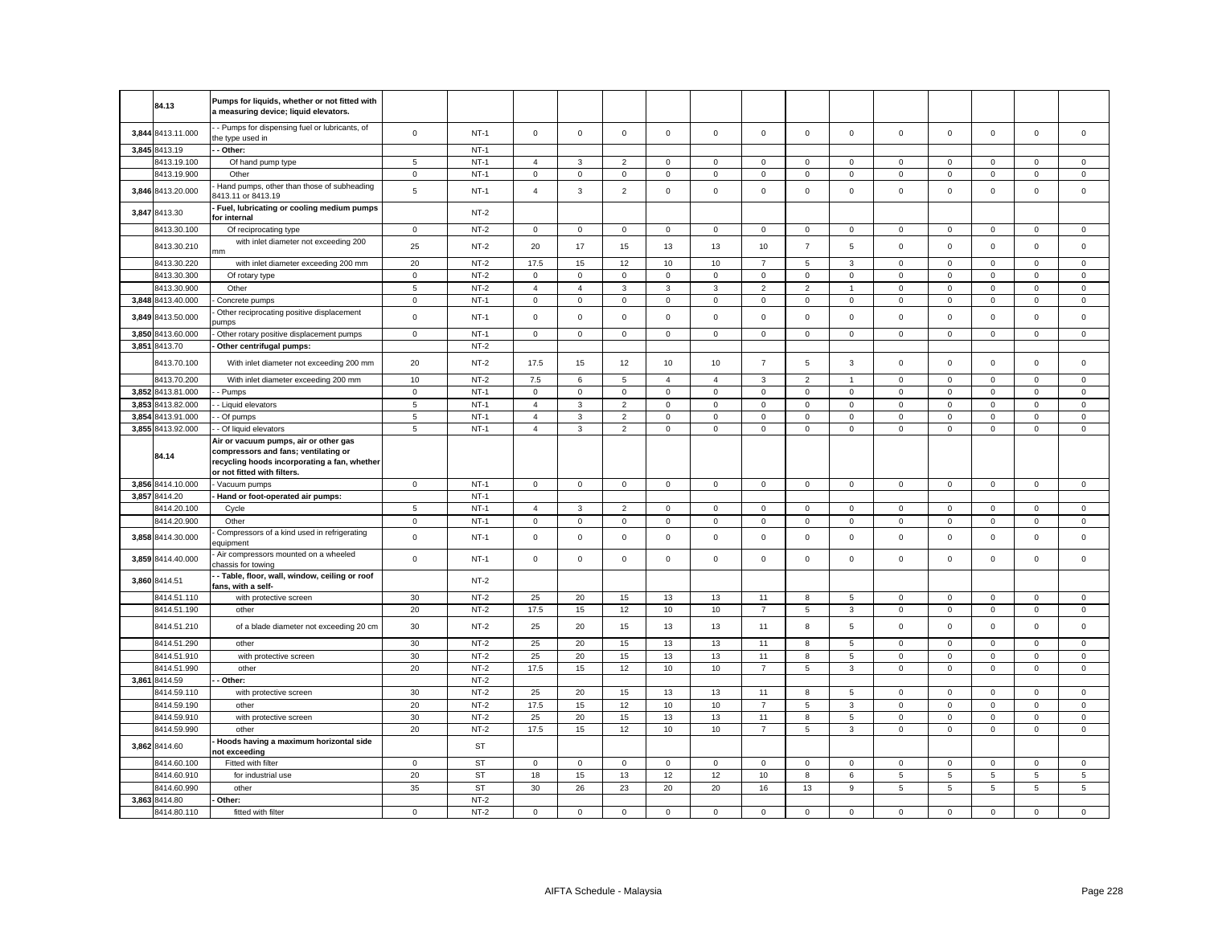| | 84.13 | Pumps for liquids, whether or not fitted with a measuring device; liquid elevators. | | | | | | | | | | | | | | | | |
|---|---|---|---|---|---|---|---|---|---|---|---|---|---|---|---|---|---|---|
| 3,844 | 8413.11.000 | - - Pumps for dispensing fuel or lubricants, of the type used in | 0 | NT-1 | 0 | 0 | 0 | 0 | 0 | 0 | 0 | 0 | 0 | 0 | 0 | 0 | 0 |
| 3,845 | 8413.19 | - - Other: | | NT-1 | | | | | | | | | | | | | |
| | 8413.19.100 | Of hand pump type | 5 | NT-1 | 4 | 3 | 2 | 0 | 0 | 0 | 0 | 0 | 0 | 0 | 0 | 0 | 0 |
| | 8413.19.900 | Other | 0 | NT-1 | 0 | 0 | 0 | 0 | 0 | 0 | 0 | 0 | 0 | 0 | 0 | 0 | 0 |
| 3,846 | 8413.20.000 | - Hand pumps, other than those of subheading 8413.11 or 8413.19 | 5 | NT-1 | 4 | 3 | 2 | 0 | 0 | 0 | 0 | 0 | 0 | 0 | 0 | 0 | 0 |
| 3,847 | 8413.30 | - Fuel, lubricating or cooling medium pumps for internal | | NT-2 | | | | | | | | | | | | | |
| | 8413.30.100 | Of reciprocating type | 0 | NT-2 | 0 | 0 | 0 | 0 | 0 | 0 | 0 | 0 | 0 | 0 | 0 | 0 | 0 |
| | 8413.30.210 | with inlet diameter not exceeding 200 mm | 25 | NT-2 | 20 | 17 | 15 | 13 | 13 | 10 | 7 | 5 | 0 | 0 | 0 | 0 | 0 |
| | 8413.30.220 | with inlet diameter exceeding 200 mm | 20 | NT-2 | 17.5 | 15 | 12 | 10 | 10 | 7 | 5 | 3 | 0 | 0 | 0 | 0 | 0 |
| | 8413.30.300 | Of rotary type | 0 | NT-2 | 0 | 0 | 0 | 0 | 0 | 0 | 0 | 0 | 0 | 0 | 0 | 0 | 0 |
| | 8413.30.900 | Other | 5 | NT-2 | 4 | 4 | 3 | 3 | 3 | 2 | 2 | 1 | 0 | 0 | 0 | 0 | 0 |
| 3,848 | 8413.40.000 | - Concrete pumps | 0 | NT-1 | 0 | 0 | 0 | 0 | 0 | 0 | 0 | 0 | 0 | 0 | 0 | 0 | 0 |
| 3,849 | 8413.50.000 | - Other reciprocating positive displacement pumps | 0 | NT-1 | 0 | 0 | 0 | 0 | 0 | 0 | 0 | 0 | 0 | 0 | 0 | 0 | 0 |
| 3,850 | 8413.60.000 | - Other rotary positive displacement pumps | 0 | NT-1 | 0 | 0 | 0 | 0 | 0 | 0 | 0 | 0 | 0 | 0 | 0 | 0 | 0 |
| 3,851 | 8413.70 | - Other centrifugal pumps: | | NT-2 | | | | | | | | | | | | | |
| | 8413.70.100 | With inlet diameter not exceeding 200 mm | 20 | NT-2 | 17.5 | 15 | 12 | 10 | 10 | 7 | 5 | 3 | 0 | 0 | 0 | 0 | 0 |
| | 8413.70.200 | With inlet diameter exceeding 200 mm | 10 | NT-2 | 7.5 | 6 | 5 | 4 | 4 | 3 | 2 | 1 | 0 | 0 | 0 | 0 | 0 |
| 3,852 | 8413.81.000 | - - Pumps | 0 | NT-1 | 0 | 0 | 0 | 0 | 0 | 0 | 0 | 0 | 0 | 0 | 0 | 0 | 0 |
| 3,853 | 8413.82.000 | - - Liquid elevators | 5 | NT-1 | 4 | 3 | 2 | 0 | 0 | 0 | 0 | 0 | 0 | 0 | 0 | 0 | 0 |
| 3,854 | 8413.91.000 | - - Of pumps | 5 | NT-1 | 4 | 3 | 2 | 0 | 0 | 0 | 0 | 0 | 0 | 0 | 0 | 0 | 0 |
| 3,855 | 8413.92.000 | - - Of liquid elevators | 5 | NT-1 | 4 | 3 | 2 | 0 | 0 | 0 | 0 | 0 | 0 | 0 | 0 | 0 | 0 |
| | 84.14 | Air or vacuum pumps, air or other gas compressors and fans; ventilating or recycling hoods incorporating a fan, whether or not fitted with filters. | | | | | | | | | | | | | | | |
| 3,856 | 8414.10.000 | - Vacuum pumps | 0 | NT-1 | 0 | 0 | 0 | 0 | 0 | 0 | 0 | 0 | 0 | 0 | 0 | 0 | 0 |
| 3,857 | 8414.20 | - Hand or foot-operated air pumps: | | NT-1 | | | | | | | | | | | | | |
| | 8414.20.100 | Cycle | 5 | NT-1 | 4 | 3 | 2 | 0 | 0 | 0 | 0 | 0 | 0 | 0 | 0 | 0 | 0 |
| | 8414.20.900 | Other | 0 | NT-1 | 0 | 0 | 0 | 0 | 0 | 0 | 0 | 0 | 0 | 0 | 0 | 0 | 0 |
| 3,858 | 8414.30.000 | - Compressors of a kind used in refrigerating equipment | 0 | NT-1 | 0 | 0 | 0 | 0 | 0 | 0 | 0 | 0 | 0 | 0 | 0 | 0 | 0 |
| 3,859 | 8414.40.000 | - Air compressors mounted on a wheeled chassis for towing | 0 | NT-1 | 0 | 0 | 0 | 0 | 0 | 0 | 0 | 0 | 0 | 0 | 0 | 0 | 0 |
| 3,860 | 8414.51 | - - Table, floor, wall, window, ceiling or roof fans, with a self- | | NT-2 | | | | | | | | | | | | | |
| | 8414.51.110 | with protective screen | 30 | NT-2 | 25 | 20 | 15 | 13 | 13 | 11 | 8 | 5 | 0 | 0 | 0 | 0 | 0 |
| | 8414.51.190 | other | 20 | NT-2 | 17.5 | 15 | 12 | 10 | 10 | 7 | 5 | 3 | 0 | 0 | 0 | 0 | 0 |
| | 8414.51.210 | of a blade diameter not exceeding 20 cm | 30 | NT-2 | 25 | 20 | 15 | 13 | 13 | 11 | 8 | 5 | 0 | 0 | 0 | 0 | 0 |
| | 8414.51.290 | other | 30 | NT-2 | 25 | 20 | 15 | 13 | 13 | 11 | 8 | 5 | 0 | 0 | 0 | 0 | 0 |
| | 8414.51.910 | with protective screen | 30 | NT-2 | 25 | 20 | 15 | 13 | 13 | 11 | 8 | 5 | 0 | 0 | 0 | 0 | 0 |
| | 8414.51.990 | other | 20 | NT-2 | 17.5 | 15 | 12 | 10 | 10 | 7 | 5 | 3 | 0 | 0 | 0 | 0 | 0 |
| 3,861 | 8414.59 | - - Other: | | NT-2 | | | | | | | | | | | | | |
| | 8414.59.110 | with protective screen | 30 | NT-2 | 25 | 20 | 15 | 13 | 13 | 11 | 8 | 5 | 0 | 0 | 0 | 0 | 0 |
| | 8414.59.190 | other | 20 | NT-2 | 17.5 | 15 | 12 | 10 | 10 | 7 | 5 | 3 | 0 | 0 | 0 | 0 | 0 |
| | 8414.59.910 | with protective screen | 30 | NT-2 | 25 | 20 | 15 | 13 | 13 | 11 | 8 | 5 | 0 | 0 | 0 | 0 | 0 |
| | 8414.59.990 | other | 20 | NT-2 | 17.5 | 15 | 12 | 10 | 10 | 7 | 5 | 3 | 0 | 0 | 0 | 0 | 0 |
| 3,862 | 8414.60 | - Hoods having a maximum horizontal side not exceeding | | ST | | | | | | | | | | | | | |
| | 8414.60.100 | Fitted with filter | 0 | ST | 0 | 0 | 0 | 0 | 0 | 0 | 0 | 0 | 0 | 0 | 0 | 0 | 0 |
| | 8414.60.910 | for industrial use | 20 | ST | 18 | 15 | 13 | 12 | 12 | 10 | 8 | 6 | 5 | 5 | 5 | 5 | 5 |
| | 8414.60.990 | other | 35 | ST | 30 | 26 | 23 | 20 | 20 | 16 | 13 | 9 | 5 | 5 | 5 | 5 | 5 |
| 3,863 | 8414.80 | - Other: | | NT-2 | | | | | | | | | | | | | |
| | 8414.80.110 | fitted with filter | 0 | NT-2 | 0 | 0 | 0 | 0 | 0 | 0 | 0 | 0 | 0 | 0 | 0 | 0 | 0 |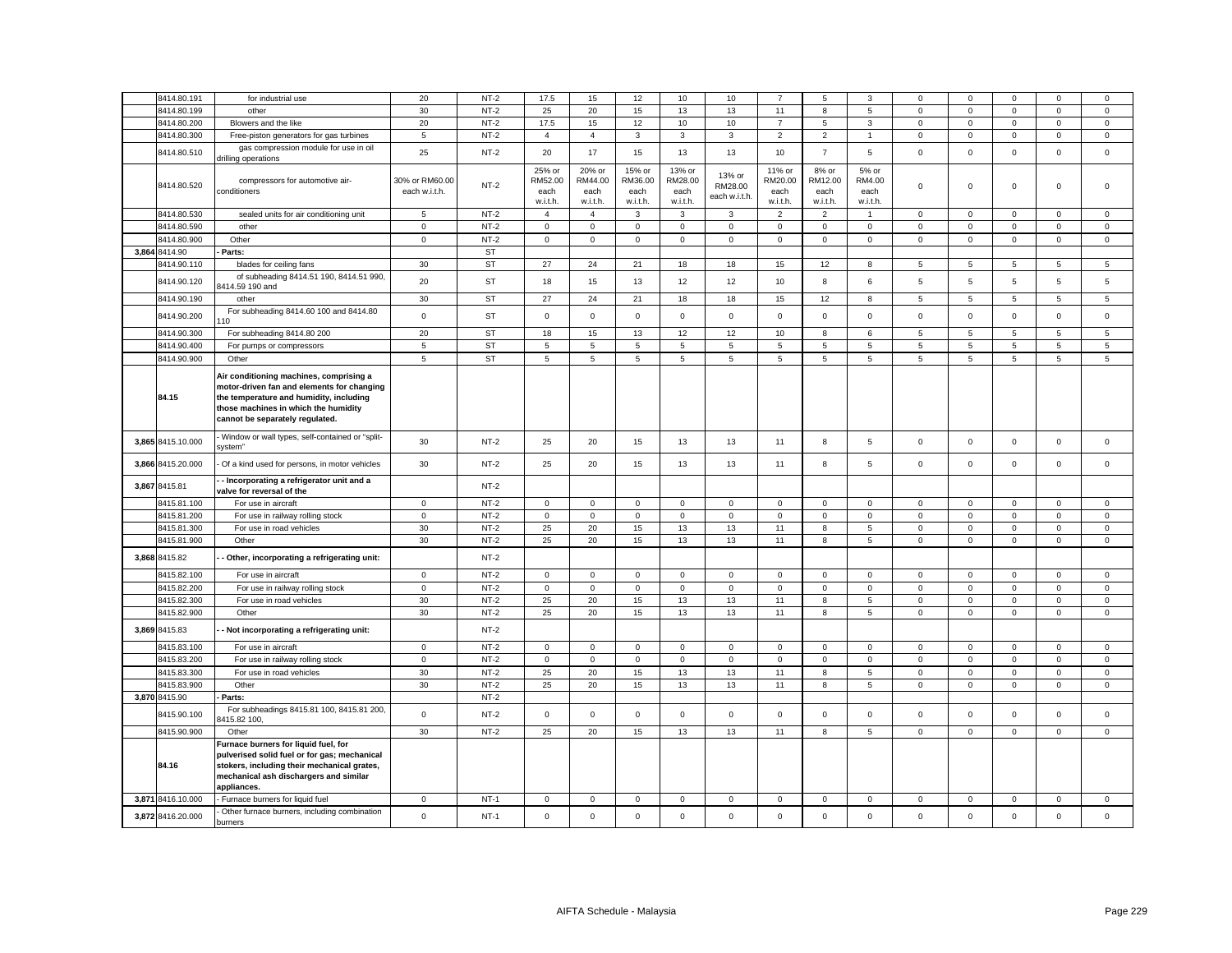| | 8414.80.191 | for industrial use | 20 | NT-2 | 17.5 | 15 | 12 | 10 | 10 | 7 | 5 | 3 | 0 | 0 | 0 | 0 | 0 |
|---|---|---|---|---|---|---|---|---|---|---|---|---|---|---|---|---|---|
| | 8414.80.199 | other | 30 | NT-2 | 25 | 20 | 15 | 13 | 13 | 11 | 8 | 5 | 0 | 0 | 0 | 0 | 0 |
| | 8414.80.200 | Blowers and the like | 20 | NT-2 | 17.5 | 15 | 12 | 10 | 10 | 7 | 5 | 3 | 0 | 0 | 0 | 0 | 0 |
| | 8414.80.300 | Free-piston generators for gas turbines | 5 | NT-2 | 4 | 4 | 3 | 3 | 3 | 2 | 2 | 1 | 0 | 0 | 0 | 0 | 0 |
| | 8414.80.510 | gas compression module for use in oil drilling operations | 25 | NT-2 | 20 | 17 | 15 | 13 | 13 | 10 | 7 | 5 | 0 | 0 | 0 | 0 | 0 |
| | 8414.80.520 | compressors for automotive air-conditioners | 30% or RM60.00 each w.i.t.h. | NT-2 | 25% or RM52.00 each w.i.t.h. | 20% or RM44.00 each w.i.t.h. | 15% or RM36.00 each w.i.t.h. | 13% or RM28.00 each w.i.t.h. | 13% or RM28.00 each w.i.t.h. | 11% or RM20.00 each w.i.t.h. | 8% or RM12.00 each w.i.t.h. | 5% or RM4.00 each w.i.t.h. | 0 | 0 | 0 | 0 | 0 |
| | 8414.80.530 | sealed units for air conditioning unit | 5 | NT-2 | 4 | 4 | 3 | 3 | 3 | 2 | 2 | 1 | 0 | 0 | 0 | 0 | 0 |
| | 8414.80.590 | other | 0 | NT-2 | 0 | 0 | 0 | 0 | 0 | 0 | 0 | 0 | 0 | 0 | 0 | 0 | 0 |
| | 8414.80.900 | Other | 0 | NT-2 | 0 | 0 | 0 | 0 | 0 | 0 | 0 | 0 | 0 | 0 | 0 | 0 | 0 |
| 3,864 | 8414.90 | - Parts: | | ST | | | | | | | | | | | | | |
| | 8414.90.110 | blades for ceiling fans | 30 | ST | 27 | 24 | 21 | 18 | 18 | 15 | 12 | 8 | 5 | 5 | 5 | 5 | 5 |
| | 8414.90.120 | of subheading 8414.51 190, 8414.51 990, 8414.59 190 and | 20 | ST | 18 | 15 | 13 | 12 | 12 | 10 | 8 | 6 | 5 | 5 | 5 | 5 | 5 |
| | 8414.90.190 | other | 30 | ST | 27 | 24 | 21 | 18 | 18 | 15 | 12 | 8 | 5 | 5 | 5 | 5 | 5 |
| | 8414.90.200 | For subheading 8414.60 100 and 8414.80 110 | 0 | ST | 0 | 0 | 0 | 0 | 0 | 0 | 0 | 0 | 0 | 0 | 0 | 0 | 0 |
| | 8414.90.300 | For subheading 8414.80 200 | 20 | ST | 18 | 15 | 13 | 12 | 12 | 10 | 8 | 6 | 5 | 5 | 5 | 5 | 5 |
| | 8414.90.400 | For pumps or compressors | 5 | ST | 5 | 5 | 5 | 5 | 5 | 5 | 5 | 5 | 5 | 5 | 5 | 5 | 5 |
| | 8414.90.900 | Other | 5 | ST | 5 | 5 | 5 | 5 | 5 | 5 | 5 | 5 | 5 | 5 | 5 | 5 | 5 |
| | 84.15 | **Air conditioning machines, comprising a motor-driven fan and elements for changing the temperature and humidity, including those machines in which the humidity cannot be separately regulated.** | | | | | | | | | | | | | | | |
| 3,865 | 8415.10.000 | - Window or wall types, self-contained or "split-system" | 30 | NT-2 | 25 | 20 | 15 | 13 | 13 | 11 | 8 | 5 | 0 | 0 | 0 | 0 | 0 |
| 3,866 | 8415.20.000 | - Of a kind used for persons, in motor vehicles | 30 | NT-2 | 25 | 20 | 15 | 13 | 13 | 11 | 8 | 5 | 0 | 0 | 0 | 0 | 0 |
| 3,867 | 8415.81 | - - Incorporating a refrigerator unit and a valve for reversal of the | | NT-2 | | | | | | | | | | | | | |
| | 8415.81.100 | For use in aircraft | 0 | NT-2 | 0 | 0 | 0 | 0 | 0 | 0 | 0 | 0 | 0 | 0 | 0 | 0 | 0 |
| | 8415.81.200 | For use in railway rolling stock | 0 | NT-2 | 0 | 0 | 0 | 0 | 0 | 0 | 0 | 0 | 0 | 0 | 0 | 0 | 0 |
| | 8415.81.300 | For use in road vehicles | 30 | NT-2 | 25 | 20 | 15 | 13 | 13 | 11 | 8 | 5 | 0 | 0 | 0 | 0 | 0 |
| | 8415.81.900 | Other | 30 | NT-2 | 25 | 20 | 15 | 13 | 13 | 11 | 8 | 5 | 0 | 0 | 0 | 0 | 0 |
| 3,868 | 8415.82 | - - Other, incorporating a refrigerating unit: | | NT-2 | | | | | | | | | | | | | |
| | 8415.82.100 | For use in aircraft | 0 | NT-2 | 0 | 0 | 0 | 0 | 0 | 0 | 0 | 0 | 0 | 0 | 0 | 0 | 0 |
| | 8415.82.200 | For use in railway rolling stock | 0 | NT-2 | 0 | 0 | 0 | 0 | 0 | 0 | 0 | 0 | 0 | 0 | 0 | 0 | 0 |
| | 8415.82.300 | For use in road vehicles | 30 | NT-2 | 25 | 20 | 15 | 13 | 13 | 11 | 8 | 5 | 0 | 0 | 0 | 0 | 0 |
| | 8415.82.900 | Other | 30 | NT-2 | 25 | 20 | 15 | 13 | 13 | 11 | 8 | 5 | 0 | 0 | 0 | 0 | 0 |
| 3,869 | 8415.83 | - - Not incorporating a refrigerating unit: | | NT-2 | | | | | | | | | | | | | |
| | 8415.83.100 | For use in aircraft | 0 | NT-2 | 0 | 0 | 0 | 0 | 0 | 0 | 0 | 0 | 0 | 0 | 0 | 0 | 0 |
| | 8415.83.200 | For use in railway rolling stock | 0 | NT-2 | 0 | 0 | 0 | 0 | 0 | 0 | 0 | 0 | 0 | 0 | 0 | 0 | 0 |
| | 8415.83.300 | For use in road vehicles | 30 | NT-2 | 25 | 20 | 15 | 13 | 13 | 11 | 8 | 5 | 0 | 0 | 0 | 0 | 0 |
| | 8415.83.900 | Other | 30 | NT-2 | 25 | 20 | 15 | 13 | 13 | 11 | 8 | 5 | 0 | 0 | 0 | 0 | 0 |
| 3,870 | 8415.90 | - Parts: | | NT-2 | | | | | | | | | | | | | |
| | 8415.90.100 | For subheadings 8415.81 100, 8415.81 200, 8415.82 100, | 0 | NT-2 | 0 | 0 | 0 | 0 | 0 | 0 | 0 | 0 | 0 | 0 | 0 | 0 | 0 |
| | 8415.90.900 | Other | 30 | NT-2 | 25 | 20 | 15 | 13 | 13 | 11 | 8 | 5 | 0 | 0 | 0 | 0 | 0 |
| | 84.16 | **Furnace burners for liquid fuel, for pulverised solid fuel or for gas; mechanical stokers, including their mechanical grates, mechanical ash dischargers and similar appliances.** | | | | | | | | | | | | | | | |
| 3,871 | 8416.10.000 | - Furnace burners for liquid fuel | 0 | NT-1 | 0 | 0 | 0 | 0 | 0 | 0 | 0 | 0 | 0 | 0 | 0 | 0 | 0 |
| 3,872 | 8416.20.000 | - Other furnace burners, including combination burners | 0 | NT-1 | 0 | 0 | 0 | 0 | 0 | 0 | 0 | 0 | 0 | 0 | 0 | 0 | 0 |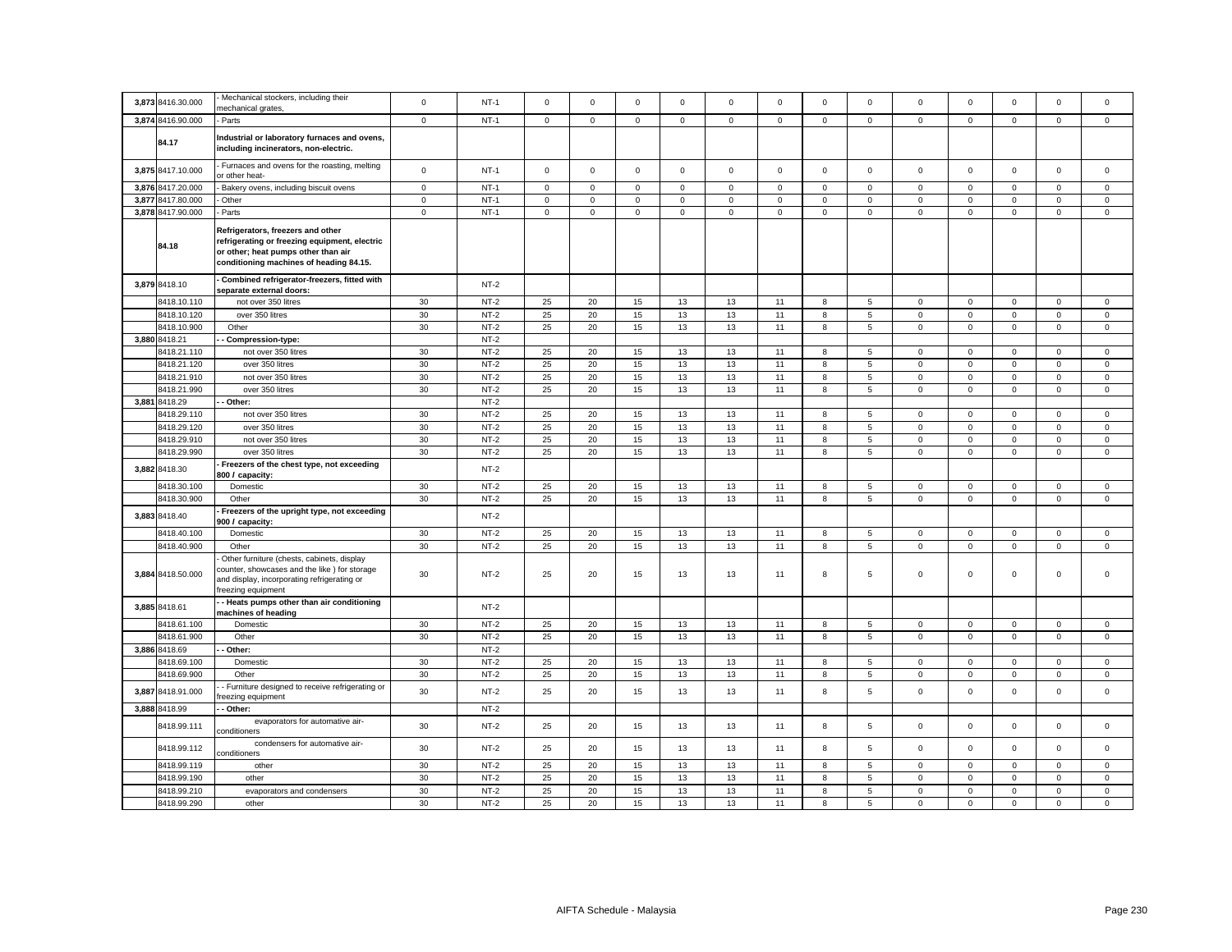| 3,873 | 8416.30.000 | - Mechanical stockers, including their mechanical grates, | 0 | NT-1 | 0 | 0 | 0 | 0 | 0 | 0 | 0 | 0 | 0 | 0 | 0 | 0 | 0 |
|---|---|---|---|---|---|---|---|---|---|---|---|---|---|---|---|---|---|
| 3,874 | 8416.90.000 | - Parts | 0 | NT-1 | 0 | 0 | 0 | 0 | 0 | 0 | 0 | 0 | 0 | 0 | 0 | 0 | 0 |
| | 84.17 | **Industrial or laboratory furnaces and ovens, including incinerators, non-electric.** | | | | | | | | | | | | | | | |
| 3,875 | 8417.10.000 | - Furnaces and ovens for the roasting, melting or other heat- | 0 | NT-1 | 0 | 0 | 0 | 0 | 0 | 0 | 0 | 0 | 0 | 0 | 0 | 0 | 0 |
| 3,876 | 8417.20.000 | - Bakery ovens, including biscuit ovens | 0 | NT-1 | 0 | 0 | 0 | 0 | 0 | 0 | 0 | 0 | 0 | 0 | 0 | 0 | 0 |
| 3,877 | 8417.80.000 | - Other | 0 | NT-1 | 0 | 0 | 0 | 0 | 0 | 0 | 0 | 0 | 0 | 0 | 0 | 0 | 0 |
| 3,878 | 8417.90.000 | - Parts | 0 | NT-1 | 0 | 0 | 0 | 0 | 0 | 0 | 0 | 0 | 0 | 0 | 0 | 0 | 0 |
| | 84.18 | **Refrigerators, freezers and other refrigerating or freezing equipment, electric or other; heat pumps other than air conditioning machines of heading 84.15.** | | | | | | | | | | | | | | | |
| 3,879 | 8418.10 | **- Combined refrigerator-freezers, fitted with separate external doors:** | | NT-2 | | | | | | | | | | | | | |
| | 8418.10.110 | not over 350 litres | 30 | NT-2 | 25 | 20 | 15 | 13 | 13 | 11 | 8 | 5 | 0 | 0 | 0 | 0 | 0 |
| | 8418.10.120 | over 350 litres | 30 | NT-2 | 25 | 20 | 15 | 13 | 13 | 11 | 8 | 5 | 0 | 0 | 0 | 0 | 0 |
| | 8418.10.900 | Other | 30 | NT-2 | 25 | 20 | 15 | 13 | 13 | 11 | 8 | 5 | 0 | 0 | 0 | 0 | 0 |
| 3,880 | 8418.21 | **- - Compression-type:** | | NT-2 | | | | | | | | | | | | | |
| | 8418.21.110 | not over 350 litres | 30 | NT-2 | 25 | 20 | 15 | 13 | 13 | 11 | 8 | 5 | 0 | 0 | 0 | 0 | 0 |
| | 8418.21.120 | over 350 litres | 30 | NT-2 | 25 | 20 | 15 | 13 | 13 | 11 | 8 | 5 | 0 | 0 | 0 | 0 | 0 |
| | 8418.21.910 | not over 350 litres | 30 | NT-2 | 25 | 20 | 15 | 13 | 13 | 11 | 8 | 5 | 0 | 0 | 0 | 0 | 0 |
| | 8418.21.990 | over 350 litres | 30 | NT-2 | 25 | 20 | 15 | 13 | 13 | 11 | 8 | 5 | 0 | 0 | 0 | 0 | 0 |
| 3,881 | 8418.29 | **- - Other:** | | NT-2 | | | | | | | | | | | | | |
| | 8418.29.110 | not over 350 litres | 30 | NT-2 | 25 | 20 | 15 | 13 | 13 | 11 | 8 | 5 | 0 | 0 | 0 | 0 | 0 |
| | 8418.29.120 | over 350 litres | 30 | NT-2 | 25 | 20 | 15 | 13 | 13 | 11 | 8 | 5 | 0 | 0 | 0 | 0 | 0 |
| | 8418.29.910 | not over 350 litres | 30 | NT-2 | 25 | 20 | 15 | 13 | 13 | 11 | 8 | 5 | 0 | 0 | 0 | 0 | 0 |
| | 8418.29.990 | over 350 litres | 30 | NT-2 | 25 | 20 | 15 | 13 | 13 | 11 | 8 | 5 | 0 | 0 | 0 | 0 | 0 |
| 3,882 | 8418.30 | **- Freezers of the chest type, not exceeding 800 / capacity:** | | NT-2 | | | | | | | | | | | | | |
| | 8418.30.100 | Domestic | 30 | NT-2 | 25 | 20 | 15 | 13 | 13 | 11 | 8 | 5 | 0 | 0 | 0 | 0 | 0 |
| | 8418.30.900 | Other | 30 | NT-2 | 25 | 20 | 15 | 13 | 13 | 11 | 8 | 5 | 0 | 0 | 0 | 0 | 0 |
| 3,883 | 8418.40 | **- Freezers of the upright type, not exceeding 900 / capacity:** | | NT-2 | | | | | | | | | | | | | |
| | 8418.40.100 | Domestic | 30 | NT-2 | 25 | 20 | 15 | 13 | 13 | 11 | 8 | 5 | 0 | 0 | 0 | 0 | 0 |
| | 8418.40.900 | Other | 30 | NT-2 | 25 | 20 | 15 | 13 | 13 | 11 | 8 | 5 | 0 | 0 | 0 | 0 | 0 |
| 3,884 | 8418.50.000 | - Other furniture (chests, cabinets, display counter, showcases and the like ) for storage and display, incorporating refrigerating or freezing equipment | 30 | NT-2 | 25 | 20 | 15 | 13 | 13 | 11 | 8 | 5 | 0 | 0 | 0 | 0 | 0 |
| 3,885 | 8418.61 | **- - Heats pumps other than air conditioning machines of heading** | | NT-2 | | | | | | | | | | | | | |
| | 8418.61.100 | Domestic | 30 | NT-2 | 25 | 20 | 15 | 13 | 13 | 11 | 8 | 5 | 0 | 0 | 0 | 0 | 0 |
| | 8418.61.900 | Other | 30 | NT-2 | 25 | 20 | 15 | 13 | 13 | 11 | 8 | 5 | 0 | 0 | 0 | 0 | 0 |
| 3,886 | 8418.69 | **- - Other:** | | NT-2 | | | | | | | | | | | | | |
| | 8418.69.100 | Domestic | 30 | NT-2 | 25 | 20 | 15 | 13 | 13 | 11 | 8 | 5 | 0 | 0 | 0 | 0 | 0 |
| | 8418.69.900 | Other | 30 | NT-2 | 25 | 20 | 15 | 13 | 13 | 11 | 8 | 5 | 0 | 0 | 0 | 0 | 0 |
| 3,887 | 8418.91.000 | - - Furniture designed to receive refrigerating or freezing equipment | 30 | NT-2 | 25 | 20 | 15 | 13 | 13 | 11 | 8 | 5 | 0 | 0 | 0 | 0 | 0 |
| 3,888 | 8418.99 | **- - Other:** | | NT-2 | | | | | | | | | | | | | |
| | 8418.99.111 | evaporators for automative air-conditioners | 30 | NT-2 | 25 | 20 | 15 | 13 | 13 | 11 | 8 | 5 | 0 | 0 | 0 | 0 | 0 |
| | 8418.99.112 | condensers for automative air-conditioners | 30 | NT-2 | 25 | 20 | 15 | 13 | 13 | 11 | 8 | 5 | 0 | 0 | 0 | 0 | 0 |
| | 8418.99.119 | other | 30 | NT-2 | 25 | 20 | 15 | 13 | 13 | 11 | 8 | 5 | 0 | 0 | 0 | 0 | 0 |
| | 8418.99.190 | other | 30 | NT-2 | 25 | 20 | 15 | 13 | 13 | 11 | 8 | 5 | 0 | 0 | 0 | 0 | 0 |
| | 8418.99.210 | evaporators and condensers | 30 | NT-2 | 25 | 20 | 15 | 13 | 13 | 11 | 8 | 5 | 0 | 0 | 0 | 0 | 0 |
| | 8418.99.290 | other | 30 | NT-2 | 25 | 20 | 15 | 13 | 13 | 11 | 8 | 5 | 0 | 0 | 0 | 0 | 0 |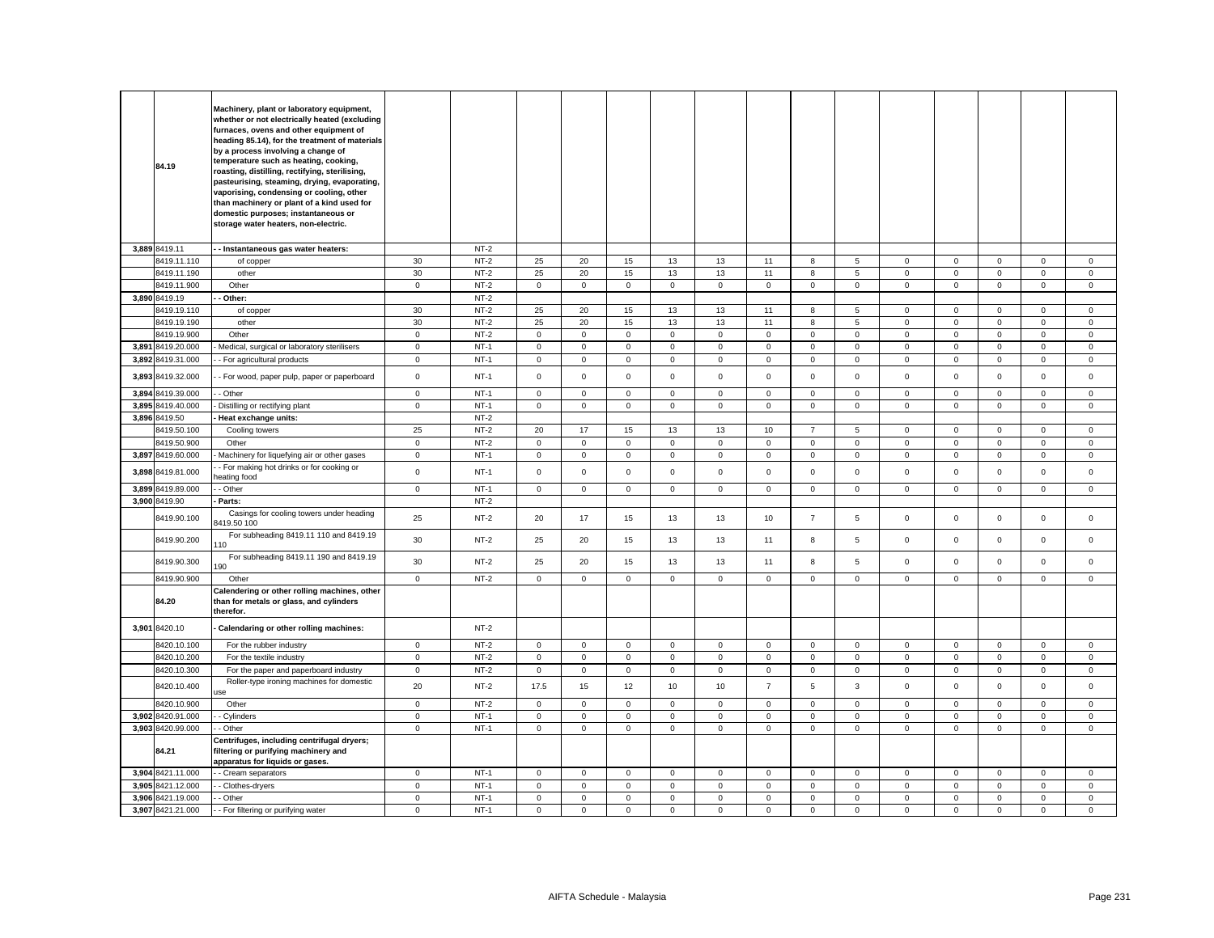| | | | | | | | | | | | | | | | | | |
|---|---|---|---|---|---|---|---|---|---|---|---|---|---|---|---|---|---|
| | **84.19** | **Machinery, plant or laboratory equipment, whether or not electrically heated (excluding furnaces, ovens and other equipment of heading 85.14), for the treatment of materials by a process involving a change of temperature such as heating, cooking, roasting, distilling, rectifying, sterilising, pasteurising, steaming, drying, evaporating, vaporising, condensing or cooling, other than machinery or plant of a kind used for domestic purposes; instantaneous or storage water heaters, non-electric.** | | | | | | | | | | | | | | | |
| **3,889** | 8419.11 | **- - Instantaneous gas water heaters:** | | NT-2 | | | | | | | | | | | | | |
| | 8419.11.110 | of copper | 30 | NT-2 | 25 | 20 | 15 | 13 | 13 | 11 | 8 | 5 | 0 | 0 | 0 | 0 | 0 |
| | 8419.11.190 | other | 30 | NT-2 | 25 | 20 | 15 | 13 | 13 | 11 | 8 | 5 | 0 | 0 | 0 | 0 | 0 |
| | 8419.11.900 | Other | 0 | NT-2 | 0 | 0 | 0 | 0 | 0 | 0 | 0 | 0 | 0 | 0 | 0 | 0 | 0 |
| **3,890** | 8419.19 | **- - Other:** | | NT-2 | | | | | | | | | | | | | |
| | 8419.19.110 | of copper | 30 | NT-2 | 25 | 20 | 15 | 13 | 13 | 11 | 8 | 5 | 0 | 0 | 0 | 0 | 0 |
| | 8419.19.190 | other | 30 | NT-2 | 25 | 20 | 15 | 13 | 13 | 11 | 8 | 5 | 0 | 0 | 0 | 0 | 0 |
| | 8419.19.900 | Other | 0 | NT-2 | 0 | 0 | 0 | 0 | 0 | 0 | 0 | 0 | 0 | 0 | 0 | 0 | 0 |
| **3,891** | 8419.20.000 | - Medical, surgical or laboratory sterilisers | 0 | NT-1 | 0 | 0 | 0 | 0 | 0 | 0 | 0 | 0 | 0 | 0 | 0 | 0 | 0 |
| **3,892** | 8419.31.000 | - - For agricultural products | 0 | NT-1 | 0 | 0 | 0 | 0 | 0 | 0 | 0 | 0 | 0 | 0 | 0 | 0 | 0 |
| **3,893** | 8419.32.000 | - - For wood, paper pulp, paper or paperboard | 0 | NT-1 | 0 | 0 | 0 | 0 | 0 | 0 | 0 | 0 | 0 | 0 | 0 | 0 | 0 |
| **3,894** | 8419.39.000 | - - Other | 0 | NT-1 | 0 | 0 | 0 | 0 | 0 | 0 | 0 | 0 | 0 | 0 | 0 | 0 | 0 |
| **3,895** | 8419.40.000 | - Distilling or rectifying plant | 0 | NT-1 | 0 | 0 | 0 | 0 | 0 | 0 | 0 | 0 | 0 | 0 | 0 | 0 | 0 |
| **3,896** | 8419.50 | **- Heat exchange units:** | | NT-2 | | | | | | | | | | | | | |
| | 8419.50.100 | Cooling towers | 25 | NT-2 | 20 | 17 | 15 | 13 | 13 | 10 | 7 | 5 | 0 | 0 | 0 | 0 | 0 |
| | 8419.50.900 | Other | 0 | NT-2 | 0 | 0 | 0 | 0 | 0 | 0 | 0 | 0 | 0 | 0 | 0 | 0 | 0 |
| **3,897** | 8419.60.000 | - Machinery for liquefying air or other gases | 0 | NT-1 | 0 | 0 | 0 | 0 | 0 | 0 | 0 | 0 | 0 | 0 | 0 | 0 | 0 |
| **3,898** | 8419.81.000 | - - For making hot drinks or for cooking or heating food | 0 | NT-1 | 0 | 0 | 0 | 0 | 0 | 0 | 0 | 0 | 0 | 0 | 0 | 0 | 0 |
| **3,899** | 8419.89.000 | - - Other | 0 | NT-1 | 0 | 0 | 0 | 0 | 0 | 0 | 0 | 0 | 0 | 0 | 0 | 0 | 0 |
| **3,900** | 8419.90 | **- Parts:** | | NT-2 | | | | | | | | | | | | | |
| | 8419.90.100 | Casings for cooling towers under heading 8419.50 100 | 25 | NT-2 | 20 | 17 | 15 | 13 | 13 | 10 | 7 | 5 | 0 | 0 | 0 | 0 | 0 |
| | 8419.90.200 | For subheading 8419.11 110 and 8419.19 110 | 30 | NT-2 | 25 | 20 | 15 | 13 | 13 | 11 | 8 | 5 | 0 | 0 | 0 | 0 | 0 |
| | 8419.90.300 | For subheading 8419.11 190 and 8419.19 190 | 30 | NT-2 | 25 | 20 | 15 | 13 | 13 | 11 | 8 | 5 | 0 | 0 | 0 | 0 | 0 |
| | 8419.90.900 | Other | 0 | NT-2 | 0 | 0 | 0 | 0 | 0 | 0 | 0 | 0 | 0 | 0 | 0 | 0 | 0 |
| | **84.20** | **Calendering or other rolling machines, other than for metals or glass, and cylinders therefor.** | | | | | | | | | | | | | | | |
| **3,901** | 8420.10 | **- Calendaring or other rolling machines:** | | NT-2 | | | | | | | | | | | | | |
| | 8420.10.100 | For the rubber industry | 0 | NT-2 | 0 | 0 | 0 | 0 | 0 | 0 | 0 | 0 | 0 | 0 | 0 | 0 | 0 |
| | 8420.10.200 | For the textile industry | 0 | NT-2 | 0 | 0 | 0 | 0 | 0 | 0 | 0 | 0 | 0 | 0 | 0 | 0 | 0 |
| | 8420.10.300 | For the paper and paperboard industry | 0 | NT-2 | 0 | 0 | 0 | 0 | 0 | 0 | 0 | 0 | 0 | 0 | 0 | 0 | 0 |
| | 8420.10.400 | Roller-type ironing machines for domestic use | 20 | NT-2 | 17.5 | 15 | 12 | 10 | 10 | 7 | 5 | 3 | 0 | 0 | 0 | 0 | 0 |
| | 8420.10.900 | Other | 0 | NT-2 | 0 | 0 | 0 | 0 | 0 | 0 | 0 | 0 | 0 | 0 | 0 | 0 | 0 |
| **3,902** | 8420.91.000 | - - Cylinders | 0 | NT-1 | 0 | 0 | 0 | 0 | 0 | 0 | 0 | 0 | 0 | 0 | 0 | 0 | 0 |
| **3,903** | 8420.99.000 | - - Other | 0 | NT-1 | 0 | 0 | 0 | 0 | 0 | 0 | 0 | 0 | 0 | 0 | 0 | 0 | 0 |
| | **84.21** | **Centrifuges, including centrifugal dryers; filtering or purifying machinery and apparatus for liquids or gases.** | | | | | | | | | | | | | | | |
| **3,904** | 8421.11.000 | - - Cream separators | 0 | NT-1 | 0 | 0 | 0 | 0 | 0 | 0 | 0 | 0 | 0 | 0 | 0 | 0 | 0 |
| **3,905** | 8421.12.000 | - - Clothes-dryers | 0 | NT-1 | 0 | 0 | 0 | 0 | 0 | 0 | 0 | 0 | 0 | 0 | 0 | 0 | 0 |
| **3,906** | 8421.19.000 | - - Other | 0 | NT-1 | 0 | 0 | 0 | 0 | 0 | 0 | 0 | 0 | 0 | 0 | 0 | 0 | 0 |
| **3,907** | 8421.21.000 | - - For filtering or purifying water | 0 | NT-1 | 0 | 0 | 0 | 0 | 0 | 0 | 0 | 0 | 0 | 0 | 0 | 0 | 0 |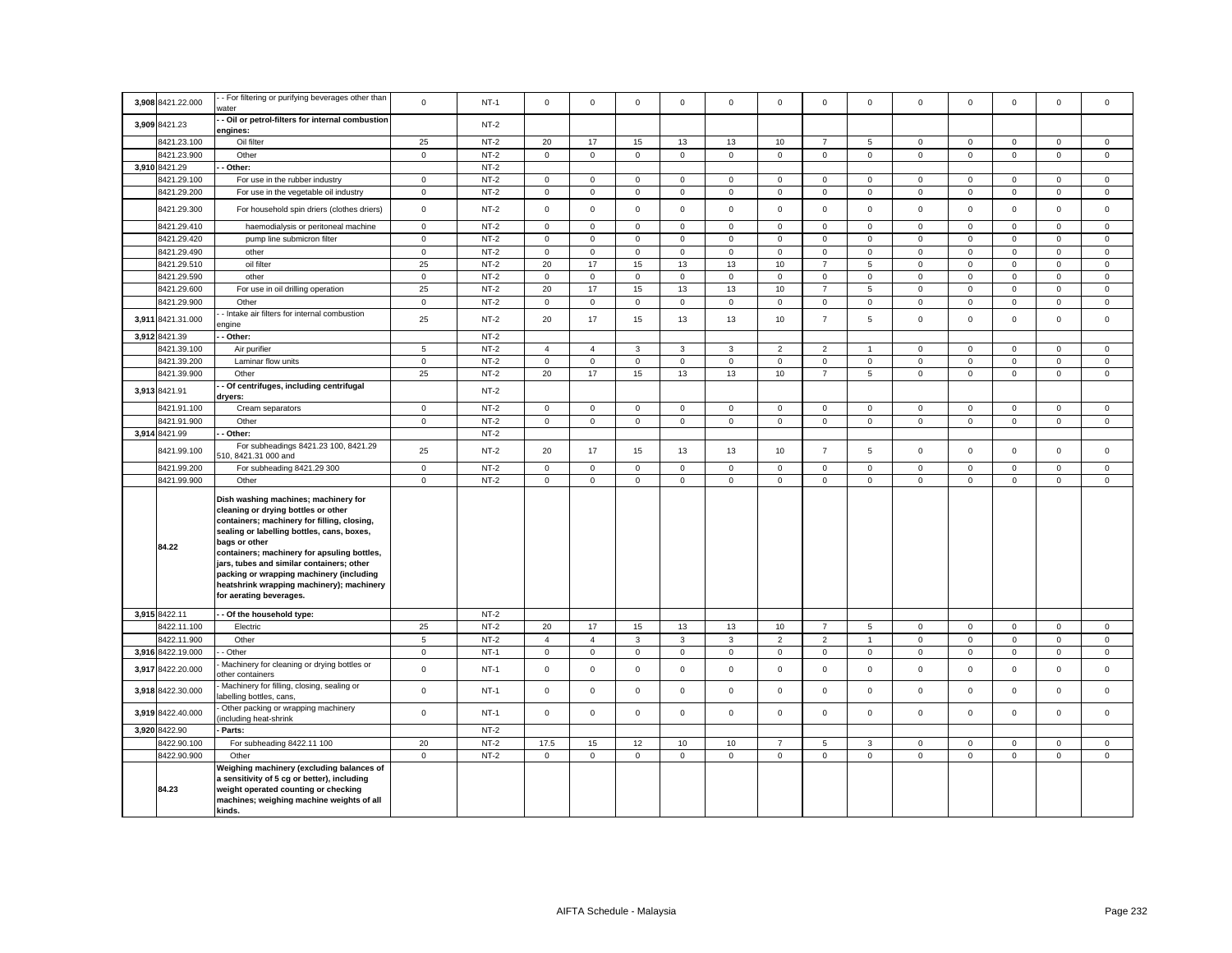| | | | | | | | | | | | | | | | | | |
|---|---|---|---|---|---|---|---|---|---|---|---|---|---|---|---|---|---|
| 3,908 | 8421.22.000 | - - For filtering or purifying beverages other than water | 0 | NT-1 | 0 | 0 | 0 | 0 | 0 | 0 | 0 | 0 | 0 | 0 | 0 | 0 | 0 |
| 3,909 | 8421.23 | **- - Oil or petrol-filters for internal combustion engines:** | | NT-2 | | | | | | | | | | | | | |
| | 8421.23.100 | Oil filter | 25 | NT-2 | 20 | 17 | 15 | 13 | 13 | 10 | 7 | 5 | 0 | 0 | 0 | 0 | 0 |
| | 8421.23.900 | Other | 0 | NT-2 | 0 | 0 | 0 | 0 | 0 | 0 | 0 | 0 | 0 | 0 | 0 | 0 | 0 |
| 3,910 | 8421.29 | **- - Other:** | | NT-2 | | | | | | | | | | | | | |
| | 8421.29.100 | For use in the rubber industry | 0 | NT-2 | 0 | 0 | 0 | 0 | 0 | 0 | 0 | 0 | 0 | 0 | 0 | 0 | 0 |
| | 8421.29.200 | For use in the vegetable oil industry | 0 | NT-2 | 0 | 0 | 0 | 0 | 0 | 0 | 0 | 0 | 0 | 0 | 0 | 0 | 0 |
| | 8421.29.300 | For household spin driers (clothes driers) | 0 | NT-2 | 0 | 0 | 0 | 0 | 0 | 0 | 0 | 0 | 0 | 0 | 0 | 0 | 0 |
| | 8421.29.410 | haemodialysis or peritoneal machine | 0 | NT-2 | 0 | 0 | 0 | 0 | 0 | 0 | 0 | 0 | 0 | 0 | 0 | 0 | 0 |
| | 8421.29.420 | pump line submicron filter | 0 | NT-2 | 0 | 0 | 0 | 0 | 0 | 0 | 0 | 0 | 0 | 0 | 0 | 0 | 0 |
| | 8421.29.490 | other | 0 | NT-2 | 0 | 0 | 0 | 0 | 0 | 0 | 0 | 0 | 0 | 0 | 0 | 0 | 0 |
| | 8421.29.510 | oil filter | 25 | NT-2 | 20 | 17 | 15 | 13 | 13 | 10 | 7 | 5 | 0 | 0 | 0 | 0 | 0 |
| | 8421.29.590 | other | 0 | NT-2 | 0 | 0 | 0 | 0 | 0 | 0 | 0 | 0 | 0 | 0 | 0 | 0 | 0 |
| | 8421.29.600 | For use in oil drilling operation | 25 | NT-2 | 20 | 17 | 15 | 13 | 13 | 10 | 7 | 5 | 0 | 0 | 0 | 0 | 0 |
| | 8421.29.900 | Other | 0 | NT-2 | 0 | 0 | 0 | 0 | 0 | 0 | 0 | 0 | 0 | 0 | 0 | 0 | 0 |
| 3,911 | 8421.31.000 | - - Intake air filters for internal combustion engine | 25 | NT-2 | 20 | 17 | 15 | 13 | 13 | 10 | 7 | 5 | 0 | 0 | 0 | 0 | 0 |
| 3,912 | 8421.39 | **- - Other:** | | NT-2 | | | | | | | | | | | | | |
| | 8421.39.100 | Air purifier | 5 | NT-2 | 4 | 4 | 3 | 3 | 3 | 2 | 2 | 1 | 0 | 0 | 0 | 0 | 0 |
| | 8421.39.200 | Laminar flow units | 0 | NT-2 | 0 | 0 | 0 | 0 | 0 | 0 | 0 | 0 | 0 | 0 | 0 | 0 | 0 |
| | 8421.39.900 | Other | 25 | NT-2 | 20 | 17 | 15 | 13 | 13 | 10 | 7 | 5 | 0 | 0 | 0 | 0 | 0 |
| 3,913 | 8421.91 | **- - Of centrifuges, including centrifugal dryers:** | | NT-2 | | | | | | | | | | | | | |
| | 8421.91.100 | Cream separators | 0 | NT-2 | 0 | 0 | 0 | 0 | 0 | 0 | 0 | 0 | 0 | 0 | 0 | 0 | 0 |
| | 8421.91.900 | Other | 0 | NT-2 | 0 | 0 | 0 | 0 | 0 | 0 | 0 | 0 | 0 | 0 | 0 | 0 | 0 |
| 3,914 | 8421.99 | **- - Other:** | | NT-2 | | | | | | | | | | | | | |
| | 8421.99.100 | For subheadings 8421.23 100, 8421.29 510, 8421.31 000 and | 25 | NT-2 | 20 | 17 | 15 | 13 | 13 | 10 | 7 | 5 | 0 | 0 | 0 | 0 | 0 |
| | 8421.99.200 | For subheading 8421.29 300 | 0 | NT-2 | 0 | 0 | 0 | 0 | 0 | 0 | 0 | 0 | 0 | 0 | 0 | 0 | 0 |
| | 8421.99.900 | Other | 0 | NT-2 | 0 | 0 | 0 | 0 | 0 | 0 | 0 | 0 | 0 | 0 | 0 | 0 | 0 |
| | **84.22** | **Dish washing machines; machinery for cleaning or drying bottles or other containers; machinery for filling, closing, sealing or labelling bottles, cans, boxes, bags or other containers; machinery for apsuling bottles, jars, tubes and similar containers; other packing or wrapping machinery (including heatshrink wrapping machinery); machinery for aerating beverages.** | | | | | | | | | | | | | | | |
| 3,915 | 8422.11 | **- - Of the household type:** | | NT-2 | | | | | | | | | | | | | |
| | 8422.11.100 | Electric | 25 | NT-2 | 20 | 17 | 15 | 13 | 13 | 10 | 7 | 5 | 0 | 0 | 0 | 0 | 0 |
| | 8422.11.900 | Other | 5 | NT-2 | 4 | 4 | 3 | 3 | 3 | 2 | 2 | 1 | 0 | 0 | 0 | 0 | 0 |
| 3,916 | 8422.19.000 | - - Other | 0 | NT-1 | 0 | 0 | 0 | 0 | 0 | 0 | 0 | 0 | 0 | 0 | 0 | 0 | 0 |
| 3,917 | 8422.20.000 | - Machinery for cleaning or drying bottles or other containers | 0 | NT-1 | 0 | 0 | 0 | 0 | 0 | 0 | 0 | 0 | 0 | 0 | 0 | 0 | 0 |
| 3,918 | 8422.30.000 | - Machinery for filling, closing, sealing or labelling bottles, cans, | 0 | NT-1 | 0 | 0 | 0 | 0 | 0 | 0 | 0 | 0 | 0 | 0 | 0 | 0 | 0 |
| 3,919 | 8422.40.000 | - Other packing or wrapping machinery (including heat-shrink | 0 | NT-1 | 0 | 0 | 0 | 0 | 0 | 0 | 0 | 0 | 0 | 0 | 0 | 0 | 0 |
| 3,920 | 8422.90 | **- Parts:** | | NT-2 | | | | | | | | | | | | | |
| | 8422.90.100 | For subheading 8422.11 100 | 20 | NT-2 | 17.5 | 15 | 12 | 10 | 10 | 7 | 5 | 3 | 0 | 0 | 0 | 0 | 0 |
| | 8422.90.900 | Other | 0 | NT-2 | 0 | 0 | 0 | 0 | 0 | 0 | 0 | 0 | 0 | 0 | 0 | 0 | 0 |
| | **84.23** | **Weighing machinery (excluding balances of a sensitivity of 5 cg or better), including weight operated counting or checking machines; weighing machine weights of all kinds.** | | | | | | | | | | | | | | | |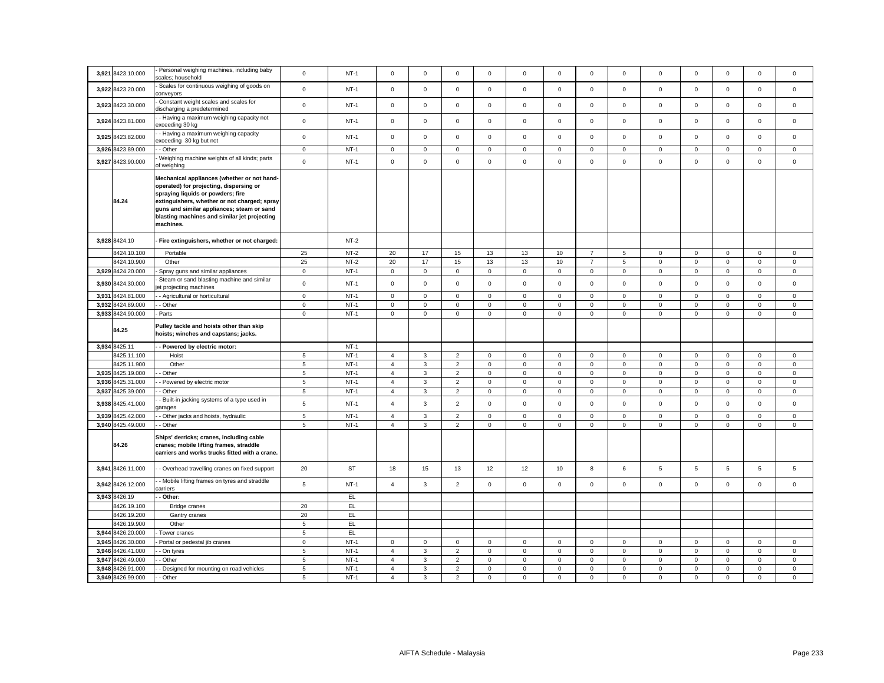| | | | | | | | | | | | | | | | | | | |
|---|---|---|---|---|---|---|---|---|---|---|---|---|---|---|---|---|---|---|
| 3,921 | 8423.10.000 | - Personal weighing machines, including baby scales; household | 0 | NT-1 | 0 | 0 | 0 | 0 | 0 | 0 | 0 | 0 | 0 | 0 | 0 | 0 | 0 |
| 3,922 | 8423.20.000 | - Scales for continuous weighing of goods on conveyors | 0 | NT-1 | 0 | 0 | 0 | 0 | 0 | 0 | 0 | 0 | 0 | 0 | 0 | 0 | 0 |
| 3,923 | 8423.30.000 | - Constant weight scales and scales for discharging a predetermined | 0 | NT-1 | 0 | 0 | 0 | 0 | 0 | 0 | 0 | 0 | 0 | 0 | 0 | 0 | 0 |
| 3,924 | 8423.81.000 | - - Having a maximum weighing capacity not exceeding 30 kg | 0 | NT-1 | 0 | 0 | 0 | 0 | 0 | 0 | 0 | 0 | 0 | 0 | 0 | 0 | 0 |
| 3,925 | 8423.82.000 | - - Having a maximum weighing capacity exceeding 30 kg but not | 0 | NT-1 | 0 | 0 | 0 | 0 | 0 | 0 | 0 | 0 | 0 | 0 | 0 | 0 | 0 |
| 3,926 | 8423.89.000 | - - Other | 0 | NT-1 | 0 | 0 | 0 | 0 | 0 | 0 | 0 | 0 | 0 | 0 | 0 | 0 | 0 |
| 3,927 | 8423.90.000 | - Weighing machine weights of all kinds; parts of weighing | 0 | NT-1 | 0 | 0 | 0 | 0 | 0 | 0 | 0 | 0 | 0 | 0 | 0 | 0 | 0 |
| | 84.24 | **Mechanical appliances (whether or not hand-operated) for projecting, dispersing or spraying liquids or powders; fire extinguishers, whether or not charged; spray guns and similar appliances; steam or sand blasting machines and similar jet projecting machines.** | | | | | | | | | | | | | | | |
| 3,928 | 8424.10 | **- Fire extinguishers, whether or not charged:** | | NT-2 | | | | | | | | | | | | | |
| | 8424.10.100 | Portable | 25 | NT-2 | 20 | 17 | 15 | 13 | 13 | 10 | 7 | 5 | 0 | 0 | 0 | 0 | 0 |
| | 8424.10.900 | Other | 25 | NT-2 | 20 | 17 | 15 | 13 | 13 | 10 | 7 | 5 | 0 | 0 | 0 | 0 | 0 |
| 3,929 | 8424.20.000 | - Spray guns and similar appliances | 0 | NT-1 | 0 | 0 | 0 | 0 | 0 | 0 | 0 | 0 | 0 | 0 | 0 | 0 | 0 |
| 3,930 | 8424.30.000 | - Steam or sand blasting machine and similar jet projecting machines | 0 | NT-1 | 0 | 0 | 0 | 0 | 0 | 0 | 0 | 0 | 0 | 0 | 0 | 0 | 0 |
| 3,931 | 8424.81.000 | - - Agricultural or horticultural | 0 | NT-1 | 0 | 0 | 0 | 0 | 0 | 0 | 0 | 0 | 0 | 0 | 0 | 0 | 0 |
| 3,932 | 8424.89.000 | - - Other | 0 | NT-1 | 0 | 0 | 0 | 0 | 0 | 0 | 0 | 0 | 0 | 0 | 0 | 0 | 0 |
| 3,933 | 8424.90.000 | - Parts | 0 | NT-1 | 0 | 0 | 0 | 0 | 0 | 0 | 0 | 0 | 0 | 0 | 0 | 0 | 0 |
| | 84.25 | **Pulley tackle and hoists other than skip hoists; winches and capstans; jacks.** | | | | | | | | | | | | | | | |
| 3,934 | 8425.11 | **- - Powered by electric motor:** | | NT-1 | | | | | | | | | | | | | |
| | 8425.11.100 | Hoist | 5 | NT-1 | 4 | 3 | 2 | 0 | 0 | 0 | 0 | 0 | 0 | 0 | 0 | 0 | 0 |
| | 8425.11.900 | Other | 5 | NT-1 | 4 | 3 | 2 | 0 | 0 | 0 | 0 | 0 | 0 | 0 | 0 | 0 | 0 |
| 3,935 | 8425.19.000 | - - Other | 5 | NT-1 | 4 | 3 | 2 | 0 | 0 | 0 | 0 | 0 | 0 | 0 | 0 | 0 | 0 |
| 3,936 | 8425.31.000 | - - Powered by electric motor | 5 | NT-1 | 4 | 3 | 2 | 0 | 0 | 0 | 0 | 0 | 0 | 0 | 0 | 0 | 0 |
| 3,937 | 8425.39.000 | - - Other | 5 | NT-1 | 4 | 3 | 2 | 0 | 0 | 0 | 0 | 0 | 0 | 0 | 0 | 0 | 0 |
| 3,938 | 8425.41.000 | - - Built-in jacking systems of a type used in garages | 5 | NT-1 | 4 | 3 | 2 | 0 | 0 | 0 | 0 | 0 | 0 | 0 | 0 | 0 | 0 |
| 3,939 | 8425.42.000 | - - Other jacks and hoists, hydraulic | 5 | NT-1 | 4 | 3 | 2 | 0 | 0 | 0 | 0 | 0 | 0 | 0 | 0 | 0 | 0 |
| 3,940 | 8425.49.000 | - - Other | 5 | NT-1 | 4 | 3 | 2 | 0 | 0 | 0 | 0 | 0 | 0 | 0 | 0 | 0 | 0 |
| | 84.26 | **Ships' derricks; cranes, including cable cranes; mobile lifting frames, straddle carriers and works trucks fitted with a crane.** | | | | | | | | | | | | | | | |
| 3,941 | 8426.11.000 | - - Overhead travelling cranes on fixed support | 20 | ST | 18 | 15 | 13 | 12 | 12 | 10 | 8 | 6 | 5 | 5 | 5 | 5 | 5 |
| 3,942 | 8426.12.000 | - - Mobile lifting frames on tyres and straddle carriers | 5 | NT-1 | 4 | 3 | 2 | 0 | 0 | 0 | 0 | 0 | 0 | 0 | 0 | 0 | 0 |
| 3,943 | 8426.19 | **- - Other:** | | EL | | | | | | | | | | | | | |
| | 8426.19.100 | Bridge cranes | 20 | EL | | | | | | | | | | | | | |
| | 8426.19.200 | Gantry cranes | 20 | EL | | | | | | | | | | | | | |
| | 8426.19.900 | Other | 5 | EL | | | | | | | | | | | | | |
| 3,944 | 8426.20.000 | - Tower cranes | 5 | EL | | | | | | | | | | | | | |
| 3,945 | 8426.30.000 | - Portal or pedestal jib cranes | 0 | NT-1 | 0 | 0 | 0 | 0 | 0 | 0 | 0 | 0 | 0 | 0 | 0 | 0 | 0 |
| 3,946 | 8426.41.000 | - - On tyres | 5 | NT-1 | 4 | 3 | 2 | 0 | 0 | 0 | 0 | 0 | 0 | 0 | 0 | 0 | 0 |
| 3,947 | 8426.49.000 | - - Other | 5 | NT-1 | 4 | 3 | 2 | 0 | 0 | 0 | 0 | 0 | 0 | 0 | 0 | 0 | 0 |
| 3,948 | 8426.91.000 | - - Designed for mounting on road vehicles | 5 | NT-1 | 4 | 3 | 2 | 0 | 0 | 0 | 0 | 0 | 0 | 0 | 0 | 0 | 0 |
| 3,949 | 8426.99.000 | - - Other | 5 | NT-1 | 4 | 3 | 2 | 0 | 0 | 0 | 0 | 0 | 0 | 0 | 0 | 0 | 0 |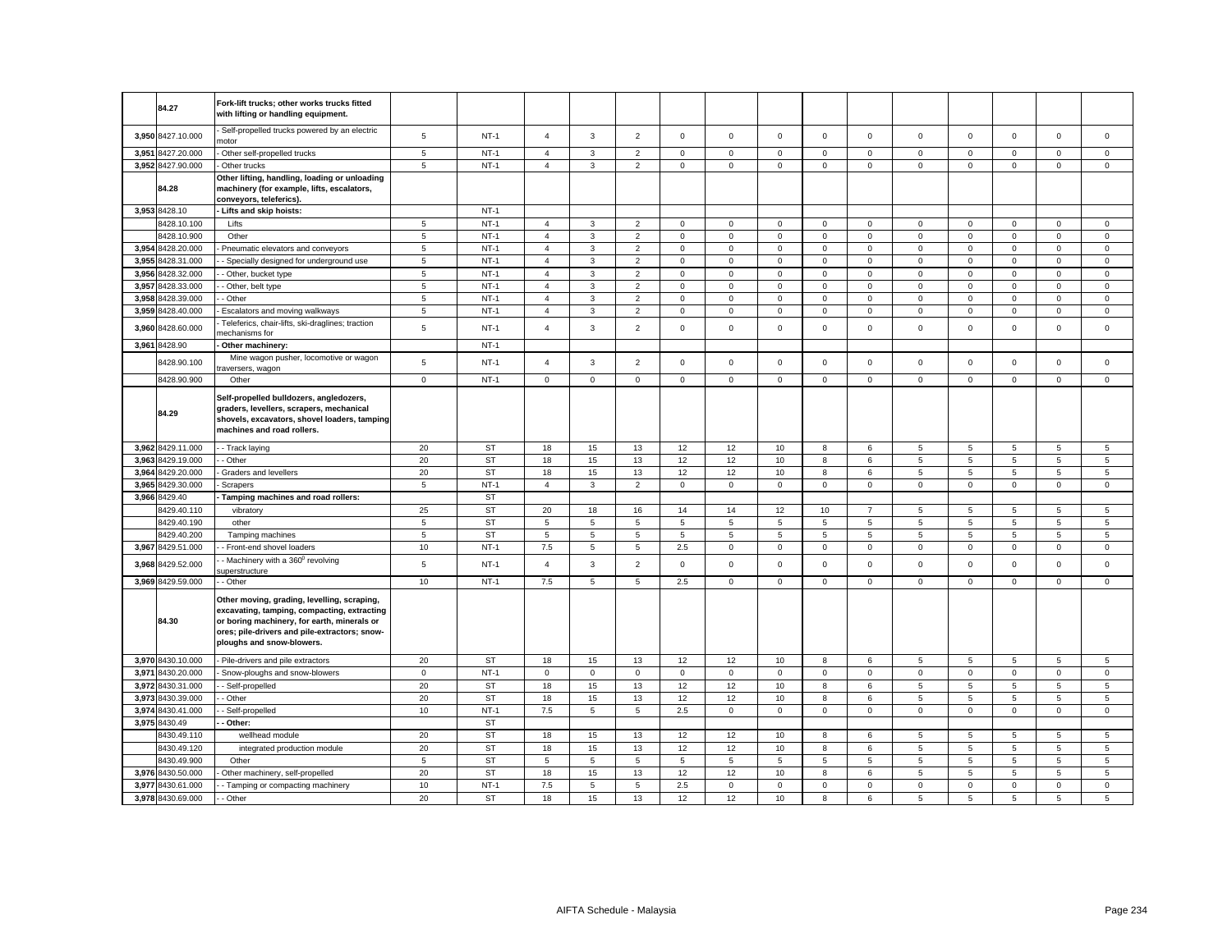| | | | | | | | | | | | | | | | | |
|---|---|---|---|---|---|---|---|---|---|---|---|---|---|---|---|---|
| | 84.27 | **Fork-lift trucks; other works trucks fitted with lifting or handling equipment.** | | | | | | | | | | | | | | |
| 3,950 | 8427.10.000 | - Self-propelled trucks powered by an electric motor | 5 | NT-1 | 4 | 3 | 2 | 0 | 0 | 0 | 0 | 0 | 0 | 0 | 0 | 0 | 0 |
| 3,951 | 8427.20.000 | - Other self-propelled trucks | 5 | NT-1 | 4 | 3 | 2 | 0 | 0 | 0 | 0 | 0 | 0 | 0 | 0 | 0 | 0 |
| 3,952 | 8427.90.000 | - Other trucks | 5 | NT-1 | 4 | 3 | 2 | 0 | 0 | 0 | 0 | 0 | 0 | 0 | 0 | 0 | 0 |
| | 84.28 | **Other lifting, handling, loading or unloading machinery (for example, lifts, escalators, conveyors, teleferics).** | | | | | | | | | | | | | | |
| 3,953 | 8428.10 | **- Lifts and skip hoists:** | | NT-1 | | | | | | | | | | | | | |
| | 8428.10.100 | Lifts | 5 | NT-1 | 4 | 3 | 2 | 0 | 0 | 0 | 0 | 0 | 0 | 0 | 0 | 0 | 0 |
| | 8428.10.900 | Other | 5 | NT-1 | 4 | 3 | 2 | 0 | 0 | 0 | 0 | 0 | 0 | 0 | 0 | 0 | 0 |
| 3,954 | 8428.20.000 | - Pneumatic elevators and conveyors | 5 | NT-1 | 4 | 3 | 2 | 0 | 0 | 0 | 0 | 0 | 0 | 0 | 0 | 0 | 0 |
| 3,955 | 8428.31.000 | - - Specially designed for underground use | 5 | NT-1 | 4 | 3 | 2 | 0 | 0 | 0 | 0 | 0 | 0 | 0 | 0 | 0 | 0 |
| 3,956 | 8428.32.000 | - - Other, bucket type | 5 | NT-1 | 4 | 3 | 2 | 0 | 0 | 0 | 0 | 0 | 0 | 0 | 0 | 0 | 0 |
| 3,957 | 8428.33.000 | - - Other, belt type | 5 | NT-1 | 4 | 3 | 2 | 0 | 0 | 0 | 0 | 0 | 0 | 0 | 0 | 0 | 0 |
| 3,958 | 8428.39.000 | - - Other | 5 | NT-1 | 4 | 3 | 2 | 0 | 0 | 0 | 0 | 0 | 0 | 0 | 0 | 0 | 0 |
| 3,959 | 8428.40.000 | - Escalators and moving walkways | 5 | NT-1 | 4 | 3 | 2 | 0 | 0 | 0 | 0 | 0 | 0 | 0 | 0 | 0 | 0 |
| 3,960 | 8428.60.000 | - Teleferics, chair-lifts, ski-draglines; traction mechanisms for | 5 | NT-1 | 4 | 3 | 2 | 0 | 0 | 0 | 0 | 0 | 0 | 0 | 0 | 0 | 0 |
| 3,961 | 8428.90 | **- Other machinery:** | | NT-1 | | | | | | | | | | | | | |
| | 8428.90.100 | Mine wagon pusher, locomotive or wagon traversers, wagon | 5 | NT-1 | 4 | 3 | 2 | 0 | 0 | 0 | 0 | 0 | 0 | 0 | 0 | 0 | 0 |
| | 8428.90.900 | Other | 0 | NT-1 | 0 | 0 | 0 | 0 | 0 | 0 | 0 | 0 | 0 | 0 | 0 | 0 | 0 |
| | 84.29 | **Self-propelled bulldozers, angledozers, graders, levellers, scrapers, mechanical shovels, excavators, shovel loaders, tamping machines and road rollers.** | | | | | | | | | | | | | | |
| 3,962 | 8429.11.000 | - - Track laying | 20 | ST | 18 | 15 | 13 | 12 | 12 | 10 | 8 | 6 | 5 | 5 | 5 | 5 | 5 |
| 3,963 | 8429.19.000 | - - Other | 20 | ST | 18 | 15 | 13 | 12 | 12 | 10 | 8 | 6 | 5 | 5 | 5 | 5 | 5 |
| 3,964 | 8429.20.000 | - Graders and levellers | 20 | ST | 18 | 15 | 13 | 12 | 12 | 10 | 8 | 6 | 5 | 5 | 5 | 5 | 5 |
| 3,965 | 8429.30.000 | - Scrapers | 5 | NT-1 | 4 | 3 | 2 | 0 | 0 | 0 | 0 | 0 | 0 | 0 | 0 | 0 | 0 |
| 3,966 | 8429.40 | **- Tamping machines and road rollers:** | | ST | | | | | | | | | | | | | |
| | 8429.40.110 | vibratory | 25 | ST | 20 | 18 | 16 | 14 | 14 | 12 | 10 | 7 | 5 | 5 | 5 | 5 | 5 |
| | 8429.40.190 | other | 5 | ST | 5 | 5 | 5 | 5 | 5 | 5 | 5 | 5 | 5 | 5 | 5 | 5 | 5 |
| | 8429.40.200 | Tamping machines | 5 | ST | 5 | 5 | 5 | 5 | 5 | 5 | 5 | 5 | 5 | 5 | 5 | 5 | 5 |
| 3,967 | 8429.51.000 | - - Front-end shovel loaders | 10 | NT-1 | 7.5 | 5 | 5 | 2.5 | 0 | 0 | 0 | 0 | 0 | 0 | 0 | 0 | 0 |
| 3,968 | 8429.52.000 | - - Machinery with a 360⁰ revolving superstructure | 5 | NT-1 | 4 | 3 | 2 | 0 | 0 | 0 | 0 | 0 | 0 | 0 | 0 | 0 | 0 |
| 3,969 | 8429.59.000 | - - Other | 10 | NT-1 | 7.5 | 5 | 5 | 2.5 | 0 | 0 | 0 | 0 | 0 | 0 | 0 | 0 | 0 |
| | 84.30 | **Other moving, grading, levelling, scraping, excavating, tamping, compacting, extracting or boring machinery, for earth, minerals or ores; pile-drivers and pile-extractors; snow-ploughs and snow-blowers.** | | | | | | | | | | | | | | |
| 3,970 | 8430.10.000 | - Pile-drivers and pile extractors | 20 | ST | 18 | 15 | 13 | 12 | 12 | 10 | 8 | 6 | 5 | 5 | 5 | 5 | 5 |
| 3,971 | 8430.20.000 | - Snow-ploughs and snow-blowers | 0 | NT-1 | 0 | 0 | 0 | 0 | 0 | 0 | 0 | 0 | 0 | 0 | 0 | 0 | 0 |
| 3,972 | 8430.31.000 | - - Self-propelled | 20 | ST | 18 | 15 | 13 | 12 | 12 | 10 | 8 | 6 | 5 | 5 | 5 | 5 | 5 |
| 3,973 | 8430.39.000 | - - Other | 20 | ST | 18 | 15 | 13 | 12 | 12 | 10 | 8 | 6 | 5 | 5 | 5 | 5 | 5 |
| 3,974 | 8430.41.000 | - - Self-propelled | 10 | NT-1 | 7.5 | 5 | 5 | 2.5 | 0 | 0 | 0 | 0 | 0 | 0 | 0 | 0 | 0 |
| 3,975 | 8430.49 | **- - Other:** | | ST | | | | | | | | | | | | | |
| | 8430.49.110 | wellhead module | 20 | ST | 18 | 15 | 13 | 12 | 12 | 10 | 8 | 6 | 5 | 5 | 5 | 5 | 5 |
| | 8430.49.120 | integrated production module | 20 | ST | 18 | 15 | 13 | 12 | 12 | 10 | 8 | 6 | 5 | 5 | 5 | 5 | 5 |
| | 8430.49.900 | Other | 5 | ST | 5 | 5 | 5 | 5 | 5 | 5 | 5 | 5 | 5 | 5 | 5 | 5 | 5 |
| 3,976 | 8430.50.000 | - Other machinery, self-propelled | 20 | ST | 18 | 15 | 13 | 12 | 12 | 10 | 8 | 6 | 5 | 5 | 5 | 5 | 5 |
| 3,977 | 8430.61.000 | - - Tamping or compacting machinery | 10 | NT-1 | 7.5 | 5 | 5 | 2.5 | 0 | 0 | 0 | 0 | 0 | 0 | 0 | 0 | 0 |
| 3,978 | 8430.69.000 | - - Other | 20 | ST | 18 | 15 | 13 | 12 | 12 | 10 | 8 | 6 | 5 | 5 | 5 | 5 | 5 |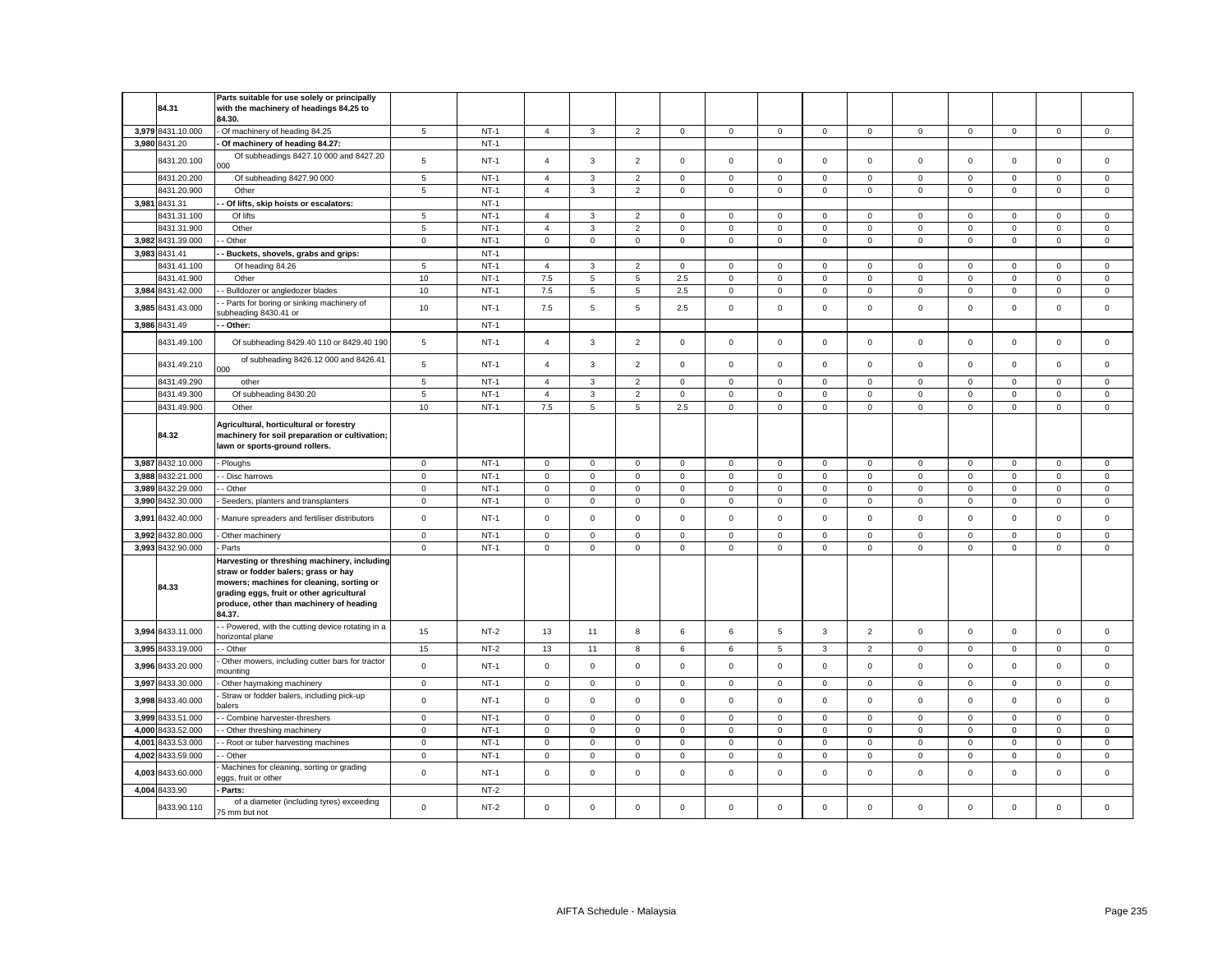| | | | | | | | | | | | | | | | | |
|---|---|---|---|---|---|---|---|---|---|---|---|---|---|---|---|---|
| | 84.31 | Parts suitable for use solely or principally with the machinery of headings 84.25 to 84.30. | | | | | | | | | | | | | | |
| 3,979 | 8431.10.000 | - Of machinery of heading 84.25 | 5 | NT-1 | 4 | 3 | 2 | 0 | 0 | 0 | 0 | 0 | 0 | 0 | 0 | 0 | 0 |
| 3,980 | 8431.20 | - Of machinery of heading 84.27: | | NT-1 | | | | | | | | | | | | | |
| | 8431.20.100 | Of subheadings 8427.10 000 and 8427.20 000 | 5 | NT-1 | 4 | 3 | 2 | 0 | 0 | 0 | 0 | 0 | 0 | 0 | 0 | 0 | 0 |
| | 8431.20.200 | Of subheading 8427.90 000 | 5 | NT-1 | 4 | 3 | 2 | 0 | 0 | 0 | 0 | 0 | 0 | 0 | 0 | 0 | 0 |
| | 8431.20.900 | Other | 5 | NT-1 | 4 | 3 | 2 | 0 | 0 | 0 | 0 | 0 | 0 | 0 | 0 | 0 | 0 |
| 3,981 | 8431.31 | - - Of lifts, skip hoists or escalators: | | NT-1 | | | | | | | | | | | | | |
| | 8431.31.100 | Of lifts | 5 | NT-1 | 4 | 3 | 2 | 0 | 0 | 0 | 0 | 0 | 0 | 0 | 0 | 0 | 0 |
| | 8431.31.900 | Other | 5 | NT-1 | 4 | 3 | 2 | 0 | 0 | 0 | 0 | 0 | 0 | 0 | 0 | 0 | 0 |
| 3,982 | 8431.39.000 | - - Other | 0 | NT-1 | 0 | 0 | 0 | 0 | 0 | 0 | 0 | 0 | 0 | 0 | 0 | 0 | 0 |
| 3,983 | 8431.41 | - - Buckets, shovels, grabs and grips: | | NT-1 | | | | | | | | | | | | | |
| | 8431.41.100 | Of heading 84.26 | 5 | NT-1 | 4 | 3 | 2 | 0 | 0 | 0 | 0 | 0 | 0 | 0 | 0 | 0 | 0 |
| | 8431.41.900 | Other | 10 | NT-1 | 7.5 | 5 | 5 | 2.5 | 0 | 0 | 0 | 0 | 0 | 0 | 0 | 0 | 0 |
| 3,984 | 8431.42.000 | - - Bulldozer or angledozer blades | 10 | NT-1 | 7.5 | 5 | 5 | 2.5 | 0 | 0 | 0 | 0 | 0 | 0 | 0 | 0 | 0 |
| 3,985 | 8431.43.000 | - - Parts for boring or sinking machinery of subheading 8430.41 or | 10 | NT-1 | 7.5 | 5 | 5 | 2.5 | 0 | 0 | 0 | 0 | 0 | 0 | 0 | 0 | 0 |
| 3,986 | 8431.49 | - - Other: | | NT-1 | | | | | | | | | | | | | |
| | 8431.49.100 | Of subheading 8429.40 110 or 8429.40 190 | 5 | NT-1 | 4 | 3 | 2 | 0 | 0 | 0 | 0 | 0 | 0 | 0 | 0 | 0 | 0 |
| | 8431.49.210 | of subheading 8426.12 000 and 8426.41 000 | 5 | NT-1 | 4 | 3 | 2 | 0 | 0 | 0 | 0 | 0 | 0 | 0 | 0 | 0 | 0 |
| | 8431.49.290 | other | 5 | NT-1 | 4 | 3 | 2 | 0 | 0 | 0 | 0 | 0 | 0 | 0 | 0 | 0 | 0 |
| | 8431.49.300 | Of subheading 8430.20 | 5 | NT-1 | 4 | 3 | 2 | 0 | 0 | 0 | 0 | 0 | 0 | 0 | 0 | 0 | 0 |
| | 8431.49.900 | Other | 10 | NT-1 | 7.5 | 5 | 5 | 2.5 | 0 | 0 | 0 | 0 | 0 | 0 | 0 | 0 | 0 |
| | 84.32 | Agricultural, horticultural or forestry machinery for soil preparation or cultivation; lawn or sports-ground rollers. | | | | | | | | | | | | | | | |
| 3,987 | 8432.10.000 | - Ploughs | 0 | NT-1 | 0 | 0 | 0 | 0 | 0 | 0 | 0 | 0 | 0 | 0 | 0 | 0 | 0 |
| 3,988 | 8432.21.000 | - - Disc harrows | 0 | NT-1 | 0 | 0 | 0 | 0 | 0 | 0 | 0 | 0 | 0 | 0 | 0 | 0 | 0 |
| 3,989 | 8432.29.000 | - - Other | 0 | NT-1 | 0 | 0 | 0 | 0 | 0 | 0 | 0 | 0 | 0 | 0 | 0 | 0 | 0 |
| 3,990 | 8432.30.000 | - Seeders, planters and transplanters | 0 | NT-1 | 0 | 0 | 0 | 0 | 0 | 0 | 0 | 0 | 0 | 0 | 0 | 0 | 0 |
| 3,991 | 8432.40.000 | - Manure spreaders and fertiliser distributors | 0 | NT-1 | 0 | 0 | 0 | 0 | 0 | 0 | 0 | 0 | 0 | 0 | 0 | 0 | 0 |
| 3,992 | 8432.80.000 | - Other machinery | 0 | NT-1 | 0 | 0 | 0 | 0 | 0 | 0 | 0 | 0 | 0 | 0 | 0 | 0 | 0 |
| 3,993 | 8432.90.000 | - Parts | 0 | NT-1 | 0 | 0 | 0 | 0 | 0 | 0 | 0 | 0 | 0 | 0 | 0 | 0 | 0 |
| | 84.33 | Harvesting or threshing machinery, including straw or fodder balers; grass or hay mowers; machines for cleaning, sorting or grading eggs, fruit or other agricultural produce, other than machinery of heading 84.37. | | | | | | | | | | | | | | | |
| 3,994 | 8433.11.000 | - - Powered, with the cutting device rotating in a horizontal plane | 15 | NT-2 | 13 | 11 | 8 | 6 | 6 | 5 | 3 | 2 | 0 | 0 | 0 | 0 | 0 |
| 3,995 | 8433.19.000 | - - Other | 15 | NT-2 | 13 | 11 | 8 | 6 | 6 | 5 | 3 | 2 | 0 | 0 | 0 | 0 | 0 |
| 3,996 | 8433.20.000 | - Other mowers, including cutter bars for tractor mounting | 0 | NT-1 | 0 | 0 | 0 | 0 | 0 | 0 | 0 | 0 | 0 | 0 | 0 | 0 | 0 |
| 3,997 | 8433.30.000 | - Other haymaking machinery | 0 | NT-1 | 0 | 0 | 0 | 0 | 0 | 0 | 0 | 0 | 0 | 0 | 0 | 0 | 0 |
| 3,998 | 8433.40.000 | - Straw or fodder balers, including pick-up balers | 0 | NT-1 | 0 | 0 | 0 | 0 | 0 | 0 | 0 | 0 | 0 | 0 | 0 | 0 | 0 |
| 3,999 | 8433.51.000 | - - Combine harvester-threshers | 0 | NT-1 | 0 | 0 | 0 | 0 | 0 | 0 | 0 | 0 | 0 | 0 | 0 | 0 | 0 |
| 4,000 | 8433.52.000 | - - Other threshing machinery | 0 | NT-1 | 0 | 0 | 0 | 0 | 0 | 0 | 0 | 0 | 0 | 0 | 0 | 0 | 0 |
| 4,001 | 8433.53.000 | - - Root or tuber harvesting machines | 0 | NT-1 | 0 | 0 | 0 | 0 | 0 | 0 | 0 | 0 | 0 | 0 | 0 | 0 | 0 |
| 4,002 | 8433.59.000 | - - Other | 0 | NT-1 | 0 | 0 | 0 | 0 | 0 | 0 | 0 | 0 | 0 | 0 | 0 | 0 | 0 |
| 4,003 | 8433.60.000 | - Machines for cleaning, sorting or grading eggs, fruit or other | 0 | NT-1 | 0 | 0 | 0 | 0 | 0 | 0 | 0 | 0 | 0 | 0 | 0 | 0 | 0 |
| 4,004 | 8433.90 | - Parts: | | NT-2 | | | | | | | | | | | | | |
| | 8433.90.110 | of a diameter (including tyres) exceeding 75 mm but not | 0 | NT-2 | 0 | 0 | 0 | 0 | 0 | 0 | 0 | 0 | 0 | 0 | 0 | 0 | 0 |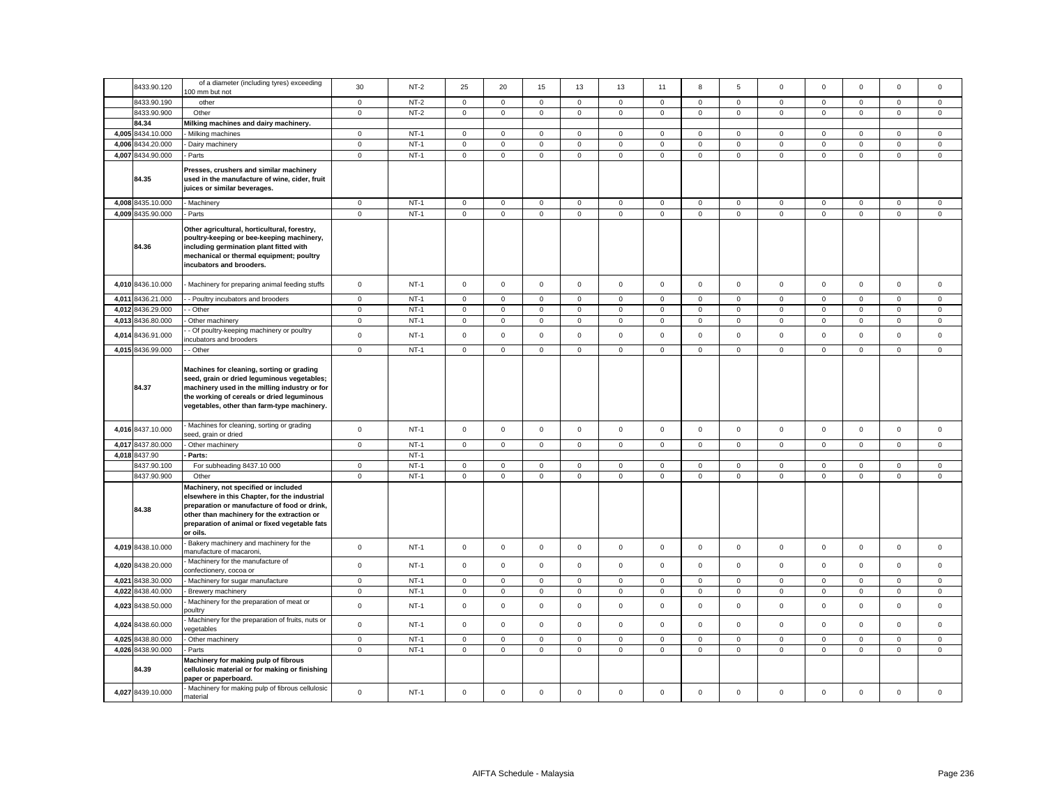| | 8433.90.120 | of a diameter (including tyres) exceeding 100 mm but not | 30 | NT-2 | 25 | 20 | 15 | 13 | 13 | 11 | 8 | 5 | 0 | 0 | 0 | 0 | 0 |
|---|---|---|---|---|---|---|---|---|---|---|---|---|---|---|---|---|---|
| | 8433.90.190 | other | 0 | NT-2 | 0 | 0 | 0 | 0 | 0 | 0 | 0 | 0 | 0 | 0 | 0 | 0 | 0 |
| | 8433.90.900 | Other | 0 | NT-2 | 0 | 0 | 0 | 0 | 0 | 0 | 0 | 0 | 0 | 0 | 0 | 0 | 0 |
| | **84.34** | **Milking machines and dairy machinery.** | | | | | | | | | | | | | | | |
| 4,005 | 8434.10.000 | - Milking machines | 0 | NT-1 | 0 | 0 | 0 | 0 | 0 | 0 | 0 | 0 | 0 | 0 | 0 | 0 | 0 |
| 4,006 | 8434.20.000 | - Dairy machinery | 0 | NT-1 | 0 | 0 | 0 | 0 | 0 | 0 | 0 | 0 | 0 | 0 | 0 | 0 | 0 |
| 4,007 | 8434.90.000 | - Parts | 0 | NT-1 | 0 | 0 | 0 | 0 | 0 | 0 | 0 | 0 | 0 | 0 | 0 | 0 | 0 |
| | **84.35** | **Presses, crushers and similar machinery used in the manufacture of wine, cider, fruit juices or similar beverages.** | | | | | | | | | | | | | | | |
| 4,008 | 8435.10.000 | - Machinery | 0 | NT-1 | 0 | 0 | 0 | 0 | 0 | 0 | 0 | 0 | 0 | 0 | 0 | 0 | 0 |
| 4,009 | 8435.90.000 | - Parts | 0 | NT-1 | 0 | 0 | 0 | 0 | 0 | 0 | 0 | 0 | 0 | 0 | 0 | 0 | 0 |
| | **84.36** | **Other agricultural, horticultural, forestry, poultry-keeping or bee-keeping machinery, including germination plant fitted with mechanical or thermal equipment; poultry incubators and brooders.** | | | | | | | | | | | | | | | |
| 4,010 | 8436.10.000 | - Machinery for preparing animal feeding stuffs | 0 | NT-1 | 0 | 0 | 0 | 0 | 0 | 0 | 0 | 0 | 0 | 0 | 0 | 0 | 0 |
| 4,011 | 8436.21.000 | - - Poultry incubators and brooders | 0 | NT-1 | 0 | 0 | 0 | 0 | 0 | 0 | 0 | 0 | 0 | 0 | 0 | 0 | 0 |
| 4,012 | 8436.29.000 | - - Other | 0 | NT-1 | 0 | 0 | 0 | 0 | 0 | 0 | 0 | 0 | 0 | 0 | 0 | 0 | 0 |
| 4,013 | 8436.80.000 | - Other machinery | 0 | NT-1 | 0 | 0 | 0 | 0 | 0 | 0 | 0 | 0 | 0 | 0 | 0 | 0 | 0 |
| 4,014 | 8436.91.000 | - - Of poultry-keeping machinery or poultry incubators and brooders | 0 | NT-1 | 0 | 0 | 0 | 0 | 0 | 0 | 0 | 0 | 0 | 0 | 0 | 0 | 0 |
| 4,015 | 8436.99.000 | - - Other | 0 | NT-1 | 0 | 0 | 0 | 0 | 0 | 0 | 0 | 0 | 0 | 0 | 0 | 0 | 0 |
| | **84.37** | **Machines for cleaning, sorting or grading seed, grain or dried leguminous vegetables; machinery used in the milling industry or for the working of cereals or dried leguminous vegetables, other than farm-type machinery.** | | | | | | | | | | | | | | | |
| 4,016 | 8437.10.000 | - Machines for cleaning, sorting or grading seed, grain or dried | 0 | NT-1 | 0 | 0 | 0 | 0 | 0 | 0 | 0 | 0 | 0 | 0 | 0 | 0 | 0 |
| 4,017 | 8437.80.000 | - Other machinery | 0 | NT-1 | 0 | 0 | 0 | 0 | 0 | 0 | 0 | 0 | 0 | 0 | 0 | 0 | 0 |
| 4,018 | 8437.90 | **- Parts:** | | NT-1 | | | | | | | | | | | | | |
| | 8437.90.100 | For subheading 8437.10 000 | 0 | NT-1 | 0 | 0 | 0 | 0 | 0 | 0 | 0 | 0 | 0 | 0 | 0 | 0 | 0 |
| | 8437.90.900 | Other | 0 | NT-1 | 0 | 0 | 0 | 0 | 0 | 0 | 0 | 0 | 0 | 0 | 0 | 0 | 0 |
| | **84.38** | **Machinery, not specified or included elsewhere in this Chapter, for the industrial preparation or manufacture of food or drink, other than machinery for the extraction or preparation of animal or fixed vegetable fats or oils.** | | | | | | | | | | | | | | | |
| 4,019 | 8438.10.000 | - Bakery machinery and machinery for the manufacture of macaroni, | 0 | NT-1 | 0 | 0 | 0 | 0 | 0 | 0 | 0 | 0 | 0 | 0 | 0 | 0 | 0 |
| 4,020 | 8438.20.000 | - Machinery for the manufacture of confectionery, cocoa or | 0 | NT-1 | 0 | 0 | 0 | 0 | 0 | 0 | 0 | 0 | 0 | 0 | 0 | 0 | 0 |
| 4,021 | 8438.30.000 | - Machinery for sugar manufacture | 0 | NT-1 | 0 | 0 | 0 | 0 | 0 | 0 | 0 | 0 | 0 | 0 | 0 | 0 | 0 |
| 4,022 | 8438.40.000 | - Brewery machinery | 0 | NT-1 | 0 | 0 | 0 | 0 | 0 | 0 | 0 | 0 | 0 | 0 | 0 | 0 | 0 |
| 4,023 | 8438.50.000 | - Machinery for the preparation of meat or poultry | 0 | NT-1 | 0 | 0 | 0 | 0 | 0 | 0 | 0 | 0 | 0 | 0 | 0 | 0 | 0 |
| 4,024 | 8438.60.000 | - Machinery for the preparation of fruits, nuts or vegetables | 0 | NT-1 | 0 | 0 | 0 | 0 | 0 | 0 | 0 | 0 | 0 | 0 | 0 | 0 | 0 |
| 4,025 | 8438.80.000 | - Other machinery | 0 | NT-1 | 0 | 0 | 0 | 0 | 0 | 0 | 0 | 0 | 0 | 0 | 0 | 0 | 0 |
| 4,026 | 8438.90.000 | - Parts | 0 | NT-1 | 0 | 0 | 0 | 0 | 0 | 0 | 0 | 0 | 0 | 0 | 0 | 0 | 0 |
| | **84.39** | **Machinery for making pulp of fibrous cellulosic material or for making or finishing paper or paperboard.** | | | | | | | | | | | | | | | |
| 4,027 | 8439.10.000 | - Machinery for making pulp of fibrous cellulosic material | 0 | NT-1 | 0 | 0 | 0 | 0 | 0 | 0 | 0 | 0 | 0 | 0 | 0 | 0 | 0 |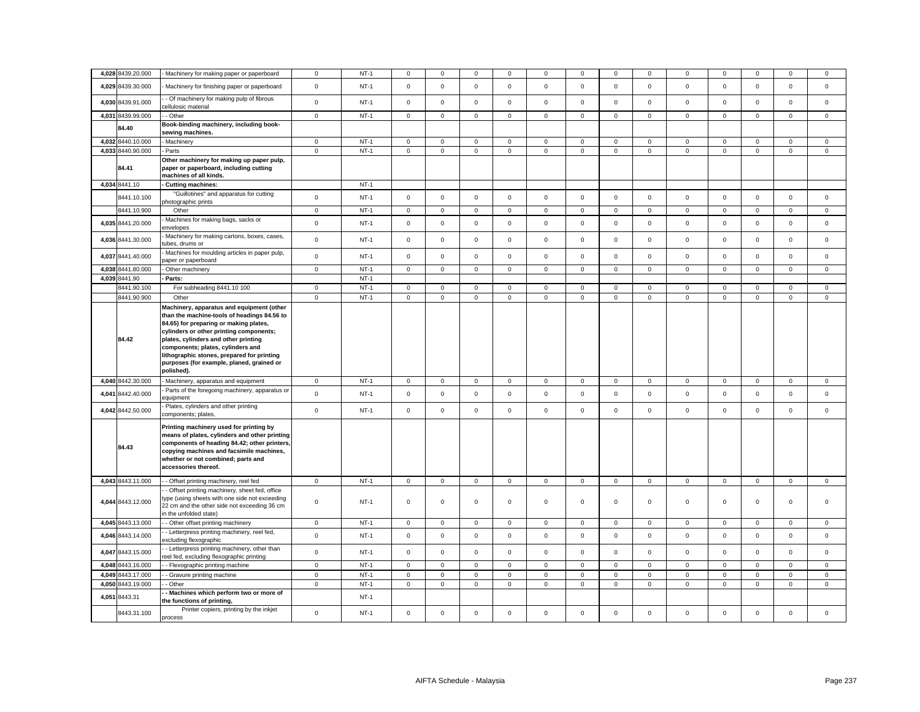| | | | | | | | | | | | | | | | | | |
|---|---|---|---|---|---|---|---|---|---|---|---|---|---|---|---|---|---|
| 4,028 | 8439.20.000 | - Machinery for making paper or paperboard | 0 | NT-1 | 0 | 0 | 0 | 0 | 0 | 0 | 0 | 0 | 0 | 0 | 0 | 0 | 0 |
| 4,029 | 8439.30.000 | - Machinery for finishing paper or paperboard | 0 | NT-1 | 0 | 0 | 0 | 0 | 0 | 0 | 0 | 0 | 0 | 0 | 0 | 0 | 0 |
| 4,030 | 8439.91.000 | - - Of machinery for making pulp of fibrous cellulosic material | 0 | NT-1 | 0 | 0 | 0 | 0 | 0 | 0 | 0 | 0 | 0 | 0 | 0 | 0 | 0 |
| 4,031 | 8439.99.000 | - - Other | 0 | NT-1 | 0 | 0 | 0 | 0 | 0 | 0 | 0 | 0 | 0 | 0 | 0 | 0 | 0 |
| | 84.40 | **Book-binding machinery, including book-sewing machines.** | | | | | | | | | | | | | | | |
| 4,032 | 8440.10.000 | - Machinery | 0 | NT-1 | 0 | 0 | 0 | 0 | 0 | 0 | 0 | 0 | 0 | 0 | 0 | 0 | 0 |
| 4,033 | 8440.90.000 | - Parts | 0 | NT-1 | 0 | 0 | 0 | 0 | 0 | 0 | 0 | 0 | 0 | 0 | 0 | 0 | 0 |
| | 84.41 | **Other machinery for making up paper pulp, paper or paperboard, including cutting machines of all kinds.** | | | | | | | | | | | | | | | |
| 4,034 | 8441.10 | **- Cutting machines:** | | NT-1 | | | | | | | | | | | | | |
| | 8441.10.100 | "Guillotines" and apparatus for cutting photographic prints | 0 | NT-1 | 0 | 0 | 0 | 0 | 0 | 0 | 0 | 0 | 0 | 0 | 0 | 0 | 0 |
| | 8441.10.900 | Other | 0 | NT-1 | 0 | 0 | 0 | 0 | 0 | 0 | 0 | 0 | 0 | 0 | 0 | 0 | 0 |
| 4,035 | 8441.20.000 | - Machines for making bags, sacks or envelopes | 0 | NT-1 | 0 | 0 | 0 | 0 | 0 | 0 | 0 | 0 | 0 | 0 | 0 | 0 | 0 |
| 4,036 | 8441.30.000 | - Machinery for making cartons, boxes, cases, tubes, drums or | 0 | NT-1 | 0 | 0 | 0 | 0 | 0 | 0 | 0 | 0 | 0 | 0 | 0 | 0 | 0 |
| 4,037 | 8441.40.000 | - Machines for moulding articles in paper pulp, paper or paperboard | 0 | NT-1 | 0 | 0 | 0 | 0 | 0 | 0 | 0 | 0 | 0 | 0 | 0 | 0 | 0 |
| 4,038 | 8441.80.000 | - Other machinery | 0 | NT-1 | 0 | 0 | 0 | 0 | 0 | 0 | 0 | 0 | 0 | 0 | 0 | 0 | 0 |
| 4,039 | 8441.90 | **- Parts:** | | NT-1 | | | | | | | | | | | | | |
| | 8441.90.100 | For subheading 8441.10 100 | 0 | NT-1 | 0 | 0 | 0 | 0 | 0 | 0 | 0 | 0 | 0 | 0 | 0 | 0 | 0 |
| | 8441.90.900 | Other | 0 | NT-1 | 0 | 0 | 0 | 0 | 0 | 0 | 0 | 0 | 0 | 0 | 0 | 0 | 0 |
| | 84.42 | **Machinery, apparatus and equipment (other than the machine-tools of headings 84.56 to 84.65) for preparing or making plates, cylinders or other printing components; plates, cylinders and other printing components; plates, cylinders and lithographic stones, prepared for printing purposes (for example, planed, grained or polished).** | | | | | | | | | | | | | | | |
| 4,040 | 8442.30.000 | - Machinery, apparatus and equipment | 0 | NT-1 | 0 | 0 | 0 | 0 | 0 | 0 | 0 | 0 | 0 | 0 | 0 | 0 | 0 |
| 4,041 | 8442.40.000 | - Parts of the foregoing machinery, apparatus or equipment | 0 | NT-1 | 0 | 0 | 0 | 0 | 0 | 0 | 0 | 0 | 0 | 0 | 0 | 0 | 0 |
| 4,042 | 8442.50.000 | - Plates, cylinders and other printing components; plates, | 0 | NT-1 | 0 | 0 | 0 | 0 | 0 | 0 | 0 | 0 | 0 | 0 | 0 | 0 | 0 |
| | 84.43 | **Printing machinery used for printing by means of plates, cylinders and other printing components of heading 84.42; other printers, copying machines and facsimile machines, whether or not combined; parts and accessories thereof.** | | | | | | | | | | | | | | | |
| 4,043 | 8443.11.000 | - - Offset printing machinery, reel fed | 0 | NT-1 | 0 | 0 | 0 | 0 | 0 | 0 | 0 | 0 | 0 | 0 | 0 | 0 | 0 |
| 4,044 | 8443.12.000 | - - Offset printing machinery, sheet fed, office type (using sheets with one side not exceeding 22 cm and the other side not exceeding 36 cm in the unfolded state) | 0 | NT-1 | 0 | 0 | 0 | 0 | 0 | 0 | 0 | 0 | 0 | 0 | 0 | 0 | 0 |
| 4,045 | 8443.13.000 | - - Other offset printing machinery | 0 | NT-1 | 0 | 0 | 0 | 0 | 0 | 0 | 0 | 0 | 0 | 0 | 0 | 0 | 0 |
| 4,046 | 8443.14.000 | - - Letterpress printing machinery, reel fed, excluding flexographic | 0 | NT-1 | 0 | 0 | 0 | 0 | 0 | 0 | 0 | 0 | 0 | 0 | 0 | 0 | 0 |
| 4,047 | 8443.15.000 | - - Letterpress printing machinery, other than reel fed, excluding flexographic printing | 0 | NT-1 | 0 | 0 | 0 | 0 | 0 | 0 | 0 | 0 | 0 | 0 | 0 | 0 | 0 |
| 4,048 | 8443.16.000 | - - Flexographic printing machine | 0 | NT-1 | 0 | 0 | 0 | 0 | 0 | 0 | 0 | 0 | 0 | 0 | 0 | 0 | 0 |
| 4,049 | 8443.17.000 | - - Gravure printing machine | 0 | NT-1 | 0 | 0 | 0 | 0 | 0 | 0 | 0 | 0 | 0 | 0 | 0 | 0 | 0 |
| 4,050 | 8443.19.000 | - - Other | 0 | NT-1 | 0 | 0 | 0 | 0 | 0 | 0 | 0 | 0 | 0 | 0 | 0 | 0 | 0 |
| 4,051 | 8443.31 | **- - Machines which perform two or more of the functions of printing,** | | NT-1 | | | | | | | | | | | | | |
| | 8443.31.100 | Printer copiers, printing by the inkjet process | 0 | NT-1 | 0 | 0 | 0 | 0 | 0 | 0 | 0 | 0 | 0 | 0 | 0 | 0 | 0 |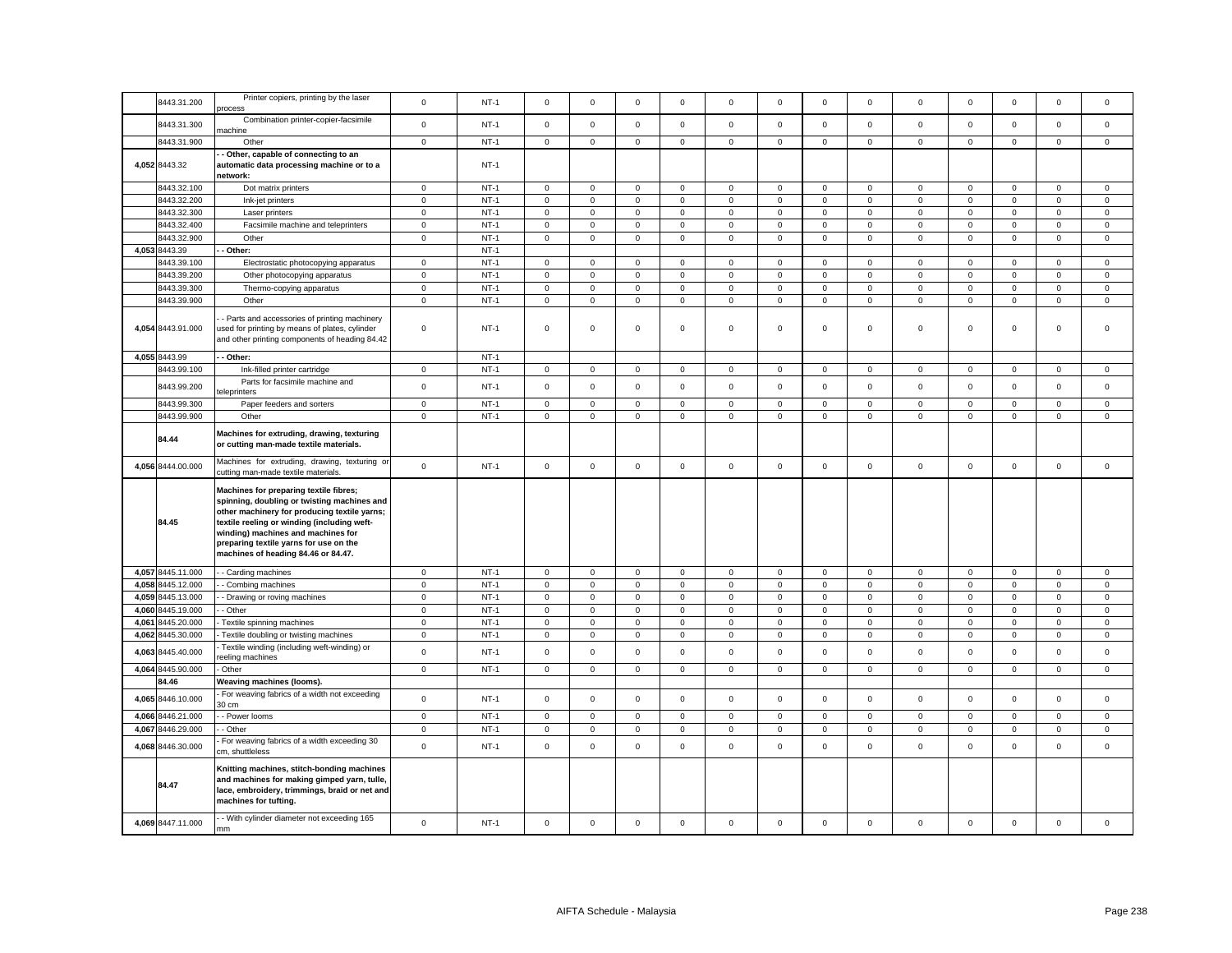| | | | | | | | | | | | | | | | | | | |
|---|---|---|---|---|---|---|---|---|---|---|---|---|---|---|---|---|---|---|
| | 8443.31.200 | Printer copiers, printing by the laser process | 0 | NT-1 | 0 | 0 | 0 | 0 | 0 | 0 | 0 | 0 | 0 | 0 | 0 | 0 | 0 |
| | 8443.31.300 | Combination printer-copier-facsimile machine | 0 | NT-1 | 0 | 0 | 0 | 0 | 0 | 0 | 0 | 0 | 0 | 0 | 0 | 0 | 0 |
| | 8443.31.900 | Other | 0 | NT-1 | 0 | 0 | 0 | 0 | 0 | 0 | 0 | 0 | 0 | 0 | 0 | 0 | 0 |
| 4,052 | 8443.32 | **- - Other, capable of connecting to an automatic data processing machine or to a network:** | | NT-1 | | | | | | | | | | | | | |
| | 8443.32.100 | Dot matrix printers | 0 | NT-1 | 0 | 0 | 0 | 0 | 0 | 0 | 0 | 0 | 0 | 0 | 0 | 0 | 0 |
| | 8443.32.200 | Ink-jet printers | 0 | NT-1 | 0 | 0 | 0 | 0 | 0 | 0 | 0 | 0 | 0 | 0 | 0 | 0 | 0 |
| | 8443.32.300 | Laser printers | 0 | NT-1 | 0 | 0 | 0 | 0 | 0 | 0 | 0 | 0 | 0 | 0 | 0 | 0 | 0 |
| | 8443.32.400 | Facsimile machine and teleprinters | 0 | NT-1 | 0 | 0 | 0 | 0 | 0 | 0 | 0 | 0 | 0 | 0 | 0 | 0 | 0 |
| | 8443.32.900 | Other | 0 | NT-1 | 0 | 0 | 0 | 0 | 0 | 0 | 0 | 0 | 0 | 0 | 0 | 0 | 0 |
| 4,053 | 8443.39 | **- - Other:** | | NT-1 | | | | | | | | | | | | | |
| | 8443.39.100 | Electrostatic photocopying apparatus | 0 | NT-1 | 0 | 0 | 0 | 0 | 0 | 0 | 0 | 0 | 0 | 0 | 0 | 0 | 0 |
| | 8443.39.200 | Other photocopying apparatus | 0 | NT-1 | 0 | 0 | 0 | 0 | 0 | 0 | 0 | 0 | 0 | 0 | 0 | 0 | 0 |
| | 8443.39.300 | Thermo-copying apparatus | 0 | NT-1 | 0 | 0 | 0 | 0 | 0 | 0 | 0 | 0 | 0 | 0 | 0 | 0 | 0 |
| | 8443.39.900 | Other | 0 | NT-1 | 0 | 0 | 0 | 0 | 0 | 0 | 0 | 0 | 0 | 0 | 0 | 0 | 0 |
| 4,054 | 8443.91.000 | - - Parts and accessories of printing machinery used for printing by means of plates, cylinder and other printing components of heading 84.42 | 0 | NT-1 | 0 | 0 | 0 | 0 | 0 | 0 | 0 | 0 | 0 | 0 | 0 | 0 | 0 |
| 4,055 | 8443.99 | **- - Other:** | | NT-1 | | | | | | | | | | | | | |
| | 8443.99.100 | Ink-filled printer cartridge | 0 | NT-1 | 0 | 0 | 0 | 0 | 0 | 0 | 0 | 0 | 0 | 0 | 0 | 0 | 0 |
| | 8443.99.200 | Parts for facsimile machine and teleprinters | 0 | NT-1 | 0 | 0 | 0 | 0 | 0 | 0 | 0 | 0 | 0 | 0 | 0 | 0 | 0 |
| | 8443.99.300 | Paper feeders and sorters | 0 | NT-1 | 0 | 0 | 0 | 0 | 0 | 0 | 0 | 0 | 0 | 0 | 0 | 0 | 0 |
| | 8443.99.900 | Other | 0 | NT-1 | 0 | 0 | 0 | 0 | 0 | 0 | 0 | 0 | 0 | 0 | 0 | 0 | 0 |
| | **84.44** | **Machines for extruding, drawing, texturing or cutting man-made textile materials.** | | | | | | | | | | | | | | | |
| 4,056 | 8444.00.000 | Machines for extruding, drawing, texturing or cutting man-made textile materials. | 0 | NT-1 | 0 | 0 | 0 | 0 | 0 | 0 | 0 | 0 | 0 | 0 | 0 | 0 | 0 |
| | **84.45** | **Machines for preparing textile fibres; spinning, doubling or twisting machines and other machinery for producing textile yarns; textile reeling or winding (including weft-winding) machines and machines for preparing textile yarns for use on the machines of heading 84.46 or 84.47.** | | | | | | | | | | | | | | | |
| 4,057 | 8445.11.000 | - - Carding machines | 0 | NT-1 | 0 | 0 | 0 | 0 | 0 | 0 | 0 | 0 | 0 | 0 | 0 | 0 | 0 |
| 4,058 | 8445.12.000 | - - Combing machines | 0 | NT-1 | 0 | 0 | 0 | 0 | 0 | 0 | 0 | 0 | 0 | 0 | 0 | 0 | 0 |
| 4,059 | 8445.13.000 | - - Drawing or roving machines | 0 | NT-1 | 0 | 0 | 0 | 0 | 0 | 0 | 0 | 0 | 0 | 0 | 0 | 0 | 0 |
| 4,060 | 8445.19.000 | - - Other | 0 | NT-1 | 0 | 0 | 0 | 0 | 0 | 0 | 0 | 0 | 0 | 0 | 0 | 0 | 0 |
| 4,061 | 8445.20.000 | - Textile spinning machines | 0 | NT-1 | 0 | 0 | 0 | 0 | 0 | 0 | 0 | 0 | 0 | 0 | 0 | 0 | 0 |
| 4,062 | 8445.30.000 | - Textile doubling or twisting machines | 0 | NT-1 | 0 | 0 | 0 | 0 | 0 | 0 | 0 | 0 | 0 | 0 | 0 | 0 | 0 |
| 4,063 | 8445.40.000 | - Textile winding (including weft-winding) or reeling machines | 0 | NT-1 | 0 | 0 | 0 | 0 | 0 | 0 | 0 | 0 | 0 | 0 | 0 | 0 | 0 |
| 4,064 | 8445.90.000 | - Other | 0 | NT-1 | 0 | 0 | 0 | 0 | 0 | 0 | 0 | 0 | 0 | 0 | 0 | 0 | 0 |
| | **84.46** | **Weaving machines (looms).** | | | | | | | | | | | | | | | |
| 4,065 | 8446.10.000 | - For weaving fabrics of a width not exceeding 30 cm | 0 | NT-1 | 0 | 0 | 0 | 0 | 0 | 0 | 0 | 0 | 0 | 0 | 0 | 0 | 0 |
| 4,066 | 8446.21.000 | - - Power looms | 0 | NT-1 | 0 | 0 | 0 | 0 | 0 | 0 | 0 | 0 | 0 | 0 | 0 | 0 | 0 |
| 4,067 | 8446.29.000 | - - Other | 0 | NT-1 | 0 | 0 | 0 | 0 | 0 | 0 | 0 | 0 | 0 | 0 | 0 | 0 | 0 |
| 4,068 | 8446.30.000 | - For weaving fabrics of a width exceeding 30 cm, shuttleless | 0 | NT-1 | 0 | 0 | 0 | 0 | 0 | 0 | 0 | 0 | 0 | 0 | 0 | 0 | 0 |
| | **84.47** | **Knitting machines, stitch-bonding machines and machines for making gimped yarn, tulle, lace, embroidery, trimmings, braid or net and machines for tufting.** | | | | | | | | | | | | | | | |
| 4,069 | 8447.11.000 | - - With cylinder diameter not exceeding 165 mm | 0 | NT-1 | 0 | 0 | 0 | 0 | 0 | 0 | 0 | 0 | 0 | 0 | 0 | 0 | 0 |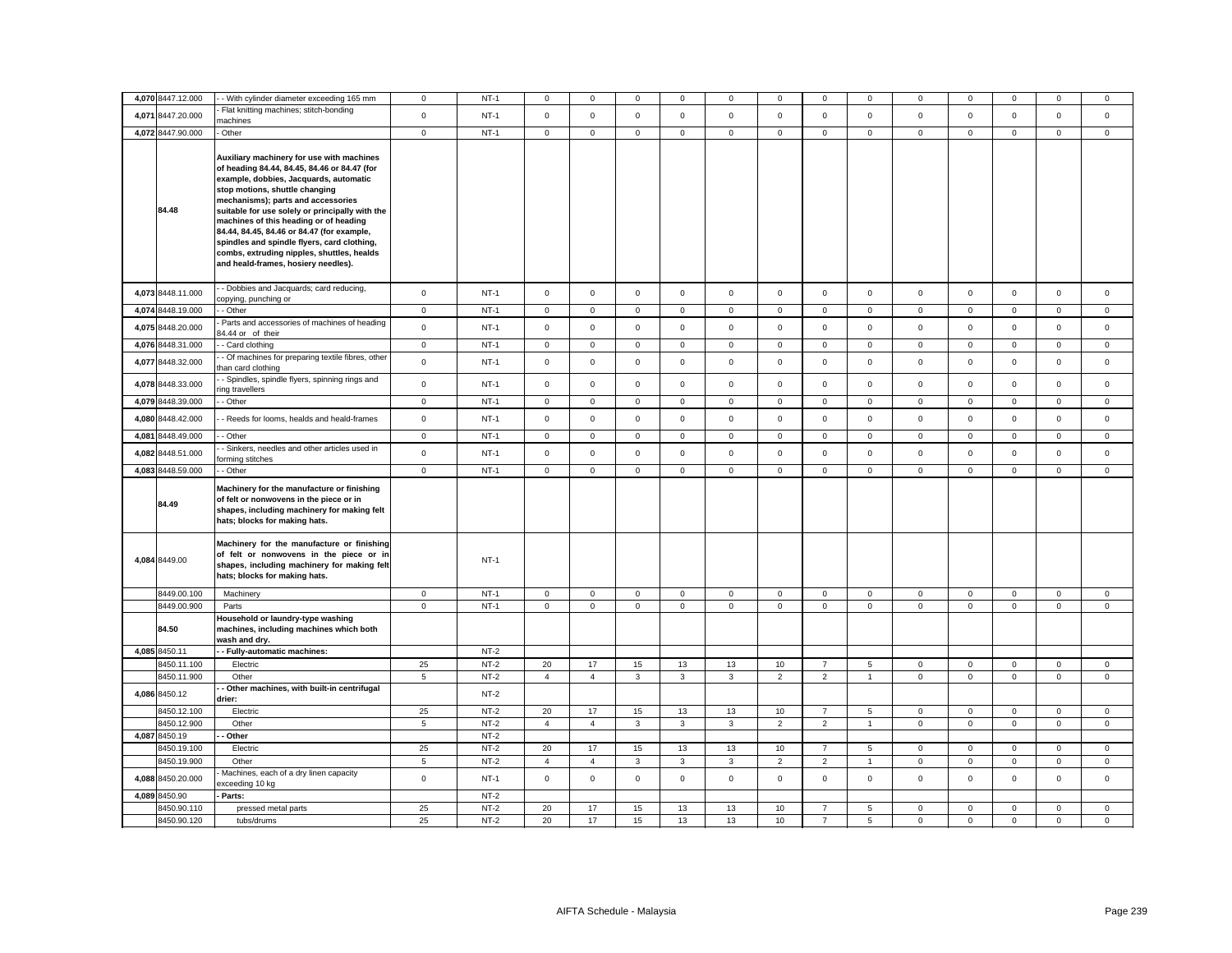| | | | | | | | | | | | | | | | | | | |
|---|---|---|---|---|---|---|---|---|---|---|---|---|---|---|---|---|---|---|
| 4,070 | 8447.12.000 | - - With cylinder diameter exceeding 165 mm | 0 | NT-1 | 0 | 0 | 0 | 0 | 0 | 0 | 0 | 0 | 0 | 0 | 0 | 0 | 0 |
| 4,071 | 8447.20.000 | - Flat knitting machines; stitch-bonding machines | 0 | NT-1 | 0 | 0 | 0 | 0 | 0 | 0 | 0 | 0 | 0 | 0 | 0 | 0 | 0 |
| 4,072 | 8447.90.000 | - Other | 0 | NT-1 | 0 | 0 | 0 | 0 | 0 | 0 | 0 | 0 | 0 | 0 | 0 | 0 | 0 |
| | 84.48 | **Auxiliary machinery for use with machines of heading 84.44, 84.45, 84.46 or 84.47 (for example, dobbies, Jacquards, automatic stop motions, shuttle changing mechanisms); parts and accessories suitable for use solely or principally with the machines of this heading or of heading 84.44, 84.45, 84.46 or 84.47 (for example, spindles and spindle flyers, card clothing, combs, extruding nipples, shuttles, healds and heald-frames, hosiery needles).** | | | | | | | | | | | | | | | |
| 4,073 | 8448.11.000 | - - Dobbies and Jacquards; card reducing, copying, punching or | 0 | NT-1 | 0 | 0 | 0 | 0 | 0 | 0 | 0 | 0 | 0 | 0 | 0 | 0 | 0 |
| 4,074 | 8448.19.000 | - - Other | 0 | NT-1 | 0 | 0 | 0 | 0 | 0 | 0 | 0 | 0 | 0 | 0 | 0 | 0 | 0 |
| 4,075 | 8448.20.000 | - Parts and accessories of machines of heading 84.44 or of their | 0 | NT-1 | 0 | 0 | 0 | 0 | 0 | 0 | 0 | 0 | 0 | 0 | 0 | 0 | 0 |
| 4,076 | 8448.31.000 | - - Card clothing | 0 | NT-1 | 0 | 0 | 0 | 0 | 0 | 0 | 0 | 0 | 0 | 0 | 0 | 0 | 0 |
| 4,077 | 8448.32.000 | - - Of machines for preparing textile fibres, other than card clothing | 0 | NT-1 | 0 | 0 | 0 | 0 | 0 | 0 | 0 | 0 | 0 | 0 | 0 | 0 | 0 |
| 4,078 | 8448.33.000 | - - Spindles, spindle flyers, spinning rings and ring travellers | 0 | NT-1 | 0 | 0 | 0 | 0 | 0 | 0 | 0 | 0 | 0 | 0 | 0 | 0 | 0 |
| 4,079 | 8448.39.000 | - - Other | 0 | NT-1 | 0 | 0 | 0 | 0 | 0 | 0 | 0 | 0 | 0 | 0 | 0 | 0 | 0 |
| 4,080 | 8448.42.000 | - - Reeds for looms, healds and heald-frames | 0 | NT-1 | 0 | 0 | 0 | 0 | 0 | 0 | 0 | 0 | 0 | 0 | 0 | 0 | 0 |
| 4,081 | 8448.49.000 | - - Other | 0 | NT-1 | 0 | 0 | 0 | 0 | 0 | 0 | 0 | 0 | 0 | 0 | 0 | 0 | 0 |
| 4,082 | 8448.51.000 | - - Sinkers, needles and other articles used in forming stitches | 0 | NT-1 | 0 | 0 | 0 | 0 | 0 | 0 | 0 | 0 | 0 | 0 | 0 | 0 | 0 |
| 4,083 | 8448.59.000 | - - Other | 0 | NT-1 | 0 | 0 | 0 | 0 | 0 | 0 | 0 | 0 | 0 | 0 | 0 | 0 | 0 |
| | 84.49 | **Machinery for the manufacture or finishing of felt or nonwovens in the piece or in shapes, including machinery for making felt hats; blocks for making hats.** | | | | | | | | | | | | | | | |
| 4,084 | 8449.00 | **Machinery for the manufacture or finishing of felt or nonwovens in the piece or in shapes, including machinery for making felt hats; blocks for making hats.** | | NT-1 | | | | | | | | | | | | | |
| | 8449.00.100 | Machinery | 0 | NT-1 | 0 | 0 | 0 | 0 | 0 | 0 | 0 | 0 | 0 | 0 | 0 | 0 | 0 |
| | 8449.00.900 | Parts | 0 | NT-1 | 0 | 0 | 0 | 0 | 0 | 0 | 0 | 0 | 0 | 0 | 0 | 0 | 0 |
| | 84.50 | **Household or laundry-type washing machines, including machines which both wash and dry.** | | | | | | | | | | | | | | | |
| 4,085 | 8450.11 | **- - Fully-automatic machines:** | | NT-2 | | | | | | | | | | | | | |
| | 8450.11.100 | Electric | 25 | NT-2 | 20 | 17 | 15 | 13 | 13 | 10 | 7 | 5 | 0 | 0 | 0 | 0 | 0 |
| | 8450.11.900 | Other | 5 | NT-2 | 4 | 4 | 3 | 3 | 3 | 2 | 2 | 1 | 0 | 0 | 0 | 0 | 0 |
| 4,086 | 8450.12 | **- - Other machines, with built-in centrifugal drier:** | | NT-2 | | | | | | | | | | | | | |
| | 8450.12.100 | Electric | 25 | NT-2 | 20 | 17 | 15 | 13 | 13 | 10 | 7 | 5 | 0 | 0 | 0 | 0 | 0 |
| | 8450.12.900 | Other | 5 | NT-2 | 4 | 4 | 3 | 3 | 3 | 2 | 2 | 1 | 0 | 0 | 0 | 0 | 0 |
| 4,087 | 8450.19 | **- - Other** | | NT-2 | | | | | | | | | | | | | |
| | 8450.19.100 | Electric | 25 | NT-2 | 20 | 17 | 15 | 13 | 13 | 10 | 7 | 5 | 0 | 0 | 0 | 0 | 0 |
| | 8450.19.900 | Other | 5 | NT-2 | 4 | 4 | 3 | 3 | 3 | 2 | 2 | 1 | 0 | 0 | 0 | 0 | 0 |
| 4,088 | 8450.20.000 | - Machines, each of a dry linen capacity exceeding 10 kg | 0 | NT-1 | 0 | 0 | 0 | 0 | 0 | 0 | 0 | 0 | 0 | 0 | 0 | 0 | 0 |
| 4,089 | 8450.90 | **- Parts:** | | NT-2 | | | | | | | | | | | | | |
| | 8450.90.110 | pressed metal parts | 25 | NT-2 | 20 | 17 | 15 | 13 | 13 | 10 | 7 | 5 | 0 | 0 | 0 | 0 | 0 |
| | 8450.90.120 | tubs/drums | 25 | NT-2 | 20 | 17 | 15 | 13 | 13 | 10 | 7 | 5 | 0 | 0 | 0 | 0 | 0 |

AIFTA Schedule - Malaysia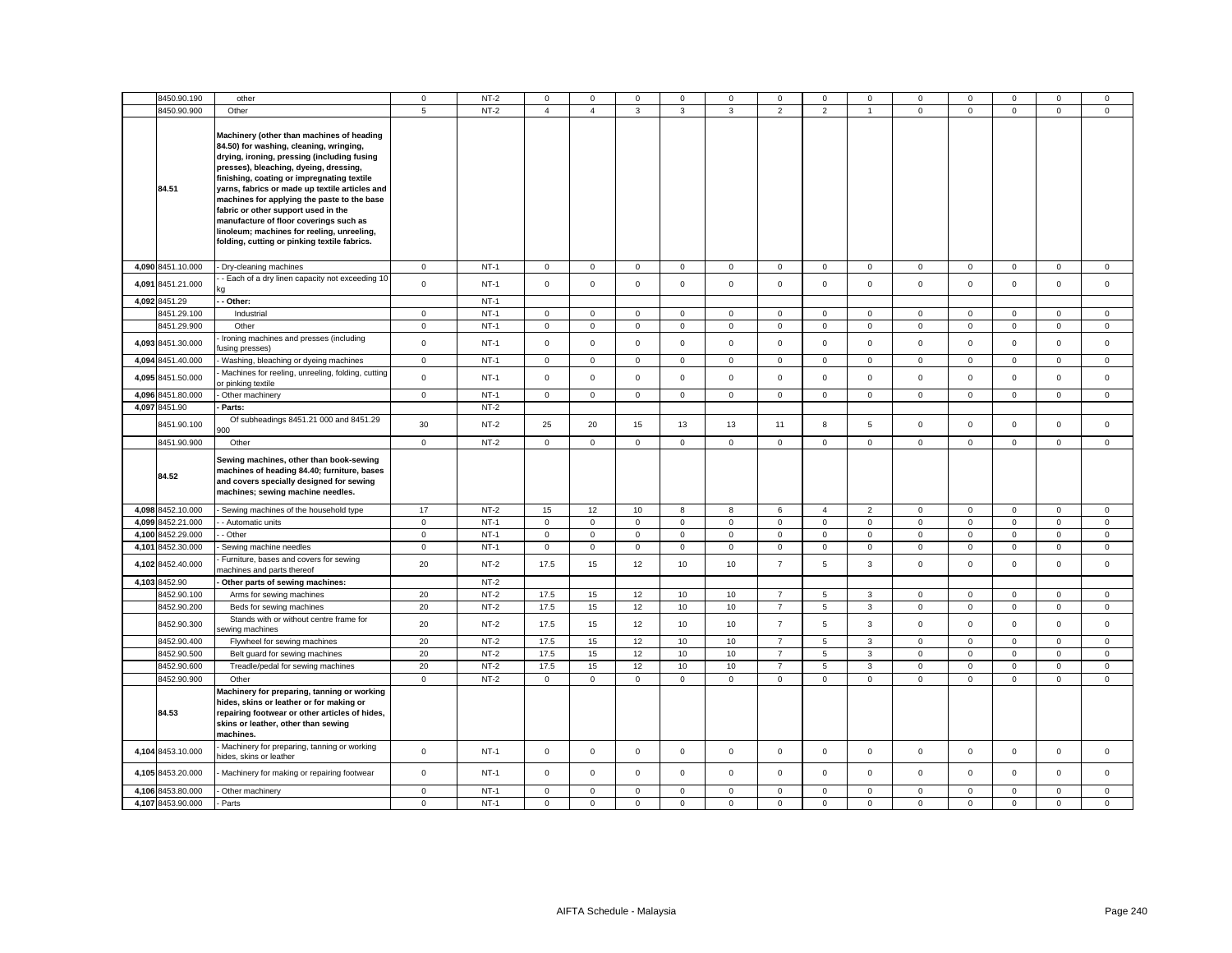| | | | | | | | | | | | | | | | | | | |
|---|---|---|---|---|---|---|---|---|---|---|---|---|---|---|---|---|---|---|
| | 8450.90.190 | other | 0 | NT-2 | 0 | 0 | 0 | 0 | 0 | 0 | 0 | 0 | 0 | 0 | 0 | 0 | 0 |
| | 8450.90.900 | Other | 5 | NT-2 | 4 | 4 | 3 | 3 | 3 | 2 | 2 | 1 | 0 | 0 | 0 | 0 | 0 |
| | 84.51 | **Machinery (other than machines of heading 84.50) for washing, cleaning, wringing, drying, ironing, pressing (including fusing presses), bleaching, dyeing, dressing, finishing, coating or impregnating textile yarns, fabrics or made up textile articles and machines for applying the paste to the base fabric or other support used in the manufacture of floor coverings such as linoleum; machines for reeling, unreeling, folding, cutting or pinking textile fabrics.** | | | | | | | | | | | | | | | |
| 4,090 | 8451.10.000 | - Dry-cleaning machines | 0 | NT-1 | 0 | 0 | 0 | 0 | 0 | 0 | 0 | 0 | 0 | 0 | 0 | 0 | 0 |
| 4,091 | 8451.21.000 | - - Each of a dry linen capacity not exceeding 10 kg | 0 | NT-1 | 0 | 0 | 0 | 0 | 0 | 0 | 0 | 0 | 0 | 0 | 0 | 0 | 0 |
| 4,092 | 8451.29 | **- - Other:** | | NT-1 | | | | | | | | | | | | | |
| | 8451.29.100 | Industrial | 0 | NT-1 | 0 | 0 | 0 | 0 | 0 | 0 | 0 | 0 | 0 | 0 | 0 | 0 | 0 |
| | 8451.29.900 | Other | 0 | NT-1 | 0 | 0 | 0 | 0 | 0 | 0 | 0 | 0 | 0 | 0 | 0 | 0 | 0 |
| 4,093 | 8451.30.000 | - Ironing machines and presses (including fusing presses) | 0 | NT-1 | 0 | 0 | 0 | 0 | 0 | 0 | 0 | 0 | 0 | 0 | 0 | 0 | 0 |
| 4,094 | 8451.40.000 | - Washing, bleaching or dyeing machines | 0 | NT-1 | 0 | 0 | 0 | 0 | 0 | 0 | 0 | 0 | 0 | 0 | 0 | 0 | 0 |
| 4,095 | 8451.50.000 | - Machines for reeling, unreeling, folding, cutting or pinking textile | 0 | NT-1 | 0 | 0 | 0 | 0 | 0 | 0 | 0 | 0 | 0 | 0 | 0 | 0 | 0 |
| 4,096 | 8451.80.000 | - Other machinery | 0 | NT-1 | 0 | 0 | 0 | 0 | 0 | 0 | 0 | 0 | 0 | 0 | 0 | 0 | 0 |
| 4,097 | 8451.90 | **- Parts:** | | NT-2 | | | | | | | | | | | | | |
| | 8451.90.100 | Of subheadings 8451.21 000 and 8451.29 900 | 30 | NT-2 | 25 | 20 | 15 | 13 | 13 | 11 | 8 | 5 | 0 | 0 | 0 | 0 | 0 |
| | 8451.90.900 | Other | 0 | NT-2 | 0 | 0 | 0 | 0 | 0 | 0 | 0 | 0 | 0 | 0 | 0 | 0 | 0 |
| | 84.52 | **Sewing machines, other than book-sewing machines of heading 84.40; furniture, bases and covers specially designed for sewing machines; sewing machine needles.** | | | | | | | | | | | | | | | |
| 4,098 | 8452.10.000 | - Sewing machines of the household type | 17 | NT-2 | 15 | 12 | 10 | 8 | 8 | 6 | 4 | 2 | 0 | 0 | 0 | 0 | 0 |
| 4,099 | 8452.21.000 | - - Automatic units | 0 | NT-1 | 0 | 0 | 0 | 0 | 0 | 0 | 0 | 0 | 0 | 0 | 0 | 0 | 0 |
| 4,100 | 8452.29.000 | - - Other | 0 | NT-1 | 0 | 0 | 0 | 0 | 0 | 0 | 0 | 0 | 0 | 0 | 0 | 0 | 0 |
| 4,101 | 8452.30.000 | - Sewing machine needles | 0 | NT-1 | 0 | 0 | 0 | 0 | 0 | 0 | 0 | 0 | 0 | 0 | 0 | 0 | 0 |
| 4,102 | 8452.40.000 | - Furniture, bases and covers for sewing machines and parts thereof | 20 | NT-2 | 17.5 | 15 | 12 | 10 | 10 | 7 | 5 | 3 | 0 | 0 | 0 | 0 | 0 |
| 4,103 | 8452.90 | **- Other parts of sewing machines:** | | NT-2 | | | | | | | | | | | | | |
| | 8452.90.100 | Arms for sewing machines | 20 | NT-2 | 17.5 | 15 | 12 | 10 | 10 | 7 | 5 | 3 | 0 | 0 | 0 | 0 | 0 |
| | 8452.90.200 | Beds for sewing machines | 20 | NT-2 | 17.5 | 15 | 12 | 10 | 10 | 7 | 5 | 3 | 0 | 0 | 0 | 0 | 0 |
| | 8452.90.300 | Stands with or without centre frame for sewing machines | 20 | NT-2 | 17.5 | 15 | 12 | 10 | 10 | 7 | 5 | 3 | 0 | 0 | 0 | 0 | 0 |
| | 8452.90.400 | Flywheel for sewing machines | 20 | NT-2 | 17.5 | 15 | 12 | 10 | 10 | 7 | 5 | 3 | 0 | 0 | 0 | 0 | 0 |
| | 8452.90.500 | Belt guard for sewing machines | 20 | NT-2 | 17.5 | 15 | 12 | 10 | 10 | 7 | 5 | 3 | 0 | 0 | 0 | 0 | 0 |
| | 8452.90.600 | Treadle/pedal for sewing machines | 20 | NT-2 | 17.5 | 15 | 12 | 10 | 10 | 7 | 5 | 3 | 0 | 0 | 0 | 0 | 0 |
| | 8452.90.900 | Other | 0 | NT-2 | 0 | 0 | 0 | 0 | 0 | 0 | 0 | 0 | 0 | 0 | 0 | 0 | 0 |
| | 84.53 | **Machinery for preparing, tanning or working hides, skins or leather or for making or repairing footwear or other articles of hides, skins or leather, other than sewing machines.** | | | | | | | | | | | | | | | |
| 4,104 | 8453.10.000 | - Machinery for preparing, tanning or working hides, skins or leather | 0 | NT-1 | 0 | 0 | 0 | 0 | 0 | 0 | 0 | 0 | 0 | 0 | 0 | 0 | 0 |
| 4,105 | 8453.20.000 | - Machinery for making or repairing footwear | 0 | NT-1 | 0 | 0 | 0 | 0 | 0 | 0 | 0 | 0 | 0 | 0 | 0 | 0 | 0 |
| 4,106 | 8453.80.000 | - Other machinery | 0 | NT-1 | 0 | 0 | 0 | 0 | 0 | 0 | 0 | 0 | 0 | 0 | 0 | 0 | 0 |
| 4,107 | 8453.90.000 | - Parts | 0 | NT-1 | 0 | 0 | 0 | 0 | 0 | 0 | 0 | 0 | 0 | 0 | 0 | 0 | 0 |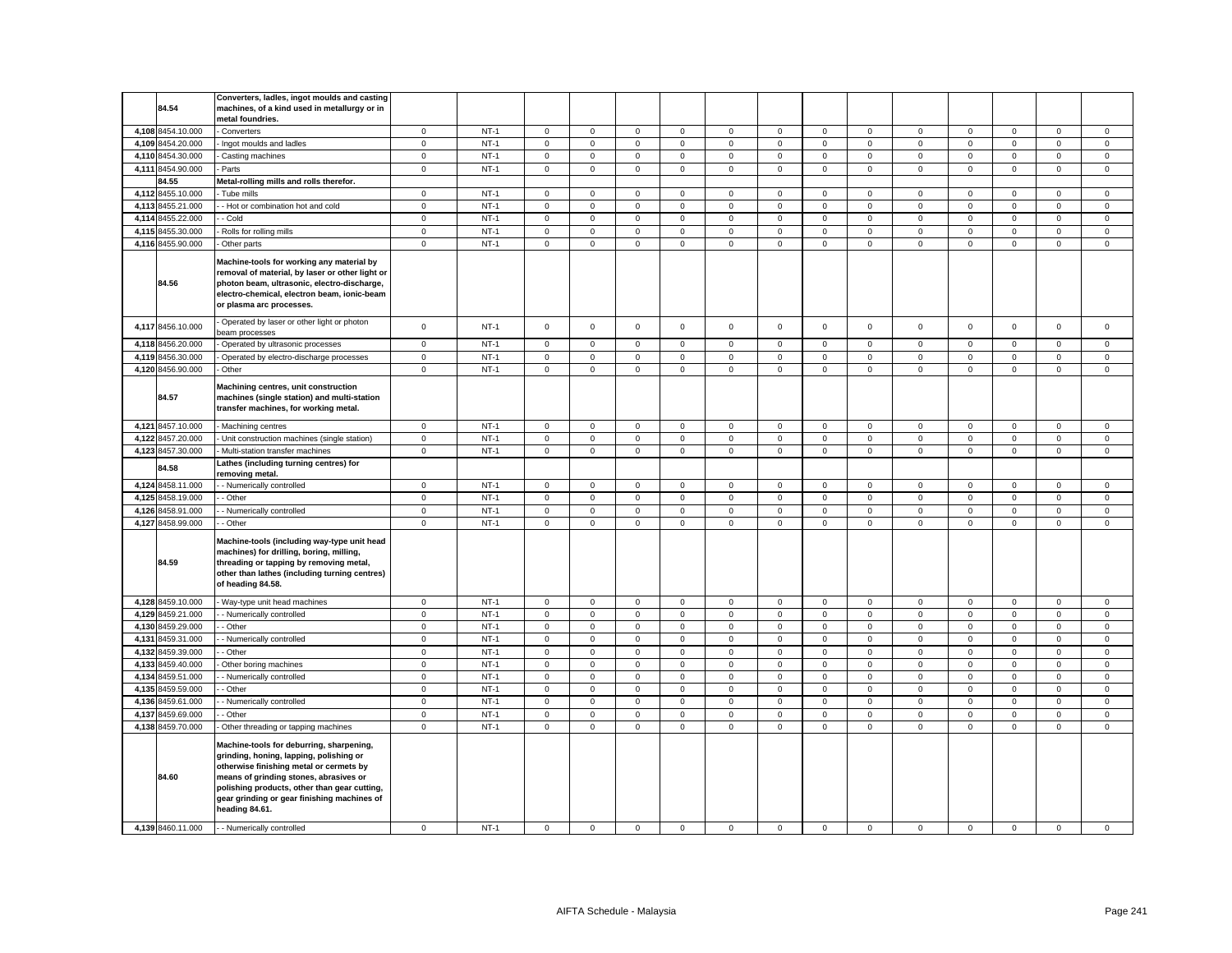| | | | | | | | | | | | | | | | | | | |
|---|---|---|---|---|---|---|---|---|---|---|---|---|---|---|---|---|---|---|
| | 84.54 | **Converters, ladles, ingot moulds and casting machines, of a kind used in metallurgy or in metal foundries.** | | | | | | | | | | | | | | | | |
| 4,108 | 8454.10.000 | - Converters | 0 | NT-1 | 0 | 0 | 0 | 0 | 0 | 0 | 0 | 0 | 0 | 0 | 0 | 0 | 0 |
| 4,109 | 8454.20.000 | - Ingot moulds and ladles | 0 | NT-1 | 0 | 0 | 0 | 0 | 0 | 0 | 0 | 0 | 0 | 0 | 0 | 0 | 0 |
| 4,110 | 8454.30.000 | - Casting machines | 0 | NT-1 | 0 | 0 | 0 | 0 | 0 | 0 | 0 | 0 | 0 | 0 | 0 | 0 | 0 |
| 4,111 | 8454.90.000 | - Parts | 0 | NT-1 | 0 | 0 | 0 | 0 | 0 | 0 | 0 | 0 | 0 | 0 | 0 | 0 | 0 |
| | 84.55 | **Metal-rolling mills and rolls therefor.** | | | | | | | | | | | | | | | | |
| 4,112 | 8455.10.000 | - Tube mills | 0 | NT-1 | 0 | 0 | 0 | 0 | 0 | 0 | 0 | 0 | 0 | 0 | 0 | 0 | 0 |
| 4,113 | 8455.21.000 | - - Hot or combination hot and cold | 0 | NT-1 | 0 | 0 | 0 | 0 | 0 | 0 | 0 | 0 | 0 | 0 | 0 | 0 | 0 |
| 4,114 | 8455.22.000 | - - Cold | 0 | NT-1 | 0 | 0 | 0 | 0 | 0 | 0 | 0 | 0 | 0 | 0 | 0 | 0 | 0 |
| 4,115 | 8455.30.000 | - Rolls for rolling mills | 0 | NT-1 | 0 | 0 | 0 | 0 | 0 | 0 | 0 | 0 | 0 | 0 | 0 | 0 | 0 |
| 4,116 | 8455.90.000 | - Other parts | 0 | NT-1 | 0 | 0 | 0 | 0 | 0 | 0 | 0 | 0 | 0 | 0 | 0 | 0 | 0 |
| | 84.56 | **Machine-tools for working any material by removal of material, by laser or other light or photon beam, ultrasonic, electro-discharge, electro-chemical, electron beam, ionic-beam or plasma arc processes.** | | | | | | | | | | | | | | | | |
| 4,117 | 8456.10.000 | - Operated by laser or other light or photon beam processes | 0 | NT-1 | 0 | 0 | 0 | 0 | 0 | 0 | 0 | 0 | 0 | 0 | 0 | 0 | 0 |
| 4,118 | 8456.20.000 | - Operated by ultrasonic processes | 0 | NT-1 | 0 | 0 | 0 | 0 | 0 | 0 | 0 | 0 | 0 | 0 | 0 | 0 | 0 |
| 4,119 | 8456.30.000 | - Operated by electro-discharge processes | 0 | NT-1 | 0 | 0 | 0 | 0 | 0 | 0 | 0 | 0 | 0 | 0 | 0 | 0 | 0 |
| 4,120 | 8456.90.000 | - Other | 0 | NT-1 | 0 | 0 | 0 | 0 | 0 | 0 | 0 | 0 | 0 | 0 | 0 | 0 | 0 |
| | 84.57 | **Machining centres, unit construction machines (single station) and multi-station transfer machines, for working metal.** | | | | | | | | | | | | | | | | |
| 4,121 | 8457.10.000 | - Machining centres | 0 | NT-1 | 0 | 0 | 0 | 0 | 0 | 0 | 0 | 0 | 0 | 0 | 0 | 0 | 0 |
| 4,122 | 8457.20.000 | - Unit construction machines (single station) | 0 | NT-1 | 0 | 0 | 0 | 0 | 0 | 0 | 0 | 0 | 0 | 0 | 0 | 0 | 0 |
| 4,123 | 8457.30.000 | - Multi-station transfer machines | 0 | NT-1 | 0 | 0 | 0 | 0 | 0 | 0 | 0 | 0 | 0 | 0 | 0 | 0 | 0 |
| | 84.58 | **Lathes (including turning centres) for removing metal.** | | | | | | | | | | | | | | | | |
| 4,124 | 8458.11.000 | - - Numerically controlled | 0 | NT-1 | 0 | 0 | 0 | 0 | 0 | 0 | 0 | 0 | 0 | 0 | 0 | 0 | 0 |
| 4,125 | 8458.19.000 | - - Other | 0 | NT-1 | 0 | 0 | 0 | 0 | 0 | 0 | 0 | 0 | 0 | 0 | 0 | 0 | 0 |
| 4,126 | 8458.91.000 | - - Numerically controlled | 0 | NT-1 | 0 | 0 | 0 | 0 | 0 | 0 | 0 | 0 | 0 | 0 | 0 | 0 | 0 |
| 4,127 | 8458.99.000 | - - Other | 0 | NT-1 | 0 | 0 | 0 | 0 | 0 | 0 | 0 | 0 | 0 | 0 | 0 | 0 | 0 |
| | 84.59 | **Machine-tools (including way-type unit head machines) for drilling, boring, milling, threading or tapping by removing metal, other than lathes (including turning centres) of heading 84.58.** | | | | | | | | | | | | | | | | |
| 4,128 | 8459.10.000 | - Way-type unit head machines | 0 | NT-1 | 0 | 0 | 0 | 0 | 0 | 0 | 0 | 0 | 0 | 0 | 0 | 0 | 0 |
| 4,129 | 8459.21.000 | - - Numerically controlled | 0 | NT-1 | 0 | 0 | 0 | 0 | 0 | 0 | 0 | 0 | 0 | 0 | 0 | 0 | 0 |
| 4,130 | 8459.29.000 | - - Other | 0 | NT-1 | 0 | 0 | 0 | 0 | 0 | 0 | 0 | 0 | 0 | 0 | 0 | 0 | 0 |
| 4,131 | 8459.31.000 | - - Numerically controlled | 0 | NT-1 | 0 | 0 | 0 | 0 | 0 | 0 | 0 | 0 | 0 | 0 | 0 | 0 | 0 |
| 4,132 | 8459.39.000 | - - Other | 0 | NT-1 | 0 | 0 | 0 | 0 | 0 | 0 | 0 | 0 | 0 | 0 | 0 | 0 | 0 |
| 4,133 | 8459.40.000 | - Other boring machines | 0 | NT-1 | 0 | 0 | 0 | 0 | 0 | 0 | 0 | 0 | 0 | 0 | 0 | 0 | 0 |
| 4,134 | 8459.51.000 | - - Numerically controlled | 0 | NT-1 | 0 | 0 | 0 | 0 | 0 | 0 | 0 | 0 | 0 | 0 | 0 | 0 | 0 |
| 4,135 | 8459.59.000 | - - Other | 0 | NT-1 | 0 | 0 | 0 | 0 | 0 | 0 | 0 | 0 | 0 | 0 | 0 | 0 | 0 |
| 4,136 | 8459.61.000 | - - Numerically controlled | 0 | NT-1 | 0 | 0 | 0 | 0 | 0 | 0 | 0 | 0 | 0 | 0 | 0 | 0 | 0 |
| 4,137 | 8459.69.000 | - - Other | 0 | NT-1 | 0 | 0 | 0 | 0 | 0 | 0 | 0 | 0 | 0 | 0 | 0 | 0 | 0 |
| 4,138 | 8459.70.000 | - Other threading or tapping machines | 0 | NT-1 | 0 | 0 | 0 | 0 | 0 | 0 | 0 | 0 | 0 | 0 | 0 | 0 | 0 |
| | 84.60 | **Machine-tools for deburring, sharpening, grinding, honing, lapping, polishing or otherwise finishing metal or cermets by means of grinding stones, abrasives or polishing products, other than gear cutting, gear grinding or gear finishing machines of heading 84.61.** | | | | | | | | | | | | | | | | |
| 4,139 | 8460.11.000 | - - Numerically controlled | 0 | NT-1 | 0 | 0 | 0 | 0 | 0 | 0 | 0 | 0 | 0 | 0 | 0 | 0 | 0 |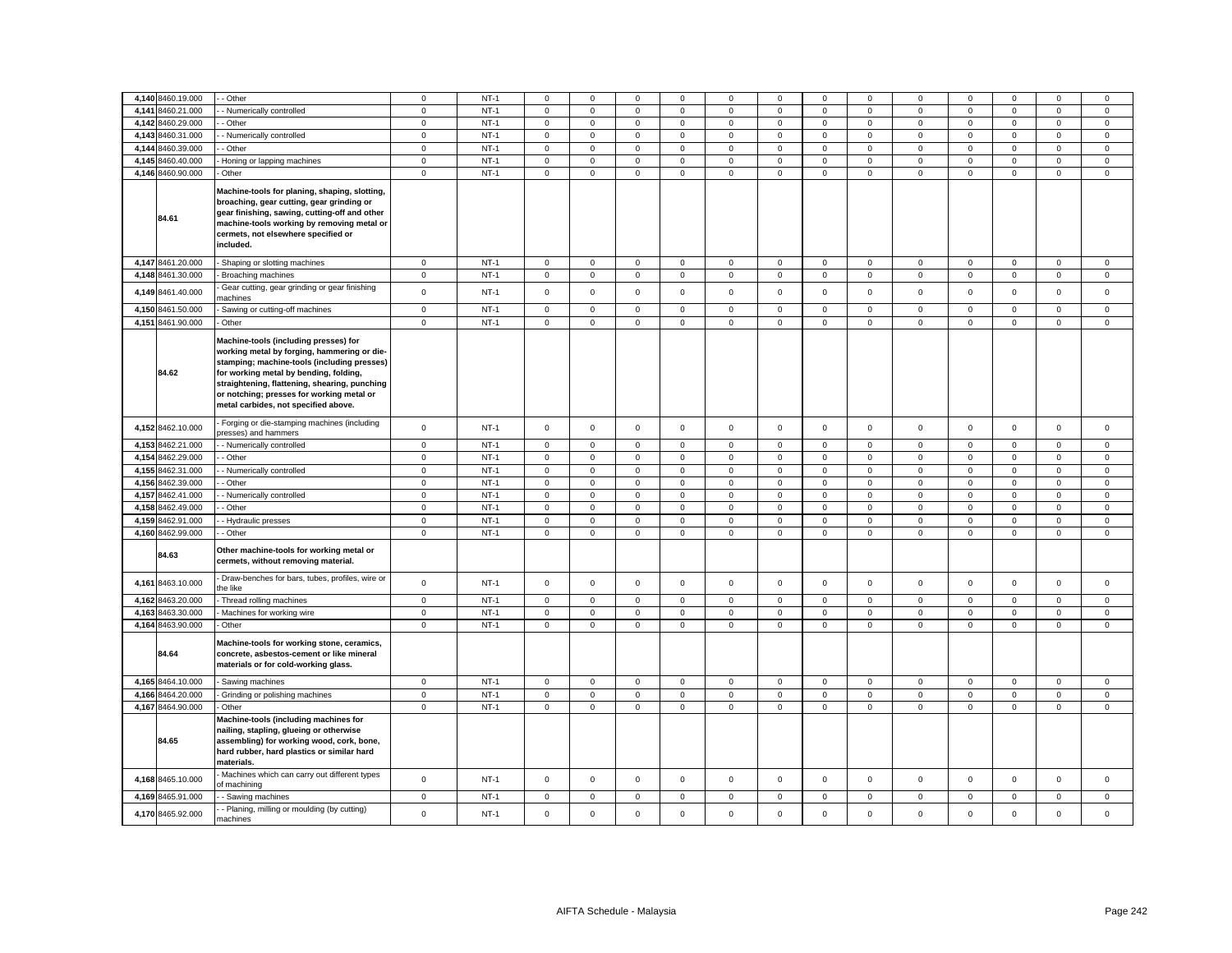| 4,140 | 8460.19.000 | - - Other | 0 | NT-1 | 0 | 0 | 0 | 0 | 0 | 0 | 0 | 0 | 0 | 0 | 0 | 0 | 0 |
|---|---|---|---|---|---|---|---|---|---|---|---|---|---|---|---|---|---|
| 4,141 | 8460.21.000 | - - Numerically controlled | 0 | NT-1 | 0 | 0 | 0 | 0 | 0 | 0 | 0 | 0 | 0 | 0 | 0 | 0 | 0 |
| 4,142 | 8460.29.000 | - - Other | 0 | NT-1 | 0 | 0 | 0 | 0 | 0 | 0 | 0 | 0 | 0 | 0 | 0 | 0 | 0 |
| 4,143 | 8460.31.000 | - - Numerically controlled | 0 | NT-1 | 0 | 0 | 0 | 0 | 0 | 0 | 0 | 0 | 0 | 0 | 0 | 0 | 0 |
| 4,144 | 8460.39.000 | - - Other | 0 | NT-1 | 0 | 0 | 0 | 0 | 0 | 0 | 0 | 0 | 0 | 0 | 0 | 0 | 0 |
| 4,145 | 8460.40.000 | - Honing or lapping machines | 0 | NT-1 | 0 | 0 | 0 | 0 | 0 | 0 | 0 | 0 | 0 | 0 | 0 | 0 | 0 |
| 4,146 | 8460.90.000 | - Other | 0 | NT-1 | 0 | 0 | 0 | 0 | 0 | 0 | 0 | 0 | 0 | 0 | 0 | 0 | 0 |
| | 84.61 | **Machine-tools for planing, shaping, slotting, broaching, gear cutting, gear grinding or gear finishing, sawing, cutting-off and other machine-tools working by removing metal or cermets, not elsewhere specified or included.** | | | | | | | | | | | | | | | |
| 4,147 | 8461.20.000 | - Shaping or slotting machines | 0 | NT-1 | 0 | 0 | 0 | 0 | 0 | 0 | 0 | 0 | 0 | 0 | 0 | 0 | 0 |
| 4,148 | 8461.30.000 | - Broaching machines | 0 | NT-1 | 0 | 0 | 0 | 0 | 0 | 0 | 0 | 0 | 0 | 0 | 0 | 0 | 0 |
| 4,149 | 8461.40.000 | - Gear cutting, gear grinding or gear finishing machines | 0 | NT-1 | 0 | 0 | 0 | 0 | 0 | 0 | 0 | 0 | 0 | 0 | 0 | 0 | 0 |
| 4,150 | 8461.50.000 | - Sawing or cutting-off machines | 0 | NT-1 | 0 | 0 | 0 | 0 | 0 | 0 | 0 | 0 | 0 | 0 | 0 | 0 | 0 |
| 4,151 | 8461.90.000 | - Other | 0 | NT-1 | 0 | 0 | 0 | 0 | 0 | 0 | 0 | 0 | 0 | 0 | 0 | 0 | 0 |
| | 84.62 | **Machine-tools (including presses) for working metal by forging, hammering or die-stamping; machine-tools (including presses) for working metal by bending, folding, straightening, flattening, shearing, punching or notching; presses for working metal or metal carbides, not specified above.** | | | | | | | | | | | | | | | |
| 4,152 | 8462.10.000 | - Forging or die-stamping machines (including presses) and hammers | 0 | NT-1 | 0 | 0 | 0 | 0 | 0 | 0 | 0 | 0 | 0 | 0 | 0 | 0 | 0 |
| 4,153 | 8462.21.000 | - - Numerically controlled | 0 | NT-1 | 0 | 0 | 0 | 0 | 0 | 0 | 0 | 0 | 0 | 0 | 0 | 0 | 0 |
| 4,154 | 8462.29.000 | - - Other | 0 | NT-1 | 0 | 0 | 0 | 0 | 0 | 0 | 0 | 0 | 0 | 0 | 0 | 0 | 0 |
| 4,155 | 8462.31.000 | - - Numerically controlled | 0 | NT-1 | 0 | 0 | 0 | 0 | 0 | 0 | 0 | 0 | 0 | 0 | 0 | 0 | 0 |
| 4,156 | 8462.39.000 | - - Other | 0 | NT-1 | 0 | 0 | 0 | 0 | 0 | 0 | 0 | 0 | 0 | 0 | 0 | 0 | 0 |
| 4,157 | 8462.41.000 | - - Numerically controlled | 0 | NT-1 | 0 | 0 | 0 | 0 | 0 | 0 | 0 | 0 | 0 | 0 | 0 | 0 | 0 |
| 4,158 | 8462.49.000 | - - Other | 0 | NT-1 | 0 | 0 | 0 | 0 | 0 | 0 | 0 | 0 | 0 | 0 | 0 | 0 | 0 |
| 4,159 | 8462.91.000 | - - Hydraulic presses | 0 | NT-1 | 0 | 0 | 0 | 0 | 0 | 0 | 0 | 0 | 0 | 0 | 0 | 0 | 0 |
| 4,160 | 8462.99.000 | - - Other | 0 | NT-1 | 0 | 0 | 0 | 0 | 0 | 0 | 0 | 0 | 0 | 0 | 0 | 0 | 0 |
| | 84.63 | **Other machine-tools for working metal or cermets, without removing material.** | | | | | | | | | | | | | | | |
| 4,161 | 8463.10.000 | - Draw-benches for bars, tubes, profiles, wire or the like | 0 | NT-1 | 0 | 0 | 0 | 0 | 0 | 0 | 0 | 0 | 0 | 0 | 0 | 0 | 0 |
| 4,162 | 8463.20.000 | - Thread rolling machines | 0 | NT-1 | 0 | 0 | 0 | 0 | 0 | 0 | 0 | 0 | 0 | 0 | 0 | 0 | 0 |
| 4,163 | 8463.30.000 | - Machines for working wire | 0 | NT-1 | 0 | 0 | 0 | 0 | 0 | 0 | 0 | 0 | 0 | 0 | 0 | 0 | 0 |
| 4,164 | 8463.90.000 | - Other | 0 | NT-1 | 0 | 0 | 0 | 0 | 0 | 0 | 0 | 0 | 0 | 0 | 0 | 0 | 0 |
| | 84.64 | **Machine-tools for working stone, ceramics, concrete, asbestos-cement or like mineral materials or for cold-working glass.** | | | | | | | | | | | | | | | |
| 4,165 | 8464.10.000 | - Sawing machines | 0 | NT-1 | 0 | 0 | 0 | 0 | 0 | 0 | 0 | 0 | 0 | 0 | 0 | 0 | 0 |
| 4,166 | 8464.20.000 | - Grinding or polishing machines | 0 | NT-1 | 0 | 0 | 0 | 0 | 0 | 0 | 0 | 0 | 0 | 0 | 0 | 0 | 0 |
| 4,167 | 8464.90.000 | - Other | 0 | NT-1 | 0 | 0 | 0 | 0 | 0 | 0 | 0 | 0 | 0 | 0 | 0 | 0 | 0 |
| | 84.65 | **Machine-tools (including machines for nailing, stapling, glueing or otherwise assembling) for working wood, cork, bone, hard rubber, hard plastics or similar hard materials.** | | | | | | | | | | | | | | | |
| 4,168 | 8465.10.000 | - Machines which can carry out different types of machining | 0 | NT-1 | 0 | 0 | 0 | 0 | 0 | 0 | 0 | 0 | 0 | 0 | 0 | 0 | 0 |
| 4,169 | 8465.91.000 | - - Sawing machines | 0 | NT-1 | 0 | 0 | 0 | 0 | 0 | 0 | 0 | 0 | 0 | 0 | 0 | 0 | 0 |
| 4,170 | 8465.92.000 | - - Planing, milling or moulding (by cutting) machines | 0 | NT-1 | 0 | 0 | 0 | 0 | 0 | 0 | 0 | 0 | 0 | 0 | 0 | 0 | 0 |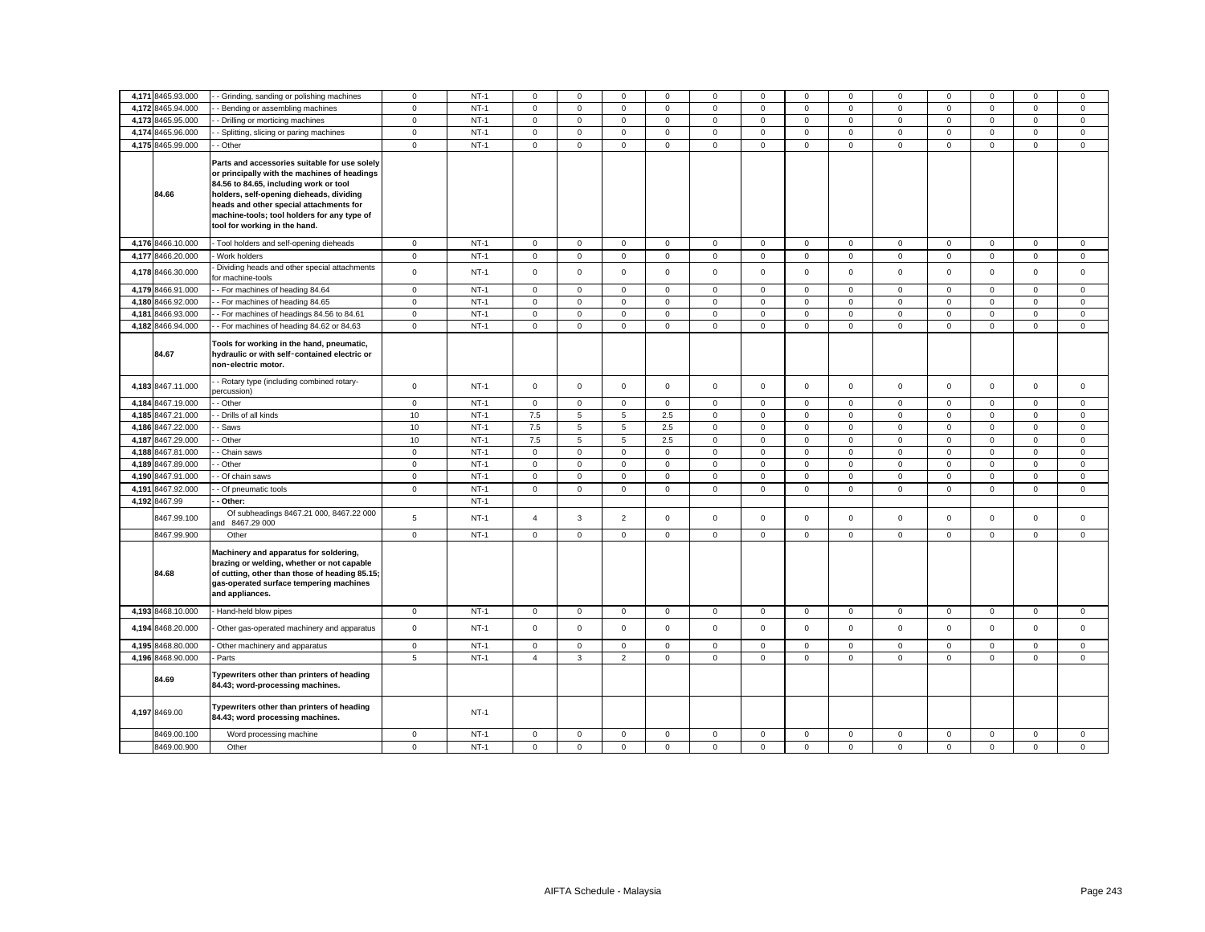| | | | | | | | | | | | | | | | | | |
|---|---|---|---|---|---|---|---|---|---|---|---|---|---|---|---|---|---|
| 4,171 | 8465.93.000 | - - Grinding, sanding or polishing machines | 0 | NT-1 | 0 | 0 | 0 | 0 | 0 | 0 | 0 | 0 | 0 | 0 | 0 | 0 | 0 |
| 4,172 | 8465.94.000 | - - Bending or assembling machines | 0 | NT-1 | 0 | 0 | 0 | 0 | 0 | 0 | 0 | 0 | 0 | 0 | 0 | 0 | 0 |
| 4,173 | 8465.95.000 | - - Drilling or morticing machines | 0 | NT-1 | 0 | 0 | 0 | 0 | 0 | 0 | 0 | 0 | 0 | 0 | 0 | 0 | 0 |
| 4,174 | 8465.96.000 | - - Splitting, slicing or paring machines | 0 | NT-1 | 0 | 0 | 0 | 0 | 0 | 0 | 0 | 0 | 0 | 0 | 0 | 0 | 0 |
| 4,175 | 8465.99.000 | - - Other | 0 | NT-1 | 0 | 0 | 0 | 0 | 0 | 0 | 0 | 0 | 0 | 0 | 0 | 0 | 0 |
| | 84.66 | **Parts and accessories suitable for use solely or principally with the machines of headings 84.56 to 84.65, including work or tool holders, self-opening dieheads, dividing heads and other special attachments for machine-tools; tool holders for any type of tool for working in the hand.** | | | | | | | | | | | | | | | |
| 4,176 | 8466.10.000 | - Tool holders and self-opening dieheads | 0 | NT-1 | 0 | 0 | 0 | 0 | 0 | 0 | 0 | 0 | 0 | 0 | 0 | 0 | 0 |
| 4,177 | 8466.20.000 | - Work holders | 0 | NT-1 | 0 | 0 | 0 | 0 | 0 | 0 | 0 | 0 | 0 | 0 | 0 | 0 | 0 |
| 4,178 | 8466.30.000 | - Dividing heads and other special attachments for machine-tools | 0 | NT-1 | 0 | 0 | 0 | 0 | 0 | 0 | 0 | 0 | 0 | 0 | 0 | 0 | 0 |
| 4,179 | 8466.91.000 | - - For machines of heading 84.64 | 0 | NT-1 | 0 | 0 | 0 | 0 | 0 | 0 | 0 | 0 | 0 | 0 | 0 | 0 | 0 |
| 4,180 | 8466.92.000 | - - For machines of heading 84.65 | 0 | NT-1 | 0 | 0 | 0 | 0 | 0 | 0 | 0 | 0 | 0 | 0 | 0 | 0 | 0 |
| 4,181 | 8466.93.000 | - - For machines of headings 84.56 to 84.61 | 0 | NT-1 | 0 | 0 | 0 | 0 | 0 | 0 | 0 | 0 | 0 | 0 | 0 | 0 | 0 |
| 4,182 | 8466.94.000 | - - For machines of heading 84.62 or 84.63 | 0 | NT-1 | 0 | 0 | 0 | 0 | 0 | 0 | 0 | 0 | 0 | 0 | 0 | 0 | 0 |
| | 84.67 | **Tools for working in the hand, pneumatic, hydraulic or with self-contained electric or non-electric motor.** | | | | | | | | | | | | | | | |
| 4,183 | 8467.11.000 | - - Rotary type (including combined rotary-percussion) | 0 | NT-1 | 0 | 0 | 0 | 0 | 0 | 0 | 0 | 0 | 0 | 0 | 0 | 0 | 0 |
| 4,184 | 8467.19.000 | - - Other | 0 | NT-1 | 0 | 0 | 0 | 0 | 0 | 0 | 0 | 0 | 0 | 0 | 0 | 0 | 0 |
| 4,185 | 8467.21.000 | - - Drills of all kinds | 10 | NT-1 | 7.5 | 5 | 5 | 2.5 | 0 | 0 | 0 | 0 | 0 | 0 | 0 | 0 | 0 |
| 4,186 | 8467.22.000 | - - Saws | 10 | NT-1 | 7.5 | 5 | 5 | 2.5 | 0 | 0 | 0 | 0 | 0 | 0 | 0 | 0 | 0 |
| 4,187 | 8467.29.000 | - - Other | 10 | NT-1 | 7.5 | 5 | 5 | 2.5 | 0 | 0 | 0 | 0 | 0 | 0 | 0 | 0 | 0 |
| 4,188 | 8467.81.000 | - - Chain saws | 0 | NT-1 | 0 | 0 | 0 | 0 | 0 | 0 | 0 | 0 | 0 | 0 | 0 | 0 | 0 |
| 4,189 | 8467.89.000 | - - Other | 0 | NT-1 | 0 | 0 | 0 | 0 | 0 | 0 | 0 | 0 | 0 | 0 | 0 | 0 | 0 |
| 4,190 | 8467.91.000 | - - Of chain saws | 0 | NT-1 | 0 | 0 | 0 | 0 | 0 | 0 | 0 | 0 | 0 | 0 | 0 | 0 | 0 |
| 4,191 | 8467.92.000 | - - Of pneumatic tools | 0 | NT-1 | 0 | 0 | 0 | 0 | 0 | 0 | 0 | 0 | 0 | 0 | 0 | 0 | 0 |
| 4,192 | 8467.99 | **- - Other:** | | NT-1 | | | | | | | | | | | | | |
| | 8467.99.100 | Of subheadings 8467.21 000, 8467.22 000 and 8467.29 000 | 5 | NT-1 | 4 | 3 | 2 | 0 | 0 | 0 | 0 | 0 | 0 | 0 | 0 | 0 | 0 |
| | 8467.99.900 | Other | 0 | NT-1 | 0 | 0 | 0 | 0 | 0 | 0 | 0 | 0 | 0 | 0 | 0 | 0 | 0 |
| | 84.68 | **Machinery and apparatus for soldering, brazing or welding, whether or not capable of cutting, other than those of heading 85.15; gas-operated surface tempering machines and appliances.** | | | | | | | | | | | | | | | |
| 4,193 | 8468.10.000 | - Hand-held blow pipes | 0 | NT-1 | 0 | 0 | 0 | 0 | 0 | 0 | 0 | 0 | 0 | 0 | 0 | 0 | 0 |
| 4,194 | 8468.20.000 | - Other gas-operated machinery and apparatus | 0 | NT-1 | 0 | 0 | 0 | 0 | 0 | 0 | 0 | 0 | 0 | 0 | 0 | 0 | 0 |
| 4,195 | 8468.80.000 | - Other machinery and apparatus | 0 | NT-1 | 0 | 0 | 0 | 0 | 0 | 0 | 0 | 0 | 0 | 0 | 0 | 0 | 0 |
| 4,196 | 8468.90.000 | - Parts | 5 | NT-1 | 4 | 3 | 2 | 0 | 0 | 0 | 0 | 0 | 0 | 0 | 0 | 0 | 0 |
| | 84.69 | **Typewriters other than printers of heading 84.43; word-processing machines.** | | | | | | | | | | | | | | | |
| 4,197 | 8469.00 | **Typewriters other than printers of heading 84.43; word processing machines.** | | NT-1 | | | | | | | | | | | | | |
| | 8469.00.100 | Word processing machine | 0 | NT-1 | 0 | 0 | 0 | 0 | 0 | 0 | 0 | 0 | 0 | 0 | 0 | 0 | 0 |
| | 8469.00.900 | Other | 0 | NT-1 | 0 | 0 | 0 | 0 | 0 | 0 | 0 | 0 | 0 | 0 | 0 | 0 | 0 |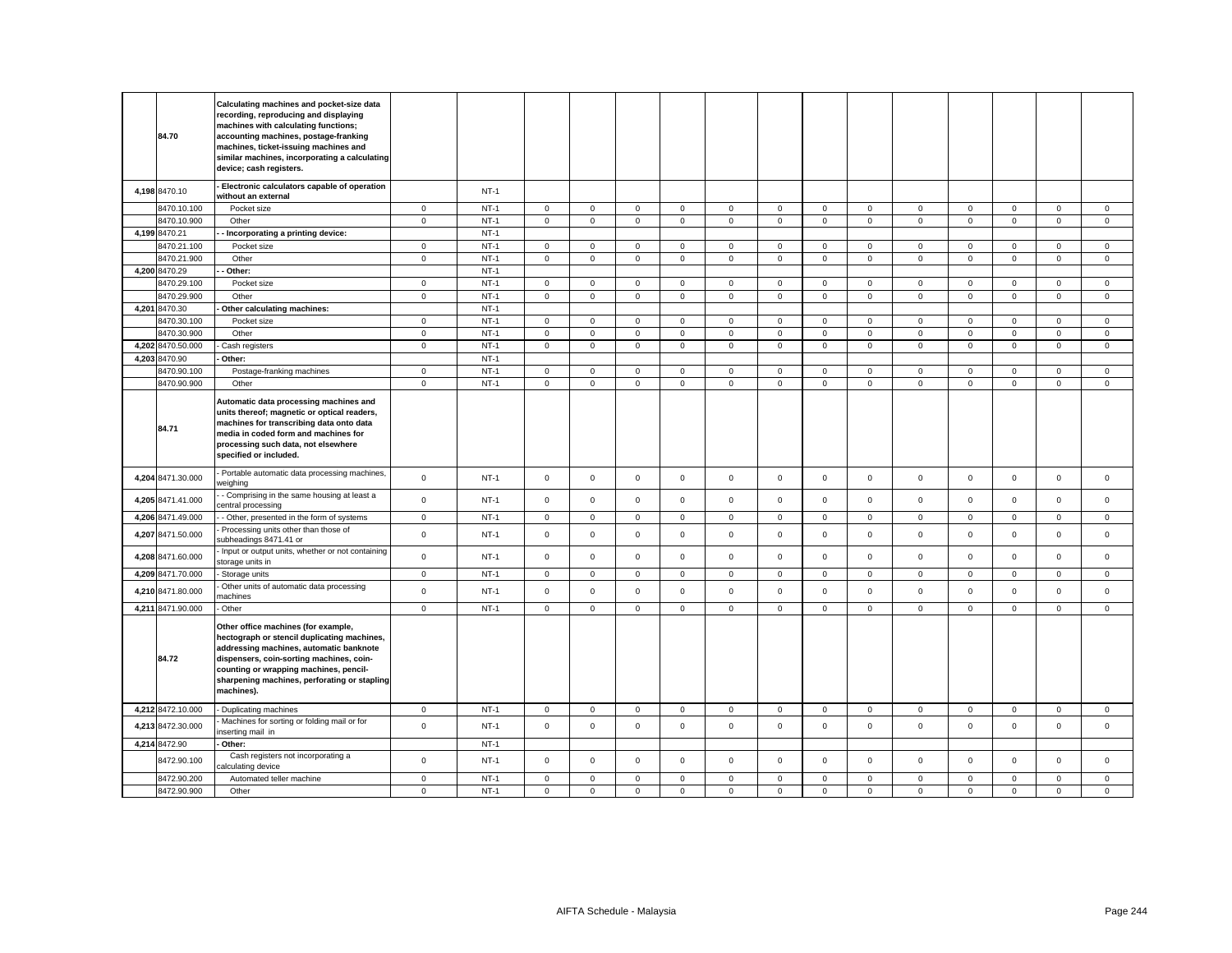| | | | | | | | | | | | | | | | | | |
|---|---|---|---|---|---|---|---|---|---|---|---|---|---|---|---|---|---|
| | 84.70 | **Calculating machines and pocket-size data recording, reproducing and displaying machines with calculating functions; accounting machines, postage-franking machines, ticket-issuing machines and similar machines, incorporating a calculating device; cash registers.** | | | | | | | | | | | | | | | |
| 4,198 | 8470.10 | **- Electronic calculators capable of operation without an external** | | NT-1 | | | | | | | | | | | | | |
| | 8470.10.100 | Pocket size | 0 | NT-1 | 0 | 0 | 0 | 0 | 0 | 0 | 0 | 0 | 0 | 0 | 0 | 0 | 0 |
| | 8470.10.900 | Other | 0 | NT-1 | 0 | 0 | 0 | 0 | 0 | 0 | 0 | 0 | 0 | 0 | 0 | 0 | 0 |
| 4,199 | 8470.21 | **- - Incorporating a printing device:** | | NT-1 | | | | | | | | | | | | | |
| | 8470.21.100 | Pocket size | 0 | NT-1 | 0 | 0 | 0 | 0 | 0 | 0 | 0 | 0 | 0 | 0 | 0 | 0 | 0 |
| | 8470.21.900 | Other | 0 | NT-1 | 0 | 0 | 0 | 0 | 0 | 0 | 0 | 0 | 0 | 0 | 0 | 0 | 0 |
| 4,200 | 8470.29 | **- - Other:** | | NT-1 | | | | | | | | | | | | | |
| | 8470.29.100 | Pocket size | 0 | NT-1 | 0 | 0 | 0 | 0 | 0 | 0 | 0 | 0 | 0 | 0 | 0 | 0 | 0 |
| | 8470.29.900 | Other | 0 | NT-1 | 0 | 0 | 0 | 0 | 0 | 0 | 0 | 0 | 0 | 0 | 0 | 0 | 0 |
| 4,201 | 8470.30 | **- Other calculating machines:** | | NT-1 | | | | | | | | | | | | | |
| | 8470.30.100 | Pocket size | 0 | NT-1 | 0 | 0 | 0 | 0 | 0 | 0 | 0 | 0 | 0 | 0 | 0 | 0 | 0 |
| | 8470.30.900 | Other | 0 | NT-1 | 0 | 0 | 0 | 0 | 0 | 0 | 0 | 0 | 0 | 0 | 0 | 0 | 0 |
| 4,202 | 8470.50.000 | - Cash registers | 0 | NT-1 | 0 | 0 | 0 | 0 | 0 | 0 | 0 | 0 | 0 | 0 | 0 | 0 | 0 |
| 4,203 | 8470.90 | **- Other:** | | NT-1 | | | | | | | | | | | | | |
| | 8470.90.100 | Postage-franking machines | 0 | NT-1 | 0 | 0 | 0 | 0 | 0 | 0 | 0 | 0 | 0 | 0 | 0 | 0 | 0 |
| | 8470.90.900 | Other | 0 | NT-1 | 0 | 0 | 0 | 0 | 0 | 0 | 0 | 0 | 0 | 0 | 0 | 0 | 0 |
| | 84.71 | **Automatic data processing machines and units thereof; magnetic or optical readers, machines for transcribing data onto data media in coded form and machines for processing such data, not elsewhere specified or included.** | | | | | | | | | | | | | | | |
| 4,204 | 8471.30.000 | - Portable automatic data processing machines, weighing | 0 | NT-1 | 0 | 0 | 0 | 0 | 0 | 0 | 0 | 0 | 0 | 0 | 0 | 0 | 0 |
| 4,205 | 8471.41.000 | - - Comprising in the same housing at least a central processing | 0 | NT-1 | 0 | 0 | 0 | 0 | 0 | 0 | 0 | 0 | 0 | 0 | 0 | 0 | 0 |
| 4,206 | 8471.49.000 | - - Other, presented in the form of systems | 0 | NT-1 | 0 | 0 | 0 | 0 | 0 | 0 | 0 | 0 | 0 | 0 | 0 | 0 | 0 |
| 4,207 | 8471.50.000 | - Processing units other than those of subheadings 8471.41 or | 0 | NT-1 | 0 | 0 | 0 | 0 | 0 | 0 | 0 | 0 | 0 | 0 | 0 | 0 | 0 |
| 4,208 | 8471.60.000 | - Input or output units, whether or not containing storage units in | 0 | NT-1 | 0 | 0 | 0 | 0 | 0 | 0 | 0 | 0 | 0 | 0 | 0 | 0 | 0 |
| 4,209 | 8471.70.000 | - Storage units | 0 | NT-1 | 0 | 0 | 0 | 0 | 0 | 0 | 0 | 0 | 0 | 0 | 0 | 0 | 0 |
| 4,210 | 8471.80.000 | - Other units of automatic data processing machines | 0 | NT-1 | 0 | 0 | 0 | 0 | 0 | 0 | 0 | 0 | 0 | 0 | 0 | 0 | 0 |
| 4,211 | 8471.90.000 | - Other | 0 | NT-1 | 0 | 0 | 0 | 0 | 0 | 0 | 0 | 0 | 0 | 0 | 0 | 0 | 0 |
| | 84.72 | **Other office machines (for example, hectograph or stencil duplicating machines, addressing machines, automatic banknote dispensers, coin-sorting machines, coin-counting or wrapping machines, pencil-sharpening machines, perforating or stapling machines).** | | | | | | | | | | | | | | | |
| 4,212 | 8472.10.000 | - Duplicating machines | 0 | NT-1 | 0 | 0 | 0 | 0 | 0 | 0 | 0 | 0 | 0 | 0 | 0 | 0 | 0 |
| 4,213 | 8472.30.000 | - Machines for sorting or folding mail or for inserting mail in | 0 | NT-1 | 0 | 0 | 0 | 0 | 0 | 0 | 0 | 0 | 0 | 0 | 0 | 0 | 0 |
| 4,214 | 8472.90 | **- Other:** | | NT-1 | | | | | | | | | | | | | |
| | 8472.90.100 | Cash registers not incorporating a calculating device | 0 | NT-1 | 0 | 0 | 0 | 0 | 0 | 0 | 0 | 0 | 0 | 0 | 0 | 0 | 0 |
| | 8472.90.200 | Automated teller machine | 0 | NT-1 | 0 | 0 | 0 | 0 | 0 | 0 | 0 | 0 | 0 | 0 | 0 | 0 | 0 |
| | 8472.90.900 | Other | 0 | NT-1 | 0 | 0 | 0 | 0 | 0 | 0 | 0 | 0 | 0 | 0 | 0 | 0 | 0 |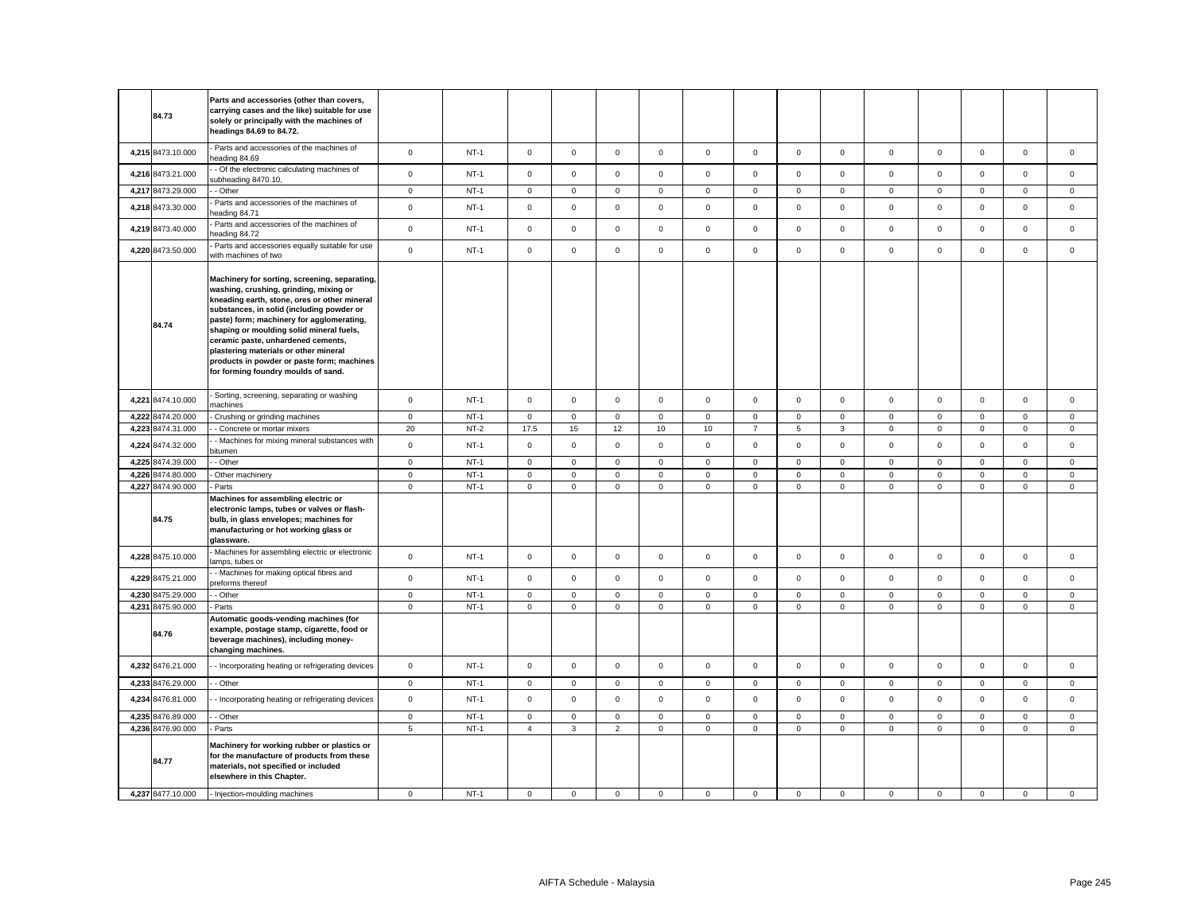| | | | | | | | | | | | | | | | | | |
|---|---|---|---|---|---|---|---|---|---|---|---|---|---|---|---|---|---|
| | 84.73 | **Parts and accessories (other than covers, carrying cases and the like) suitable for use solely or principally with the machines of headings 84.69 to 84.72.** | | | | | | | | | | | | | | | |
| 4,215 | 8473.10.000 | - Parts and accessories of the machines of heading 84.69 | 0 | NT-1 | 0 | 0 | 0 | 0 | 0 | 0 | 0 | 0 | 0 | 0 | 0 | 0 | 0 |
| 4,216 | 8473.21.000 | - - Of the electronic calculating machines of subheading 8470.10, | 0 | NT-1 | 0 | 0 | 0 | 0 | 0 | 0 | 0 | 0 | 0 | 0 | 0 | 0 | 0 |
| 4,217 | 8473.29.000 | - - Other | 0 | NT-1 | 0 | 0 | 0 | 0 | 0 | 0 | 0 | 0 | 0 | 0 | 0 | 0 | 0 |
| 4,218 | 8473.30.000 | - Parts and accessories of the machines of heading 84.71 | 0 | NT-1 | 0 | 0 | 0 | 0 | 0 | 0 | 0 | 0 | 0 | 0 | 0 | 0 | 0 |
| 4,219 | 8473.40.000 | - Parts and accessories of the machines of heading 84.72 | 0 | NT-1 | 0 | 0 | 0 | 0 | 0 | 0 | 0 | 0 | 0 | 0 | 0 | 0 | 0 |
| 4,220 | 8473.50.000 | - Parts and accessories equally suitable for use with machines of two | 0 | NT-1 | 0 | 0 | 0 | 0 | 0 | 0 | 0 | 0 | 0 | 0 | 0 | 0 | 0 |
| | 84.74 | **Machinery for sorting, screening, separating, washing, crushing, grinding, mixing or kneading earth, stone, ores or other mineral substances, in solid (including powder or paste) form; machinery for agglomerating, shaping or moulding solid mineral fuels, ceramic paste, unhardened cements, plastering materials or other mineral products in powder or paste form; machines for forming foundry moulds of sand.** | | | | | | | | | | | | | | | |
| 4,221 | 8474.10.000 | - Sorting, screening, separating or washing machines | 0 | NT-1 | 0 | 0 | 0 | 0 | 0 | 0 | 0 | 0 | 0 | 0 | 0 | 0 | 0 |
| 4,222 | 8474.20.000 | - Crushing or grinding machines | 0 | NT-1 | 0 | 0 | 0 | 0 | 0 | 0 | 0 | 0 | 0 | 0 | 0 | 0 | 0 |
| 4,223 | 8474.31.000 | - - Concrete or mortar mixers | 20 | NT-2 | 17.5 | 15 | 12 | 10 | 10 | 7 | 5 | 3 | 0 | 0 | 0 | 0 | 0 |
| 4,224 | 8474.32.000 | - - Machines for mixing mineral substances with bitumen | 0 | NT-1 | 0 | 0 | 0 | 0 | 0 | 0 | 0 | 0 | 0 | 0 | 0 | 0 | 0 |
| 4,225 | 8474.39.000 | - - Other | 0 | NT-1 | 0 | 0 | 0 | 0 | 0 | 0 | 0 | 0 | 0 | 0 | 0 | 0 | 0 |
| 4,226 | 8474.80.000 | - Other machinery | 0 | NT-1 | 0 | 0 | 0 | 0 | 0 | 0 | 0 | 0 | 0 | 0 | 0 | 0 | 0 |
| 4,227 | 8474.90.000 | - Parts | 0 | NT-1 | 0 | 0 | 0 | 0 | 0 | 0 | 0 | 0 | 0 | 0 | 0 | 0 | 0 |
| | 84.75 | **Machines for assembling electric or electronic lamps, tubes or valves or flash-bulb, in glass envelopes; machines for manufacturing or hot working glass or glassware.** | | | | | | | | | | | | | | | |
| 4,228 | 8475.10.000 | - Machines for assembling electric or electronic lamps, tubes or | 0 | NT-1 | 0 | 0 | 0 | 0 | 0 | 0 | 0 | 0 | 0 | 0 | 0 | 0 | 0 |
| 4,229 | 8475.21.000 | - - Machines for making optical fibres and preforms thereof | 0 | NT-1 | 0 | 0 | 0 | 0 | 0 | 0 | 0 | 0 | 0 | 0 | 0 | 0 | 0 |
| 4,230 | 8475.29.000 | - - Other | 0 | NT-1 | 0 | 0 | 0 | 0 | 0 | 0 | 0 | 0 | 0 | 0 | 0 | 0 | 0 |
| 4,231 | 8475.90.000 | - Parts | 0 | NT-1 | 0 | 0 | 0 | 0 | 0 | 0 | 0 | 0 | 0 | 0 | 0 | 0 | 0 |
| | 84.76 | **Automatic goods-vending machines (for example, postage stamp, cigarette, food or beverage machines), including money-changing machines.** | | | | | | | | | | | | | | | |
| 4,232 | 8476.21.000 | - - Incorporating heating or refrigerating devices | 0 | NT-1 | 0 | 0 | 0 | 0 | 0 | 0 | 0 | 0 | 0 | 0 | 0 | 0 | 0 |
| 4,233 | 8476.29.000 | - - Other | 0 | NT-1 | 0 | 0 | 0 | 0 | 0 | 0 | 0 | 0 | 0 | 0 | 0 | 0 | 0 |
| 4,234 | 8476.81.000 | - - Incorporating heating or refrigerating devices | 0 | NT-1 | 0 | 0 | 0 | 0 | 0 | 0 | 0 | 0 | 0 | 0 | 0 | 0 | 0 |
| 4,235 | 8476.89.000 | - - Other | 0 | NT-1 | 0 | 0 | 0 | 0 | 0 | 0 | 0 | 0 | 0 | 0 | 0 | 0 | 0 |
| 4,236 | 8476.90.000 | - Parts | 5 | NT-1 | 4 | 3 | 2 | 0 | 0 | 0 | 0 | 0 | 0 | 0 | 0 | 0 | 0 |
| | 84.77 | **Machinery for working rubber or plastics or for the manufacture of products from these materials, not specified or included elsewhere in this Chapter.** | | | | | | | | | | | | | | | |
| 4,237 | 8477.10.000 | - Injection-moulding machines | 0 | NT-1 | 0 | 0 | 0 | 0 | 0 | 0 | 0 | 0 | 0 | 0 | 0 | 0 | 0 |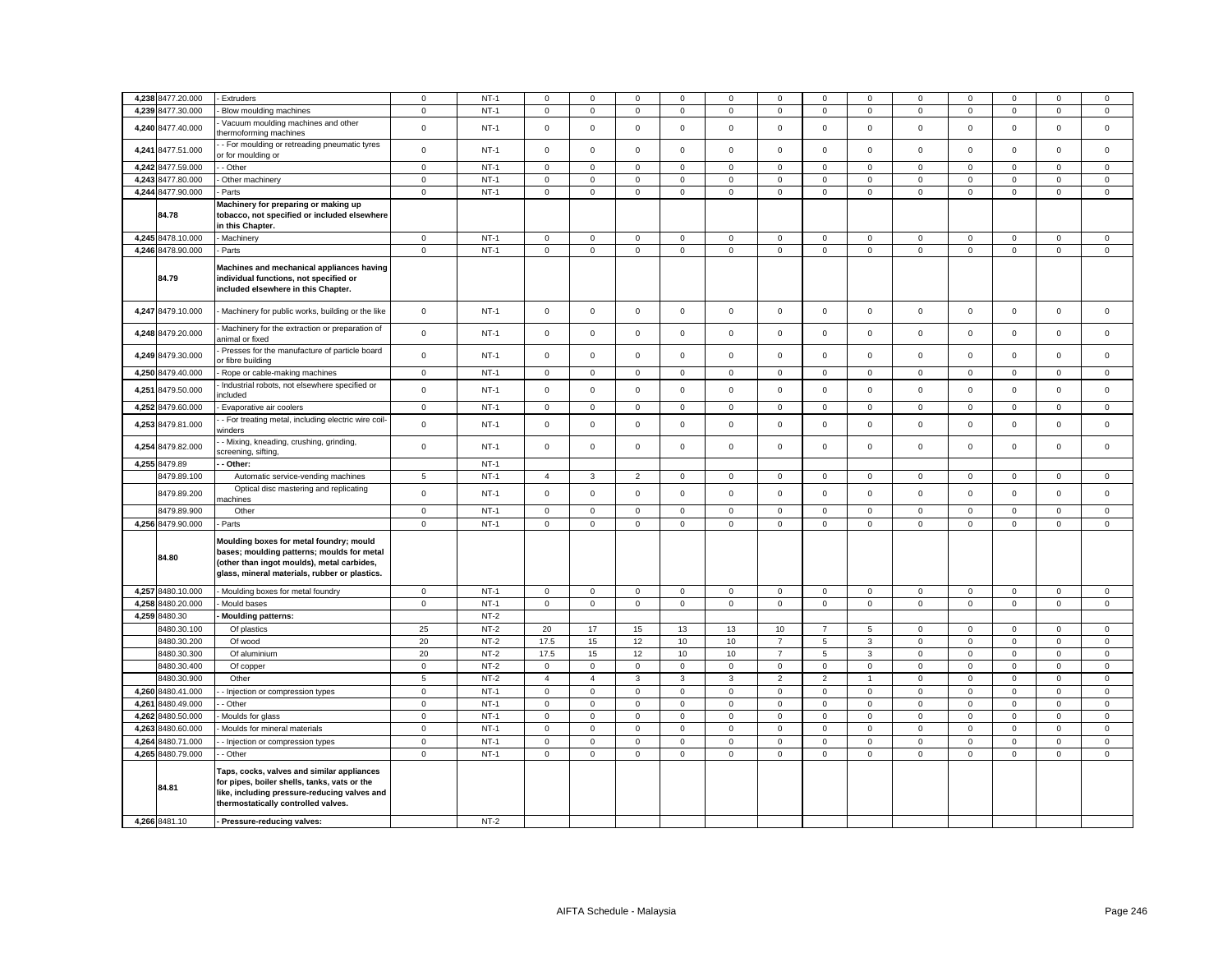| | | | | | | | | | | | | | | | | | |
|---|---|---|---|---|---|---|---|---|---|---|---|---|---|---|---|---|---|
| 4,238 | 8477.20.000 | - Extruders | 0 | NT-1 | 0 | 0 | 0 | 0 | 0 | 0 | 0 | 0 | 0 | 0 | 0 | 0 | 0 |
| 4,239 | 8477.30.000 | - Blow moulding machines | 0 | NT-1 | 0 | 0 | 0 | 0 | 0 | 0 | 0 | 0 | 0 | 0 | 0 | 0 | 0 |
| 4,240 | 8477.40.000 | - Vacuum moulding machines and other thermoforming machines | 0 | NT-1 | 0 | 0 | 0 | 0 | 0 | 0 | 0 | 0 | 0 | 0 | 0 | 0 | 0 |
| 4,241 | 8477.51.000 | - - For moulding or retreading pneumatic tyres or for moulding or | 0 | NT-1 | 0 | 0 | 0 | 0 | 0 | 0 | 0 | 0 | 0 | 0 | 0 | 0 | 0 |
| 4,242 | 8477.59.000 | - - Other | 0 | NT-1 | 0 | 0 | 0 | 0 | 0 | 0 | 0 | 0 | 0 | 0 | 0 | 0 | 0 |
| 4,243 | 8477.80.000 | - Other machinery | 0 | NT-1 | 0 | 0 | 0 | 0 | 0 | 0 | 0 | 0 | 0 | 0 | 0 | 0 | 0 |
| 4,244 | 8477.90.000 | - Parts | 0 | NT-1 | 0 | 0 | 0 | 0 | 0 | 0 | 0 | 0 | 0 | 0 | 0 | 0 | 0 |
| | 84.78 | **Machinery for preparing or making up tobacco, not specified or included elsewhere in this Chapter.** | | | | | | | | | | | | | | | |
| 4,245 | 8478.10.000 | - Machinery | 0 | NT-1 | 0 | 0 | 0 | 0 | 0 | 0 | 0 | 0 | 0 | 0 | 0 | 0 | 0 |
| 4,246 | 8478.90.000 | - Parts | 0 | NT-1 | 0 | 0 | 0 | 0 | 0 | 0 | 0 | 0 | 0 | 0 | 0 | 0 | 0 |
| | 84.79 | **Machines and mechanical appliances having individual functions, not specified or included elsewhere in this Chapter.** | | | | | | | | | | | | | | | |
| 4,247 | 8479.10.000 | - Machinery for public works, building or the like | 0 | NT-1 | 0 | 0 | 0 | 0 | 0 | 0 | 0 | 0 | 0 | 0 | 0 | 0 | 0 |
| 4,248 | 8479.20.000 | - Machinery for the extraction or preparation of animal or fixed | 0 | NT-1 | 0 | 0 | 0 | 0 | 0 | 0 | 0 | 0 | 0 | 0 | 0 | 0 | 0 |
| 4,249 | 8479.30.000 | - Presses for the manufacture of particle board or fibre building | 0 | NT-1 | 0 | 0 | 0 | 0 | 0 | 0 | 0 | 0 | 0 | 0 | 0 | 0 | 0 |
| 4,250 | 8479.40.000 | - Rope or cable-making machines | 0 | NT-1 | 0 | 0 | 0 | 0 | 0 | 0 | 0 | 0 | 0 | 0 | 0 | 0 | 0 |
| 4,251 | 8479.50.000 | - Industrial robots, not elsewhere specified or included | 0 | NT-1 | 0 | 0 | 0 | 0 | 0 | 0 | 0 | 0 | 0 | 0 | 0 | 0 | 0 |
| 4,252 | 8479.60.000 | - Evaporative air coolers | 0 | NT-1 | 0 | 0 | 0 | 0 | 0 | 0 | 0 | 0 | 0 | 0 | 0 | 0 | 0 |
| 4,253 | 8479.81.000 | - - For treating metal, including electric wire coil-winders | 0 | NT-1 | 0 | 0 | 0 | 0 | 0 | 0 | 0 | 0 | 0 | 0 | 0 | 0 | 0 |
| 4,254 | 8479.82.000 | - - Mixing, kneading, crushing, grinding, screening, sifting, | 0 | NT-1 | 0 | 0 | 0 | 0 | 0 | 0 | 0 | 0 | 0 | 0 | 0 | 0 | 0 |
| 4,255 | 8479.89 | **- - Other:** | | NT-1 | | | | | | | | | | | | | |
| | 8479.89.100 | Automatic service-vending machines | 5 | NT-1 | 4 | 3 | 2 | 0 | 0 | 0 | 0 | 0 | 0 | 0 | 0 | 0 | 0 |
| | 8479.89.200 | Optical disc mastering and replicating machines | 0 | NT-1 | 0 | 0 | 0 | 0 | 0 | 0 | 0 | 0 | 0 | 0 | 0 | 0 | 0 |
| | 8479.89.900 | Other | 0 | NT-1 | 0 | 0 | 0 | 0 | 0 | 0 | 0 | 0 | 0 | 0 | 0 | 0 | 0 |
| 4,256 | 8479.90.000 | - Parts | 0 | NT-1 | 0 | 0 | 0 | 0 | 0 | 0 | 0 | 0 | 0 | 0 | 0 | 0 | 0 |
| | 84.80 | **Moulding boxes for metal foundry; mould bases; moulding patterns; moulds for metal (other than ingot moulds), metal carbides, glass, mineral materials, rubber or plastics.** | | | | | | | | | | | | | | | |
| 4,257 | 8480.10.000 | - Moulding boxes for metal foundry | 0 | NT-1 | 0 | 0 | 0 | 0 | 0 | 0 | 0 | 0 | 0 | 0 | 0 | 0 | 0 |
| 4,258 | 8480.20.000 | - Mould bases | 0 | NT-1 | 0 | 0 | 0 | 0 | 0 | 0 | 0 | 0 | 0 | 0 | 0 | 0 | 0 |
| 4,259 | 8480.30 | **- Moulding patterns:** | | NT-2 | | | | | | | | | | | | | |
| | 8480.30.100 | Of plastics | 25 | NT-2 | 20 | 17 | 15 | 13 | 13 | 10 | 7 | 5 | 0 | 0 | 0 | 0 | 0 |
| | 8480.30.200 | Of wood | 20 | NT-2 | 17.5 | 15 | 12 | 10 | 10 | 7 | 5 | 3 | 0 | 0 | 0 | 0 | 0 |
| | 8480.30.300 | Of aluminium | 20 | NT-2 | 17.5 | 15 | 12 | 10 | 10 | 7 | 5 | 3 | 0 | 0 | 0 | 0 | 0 |
| | 8480.30.400 | Of copper | 0 | NT-2 | 0 | 0 | 0 | 0 | 0 | 0 | 0 | 0 | 0 | 0 | 0 | 0 | 0 |
| | 8480.30.900 | Other | 5 | NT-2 | 4 | 4 | 3 | 3 | 3 | 2 | 2 | 1 | 0 | 0 | 0 | 0 | 0 |
| 4,260 | 8480.41.000 | - - Injection or compression types | 0 | NT-1 | 0 | 0 | 0 | 0 | 0 | 0 | 0 | 0 | 0 | 0 | 0 | 0 | 0 |
| 4,261 | 8480.49.000 | - - Other | 0 | NT-1 | 0 | 0 | 0 | 0 | 0 | 0 | 0 | 0 | 0 | 0 | 0 | 0 | 0 |
| 4,262 | 8480.50.000 | - Moulds for glass | 0 | NT-1 | 0 | 0 | 0 | 0 | 0 | 0 | 0 | 0 | 0 | 0 | 0 | 0 | 0 |
| 4,263 | 8480.60.000 | - Moulds for mineral materials | 0 | NT-1 | 0 | 0 | 0 | 0 | 0 | 0 | 0 | 0 | 0 | 0 | 0 | 0 | 0 |
| 4,264 | 8480.71.000 | - - Injection or compression types | 0 | NT-1 | 0 | 0 | 0 | 0 | 0 | 0 | 0 | 0 | 0 | 0 | 0 | 0 | 0 |
| 4,265 | 8480.79.000 | - - Other | 0 | NT-1 | 0 | 0 | 0 | 0 | 0 | 0 | 0 | 0 | 0 | 0 | 0 | 0 | 0 |
| | 84.81 | **Taps, cocks, valves and similar appliances for pipes, boiler shells, tanks, vats or the like, including pressure-reducing valves and thermostatically controlled valves.** | | | | | | | | | | | | | | | |
| 4,266 | 8481.10 | **- Pressure-reducing valves:** | | NT-2 | | | | | | | | | | | | | |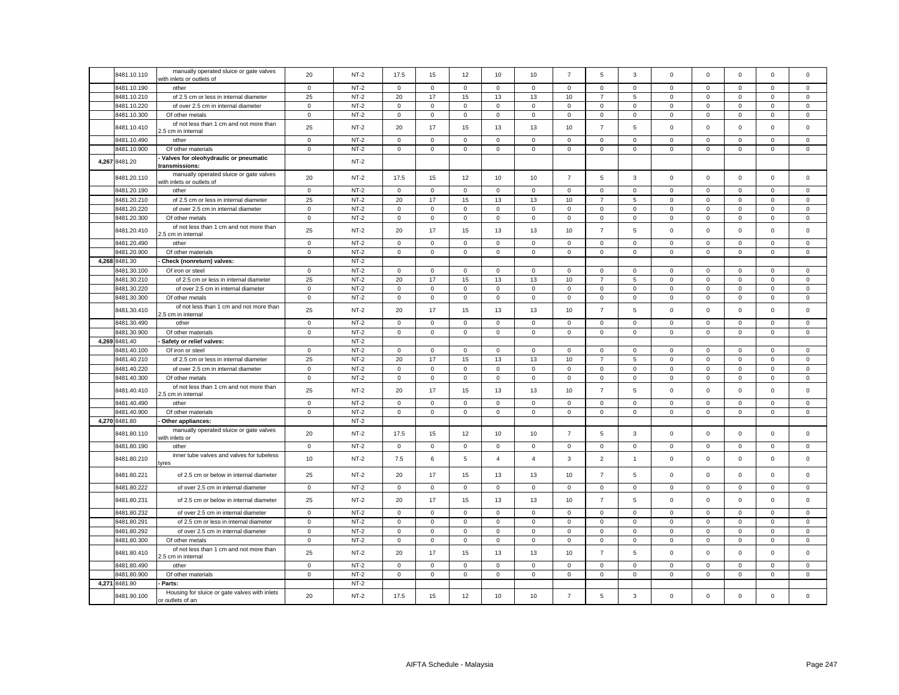| | 8481.10.110 | manually operated sluice or gate valves with inlets or outlets of | 20 | NT-2 | 17.5 | 15 | 12 | 10 | 10 | 7 | 5 | 3 | 0 | 0 | 0 | 0 | 0 |
|---|---|---|---|---|---|---|---|---|---|---|---|---|---|---|---|---|---|
| | 8481.10.190 | other | 0 | NT-2 | 0 | 0 | 0 | 0 | 0 | 0 | 0 | 0 | 0 | 0 | 0 | 0 | 0 |
| | 8481.10.210 | of 2.5 cm or less in internal diameter | 25 | NT-2 | 20 | 17 | 15 | 13 | 13 | 10 | 7 | 5 | 0 | 0 | 0 | 0 | 0 |
| | 8481.10.220 | of over 2.5 cm in internal diameter | 0 | NT-2 | 0 | 0 | 0 | 0 | 0 | 0 | 0 | 0 | 0 | 0 | 0 | 0 | 0 |
| | 8481.10.300 | Of other metals | 0 | NT-2 | 0 | 0 | 0 | 0 | 0 | 0 | 0 | 0 | 0 | 0 | 0 | 0 | 0 |
| | 8481.10.410 | of not less than 1 cm and not more than 2.5 cm in internal | 25 | NT-2 | 20 | 17 | 15 | 13 | 13 | 10 | 7 | 5 | 0 | 0 | 0 | 0 | 0 |
| | 8481.10.490 | other | 0 | NT-2 | 0 | 0 | 0 | 0 | 0 | 0 | 0 | 0 | 0 | 0 | 0 | 0 | 0 |
| | 8481.10.900 | Of other materials | 0 | NT-2 | 0 | 0 | 0 | 0 | 0 | 0 | 0 | 0 | 0 | 0 | 0 | 0 | 0 |
| 4,267 | 8481.20 | - Valves for oleohydraulic or pneumatic transmissions: | | NT-2 | | | | | | | | | | | | | |
| | 8481.20.110 | manually operated sluice or gate valves with inlets or outlets of | 20 | NT-2 | 17.5 | 15 | 12 | 10 | 10 | 7 | 5 | 3 | 0 | 0 | 0 | 0 | 0 |
| | 8481.20.190 | other | 0 | NT-2 | 0 | 0 | 0 | 0 | 0 | 0 | 0 | 0 | 0 | 0 | 0 | 0 | 0 |
| | 8481.20.210 | of 2.5 cm or less in internal diameter | 25 | NT-2 | 20 | 17 | 15 | 13 | 13 | 10 | 7 | 5 | 0 | 0 | 0 | 0 | 0 |
| | 8481.20.220 | of over 2.5 cm in internal diameter | 0 | NT-2 | 0 | 0 | 0 | 0 | 0 | 0 | 0 | 0 | 0 | 0 | 0 | 0 | 0 |
| | 8481.20.300 | Of other metals | 0 | NT-2 | 0 | 0 | 0 | 0 | 0 | 0 | 0 | 0 | 0 | 0 | 0 | 0 | 0 |
| | 8481.20.410 | of not less than 1 cm and not more than 2.5 cm in internal | 25 | NT-2 | 20 | 17 | 15 | 13 | 13 | 10 | 7 | 5 | 0 | 0 | 0 | 0 | 0 |
| | 8481.20.490 | other | 0 | NT-2 | 0 | 0 | 0 | 0 | 0 | 0 | 0 | 0 | 0 | 0 | 0 | 0 | 0 |
| | 8481.20.900 | Of other materials | 0 | NT-2 | 0 | 0 | 0 | 0 | 0 | 0 | 0 | 0 | 0 | 0 | 0 | 0 | 0 |
| 4,268 | 8481.30 | - Check (nonreturn) valves: | | NT-2 | | | | | | | | | | | | | |
| | 8481.30.100 | Of iron or steel | 0 | NT-2 | 0 | 0 | 0 | 0 | 0 | 0 | 0 | 0 | 0 | 0 | 0 | 0 | 0 |
| | 8481.30.210 | of 2.5 cm or less in internal diameter | 25 | NT-2 | 20 | 17 | 15 | 13 | 13 | 10 | 7 | 5 | 0 | 0 | 0 | 0 | 0 |
| | 8481.30.220 | of over 2.5 cm in internal diameter | 0 | NT-2 | 0 | 0 | 0 | 0 | 0 | 0 | 0 | 0 | 0 | 0 | 0 | 0 | 0 |
| | 8481.30.300 | Of other metals | 0 | NT-2 | 0 | 0 | 0 | 0 | 0 | 0 | 0 | 0 | 0 | 0 | 0 | 0 | 0 |
| | 8481.30.410 | of not less than 1 cm and not more than 2.5 cm in internal | 25 | NT-2 | 20 | 17 | 15 | 13 | 13 | 10 | 7 | 5 | 0 | 0 | 0 | 0 | 0 |
| | 8481.30.490 | other | 0 | NT-2 | 0 | 0 | 0 | 0 | 0 | 0 | 0 | 0 | 0 | 0 | 0 | 0 | 0 |
| | 8481.30.900 | Of other materials | 0 | NT-2 | 0 | 0 | 0 | 0 | 0 | 0 | 0 | 0 | 0 | 0 | 0 | 0 | 0 |
| 4,269 | 8481.40 | - Safety or relief valves: | | NT-2 | | | | | | | | | | | | | |
| | 8481.40.100 | Of iron or steel | 0 | NT-2 | 0 | 0 | 0 | 0 | 0 | 0 | 0 | 0 | 0 | 0 | 0 | 0 | 0 |
| | 8481.40.210 | of 2.5 cm or less in internal diameter | 25 | NT-2 | 20 | 17 | 15 | 13 | 13 | 10 | 7 | 5 | 0 | 0 | 0 | 0 | 0 |
| | 8481.40.220 | of over 2.5 cm in internal diameter | 0 | NT-2 | 0 | 0 | 0 | 0 | 0 | 0 | 0 | 0 | 0 | 0 | 0 | 0 | 0 |
| | 8481.40.300 | Of other metals | 0 | NT-2 | 0 | 0 | 0 | 0 | 0 | 0 | 0 | 0 | 0 | 0 | 0 | 0 | 0 |
| | 8481.40.410 | of not less than 1 cm and not more than 2.5 cm in internal | 25 | NT-2 | 20 | 17 | 15 | 13 | 13 | 10 | 7 | 5 | 0 | 0 | 0 | 0 | 0 |
| | 8481.40.490 | other | 0 | NT-2 | 0 | 0 | 0 | 0 | 0 | 0 | 0 | 0 | 0 | 0 | 0 | 0 | 0 |
| | 8481.40.900 | Of other materials | 0 | NT-2 | 0 | 0 | 0 | 0 | 0 | 0 | 0 | 0 | 0 | 0 | 0 | 0 | 0 |
| 4,270 | 8481.80 | - Other appliances: | | NT-2 | | | | | | | | | | | | | |
| | 8481.80.110 | manually operated sluice or gate valves with inlets or | 20 | NT-2 | 17.5 | 15 | 12 | 10 | 10 | 7 | 5 | 3 | 0 | 0 | 0 | 0 | 0 |
| | 8481.80.190 | other | 0 | NT-2 | 0 | 0 | 0 | 0 | 0 | 0 | 0 | 0 | 0 | 0 | 0 | 0 | 0 |
| | 8481.80.210 | inner tube valves and valves for tubeless tyres | 10 | NT-2 | 7.5 | 6 | 5 | 4 | 4 | 3 | 2 | 1 | 0 | 0 | 0 | 0 | 0 |
| | 8481.80.221 | of 2.5 cm or below in internal diameter | 25 | NT-2 | 20 | 17 | 15 | 13 | 13 | 10 | 7 | 5 | 0 | 0 | 0 | 0 | 0 |
| | 8481.80.222 | of over 2.5 cm in internal diameter | 0 | NT-2 | 0 | 0 | 0 | 0 | 0 | 0 | 0 | 0 | 0 | 0 | 0 | 0 | 0 |
| | 8481.80.231 | of 2.5 cm or below in internal diameter | 25 | NT-2 | 20 | 17 | 15 | 13 | 13 | 10 | 7 | 5 | 0 | 0 | 0 | 0 | 0 |
| | 8481.80.232 | of over 2.5 cm in internal diameter | 0 | NT-2 | 0 | 0 | 0 | 0 | 0 | 0 | 0 | 0 | 0 | 0 | 0 | 0 | 0 |
| | 8481.80.291 | of 2.5 cm or less in internal diameter | 0 | NT-2 | 0 | 0 | 0 | 0 | 0 | 0 | 0 | 0 | 0 | 0 | 0 | 0 | 0 |
| | 8481.80.292 | of over 2.5 cm in internal diameter | 0 | NT-2 | 0 | 0 | 0 | 0 | 0 | 0 | 0 | 0 | 0 | 0 | 0 | 0 | 0 |
| | 8481.80.300 | Of other metals | 0 | NT-2 | 0 | 0 | 0 | 0 | 0 | 0 | 0 | 0 | 0 | 0 | 0 | 0 | 0 |
| | 8481.80.410 | of not less than 1 cm and not more than 2.5 cm in internal | 25 | NT-2 | 20 | 17 | 15 | 13 | 13 | 10 | 7 | 5 | 0 | 0 | 0 | 0 | 0 |
| | 8481.80.490 | other | 0 | NT-2 | 0 | 0 | 0 | 0 | 0 | 0 | 0 | 0 | 0 | 0 | 0 | 0 | 0 |
| | 8481.80.900 | Of other materials | 0 | NT-2 | 0 | 0 | 0 | 0 | 0 | 0 | 0 | 0 | 0 | 0 | 0 | 0 | 0 |
| 4,271 | 8481.90 | - Parts: | | NT-2 | | | | | | | | | | | | | |
| | 8481.90.100 | Housing for sluice or gate valves with inlets or outlets of an | 20 | NT-2 | 17.5 | 15 | 12 | 10 | 10 | 7 | 5 | 3 | 0 | 0 | 0 | 0 | 0 |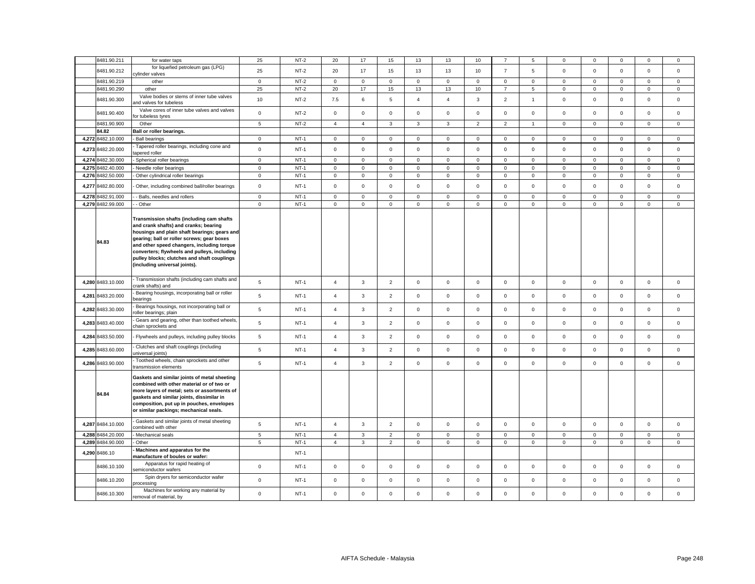| | 8481.90.211 | for water taps | 25 | NT-2 | 20 | 17 | 15 | 13 | 13 | 10 | 7 | 5 | 0 | 0 | 0 | 0 | 0 |
|---|---|---|---|---|---|---|---|---|---|---|---|---|---|---|---|---|---|
| | 8481.90.212 | for liquefied petroleum gas (LPG) cylinder valves | 25 | NT-2 | 20 | 17 | 15 | 13 | 13 | 10 | 7 | 5 | 0 | 0 | 0 | 0 | 0 |
| | 8481.90.219 | other | 0 | NT-2 | 0 | 0 | 0 | 0 | 0 | 0 | 0 | 0 | 0 | 0 | 0 | 0 | 0 |
| | 8481.90.290 | other | 25 | NT-2 | 20 | 17 | 15 | 13 | 13 | 10 | 7 | 5 | 0 | 0 | 0 | 0 | 0 |
| | 8481.90.300 | Valve bodies or stems of inner tube valves and valves for tubeless | 10 | NT-2 | 7.5 | 6 | 5 | 4 | 4 | 3 | 2 | 1 | 0 | 0 | 0 | 0 | 0 |
| | 8481.90.400 | Valve cores of inner tube valves and valves for tubeless tyres | 0 | NT-2 | 0 | 0 | 0 | 0 | 0 | 0 | 0 | 0 | 0 | 0 | 0 | 0 | 0 |
| | 8481.90.900 | Other | 5 | NT-2 | 4 | 4 | 3 | 3 | 3 | 2 | 2 | 1 | 0 | 0 | 0 | 0 | 0 |
| | **84.82** | **Ball or roller bearings.** | | | | | | | | | | | | | | | |
| 4,272 | 8482.10.000 | - Ball bearings | 0 | NT-1 | 0 | 0 | 0 | 0 | 0 | 0 | 0 | 0 | 0 | 0 | 0 | 0 | 0 |
| 4,273 | 8482.20.000 | - Tapered roller bearings, including cone and tapered roller | 0 | NT-1 | 0 | 0 | 0 | 0 | 0 | 0 | 0 | 0 | 0 | 0 | 0 | 0 | 0 |
| 4,274 | 8482.30.000 | - Spherical roller bearings | 0 | NT-1 | 0 | 0 | 0 | 0 | 0 | 0 | 0 | 0 | 0 | 0 | 0 | 0 | 0 |
| 4,275 | 8482.40.000 | - Needle roller bearings | 0 | NT-1 | 0 | 0 | 0 | 0 | 0 | 0 | 0 | 0 | 0 | 0 | 0 | 0 | 0 |
| 4,276 | 8482.50.000 | - Other cylindrical roller bearings | 0 | NT-1 | 0 | 0 | 0 | 0 | 0 | 0 | 0 | 0 | 0 | 0 | 0 | 0 | 0 |
| 4,277 | 8482.80.000 | - Other, including combined ball/roller bearings | 0 | NT-1 | 0 | 0 | 0 | 0 | 0 | 0 | 0 | 0 | 0 | 0 | 0 | 0 | 0 |
| 4,278 | 8482.91.000 | - - Balls, needles and rollers | 0 | NT-1 | 0 | 0 | 0 | 0 | 0 | 0 | 0 | 0 | 0 | 0 | 0 | 0 | 0 |
| 4,279 | 8482.99.000 | - - Other | 0 | NT-1 | 0 | 0 | 0 | 0 | 0 | 0 | 0 | 0 | 0 | 0 | 0 | 0 | 0 |
| | **84.83** | **Transmission shafts (including cam shafts and crank shafts) and cranks; bearing housings and plain shaft bearings; gears and gearing; ball or roller screws; gear boxes and other speed changers, including torque converters; flywheels and pulleys, including pulley blocks; clutches and shaft couplings (including universal joints).** | | | | | | | | | | | | | | | |
| 4,280 | 8483.10.000 | - Transmission shafts (including cam shafts and crank shafts) and | 5 | NT-1 | 4 | 3 | 2 | 0 | 0 | 0 | 0 | 0 | 0 | 0 | 0 | 0 | 0 |
| 4,281 | 8483.20.000 | - Bearing housings, incorporating ball or roller bearings | 5 | NT-1 | 4 | 3 | 2 | 0 | 0 | 0 | 0 | 0 | 0 | 0 | 0 | 0 | 0 |
| 4,282 | 8483.30.000 | - Bearings housings, not incorporating ball or roller bearings; plain | 5 | NT-1 | 4 | 3 | 2 | 0 | 0 | 0 | 0 | 0 | 0 | 0 | 0 | 0 | 0 |
| 4,283 | 8483.40.000 | - Gears and gearing, other than toothed wheels, chain sprockets and | 5 | NT-1 | 4 | 3 | 2 | 0 | 0 | 0 | 0 | 0 | 0 | 0 | 0 | 0 | 0 |
| 4,284 | 8483.50.000 | - Flywheels and pulleys, including pulley blocks | 5 | NT-1 | 4 | 3 | 2 | 0 | 0 | 0 | 0 | 0 | 0 | 0 | 0 | 0 | 0 |
| 4,285 | 8483.60.000 | - Clutches and shaft couplings (including universal joints) | 5 | NT-1 | 4 | 3 | 2 | 0 | 0 | 0 | 0 | 0 | 0 | 0 | 0 | 0 | 0 |
| 4,286 | 8483.90.000 | - Toothed wheels, chain sprockets and other transmission elements | 5 | NT-1 | 4 | 3 | 2 | 0 | 0 | 0 | 0 | 0 | 0 | 0 | 0 | 0 | 0 |
| | **84.84** | **Gaskets and similar joints of metal sheeting combined with other material or of two or more layers of metal; sets or assortments of gaskets and similar joints, dissimilar in composition, put up in pouches, envelopes or similar packings; mechanical seals.** | | | | | | | | | | | | | | | |
| 4,287 | 8484.10.000 | - Gaskets and similar joints of metal sheeting combined with other | 5 | NT-1 | 4 | 3 | 2 | 0 | 0 | 0 | 0 | 0 | 0 | 0 | 0 | 0 | 0 |
| 4,288 | 8484.20.000 | - Mechanical seals | 5 | NT-1 | 4 | 3 | 2 | 0 | 0 | 0 | 0 | 0 | 0 | 0 | 0 | 0 | 0 |
| 4,289 | 8484.90.000 | - Other | 5 | NT-1 | 4 | 3 | 2 | 0 | 0 | 0 | 0 | 0 | 0 | 0 | 0 | 0 | 0 |
| 4,290 | 8486.10 | **- Machines and apparatus for the manufacture of boules or wafer:** | | NT-1 | | | | | | | | | | | | | |
| | 8486.10.100 | Apparatus for rapid heating of semiconductor wafers | 0 | NT-1 | 0 | 0 | 0 | 0 | 0 | 0 | 0 | 0 | 0 | 0 | 0 | 0 | 0 |
| | 8486.10.200 | Spin dryers for semiconductor wafer processing | 0 | NT-1 | 0 | 0 | 0 | 0 | 0 | 0 | 0 | 0 | 0 | 0 | 0 | 0 | 0 |
| | 8486.10.300 | Machines for working any material by removal of material, by | 0 | NT-1 | 0 | 0 | 0 | 0 | 0 | 0 | 0 | 0 | 0 | 0 | 0 | 0 | 0 |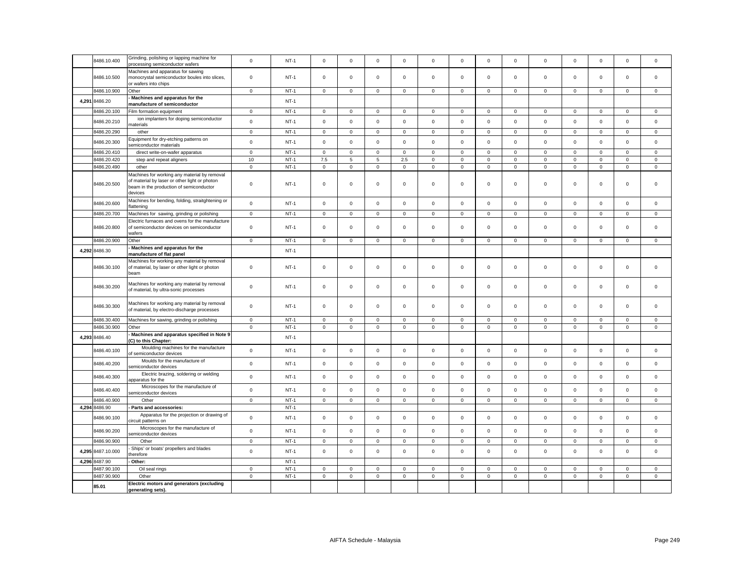| | | | | | | | | | | | | | | | | | |
|---|---|---|---|---|---|---|---|---|---|---|---|---|---|---|---|---|---|
| | 8486.10.400 | Grinding, polishing or lapping machine for processing semiconductor wafers | 0 | NT-1 | 0 | 0 | 0 | 0 | 0 | 0 | 0 | 0 | 0 | 0 | 0 | 0 | 0 |
| | 8486.10.500 | Machines and apparatus for sawing monocrystal semiconductor boules into slices, or wafers into chips | 0 | NT-1 | 0 | 0 | 0 | 0 | 0 | 0 | 0 | 0 | 0 | 0 | 0 | 0 | 0 |
| | 8486.10.900 | Other | 0 | NT-1 | 0 | 0 | 0 | 0 | 0 | 0 | 0 | 0 | 0 | 0 | 0 | 0 | 0 |
| 4,291 | 8486.20 | **- Machines and apparatus for the manufacture of semiconductor** | | NT-1 | | | | | | | | | | | | | |
| | 8486.20.100 | Film formation equipment | 0 | NT-1 | 0 | 0 | 0 | 0 | 0 | 0 | 0 | 0 | 0 | 0 | 0 | 0 | 0 |
| | 8486.20.210 | ion implanters for doping semiconductor materials | 0 | NT-1 | 0 | 0 | 0 | 0 | 0 | 0 | 0 | 0 | 0 | 0 | 0 | 0 | 0 |
| | 8486.20.290 | other | 0 | NT-1 | 0 | 0 | 0 | 0 | 0 | 0 | 0 | 0 | 0 | 0 | 0 | 0 | 0 |
| | 8486.20.300 | Equipment for dry-etching patterns on semiconductor materials | 0 | NT-1 | 0 | 0 | 0 | 0 | 0 | 0 | 0 | 0 | 0 | 0 | 0 | 0 | 0 |
| | 8486.20.410 | direct write-on-wafer apparatus | 0 | NT-1 | 0 | 0 | 0 | 0 | 0 | 0 | 0 | 0 | 0 | 0 | 0 | 0 | 0 |
| | 8486.20.420 | step and repeat aligners | 10 | NT-1 | 7.5 | 5 | 5 | 2.5 | 0 | 0 | 0 | 0 | 0 | 0 | 0 | 0 | 0 |
| | 8486.20.490 | other | 0 | NT-1 | 0 | 0 | 0 | 0 | 0 | 0 | 0 | 0 | 0 | 0 | 0 | 0 | 0 |
| | 8486.20.500 | Machines for working any material by removal of material by laser or other light or photon beam in the production of semiconductor devices | 0 | NT-1 | 0 | 0 | 0 | 0 | 0 | 0 | 0 | 0 | 0 | 0 | 0 | 0 | 0 |
| | 8486.20.600 | Machines for bending, folding, straitghtening or flattening | 0 | NT-1 | 0 | 0 | 0 | 0 | 0 | 0 | 0 | 0 | 0 | 0 | 0 | 0 | 0 |
| | 8486.20.700 | Machines for sawing, grinding or polishing | 0 | NT-1 | 0 | 0 | 0 | 0 | 0 | 0 | 0 | 0 | 0 | 0 | 0 | 0 | 0 |
| | 8486.20.800 | Electric furnaces and ovens for the manufacture of semiconductor devices on semiconductor wafers | 0 | NT-1 | 0 | 0 | 0 | 0 | 0 | 0 | 0 | 0 | 0 | 0 | 0 | 0 | 0 |
| | 8486.20.900 | Other | 0 | NT-1 | 0 | 0 | 0 | 0 | 0 | 0 | 0 | 0 | 0 | 0 | 0 | 0 | 0 |
| 4,292 | 8486.30 | **- Machines and apparatus for the manufacture of flat panel** | | NT-1 | | | | | | | | | | | | | |
| | 8486.30.100 | Machines for working any material by removal of material, by laser or other light or photon beam | 0 | NT-1 | 0 | 0 | 0 | 0 | 0 | 0 | 0 | 0 | 0 | 0 | 0 | 0 | 0 |
| | 8486.30.200 | Machines for working any material by removal of material, by ultra-sonic processes | 0 | NT-1 | 0 | 0 | 0 | 0 | 0 | 0 | 0 | 0 | 0 | 0 | 0 | 0 | 0 |
| | 8486.30.300 | Machines for working any material by removal of material, by electro-discharge processes | 0 | NT-1 | 0 | 0 | 0 | 0 | 0 | 0 | 0 | 0 | 0 | 0 | 0 | 0 | 0 |
| | 8486.30.400 | Machines for sawing, grinding or polishing | 0 | NT-1 | 0 | 0 | 0 | 0 | 0 | 0 | 0 | 0 | 0 | 0 | 0 | 0 | 0 |
| | 8486.30.900 | Other | 0 | NT-1 | 0 | 0 | 0 | 0 | 0 | 0 | 0 | 0 | 0 | 0 | 0 | 0 | 0 |
| 4,293 | 8486.40 | **- Machines and apparatus specified in Note 9 (C) to this Chapter:** | | NT-1 | | | | | | | | | | | | | |
| | 8486.40.100 | Moulding machines for the manufacture of semiconductor devices | 0 | NT-1 | 0 | 0 | 0 | 0 | 0 | 0 | 0 | 0 | 0 | 0 | 0 | 0 | 0 |
| | 8486.40.200 | Moulds for the manufacture of semiconductor devices | 0 | NT-1 | 0 | 0 | 0 | 0 | 0 | 0 | 0 | 0 | 0 | 0 | 0 | 0 | 0 |
| | 8486.40.300 | Electric brazing, soldering or welding apparatus for the | 0 | NT-1 | 0 | 0 | 0 | 0 | 0 | 0 | 0 | 0 | 0 | 0 | 0 | 0 | 0 |
| | 8486.40.400 | Microscopes for the manufacture of semiconductor devices | 0 | NT-1 | 0 | 0 | 0 | 0 | 0 | 0 | 0 | 0 | 0 | 0 | 0 | 0 | 0 |
| | 8486.40.900 | Other | 0 | NT-1 | 0 | 0 | 0 | 0 | 0 | 0 | 0 | 0 | 0 | 0 | 0 | 0 | 0 |
| 4,294 | 8486.90 | **- Parts and accessories:** | | NT-1 | | | | | | | | | | | | | |
| | 8486.90.100 | Apparatus for the projection or drawing of circuit patterns on | 0 | NT-1 | 0 | 0 | 0 | 0 | 0 | 0 | 0 | 0 | 0 | 0 | 0 | 0 | 0 |
| | 8486.90.200 | Microscopes for the manufacture of semiconductor devices | 0 | NT-1 | 0 | 0 | 0 | 0 | 0 | 0 | 0 | 0 | 0 | 0 | 0 | 0 | 0 |
| | 8486.90.900 | Other | 0 | NT-1 | 0 | 0 | 0 | 0 | 0 | 0 | 0 | 0 | 0 | 0 | 0 | 0 | 0 |
| 4,295 | 8487.10.000 | - Ships' or boats' propellers and blades therefore | 0 | NT-1 | 0 | 0 | 0 | 0 | 0 | 0 | 0 | 0 | 0 | 0 | 0 | 0 | 0 |
| 4,296 | 8487.90 | **- Other:** | | NT-1 | | | | | | | | | | | | | |
| | 8487.90.100 | Oil seal rings | 0 | NT-1 | 0 | 0 | 0 | 0 | 0 | 0 | 0 | 0 | 0 | 0 | 0 | 0 | 0 |
| | 8487.90.900 | Other | 0 | NT-1 | 0 | 0 | 0 | 0 | 0 | 0 | 0 | 0 | 0 | 0 | 0 | 0 | 0 |
| | **85.01** | **Electric motors and generators (excluding generating sets).** | | | | | | | | | | | | | | | |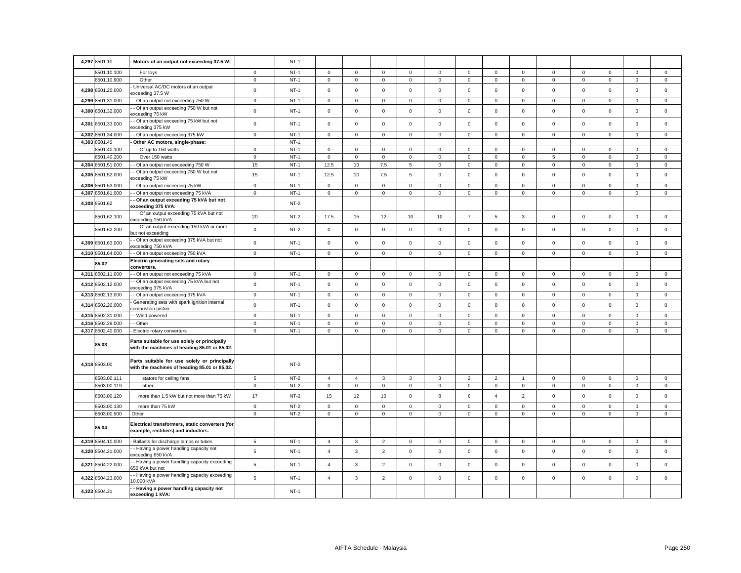| | | | | | | | | | | | | | | | | | | |
|---|---|---|---|---|---|---|---|---|---|---|---|---|---|---|---|---|---|---|
| 4,297 | 8501.10 | **- Motors of an output not exceeding 37.5 W:** | | NT-1 | | | | | | | | | | | | | | |
| | 8501.10.100 | For toys | 0 | NT-1 | 0 | 0 | 0 | 0 | 0 | 0 | 0 | 0 | 0 | 0 | 0 | 0 | 0 |
| | 8501.10.900 | Other | 0 | NT-1 | 0 | 0 | 0 | 0 | 0 | 0 | 0 | 0 | 0 | 0 | 0 | 0 | 0 |
| 4,298 | 8501.20.000 | - Universal AC/DC motors of an output exceeding 37.5 W | 0 | NT-1 | 0 | 0 | 0 | 0 | 0 | 0 | 0 | 0 | 0 | 0 | 0 | 0 | 0 |
| 4,299 | 8501.31.000 | - - Of an output not exceeding 750 W | 0 | NT-1 | 0 | 0 | 0 | 0 | 0 | 0 | 0 | 0 | 0 | 0 | 0 | 0 | 0 |
| 4,300 | 8501.32.000 | - - Of an output exceeding 750 W but not exceeding 75 kW | 0 | NT-1 | 0 | 0 | 0 | 0 | 0 | 0 | 0 | 0 | 0 | 0 | 0 | 0 | 0 |
| 4,301 | 8501.33.000 | - - Of an output exceeding 75 kW but not exceeding 375 kW | 0 | NT-1 | 0 | 0 | 0 | 0 | 0 | 0 | 0 | 0 | 0 | 0 | 0 | 0 | 0 |
| 4,302 | 8501.34.000 | - - Of an output exceeding 375 kW | 0 | NT-1 | 0 | 0 | 0 | 0 | 0 | 0 | 0 | 0 | 0 | 0 | 0 | 0 | 0 |
| 4,303 | 8501.40 | **- Other AC motors, single-phase:** | | NT-1 | | | | | | | | | | | | | | |
| | 8501.40.100 | Of up to 150 watts | 0 | NT-1 | 0 | 0 | 0 | 0 | 0 | 0 | 0 | 0 | 0 | 0 | 0 | 0 | 0 |
| | 8501.40.200 | Over 150 watts | 0 | NT-1 | 0 | 0 | 0 | 0 | 0 | 0 | 0 | 0 | 5 | 0 | 0 | 0 | 0 |
| 4,304 | 8501.51.000 | - - Of an output not exceeding 750 W | 15 | NT-1 | 12.5 | 10 | 7.5 | 5 | 0 | 0 | 0 | 0 | 0 | 0 | 0 | 0 | 0 |
| 4,305 | 8501.52.000 | - - Of an output exceeding 750 W but not exceeding 75 kW | 15 | NT-1 | 12.5 | 10 | 7.5 | 5 | 0 | 0 | 0 | 0 | 0 | 0 | 0 | 0 | 0 |
| 4,306 | 8501.53.000 | - - Of an output exceeding 75 kW | 0 | NT-1 | 0 | 0 | 0 | 0 | 0 | 0 | 0 | 0 | 0 | 0 | 0 | 0 | 0 |
| 4,307 | 8501.61.000 | - - Of an output not exceeding 75 kVA | 0 | NT-1 | 0 | 0 | 0 | 0 | 0 | 0 | 0 | 0 | 0 | 0 | 0 | 0 | 0 |
| 4,308 | 8501.62 | **- - Of an output exceeding 75 kVA but not exceeding 375 kVA:** | | NT-2 | | | | | | | | | | | | | | |
| | 8501.62.100 | Of an output exceeding 75 kVA but not exceeding 150 kVA | 20 | NT-2 | 17.5 | 15 | 12 | 10 | 10 | 7 | 5 | 3 | 0 | 0 | 0 | 0 | 0 |
| | 8501.62.200 | Of an output exceeding 150 kVA or more but not exceeding | 0 | NT-2 | 0 | 0 | 0 | 0 | 0 | 0 | 0 | 0 | 0 | 0 | 0 | 0 | 0 |
| 4,309 | 8501.63.000 | - - Of an output exceeding 375 kVA but not exceeding 750 kVA | 0 | NT-1 | 0 | 0 | 0 | 0 | 0 | 0 | 0 | 0 | 0 | 0 | 0 | 0 | 0 |
| 4,310 | 8501.64.000 | - - Of an output exceeding 750 kVA | 0 | NT-1 | 0 | 0 | 0 | 0 | 0 | 0 | 0 | 0 | 0 | 0 | 0 | 0 | 0 |
| | **85.02** | **Electric generating sets and rotary converters.** | | | | | | | | | | | | | | | | |
| 4,311 | 8502.11.000 | - - Of an output not exceeding 75 kVA | 0 | NT-1 | 0 | 0 | 0 | 0 | 0 | 0 | 0 | 0 | 0 | 0 | 0 | 0 | 0 |
| 4,312 | 8502.12.000 | - - Of an output exceeding 75 kVA but not exceeding 375 kVA | 0 | NT-1 | 0 | 0 | 0 | 0 | 0 | 0 | 0 | 0 | 0 | 0 | 0 | 0 | 0 |
| 4,313 | 8502.13.000 | - - Of an output exceeding 375 kVA | 0 | NT-1 | 0 | 0 | 0 | 0 | 0 | 0 | 0 | 0 | 0 | 0 | 0 | 0 | 0 |
| 4,314 | 8502.20.000 | - Generating sets with spark ignition internal combustion piston | 0 | NT-1 | 0 | 0 | 0 | 0 | 0 | 0 | 0 | 0 | 0 | 0 | 0 | 0 | 0 |
| 4,315 | 8502.31.000 | - - Wind powered | 0 | NT-1 | 0 | 0 | 0 | 0 | 0 | 0 | 0 | 0 | 0 | 0 | 0 | 0 | 0 |
| 4,316 | 8502.39.000 | - - Other | 0 | NT-1 | 0 | 0 | 0 | 0 | 0 | 0 | 0 | 0 | 0 | 0 | 0 | 0 | 0 |
| 4,317 | 8502.40.000 | - Electric rotary converters | 0 | NT-1 | 0 | 0 | 0 | 0 | 0 | 0 | 0 | 0 | 0 | 0 | 0 | 0 | 0 |
| | **85.03** | **Parts suitable for use solely or principally with the machines of heading 85.01 or 85.02.** | | | | | | | | | | | | | | | | |
| 4,318 | 8503.00 | **Parts suitable for use solely or principally with the machines of heading 85.01 or 85.02.** | | NT-2 | | | | | | | | | | | | | | |
| | 8503.00.111 | stators for ceiling fans | 5 | NT-2 | 4 | 4 | 3 | 3 | 3 | 2 | 2 | 1 | 0 | 0 | 0 | 0 | 0 |
| | 8503.00.119 | other | 0 | NT-2 | 0 | 0 | 0 | 0 | 0 | 0 | 0 | 0 | 0 | 0 | 0 | 0 | 0 |
| | 8503.00.120 | more than 1.5 kW but not more than 75 kW | 17 | NT-2 | 15 | 12 | 10 | 8 | 8 | 6 | 4 | 2 | 0 | 0 | 0 | 0 | 0 |
| | 8503.00.130 | more than 75 kW | 0 | NT-2 | 0 | 0 | 0 | 0 | 0 | 0 | 0 | 0 | 0 | 0 | 0 | 0 | 0 |
| | 8503.00.900 | Other | 0 | NT-2 | 0 | 0 | 0 | 0 | 0 | 0 | 0 | 0 | 0 | 0 | 0 | 0 | 0 |
| | **85.04** | **Electrical transformers, static converters (for example, rectifiers) and inductors.** | | | | | | | | | | | | | | | | |
| 4,319 | 8504.10.000 | - Ballasts for discharge lamps or tubes | 5 | NT-1 | 4 | 3 | 2 | 0 | 0 | 0 | 0 | 0 | 0 | 0 | 0 | 0 | 0 |
| 4,320 | 8504.21.000 | - - Having a power handling capacity not exceeding 650 kVA | 5 | NT-1 | 4 | 3 | 2 | 0 | 0 | 0 | 0 | 0 | 0 | 0 | 0 | 0 | 0 |
| 4,321 | 8504.22.000 | - - Having a power handling capacity exceeding 650 kVA but not | 5 | NT-1 | 4 | 3 | 2 | 0 | 0 | 0 | 0 | 0 | 0 | 0 | 0 | 0 | 0 |
| 4,322 | 8504.23.000 | - - Having a power handling capacity exceeding 10,000 kVA | 5 | NT-1 | 4 | 3 | 2 | 0 | 0 | 0 | 0 | 0 | 0 | 0 | 0 | 0 | 0 |
| 4,323 | 8504.31 | **- - Having a power handling capacity not exceeding 1 kVA:** | | NT-1 | | | | | | | | | | | | | | |

AIFTA Schedule - Malaysia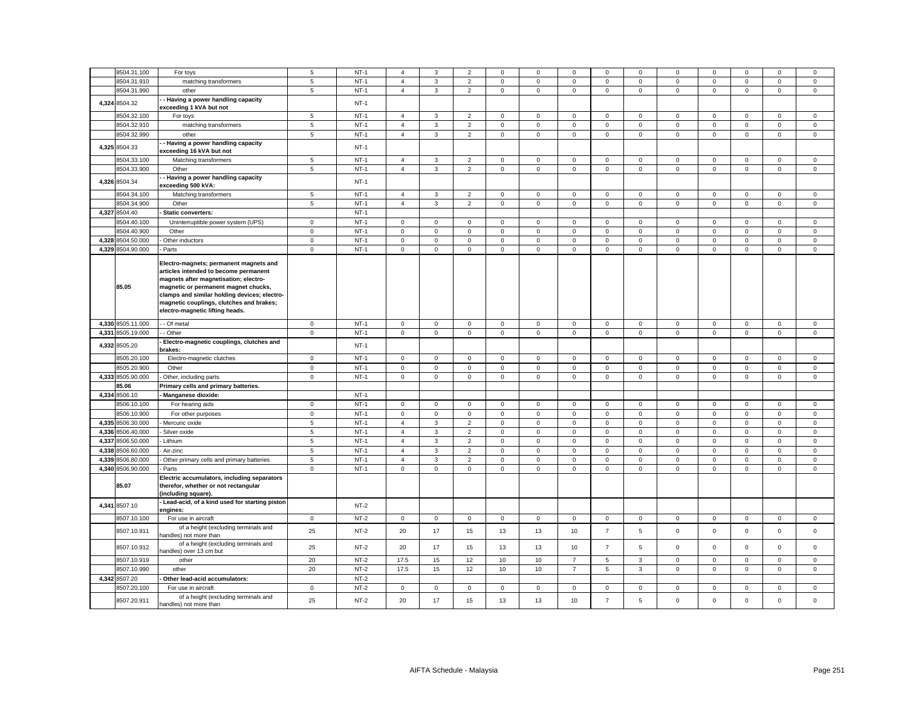|  | 8504.31.100 | For toys | 5 | NT-1 | 4 | 3 | 2 | 0 | 0 | 0 | 0 | 0 | 0 | 0 | 0 | 0 | 0 |
|---|---|---|---|---|---|---|---|---|---|---|---|---|---|---|---|---|---|
|  | 8504.31.910 | matching transformers | 5 | NT-1 | 4 | 3 | 2 | 0 | 0 | 0 | 0 | 0 | 0 | 0 | 0 | 0 | 0 |
|  | 8504.31.990 | other | 5 | NT-1 | 4 | 3 | 2 | 0 | 0 | 0 | 0 | 0 | 0 | 0 | 0 | 0 | 0 |
| 4,324 | 8504.32 | **- - Having a power handling capacity exceeding 1 kVA but not** |  | NT-1 |  |  |  |  |  |  |  |  |  |  |  |  |  |
|  | 8504.32.100 | For toys | 5 | NT-1 | 4 | 3 | 2 | 0 | 0 | 0 | 0 | 0 | 0 | 0 | 0 | 0 | 0 |
|  | 8504.32.910 | matching transformers | 5 | NT-1 | 4 | 3 | 2 | 0 | 0 | 0 | 0 | 0 | 0 | 0 | 0 | 0 | 0 |
|  | 8504.32.990 | other | 5 | NT-1 | 4 | 3 | 2 | 0 | 0 | 0 | 0 | 0 | 0 | 0 | 0 | 0 | 0 |
| 4,325 | 8504.33 | **- - Having a power handling capacity exceeding 16 kVA but not** |  | NT-1 |  |  |  |  |  |  |  |  |  |  |  |  |  |
|  | 8504.33.100 | Matching transformers | 5 | NT-1 | 4 | 3 | 2 | 0 | 0 | 0 | 0 | 0 | 0 | 0 | 0 | 0 | 0 |
|  | 8504.33.900 | Other | 5 | NT-1 | 4 | 3 | 2 | 0 | 0 | 0 | 0 | 0 | 0 | 0 | 0 | 0 | 0 |
| 4,326 | 8504.34 | **- - Having a power handling capacity exceeding 500 kVA:** |  | NT-1 |  |  |  |  |  |  |  |  |  |  |  |  |  |
|  | 8504.34.100 | Matching transformers | 5 | NT-1 | 4 | 3 | 2 | 0 | 0 | 0 | 0 | 0 | 0 | 0 | 0 | 0 | 0 |
|  | 8504.34.900 | Other | 5 | NT-1 | 4 | 3 | 2 | 0 | 0 | 0 | 0 | 0 | 0 | 0 | 0 | 0 | 0 |
| 4,327 | 8504.40 | **- Static converters:** |  | NT-1 |  |  |  |  |  |  |  |  |  |  |  |  |  |
|  | 8504.40.100 | Uninterruptible power system (UPS) | 0 | NT-1 | 0 | 0 | 0 | 0 | 0 | 0 | 0 | 0 | 0 | 0 | 0 | 0 | 0 |
|  | 8504.40.900 | Other | 0 | NT-1 | 0 | 0 | 0 | 0 | 0 | 0 | 0 | 0 | 0 | 0 | 0 | 0 | 0 |
| 4,328 | 8504.50.000 | - Other inductors | 0 | NT-1 | 0 | 0 | 0 | 0 | 0 | 0 | 0 | 0 | 0 | 0 | 0 | 0 | 0 |
| 4,329 | 8504.90.000 | - Parts | 0 | NT-1 | 0 | 0 | 0 | 0 | 0 | 0 | 0 | 0 | 0 | 0 | 0 | 0 | 0 |
|  | **85.05** | **Electro-magnets; permanent magnets and articles intended to become permanent magnets after magnetisation; electro-magnetic or permanent magnet chucks, clamps and similar holding devices; electro-magnetic couplings, clutches and brakes; electro-magnetic lifting heads.** |  |  |  |  |  |  |  |  |  |  |  |  |  |  |  |
| 4,330 | 8505.11.000 | - - Of metal | 0 | NT-1 | 0 | 0 | 0 | 0 | 0 | 0 | 0 | 0 | 0 | 0 | 0 | 0 | 0 |
| 4,331 | 8505.19.000 | - - Other | 0 | NT-1 | 0 | 0 | 0 | 0 | 0 | 0 | 0 | 0 | 0 | 0 | 0 | 0 | 0 |
| 4,332 | 8505.20 | **- Electro-magnetic couplings, clutches and brakes:** |  | NT-1 |  |  |  |  |  |  |  |  |  |  |  |  |  |
|  | 8505.20.100 | Electro-magnetic clutches | 0 | NT-1 | 0 | 0 | 0 | 0 | 0 | 0 | 0 | 0 | 0 | 0 | 0 | 0 | 0 |
|  | 8505.20.900 | Other | 0 | NT-1 | 0 | 0 | 0 | 0 | 0 | 0 | 0 | 0 | 0 | 0 | 0 | 0 | 0 |
| 4,333 | 8505.90.000 | - Other, including parts | 0 | NT-1 | 0 | 0 | 0 | 0 | 0 | 0 | 0 | 0 | 0 | 0 | 0 | 0 | 0 |
|  | **85.06** | **Primary cells and primary batteries.** |  |  |  |  |  |  |  |  |  |  |  |  |  |  |  |
| 4,334 | 8506.10 | **- Manganese dioxide:** |  | NT-1 |  |  |  |  |  |  |  |  |  |  |  |  |  |
|  | 8506.10.100 | For hearing aids | 0 | NT-1 | 0 | 0 | 0 | 0 | 0 | 0 | 0 | 0 | 0 | 0 | 0 | 0 | 0 |
|  | 8506.10.900 | For other purposes | 0 | NT-1 | 0 | 0 | 0 | 0 | 0 | 0 | 0 | 0 | 0 | 0 | 0 | 0 | 0 |
| 4,335 | 8506.30.000 | - Mercuric oxide | 5 | NT-1 | 4 | 3 | 2 | 0 | 0 | 0 | 0 | 0 | 0 | 0 | 0 | 0 | 0 |
| 4,336 | 8506.40.000 | - Silver oxide | 5 | NT-1 | 4 | 3 | 2 | 0 | 0 | 0 | 0 | 0 | 0 | 0 | 0 | 0 | 0 |
| 4,337 | 8506.50.000 | - Lithium | 5 | NT-1 | 4 | 3 | 2 | 0 | 0 | 0 | 0 | 0 | 0 | 0 | 0 | 0 | 0 |
| 4,338 | 8506.60.000 | - Air-zinc | 5 | NT-1 | 4 | 3 | 2 | 0 | 0 | 0 | 0 | 0 | 0 | 0 | 0 | 0 | 0 |
| 4,339 | 8506.80.000 | - Other primary cells and primary batteries | 5 | NT-1 | 4 | 3 | 2 | 0 | 0 | 0 | 0 | 0 | 0 | 0 | 0 | 0 | 0 |
| 4,340 | 8506.90.000 | - Parts | 0 | NT-1 | 0 | 0 | 0 | 0 | 0 | 0 | 0 | 0 | 0 | 0 | 0 | 0 | 0 |
|  | **85.07** | **Electric accumulators, including separators therefor, whether or not rectangular (including square).** |  |  |  |  |  |  |  |  |  |  |  |  |  |  |  |
| 4,341 | 8507.10 | **- Lead-acid, of a kind used for starting piston engines:** |  | NT-2 |  |  |  |  |  |  |  |  |  |  |  |  |  |
|  | 8507.10.100 | For use in aircraft | 0 | NT-2 | 0 | 0 | 0 | 0 | 0 | 0 | 0 | 0 | 0 | 0 | 0 | 0 | 0 |
|  | 8507.10.911 | of a height (excluding terminals and handles) not more than | 25 | NT-2 | 20 | 17 | 15 | 13 | 13 | 10 | 7 | 5 | 0 | 0 | 0 | 0 | 0 |
|  | 8507.10.912 | of a height (excluding terminals and handles) over 13 cm but | 25 | NT-2 | 20 | 17 | 15 | 13 | 13 | 10 | 7 | 5 | 0 | 0 | 0 | 0 | 0 |
|  | 8507.10.919 | other | 20 | NT-2 | 17.5 | 15 | 12 | 10 | 10 | 7 | 5 | 3 | 0 | 0 | 0 | 0 | 0 |
|  | 8507.10.990 | other | 20 | NT-2 | 17.5 | 15 | 12 | 10 | 10 | 7 | 5 | 3 | 0 | 0 | 0 | 0 | 0 |
| 4,342 | 8507.20 | **- Other lead-acid accumulators:** |  | NT-2 |  |  |  |  |  |  |  |  |  |  |  |  |  |
|  | 8507.20.100 | For use in aircraft | 0 | NT-2 | 0 | 0 | 0 | 0 | 0 | 0 | 0 | 0 | 0 | 0 | 0 | 0 | 0 |
|  | 8507.20.911 | of a height (excluding terminals and handles) not more than | 25 | NT-2 | 20 | 17 | 15 | 13 | 13 | 10 | 7 | 5 | 0 | 0 | 0 | 0 | 0 |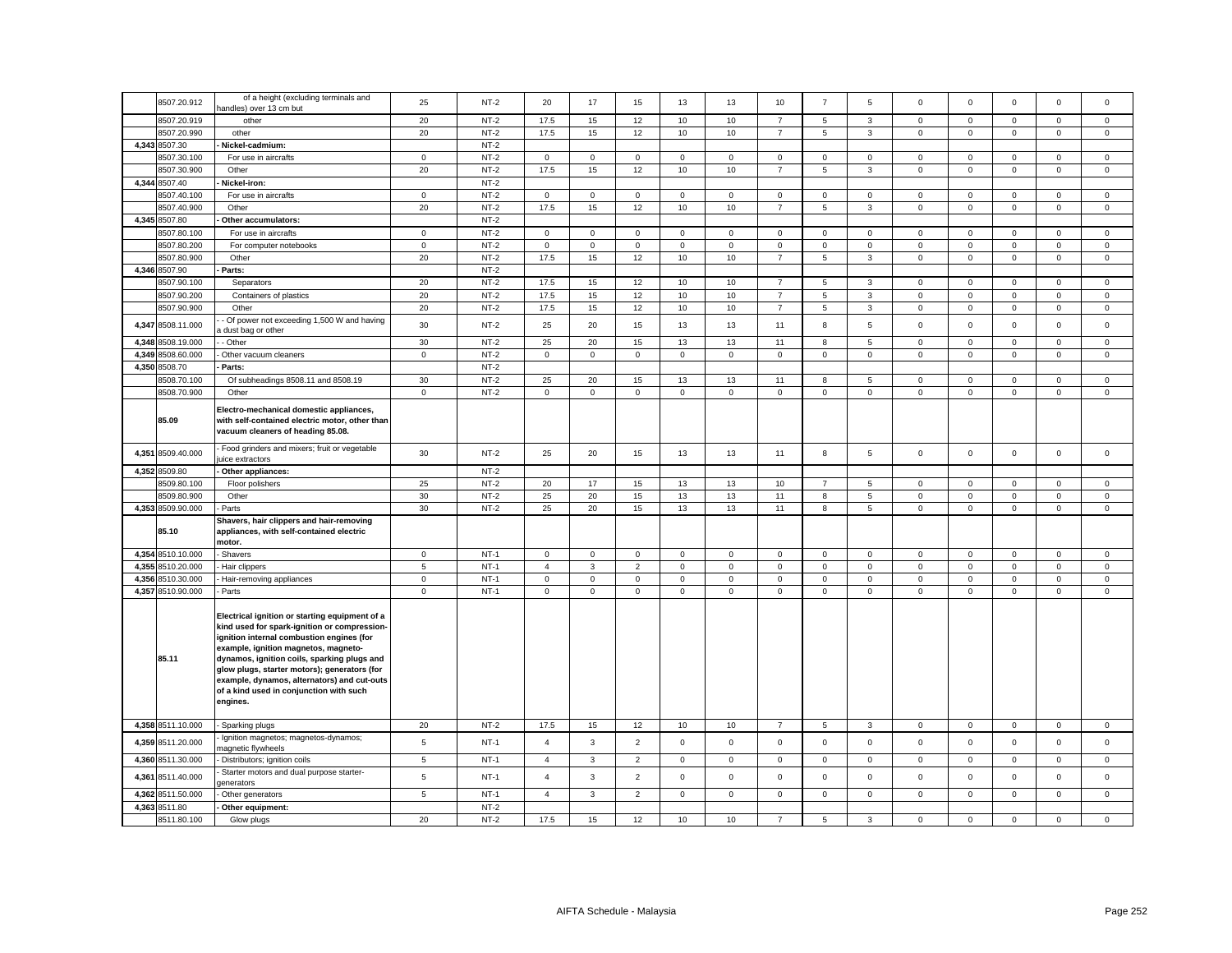| | 8507.20.912 | of a height (excluding terminals and handles) over 13 cm but | 25 | NT-2 | 20 | 17 | 15 | 13 | 13 | 10 | 7 | 5 | 0 | 0 | 0 | 0 | 0 |
|---|---|---|---|---|---|---|---|---|---|---|---|---|---|---|---|---|---|
| | 8507.20.919 | other | 20 | NT-2 | 17.5 | 15 | 12 | 10 | 10 | 7 | 5 | 3 | 0 | 0 | 0 | 0 | 0 |
| | 8507.20.990 | other | 20 | NT-2 | 17.5 | 15 | 12 | 10 | 10 | 7 | 5 | 3 | 0 | 0 | 0 | 0 | 0 |
| 4,343 | 8507.30 | - Nickel-cadmium: | | NT-2 | | | | | | | | | | | | | |
| | 8507.30.100 | For use in aircrafts | 0 | NT-2 | 0 | 0 | 0 | 0 | 0 | 0 | 0 | 0 | 0 | 0 | 0 | 0 | 0 |
| | 8507.30.900 | Other | 20 | NT-2 | 17.5 | 15 | 12 | 10 | 10 | 7 | 5 | 3 | 0 | 0 | 0 | 0 | 0 |
| 4,344 | 8507.40 | - Nickel-iron: | | NT-2 | | | | | | | | | | | | | |
| | 8507.40.100 | For use in aircrafts | 0 | NT-2 | 0 | 0 | 0 | 0 | 0 | 0 | 0 | 0 | 0 | 0 | 0 | 0 | 0 |
| | 8507.40.900 | Other | 20 | NT-2 | 17.5 | 15 | 12 | 10 | 10 | 7 | 5 | 3 | 0 | 0 | 0 | 0 | 0 |
| 4,345 | 8507.80 | - Other accumulators: | | NT-2 | | | | | | | | | | | | | |
| | 8507.80.100 | For use in aircrafts | 0 | NT-2 | 0 | 0 | 0 | 0 | 0 | 0 | 0 | 0 | 0 | 0 | 0 | 0 | 0 |
| | 8507.80.200 | For computer notebooks | 0 | NT-2 | 0 | 0 | 0 | 0 | 0 | 0 | 0 | 0 | 0 | 0 | 0 | 0 | 0 |
| | 8507.80.900 | Other | 20 | NT-2 | 17.5 | 15 | 12 | 10 | 10 | 7 | 5 | 3 | 0 | 0 | 0 | 0 | 0 |
| 4,346 | 8507.90 | - Parts: | | NT-2 | | | | | | | | | | | | | |
| | 8507.90.100 | Separators | 20 | NT-2 | 17.5 | 15 | 12 | 10 | 10 | 7 | 5 | 3 | 0 | 0 | 0 | 0 | 0 |
| | 8507.90.200 | Containers of plastics | 20 | NT-2 | 17.5 | 15 | 12 | 10 | 10 | 7 | 5 | 3 | 0 | 0 | 0 | 0 | 0 |
| | 8507.90.900 | Other | 20 | NT-2 | 17.5 | 15 | 12 | 10 | 10 | 7 | 5 | 3 | 0 | 0 | 0 | 0 | 0 |
| 4,347 | 8508.11.000 | - - Of power not exceeding 1,500 W and having a dust bag or other | 30 | NT-2 | 25 | 20 | 15 | 13 | 13 | 11 | 8 | 5 | 0 | 0 | 0 | 0 | 0 |
| 4,348 | 8508.19.000 | - - Other | 30 | NT-2 | 25 | 20 | 15 | 13 | 13 | 11 | 8 | 5 | 0 | 0 | 0 | 0 | 0 |
| 4,349 | 8508.60.000 | - Other vacuum cleaners | 0 | NT-2 | 0 | 0 | 0 | 0 | 0 | 0 | 0 | 0 | 0 | 0 | 0 | 0 | 0 |
| 4,350 | 8508.70 | - Parts: | | NT-2 | | | | | | | | | | | | | |
| | 8508.70.100 | Of subheadings 8508.11 and 8508.19 | 30 | NT-2 | 25 | 20 | 15 | 13 | 13 | 11 | 8 | 5 | 0 | 0 | 0 | 0 | 0 |
| | 8508.70.900 | Other | 0 | NT-2 | 0 | 0 | 0 | 0 | 0 | 0 | 0 | 0 | 0 | 0 | 0 | 0 | 0 |
| | 85.09 | **Electro-mechanical domestic appliances, with self-contained electric motor, other than vacuum cleaners of heading 85.08.** | | | | | | | | | | | | | | | |
| 4,351 | 8509.40.000 | - Food grinders and mixers; fruit or vegetable juice extractors | 30 | NT-2 | 25 | 20 | 15 | 13 | 13 | 11 | 8 | 5 | 0 | 0 | 0 | 0 | 0 |
| 4,352 | 8509.80 | - Other appliances: | | NT-2 | | | | | | | | | | | | | |
| | 8509.80.100 | Floor polishers | 25 | NT-2 | 20 | 17 | 15 | 13 | 13 | 10 | 7 | 5 | 0 | 0 | 0 | 0 | 0 |
| | 8509.80.900 | Other | 30 | NT-2 | 25 | 20 | 15 | 13 | 13 | 11 | 8 | 5 | 0 | 0 | 0 | 0 | 0 |
| 4,353 | 8509.90.000 | - Parts | 30 | NT-2 | 25 | 20 | 15 | 13 | 13 | 11 | 8 | 5 | 0 | 0 | 0 | 0 | 0 |
| | 85.10 | **Shavers, hair clippers and hair-removing appliances, with self-contained electric motor.** | | | | | | | | | | | | | | | |
| 4,354 | 8510.10.000 | - Shavers | 0 | NT-1 | 0 | 0 | 0 | 0 | 0 | 0 | 0 | 0 | 0 | 0 | 0 | 0 | 0 |
| 4,355 | 8510.20.000 | - Hair clippers | 5 | NT-1 | 4 | 3 | 2 | 0 | 0 | 0 | 0 | 0 | 0 | 0 | 0 | 0 | 0 |
| 4,356 | 8510.30.000 | - Hair-removing appliances | 0 | NT-1 | 0 | 0 | 0 | 0 | 0 | 0 | 0 | 0 | 0 | 0 | 0 | 0 | 0 |
| 4,357 | 8510.90.000 | - Parts | 0 | NT-1 | 0 | 0 | 0 | 0 | 0 | 0 | 0 | 0 | 0 | 0 | 0 | 0 | 0 |
| | 85.11 | **Electrical ignition or starting equipment of a kind used for spark-ignition or compression-ignition internal combustion engines (for example, ignition magnetos, magneto-dynamos, ignition coils, sparking plugs and glow plugs, starter motors); generators (for example, dynamos, alternators) and cut-outs of a kind used in conjunction with such engines.** | | | | | | | | | | | | | | | |
| 4,358 | 8511.10.000 | - Sparking plugs | 20 | NT-2 | 17.5 | 15 | 12 | 10 | 10 | 7 | 5 | 3 | 0 | 0 | 0 | 0 | 0 |
| 4,359 | 8511.20.000 | - Ignition magnetos; magnetos-dynamos; magnetic flywheels | 5 | NT-1 | 4 | 3 | 2 | 0 | 0 | 0 | 0 | 0 | 0 | 0 | 0 | 0 | 0 |
| 4,360 | 8511.30.000 | - Distributors; ignition coils | 5 | NT-1 | 4 | 3 | 2 | 0 | 0 | 0 | 0 | 0 | 0 | 0 | 0 | 0 | 0 |
| 4,361 | 8511.40.000 | - Starter motors and dual purpose starter-generators | 5 | NT-1 | 4 | 3 | 2 | 0 | 0 | 0 | 0 | 0 | 0 | 0 | 0 | 0 | 0 |
| 4,362 | 8511.50.000 | - Other generators | 5 | NT-1 | 4 | 3 | 2 | 0 | 0 | 0 | 0 | 0 | 0 | 0 | 0 | 0 | 0 |
| 4,363 | 8511.80 | - Other equipment: | | NT-2 | | | | | | | | | | | | | |
| | 8511.80.100 | Glow plugs | 20 | NT-2 | 17.5 | 15 | 12 | 10 | 10 | 7 | 5 | 3 | 0 | 0 | 0 | 0 | 0 |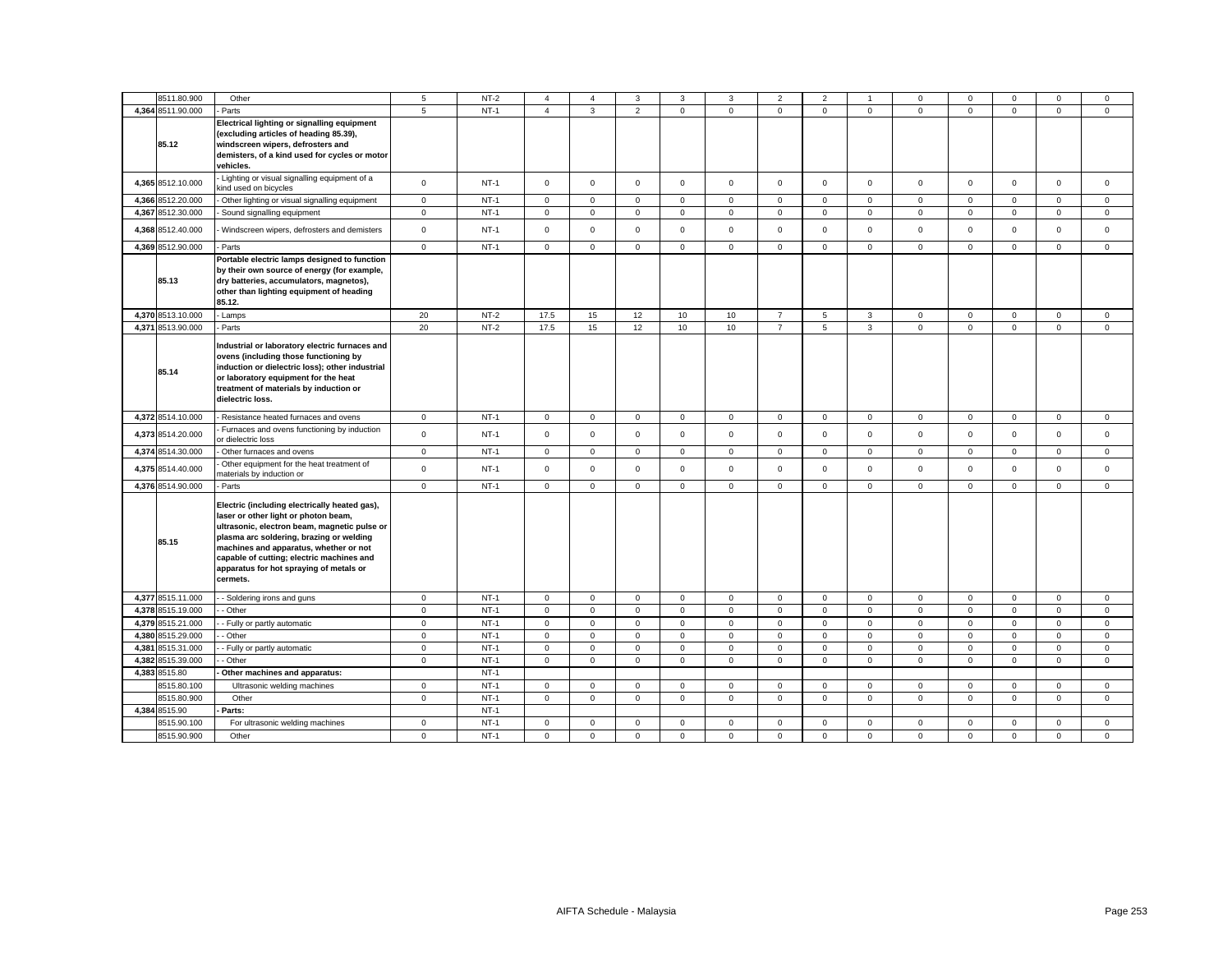| | 8511.80.900 | Other | 5 | NT-2 | 4 | 4 | 3 | 3 | 3 | 2 | 2 | 1 | 0 | 0 | 0 | 0 | 0 |
|---|---|---|---|---|---|---|---|---|---|---|---|---|---|---|---|---|---|
| 4,364 | 8511.90.000 | - Parts | 5 | NT-1 | 4 | 3 | 2 | 0 | 0 | 0 | 0 | 0 | 0 | 0 | 0 | 0 | 0 |
| | 85.12 | **Electrical lighting or signalling equipment (excluding articles of heading 85.39), windscreen wipers, defrosters and demisters, of a kind used for cycles or motor vehicles.** | | | | | | | | | | | | | | | |
| 4,365 | 8512.10.000 | - Lighting or visual signalling equipment of a kind used on bicycles | 0 | NT-1 | 0 | 0 | 0 | 0 | 0 | 0 | 0 | 0 | 0 | 0 | 0 | 0 | 0 |
| 4,366 | 8512.20.000 | - Other lighting or visual signalling equipment | 0 | NT-1 | 0 | 0 | 0 | 0 | 0 | 0 | 0 | 0 | 0 | 0 | 0 | 0 | 0 |
| 4,367 | 8512.30.000 | - Sound signalling equipment | 0 | NT-1 | 0 | 0 | 0 | 0 | 0 | 0 | 0 | 0 | 0 | 0 | 0 | 0 | 0 |
| 4,368 | 8512.40.000 | - Windscreen wipers, defrosters and demisters | 0 | NT-1 | 0 | 0 | 0 | 0 | 0 | 0 | 0 | 0 | 0 | 0 | 0 | 0 | 0 |
| 4,369 | 8512.90.000 | - Parts | 0 | NT-1 | 0 | 0 | 0 | 0 | 0 | 0 | 0 | 0 | 0 | 0 | 0 | 0 | 0 |
| | 85.13 | **Portable electric lamps designed to function by their own source of energy (for example, dry batteries, accumulators, magnetos), other than lighting equipment of heading 85.12.** | | | | | | | | | | | | | | | |
| 4,370 | 8513.10.000 | - Lamps | 20 | NT-2 | 17.5 | 15 | 12 | 10 | 10 | 7 | 5 | 3 | 0 | 0 | 0 | 0 | 0 |
| 4,371 | 8513.90.000 | - Parts | 20 | NT-2 | 17.5 | 15 | 12 | 10 | 10 | 7 | 5 | 3 | 0 | 0 | 0 | 0 | 0 |
| | 85.14 | **Industrial or laboratory electric furnaces and ovens (including those functioning by induction or dielectric loss); other industrial or laboratory equipment for the heat treatment of materials by induction or dielectric loss.** | | | | | | | | | | | | | | | |
| 4,372 | 8514.10.000 | - Resistance heated furnaces and ovens | 0 | NT-1 | 0 | 0 | 0 | 0 | 0 | 0 | 0 | 0 | 0 | 0 | 0 | 0 | 0 |
| 4,373 | 8514.20.000 | - Furnaces and ovens functioning by induction or dielectric loss | 0 | NT-1 | 0 | 0 | 0 | 0 | 0 | 0 | 0 | 0 | 0 | 0 | 0 | 0 | 0 |
| 4,374 | 8514.30.000 | - Other furnaces and ovens | 0 | NT-1 | 0 | 0 | 0 | 0 | 0 | 0 | 0 | 0 | 0 | 0 | 0 | 0 | 0 |
| 4,375 | 8514.40.000 | - Other equipment for the heat treatment of materials by induction or | 0 | NT-1 | 0 | 0 | 0 | 0 | 0 | 0 | 0 | 0 | 0 | 0 | 0 | 0 | 0 |
| 4,376 | 8514.90.000 | - Parts | 0 | NT-1 | 0 | 0 | 0 | 0 | 0 | 0 | 0 | 0 | 0 | 0 | 0 | 0 | 0 |
| | 85.15 | **Electric (including electrically heated gas), laser or other light or photon beam, ultrasonic, electron beam, magnetic pulse or plasma arc soldering, brazing or welding machines and apparatus, whether or not capable of cutting; electric machines and apparatus for hot spraying of metals or cermets.** | | | | | | | | | | | | | | | |
| 4,377 | 8515.11.000 | - - Soldering irons and guns | 0 | NT-1 | 0 | 0 | 0 | 0 | 0 | 0 | 0 | 0 | 0 | 0 | 0 | 0 | 0 |
| 4,378 | 8515.19.000 | - - Other | 0 | NT-1 | 0 | 0 | 0 | 0 | 0 | 0 | 0 | 0 | 0 | 0 | 0 | 0 | 0 |
| 4,379 | 8515.21.000 | - - Fully or partly automatic | 0 | NT-1 | 0 | 0 | 0 | 0 | 0 | 0 | 0 | 0 | 0 | 0 | 0 | 0 | 0 |
| 4,380 | 8515.29.000 | - - Other | 0 | NT-1 | 0 | 0 | 0 | 0 | 0 | 0 | 0 | 0 | 0 | 0 | 0 | 0 | 0 |
| 4,381 | 8515.31.000 | - - Fully or partly automatic | 0 | NT-1 | 0 | 0 | 0 | 0 | 0 | 0 | 0 | 0 | 0 | 0 | 0 | 0 | 0 |
| 4,382 | 8515.39.000 | - - Other | 0 | NT-1 | 0 | 0 | 0 | 0 | 0 | 0 | 0 | 0 | 0 | 0 | 0 | 0 | 0 |
| 4,383 | 8515.80 | **- Other machines and apparatus:** | | NT-1 | | | | | | | | | | | | | |
| | 8515.80.100 | Ultrasonic welding machines | 0 | NT-1 | 0 | 0 | 0 | 0 | 0 | 0 | 0 | 0 | 0 | 0 | 0 | 0 | 0 |
| | 8515.80.900 | Other | 0 | NT-1 | 0 | 0 | 0 | 0 | 0 | 0 | 0 | 0 | 0 | 0 | 0 | 0 | 0 |
| 4,384 | 8515.90 | **- Parts:** | | NT-1 | | | | | | | | | | | | | |
| | 8515.90.100 | For ultrasonic welding machines | 0 | NT-1 | 0 | 0 | 0 | 0 | 0 | 0 | 0 | 0 | 0 | 0 | 0 | 0 | 0 |
| | 8515.90.900 | Other | 0 | NT-1 | 0 | 0 | 0 | 0 | 0 | 0 | 0 | 0 | 0 | 0 | 0 | 0 | 0 |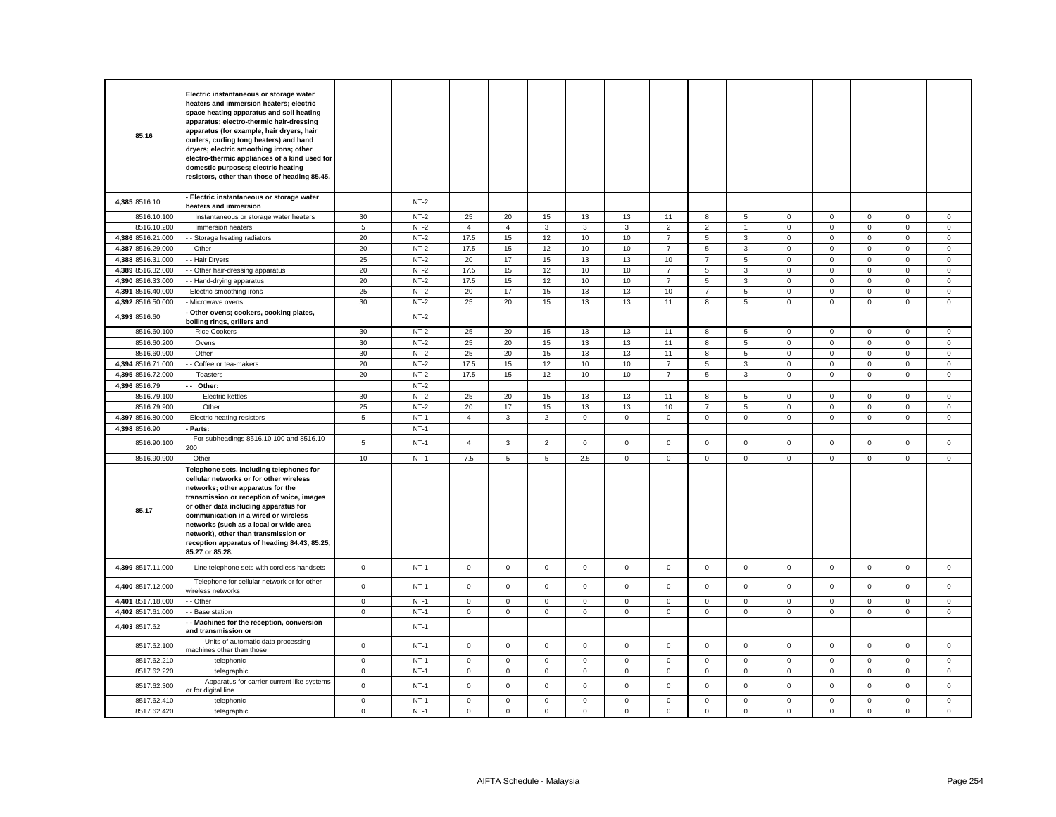| | | | | | | | | | | | | | | | | | |
|---|---|---|---|---|---|---|---|---|---|---|---|---|---|---|---|---|---|
| | **85.16** | **Electric instantaneous or storage water heaters and immersion heaters; electric space heating apparatus and soil heating apparatus; electro-thermic hair-dressing apparatus (for example, hair dryers, hair curlers, curling tong heaters) and hand dryers; electric smoothing irons; other electro-thermic appliances of a kind used for domestic purposes; electric heating resistors, other than those of heading 85.45.** | | | | | | | | | | | | | | | |
| 4,385 | 8516.10 | **- Electric instantaneous or storage water heaters and immersion** | | NT-2 | | | | | | | | | | | | | |
| | 8516.10.100 | Instantaneous or storage water heaters | 30 | NT-2 | 25 | 20 | 15 | 13 | 13 | 11 | 8 | 5 | 0 | 0 | 0 | 0 | 0 |
| | 8516.10.200 | Immersion heaters | 5 | NT-2 | 4 | 4 | 3 | 3 | 3 | 2 | 2 | 1 | 0 | 0 | 0 | 0 | 0 |
| 4,386 | 8516.21.000 | - - Storage heating radiators | 20 | NT-2 | 17.5 | 15 | 12 | 10 | 10 | 7 | 5 | 3 | 0 | 0 | 0 | 0 | 0 |
| 4,387 | 8516.29.000 | - - Other | 20 | NT-2 | 17.5 | 15 | 12 | 10 | 10 | 7 | 5 | 3 | 0 | 0 | 0 | 0 | 0 |
| 4,388 | 8516.31.000 | - - Hair Dryers | 25 | NT-2 | 20 | 17 | 15 | 13 | 13 | 10 | 7 | 5 | 0 | 0 | 0 | 0 | 0 |
| 4,389 | 8516.32.000 | - - Other hair-dressing apparatus | 20 | NT-2 | 17.5 | 15 | 12 | 10 | 10 | 7 | 5 | 3 | 0 | 0 | 0 | 0 | 0 |
| 4,390 | 8516.33.000 | - - Hand-drying apparatus | 20 | NT-2 | 17.5 | 15 | 12 | 10 | 10 | 7 | 5 | 3 | 0 | 0 | 0 | 0 | 0 |
| 4,391 | 8516.40.000 | - Electric smoothing irons | 25 | NT-2 | 20 | 17 | 15 | 13 | 13 | 10 | 7 | 5 | 0 | 0 | 0 | 0 | 0 |
| 4,392 | 8516.50.000 | - Microwave ovens | 30 | NT-2 | 25 | 20 | 15 | 13 | 13 | 11 | 8 | 5 | 0 | 0 | 0 | 0 | 0 |
| 4,393 | 8516.60 | **- Other ovens; cookers, cooking plates, boiling rings, grillers and** | | NT-2 | | | | | | | | | | | | | |
| | 8516.60.100 | Rice Cookers | 30 | NT-2 | 25 | 20 | 15 | 13 | 13 | 11 | 8 | 5 | 0 | 0 | 0 | 0 | 0 |
| | 8516.60.200 | Ovens | 30 | NT-2 | 25 | 20 | 15 | 13 | 13 | 11 | 8 | 5 | 0 | 0 | 0 | 0 | 0 |
| | 8516.60.900 | Other | 30 | NT-2 | 25 | 20 | 15 | 13 | 13 | 11 | 8 | 5 | 0 | 0 | 0 | 0 | 0 |
| 4,394 | 8516.71.000 | - - Coffee or tea-makers | 20 | NT-2 | 17.5 | 15 | 12 | 10 | 10 | 7 | 5 | 3 | 0 | 0 | 0 | 0 | 0 |
| 4,395 | 8516.72.000 | - - Toasters | 20 | NT-2 | 17.5 | 15 | 12 | 10 | 10 | 7 | 5 | 3 | 0 | 0 | 0 | 0 | 0 |
| 4,396 | 8516.79 | **- - Other:** | | NT-2 | | | | | | | | | | | | | |
| | 8516.79.100 | Electric kettles | 30 | NT-2 | 25 | 20 | 15 | 13 | 13 | 11 | 8 | 5 | 0 | 0 | 0 | 0 | 0 |
| | 8516.79.900 | Other | 25 | NT-2 | 20 | 17 | 15 | 13 | 13 | 10 | 7 | 5 | 0 | 0 | 0 | 0 | 0 |
| 4,397 | 8516.80.000 | - Electric heating resistors | 5 | NT-1 | 4 | 3 | 2 | 0 | 0 | 0 | 0 | 0 | 0 | 0 | 0 | 0 | 0 |
| 4,398 | 8516.90 | **- Parts:** | | NT-1 | | | | | | | | | | | | | |
| | 8516.90.100 | For subheadings 8516.10 100 and 8516.10 200 | 5 | NT-1 | 4 | 3 | 2 | 0 | 0 | 0 | 0 | 0 | 0 | 0 | 0 | 0 | 0 |
| | 8516.90.900 | Other | 10 | NT-1 | 7.5 | 5 | 5 | 2.5 | 0 | 0 | 0 | 0 | 0 | 0 | 0 | 0 | 0 |
| | **85.17** | **Telephone sets, including telephones for cellular networks or for other wireless networks; other apparatus for the transmission or reception of voice, images or other data including apparatus for communication in a wired or wireless networks (such as a local or wide area network), other than transmission or reception apparatus of heading 84.43, 85.25, 85.27 or 85.28.** | | | | | | | | | | | | | | | |
| 4,399 | 8517.11.000 | - - Line telephone sets with cordless handsets | 0 | NT-1 | 0 | 0 | 0 | 0 | 0 | 0 | 0 | 0 | 0 | 0 | 0 | 0 | 0 |
| 4,400 | 8517.12.000 | - - Telephone for cellular network or for other wireless networks | 0 | NT-1 | 0 | 0 | 0 | 0 | 0 | 0 | 0 | 0 | 0 | 0 | 0 | 0 | 0 |
| 4,401 | 8517.18.000 | - - Other | 0 | NT-1 | 0 | 0 | 0 | 0 | 0 | 0 | 0 | 0 | 0 | 0 | 0 | 0 | 0 |
| 4,402 | 8517.61.000 | - - Base station | 0 | NT-1 | 0 | 0 | 0 | 0 | 0 | 0 | 0 | 0 | 0 | 0 | 0 | 0 | 0 |
| 4,403 | 8517.62 | **- - Machines for the reception, conversion and transmission or** | | NT-1 | | | | | | | | | | | | | |
| | 8517.62.100 | Units of automatic data processing machines other than those | 0 | NT-1 | 0 | 0 | 0 | 0 | 0 | 0 | 0 | 0 | 0 | 0 | 0 | 0 | 0 |
| | 8517.62.210 | telephonic | 0 | NT-1 | 0 | 0 | 0 | 0 | 0 | 0 | 0 | 0 | 0 | 0 | 0 | 0 | 0 |
| | 8517.62.220 | telegraphic | 0 | NT-1 | 0 | 0 | 0 | 0 | 0 | 0 | 0 | 0 | 0 | 0 | 0 | 0 | 0 |
| | 8517.62.300 | Apparatus for carrier-current like systems or for digital line | 0 | NT-1 | 0 | 0 | 0 | 0 | 0 | 0 | 0 | 0 | 0 | 0 | 0 | 0 | 0 |
| | 8517.62.410 | telephonic | 0 | NT-1 | 0 | 0 | 0 | 0 | 0 | 0 | 0 | 0 | 0 | 0 | 0 | 0 | 0 |
| | 8517.62.420 | telegraphic | 0 | NT-1 | 0 | 0 | 0 | 0 | 0 | 0 | 0 | 0 | 0 | 0 | 0 | 0 | 0 |

AIFTA Schedule - Malaysia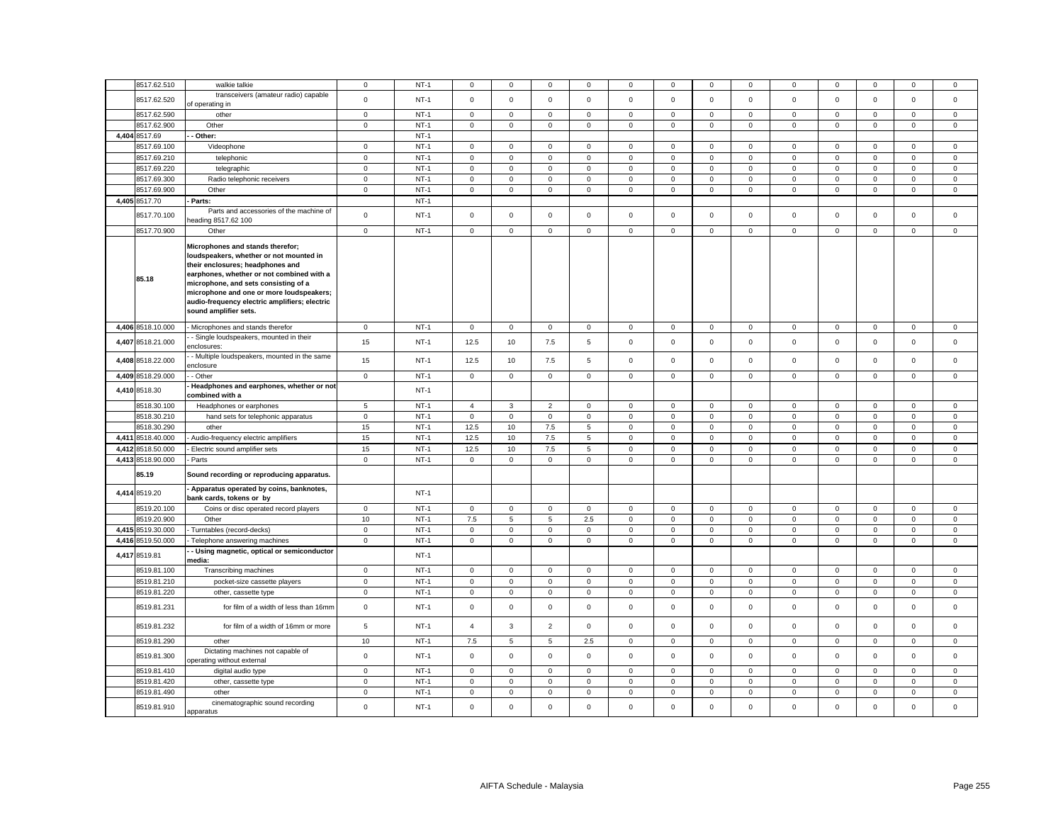| | | | | | | | | | | | | | | | | | |
|---|---|---|---|---|---|---|---|---|---|---|---|---|---|---|---|---|---|
| | 8517.62.510 | walkie talkie | 0 | NT-1 | 0 | 0 | 0 | 0 | 0 | 0 | 0 | 0 | 0 | 0 | 0 | 0 | 0 |
| | 8517.62.520 | transceivers (amateur radio) capable of operating in | 0 | NT-1 | 0 | 0 | 0 | 0 | 0 | 0 | 0 | 0 | 0 | 0 | 0 | 0 | 0 |
| | 8517.62.590 | other | 0 | NT-1 | 0 | 0 | 0 | 0 | 0 | 0 | 0 | 0 | 0 | 0 | 0 | 0 | 0 |
| | 8517.62.900 | Other | 0 | NT-1 | 0 | 0 | 0 | 0 | 0 | 0 | 0 | 0 | 0 | 0 | 0 | 0 | 0 |
| 4,404 | 8517.69 | **- - Other:** | | NT-1 | | | | | | | | | | | | | |
| | 8517.69.100 | Videophone | 0 | NT-1 | 0 | 0 | 0 | 0 | 0 | 0 | 0 | 0 | 0 | 0 | 0 | 0 | 0 |
| | 8517.69.210 | telephonic | 0 | NT-1 | 0 | 0 | 0 | 0 | 0 | 0 | 0 | 0 | 0 | 0 | 0 | 0 | 0 |
| | 8517.69.220 | telegraphic | 0 | NT-1 | 0 | 0 | 0 | 0 | 0 | 0 | 0 | 0 | 0 | 0 | 0 | 0 | 0 |
| | 8517.69.300 | Radio telephonic receivers | 0 | NT-1 | 0 | 0 | 0 | 0 | 0 | 0 | 0 | 0 | 0 | 0 | 0 | 0 | 0 |
| | 8517.69.900 | Other | 0 | NT-1 | 0 | 0 | 0 | 0 | 0 | 0 | 0 | 0 | 0 | 0 | 0 | 0 | 0 |
| 4,405 | 8517.70 | **- Parts:** | | NT-1 | | | | | | | | | | | | | |
| | 8517.70.100 | Parts and accessories of the machine of heading 8517.62 100 | 0 | NT-1 | 0 | 0 | 0 | 0 | 0 | 0 | 0 | 0 | 0 | 0 | 0 | 0 | 0 |
| | 8517.70.900 | Other | 0 | NT-1 | 0 | 0 | 0 | 0 | 0 | 0 | 0 | 0 | 0 | 0 | 0 | 0 | 0 |
| | **85.18** | **Microphones and stands therefor; loudspeakers, whether or not mounted in their enclosures; headphones and earphones, whether or not combined with a microphone, and sets consisting of a microphone and one or more loudspeakers; audio-frequency electric amplifiers; electric sound amplifier sets.** | | | | | | | | | | | | | | | |
| 4,406 | 8518.10.000 | - Microphones and stands therefor | 0 | NT-1 | 0 | 0 | 0 | 0 | 0 | 0 | 0 | 0 | 0 | 0 | 0 | 0 | 0 |
| 4,407 | 8518.21.000 | - - Single loudspeakers, mounted in their enclosures: | 15 | NT-1 | 12.5 | 10 | 7.5 | 5 | 0 | 0 | 0 | 0 | 0 | 0 | 0 | 0 | 0 |
| 4,408 | 8518.22.000 | - - Multiple loudspeakers, mounted in the same enclosure | 15 | NT-1 | 12.5 | 10 | 7.5 | 5 | 0 | 0 | 0 | 0 | 0 | 0 | 0 | 0 | 0 |
| 4,409 | 8518.29.000 | - - Other | 0 | NT-1 | 0 | 0 | 0 | 0 | 0 | 0 | 0 | 0 | 0 | 0 | 0 | 0 | 0 |
| 4,410 | 8518.30 | **- Headphones and earphones, whether or not combined with a** | | NT-1 | | | | | | | | | | | | | |
| | 8518.30.100 | Headphones or earphones | 5 | NT-1 | 4 | 3 | 2 | 0 | 0 | 0 | 0 | 0 | 0 | 0 | 0 | 0 | 0 |
| | 8518.30.210 | hand sets for telephonic apparatus | 0 | NT-1 | 0 | 0 | 0 | 0 | 0 | 0 | 0 | 0 | 0 | 0 | 0 | 0 | 0 |
| | 8518.30.290 | other | 15 | NT-1 | 12.5 | 10 | 7.5 | 5 | 0 | 0 | 0 | 0 | 0 | 0 | 0 | 0 | 0 |
| 4,411 | 8518.40.000 | - Audio-frequency electric amplifiers | 15 | NT-1 | 12.5 | 10 | 7.5 | 5 | 0 | 0 | 0 | 0 | 0 | 0 | 0 | 0 | 0 |
| 4,412 | 8518.50.000 | - Electric sound amplifier sets | 15 | NT-1 | 12.5 | 10 | 7.5 | 5 | 0 | 0 | 0 | 0 | 0 | 0 | 0 | 0 | 0 |
| 4,413 | 8518.90.000 | - Parts | 0 | NT-1 | 0 | 0 | 0 | 0 | 0 | 0 | 0 | 0 | 0 | 0 | 0 | 0 | 0 |
| | **85.19** | **Sound recording or reproducing apparatus.** | | | | | | | | | | | | | | | |
| 4,414 | 8519.20 | **- Apparatus operated by coins, banknotes, bank cards, tokens or by** | | NT-1 | | | | | | | | | | | | | |
| | 8519.20.100 | Coins or disc operated record players | 0 | NT-1 | 0 | 0 | 0 | 0 | 0 | 0 | 0 | 0 | 0 | 0 | 0 | 0 | 0 |
| | 8519.20.900 | Other | 10 | NT-1 | 7.5 | 5 | 5 | 2.5 | 0 | 0 | 0 | 0 | 0 | 0 | 0 | 0 | 0 |
| 4,415 | 8519.30.000 | - Turntables (record-decks) | 0 | NT-1 | 0 | 0 | 0 | 0 | 0 | 0 | 0 | 0 | 0 | 0 | 0 | 0 | 0 |
| 4,416 | 8519.50.000 | - Telephone answering machines | 0 | NT-1 | 0 | 0 | 0 | 0 | 0 | 0 | 0 | 0 | 0 | 0 | 0 | 0 | 0 |
| 4,417 | 8519.81 | **- - Using magnetic, optical or semiconductor media:** | | NT-1 | | | | | | | | | | | | | |
| | 8519.81.100 | Transcribing machines | 0 | NT-1 | 0 | 0 | 0 | 0 | 0 | 0 | 0 | 0 | 0 | 0 | 0 | 0 | 0 |
| | 8519.81.210 | pocket-size cassette players | 0 | NT-1 | 0 | 0 | 0 | 0 | 0 | 0 | 0 | 0 | 0 | 0 | 0 | 0 | 0 |
| | 8519.81.220 | other, cassette type | 0 | NT-1 | 0 | 0 | 0 | 0 | 0 | 0 | 0 | 0 | 0 | 0 | 0 | 0 | 0 |
| | 8519.81.231 | for film of a width of less than 16mm | 0 | NT-1 | 0 | 0 | 0 | 0 | 0 | 0 | 0 | 0 | 0 | 0 | 0 | 0 | 0 |
| | 8519.81.232 | for film of a width of 16mm or more | 5 | NT-1 | 4 | 3 | 2 | 0 | 0 | 0 | 0 | 0 | 0 | 0 | 0 | 0 | 0 |
| | 8519.81.290 | other | 10 | NT-1 | 7.5 | 5 | 5 | 2.5 | 0 | 0 | 0 | 0 | 0 | 0 | 0 | 0 | 0 |
| | 8519.81.300 | Dictating machines not capable of operating without external | 0 | NT-1 | 0 | 0 | 0 | 0 | 0 | 0 | 0 | 0 | 0 | 0 | 0 | 0 | 0 |
| | 8519.81.410 | digital audio type | 0 | NT-1 | 0 | 0 | 0 | 0 | 0 | 0 | 0 | 0 | 0 | 0 | 0 | 0 | 0 |
| | 8519.81.420 | other, cassette type | 0 | NT-1 | 0 | 0 | 0 | 0 | 0 | 0 | 0 | 0 | 0 | 0 | 0 | 0 | 0 |
| | 8519.81.490 | other | 0 | NT-1 | 0 | 0 | 0 | 0 | 0 | 0 | 0 | 0 | 0 | 0 | 0 | 0 | 0 |
| | 8519.81.910 | cinematographic sound recording apparatus | 0 | NT-1 | 0 | 0 | 0 | 0 | 0 | 0 | 0 | 0 | 0 | 0 | 0 | 0 | 0 |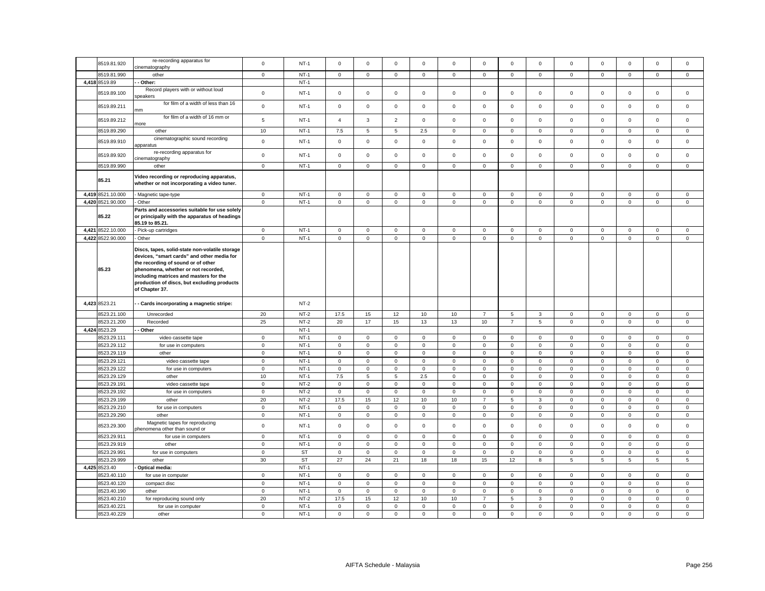| | 8519.81.920 | re-recording apparatus for cinematography | 0 | NT-1 | 0 | 0 | 0 | 0 | 0 | 0 | 0 | 0 | 0 | 0 | 0 | 0 | 0 |
|---|---|---|---|---|---|---|---|---|---|---|---|---|---|---|---|---|---|
| | 8519.81.990 | other | 0 | NT-1 | 0 | 0 | 0 | 0 | 0 | 0 | 0 | 0 | 0 | 0 | 0 | 0 | 0 |
| 4,418 | 8519.89 | **- - Other:** | | NT-1 | | | | | | | | | | | | | |
| | 8519.89.100 | Record players with or without loud speakers | 0 | NT-1 | 0 | 0 | 0 | 0 | 0 | 0 | 0 | 0 | 0 | 0 | 0 | 0 | 0 |
| | 8519.89.211 | for film of a width of less than 16 mm | 0 | NT-1 | 0 | 0 | 0 | 0 | 0 | 0 | 0 | 0 | 0 | 0 | 0 | 0 | 0 |
| | 8519.89.212 | for film of a width of 16 mm or more | 5 | NT-1 | 4 | 3 | 2 | 0 | 0 | 0 | 0 | 0 | 0 | 0 | 0 | 0 | 0 |
| | 8519.89.290 | other | 10 | NT-1 | 7.5 | 5 | 5 | 2.5 | 0 | 0 | 0 | 0 | 0 | 0 | 0 | 0 | 0 |
| | 8519.89.910 | cinematographic sound recording apparatus | 0 | NT-1 | 0 | 0 | 0 | 0 | 0 | 0 | 0 | 0 | 0 | 0 | 0 | 0 | 0 |
| | 8519.89.920 | re-recording apparatus for cinematography | 0 | NT-1 | 0 | 0 | 0 | 0 | 0 | 0 | 0 | 0 | 0 | 0 | 0 | 0 | 0 |
| | 8519.89.990 | other | 0 | NT-1 | 0 | 0 | 0 | 0 | 0 | 0 | 0 | 0 | 0 | 0 | 0 | 0 | 0 |
| | **85.21** | **Video recording or reproducing apparatus, whether or not incorporating a video tuner.** | | | | | | | | | | | | | | | |
| 4,419 | 8521.10.000 | - Magnetic tape-type | 0 | NT-1 | 0 | 0 | 0 | 0 | 0 | 0 | 0 | 0 | 0 | 0 | 0 | 0 | 0 |
| 4,420 | 8521.90.000 | - Other | 0 | NT-1 | 0 | 0 | 0 | 0 | 0 | 0 | 0 | 0 | 0 | 0 | 0 | 0 | 0 |
| | **85.22** | **Parts and accessories suitable for use solely or principally with the apparatus of headings 85.19 to 85.21.** | | | | | | | | | | | | | | | |
| 4,421 | 8522.10.000 | - Pick-up cartridges | 0 | NT-1 | 0 | 0 | 0 | 0 | 0 | 0 | 0 | 0 | 0 | 0 | 0 | 0 | 0 |
| 4,422 | 8522.90.000 | - Other | 0 | NT-1 | 0 | 0 | 0 | 0 | 0 | 0 | 0 | 0 | 0 | 0 | 0 | 0 | 0 |
| | **85.23** | **Discs, tapes, solid-state non-volatile storage devices, "smart cards" and other media for the recording of sound or of other phenomena, whether or not recorded, including matrices and masters for the production of discs, but excluding products of Chapter 37.** | | | | | | | | | | | | | | | |
| 4,423 | 8523.21 | **- - Cards incorporating a magnetic stripe:** | | NT-2 | | | | | | | | | | | | | |
| | 8523.21.100 | Unrecorded | 20 | NT-2 | 17.5 | 15 | 12 | 10 | 10 | 7 | 5 | 3 | 0 | 0 | 0 | 0 | 0 |
| | 8523.21.200 | Recorded | 25 | NT-2 | 20 | 17 | 15 | 13 | 13 | 10 | 7 | 5 | 0 | 0 | 0 | 0 | 0 |
| 4,424 | 8523.29 | **- - Other** | | NT-1 | | | | | | | | | | | | | |
| | 8523.29.111 | video cassette tape | 0 | NT-1 | 0 | 0 | 0 | 0 | 0 | 0 | 0 | 0 | 0 | 0 | 0 | 0 | 0 |
| | 8523.29.112 | for use in computers | 0 | NT-1 | 0 | 0 | 0 | 0 | 0 | 0 | 0 | 0 | 0 | 0 | 0 | 0 | 0 |
| | 8523.29.119 | other | 0 | NT-1 | 0 | 0 | 0 | 0 | 0 | 0 | 0 | 0 | 0 | 0 | 0 | 0 | 0 |
| | 8523.29.121 | video cassette tape | 0 | NT-1 | 0 | 0 | 0 | 0 | 0 | 0 | 0 | 0 | 0 | 0 | 0 | 0 | 0 |
| | 8523.29.122 | for use in computers | 0 | NT-1 | 0 | 0 | 0 | 0 | 0 | 0 | 0 | 0 | 0 | 0 | 0 | 0 | 0 |
| | 8523.29.129 | other | 10 | NT-1 | 7.5 | 5 | 5 | 2.5 | 0 | 0 | 0 | 0 | 0 | 0 | 0 | 0 | 0 |
| | 8523.29.191 | video cassette tape | 0 | NT-2 | 0 | 0 | 0 | 0 | 0 | 0 | 0 | 0 | 0 | 0 | 0 | 0 | 0 |
| | 8523.29.192 | for use in computers | 0 | NT-2 | 0 | 0 | 0 | 0 | 0 | 0 | 0 | 0 | 0 | 0 | 0 | 0 | 0 |
| | 8523.29.199 | other | 20 | NT-2 | 17.5 | 15 | 12 | 10 | 10 | 7 | 5 | 3 | 0 | 0 | 0 | 0 | 0 |
| | 8523.29.210 | for use in computers | 0 | NT-1 | 0 | 0 | 0 | 0 | 0 | 0 | 0 | 0 | 0 | 0 | 0 | 0 | 0 |
| | 8523.29.290 | other | 0 | NT-1 | 0 | 0 | 0 | 0 | 0 | 0 | 0 | 0 | 0 | 0 | 0 | 0 | 0 |
| | 8523.29.300 | Magnetic tapes for reproducing phenomena other than sound or | 0 | NT-1 | 0 | 0 | 0 | 0 | 0 | 0 | 0 | 0 | 0 | 0 | 0 | 0 | 0 |
| | 8523.29.911 | for use in computers | 0 | NT-1 | 0 | 0 | 0 | 0 | 0 | 0 | 0 | 0 | 0 | 0 | 0 | 0 | 0 |
| | 8523.29.919 | other | 0 | NT-1 | 0 | 0 | 0 | 0 | 0 | 0 | 0 | 0 | 0 | 0 | 0 | 0 | 0 |
| | 8523.29.991 | for use in computers | 0 | ST | 0 | 0 | 0 | 0 | 0 | 0 | 0 | 0 | 0 | 0 | 0 | 0 | 0 |
| | 8523.29.999 | other | 30 | ST | 27 | 24 | 21 | 18 | 18 | 15 | 12 | 8 | 5 | 5 | 5 | 5 | 5 |
| 4,425 | 8523.40 | **- Optical media:** | | NT-1 | | | | | | | | | | | | | |
| | 8523.40.110 | for use in computer | 0 | NT-1 | 0 | 0 | 0 | 0 | 0 | 0 | 0 | 0 | 0 | 0 | 0 | 0 | 0 |
| | 8523.40.120 | compact disc | 0 | NT-1 | 0 | 0 | 0 | 0 | 0 | 0 | 0 | 0 | 0 | 0 | 0 | 0 | 0 |
| | 8523.40.190 | other | 0 | NT-1 | 0 | 0 | 0 | 0 | 0 | 0 | 0 | 0 | 0 | 0 | 0 | 0 | 0 |
| | 8523.40.210 | for reproducing sound only | 20 | NT-2 | 17.5 | 15 | 12 | 10 | 10 | 7 | 5 | 3 | 0 | 0 | 0 | 0 | 0 |
| | 8523.40.221 | for use in computer | 0 | NT-1 | 0 | 0 | 0 | 0 | 0 | 0 | 0 | 0 | 0 | 0 | 0 | 0 | 0 |
| | 8523.40.229 | other | 0 | NT-1 | 0 | 0 | 0 | 0 | 0 | 0 | 0 | 0 | 0 | 0 | 0 | 0 | 0 |

AIFTA Schedule - Malaysia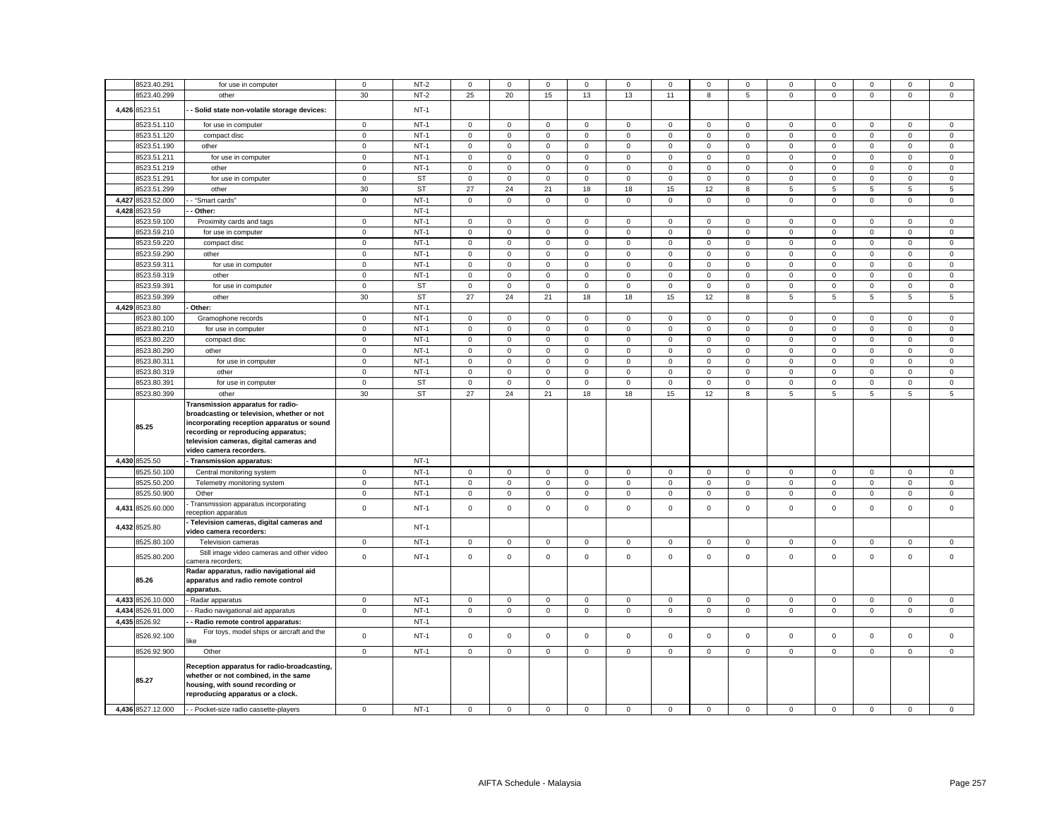| | | | | | | | | | | | | | | | | | | |
|---|---|---|---|---|---|---|---|---|---|---|---|---|---|---|---|---|---|---|
| | 8523.40.291 | for use in computer | 0 | NT-2 | 0 | 0 | 0 | 0 | 0 | 0 | 0 | 0 | 0 | 0 | 0 | 0 | 0 |
| | 8523.40.299 | other | 30 | NT-2 | 25 | 20 | 15 | 13 | 13 | 11 | 8 | 5 | 0 | 0 | 0 | 0 | 0 |
| 4,426 | 8523.51 | **- - Solid state non-volatile storage devices:** | | NT-1 | | | | | | | | | | | | | |
| | 8523.51.110 | for use in computer | 0 | NT-1 | 0 | 0 | 0 | 0 | 0 | 0 | 0 | 0 | 0 | 0 | 0 | 0 | 0 |
| | 8523.51.120 | compact disc | 0 | NT-1 | 0 | 0 | 0 | 0 | 0 | 0 | 0 | 0 | 0 | 0 | 0 | 0 | 0 |
| | 8523.51.190 | other | 0 | NT-1 | 0 | 0 | 0 | 0 | 0 | 0 | 0 | 0 | 0 | 0 | 0 | 0 | 0 |
| | 8523.51.211 | for use in computer | 0 | NT-1 | 0 | 0 | 0 | 0 | 0 | 0 | 0 | 0 | 0 | 0 | 0 | 0 | 0 |
| | 8523.51.219 | other | 0 | NT-1 | 0 | 0 | 0 | 0 | 0 | 0 | 0 | 0 | 0 | 0 | 0 | 0 | 0 |
| | 8523.51.291 | for use in computer | 0 | ST | 0 | 0 | 0 | 0 | 0 | 0 | 0 | 0 | 0 | 0 | 0 | 0 | 0 |
| | 8523.51.299 | other | 30 | ST | 27 | 24 | 21 | 18 | 18 | 15 | 12 | 8 | 5 | 5 | 5 | 5 | 5 |
| 4,427 | 8523.52.000 | - - "Smart cards" | 0 | NT-1 | 0 | 0 | 0 | 0 | 0 | 0 | 0 | 0 | 0 | 0 | 0 | 0 | 0 |
| 4,428 | 8523.59 | **- - Other:** | | NT-1 | | | | | | | | | | | | | |
| | 8523.59.100 | Proximity cards and tags | 0 | NT-1 | 0 | 0 | 0 | 0 | 0 | 0 | 0 | 0 | 0 | 0 | 0 | 0 | 0 |
| | 8523.59.210 | for use in computer | 0 | NT-1 | 0 | 0 | 0 | 0 | 0 | 0 | 0 | 0 | 0 | 0 | 0 | 0 | 0 |
| | 8523.59.220 | compact disc | 0 | NT-1 | 0 | 0 | 0 | 0 | 0 | 0 | 0 | 0 | 0 | 0 | 0 | 0 | 0 |
| | 8523.59.290 | other | 0 | NT-1 | 0 | 0 | 0 | 0 | 0 | 0 | 0 | 0 | 0 | 0 | 0 | 0 | 0 |
| | 8523.59.311 | for use in computer | 0 | NT-1 | 0 | 0 | 0 | 0 | 0 | 0 | 0 | 0 | 0 | 0 | 0 | 0 | 0 |
| | 8523.59.319 | other | 0 | NT-1 | 0 | 0 | 0 | 0 | 0 | 0 | 0 | 0 | 0 | 0 | 0 | 0 | 0 |
| | 8523.59.391 | for use in computer | 0 | ST | 0 | 0 | 0 | 0 | 0 | 0 | 0 | 0 | 0 | 0 | 0 | 0 | 0 |
| | 8523.59.399 | other | 30 | ST | 27 | 24 | 21 | 18 | 18 | 15 | 12 | 8 | 5 | 5 | 5 | 5 | 5 |
| 4,429 | 8523.80 | **- Other:** | | NT-1 | | | | | | | | | | | | | |
| | 8523.80.100 | Gramophone records | 0 | NT-1 | 0 | 0 | 0 | 0 | 0 | 0 | 0 | 0 | 0 | 0 | 0 | 0 | 0 |
| | 8523.80.210 | for use in computer | 0 | NT-1 | 0 | 0 | 0 | 0 | 0 | 0 | 0 | 0 | 0 | 0 | 0 | 0 | 0 |
| | 8523.80.220 | compact disc | 0 | NT-1 | 0 | 0 | 0 | 0 | 0 | 0 | 0 | 0 | 0 | 0 | 0 | 0 | 0 |
| | 8523.80.290 | other | 0 | NT-1 | 0 | 0 | 0 | 0 | 0 | 0 | 0 | 0 | 0 | 0 | 0 | 0 | 0 |
| | 8523.80.311 | for use in computer | 0 | NT-1 | 0 | 0 | 0 | 0 | 0 | 0 | 0 | 0 | 0 | 0 | 0 | 0 | 0 |
| | 8523.80.319 | other | 0 | NT-1 | 0 | 0 | 0 | 0 | 0 | 0 | 0 | 0 | 0 | 0 | 0 | 0 | 0 |
| | 8523.80.391 | for use in computer | 0 | ST | 0 | 0 | 0 | 0 | 0 | 0 | 0 | 0 | 0 | 0 | 0 | 0 | 0 |
| | 8523.80.399 | other | 30 | ST | 27 | 24 | 21 | 18 | 18 | 15 | 12 | 8 | 5 | 5 | 5 | 5 | 5 |
| | **85.25** | **Transmission apparatus for radio-broadcasting or television, whether or not incorporating reception apparatus or sound recording or reproducing apparatus; television cameras, digital cameras and video camera recorders.** | | | | | | | | | | | | | | | |
| 4,430 | 8525.50 | **- Transmission apparatus:** | | NT-1 | | | | | | | | | | | | | |
| | 8525.50.100 | Central monitoring system | 0 | NT-1 | 0 | 0 | 0 | 0 | 0 | 0 | 0 | 0 | 0 | 0 | 0 | 0 | 0 |
| | 8525.50.200 | Telemetry monitoring system | 0 | NT-1 | 0 | 0 | 0 | 0 | 0 | 0 | 0 | 0 | 0 | 0 | 0 | 0 | 0 |
| | 8525.50.900 | Other | 0 | NT-1 | 0 | 0 | 0 | 0 | 0 | 0 | 0 | 0 | 0 | 0 | 0 | 0 | 0 |
| 4,431 | 8525.60.000 | - Transmission apparatus incorporating reception apparatus | 0 | NT-1 | 0 | 0 | 0 | 0 | 0 | 0 | 0 | 0 | 0 | 0 | 0 | 0 | 0 |
| 4,432 | 8525.80 | **- Television cameras, digital cameras and video camera recorders:** | | NT-1 | | | | | | | | | | | | | |
| | 8525.80.100 | Television cameras | 0 | NT-1 | 0 | 0 | 0 | 0 | 0 | 0 | 0 | 0 | 0 | 0 | 0 | 0 | 0 |
| | 8525.80.200 | Still image video cameras and other video camera recorders; | 0 | NT-1 | 0 | 0 | 0 | 0 | 0 | 0 | 0 | 0 | 0 | 0 | 0 | 0 | 0 |
| | **85.26** | **Radar apparatus, radio navigational aid apparatus and radio remote control apparatus.** | | | | | | | | | | | | | | | |
| 4,433 | 8526.10.000 | - Radar apparatus | 0 | NT-1 | 0 | 0 | 0 | 0 | 0 | 0 | 0 | 0 | 0 | 0 | 0 | 0 | 0 |
| 4,434 | 8526.91.000 | - - Radio navigational aid apparatus | 0 | NT-1 | 0 | 0 | 0 | 0 | 0 | 0 | 0 | 0 | 0 | 0 | 0 | 0 | 0 |
| 4,435 | 8526.92 | **- - Radio remote control apparatus:** | | NT-1 | | | | | | | | | | | | | |
| | 8526.92.100 | For toys, model ships or aircraft and the like | 0 | NT-1 | 0 | 0 | 0 | 0 | 0 | 0 | 0 | 0 | 0 | 0 | 0 | 0 | 0 |
| | 8526.92.900 | Other | 0 | NT-1 | 0 | 0 | 0 | 0 | 0 | 0 | 0 | 0 | 0 | 0 | 0 | 0 | 0 |
| | **85.27** | **Reception apparatus for radio-broadcasting, whether or not combined, in the same housing, with sound recording or reproducing apparatus or a clock.** | | | | | | | | | | | | | | | |
| 4,436 | 8527.12.000 | - - Pocket-size radio cassette-players | 0 | NT-1 | 0 | 0 | 0 | 0 | 0 | 0 | 0 | 0 | 0 | 0 | 0 | 0 | 0 |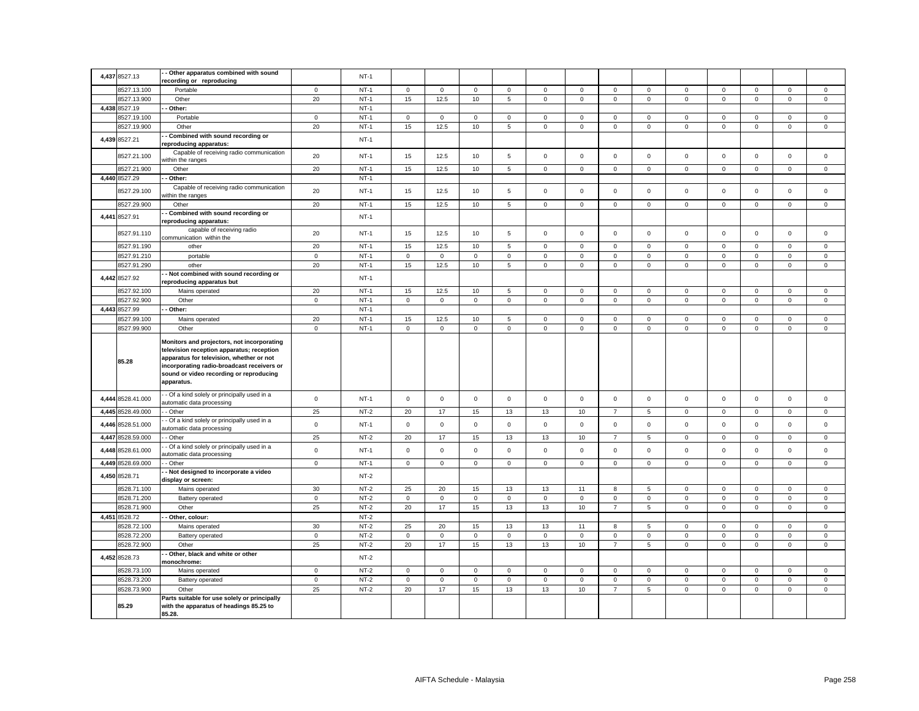| | | | | | | | | | | | | | | | | | | | |
|---|---|---|---|---|---|---|---|---|---|---|---|---|---|---|---|---|---|---|---|
| 4,437 | 8527.13 | - - Other apparatus combined with sound recording or reproducing | | NT-1 | | | | | | | | | | | | | | | |
| | 8527.13.100 | Portable | 0 | NT-1 | 0 | 0 | 0 | 0 | 0 | 0 | 0 | 0 | 0 | 0 | 0 | 0 | 0 |
| | 8527.13.900 | Other | 20 | NT-1 | 15 | 12.5 | 10 | 5 | 0 | 0 | 0 | 0 | 0 | 0 | 0 | 0 | 0 |
| 4,438 | 8527.19 | - - Other: | | NT-1 | | | | | | | | | | | | | |
| | 8527.19.100 | Portable | 0 | NT-1 | 0 | 0 | 0 | 0 | 0 | 0 | 0 | 0 | 0 | 0 | 0 | 0 | 0 |
| | 8527.19.900 | Other | 20 | NT-1 | 15 | 12.5 | 10 | 5 | 0 | 0 | 0 | 0 | 0 | 0 | 0 | 0 | 0 |
| 4,439 | 8527.21 | - - Combined with sound recording or reproducing apparatus: | | NT-1 | | | | | | | | | | | | | |
| | 8527.21.100 | Capable of receiving radio communication within the ranges | 20 | NT-1 | 15 | 12.5 | 10 | 5 | 0 | 0 | 0 | 0 | 0 | 0 | 0 | 0 | 0 |
| | 8527.21.900 | Other | 20 | NT-1 | 15 | 12.5 | 10 | 5 | 0 | 0 | 0 | 0 | 0 | 0 | 0 | 0 | 0 |
| 4,440 | 8527.29 | - - Other: | | NT-1 | | | | | | | | | | | | | |
| | 8527.29.100 | Capable of receiving radio communication within the ranges | 20 | NT-1 | 15 | 12.5 | 10 | 5 | 0 | 0 | 0 | 0 | 0 | 0 | 0 | 0 | 0 |
| | 8527.29.900 | Other | 20 | NT-1 | 15 | 12.5 | 10 | 5 | 0 | 0 | 0 | 0 | 0 | 0 | 0 | 0 | 0 |
| 4,441 | 8527.91 | - - Combined with sound recording or reproducing apparatus: | | NT-1 | | | | | | | | | | | | | |
| | 8527.91.110 | capable of receiving radio communication within the | 20 | NT-1 | 15 | 12.5 | 10 | 5 | 0 | 0 | 0 | 0 | 0 | 0 | 0 | 0 | 0 |
| | 8527.91.190 | other | 20 | NT-1 | 15 | 12.5 | 10 | 5 | 0 | 0 | 0 | 0 | 0 | 0 | 0 | 0 | 0 |
| | 8527.91.210 | portable | 0 | NT-1 | 0 | 0 | 0 | 0 | 0 | 0 | 0 | 0 | 0 | 0 | 0 | 0 | 0 |
| | 8527.91.290 | other | 20 | NT-1 | 15 | 12.5 | 10 | 5 | 0 | 0 | 0 | 0 | 0 | 0 | 0 | 0 | 0 |
| 4,442 | 8527.92 | - - Not combined with sound recording or reproducing apparatus but | | NT-1 | | | | | | | | | | | | | |
| | 8527.92.100 | Mains operated | 20 | NT-1 | 15 | 12.5 | 10 | 5 | 0 | 0 | 0 | 0 | 0 | 0 | 0 | 0 | 0 |
| | 8527.92.900 | Other | 0 | NT-1 | 0 | 0 | 0 | 0 | 0 | 0 | 0 | 0 | 0 | 0 | 0 | 0 | 0 |
| 4,443 | 8527.99 | - - Other: | | NT-1 | | | | | | | | | | | | | |
| | 8527.99.100 | Mains operated | 20 | NT-1 | 15 | 12.5 | 10 | 5 | 0 | 0 | 0 | 0 | 0 | 0 | 0 | 0 | 0 |
| | 8527.99.900 | Other | 0 | NT-1 | 0 | 0 | 0 | 0 | 0 | 0 | 0 | 0 | 0 | 0 | 0 | 0 | 0 |
| | 85.28 | **Monitors and projectors, not incorporating television reception apparatus; reception apparatus for television, whether or not incorporating radio-broadcast receivers or sound or video recording or reproducing apparatus.** | | | | | | | | | | | | | | | |
| 4,444 | 8528.41.000 | - - Of a kind solely or principally used in a automatic data processing | 0 | NT-1 | 0 | 0 | 0 | 0 | 0 | 0 | 0 | 0 | 0 | 0 | 0 | 0 | 0 |
| 4,445 | 8528.49.000 | - - Other | 25 | NT-2 | 20 | 17 | 15 | 13 | 13 | 10 | 7 | 5 | 0 | 0 | 0 | 0 | 0 |
| 4,446 | 8528.51.000 | - - Of a kind solely or principally used in a automatic data processing | 0 | NT-1 | 0 | 0 | 0 | 0 | 0 | 0 | 0 | 0 | 0 | 0 | 0 | 0 | 0 |
| 4,447 | 8528.59.000 | - - Other | 25 | NT-2 | 20 | 17 | 15 | 13 | 13 | 10 | 7 | 5 | 0 | 0 | 0 | 0 | 0 |
| 4,448 | 8528.61.000 | - - Of a kind solely or principally used in a automatic data processing | 0 | NT-1 | 0 | 0 | 0 | 0 | 0 | 0 | 0 | 0 | 0 | 0 | 0 | 0 | 0 |
| 4,449 | 8528.69.000 | - - Other | 0 | NT-1 | 0 | 0 | 0 | 0 | 0 | 0 | 0 | 0 | 0 | 0 | 0 | 0 | 0 |
| 4,450 | 8528.71 | - - Not designed to incorporate a video display or screen: | | NT-2 | | | | | | | | | | | | | |
| | 8528.71.100 | Mains operated | 30 | NT-2 | 25 | 20 | 15 | 13 | 13 | 11 | 8 | 5 | 0 | 0 | 0 | 0 | 0 |
| | 8528.71.200 | Battery operated | 0 | NT-2 | 0 | 0 | 0 | 0 | 0 | 0 | 0 | 0 | 0 | 0 | 0 | 0 | 0 |
| | 8528.71.900 | Other | 25 | NT-2 | 20 | 17 | 15 | 13 | 13 | 10 | 7 | 5 | 0 | 0 | 0 | 0 | 0 |
| 4,451 | 8528.72 | - - Other, colour: | | NT-2 | | | | | | | | | | | | | |
| | 8528.72.100 | Mains operated | 30 | NT-2 | 25 | 20 | 15 | 13 | 13 | 11 | 8 | 5 | 0 | 0 | 0 | 0 | 0 |
| | 8528.72.200 | Battery operated | 0 | NT-2 | 0 | 0 | 0 | 0 | 0 | 0 | 0 | 0 | 0 | 0 | 0 | 0 | 0 |
| | 8528.72.900 | Other | 25 | NT-2 | 20 | 17 | 15 | 13 | 13 | 10 | 7 | 5 | 0 | 0 | 0 | 0 | 0 |
| 4,452 | 8528.73 | - - Other, black and white or other monochrome: | | NT-2 | | | | | | | | | | | | | |
| | 8528.73.100 | Mains operated | 0 | NT-2 | 0 | 0 | 0 | 0 | 0 | 0 | 0 | 0 | 0 | 0 | 0 | 0 | 0 |
| | 8528.73.200 | Battery operated | 0 | NT-2 | 0 | 0 | 0 | 0 | 0 | 0 | 0 | 0 | 0 | 0 | 0 | 0 | 0 |
| | 8528.73.900 | Other | 25 | NT-2 | 20 | 17 | 15 | 13 | 13 | 10 | 7 | 5 | 0 | 0 | 0 | 0 | 0 |
| | 85.29 | **Parts suitable for use solely or principally with the apparatus of headings 85.25 to 85.28.** | | | | | | | | | | | | | | | |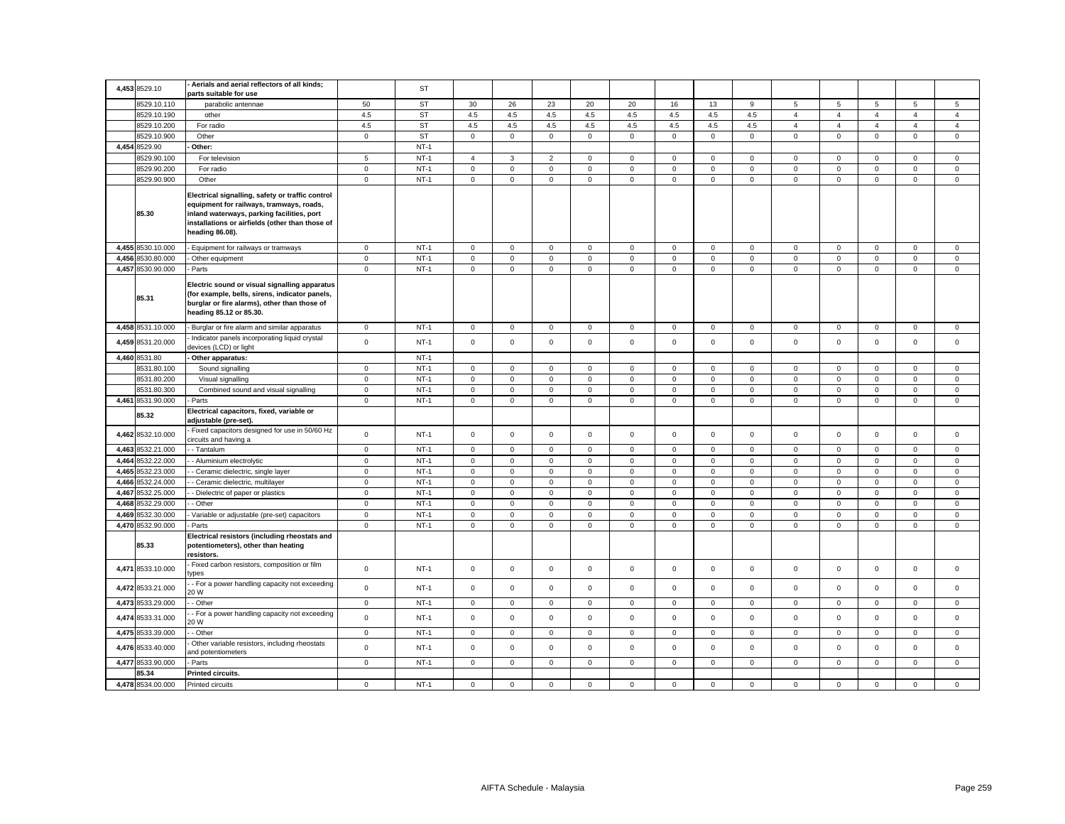| | | | | | | | | | | | | | | | | | | |
|---|---|---|---|---|---|---|---|---|---|---|---|---|---|---|---|---|---|---|
| 4,453 | 8529.10 | **- Aerials and aerial reflectors of all kinds; parts suitable for use** | | ST | | | | | | | | | | | | | | |
| | 8529.10.110 | parabolic antennae | 50 | ST | 30 | 26 | 23 | 20 | 20 | 16 | 13 | 9 | 5 | 5 | 5 | 5 | 5 |
| | 8529.10.190 | other | 4.5 | ST | 4.5 | 4.5 | 4.5 | 4.5 | 4.5 | 4.5 | 4.5 | 4.5 | 4 | 4 | 4 | 4 | 4 |
| | 8529.10.200 | For radio | 4.5 | ST | 4.5 | 4.5 | 4.5 | 4.5 | 4.5 | 4.5 | 4.5 | 4.5 | 4 | 4 | 4 | 4 | 4 |
| | 8529.10.900 | Other | 0 | ST | 0 | 0 | 0 | 0 | 0 | 0 | 0 | 0 | 0 | 0 | 0 | 0 | 0 |
| 4,454 | 8529.90 | **- Other:** | | NT-1 | | | | | | | | | | | | | | |
| | 8529.90.100 | For television | 5 | NT-1 | 4 | 3 | 2 | 0 | 0 | 0 | 0 | 0 | 0 | 0 | 0 | 0 | 0 |
| | 8529.90.200 | For radio | 0 | NT-1 | 0 | 0 | 0 | 0 | 0 | 0 | 0 | 0 | 0 | 0 | 0 | 0 | 0 |
| | 8529.90.900 | Other | 0 | NT-1 | 0 | 0 | 0 | 0 | 0 | 0 | 0 | 0 | 0 | 0 | 0 | 0 | 0 |
| | 85.30 | **Electrical signalling, safety or traffic control equipment for railways, tramways, roads, inland waterways, parking facilities, port installations or airfields (other than those of heading 86.08).** | | | | | | | | | | | | | | | | |
| 4,455 | 8530.10.000 | - Equipment for railways or tramways | 0 | NT-1 | 0 | 0 | 0 | 0 | 0 | 0 | 0 | 0 | 0 | 0 | 0 | 0 | 0 |
| 4,456 | 8530.80.000 | - Other equipment | 0 | NT-1 | 0 | 0 | 0 | 0 | 0 | 0 | 0 | 0 | 0 | 0 | 0 | 0 | 0 |
| 4,457 | 8530.90.000 | - Parts | 0 | NT-1 | 0 | 0 | 0 | 0 | 0 | 0 | 0 | 0 | 0 | 0 | 0 | 0 | 0 |
| | 85.31 | **Electric sound or visual signalling apparatus (for example, bells, sirens, indicator panels, burglar or fire alarms), other than those of heading 85.12 or 85.30.** | | | | | | | | | | | | | | | | |
| 4,458 | 8531.10.000 | - Burglar or fire alarm and similar apparatus | 0 | NT-1 | 0 | 0 | 0 | 0 | 0 | 0 | 0 | 0 | 0 | 0 | 0 | 0 | 0 |
| 4,459 | 8531.20.000 | - Indicator panels incorporating liquid crystal devices (LCD) or light | 0 | NT-1 | 0 | 0 | 0 | 0 | 0 | 0 | 0 | 0 | 0 | 0 | 0 | 0 | 0 |
| 4,460 | 8531.80 | **- Other apparatus:** | | NT-1 | | | | | | | | | | | | | | |
| | 8531.80.100 | Sound signalling | 0 | NT-1 | 0 | 0 | 0 | 0 | 0 | 0 | 0 | 0 | 0 | 0 | 0 | 0 | 0 |
| | 8531.80.200 | Visual signalling | 0 | NT-1 | 0 | 0 | 0 | 0 | 0 | 0 | 0 | 0 | 0 | 0 | 0 | 0 | 0 |
| | 8531.80.300 | Combined sound and visual signalling | 0 | NT-1 | 0 | 0 | 0 | 0 | 0 | 0 | 0 | 0 | 0 | 0 | 0 | 0 | 0 |
| 4,461 | 8531.90.000 | - Parts | 0 | NT-1 | 0 | 0 | 0 | 0 | 0 | 0 | 0 | 0 | 0 | 0 | 0 | 0 | 0 |
| | 85.32 | **Electrical capacitors, fixed, variable or adjustable (pre-set).** | | | | | | | | | | | | | | | | |
| 4,462 | 8532.10.000 | - Fixed capacitors designed for use in 50/60 Hz circuits and having a | 0 | NT-1 | 0 | 0 | 0 | 0 | 0 | 0 | 0 | 0 | 0 | 0 | 0 | 0 | 0 |
| 4,463 | 8532.21.000 | - - Tantalum | 0 | NT-1 | 0 | 0 | 0 | 0 | 0 | 0 | 0 | 0 | 0 | 0 | 0 | 0 | 0 |
| 4,464 | 8532.22.000 | - - Aluminium electrolytic | 0 | NT-1 | 0 | 0 | 0 | 0 | 0 | 0 | 0 | 0 | 0 | 0 | 0 | 0 | 0 |
| 4,465 | 8532.23.000 | - - Ceramic dielectric, single layer | 0 | NT-1 | 0 | 0 | 0 | 0 | 0 | 0 | 0 | 0 | 0 | 0 | 0 | 0 | 0 |
| 4,466 | 8532.24.000 | - - Ceramic dielectric, multilayer | 0 | NT-1 | 0 | 0 | 0 | 0 | 0 | 0 | 0 | 0 | 0 | 0 | 0 | 0 | 0 |
| 4,467 | 8532.25.000 | - - Dielectric of paper or plastics | 0 | NT-1 | 0 | 0 | 0 | 0 | 0 | 0 | 0 | 0 | 0 | 0 | 0 | 0 | 0 |
| 4,468 | 8532.29.000 | - - Other | 0 | NT-1 | 0 | 0 | 0 | 0 | 0 | 0 | 0 | 0 | 0 | 0 | 0 | 0 | 0 |
| 4,469 | 8532.30.000 | - Variable or adjustable (pre-set) capacitors | 0 | NT-1 | 0 | 0 | 0 | 0 | 0 | 0 | 0 | 0 | 0 | 0 | 0 | 0 | 0 |
| 4,470 | 8532.90.000 | - Parts | 0 | NT-1 | 0 | 0 | 0 | 0 | 0 | 0 | 0 | 0 | 0 | 0 | 0 | 0 | 0 |
| | 85.33 | **Electrical resistors (including rheostats and potentiometers), other than heating resistors.** | | | | | | | | | | | | | | | | |
| 4,471 | 8533.10.000 | - Fixed carbon resistors, composition or film types | 0 | NT-1 | 0 | 0 | 0 | 0 | 0 | 0 | 0 | 0 | 0 | 0 | 0 | 0 | 0 |
| 4,472 | 8533.21.000 | - - For a power handling capacity not exceeding 20 W | 0 | NT-1 | 0 | 0 | 0 | 0 | 0 | 0 | 0 | 0 | 0 | 0 | 0 | 0 | 0 |
| 4,473 | 8533.29.000 | - - Other | 0 | NT-1 | 0 | 0 | 0 | 0 | 0 | 0 | 0 | 0 | 0 | 0 | 0 | 0 | 0 |
| 4,474 | 8533.31.000 | - - For a power handling capacity not exceeding 20 W | 0 | NT-1 | 0 | 0 | 0 | 0 | 0 | 0 | 0 | 0 | 0 | 0 | 0 | 0 | 0 |
| 4,475 | 8533.39.000 | - - Other | 0 | NT-1 | 0 | 0 | 0 | 0 | 0 | 0 | 0 | 0 | 0 | 0 | 0 | 0 | 0 |
| 4,476 | 8533.40.000 | - Other variable resistors, including rheostats and potentiometers | 0 | NT-1 | 0 | 0 | 0 | 0 | 0 | 0 | 0 | 0 | 0 | 0 | 0 | 0 | 0 |
| 4,477 | 8533.90.000 | - Parts | 0 | NT-1 | 0 | 0 | 0 | 0 | 0 | 0 | 0 | 0 | 0 | 0 | 0 | 0 | 0 |
| | 85.34 | **Printed circuits.** | | | | | | | | | | | | | | | | |
| 4,478 | 8534.00.000 | Printed circuits | 0 | NT-1 | 0 | 0 | 0 | 0 | 0 | 0 | 0 | 0 | 0 | 0 | 0 | 0 | 0 |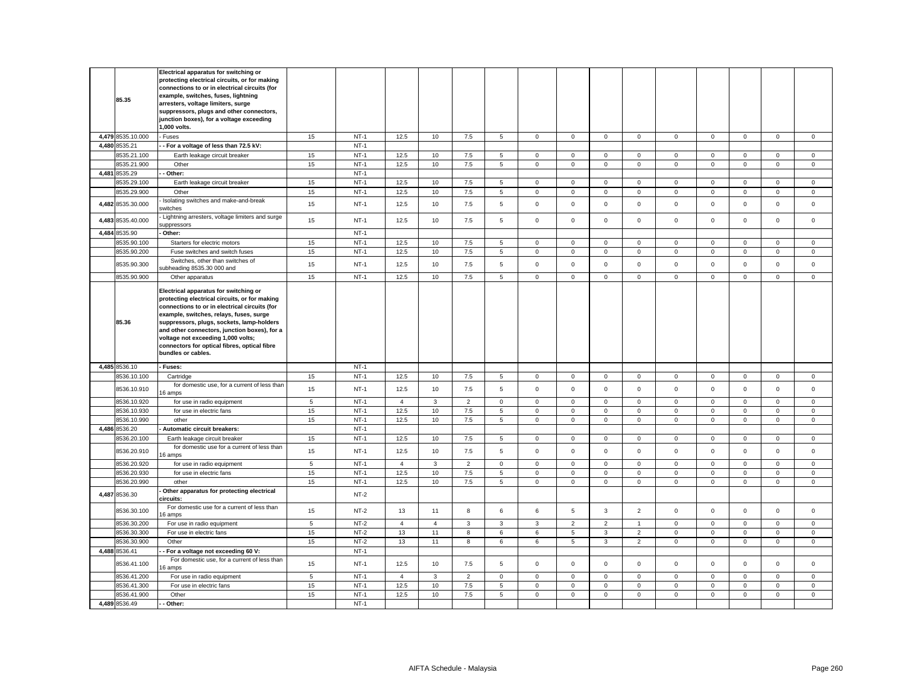| | | | | | | | | | | | | | | | | | |
|---|---|---|---|---|---|---|---|---|---|---|---|---|---|---|---|---|---|
| | 85.35 | **Electrical apparatus for switching or protecting electrical circuits, or for making connections to or in electrical circuits (for example, switches, fuses, lightning arresters, voltage limiters, surge suppressors, plugs and other connectors, junction boxes), for a voltage exceeding 1,000 volts.** | | | | | | | | | | | | | | | |
| 4,479 | 8535.10.000 | - Fuses | 15 | NT-1 | 12.5 | 10 | 7.5 | 5 | 0 | 0 | 0 | 0 | 0 | 0 | 0 | 0 | 0 |
| 4,480 | 8535.21 | **- - For a voltage of less than 72.5 kV:** | | NT-1 | | | | | | | | | | | | | |
| | 8535.21.100 | Earth leakage circuit breaker | 15 | NT-1 | 12.5 | 10 | 7.5 | 5 | 0 | 0 | 0 | 0 | 0 | 0 | 0 | 0 | 0 |
| | 8535.21.900 | Other | 15 | NT-1 | 12.5 | 10 | 7.5 | 5 | 0 | 0 | 0 | 0 | 0 | 0 | 0 | 0 | 0 |
| 4,481 | 8535.29 | **- - Other:** | | NT-1 | | | | | | | | | | | | | |
| | 8535.29.100 | Earth leakage circuit breaker | 15 | NT-1 | 12.5 | 10 | 7.5 | 5 | 0 | 0 | 0 | 0 | 0 | 0 | 0 | 0 | 0 |
| | 8535.29.900 | Other | 15 | NT-1 | 12.5 | 10 | 7.5 | 5 | 0 | 0 | 0 | 0 | 0 | 0 | 0 | 0 | 0 |
| 4,482 | 8535.30.000 | - Isolating switches and make-and-break switches | 15 | NT-1 | 12.5 | 10 | 7.5 | 5 | 0 | 0 | 0 | 0 | 0 | 0 | 0 | 0 | 0 |
| 4,483 | 8535.40.000 | - Lightning arresters, voltage limiters and surge suppressors | 15 | NT-1 | 12.5 | 10 | 7.5 | 5 | 0 | 0 | 0 | 0 | 0 | 0 | 0 | 0 | 0 |
| 4,484 | 8535.90 | **- Other:** | | NT-1 | | | | | | | | | | | | | |
| | 8535.90.100 | Starters for electric motors | 15 | NT-1 | 12.5 | 10 | 7.5 | 5 | 0 | 0 | 0 | 0 | 0 | 0 | 0 | 0 | 0 |
| | 8535.90.200 | Fuse switches and switch fuses | 15 | NT-1 | 12.5 | 10 | 7.5 | 5 | 0 | 0 | 0 | 0 | 0 | 0 | 0 | 0 | 0 |
| | 8535.90.300 | Switches, other than switches of subheading 8535.30 000 and | 15 | NT-1 | 12.5 | 10 | 7.5 | 5 | 0 | 0 | 0 | 0 | 0 | 0 | 0 | 0 | 0 |
| | 8535.90.900 | Other apparatus | 15 | NT-1 | 12.5 | 10 | 7.5 | 5 | 0 | 0 | 0 | 0 | 0 | 0 | 0 | 0 | 0 |
| | 85.36 | **Electrical apparatus for switching or protecting electrical circuits, or for making connections to or in electrical circuits (for example, switches, relays, fuses, surge suppressors, plugs, sockets, lamp-holders and other connectors, junction boxes), for a voltage not exceeding 1,000 volts; connectors for optical fibres, optical fibre bundles or cables.** | | | | | | | | | | | | | | | |
| 4,485 | 8536.10 | **- Fuses:** | | NT-1 | | | | | | | | | | | | | |
| | 8536.10.100 | Cartridge | 15 | NT-1 | 12.5 | 10 | 7.5 | 5 | 0 | 0 | 0 | 0 | 0 | 0 | 0 | 0 | 0 |
| | 8536.10.910 | for domestic use, for a current of less than 16 amps | 15 | NT-1 | 12.5 | 10 | 7.5 | 5 | 0 | 0 | 0 | 0 | 0 | 0 | 0 | 0 | 0 |
| | 8536.10.920 | for use in radio equipment | 5 | NT-1 | 4 | 3 | 2 | 0 | 0 | 0 | 0 | 0 | 0 | 0 | 0 | 0 | 0 |
| | 8536.10.930 | for use in electric fans | 15 | NT-1 | 12.5 | 10 | 7.5 | 5 | 0 | 0 | 0 | 0 | 0 | 0 | 0 | 0 | 0 |
| | 8536.10.990 | other | 15 | NT-1 | 12.5 | 10 | 7.5 | 5 | 0 | 0 | 0 | 0 | 0 | 0 | 0 | 0 | 0 |
| 4,486 | 8536.20 | **- Automatic circuit breakers:** | | NT-1 | | | | | | | | | | | | | |
| | 8536.20.100 | Earth leakage circuit breaker | 15 | NT-1 | 12.5 | 10 | 7.5 | 5 | 0 | 0 | 0 | 0 | 0 | 0 | 0 | 0 | 0 |
| | 8536.20.910 | for domestic use for a current of less than 16 amps | 15 | NT-1 | 12.5 | 10 | 7.5 | 5 | 0 | 0 | 0 | 0 | 0 | 0 | 0 | 0 | 0 |
| | 8536.20.920 | for use in radio equipment | 5 | NT-1 | 4 | 3 | 2 | 0 | 0 | 0 | 0 | 0 | 0 | 0 | 0 | 0 | 0 |
| | 8536.20.930 | for use in electric fans | 15 | NT-1 | 12.5 | 10 | 7.5 | 5 | 0 | 0 | 0 | 0 | 0 | 0 | 0 | 0 | 0 |
| | 8536.20.990 | other | 15 | NT-1 | 12.5 | 10 | 7.5 | 5 | 0 | 0 | 0 | 0 | 0 | 0 | 0 | 0 | 0 |
| 4,487 | 8536.30 | **- Other apparatus for protecting electrical circuits:** | | NT-2 | | | | | | | | | | | | | |
| | 8536.30.100 | For domestic use for a current of less than 16 amps | 15 | NT-2 | 13 | 11 | 8 | 6 | 6 | 5 | 3 | 2 | 0 | 0 | 0 | 0 | 0 |
| | 8536.30.200 | For use in radio equipment | 5 | NT-2 | 4 | 4 | 3 | 3 | 3 | 2 | 2 | 1 | 0 | 0 | 0 | 0 | 0 |
| | 8536.30.300 | For use in electric fans | 15 | NT-2 | 13 | 11 | 8 | 6 | 6 | 5 | 3 | 2 | 0 | 0 | 0 | 0 | 0 |
| | 8536.30.900 | Other | 15 | NT-2 | 13 | 11 | 8 | 6 | 6 | 5 | 3 | 2 | 0 | 0 | 0 | 0 | 0 |
| 4,488 | 8536.41 | **- - For a voltage not exceeding 60 V:** | | NT-1 | | | | | | | | | | | | | |
| | 8536.41.100 | For domestic use, for a current of less than 16 amps | 15 | NT-1 | 12.5 | 10 | 7.5 | 5 | 0 | 0 | 0 | 0 | 0 | 0 | 0 | 0 | 0 |
| | 8536.41.200 | For use in radio equipment | 5 | NT-1 | 4 | 3 | 2 | 0 | 0 | 0 | 0 | 0 | 0 | 0 | 0 | 0 | 0 |
| | 8536.41.300 | For use in electric fans | 15 | NT-1 | 12.5 | 10 | 7.5 | 5 | 0 | 0 | 0 | 0 | 0 | 0 | 0 | 0 | 0 |
| | 8536.41.900 | Other | 15 | NT-1 | 12.5 | 10 | 7.5 | 5 | 0 | 0 | 0 | 0 | 0 | 0 | 0 | 0 | 0 |
| 4,489 | 8536.49 | **- - Other:** | | NT-1 | | | | | | | | | | | | | |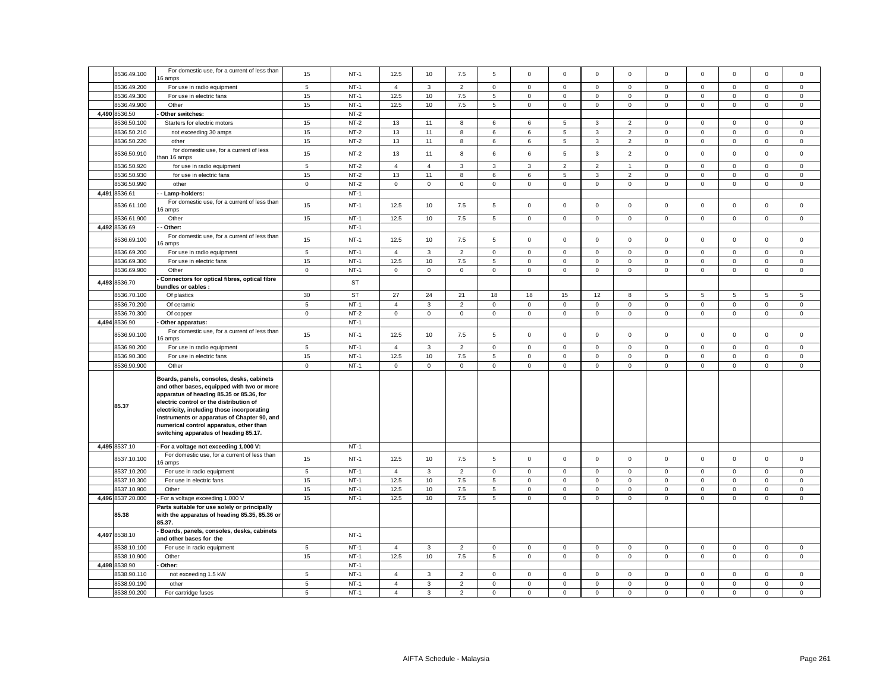| | | | | | | | | | | | | | | | | | | |
|---|---|---|---|---|---|---|---|---|---|---|---|---|---|---|---|---|---|---|
| | 8536.49.100 | For domestic use, for a current of less than 16 amps | 15 | NT-1 | 12.5 | 10 | 7.5 | 5 | 0 | 0 | 0 | 0 | 0 | 0 | 0 | 0 | 0 |
| | 8536.49.200 | For use in radio equipment | 5 | NT-1 | 4 | 3 | 2 | 0 | 0 | 0 | 0 | 0 | 0 | 0 | 0 | 0 | 0 |
| | 8536.49.300 | For use in electric fans | 15 | NT-1 | 12.5 | 10 | 7.5 | 5 | 0 | 0 | 0 | 0 | 0 | 0 | 0 | 0 | 0 |
| | 8536.49.900 | Other | 15 | NT-1 | 12.5 | 10 | 7.5 | 5 | 0 | 0 | 0 | 0 | 0 | 0 | 0 | 0 | 0 |
| 4,490 | 8536.50 | - Other switches: | | NT-2 | | | | | | | | | | | | | |
| | 8536.50.100 | Starters for electric motors | 15 | NT-2 | 13 | 11 | 8 | 6 | 6 | 5 | 3 | 2 | 0 | 0 | 0 | 0 | 0 |
| | 8536.50.210 | not exceeding 30 amps | 15 | NT-2 | 13 | 11 | 8 | 6 | 6 | 5 | 3 | 2 | 0 | 0 | 0 | 0 | 0 |
| | 8536.50.220 | other | 15 | NT-2 | 13 | 11 | 8 | 6 | 6 | 5 | 3 | 2 | 0 | 0 | 0 | 0 | 0 |
| | 8536.50.910 | for domestic use, for a current of less than 16 amps | 15 | NT-2 | 13 | 11 | 8 | 6 | 6 | 5 | 3 | 2 | 0 | 0 | 0 | 0 | 0 |
| | 8536.50.920 | for use in radio equipment | 5 | NT-2 | 4 | 4 | 3 | 3 | 3 | 2 | 2 | 1 | 0 | 0 | 0 | 0 | 0 |
| | 8536.50.930 | for use in electric fans | 15 | NT-2 | 13 | 11 | 8 | 6 | 6 | 5 | 3 | 2 | 0 | 0 | 0 | 0 | 0 |
| | 8536.50.990 | other | 0 | NT-2 | 0 | 0 | 0 | 0 | 0 | 0 | 0 | 0 | 0 | 0 | 0 | 0 | 0 |
| 4,491 | 8536.61 | - - Lamp-holders: | | NT-1 | | | | | | | | | | | | | |
| | 8536.61.100 | For domestic use, for a current of less than 16 amps | 15 | NT-1 | 12.5 | 10 | 7.5 | 5 | 0 | 0 | 0 | 0 | 0 | 0 | 0 | 0 | 0 |
| | 8536.61.900 | Other | 15 | NT-1 | 12.5 | 10 | 7.5 | 5 | 0 | 0 | 0 | 0 | 0 | 0 | 0 | 0 | 0 |
| 4,492 | 8536.69 | - - Other: | | NT-1 | | | | | | | | | | | | | |
| | 8536.69.100 | For domestic use, for a current of less than 16 amps | 15 | NT-1 | 12.5 | 10 | 7.5 | 5 | 0 | 0 | 0 | 0 | 0 | 0 | 0 | 0 | 0 |
| | 8536.69.200 | For use in radio equipment | 5 | NT-1 | 4 | 3 | 2 | 0 | 0 | 0 | 0 | 0 | 0 | 0 | 0 | 0 | 0 |
| | 8536.69.300 | For use in electric fans | 15 | NT-1 | 12.5 | 10 | 7.5 | 5 | 0 | 0 | 0 | 0 | 0 | 0 | 0 | 0 | 0 |
| | 8536.69.900 | Other | 0 | NT-1 | 0 | 0 | 0 | 0 | 0 | 0 | 0 | 0 | 0 | 0 | 0 | 0 | 0 |
| 4,493 | 8536.70 | - Connectors for optical fibres, optical fibre bundles or cables : | | ST | | | | | | | | | | | | | |
| | 8536.70.100 | Of plastics | 30 | ST | 27 | 24 | 21 | 18 | 18 | 15 | 12 | 8 | 5 | 5 | 5 | 5 | 5 |
| | 8536.70.200 | Of ceramic | 5 | NT-1 | 4 | 3 | 2 | 0 | 0 | 0 | 0 | 0 | 0 | 0 | 0 | 0 | 0 |
| | 8536.70.300 | Of copper | 0 | NT-2 | 0 | 0 | 0 | 0 | 0 | 0 | 0 | 0 | 0 | 0 | 0 | 0 | 0 |
| 4,494 | 8536.90 | - Other apparatus: | | NT-1 | | | | | | | | | | | | | |
| | 8536.90.100 | For domestic use, for a current of less than 16 amps | 15 | NT-1 | 12.5 | 10 | 7.5 | 5 | 0 | 0 | 0 | 0 | 0 | 0 | 0 | 0 | 0 |
| | 8536.90.200 | For use in radio equipment | 5 | NT-1 | 4 | 3 | 2 | 0 | 0 | 0 | 0 | 0 | 0 | 0 | 0 | 0 | 0 |
| | 8536.90.300 | For use in electric fans | 15 | NT-1 | 12.5 | 10 | 7.5 | 5 | 0 | 0 | 0 | 0 | 0 | 0 | 0 | 0 | 0 |
| | 8536.90.900 | Other | 0 | NT-1 | 0 | 0 | 0 | 0 | 0 | 0 | 0 | 0 | 0 | 0 | 0 | 0 | 0 |
| | 85.37 | **Boards, panels, consoles, desks, cabinets and other bases, equipped with two or more apparatus of heading 85.35 or 85.36, for electric control or the distribution of electricity, including those incorporating instruments or apparatus of Chapter 90, and numerical control apparatus, other than switching apparatus of heading 85.17.** | | | | | | | | | | | | | | | |
| 4,495 | 8537.10 | - For a voltage not exceeding 1,000 V: | | NT-1 | | | | | | | | | | | | | |
| | 8537.10.100 | For domestic use, for a current of less than 16 amps | 15 | NT-1 | 12.5 | 10 | 7.5 | 5 | 0 | 0 | 0 | 0 | 0 | 0 | 0 | 0 | 0 |
| | 8537.10.200 | For use in radio equipment | 5 | NT-1 | 4 | 3 | 2 | 0 | 0 | 0 | 0 | 0 | 0 | 0 | 0 | 0 | 0 |
| | 8537.10.300 | For use in electric fans | 15 | NT-1 | 12.5 | 10 | 7.5 | 5 | 0 | 0 | 0 | 0 | 0 | 0 | 0 | 0 | 0 |
| | 8537.10.900 | Other | 15 | NT-1 | 12.5 | 10 | 7.5 | 5 | 0 | 0 | 0 | 0 | 0 | 0 | 0 | 0 | 0 |
| 4,496 | 8537.20.000 | - For a voltage exceeding 1,000 V | 15 | NT-1 | 12.5 | 10 | 7.5 | 5 | 0 | 0 | 0 | 0 | 0 | 0 | 0 | 0 | 0 |
| | 85.38 | **Parts suitable for use solely or principally with the apparatus of heading 85.35, 85.36 or 85.37.** | | | | | | | | | | | | | | | |
| 4,497 | 8538.10 | - Boards, panels, consoles, desks, cabinets and other bases for the | | NT-1 | | | | | | | | | | | | | |
| | 8538.10.100 | For use in radio equipment | 5 | NT-1 | 4 | 3 | 2 | 0 | 0 | 0 | 0 | 0 | 0 | 0 | 0 | 0 | 0 |
| | 8538.10.900 | Other | 15 | NT-1 | 12.5 | 10 | 7.5 | 5 | 0 | 0 | 0 | 0 | 0 | 0 | 0 | 0 | 0 |
| 4,498 | 8538.90 | - Other: | | NT-1 | | | | | | | | | | | | | |
| | 8538.90.110 | not exceeding 1.5 kW | 5 | NT-1 | 4 | 3 | 2 | 0 | 0 | 0 | 0 | 0 | 0 | 0 | 0 | 0 | 0 |
| | 8538.90.190 | other | 5 | NT-1 | 4 | 3 | 2 | 0 | 0 | 0 | 0 | 0 | 0 | 0 | 0 | 0 | 0 |
| | 8538.90.200 | For cartridge fuses | 5 | NT-1 | 4 | 3 | 2 | 0 | 0 | 0 | 0 | 0 | 0 | 0 | 0 | 0 | 0 |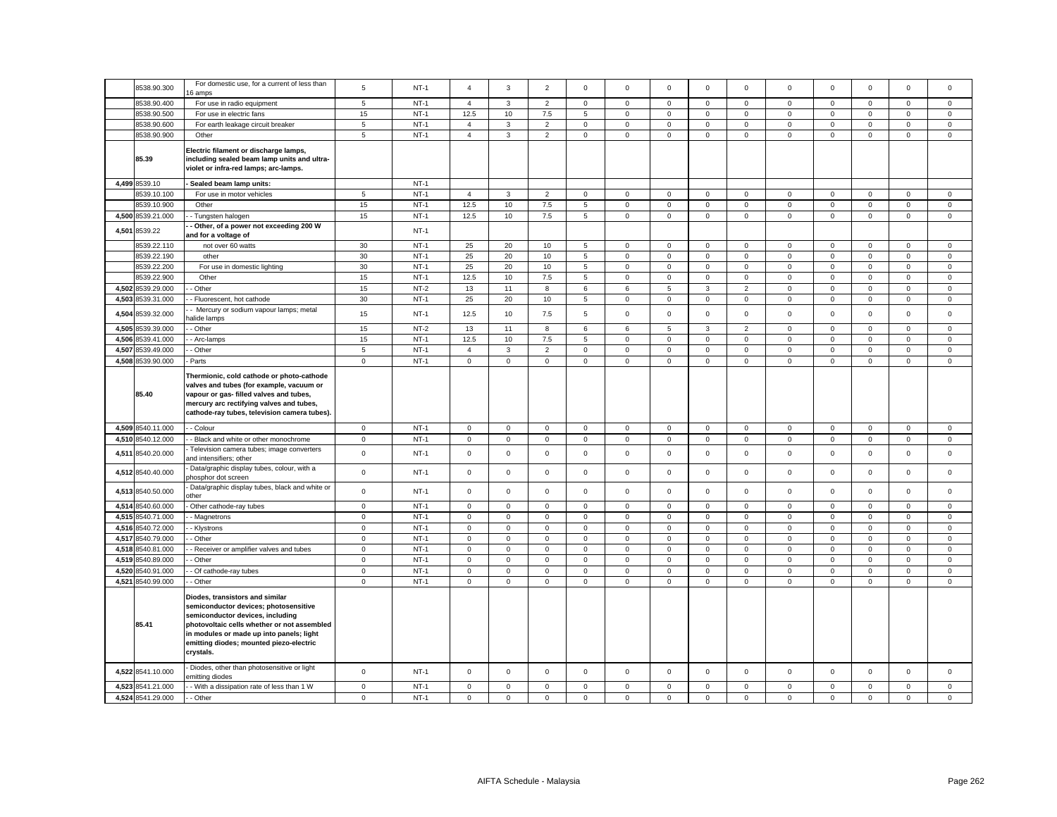| | 8538.90.300 | For domestic use, for a current of less than 16 amps | 5 | NT-1 | 4 | 3 | 2 | 0 | 0 | 0 | 0 | 0 | 0 | 0 | 0 | 0 | 0 |
|---|---|---|---|---|---|---|---|---|---|---|---|---|---|---|---|---|---|
| | 8538.90.400 | For use in radio equipment | 5 | NT-1 | 4 | 3 | 2 | 0 | 0 | 0 | 0 | 0 | 0 | 0 | 0 | 0 | 0 |
| | 8538.90.500 | For use in electric fans | 15 | NT-1 | 12.5 | 10 | 7.5 | 5 | 0 | 0 | 0 | 0 | 0 | 0 | 0 | 0 | 0 |
| | 8538.90.600 | For earth leakage circuit breaker | 5 | NT-1 | 4 | 3 | 2 | 0 | 0 | 0 | 0 | 0 | 0 | 0 | 0 | 0 | 0 |
| | 8538.90.900 | Other | 5 | NT-1 | 4 | 3 | 2 | 0 | 0 | 0 | 0 | 0 | 0 | 0 | 0 | 0 | 0 |
| | **85.39** | **Electric filament or discharge lamps, including sealed beam lamp units and ultra-violet or infra-red lamps; arc-lamps.** | | | | | | | | | | | | | | | |
| 4,499 | 8539.10 | **- Sealed beam lamp units:** | | NT-1 | | | | | | | | | | | | | |
| | 8539.10.100 | For use in motor vehicles | 5 | NT-1 | 4 | 3 | 2 | 0 | 0 | 0 | 0 | 0 | 0 | 0 | 0 | 0 | 0 |
| | 8539.10.900 | Other | 15 | NT-1 | 12.5 | 10 | 7.5 | 5 | 0 | 0 | 0 | 0 | 0 | 0 | 0 | 0 | 0 |
| 4,500 | 8539.21.000 | - - Tungsten halogen | 15 | NT-1 | 12.5 | 10 | 7.5 | 5 | 0 | 0 | 0 | 0 | 0 | 0 | 0 | 0 | 0 |
| 4,501 | 8539.22 | **- - Other, of a power not exceeding 200 W and for a voltage of** | | NT-1 | | | | | | | | | | | | | |
| | 8539.22.110 | not over 60 watts | 30 | NT-1 | 25 | 20 | 10 | 5 | 0 | 0 | 0 | 0 | 0 | 0 | 0 | 0 | 0 |
| | 8539.22.190 | other | 30 | NT-1 | 25 | 20 | 10 | 5 | 0 | 0 | 0 | 0 | 0 | 0 | 0 | 0 | 0 |
| | 8539.22.200 | For use in domestic lighting | 30 | NT-1 | 25 | 20 | 10 | 5 | 0 | 0 | 0 | 0 | 0 | 0 | 0 | 0 | 0 |
| | 8539.22.900 | Other | 15 | NT-1 | 12.5 | 10 | 7.5 | 5 | 0 | 0 | 0 | 0 | 0 | 0 | 0 | 0 | 0 |
| 4,502 | 8539.29.000 | - - Other | 15 | NT-2 | 13 | 11 | 8 | 6 | 6 | 5 | 3 | 2 | 0 | 0 | 0 | 0 | 0 |
| 4,503 | 8539.31.000 | - - Fluorescent, hot cathode | 30 | NT-1 | 25 | 20 | 10 | 5 | 0 | 0 | 0 | 0 | 0 | 0 | 0 | 0 | 0 |
| 4,504 | 8539.32.000 | - - Mercury or sodium vapour lamps; metal halide lamps | 15 | NT-1 | 12.5 | 10 | 7.5 | 5 | 0 | 0 | 0 | 0 | 0 | 0 | 0 | 0 | 0 |
| 4,505 | 8539.39.000 | - - Other | 15 | NT-2 | 13 | 11 | 8 | 6 | 6 | 5 | 3 | 2 | 0 | 0 | 0 | 0 | 0 |
| 4,506 | 8539.41.000 | - - Arc-lamps | 15 | NT-1 | 12.5 | 10 | 7.5 | 5 | 0 | 0 | 0 | 0 | 0 | 0 | 0 | 0 | 0 |
| 4,507 | 8539.49.000 | - - Other | 5 | NT-1 | 4 | 3 | 2 | 0 | 0 | 0 | 0 | 0 | 0 | 0 | 0 | 0 | 0 |
| 4,508 | 8539.90.000 | - Parts | 0 | NT-1 | 0 | 0 | 0 | 0 | 0 | 0 | 0 | 0 | 0 | 0 | 0 | 0 | 0 |
| | **85.40** | **Thermionic, cold cathode or photo-cathode valves and tubes (for example, vacuum or vapour or gas- filled valves and tubes, mercury arc rectifying valves and tubes, cathode-ray tubes, television camera tubes).** | | | | | | | | | | | | | | | |
| 4,509 | 8540.11.000 | - - Colour | 0 | NT-1 | 0 | 0 | 0 | 0 | 0 | 0 | 0 | 0 | 0 | 0 | 0 | 0 | 0 |
| 4,510 | 8540.12.000 | - - Black and white or other monochrome | 0 | NT-1 | 0 | 0 | 0 | 0 | 0 | 0 | 0 | 0 | 0 | 0 | 0 | 0 | 0 |
| 4,511 | 8540.20.000 | - Television camera tubes; image converters and intensifiers; other | 0 | NT-1 | 0 | 0 | 0 | 0 | 0 | 0 | 0 | 0 | 0 | 0 | 0 | 0 | 0 |
| 4,512 | 8540.40.000 | - Data/graphic display tubes, colour, with a phosphor dot screen | 0 | NT-1 | 0 | 0 | 0 | 0 | 0 | 0 | 0 | 0 | 0 | 0 | 0 | 0 | 0 |
| 4,513 | 8540.50.000 | - Data/graphic display tubes, black and white or other | 0 | NT-1 | 0 | 0 | 0 | 0 | 0 | 0 | 0 | 0 | 0 | 0 | 0 | 0 | 0 |
| 4,514 | 8540.60.000 | - Other cathode-ray tubes | 0 | NT-1 | 0 | 0 | 0 | 0 | 0 | 0 | 0 | 0 | 0 | 0 | 0 | 0 | 0 |
| 4,515 | 8540.71.000 | - - Magnetrons | 0 | NT-1 | 0 | 0 | 0 | 0 | 0 | 0 | 0 | 0 | 0 | 0 | 0 | 0 | 0 |
| 4,516 | 8540.72.000 | - - Klystrons | 0 | NT-1 | 0 | 0 | 0 | 0 | 0 | 0 | 0 | 0 | 0 | 0 | 0 | 0 | 0 |
| 4,517 | 8540.79.000 | - - Other | 0 | NT-1 | 0 | 0 | 0 | 0 | 0 | 0 | 0 | 0 | 0 | 0 | 0 | 0 | 0 |
| 4,518 | 8540.81.000 | - - Receiver or amplifier valves and tubes | 0 | NT-1 | 0 | 0 | 0 | 0 | 0 | 0 | 0 | 0 | 0 | 0 | 0 | 0 | 0 |
| 4,519 | 8540.89.000 | - - Other | 0 | NT-1 | 0 | 0 | 0 | 0 | 0 | 0 | 0 | 0 | 0 | 0 | 0 | 0 | 0 |
| 4,520 | 8540.91.000 | - - Of cathode-ray tubes | 0 | NT-1 | 0 | 0 | 0 | 0 | 0 | 0 | 0 | 0 | 0 | 0 | 0 | 0 | 0 |
| 4,521 | 8540.99.000 | - - Other | 0 | NT-1 | 0 | 0 | 0 | 0 | 0 | 0 | 0 | 0 | 0 | 0 | 0 | 0 | 0 |
| | **85.41** | **Diodes, transistors and similar semiconductor devices; photosensitive semiconductor devices, including photovoltaic cells whether or not assembled in modules or made up into panels; light emitting diodes; mounted piezo-electric crystals.** | | | | | | | | | | | | | | | |
| 4,522 | 8541.10.000 | - Diodes, other than photosensitive or light emitting diodes | 0 | NT-1 | 0 | 0 | 0 | 0 | 0 | 0 | 0 | 0 | 0 | 0 | 0 | 0 | 0 |
| 4,523 | 8541.21.000 | - - With a dissipation rate of less than 1 W | 0 | NT-1 | 0 | 0 | 0 | 0 | 0 | 0 | 0 | 0 | 0 | 0 | 0 | 0 | 0 |
| 4,524 | 8541.29.000 | - - Other | 0 | NT-1 | 0 | 0 | 0 | 0 | 0 | 0 | 0 | 0 | 0 | 0 | 0 | 0 | 0 |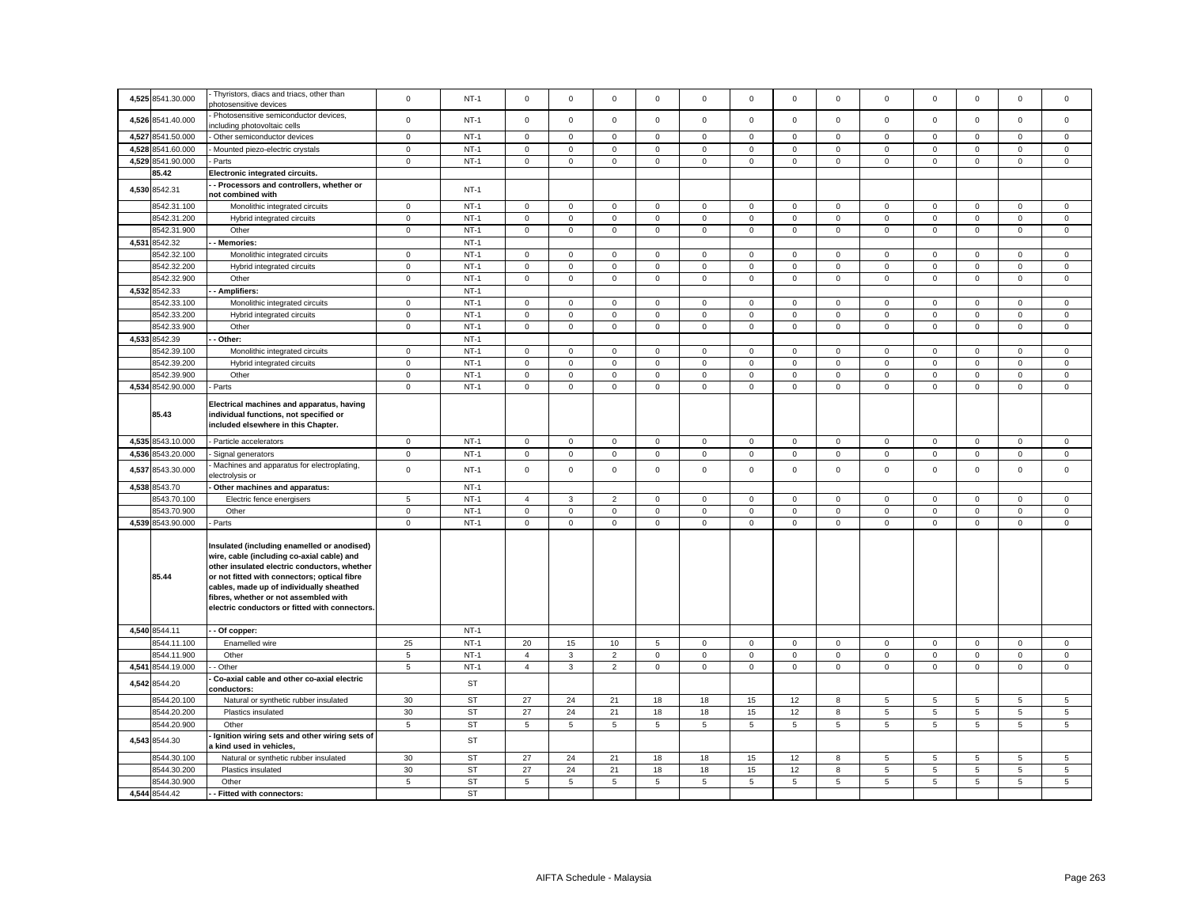| | | | | | | | | | | | | | | | | | | |
|---|---|---|---|---|---|---|---|---|---|---|---|---|---|---|---|---|---|---|
| 4,525 | 8541.30.000 | - Thyristors, diacs and triacs, other than photosensitive devices | 0 | NT-1 | 0 | 0 | 0 | 0 | 0 | 0 | 0 | 0 | 0 | 0 | 0 | 0 | 0 |
| 4,526 | 8541.40.000 | - Photosensitive semiconductor devices, including photovoltaic cells | 0 | NT-1 | 0 | 0 | 0 | 0 | 0 | 0 | 0 | 0 | 0 | 0 | 0 | 0 | 0 |
| 4,527 | 8541.50.000 | - Other semiconductor devices | 0 | NT-1 | 0 | 0 | 0 | 0 | 0 | 0 | 0 | 0 | 0 | 0 | 0 | 0 | 0 |
| 4,528 | 8541.60.000 | - Mounted piezo-electric crystals | 0 | NT-1 | 0 | 0 | 0 | 0 | 0 | 0 | 0 | 0 | 0 | 0 | 0 | 0 | 0 |
| 4,529 | 8541.90.000 | - Parts | 0 | NT-1 | 0 | 0 | 0 | 0 | 0 | 0 | 0 | 0 | 0 | 0 | 0 | 0 | 0 |
| | 85.42 | **Electronic integrated circuits.** | | | | | | | | | | | | | | | |
| 4,530 | 8542.31 | **- - Processors and controllers, whether or not combined with** | | NT-1 | | | | | | | | | | | | | |
| | 8542.31.100 | Monolithic integrated circuits | 0 | NT-1 | 0 | 0 | 0 | 0 | 0 | 0 | 0 | 0 | 0 | 0 | 0 | 0 | 0 |
| | 8542.31.200 | Hybrid integrated circuits | 0 | NT-1 | 0 | 0 | 0 | 0 | 0 | 0 | 0 | 0 | 0 | 0 | 0 | 0 | 0 |
| | 8542.31.900 | Other | 0 | NT-1 | 0 | 0 | 0 | 0 | 0 | 0 | 0 | 0 | 0 | 0 | 0 | 0 | 0 |
| 4,531 | 8542.32 | **- - Memories:** | | NT-1 | | | | | | | | | | | | | |
| | 8542.32.100 | Monolithic integrated circuits | 0 | NT-1 | 0 | 0 | 0 | 0 | 0 | 0 | 0 | 0 | 0 | 0 | 0 | 0 | 0 |
| | 8542.32.200 | Hybrid integrated circuits | 0 | NT-1 | 0 | 0 | 0 | 0 | 0 | 0 | 0 | 0 | 0 | 0 | 0 | 0 | 0 |
| | 8542.32.900 | Other | 0 | NT-1 | 0 | 0 | 0 | 0 | 0 | 0 | 0 | 0 | 0 | 0 | 0 | 0 | 0 |
| 4,532 | 8542.33 | **- - Amplifiers:** | | NT-1 | | | | | | | | | | | | | |
| | 8542.33.100 | Monolithic integrated circuits | 0 | NT-1 | 0 | 0 | 0 | 0 | 0 | 0 | 0 | 0 | 0 | 0 | 0 | 0 | 0 |
| | 8542.33.200 | Hybrid integrated circuits | 0 | NT-1 | 0 | 0 | 0 | 0 | 0 | 0 | 0 | 0 | 0 | 0 | 0 | 0 | 0 |
| | 8542.33.900 | Other | 0 | NT-1 | 0 | 0 | 0 | 0 | 0 | 0 | 0 | 0 | 0 | 0 | 0 | 0 | 0 |
| 4,533 | 8542.39 | **- - Other:** | | NT-1 | | | | | | | | | | | | | |
| | 8542.39.100 | Monolithic integrated circuits | 0 | NT-1 | 0 | 0 | 0 | 0 | 0 | 0 | 0 | 0 | 0 | 0 | 0 | 0 | 0 |
| | 8542.39.200 | Hybrid integrated circuits | 0 | NT-1 | 0 | 0 | 0 | 0 | 0 | 0 | 0 | 0 | 0 | 0 | 0 | 0 | 0 |
| | 8542.39.900 | Other | 0 | NT-1 | 0 | 0 | 0 | 0 | 0 | 0 | 0 | 0 | 0 | 0 | 0 | 0 | 0 |
| 4,534 | 8542.90.000 | - Parts | 0 | NT-1 | 0 | 0 | 0 | 0 | 0 | 0 | 0 | 0 | 0 | 0 | 0 | 0 | 0 |
| | 85.43 | **Electrical machines and apparatus, having individual functions, not specified or included elsewhere in this Chapter.** | | | | | | | | | | | | | | | |
| 4,535 | 8543.10.000 | - Particle accelerators | 0 | NT-1 | 0 | 0 | 0 | 0 | 0 | 0 | 0 | 0 | 0 | 0 | 0 | 0 | 0 |
| 4,536 | 8543.20.000 | - Signal generators | 0 | NT-1 | 0 | 0 | 0 | 0 | 0 | 0 | 0 | 0 | 0 | 0 | 0 | 0 | 0 |
| 4,537 | 8543.30.000 | - Machines and apparatus for electroplating, electrolysis or | 0 | NT-1 | 0 | 0 | 0 | 0 | 0 | 0 | 0 | 0 | 0 | 0 | 0 | 0 | 0 |
| 4,538 | 8543.70 | **- Other machines and apparatus:** | | NT-1 | | | | | | | | | | | | | |
| | 8543.70.100 | Electric fence energisers | 5 | NT-1 | 4 | 3 | 2 | 0 | 0 | 0 | 0 | 0 | 0 | 0 | 0 | 0 | 0 |
| | 8543.70.900 | Other | 0 | NT-1 | 0 | 0 | 0 | 0 | 0 | 0 | 0 | 0 | 0 | 0 | 0 | 0 | 0 |
| 4,539 | 8543.90.000 | - Parts | 0 | NT-1 | 0 | 0 | 0 | 0 | 0 | 0 | 0 | 0 | 0 | 0 | 0 | 0 | 0 |
| | 85.44 | **Insulated (including enamelled or anodised) wire, cable (including co-axial cable) and other insulated electric conductors, whether or not fitted with connectors; optical fibre cables, made up of individually sheathed fibres, whether or not assembled with electric conductors or fitted with connectors.** | | | | | | | | | | | | | | | |
| 4,540 | 8544.11 | **- - Of copper:** | | NT-1 | | | | | | | | | | | | | |
| | 8544.11.100 | Enamelled wire | 25 | NT-1 | 20 | 15 | 10 | 5 | 0 | 0 | 0 | 0 | 0 | 0 | 0 | 0 | 0 |
| | 8544.11.900 | Other | 5 | NT-1 | 4 | 3 | 2 | 0 | 0 | 0 | 0 | 0 | 0 | 0 | 0 | 0 | 0 |
| 4,541 | 8544.19.000 | - - Other | 5 | NT-1 | 4 | 3 | 2 | 0 | 0 | 0 | 0 | 0 | 0 | 0 | 0 | 0 | 0 |
| 4,542 | 8544.20 | **- Co-axial cable and other co-axial electric conductors:** | | ST | | | | | | | | | | | | | |
| | 8544.20.100 | Natural or synthetic rubber insulated | 30 | ST | 27 | 24 | 21 | 18 | 18 | 15 | 12 | 8 | 5 | 5 | 5 | 5 | 5 |
| | 8544.20.200 | Plastics insulated | 30 | ST | 27 | 24 | 21 | 18 | 18 | 15 | 12 | 8 | 5 | 5 | 5 | 5 | 5 |
| | 8544.20.900 | Other | 5 | ST | 5 | 5 | 5 | 5 | 5 | 5 | 5 | 5 | 5 | 5 | 5 | 5 | 5 |
| 4,543 | 8544.30 | **- Ignition wiring sets and other wiring sets of a kind used in vehicles,** | | ST | | | | | | | | | | | | | |
| | 8544.30.100 | Natural or synthetic rubber insulated | 30 | ST | 27 | 24 | 21 | 18 | 18 | 15 | 12 | 8 | 5 | 5 | 5 | 5 | 5 |
| | 8544.30.200 | Plastics insulated | 30 | ST | 27 | 24 | 21 | 18 | 18 | 15 | 12 | 8 | 5 | 5 | 5 | 5 | 5 |
| | 8544.30.900 | Other | 5 | ST | 5 | 5 | 5 | 5 | 5 | 5 | 5 | 5 | 5 | 5 | 5 | 5 | 5 |
| 4,544 | 8544.42 | **- - Fitted with connectors:** | | ST | | | | | | | | | | | | | |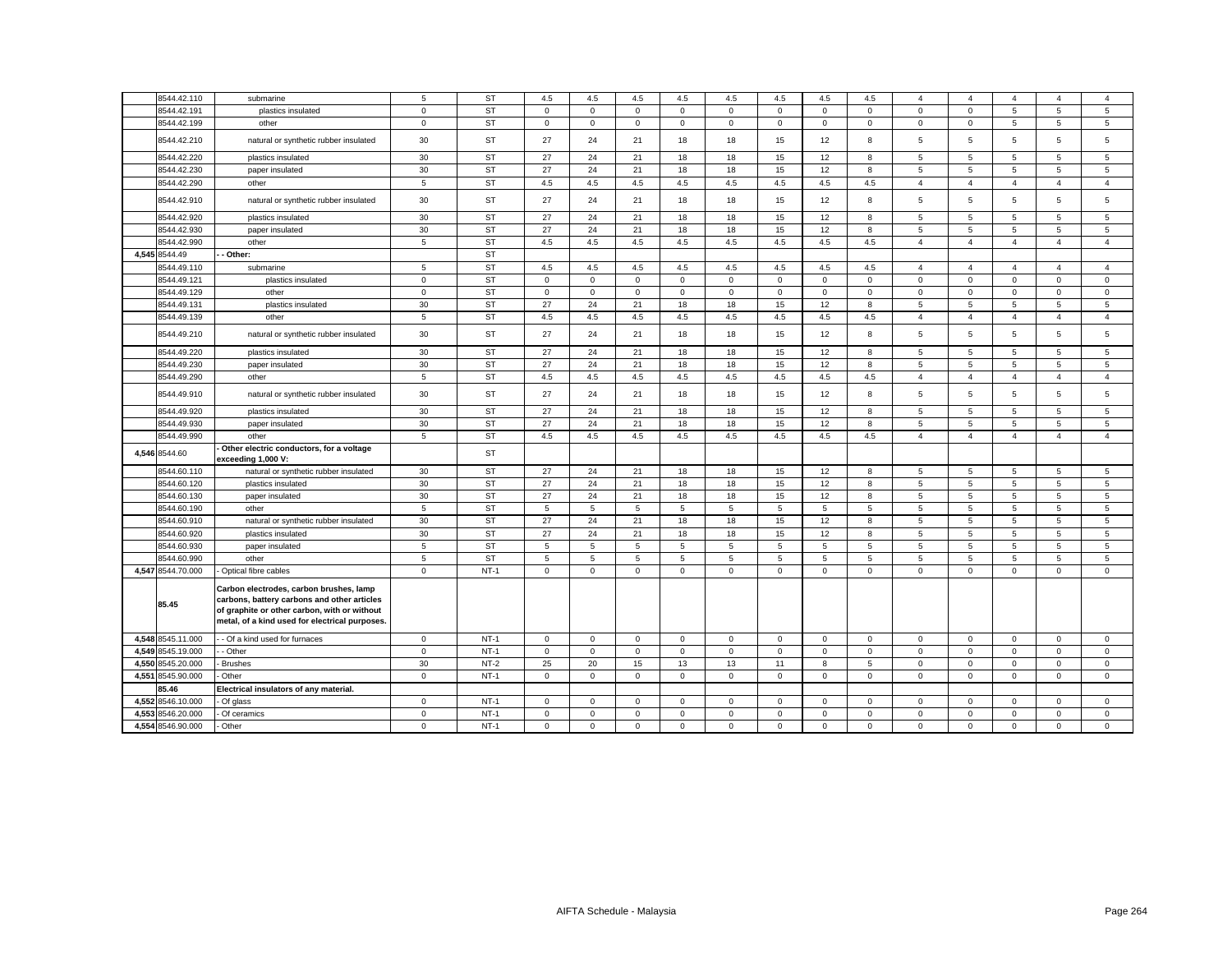| | 8544.42.110 | submarine | 5 | ST | 4.5 | 4.5 | 4.5 | 4.5 | 4.5 | 4.5 | 4.5 | 4.5 | 4 | 4 | 4 | 4 | 4 |
|---|---|---|---|---|---|---|---|---|---|---|---|---|---|---|---|---|---|
| | 8544.42.191 | plastics insulated | 0 | ST | 0 | 0 | 0 | 0 | 0 | 0 | 0 | 0 | 0 | 0 | 5 | 5 | 5 |
| | 8544.42.199 | other | 0 | ST | 0 | 0 | 0 | 0 | 0 | 0 | 0 | 0 | 0 | 0 | 5 | 5 | 5 |
| | 8544.42.210 | natural or synthetic rubber insulated | 30 | ST | 27 | 24 | 21 | 18 | 18 | 15 | 12 | 8 | 5 | 5 | 5 | 5 | 5 |
| | 8544.42.220 | plastics insulated | 30 | ST | 27 | 24 | 21 | 18 | 18 | 15 | 12 | 8 | 5 | 5 | 5 | 5 | 5 |
| | 8544.42.230 | paper insulated | 30 | ST | 27 | 24 | 21 | 18 | 18 | 15 | 12 | 8 | 5 | 5 | 5 | 5 | 5 |
| | 8544.42.290 | other | 5 | ST | 4.5 | 4.5 | 4.5 | 4.5 | 4.5 | 4.5 | 4.5 | 4.5 | 4 | 4 | 4 | 4 | 4 |
| | 8544.42.910 | natural or synthetic rubber insulated | 30 | ST | 27 | 24 | 21 | 18 | 18 | 15 | 12 | 8 | 5 | 5 | 5 | 5 | 5 |
| | 8544.42.920 | plastics insulated | 30 | ST | 27 | 24 | 21 | 18 | 18 | 15 | 12 | 8 | 5 | 5 | 5 | 5 | 5 |
| | 8544.42.930 | paper insulated | 30 | ST | 27 | 24 | 21 | 18 | 18 | 15 | 12 | 8 | 5 | 5 | 5 | 5 | 5 |
| | 8544.42.990 | other | 5 | ST | 4.5 | 4.5 | 4.5 | 4.5 | 4.5 | 4.5 | 4.5 | 4.5 | 4 | 4 | 4 | 4 | 4 |
| 4,545 | 8544.49 | - - Other: | | ST | | | | | | | | | | | | | |
| | 8544.49.110 | submarine | 5 | ST | 4.5 | 4.5 | 4.5 | 4.5 | 4.5 | 4.5 | 4.5 | 4.5 | 4 | 4 | 4 | 4 | 4 |
| | 8544.49.121 | plastics insulated | 0 | ST | 0 | 0 | 0 | 0 | 0 | 0 | 0 | 0 | 0 | 0 | 0 | 0 | 0 |
| | 8544.49.129 | other | 0 | ST | 0 | 0 | 0 | 0 | 0 | 0 | 0 | 0 | 0 | 0 | 0 | 0 | 0 |
| | 8544.49.131 | plastics insulated | 30 | ST | 27 | 24 | 21 | 18 | 18 | 15 | 12 | 8 | 5 | 5 | 5 | 5 | 5 |
| | 8544.49.139 | other | 5 | ST | 4.5 | 4.5 | 4.5 | 4.5 | 4.5 | 4.5 | 4.5 | 4.5 | 4 | 4 | 4 | 4 | 4 |
| | 8544.49.210 | natural or synthetic rubber insulated | 30 | ST | 27 | 24 | 21 | 18 | 18 | 15 | 12 | 8 | 5 | 5 | 5 | 5 | 5 |
| | 8544.49.220 | plastics insulated | 30 | ST | 27 | 24 | 21 | 18 | 18 | 15 | 12 | 8 | 5 | 5 | 5 | 5 | 5 |
| | 8544.49.230 | paper insulated | 30 | ST | 27 | 24 | 21 | 18 | 18 | 15 | 12 | 8 | 5 | 5 | 5 | 5 | 5 |
| | 8544.49.290 | other | 5 | ST | 4.5 | 4.5 | 4.5 | 4.5 | 4.5 | 4.5 | 4.5 | 4.5 | 4 | 4 | 4 | 4 | 4 |
| | 8544.49.910 | natural or synthetic rubber insulated | 30 | ST | 27 | 24 | 21 | 18 | 18 | 15 | 12 | 8 | 5 | 5 | 5 | 5 | 5 |
| | 8544.49.920 | plastics insulated | 30 | ST | 27 | 24 | 21 | 18 | 18 | 15 | 12 | 8 | 5 | 5 | 5 | 5 | 5 |
| | 8544.49.930 | paper insulated | 30 | ST | 27 | 24 | 21 | 18 | 18 | 15 | 12 | 8 | 5 | 5 | 5 | 5 | 5 |
| | 8544.49.990 | other | 5 | ST | 4.5 | 4.5 | 4.5 | 4.5 | 4.5 | 4.5 | 4.5 | 4.5 | 4 | 4 | 4 | 4 | 4 |
| 4,546 | 8544.60 | - Other electric conductors, for a voltage exceeding 1,000 V: | | ST | | | | | | | | | | | | | |
| | 8544.60.110 | natural or synthetic rubber insulated | 30 | ST | 27 | 24 | 21 | 18 | 18 | 15 | 12 | 8 | 5 | 5 | 5 | 5 | 5 |
| | 8544.60.120 | plastics insulated | 30 | ST | 27 | 24 | 21 | 18 | 18 | 15 | 12 | 8 | 5 | 5 | 5 | 5 | 5 |
| | 8544.60.130 | paper insulated | 30 | ST | 27 | 24 | 21 | 18 | 18 | 15 | 12 | 8 | 5 | 5 | 5 | 5 | 5 |
| | 8544.60.190 | other | 5 | ST | 5 | 5 | 5 | 5 | 5 | 5 | 5 | 5 | 5 | 5 | 5 | 5 | 5 |
| | 8544.60.910 | natural or synthetic rubber insulated | 30 | ST | 27 | 24 | 21 | 18 | 18 | 15 | 12 | 8 | 5 | 5 | 5 | 5 | 5 |
| | 8544.60.920 | plastics insulated | 30 | ST | 27 | 24 | 21 | 18 | 18 | 15 | 12 | 8 | 5 | 5 | 5 | 5 | 5 |
| | 8544.60.930 | paper insulated | 5 | ST | 5 | 5 | 5 | 5 | 5 | 5 | 5 | 5 | 5 | 5 | 5 | 5 | 5 |
| | 8544.60.990 | other | 5 | ST | 5 | 5 | 5 | 5 | 5 | 5 | 5 | 5 | 5 | 5 | 5 | 5 | 5 |
| 4,547 | 8544.70.000 | - Optical fibre cables | 0 | NT-1 | 0 | 0 | 0 | 0 | 0 | 0 | 0 | 0 | 0 | 0 | 0 | 0 | 0 |
| | **85.45** | **Carbon electrodes, carbon brushes, lamp carbons, battery carbons and other articles of graphite or other carbon, with or without metal, of a kind used for electrical purposes.** | | | | | | | | | | | | | | | |
| 4,548 | 8545.11.000 | - - Of a kind used for furnaces | 0 | NT-1 | 0 | 0 | 0 | 0 | 0 | 0 | 0 | 0 | 0 | 0 | 0 | 0 | 0 |
| 4,549 | 8545.19.000 | - - Other | 0 | NT-1 | 0 | 0 | 0 | 0 | 0 | 0 | 0 | 0 | 0 | 0 | 0 | 0 | 0 |
| 4,550 | 8545.20.000 | - Brushes | 30 | NT-2 | 25 | 20 | 15 | 13 | 13 | 11 | 8 | 5 | 0 | 0 | 0 | 0 | 0 |
| 4,551 | 8545.90.000 | - Other | 0 | NT-1 | 0 | 0 | 0 | 0 | 0 | 0 | 0 | 0 | 0 | 0 | 0 | 0 | 0 |
| | **85.46** | **Electrical insulators of any material.** | | | | | | | | | | | | | | | |
| 4,552 | 8546.10.000 | - Of glass | 0 | NT-1 | 0 | 0 | 0 | 0 | 0 | 0 | 0 | 0 | 0 | 0 | 0 | 0 | 0 |
| 4,553 | 8546.20.000 | - Of ceramics | 0 | NT-1 | 0 | 0 | 0 | 0 | 0 | 0 | 0 | 0 | 0 | 0 | 0 | 0 | 0 |
| 4,554 | 8546.90.000 | - Other | 0 | NT-1 | 0 | 0 | 0 | 0 | 0 | 0 | 0 | 0 | 0 | 0 | 0 | 0 | 0 |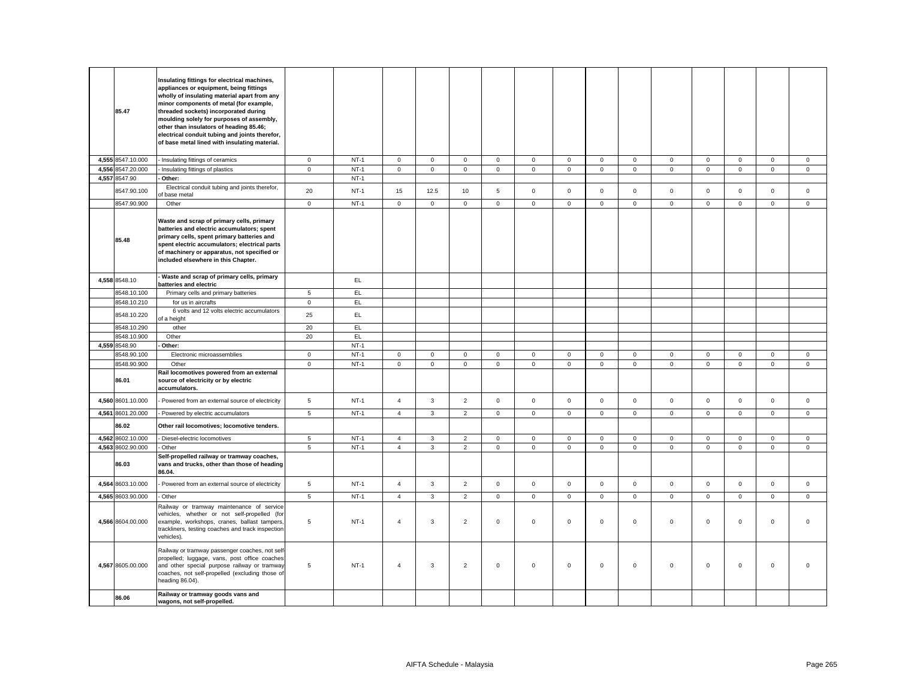| | | | | | | | | | | | | | | | | | | |
|---|---|---|---|---|---|---|---|---|---|---|---|---|---|---|---|---|---|---|
| | **85.47** | **Insulating fittings for electrical machines, appliances or equipment, being fittings wholly of insulating material apart from any minor components of metal (for example, threaded sockets) incorporated during moulding solely for purposes of assembly, other than insulators of heading 85.46; electrical conduit tubing and joints therefor, of base metal lined with insulating material.** | | | | | | | | | | | | | | | | |
| 4,555 | 8547.10.000 | - Insulating fittings of ceramics | 0 | NT-1 | 0 | 0 | 0 | 0 | 0 | 0 | 0 | 0 | 0 | 0 | 0 | 0 | 0 |
| 4,556 | 8547.20.000 | - Insulating fittings of plastics | 0 | NT-1 | 0 | 0 | 0 | 0 | 0 | 0 | 0 | 0 | 0 | 0 | 0 | 0 | 0 |
| 4,557 | 8547.90 | **- Other:** | | NT-1 | | | | | | | | | | | | | |
| | 8547.90.100 | Electrical conduit tubing and joints therefor, of base metal | 20 | NT-1 | 15 | 12.5 | 10 | 5 | 0 | 0 | 0 | 0 | 0 | 0 | 0 | 0 | 0 |
| | 8547.90.900 | Other | 0 | NT-1 | 0 | 0 | 0 | 0 | 0 | 0 | 0 | 0 | 0 | 0 | 0 | 0 | 0 |
| | **85.48** | **Waste and scrap of primary cells, primary batteries and electric accumulators; spent primary cells, spent primary batteries and spent electric accumulators; electrical parts of machinery or apparatus, not specified or included elsewhere in this Chapter.** | | | | | | | | | | | | | | | | |
| 4,558 | 8548.10 | **- Waste and scrap of primary cells, primary batteries and electric** | | EL | | | | | | | | | | | | | |
| | 8548.10.100 | Primary cells and primary batteries | 5 | EL | | | | | | | | | | | | | |
| | 8548.10.210 | for us in aircrafts | 0 | EL | | | | | | | | | | | | | |
| | 8548.10.220 | 6 volts and 12 volts electric accumulators of a height | 25 | EL | | | | | | | | | | | | | |
| | 8548.10.290 | other | 20 | EL | | | | | | | | | | | | | |
| | 8548.10.900 | Other | 20 | EL | | | | | | | | | | | | | |
| 4,559 | 8548.90 | **- Other:** | | NT-1 | | | | | | | | | | | | | |
| | 8548.90.100 | Electronic microassemblies | 0 | NT-1 | 0 | 0 | 0 | 0 | 0 | 0 | 0 | 0 | 0 | 0 | 0 | 0 | 0 |
| | 8548.90.900 | Other | 0 | NT-1 | 0 | 0 | 0 | 0 | 0 | 0 | 0 | 0 | 0 | 0 | 0 | 0 | 0 |
| | **86.01** | **Rail locomotives powered from an external source of electricity or by electric accumulators.** | | | | | | | | | | | | | | | |
| 4,560 | 8601.10.000 | - Powered from an external source of electricity | 5 | NT-1 | 4 | 3 | 2 | 0 | 0 | 0 | 0 | 0 | 0 | 0 | 0 | 0 | 0 |
| 4,561 | 8601.20.000 | - Powered by electric accumulators | 5 | NT-1 | 4 | 3 | 2 | 0 | 0 | 0 | 0 | 0 | 0 | 0 | 0 | 0 | 0 |
| | **86.02** | **Other rail locomotives; locomotive tenders.** | | | | | | | | | | | | | | | |
| 4,562 | 8602.10.000 | - Diesel-electric locomotives | 5 | NT-1 | 4 | 3 | 2 | 0 | 0 | 0 | 0 | 0 | 0 | 0 | 0 | 0 | 0 |
| 4,563 | 8602.90.000 | - Other | 5 | NT-1 | 4 | 3 | 2 | 0 | 0 | 0 | 0 | 0 | 0 | 0 | 0 | 0 | 0 |
| | **86.03** | **Self-propelled railway or tramway coaches, vans and trucks, other than those of heading 86.04.** | | | | | | | | | | | | | | | |
| 4,564 | 8603.10.000 | - Powered from an external source of electricity | 5 | NT-1 | 4 | 3 | 2 | 0 | 0 | 0 | 0 | 0 | 0 | 0 | 0 | 0 | 0 |
| 4,565 | 8603.90.000 | - Other | 5 | NT-1 | 4 | 3 | 2 | 0 | 0 | 0 | 0 | 0 | 0 | 0 | 0 | 0 | 0 |
| 4,566 | 8604.00.000 | Railway or tramway maintenance of service vehicles, whether or not self-propelled (for example, workshops, cranes, ballast tampers, trackliners, testing coaches and track inspection vehicles). | 5 | NT-1 | 4 | 3 | 2 | 0 | 0 | 0 | 0 | 0 | 0 | 0 | 0 | 0 | 0 |
| 4,567 | 8605.00.000 | Railway or tramway passenger coaches, not self-propelled; luggage, vans, post office coaches and other special purpose railway or tramway coaches, not self-propelled (excluding those of heading 86.04). | 5 | NT-1 | 4 | 3 | 2 | 0 | 0 | 0 | 0 | 0 | 0 | 0 | 0 | 0 | 0 |
| | **86.06** | **Railway or tramway goods vans and wagons, not self-propelled.** | | | | | | | | | | | | | | | |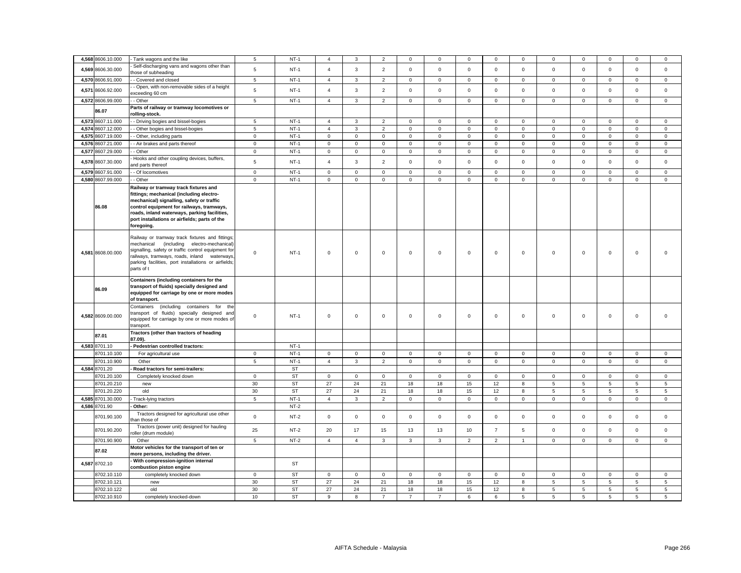| 4,568 | 8606.10.000 | - Tank wagons and the like | 5 | NT-1 | 4 | 3 | 2 | 0 | 0 | 0 | 0 | 0 | 0 | 0 | 0 | 0 | 0 |
|---|---|---|---|---|---|---|---|---|---|---|---|---|---|---|---|---|---|
| 4,569 | 8606.30.000 | - Self-discharging vans and wagons other than those of subheading | 5 | NT-1 | 4 | 3 | 2 | 0 | 0 | 0 | 0 | 0 | 0 | 0 | 0 | 0 | 0 |
| 4,570 | 8606.91.000 | - - Covered and closed | 5 | NT-1 | 4 | 3 | 2 | 0 | 0 | 0 | 0 | 0 | 0 | 0 | 0 | 0 | 0 |
| 4,571 | 8606.92.000 | - - Open, with non-removable sides of a height exceeding 60 cm | 5 | NT-1 | 4 | 3 | 2 | 0 | 0 | 0 | 0 | 0 | 0 | 0 | 0 | 0 | 0 |
| 4,572 | 8606.99.000 | - - Other | 5 | NT-1 | 4 | 3 | 2 | 0 | 0 | 0 | 0 | 0 | 0 | 0 | 0 | 0 | 0 |
| | 86.07 | **Parts of railway or tramway locomotives or rolling-stock.** | | | | | | | | | | | | | | | |
| 4,573 | 8607.11.000 | - - Driving bogies and bissel-bogies | 5 | NT-1 | 4 | 3 | 2 | 0 | 0 | 0 | 0 | 0 | 0 | 0 | 0 | 0 | 0 |
| 4,574 | 8607.12.000 | - - Other bogies and bissel-bogies | 5 | NT-1 | 4 | 3 | 2 | 0 | 0 | 0 | 0 | 0 | 0 | 0 | 0 | 0 | 0 |
| 4,575 | 8607.19.000 | - - Other, including parts | 0 | NT-1 | 0 | 0 | 0 | 0 | 0 | 0 | 0 | 0 | 0 | 0 | 0 | 0 | 0 |
| 4,576 | 8607.21.000 | - - Air brakes and parts thereof | 0 | NT-1 | 0 | 0 | 0 | 0 | 0 | 0 | 0 | 0 | 0 | 0 | 0 | 0 | 0 |
| 4,577 | 8607.29.000 | - - Other | 0 | NT-1 | 0 | 0 | 0 | 0 | 0 | 0 | 0 | 0 | 0 | 0 | 0 | 0 | 0 |
| 4,578 | 8607.30.000 | - Hooks and other coupling devices, buffers, and parts thereof | 5 | NT-1 | 4 | 3 | 2 | 0 | 0 | 0 | 0 | 0 | 0 | 0 | 0 | 0 | 0 |
| 4,579 | 8607.91.000 | - - Of locomotives | 0 | NT-1 | 0 | 0 | 0 | 0 | 0 | 0 | 0 | 0 | 0 | 0 | 0 | 0 | 0 |
| 4,580 | 8607.99.000 | - - Other | 0 | NT-1 | 0 | 0 | 0 | 0 | 0 | 0 | 0 | 0 | 0 | 0 | 0 | 0 | 0 |
| | 86.08 | **Railway or tramway track fixtures and fittings; mechanical (including electro-mechanical) signalling, safety or traffic control equipment for railways, tramways, roads, inland waterways, parking facilities, port installations or airfields; parts of the foregoing.** | | | | | | | | | | | | | | | |
| 4,581 | 8608.00.000 | Railway or tramway track fixtures and fittings; mechanical (including electro-mechanical) signalling, safety or traffic control equipment for railways, tramways, roads, inland waterways, parking facilities, port installations or airfields; parts of t | 0 | NT-1 | 0 | 0 | 0 | 0 | 0 | 0 | 0 | 0 | 0 | 0 | 0 | 0 | 0 |
| | 86.09 | **Containers (including containers for the transport of fluids) specially designed and equipped for carriage by one or more modes of transport.** | | | | | | | | | | | | | | | |
| 4,582 | 8609.00.000 | Containers (including containers for the transport of fluids) specially designed and equipped for carriage by one or more modes of transport. | 0 | NT-1 | 0 | 0 | 0 | 0 | 0 | 0 | 0 | 0 | 0 | 0 | 0 | 0 | 0 |
| | 87.01 | **Tractors (other than tractors of heading 87.09).** | | | | | | | | | | | | | | | |
| 4,583 | 8701.10 | **- Pedestrian controlled tractors:** | | NT-1 | | | | | | | | | | | | | |
| | 8701.10.100 | For agricultural use | 0 | NT-1 | 0 | 0 | 0 | 0 | 0 | 0 | 0 | 0 | 0 | 0 | 0 | 0 | 0 |
| | 8701.10.900 | Other | 5 | NT-1 | 4 | 3 | 2 | 0 | 0 | 0 | 0 | 0 | 0 | 0 | 0 | 0 | 0 |
| 4,584 | 8701.20 | **- Road tractors for semi-trailers:** | | ST | | | | | | | | | | | | | |
| | 8701.20.100 | Completely knocked down | 0 | ST | 0 | 0 | 0 | 0 | 0 | 0 | 0 | 0 | 0 | 0 | 0 | 0 | 0 |
| | 8701.20.210 | new | 30 | ST | 27 | 24 | 21 | 18 | 18 | 15 | 12 | 8 | 5 | 5 | 5 | 5 | 5 |
| | 8701.20.220 | old | 30 | ST | 27 | 24 | 21 | 18 | 18 | 15 | 12 | 8 | 5 | 5 | 5 | 5 | 5 |
| 4,585 | 8701.30.000 | - Track-laying tractors | 5 | NT-1 | 4 | 3 | 2 | 0 | 0 | 0 | 0 | 0 | 0 | 0 | 0 | 0 | 0 |
| 4,586 | 8701.90 | **- Other:** | | NT-2 | | | | | | | | | | | | | |
| | 8701.90.100 | Tractors designed for agricultural use other than those of | 0 | NT-2 | 0 | 0 | 0 | 0 | 0 | 0 | 0 | 0 | 0 | 0 | 0 | 0 | 0 |
| | 8701.90.200 | Tractors (power unit) designed for hauling roller (drum module) | 25 | NT-2 | 20 | 17 | 15 | 13 | 13 | 10 | 7 | 5 | 0 | 0 | 0 | 0 | 0 |
| | 8701.90.900 | Other | 5 | NT-2 | 4 | 4 | 3 | 3 | 3 | 2 | 2 | 1 | 0 | 0 | 0 | 0 | 0 |
| | 87.02 | **Motor vehicles for the transport of ten or more persons, including the driver.** | | | | | | | | | | | | | | | |
| 4,587 | 8702.10 | **- With compression-ignition internal combustion piston engine** | | ST | | | | | | | | | | | | | |
| | 8702.10.110 | completely knocked down | 0 | ST | 0 | 0 | 0 | 0 | 0 | 0 | 0 | 0 | 0 | 0 | 0 | 0 | 0 |
| | 8702.10.121 | new | 30 | ST | 27 | 24 | 21 | 18 | 18 | 15 | 12 | 8 | 5 | 5 | 5 | 5 | 5 |
| | 8702.10.122 | old | 30 | ST | 27 | 24 | 21 | 18 | 18 | 15 | 12 | 8 | 5 | 5 | 5 | 5 | 5 |
| | 8702.10.910 | completely knocked-down | 10 | ST | 9 | 8 | 7 | 7 | 7 | 6 | 6 | 5 | 5 | 5 | 5 | 5 | 5 |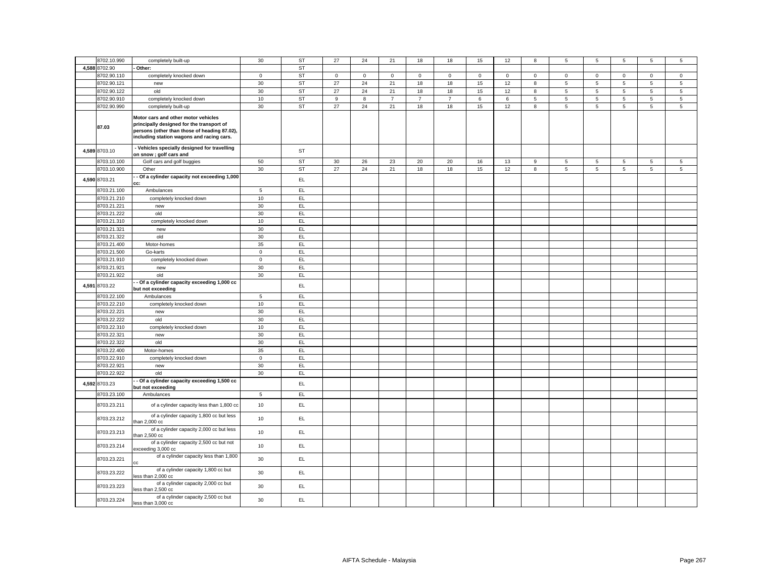| | | | | | | | | | | | | | | | | | |
|---|---|---|---|---|---|---|---|---|---|---|---|---|---|---|---|---|---|
| | 8702.10.990 | completely built-up | 30 | ST | 27 | 24 | 21 | 18 | 18 | 15 | 12 | 8 | 5 | 5 | 5 | 5 | 5 |
| 4,588 | 8702.90 | **- Other:** | | ST | | | | | | | | | | | | | |
| | 8702.90.110 | completely knocked down | 0 | ST | 0 | 0 | 0 | 0 | 0 | 0 | 0 | 0 | 0 | 0 | 0 | 0 | 0 |
| | 8702.90.121 | new | 30 | ST | 27 | 24 | 21 | 18 | 18 | 15 | 12 | 8 | 5 | 5 | 5 | 5 | 5 |
| | 8702.90.122 | old | 30 | ST | 27 | 24 | 21 | 18 | 18 | 15 | 12 | 8 | 5 | 5 | 5 | 5 | 5 |
| | 8702.90.910 | completely knocked down | 10 | ST | 9 | 8 | 7 | 7 | 7 | 6 | 6 | 5 | 5 | 5 | 5 | 5 | 5 |
| | 8702.90.990 | completely built-up | 30 | ST | 27 | 24 | 21 | 18 | 18 | 15 | 12 | 8 | 5 | 5 | 5 | 5 | 5 |
| | **87.03** | **Motor cars and other motor vehicles principally designed for the transport of persons (other than those of heading 87.02), including station wagons and racing cars.** | | | | | | | | | | | | | | | |
| 4,589 | 8703.10 | **- Vehicles specially designed for travelling on snow ; golf cars and** | | ST | | | | | | | | | | | | | |
| | 8703.10.100 | Golf cars and golf buggies | 50 | ST | 30 | 26 | 23 | 20 | 20 | 16 | 13 | 9 | 5 | 5 | 5 | 5 | 5 |
| | 8703.10.900 | Other | 30 | ST | 27 | 24 | 21 | 18 | 18 | 15 | 12 | 8 | 5 | 5 | 5 | 5 | 5 |
| 4,590 | 8703.21 | **- - Of a cylinder capacity not exceeding 1,000 cc:** | | EL | | | | | | | | | | | | | |
| | 8703.21.100 | Ambulances | 5 | EL | | | | | | | | | | | | | |
| | 8703.21.210 | completely knocked down | 10 | EL | | | | | | | | | | | | | |
| | 8703.21.221 | new | 30 | EL | | | | | | | | | | | | | |
| | 8703.21.222 | old | 30 | EL | | | | | | | | | | | | | |
| | 8703.21.310 | completely knocked down | 10 | EL | | | | | | | | | | | | | |
| | 8703.21.321 | new | 30 | EL | | | | | | | | | | | | | |
| | 8703.21.322 | old | 30 | EL | | | | | | | | | | | | | |
| | 8703.21.400 | Motor-homes | 35 | EL | | | | | | | | | | | | | |
| | 8703.21.500 | Go-karts | 0 | EL | | | | | | | | | | | | | |
| | 8703.21.910 | completely knocked down | 0 | EL | | | | | | | | | | | | | |
| | 8703.21.921 | new | 30 | EL | | | | | | | | | | | | | |
| | 8703.21.922 | old | 30 | EL | | | | | | | | | | | | | |
| 4,591 | 8703.22 | **- - Of a cylinder capacity exceeding 1,000 cc but not exceeding** | | EL | | | | | | | | | | | | | |
| | 8703.22.100 | Ambulances | 5 | EL | | | | | | | | | | | | | |
| | 8703.22.210 | completely knocked down | 10 | EL | | | | | | | | | | | | | |
| | 8703.22.221 | new | 30 | EL | | | | | | | | | | | | | |
| | 8703.22.222 | old | 30 | EL | | | | | | | | | | | | | |
| | 8703.22.310 | completely knocked down | 10 | EL | | | | | | | | | | | | | |
| | 8703.22.321 | new | 30 | EL | | | | | | | | | | | | | |
| | 8703.22.322 | old | 30 | EL | | | | | | | | | | | | | |
| | 8703.22.400 | Motor-homes | 35 | EL | | | | | | | | | | | | | |
| | 8703.22.910 | completely knocked down | 0 | EL | | | | | | | | | | | | | |
| | 8703.22.921 | new | 30 | EL | | | | | | | | | | | | | |
| | 8703.22.922 | old | 30 | EL | | | | | | | | | | | | | |
| 4,592 | 8703.23 | **- - Of a cylinder capacity exceeding 1,500 cc but not exceeding** | | EL | | | | | | | | | | | | | |
| | 8703.23.100 | Ambulances | 5 | EL | | | | | | | | | | | | | |
| | 8703.23.211 | of a cylinder capacity less than 1,800 cc | 10 | EL | | | | | | | | | | | | | |
| | 8703.23.212 | of a cylinder capacity 1,800 cc but less than 2,000 cc | 10 | EL | | | | | | | | | | | | | |
| | 8703.23.213 | of a cylinder capacity 2,000 cc but less than 2,500 cc | 10 | EL | | | | | | | | | | | | | |
| | 8703.23.214 | of a cylinder capacity 2,500 cc but not exceeding 3,000 cc | 10 | EL | | | | | | | | | | | | | |
| | 8703.23.221 | of a cylinder capacity less than 1,800 cc | 30 | EL | | | | | | | | | | | | | |
| | 8703.23.222 | of a cylinder capacity 1,800 cc but less than 2,000 cc | 30 | EL | | | | | | | | | | | | | |
| | 8703.23.223 | of a cylinder capacity 2,000 cc but less than 2,500 cc | 30 | EL | | | | | | | | | | | | | |
| | 8703.23.224 | of a cylinder capacity 2,500 cc but less than 3,000 cc | 30 | EL | | | | | | | | | | | | | |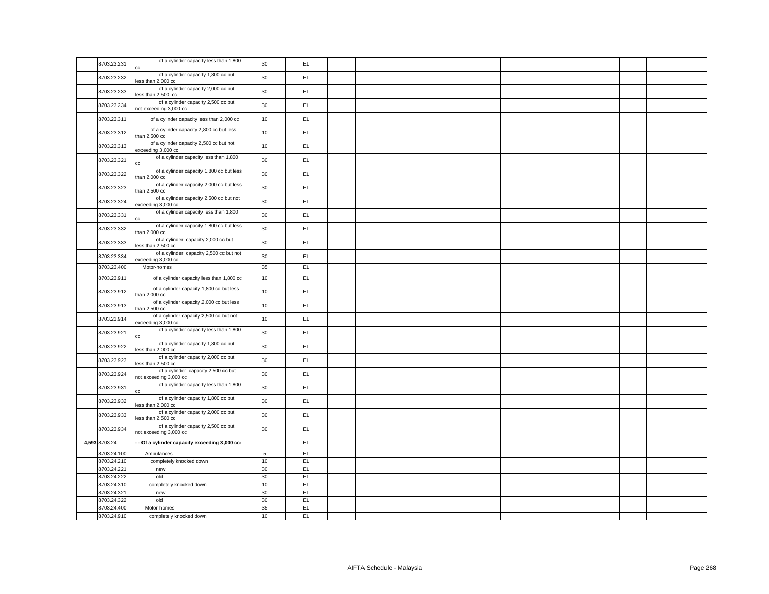| | 8703.23.231 | of a cylinder capacity less than 1,800 cc | 30 | EL | | | | | | | | | | | | | |
|---|---|---|---|---|---|---|---|---|---|---|---|---|---|---|---|---|---|
| | 8703.23.232 | of a cylinder capacity 1,800 cc but less than 2,000 cc | 30 | EL | | | | | | | | | | | | | |
| | 8703.23.233 | of a cylinder capacity 2,000 cc but less than 2,500 cc | 30 | EL | | | | | | | | | | | | | |
| | 8703.23.234 | of a cylinder capacity 2,500 cc but not exceeding 3,000 cc | 30 | EL | | | | | | | | | | | | | |
| | 8703.23.311 | of a cylinder capacity less than 2,000 cc | 10 | EL | | | | | | | | | | | | | |
| | 8703.23.312 | of a cylinder capacity 2,800 cc but less than 2,500 cc | 10 | EL | | | | | | | | | | | | | |
| | 8703.23.313 | of a cylinder capacity 2,500 cc but not exceeding 3,000 cc | 10 | EL | | | | | | | | | | | | | |
| | 8703.23.321 | of a cylinder capacity less than 1,800 cc | 30 | EL | | | | | | | | | | | | | |
| | 8703.23.322 | of a cylinder capacity 1,800 cc but less than 2,000 cc | 30 | EL | | | | | | | | | | | | | |
| | 8703.23.323 | of a cylinder capacity 2,000 cc but less than 2,500 cc | 30 | EL | | | | | | | | | | | | | |
| | 8703.23.324 | of a cylinder capacity 2,500 cc but not exceeding 3,000 cc | 30 | EL | | | | | | | | | | | | | |
| | 8703.23.331 | of a cylinder capacity less than 1,800 cc | 30 | EL | | | | | | | | | | | | | |
| | 8703.23.332 | of a cylinder capacity 1,800 cc but less than 2,000 cc | 30 | EL | | | | | | | | | | | | | |
| | 8703.23.333 | of a cylinder capacity 2,000 cc but less than 2,500 cc | 30 | EL | | | | | | | | | | | | | |
| | 8703.23.334 | of a cylinder capacity 2,500 cc but not exceeding 3,000 cc | 30 | EL | | | | | | | | | | | | | |
| | 8703.23.400 | Motor-homes | 35 | EL | | | | | | | | | | | | | |
| | 8703.23.911 | of a cylinder capacity less than 1,800 cc | 10 | EL | | | | | | | | | | | | | |
| | 8703.23.912 | of a cylinder capacity 1,800 cc but less than 2,000 cc | 10 | EL | | | | | | | | | | | | | |
| | 8703.23.913 | of a cylinder capacity 2,000 cc but less than 2,500 cc | 10 | EL | | | | | | | | | | | | | |
| | 8703.23.914 | of a cylinder capacity 2,500 cc but not exceeding 3,000 cc | 10 | EL | | | | | | | | | | | | | |
| | 8703.23.921 | of a cylinder capacity less than 1,800 cc | 30 | EL | | | | | | | | | | | | | |
| | 8703.23.922 | of a cylinder capacity 1,800 cc but less than 2,000 cc | 30 | EL | | | | | | | | | | | | | |
| | 8703.23.923 | of a cylinder capacity 2,000 cc but less than 2,500 cc | 30 | EL | | | | | | | | | | | | | |
| | 8703.23.924 | of a cylinder capacity 2,500 cc but not exceeding 3,000 cc | 30 | EL | | | | | | | | | | | | | |
| | 8703.23.931 | of a cylinder capacity less than 1,800 cc | 30 | EL | | | | | | | | | | | | | |
| | 8703.23.932 | of a cylinder capacity 1,800 cc but less than 2,000 cc | 30 | EL | | | | | | | | | | | | | |
| | 8703.23.933 | of a cylinder capacity 2,000 cc but less than 2,500 cc | 30 | EL | | | | | | | | | | | | | |
| | 8703.23.934 | of a cylinder capacity 2,500 cc but not exceeding 3,000 cc | 30 | EL | | | | | | | | | | | | | |
| **4,593** | 8703.24 | **- - Of a cylinder capacity exceeding 3,000 cc:** | | EL | | | | | | | | | | | | | |
| | 8703.24.100 | Ambulances | 5 | EL | | | | | | | | | | | | | |
| | 8703.24.210 | completely knocked down | 10 | EL | | | | | | | | | | | | | |
| | 8703.24.221 | new | 30 | EL | | | | | | | | | | | | | |
| | 8703.24.222 | old | 30 | EL | | | | | | | | | | | | | |
| | 8703.24.310 | completely knocked down | 10 | EL | | | | | | | | | | | | | |
| | 8703.24.321 | new | 30 | EL | | | | | | | | | | | | | |
| | 8703.24.322 | old | 30 | EL | | | | | | | | | | | | | |
| | 8703.24.400 | Motor-homes | 35 | EL | | | | | | | | | | | | | |
| | 8703.24.910 | completely knocked down | 10 | EL | | | | | | | | | | | | | |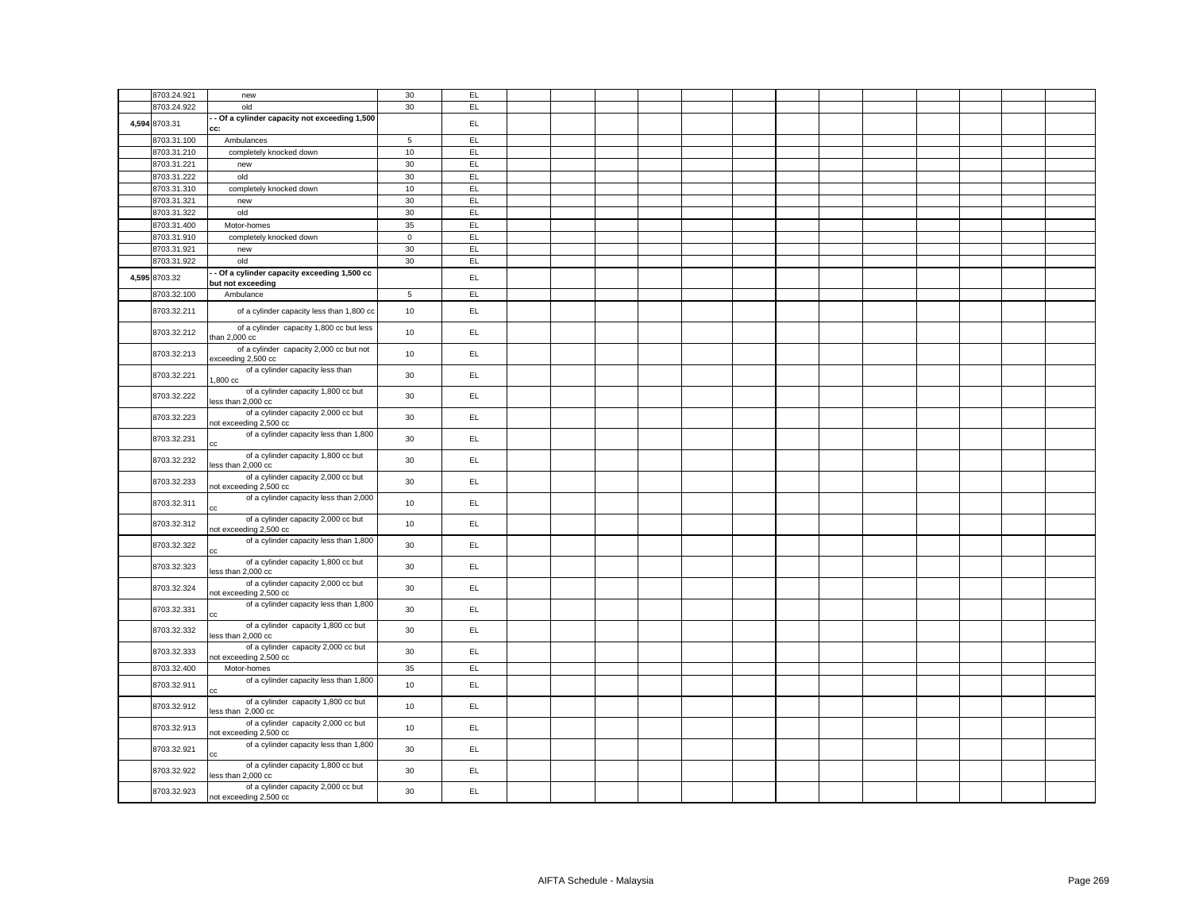| | | | | | | | | | | | | | | | | | | |
|---|---|---|---|---|---|---|---|---|---|---|---|---|---|---|---|---|---|---|
| | 8703.24.921 | new | 30 | EL | | | | | | | | | | | | | | |
| | 8703.24.922 | old | 30 | EL | | | | | | | | | | | | | | |
| 4,594 | 8703.31 | **- - Of a cylinder capacity not exceeding 1,500 cc:** | | EL | | | | | | | | | | | | | | |
| | 8703.31.100 | Ambulances | 5 | EL | | | | | | | | | | | | | | |
| | 8703.31.210 | completely knocked down | 10 | EL | | | | | | | | | | | | | | |
| | 8703.31.221 | new | 30 | EL | | | | | | | | | | | | | | |
| | 8703.31.222 | old | 30 | EL | | | | | | | | | | | | | | |
| | 8703.31.310 | completely knocked down | 10 | EL | | | | | | | | | | | | | | |
| | 8703.31.321 | new | 30 | EL | | | | | | | | | | | | | | |
| | 8703.31.322 | old | 30 | EL | | | | | | | | | | | | | | |
| | 8703.31.400 | Motor-homes | 35 | EL | | | | | | | | | | | | | | |
| | 8703.31.910 | completely knocked down | 0 | EL | | | | | | | | | | | | | | |
| | 8703.31.921 | new | 30 | EL | | | | | | | | | | | | | | |
| | 8703.31.922 | old | 30 | EL | | | | | | | | | | | | | | |
| 4,595 | 8703.32 | **- - Of a cylinder capacity exceeding 1,500 cc but not exceeding** | | EL | | | | | | | | | | | | | | |
| | 8703.32.100 | Ambulance | 5 | EL | | | | | | | | | | | | | | |
| | 8703.32.211 | of a cylinder capacity less than 1,800 cc | 10 | EL | | | | | | | | | | | | | | |
| | 8703.32.212 | of a cylinder capacity 1,800 cc but less than 2,000 cc | 10 | EL | | | | | | | | | | | | | | |
| | 8703.32.213 | of a cylinder capacity 2,000 cc but not exceeding 2,500 cc | 10 | EL | | | | | | | | | | | | | | |
| | 8703.32.221 | of a cylinder capacity less than 1,800 cc | 30 | EL | | | | | | | | | | | | | | |
| | 8703.32.222 | of a cylinder capacity 1,800 cc but less than 2,000 cc | 30 | EL | | | | | | | | | | | | | | |
| | 8703.32.223 | of a cylinder capacity 2,000 cc but not exceeding 2,500 cc | 30 | EL | | | | | | | | | | | | | | |
| | 8703.32.231 | of a cylinder capacity less than 1,800 cc | 30 | EL | | | | | | | | | | | | | | |
| | 8703.32.232 | of a cylinder capacity 1,800 cc but less than 2,000 cc | 30 | EL | | | | | | | | | | | | | | |
| | 8703.32.233 | of a cylinder capacity 2,000 cc but not exceeding 2,500 cc | 30 | EL | | | | | | | | | | | | | | |
| | 8703.32.311 | of a cylinder capacity less than 2,000 cc | 10 | EL | | | | | | | | | | | | | | |
| | 8703.32.312 | of a cylinder capacity 2,000 cc but not exceeding 2,500 cc | 10 | EL | | | | | | | | | | | | | | |
| | 8703.32.322 | of a cylinder capacity less than 1,800 cc | 30 | EL | | | | | | | | | | | | | | |
| | 8703.32.323 | of a cylinder capacity 1,800 cc but less than 2,000 cc | 30 | EL | | | | | | | | | | | | | | |
| | 8703.32.324 | of a cylinder capacity 2,000 cc but not exceeding 2,500 cc | 30 | EL | | | | | | | | | | | | | | |
| | 8703.32.331 | of a cylinder capacity less than 1,800 cc | 30 | EL | | | | | | | | | | | | | | |
| | 8703.32.332 | of a cylinder capacity 1,800 cc but less than 2,000 cc | 30 | EL | | | | | | | | | | | | | | |
| | 8703.32.333 | of a cylinder capacity 2,000 cc but not exceeding 2,500 cc | 30 | EL | | | | | | | | | | | | | | |
| | 8703.32.400 | Motor-homes | 35 | EL | | | | | | | | | | | | | | |
| | 8703.32.911 | of a cylinder capacity less than 1,800 cc | 10 | EL | | | | | | | | | | | | | | |
| | 8703.32.912 | of a cylinder capacity 1,800 cc but less than 2,000 cc | 10 | EL | | | | | | | | | | | | | | |
| | 8703.32.913 | of a cylinder capacity 2,000 cc but not exceeding 2,500 cc | 10 | EL | | | | | | | | | | | | | | |
| | 8703.32.921 | of a cylinder capacity less than 1,800 cc | 30 | EL | | | | | | | | | | | | | | |
| | 8703.32.922 | of a cylinder capacity 1,800 cc but less than 2,000 cc | 30 | EL | | | | | | | | | | | | | | |
| | 8703.32.923 | of a cylinder capacity 2,000 cc but not exceeding 2,500 cc | 30 | EL | | | | | | | | | | | | | | |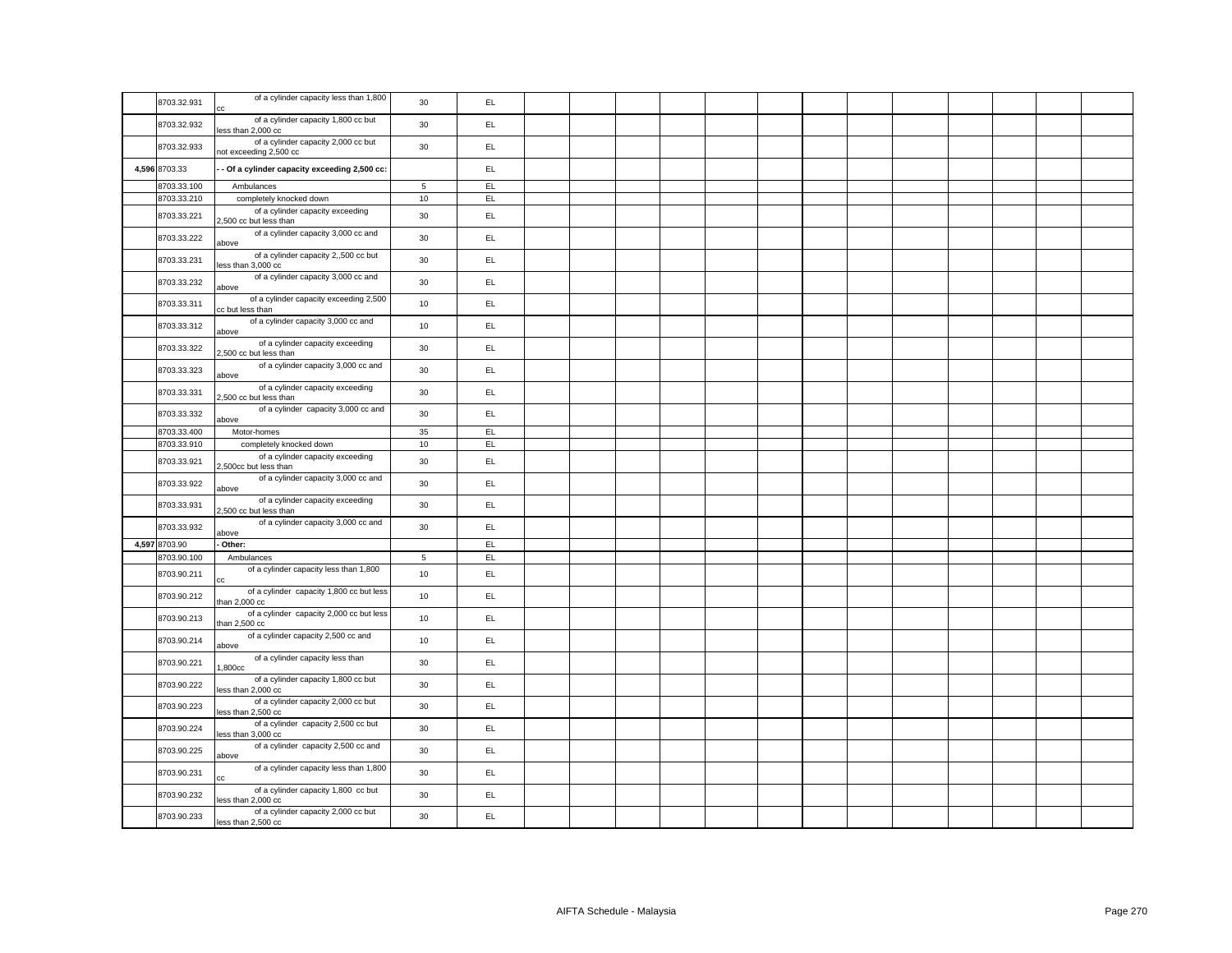| | 8703.32.931 | of a cylinder capacity less than 1,800 cc | 30 | EL | | | | | | | | | | | | | |
|---|---|---|---|---|---|---|---|---|---|---|---|---|---|---|---|---|---|
| | 8703.32.932 | of a cylinder capacity 1,800 cc but less than 2,000 cc | 30 | EL | | | | | | | | | | | | | |
| | 8703.32.933 | of a cylinder capacity 2,000 cc but not exceeding 2,500 cc | 30 | EL | | | | | | | | | | | | | |
| 4,596 | 8703.33 | **- - Of a cylinder capacity exceeding 2,500 cc:** | | EL | | | | | | | | | | | | | |
| | 8703.33.100 | Ambulances | 5 | EL | | | | | | | | | | | | | |
| | 8703.33.210 | completely knocked down | 10 | EL | | | | | | | | | | | | | |
| | 8703.33.221 | of a cylinder capacity exceeding 2,500 cc but less than | 30 | EL | | | | | | | | | | | | | |
| | 8703.33.222 | of a cylinder capacity 3,000 cc and above | 30 | EL | | | | | | | | | | | | | |
| | 8703.33.231 | of a cylinder capacity 2,,500 cc but less than 3,000 cc | 30 | EL | | | | | | | | | | | | | |
| | 8703.33.232 | of a cylinder capacity 3,000 cc and above | 30 | EL | | | | | | | | | | | | | |
| | 8703.33.311 | of a cylinder capacity exceeding 2,500 cc but less than | 10 | EL | | | | | | | | | | | | | |
| | 8703.33.312 | of a cylinder capacity 3,000 cc and above | 10 | EL | | | | | | | | | | | | | |
| | 8703.33.322 | of a cylinder capacity exceeding 2,500 cc but less than | 30 | EL | | | | | | | | | | | | | |
| | 8703.33.323 | of a cylinder capacity 3,000 cc and above | 30 | EL | | | | | | | | | | | | | |
| | 8703.33.331 | of a cylinder capacity exceeding 2,500 cc but less than | 30 | EL | | | | | | | | | | | | | |
| | 8703.33.332 | of a cylinder capacity 3,000 cc and above | 30 | EL | | | | | | | | | | | | | |
| | 8703.33.400 | Motor-homes | 35 | EL | | | | | | | | | | | | | |
| | 8703.33.910 | completely knocked down | 10 | EL | | | | | | | | | | | | | |
| | 8703.33.921 | of a cylinder capacity exceeding 2,500cc but less than | 30 | EL | | | | | | | | | | | | | |
| | 8703.33.922 | of a cylinder capacity 3,000 cc and above | 30 | EL | | | | | | | | | | | | | |
| | 8703.33.931 | of a cylinder capacity exceeding 2,500 cc but less than | 30 | EL | | | | | | | | | | | | | |
| | 8703.33.932 | of a cylinder capacity 3,000 cc and above | 30 | EL | | | | | | | | | | | | | |
| 4,597 | 8703.90 | **- Other:** | | EL | | | | | | | | | | | | | |
| | 8703.90.100 | Ambulances | 5 | EL | | | | | | | | | | | | | |
| | 8703.90.211 | of a cylinder capacity less than 1,800 cc | 10 | EL | | | | | | | | | | | | | |
| | 8703.90.212 | of a cylinder capacity 1,800 cc but less than 2,000 cc | 10 | EL | | | | | | | | | | | | | |
| | 8703.90.213 | of a cylinder capacity 2,000 cc but less than 2,500 cc | 10 | EL | | | | | | | | | | | | | |
| | 8703.90.214 | of a cylinder capacity 2,500 cc and above | 10 | EL | | | | | | | | | | | | | |
| | 8703.90.221 | of a cylinder capacity less than 1,800cc | 30 | EL | | | | | | | | | | | | | |
| | 8703.90.222 | of a cylinder capacity 1,800 cc but less than 2,000 cc | 30 | EL | | | | | | | | | | | | | |
| | 8703.90.223 | of a cylinder capacity 2,000 cc but less than 2,500 cc | 30 | EL | | | | | | | | | | | | | |
| | 8703.90.224 | of a cylinder capacity 2,500 cc but less than 3,000 cc | 30 | EL | | | | | | | | | | | | | |
| | 8703.90.225 | of a cylinder capacity 2,500 cc and above | 30 | EL | | | | | | | | | | | | | |
| | 8703.90.231 | of a cylinder capacity less than 1,800 cc | 30 | EL | | | | | | | | | | | | | |
| | 8703.90.232 | of a cylinder capacity 1,800 cc but less than 2,000 cc | 30 | EL | | | | | | | | | | | | | |
| | 8703.90.233 | of a cylinder capacity 2,000 cc but less than 2,500 cc | 30 | EL | | | | | | | | | | | | | |

AIFTA Schedule - Malaysia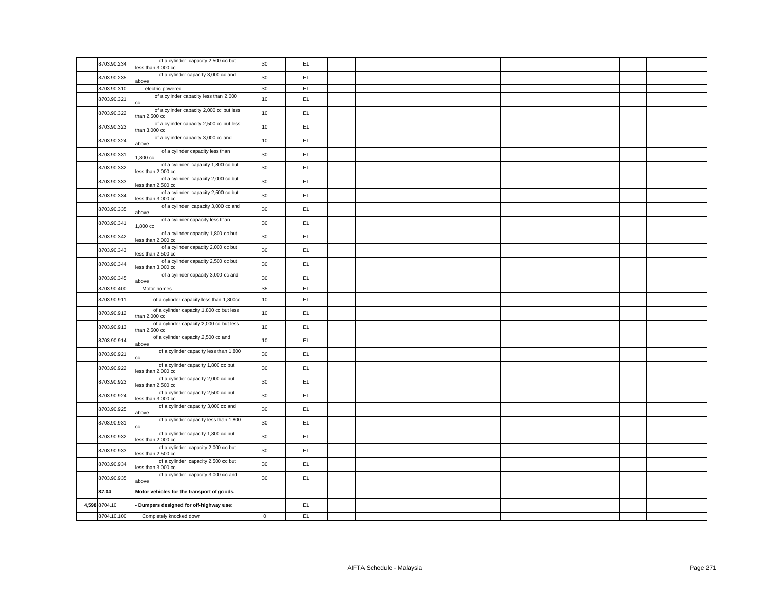| | | | | | | | | | | | | | | | | | |
|---|---|---|---|---|---|---|---|---|---|---|---|---|---|---|---|---|---|
| | 8703.90.234 | of a cylinder capacity 2,500 cc but less than 3,000 cc | 30 | EL | | | | | | | | | | | | | |
| | 8703.90.235 | of a cylinder capacity 3,000 cc and above | 30 | EL | | | | | | | | | | | | | |
| | 8703.90.310 | electric-powered | 30 | EL | | | | | | | | | | | | | |
| | 8703.90.321 | of a cylinder capacity less than 2,000 cc | 10 | EL | | | | | | | | | | | | | |
| | 8703.90.322 | of a cylinder capacity 2,000 cc but less than 2,500 cc | 10 | EL | | | | | | | | | | | | | |
| | 8703.90.323 | of a cylinder capacity 2,500 cc but less than 3,000 cc | 10 | EL | | | | | | | | | | | | | |
| | 8703.90.324 | of a cylinder capacity 3,000 cc and above | 10 | EL | | | | | | | | | | | | | |
| | 8703.90.331 | of a cylinder capacity less than 1,800 cc | 30 | EL | | | | | | | | | | | | | |
| | 8703.90.332 | of a cylinder capacity 1,800 cc but less than 2,000 cc | 30 | EL | | | | | | | | | | | | | |
| | 8703.90.333 | of a cylinder capacity 2,000 cc but less than 2,500 cc | 30 | EL | | | | | | | | | | | | | |
| | 8703.90.334 | of a cylinder capacity 2,500 cc but less than 3,000 cc | 30 | EL | | | | | | | | | | | | | |
| | 8703.90.335 | of a cylinder capacity 3,000 cc and above | 30 | EL | | | | | | | | | | | | | |
| | 8703.90.341 | of a cylinder capacity less than 1,800 cc | 30 | EL | | | | | | | | | | | | | |
| | 8703.90.342 | of a cylinder capacity 1,800 cc but less than 2,000 cc | 30 | EL | | | | | | | | | | | | | |
| | 8703.90.343 | of a cylinder capacity 2,000 cc but less than 2,500 cc | 30 | EL | | | | | | | | | | | | | |
| | 8703.90.344 | of a cylinder capacity 2,500 cc but less than 3,000 cc | 30 | EL | | | | | | | | | | | | | |
| | 8703.90.345 | of a cylinder capacity 3,000 cc and above | 30 | EL | | | | | | | | | | | | | |
| | 8703.90.400 | Motor-homes | 35 | EL | | | | | | | | | | | | | |
| | 8703.90.911 | of a cylinder capacity less than 1,800cc | 10 | EL | | | | | | | | | | | | | |
| | 8703.90.912 | of a cylinder capacity 1,800 cc but less than 2,000 cc | 10 | EL | | | | | | | | | | | | | |
| | 8703.90.913 | of a cylinder capacity 2,000 cc but less than 2,500 cc | 10 | EL | | | | | | | | | | | | | |
| | 8703.90.914 | of a cylinder capacity 2,500 cc and above | 10 | EL | | | | | | | | | | | | | |
| | 8703.90.921 | of a cylinder capacity less than 1,800 cc | 30 | EL | | | | | | | | | | | | | |
| | 8703.90.922 | of a cylinder capacity 1,800 cc but less than 2,000 cc | 30 | EL | | | | | | | | | | | | | |
| | 8703.90.923 | of a cylinder capacity 2,000 cc but less than 2,500 cc | 30 | EL | | | | | | | | | | | | | |
| | 8703.90.924 | of a cylinder capacity 2,500 cc but less than 3,000 cc | 30 | EL | | | | | | | | | | | | | |
| | 8703.90.925 | of a cylinder capacity 3,000 cc and above | 30 | EL | | | | | | | | | | | | | |
| | 8703.90.931 | of a cylinder capacity less than 1,800 cc | 30 | EL | | | | | | | | | | | | | |
| | 8703.90.932 | of a cylinder capacity 1,800 cc but less than 2,000 cc | 30 | EL | | | | | | | | | | | | | |
| | 8703.90.933 | of a cylinder capacity 2,000 cc but less than 2,500 cc | 30 | EL | | | | | | | | | | | | | |
| | 8703.90.934 | of a cylinder capacity 2,500 cc but less than 3,000 cc | 30 | EL | | | | | | | | | | | | | |
| | 8703.90.935 | of a cylinder capacity 3,000 cc and above | 30 | EL | | | | | | | | | | | | | |
| | **87.04** | **Motor vehicles for the transport of goods.** | | | | | | | | | | | | | | | |
| **4,598** | 8704.10 | **- Dumpers designed for off-highway use:** | | EL | | | | | | | | | | | | | |
| | 8704.10.100 | Completely knocked down | 0 | EL | | | | | | | | | | | | | |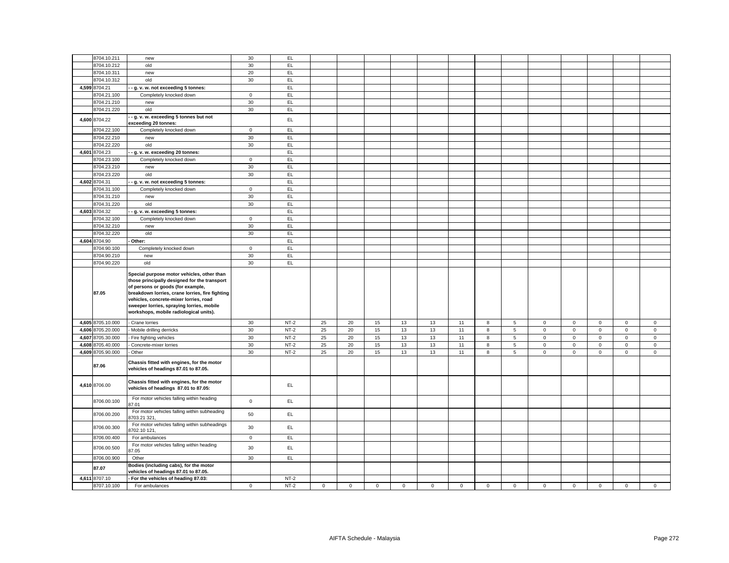|  |  |  |  |  |  |  |  |  |  |  |  |  |  |  |  |  |  |  |
|---|---|---|---|---|---|---|---|---|---|---|---|---|---|---|---|---|---|---|
|  | 8704.10.211 | new | 30 | EL |  |  |  |  |  |  |  |  |  |  |  |  |  |  |
|  | 8704.10.212 | old | 30 | EL |  |  |  |  |  |  |  |  |  |  |  |  |  |  |
|  | 8704.10.311 | new | 20 | EL |  |  |  |  |  |  |  |  |  |  |  |  |  |  |
|  | 8704.10.312 | old | 30 | EL |  |  |  |  |  |  |  |  |  |  |  |  |  |  |
| 4,599 | 8704.21 | **- - g. v. w. not exceeding 5 tonnes:** |  | EL |  |  |  |  |  |  |  |  |  |  |  |  |  |  |
|  | 8704.21.100 | Completely knocked down | 0 | EL |  |  |  |  |  |  |  |  |  |  |  |  |  |  |
|  | 8704.21.210 | new | 30 | EL |  |  |  |  |  |  |  |  |  |  |  |  |  |  |
|  | 8704.21.220 | old | 30 | EL |  |  |  |  |  |  |  |  |  |  |  |  |  |  |
| 4,600 | 8704.22 | **- - g. v. w. exceeding 5 tonnes but not exceeding 20 tonnes:** |  | EL |  |  |  |  |  |  |  |  |  |  |  |  |  |  |
|  | 8704.22.100 | Completely knocked down | 0 | EL |  |  |  |  |  |  |  |  |  |  |  |  |  |  |
|  | 8704.22.210 | new | 30 | EL |  |  |  |  |  |  |  |  |  |  |  |  |  |  |
|  | 8704.22.220 | old | 30 | EL |  |  |  |  |  |  |  |  |  |  |  |  |  |  |
| 4,601 | 8704.23 | **- - g. v. w. exceeding 20 tonnes:** |  | EL |  |  |  |  |  |  |  |  |  |  |  |  |  |  |
|  | 8704.23.100 | Completely knocked down | 0 | EL |  |  |  |  |  |  |  |  |  |  |  |  |  |  |
|  | 8704.23.210 | new | 30 | EL |  |  |  |  |  |  |  |  |  |  |  |  |  |  |
|  | 8704.23.220 | old | 30 | EL |  |  |  |  |  |  |  |  |  |  |  |  |  |  |
| 4,602 | 8704.31 | **- - g. v. w. not exceeding 5 tonnes:** |  | EL |  |  |  |  |  |  |  |  |  |  |  |  |  |  |
|  | 8704.31.100 | Completely knocked down | 0 | EL |  |  |  |  |  |  |  |  |  |  |  |  |  |  |
|  | 8704.31.210 | new | 30 | EL |  |  |  |  |  |  |  |  |  |  |  |  |  |  |
|  | 8704.31.220 | old | 30 | EL |  |  |  |  |  |  |  |  |  |  |  |  |  |  |
| 4,603 | 8704.32 | **- - g. v. w. exceeding 5 tonnes:** |  | EL |  |  |  |  |  |  |  |  |  |  |  |  |  |  |
|  | 8704.32.100 | Completely knocked down | 0 | EL |  |  |  |  |  |  |  |  |  |  |  |  |  |  |
|  | 8704.32.210 | new | 30 | EL |  |  |  |  |  |  |  |  |  |  |  |  |  |  |
|  | 8704.32.220 | old | 30 | EL |  |  |  |  |  |  |  |  |  |  |  |  |  |  |
| 4,604 | 8704.90 | **- Other:** |  | EL |  |  |  |  |  |  |  |  |  |  |  |  |  |  |
|  | 8704.90.100 | Completely knocked down | 0 | EL |  |  |  |  |  |  |  |  |  |  |  |  |  |  |
|  | 8704.90.210 | new | 30 | EL |  |  |  |  |  |  |  |  |  |  |  |  |  |  |
|  | 8704.90.220 | old | 30 | EL |  |  |  |  |  |  |  |  |  |  |  |  |  |  |
|  | **87.05** | **Special purpose motor vehicles, other than those principally designed for the transport of persons or goods (for example, breakdown lorries, crane lorries, fire fighting vehicles, concrete-mixer lorries, road sweeper lorries, spraying lorries, mobile workshops, mobile radiological units).** |  |  |  |  |  |  |  |  |  |  |  |  |  |  |  |  |
| 4,605 | 8705.10.000 | - Crane lorries | 30 | NT-2 | 25 | 20 | 15 | 13 | 13 | 11 | 8 | 5 | 0 | 0 | 0 | 0 | 0 |
| 4,606 | 8705.20.000 | - Mobile drilling derricks | 30 | NT-2 | 25 | 20 | 15 | 13 | 13 | 11 | 8 | 5 | 0 | 0 | 0 | 0 | 0 |
| 4,607 | 8705.30.000 | - Fire fighting vehicles | 30 | NT-2 | 25 | 20 | 15 | 13 | 13 | 11 | 8 | 5 | 0 | 0 | 0 | 0 | 0 |
| 4,608 | 8705.40.000 | - Concrete-mixer lorries | 30 | NT-2 | 25 | 20 | 15 | 13 | 13 | 11 | 8 | 5 | 0 | 0 | 0 | 0 | 0 |
| 4,609 | 8705.90.000 | - Other | 30 | NT-2 | 25 | 20 | 15 | 13 | 13 | 11 | 8 | 5 | 0 | 0 | 0 | 0 | 0 |
|  | **87.06** | **Chassis fitted with engines, for the motor vehicles of headings 87.01 to 87.05.** |  |  |  |  |  |  |  |  |  |  |  |  |  |  |  |  |
| 4,610 | 8706.00 | **Chassis fitted with engines, for the motor vehicles of headings 87.01 to 87.05:** |  | EL |  |  |  |  |  |  |  |  |  |  |  |  |  |  |
|  | 8706.00.100 | For motor vehicles falling within heading 87.01 | 0 | EL |  |  |  |  |  |  |  |  |  |  |  |  |  |  |
|  | 8706.00.200 | For motor vehicles falling within subheading 8703.21 321, | 50 | EL |  |  |  |  |  |  |  |  |  |  |  |  |  |  |
|  | 8706.00.300 | For motor vehicles falling within subheadings 8702.10 121, | 30 | EL |  |  |  |  |  |  |  |  |  |  |  |  |  |  |
|  | 8706.00.400 | For ambulances | 0 | EL |  |  |  |  |  |  |  |  |  |  |  |  |  |  |
|  | 8706.00.500 | For motor vehicles falling within heading 87.05 | 30 | EL |  |  |  |  |  |  |  |  |  |  |  |  |  |  |
|  | 8706.00.900 | Other | 30 | EL |  |  |  |  |  |  |  |  |  |  |  |  |  |  |
|  | **87.07** | **Bodies (including cabs), for the motor vehicles of headings 87.01 to 87.05.** |  |  |  |  |  |  |  |  |  |  |  |  |  |  |  |  |
| 4,611 | 8707.10 | **- For the vehicles of heading 87.03:** |  | NT-2 |  |  |  |  |  |  |  |  |  |  |  |  |  |  |
|  | 8707.10.100 | For ambulances | 0 | NT-2 | 0 | 0 | 0 | 0 | 0 | 0 | 0 | 0 | 0 | 0 | 0 | 0 | 0 |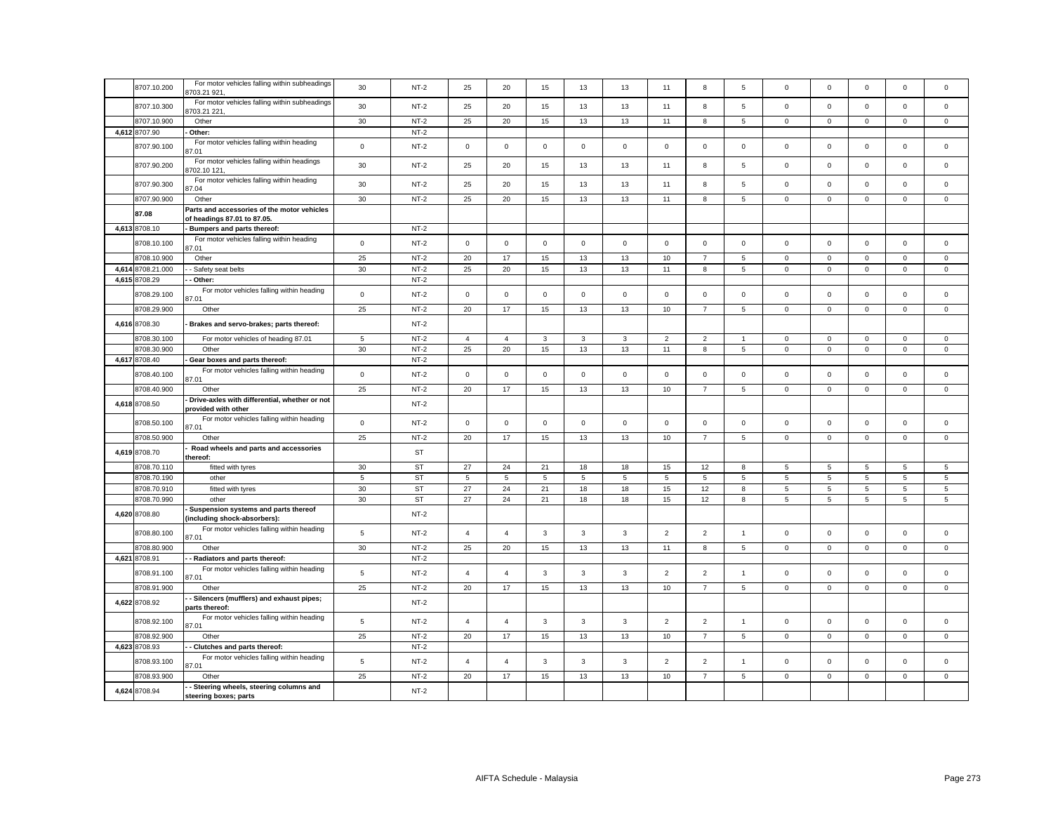| | 8707.10.200 | For motor vehicles falling within subheadings 8703.21 921, | 30 | NT-2 | 25 | 20 | 15 | 13 | 13 | 11 | 8 | 5 | 0 | 0 | 0 | 0 | 0 |
|---|---|---|---|---|---|---|---|---|---|---|---|---|---|---|---|---|---|
| | 8707.10.300 | For motor vehicles falling within subheadings 8703.21 221, | 30 | NT-2 | 25 | 20 | 15 | 13 | 13 | 11 | 8 | 5 | 0 | 0 | 0 | 0 | 0 |
| | 8707.10.900 | Other | 30 | NT-2 | 25 | 20 | 15 | 13 | 13 | 11 | 8 | 5 | 0 | 0 | 0 | 0 | 0 |
| 4,612 | 8707.90 | **- Other:** | | NT-2 | | | | | | | | | | | | | |
| | 8707.90.100 | For motor vehicles falling within heading 87.01 | 0 | NT-2 | 0 | 0 | 0 | 0 | 0 | 0 | 0 | 0 | 0 | 0 | 0 | 0 | 0 |
| | 8707.90.200 | For motor vehicles falling within headings 8702.10 121, | 30 | NT-2 | 25 | 20 | 15 | 13 | 13 | 11 | 8 | 5 | 0 | 0 | 0 | 0 | 0 |
| | 8707.90.300 | For motor vehicles falling within heading 87.04 | 30 | NT-2 | 25 | 20 | 15 | 13 | 13 | 11 | 8 | 5 | 0 | 0 | 0 | 0 | 0 |
| | 8707.90.900 | Other | 30 | NT-2 | 25 | 20 | 15 | 13 | 13 | 11 | 8 | 5 | 0 | 0 | 0 | 0 | 0 |
| | **87.08** | **Parts and accessories of the motor vehicles of headings 87.01 to 87.05.** | | | | | | | | | | | | | | | |
| 4,613 | 8708.10 | **- Bumpers and parts thereof:** | | NT-2 | | | | | | | | | | | | | |
| | 8708.10.100 | For motor vehicles falling within heading 87.01 | 0 | NT-2 | 0 | 0 | 0 | 0 | 0 | 0 | 0 | 0 | 0 | 0 | 0 | 0 | 0 |
| | 8708.10.900 | Other | 25 | NT-2 | 20 | 17 | 15 | 13 | 13 | 10 | 7 | 5 | 0 | 0 | 0 | 0 | 0 |
| 4,614 | 8708.21.000 | - - Safety seat belts | 30 | NT-2 | 25 | 20 | 15 | 13 | 13 | 11 | 8 | 5 | 0 | 0 | 0 | 0 | 0 |
| 4,615 | 8708.29 | **- - Other:** | | NT-2 | | | | | | | | | | | | | |
| | 8708.29.100 | For motor vehicles falling within heading 87.01 | 0 | NT-2 | 0 | 0 | 0 | 0 | 0 | 0 | 0 | 0 | 0 | 0 | 0 | 0 | 0 |
| | 8708.29.900 | Other | 25 | NT-2 | 20 | 17 | 15 | 13 | 13 | 10 | 7 | 5 | 0 | 0 | 0 | 0 | 0 |
| 4,616 | 8708.30 | **- Brakes and servo-brakes; parts thereof:** | | NT-2 | | | | | | | | | | | | | |
| | 8708.30.100 | For motor vehicles of heading 87.01 | 5 | NT-2 | 4 | 4 | 3 | 3 | 3 | 2 | 2 | 1 | 0 | 0 | 0 | 0 | 0 |
| | 8708.30.900 | Other | 30 | NT-2 | 25 | 20 | 15 | 13 | 13 | 11 | 8 | 5 | 0 | 0 | 0 | 0 | 0 |
| 4,617 | 8708.40 | **- Gear boxes and parts thereof:** | | NT-2 | | | | | | | | | | | | | |
| | 8708.40.100 | For motor vehicles falling within heading 87.01 | 0 | NT-2 | 0 | 0 | 0 | 0 | 0 | 0 | 0 | 0 | 0 | 0 | 0 | 0 | 0 |
| | 8708.40.900 | Other | 25 | NT-2 | 20 | 17 | 15 | 13 | 13 | 10 | 7 | 5 | 0 | 0 | 0 | 0 | 0 |
| 4,618 | 8708.50 | **- Drive-axles with differential, whether or not provided with other** | | NT-2 | | | | | | | | | | | | | |
| | 8708.50.100 | For motor vehicles falling within heading 87.01 | 0 | NT-2 | 0 | 0 | 0 | 0 | 0 | 0 | 0 | 0 | 0 | 0 | 0 | 0 | 0 |
| | 8708.50.900 | Other | 25 | NT-2 | 20 | 17 | 15 | 13 | 13 | 10 | 7 | 5 | 0 | 0 | 0 | 0 | 0 |
| 4,619 | 8708.70 | **- Road wheels and parts and accessories thereof:** | | ST | | | | | | | | | | | | | |
| | 8708.70.110 | fitted with tyres | 30 | ST | 27 | 24 | 21 | 18 | 18 | 15 | 12 | 8 | 5 | 5 | 5 | 5 | 5 |
| | 8708.70.190 | other | 5 | ST | 5 | 5 | 5 | 5 | 5 | 5 | 5 | 5 | 5 | 5 | 5 | 5 | 5 |
| | 8708.70.910 | fitted with tyres | 30 | ST | 27 | 24 | 21 | 18 | 18 | 15 | 12 | 8 | 5 | 5 | 5 | 5 | 5 |
| | 8708.70.990 | other | 30 | ST | 27 | 24 | 21 | 18 | 18 | 15 | 12 | 8 | 5 | 5 | 5 | 5 | 5 |
| 4,620 | 8708.80 | **- Suspension systems and parts thereof (including shock-absorbers):** | | NT-2 | | | | | | | | | | | | | |
| | 8708.80.100 | For motor vehicles falling within heading 87.01 | 5 | NT-2 | 4 | 4 | 3 | 3 | 3 | 2 | 2 | 1 | 0 | 0 | 0 | 0 | 0 |
| | 8708.80.900 | Other | 30 | NT-2 | 25 | 20 | 15 | 13 | 13 | 11 | 8 | 5 | 0 | 0 | 0 | 0 | 0 |
| 4,621 | 8708.91 | **- - Radiators and parts thereof:** | | NT-2 | | | | | | | | | | | | | |
| | 8708.91.100 | For motor vehicles falling within heading 87.01 | 5 | NT-2 | 4 | 4 | 3 | 3 | 3 | 2 | 2 | 1 | 0 | 0 | 0 | 0 | 0 |
| | 8708.91.900 | Other | 25 | NT-2 | 20 | 17 | 15 | 13 | 13 | 10 | 7 | 5 | 0 | 0 | 0 | 0 | 0 |
| 4,622 | 8708.92 | **- - Silencers (mufflers) and exhaust pipes; parts thereof:** | | NT-2 | | | | | | | | | | | | | |
| | 8708.92.100 | For motor vehicles falling within heading 87.01 | 5 | NT-2 | 4 | 4 | 3 | 3 | 3 | 2 | 2 | 1 | 0 | 0 | 0 | 0 | 0 |
| | 8708.92.900 | Other | 25 | NT-2 | 20 | 17 | 15 | 13 | 13 | 10 | 7 | 5 | 0 | 0 | 0 | 0 | 0 |
| 4,623 | 8708.93 | **- - Clutches and parts thereof:** | | NT-2 | | | | | | | | | | | | | |
| | 8708.93.100 | For motor vehicles falling within heading 87.01 | 5 | NT-2 | 4 | 4 | 3 | 3 | 3 | 2 | 2 | 1 | 0 | 0 | 0 | 0 | 0 |
| | 8708.93.900 | Other | 25 | NT-2 | 20 | 17 | 15 | 13 | 13 | 10 | 7 | 5 | 0 | 0 | 0 | 0 | 0 |
| 4,624 | 8708.94 | **- - Steering wheels, steering columns and steering boxes; parts** | | NT-2 | | | | | | | | | | | | | |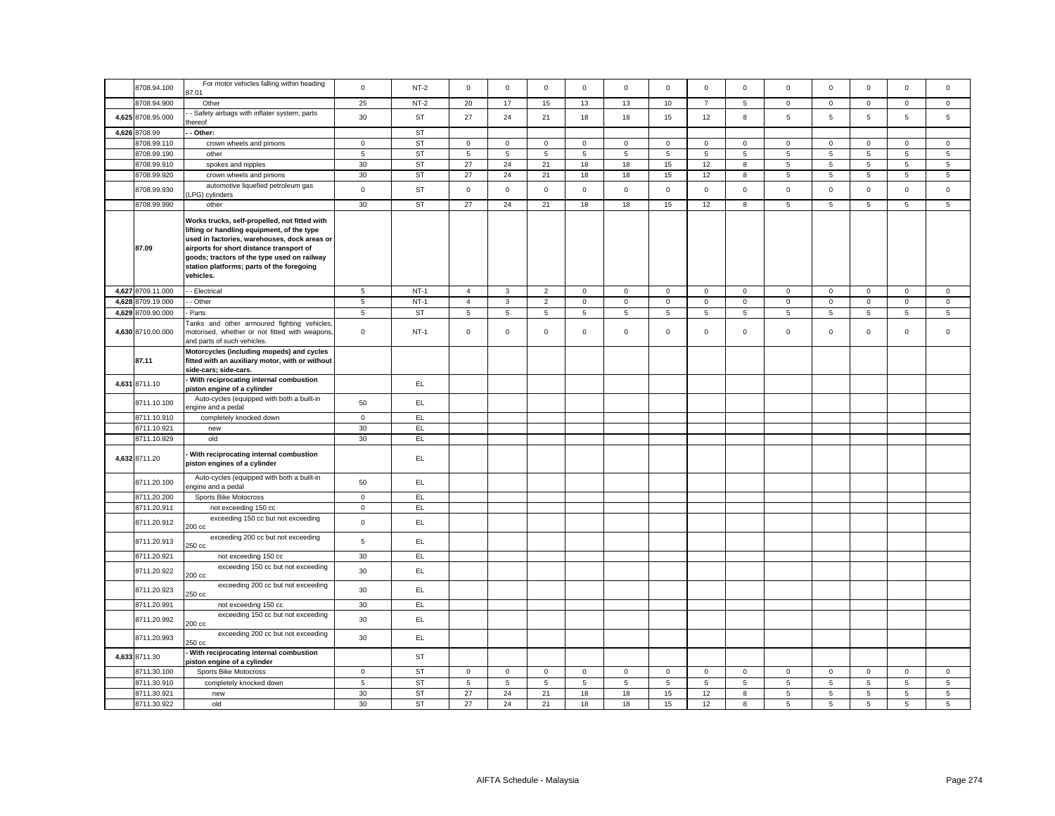| | | | | | | | | | | | | | | | | | | |
|---|---|---|---|---|---|---|---|---|---|---|---|---|---|---|---|---|---|---|
| | 8708.94.100 | For motor vehicles falling within heading 87.01 | 0 | NT-2 | 0 | 0 | 0 | 0 | 0 | 0 | 0 | 0 | 0 | 0 | 0 | 0 | 0 |
| | 8708.94.900 | Other | 25 | NT-2 | 20 | 17 | 15 | 13 | 13 | 10 | 7 | 5 | 0 | 0 | 0 | 0 | 0 |
| 4,625 | 8708.95.000 | - - Safety airbags with inflater system; parts thereof | 30 | ST | 27 | 24 | 21 | 18 | 18 | 15 | 12 | 8 | 5 | 5 | 5 | 5 | 5 |
| 4,626 | 8708.99 | **- - Other:** | | ST | | | | | | | | | | | | | |
| | 8708.99.110 | crown wheels and pinions | 0 | ST | 0 | 0 | 0 | 0 | 0 | 0 | 0 | 0 | 0 | 0 | 0 | 0 | 0 |
| | 8708.99.190 | other | 5 | ST | 5 | 5 | 5 | 5 | 5 | 5 | 5 | 5 | 5 | 5 | 5 | 5 | 5 |
| | 8708.99.910 | spokes and nipples | 30 | ST | 27 | 24 | 21 | 18 | 18 | 15 | 12 | 8 | 5 | 5 | 5 | 5 | 5 |
| | 8708.99.920 | crown wheels and pinions | 30 | ST | 27 | 24 | 21 | 18 | 18 | 15 | 12 | 8 | 5 | 5 | 5 | 5 | 5 |
| | 8708.99.930 | automotive liquefied petroleum gas (LPG) cylinders | 0 | ST | 0 | 0 | 0 | 0 | 0 | 0 | 0 | 0 | 0 | 0 | 0 | 0 | 0 |
| | 8708.99.990 | other | 30 | ST | 27 | 24 | 21 | 18 | 18 | 15 | 12 | 8 | 5 | 5 | 5 | 5 | 5 |
| | **87.09** | **Works trucks, self-propelled, not fitted with lifting or handling equipment, of the type used in factories, warehouses, dock areas or airports for short distance transport of goods; tractors of the type used on railway station platforms; parts of the foregoing vehicles.** | | | | | | | | | | | | | | | |
| 4,627 | 8709.11.000 | - - Electrical | 5 | NT-1 | 4 | 3 | 2 | 0 | 0 | 0 | 0 | 0 | 0 | 0 | 0 | 0 | 0 |
| 4,628 | 8709.19.000 | - - Other | 5 | NT-1 | 4 | 3 | 2 | 0 | 0 | 0 | 0 | 0 | 0 | 0 | 0 | 0 | 0 |
| 4,629 | 8709.90.000 | - Parts | 5 | ST | 5 | 5 | 5 | 5 | 5 | 5 | 5 | 5 | 5 | 5 | 5 | 5 | 5 |
| 4,630 | 8710.00.000 | Tanks and other armoured fighting vehicles, motorised, whether or not fitted with weapons, and parts of such vehicles. | 0 | NT-1 | 0 | 0 | 0 | 0 | 0 | 0 | 0 | 0 | 0 | 0 | 0 | 0 | 0 |
| | **87.11** | **Motorcycles (including mopeds) and cycles fitted with an auxiliary motor, with or without side-cars; side-cars.** | | | | | | | | | | | | | | | |
| 4,631 | 8711.10 | **- With reciprocating internal combustion piston engine of a cylinder** | | EL | | | | | | | | | | | | | |
| | 8711.10.100 | Auto-cycles (equipped with both a built-in engine and a pedal | 50 | EL | | | | | | | | | | | | | |
| | 8711.10.910 | completely knocked down | 0 | EL | | | | | | | | | | | | | |
| | 8711.10.921 | new | 30 | EL | | | | | | | | | | | | | |
| | 8711.10.929 | old | 30 | EL | | | | | | | | | | | | | |
| 4,632 | 8711.20 | **- With reciprocating internal combustion piston engines of a cylinder** | | EL | | | | | | | | | | | | | |
| | 8711.20.100 | Auto-cycles (equipped with both a built-in engine and a pedal | 50 | EL | | | | | | | | | | | | | |
| | 8711.20.200 | Sports Bike Motocross | 0 | EL | | | | | | | | | | | | | |
| | 8711.20.911 | not exceeding 150 cc | 0 | EL | | | | | | | | | | | | | |
| | 8711.20.912 | exceeding 150 cc but not exceeding 200 cc | 0 | EL | | | | | | | | | | | | | |
| | 8711.20.913 | exceeding 200 cc but not exceeding 250 cc | 5 | EL | | | | | | | | | | | | | |
| | 8711.20.921 | not exceeding 150 cc | 30 | EL | | | | | | | | | | | | | |
| | 8711.20.922 | exceeding 150 cc but not exceeding 200 cc | 30 | EL | | | | | | | | | | | | | |
| | 8711.20.923 | exceeding 200 cc but not exceeding 250 cc | 30 | EL | | | | | | | | | | | | | |
| | 8711.20.991 | not exceeding 150 cc | 30 | EL | | | | | | | | | | | | | |
| | 8711.20.992 | exceeding 150 cc but not exceeding 200 cc | 30 | EL | | | | | | | | | | | | | |
| | 8711.20.993 | exceeding 200 cc but not exceeding 250 cc | 30 | EL | | | | | | | | | | | | | |
| 4,633 | 8711.30 | **- With reciprocating internal combustion piston engine of a cylinder** | | ST | | | | | | | | | | | | | |
| | 8711.30.100 | Sports Bike Motocross | 0 | ST | 0 | 0 | 0 | 0 | 0 | 0 | 0 | 0 | 0 | 0 | 0 | 0 | 0 |
| | 8711.30.910 | completely knocked down | 5 | ST | 5 | 5 | 5 | 5 | 5 | 5 | 5 | 5 | 5 | 5 | 5 | 5 | 5 |
| | 8711.30.921 | new | 30 | ST | 27 | 24 | 21 | 18 | 18 | 15 | 12 | 8 | 5 | 5 | 5 | 5 | 5 |
| | 8711.30.922 | old | 30 | ST | 27 | 24 | 21 | 18 | 18 | 15 | 12 | 8 | 5 | 5 | 5 | 5 | 5 |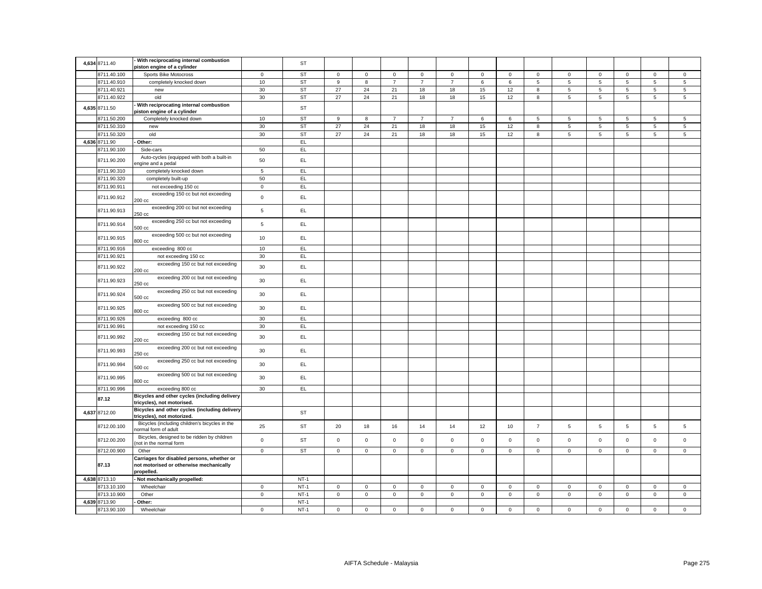| | | | | | | | | | | | | | | | | | | | |
|---|---|---|---|---|---|---|---|---|---|---|---|---|---|---|---|---|---|---|---|
| 4,634 | 8711.40 | - With reciprocating internal combustion piston engine of a cylinder | | ST | | | | | | | | | | | | | | |
| | 8711.40.100 | Sports Bike Motocross | 0 | ST | 0 | 0 | 0 | 0 | 0 | 0 | 0 | 0 | 0 | 0 | 0 | 0 | 0 |
| | 8711.40.910 | completely knocked down | 10 | ST | 9 | 8 | 7 | 7 | 7 | 6 | 6 | 5 | 5 | 5 | 5 | 5 | 5 |
| | 8711.40.921 | new | 30 | ST | 27 | 24 | 21 | 18 | 18 | 15 | 12 | 8 | 5 | 5 | 5 | 5 | 5 |
| | 8711.40.922 | old | 30 | ST | 27 | 24 | 21 | 18 | 18 | 15 | 12 | 8 | 5 | 5 | 5 | 5 | 5 |
| 4,635 | 8711.50 | - With reciprocating internal combustion piston engine of a cylinder | | ST | | | | | | | | | | | | | | |
| | 8711.50.200 | Completely knocked down | 10 | ST | 9 | 8 | 7 | 7 | 7 | 6 | 6 | 5 | 5 | 5 | 5 | 5 | 5 |
| | 8711.50.310 | new | 30 | ST | 27 | 24 | 21 | 18 | 18 | 15 | 12 | 8 | 5 | 5 | 5 | 5 | 5 |
| | 8711.50.320 | old | 30 | ST | 27 | 24 | 21 | 18 | 18 | 15 | 12 | 8 | 5 | 5 | 5 | 5 | 5 |
| 4,636 | 8711.90 | - Other: | | EL | | | | | | | | | | | | | | |
| | 8711.90.100 | Side-cars | 50 | EL | | | | | | | | | | | | | | |
| | 8711.90.200 | Auto-cycles (equipped with both a built-in engine and a pedal | 50 | EL | | | | | | | | | | | | | | |
| | 8711.90.310 | completely knocked down | 5 | EL | | | | | | | | | | | | | | |
| | 8711.90.320 | completely built-up | 50 | EL | | | | | | | | | | | | | | |
| | 8711.90.911 | not exceeding 150 cc | 0 | EL | | | | | | | | | | | | | | |
| | 8711.90.912 | exceeding 150 cc but not exceeding 200 cc | 0 | EL | | | | | | | | | | | | | | |
| | 8711.90.913 | exceeding 200 cc but not exceeding 250 cc | 5 | EL | | | | | | | | | | | | | | |
| | 8711.90.914 | exceeding 250 cc but not exceeding 500 cc | 5 | EL | | | | | | | | | | | | | | |
| | 8711.90.915 | exceeding 500 cc but not exceeding 800 cc | 10 | EL | | | | | | | | | | | | | | |
| | 8711.90.916 | exceeding 800 cc | 10 | EL | | | | | | | | | | | | | | |
| | 8711.90.921 | not exceeding 150 cc | 30 | EL | | | | | | | | | | | | | | |
| | 8711.90.922 | exceeding 150 cc but not exceeding 200 cc | 30 | EL | | | | | | | | | | | | | | |
| | 8711.90.923 | exceeding 200 cc but not exceeding 250 cc | 30 | EL | | | | | | | | | | | | | | |
| | 8711.90.924 | exceeding 250 cc but not exceeding 500 cc | 30 | EL | | | | | | | | | | | | | | |
| | 8711.90.925 | exceeding 500 cc but not exceeding 800 cc | 30 | EL | | | | | | | | | | | | | | |
| | 8711.90.926 | exceeding 800 cc | 30 | EL | | | | | | | | | | | | | | |
| | 8711.90.991 | not exceeding 150 cc | 30 | EL | | | | | | | | | | | | | | |
| | 8711.90.992 | exceeding 150 cc but not exceeding 200 cc | 30 | EL | | | | | | | | | | | | | | |
| | 8711.90.993 | exceeding 200 cc but not exceeding 250 cc | 30 | EL | | | | | | | | | | | | | | |
| | 8711.90.994 | exceeding 250 cc but not exceeding 500 cc | 30 | EL | | | | | | | | | | | | | | |
| | 8711.90.995 | exceeding 500 cc but not exceeding 800 cc | 30 | EL | | | | | | | | | | | | | | |
| | 8711.90.996 | exceeding 800 cc | 30 | EL | | | | | | | | | | | | | | |
| | **87.12** | **Bicycles and other cycles (including delivery tricycles), not motorised.** | | | | | | | | | | | | | | | | |
| 4,637 | 8712.00 | **Bicycles and other cycles (including delivery tricycles), not motorized.** | | ST | | | | | | | | | | | | | | |
| | 8712.00.100 | Bicycles (including children's bicycles in the normal form of adult | 25 | ST | 20 | 18 | 16 | 14 | 14 | 12 | 10 | 7 | 5 | 5 | 5 | 5 | 5 |
| | 8712.00.200 | Bicycles, designed to be ridden by children (not in the normal form | 0 | ST | 0 | 0 | 0 | 0 | 0 | 0 | 0 | 0 | 0 | 0 | 0 | 0 | 0 |
| | 8712.00.900 | Other | 0 | ST | 0 | 0 | 0 | 0 | 0 | 0 | 0 | 0 | 0 | 0 | 0 | 0 | 0 |
| | **87.13** | **Carriages for disabled persons, whether or not motorised or otherwise mechanically propelled.** | | | | | | | | | | | | | | | | |
| 4,638 | 8713.10 | - Not mechanically propelled: | | NT-1 | | | | | | | | | | | | | | |
| | 8713.10.100 | Wheelchair | 0 | NT-1 | 0 | 0 | 0 | 0 | 0 | 0 | 0 | 0 | 0 | 0 | 0 | 0 | 0 |
| | 8713.10.900 | Other | 0 | NT-1 | 0 | 0 | 0 | 0 | 0 | 0 | 0 | 0 | 0 | 0 | 0 | 0 | 0 |
| 4,639 | 8713.90 | - Other: | | NT-1 | | | | | | | | | | | | | | |
| | 8713.90.100 | Wheelchair | 0 | NT-1 | 0 | 0 | 0 | 0 | 0 | 0 | 0 | 0 | 0 | 0 | 0 | 0 | 0 |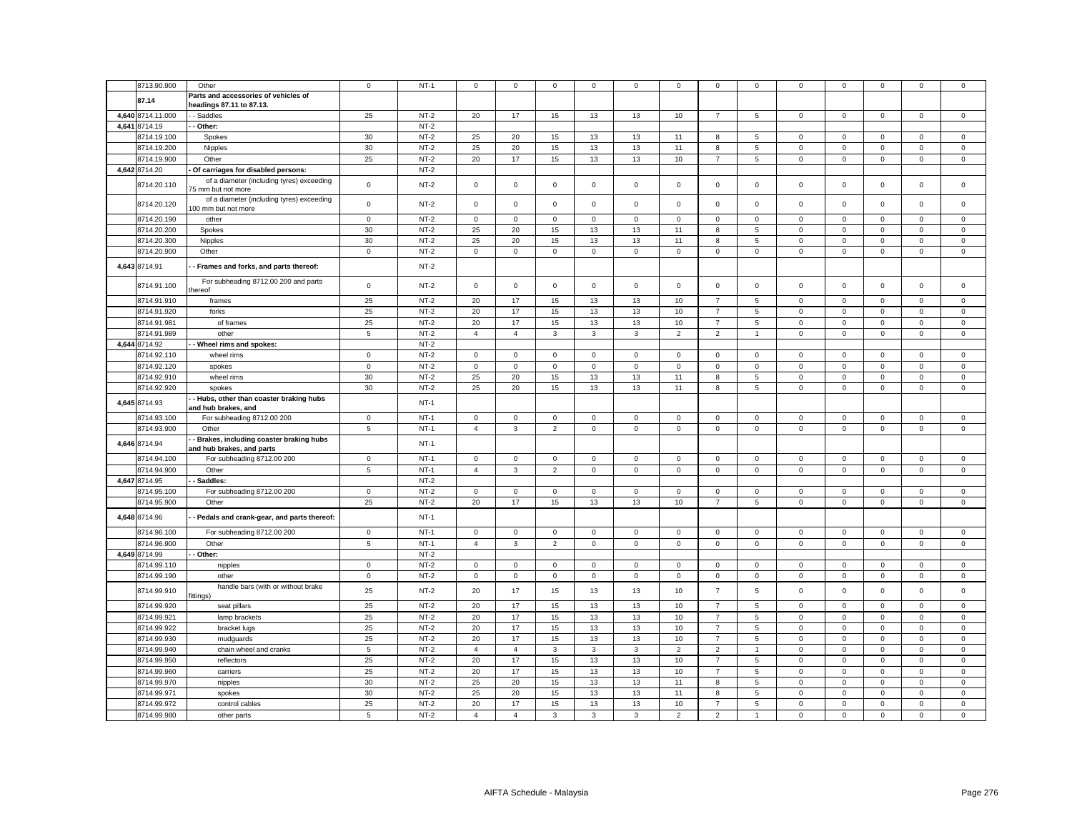|  | 8713.90.900 | Other | 0 | NT-1 | 0 | 0 | 0 | 0 | 0 | 0 | 0 | 0 | 0 | 0 | 0 | 0 | 0 |
|---|---|---|---|---|---|---|---|---|---|---|---|---|---|---|---|---|---|
|  | 87.14 | Parts and accessories of vehicles of headings 87.11 to 87.13. |  |  |  |  |  |  |  |  |  |  |  |  |  |  |  |
| 4,640 | 8714.11.000 | - - Saddles | 25 | NT-2 | 20 | 17 | 15 | 13 | 13 | 10 | 7 | 5 | 0 | 0 | 0 | 0 | 0 |
| 4,641 | 8714.19 | - - Other: |  | NT-2 |  |  |  |  |  |  |  |  |  |  |  |  |  |
|  | 8714.19.100 | Spokes | 30 | NT-2 | 25 | 20 | 15 | 13 | 13 | 11 | 8 | 5 | 0 | 0 | 0 | 0 | 0 |
|  | 8714.19.200 | Nipples | 30 | NT-2 | 25 | 20 | 15 | 13 | 13 | 11 | 8 | 5 | 0 | 0 | 0 | 0 | 0 |
|  | 8714.19.900 | Other | 25 | NT-2 | 20 | 17 | 15 | 13 | 13 | 10 | 7 | 5 | 0 | 0 | 0 | 0 | 0 |
| 4,642 | 8714.20 | - Of carriages for disabled persons: |  | NT-2 |  |  |  |  |  |  |  |  |  |  |  |  |  |
|  | 8714.20.110 | of a diameter (including tyres) exceeding 75 mm but not more | 0 | NT-2 | 0 | 0 | 0 | 0 | 0 | 0 | 0 | 0 | 0 | 0 | 0 | 0 | 0 |
|  | 8714.20.120 | of a diameter (including tyres) exceeding 100 mm but not more | 0 | NT-2 | 0 | 0 | 0 | 0 | 0 | 0 | 0 | 0 | 0 | 0 | 0 | 0 | 0 |
|  | 8714.20.190 | other | 0 | NT-2 | 0 | 0 | 0 | 0 | 0 | 0 | 0 | 0 | 0 | 0 | 0 | 0 | 0 |
|  | 8714.20.200 | Spokes | 30 | NT-2 | 25 | 20 | 15 | 13 | 13 | 11 | 8 | 5 | 0 | 0 | 0 | 0 | 0 |
|  | 8714.20.300 | Nipples | 30 | NT-2 | 25 | 20 | 15 | 13 | 13 | 11 | 8 | 5 | 0 | 0 | 0 | 0 | 0 |
|  | 8714.20.900 | Other | 0 | NT-2 | 0 | 0 | 0 | 0 | 0 | 0 | 0 | 0 | 0 | 0 | 0 | 0 | 0 |
| 4,643 | 8714.91 | - - Frames and forks, and parts thereof: |  | NT-2 |  |  |  |  |  |  |  |  |  |  |  |  |  |
|  | 8714.91.100 | For subheading 8712.00 200 and parts thereof | 0 | NT-2 | 0 | 0 | 0 | 0 | 0 | 0 | 0 | 0 | 0 | 0 | 0 | 0 | 0 |
|  | 8714.91.910 | frames | 25 | NT-2 | 20 | 17 | 15 | 13 | 13 | 10 | 7 | 5 | 0 | 0 | 0 | 0 | 0 |
|  | 8714.91.920 | forks | 25 | NT-2 | 20 | 17 | 15 | 13 | 13 | 10 | 7 | 5 | 0 | 0 | 0 | 0 | 0 |
|  | 8714.91.981 | of frames | 25 | NT-2 | 20 | 17 | 15 | 13 | 13 | 10 | 7 | 5 | 0 | 0 | 0 | 0 | 0 |
|  | 8714.91.989 | other | 5 | NT-2 | 4 | 4 | 3 | 3 | 3 | 2 | 2 | 1 | 0 | 0 | 0 | 0 | 0 |
| 4,644 | 8714.92 | - - Wheel rims and spokes: |  | NT-2 |  |  |  |  |  |  |  |  |  |  |  |  |  |
|  | 8714.92.110 | wheel rims | 0 | NT-2 | 0 | 0 | 0 | 0 | 0 | 0 | 0 | 0 | 0 | 0 | 0 | 0 | 0 |
|  | 8714.92.120 | spokes | 0 | NT-2 | 0 | 0 | 0 | 0 | 0 | 0 | 0 | 0 | 0 | 0 | 0 | 0 | 0 |
|  | 8714.92.910 | wheel rims | 30 | NT-2 | 25 | 20 | 15 | 13 | 13 | 11 | 8 | 5 | 0 | 0 | 0 | 0 | 0 |
|  | 8714.92.920 | spokes | 30 | NT-2 | 25 | 20 | 15 | 13 | 13 | 11 | 8 | 5 | 0 | 0 | 0 | 0 | 0 |
| 4,645 | 8714.93 | - - Hubs, other than coaster braking hubs and hub brakes, and |  | NT-1 |  |  |  |  |  |  |  |  |  |  |  |  |  |
|  | 8714.93.100 | For subheading 8712.00 200 | 0 | NT-1 | 0 | 0 | 0 | 0 | 0 | 0 | 0 | 0 | 0 | 0 | 0 | 0 | 0 |
|  | 8714.93.900 | Other | 5 | NT-1 | 4 | 3 | 2 | 0 | 0 | 0 | 0 | 0 | 0 | 0 | 0 | 0 | 0 |
| 4,646 | 8714.94 | - - Brakes, including coaster braking hubs and hub brakes, and parts |  | NT-1 |  |  |  |  |  |  |  |  |  |  |  |  |  |
|  | 8714.94.100 | For subheading 8712.00 200 | 0 | NT-1 | 0 | 0 | 0 | 0 | 0 | 0 | 0 | 0 | 0 | 0 | 0 | 0 | 0 |
|  | 8714.94.900 | Other | 5 | NT-1 | 4 | 3 | 2 | 0 | 0 | 0 | 0 | 0 | 0 | 0 | 0 | 0 | 0 |
| 4,647 | 8714.95 | - - Saddles: |  | NT-2 |  |  |  |  |  |  |  |  |  |  |  |  |  |
|  | 8714.95.100 | For subheading 8712.00 200 | 0 | NT-2 | 0 | 0 | 0 | 0 | 0 | 0 | 0 | 0 | 0 | 0 | 0 | 0 | 0 |
|  | 8714.95.900 | Other | 25 | NT-2 | 20 | 17 | 15 | 13 | 13 | 10 | 7 | 5 | 0 | 0 | 0 | 0 | 0 |
| 4,648 | 8714.96 | - - Pedals and crank-gear, and parts thereof: |  | NT-1 |  |  |  |  |  |  |  |  |  |  |  |  |  |
|  | 8714.96.100 | For subheading 8712.00 200 | 0 | NT-1 | 0 | 0 | 0 | 0 | 0 | 0 | 0 | 0 | 0 | 0 | 0 | 0 | 0 |
|  | 8714.96.900 | Other | 5 | NT-1 | 4 | 3 | 2 | 0 | 0 | 0 | 0 | 0 | 0 | 0 | 0 | 0 | 0 |
| 4,649 | 8714.99 | - - Other: |  | NT-2 |  |  |  |  |  |  |  |  |  |  |  |  |  |
|  | 8714.99.110 | nipples | 0 | NT-2 | 0 | 0 | 0 | 0 | 0 | 0 | 0 | 0 | 0 | 0 | 0 | 0 | 0 |
|  | 8714.99.190 | other | 0 | NT-2 | 0 | 0 | 0 | 0 | 0 | 0 | 0 | 0 | 0 | 0 | 0 | 0 | 0 |
|  | 8714.99.910 | handle bars (with or without brake fittings) | 25 | NT-2 | 20 | 17 | 15 | 13 | 13 | 10 | 7 | 5 | 0 | 0 | 0 | 0 | 0 |
|  | 8714.99.920 | seat pillars | 25 | NT-2 | 20 | 17 | 15 | 13 | 13 | 10 | 7 | 5 | 0 | 0 | 0 | 0 | 0 |
|  | 8714.99.921 | lamp brackets | 25 | NT-2 | 20 | 17 | 15 | 13 | 13 | 10 | 7 | 5 | 0 | 0 | 0 | 0 | 0 |
|  | 8714.99.922 | bracket lugs | 25 | NT-2 | 20 | 17 | 15 | 13 | 13 | 10 | 7 | 5 | 0 | 0 | 0 | 0 | 0 |
|  | 8714.99.930 | mudguards | 25 | NT-2 | 20 | 17 | 15 | 13 | 13 | 10 | 7 | 5 | 0 | 0 | 0 | 0 | 0 |
|  | 8714.99.940 | chain wheel and cranks | 5 | NT-2 | 4 | 4 | 3 | 3 | 3 | 2 | 2 | 1 | 0 | 0 | 0 | 0 | 0 |
|  | 8714.99.950 | reflectors | 25 | NT-2 | 20 | 17 | 15 | 13 | 13 | 10 | 7 | 5 | 0 | 0 | 0 | 0 | 0 |
|  | 8714.99.960 | carriers | 25 | NT-2 | 20 | 17 | 15 | 13 | 13 | 10 | 7 | 5 | 0 | 0 | 0 | 0 | 0 |
|  | 8714.99.970 | nipples | 30 | NT-2 | 25 | 20 | 15 | 13 | 13 | 11 | 8 | 5 | 0 | 0 | 0 | 0 | 0 |
|  | 8714.99.971 | spokes | 30 | NT-2 | 25 | 20 | 15 | 13 | 13 | 11 | 8 | 5 | 0 | 0 | 0 | 0 | 0 |
|  | 8714.99.972 | control cables | 25 | NT-2 | 20 | 17 | 15 | 13 | 13 | 10 | 7 | 5 | 0 | 0 | 0 | 0 | 0 |
|  | 8714.99.980 | other parts | 5 | NT-2 | 4 | 4 | 3 | 3 | 3 | 2 | 2 | 1 | 0 | 0 | 0 | 0 | 0 |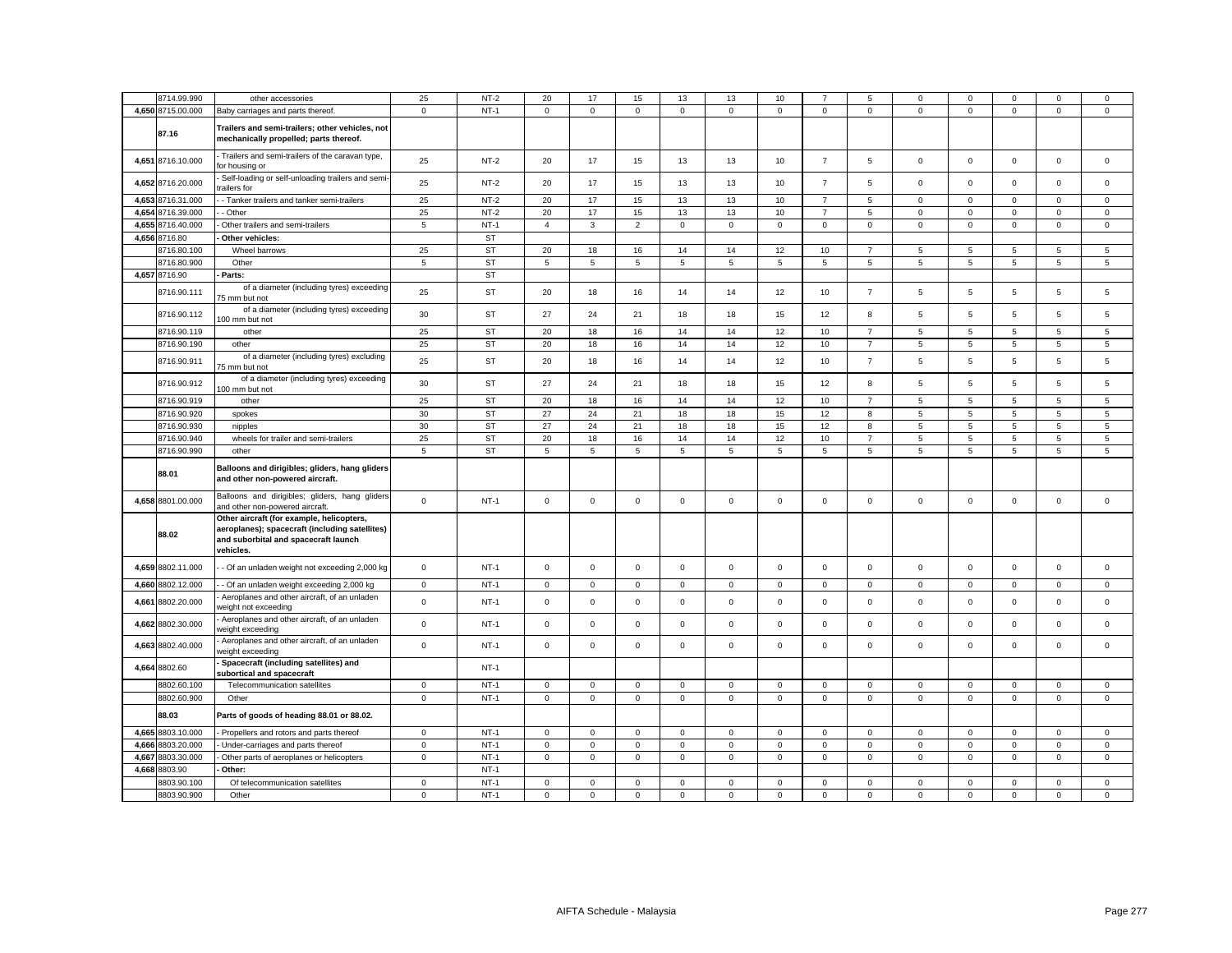| | 8714.99.990 | other accessories | 25 | NT-2 | 20 | 17 | 15 | 13 | 13 | 10 | 7 | 5 | 0 | 0 | 0 | 0 | 0 |
|---|---|---|---|---|---|---|---|---|---|---|---|---|---|---|---|---|---|
| 4,650 | 8715.00.000 | Baby carriages and parts thereof. | 0 | NT-1 | 0 | 0 | 0 | 0 | 0 | 0 | 0 | 0 | 0 | 0 | 0 | 0 | 0 |
| | **87.16** | **Trailers and semi-trailers; other vehicles, not mechanically propelled; parts thereof.** | | | | | | | | | | | | | | | |
| 4,651 | 8716.10.000 | - Trailers and semi-trailers of the caravan type, for housing or | 25 | NT-2 | 20 | 17 | 15 | 13 | 13 | 10 | 7 | 5 | 0 | 0 | 0 | 0 | 0 |
| 4,652 | 8716.20.000 | - Self-loading or self-unloading trailers and semi-trailers for | 25 | NT-2 | 20 | 17 | 15 | 13 | 13 | 10 | 7 | 5 | 0 | 0 | 0 | 0 | 0 |
| 4,653 | 8716.31.000 | - - Tanker trailers and tanker semi-trailers | 25 | NT-2 | 20 | 17 | 15 | 13 | 13 | 10 | 7 | 5 | 0 | 0 | 0 | 0 | 0 |
| 4,654 | 8716.39.000 | - - Other | 25 | NT-2 | 20 | 17 | 15 | 13 | 13 | 10 | 7 | 5 | 0 | 0 | 0 | 0 | 0 |
| 4,655 | 8716.40.000 | - Other trailers and semi-trailers | 5 | NT-1 | 4 | 3 | 2 | 0 | 0 | 0 | 0 | 0 | 0 | 0 | 0 | 0 | 0 |
| 4,656 | 8716.80 | **- Other vehicles:** | | ST | | | | | | | | | | | | | |
| | 8716.80.100 | Wheel barrows | 25 | ST | 20 | 18 | 16 | 14 | 14 | 12 | 10 | 7 | 5 | 5 | 5 | 5 | 5 |
| | 8716.80.900 | Other | 5 | ST | 5 | 5 | 5 | 5 | 5 | 5 | 5 | 5 | 5 | 5 | 5 | 5 | 5 |
| 4,657 | 8716.90 | **- Parts:** | | ST | | | | | | | | | | | | | |
| | 8716.90.111 | of a diameter (including tyres) exceeding 75 mm but not | 25 | ST | 20 | 18 | 16 | 14 | 14 | 12 | 10 | 7 | 5 | 5 | 5 | 5 | 5 |
| | 8716.90.112 | of a diameter (including tyres) exceeding 100 mm but not | 30 | ST | 27 | 24 | 21 | 18 | 18 | 15 | 12 | 8 | 5 | 5 | 5 | 5 | 5 |
| | 8716.90.119 | other | 25 | ST | 20 | 18 | 16 | 14 | 14 | 12 | 10 | 7 | 5 | 5 | 5 | 5 | 5 |
| | 8716.90.190 | other | 25 | ST | 20 | 18 | 16 | 14 | 14 | 12 | 10 | 7 | 5 | 5 | 5 | 5 | 5 |
| | 8716.90.911 | of a diameter (including tyres) excluding 75 mm but not | 25 | ST | 20 | 18 | 16 | 14 | 14 | 12 | 10 | 7 | 5 | 5 | 5 | 5 | 5 |
| | 8716.90.912 | of a diameter (including tyres) exceeding 100 mm but not | 30 | ST | 27 | 24 | 21 | 18 | 18 | 15 | 12 | 8 | 5 | 5 | 5 | 5 | 5 |
| | 8716.90.919 | other | 25 | ST | 20 | 18 | 16 | 14 | 14 | 12 | 10 | 7 | 5 | 5 | 5 | 5 | 5 |
| | 8716.90.920 | spokes | 30 | ST | 27 | 24 | 21 | 18 | 18 | 15 | 12 | 8 | 5 | 5 | 5 | 5 | 5 |
| | 8716.90.930 | nipples | 30 | ST | 27 | 24 | 21 | 18 | 18 | 15 | 12 | 8 | 5 | 5 | 5 | 5 | 5 |
| | 8716.90.940 | wheels for trailer and semi-trailers | 25 | ST | 20 | 18 | 16 | 14 | 14 | 12 | 10 | 7 | 5 | 5 | 5 | 5 | 5 |
| | 8716.90.990 | other | 5 | ST | 5 | 5 | 5 | 5 | 5 | 5 | 5 | 5 | 5 | 5 | 5 | 5 | 5 |
| | **88.01** | **Balloons and dirigibles; gliders, hang gliders and other non-powered aircraft.** | | | | | | | | | | | | | | | |
| 4,658 | 8801.00.000 | Balloons and dirigibles; gliders, hang gliders and other non-powered aircraft. | 0 | NT-1 | 0 | 0 | 0 | 0 | 0 | 0 | 0 | 0 | 0 | 0 | 0 | 0 | 0 |
| | **88.02** | **Other aircraft (for example, helicopters, aeroplanes); spacecraft (including satellites) and suborbital and spacecraft launch vehicles.** | | | | | | | | | | | | | | | |
| 4,659 | 8802.11.000 | - - Of an unladen weight not exceeding 2,000 kg | 0 | NT-1 | 0 | 0 | 0 | 0 | 0 | 0 | 0 | 0 | 0 | 0 | 0 | 0 | 0 |
| 4,660 | 8802.12.000 | - - Of an unladen weight exceeding 2,000 kg | 0 | NT-1 | 0 | 0 | 0 | 0 | 0 | 0 | 0 | 0 | 0 | 0 | 0 | 0 | 0 |
| 4,661 | 8802.20.000 | - Aeroplanes and other aircraft, of an unladen weight not exceeding | 0 | NT-1 | 0 | 0 | 0 | 0 | 0 | 0 | 0 | 0 | 0 | 0 | 0 | 0 | 0 |
| 4,662 | 8802.30.000 | - Aeroplanes and other aircraft, of an unladen weight exceeding | 0 | NT-1 | 0 | 0 | 0 | 0 | 0 | 0 | 0 | 0 | 0 | 0 | 0 | 0 | 0 |
| 4,663 | 8802.40.000 | - Aeroplanes and other aircraft, of an unladen weight exceeding | 0 | NT-1 | 0 | 0 | 0 | 0 | 0 | 0 | 0 | 0 | 0 | 0 | 0 | 0 | 0 |
| 4,664 | 8802.60 | **- Spacecraft (including satellites) and subortical and spacecraft** | | NT-1 | | | | | | | | | | | | | |
| | 8802.60.100 | Telecommunication satellites | 0 | NT-1 | 0 | 0 | 0 | 0 | 0 | 0 | 0 | 0 | 0 | 0 | 0 | 0 | 0 |
| | 8802.60.900 | Other | 0 | NT-1 | 0 | 0 | 0 | 0 | 0 | 0 | 0 | 0 | 0 | 0 | 0 | 0 | 0 |
| | **88.03** | **Parts of goods of heading 88.01 or 88.02.** | | | | | | | | | | | | | | | |
| 4,665 | 8803.10.000 | - Propellers and rotors and parts thereof | 0 | NT-1 | 0 | 0 | 0 | 0 | 0 | 0 | 0 | 0 | 0 | 0 | 0 | 0 | 0 |
| 4,666 | 8803.20.000 | - Under-carriages and parts thereof | 0 | NT-1 | 0 | 0 | 0 | 0 | 0 | 0 | 0 | 0 | 0 | 0 | 0 | 0 | 0 |
| 4,667 | 8803.30.000 | - Other parts of aeroplanes or helicopters | 0 | NT-1 | 0 | 0 | 0 | 0 | 0 | 0 | 0 | 0 | 0 | 0 | 0 | 0 | 0 |
| 4,668 | 8803.90 | **- Other:** | | NT-1 | | | | | | | | | | | | | |
| | 8803.90.100 | Of telecommunication satellites | 0 | NT-1 | 0 | 0 | 0 | 0 | 0 | 0 | 0 | 0 | 0 | 0 | 0 | 0 | 0 |
| | 8803.90.900 | Other | 0 | NT-1 | 0 | 0 | 0 | 0 | 0 | 0 | 0 | 0 | 0 | 0 | 0 | 0 | 0 |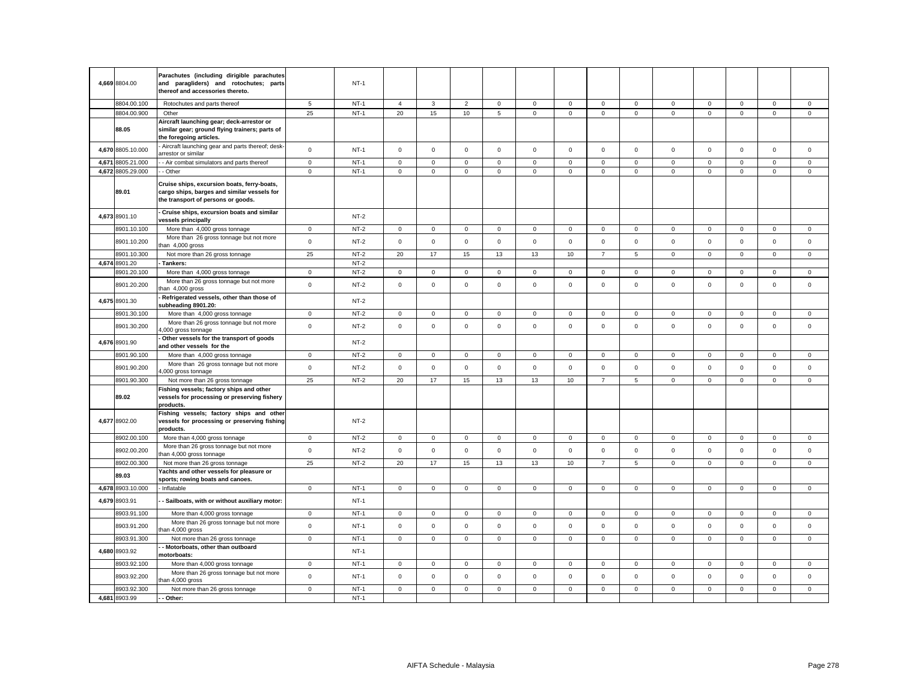| | | | | | | | | | | | | | | | | | | |
|---|---|---|---|---|---|---|---|---|---|---|---|---|---|---|---|---|---|---|
| 4,669 | 8804.00 | **Parachutes (including dirigible parachutes and paragliders) and rotochutes; parts thereof and accessories thereto.** | | NT-1 | | | | | | | | | | | | | | |
| | 8804.00.100 | Rotochutes and parts thereof | 5 | NT-1 | 4 | 3 | 2 | 0 | 0 | 0 | 0 | 0 | 0 | 0 | 0 | 0 | 0 |
| | 8804.00.900 | Other | 25 | NT-1 | 20 | 15 | 10 | 5 | 0 | 0 | 0 | 0 | 0 | 0 | 0 | 0 | 0 |
| | 88.05 | **Aircraft launching gear; deck-arrestor or similar gear; ground flying trainers; parts of the foregoing articles.** | | | | | | | | | | | | | | | | |
| 4,670 | 8805.10.000 | - Aircraft launching gear and parts thereof; desk-arrestor or similar | 0 | NT-1 | 0 | 0 | 0 | 0 | 0 | 0 | 0 | 0 | 0 | 0 | 0 | 0 | 0 |
| 4,671 | 8805.21.000 | - - Air combat simulators and parts thereof | 0 | NT-1 | 0 | 0 | 0 | 0 | 0 | 0 | 0 | 0 | 0 | 0 | 0 | 0 | 0 |
| 4,672 | 8805.29.000 | - - Other | 0 | NT-1 | 0 | 0 | 0 | 0 | 0 | 0 | 0 | 0 | 0 | 0 | 0 | 0 | 0 |
| | 89.01 | **Cruise ships, excursion boats, ferry-boats, cargo ships, barges and similar vessels for the transport of persons or goods.** | | | | | | | | | | | | | | | | |
| 4,673 | 8901.10 | **- Cruise ships, excursion boats and similar vessels principally** | | NT-2 | | | | | | | | | | | | | | |
| | 8901.10.100 | More than 4,000 gross tonnage | 0 | NT-2 | 0 | 0 | 0 | 0 | 0 | 0 | 0 | 0 | 0 | 0 | 0 | 0 | 0 |
| | 8901.10.200 | More than 26 gross tonnage but not more than 4,000 gross | 0 | NT-2 | 0 | 0 | 0 | 0 | 0 | 0 | 0 | 0 | 0 | 0 | 0 | 0 | 0 |
| | 8901.10.300 | Not more than 26 gross tonnage | 25 | NT-2 | 20 | 17 | 15 | 13 | 13 | 10 | 7 | 5 | 0 | 0 | 0 | 0 | 0 |
| 4,674 | 8901.20 | **- Tankers:** | | NT-2 | | | | | | | | | | | | | | |
| | 8901.20.100 | More than 4,000 gross tonnage | 0 | NT-2 | 0 | 0 | 0 | 0 | 0 | 0 | 0 | 0 | 0 | 0 | 0 | 0 | 0 |
| | 8901.20.200 | More than 26 gross tonnage but not more than 4,000 gross | 0 | NT-2 | 0 | 0 | 0 | 0 | 0 | 0 | 0 | 0 | 0 | 0 | 0 | 0 | 0 |
| 4,675 | 8901.30 | **- Refrigerated vessels, other than those of subheading 8901.20:** | | NT-2 | | | | | | | | | | | | | | |
| | 8901.30.100 | More than 4,000 gross tonnage | 0 | NT-2 | 0 | 0 | 0 | 0 | 0 | 0 | 0 | 0 | 0 | 0 | 0 | 0 | 0 |
| | 8901.30.200 | More than 26 gross tonnage but not more 4,000 gross tonnage | 0 | NT-2 | 0 | 0 | 0 | 0 | 0 | 0 | 0 | 0 | 0 | 0 | 0 | 0 | 0 |
| 4,676 | 8901.90 | **- Other vessels for the transport of goods and other vessels for the** | | NT-2 | | | | | | | | | | | | | | |
| | 8901.90.100 | More than 4,000 gross tonnage | 0 | NT-2 | 0 | 0 | 0 | 0 | 0 | 0 | 0 | 0 | 0 | 0 | 0 | 0 | 0 |
| | 8901.90.200 | More than 26 gross tonnage but not more 4,000 gross tonnage | 0 | NT-2 | 0 | 0 | 0 | 0 | 0 | 0 | 0 | 0 | 0 | 0 | 0 | 0 | 0 |
| | 8901.90.300 | Not more than 26 gross tonnage | 25 | NT-2 | 20 | 17 | 15 | 13 | 13 | 10 | 7 | 5 | 0 | 0 | 0 | 0 | 0 |
| | 89.02 | **Fishing vessels; factory ships and other vessels for processing or preserving fishery products.** | | | | | | | | | | | | | | | | |
| 4,677 | 8902.00 | **Fishing vessels; factory ships and other vessels for processing or preserving fishing products.** | | NT-2 | | | | | | | | | | | | | | |
| | 8902.00.100 | More than 4,000 gross tonnage | 0 | NT-2 | 0 | 0 | 0 | 0 | 0 | 0 | 0 | 0 | 0 | 0 | 0 | 0 | 0 |
| | 8902.00.200 | More than 26 gross tonnage but not more than 4,000 gross tonnage | 0 | NT-2 | 0 | 0 | 0 | 0 | 0 | 0 | 0 | 0 | 0 | 0 | 0 | 0 | 0 |
| | 8902.00.300 | Not more than 26 gross tonnage | 25 | NT-2 | 20 | 17 | 15 | 13 | 13 | 10 | 7 | 5 | 0 | 0 | 0 | 0 | 0 |
| | 89.03 | **Yachts and other vessels for pleasure or sports; rowing boats and canoes.** | | | | | | | | | | | | | | | | |
| 4,678 | 8903.10.000 | - Inflatable | 0 | NT-1 | 0 | 0 | 0 | 0 | 0 | 0 | 0 | 0 | 0 | 0 | 0 | 0 | 0 |
| 4,679 | 8903.91 | **- - Sailboats, with or without auxiliary motor:** | | NT-1 | | | | | | | | | | | | | | |
| | 8903.91.100 | More than 4,000 gross tonnage | 0 | NT-1 | 0 | 0 | 0 | 0 | 0 | 0 | 0 | 0 | 0 | 0 | 0 | 0 | 0 |
| | 8903.91.200 | More than 26 gross tonnage but not more than 4,000 gross | 0 | NT-1 | 0 | 0 | 0 | 0 | 0 | 0 | 0 | 0 | 0 | 0 | 0 | 0 | 0 |
| | 8903.91.300 | Not more than 26 gross tonnage | 0 | NT-1 | 0 | 0 | 0 | 0 | 0 | 0 | 0 | 0 | 0 | 0 | 0 | 0 | 0 |
| 4,680 | 8903.92 | **- - Motorboats, other than outboard motorboats:** | | NT-1 | | | | | | | | | | | | | | |
| | 8903.92.100 | More than 4,000 gross tonnage | 0 | NT-1 | 0 | 0 | 0 | 0 | 0 | 0 | 0 | 0 | 0 | 0 | 0 | 0 | 0 |
| | 8903.92.200 | More than 26 gross tonnage but not more than 4,000 gross | 0 | NT-1 | 0 | 0 | 0 | 0 | 0 | 0 | 0 | 0 | 0 | 0 | 0 | 0 | 0 |
| | 8903.92.300 | Not more than 26 gross tonnage | 0 | NT-1 | 0 | 0 | 0 | 0 | 0 | 0 | 0 | 0 | 0 | 0 | 0 | 0 | 0 |
| 4,681 | 8903.99 | **- - Other:** | | NT-1 | | | | | | | | | | | | | | |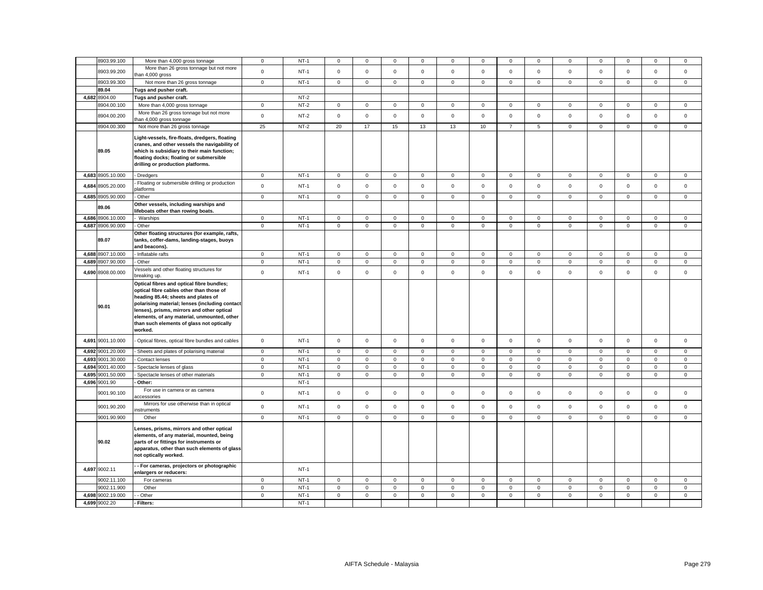| | | | | | | | | | | | | | | | | | | |
|---|---|---|---|---|---|---|---|---|---|---|---|---|---|---|---|---|---|---|
| | 8903.99.100 | More than 4,000 gross tonnage | 0 | NT-1 | 0 | 0 | 0 | 0 | 0 | 0 | 0 | 0 | 0 | 0 | 0 | 0 | 0 |
| | 8903.99.200 | More than 26 gross tonnage but not more than 4,000 gross | 0 | NT-1 | 0 | 0 | 0 | 0 | 0 | 0 | 0 | 0 | 0 | 0 | 0 | 0 | 0 |
| | 8903.99.300 | Not more than 26 gross tonnage | 0 | NT-1 | 0 | 0 | 0 | 0 | 0 | 0 | 0 | 0 | 0 | 0 | 0 | 0 | 0 |
| | **89.04** | **Tugs and pusher craft.** | | | | | | | | | | | | | | | |
| **4,682** | 8904.00 | **Tugs and pusher craft.** | | NT-2 | | | | | | | | | | | | | |
| | 8904.00.100 | More than 4,000 gross tonnage | 0 | NT-2 | 0 | 0 | 0 | 0 | 0 | 0 | 0 | 0 | 0 | 0 | 0 | 0 | 0 |
| | 8904.00.200 | More than 26 gross tonnage but not more than 4,000 gross tonnage | 0 | NT-2 | 0 | 0 | 0 | 0 | 0 | 0 | 0 | 0 | 0 | 0 | 0 | 0 | 0 |
| | 8904.00.300 | Not more than 26 gross tonnage | 25 | NT-2 | 20 | 17 | 15 | 13 | 13 | 10 | 7 | 5 | 0 | 0 | 0 | 0 | 0 |
| | **89.05** | **Light-vessels, fire-floats, dredgers, floating cranes, and other vessels the navigability of which is subsidiary to their main function; floating docks; floating or submersible drilling or production platforms.** | | | | | | | | | | | | | | | |
| **4,683** | 8905.10.000 | - Dredgers | 0 | NT-1 | 0 | 0 | 0 | 0 | 0 | 0 | 0 | 0 | 0 | 0 | 0 | 0 | 0 |
| **4,684** | 8905.20.000 | - Floating or submersible drilling or production platforms | 0 | NT-1 | 0 | 0 | 0 | 0 | 0 | 0 | 0 | 0 | 0 | 0 | 0 | 0 | 0 |
| **4,685** | 8905.90.000 | - Other | 0 | NT-1 | 0 | 0 | 0 | 0 | 0 | 0 | 0 | 0 | 0 | 0 | 0 | 0 | 0 |
| | **89.06** | **Other vessels, including warships and lifeboats other than rowing boats.** | | | | | | | | | | | | | | | |
| **4,686** | 8906.10.000 | - Warships | 0 | NT-1 | 0 | 0 | 0 | 0 | 0 | 0 | 0 | 0 | 0 | 0 | 0 | 0 | 0 |
| **4,687** | 8906.90.000 | - Other | 0 | NT-1 | 0 | 0 | 0 | 0 | 0 | 0 | 0 | 0 | 0 | 0 | 0 | 0 | 0 |
| | **89.07** | **Other floating structures (for example, rafts, tanks, coffer-dams, landing-stages, buoys and beacons).** | | | | | | | | | | | | | | | |
| **4,688** | 8907.10.000 | - Inflatable rafts | 0 | NT-1 | 0 | 0 | 0 | 0 | 0 | 0 | 0 | 0 | 0 | 0 | 0 | 0 | 0 |
| **4,689** | 8907.90.000 | - Other | 0 | NT-1 | 0 | 0 | 0 | 0 | 0 | 0 | 0 | 0 | 0 | 0 | 0 | 0 | 0 |
| **4,690** | 8908.00.000 | Vessels and other floating structures for breaking up. | 0 | NT-1 | 0 | 0 | 0 | 0 | 0 | 0 | 0 | 0 | 0 | 0 | 0 | 0 | 0 |
| | **90.01** | **Optical fibres and optical fibre bundles; optical fibre cables other than those of heading 85.44; sheets and plates of polarising material; lenses (including contact lenses), prisms, mirrors and other optical elements, of any material, unmounted, other than such elements of glass not optically worked.** | | | | | | | | | | | | | | | |
| **4,691** | 9001.10.000 | - Optical fibres, optical fibre bundles and cables | 0 | NT-1 | 0 | 0 | 0 | 0 | 0 | 0 | 0 | 0 | 0 | 0 | 0 | 0 | 0 |
| **4,692** | 9001.20.000 | - Sheets and plates of polarising material | 0 | NT-1 | 0 | 0 | 0 | 0 | 0 | 0 | 0 | 0 | 0 | 0 | 0 | 0 | 0 |
| **4,693** | 9001.30.000 | - Contact lenses | 0 | NT-1 | 0 | 0 | 0 | 0 | 0 | 0 | 0 | 0 | 0 | 0 | 0 | 0 | 0 |
| **4,694** | 9001.40.000 | - Spectacle lenses of glass | 0 | NT-1 | 0 | 0 | 0 | 0 | 0 | 0 | 0 | 0 | 0 | 0 | 0 | 0 | 0 |
| **4,695** | 9001.50.000 | - Spectacle lenses of other materials | 0 | NT-1 | 0 | 0 | 0 | 0 | 0 | 0 | 0 | 0 | 0 | 0 | 0 | 0 | 0 |
| **4,696** | 9001.90 | **- Other:** | | NT-1 | | | | | | | | | | | | | |
| | 9001.90.100 | For use in camera or as camera accessories | 0 | NT-1 | 0 | 0 | 0 | 0 | 0 | 0 | 0 | 0 | 0 | 0 | 0 | 0 | 0 |
| | 9001.90.200 | Mirrors for use otherwise than in optical instruments | 0 | NT-1 | 0 | 0 | 0 | 0 | 0 | 0 | 0 | 0 | 0 | 0 | 0 | 0 | 0 |
| | 9001.90.900 | Other | 0 | NT-1 | 0 | 0 | 0 | 0 | 0 | 0 | 0 | 0 | 0 | 0 | 0 | 0 | 0 |
| | **90.02** | **Lenses, prisms, mirrors and other optical elements, of any material, mounted, being parts of or fittings for instruments or apparatus, other than such elements of glass not optically worked.** | | | | | | | | | | | | | | | |
| **4,697** | 9002.11 | **- - For cameras, projectors or photographic enlargers or reducers:** | | NT-1 | | | | | | | | | | | | | |
| | 9002.11.100 | For cameras | 0 | NT-1 | 0 | 0 | 0 | 0 | 0 | 0 | 0 | 0 | 0 | 0 | 0 | 0 | 0 |
| | 9002.11.900 | Other | 0 | NT-1 | 0 | 0 | 0 | 0 | 0 | 0 | 0 | 0 | 0 | 0 | 0 | 0 | 0 |
| **4,698** | 9002.19.000 | - - Other | 0 | NT-1 | 0 | 0 | 0 | 0 | 0 | 0 | 0 | 0 | 0 | 0 | 0 | 0 | 0 |
| **4,699** | 9002.20 | **- Filters:** | | NT-1 | | | | | | | | | | | | | |

AIFTA Schedule - Malaysia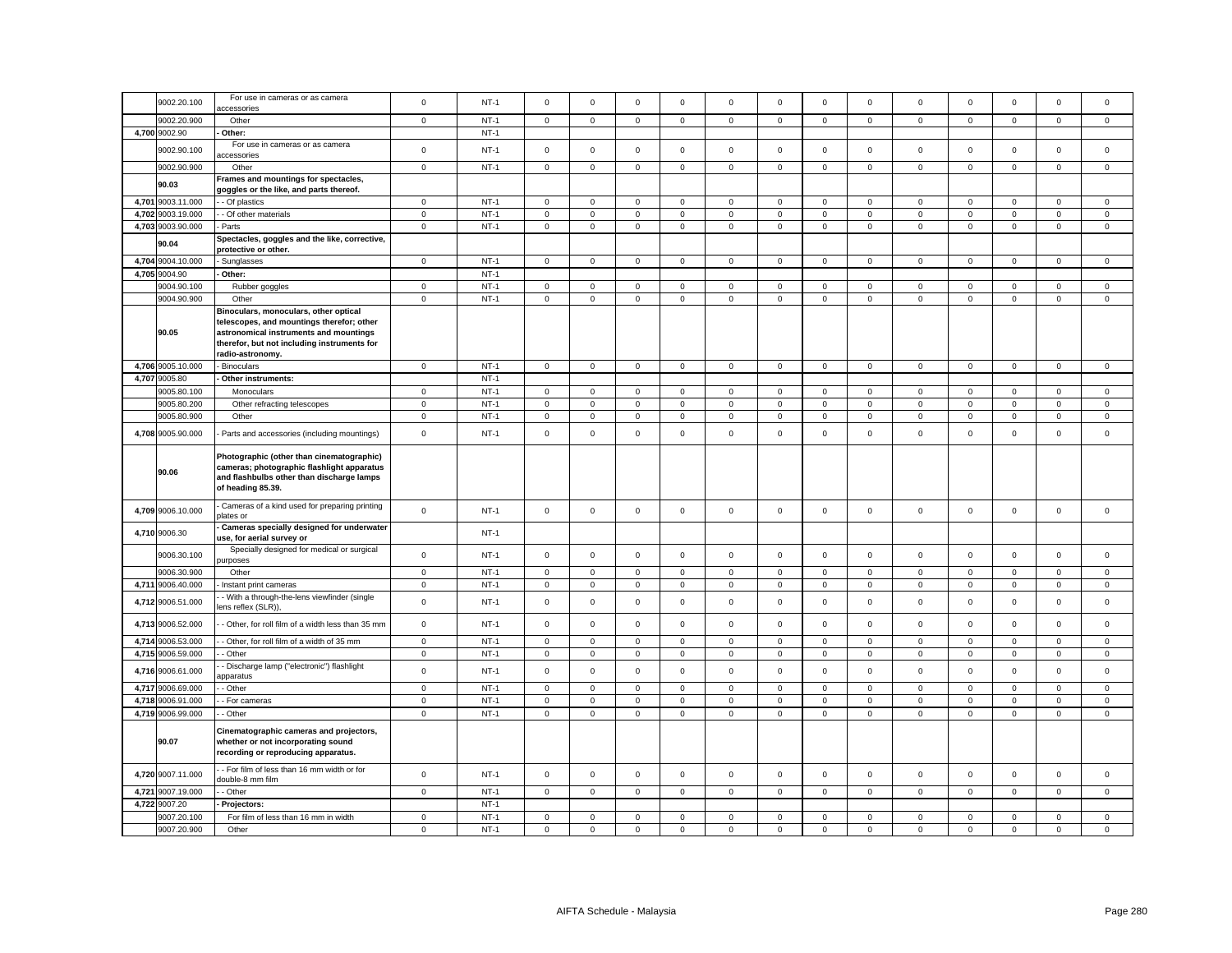| | 9002.20.100 | For use in cameras or as camera accessories | 0 | NT-1 | 0 | 0 | 0 | 0 | 0 | 0 | 0 | 0 | 0 | 0 | 0 | 0 | 0 |
|---|---|---|---|---|---|---|---|---|---|---|---|---|---|---|---|---|---|
| | 9002.20.900 | Other | 0 | NT-1 | 0 | 0 | 0 | 0 | 0 | 0 | 0 | 0 | 0 | 0 | 0 | 0 | 0 |
| 4,700 | 9002.90 | - Other: | | NT-1 | | | | | | | | | | | | | |
| | 9002.90.100 | For use in cameras or as camera accessories | 0 | NT-1 | 0 | 0 | 0 | 0 | 0 | 0 | 0 | 0 | 0 | 0 | 0 | 0 | 0 |
| | 9002.90.900 | Other | 0 | NT-1 | 0 | 0 | 0 | 0 | 0 | 0 | 0 | 0 | 0 | 0 | 0 | 0 | 0 |
| | 90.03 | **Frames and mountings for spectacles, goggles or the like, and parts thereof.** | | | | | | | | | | | | | | | |
| 4,701 | 9003.11.000 | - - Of plastics | 0 | NT-1 | 0 | 0 | 0 | 0 | 0 | 0 | 0 | 0 | 0 | 0 | 0 | 0 | 0 |
| 4,702 | 9003.19.000 | - - Of other materials | 0 | NT-1 | 0 | 0 | 0 | 0 | 0 | 0 | 0 | 0 | 0 | 0 | 0 | 0 | 0 |
| 4,703 | 9003.90.000 | - Parts | 0 | NT-1 | 0 | 0 | 0 | 0 | 0 | 0 | 0 | 0 | 0 | 0 | 0 | 0 | 0 |
| | 90.04 | **Spectacles, goggles and the like, corrective, protective or other.** | | | | | | | | | | | | | | | |
| 4,704 | 9004.10.000 | - Sunglasses | 0 | NT-1 | 0 | 0 | 0 | 0 | 0 | 0 | 0 | 0 | 0 | 0 | 0 | 0 | 0 |
| 4,705 | 9004.90 | - Other: | | NT-1 | | | | | | | | | | | | | |
| | 9004.90.100 | Rubber goggles | 0 | NT-1 | 0 | 0 | 0 | 0 | 0 | 0 | 0 | 0 | 0 | 0 | 0 | 0 | 0 |
| | 9004.90.900 | Other | 0 | NT-1 | 0 | 0 | 0 | 0 | 0 | 0 | 0 | 0 | 0 | 0 | 0 | 0 | 0 |
| | 90.05 | **Binoculars, monoculars, other optical telescopes, and mountings therefor; other astronomical instruments and mountings therefor, but not including instruments for radio-astronomy.** | | | | | | | | | | | | | | | |
| 4,706 | 9005.10.000 | - Binoculars | 0 | NT-1 | 0 | 0 | 0 | 0 | 0 | 0 | 0 | 0 | 0 | 0 | 0 | 0 | 0 |
| 4,707 | 9005.80 | - Other instruments: | | NT-1 | | | | | | | | | | | | | |
| | 9005.80.100 | Monoculars | 0 | NT-1 | 0 | 0 | 0 | 0 | 0 | 0 | 0 | 0 | 0 | 0 | 0 | 0 | 0 |
| | 9005.80.200 | Other refracting telescopes | 0 | NT-1 | 0 | 0 | 0 | 0 | 0 | 0 | 0 | 0 | 0 | 0 | 0 | 0 | 0 |
| | 9005.80.900 | Other | 0 | NT-1 | 0 | 0 | 0 | 0 | 0 | 0 | 0 | 0 | 0 | 0 | 0 | 0 | 0 |
| 4,708 | 9005.90.000 | - Parts and accessories (including mountings) | 0 | NT-1 | 0 | 0 | 0 | 0 | 0 | 0 | 0 | 0 | 0 | 0 | 0 | 0 | 0 |
| | 90.06 | **Photographic (other than cinematographic) cameras; photographic flashlight apparatus and flashbulbs other than discharge lamps of heading 85.39.** | | | | | | | | | | | | | | | |
| 4,709 | 9006.10.000 | - Cameras of a kind used for preparing printing plates or | 0 | NT-1 | 0 | 0 | 0 | 0 | 0 | 0 | 0 | 0 | 0 | 0 | 0 | 0 | 0 |
| 4,710 | 9006.30 | - Cameras specially designed for underwater use, for aerial survey or | | NT-1 | | | | | | | | | | | | | |
| | 9006.30.100 | Specially designed for medical or surgical purposes | 0 | NT-1 | 0 | 0 | 0 | 0 | 0 | 0 | 0 | 0 | 0 | 0 | 0 | 0 | 0 |
| | 9006.30.900 | Other | 0 | NT-1 | 0 | 0 | 0 | 0 | 0 | 0 | 0 | 0 | 0 | 0 | 0 | 0 | 0 |
| 4,711 | 9006.40.000 | - Instant print cameras | 0 | NT-1 | 0 | 0 | 0 | 0 | 0 | 0 | 0 | 0 | 0 | 0 | 0 | 0 | 0 |
| 4,712 | 9006.51.000 | - - With a through-the-lens viewfinder (single lens reflex (SLR)), | 0 | NT-1 | 0 | 0 | 0 | 0 | 0 | 0 | 0 | 0 | 0 | 0 | 0 | 0 | 0 |
| 4,713 | 9006.52.000 | - - Other, for roll film of a width less than 35 mm | 0 | NT-1 | 0 | 0 | 0 | 0 | 0 | 0 | 0 | 0 | 0 | 0 | 0 | 0 | 0 |
| 4,714 | 9006.53.000 | - - Other, for roll film of a width of 35 mm | 0 | NT-1 | 0 | 0 | 0 | 0 | 0 | 0 | 0 | 0 | 0 | 0 | 0 | 0 | 0 |
| 4,715 | 9006.59.000 | - - Other | 0 | NT-1 | 0 | 0 | 0 | 0 | 0 | 0 | 0 | 0 | 0 | 0 | 0 | 0 | 0 |
| 4,716 | 9006.61.000 | - - Discharge lamp ("electronic") flashlight apparatus | 0 | NT-1 | 0 | 0 | 0 | 0 | 0 | 0 | 0 | 0 | 0 | 0 | 0 | 0 | 0 |
| 4,717 | 9006.69.000 | - - Other | 0 | NT-1 | 0 | 0 | 0 | 0 | 0 | 0 | 0 | 0 | 0 | 0 | 0 | 0 | 0 |
| 4,718 | 9006.91.000 | - - For cameras | 0 | NT-1 | 0 | 0 | 0 | 0 | 0 | 0 | 0 | 0 | 0 | 0 | 0 | 0 | 0 |
| 4,719 | 9006.99.000 | - - Other | 0 | NT-1 | 0 | 0 | 0 | 0 | 0 | 0 | 0 | 0 | 0 | 0 | 0 | 0 | 0 |
| | 90.07 | **Cinematographic cameras and projectors, whether or not incorporating sound recording or reproducing apparatus.** | | | | | | | | | | | | | | | |
| 4,720 | 9007.11.000 | - - For film of less than 16 mm width or for double-8 mm film | 0 | NT-1 | 0 | 0 | 0 | 0 | 0 | 0 | 0 | 0 | 0 | 0 | 0 | 0 | 0 |
| 4,721 | 9007.19.000 | - - Other | 0 | NT-1 | 0 | 0 | 0 | 0 | 0 | 0 | 0 | 0 | 0 | 0 | 0 | 0 | 0 |
| 4,722 | 9007.20 | - Projectors: | | NT-1 | | | | | | | | | | | | | |
| | 9007.20.100 | For film of less than 16 mm in width | 0 | NT-1 | 0 | 0 | 0 | 0 | 0 | 0 | 0 | 0 | 0 | 0 | 0 | 0 | 0 |
| | 9007.20.900 | Other | 0 | NT-1 | 0 | 0 | 0 | 0 | 0 | 0 | 0 | 0 | 0 | 0 | 0 | 0 | 0 |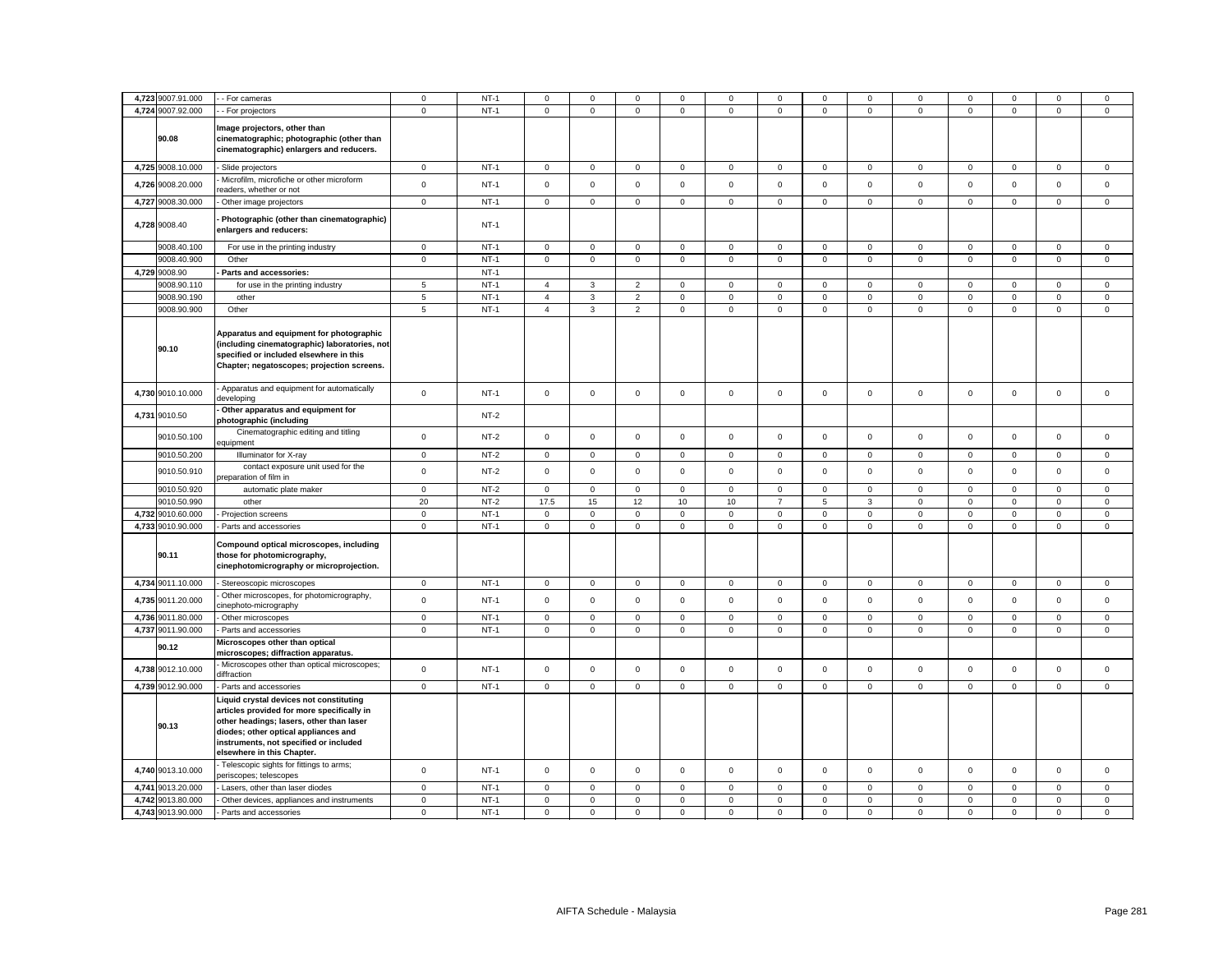| | | | | | | | | | | | | | | | | | |
|---|---|---|---|---|---|---|---|---|---|---|---|---|---|---|---|---|---|
| 4,723 | 9007.91.000 | - - For cameras | 0 | NT-1 | 0 | 0 | 0 | 0 | 0 | 0 | 0 | 0 | 0 | 0 | 0 | 0 | 0 |
| 4,724 | 9007.92.000 | - - For projectors | 0 | NT-1 | 0 | 0 | 0 | 0 | 0 | 0 | 0 | 0 | 0 | 0 | 0 | 0 | 0 |
| | **90.08** | **Image projectors, other than cinematographic; photographic (other than cinematographic) enlargers and reducers.** | | | | | | | | | | | | | | | |
| 4,725 | 9008.10.000 | - Slide projectors | 0 | NT-1 | 0 | 0 | 0 | 0 | 0 | 0 | 0 | 0 | 0 | 0 | 0 | 0 | 0 |
| 4,726 | 9008.20.000 | - Microfilm, microfiche or other microform readers, whether or not | 0 | NT-1 | 0 | 0 | 0 | 0 | 0 | 0 | 0 | 0 | 0 | 0 | 0 | 0 | 0 |
| 4,727 | 9008.30.000 | - Other image projectors | 0 | NT-1 | 0 | 0 | 0 | 0 | 0 | 0 | 0 | 0 | 0 | 0 | 0 | 0 | 0 |
| 4,728 | 9008.40 | **- Photographic (other than cinematographic) enlargers and reducers:** | | NT-1 | | | | | | | | | | | | | |
| | 9008.40.100 | For use in the printing industry | 0 | NT-1 | 0 | 0 | 0 | 0 | 0 | 0 | 0 | 0 | 0 | 0 | 0 | 0 | 0 |
| | 9008.40.900 | Other | 0 | NT-1 | 0 | 0 | 0 | 0 | 0 | 0 | 0 | 0 | 0 | 0 | 0 | 0 | 0 |
| 4,729 | 9008.90 | **- Parts and accessories:** | | NT-1 | | | | | | | | | | | | | |
| | 9008.90.110 | for use in the printing industry | 5 | NT-1 | 4 | 3 | 2 | 0 | 0 | 0 | 0 | 0 | 0 | 0 | 0 | 0 | 0 |
| | 9008.90.190 | other | 5 | NT-1 | 4 | 3 | 2 | 0 | 0 | 0 | 0 | 0 | 0 | 0 | 0 | 0 | 0 |
| | 9008.90.900 | Other | 5 | NT-1 | 4 | 3 | 2 | 0 | 0 | 0 | 0 | 0 | 0 | 0 | 0 | 0 | 0 |
| | **90.10** | **Apparatus and equipment for photographic (including cinematographic) laboratories, not specified or included elsewhere in this Chapter; negatoscopes; projection screens.** | | | | | | | | | | | | | | | |
| 4,730 | 9010.10.000 | - Apparatus and equipment for automatically developing | 0 | NT-1 | 0 | 0 | 0 | 0 | 0 | 0 | 0 | 0 | 0 | 0 | 0 | 0 | 0 |
| 4,731 | 9010.50 | **- Other apparatus and equipment for photographic (including** | | NT-2 | | | | | | | | | | | | | |
| | 9010.50.100 | Cinematographic editing and titling equipment | 0 | NT-2 | 0 | 0 | 0 | 0 | 0 | 0 | 0 | 0 | 0 | 0 | 0 | 0 | 0 |
| | 9010.50.200 | Illuminator for X-ray | 0 | NT-2 | 0 | 0 | 0 | 0 | 0 | 0 | 0 | 0 | 0 | 0 | 0 | 0 | 0 |
| | 9010.50.910 | contact exposure unit used for the preparation of film in | 0 | NT-2 | 0 | 0 | 0 | 0 | 0 | 0 | 0 | 0 | 0 | 0 | 0 | 0 | 0 |
| | 9010.50.920 | automatic plate maker | 0 | NT-2 | 0 | 0 | 0 | 0 | 0 | 0 | 0 | 0 | 0 | 0 | 0 | 0 | 0 |
| | 9010.50.990 | other | 20 | NT-2 | 17.5 | 15 | 12 | 10 | 10 | 7 | 5 | 3 | 0 | 0 | 0 | 0 | 0 |
| 4,732 | 9010.60.000 | - Projection screens | 0 | NT-1 | 0 | 0 | 0 | 0 | 0 | 0 | 0 | 0 | 0 | 0 | 0 | 0 | 0 |
| 4,733 | 9010.90.000 | - Parts and accessories | 0 | NT-1 | 0 | 0 | 0 | 0 | 0 | 0 | 0 | 0 | 0 | 0 | 0 | 0 | 0 |
| | **90.11** | **Compound optical microscopes, including those for photomicrography, cinephotomicrography or microprojection.** | | | | | | | | | | | | | | | |
| 4,734 | 9011.10.000 | - Stereoscopic microscopes | 0 | NT-1 | 0 | 0 | 0 | 0 | 0 | 0 | 0 | 0 | 0 | 0 | 0 | 0 | 0 |
| 4,735 | 9011.20.000 | - Other microscopes, for photomicrography, cinephoto-micrography | 0 | NT-1 | 0 | 0 | 0 | 0 | 0 | 0 | 0 | 0 | 0 | 0 | 0 | 0 | 0 |
| 4,736 | 9011.80.000 | - Other microscopes | 0 | NT-1 | 0 | 0 | 0 | 0 | 0 | 0 | 0 | 0 | 0 | 0 | 0 | 0 | 0 |
| 4,737 | 9011.90.000 | - Parts and accessories | 0 | NT-1 | 0 | 0 | 0 | 0 | 0 | 0 | 0 | 0 | 0 | 0 | 0 | 0 | 0 |
| | **90.12** | **Microscopes other than optical microscopes; diffraction apparatus.** | | | | | | | | | | | | | | | |
| 4,738 | 9012.10.000 | - Microscopes other than optical microscopes; diffraction | 0 | NT-1 | 0 | 0 | 0 | 0 | 0 | 0 | 0 | 0 | 0 | 0 | 0 | 0 | 0 |
| 4,739 | 9012.90.000 | - Parts and accessories | 0 | NT-1 | 0 | 0 | 0 | 0 | 0 | 0 | 0 | 0 | 0 | 0 | 0 | 0 | 0 |
| | **90.13** | **Liquid crystal devices not constituting articles provided for more specifically in other headings; lasers, other than laser diodes; other optical appliances and instruments, not specified or included elsewhere in this Chapter.** | | | | | | | | | | | | | | | |
| 4,740 | 9013.10.000 | - Telescopic sights for fittings to arms; periscopes; telescopes | 0 | NT-1 | 0 | 0 | 0 | 0 | 0 | 0 | 0 | 0 | 0 | 0 | 0 | 0 | 0 |
| 4,741 | 9013.20.000 | - Lasers, other than laser diodes | 0 | NT-1 | 0 | 0 | 0 | 0 | 0 | 0 | 0 | 0 | 0 | 0 | 0 | 0 | 0 |
| 4,742 | 9013.80.000 | - Other devices, appliances and instruments | 0 | NT-1 | 0 | 0 | 0 | 0 | 0 | 0 | 0 | 0 | 0 | 0 | 0 | 0 | 0 |
| 4,743 | 9013.90.000 | - Parts and accessories | 0 | NT-1 | 0 | 0 | 0 | 0 | 0 | 0 | 0 | 0 | 0 | 0 | 0 | 0 | 0 |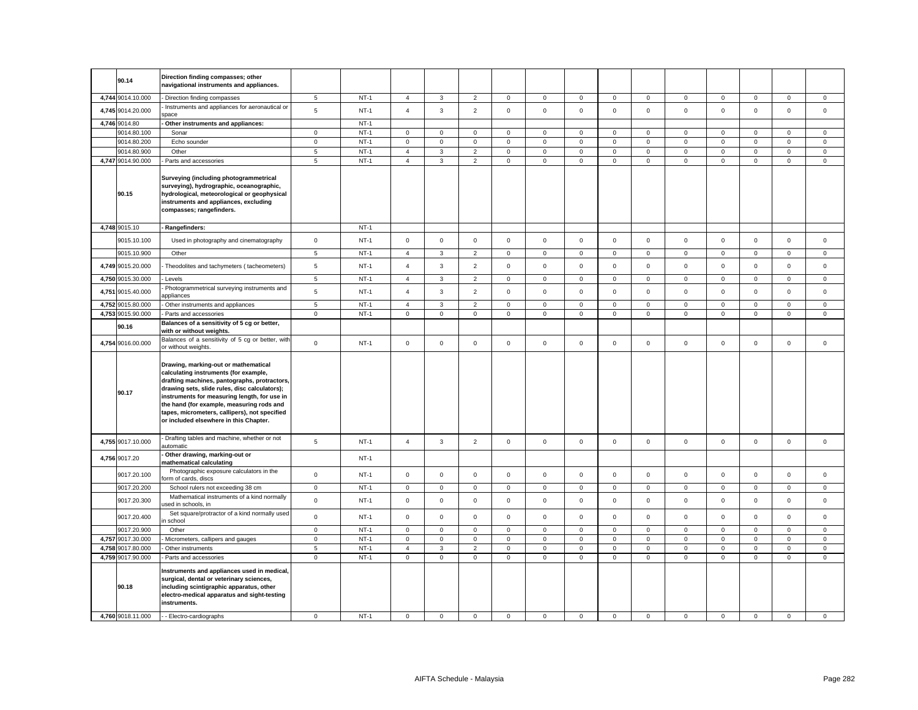| | 90.14 | Direction finding compasses; other navigational instruments and appliances. | | | | | | | | | | | | | | | | |
|---|---|---|---|---|---|---|---|---|---|---|---|---|---|---|---|---|---|---|
| 4,744 | 9014.10.000 | - Direction finding compasses | 5 | NT-1 | 4 | 3 | 2 | 0 | 0 | 0 | 0 | 0 | 0 | 0 | 0 | 0 | 0 |
| 4,745 | 9014.20.000 | - Instruments and appliances for aeronautical or space | 5 | NT-1 | 4 | 3 | 2 | 0 | 0 | 0 | 0 | 0 | 0 | 0 | 0 | 0 | 0 |
| 4,746 | 9014.80 | - Other instruments and appliances: | | NT-1 | | | | | | | | | | | | | |
| | 9014.80.100 | Sonar | 0 | NT-1 | 0 | 0 | 0 | 0 | 0 | 0 | 0 | 0 | 0 | 0 | 0 | 0 | 0 |
| | 9014.80.200 | Echo sounder | 0 | NT-1 | 0 | 0 | 0 | 0 | 0 | 0 | 0 | 0 | 0 | 0 | 0 | 0 | 0 |
| | 9014.80.900 | Other | 5 | NT-1 | 4 | 3 | 2 | 0 | 0 | 0 | 0 | 0 | 0 | 0 | 0 | 0 | 0 |
| 4,747 | 9014.90.000 | - Parts and accessories | 5 | NT-1 | 4 | 3 | 2 | 0 | 0 | 0 | 0 | 0 | 0 | 0 | 0 | 0 | 0 |
| | 90.15 | Surveying (including photogrammetrical surveying), hydrographic, oceanographic, hydrological, meteorological or geophysical instruments and appliances, excluding compasses; rangefinders. | | | | | | | | | | | | | | | |
| 4,748 | 9015.10 | - Rangefinders: | | NT-1 | | | | | | | | | | | | | |
| | 9015.10.100 | Used in photography and cinematography | 0 | NT-1 | 0 | 0 | 0 | 0 | 0 | 0 | 0 | 0 | 0 | 0 | 0 | 0 | 0 |
| | 9015.10.900 | Other | 5 | NT-1 | 4 | 3 | 2 | 0 | 0 | 0 | 0 | 0 | 0 | 0 | 0 | 0 | 0 |
| 4,749 | 9015.20.000 | - Theodolites and tachymeters ( tacheometers) | 5 | NT-1 | 4 | 3 | 2 | 0 | 0 | 0 | 0 | 0 | 0 | 0 | 0 | 0 | 0 |
| 4,750 | 9015.30.000 | - Levels | 5 | NT-1 | 4 | 3 | 2 | 0 | 0 | 0 | 0 | 0 | 0 | 0 | 0 | 0 | 0 |
| 4,751 | 9015.40.000 | - Photogrammetrical surveying instruments and appliances | 5 | NT-1 | 4 | 3 | 2 | 0 | 0 | 0 | 0 | 0 | 0 | 0 | 0 | 0 | 0 |
| 4,752 | 9015.80.000 | - Other instruments and appliances | 5 | NT-1 | 4 | 3 | 2 | 0 | 0 | 0 | 0 | 0 | 0 | 0 | 0 | 0 | 0 |
| 4,753 | 9015.90.000 | - Parts and accessories | 0 | NT-1 | 0 | 0 | 0 | 0 | 0 | 0 | 0 | 0 | 0 | 0 | 0 | 0 | 0 |
| | 90.16 | Balances of a sensitivity of 5 cg or better, with or without weights. | | | | | | | | | | | | | | | |
| 4,754 | 9016.00.000 | Balances of a sensitivity of 5 cg or better, with or without weights. | 0 | NT-1 | 0 | 0 | 0 | 0 | 0 | 0 | 0 | 0 | 0 | 0 | 0 | 0 | 0 |
| | 90.17 | Drawing, marking-out or mathematical calculating instruments (for example, drafting machines, pantographs, protractors, drawing sets, slide rules, disc calculators); instruments for measuring length, for use in the hand (for example, measuring rods and tapes, micrometers, callipers), not specified or included elsewhere in this Chapter. | | | | | | | | | | | | | | | |
| 4,755 | 9017.10.000 | - Drafting tables and machine, whether or not automatic | 5 | NT-1 | 4 | 3 | 2 | 0 | 0 | 0 | 0 | 0 | 0 | 0 | 0 | 0 | 0 |
| 4,756 | 9017.20 | - Other drawing, marking-out or mathematical calculating | | NT-1 | | | | | | | | | | | | | |
| | 9017.20.100 | Photographic exposure calculators in the form of cards, discs | 0 | NT-1 | 0 | 0 | 0 | 0 | 0 | 0 | 0 | 0 | 0 | 0 | 0 | 0 | 0 |
| | 9017.20.200 | School rulers not exceeding 38 cm | 0 | NT-1 | 0 | 0 | 0 | 0 | 0 | 0 | 0 | 0 | 0 | 0 | 0 | 0 | 0 |
| | 9017.20.300 | Mathematical instruments of a kind normally used in schools, in | 0 | NT-1 | 0 | 0 | 0 | 0 | 0 | 0 | 0 | 0 | 0 | 0 | 0 | 0 | 0 |
| | 9017.20.400 | Set square/protractor of a kind normally used in school | 0 | NT-1 | 0 | 0 | 0 | 0 | 0 | 0 | 0 | 0 | 0 | 0 | 0 | 0 | 0 |
| | 9017.20.900 | Other | 0 | NT-1 | 0 | 0 | 0 | 0 | 0 | 0 | 0 | 0 | 0 | 0 | 0 | 0 | 0 |
| 4,757 | 9017.30.000 | - Micrometers, callipers and gauges | 0 | NT-1 | 0 | 0 | 0 | 0 | 0 | 0 | 0 | 0 | 0 | 0 | 0 | 0 | 0 |
| 4,758 | 9017.80.000 | - Other instruments | 5 | NT-1 | 4 | 3 | 2 | 0 | 0 | 0 | 0 | 0 | 0 | 0 | 0 | 0 | 0 |
| 4,759 | 9017.90.000 | - Parts and accessories | 0 | NT-1 | 0 | 0 | 0 | 0 | 0 | 0 | 0 | 0 | 0 | 0 | 0 | 0 | 0 |
| | 90.18 | Instruments and appliances used in medical, surgical, dental or veterinary sciences, including scintigraphic apparatus, other electro-medical apparatus and sight-testing instruments. | | | | | | | | | | | | | | | |
| 4,760 | 9018.11.000 | - - Electro-cardiographs | 0 | NT-1 | 0 | 0 | 0 | 0 | 0 | 0 | 0 | 0 | 0 | 0 | 0 | 0 | 0 |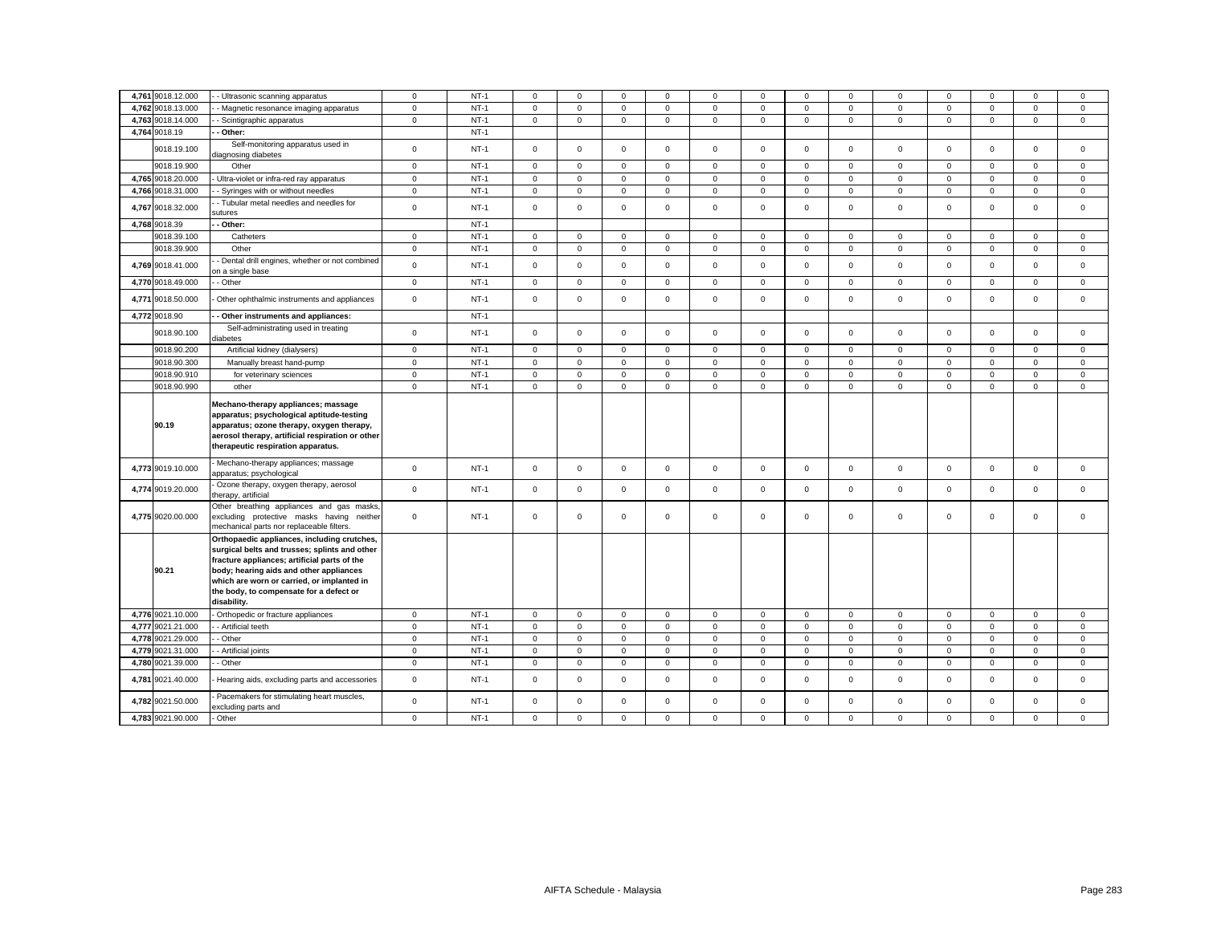| | | | | | | | | | | | | | | | | | |
|---|---|---|---|---|---|---|---|---|---|---|---|---|---|---|---|---|---|
| 4,761 | 9018.12.000 | - - Ultrasonic scanning apparatus | 0 | NT-1 | 0 | 0 | 0 | 0 | 0 | 0 | 0 | 0 | 0 | 0 | 0 | 0 | 0 |
| 4,762 | 9018.13.000 | - - Magnetic resonance imaging apparatus | 0 | NT-1 | 0 | 0 | 0 | 0 | 0 | 0 | 0 | 0 | 0 | 0 | 0 | 0 | 0 |
| 4,763 | 9018.14.000 | - - Scintigraphic apparatus | 0 | NT-1 | 0 | 0 | 0 | 0 | 0 | 0 | 0 | 0 | 0 | 0 | 0 | 0 | 0 |
| 4,764 | 9018.19 | **- - Other:** | | NT-1 | | | | | | | | | | | | | |
| | 9018.19.100 | Self-monitoring apparatus used in diagnosing diabetes | 0 | NT-1 | 0 | 0 | 0 | 0 | 0 | 0 | 0 | 0 | 0 | 0 | 0 | 0 | 0 |
| | 9018.19.900 | Other | 0 | NT-1 | 0 | 0 | 0 | 0 | 0 | 0 | 0 | 0 | 0 | 0 | 0 | 0 | 0 |
| 4,765 | 9018.20.000 | - Ultra-violet or infra-red ray apparatus | 0 | NT-1 | 0 | 0 | 0 | 0 | 0 | 0 | 0 | 0 | 0 | 0 | 0 | 0 | 0 |
| 4,766 | 9018.31.000 | - - Syringes with or without needles | 0 | NT-1 | 0 | 0 | 0 | 0 | 0 | 0 | 0 | 0 | 0 | 0 | 0 | 0 | 0 |
| 4,767 | 9018.32.000 | - - Tubular metal needles and needles for sutures | 0 | NT-1 | 0 | 0 | 0 | 0 | 0 | 0 | 0 | 0 | 0 | 0 | 0 | 0 | 0 |
| 4,768 | 9018.39 | **- - Other:** | | NT-1 | | | | | | | | | | | | | |
| | 9018.39.100 | Catheters | 0 | NT-1 | 0 | 0 | 0 | 0 | 0 | 0 | 0 | 0 | 0 | 0 | 0 | 0 | 0 |
| | 9018.39.900 | Other | 0 | NT-1 | 0 | 0 | 0 | 0 | 0 | 0 | 0 | 0 | 0 | 0 | 0 | 0 | 0 |
| 4,769 | 9018.41.000 | - - Dental drill engines, whether or not combined on a single base | 0 | NT-1 | 0 | 0 | 0 | 0 | 0 | 0 | 0 | 0 | 0 | 0 | 0 | 0 | 0 |
| 4,770 | 9018.49.000 | - - Other | 0 | NT-1 | 0 | 0 | 0 | 0 | 0 | 0 | 0 | 0 | 0 | 0 | 0 | 0 | 0 |
| 4,771 | 9018.50.000 | - Other ophthalmic instruments and appliances | 0 | NT-1 | 0 | 0 | 0 | 0 | 0 | 0 | 0 | 0 | 0 | 0 | 0 | 0 | 0 |
| 4,772 | 9018.90 | **- - Other instruments and appliances:** | | NT-1 | | | | | | | | | | | | | |
| | 9018.90.100 | Self-administrating used in treating diabetes | 0 | NT-1 | 0 | 0 | 0 | 0 | 0 | 0 | 0 | 0 | 0 | 0 | 0 | 0 | 0 |
| | 9018.90.200 | Artificial kidney (dialysers) | 0 | NT-1 | 0 | 0 | 0 | 0 | 0 | 0 | 0 | 0 | 0 | 0 | 0 | 0 | 0 |
| | 9018.90.300 | Manually breast hand-pump | 0 | NT-1 | 0 | 0 | 0 | 0 | 0 | 0 | 0 | 0 | 0 | 0 | 0 | 0 | 0 |
| | 9018.90.910 | for veterinary sciences | 0 | NT-1 | 0 | 0 | 0 | 0 | 0 | 0 | 0 | 0 | 0 | 0 | 0 | 0 | 0 |
| | 9018.90.990 | other | 0 | NT-1 | 0 | 0 | 0 | 0 | 0 | 0 | 0 | 0 | 0 | 0 | 0 | 0 | 0 |
| | **90.19** | **Mechano-therapy appliances; massage apparatus; psychological aptitude-testing apparatus; ozone therapy, oxygen therapy, aerosol therapy, artificial respiration or other therapeutic respiration apparatus.** | | | | | | | | | | | | | | | |
| 4,773 | 9019.10.000 | - Mechano-therapy appliances; massage apparatus; psychological | 0 | NT-1 | 0 | 0 | 0 | 0 | 0 | 0 | 0 | 0 | 0 | 0 | 0 | 0 | 0 |
| 4,774 | 9019.20.000 | - Ozone therapy, oxygen therapy, aerosol therapy, artificial | 0 | NT-1 | 0 | 0 | 0 | 0 | 0 | 0 | 0 | 0 | 0 | 0 | 0 | 0 | 0 |
| 4,775 | 9020.00.000 | Other breathing appliances and gas masks, excluding protective masks having neither mechanical parts nor replaceable filters. | 0 | NT-1 | 0 | 0 | 0 | 0 | 0 | 0 | 0 | 0 | 0 | 0 | 0 | 0 | 0 |
| | **90.21** | **Orthopaedic appliances, including crutches, surgical belts and trusses; splints and other fracture appliances; artificial parts of the body; hearing aids and other appliances which are worn or carried, or implanted in the body, to compensate for a defect or disability.** | | | | | | | | | | | | | | | |
| 4,776 | 9021.10.000 | - Orthopedic or fracture appliances | 0 | NT-1 | 0 | 0 | 0 | 0 | 0 | 0 | 0 | 0 | 0 | 0 | 0 | 0 | 0 |
| 4,777 | 9021.21.000 | - - Artificial teeth | 0 | NT-1 | 0 | 0 | 0 | 0 | 0 | 0 | 0 | 0 | 0 | 0 | 0 | 0 | 0 |
| 4,778 | 9021.29.000 | - - Other | 0 | NT-1 | 0 | 0 | 0 | 0 | 0 | 0 | 0 | 0 | 0 | 0 | 0 | 0 | 0 |
| 4,779 | 9021.31.000 | - - Artificial joints | 0 | NT-1 | 0 | 0 | 0 | 0 | 0 | 0 | 0 | 0 | 0 | 0 | 0 | 0 | 0 |
| 4,780 | 9021.39.000 | - - Other | 0 | NT-1 | 0 | 0 | 0 | 0 | 0 | 0 | 0 | 0 | 0 | 0 | 0 | 0 | 0 |
| 4,781 | 9021.40.000 | - Hearing aids, excluding parts and accessories | 0 | NT-1 | 0 | 0 | 0 | 0 | 0 | 0 | 0 | 0 | 0 | 0 | 0 | 0 | 0 |
| 4,782 | 9021.50.000 | - Pacemakers for stimulating heart muscles, excluding parts and | 0 | NT-1 | 0 | 0 | 0 | 0 | 0 | 0 | 0 | 0 | 0 | 0 | 0 | 0 | 0 |
| 4,783 | 9021.90.000 | - Other | 0 | NT-1 | 0 | 0 | 0 | 0 | 0 | 0 | 0 | 0 | 0 | 0 | 0 | 0 | 0 |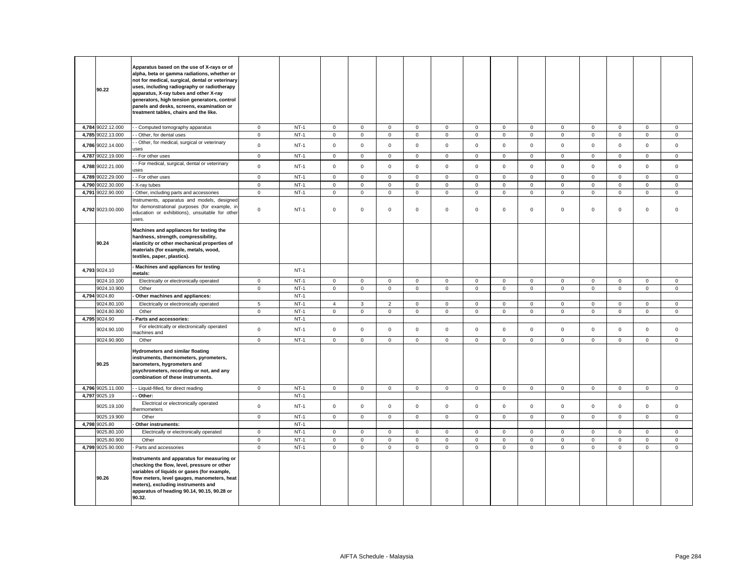| | | | | | | | | | | | | | | | | | |
|---|---|---|---|---|---|---|---|---|---|---|---|---|---|---|---|---|---|
| | 90.22 | **Apparatus based on the use of X-rays or of alpha, beta or gamma radiations, whether or not for medical, surgical, dental or veterinary uses, including radiography or radiotherapy apparatus, X-ray tubes and other X-ray generators, high tension generators, control panels and desks, screens, examination or treatment tables, chairs and the like.** | | | | | | | | | | | | | | | |
| 4,784 | 9022.12.000 | - - Computed tomography apparatus | 0 | NT-1 | 0 | 0 | 0 | 0 | 0 | 0 | 0 | 0 | 0 | 0 | 0 | 0 | 0 |
| 4,785 | 9022.13.000 | - - Other, for dental uses | 0 | NT-1 | 0 | 0 | 0 | 0 | 0 | 0 | 0 | 0 | 0 | 0 | 0 | 0 | 0 |
| 4,786 | 9022.14.000 | - - Other, for medical, surgical or veterinary uses | 0 | NT-1 | 0 | 0 | 0 | 0 | 0 | 0 | 0 | 0 | 0 | 0 | 0 | 0 | 0 |
| 4,787 | 9022.19.000 | - - For other uses | 0 | NT-1 | 0 | 0 | 0 | 0 | 0 | 0 | 0 | 0 | 0 | 0 | 0 | 0 | 0 |
| 4,788 | 9022.21.000 | - - For medical, surgical, dental or veterinary uses | 0 | NT-1 | 0 | 0 | 0 | 0 | 0 | 0 | 0 | 0 | 0 | 0 | 0 | 0 | 0 |
| 4,789 | 9022.29.000 | - - For other uses | 0 | NT-1 | 0 | 0 | 0 | 0 | 0 | 0 | 0 | 0 | 0 | 0 | 0 | 0 | 0 |
| 4,790 | 9022.30.000 | - X-ray tubes | 0 | NT-1 | 0 | 0 | 0 | 0 | 0 | 0 | 0 | 0 | 0 | 0 | 0 | 0 | 0 |
| 4,791 | 9022.90.000 | - Other, including parts and accessories | 0 | NT-1 | 0 | 0 | 0 | 0 | 0 | 0 | 0 | 0 | 0 | 0 | 0 | 0 | 0 |
| 4,792 | 9023.00.000 | Instruments, apparatus and models, designed for demonstrational purposes (for example, in education or exhibitions), unsuitable for other uses. | 0 | NT-1 | 0 | 0 | 0 | 0 | 0 | 0 | 0 | 0 | 0 | 0 | 0 | 0 | 0 |
| | 90.24 | **Machines and appliances for testing the hardness, strength, compressibility, elasticity or other mechanical properties of materials (for example, metals, wood, textiles, paper, plastics).** | | | | | | | | | | | | | | | |
| 4,793 | 9024.10 | **- Machines and appliances for testing metals:** | | NT-1 | | | | | | | | | | | | | |
| | 9024.10.100 | Electrically or electronically operated | 0 | NT-1 | 0 | 0 | 0 | 0 | 0 | 0 | 0 | 0 | 0 | 0 | 0 | 0 | 0 |
| | 9024.10.900 | Other | 0 | NT-1 | 0 | 0 | 0 | 0 | 0 | 0 | 0 | 0 | 0 | 0 | 0 | 0 | 0 |
| 4,794 | 9024.80 | **- Other machines and appliances:** | | NT-1 | | | | | | | | | | | | | |
| | 9024.80.100 | Electrically or electronically operated | 5 | NT-1 | 4 | 3 | 2 | 0 | 0 | 0 | 0 | 0 | 0 | 0 | 0 | 0 | 0 |
| | 9024.80.900 | Other | 0 | NT-1 | 0 | 0 | 0 | 0 | 0 | 0 | 0 | 0 | 0 | 0 | 0 | 0 | 0 |
| 4,795 | 9024.90 | **- Parts and accessories:** | | NT-1 | | | | | | | | | | | | | |
| | 9024.90.100 | For electrically or electronically operated machines and | 0 | NT-1 | 0 | 0 | 0 | 0 | 0 | 0 | 0 | 0 | 0 | 0 | 0 | 0 | 0 |
| | 9024.90.900 | Other | 0 | NT-1 | 0 | 0 | 0 | 0 | 0 | 0 | 0 | 0 | 0 | 0 | 0 | 0 | 0 |
| | 90.25 | **Hydrometers and similar floating instruments, thermometers, pyrometers, barometers, hygrometers and psychrometers, recording or not, and any combination of these instruments.** | | | | | | | | | | | | | | | |
| 4,796 | 9025.11.000 | - - Liquid-filled, for direct reading | 0 | NT-1 | 0 | 0 | 0 | 0 | 0 | 0 | 0 | 0 | 0 | 0 | 0 | 0 | 0 |
| 4,797 | 9025.19 | **- - Other:** | | NT-1 | | | | | | | | | | | | | |
| | 9025.19.100 | Electrical or electronically operated thermometers | 0 | NT-1 | 0 | 0 | 0 | 0 | 0 | 0 | 0 | 0 | 0 | 0 | 0 | 0 | 0 |
| | 9025.19.900 | Other | 0 | NT-1 | 0 | 0 | 0 | 0 | 0 | 0 | 0 | 0 | 0 | 0 | 0 | 0 | 0 |
| 4,798 | 9025.80 | **- Other instruments:** | | NT-1 | | | | | | | | | | | | | |
| | 9025.80.100 | Electrically or electronically operated | 0 | NT-1 | 0 | 0 | 0 | 0 | 0 | 0 | 0 | 0 | 0 | 0 | 0 | 0 | 0 |
| | 9025.80.900 | Other | 0 | NT-1 | 0 | 0 | 0 | 0 | 0 | 0 | 0 | 0 | 0 | 0 | 0 | 0 | 0 |
| 4,799 | 9025.90.000 | - Parts and accessories | 0 | NT-1 | 0 | 0 | 0 | 0 | 0 | 0 | 0 | 0 | 0 | 0 | 0 | 0 | 0 |
| | 90.26 | **Instruments and apparatus for measuring or checking the flow, level, pressure or other variables of liquids or gases (for example, flow meters, level gauges, manometers, heat meters), excluding instruments and apparatus of heading 90.14, 90.15, 90.28 or 90.32.** | | | | | | | | | | | | | | | |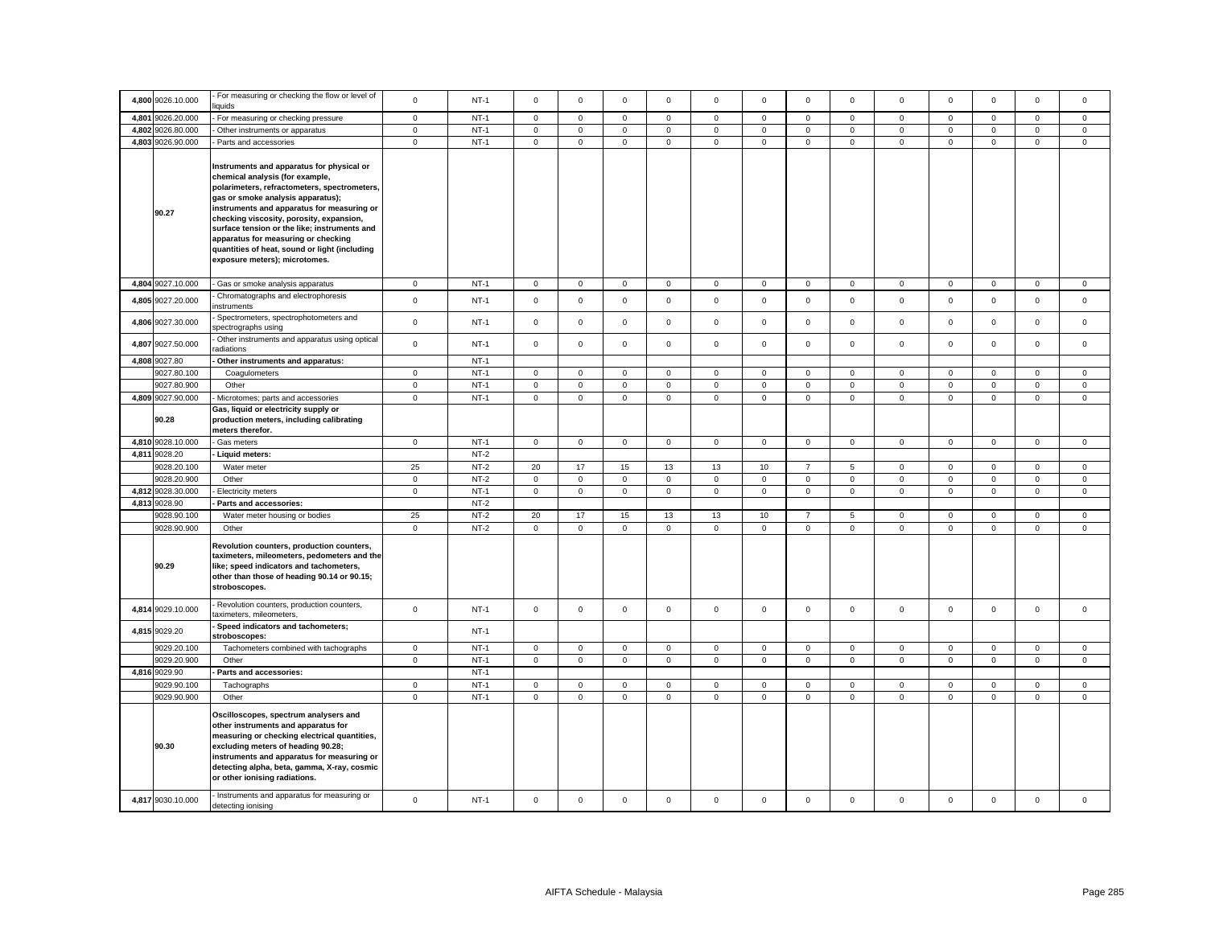| | | | | | | | | | | | | | | | | | |
|---|---|---|---|---|---|---|---|---|---|---|---|---|---|---|---|---|---|
| 4,800 | 9026.10.000 | - For measuring or checking the flow or level of liquids | 0 | NT-1 | 0 | 0 | 0 | 0 | 0 | 0 | 0 | 0 | 0 | 0 | 0 | 0 | 0 |
| 4,801 | 9026.20.000 | - For measuring or checking pressure | 0 | NT-1 | 0 | 0 | 0 | 0 | 0 | 0 | 0 | 0 | 0 | 0 | 0 | 0 | 0 |
| 4,802 | 9026.80.000 | - Other instruments or apparatus | 0 | NT-1 | 0 | 0 | 0 | 0 | 0 | 0 | 0 | 0 | 0 | 0 | 0 | 0 | 0 |
| 4,803 | 9026.90.000 | - Parts and accessories | 0 | NT-1 | 0 | 0 | 0 | 0 | 0 | 0 | 0 | 0 | 0 | 0 | 0 | 0 | 0 |
| | 90.27 | **Instruments and apparatus for physical or chemical analysis (for example, polarimeters, refractometers, spectrometers, gas or smoke analysis apparatus); instruments and apparatus for measuring or checking viscosity, porosity, expansion, surface tension or the like; instruments and apparatus for measuring or checking quantities of heat, sound or light (including exposure meters); microtomes.** | | | | | | | | | | | | | | | |
| 4,804 | 9027.10.000 | - Gas or smoke analysis apparatus | 0 | NT-1 | 0 | 0 | 0 | 0 | 0 | 0 | 0 | 0 | 0 | 0 | 0 | 0 | 0 |
| 4,805 | 9027.20.000 | - Chromatographs and electrophoresis instruments | 0 | NT-1 | 0 | 0 | 0 | 0 | 0 | 0 | 0 | 0 | 0 | 0 | 0 | 0 | 0 |
| 4,806 | 9027.30.000 | - Spectrometers, spectrophotometers and spectrographs using | 0 | NT-1 | 0 | 0 | 0 | 0 | 0 | 0 | 0 | 0 | 0 | 0 | 0 | 0 | 0 |
| 4,807 | 9027.50.000 | - Other instruments and apparatus using optical radiations | 0 | NT-1 | 0 | 0 | 0 | 0 | 0 | 0 | 0 | 0 | 0 | 0 | 0 | 0 | 0 |
| 4,808 | 9027.80 | **- Other instruments and apparatus:** | | NT-1 | | | | | | | | | | | | | |
| | 9027.80.100 | Coagulometers | 0 | NT-1 | 0 | 0 | 0 | 0 | 0 | 0 | 0 | 0 | 0 | 0 | 0 | 0 | 0 |
| | 9027.80.900 | Other | 0 | NT-1 | 0 | 0 | 0 | 0 | 0 | 0 | 0 | 0 | 0 | 0 | 0 | 0 | 0 |
| 4,809 | 9027.90.000 | - Microtomes; parts and accessories | 0 | NT-1 | 0 | 0 | 0 | 0 | 0 | 0 | 0 | 0 | 0 | 0 | 0 | 0 | 0 |
| | 90.28 | **Gas, liquid or electricity supply or production meters, including calibrating meters therefor.** | | | | | | | | | | | | | | | |
| 4,810 | 9028.10.000 | - Gas meters | 0 | NT-1 | 0 | 0 | 0 | 0 | 0 | 0 | 0 | 0 | 0 | 0 | 0 | 0 | 0 |
| 4,811 | 9028.20 | **- Liquid meters:** | | NT-2 | | | | | | | | | | | | | |
| | 9028.20.100 | Water meter | 25 | NT-2 | 20 | 17 | 15 | 13 | 13 | 10 | 7 | 5 | 0 | 0 | 0 | 0 | 0 |
| | 9028.20.900 | Other | 0 | NT-2 | 0 | 0 | 0 | 0 | 0 | 0 | 0 | 0 | 0 | 0 | 0 | 0 | 0 |
| 4,812 | 9028.30.000 | - Electricity meters | 0 | NT-1 | 0 | 0 | 0 | 0 | 0 | 0 | 0 | 0 | 0 | 0 | 0 | 0 | 0 |
| 4,813 | 9028.90 | **- Parts and accessories:** | | NT-2 | | | | | | | | | | | | | |
| | 9028.90.100 | Water meter housing or bodies | 25 | NT-2 | 20 | 17 | 15 | 13 | 13 | 10 | 7 | 5 | 0 | 0 | 0 | 0 | 0 |
| | 9028.90.900 | Other | 0 | NT-2 | 0 | 0 | 0 | 0 | 0 | 0 | 0 | 0 | 0 | 0 | 0 | 0 | 0 |
| | 90.29 | **Revolution counters, production counters, taximeters, mileometers, pedometers and the like; speed indicators and tachometers, other than those of heading 90.14 or 90.15; stroboscopes.** | | | | | | | | | | | | | | | |
| 4,814 | 9029.10.000 | - Revolution counters, production counters, taximeters, mileometers, | 0 | NT-1 | 0 | 0 | 0 | 0 | 0 | 0 | 0 | 0 | 0 | 0 | 0 | 0 | 0 |
| 4,815 | 9029.20 | **- Speed indicators and tachometers; stroboscopes:** | | NT-1 | | | | | | | | | | | | | |
| | 9029.20.100 | Tachometers combined with tachographs | 0 | NT-1 | 0 | 0 | 0 | 0 | 0 | 0 | 0 | 0 | 0 | 0 | 0 | 0 | 0 |
| | 9029.20.900 | Other | 0 | NT-1 | 0 | 0 | 0 | 0 | 0 | 0 | 0 | 0 | 0 | 0 | 0 | 0 | 0 |
| 4,816 | 9029.90 | **- Parts and accessories:** | | NT-1 | | | | | | | | | | | | | |
| | 9029.90.100 | Tachographs | 0 | NT-1 | 0 | 0 | 0 | 0 | 0 | 0 | 0 | 0 | 0 | 0 | 0 | 0 | 0 |
| | 9029.90.900 | Other | 0 | NT-1 | 0 | 0 | 0 | 0 | 0 | 0 | 0 | 0 | 0 | 0 | 0 | 0 | 0 |
| | 90.30 | **Oscilloscopes, spectrum analysers and other instruments and apparatus for measuring or checking electrical quantities, excluding meters of heading 90.28; instruments and apparatus for measuring or detecting alpha, beta, gamma, X-ray, cosmic or other ionising radiations.** | | | | | | | | | | | | | | | |
| 4,817 | 9030.10.000 | - Instruments and apparatus for measuring or detecting ionising | 0 | NT-1 | 0 | 0 | 0 | 0 | 0 | 0 | 0 | 0 | 0 | 0 | 0 | 0 | 0 |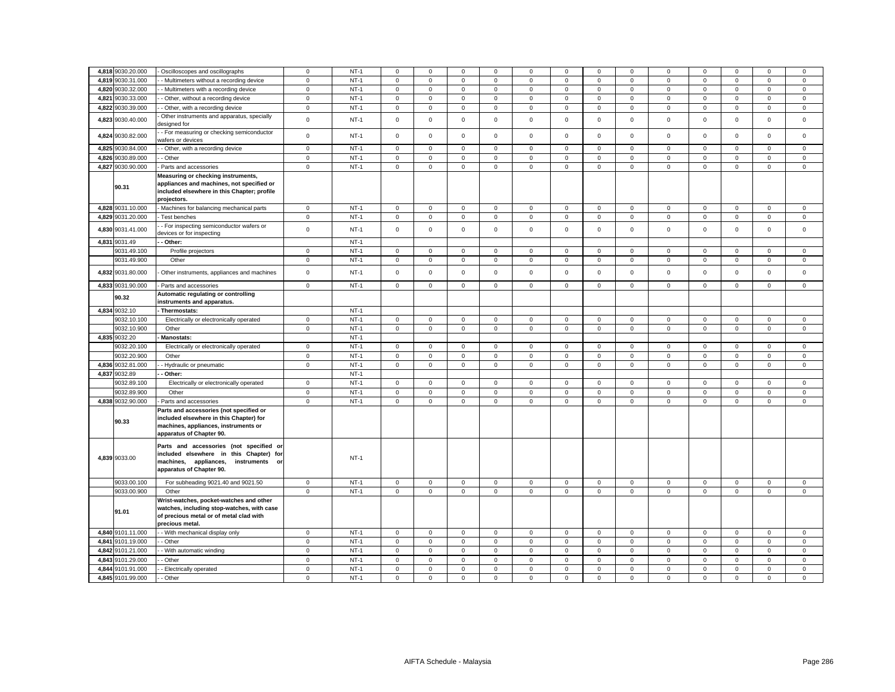| | | | | | | | | | | | | | | | | | | |
|---|---|---|---|---|---|---|---|---|---|---|---|---|---|---|---|---|---|---|
| 4,818 | 9030.20.000 | - Oscilloscopes and oscillographs | 0 | NT-1 | 0 | 0 | 0 | 0 | 0 | 0 | 0 | 0 | 0 | 0 | 0 | 0 | 0 |
| 4,819 | 9030.31.000 | - - Multimeters without a recording device | 0 | NT-1 | 0 | 0 | 0 | 0 | 0 | 0 | 0 | 0 | 0 | 0 | 0 | 0 | 0 |
| 4,820 | 9030.32.000 | - - Multimeters with a recording device | 0 | NT-1 | 0 | 0 | 0 | 0 | 0 | 0 | 0 | 0 | 0 | 0 | 0 | 0 | 0 |
| 4,821 | 9030.33.000 | - - Other, without a recording device | 0 | NT-1 | 0 | 0 | 0 | 0 | 0 | 0 | 0 | 0 | 0 | 0 | 0 | 0 | 0 |
| 4,822 | 9030.39.000 | - - Other, with a recording device | 0 | NT-1 | 0 | 0 | 0 | 0 | 0 | 0 | 0 | 0 | 0 | 0 | 0 | 0 | 0 |
| 4,823 | 9030.40.000 | - Other instruments and apparatus, specially designed for | 0 | NT-1 | 0 | 0 | 0 | 0 | 0 | 0 | 0 | 0 | 0 | 0 | 0 | 0 | 0 |
| 4,824 | 9030.82.000 | - - For measuring or checking semiconductor wafers or devices | 0 | NT-1 | 0 | 0 | 0 | 0 | 0 | 0 | 0 | 0 | 0 | 0 | 0 | 0 | 0 |
| 4,825 | 9030.84.000 | - - Other, with a recording device | 0 | NT-1 | 0 | 0 | 0 | 0 | 0 | 0 | 0 | 0 | 0 | 0 | 0 | 0 | 0 |
| 4,826 | 9030.89.000 | - - Other | 0 | NT-1 | 0 | 0 | 0 | 0 | 0 | 0 | 0 | 0 | 0 | 0 | 0 | 0 | 0 |
| 4,827 | 9030.90.000 | - Parts and accessories | 0 | NT-1 | 0 | 0 | 0 | 0 | 0 | 0 | 0 | 0 | 0 | 0 | 0 | 0 | 0 |
| | **90.31** | **Measuring or checking instruments, appliances and machines, not specified or included elsewhere in this Chapter; profile projectors.** | | | | | | | | | | | | | | | |
| 4,828 | 9031.10.000 | - Machines for balancing mechanical parts | 0 | NT-1 | 0 | 0 | 0 | 0 | 0 | 0 | 0 | 0 | 0 | 0 | 0 | 0 | 0 |
| 4,829 | 9031.20.000 | - Test benches | 0 | NT-1 | 0 | 0 | 0 | 0 | 0 | 0 | 0 | 0 | 0 | 0 | 0 | 0 | 0 |
| 4,830 | 9031.41.000 | - - For inspecting semiconductor wafers or devices or for inspecting | 0 | NT-1 | 0 | 0 | 0 | 0 | 0 | 0 | 0 | 0 | 0 | 0 | 0 | 0 | 0 |
| 4,831 | 9031.49 | **- - Other:** | | NT-1 | | | | | | | | | | | | | |
| | 9031.49.100 | Profile projectors | 0 | NT-1 | 0 | 0 | 0 | 0 | 0 | 0 | 0 | 0 | 0 | 0 | 0 | 0 | 0 |
| | 9031.49.900 | Other | 0 | NT-1 | 0 | 0 | 0 | 0 | 0 | 0 | 0 | 0 | 0 | 0 | 0 | 0 | 0 |
| 4,832 | 9031.80.000 | - Other instruments, appliances and machines | 0 | NT-1 | 0 | 0 | 0 | 0 | 0 | 0 | 0 | 0 | 0 | 0 | 0 | 0 | 0 |
| 4,833 | 9031.90.000 | - Parts and accessories | 0 | NT-1 | 0 | 0 | 0 | 0 | 0 | 0 | 0 | 0 | 0 | 0 | 0 | 0 | 0 |
| | **90.32** | **Automatic regulating or controlling instruments and apparatus.** | | | | | | | | | | | | | | | |
| 4,834 | 9032.10 | **- Thermostats:** | | NT-1 | | | | | | | | | | | | | |
| | 9032.10.100 | Electrically or electronically operated | 0 | NT-1 | 0 | 0 | 0 | 0 | 0 | 0 | 0 | 0 | 0 | 0 | 0 | 0 | 0 |
| | 9032.10.900 | Other | 0 | NT-1 | 0 | 0 | 0 | 0 | 0 | 0 | 0 | 0 | 0 | 0 | 0 | 0 | 0 |
| 4,835 | 9032.20 | **- Manostats:** | | NT-1 | | | | | | | | | | | | | |
| | 9032.20.100 | Electrically or electronically operated | 0 | NT-1 | 0 | 0 | 0 | 0 | 0 | 0 | 0 | 0 | 0 | 0 | 0 | 0 | 0 |
| | 9032.20.900 | Other | 0 | NT-1 | 0 | 0 | 0 | 0 | 0 | 0 | 0 | 0 | 0 | 0 | 0 | 0 | 0 |
| 4,836 | 9032.81.000 | - - Hydraulic or pneumatic | 0 | NT-1 | 0 | 0 | 0 | 0 | 0 | 0 | 0 | 0 | 0 | 0 | 0 | 0 | 0 |
| 4,837 | 9032.89 | **- - Other:** | | NT-1 | | | | | | | | | | | | | |
| | 9032.89.100 | Electrically or electronically operated | 0 | NT-1 | 0 | 0 | 0 | 0 | 0 | 0 | 0 | 0 | 0 | 0 | 0 | 0 | 0 |
| | 9032.89.900 | Other | 0 | NT-1 | 0 | 0 | 0 | 0 | 0 | 0 | 0 | 0 | 0 | 0 | 0 | 0 | 0 |
| 4,838 | 9032.90.000 | - Parts and accessories | 0 | NT-1 | 0 | 0 | 0 | 0 | 0 | 0 | 0 | 0 | 0 | 0 | 0 | 0 | 0 |
| | **90.33** | **Parts and accessories (not specified or included elsewhere in this Chapter) for machines, appliances, instruments or apparatus of Chapter 90.** | | | | | | | | | | | | | | | |
| 4,839 | 9033.00 | **Parts and accessories (not specified or included elsewhere in this Chapter) for machines, appliances, instruments or apparatus of Chapter 90.** | | NT-1 | | | | | | | | | | | | | |
| | 9033.00.100 | For subheading 9021.40 and 9021.50 | 0 | NT-1 | 0 | 0 | 0 | 0 | 0 | 0 | 0 | 0 | 0 | 0 | 0 | 0 | 0 |
| | 9033.00.900 | Other | 0 | NT-1 | 0 | 0 | 0 | 0 | 0 | 0 | 0 | 0 | 0 | 0 | 0 | 0 | 0 |
| | **91.01** | **Wrist-watches, pocket-watches and other watches, including stop-watches, with case of precious metal or of metal clad with precious metal.** | | | | | | | | | | | | | | | |
| 4,840 | 9101.11.000 | - - With mechanical display only | 0 | NT-1 | 0 | 0 | 0 | 0 | 0 | 0 | 0 | 0 | 0 | 0 | 0 | 0 | 0 |
| 4,841 | 9101.19.000 | - - Other | 0 | NT-1 | 0 | 0 | 0 | 0 | 0 | 0 | 0 | 0 | 0 | 0 | 0 | 0 | 0 |
| 4,842 | 9101.21.000 | - - With automatic winding | 0 | NT-1 | 0 | 0 | 0 | 0 | 0 | 0 | 0 | 0 | 0 | 0 | 0 | 0 | 0 |
| 4,843 | 9101.29.000 | - - Other | 0 | NT-1 | 0 | 0 | 0 | 0 | 0 | 0 | 0 | 0 | 0 | 0 | 0 | 0 | 0 |
| 4,844 | 9101.91.000 | - - Electrically operated | 0 | NT-1 | 0 | 0 | 0 | 0 | 0 | 0 | 0 | 0 | 0 | 0 | 0 | 0 | 0 |
| 4,845 | 9101.99.000 | - - Other | 0 | NT-1 | 0 | 0 | 0 | 0 | 0 | 0 | 0 | 0 | 0 | 0 | 0 | 0 | 0 |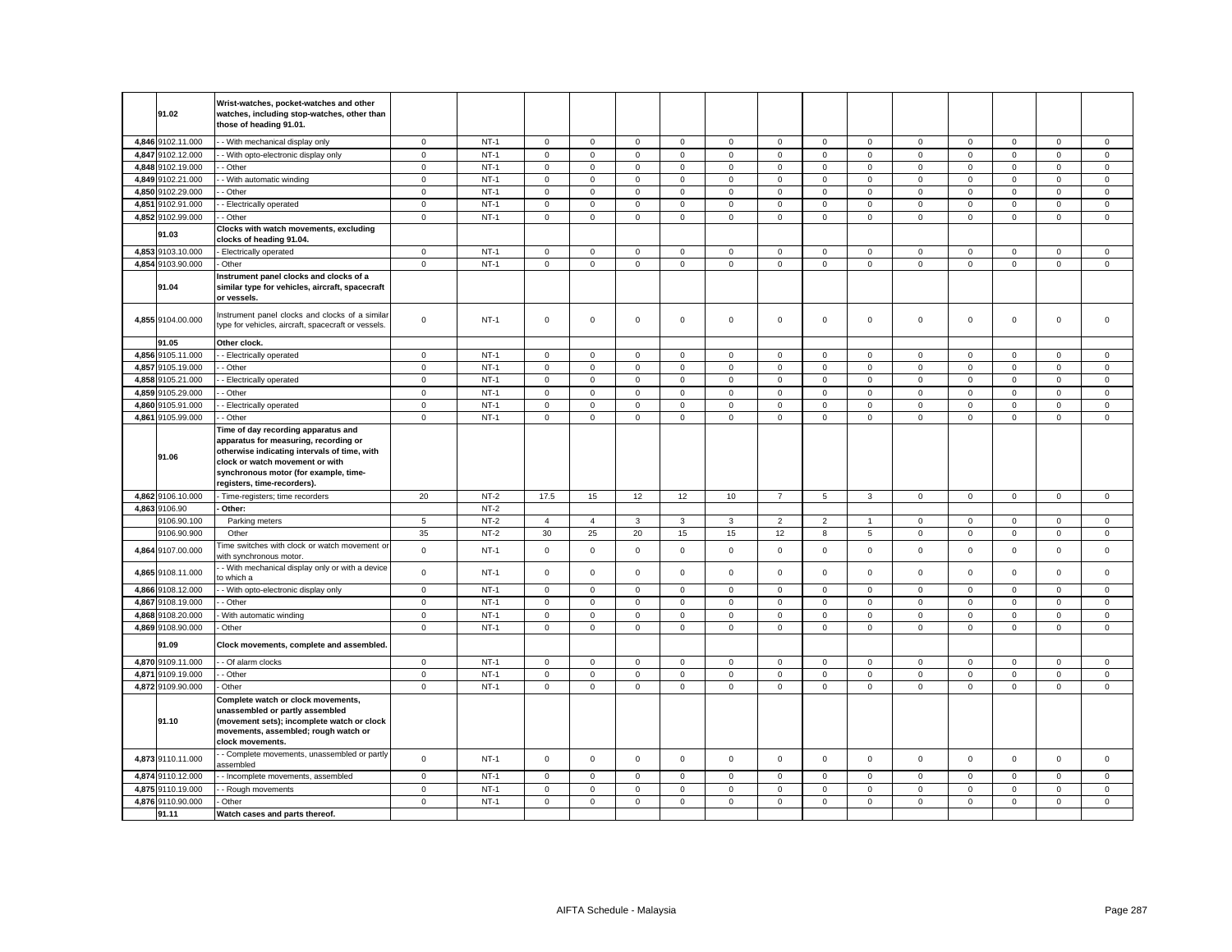| | 91.02 | Wrist-watches, pocket-watches and other watches, including stop-watches, other than those of heading 91.01. | | | | | | | | | | | | | | | | |
|---|---|---|---|---|---|---|---|---|---|---|---|---|---|---|---|---|---|---|
| 4,846 | 9102.11.000 | - - With mechanical display only | 0 | NT-1 | 0 | 0 | 0 | 0 | 0 | 0 | 0 | 0 | 0 | 0 | 0 | 0 | 0 |
| 4,847 | 9102.12.000 | - - With opto-electronic display only | 0 | NT-1 | 0 | 0 | 0 | 0 | 0 | 0 | 0 | 0 | 0 | 0 | 0 | 0 | 0 |
| 4,848 | 9102.19.000 | - - Other | 0 | NT-1 | 0 | 0 | 0 | 0 | 0 | 0 | 0 | 0 | 0 | 0 | 0 | 0 | 0 |
| 4,849 | 9102.21.000 | - - With automatic winding | 0 | NT-1 | 0 | 0 | 0 | 0 | 0 | 0 | 0 | 0 | 0 | 0 | 0 | 0 | 0 |
| 4,850 | 9102.29.000 | - - Other | 0 | NT-1 | 0 | 0 | 0 | 0 | 0 | 0 | 0 | 0 | 0 | 0 | 0 | 0 | 0 |
| 4,851 | 9102.91.000 | - - Electrically operated | 0 | NT-1 | 0 | 0 | 0 | 0 | 0 | 0 | 0 | 0 | 0 | 0 | 0 | 0 | 0 |
| 4,852 | 9102.99.000 | - - Other | 0 | NT-1 | 0 | 0 | 0 | 0 | 0 | 0 | 0 | 0 | 0 | 0 | 0 | 0 | 0 |
| | 91.03 | Clocks with watch movements, excluding clocks of heading 91.04. | | | | | | | | | | | | | | | | |
| 4,853 | 9103.10.000 | - Electrically operated | 0 | NT-1 | 0 | 0 | 0 | 0 | 0 | 0 | 0 | 0 | 0 | 0 | 0 | 0 | 0 |
| 4,854 | 9103.90.000 | - Other | 0 | NT-1 | 0 | 0 | 0 | 0 | 0 | 0 | 0 | 0 | 0 | 0 | 0 | 0 | 0 |
| | 91.04 | Instrument panel clocks and clocks of a similar type for vehicles, aircraft, spacecraft or vessels. | | | | | | | | | | | | | | | | |
| 4,855 | 9104.00.000 | Instrument panel clocks and clocks of a similar type for vehicles, aircraft, spacecraft or vessels. | 0 | NT-1 | 0 | 0 | 0 | 0 | 0 | 0 | 0 | 0 | 0 | 0 | 0 | 0 | 0 |
| | 91.05 | Other clock. | | | | | | | | | | | | | | | | |
| 4,856 | 9105.11.000 | - - Electrically operated | 0 | NT-1 | 0 | 0 | 0 | 0 | 0 | 0 | 0 | 0 | 0 | 0 | 0 | 0 | 0 |
| 4,857 | 9105.19.000 | - - Other | 0 | NT-1 | 0 | 0 | 0 | 0 | 0 | 0 | 0 | 0 | 0 | 0 | 0 | 0 | 0 |
| 4,858 | 9105.21.000 | - - Electrically operated | 0 | NT-1 | 0 | 0 | 0 | 0 | 0 | 0 | 0 | 0 | 0 | 0 | 0 | 0 | 0 |
| 4,859 | 9105.29.000 | - - Other | 0 | NT-1 | 0 | 0 | 0 | 0 | 0 | 0 | 0 | 0 | 0 | 0 | 0 | 0 | 0 |
| 4,860 | 9105.91.000 | - - Electrically operated | 0 | NT-1 | 0 | 0 | 0 | 0 | 0 | 0 | 0 | 0 | 0 | 0 | 0 | 0 | 0 |
| 4,861 | 9105.99.000 | - - Other | 0 | NT-1 | 0 | 0 | 0 | 0 | 0 | 0 | 0 | 0 | 0 | 0 | 0 | 0 | 0 |
| | 91.06 | Time of day recording apparatus and apparatus for measuring, recording or otherwise indicating intervals of time, with clock or watch movement or with synchronous motor (for example, time-registers, time-recorders). | | | | | | | | | | | | | | | | |
| 4,862 | 9106.10.000 | - Time-registers; time recorders | 20 | NT-2 | 17.5 | 15 | 12 | 12 | 10 | 7 | 5 | 3 | 0 | 0 | 0 | 0 | 0 |
| 4,863 | 9106.90 | - Other: | | NT-2 | | | | | | | | | | | | | |
| | 9106.90.100 | Parking meters | 5 | NT-2 | 4 | 4 | 3 | 3 | 3 | 2 | 2 | 1 | 0 | 0 | 0 | 0 | 0 |
| | 9106.90.900 | Other | 35 | NT-2 | 30 | 25 | 20 | 15 | 15 | 12 | 8 | 5 | 0 | 0 | 0 | 0 | 0 |
| 4,864 | 9107.00.000 | Time switches with clock or watch movement or with synchronous motor. | 0 | NT-1 | 0 | 0 | 0 | 0 | 0 | 0 | 0 | 0 | 0 | 0 | 0 | 0 | 0 |
| 4,865 | 9108.11.000 | - - With mechanical display only or with a device to which a | 0 | NT-1 | 0 | 0 | 0 | 0 | 0 | 0 | 0 | 0 | 0 | 0 | 0 | 0 | 0 |
| 4,866 | 9108.12.000 | - - With opto-electronic display only | 0 | NT-1 | 0 | 0 | 0 | 0 | 0 | 0 | 0 | 0 | 0 | 0 | 0 | 0 | 0 |
| 4,867 | 9108.19.000 | - - Other | 0 | NT-1 | 0 | 0 | 0 | 0 | 0 | 0 | 0 | 0 | 0 | 0 | 0 | 0 | 0 |
| 4,868 | 9108.20.000 | - With automatic winding | 0 | NT-1 | 0 | 0 | 0 | 0 | 0 | 0 | 0 | 0 | 0 | 0 | 0 | 0 | 0 |
| 4,869 | 9108.90.000 | - Other | 0 | NT-1 | 0 | 0 | 0 | 0 | 0 | 0 | 0 | 0 | 0 | 0 | 0 | 0 | 0 |
| | 91.09 | Clock movements, complete and assembled. | | | | | | | | | | | | | | | | |
| 4,870 | 9109.11.000 | - - Of alarm clocks | 0 | NT-1 | 0 | 0 | 0 | 0 | 0 | 0 | 0 | 0 | 0 | 0 | 0 | 0 | 0 |
| 4,871 | 9109.19.000 | - - Other | 0 | NT-1 | 0 | 0 | 0 | 0 | 0 | 0 | 0 | 0 | 0 | 0 | 0 | 0 | 0 |
| 4,872 | 9109.90.000 | - Other | 0 | NT-1 | 0 | 0 | 0 | 0 | 0 | 0 | 0 | 0 | 0 | 0 | 0 | 0 | 0 |
| | 91.10 | Complete watch or clock movements, unassembled or partly assembled (movement sets); incomplete watch or clock movements, assembled; rough watch or clock movements. | | | | | | | | | | | | | | | | |
| 4,873 | 9110.11.000 | - - Complete movements, unassembled or partly assembled | 0 | NT-1 | 0 | 0 | 0 | 0 | 0 | 0 | 0 | 0 | 0 | 0 | 0 | 0 | 0 |
| 4,874 | 9110.12.000 | - - Incomplete movements, assembled | 0 | NT-1 | 0 | 0 | 0 | 0 | 0 | 0 | 0 | 0 | 0 | 0 | 0 | 0 | 0 |
| 4,875 | 9110.19.000 | - - Rough movements | 0 | NT-1 | 0 | 0 | 0 | 0 | 0 | 0 | 0 | 0 | 0 | 0 | 0 | 0 | 0 |
| 4,876 | 9110.90.000 | - Other | 0 | NT-1 | 0 | 0 | 0 | 0 | 0 | 0 | 0 | 0 | 0 | 0 | 0 | 0 | 0 |
| | 91.11 | Watch cases and parts thereof. | | | | | | | | | | | | | | | | |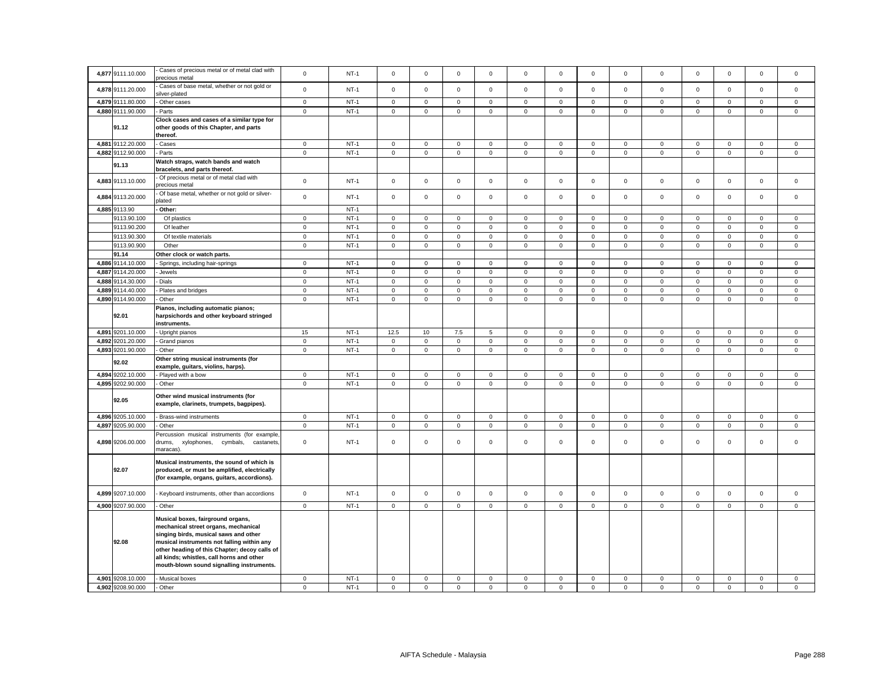| | | | | | | | | | | | | | | | | | |
|---|---|---|---|---|---|---|---|---|---|---|---|---|---|---|---|---|---|
| 4,877 | 9111.10.000 | - Cases of precious metal or of metal clad with precious metal | 0 | NT-1 | 0 | 0 | 0 | 0 | 0 | 0 | 0 | 0 | 0 | 0 | 0 | 0 | 0 |
| 4,878 | 9111.20.000 | - Cases of base metal, whether or not gold or silver-plated | 0 | NT-1 | 0 | 0 | 0 | 0 | 0 | 0 | 0 | 0 | 0 | 0 | 0 | 0 | 0 |
| 4,879 | 9111.80.000 | - Other cases | 0 | NT-1 | 0 | 0 | 0 | 0 | 0 | 0 | 0 | 0 | 0 | 0 | 0 | 0 | 0 |
| 4,880 | 9111.90.000 | - Parts | 0 | NT-1 | 0 | 0 | 0 | 0 | 0 | 0 | 0 | 0 | 0 | 0 | 0 | 0 | 0 |
| | 91.12 | **Clock cases and cases of a similar type for other goods of this Chapter, and parts thereof.** | | | | | | | | | | | | | | | |
| 4,881 | 9112.20.000 | - Cases | 0 | NT-1 | 0 | 0 | 0 | 0 | 0 | 0 | 0 | 0 | 0 | 0 | 0 | 0 | 0 |
| 4,882 | 9112.90.000 | - Parts | 0 | NT-1 | 0 | 0 | 0 | 0 | 0 | 0 | 0 | 0 | 0 | 0 | 0 | 0 | 0 |
| | 91.13 | **Watch straps, watch bands and watch bracelets, and parts thereof.** | | | | | | | | | | | | | | | |
| 4,883 | 9113.10.000 | - Of precious metal or of metal clad with precious metal | 0 | NT-1 | 0 | 0 | 0 | 0 | 0 | 0 | 0 | 0 | 0 | 0 | 0 | 0 | 0 |
| 4,884 | 9113.20.000 | - Of base metal, whether or not gold or silver-plated | 0 | NT-1 | 0 | 0 | 0 | 0 | 0 | 0 | 0 | 0 | 0 | 0 | 0 | 0 | 0 |
| 4,885 | 9113.90 | **- Other:** | | NT-1 | | | | | | | | | | | | | |
| | 9113.90.100 | Of plastics | 0 | NT-1 | 0 | 0 | 0 | 0 | 0 | 0 | 0 | 0 | 0 | 0 | 0 | 0 | 0 |
| | 9113.90.200 | Of leather | 0 | NT-1 | 0 | 0 | 0 | 0 | 0 | 0 | 0 | 0 | 0 | 0 | 0 | 0 | 0 |
| | 9113.90.300 | Of textile materials | 0 | NT-1 | 0 | 0 | 0 | 0 | 0 | 0 | 0 | 0 | 0 | 0 | 0 | 0 | 0 |
| | 9113.90.900 | Other | 0 | NT-1 | 0 | 0 | 0 | 0 | 0 | 0 | 0 | 0 | 0 | 0 | 0 | 0 | 0 |
| | 91.14 | **Other clock or watch parts.** | | | | | | | | | | | | | | | |
| 4,886 | 9114.10.000 | - Springs, including hair-springs | 0 | NT-1 | 0 | 0 | 0 | 0 | 0 | 0 | 0 | 0 | 0 | 0 | 0 | 0 | 0 |
| 4,887 | 9114.20.000 | - Jewels | 0 | NT-1 | 0 | 0 | 0 | 0 | 0 | 0 | 0 | 0 | 0 | 0 | 0 | 0 | 0 |
| 4,888 | 9114.30.000 | - Dials | 0 | NT-1 | 0 | 0 | 0 | 0 | 0 | 0 | 0 | 0 | 0 | 0 | 0 | 0 | 0 |
| 4,889 | 9114.40.000 | - Plates and bridges | 0 | NT-1 | 0 | 0 | 0 | 0 | 0 | 0 | 0 | 0 | 0 | 0 | 0 | 0 | 0 |
| 4,890 | 9114.90.000 | - Other | 0 | NT-1 | 0 | 0 | 0 | 0 | 0 | 0 | 0 | 0 | 0 | 0 | 0 | 0 | 0 |
| | 92.01 | **Pianos, including automatic pianos; harpsichords and other keyboard stringed instruments.** | | | | | | | | | | | | | | | |
| 4,891 | 9201.10.000 | - Upright pianos | 15 | NT-1 | 12.5 | 10 | 7.5 | 5 | 0 | 0 | 0 | 0 | 0 | 0 | 0 | 0 | 0 |
| 4,892 | 9201.20.000 | - Grand pianos | 0 | NT-1 | 0 | 0 | 0 | 0 | 0 | 0 | 0 | 0 | 0 | 0 | 0 | 0 | 0 |
| 4,893 | 9201.90.000 | - Other | 0 | NT-1 | 0 | 0 | 0 | 0 | 0 | 0 | 0 | 0 | 0 | 0 | 0 | 0 | 0 |
| | 92.02 | **Other string musical instruments (for example, guitars, violins, harps).** | | | | | | | | | | | | | | | |
| 4,894 | 9202.10.000 | - Played with a bow | 0 | NT-1 | 0 | 0 | 0 | 0 | 0 | 0 | 0 | 0 | 0 | 0 | 0 | 0 | 0 |
| 4,895 | 9202.90.000 | - Other | 0 | NT-1 | 0 | 0 | 0 | 0 | 0 | 0 | 0 | 0 | 0 | 0 | 0 | 0 | 0 |
| | 92.05 | **Other wind musical instruments (for example, clarinets, trumpets, bagpipes).** | | | | | | | | | | | | | | | |
| 4,896 | 9205.10.000 | - Brass-wind instruments | 0 | NT-1 | 0 | 0 | 0 | 0 | 0 | 0 | 0 | 0 | 0 | 0 | 0 | 0 | 0 |
| 4,897 | 9205.90.000 | - Other | 0 | NT-1 | 0 | 0 | 0 | 0 | 0 | 0 | 0 | 0 | 0 | 0 | 0 | 0 | 0 |
| 4,898 | 9206.00.000 | Percussion musical instruments (for example, drums, xylophones, cymbals, castanets, maracas). | 0 | NT-1 | 0 | 0 | 0 | 0 | 0 | 0 | 0 | 0 | 0 | 0 | 0 | 0 | 0 |
| | 92.07 | **Musical instruments, the sound of which is produced, or must be amplified, electrically (for example, organs, guitars, accordions).** | | | | | | | | | | | | | | | |
| 4,899 | 9207.10.000 | - Keyboard instruments, other than accordions | 0 | NT-1 | 0 | 0 | 0 | 0 | 0 | 0 | 0 | 0 | 0 | 0 | 0 | 0 | 0 |
| 4,900 | 9207.90.000 | - Other | 0 | NT-1 | 0 | 0 | 0 | 0 | 0 | 0 | 0 | 0 | 0 | 0 | 0 | 0 | 0 |
| | 92.08 | **Musical boxes, fairground organs, mechanical street organs, mechanical singing birds, musical saws and other musical instruments not falling within any other heading of this Chapter; decoy calls of all kinds; whistles, call horns and other mouth-blown sound signalling instruments.** | | | | | | | | | | | | | | | |
| 4,901 | 9208.10.000 | - Musical boxes | 0 | NT-1 | 0 | 0 | 0 | 0 | 0 | 0 | 0 | 0 | 0 | 0 | 0 | 0 | 0 |
| 4,902 | 9208.90.000 | - Other | 0 | NT-1 | 0 | 0 | 0 | 0 | 0 | 0 | 0 | 0 | 0 | 0 | 0 | 0 | 0 |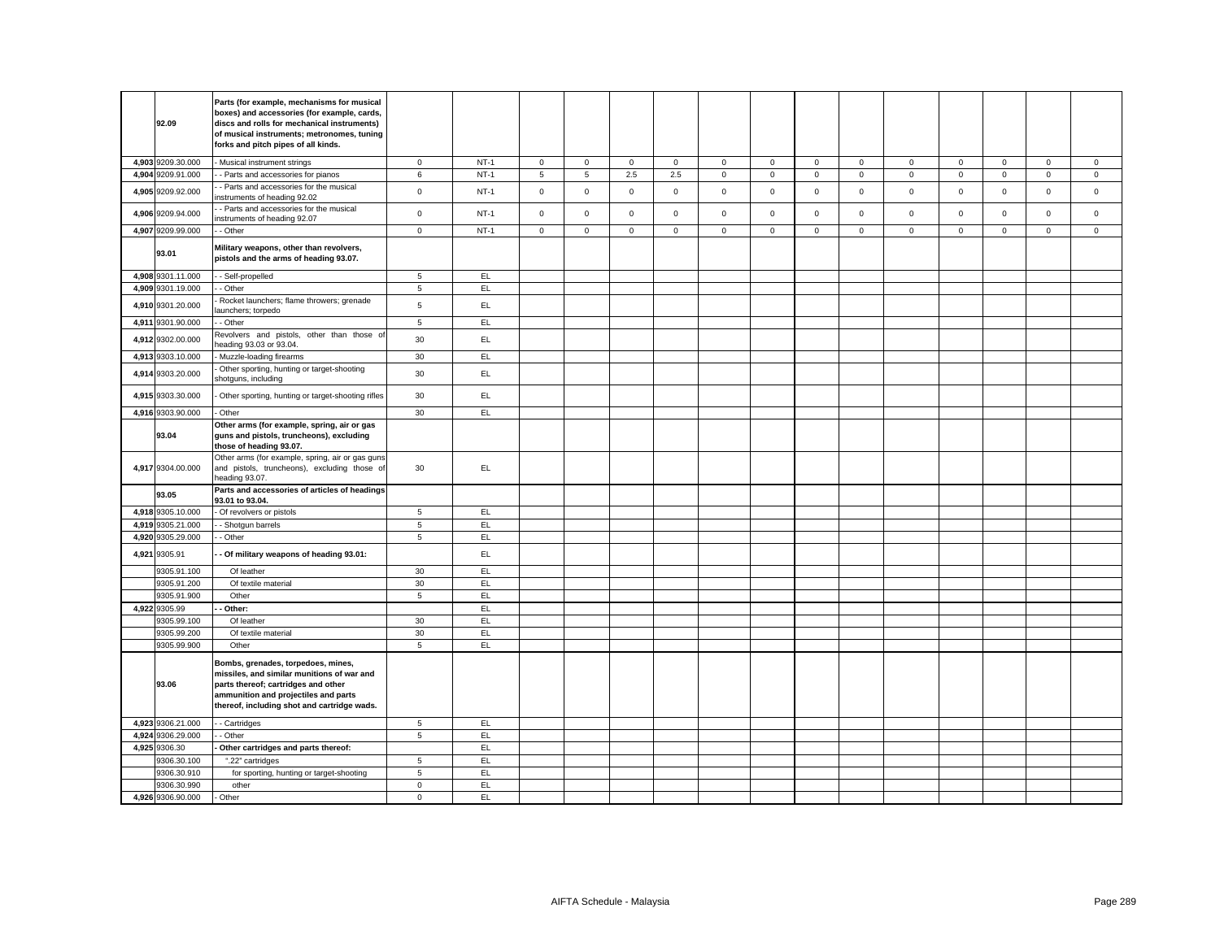| | | | | | | | | | | | | | | | | | | |
|---|---|---|---|---|---|---|---|---|---|---|---|---|---|---|---|---|---|---|
| | **92.09** | **Parts (for example, mechanisms for musical boxes) and accessories (for example, cards, discs and rolls for mechanical instruments) of musical instruments; metronomes, tuning forks and pitch pipes of all kinds.** | | | | | | | | | | | | | | | | |
| 4,903 | 9209.30.000 | - Musical instrument strings | 0 | NT-1 | 0 | 0 | 0 | 0 | 0 | 0 | 0 | 0 | 0 | 0 | 0 | 0 | 0 |
| 4,904 | 9209.91.000 | - - Parts and accessories for pianos | 6 | NT-1 | 5 | 5 | 2.5 | 2.5 | 0 | 0 | 0 | 0 | 0 | 0 | 0 | 0 | 0 |
| 4,905 | 9209.92.000 | - - Parts and accessories for the musical instruments of heading 92.02 | 0 | NT-1 | 0 | 0 | 0 | 0 | 0 | 0 | 0 | 0 | 0 | 0 | 0 | 0 | 0 |
| 4,906 | 9209.94.000 | - - Parts and accessories for the musical instruments of heading 92.07 | 0 | NT-1 | 0 | 0 | 0 | 0 | 0 | 0 | 0 | 0 | 0 | 0 | 0 | 0 | 0 |
| 4,907 | 9209.99.000 | - - Other | 0 | NT-1 | 0 | 0 | 0 | 0 | 0 | 0 | 0 | 0 | 0 | 0 | 0 | 0 | 0 |
| | **93.01** | **Military weapons, other than revolvers, pistols and the arms of heading 93.07.** | | | | | | | | | | | | | | | | |
| 4,908 | 9301.11.000 | - - Self-propelled | 5 | EL | | | | | | | | | | | | | |
| 4,909 | 9301.19.000 | - - Other | 5 | EL | | | | | | | | | | | | | |
| 4,910 | 9301.20.000 | - Rocket launchers; flame throwers; grenade launchers; torpedo | 5 | EL | | | | | | | | | | | | | |
| 4,911 | 9301.90.000 | - - Other | 5 | EL | | | | | | | | | | | | | |
| 4,912 | 9302.00.000 | Revolvers and pistols, other than those of heading 93.03 or 93.04. | 30 | EL | | | | | | | | | | | | | |
| 4,913 | 9303.10.000 | - Muzzle-loading firearms | 30 | EL | | | | | | | | | | | | | |
| 4,914 | 9303.20.000 | - Other sporting, hunting or target-shooting shotguns, including | 30 | EL | | | | | | | | | | | | | |
| 4,915 | 9303.30.000 | - Other sporting, hunting or target-shooting rifles | 30 | EL | | | | | | | | | | | | | |
| 4,916 | 9303.90.000 | - Other | 30 | EL | | | | | | | | | | | | | |
| | **93.04** | **Other arms (for example, spring, air or gas guns and pistols, truncheons), excluding those of heading 93.07.** | | | | | | | | | | | | | | | | |
| 4,917 | 9304.00.000 | Other arms (for example, spring, air or gas guns and pistols, truncheons), excluding those of heading 93.07. | 30 | EL | | | | | | | | | | | | | |
| | **93.05** | **Parts and accessories of articles of headings 93.01 to 93.04.** | | | | | | | | | | | | | | | | |
| 4,918 | 9305.10.000 | - Of revolvers or pistols | 5 | EL | | | | | | | | | | | | | |
| 4,919 | 9305.21.000 | - - Shotgun barrels | 5 | EL | | | | | | | | | | | | | |
| 4,920 | 9305.29.000 | - - Other | 5 | EL | | | | | | | | | | | | | |
| 4,921 | 9305.91 | **- - Of military weapons of heading 93.01:** | | EL | | | | | | | | | | | | | |
| | 9305.91.100 | Of leather | 30 | EL | | | | | | | | | | | | | |
| | 9305.91.200 | Of textile material | 30 | EL | | | | | | | | | | | | | |
| | 9305.91.900 | Other | 5 | EL | | | | | | | | | | | | | |
| 4,922 | 9305.99 | **- - Other:** | | EL | | | | | | | | | | | | | |
| | 9305.99.100 | Of leather | 30 | EL | | | | | | | | | | | | | |
| | 9305.99.200 | Of textile material | 30 | EL | | | | | | | | | | | | | |
| | 9305.99.900 | Other | 5 | EL | | | | | | | | | | | | | |
| | **93.06** | **Bombs, grenades, torpedoes, mines, missiles, and similar munitions of war and parts thereof; cartridges and other ammunition and projectiles and parts thereof, including shot and cartridge wads.** | | | | | | | | | | | | | | | | |
| 4,923 | 9306.21.000 | - - Cartridges | 5 | EL | | | | | | | | | | | | | |
| 4,924 | 9306.29.000 | - - Other | 5 | EL | | | | | | | | | | | | | |
| 4,925 | 9306.30 | **- Other cartridges and parts thereof:** | | EL | | | | | | | | | | | | | |
| | 9306.30.100 | ".22" cartridges | 5 | EL | | | | | | | | | | | | | |
| | 9306.30.910 | for sporting, hunting or target-shooting | 5 | EL | | | | | | | | | | | | | |
| | 9306.30.990 | other | 0 | EL | | | | | | | | | | | | | |
| 4,926 | 9306.90.000 | - Other | 0 | EL | | | | | | | | | | | | | |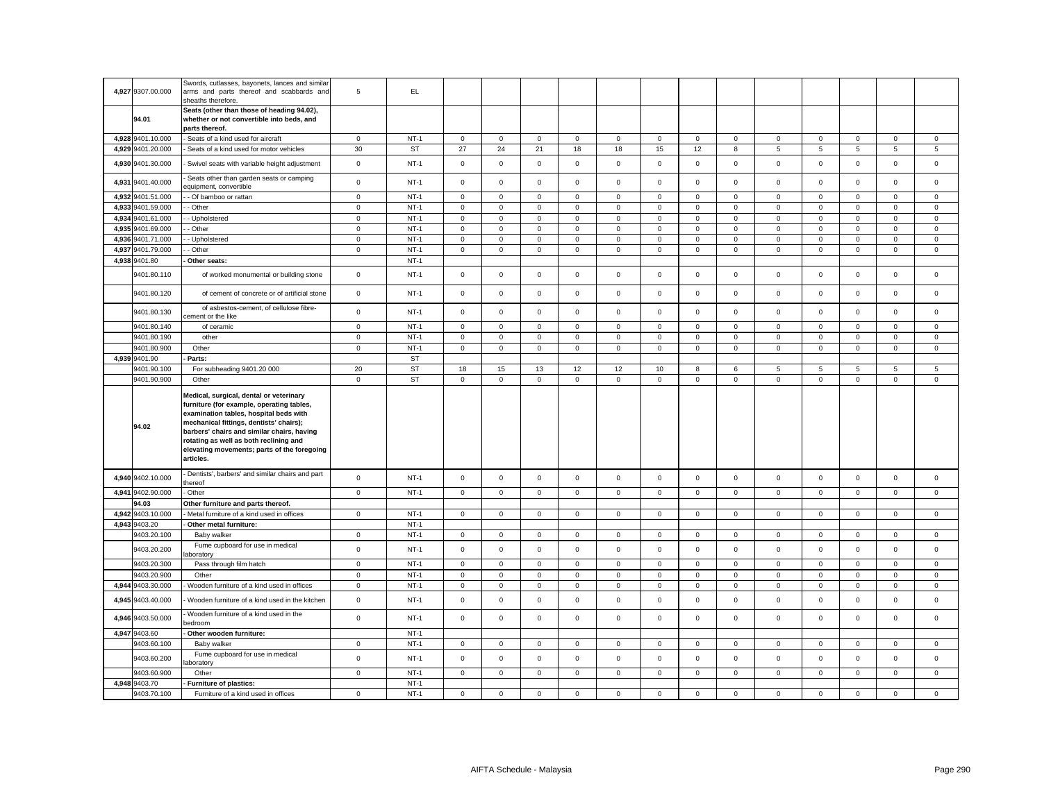| | | | | | | | | | | | | | | | | | | |
|---|---|---|---|---|---|---|---|---|---|---|---|---|---|---|---|---|---|---|
| 4,927 | 9307.00.000 | Swords, cutlasses, bayonets, lances and similar arms and parts thereof and scabbards and sheaths therefore. | 5 | EL | | | | | | | | | | | | | | |
| | 94.01 | **Seats (other than those of heading 94.02), whether or not convertible into beds, and parts thereof.** | | | | | | | | | | | | | | | | |
| 4,928 | 9401.10.000 | - Seats of a kind used for aircraft | 0 | NT-1 | 0 | 0 | 0 | 0 | 0 | 0 | 0 | 0 | 0 | 0 | 0 | 0 | 0 |
| 4,929 | 9401.20.000 | - Seats of a kind used for motor vehicles | 30 | ST | 27 | 24 | 21 | 18 | 18 | 15 | 12 | 8 | 5 | 5 | 5 | 5 | 5 |
| 4,930 | 9401.30.000 | - Swivel seats with variable height adjustment | 0 | NT-1 | 0 | 0 | 0 | 0 | 0 | 0 | 0 | 0 | 0 | 0 | 0 | 0 | 0 |
| 4,931 | 9401.40.000 | - Seats other than garden seats or camping equipment, convertible | 0 | NT-1 | 0 | 0 | 0 | 0 | 0 | 0 | 0 | 0 | 0 | 0 | 0 | 0 | 0 |
| 4,932 | 9401.51.000 | - - Of bamboo or rattan | 0 | NT-1 | 0 | 0 | 0 | 0 | 0 | 0 | 0 | 0 | 0 | 0 | 0 | 0 | 0 |
| 4,933 | 9401.59.000 | - - Other | 0 | NT-1 | 0 | 0 | 0 | 0 | 0 | 0 | 0 | 0 | 0 | 0 | 0 | 0 | 0 |
| 4,934 | 9401.61.000 | - - Upholstered | 0 | NT-1 | 0 | 0 | 0 | 0 | 0 | 0 | 0 | 0 | 0 | 0 | 0 | 0 | 0 |
| 4,935 | 9401.69.000 | - - Other | 0 | NT-1 | 0 | 0 | 0 | 0 | 0 | 0 | 0 | 0 | 0 | 0 | 0 | 0 | 0 |
| 4,936 | 9401.71.000 | - - Upholstered | 0 | NT-1 | 0 | 0 | 0 | 0 | 0 | 0 | 0 | 0 | 0 | 0 | 0 | 0 | 0 |
| 4,937 | 9401.79.000 | - - Other | 0 | NT-1 | 0 | 0 | 0 | 0 | 0 | 0 | 0 | 0 | 0 | 0 | 0 | 0 | 0 |
| 4,938 | 9401.80 | **- Other seats:** | | NT-1 | | | | | | | | | | | | | |
| | 9401.80.110 | of worked monumental or building stone | 0 | NT-1 | 0 | 0 | 0 | 0 | 0 | 0 | 0 | 0 | 0 | 0 | 0 | 0 | 0 |
| | 9401.80.120 | of cement of concrete or of artificial stone | 0 | NT-1 | 0 | 0 | 0 | 0 | 0 | 0 | 0 | 0 | 0 | 0 | 0 | 0 | 0 |
| | 9401.80.130 | of asbestos-cement, of cellulose fibre-cement or the like | 0 | NT-1 | 0 | 0 | 0 | 0 | 0 | 0 | 0 | 0 | 0 | 0 | 0 | 0 | 0 |
| | 9401.80.140 | of ceramic | 0 | NT-1 | 0 | 0 | 0 | 0 | 0 | 0 | 0 | 0 | 0 | 0 | 0 | 0 | 0 |
| | 9401.80.190 | other | 0 | NT-1 | 0 | 0 | 0 | 0 | 0 | 0 | 0 | 0 | 0 | 0 | 0 | 0 | 0 |
| | 9401.80.900 | Other | 0 | NT-1 | 0 | 0 | 0 | 0 | 0 | 0 | 0 | 0 | 0 | 0 | 0 | 0 | 0 |
| 4,939 | 9401.90 | **- Parts:** | | ST | | | | | | | | | | | | | |
| | 9401.90.100 | For subheading 9401.20 000 | 20 | ST | 18 | 15 | 13 | 12 | 12 | 10 | 8 | 6 | 5 | 5 | 5 | 5 | 5 |
| | 9401.90.900 | Other | 0 | ST | 0 | 0 | 0 | 0 | 0 | 0 | 0 | 0 | 0 | 0 | 0 | 0 | 0 |
| | 94.02 | **Medical, surgical, dental or veterinary furniture (for example, operating tables, examination tables, hospital beds with mechanical fittings, dentists' chairs); barbers' chairs and similar chairs, having rotating as well as both reclining and elevating movements; parts of the foregoing articles.** | | | | | | | | | | | | | | | | |
| 4,940 | 9402.10.000 | - Dentists', barbers' and similar chairs and part thereof | 0 | NT-1 | 0 | 0 | 0 | 0 | 0 | 0 | 0 | 0 | 0 | 0 | 0 | 0 | 0 |
| 4,941 | 9402.90.000 | - Other | 0 | NT-1 | 0 | 0 | 0 | 0 | 0 | 0 | 0 | 0 | 0 | 0 | 0 | 0 | 0 |
| | 94.03 | **Other furniture and parts thereof.** | | | | | | | | | | | | | | | | |
| 4,942 | 9403.10.000 | - Metal furniture of a kind used in offices | 0 | NT-1 | 0 | 0 | 0 | 0 | 0 | 0 | 0 | 0 | 0 | 0 | 0 | 0 | 0 |
| 4,943 | 9403.20 | **- Other metal furniture:** | | NT-1 | | | | | | | | | | | | | |
| | 9403.20.100 | Baby walker | 0 | NT-1 | 0 | 0 | 0 | 0 | 0 | 0 | 0 | 0 | 0 | 0 | 0 | 0 | 0 |
| | 9403.20.200 | Fume cupboard for use in medical laboratory | 0 | NT-1 | 0 | 0 | 0 | 0 | 0 | 0 | 0 | 0 | 0 | 0 | 0 | 0 | 0 |
| | 9403.20.300 | Pass through film hatch | 0 | NT-1 | 0 | 0 | 0 | 0 | 0 | 0 | 0 | 0 | 0 | 0 | 0 | 0 | 0 |
| | 9403.20.900 | Other | 0 | NT-1 | 0 | 0 | 0 | 0 | 0 | 0 | 0 | 0 | 0 | 0 | 0 | 0 | 0 |
| 4,944 | 9403.30.000 | - Wooden furniture of a kind used in offices | 0 | NT-1 | 0 | 0 | 0 | 0 | 0 | 0 | 0 | 0 | 0 | 0 | 0 | 0 | 0 |
| 4,945 | 9403.40.000 | - Wooden furniture of a kind used in the kitchen | 0 | NT-1 | 0 | 0 | 0 | 0 | 0 | 0 | 0 | 0 | 0 | 0 | 0 | 0 | 0 |
| 4,946 | 9403.50.000 | - Wooden furniture of a kind used in the bedroom | 0 | NT-1 | 0 | 0 | 0 | 0 | 0 | 0 | 0 | 0 | 0 | 0 | 0 | 0 | 0 |
| 4,947 | 9403.60 | **- Other wooden furniture:** | | NT-1 | | | | | | | | | | | | | |
| | 9403.60.100 | Baby walker | 0 | NT-1 | 0 | 0 | 0 | 0 | 0 | 0 | 0 | 0 | 0 | 0 | 0 | 0 | 0 |
| | 9403.60.200 | Fume cupboard for use in medical laboratory | 0 | NT-1 | 0 | 0 | 0 | 0 | 0 | 0 | 0 | 0 | 0 | 0 | 0 | 0 | 0 |
| | 9403.60.900 | Other | 0 | NT-1 | 0 | 0 | 0 | 0 | 0 | 0 | 0 | 0 | 0 | 0 | 0 | 0 | 0 |
| 4,948 | 9403.70 | **- Furniture of plastics:** | | NT-1 | | | | | | | | | | | | | |
| | 9403.70.100 | Furniture of a kind used in offices | 0 | NT-1 | 0 | 0 | 0 | 0 | 0 | 0 | 0 | 0 | 0 | 0 | 0 | 0 | 0 |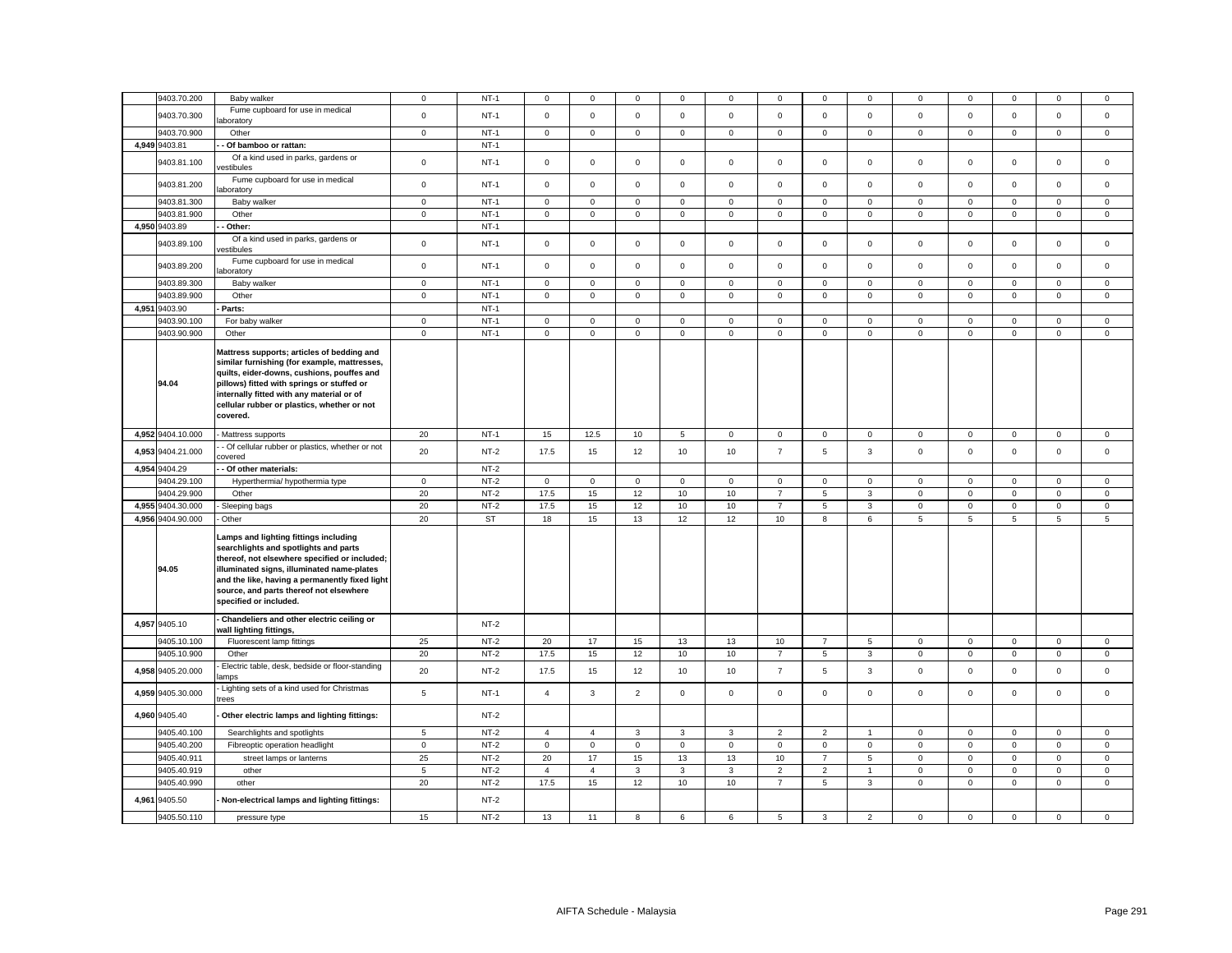| | | | | | | | | | | | | | | | | | | |
|---|---|---|---|---|---|---|---|---|---|---|---|---|---|---|---|---|---|---|
| | 9403.70.200 | Baby walker | 0 | NT-1 | 0 | 0 | 0 | 0 | 0 | 0 | 0 | 0 | 0 | 0 | 0 | 0 | 0 |
| | 9403.70.300 | Fume cupboard for use in medical laboratory | 0 | NT-1 | 0 | 0 | 0 | 0 | 0 | 0 | 0 | 0 | 0 | 0 | 0 | 0 | 0 |
| | 9403.70.900 | Other | 0 | NT-1 | 0 | 0 | 0 | 0 | 0 | 0 | 0 | 0 | 0 | 0 | 0 | 0 | 0 |
| 4,949 | 9403.81 | **- - Of bamboo or rattan:** | | NT-1 | | | | | | | | | | | | | |
| | 9403.81.100 | Of a kind used in parks, gardens or vestibules | 0 | NT-1 | 0 | 0 | 0 | 0 | 0 | 0 | 0 | 0 | 0 | 0 | 0 | 0 | 0 |
| | 9403.81.200 | Fume cupboard for use in medical laboratory | 0 | NT-1 | 0 | 0 | 0 | 0 | 0 | 0 | 0 | 0 | 0 | 0 | 0 | 0 | 0 |
| | 9403.81.300 | Baby walker | 0 | NT-1 | 0 | 0 | 0 | 0 | 0 | 0 | 0 | 0 | 0 | 0 | 0 | 0 | 0 |
| | 9403.81.900 | Other | 0 | NT-1 | 0 | 0 | 0 | 0 | 0 | 0 | 0 | 0 | 0 | 0 | 0 | 0 | 0 |
| 4,950 | 9403.89 | **- - Other:** | | NT-1 | | | | | | | | | | | | | |
| | 9403.89.100 | Of a kind used in parks, gardens or vestibules | 0 | NT-1 | 0 | 0 | 0 | 0 | 0 | 0 | 0 | 0 | 0 | 0 | 0 | 0 | 0 |
| | 9403.89.200 | Fume cupboard for use in medical laboratory | 0 | NT-1 | 0 | 0 | 0 | 0 | 0 | 0 | 0 | 0 | 0 | 0 | 0 | 0 | 0 |
| | 9403.89.300 | Baby walker | 0 | NT-1 | 0 | 0 | 0 | 0 | 0 | 0 | 0 | 0 | 0 | 0 | 0 | 0 | 0 |
| | 9403.89.900 | Other | 0 | NT-1 | 0 | 0 | 0 | 0 | 0 | 0 | 0 | 0 | 0 | 0 | 0 | 0 | 0 |
| 4,951 | 9403.90 | **- Parts:** | | NT-1 | | | | | | | | | | | | | |
| | 9403.90.100 | For baby walker | 0 | NT-1 | 0 | 0 | 0 | 0 | 0 | 0 | 0 | 0 | 0 | 0 | 0 | 0 | 0 |
| | 9403.90.900 | Other | 0 | NT-1 | 0 | 0 | 0 | 0 | 0 | 0 | 0 | 0 | 0 | 0 | 0 | 0 | 0 |
| | **94.04** | **Mattress supports; articles of bedding and similar furnishing (for example, mattresses, quilts, eider-downs, cushions, pouffes and pillows) fitted with springs or stuffed or internally fitted with any material or of cellular rubber or plastics, whether or not covered.** | | | | | | | | | | | | | | | |
| 4,952 | 9404.10.000 | - Mattress supports | 20 | NT-1 | 15 | 12.5 | 10 | 5 | 0 | 0 | 0 | 0 | 0 | 0 | 0 | 0 | 0 |
| 4,953 | 9404.21.000 | - - Of cellular rubber or plastics, whether or not covered | 20 | NT-2 | 17.5 | 15 | 12 | 10 | 10 | 7 | 5 | 3 | 0 | 0 | 0 | 0 | 0 |
| 4,954 | 9404.29 | **- - Of other materials:** | | NT-2 | | | | | | | | | | | | | |
| | 9404.29.100 | Hyperthermia/ hypothermia type | 0 | NT-2 | 0 | 0 | 0 | 0 | 0 | 0 | 0 | 0 | 0 | 0 | 0 | 0 | 0 |
| | 9404.29.900 | Other | 20 | NT-2 | 17.5 | 15 | 12 | 10 | 10 | 7 | 5 | 3 | 0 | 0 | 0 | 0 | 0 |
| 4,955 | 9404.30.000 | - Sleeping bags | 20 | NT-2 | 17.5 | 15 | 12 | 10 | 10 | 7 | 5 | 3 | 0 | 0 | 0 | 0 | 0 |
| 4,956 | 9404.90.000 | - Other | 20 | ST | 18 | 15 | 13 | 12 | 12 | 10 | 8 | 6 | 5 | 5 | 5 | 5 | 5 |
| | **94.05** | **Lamps and lighting fittings including searchlights and spotlights and parts thereof, not elsewhere specified or included; illuminated signs, illuminated name-plates and the like, having a permanently fixed light source, and parts thereof not elsewhere specified or included.** | | | | | | | | | | | | | | | |
| 4,957 | 9405.10 | **- Chandeliers and other electric ceiling or wall lighting fittings,** | | NT-2 | | | | | | | | | | | | | |
| | 9405.10.100 | Fluorescent lamp fittings | 25 | NT-2 | 20 | 17 | 15 | 13 | 13 | 10 | 7 | 5 | 0 | 0 | 0 | 0 | 0 |
| | 9405.10.900 | Other | 20 | NT-2 | 17.5 | 15 | 12 | 10 | 10 | 7 | 5 | 3 | 0 | 0 | 0 | 0 | 0 |
| 4,958 | 9405.20.000 | - Electric table, desk, bedside or floor-standing lamps | 20 | NT-2 | 17.5 | 15 | 12 | 10 | 10 | 7 | 5 | 3 | 0 | 0 | 0 | 0 | 0 |
| 4,959 | 9405.30.000 | - Lighting sets of a kind used for Christmas trees | 5 | NT-1 | 4 | 3 | 2 | 0 | 0 | 0 | 0 | 0 | 0 | 0 | 0 | 0 | 0 |
| 4,960 | 9405.40 | **- Other electric lamps and lighting fittings:** | | NT-2 | | | | | | | | | | | | | |
| | 9405.40.100 | Searchlights and spotlights | 5 | NT-2 | 4 | 4 | 3 | 3 | 3 | 2 | 2 | 1 | 0 | 0 | 0 | 0 | 0 |
| | 9405.40.200 | Fibreoptic operation headlight | 0 | NT-2 | 0 | 0 | 0 | 0 | 0 | 0 | 0 | 0 | 0 | 0 | 0 | 0 | 0 |
| | 9405.40.911 | street lamps or lanterns | 25 | NT-2 | 20 | 17 | 15 | 13 | 13 | 10 | 7 | 5 | 0 | 0 | 0 | 0 | 0 |
| | 9405.40.919 | other | 5 | NT-2 | 4 | 4 | 3 | 3 | 3 | 2 | 2 | 1 | 0 | 0 | 0 | 0 | 0 |
| | 9405.40.990 | other | 20 | NT-2 | 17.5 | 15 | 12 | 10 | 10 | 7 | 5 | 3 | 0 | 0 | 0 | 0 | 0 |
| 4,961 | 9405.50 | **- Non-electrical lamps and lighting fittings:** | | NT-2 | | | | | | | | | | | | | |
| | 9405.50.110 | pressure type | 15 | NT-2 | 13 | 11 | 8 | 6 | 6 | 5 | 3 | 2 | 0 | 0 | 0 | 0 | 0 |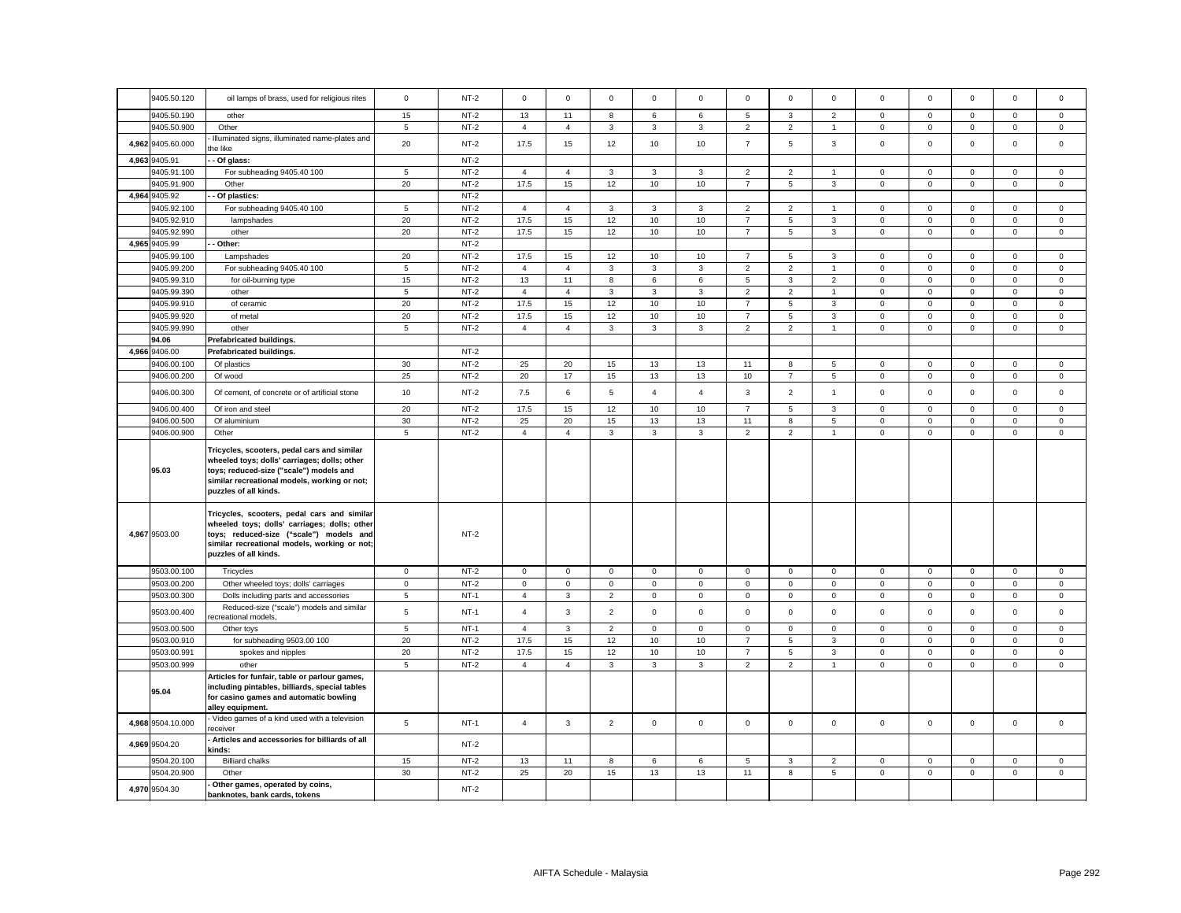| | | | | | | | | | | | | | | | | | |
|---|---|---|---|---|---|---|---|---|---|---|---|---|---|---|---|---|---|
| | 9405.50.120 | oil lamps of brass, used for religious rites | 0 | NT-2 | 0 | 0 | 0 | 0 | 0 | 0 | 0 | 0 | 0 | 0 | 0 | 0 | 0 |
| | 9405.50.190 | other | 15 | NT-2 | 13 | 11 | 8 | 6 | 6 | 5 | 3 | 2 | 0 | 0 | 0 | 0 | 0 |
| | 9405.50.900 | Other | 5 | NT-2 | 4 | 4 | 3 | 3 | 3 | 2 | 2 | 1 | 0 | 0 | 0 | 0 | 0 |
| 4,962 | 9405.60.000 | - Illuminated signs, illuminated name-plates and the like | 20 | NT-2 | 17.5 | 15 | 12 | 10 | 10 | 7 | 5 | 3 | 0 | 0 | 0 | 0 | 0 |
| 4,963 | 9405.91 | - - Of glass: | | NT-2 | | | | | | | | | | | | | |
| | 9405.91.100 | For subheading 9405.40 100 | 5 | NT-2 | 4 | 4 | 3 | 3 | 3 | 2 | 2 | 1 | 0 | 0 | 0 | 0 | 0 |
| | 9405.91.900 | Other | 20 | NT-2 | 17.5 | 15 | 12 | 10 | 10 | 7 | 5 | 3 | 0 | 0 | 0 | 0 | 0 |
| 4,964 | 9405.92 | - - Of plastics: | | NT-2 | | | | | | | | | | | | | |
| | 9405.92.100 | For subheading 9405.40 100 | 5 | NT-2 | 4 | 4 | 3 | 3 | 3 | 2 | 2 | 1 | 0 | 0 | 0 | 0 | 0 |
| | 9405.92.910 | lampshades | 20 | NT-2 | 17.5 | 15 | 12 | 10 | 10 | 7 | 5 | 3 | 0 | 0 | 0 | 0 | 0 |
| | 9405.92.990 | other | 20 | NT-2 | 17.5 | 15 | 12 | 10 | 10 | 7 | 5 | 3 | 0 | 0 | 0 | 0 | 0 |
| 4,965 | 9405.99 | - - Other: | | NT-2 | | | | | | | | | | | | | |
| | 9405.99.100 | Lampshades | 20 | NT-2 | 17.5 | 15 | 12 | 10 | 10 | 7 | 5 | 3 | 0 | 0 | 0 | 0 | 0 |
| | 9405.99.200 | For subheading 9405.40 100 | 5 | NT-2 | 4 | 4 | 3 | 3 | 3 | 2 | 2 | 1 | 0 | 0 | 0 | 0 | 0 |
| | 9405.99.310 | for oil-burning type | 15 | NT-2 | 13 | 11 | 8 | 6 | 6 | 5 | 3 | 2 | 0 | 0 | 0 | 0 | 0 |
| | 9405.99.390 | other | 5 | NT-2 | 4 | 4 | 3 | 3 | 3 | 2 | 2 | 1 | 0 | 0 | 0 | 0 | 0 |
| | 9405.99.910 | of ceramic | 20 | NT-2 | 17.5 | 15 | 12 | 10 | 10 | 7 | 5 | 3 | 0 | 0 | 0 | 0 | 0 |
| | 9405.99.920 | of metal | 20 | NT-2 | 17.5 | 15 | 12 | 10 | 10 | 7 | 5 | 3 | 0 | 0 | 0 | 0 | 0 |
| | 9405.99.990 | other | 5 | NT-2 | 4 | 4 | 3 | 3 | 3 | 2 | 2 | 1 | 0 | 0 | 0 | 0 | 0 |
| | **94.06** | **Prefabricated buildings.** | | | | | | | | | | | | | | | |
| 4,966 | 9406.00 | **Prefabricated buildings.** | | NT-2 | | | | | | | | | | | | | |
| | 9406.00.100 | Of plastics | 30 | NT-2 | 25 | 20 | 15 | 13 | 13 | 11 | 8 | 5 | 0 | 0 | 0 | 0 | 0 |
| | 9406.00.200 | Of wood | 25 | NT-2 | 20 | 17 | 15 | 13 | 13 | 10 | 7 | 5 | 0 | 0 | 0 | 0 | 0 |
| | 9406.00.300 | Of cement, of concrete or of artificial stone | 10 | NT-2 | 7.5 | 6 | 5 | 4 | 4 | 3 | 2 | 1 | 0 | 0 | 0 | 0 | 0 |
| | 9406.00.400 | Of iron and steel | 20 | NT-2 | 17.5 | 15 | 12 | 10 | 10 | 7 | 5 | 3 | 0 | 0 | 0 | 0 | 0 |
| | 9406.00.500 | Of aluminium | 30 | NT-2 | 25 | 20 | 15 | 13 | 13 | 11 | 8 | 5 | 0 | 0 | 0 | 0 | 0 |
| | 9406.00.900 | Other | 5 | NT-2 | 4 | 4 | 3 | 3 | 3 | 2 | 2 | 1 | 0 | 0 | 0 | 0 | 0 |
| | **95.03** | **Tricycles, scooters, pedal cars and similar wheeled toys; dolls' carriages; dolls; other toys; reduced-size ("scale") models and similar recreational models, working or not; puzzles of all kinds.** | | | | | | | | | | | | | | | |
| 4,967 | 9503.00 | **Tricycles, scooters, pedal cars and similar wheeled toys; dolls' carriages; dolls; other toys; reduced-size ("scale") models and similar recreational models, working or not; puzzles of all kinds.** | | NT-2 | | | | | | | | | | | | | |
| | 9503.00.100 | Tricycles | 0 | NT-2 | 0 | 0 | 0 | 0 | 0 | 0 | 0 | 0 | 0 | 0 | 0 | 0 | 0 |
| | 9503.00.200 | Other wheeled toys; dolls' carriages | 0 | NT-2 | 0 | 0 | 0 | 0 | 0 | 0 | 0 | 0 | 0 | 0 | 0 | 0 | 0 |
| | 9503.00.300 | Dolls including parts and accessories | 5 | NT-1 | 4 | 3 | 2 | 0 | 0 | 0 | 0 | 0 | 0 | 0 | 0 | 0 | 0 |
| | 9503.00.400 | Reduced-size ("scale") models and similar recreational models, | 5 | NT-1 | 4 | 3 | 2 | 0 | 0 | 0 | 0 | 0 | 0 | 0 | 0 | 0 | 0 |
| | 9503.00.500 | Other toys | 5 | NT-1 | 4 | 3 | 2 | 0 | 0 | 0 | 0 | 0 | 0 | 0 | 0 | 0 | 0 |
| | 9503.00.910 | for subheading 9503.00 100 | 20 | NT-2 | 17.5 | 15 | 12 | 10 | 10 | 7 | 5 | 3 | 0 | 0 | 0 | 0 | 0 |
| | 9503.00.991 | spokes and nipples | 20 | NT-2 | 17.5 | 15 | 12 | 10 | 10 | 7 | 5 | 3 | 0 | 0 | 0 | 0 | 0 |
| | 9503.00.999 | other | 5 | NT-2 | 4 | 4 | 3 | 3 | 3 | 2 | 2 | 1 | 0 | 0 | 0 | 0 | 0 |
| | **95.04** | **Articles for funfair, table or parlour games, including pintables, billiards, special tables for casino games and automatic bowling alley equipment.** | | | | | | | | | | | | | | | |
| 4,968 | 9504.10.000 | - Video games of a kind used with a television receiver | 5 | NT-1 | 4 | 3 | 2 | 0 | 0 | 0 | 0 | 0 | 0 | 0 | 0 | 0 | 0 |
| 4,969 | 9504.20 | **- Articles and accessories for billiards of all kinds:** | | NT-2 | | | | | | | | | | | | | |
| | 9504.20.100 | Billiard chalks | 15 | NT-2 | 13 | 11 | 8 | 6 | 6 | 5 | 3 | 2 | 0 | 0 | 0 | 0 | 0 |
| | 9504.20.900 | Other | 30 | NT-2 | 25 | 20 | 15 | 13 | 13 | 11 | 8 | 5 | 0 | 0 | 0 | 0 | 0 |
| 4,970 | 9504.30 | **- Other games, operated by coins, banknotes, bank cards, tokens** | | NT-2 | | | | | | | | | | | | | |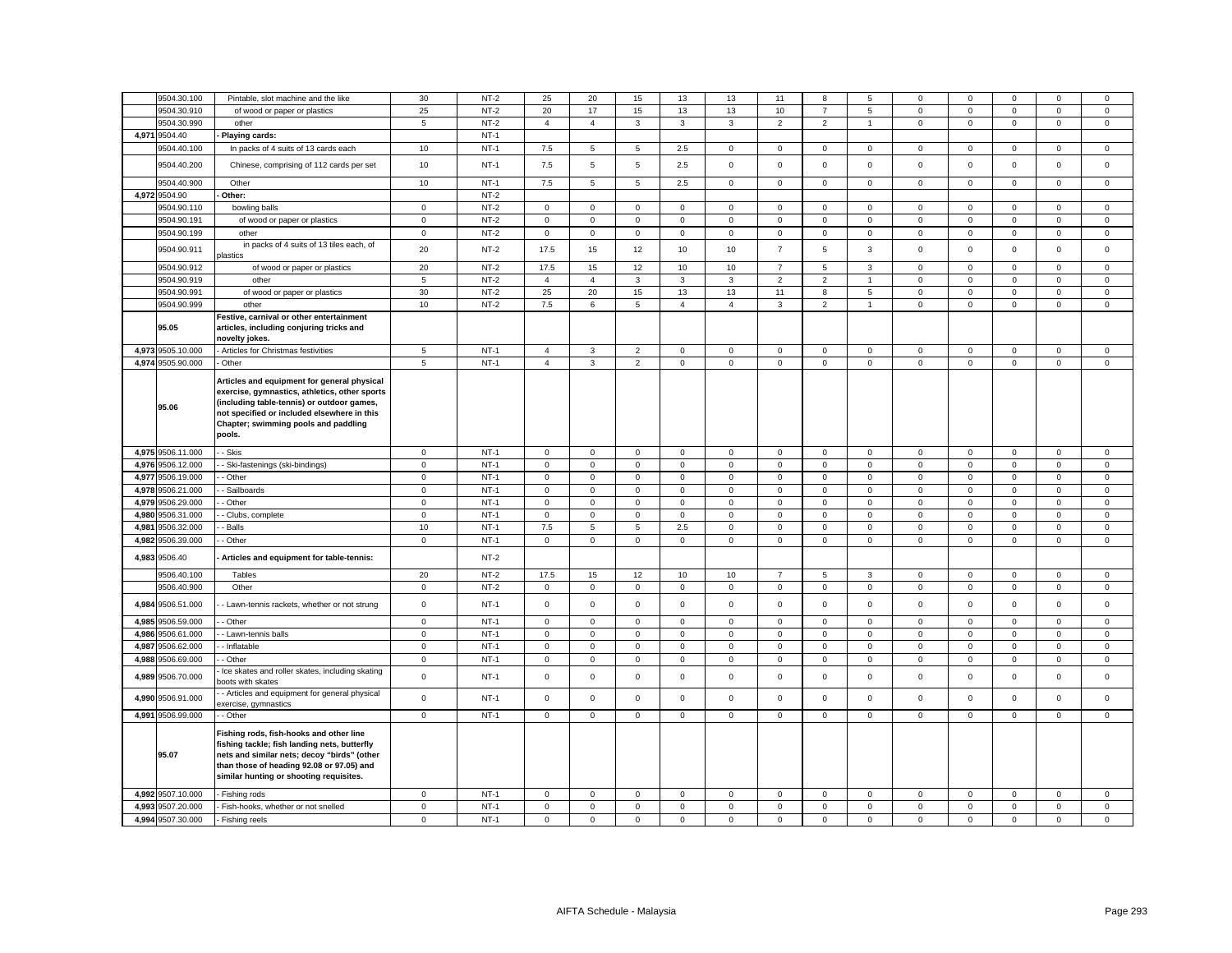| | | | | | | | | | | | | | | | | | | |
|---|---|---|---|---|---|---|---|---|---|---|---|---|---|---|---|---|---|---|
| | 9504.30.100 | Pintable, slot machine and the like | 30 | NT-2 | 25 | 20 | 15 | 13 | 13 | 11 | 8 | 5 | 0 | 0 | 0 | 0 | 0 |
| | 9504.30.910 | of wood or paper or plastics | 25 | NT-2 | 20 | 17 | 15 | 13 | 13 | 10 | 7 | 5 | 0 | 0 | 0 | 0 | 0 |
| | 9504.30.990 | other | 5 | NT-2 | 4 | 4 | 3 | 3 | 3 | 2 | 2 | 1 | 0 | 0 | 0 | 0 | 0 |
| 4,971 | 9504.40 | - Playing cards: | | NT-1 | | | | | | | | | | | | | |
| | 9504.40.100 | In packs of 4 suits of 13 cards each | 10 | NT-1 | 7.5 | 5 | 5 | 2.5 | 0 | 0 | 0 | 0 | 0 | 0 | 0 | 0 | 0 |
| | 9504.40.200 | Chinese, comprising of 112 cards per set | 10 | NT-1 | 7.5 | 5 | 5 | 2.5 | 0 | 0 | 0 | 0 | 0 | 0 | 0 | 0 | 0 |
| | 9504.40.900 | Other | 10 | NT-1 | 7.5 | 5 | 5 | 2.5 | 0 | 0 | 0 | 0 | 0 | 0 | 0 | 0 | 0 |
| 4,972 | 9504.90 | - Other: | | NT-2 | | | | | | | | | | | | | |
| | 9504.90.110 | bowling balls | 0 | NT-2 | 0 | 0 | 0 | 0 | 0 | 0 | 0 | 0 | 0 | 0 | 0 | 0 | 0 |
| | 9504.90.191 | of wood or paper or plastics | 0 | NT-2 | 0 | 0 | 0 | 0 | 0 | 0 | 0 | 0 | 0 | 0 | 0 | 0 | 0 |
| | 9504.90.199 | other | 0 | NT-2 | 0 | 0 | 0 | 0 | 0 | 0 | 0 | 0 | 0 | 0 | 0 | 0 | 0 |
| | 9504.90.911 | in packs of 4 suits of 13 tiles each, of plastics | 20 | NT-2 | 17.5 | 15 | 12 | 10 | 10 | 7 | 5 | 3 | 0 | 0 | 0 | 0 | 0 |
| | 9504.90.912 | of wood or paper or plastics | 20 | NT-2 | 17.5 | 15 | 12 | 10 | 10 | 7 | 5 | 3 | 0 | 0 | 0 | 0 | 0 |
| | 9504.90.919 | other | 5 | NT-2 | 4 | 4 | 3 | 3 | 3 | 2 | 2 | 1 | 0 | 0 | 0 | 0 | 0 |
| | 9504.90.991 | of wood or paper or plastics | 30 | NT-2 | 25 | 20 | 15 | 13 | 13 | 11 | 8 | 5 | 0 | 0 | 0 | 0 | 0 |
| | 9504.90.999 | other | 10 | NT-2 | 7.5 | 6 | 5 | 4 | 4 | 3 | 2 | 1 | 0 | 0 | 0 | 0 | 0 |
| | **95.05** | **Festive, carnival or other entertainment articles, including conjuring tricks and novelty jokes.** | | | | | | | | | | | | | | | |
| 4,973 | 9505.10.000 | - Articles for Christmas festivities | 5 | NT-1 | 4 | 3 | 2 | 0 | 0 | 0 | 0 | 0 | 0 | 0 | 0 | 0 | 0 |
| 4,974 | 9505.90.000 | - Other | 5 | NT-1 | 4 | 3 | 2 | 0 | 0 | 0 | 0 | 0 | 0 | 0 | 0 | 0 | 0 |
| | **95.06** | **Articles and equipment for general physical exercise, gymnastics, athletics, other sports (including table-tennis) or outdoor games, not specified or included elsewhere in this Chapter; swimming pools and paddling pools.** | | | | | | | | | | | | | | | |
| 4,975 | 9506.11.000 | - - Skis | 0 | NT-1 | 0 | 0 | 0 | 0 | 0 | 0 | 0 | 0 | 0 | 0 | 0 | 0 | 0 |
| 4,976 | 9506.12.000 | - - Ski-fastenings (ski-bindings) | 0 | NT-1 | 0 | 0 | 0 | 0 | 0 | 0 | 0 | 0 | 0 | 0 | 0 | 0 | 0 |
| 4,977 | 9506.19.000 | - - Other | 0 | NT-1 | 0 | 0 | 0 | 0 | 0 | 0 | 0 | 0 | 0 | 0 | 0 | 0 | 0 |
| 4,978 | 9506.21.000 | - - Sailboards | 0 | NT-1 | 0 | 0 | 0 | 0 | 0 | 0 | 0 | 0 | 0 | 0 | 0 | 0 | 0 |
| 4,979 | 9506.29.000 | - - Other | 0 | NT-1 | 0 | 0 | 0 | 0 | 0 | 0 | 0 | 0 | 0 | 0 | 0 | 0 | 0 |
| 4,980 | 9506.31.000 | - - Clubs, complete | 0 | NT-1 | 0 | 0 | 0 | 0 | 0 | 0 | 0 | 0 | 0 | 0 | 0 | 0 | 0 |
| 4,981 | 9506.32.000 | - - Balls | 10 | NT-1 | 7.5 | 5 | 5 | 2.5 | 0 | 0 | 0 | 0 | 0 | 0 | 0 | 0 | 0 |
| 4,982 | 9506.39.000 | - - Other | 0 | NT-1 | 0 | 0 | 0 | 0 | 0 | 0 | 0 | 0 | 0 | 0 | 0 | 0 | 0 |
| 4,983 | 9506.40 | - Articles and equipment for table-tennis: | | NT-2 | | | | | | | | | | | | | |
| | 9506.40.100 | Tables | 20 | NT-2 | 17.5 | 15 | 12 | 10 | 10 | 7 | 5 | 3 | 0 | 0 | 0 | 0 | 0 |
| | 9506.40.900 | Other | 0 | NT-2 | 0 | 0 | 0 | 0 | 0 | 0 | 0 | 0 | 0 | 0 | 0 | 0 | 0 |
| 4,984 | 9506.51.000 | - - Lawn-tennis rackets, whether or not strung | 0 | NT-1 | 0 | 0 | 0 | 0 | 0 | 0 | 0 | 0 | 0 | 0 | 0 | 0 | 0 |
| 4,985 | 9506.59.000 | - - Other | 0 | NT-1 | 0 | 0 | 0 | 0 | 0 | 0 | 0 | 0 | 0 | 0 | 0 | 0 | 0 |
| 4,986 | 9506.61.000 | - - Lawn-tennis balls | 0 | NT-1 | 0 | 0 | 0 | 0 | 0 | 0 | 0 | 0 | 0 | 0 | 0 | 0 | 0 |
| 4,987 | 9506.62.000 | - - Inflatable | 0 | NT-1 | 0 | 0 | 0 | 0 | 0 | 0 | 0 | 0 | 0 | 0 | 0 | 0 | 0 |
| 4,988 | 9506.69.000 | - - Other | 0 | NT-1 | 0 | 0 | 0 | 0 | 0 | 0 | 0 | 0 | 0 | 0 | 0 | 0 | 0 |
| 4,989 | 9506.70.000 | - Ice skates and roller skates, including skating boots with skates | 0 | NT-1 | 0 | 0 | 0 | 0 | 0 | 0 | 0 | 0 | 0 | 0 | 0 | 0 | 0 |
| 4,990 | 9506.91.000 | - - Articles and equipment for general physical exercise, gymnastics | 0 | NT-1 | 0 | 0 | 0 | 0 | 0 | 0 | 0 | 0 | 0 | 0 | 0 | 0 | 0 |
| 4,991 | 9506.99.000 | - - Other | 0 | NT-1 | 0 | 0 | 0 | 0 | 0 | 0 | 0 | 0 | 0 | 0 | 0 | 0 | 0 |
| | **95.07** | **Fishing rods, fish-hooks and other line fishing tackle; fish landing nets, butterfly nets and similar nets; decoy "birds" (other than those of heading 92.08 or 97.05) and similar hunting or shooting requisites.** | | | | | | | | | | | | | | | |
| 4,992 | 9507.10.000 | - Fishing rods | 0 | NT-1 | 0 | 0 | 0 | 0 | 0 | 0 | 0 | 0 | 0 | 0 | 0 | 0 | 0 |
| 4,993 | 9507.20.000 | - Fish-hooks, whether or not snelled | 0 | NT-1 | 0 | 0 | 0 | 0 | 0 | 0 | 0 | 0 | 0 | 0 | 0 | 0 | 0 |
| 4,994 | 9507.30.000 | - Fishing reels | 0 | NT-1 | 0 | 0 | 0 | 0 | 0 | 0 | 0 | 0 | 0 | 0 | 0 | 0 | 0 |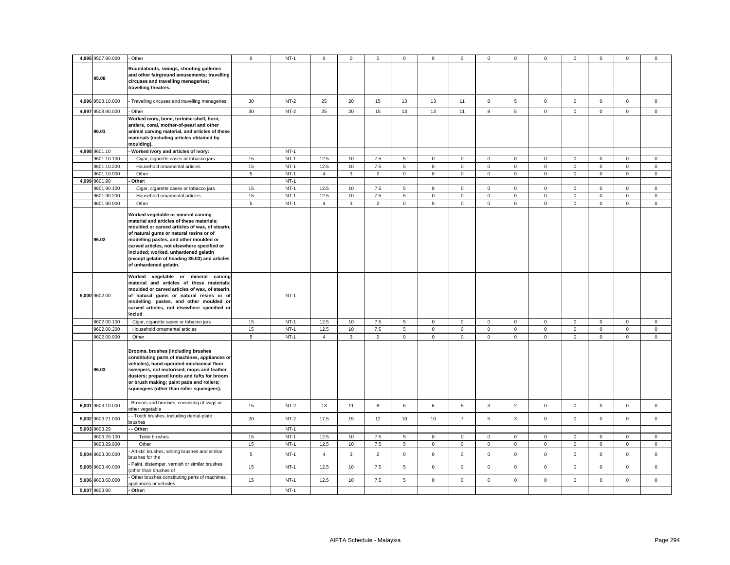| | | | | | | | | | | | | | | | | | |
|---|---|---|---|---|---|---|---|---|---|---|---|---|---|---|---|---|---|
| 4,995 | 9507.90.000 | - Other | 0 | NT-1 | 0 | 0 | 0 | 0 | 0 | 0 | 0 | 0 | 0 | 0 | 0 | 0 | 0 |
| | 95.08 | **Roundabouts, swings, shooting galleries and other fairground amusements; travelling circuses and travelling menageries; travelling theatres.** | | | | | | | | | | | | | | | |
| 4,996 | 9508.10.000 | - Travelling circuses and travelling menageries | 30 | NT-2 | 25 | 20 | 15 | 13 | 13 | 11 | 8 | 5 | 0 | 0 | 0 | 0 | 0 |
| 4,997 | 9508.90.000 | - Other | 30 | NT-2 | 25 | 20 | 15 | 13 | 13 | 11 | 8 | 5 | 0 | 0 | 0 | 0 | 0 |
| | 96.01 | **Worked ivory, bone, tortoise-shell, horn, antlers, coral, mother-of-pearl and other animal carving material, and articles of these materials (including articles obtained by moulding).** | | | | | | | | | | | | | | | |
| 4,998 | 9601.10 | **- Worked ivory and articles of ivory:** | | NT-1 | | | | | | | | | | | | | |
| | 9601.10.100 | Cigar, cigarette cases or tobacco jars | 15 | NT-1 | 12.5 | 10 | 7.5 | 5 | 0 | 0 | 0 | 0 | 0 | 0 | 0 | 0 | 0 |
| | 9601.10.200 | Household ornamental articles | 15 | NT-1 | 12.5 | 10 | 7.5 | 5 | 0 | 0 | 0 | 0 | 0 | 0 | 0 | 0 | 0 |
| | 9601.10.900 | Other | 5 | NT-1 | 4 | 3 | 2 | 0 | 0 | 0 | 0 | 0 | 0 | 0 | 0 | 0 | 0 |
| 4,999 | 9601.90 | **- Other:** | | NT-1 | | | | | | | | | | | | | |
| | 9601.90.100 | Cigar, cigarette cases or tobacco jars | 15 | NT-1 | 12.5 | 10 | 7.5 | 5 | 0 | 0 | 0 | 0 | 0 | 0 | 0 | 0 | 0 |
| | 9601.90.200 | Household ornamental articles | 15 | NT-1 | 12.5 | 10 | 7.5 | 5 | 0 | 0 | 0 | 0 | 0 | 0 | 0 | 0 | 0 |
| | 9601.90.900 | Other | 5 | NT-1 | 4 | 3 | 2 | 0 | 0 | 0 | 0 | 0 | 0 | 0 | 0 | 0 | 0 |
| | 96.02 | **Worked vegetable or mineral carving material and articles of these materials; moulded or carved articles of wax, of stearin, of natural gums or natural resins or of modelling pastes, and other moulded or carved articles, not elsewhere specified or included; worked, unhardened gelatin (except gelatin of heading 35.03) and articles of unhardened gelatin.** | | | | | | | | | | | | | | | |
| 5,000 | 9602.00 | **Worked vegetable or mineral carving material and articles of these materials; moulded or carved articles of wax, of stearin, of natural gums or natural resins or of modelling pastes, and other moulded or carved articles, not elsewhere specified or includ** | | NT-1 | | | | | | | | | | | | | |
| | 9602.00.100 | Cigar, cigarette cases or tobacco jars | 15 | NT-1 | 12.5 | 10 | 7.5 | 5 | 0 | 0 | 0 | 0 | 0 | 0 | 0 | 0 | 0 |
| | 9602.00.200 | Household ornamental articles | 15 | NT-1 | 12.5 | 10 | 7.5 | 5 | 0 | 0 | 0 | 0 | 0 | 0 | 0 | 0 | 0 |
| | 9602.00.900 | Other | 5 | NT-1 | 4 | 3 | 2 | 0 | 0 | 0 | 0 | 0 | 0 | 0 | 0 | 0 | 0 |
| | 96.03 | **Brooms, brushes (including brushes constituting parts of machines, appliances or vehicles), hand-operated mechanical floor sweepers, not motorised, mops and feather dusters; prepared knots and tufts for broom or brush making; paint pads and rollers; squeegees (other than roller squeegees).** | | | | | | | | | | | | | | | |
| 5,001 | 9603.10.000 | - Brooms and brushes, consisting of twigs or other vegetable | 15 | NT-2 | 13 | 11 | 8 | 6 | 6 | 5 | 3 | 2 | 0 | 0 | 0 | 0 | 0 |
| 5,002 | 9603.21.000 | - - Tooth brushes, including dental-plate brushes | 20 | NT-2 | 17.5 | 15 | 12 | 10 | 10 | 7 | 5 | 3 | 0 | 0 | 0 | 0 | 0 |
| 5,003 | 9603.29 | **- - Other:** | | NT-1 | | | | | | | | | | | | | |
| | 9603.29.100 | Toilet brushes | 15 | NT-1 | 12.5 | 10 | 7.5 | 5 | 0 | 0 | 0 | 0 | 0 | 0 | 0 | 0 | 0 |
| | 9603.29.900 | Other | 15 | NT-1 | 12.5 | 10 | 7.5 | 5 | 0 | 0 | 0 | 0 | 0 | 0 | 0 | 0 | 0 |
| 5,004 | 9603.30.000 | - Artists' brushes, writing brushes and similar brushes for the | 5 | NT-1 | 4 | 3 | 2 | 0 | 0 | 0 | 0 | 0 | 0 | 0 | 0 | 0 | 0 |
| 5,005 | 9603.40.000 | - Paint, distemper, varnish or similar brushes (other than brushes of | 15 | NT-1 | 12.5 | 10 | 7.5 | 5 | 0 | 0 | 0 | 0 | 0 | 0 | 0 | 0 | 0 |
| 5,006 | 9603.50.000 | - Other brushes constituting parts of machines, appliances or vehicles | 15 | NT-1 | 12.5 | 10 | 7.5 | 5 | 0 | 0 | 0 | 0 | 0 | 0 | 0 | 0 | 0 |
| 5,007 | 9603.90 | **- Other:** | | NT-1 | | | | | | | | | | | | | |

AIFTA Schedule - Malaysia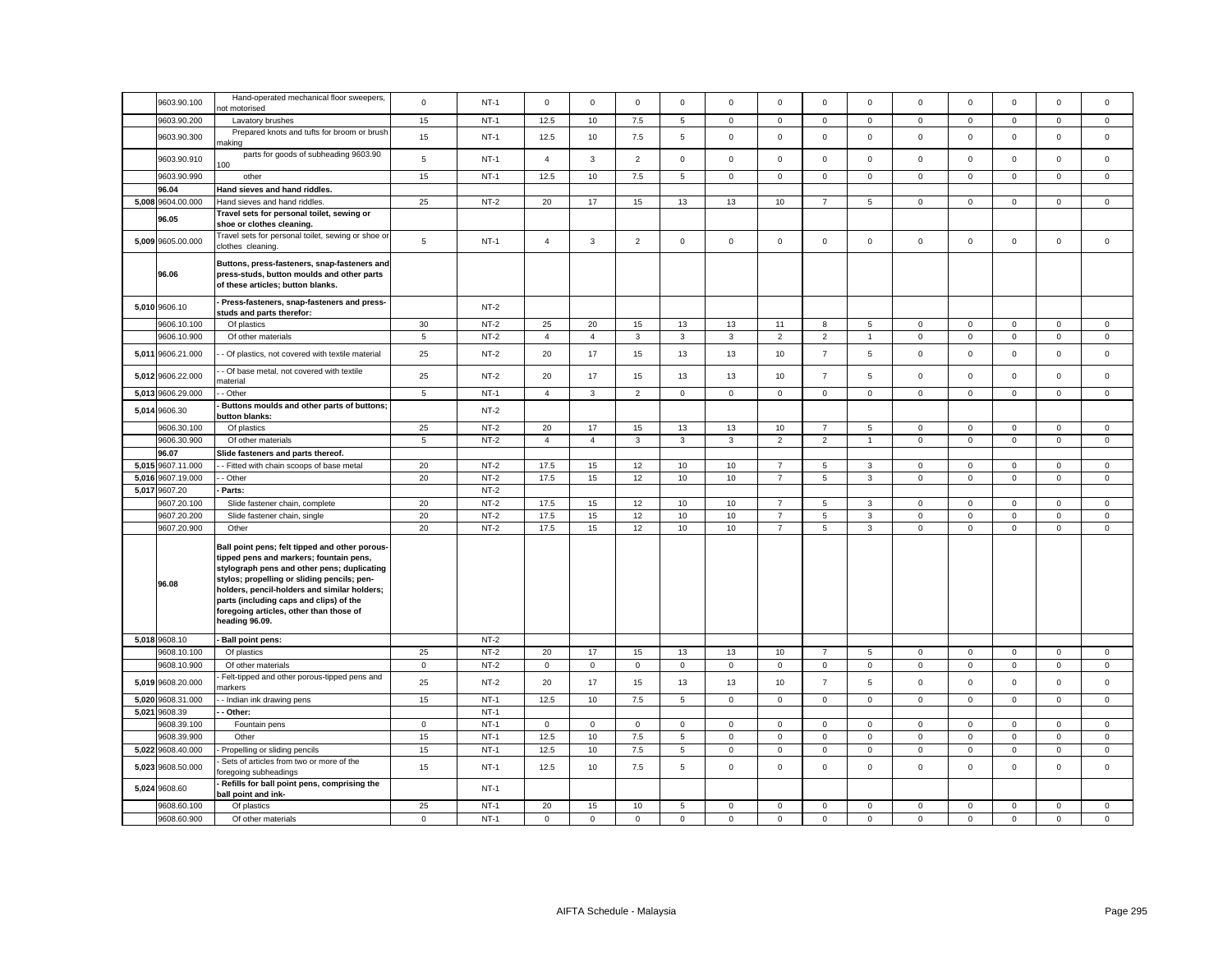| | 9603.90.100 | Hand-operated mechanical floor sweepers, not motorised | 0 | NT-1 | 0 | 0 | 0 | 0 | 0 | 0 | 0 | 0 | 0 | 0 | 0 | 0 | 0 |
|---|---|---|---|---|---|---|---|---|---|---|---|---|---|---|---|---|---|
| | 9603.90.200 | Lavatory brushes | 15 | NT-1 | 12.5 | 10 | 7.5 | 5 | 0 | 0 | 0 | 0 | 0 | 0 | 0 | 0 | 0 |
| | 9603.90.300 | Prepared knots and tufts for broom or brush making | 15 | NT-1 | 12.5 | 10 | 7.5 | 5 | 0 | 0 | 0 | 0 | 0 | 0 | 0 | 0 | 0 |
| | 9603.90.910 | parts for goods of subheading 9603.90 100 | 5 | NT-1 | 4 | 3 | 2 | 0 | 0 | 0 | 0 | 0 | 0 | 0 | 0 | 0 | 0 |
| | 9603.90.990 | other | 15 | NT-1 | 12.5 | 10 | 7.5 | 5 | 0 | 0 | 0 | 0 | 0 | 0 | 0 | 0 | 0 |
| | **96.04** | **Hand sieves and hand riddles.** | | | | | | | | | | | | | | | |
| 5,008 | 9604.00.000 | Hand sieves and hand riddles. | 25 | NT-2 | 20 | 17 | 15 | 13 | 13 | 10 | 7 | 5 | 0 | 0 | 0 | 0 | 0 |
| | **96.05** | **Travel sets for personal toilet, sewing or shoe or clothes cleaning.** | | | | | | | | | | | | | | | |
| 5,009 | 9605.00.000 | Travel sets for personal toilet, sewing or shoe or clothes cleaning. | 5 | NT-1 | 4 | 3 | 2 | 0 | 0 | 0 | 0 | 0 | 0 | 0 | 0 | 0 | 0 |
| | **96.06** | **Buttons, press-fasteners, snap-fasteners and press-studs, button moulds and other parts of these articles; button blanks.** | | | | | | | | | | | | | | | |
| 5,010 | 9606.10 | **- Press-fasteners, snap-fasteners and press-studs and parts therefor:** | | NT-2 | | | | | | | | | | | | | |
| | 9606.10.100 | Of plastics | 30 | NT-2 | 25 | 20 | 15 | 13 | 13 | 11 | 8 | 5 | 0 | 0 | 0 | 0 | 0 |
| | 9606.10.900 | Of other materials | 5 | NT-2 | 4 | 4 | 3 | 3 | 3 | 2 | 2 | 1 | 0 | 0 | 0 | 0 | 0 |
| 5,011 | 9606.21.000 | - - Of plastics, not covered with textile material | 25 | NT-2 | 20 | 17 | 15 | 13 | 13 | 10 | 7 | 5 | 0 | 0 | 0 | 0 | 0 |
| 5,012 | 9606.22.000 | - - Of base metal, not covered with textile material | 25 | NT-2 | 20 | 17 | 15 | 13 | 13 | 10 | 7 | 5 | 0 | 0 | 0 | 0 | 0 |
| 5,013 | 9606.29.000 | - - Other | 5 | NT-1 | 4 | 3 | 2 | 0 | 0 | 0 | 0 | 0 | 0 | 0 | 0 | 0 | 0 |
| 5,014 | 9606.30 | **- Buttons moulds and other parts of buttons; button blanks:** | | NT-2 | | | | | | | | | | | | | |
| | 9606.30.100 | Of plastics | 25 | NT-2 | 20 | 17 | 15 | 13 | 13 | 10 | 7 | 5 | 0 | 0 | 0 | 0 | 0 |
| | 9606.30.900 | Of other materials | 5 | NT-2 | 4 | 4 | 3 | 3 | 3 | 2 | 2 | 1 | 0 | 0 | 0 | 0 | 0 |
| | **96.07** | **Slide fasteners and parts thereof.** | | | | | | | | | | | | | | | |
| 5,015 | 9607.11.000 | - - Fitted with chain scoops of base metal | 20 | NT-2 | 17.5 | 15 | 12 | 10 | 10 | 7 | 5 | 3 | 0 | 0 | 0 | 0 | 0 |
| 5,016 | 9607.19.000 | - - Other | 20 | NT-2 | 17.5 | 15 | 12 | 10 | 10 | 7 | 5 | 3 | 0 | 0 | 0 | 0 | 0 |
| 5,017 | 9607.20 | **- Parts:** | | NT-2 | | | | | | | | | | | | | |
| | 9607.20.100 | Slide fastener chain, complete | 20 | NT-2 | 17.5 | 15 | 12 | 10 | 10 | 7 | 5 | 3 | 0 | 0 | 0 | 0 | 0 |
| | 9607.20.200 | Slide fastener chain, single | 20 | NT-2 | 17.5 | 15 | 12 | 10 | 10 | 7 | 5 | 3 | 0 | 0 | 0 | 0 | 0 |
| | 9607.20.900 | Other | 20 | NT-2 | 17.5 | 15 | 12 | 10 | 10 | 7 | 5 | 3 | 0 | 0 | 0 | 0 | 0 |
| | **96.08** | **Ball point pens; felt tipped and other porous-tipped pens and markers; fountain pens, stylograph pens and other pens; duplicating stylos; propelling or sliding pencils; pen-holders, pencil-holders and similar holders; parts (including caps and clips) of the foregoing articles, other than those of heading 96.09.** | | | | | | | | | | | | | | | |
| 5,018 | 9608.10 | **- Ball point pens:** | | NT-2 | | | | | | | | | | | | | |
| | 9608.10.100 | Of plastics | 25 | NT-2 | 20 | 17 | 15 | 13 | 13 | 10 | 7 | 5 | 0 | 0 | 0 | 0 | 0 |
| | 9608.10.900 | Of other materials | 0 | NT-2 | 0 | 0 | 0 | 0 | 0 | 0 | 0 | 0 | 0 | 0 | 0 | 0 | 0 |
| 5,019 | 9608.20.000 | - Felt-tipped and other porous-tipped pens and markers | 25 | NT-2 | 20 | 17 | 15 | 13 | 13 | 10 | 7 | 5 | 0 | 0 | 0 | 0 | 0 |
| 5,020 | 9608.31.000 | - - Indian ink drawing pens | 15 | NT-1 | 12.5 | 10 | 7.5 | 5 | 0 | 0 | 0 | 0 | 0 | 0 | 0 | 0 | 0 |
| 5,021 | 9608.39 | **- - Other:** | | NT-1 | | | | | | | | | | | | | |
| | 9608.39.100 | Fountain pens | 0 | NT-1 | 0 | 0 | 0 | 0 | 0 | 0 | 0 | 0 | 0 | 0 | 0 | 0 | 0 |
| | 9608.39.900 | Other | 15 | NT-1 | 12.5 | 10 | 7.5 | 5 | 0 | 0 | 0 | 0 | 0 | 0 | 0 | 0 | 0 |
| 5,022 | 9608.40.000 | - Propelling or sliding pencils | 15 | NT-1 | 12.5 | 10 | 7.5 | 5 | 0 | 0 | 0 | 0 | 0 | 0 | 0 | 0 | 0 |
| 5,023 | 9608.50.000 | - Sets of articles from two or more of the foregoing subheadings | 15 | NT-1 | 12.5 | 10 | 7.5 | 5 | 0 | 0 | 0 | 0 | 0 | 0 | 0 | 0 | 0 |
| 5,024 | 9608.60 | **- Refills for ball point pens, comprising the ball point and ink-** | | NT-1 | | | | | | | | | | | | | |
| | 9608.60.100 | Of plastics | 25 | NT-1 | 20 | 15 | 10 | 5 | 0 | 0 | 0 | 0 | 0 | 0 | 0 | 0 | 0 |
| | 9608.60.900 | Of other materials | 0 | NT-1 | 0 | 0 | 0 | 0 | 0 | 0 | 0 | 0 | 0 | 0 | 0 | 0 | 0 |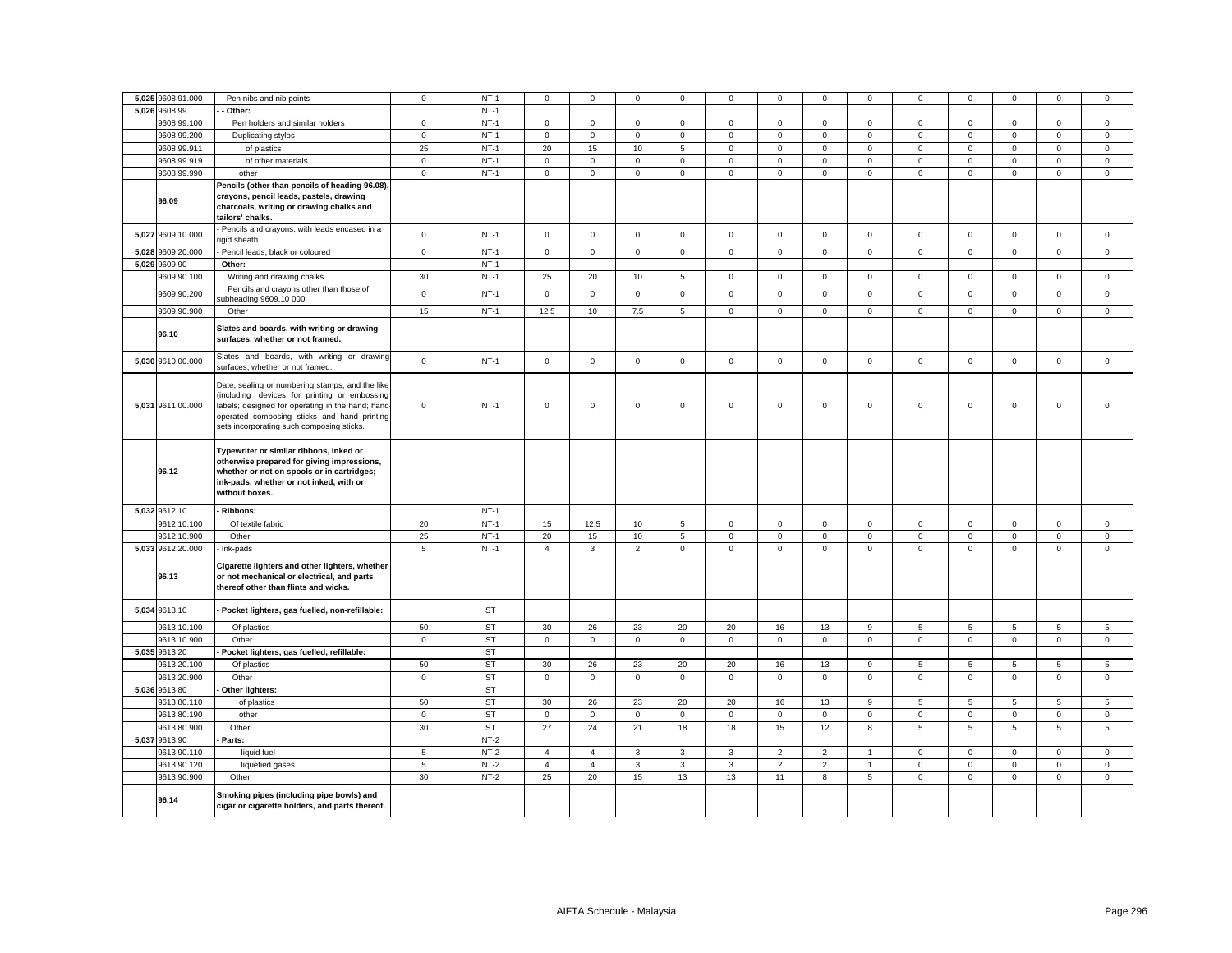| | | | | | | | | | | | | | | | | | | |
|---|---|---|---|---|---|---|---|---|---|---|---|---|---|---|---|---|---|---|
| 5,025 | 9608.91.000 | - - Pen nibs and nib points | 0 | NT-1 | 0 | 0 | 0 | 0 | 0 | 0 | 0 | 0 | 0 | 0 | 0 | 0 | 0 |
| 5,026 | 9608.99 | - - Other: | | NT-1 | | | | | | | | | | | | | |
| | 9608.99.100 | Pen holders and similar holders | 0 | NT-1 | 0 | 0 | 0 | 0 | 0 | 0 | 0 | 0 | 0 | 0 | 0 | 0 | 0 |
| | 9608.99.200 | Duplicating stylos | 0 | NT-1 | 0 | 0 | 0 | 0 | 0 | 0 | 0 | 0 | 0 | 0 | 0 | 0 | 0 |
| | 9608.99.911 | of plastics | 25 | NT-1 | 20 | 15 | 10 | 5 | 0 | 0 | 0 | 0 | 0 | 0 | 0 | 0 | 0 |
| | 9608.99.919 | of other materials | 0 | NT-1 | 0 | 0 | 0 | 0 | 0 | 0 | 0 | 0 | 0 | 0 | 0 | 0 | 0 |
| | 9608.99.990 | other | 0 | NT-1 | 0 | 0 | 0 | 0 | 0 | 0 | 0 | 0 | 0 | 0 | 0 | 0 | 0 |
| | 96.09 | **Pencils (other than pencils of heading 96.08), crayons, pencil leads, pastels, drawing charcoals, writing or drawing chalks and tailors' chalks.** | | | | | | | | | | | | | | | |
| 5,027 | 9609.10.000 | - Pencils and crayons, with leads encased in a rigid sheath | 0 | NT-1 | 0 | 0 | 0 | 0 | 0 | 0 | 0 | 0 | 0 | 0 | 0 | 0 | 0 |
| 5,028 | 9609.20.000 | - Pencil leads, black or coloured | 0 | NT-1 | 0 | 0 | 0 | 0 | 0 | 0 | 0 | 0 | 0 | 0 | 0 | 0 | 0 |
| 5,029 | 9609.90 | - Other: | | NT-1 | | | | | | | | | | | | | |
| | 9609.90.100 | Writing and drawing chalks | 30 | NT-1 | 25 | 20 | 10 | 5 | 0 | 0 | 0 | 0 | 0 | 0 | 0 | 0 | 0 |
| | 9609.90.200 | Pencils and crayons other than those of subheading 9609.10 000 | 0 | NT-1 | 0 | 0 | 0 | 0 | 0 | 0 | 0 | 0 | 0 | 0 | 0 | 0 | 0 |
| | 9609.90.900 | Other | 15 | NT-1 | 12.5 | 10 | 7.5 | 5 | 0 | 0 | 0 | 0 | 0 | 0 | 0 | 0 | 0 |
| | 96.10 | **Slates and boards, with writing or drawing surfaces, whether or not framed.** | | | | | | | | | | | | | | | |
| 5,030 | 9610.00.000 | Slates and boards, with writing or drawing surfaces, whether or not framed. | 0 | NT-1 | 0 | 0 | 0 | 0 | 0 | 0 | 0 | 0 | 0 | 0 | 0 | 0 | 0 |
| 5,031 | 9611.00.000 | Date, sealing or numbering stamps, and the like (including devices for printing or embossing labels; designed for operating in the hand; hand-operated composing sticks and hand printing sets incorporating such composing sticks. | 0 | NT-1 | 0 | 0 | 0 | 0 | 0 | 0 | 0 | 0 | 0 | 0 | 0 | 0 | 0 |
| | 96.12 | **Typewriter or similar ribbons, inked or otherwise prepared for giving impressions, whether or not on spools or in cartridges; ink-pads, whether or not inked, with or without boxes.** | | | | | | | | | | | | | | | |
| 5,032 | 9612.10 | - Ribbons: | | NT-1 | | | | | | | | | | | | | |
| | 9612.10.100 | Of textile fabric | 20 | NT-1 | 15 | 12.5 | 10 | 5 | 0 | 0 | 0 | 0 | 0 | 0 | 0 | 0 | 0 |
| | 9612.10.900 | Other | 25 | NT-1 | 20 | 15 | 10 | 5 | 0 | 0 | 0 | 0 | 0 | 0 | 0 | 0 | 0 |
| 5,033 | 9612.20.000 | - Ink-pads | 5 | NT-1 | 4 | 3 | 2 | 0 | 0 | 0 | 0 | 0 | 0 | 0 | 0 | 0 | 0 |
| | 96.13 | **Cigarette lighters and other lighters, whether or not mechanical or electrical, and parts thereof other than flints and wicks.** | | | | | | | | | | | | | | | |
| 5,034 | 9613.10 | - Pocket lighters, gas fuelled, non-refillable: | | ST | | | | | | | | | | | | | |
| | 9613.10.100 | Of plastics | 50 | ST | 30 | 26 | 23 | 20 | 20 | 16 | 13 | 9 | 5 | 5 | 5 | 5 | 5 |
| | 9613.10.900 | Other | 0 | ST | 0 | 0 | 0 | 0 | 0 | 0 | 0 | 0 | 0 | 0 | 0 | 0 | 0 |
| 5,035 | 9613.20 | - Pocket lighters, gas fuelled, refillable: | | ST | | | | | | | | | | | | | |
| | 9613.20.100 | Of plastics | 50 | ST | 30 | 26 | 23 | 20 | 20 | 16 | 13 | 9 | 5 | 5 | 5 | 5 | 5 |
| | 9613.20.900 | Other | 0 | ST | 0 | 0 | 0 | 0 | 0 | 0 | 0 | 0 | 0 | 0 | 0 | 0 | 0 |
| 5,036 | 9613.80 | - Other lighters: | | ST | | | | | | | | | | | | | |
| | 9613.80.110 | of plastics | 50 | ST | 30 | 26 | 23 | 20 | 20 | 16 | 13 | 9 | 5 | 5 | 5 | 5 | 5 |
| | 9613.80.190 | other | 0 | ST | 0 | 0 | 0 | 0 | 0 | 0 | 0 | 0 | 0 | 0 | 0 | 0 | 0 |
| | 9613.80.900 | Other | 30 | ST | 27 | 24 | 21 | 18 | 18 | 15 | 12 | 8 | 5 | 5 | 5 | 5 | 5 |
| 5,037 | 9613.90 | - Parts: | | NT-2 | | | | | | | | | | | | | |
| | 9613.90.110 | liquid fuel | 5 | NT-2 | 4 | 4 | 3 | 3 | 3 | 2 | 2 | 1 | 0 | 0 | 0 | 0 | 0 |
| | 9613.90.120 | liquefied gases | 5 | NT-2 | 4 | 4 | 3 | 3 | 3 | 2 | 2 | 1 | 0 | 0 | 0 | 0 | 0 |
| | 9613.90.900 | Other | 30 | NT-2 | 25 | 20 | 15 | 13 | 13 | 11 | 8 | 5 | 0 | 0 | 0 | 0 | 0 |
| | 96.14 | **Smoking pipes (including pipe bowls) and cigar or cigarette holders, and parts thereof.** | | | | | | | | | | | | | | | |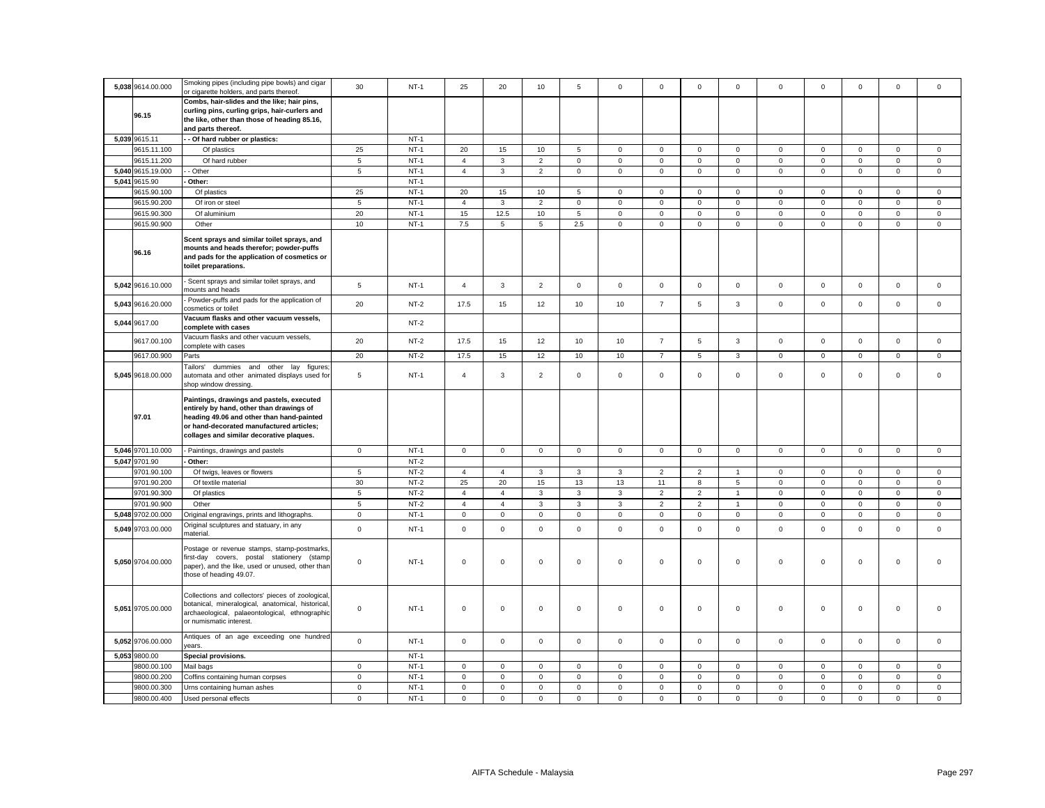| | | | | | | | | | | | | | | | | | | |
|---|---|---|---|---|---|---|---|---|---|---|---|---|---|---|---|---|---|---|
| 5,038 | 9614.00.000 | Smoking pipes (including pipe bowls) and cigar or cigarette holders, and parts thereof. | 30 | NT-1 | 25 | 20 | 10 | 5 | 0 | 0 | 0 | 0 | 0 | 0 | 0 | 0 | 0 |
| | 96.15 | **Combs, hair-slides and the like; hair pins, curling pins, curling grips, hair-curlers and the like, other than those of heading 85.16, and parts thereof.** | | | | | | | | | | | | | | | | |
| 5,039 | 9615.11 | **- - Of hard rubber or plastics:** | | NT-1 | | | | | | | | | | | | | | |
| | 9615.11.100 | Of plastics | 25 | NT-1 | 20 | 15 | 10 | 5 | 0 | 0 | 0 | 0 | 0 | 0 | 0 | 0 | 0 |
| | 9615.11.200 | Of hard rubber | 5 | NT-1 | 4 | 3 | 2 | 0 | 0 | 0 | 0 | 0 | 0 | 0 | 0 | 0 | 0 |
| 5,040 | 9615.19.000 | - - Other | 5 | NT-1 | 4 | 3 | 2 | 0 | 0 | 0 | 0 | 0 | 0 | 0 | 0 | 0 | 0 |
| 5,041 | 9615.90 | **- Other:** | | NT-1 | | | | | | | | | | | | | | |
| | 9615.90.100 | Of plastics | 25 | NT-1 | 20 | 15 | 10 | 5 | 0 | 0 | 0 | 0 | 0 | 0 | 0 | 0 | 0 |
| | 9615.90.200 | Of iron or steel | 5 | NT-1 | 4 | 3 | 2 | 0 | 0 | 0 | 0 | 0 | 0 | 0 | 0 | 0 | 0 |
| | 9615.90.300 | Of aluminium | 20 | NT-1 | 15 | 12.5 | 10 | 5 | 0 | 0 | 0 | 0 | 0 | 0 | 0 | 0 | 0 |
| | 9615.90.900 | Other | 10 | NT-1 | 7.5 | 5 | 5 | 2.5 | 0 | 0 | 0 | 0 | 0 | 0 | 0 | 0 | 0 |
| | 96.16 | **Scent sprays and similar toilet sprays, and mounts and heads therefor; powder-puffs and pads for the application of cosmetics or toilet preparations.** | | | | | | | | | | | | | | | | |
| 5,042 | 9616.10.000 | - Scent sprays and similar toilet sprays, and mounts and heads | 5 | NT-1 | 4 | 3 | 2 | 0 | 0 | 0 | 0 | 0 | 0 | 0 | 0 | 0 | 0 |
| 5,043 | 9616.20.000 | - Powder-puffs and pads for the application of cosmetics or toilet | 20 | NT-2 | 17.5 | 15 | 12 | 10 | 10 | 7 | 5 | 3 | 0 | 0 | 0 | 0 | 0 |
| 5,044 | 9617.00 | **Vacuum flasks and other vacuum vessels, complete with cases** | | NT-2 | | | | | | | | | | | | | | |
| | 9617.00.100 | Vacuum flasks and other vacuum vessels, complete with cases | 20 | NT-2 | 17.5 | 15 | 12 | 10 | 10 | 7 | 5 | 3 | 0 | 0 | 0 | 0 | 0 |
| | 9617.00.900 | Parts | 20 | NT-2 | 17.5 | 15 | 12 | 10 | 10 | 7 | 5 | 3 | 0 | 0 | 0 | 0 | 0 |
| 5,045 | 9618.00.000 | Tailors' dummies and other lay figures; automata and other animated displays used for shop window dressing. | 5 | NT-1 | 4 | 3 | 2 | 0 | 0 | 0 | 0 | 0 | 0 | 0 | 0 | 0 | 0 |
| | 97.01 | **Paintings, drawings and pastels, executed entirely by hand, other than drawings of heading 49.06 and other than hand-painted or hand-decorated manufactured articles; collages and similar decorative plaques.** | | | | | | | | | | | | | | | | |
| 5,046 | 9701.10.000 | - Paintings, drawings and pastels | 0 | NT-1 | 0 | 0 | 0 | 0 | 0 | 0 | 0 | 0 | 0 | 0 | 0 | 0 | 0 |
| 5,047 | 9701.90 | **- Other:** | | NT-2 | | | | | | | | | | | | | | |
| | 9701.90.100 | Of twigs, leaves or flowers | 5 | NT-2 | 4 | 4 | 3 | 3 | 3 | 2 | 2 | 1 | 0 | 0 | 0 | 0 | 0 |
| | 9701.90.200 | Of textile material | 30 | NT-2 | 25 | 20 | 15 | 13 | 13 | 11 | 8 | 5 | 0 | 0 | 0 | 0 | 0 |
| | 9701.90.300 | Of plastics | 5 | NT-2 | 4 | 4 | 3 | 3 | 3 | 2 | 2 | 1 | 0 | 0 | 0 | 0 | 0 |
| | 9701.90.900 | Other | 5 | NT-2 | 4 | 4 | 3 | 3 | 3 | 2 | 2 | 1 | 0 | 0 | 0 | 0 | 0 |
| 5,048 | 9702.00.000 | Original engravings, prints and lithographs. | 0 | NT-1 | 0 | 0 | 0 | 0 | 0 | 0 | 0 | 0 | 0 | 0 | 0 | 0 | 0 |
| 5,049 | 9703.00.000 | Original sculptures and statuary, in any material. | 0 | NT-1 | 0 | 0 | 0 | 0 | 0 | 0 | 0 | 0 | 0 | 0 | 0 | 0 | 0 |
| 5,050 | 9704.00.000 | Postage or revenue stamps, stamp-postmarks, first-day covers, postal stationery (stamp paper), and the like, used or unused, other than those of heading 49.07. | 0 | NT-1 | 0 | 0 | 0 | 0 | 0 | 0 | 0 | 0 | 0 | 0 | 0 | 0 | 0 |
| 5,051 | 9705.00.000 | Collections and collectors' pieces of zoological, botanical, mineralogical, anatomical, historical, archaeological, palaeontological, ethnographic or numismatic interest. | 0 | NT-1 | 0 | 0 | 0 | 0 | 0 | 0 | 0 | 0 | 0 | 0 | 0 | 0 | 0 |
| 5,052 | 9706.00.000 | Antiques of an age exceeding one hundred years. | 0 | NT-1 | 0 | 0 | 0 | 0 | 0 | 0 | 0 | 0 | 0 | 0 | 0 | 0 | 0 |
| 5,053 | 9800.00 | **Special provisions.** | | NT-1 | | | | | | | | | | | | | | |
| | 9800.00.100 | Mail bags | 0 | NT-1 | 0 | 0 | 0 | 0 | 0 | 0 | 0 | 0 | 0 | 0 | 0 | 0 | 0 |
| | 9800.00.200 | Coffins containing human corpses | 0 | NT-1 | 0 | 0 | 0 | 0 | 0 | 0 | 0 | 0 | 0 | 0 | 0 | 0 | 0 |
| | 9800.00.300 | Urns containing human ashes | 0 | NT-1 | 0 | 0 | 0 | 0 | 0 | 0 | 0 | 0 | 0 | 0 | 0 | 0 | 0 |
| | 9800.00.400 | Used personal effects | 0 | NT-1 | 0 | 0 | 0 | 0 | 0 | 0 | 0 | 0 | 0 | 0 | 0 | 0 | 0 |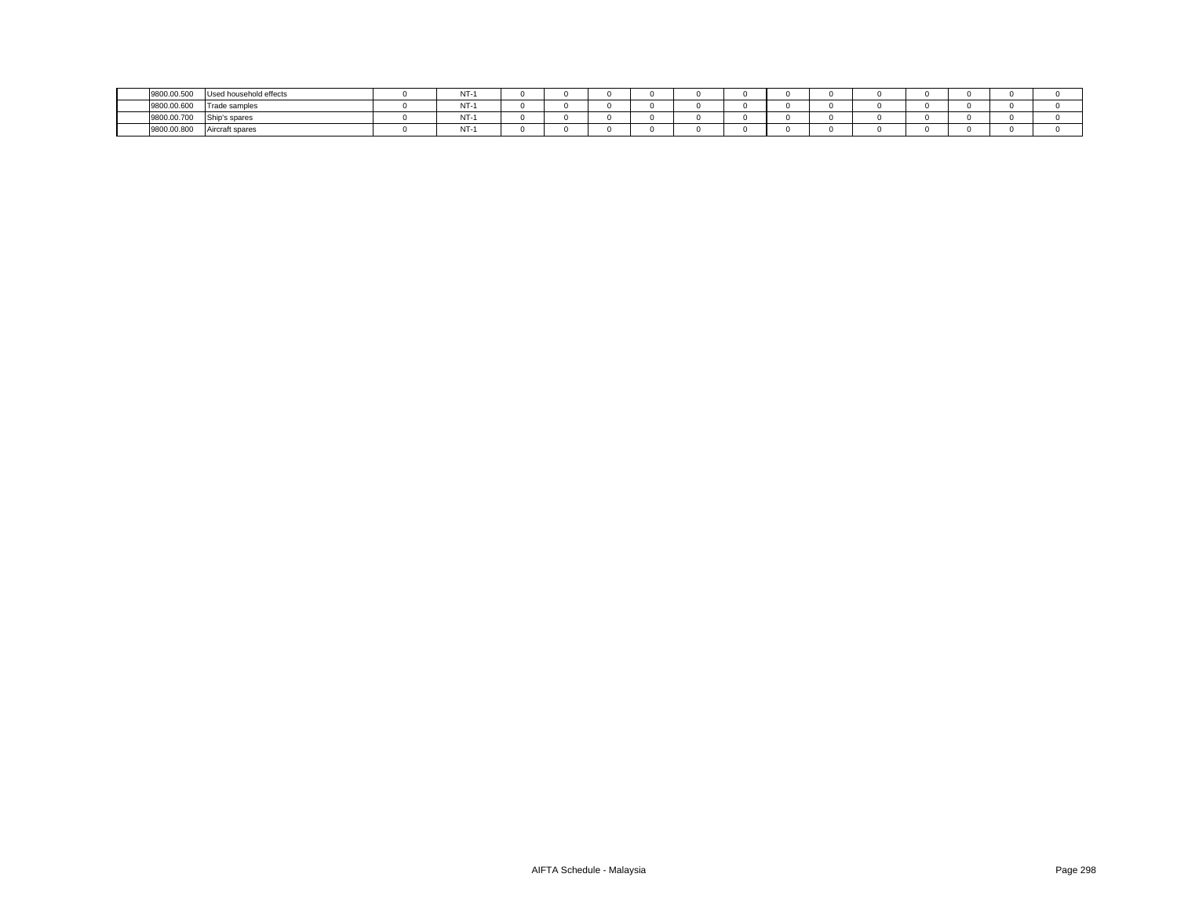| | | | | | | | | | | | | | | | | | |
|---|---|---|---|---|---|---|---|---|---|---|---|---|---|---|---|---|---|
| | 9800.00.500 | Used household effects | 0 | NT-1 | 0 | 0 | 0 | 0 | 0 | 0 | 0 | 0 | 0 | 0 | 0 | 0 | 0 |
| | 9800.00.600 | Trade samples | 0 | NT-1 | 0 | 0 | 0 | 0 | 0 | 0 | 0 | 0 | 0 | 0 | 0 | 0 | 0 |
| | 9800.00.700 | Ship's spares | 0 | NT-1 | 0 | 0 | 0 | 0 | 0 | 0 | 0 | 0 | 0 | 0 | 0 | 0 | 0 |
| | 9800.00.800 | Aircraft spares | 0 | NT-1 | 0 | 0 | 0 | 0 | 0 | 0 | 0 | 0 | 0 | 0 | 0 | 0 | 0 |